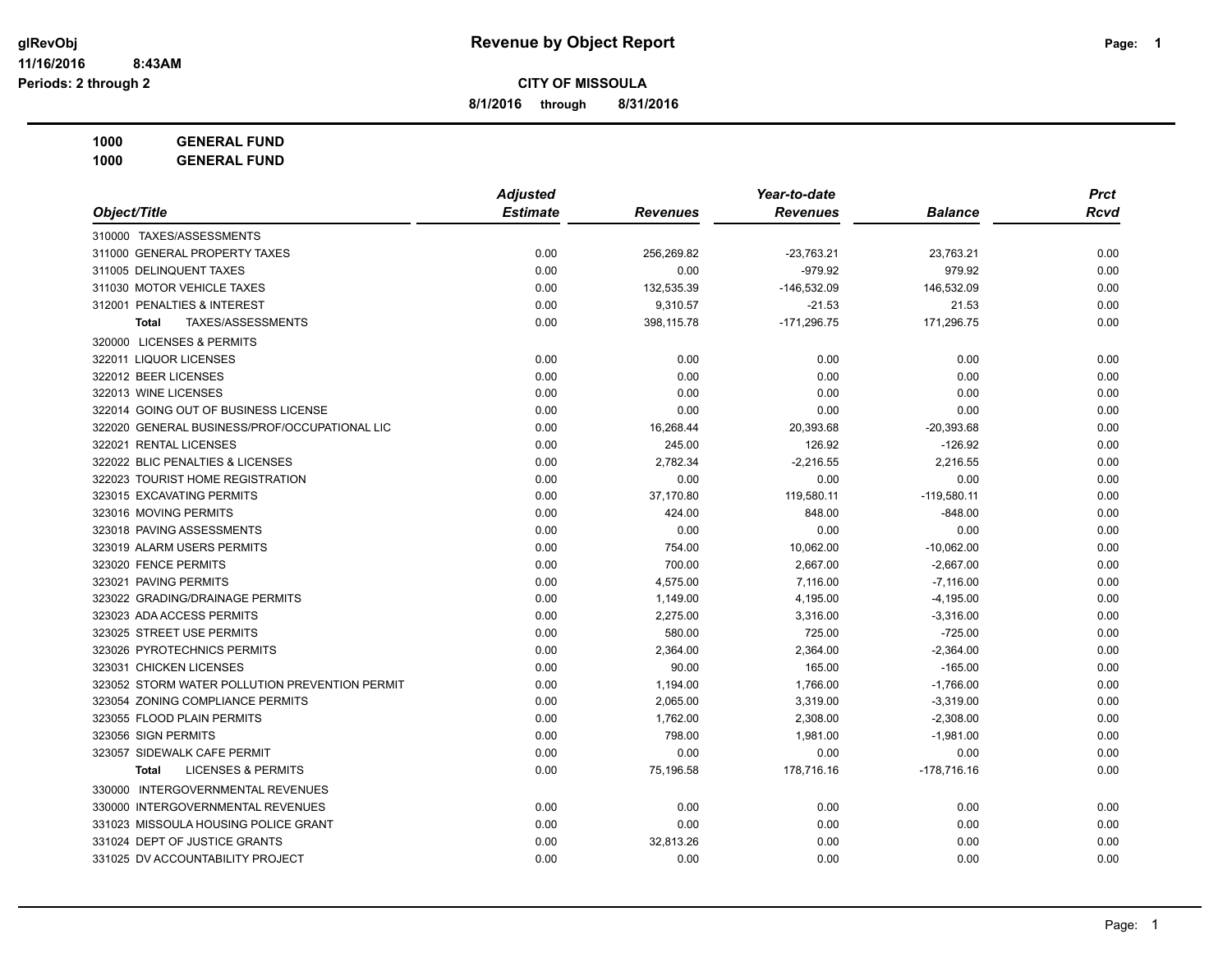**glRevObj** **Revenue by Object Report**

**11/16/2016 8:43AM**

**Periods: 2 through 2**

**CITY OF MISSOULA**

**8/1/2016 through 8/31/2016**

**1000 GENERAL FUND**

**1000 GENERAL FUND**

| Object/Title | Adjusted Estimate | Revenues | Year-to-date Revenues | Balance | Prct Rcvd |
|---|---|---|---|---|---|
| 310000 TAXES/ASSESSMENTS | | | | | |
| 311000 GENERAL PROPERTY TAXES | 0.00 | 256,269.82 | -23,763.21 | 23,763.21 | 0.00 |
| 311005 DELINQUENT TAXES | 0.00 | 0.00 | -979.92 | 979.92 | 0.00 |
| 311030 MOTOR VEHICLE TAXES | 0.00 | 132,535.39 | -146,532.09 | 146,532.09 | 0.00 |
| 312001 PENALTIES & INTEREST | 0.00 | 9,310.57 | -21.53 | 21.53 | 0.00 |
| **Total** TAXES/ASSESSMENTS | 0.00 | 398,115.78 | -171,296.75 | 171,296.75 | 0.00 |
| 320000 LICENSES & PERMITS | | | | | |
| 322011 LIQUOR LICENSES | 0.00 | 0.00 | 0.00 | 0.00 | 0.00 |
| 322012 BEER LICENSES | 0.00 | 0.00 | 0.00 | 0.00 | 0.00 |
| 322013 WINE LICENSES | 0.00 | 0.00 | 0.00 | 0.00 | 0.00 |
| 322014 GOING OUT OF BUSINESS LICENSE | 0.00 | 0.00 | 0.00 | 0.00 | 0.00 |
| 322020 GENERAL BUSINESS/PROF/OCCUPATIONAL LIC | 0.00 | 16,268.44 | 20,393.68 | -20,393.68 | 0.00 |
| 322021 RENTAL LICENSES | 0.00 | 245.00 | 126.92 | -126.92 | 0.00 |
| 322022 BLIC PENALTIES & LICENSES | 0.00 | 2,782.34 | -2,216.55 | 2,216.55 | 0.00 |
| 322023 TOURIST HOME REGISTRATION | 0.00 | 0.00 | 0.00 | 0.00 | 0.00 |
| 323015 EXCAVATING PERMITS | 0.00 | 37,170.80 | 119,580.11 | -119,580.11 | 0.00 |
| 323016 MOVING PERMITS | 0.00 | 424.00 | 848.00 | -848.00 | 0.00 |
| 323018 PAVING ASSESSMENTS | 0.00 | 0.00 | 0.00 | 0.00 | 0.00 |
| 323019 ALARM USERS PERMITS | 0.00 | 754.00 | 10,062.00 | -10,062.00 | 0.00 |
| 323020 FENCE PERMITS | 0.00 | 700.00 | 2,667.00 | -2,667.00 | 0.00 |
| 323021 PAVING PERMITS | 0.00 | 4,575.00 | 7,116.00 | -7,116.00 | 0.00 |
| 323022 GRADING/DRAINAGE PERMITS | 0.00 | 1,149.00 | 4,195.00 | -4,195.00 | 0.00 |
| 323023 ADA ACCESS PERMITS | 0.00 | 2,275.00 | 3,316.00 | -3,316.00 | 0.00 |
| 323025 STREET USE PERMITS | 0.00 | 580.00 | 725.00 | -725.00 | 0.00 |
| 323026 PYROTECHNICS PERMITS | 0.00 | 2,364.00 | 2,364.00 | -2,364.00 | 0.00 |
| 323031 CHICKEN LICENSES | 0.00 | 90.00 | 165.00 | -165.00 | 0.00 |
| 323052 STORM WATER POLLUTION PREVENTION PERMIT | 0.00 | 1,194.00 | 1,766.00 | -1,766.00 | 0.00 |
| 323054 ZONING COMPLIANCE PERMITS | 0.00 | 2,065.00 | 3,319.00 | -3,319.00 | 0.00 |
| 323055 FLOOD PLAIN PERMITS | 0.00 | 1,762.00 | 2,308.00 | -2,308.00 | 0.00 |
| 323056 SIGN PERMITS | 0.00 | 798.00 | 1,981.00 | -1,981.00 | 0.00 |
| 323057 SIDEWALK CAFE PERMIT | 0.00 | 0.00 | 0.00 | 0.00 | 0.00 |
| **Total** LICENSES & PERMITS | 0.00 | 75,196.58 | 178,716.16 | -178,716.16 | 0.00 |
| 330000 INTERGOVERNMENTAL REVENUES | | | | | |
| 330000 INTERGOVERNMENTAL REVENUES | 0.00 | 0.00 | 0.00 | 0.00 | 0.00 |
| 331023 MISSOULA HOUSING POLICE GRANT | 0.00 | 0.00 | 0.00 | 0.00 | 0.00 |
| 331024 DEPT OF JUSTICE GRANTS | 0.00 | 32,813.26 | 0.00 | 0.00 | 0.00 |
| 331025 DV ACCOUNTABILITY PROJECT | 0.00 | 0.00 | 0.00 | 0.00 | 0.00 |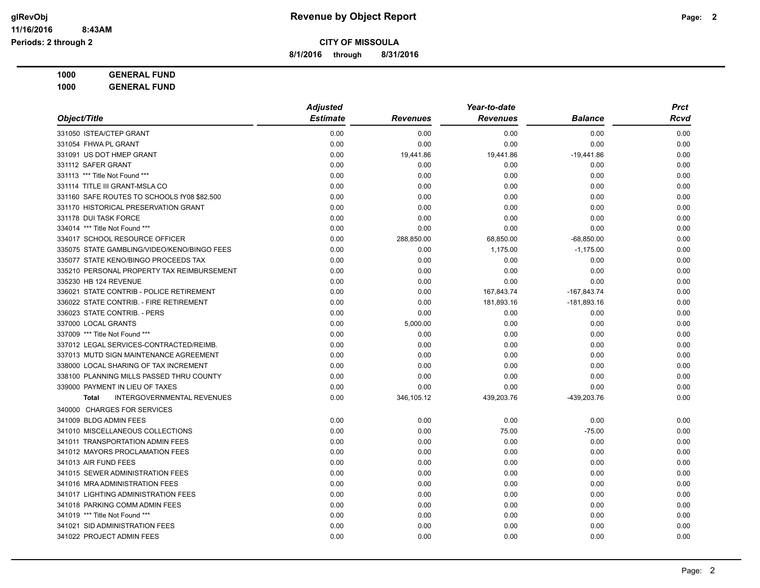**CITY OF MISSOULA**

**8/1/2016 through 8/31/2016**

**Revenue by Object Report**

glRevObj
11/16/2016 8:43AM
Periods: 2 through 2

**1000 GENERAL FUND**
**1000 GENERAL FUND**

| Object/Title | Adjusted Estimate | Revenues | Year-to-date Revenues | Balance | Prct Rcvd |
|---|---|---|---|---|---|
| 331050 ISTEA/CTEP GRANT | 0.00 | 0.00 | 0.00 | 0.00 | 0.00 |
| 331054 FHWA PL GRANT | 0.00 | 0.00 | 0.00 | 0.00 | 0.00 |
| 331091 US DOT HMEP GRANT | 0.00 | 19,441.86 | 19,441.86 | -19,441.86 | 0.00 |
| 331112 SAFER GRANT | 0.00 | 0.00 | 0.00 | 0.00 | 0.00 |
| 331113 *** Title Not Found *** | 0.00 | 0.00 | 0.00 | 0.00 | 0.00 |
| 331114 TITLE III GRANT-MSLA CO | 0.00 | 0.00 | 0.00 | 0.00 | 0.00 |
| 331160 SAFE ROUTES TO SCHOOLS fY08 $82,500 | 0.00 | 0.00 | 0.00 | 0.00 | 0.00 |
| 331170 HISTORICAL PRESERVATION GRANT | 0.00 | 0.00 | 0.00 | 0.00 | 0.00 |
| 331178 DUI TASK FORCE | 0.00 | 0.00 | 0.00 | 0.00 | 0.00 |
| 334014 *** Title Not Found *** | 0.00 | 0.00 | 0.00 | 0.00 | 0.00 |
| 334017 SCHOOL RESOURCE OFFICER | 0.00 | 288,850.00 | 68,850.00 | -68,850.00 | 0.00 |
| 335075 STATE GAMBLING/VIDEO/KENO/BINGO FEES | 0.00 | 0.00 | 1,175.00 | -1,175.00 | 0.00 |
| 335077 STATE KENO/BINGO PROCEEDS TAX | 0.00 | 0.00 | 0.00 | 0.00 | 0.00 |
| 335210 PERSONAL PROPERTY TAX REIMBURSEMENT | 0.00 | 0.00 | 0.00 | 0.00 | 0.00 |
| 335230 HB 124 REVENUE | 0.00 | 0.00 | 0.00 | 0.00 | 0.00 |
| 336021 STATE CONTRIB - POLICE RETIREMENT | 0.00 | 0.00 | 167,843.74 | -167,843.74 | 0.00 |
| 336022 STATE CONTRIB. - FIRE RETIREMENT | 0.00 | 0.00 | 181,893.16 | -181,893.16 | 0.00 |
| 336023 STATE CONTRIB. - PERS | 0.00 | 0.00 | 0.00 | 0.00 | 0.00 |
| 337000 LOCAL GRANTS | 0.00 | 5,000.00 | 0.00 | 0.00 | 0.00 |
| 337009 *** Title Not Found *** | 0.00 | 0.00 | 0.00 | 0.00 | 0.00 |
| 337012 LEGAL SERVICES-CONTRACTED/REIMB. | 0.00 | 0.00 | 0.00 | 0.00 | 0.00 |
| 337013 MUTD SIGN MAINTENANCE AGREEMENT | 0.00 | 0.00 | 0.00 | 0.00 | 0.00 |
| 338000 LOCAL SHARING OF TAX INCREMENT | 0.00 | 0.00 | 0.00 | 0.00 | 0.00 |
| 338100 PLANNING MILLS PASSED THRU COUNTY | 0.00 | 0.00 | 0.00 | 0.00 | 0.00 |
| 339000 PAYMENT IN LIEU OF TAXES | 0.00 | 0.00 | 0.00 | 0.00 | 0.00 |
| **Total** INTERGOVERNMENTAL REVENUES | 0.00 | 346,105.12 | 439,203.76 | -439,203.76 | 0.00 |
| 340000 CHARGES FOR SERVICES | | | | | |
| 341009 BLDG ADMIN FEES | 0.00 | 0.00 | 0.00 | 0.00 | 0.00 |
| 341010 MISCELLANEOUS COLLECTIONS | 0.00 | 0.00 | 75.00 | -75.00 | 0.00 |
| 341011 TRANSPORTATION ADMIN FEES | 0.00 | 0.00 | 0.00 | 0.00 | 0.00 |
| 341012 MAYORS PROCLAMATION FEES | 0.00 | 0.00 | 0.00 | 0.00 | 0.00 |
| 341013 AIR FUND FEES | 0.00 | 0.00 | 0.00 | 0.00 | 0.00 |
| 341015 SEWER ADMINISTRATION FEES | 0.00 | 0.00 | 0.00 | 0.00 | 0.00 |
| 341016 MRA ADMINISTRATION FEES | 0.00 | 0.00 | 0.00 | 0.00 | 0.00 |
| 341017 LIGHTING ADMINISTRATION FEES | 0.00 | 0.00 | 0.00 | 0.00 | 0.00 |
| 341018 PARKING COMM ADMIN FEES | 0.00 | 0.00 | 0.00 | 0.00 | 0.00 |
| 341019 *** Title Not Found *** | 0.00 | 0.00 | 0.00 | 0.00 | 0.00 |
| 341021 SID ADMINISTRATION FEES | 0.00 | 0.00 | 0.00 | 0.00 | 0.00 |
| 341022 PROJECT ADMIN FEES | 0.00 | 0.00 | 0.00 | 0.00 | 0.00 |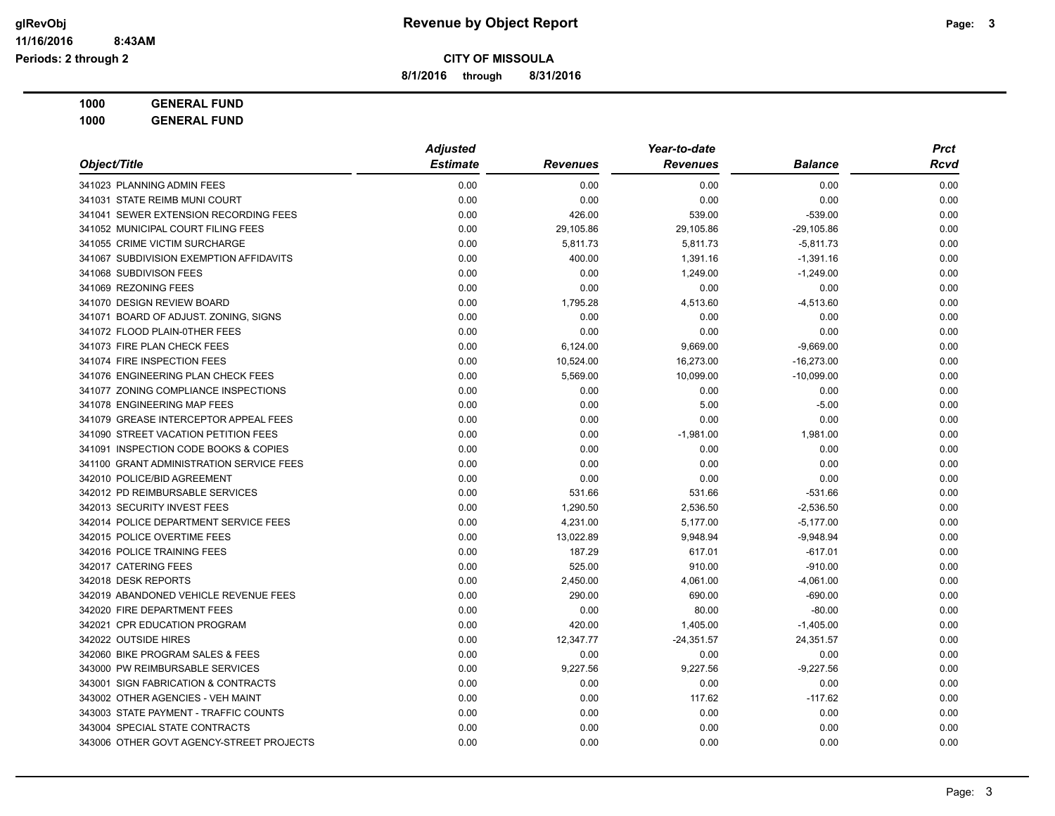# Revenue by Object Report

**CITY OF MISSOULA**

**8/1/2016 through 8/31/2016**

**1000 GENERAL FUND**

**1000 GENERAL FUND**

| Object/Title | Adjusted Estimate | Revenues | Year-to-date Revenues | Balance | Prct Rcvd |
|---|---|---|---|---|---|
| 341023 PLANNING ADMIN FEES | 0.00 | 0.00 | 0.00 | 0.00 | 0.00 |
| 341031 STATE REIMB MUNI COURT | 0.00 | 0.00 | 0.00 | 0.00 | 0.00 |
| 341041 SEWER EXTENSION RECORDING FEES | 0.00 | 426.00 | 539.00 | -539.00 | 0.00 |
| 341052 MUNICIPAL COURT FILING FEES | 0.00 | 29,105.86 | 29,105.86 | -29,105.86 | 0.00 |
| 341055 CRIME VICTIM SURCHARGE | 0.00 | 5,811.73 | 5,811.73 | -5,811.73 | 0.00 |
| 341067 SUBDIVISION EXEMPTION AFFIDAVITS | 0.00 | 400.00 | 1,391.16 | -1,391.16 | 0.00 |
| 341068 SUBDIVISON FEES | 0.00 | 0.00 | 1,249.00 | -1,249.00 | 0.00 |
| 341069 REZONING FEES | 0.00 | 0.00 | 0.00 | 0.00 | 0.00 |
| 341070 DESIGN REVIEW BOARD | 0.00 | 1,795.28 | 4,513.60 | -4,513.60 | 0.00 |
| 341071 BOARD OF ADJUST. ZONING, SIGNS | 0.00 | 0.00 | 0.00 | 0.00 | 0.00 |
| 341072 FLOOD PLAIN-0THER FEES | 0.00 | 0.00 | 0.00 | 0.00 | 0.00 |
| 341073 FIRE PLAN CHECK FEES | 0.00 | 6,124.00 | 9,669.00 | -9,669.00 | 0.00 |
| 341074 FIRE INSPECTION FEES | 0.00 | 10,524.00 | 16,273.00 | -16,273.00 | 0.00 |
| 341076 ENGINEERING PLAN CHECK FEES | 0.00 | 5,569.00 | 10,099.00 | -10,099.00 | 0.00 |
| 341077 ZONING COMPLIANCE INSPECTIONS | 0.00 | 0.00 | 0.00 | 0.00 | 0.00 |
| 341078 ENGINEERING MAP FEES | 0.00 | 0.00 | 5.00 | -5.00 | 0.00 |
| 341079 GREASE INTERCEPTOR APPEAL FEES | 0.00 | 0.00 | 0.00 | 0.00 | 0.00 |
| 341090 STREET VACATION PETITION FEES | 0.00 | 0.00 | -1,981.00 | 1,981.00 | 0.00 |
| 341091 INSPECTION CODE BOOKS & COPIES | 0.00 | 0.00 | 0.00 | 0.00 | 0.00 |
| 341100 GRANT ADMINISTRATION SERVICE FEES | 0.00 | 0.00 | 0.00 | 0.00 | 0.00 |
| 342010 POLICE/BID AGREEMENT | 0.00 | 0.00 | 0.00 | 0.00 | 0.00 |
| 342012 PD REIMBURSABLE SERVICES | 0.00 | 531.66 | 531.66 | -531.66 | 0.00 |
| 342013 SECURITY INVEST FEES | 0.00 | 1,290.50 | 2,536.50 | -2,536.50 | 0.00 |
| 342014 POLICE DEPARTMENT SERVICE FEES | 0.00 | 4,231.00 | 5,177.00 | -5,177.00 | 0.00 |
| 342015 POLICE OVERTIME FEES | 0.00 | 13,022.89 | 9,948.94 | -9,948.94 | 0.00 |
| 342016 POLICE TRAINING FEES | 0.00 | 187.29 | 617.01 | -617.01 | 0.00 |
| 342017 CATERING FEES | 0.00 | 525.00 | 910.00 | -910.00 | 0.00 |
| 342018 DESK REPORTS | 0.00 | 2,450.00 | 4,061.00 | -4,061.00 | 0.00 |
| 342019 ABANDONED VEHICLE REVENUE FEES | 0.00 | 290.00 | 690.00 | -690.00 | 0.00 |
| 342020 FIRE DEPARTMENT FEES | 0.00 | 0.00 | 80.00 | -80.00 | 0.00 |
| 342021 CPR EDUCATION PROGRAM | 0.00 | 420.00 | 1,405.00 | -1,405.00 | 0.00 |
| 342022 OUTSIDE HIRES | 0.00 | 12,347.77 | -24,351.57 | 24,351.57 | 0.00 |
| 342060 BIKE PROGRAM SALES & FEES | 0.00 | 0.00 | 0.00 | 0.00 | 0.00 |
| 343000 PW REIMBURSABLE SERVICES | 0.00 | 9,227.56 | 9,227.56 | -9,227.56 | 0.00 |
| 343001 SIGN FABRICATION & CONTRACTS | 0.00 | 0.00 | 0.00 | 0.00 | 0.00 |
| 343002 OTHER AGENCIES - VEH MAINT | 0.00 | 0.00 | 117.62 | -117.62 | 0.00 |
| 343003 STATE PAYMENT - TRAFFIC COUNTS | 0.00 | 0.00 | 0.00 | 0.00 | 0.00 |
| 343004 SPECIAL STATE CONTRACTS | 0.00 | 0.00 | 0.00 | 0.00 | 0.00 |
| 343006 OTHER GOVT AGENCY-STREET PROJECTS | 0.00 | 0.00 | 0.00 | 0.00 | 0.00 |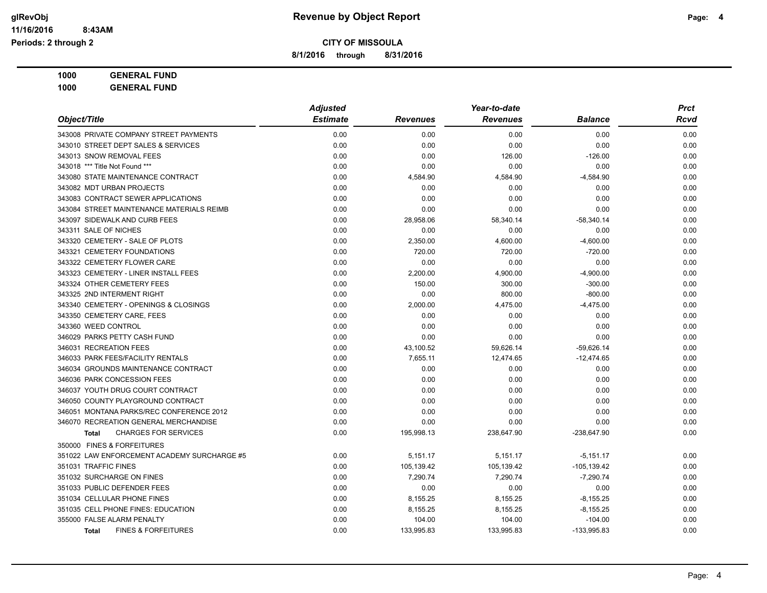# Revenue by Object Report

**CITY OF MISSOULA**

**8/1/2016 through 8/31/2016**

glRevObj
11/16/2016 8:43AM
Periods: 2 through 2

**1000 GENERAL FUND**
**1000 GENERAL FUND**

| Object/Title | Adjusted Estimate | Revenues | Year-to-date Revenues | Balance | Prct Rcvd |
|---|---|---|---|---|---|
| 343008 PRIVATE COMPANY STREET PAYMENTS | 0.00 | 0.00 | 0.00 | 0.00 | 0.00 |
| 343010 STREET DEPT SALES & SERVICES | 0.00 | 0.00 | 0.00 | 0.00 | 0.00 |
| 343013 SNOW REMOVAL FEES | 0.00 | 0.00 | 126.00 | -126.00 | 0.00 |
| 343018 *** Title Not Found *** | 0.00 | 0.00 | 0.00 | 0.00 | 0.00 |
| 343080 STATE MAINTENANCE CONTRACT | 0.00 | 4,584.90 | 4,584.90 | -4,584.90 | 0.00 |
| 343082 MDT URBAN PROJECTS | 0.00 | 0.00 | 0.00 | 0.00 | 0.00 |
| 343083 CONTRACT SEWER APPLICATIONS | 0.00 | 0.00 | 0.00 | 0.00 | 0.00 |
| 343084 STREET MAINTENANCE MATERIALS REIMB | 0.00 | 0.00 | 0.00 | 0.00 | 0.00 |
| 343097 SIDEWALK AND CURB FEES | 0.00 | 28,958.06 | 58,340.14 | -58,340.14 | 0.00 |
| 343311 SALE OF NICHES | 0.00 | 0.00 | 0.00 | 0.00 | 0.00 |
| 343320 CEMETERY - SALE OF PLOTS | 0.00 | 2,350.00 | 4,600.00 | -4,600.00 | 0.00 |
| 343321 CEMETERY FOUNDATIONS | 0.00 | 720.00 | 720.00 | -720.00 | 0.00 |
| 343322 CEMETERY FLOWER CARE | 0.00 | 0.00 | 0.00 | 0.00 | 0.00 |
| 343323 CEMETERY - LINER INSTALL FEES | 0.00 | 2,200.00 | 4,900.00 | -4,900.00 | 0.00 |
| 343324 OTHER CEMETERY FEES | 0.00 | 150.00 | 300.00 | -300.00 | 0.00 |
| 343325 2ND INTERMENT RIGHT | 0.00 | 0.00 | 800.00 | -800.00 | 0.00 |
| 343340 CEMETERY - OPENINGS & CLOSINGS | 0.00 | 2,000.00 | 4,475.00 | -4,475.00 | 0.00 |
| 343350 CEMETERY CARE, FEES | 0.00 | 0.00 | 0.00 | 0.00 | 0.00 |
| 343360 WEED CONTROL | 0.00 | 0.00 | 0.00 | 0.00 | 0.00 |
| 346029 PARKS PETTY CASH FUND | 0.00 | 0.00 | 0.00 | 0.00 | 0.00 |
| 346031 RECREATION FEES | 0.00 | 43,100.52 | 59,626.14 | -59,626.14 | 0.00 |
| 346033 PARK FEES/FACILITY RENTALS | 0.00 | 7,655.11 | 12,474.65 | -12,474.65 | 0.00 |
| 346034 GROUNDS MAINTENANCE CONTRACT | 0.00 | 0.00 | 0.00 | 0.00 | 0.00 |
| 346036 PARK CONCESSION FEES | 0.00 | 0.00 | 0.00 | 0.00 | 0.00 |
| 346037 YOUTH DRUG COURT CONTRACT | 0.00 | 0.00 | 0.00 | 0.00 | 0.00 |
| 346050 COUNTY PLAYGROUND CONTRACT | 0.00 | 0.00 | 0.00 | 0.00 | 0.00 |
| 346051 MONTANA PARKS/REC CONFERENCE 2012 | 0.00 | 0.00 | 0.00 | 0.00 | 0.00 |
| 346070 RECREATION GENERAL MERCHANDISE | 0.00 | 0.00 | 0.00 | 0.00 | 0.00 |
| **Total** CHARGES FOR SERVICES | 0.00 | 195,998.13 | 238,647.90 | -238,647.90 | 0.00 |
| 350000 FINES & FORFEITURES | | | | | |
| 351022 LAW ENFORCEMENT ACADEMY SURCHARGE #5 | 0.00 | 5,151.17 | 5,151.17 | -5,151.17 | 0.00 |
| 351031 TRAFFIC FINES | 0.00 | 105,139.42 | 105,139.42 | -105,139.42 | 0.00 |
| 351032 SURCHARGE ON FINES | 0.00 | 7,290.74 | 7,290.74 | -7,290.74 | 0.00 |
| 351033 PUBLIC DEFENDER FEES | 0.00 | 0.00 | 0.00 | 0.00 | 0.00 |
| 351034 CELLULAR PHONE FINES | 0.00 | 8,155.25 | 8,155.25 | -8,155.25 | 0.00 |
| 351035 CELL PHONE FINES: EDUCATION | 0.00 | 8,155.25 | 8,155.25 | -8,155.25 | 0.00 |
| 355000 FALSE ALARM PENALTY | 0.00 | 104.00 | 104.00 | -104.00 | 0.00 |
| **Total** FINES & FORFEITURES | 0.00 | 133,995.83 | 133,995.83 | -133,995.83 | 0.00 |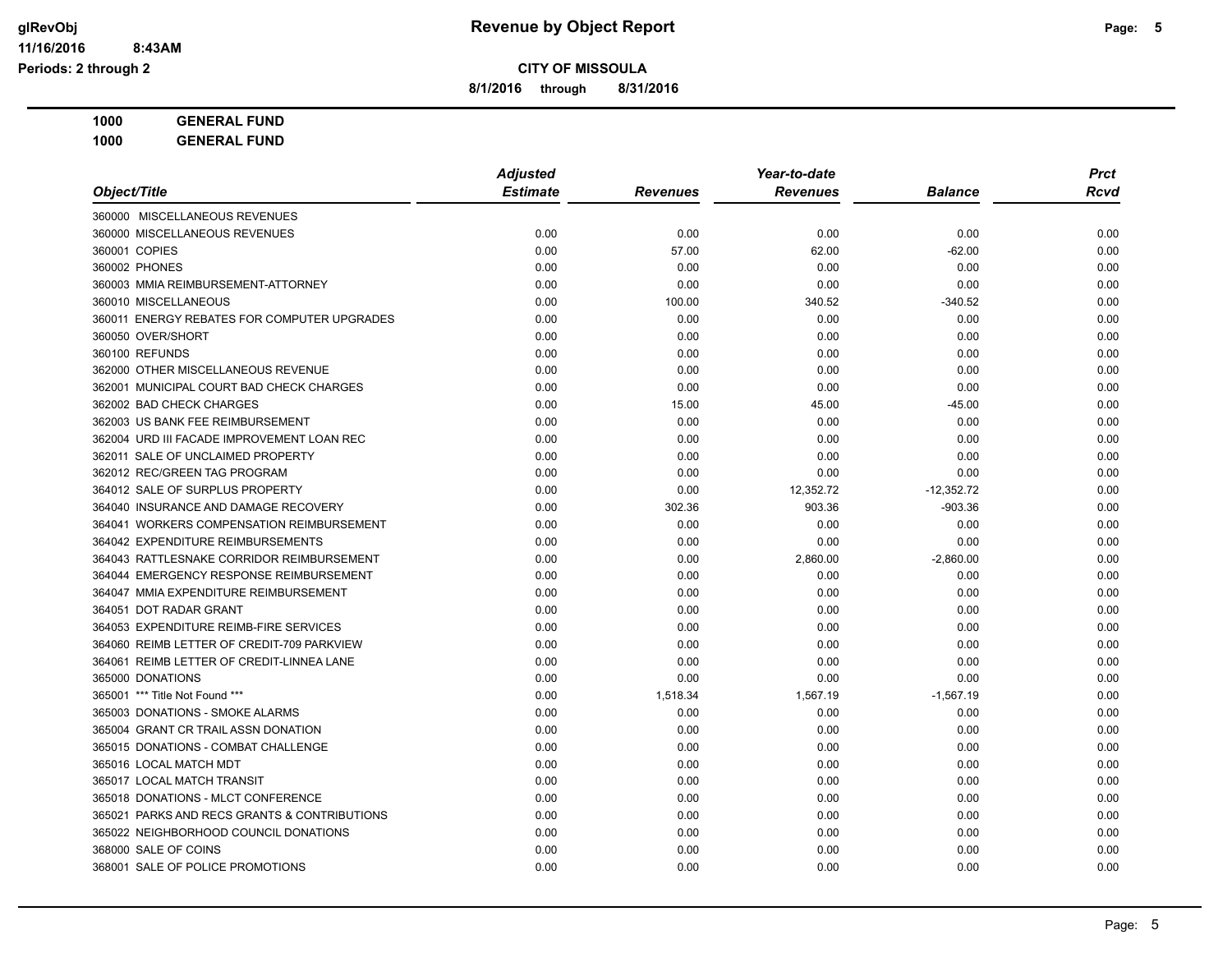# Revenue by Object Report

**CITY OF MISSOULA**

**8/1/2016 through 8/31/2016**

glRevObj
11/16/2016 8:43AM
Periods: 2 through 2

**1000 GENERAL FUND**

**1000 GENERAL FUND**

| Object/Title | Adjusted Estimate | Revenues | Year-to-date Revenues | Balance | Prct Rcvd |
|---|---|---|---|---|---|
| 360000 MISCELLANEOUS REVENUES | | | | | |
| 360000 MISCELLANEOUS REVENUES | 0.00 | 0.00 | 0.00 | 0.00 | 0.00 |
| 360001 COPIES | 0.00 | 57.00 | 62.00 | -62.00 | 0.00 |
| 360002 PHONES | 0.00 | 0.00 | 0.00 | 0.00 | 0.00 |
| 360003 MMIA REIMBURSEMENT-ATTORNEY | 0.00 | 0.00 | 0.00 | 0.00 | 0.00 |
| 360010 MISCELLANEOUS | 0.00 | 100.00 | 340.52 | -340.52 | 0.00 |
| 360011 ENERGY REBATES FOR COMPUTER UPGRADES | 0.00 | 0.00 | 0.00 | 0.00 | 0.00 |
| 360050 OVER/SHORT | 0.00 | 0.00 | 0.00 | 0.00 | 0.00 |
| 360100 REFUNDS | 0.00 | 0.00 | 0.00 | 0.00 | 0.00 |
| 362000 OTHER MISCELLANEOUS REVENUE | 0.00 | 0.00 | 0.00 | 0.00 | 0.00 |
| 362001 MUNICIPAL COURT BAD CHECK CHARGES | 0.00 | 0.00 | 0.00 | 0.00 | 0.00 |
| 362002 BAD CHECK CHARGES | 0.00 | 15.00 | 45.00 | -45.00 | 0.00 |
| 362003 US BANK FEE REIMBURSEMENT | 0.00 | 0.00 | 0.00 | 0.00 | 0.00 |
| 362004 URD III FACADE IMPROVEMENT LOAN REC | 0.00 | 0.00 | 0.00 | 0.00 | 0.00 |
| 362011 SALE OF UNCLAIMED PROPERTY | 0.00 | 0.00 | 0.00 | 0.00 | 0.00 |
| 362012 REC/GREEN TAG PROGRAM | 0.00 | 0.00 | 0.00 | 0.00 | 0.00 |
| 364012 SALE OF SURPLUS PROPERTY | 0.00 | 0.00 | 12,352.72 | -12,352.72 | 0.00 |
| 364040 INSURANCE AND DAMAGE RECOVERY | 0.00 | 302.36 | 903.36 | -903.36 | 0.00 |
| 364041 WORKERS COMPENSATION REIMBURSEMENT | 0.00 | 0.00 | 0.00 | 0.00 | 0.00 |
| 364042 EXPENDITURE REIMBURSEMENTS | 0.00 | 0.00 | 0.00 | 0.00 | 0.00 |
| 364043 RATTLESNAKE CORRIDOR REIMBURSEMENT | 0.00 | 0.00 | 2,860.00 | -2,860.00 | 0.00 |
| 364044 EMERGENCY RESPONSE REIMBURSEMENT | 0.00 | 0.00 | 0.00 | 0.00 | 0.00 |
| 364047 MMIA EXPENDITURE REIMBURSEMENT | 0.00 | 0.00 | 0.00 | 0.00 | 0.00 |
| 364051 DOT RADAR GRANT | 0.00 | 0.00 | 0.00 | 0.00 | 0.00 |
| 364053 EXPENDITURE REIMB-FIRE SERVICES | 0.00 | 0.00 | 0.00 | 0.00 | 0.00 |
| 364060 REIMB LETTER OF CREDIT-709 PARKVIEW | 0.00 | 0.00 | 0.00 | 0.00 | 0.00 |
| 364061 REIMB LETTER OF CREDIT-LINNEA LANE | 0.00 | 0.00 | 0.00 | 0.00 | 0.00 |
| 365000 DONATIONS | 0.00 | 0.00 | 0.00 | 0.00 | 0.00 |
| 365001 *** Title Not Found *** | 0.00 | 1,518.34 | 1,567.19 | -1,567.19 | 0.00 |
| 365003 DONATIONS - SMOKE ALARMS | 0.00 | 0.00 | 0.00 | 0.00 | 0.00 |
| 365004 GRANT CR TRAIL ASSN DONATION | 0.00 | 0.00 | 0.00 | 0.00 | 0.00 |
| 365015 DONATIONS - COMBAT CHALLENGE | 0.00 | 0.00 | 0.00 | 0.00 | 0.00 |
| 365016 LOCAL MATCH MDT | 0.00 | 0.00 | 0.00 | 0.00 | 0.00 |
| 365017 LOCAL MATCH TRANSIT | 0.00 | 0.00 | 0.00 | 0.00 | 0.00 |
| 365018 DONATIONS - MLCT CONFERENCE | 0.00 | 0.00 | 0.00 | 0.00 | 0.00 |
| 365021 PARKS AND RECS GRANTS & CONTRIBUTIONS | 0.00 | 0.00 | 0.00 | 0.00 | 0.00 |
| 365022 NEIGHBORHOOD COUNCIL DONATIONS | 0.00 | 0.00 | 0.00 | 0.00 | 0.00 |
| 368000 SALE OF COINS | 0.00 | 0.00 | 0.00 | 0.00 | 0.00 |
| 368001 SALE OF POLICE PROMOTIONS | 0.00 | 0.00 | 0.00 | 0.00 | 0.00 |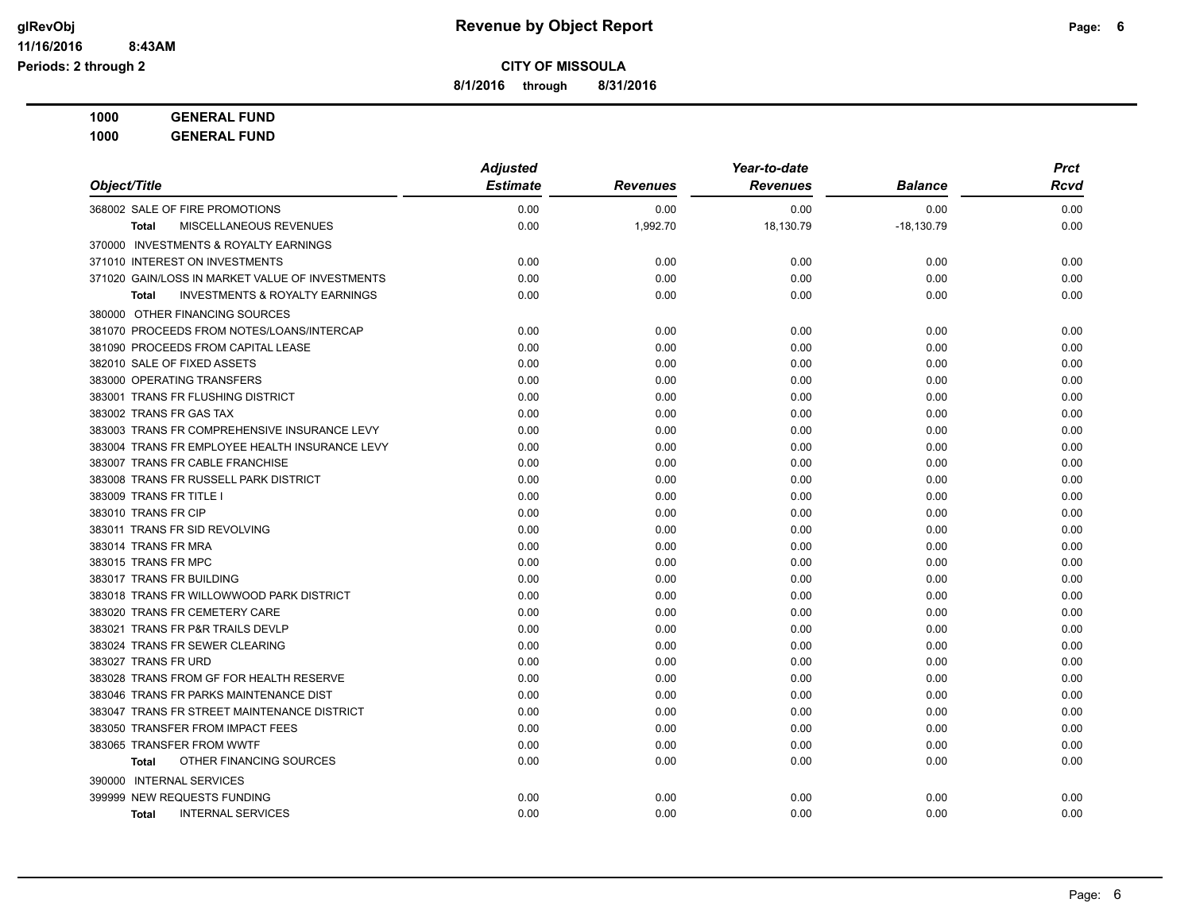# Revenue by Object Report

**CITY OF MISSOULA**

**8/1/2016 through 8/31/2016**

glRevObj
11/16/2016 8:43AM
Periods: 2 through 2

**1000 GENERAL FUND**

**1000 GENERAL FUND**

| Object/Title | Adjusted Estimate | Revenues | Year-to-date Revenues | Balance | Prct Rcvd |
|---|---|---|---|---|---|
| 368002 SALE OF FIRE PROMOTIONS | 0.00 | 0.00 | 0.00 | 0.00 | 0.00 |
| **Total** MISCELLANEOUS REVENUES | 0.00 | 1,992.70 | 18,130.79 | -18,130.79 | 0.00 |
| 370000 INVESTMENTS & ROYALTY EARNINGS | | | | | |
| 371010 INTEREST ON INVESTMENTS | 0.00 | 0.00 | 0.00 | 0.00 | 0.00 |
| 371020 GAIN/LOSS IN MARKET VALUE OF INVESTMENTS | 0.00 | 0.00 | 0.00 | 0.00 | 0.00 |
| **Total** INVESTMENTS & ROYALTY EARNINGS | 0.00 | 0.00 | 0.00 | 0.00 | 0.00 |
| 380000 OTHER FINANCING SOURCES | | | | | |
| 381070 PROCEEDS FROM NOTES/LOANS/INTERCAP | 0.00 | 0.00 | 0.00 | 0.00 | 0.00 |
| 381090 PROCEEDS FROM CAPITAL LEASE | 0.00 | 0.00 | 0.00 | 0.00 | 0.00 |
| 382010 SALE OF FIXED ASSETS | 0.00 | 0.00 | 0.00 | 0.00 | 0.00 |
| 383000 OPERATING TRANSFERS | 0.00 | 0.00 | 0.00 | 0.00 | 0.00 |
| 383001 TRANS FR FLUSHING DISTRICT | 0.00 | 0.00 | 0.00 | 0.00 | 0.00 |
| 383002 TRANS FR GAS TAX | 0.00 | 0.00 | 0.00 | 0.00 | 0.00 |
| 383003 TRANS FR COMPREHENSIVE INSURANCE LEVY | 0.00 | 0.00 | 0.00 | 0.00 | 0.00 |
| 383004 TRANS FR EMPLOYEE HEALTH INSURANCE LEVY | 0.00 | 0.00 | 0.00 | 0.00 | 0.00 |
| 383007 TRANS FR CABLE FRANCHISE | 0.00 | 0.00 | 0.00 | 0.00 | 0.00 |
| 383008 TRANS FR RUSSELL PARK DISTRICT | 0.00 | 0.00 | 0.00 | 0.00 | 0.00 |
| 383009 TRANS FR TITLE I | 0.00 | 0.00 | 0.00 | 0.00 | 0.00 |
| 383010 TRANS FR CIP | 0.00 | 0.00 | 0.00 | 0.00 | 0.00 |
| 383011 TRANS FR SID REVOLVING | 0.00 | 0.00 | 0.00 | 0.00 | 0.00 |
| 383014 TRANS FR MRA | 0.00 | 0.00 | 0.00 | 0.00 | 0.00 |
| 383015 TRANS FR MPC | 0.00 | 0.00 | 0.00 | 0.00 | 0.00 |
| 383017 TRANS FR BUILDING | 0.00 | 0.00 | 0.00 | 0.00 | 0.00 |
| 383018 TRANS FR WILLOWWOOD PARK DISTRICT | 0.00 | 0.00 | 0.00 | 0.00 | 0.00 |
| 383020 TRANS FR CEMETERY CARE | 0.00 | 0.00 | 0.00 | 0.00 | 0.00 |
| 383021 TRANS FR P&R TRAILS DEVLP | 0.00 | 0.00 | 0.00 | 0.00 | 0.00 |
| 383024 TRANS FR SEWER CLEARING | 0.00 | 0.00 | 0.00 | 0.00 | 0.00 |
| 383027 TRANS FR URD | 0.00 | 0.00 | 0.00 | 0.00 | 0.00 |
| 383028 TRANS FROM GF FOR HEALTH RESERVE | 0.00 | 0.00 | 0.00 | 0.00 | 0.00 |
| 383046 TRANS FR PARKS MAINTENANCE DIST | 0.00 | 0.00 | 0.00 | 0.00 | 0.00 |
| 383047 TRANS FR STREET MAINTENANCE DISTRICT | 0.00 | 0.00 | 0.00 | 0.00 | 0.00 |
| 383050 TRANSFER FROM IMPACT FEES | 0.00 | 0.00 | 0.00 | 0.00 | 0.00 |
| 383065 TRANSFER FROM WWTF | 0.00 | 0.00 | 0.00 | 0.00 | 0.00 |
| **Total** OTHER FINANCING SOURCES | 0.00 | 0.00 | 0.00 | 0.00 | 0.00 |
| 390000 INTERNAL SERVICES | | | | | |
| 399999 NEW REQUESTS FUNDING | 0.00 | 0.00 | 0.00 | 0.00 | 0.00 |
| **Total** INTERNAL SERVICES | 0.00 | 0.00 | 0.00 | 0.00 | 0.00 |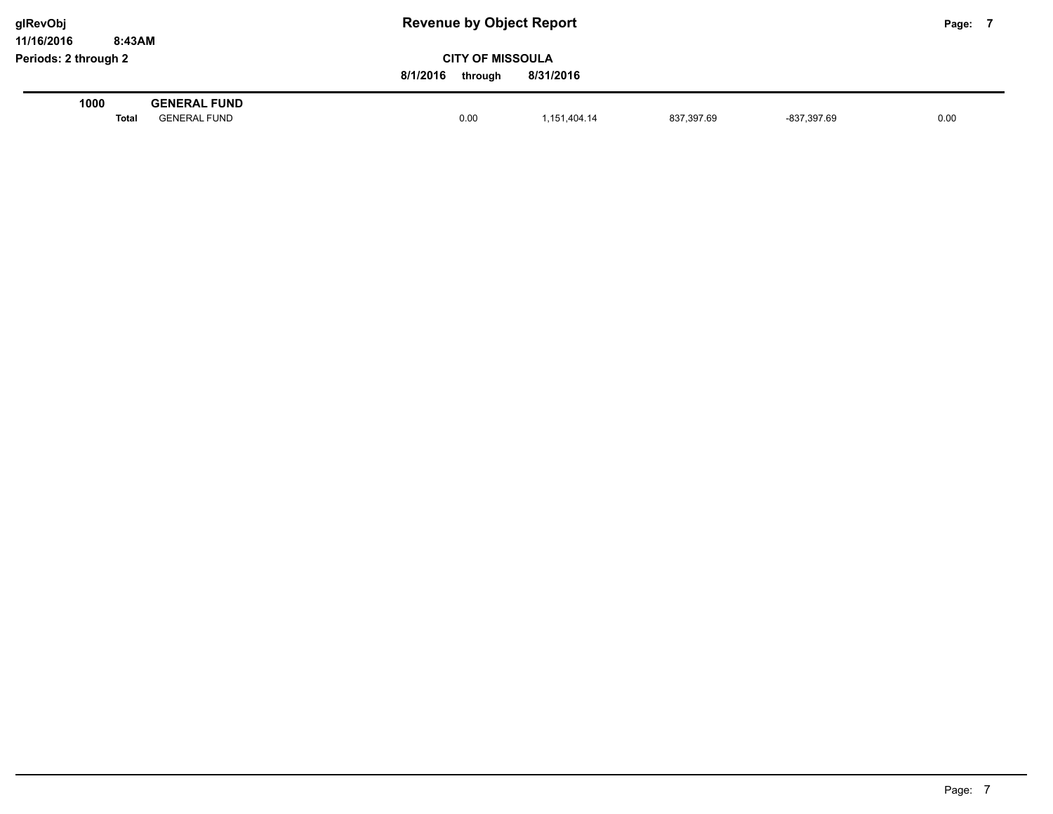# Revenue by Object Report

glRevObj
11/16/2016 8:43AM
Periods: 2 through 2

## CITY OF MISSOULA

8/1/2016 through 8/31/2016

| | | | | | | |
|---|---|---|---|---|---|---|
| **1000** | **GENERAL FUND** | | | | | |
| **Total** | GENERAL FUND | 0.00 | 1,151,404.14 | 837,397.69 | -837,397.69 | 0.00 |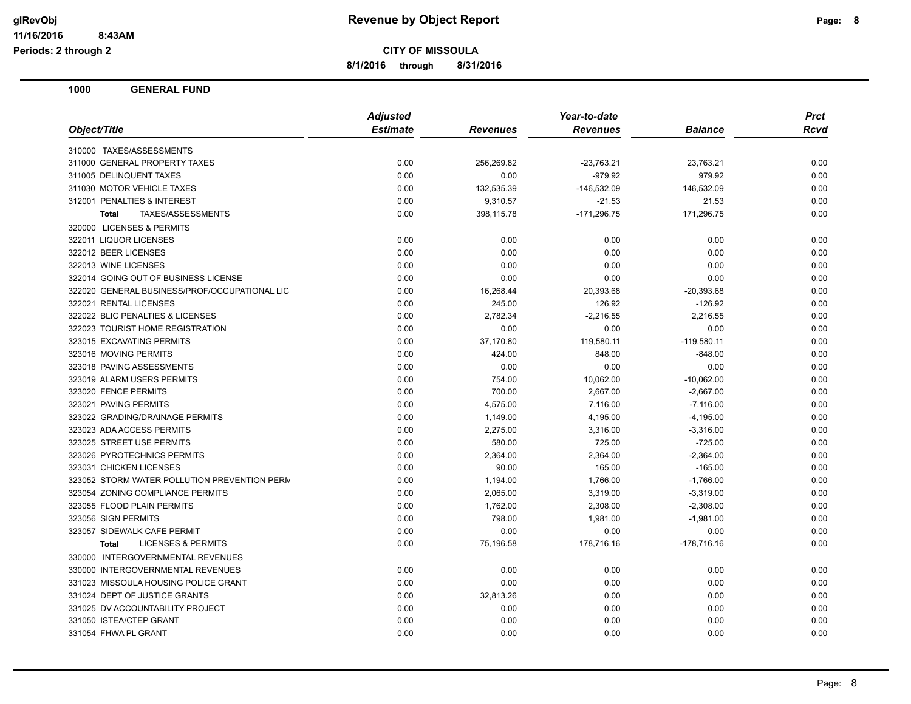**CITY OF MISSOULA**

**8/1/2016 through 8/31/2016**

**Revenue by Object Report**

Periods: 2 through 2

## 1000 GENERAL FUND

| Object/Title | Adjusted Estimate | Revenues | Year-to-date Revenues | Balance | Prct Rcvd |
|---|---|---|---|---|---|
| 310000 TAXES/ASSESSMENTS | | | | | |
| 311000 GENERAL PROPERTY TAXES | 0.00 | 256,269.82 | -23,763.21 | 23,763.21 | 0.00 |
| 311005 DELINQUENT TAXES | 0.00 | 0.00 | -979.92 | 979.92 | 0.00 |
| 311030 MOTOR VEHICLE TAXES | 0.00 | 132,535.39 | -146,532.09 | 146,532.09 | 0.00 |
| 312001 PENALTIES & INTEREST | 0.00 | 9,310.57 | -21.53 | 21.53 | 0.00 |
| **Total** TAXES/ASSESSMENTS | 0.00 | 398,115.78 | -171,296.75 | 171,296.75 | 0.00 |
| 320000 LICENSES & PERMITS | | | | | |
| 322011 LIQUOR LICENSES | 0.00 | 0.00 | 0.00 | 0.00 | 0.00 |
| 322012 BEER LICENSES | 0.00 | 0.00 | 0.00 | 0.00 | 0.00 |
| 322013 WINE LICENSES | 0.00 | 0.00 | 0.00 | 0.00 | 0.00 |
| 322014 GOING OUT OF BUSINESS LICENSE | 0.00 | 0.00 | 0.00 | 0.00 | 0.00 |
| 322020 GENERAL BUSINESS/PROF/OCCUPATIONAL LIC | 0.00 | 16,268.44 | 20,393.68 | -20,393.68 | 0.00 |
| 322021 RENTAL LICENSES | 0.00 | 245.00 | 126.92 | -126.92 | 0.00 |
| 322022 BLIC PENALTIES & LICENSES | 0.00 | 2,782.34 | -2,216.55 | 2,216.55 | 0.00 |
| 322023 TOURIST HOME REGISTRATION | 0.00 | 0.00 | 0.00 | 0.00 | 0.00 |
| 323015 EXCAVATING PERMITS | 0.00 | 37,170.80 | 119,580.11 | -119,580.11 | 0.00 |
| 323016 MOVING PERMITS | 0.00 | 424.00 | 848.00 | -848.00 | 0.00 |
| 323018 PAVING ASSESSMENTS | 0.00 | 0.00 | 0.00 | 0.00 | 0.00 |
| 323019 ALARM USERS PERMITS | 0.00 | 754.00 | 10,062.00 | -10,062.00 | 0.00 |
| 323020 FENCE PERMITS | 0.00 | 700.00 | 2,667.00 | -2,667.00 | 0.00 |
| 323021 PAVING PERMITS | 0.00 | 4,575.00 | 7,116.00 | -7,116.00 | 0.00 |
| 323022 GRADING/DRAINAGE PERMITS | 0.00 | 1,149.00 | 4,195.00 | -4,195.00 | 0.00 |
| 323023 ADA ACCESS PERMITS | 0.00 | 2,275.00 | 3,316.00 | -3,316.00 | 0.00 |
| 323025 STREET USE PERMITS | 0.00 | 580.00 | 725.00 | -725.00 | 0.00 |
| 323026 PYROTECHNICS PERMITS | 0.00 | 2,364.00 | 2,364.00 | -2,364.00 | 0.00 |
| 323031 CHICKEN LICENSES | 0.00 | 90.00 | 165.00 | -165.00 | 0.00 |
| 323052 STORM WATER POLLUTION PREVENTION PERM | 0.00 | 1,194.00 | 1,766.00 | -1,766.00 | 0.00 |
| 323054 ZONING COMPLIANCE PERMITS | 0.00 | 2,065.00 | 3,319.00 | -3,319.00 | 0.00 |
| 323055 FLOOD PLAIN PERMITS | 0.00 | 1,762.00 | 2,308.00 | -2,308.00 | 0.00 |
| 323056 SIGN PERMITS | 0.00 | 798.00 | 1,981.00 | -1,981.00 | 0.00 |
| 323057 SIDEWALK CAFE PERMIT | 0.00 | 0.00 | 0.00 | 0.00 | 0.00 |
| **Total** LICENSES & PERMITS | 0.00 | 75,196.58 | 178,716.16 | -178,716.16 | 0.00 |
| 330000 INTERGOVERNMENTAL REVENUES | | | | | |
| 330000 INTERGOVERNMENTAL REVENUES | 0.00 | 0.00 | 0.00 | 0.00 | 0.00 |
| 331023 MISSOULA HOUSING POLICE GRANT | 0.00 | 0.00 | 0.00 | 0.00 | 0.00 |
| 331024 DEPT OF JUSTICE GRANTS | 0.00 | 32,813.26 | 0.00 | 0.00 | 0.00 |
| 331025 DV ACCOUNTABILITY PROJECT | 0.00 | 0.00 | 0.00 | 0.00 | 0.00 |
| 331050 ISTEA/CTEP GRANT | 0.00 | 0.00 | 0.00 | 0.00 | 0.00 |
| 331054 FHWA PL GRANT | 0.00 | 0.00 | 0.00 | 0.00 | 0.00 |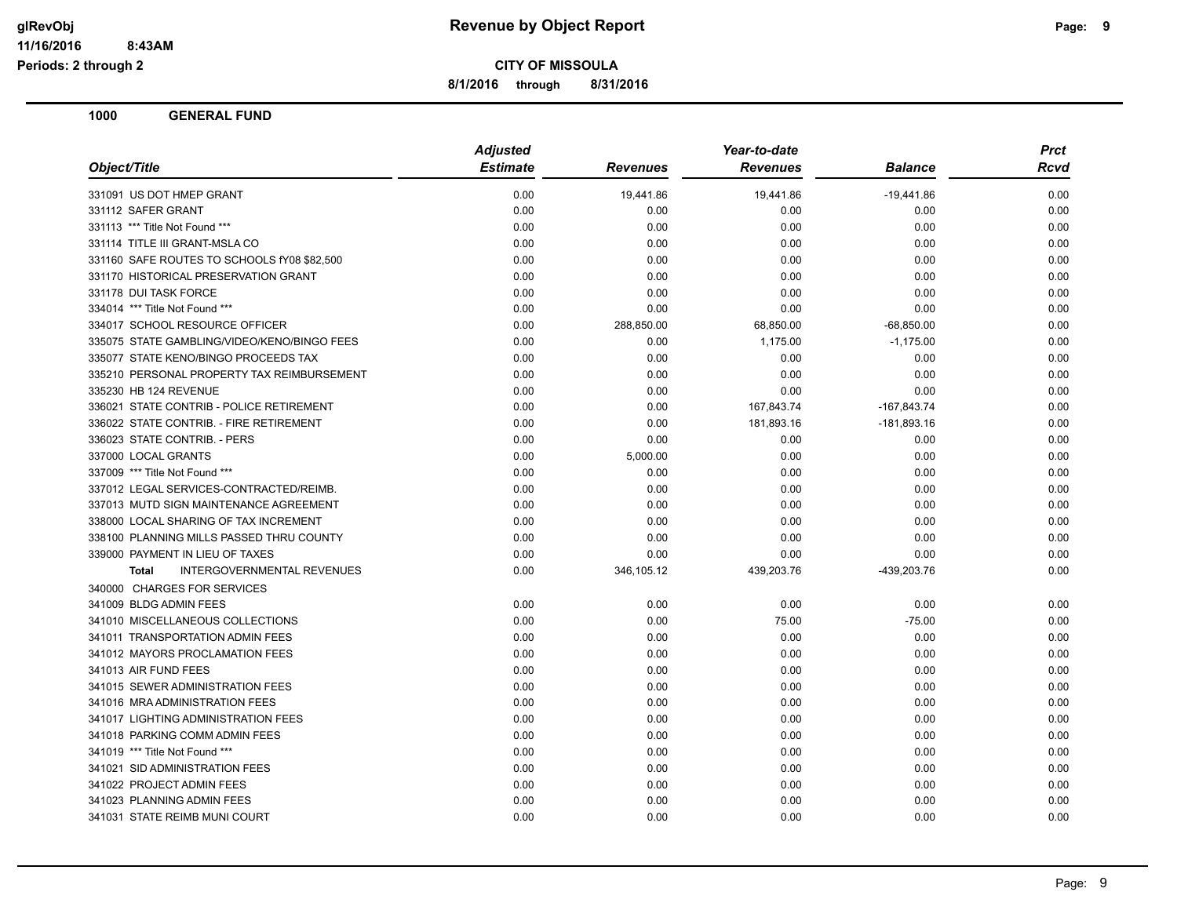**CITY OF MISSOULA**

**8/1/2016 through 8/31/2016**

## 1000 GENERAL FUND

| Object/Title | Adjusted Estimate | Revenues | Year-to-date Revenues | Balance | Prct Rcvd |
|---|---|---|---|---|---|
| 331091 US DOT HMEP GRANT | 0.00 | 19,441.86 | 19,441.86 | -19,441.86 | 0.00 |
| 331112 SAFER GRANT | 0.00 | 0.00 | 0.00 | 0.00 | 0.00 |
| 331113 *** Title Not Found *** | 0.00 | 0.00 | 0.00 | 0.00 | 0.00 |
| 331114 TITLE III GRANT-MSLA CO | 0.00 | 0.00 | 0.00 | 0.00 | 0.00 |
| 331160 SAFE ROUTES TO SCHOOLS fY08 $82,500 | 0.00 | 0.00 | 0.00 | 0.00 | 0.00 |
| 331170 HISTORICAL PRESERVATION GRANT | 0.00 | 0.00 | 0.00 | 0.00 | 0.00 |
| 331178 DUI TASK FORCE | 0.00 | 0.00 | 0.00 | 0.00 | 0.00 |
| 334014 *** Title Not Found *** | 0.00 | 0.00 | 0.00 | 0.00 | 0.00 |
| 334017 SCHOOL RESOURCE OFFICER | 0.00 | 288,850.00 | 68,850.00 | -68,850.00 | 0.00 |
| 335075 STATE GAMBLING/VIDEO/KENO/BINGO FEES | 0.00 | 0.00 | 1,175.00 | -1,175.00 | 0.00 |
| 335077 STATE KENO/BINGO PROCEEDS TAX | 0.00 | 0.00 | 0.00 | 0.00 | 0.00 |
| 335210 PERSONAL PROPERTY TAX REIMBURSEMENT | 0.00 | 0.00 | 0.00 | 0.00 | 0.00 |
| 335230 HB 124 REVENUE | 0.00 | 0.00 | 0.00 | 0.00 | 0.00 |
| 336021 STATE CONTRIB - POLICE RETIREMENT | 0.00 | 0.00 | 167,843.74 | -167,843.74 | 0.00 |
| 336022 STATE CONTRIB. - FIRE RETIREMENT | 0.00 | 0.00 | 181,893.16 | -181,893.16 | 0.00 |
| 336023 STATE CONTRIB. - PERS | 0.00 | 0.00 | 0.00 | 0.00 | 0.00 |
| 337000 LOCAL GRANTS | 0.00 | 5,000.00 | 0.00 | 0.00 | 0.00 |
| 337009 *** Title Not Found *** | 0.00 | 0.00 | 0.00 | 0.00 | 0.00 |
| 337012 LEGAL SERVICES-CONTRACTED/REIMB. | 0.00 | 0.00 | 0.00 | 0.00 | 0.00 |
| 337013 MUTD SIGN MAINTENANCE AGREEMENT | 0.00 | 0.00 | 0.00 | 0.00 | 0.00 |
| 338000 LOCAL SHARING OF TAX INCREMENT | 0.00 | 0.00 | 0.00 | 0.00 | 0.00 |
| 338100 PLANNING MILLS PASSED THRU COUNTY | 0.00 | 0.00 | 0.00 | 0.00 | 0.00 |
| 339000 PAYMENT IN LIEU OF TAXES | 0.00 | 0.00 | 0.00 | 0.00 | 0.00 |
| **Total** INTERGOVERNMENTAL REVENUES | 0.00 | 346,105.12 | 439,203.76 | -439,203.76 | 0.00 |
| 340000 CHARGES FOR SERVICES | | | | | |
| 341009 BLDG ADMIN FEES | 0.00 | 0.00 | 0.00 | 0.00 | 0.00 |
| 341010 MISCELLANEOUS COLLECTIONS | 0.00 | 0.00 | 75.00 | -75.00 | 0.00 |
| 341011 TRANSPORTATION ADMIN FEES | 0.00 | 0.00 | 0.00 | 0.00 | 0.00 |
| 341012 MAYORS PROCLAMATION FEES | 0.00 | 0.00 | 0.00 | 0.00 | 0.00 |
| 341013 AIR FUND FEES | 0.00 | 0.00 | 0.00 | 0.00 | 0.00 |
| 341015 SEWER ADMINISTRATION FEES | 0.00 | 0.00 | 0.00 | 0.00 | 0.00 |
| 341016 MRA ADMINISTRATION FEES | 0.00 | 0.00 | 0.00 | 0.00 | 0.00 |
| 341017 LIGHTING ADMINISTRATION FEES | 0.00 | 0.00 | 0.00 | 0.00 | 0.00 |
| 341018 PARKING COMM ADMIN FEES | 0.00 | 0.00 | 0.00 | 0.00 | 0.00 |
| 341019 *** Title Not Found *** | 0.00 | 0.00 | 0.00 | 0.00 | 0.00 |
| 341021 SID ADMINISTRATION FEES | 0.00 | 0.00 | 0.00 | 0.00 | 0.00 |
| 341022 PROJECT ADMIN FEES | 0.00 | 0.00 | 0.00 | 0.00 | 0.00 |
| 341023 PLANNING ADMIN FEES | 0.00 | 0.00 | 0.00 | 0.00 | 0.00 |
| 341031 STATE REIMB MUNI COURT | 0.00 | 0.00 | 0.00 | 0.00 | 0.00 |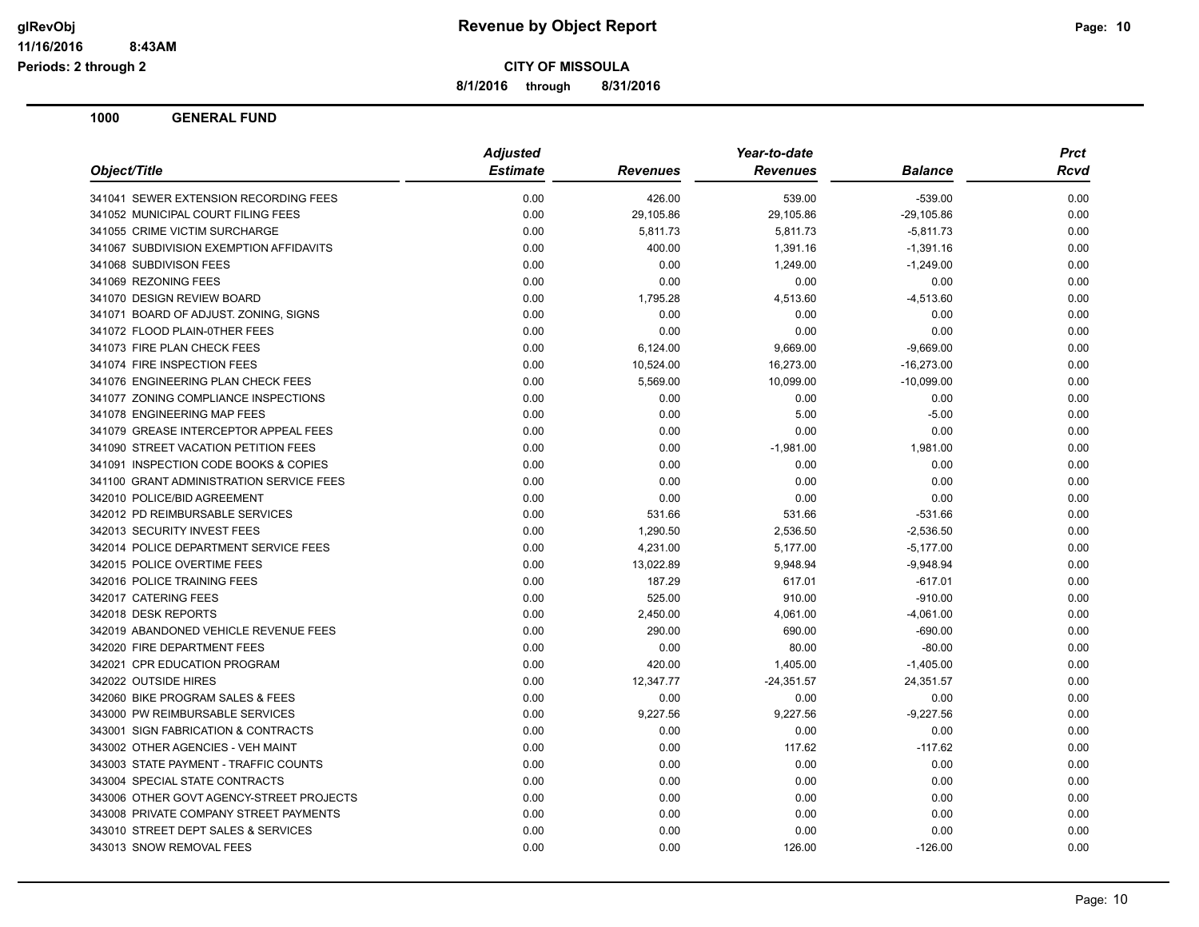**CITY OF MISSOULA**

**8/1/2016 through 8/31/2016**

glRevObj — Revenue by Object Report

11/16/2016 8:43AM

Periods: 2 through 2

## 1000 GENERAL FUND

| Object/Title | Adjusted Estimate | Revenues | Year-to-date Revenues | Balance | Prct Rcvd |
|---|---|---|---|---|---|
| 341041 SEWER EXTENSION RECORDING FEES | 0.00 | 426.00 | 539.00 | -539.00 | 0.00 |
| 341052 MUNICIPAL COURT FILING FEES | 0.00 | 29,105.86 | 29,105.86 | -29,105.86 | 0.00 |
| 341055 CRIME VICTIM SURCHARGE | 0.00 | 5,811.73 | 5,811.73 | -5,811.73 | 0.00 |
| 341067 SUBDIVISION EXEMPTION AFFIDAVITS | 0.00 | 400.00 | 1,391.16 | -1,391.16 | 0.00 |
| 341068 SUBDIVISON FEES | 0.00 | 0.00 | 1,249.00 | -1,249.00 | 0.00 |
| 341069 REZONING FEES | 0.00 | 0.00 | 0.00 | 0.00 | 0.00 |
| 341070 DESIGN REVIEW BOARD | 0.00 | 1,795.28 | 4,513.60 | -4,513.60 | 0.00 |
| 341071 BOARD OF ADJUST. ZONING, SIGNS | 0.00 | 0.00 | 0.00 | 0.00 | 0.00 |
| 341072 FLOOD PLAIN-0THER FEES | 0.00 | 0.00 | 0.00 | 0.00 | 0.00 |
| 341073 FIRE PLAN CHECK FEES | 0.00 | 6,124.00 | 9,669.00 | -9,669.00 | 0.00 |
| 341074 FIRE INSPECTION FEES | 0.00 | 10,524.00 | 16,273.00 | -16,273.00 | 0.00 |
| 341076 ENGINEERING PLAN CHECK FEES | 0.00 | 5,569.00 | 10,099.00 | -10,099.00 | 0.00 |
| 341077 ZONING COMPLIANCE INSPECTIONS | 0.00 | 0.00 | 0.00 | 0.00 | 0.00 |
| 341078 ENGINEERING MAP FEES | 0.00 | 0.00 | 5.00 | -5.00 | 0.00 |
| 341079 GREASE INTERCEPTOR APPEAL FEES | 0.00 | 0.00 | 0.00 | 0.00 | 0.00 |
| 341090 STREET VACATION PETITION FEES | 0.00 | 0.00 | -1,981.00 | 1,981.00 | 0.00 |
| 341091 INSPECTION CODE BOOKS & COPIES | 0.00 | 0.00 | 0.00 | 0.00 | 0.00 |
| 341100 GRANT ADMINISTRATION SERVICE FEES | 0.00 | 0.00 | 0.00 | 0.00 | 0.00 |
| 342010 POLICE/BID AGREEMENT | 0.00 | 0.00 | 0.00 | 0.00 | 0.00 |
| 342012 PD REIMBURSABLE SERVICES | 0.00 | 531.66 | 531.66 | -531.66 | 0.00 |
| 342013 SECURITY INVEST FEES | 0.00 | 1,290.50 | 2,536.50 | -2,536.50 | 0.00 |
| 342014 POLICE DEPARTMENT SERVICE FEES | 0.00 | 4,231.00 | 5,177.00 | -5,177.00 | 0.00 |
| 342015 POLICE OVERTIME FEES | 0.00 | 13,022.89 | 9,948.94 | -9,948.94 | 0.00 |
| 342016 POLICE TRAINING FEES | 0.00 | 187.29 | 617.01 | -617.01 | 0.00 |
| 342017 CATERING FEES | 0.00 | 525.00 | 910.00 | -910.00 | 0.00 |
| 342018 DESK REPORTS | 0.00 | 2,450.00 | 4,061.00 | -4,061.00 | 0.00 |
| 342019 ABANDONED VEHICLE REVENUE FEES | 0.00 | 290.00 | 690.00 | -690.00 | 0.00 |
| 342020 FIRE DEPARTMENT FEES | 0.00 | 0.00 | 80.00 | -80.00 | 0.00 |
| 342021 CPR EDUCATION PROGRAM | 0.00 | 420.00 | 1,405.00 | -1,405.00 | 0.00 |
| 342022 OUTSIDE HIRES | 0.00 | 12,347.77 | -24,351.57 | 24,351.57 | 0.00 |
| 342060 BIKE PROGRAM SALES & FEES | 0.00 | 0.00 | 0.00 | 0.00 | 0.00 |
| 343000 PW REIMBURSABLE SERVICES | 0.00 | 9,227.56 | 9,227.56 | -9,227.56 | 0.00 |
| 343001 SIGN FABRICATION & CONTRACTS | 0.00 | 0.00 | 0.00 | 0.00 | 0.00 |
| 343002 OTHER AGENCIES - VEH MAINT | 0.00 | 0.00 | 117.62 | -117.62 | 0.00 |
| 343003 STATE PAYMENT - TRAFFIC COUNTS | 0.00 | 0.00 | 0.00 | 0.00 | 0.00 |
| 343004 SPECIAL STATE CONTRACTS | 0.00 | 0.00 | 0.00 | 0.00 | 0.00 |
| 343006 OTHER GOVT AGENCY-STREET PROJECTS | 0.00 | 0.00 | 0.00 | 0.00 | 0.00 |
| 343008 PRIVATE COMPANY STREET PAYMENTS | 0.00 | 0.00 | 0.00 | 0.00 | 0.00 |
| 343010 STREET DEPT SALES & SERVICES | 0.00 | 0.00 | 0.00 | 0.00 | 0.00 |
| 343013 SNOW REMOVAL FEES | 0.00 | 0.00 | 126.00 | -126.00 | 0.00 |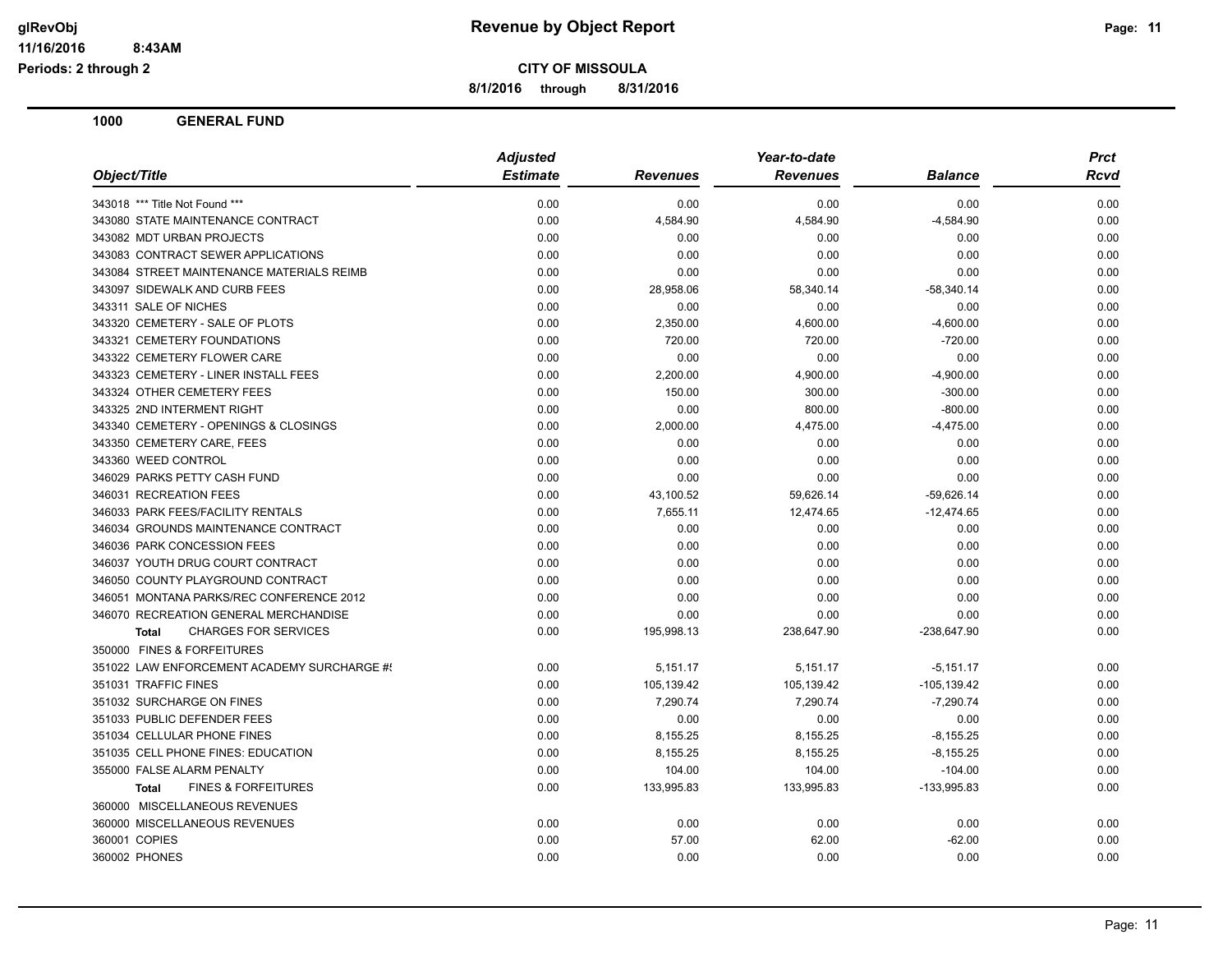**CITY OF MISSOULA**

**8/1/2016 through 8/31/2016**

**Revenue by Object Report**

Periods: 2 through 2

## 1000 GENERAL FUND

| Object/Title | Adjusted Estimate | Revenues | Year-to-date Revenues | Balance | Prct Rcvd |
|---|---|---|---|---|---|
| 343018 *** Title Not Found *** | 0.00 | 0.00 | 0.00 | 0.00 | 0.00 |
| 343080 STATE MAINTENANCE CONTRACT | 0.00 | 4,584.90 | 4,584.90 | -4,584.90 | 0.00 |
| 343082 MDT URBAN PROJECTS | 0.00 | 0.00 | 0.00 | 0.00 | 0.00 |
| 343083 CONTRACT SEWER APPLICATIONS | 0.00 | 0.00 | 0.00 | 0.00 | 0.00 |
| 343084 STREET MAINTENANCE MATERIALS REIMB | 0.00 | 0.00 | 0.00 | 0.00 | 0.00 |
| 343097 SIDEWALK AND CURB FEES | 0.00 | 28,958.06 | 58,340.14 | -58,340.14 | 0.00 |
| 343311 SALE OF NICHES | 0.00 | 0.00 | 0.00 | 0.00 | 0.00 |
| 343320 CEMETERY - SALE OF PLOTS | 0.00 | 2,350.00 | 4,600.00 | -4,600.00 | 0.00 |
| 343321 CEMETERY FOUNDATIONS | 0.00 | 720.00 | 720.00 | -720.00 | 0.00 |
| 343322 CEMETERY FLOWER CARE | 0.00 | 0.00 | 0.00 | 0.00 | 0.00 |
| 343323 CEMETERY - LINER INSTALL FEES | 0.00 | 2,200.00 | 4,900.00 | -4,900.00 | 0.00 |
| 343324 OTHER CEMETERY FEES | 0.00 | 150.00 | 300.00 | -300.00 | 0.00 |
| 343325 2ND INTERMENT RIGHT | 0.00 | 0.00 | 800.00 | -800.00 | 0.00 |
| 343340 CEMETERY - OPENINGS & CLOSINGS | 0.00 | 2,000.00 | 4,475.00 | -4,475.00 | 0.00 |
| 343350 CEMETERY CARE, FEES | 0.00 | 0.00 | 0.00 | 0.00 | 0.00 |
| 343360 WEED CONTROL | 0.00 | 0.00 | 0.00 | 0.00 | 0.00 |
| 346029 PARKS PETTY CASH FUND | 0.00 | 0.00 | 0.00 | 0.00 | 0.00 |
| 346031 RECREATION FEES | 0.00 | 43,100.52 | 59,626.14 | -59,626.14 | 0.00 |
| 346033 PARK FEES/FACILITY RENTALS | 0.00 | 7,655.11 | 12,474.65 | -12,474.65 | 0.00 |
| 346034 GROUNDS MAINTENANCE CONTRACT | 0.00 | 0.00 | 0.00 | 0.00 | 0.00 |
| 346036 PARK CONCESSION FEES | 0.00 | 0.00 | 0.00 | 0.00 | 0.00 |
| 346037 YOUTH DRUG COURT CONTRACT | 0.00 | 0.00 | 0.00 | 0.00 | 0.00 |
| 346050 COUNTY PLAYGROUND CONTRACT | 0.00 | 0.00 | 0.00 | 0.00 | 0.00 |
| 346051 MONTANA PARKS/REC CONFERENCE 2012 | 0.00 | 0.00 | 0.00 | 0.00 | 0.00 |
| 346070 RECREATION GENERAL MERCHANDISE | 0.00 | 0.00 | 0.00 | 0.00 | 0.00 |
| **Total** CHARGES FOR SERVICES | 0.00 | 195,998.13 | 238,647.90 | -238,647.90 | 0.00 |
| 350000 FINES & FORFEITURES | | | | | |
| 351022 LAW ENFORCEMENT ACADEMY SURCHARGE #! | 0.00 | 5,151.17 | 5,151.17 | -5,151.17 | 0.00 |
| 351031 TRAFFIC FINES | 0.00 | 105,139.42 | 105,139.42 | -105,139.42 | 0.00 |
| 351032 SURCHARGE ON FINES | 0.00 | 7,290.74 | 7,290.74 | -7,290.74 | 0.00 |
| 351033 PUBLIC DEFENDER FEES | 0.00 | 0.00 | 0.00 | 0.00 | 0.00 |
| 351034 CELLULAR PHONE FINES | 0.00 | 8,155.25 | 8,155.25 | -8,155.25 | 0.00 |
| 351035 CELL PHONE FINES: EDUCATION | 0.00 | 8,155.25 | 8,155.25 | -8,155.25 | 0.00 |
| 355000 FALSE ALARM PENALTY | 0.00 | 104.00 | 104.00 | -104.00 | 0.00 |
| **Total** FINES & FORFEITURES | 0.00 | 133,995.83 | 133,995.83 | -133,995.83 | 0.00 |
| 360000 MISCELLANEOUS REVENUES | | | | | |
| 360000 MISCELLANEOUS REVENUES | 0.00 | 0.00 | 0.00 | 0.00 | 0.00 |
| 360001 COPIES | 0.00 | 57.00 | 62.00 | -62.00 | 0.00 |
| 360002 PHONES | 0.00 | 0.00 | 0.00 | 0.00 | 0.00 |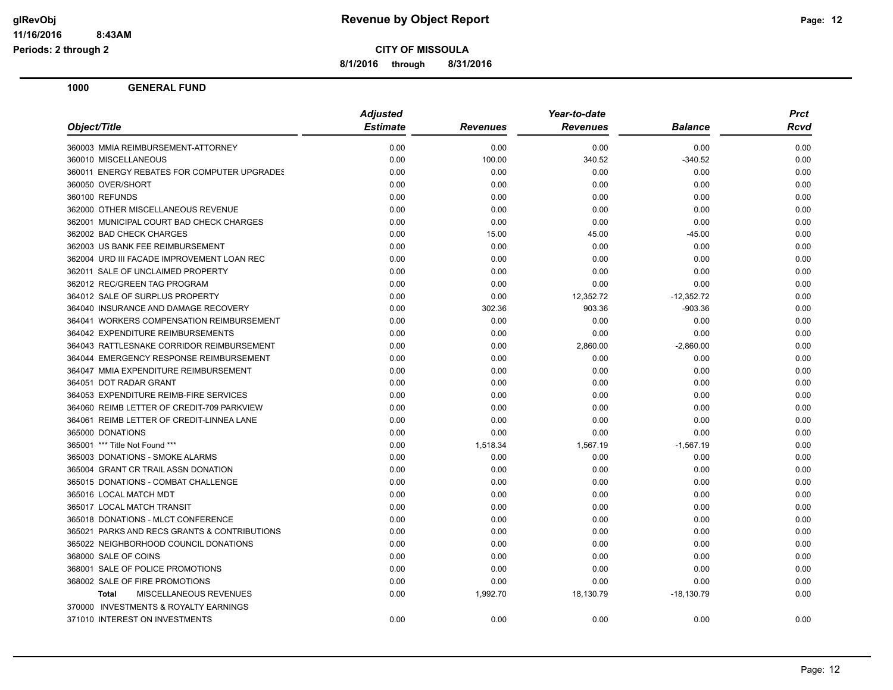**CITY OF MISSOULA**

**8/1/2016 through 8/31/2016**

**1000 GENERAL FUND**

| Object/Title | Adjusted Estimate | Revenues | Year-to-date Revenues | Balance | Prct Rcvd |
|---|---|---|---|---|---|
| 360003 MMIA REIMBURSEMENT-ATTORNEY | 0.00 | 0.00 | 0.00 | 0.00 | 0.00 |
| 360010 MISCELLANEOUS | 0.00 | 100.00 | 340.52 | -340.52 | 0.00 |
| 360011 ENERGY REBATES FOR COMPUTER UPGRADES | 0.00 | 0.00 | 0.00 | 0.00 | 0.00 |
| 360050 OVER/SHORT | 0.00 | 0.00 | 0.00 | 0.00 | 0.00 |
| 360100 REFUNDS | 0.00 | 0.00 | 0.00 | 0.00 | 0.00 |
| 362000 OTHER MISCELLANEOUS REVENUE | 0.00 | 0.00 | 0.00 | 0.00 | 0.00 |
| 362001 MUNICIPAL COURT BAD CHECK CHARGES | 0.00 | 0.00 | 0.00 | 0.00 | 0.00 |
| 362002 BAD CHECK CHARGES | 0.00 | 15.00 | 45.00 | -45.00 | 0.00 |
| 362003 US BANK FEE REIMBURSEMENT | 0.00 | 0.00 | 0.00 | 0.00 | 0.00 |
| 362004 URD III FACADE IMPROVEMENT LOAN REC | 0.00 | 0.00 | 0.00 | 0.00 | 0.00 |
| 362011 SALE OF UNCLAIMED PROPERTY | 0.00 | 0.00 | 0.00 | 0.00 | 0.00 |
| 362012 REC/GREEN TAG PROGRAM | 0.00 | 0.00 | 0.00 | 0.00 | 0.00 |
| 364012 SALE OF SURPLUS PROPERTY | 0.00 | 0.00 | 12,352.72 | -12,352.72 | 0.00 |
| 364040 INSURANCE AND DAMAGE RECOVERY | 0.00 | 302.36 | 903.36 | -903.36 | 0.00 |
| 364041 WORKERS COMPENSATION REIMBURSEMENT | 0.00 | 0.00 | 0.00 | 0.00 | 0.00 |
| 364042 EXPENDITURE REIMBURSEMENTS | 0.00 | 0.00 | 0.00 | 0.00 | 0.00 |
| 364043 RATTLESNAKE CORRIDOR REIMBURSEMENT | 0.00 | 0.00 | 2,860.00 | -2,860.00 | 0.00 |
| 364044 EMERGENCY RESPONSE REIMBURSEMENT | 0.00 | 0.00 | 0.00 | 0.00 | 0.00 |
| 364047 MMIA EXPENDITURE REIMBURSEMENT | 0.00 | 0.00 | 0.00 | 0.00 | 0.00 |
| 364051 DOT RADAR GRANT | 0.00 | 0.00 | 0.00 | 0.00 | 0.00 |
| 364053 EXPENDITURE REIMB-FIRE SERVICES | 0.00 | 0.00 | 0.00 | 0.00 | 0.00 |
| 364060 REIMB LETTER OF CREDIT-709 PARKVIEW | 0.00 | 0.00 | 0.00 | 0.00 | 0.00 |
| 364061 REIMB LETTER OF CREDIT-LINNEA LANE | 0.00 | 0.00 | 0.00 | 0.00 | 0.00 |
| 365000 DONATIONS | 0.00 | 0.00 | 0.00 | 0.00 | 0.00 |
| 365001 *** Title Not Found *** | 0.00 | 1,518.34 | 1,567.19 | -1,567.19 | 0.00 |
| 365003 DONATIONS - SMOKE ALARMS | 0.00 | 0.00 | 0.00 | 0.00 | 0.00 |
| 365004 GRANT CR TRAIL ASSN DONATION | 0.00 | 0.00 | 0.00 | 0.00 | 0.00 |
| 365015 DONATIONS - COMBAT CHALLENGE | 0.00 | 0.00 | 0.00 | 0.00 | 0.00 |
| 365016 LOCAL MATCH MDT | 0.00 | 0.00 | 0.00 | 0.00 | 0.00 |
| 365017 LOCAL MATCH TRANSIT | 0.00 | 0.00 | 0.00 | 0.00 | 0.00 |
| 365018 DONATIONS - MLCT CONFERENCE | 0.00 | 0.00 | 0.00 | 0.00 | 0.00 |
| 365021 PARKS AND RECS GRANTS & CONTRIBUTIONS | 0.00 | 0.00 | 0.00 | 0.00 | 0.00 |
| 365022 NEIGHBORHOOD COUNCIL DONATIONS | 0.00 | 0.00 | 0.00 | 0.00 | 0.00 |
| 368000 SALE OF COINS | 0.00 | 0.00 | 0.00 | 0.00 | 0.00 |
| 368001 SALE OF POLICE PROMOTIONS | 0.00 | 0.00 | 0.00 | 0.00 | 0.00 |
| 368002 SALE OF FIRE PROMOTIONS | 0.00 | 0.00 | 0.00 | 0.00 | 0.00 |
| **Total** MISCELLANEOUS REVENUES | 0.00 | 1,992.70 | 18,130.79 | -18,130.79 | 0.00 |
| 370000 INVESTMENTS & ROYALTY EARNINGS | | | | | |
| 371010 INTEREST ON INVESTMENTS | 0.00 | 0.00 | 0.00 | 0.00 | 0.00 |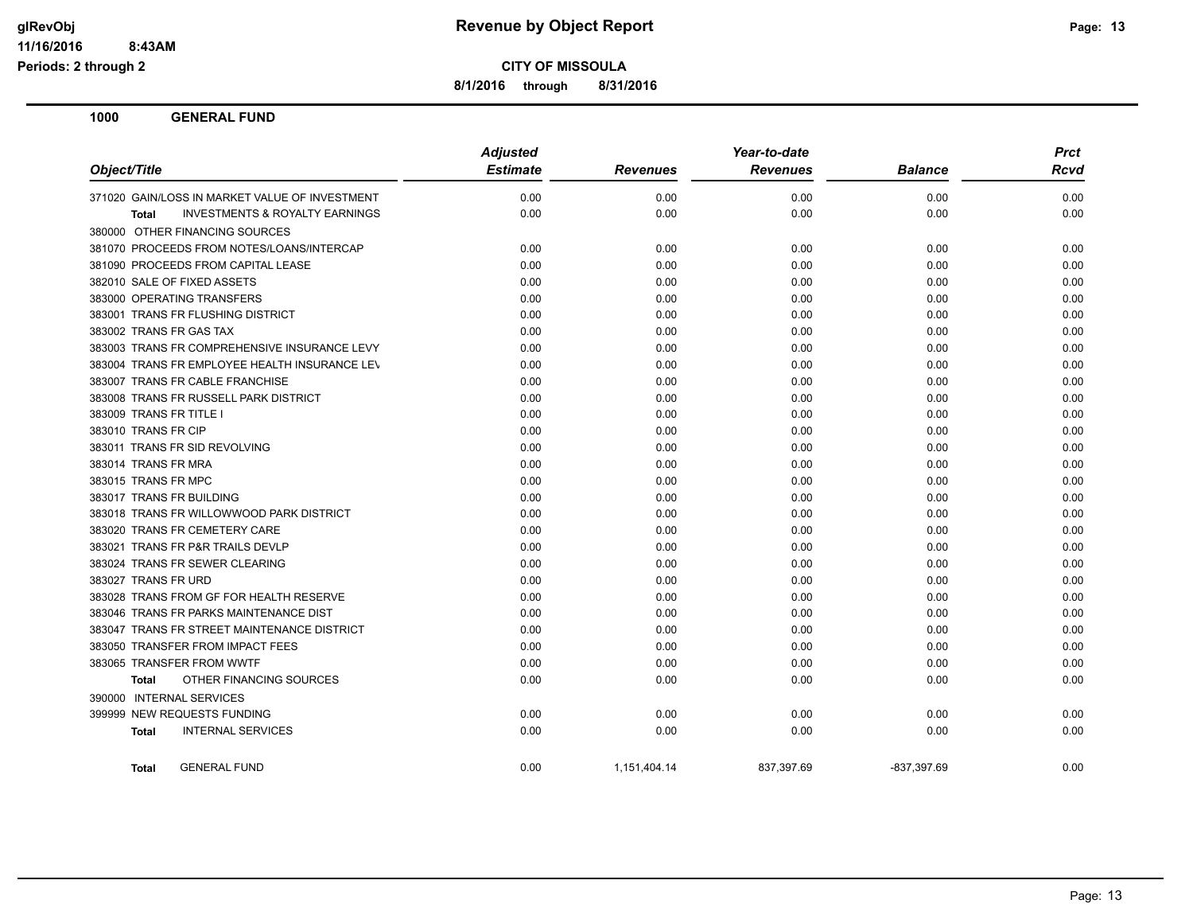**CITY OF MISSOULA**

**8/1/2016 through 8/31/2016**

## 1000 GENERAL FUND

| Object/Title | Adjusted Estimate | Revenues | Year-to-date Revenues | Balance | Prct Rcvd |
|---|---|---|---|---|---|
| 371020 GAIN/LOSS IN MARKET VALUE OF INVESTMENT | 0.00 | 0.00 | 0.00 | 0.00 | 0.00 |
| **Total** INVESTMENTS & ROYALTY EARNINGS | 0.00 | 0.00 | 0.00 | 0.00 | 0.00 |
| 380000 OTHER FINANCING SOURCES | | | | | |
| 381070 PROCEEDS FROM NOTES/LOANS/INTERCAP | 0.00 | 0.00 | 0.00 | 0.00 | 0.00 |
| 381090 PROCEEDS FROM CAPITAL LEASE | 0.00 | 0.00 | 0.00 | 0.00 | 0.00 |
| 382010 SALE OF FIXED ASSETS | 0.00 | 0.00 | 0.00 | 0.00 | 0.00 |
| 383000 OPERATING TRANSFERS | 0.00 | 0.00 | 0.00 | 0.00 | 0.00 |
| 383001 TRANS FR FLUSHING DISTRICT | 0.00 | 0.00 | 0.00 | 0.00 | 0.00 |
| 383002 TRANS FR GAS TAX | 0.00 | 0.00 | 0.00 | 0.00 | 0.00 |
| 383003 TRANS FR COMPREHENSIVE INSURANCE LEVY | 0.00 | 0.00 | 0.00 | 0.00 | 0.00 |
| 383004 TRANS FR EMPLOYEE HEALTH INSURANCE LEV | 0.00 | 0.00 | 0.00 | 0.00 | 0.00 |
| 383007 TRANS FR CABLE FRANCHISE | 0.00 | 0.00 | 0.00 | 0.00 | 0.00 |
| 383008 TRANS FR RUSSELL PARK DISTRICT | 0.00 | 0.00 | 0.00 | 0.00 | 0.00 |
| 383009 TRANS FR TITLE I | 0.00 | 0.00 | 0.00 | 0.00 | 0.00 |
| 383010 TRANS FR CIP | 0.00 | 0.00 | 0.00 | 0.00 | 0.00 |
| 383011 TRANS FR SID REVOLVING | 0.00 | 0.00 | 0.00 | 0.00 | 0.00 |
| 383014 TRANS FR MRA | 0.00 | 0.00 | 0.00 | 0.00 | 0.00 |
| 383015 TRANS FR MPC | 0.00 | 0.00 | 0.00 | 0.00 | 0.00 |
| 383017 TRANS FR BUILDING | 0.00 | 0.00 | 0.00 | 0.00 | 0.00 |
| 383018 TRANS FR WILLOWWOOD PARK DISTRICT | 0.00 | 0.00 | 0.00 | 0.00 | 0.00 |
| 383020 TRANS FR CEMETERY CARE | 0.00 | 0.00 | 0.00 | 0.00 | 0.00 |
| 383021 TRANS FR P&R TRAILS DEVLP | 0.00 | 0.00 | 0.00 | 0.00 | 0.00 |
| 383024 TRANS FR SEWER CLEARING | 0.00 | 0.00 | 0.00 | 0.00 | 0.00 |
| 383027 TRANS FR URD | 0.00 | 0.00 | 0.00 | 0.00 | 0.00 |
| 383028 TRANS FROM GF FOR HEALTH RESERVE | 0.00 | 0.00 | 0.00 | 0.00 | 0.00 |
| 383046 TRANS FR PARKS MAINTENANCE DIST | 0.00 | 0.00 | 0.00 | 0.00 | 0.00 |
| 383047 TRANS FR STREET MAINTENANCE DISTRICT | 0.00 | 0.00 | 0.00 | 0.00 | 0.00 |
| 383050 TRANSFER FROM IMPACT FEES | 0.00 | 0.00 | 0.00 | 0.00 | 0.00 |
| 383065 TRANSFER FROM WWTF | 0.00 | 0.00 | 0.00 | 0.00 | 0.00 |
| **Total** OTHER FINANCING SOURCES | 0.00 | 0.00 | 0.00 | 0.00 | 0.00 |
| 390000 INTERNAL SERVICES | | | | | |
| 399999 NEW REQUESTS FUNDING | 0.00 | 0.00 | 0.00 | 0.00 | 0.00 |
| **Total** INTERNAL SERVICES | 0.00 | 0.00 | 0.00 | 0.00 | 0.00 |
| **Total** GENERAL FUND | 0.00 | 1,151,404.14 | 837,397.69 | -837,397.69 | 0.00 |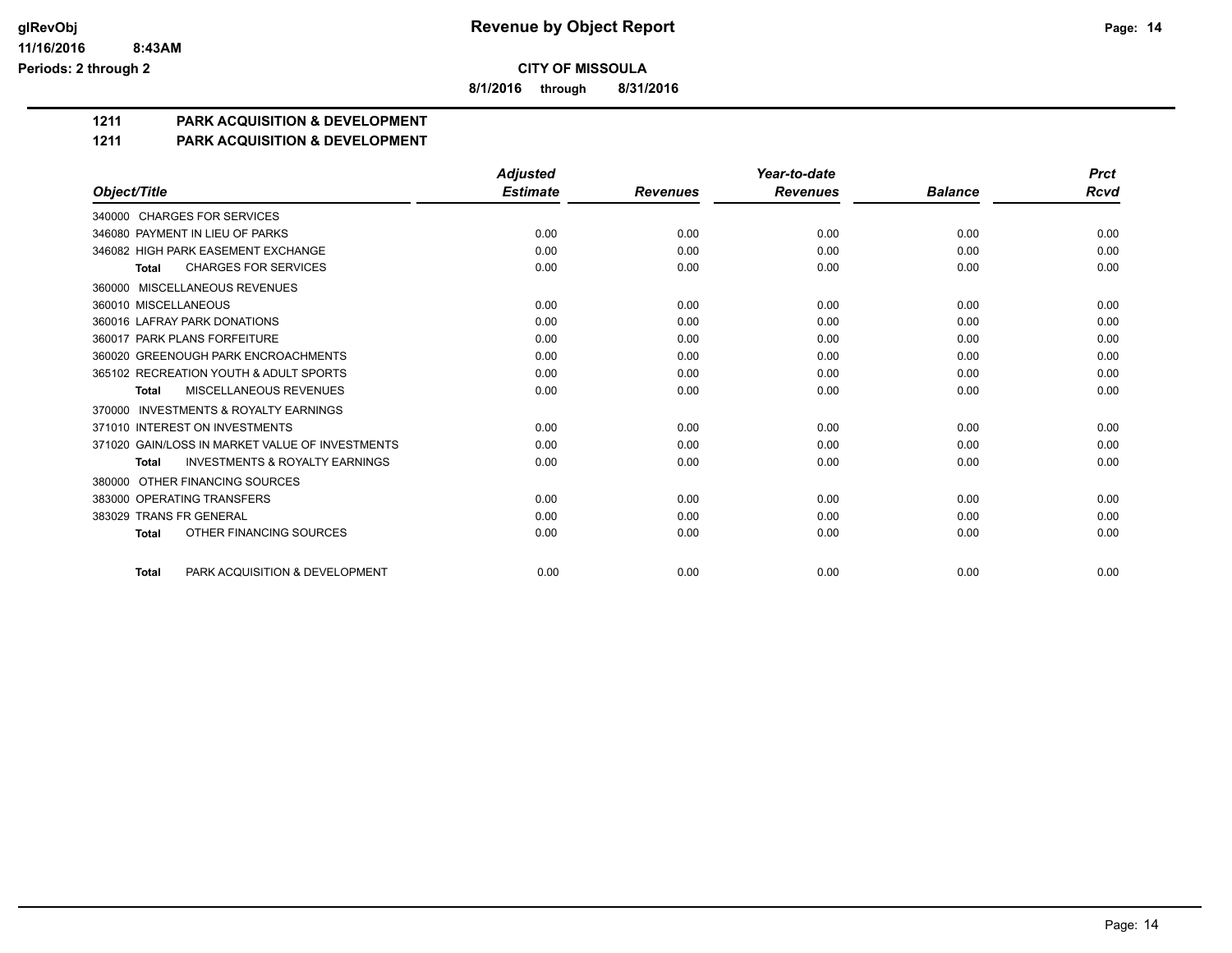**glRevObj** — **Revenue by Object Report**

**11/16/2016 8:43AM**

**Periods: 2 through 2**

**CITY OF MISSOULA**

**8/1/2016 through 8/31/2016**

## 1211 PARK ACQUISITION & DEVELOPMENT

## 1211 PARK ACQUISITION & DEVELOPMENT

| Object/Title | Adjusted Estimate | Revenues | Year-to-date Revenues | Balance | Prct Rcvd |
|---|---|---|---|---|---|
| 340000 CHARGES FOR SERVICES | | | | | |
| 346080 PAYMENT IN LIEU OF PARKS | 0.00 | 0.00 | 0.00 | 0.00 | 0.00 |
| 346082 HIGH PARK EASEMENT EXCHANGE | 0.00 | 0.00 | 0.00 | 0.00 | 0.00 |
| **Total** CHARGES FOR SERVICES | 0.00 | 0.00 | 0.00 | 0.00 | 0.00 |
| 360000 MISCELLANEOUS REVENUES | | | | | |
| 360010 MISCELLANEOUS | 0.00 | 0.00 | 0.00 | 0.00 | 0.00 |
| 360016 LAFRAY PARK DONATIONS | 0.00 | 0.00 | 0.00 | 0.00 | 0.00 |
| 360017 PARK PLANS FORFEITURE | 0.00 | 0.00 | 0.00 | 0.00 | 0.00 |
| 360020 GREENOUGH PARK ENCROACHMENTS | 0.00 | 0.00 | 0.00 | 0.00 | 0.00 |
| 365102 RECREATION YOUTH & ADULT SPORTS | 0.00 | 0.00 | 0.00 | 0.00 | 0.00 |
| **Total** MISCELLANEOUS REVENUES | 0.00 | 0.00 | 0.00 | 0.00 | 0.00 |
| 370000 INVESTMENTS & ROYALTY EARNINGS | | | | | |
| 371010 INTEREST ON INVESTMENTS | 0.00 | 0.00 | 0.00 | 0.00 | 0.00 |
| 371020 GAIN/LOSS IN MARKET VALUE OF INVESTMENTS | 0.00 | 0.00 | 0.00 | 0.00 | 0.00 |
| **Total** INVESTMENTS & ROYALTY EARNINGS | 0.00 | 0.00 | 0.00 | 0.00 | 0.00 |
| 380000 OTHER FINANCING SOURCES | | | | | |
| 383000 OPERATING TRANSFERS | 0.00 | 0.00 | 0.00 | 0.00 | 0.00 |
| 383029 TRANS FR GENERAL | 0.00 | 0.00 | 0.00 | 0.00 | 0.00 |
| **Total** OTHER FINANCING SOURCES | 0.00 | 0.00 | 0.00 | 0.00 | 0.00 |
| **Total** PARK ACQUISITION & DEVELOPMENT | 0.00 | 0.00 | 0.00 | 0.00 | 0.00 |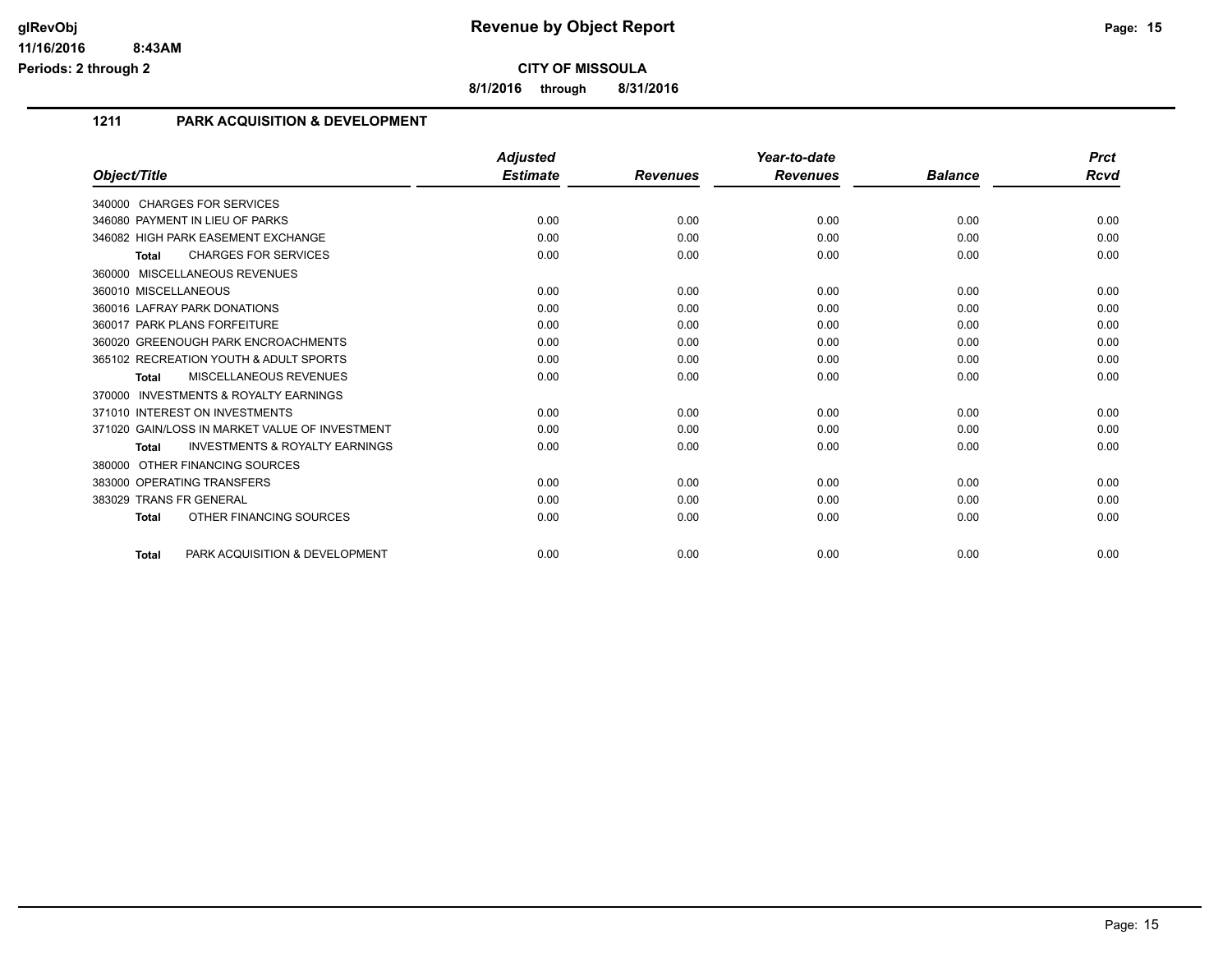**glRevObj** 11/16/2016 8:43AM
**Periods: 2 through 2**

# Revenue by Object Report

**CITY OF MISSOULA**

**8/1/2016 through 8/31/2016**

## 1211 PARK ACQUISITION & DEVELOPMENT

| Object/Title | Adjusted Estimate | Revenues | Year-to-date Revenues | Balance | Prct Rcvd |
|---|---|---|---|---|---|
| 340000 CHARGES FOR SERVICES | | | | | |
| 346080 PAYMENT IN LIEU OF PARKS | 0.00 | 0.00 | 0.00 | 0.00 | 0.00 |
| 346082 HIGH PARK EASEMENT EXCHANGE | 0.00 | 0.00 | 0.00 | 0.00 | 0.00 |
| **Total** CHARGES FOR SERVICES | 0.00 | 0.00 | 0.00 | 0.00 | 0.00 |
| 360000 MISCELLANEOUS REVENUES | | | | | |
| 360010 MISCELLANEOUS | 0.00 | 0.00 | 0.00 | 0.00 | 0.00 |
| 360016 LAFRAY PARK DONATIONS | 0.00 | 0.00 | 0.00 | 0.00 | 0.00 |
| 360017 PARK PLANS FORFEITURE | 0.00 | 0.00 | 0.00 | 0.00 | 0.00 |
| 360020 GREENOUGH PARK ENCROACHMENTS | 0.00 | 0.00 | 0.00 | 0.00 | 0.00 |
| 365102 RECREATION YOUTH & ADULT SPORTS | 0.00 | 0.00 | 0.00 | 0.00 | 0.00 |
| **Total** MISCELLANEOUS REVENUES | 0.00 | 0.00 | 0.00 | 0.00 | 0.00 |
| 370000 INVESTMENTS & ROYALTY EARNINGS | | | | | |
| 371010 INTEREST ON INVESTMENTS | 0.00 | 0.00 | 0.00 | 0.00 | 0.00 |
| 371020 GAIN/LOSS IN MARKET VALUE OF INVESTMENT | 0.00 | 0.00 | 0.00 | 0.00 | 0.00 |
| **Total** INVESTMENTS & ROYALTY EARNINGS | 0.00 | 0.00 | 0.00 | 0.00 | 0.00 |
| 380000 OTHER FINANCING SOURCES | | | | | |
| 383000 OPERATING TRANSFERS | 0.00 | 0.00 | 0.00 | 0.00 | 0.00 |
| 383029 TRANS FR GENERAL | 0.00 | 0.00 | 0.00 | 0.00 | 0.00 |
| **Total** OTHER FINANCING SOURCES | 0.00 | 0.00 | 0.00 | 0.00 | 0.00 |
| **Total** PARK ACQUISITION & DEVELOPMENT | 0.00 | 0.00 | 0.00 | 0.00 | 0.00 |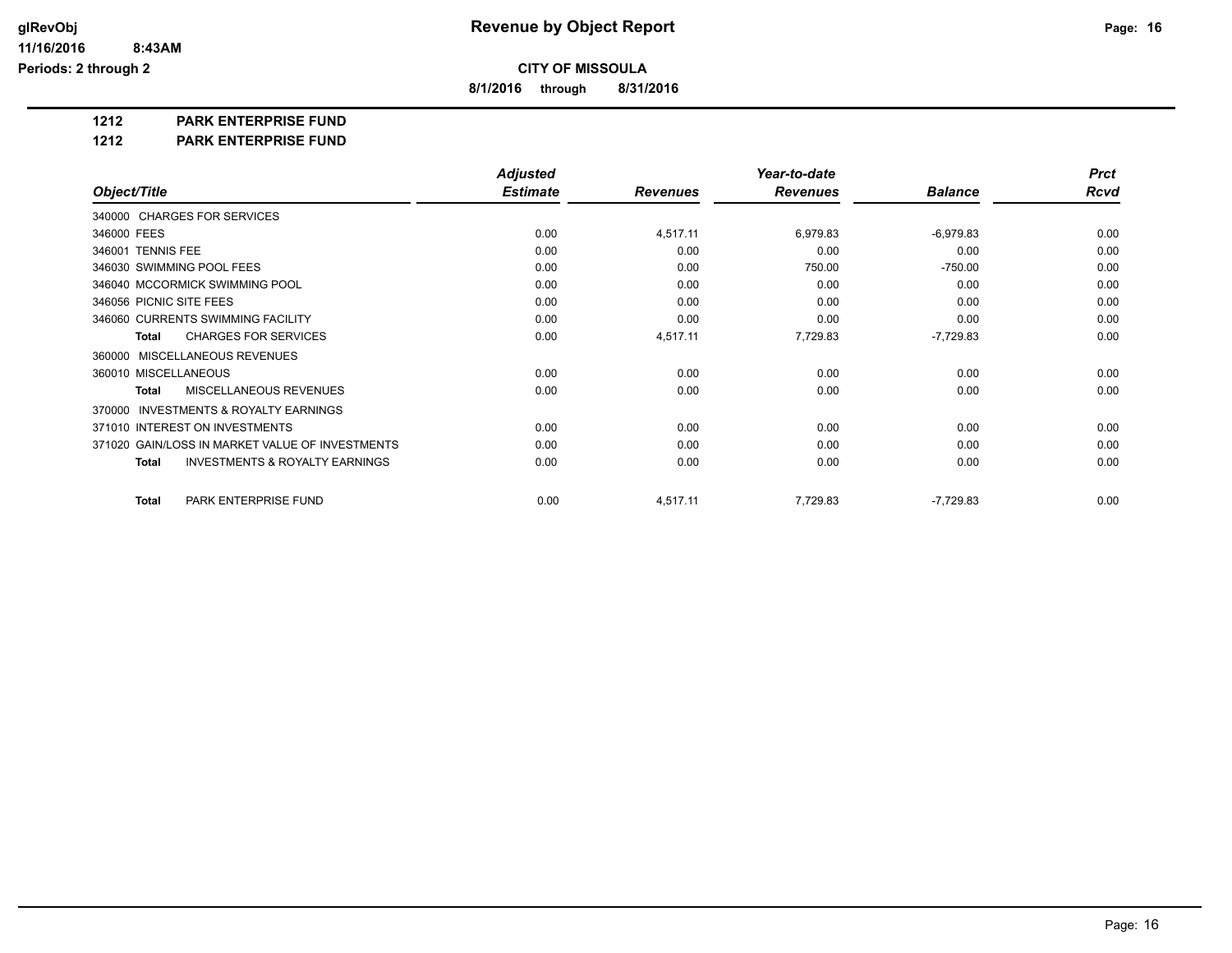**glRevObj** 
**11/16/2016 8:43AM**
**Periods: 2 through 2**

# Revenue by Object Report

**CITY OF MISSOULA**

**8/1/2016 through 8/31/2016**

**1212 PARK ENTERPRISE FUND**

**1212 PARK ENTERPRISE FUND**

| Object/Title | Adjusted Estimate | Revenues | Year-to-date Revenues | Balance | Prct Rcvd |
|---|---|---|---|---|---|
| 340000 CHARGES FOR SERVICES | | | | | |
| 346000 FEES | 0.00 | 4,517.11 | 6,979.83 | -6,979.83 | 0.00 |
| 346001 TENNIS FEE | 0.00 | 0.00 | 0.00 | 0.00 | 0.00 |
| 346030 SWIMMING POOL FEES | 0.00 | 0.00 | 750.00 | -750.00 | 0.00 |
| 346040 MCCORMICK SWIMMING POOL | 0.00 | 0.00 | 0.00 | 0.00 | 0.00 |
| 346056 PICNIC SITE FEES | 0.00 | 0.00 | 0.00 | 0.00 | 0.00 |
| 346060 CURRENTS SWIMMING FACILITY | 0.00 | 0.00 | 0.00 | 0.00 | 0.00 |
| **Total** CHARGES FOR SERVICES | 0.00 | 4,517.11 | 7,729.83 | -7,729.83 | 0.00 |
| 360000 MISCELLANEOUS REVENUES | | | | | |
| 360010 MISCELLANEOUS | 0.00 | 0.00 | 0.00 | 0.00 | 0.00 |
| **Total** MISCELLANEOUS REVENUES | 0.00 | 0.00 | 0.00 | 0.00 | 0.00 |
| 370000 INVESTMENTS & ROYALTY EARNINGS | | | | | |
| 371010 INTEREST ON INVESTMENTS | 0.00 | 0.00 | 0.00 | 0.00 | 0.00 |
| 371020 GAIN/LOSS IN MARKET VALUE OF INVESTMENTS | 0.00 | 0.00 | 0.00 | 0.00 | 0.00 |
| **Total** INVESTMENTS & ROYALTY EARNINGS | 0.00 | 0.00 | 0.00 | 0.00 | 0.00 |
| **Total** PARK ENTERPRISE FUND | 0.00 | 4,517.11 | 7,729.83 | -7,729.83 | 0.00 |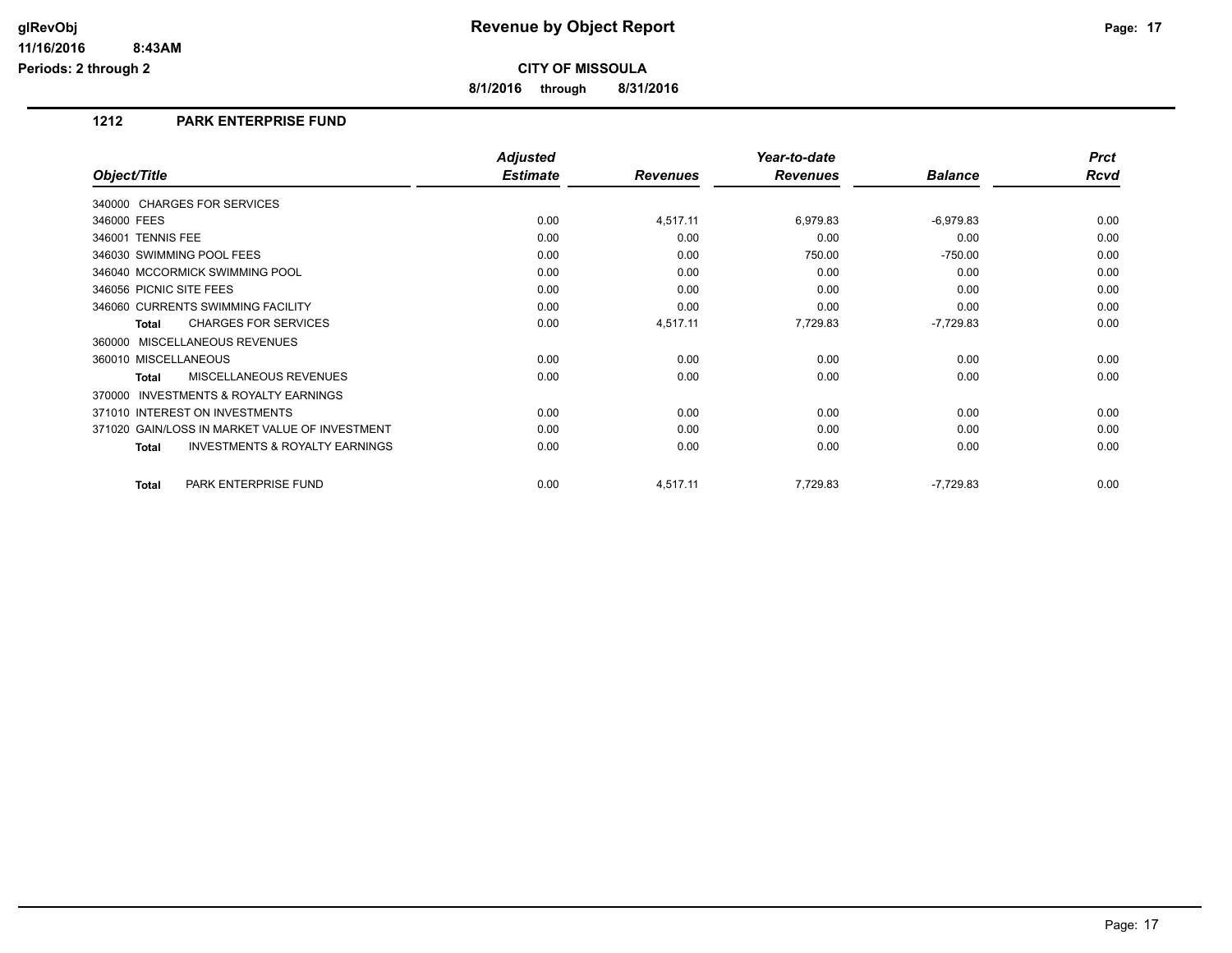glRevObj
11/16/2016 8:43AM
Periods: 2 through 2

# Revenue by Object Report

**CITY OF MISSOULA**

**8/1/2016 through 8/31/2016**

## 1212 PARK ENTERPRISE FUND

| Object/Title | Adjusted Estimate | Revenues | Year-to-date Revenues | Balance | Prct Rcvd |
|---|---|---|---|---|---|
| 340000 CHARGES FOR SERVICES | | | | | |
| 346000 FEES | 0.00 | 4,517.11 | 6,979.83 | -6,979.83 | 0.00 |
| 346001 TENNIS FEE | 0.00 | 0.00 | 0.00 | 0.00 | 0.00 |
| 346030 SWIMMING POOL FEES | 0.00 | 0.00 | 750.00 | -750.00 | 0.00 |
| 346040 MCCORMICK SWIMMING POOL | 0.00 | 0.00 | 0.00 | 0.00 | 0.00 |
| 346056 PICNIC SITE FEES | 0.00 | 0.00 | 0.00 | 0.00 | 0.00 |
| 346060 CURRENTS SWIMMING FACILITY | 0.00 | 0.00 | 0.00 | 0.00 | 0.00 |
| **Total** CHARGES FOR SERVICES | 0.00 | 4,517.11 | 7,729.83 | -7,729.83 | 0.00 |
| 360000 MISCELLANEOUS REVENUES | | | | | |
| 360010 MISCELLANEOUS | 0.00 | 0.00 | 0.00 | 0.00 | 0.00 |
| **Total** MISCELLANEOUS REVENUES | 0.00 | 0.00 | 0.00 | 0.00 | 0.00 |
| 370000 INVESTMENTS & ROYALTY EARNINGS | | | | | |
| 371010 INTEREST ON INVESTMENTS | 0.00 | 0.00 | 0.00 | 0.00 | 0.00 |
| 371020 GAIN/LOSS IN MARKET VALUE OF INVESTMENT | 0.00 | 0.00 | 0.00 | 0.00 | 0.00 |
| **Total** INVESTMENTS & ROYALTY EARNINGS | 0.00 | 0.00 | 0.00 | 0.00 | 0.00 |
| **Total** PARK ENTERPRISE FUND | 0.00 | 4,517.11 | 7,729.83 | -7,729.83 | 0.00 |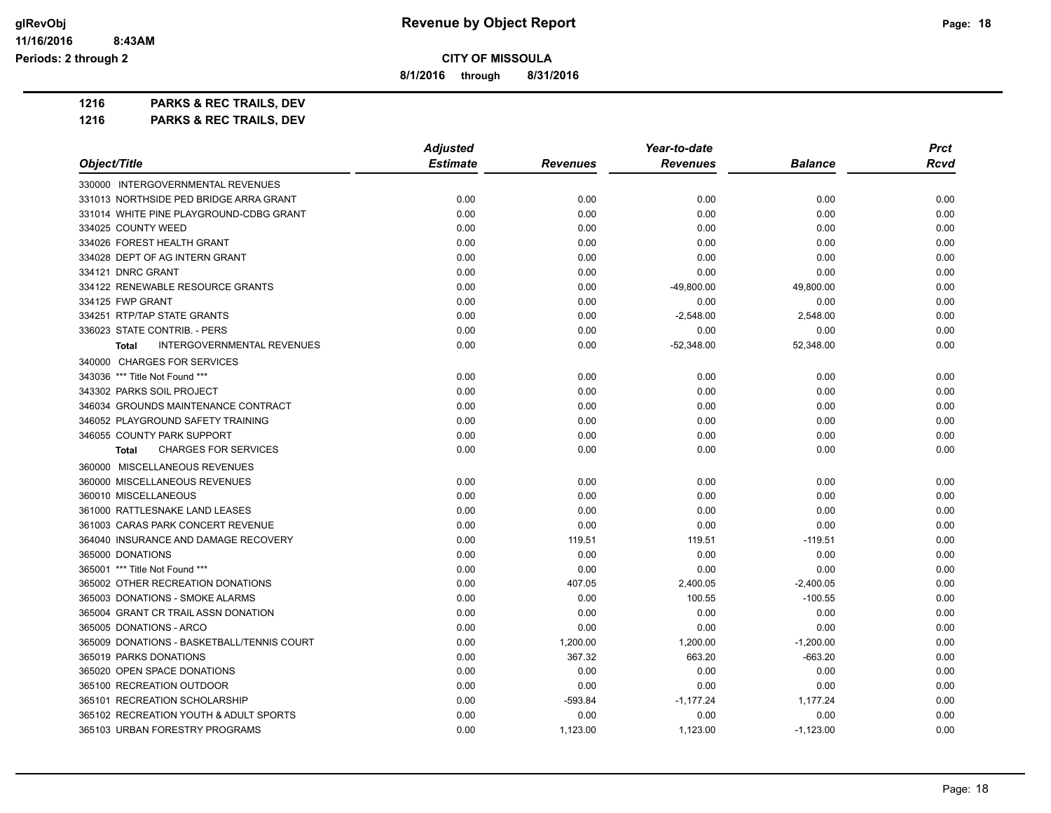# Revenue by Object Report

glRevObj
11/16/2016 8:43AM
Periods: 2 through 2

**CITY OF MISSOULA**

**8/1/2016 through 8/31/2016**

**1216 PARKS & REC TRAILS, DEV**

**1216 PARKS & REC TRAILS, DEV**

| Object/Title | Adjusted Estimate | Revenues | Year-to-date Revenues | Balance | Prct Rcvd |
|---|---|---|---|---|---|
| 330000 INTERGOVERNMENTAL REVENUES | | | | | |
| 331013 NORTHSIDE PED BRIDGE ARRA GRANT | 0.00 | 0.00 | 0.00 | 0.00 | 0.00 |
| 331014 WHITE PINE PLAYGROUND-CDBG GRANT | 0.00 | 0.00 | 0.00 | 0.00 | 0.00 |
| 334025 COUNTY WEED | 0.00 | 0.00 | 0.00 | 0.00 | 0.00 |
| 334026 FOREST HEALTH GRANT | 0.00 | 0.00 | 0.00 | 0.00 | 0.00 |
| 334028 DEPT OF AG INTERN GRANT | 0.00 | 0.00 | 0.00 | 0.00 | 0.00 |
| 334121 DNRC GRANT | 0.00 | 0.00 | 0.00 | 0.00 | 0.00 |
| 334122 RENEWABLE RESOURCE GRANTS | 0.00 | 0.00 | -49,800.00 | 49,800.00 | 0.00 |
| 334125 FWP GRANT | 0.00 | 0.00 | 0.00 | 0.00 | 0.00 |
| 334251 RTP/TAP STATE GRANTS | 0.00 | 0.00 | -2,548.00 | 2,548.00 | 0.00 |
| 336023 STATE CONTRIB. - PERS | 0.00 | 0.00 | 0.00 | 0.00 | 0.00 |
| **Total** INTERGOVERNMENTAL REVENUES | 0.00 | 0.00 | -52,348.00 | 52,348.00 | 0.00 |
| 340000 CHARGES FOR SERVICES | | | | | |
| 343036 *** Title Not Found *** | 0.00 | 0.00 | 0.00 | 0.00 | 0.00 |
| 343302 PARKS SOIL PROJECT | 0.00 | 0.00 | 0.00 | 0.00 | 0.00 |
| 346034 GROUNDS MAINTENANCE CONTRACT | 0.00 | 0.00 | 0.00 | 0.00 | 0.00 |
| 346052 PLAYGROUND SAFETY TRAINING | 0.00 | 0.00 | 0.00 | 0.00 | 0.00 |
| 346055 COUNTY PARK SUPPORT | 0.00 | 0.00 | 0.00 | 0.00 | 0.00 |
| **Total** CHARGES FOR SERVICES | 0.00 | 0.00 | 0.00 | 0.00 | 0.00 |
| 360000 MISCELLANEOUS REVENUES | | | | | |
| 360000 MISCELLANEOUS REVENUES | 0.00 | 0.00 | 0.00 | 0.00 | 0.00 |
| 360010 MISCELLANEOUS | 0.00 | 0.00 | 0.00 | 0.00 | 0.00 |
| 361000 RATTLESNAKE LAND LEASES | 0.00 | 0.00 | 0.00 | 0.00 | 0.00 |
| 361003 CARAS PARK CONCERT REVENUE | 0.00 | 0.00 | 0.00 | 0.00 | 0.00 |
| 364040 INSURANCE AND DAMAGE RECOVERY | 0.00 | 119.51 | 119.51 | -119.51 | 0.00 |
| 365000 DONATIONS | 0.00 | 0.00 | 0.00 | 0.00 | 0.00 |
| 365001 *** Title Not Found *** | 0.00 | 0.00 | 0.00 | 0.00 | 0.00 |
| 365002 OTHER RECREATION DONATIONS | 0.00 | 407.05 | 2,400.05 | -2,400.05 | 0.00 |
| 365003 DONATIONS - SMOKE ALARMS | 0.00 | 0.00 | 100.55 | -100.55 | 0.00 |
| 365004 GRANT CR TRAIL ASSN DONATION | 0.00 | 0.00 | 0.00 | 0.00 | 0.00 |
| 365005 DONATIONS - ARCO | 0.00 | 0.00 | 0.00 | 0.00 | 0.00 |
| 365009 DONATIONS - BASKETBALL/TENNIS COURT | 0.00 | 1,200.00 | 1,200.00 | -1,200.00 | 0.00 |
| 365019 PARKS DONATIONS | 0.00 | 367.32 | 663.20 | -663.20 | 0.00 |
| 365020 OPEN SPACE DONATIONS | 0.00 | 0.00 | 0.00 | 0.00 | 0.00 |
| 365100 RECREATION OUTDOOR | 0.00 | 0.00 | 0.00 | 0.00 | 0.00 |
| 365101 RECREATION SCHOLARSHIP | 0.00 | -593.84 | -1,177.24 | 1,177.24 | 0.00 |
| 365102 RECREATION YOUTH & ADULT SPORTS | 0.00 | 0.00 | 0.00 | 0.00 | 0.00 |
| 365103 URBAN FORESTRY PROGRAMS | 0.00 | 1,123.00 | 1,123.00 | -1,123.00 | 0.00 |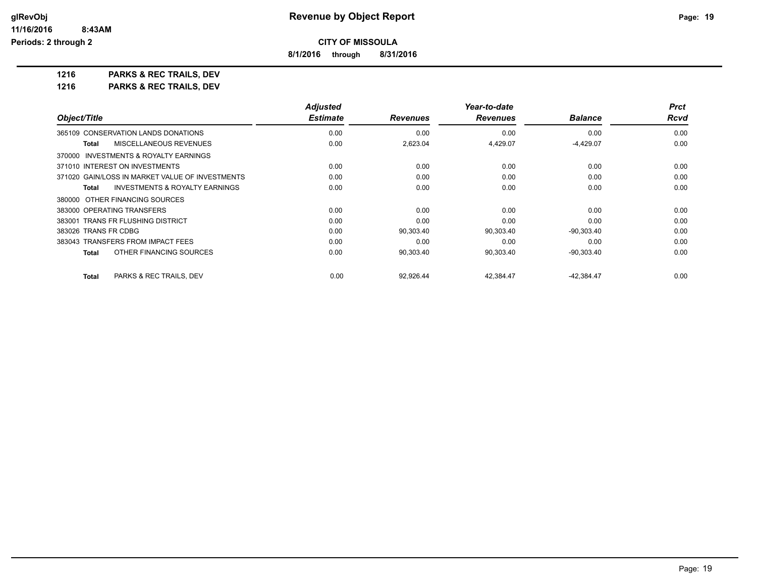**Revenue by Object Report**

**CITY OF MISSOULA**

**8/1/2016 through 8/31/2016**

glRevObj
11/16/2016 8:43AM
Periods: 2 through 2

**1216 PARKS & REC TRAILS, DEV**

**1216 PARKS & REC TRAILS, DEV**

| Object/Title | Adjusted Estimate | Revenues | Year-to-date Revenues | Balance | Prct Rcvd |
|---|---|---|---|---|---|
| 365109 CONSERVATION LANDS DONATIONS | 0.00 | 0.00 | 0.00 | 0.00 | 0.00 |
| **Total** MISCELLANEOUS REVENUES | 0.00 | 2,623.04 | 4,429.07 | -4,429.07 | 0.00 |
| 370000 INVESTMENTS & ROYALTY EARNINGS | | | | | |
| 371010 INTEREST ON INVESTMENTS | 0.00 | 0.00 | 0.00 | 0.00 | 0.00 |
| 371020 GAIN/LOSS IN MARKET VALUE OF INVESTMENTS | 0.00 | 0.00 | 0.00 | 0.00 | 0.00 |
| **Total** INVESTMENTS & ROYALTY EARNINGS | 0.00 | 0.00 | 0.00 | 0.00 | 0.00 |
| 380000 OTHER FINANCING SOURCES | | | | | |
| 383000 OPERATING TRANSFERS | 0.00 | 0.00 | 0.00 | 0.00 | 0.00 |
| 383001 TRANS FR FLUSHING DISTRICT | 0.00 | 0.00 | 0.00 | 0.00 | 0.00 |
| 383026 TRANS FR CDBG | 0.00 | 90,303.40 | 90,303.40 | -90,303.40 | 0.00 |
| 383043 TRANSFERS FROM IMPACT FEES | 0.00 | 0.00 | 0.00 | 0.00 | 0.00 |
| **Total** OTHER FINANCING SOURCES | 0.00 | 90,303.40 | 90,303.40 | -90,303.40 | 0.00 |
| **Total** PARKS & REC TRAILS, DEV | 0.00 | 92,926.44 | 42,384.47 | -42,384.47 | 0.00 |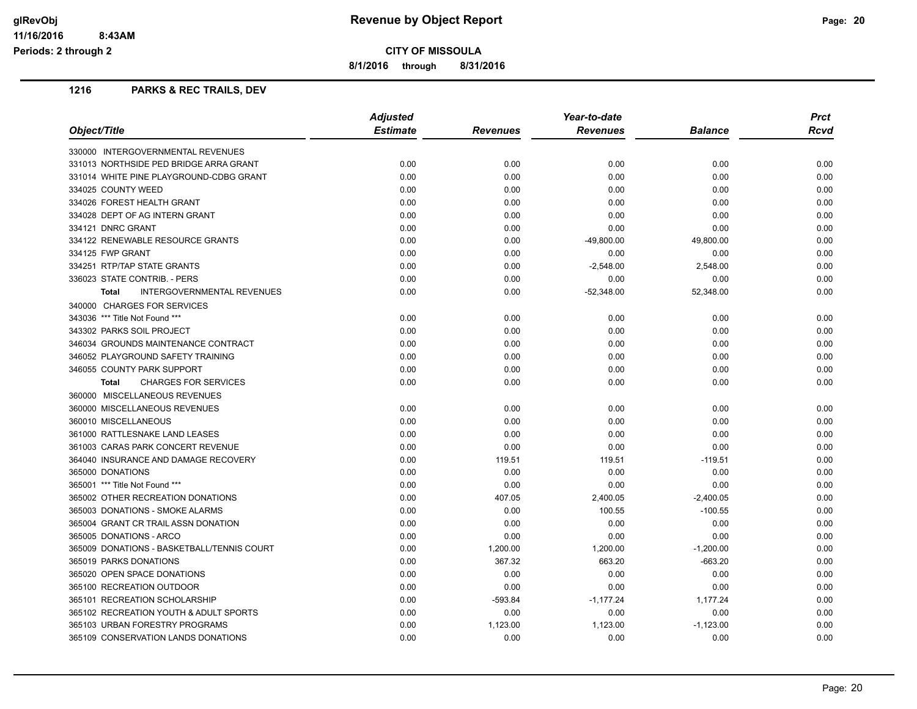# Revenue by Object Report

**CITY OF MISSOULA**

**8/1/2016 through 8/31/2016**

glRevObj
11/16/2016 8:43AM
Periods: 2 through 2

## 1216 PARKS & REC TRAILS, DEV

| Object/Title | Adjusted Estimate | Revenues | Year-to-date Revenues | Balance | Prct Rcvd |
|---|---|---|---|---|---|
| 330000 INTERGOVERNMENTAL REVENUES | | | | | |
| 331013 NORTHSIDE PED BRIDGE ARRA GRANT | 0.00 | 0.00 | 0.00 | 0.00 | 0.00 |
| 331014 WHITE PINE PLAYGROUND-CDBG GRANT | 0.00 | 0.00 | 0.00 | 0.00 | 0.00 |
| 334025 COUNTY WEED | 0.00 | 0.00 | 0.00 | 0.00 | 0.00 |
| 334026 FOREST HEALTH GRANT | 0.00 | 0.00 | 0.00 | 0.00 | 0.00 |
| 334028 DEPT OF AG INTERN GRANT | 0.00 | 0.00 | 0.00 | 0.00 | 0.00 |
| 334121 DNRC GRANT | 0.00 | 0.00 | 0.00 | 0.00 | 0.00 |
| 334122 RENEWABLE RESOURCE GRANTS | 0.00 | 0.00 | -49,800.00 | 49,800.00 | 0.00 |
| 334125 FWP GRANT | 0.00 | 0.00 | 0.00 | 0.00 | 0.00 |
| 334251 RTP/TAP STATE GRANTS | 0.00 | 0.00 | -2,548.00 | 2,548.00 | 0.00 |
| 336023 STATE CONTRIB. - PERS | 0.00 | 0.00 | 0.00 | 0.00 | 0.00 |
| **Total** INTERGOVERNMENTAL REVENUES | 0.00 | 0.00 | -52,348.00 | 52,348.00 | 0.00 |
| 340000 CHARGES FOR SERVICES | | | | | |
| 343036 *** Title Not Found *** | 0.00 | 0.00 | 0.00 | 0.00 | 0.00 |
| 343302 PARKS SOIL PROJECT | 0.00 | 0.00 | 0.00 | 0.00 | 0.00 |
| 346034 GROUNDS MAINTENANCE CONTRACT | 0.00 | 0.00 | 0.00 | 0.00 | 0.00 |
| 346052 PLAYGROUND SAFETY TRAINING | 0.00 | 0.00 | 0.00 | 0.00 | 0.00 |
| 346055 COUNTY PARK SUPPORT | 0.00 | 0.00 | 0.00 | 0.00 | 0.00 |
| **Total** CHARGES FOR SERVICES | 0.00 | 0.00 | 0.00 | 0.00 | 0.00 |
| 360000 MISCELLANEOUS REVENUES | | | | | |
| 360000 MISCELLANEOUS REVENUES | 0.00 | 0.00 | 0.00 | 0.00 | 0.00 |
| 360010 MISCELLANEOUS | 0.00 | 0.00 | 0.00 | 0.00 | 0.00 |
| 361000 RATTLESNAKE LAND LEASES | 0.00 | 0.00 | 0.00 | 0.00 | 0.00 |
| 361003 CARAS PARK CONCERT REVENUE | 0.00 | 0.00 | 0.00 | 0.00 | 0.00 |
| 364040 INSURANCE AND DAMAGE RECOVERY | 0.00 | 119.51 | 119.51 | -119.51 | 0.00 |
| 365000 DONATIONS | 0.00 | 0.00 | 0.00 | 0.00 | 0.00 |
| 365001 *** Title Not Found *** | 0.00 | 0.00 | 0.00 | 0.00 | 0.00 |
| 365002 OTHER RECREATION DONATIONS | 0.00 | 407.05 | 2,400.05 | -2,400.05 | 0.00 |
| 365003 DONATIONS - SMOKE ALARMS | 0.00 | 0.00 | 100.55 | -100.55 | 0.00 |
| 365004 GRANT CR TRAIL ASSN DONATION | 0.00 | 0.00 | 0.00 | 0.00 | 0.00 |
| 365005 DONATIONS - ARCO | 0.00 | 0.00 | 0.00 | 0.00 | 0.00 |
| 365009 DONATIONS - BASKETBALL/TENNIS COURT | 0.00 | 1,200.00 | 1,200.00 | -1,200.00 | 0.00 |
| 365019 PARKS DONATIONS | 0.00 | 367.32 | 663.20 | -663.20 | 0.00 |
| 365020 OPEN SPACE DONATIONS | 0.00 | 0.00 | 0.00 | 0.00 | 0.00 |
| 365100 RECREATION OUTDOOR | 0.00 | 0.00 | 0.00 | 0.00 | 0.00 |
| 365101 RECREATION SCHOLARSHIP | 0.00 | -593.84 | -1,177.24 | 1,177.24 | 0.00 |
| 365102 RECREATION YOUTH & ADULT SPORTS | 0.00 | 0.00 | 0.00 | 0.00 | 0.00 |
| 365103 URBAN FORESTRY PROGRAMS | 0.00 | 1,123.00 | 1,123.00 | -1,123.00 | 0.00 |
| 365109 CONSERVATION LANDS DONATIONS | 0.00 | 0.00 | 0.00 | 0.00 | 0.00 |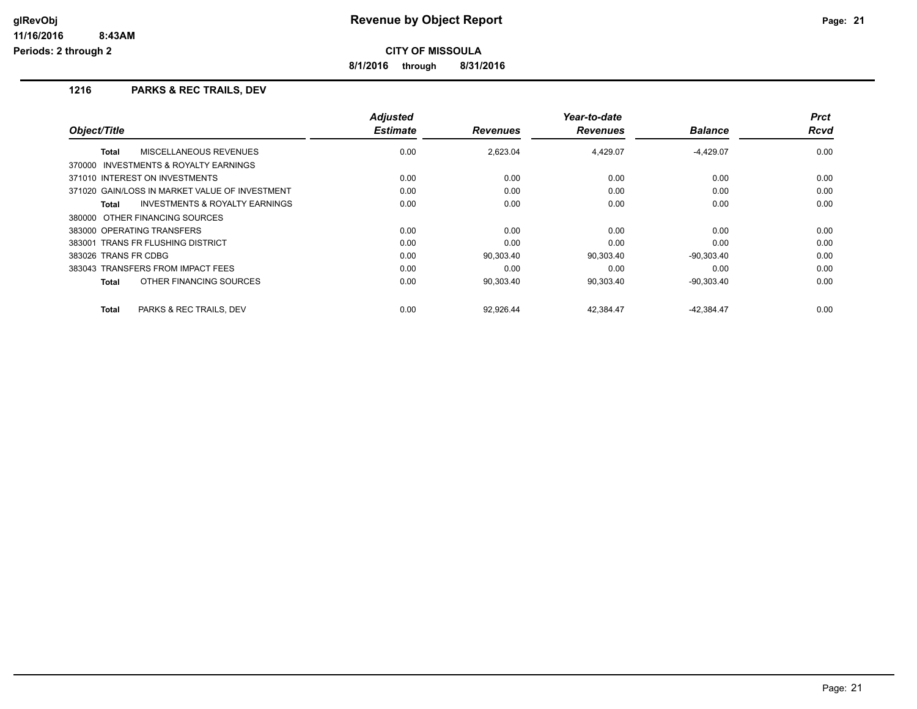**Revenue by Object Report**

**CITY OF MISSOULA**

**8/1/2016 through 8/31/2016**

glRevObj
11/16/2016 8:43AM
Periods: 2 through 2

## 1216 PARKS & REC TRAILS, DEV

| Object/Title | Adjusted Estimate | Revenues | Year-to-date Revenues | Balance | Prct Rcvd |
|---|---|---|---|---|---|
| **Total** MISCELLANEOUS REVENUES | 0.00 | 2,623.04 | 4,429.07 | -4,429.07 | 0.00 |
| 370000 INVESTMENTS & ROYALTY EARNINGS | | | | | |
| 371010 INTEREST ON INVESTMENTS | 0.00 | 0.00 | 0.00 | 0.00 | 0.00 |
| 371020 GAIN/LOSS IN MARKET VALUE OF INVESTMENT | 0.00 | 0.00 | 0.00 | 0.00 | 0.00 |
| **Total** INVESTMENTS & ROYALTY EARNINGS | 0.00 | 0.00 | 0.00 | 0.00 | 0.00 |
| 380000 OTHER FINANCING SOURCES | | | | | |
| 383000 OPERATING TRANSFERS | 0.00 | 0.00 | 0.00 | 0.00 | 0.00 |
| 383001 TRANS FR FLUSHING DISTRICT | 0.00 | 0.00 | 0.00 | 0.00 | 0.00 |
| 383026 TRANS FR CDBG | 0.00 | 90,303.40 | 90,303.40 | -90,303.40 | 0.00 |
| 383043 TRANSFERS FROM IMPACT FEES | 0.00 | 0.00 | 0.00 | 0.00 | 0.00 |
| **Total** OTHER FINANCING SOURCES | 0.00 | 90,303.40 | 90,303.40 | -90,303.40 | 0.00 |
| **Total** PARKS & REC TRAILS, DEV | 0.00 | 92,926.44 | 42,384.47 | -42,384.47 | 0.00 |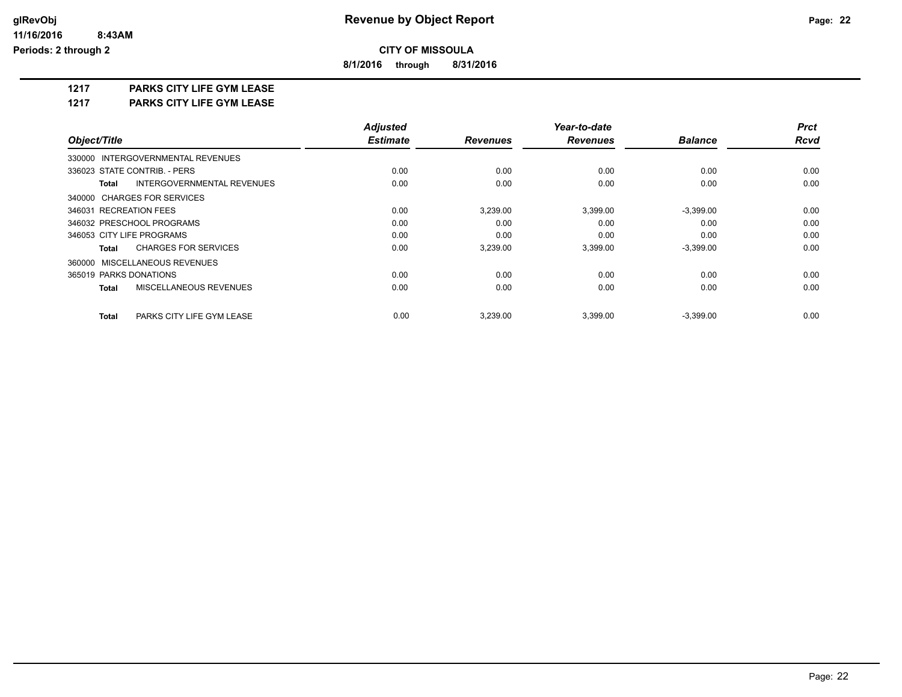**glRevObj**
**11/16/2016 8:43AM**
**Periods: 2 through 2**

# Revenue by Object Report

**CITY OF MISSOULA**

**8/1/2016 through 8/31/2016**

## 1217 PARKS CITY LIFE GYM LEASE

## 1217 PARKS CITY LIFE GYM LEASE

| Object/Title | Adjusted Estimate | Revenues | Year-to-date Revenues | Balance | Prct Rcvd |
|---|---|---|---|---|---|
| 330000 INTERGOVERNMENTAL REVENUES | | | | | |
| 336023 STATE CONTRIB. - PERS | 0.00 | 0.00 | 0.00 | 0.00 | 0.00 |
| **Total** INTERGOVERNMENTAL REVENUES | 0.00 | 0.00 | 0.00 | 0.00 | 0.00 |
| 340000 CHARGES FOR SERVICES | | | | | |
| 346031 RECREATION FEES | 0.00 | 3,239.00 | 3,399.00 | -3,399.00 | 0.00 |
| 346032 PRESCHOOL PROGRAMS | 0.00 | 0.00 | 0.00 | 0.00 | 0.00 |
| 346053 CITY LIFE PROGRAMS | 0.00 | 0.00 | 0.00 | 0.00 | 0.00 |
| **Total** CHARGES FOR SERVICES | 0.00 | 3,239.00 | 3,399.00 | -3,399.00 | 0.00 |
| 360000 MISCELLANEOUS REVENUES | | | | | |
| 365019 PARKS DONATIONS | 0.00 | 0.00 | 0.00 | 0.00 | 0.00 |
| **Total** MISCELLANEOUS REVENUES | 0.00 | 0.00 | 0.00 | 0.00 | 0.00 |
| **Total** PARKS CITY LIFE GYM LEASE | 0.00 | 3,239.00 | 3,399.00 | -3,399.00 | 0.00 |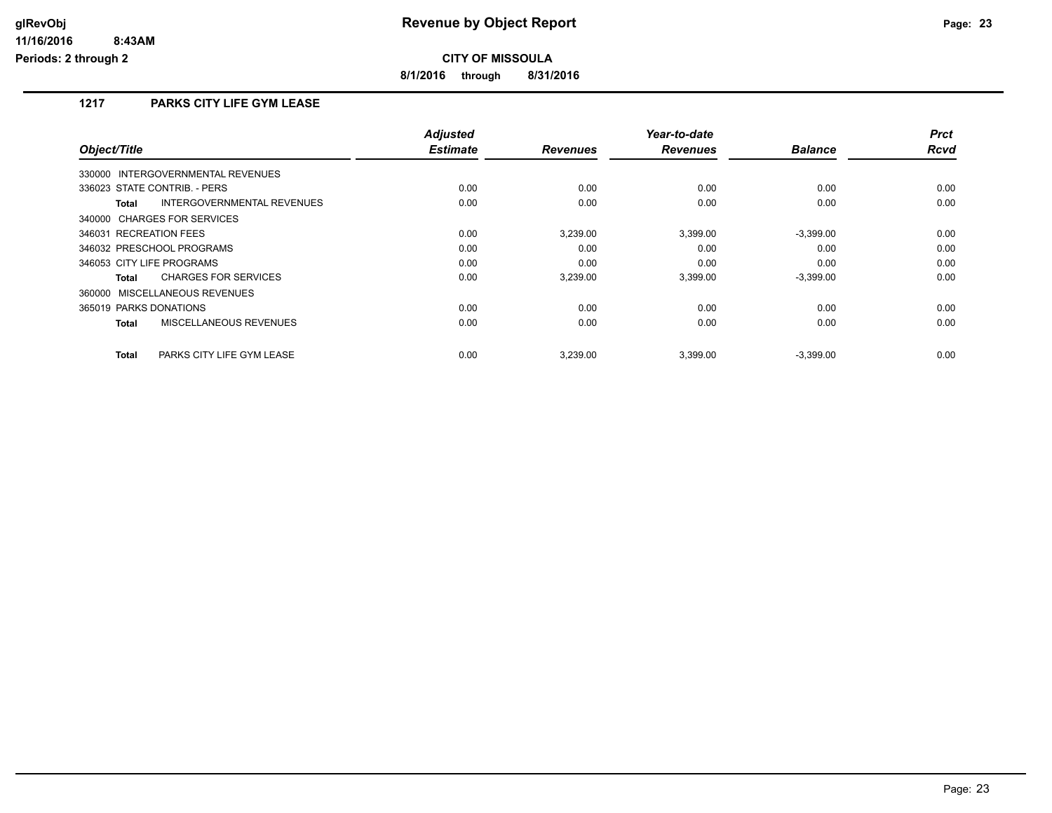# Revenue by Object Report

**CITY OF MISSOULA**

**8/1/2016 through 8/31/2016**

glRevObj
11/16/2016 8:43AM
Periods: 2 through 2

## 1217 PARKS CITY LIFE GYM LEASE

| Object/Title | Adjusted Estimate | Revenues | Year-to-date Revenues | Balance | Prct Rcvd |
|---|---|---|---|---|---|
| 330000 INTERGOVERNMENTAL REVENUES | | | | | |
| 336023 STATE CONTRIB. - PERS | 0.00 | 0.00 | 0.00 | 0.00 | 0.00 |
| **Total** INTERGOVERNMENTAL REVENUES | 0.00 | 0.00 | 0.00 | 0.00 | 0.00 |
| 340000 CHARGES FOR SERVICES | | | | | |
| 346031 RECREATION FEES | 0.00 | 3,239.00 | 3,399.00 | -3,399.00 | 0.00 |
| 346032 PRESCHOOL PROGRAMS | 0.00 | 0.00 | 0.00 | 0.00 | 0.00 |
| 346053 CITY LIFE PROGRAMS | 0.00 | 0.00 | 0.00 | 0.00 | 0.00 |
| **Total** CHARGES FOR SERVICES | 0.00 | 3,239.00 | 3,399.00 | -3,399.00 | 0.00 |
| 360000 MISCELLANEOUS REVENUES | | | | | |
| 365019 PARKS DONATIONS | 0.00 | 0.00 | 0.00 | 0.00 | 0.00 |
| **Total** MISCELLANEOUS REVENUES | 0.00 | 0.00 | 0.00 | 0.00 | 0.00 |
| **Total** PARKS CITY LIFE GYM LEASE | 0.00 | 3,239.00 | 3,399.00 | -3,399.00 | 0.00 |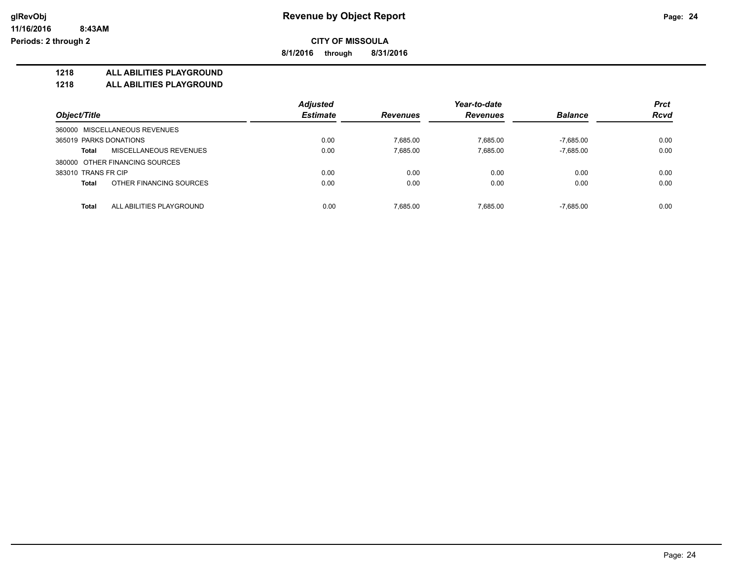# Revenue by Object Report

**CITY OF MISSOULA**

**8/1/2016 through 8/31/2016**

glRevObj
11/16/2016 8:43AM
Periods: 2 through 2

## 1218 ALL ABILITIES PLAYGROUND
## 1218 ALL ABILITIES PLAYGROUND

| Object/Title | Adjusted Estimate | Revenues | Year-to-date Revenues | Balance | Prct Rcvd |
|---|---|---|---|---|---|
| 360000 MISCELLANEOUS REVENUES | | | | | |
| 365019 PARKS DONATIONS | 0.00 | 7,685.00 | 7,685.00 | -7,685.00 | 0.00 |
| **Total** MISCELLANEOUS REVENUES | 0.00 | 7,685.00 | 7,685.00 | -7,685.00 | 0.00 |
| 380000 OTHER FINANCING SOURCES | | | | | |
| 383010 TRANS FR CIP | 0.00 | 0.00 | 0.00 | 0.00 | 0.00 |
| **Total** OTHER FINANCING SOURCES | 0.00 | 0.00 | 0.00 | 0.00 | 0.00 |
| **Total** ALL ABILITIES PLAYGROUND | 0.00 | 7,685.00 | 7,685.00 | -7,685.00 | 0.00 |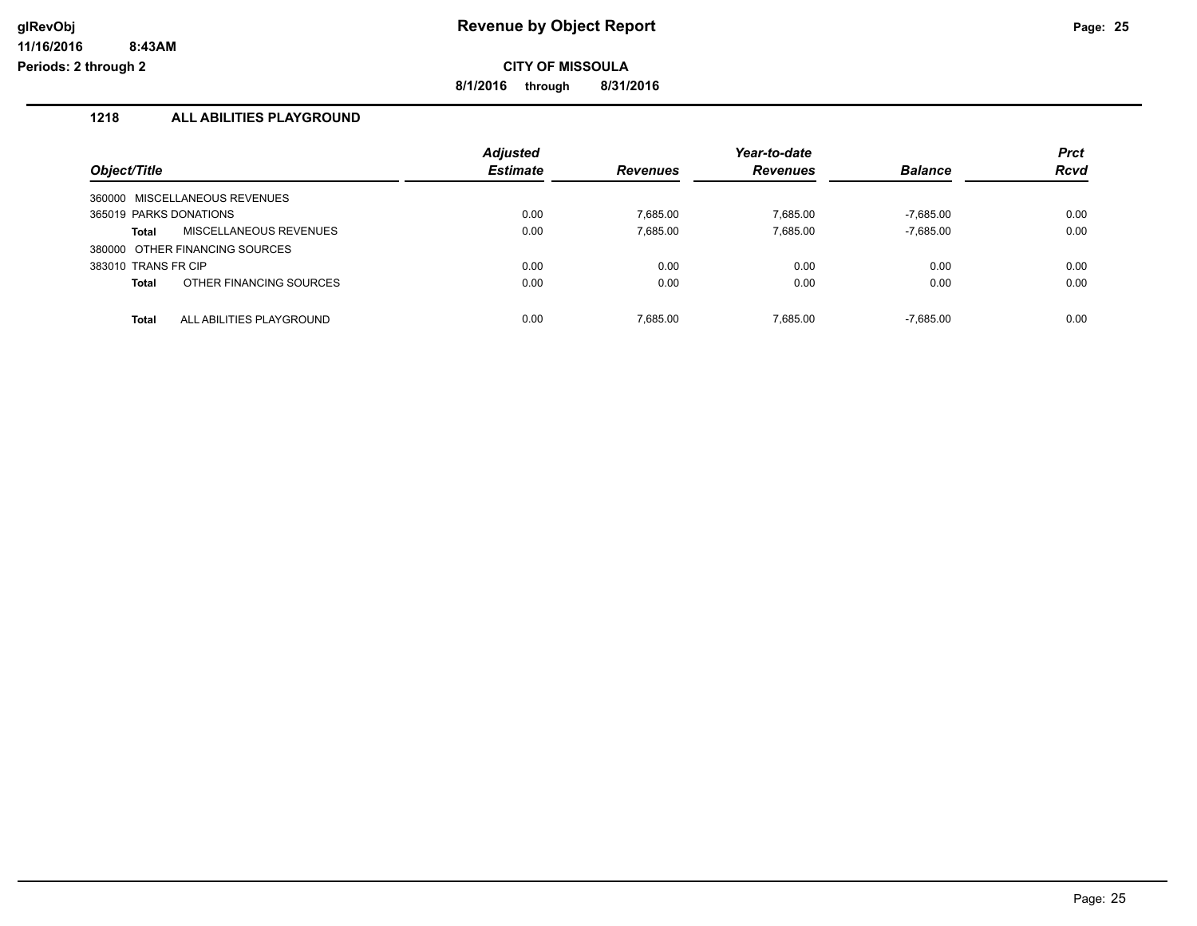glRevObj
11/16/2016 8:43AM
Periods: 2 through 2

# Revenue by Object Report

**CITY OF MISSOULA**

**8/1/2016 through 8/31/2016**

### 1218 ALL ABILITIES PLAYGROUND

| Object/Title | Adjusted Estimate | Revenues | Year-to-date Revenues | Balance | Prct Rcvd |
|---|---|---|---|---|---|
| 360000 MISCELLANEOUS REVENUES | | | | | |
| 365019 PARKS DONATIONS | 0.00 | 7,685.00 | 7,685.00 | -7,685.00 | 0.00 |
| **Total** MISCELLANEOUS REVENUES | 0.00 | 7,685.00 | 7,685.00 | -7,685.00 | 0.00 |
| 380000 OTHER FINANCING SOURCES | | | | | |
| 383010 TRANS FR CIP | 0.00 | 0.00 | 0.00 | 0.00 | 0.00 |
| **Total** OTHER FINANCING SOURCES | 0.00 | 0.00 | 0.00 | 0.00 | 0.00 |
| **Total** ALL ABILITIES PLAYGROUND | 0.00 | 7,685.00 | 7,685.00 | -7,685.00 | 0.00 |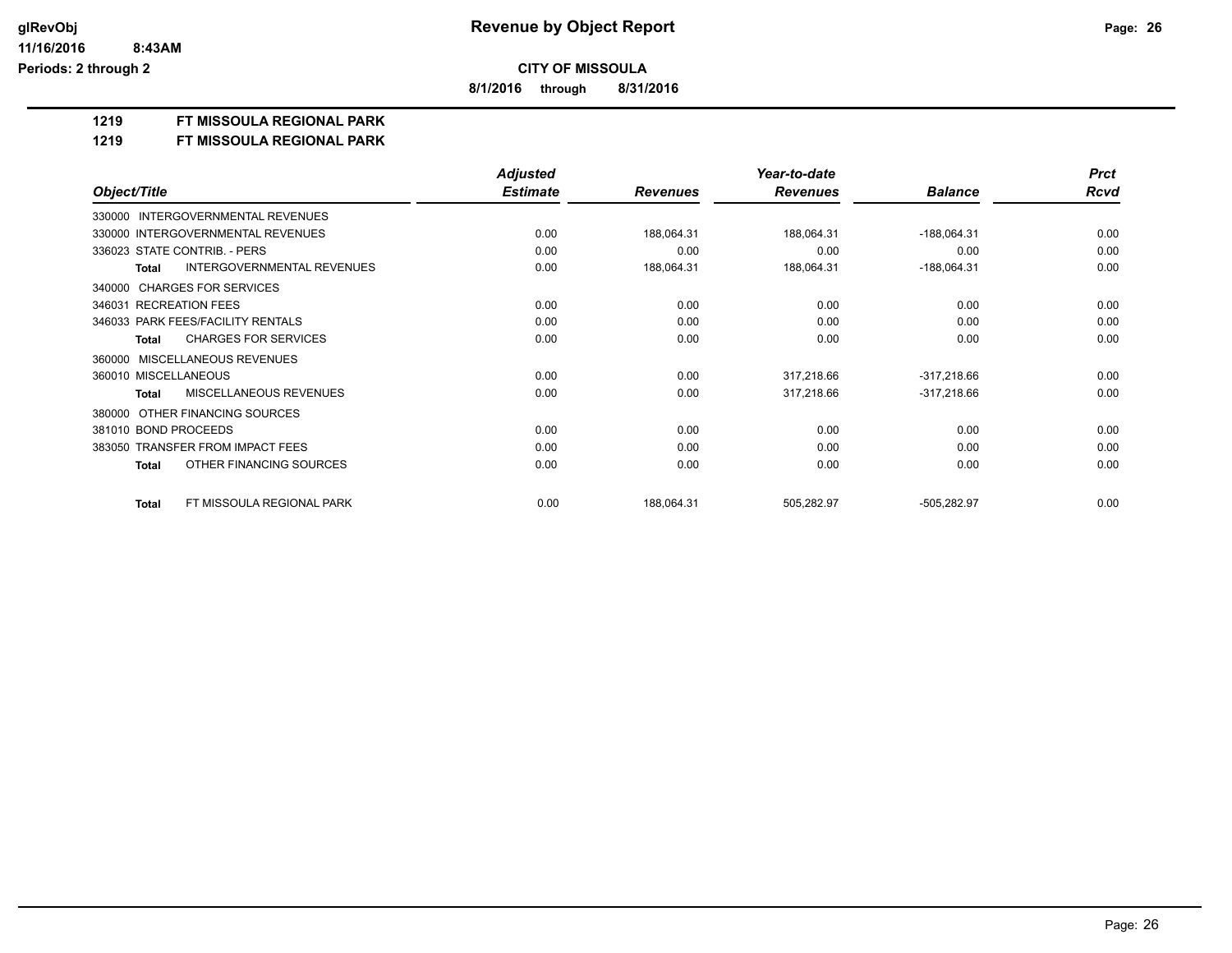# Revenue by Object Report

**CITY OF MISSOULA**

**8/1/2016 through 8/31/2016**

**1219 FT MISSOULA REGIONAL PARK**

**1219 FT MISSOULA REGIONAL PARK**

| Object/Title | Adjusted Estimate | Revenues | Year-to-date Revenues | Balance | Prct Rcvd |
|---|---|---|---|---|---|
| 330000 INTERGOVERNMENTAL REVENUES | | | | | |
| 330000 INTERGOVERNMENTAL REVENUES | 0.00 | 188,064.31 | 188,064.31 | -188,064.31 | 0.00 |
| 336023 STATE CONTRIB. - PERS | 0.00 | 0.00 | 0.00 | 0.00 | 0.00 |
| **Total** INTERGOVERNMENTAL REVENUES | 0.00 | 188,064.31 | 188,064.31 | -188,064.31 | 0.00 |
| 340000 CHARGES FOR SERVICES | | | | | |
| 346031 RECREATION FEES | 0.00 | 0.00 | 0.00 | 0.00 | 0.00 |
| 346033 PARK FEES/FACILITY RENTALS | 0.00 | 0.00 | 0.00 | 0.00 | 0.00 |
| **Total** CHARGES FOR SERVICES | 0.00 | 0.00 | 0.00 | 0.00 | 0.00 |
| 360000 MISCELLANEOUS REVENUES | | | | | |
| 360010 MISCELLANEOUS | 0.00 | 0.00 | 317,218.66 | -317,218.66 | 0.00 |
| **Total** MISCELLANEOUS REVENUES | 0.00 | 0.00 | 317,218.66 | -317,218.66 | 0.00 |
| 380000 OTHER FINANCING SOURCES | | | | | |
| 381010 BOND PROCEEDS | 0.00 | 0.00 | 0.00 | 0.00 | 0.00 |
| 383050 TRANSFER FROM IMPACT FEES | 0.00 | 0.00 | 0.00 | 0.00 | 0.00 |
| **Total** OTHER FINANCING SOURCES | 0.00 | 0.00 | 0.00 | 0.00 | 0.00 |
| **Total** FT MISSOULA REGIONAL PARK | 0.00 | 188,064.31 | 505,282.97 | -505,282.97 | 0.00 |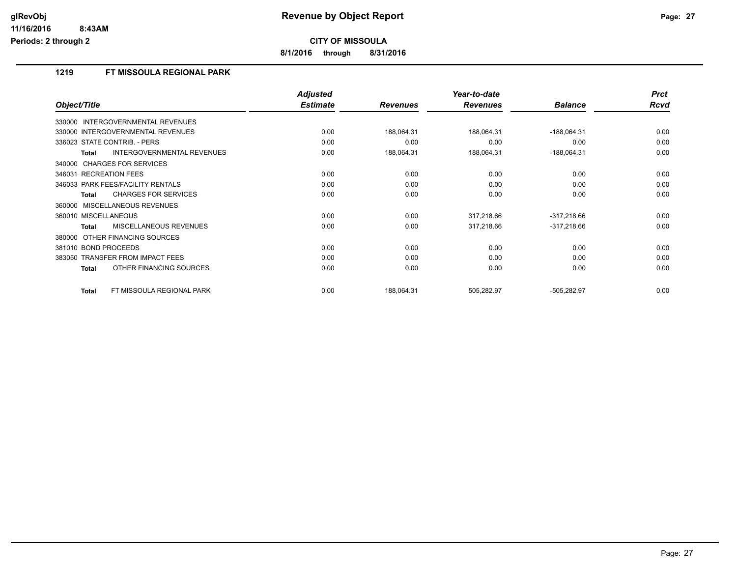# Revenue by Object Report

## CITY OF MISSOULA

**8/1/2016 through 8/31/2016**

glRevObj
11/16/2016 8:43AM
Periods: 2 through 2

### 1219 FT MISSOULA REGIONAL PARK

| Object/Title | Adjusted Estimate | Revenues | Year-to-date Revenues | Balance | Prct Rcvd |
|---|---|---|---|---|---|
| 330000 INTERGOVERNMENTAL REVENUES | | | | | |
| 330000 INTERGOVERNMENTAL REVENUES | 0.00 | 188,064.31 | 188,064.31 | -188,064.31 | 0.00 |
| 336023 STATE CONTRIB. - PERS | 0.00 | 0.00 | 0.00 | 0.00 | 0.00 |
| **Total** INTERGOVERNMENTAL REVENUES | 0.00 | 188,064.31 | 188,064.31 | -188,064.31 | 0.00 |
| 340000 CHARGES FOR SERVICES | | | | | |
| 346031 RECREATION FEES | 0.00 | 0.00 | 0.00 | 0.00 | 0.00 |
| 346033 PARK FEES/FACILITY RENTALS | 0.00 | 0.00 | 0.00 | 0.00 | 0.00 |
| **Total** CHARGES FOR SERVICES | 0.00 | 0.00 | 0.00 | 0.00 | 0.00 |
| 360000 MISCELLANEOUS REVENUES | | | | | |
| 360010 MISCELLANEOUS | 0.00 | 0.00 | 317,218.66 | -317,218.66 | 0.00 |
| **Total** MISCELLANEOUS REVENUES | 0.00 | 0.00 | 317,218.66 | -317,218.66 | 0.00 |
| 380000 OTHER FINANCING SOURCES | | | | | |
| 381010 BOND PROCEEDS | 0.00 | 0.00 | 0.00 | 0.00 | 0.00 |
| 383050 TRANSFER FROM IMPACT FEES | 0.00 | 0.00 | 0.00 | 0.00 | 0.00 |
| **Total** OTHER FINANCING SOURCES | 0.00 | 0.00 | 0.00 | 0.00 | 0.00 |
| **Total** FT MISSOULA REGIONAL PARK | 0.00 | 188,064.31 | 505,282.97 | -505,282.97 | 0.00 |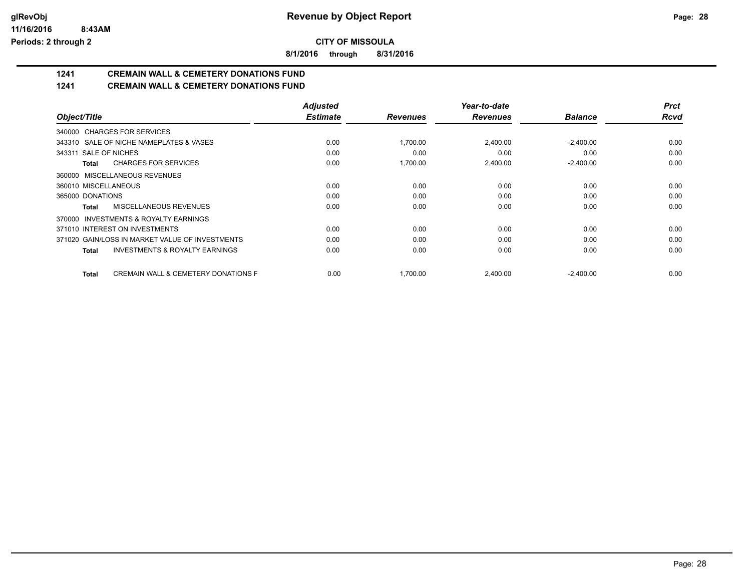**glRevObj**
**11/16/2016 8:43AM**
**Periods: 2 through 2**

# Revenue by Object Report

**CITY OF MISSOULA**

**8/1/2016 through 8/31/2016**

## 1241 CREMAIN WALL & CEMETERY DONATIONS FUND
## 1241 CREMAIN WALL & CEMETERY DONATIONS FUND

| Object/Title | Adjusted Estimate | Revenues | Year-to-date Revenues | Balance | Prct Rcvd |
|---|---|---|---|---|---|
| 340000 CHARGES FOR SERVICES | | | | | |
| 343310 SALE OF NICHE NAMEPLATES & VASES | 0.00 | 1,700.00 | 2,400.00 | -2,400.00 | 0.00 |
| 343311 SALE OF NICHES | 0.00 | 0.00 | 0.00 | 0.00 | 0.00 |
| **Total** CHARGES FOR SERVICES | 0.00 | 1,700.00 | 2,400.00 | -2,400.00 | 0.00 |
| 360000 MISCELLANEOUS REVENUES | | | | | |
| 360010 MISCELLANEOUS | 0.00 | 0.00 | 0.00 | 0.00 | 0.00 |
| 365000 DONATIONS | 0.00 | 0.00 | 0.00 | 0.00 | 0.00 |
| **Total** MISCELLANEOUS REVENUES | 0.00 | 0.00 | 0.00 | 0.00 | 0.00 |
| 370000 INVESTMENTS & ROYALTY EARNINGS | | | | | |
| 371010 INTEREST ON INVESTMENTS | 0.00 | 0.00 | 0.00 | 0.00 | 0.00 |
| 371020 GAIN/LOSS IN MARKET VALUE OF INVESTMENTS | 0.00 | 0.00 | 0.00 | 0.00 | 0.00 |
| **Total** INVESTMENTS & ROYALTY EARNINGS | 0.00 | 0.00 | 0.00 | 0.00 | 0.00 |
| **Total** CREMAIN WALL & CEMETERY DONATIONS F | 0.00 | 1,700.00 | 2,400.00 | -2,400.00 | 0.00 |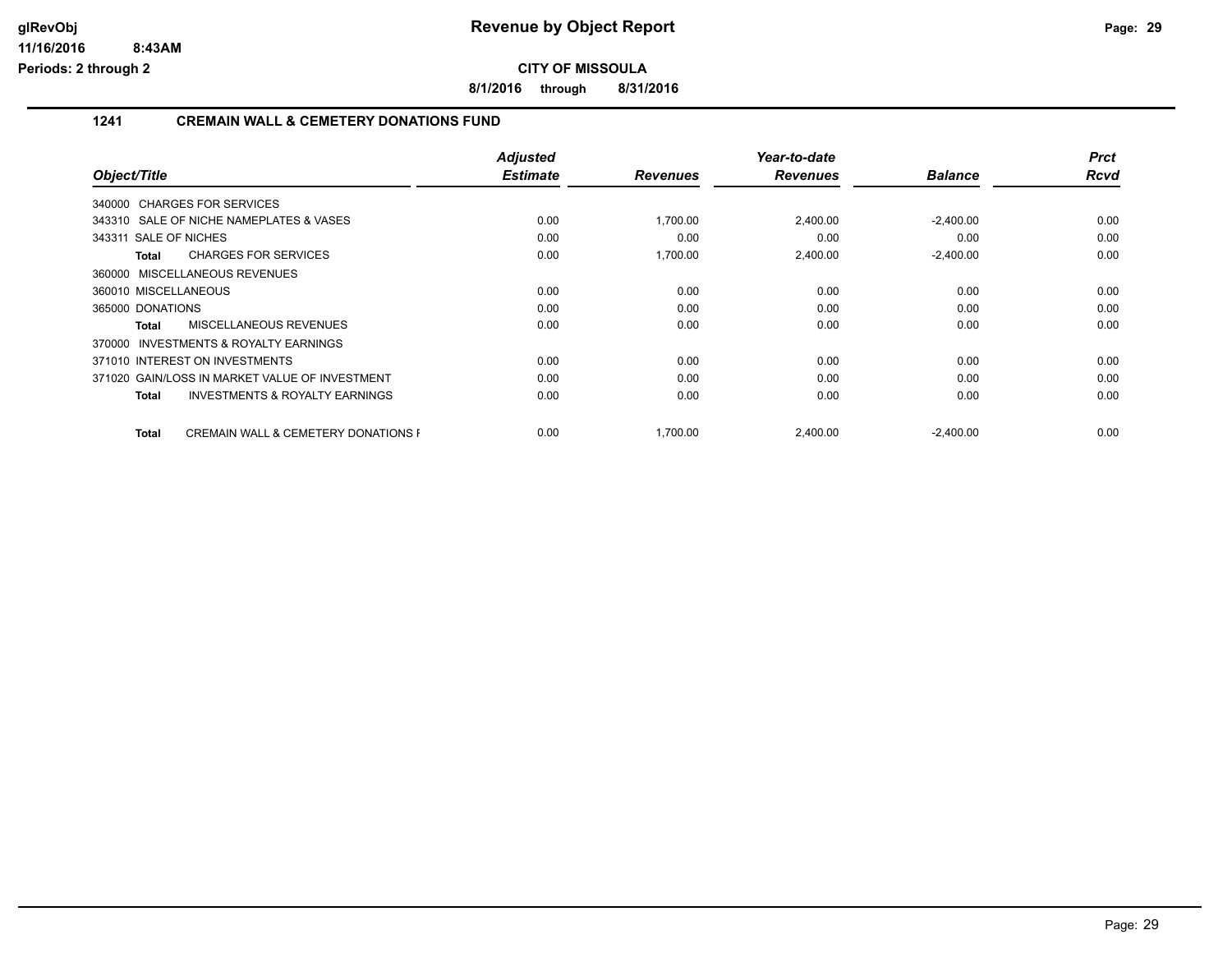# Revenue by Object Report

**CITY OF MISSOULA**

**8/1/2016 through 8/31/2016**

glRevObj
11/16/2016 8:43AM
Periods: 2 through 2

## 1241 CREMAIN WALL & CEMETERY DONATIONS FUND

| Object/Title | Adjusted Estimate | Revenues | Year-to-date Revenues | Balance | Prct Rcvd |
|---|---|---|---|---|---|
| 340000 CHARGES FOR SERVICES | | | | | |
| 343310 SALE OF NICHE NAMEPLATES & VASES | 0.00 | 1,700.00 | 2,400.00 | -2,400.00 | 0.00 |
| 343311 SALE OF NICHES | 0.00 | 0.00 | 0.00 | 0.00 | 0.00 |
| **Total** CHARGES FOR SERVICES | 0.00 | 1,700.00 | 2,400.00 | -2,400.00 | 0.00 |
| 360000 MISCELLANEOUS REVENUES | | | | | |
| 360010 MISCELLANEOUS | 0.00 | 0.00 | 0.00 | 0.00 | 0.00 |
| 365000 DONATIONS | 0.00 | 0.00 | 0.00 | 0.00 | 0.00 |
| **Total** MISCELLANEOUS REVENUES | 0.00 | 0.00 | 0.00 | 0.00 | 0.00 |
| 370000 INVESTMENTS & ROYALTY EARNINGS | | | | | |
| 371010 INTEREST ON INVESTMENTS | 0.00 | 0.00 | 0.00 | 0.00 | 0.00 |
| 371020 GAIN/LOSS IN MARKET VALUE OF INVESTMENT | 0.00 | 0.00 | 0.00 | 0.00 | 0.00 |
| **Total** INVESTMENTS & ROYALTY EARNINGS | 0.00 | 0.00 | 0.00 | 0.00 | 0.00 |
| **Total** CREMAIN WALL & CEMETERY DONATIONS F | 0.00 | 1,700.00 | 2,400.00 | -2,400.00 | 0.00 |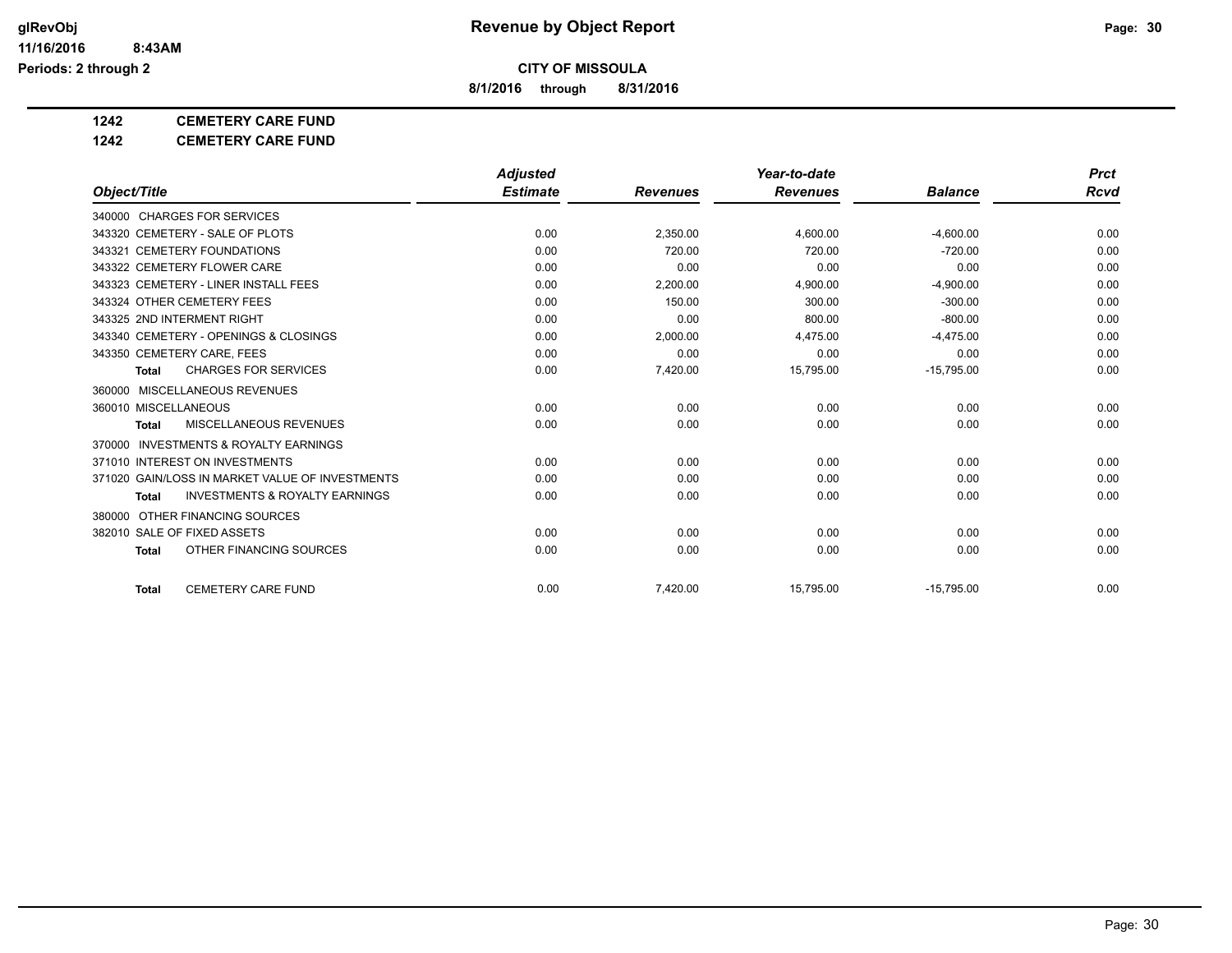**Revenue by Object Report**

**CITY OF MISSOULA**

**8/1/2016 through 8/31/2016**

**1242 CEMETERY CARE FUND**

**1242 CEMETERY CARE FUND**

| Object/Title | Adjusted Estimate | Revenues | Year-to-date Revenues | Balance | Prct Rcvd |
|---|---|---|---|---|---|
| 340000 CHARGES FOR SERVICES | | | | | |
| 343320 CEMETERY - SALE OF PLOTS | 0.00 | 2,350.00 | 4,600.00 | -4,600.00 | 0.00 |
| 343321 CEMETERY FOUNDATIONS | 0.00 | 720.00 | 720.00 | -720.00 | 0.00 |
| 343322 CEMETERY FLOWER CARE | 0.00 | 0.00 | 0.00 | 0.00 | 0.00 |
| 343323 CEMETERY - LINER INSTALL FEES | 0.00 | 2,200.00 | 4,900.00 | -4,900.00 | 0.00 |
| 343324 OTHER CEMETERY FEES | 0.00 | 150.00 | 300.00 | -300.00 | 0.00 |
| 343325 2ND INTERMENT RIGHT | 0.00 | 0.00 | 800.00 | -800.00 | 0.00 |
| 343340 CEMETERY - OPENINGS & CLOSINGS | 0.00 | 2,000.00 | 4,475.00 | -4,475.00 | 0.00 |
| 343350 CEMETERY CARE, FEES | 0.00 | 0.00 | 0.00 | 0.00 | 0.00 |
| **Total** CHARGES FOR SERVICES | 0.00 | 7,420.00 | 15,795.00 | -15,795.00 | 0.00 |
| 360000 MISCELLANEOUS REVENUES | | | | | |
| 360010 MISCELLANEOUS | 0.00 | 0.00 | 0.00 | 0.00 | 0.00 |
| **Total** MISCELLANEOUS REVENUES | 0.00 | 0.00 | 0.00 | 0.00 | 0.00 |
| 370000 INVESTMENTS & ROYALTY EARNINGS | | | | | |
| 371010 INTEREST ON INVESTMENTS | 0.00 | 0.00 | 0.00 | 0.00 | 0.00 |
| 371020 GAIN/LOSS IN MARKET VALUE OF INVESTMENTS | 0.00 | 0.00 | 0.00 | 0.00 | 0.00 |
| **Total** INVESTMENTS & ROYALTY EARNINGS | 0.00 | 0.00 | 0.00 | 0.00 | 0.00 |
| 380000 OTHER FINANCING SOURCES | | | | | |
| 382010 SALE OF FIXED ASSETS | 0.00 | 0.00 | 0.00 | 0.00 | 0.00 |
| **Total** OTHER FINANCING SOURCES | 0.00 | 0.00 | 0.00 | 0.00 | 0.00 |
| **Total** CEMETERY CARE FUND | 0.00 | 7,420.00 | 15,795.00 | -15,795.00 | 0.00 |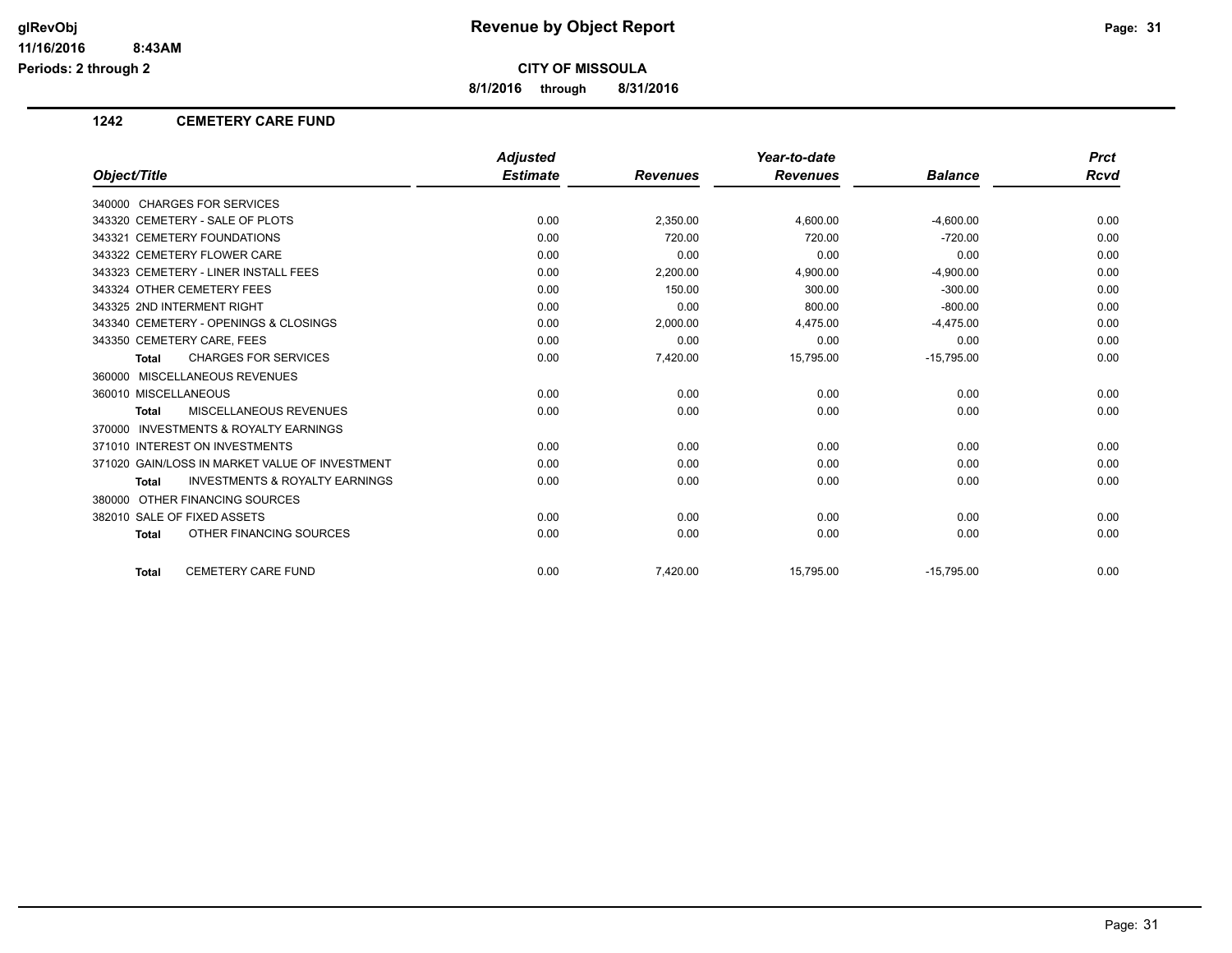**Revenue by Object Report**

**CITY OF MISSOULA**

**8/1/2016 through 8/31/2016**

glRevObj
11/16/2016 8:43AM
Periods: 2 through 2

## 1242 CEMETERY CARE FUND

| Object/Title | Adjusted Estimate | Revenues | Year-to-date Revenues | Balance | Prct Rcvd |
|---|---|---|---|---|---|
| 340000 CHARGES FOR SERVICES | | | | | |
| 343320 CEMETERY - SALE OF PLOTS | 0.00 | 2,350.00 | 4,600.00 | -4,600.00 | 0.00 |
| 343321 CEMETERY FOUNDATIONS | 0.00 | 720.00 | 720.00 | -720.00 | 0.00 |
| 343322 CEMETERY FLOWER CARE | 0.00 | 0.00 | 0.00 | 0.00 | 0.00 |
| 343323 CEMETERY - LINER INSTALL FEES | 0.00 | 2,200.00 | 4,900.00 | -4,900.00 | 0.00 |
| 343324 OTHER CEMETERY FEES | 0.00 | 150.00 | 300.00 | -300.00 | 0.00 |
| 343325 2ND INTERMENT RIGHT | 0.00 | 0.00 | 800.00 | -800.00 | 0.00 |
| 343340 CEMETERY - OPENINGS & CLOSINGS | 0.00 | 2,000.00 | 4,475.00 | -4,475.00 | 0.00 |
| 343350 CEMETERY CARE, FEES | 0.00 | 0.00 | 0.00 | 0.00 | 0.00 |
| **Total** CHARGES FOR SERVICES | 0.00 | 7,420.00 | 15,795.00 | -15,795.00 | 0.00 |
| 360000 MISCELLANEOUS REVENUES | | | | | |
| 360010 MISCELLANEOUS | 0.00 | 0.00 | 0.00 | 0.00 | 0.00 |
| **Total** MISCELLANEOUS REVENUES | 0.00 | 0.00 | 0.00 | 0.00 | 0.00 |
| 370000 INVESTMENTS & ROYALTY EARNINGS | | | | | |
| 371010 INTEREST ON INVESTMENTS | 0.00 | 0.00 | 0.00 | 0.00 | 0.00 |
| 371020 GAIN/LOSS IN MARKET VALUE OF INVESTMENT | 0.00 | 0.00 | 0.00 | 0.00 | 0.00 |
| **Total** INVESTMENTS & ROYALTY EARNINGS | 0.00 | 0.00 | 0.00 | 0.00 | 0.00 |
| 380000 OTHER FINANCING SOURCES | | | | | |
| 382010 SALE OF FIXED ASSETS | 0.00 | 0.00 | 0.00 | 0.00 | 0.00 |
| **Total** OTHER FINANCING SOURCES | 0.00 | 0.00 | 0.00 | 0.00 | 0.00 |
| **Total** CEMETERY CARE FUND | 0.00 | 7,420.00 | 15,795.00 | -15,795.00 | 0.00 |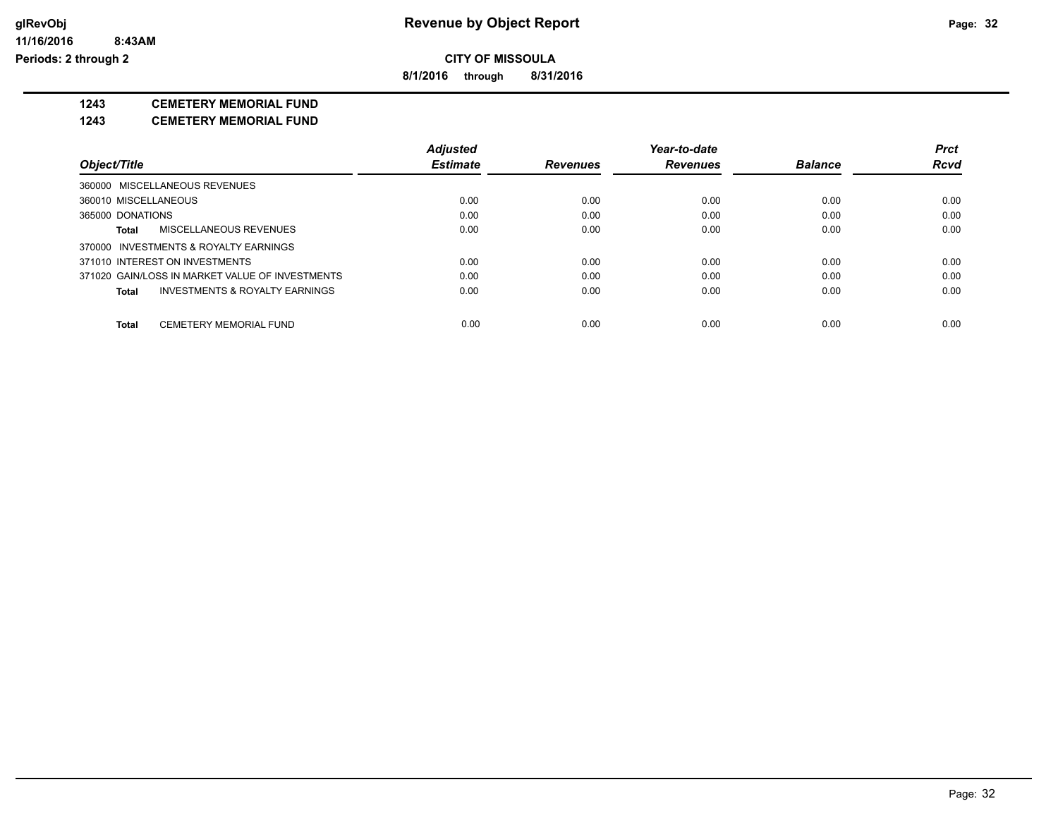**glRevObj**
**11/16/2016 8:43AM**
**Periods: 2 through 2**

# Revenue by Object Report

**CITY OF MISSOULA**

**8/1/2016 through 8/31/2016**

**1243 CEMETERY MEMORIAL FUND**

**1243 CEMETERY MEMORIAL FUND**

| Object/Title | Adjusted Estimate | Revenues | Year-to-date Revenues | Balance | Prct Rcvd |
|---|---|---|---|---|---|
| 360000 MISCELLANEOUS REVENUES | | | | | |
| 360010 MISCELLANEOUS | 0.00 | 0.00 | 0.00 | 0.00 | 0.00 |
| 365000 DONATIONS | 0.00 | 0.00 | 0.00 | 0.00 | 0.00 |
| **Total** MISCELLANEOUS REVENUES | 0.00 | 0.00 | 0.00 | 0.00 | 0.00 |
| 370000 INVESTMENTS & ROYALTY EARNINGS | | | | | |
| 371010 INTEREST ON INVESTMENTS | 0.00 | 0.00 | 0.00 | 0.00 | 0.00 |
| 371020 GAIN/LOSS IN MARKET VALUE OF INVESTMENTS | 0.00 | 0.00 | 0.00 | 0.00 | 0.00 |
| **Total** INVESTMENTS & ROYALTY EARNINGS | 0.00 | 0.00 | 0.00 | 0.00 | 0.00 |
| **Total** CEMETERY MEMORIAL FUND | 0.00 | 0.00 | 0.00 | 0.00 | 0.00 |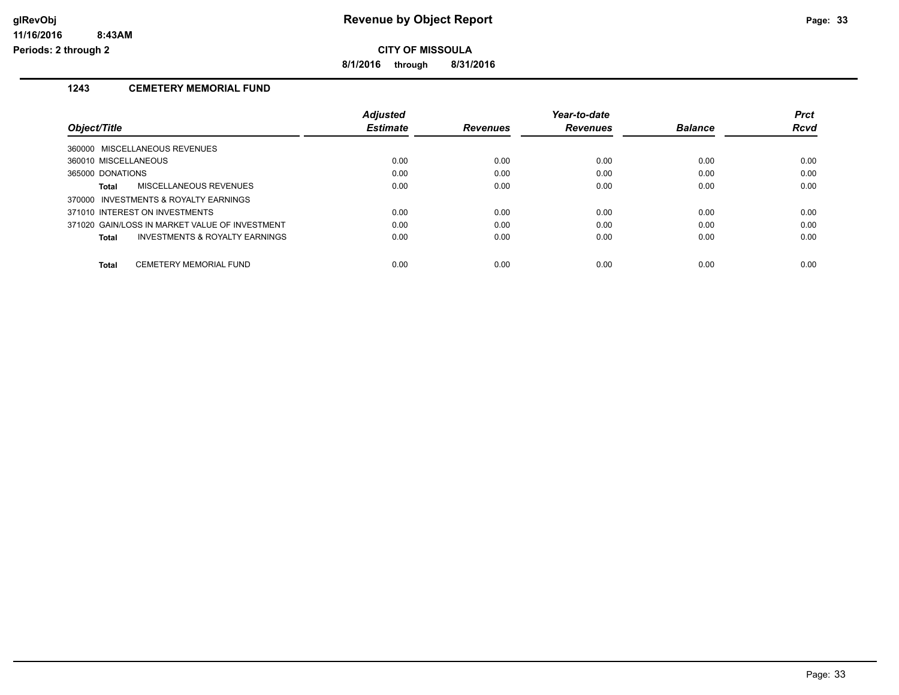**Revenue by Object Report**

**CITY OF MISSOULA**

**8/1/2016 through 8/31/2016**

glRevObj
11/16/2016 8:43AM
Periods: 2 through 2

## 1243 CEMETERY MEMORIAL FUND

| Object/Title | Adjusted Estimate | Revenues | Year-to-date Revenues | Balance | Prct Rcvd |
|---|---|---|---|---|---|
| 360000 MISCELLANEOUS REVENUES | | | | | |
| 360010 MISCELLANEOUS | 0.00 | 0.00 | 0.00 | 0.00 | 0.00 |
| 365000 DONATIONS | 0.00 | 0.00 | 0.00 | 0.00 | 0.00 |
| **Total** MISCELLANEOUS REVENUES | 0.00 | 0.00 | 0.00 | 0.00 | 0.00 |
| 370000 INVESTMENTS & ROYALTY EARNINGS | | | | | |
| 371010 INTEREST ON INVESTMENTS | 0.00 | 0.00 | 0.00 | 0.00 | 0.00 |
| 371020 GAIN/LOSS IN MARKET VALUE OF INVESTMENT | 0.00 | 0.00 | 0.00 | 0.00 | 0.00 |
| **Total** INVESTMENTS & ROYALTY EARNINGS | 0.00 | 0.00 | 0.00 | 0.00 | 0.00 |
| **Total** CEMETERY MEMORIAL FUND | 0.00 | 0.00 | 0.00 | 0.00 | 0.00 |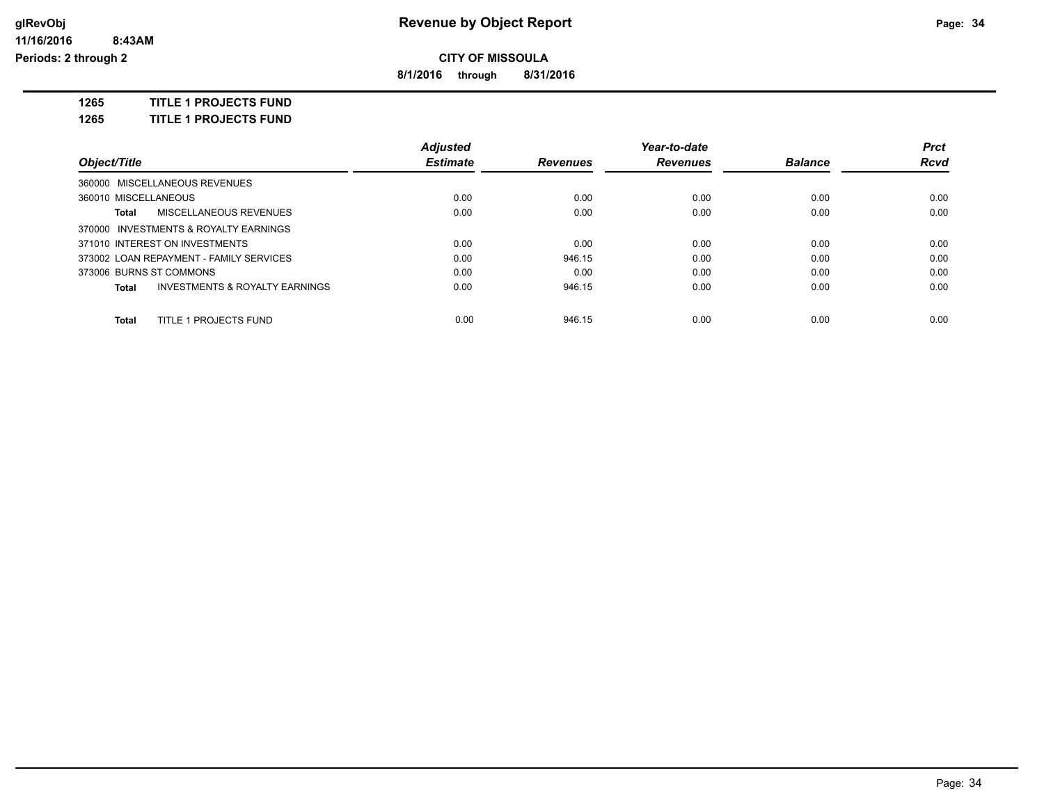**glRevObj**
**11/16/2016 8:43AM**
**Periods: 2 through 2**

# Revenue by Object Report

**CITY OF MISSOULA**

**8/1/2016 through 8/31/2016**

**1265 TITLE 1 PROJECTS FUND**

**1265 TITLE 1 PROJECTS FUND**

| Object/Title | Adjusted Estimate | Revenues | Year-to-date Revenues | Balance | Prct Rcvd |
|---|---|---|---|---|---|
| 360000 MISCELLANEOUS REVENUES | | | | | |
| 360010 MISCELLANEOUS | 0.00 | 0.00 | 0.00 | 0.00 | 0.00 |
| **Total** MISCELLANEOUS REVENUES | 0.00 | 0.00 | 0.00 | 0.00 | 0.00 |
| 370000 INVESTMENTS & ROYALTY EARNINGS | | | | | |
| 371010 INTEREST ON INVESTMENTS | 0.00 | 0.00 | 0.00 | 0.00 | 0.00 |
| 373002 LOAN REPAYMENT - FAMILY SERVICES | 0.00 | 946.15 | 0.00 | 0.00 | 0.00 |
| 373006 BURNS ST COMMONS | 0.00 | 0.00 | 0.00 | 0.00 | 0.00 |
| **Total** INVESTMENTS & ROYALTY EARNINGS | 0.00 | 946.15 | 0.00 | 0.00 | 0.00 |
| **Total** TITLE 1 PROJECTS FUND | 0.00 | 946.15 | 0.00 | 0.00 | 0.00 |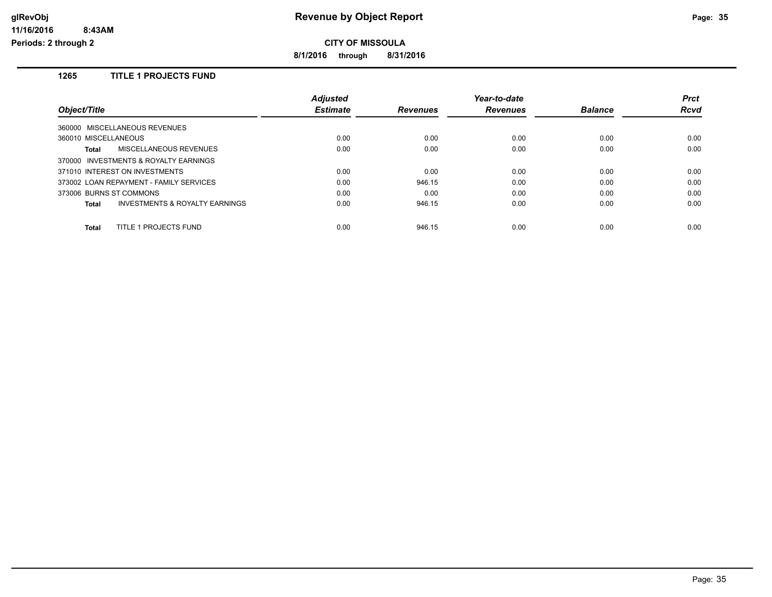# Revenue by Object Report

**CITY OF MISSOULA**

**8/1/2016 through 8/31/2016**

glRevObj
11/16/2016 8:43AM
Periods: 2 through 2

## 1265 TITLE 1 PROJECTS FUND

| Object/Title | Adjusted Estimate | Revenues | Year-to-date Revenues | Balance | Prct Rcvd |
|---|---|---|---|---|---|
| 360000 MISCELLANEOUS REVENUES | | | | | |
| 360010 MISCELLANEOUS | 0.00 | 0.00 | 0.00 | 0.00 | 0.00 |
| **Total** MISCELLANEOUS REVENUES | 0.00 | 0.00 | 0.00 | 0.00 | 0.00 |
| 370000 INVESTMENTS & ROYALTY EARNINGS | | | | | |
| 371010 INTEREST ON INVESTMENTS | 0.00 | 0.00 | 0.00 | 0.00 | 0.00 |
| 373002 LOAN REPAYMENT - FAMILY SERVICES | 0.00 | 946.15 | 0.00 | 0.00 | 0.00 |
| 373006 BURNS ST COMMONS | 0.00 | 0.00 | 0.00 | 0.00 | 0.00 |
| **Total** INVESTMENTS & ROYALTY EARNINGS | 0.00 | 946.15 | 0.00 | 0.00 | 0.00 |
| **Total** TITLE 1 PROJECTS FUND | 0.00 | 946.15 | 0.00 | 0.00 | 0.00 |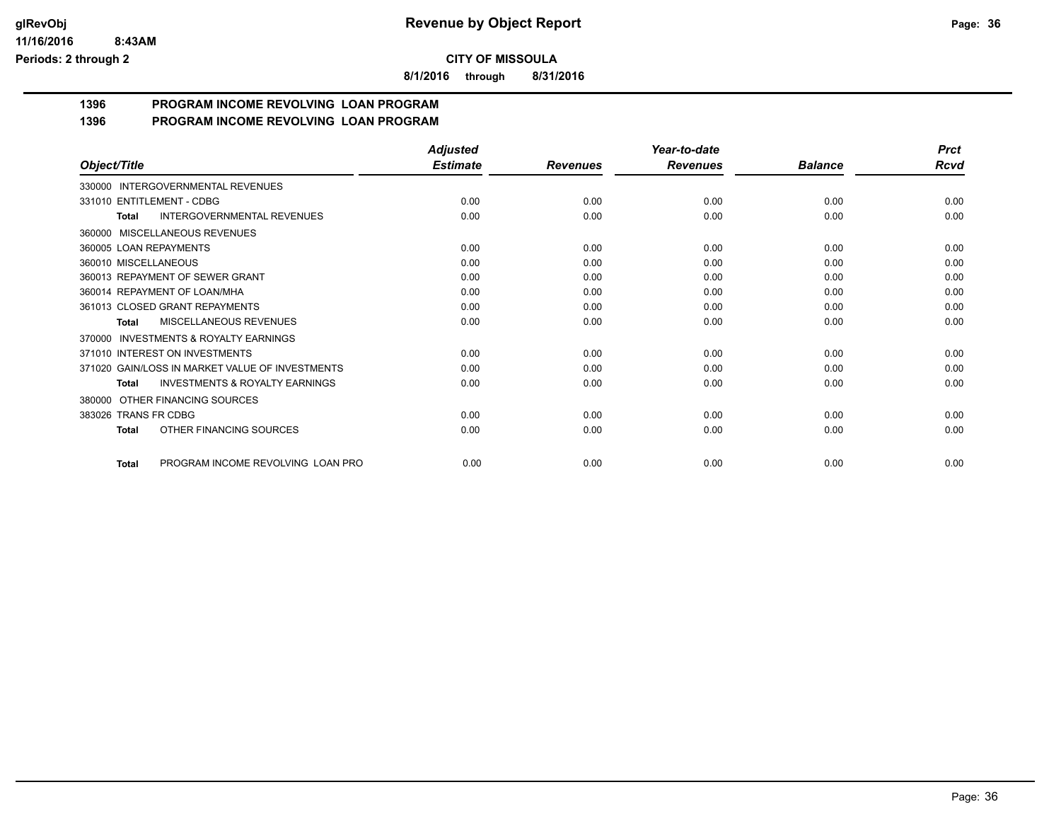# Revenue by Object Report

**CITY OF MISSOULA**

**8/1/2016 through 8/31/2016**

glRevObj
11/16/2016 8:43AM
Periods: 2 through 2

## 1396 PROGRAM INCOME REVOLVING LOAN PROGRAM
## 1396 PROGRAM INCOME REVOLVING LOAN PROGRAM

| Object/Title | Adjusted Estimate | Revenues | Year-to-date Revenues | Balance | Prct Rcvd |
|---|---|---|---|---|---|
| 330000 INTERGOVERNMENTAL REVENUES | | | | | |
| 331010 ENTITLEMENT - CDBG | 0.00 | 0.00 | 0.00 | 0.00 | 0.00 |
| **Total** INTERGOVERNMENTAL REVENUES | 0.00 | 0.00 | 0.00 | 0.00 | 0.00 |
| 360000 MISCELLANEOUS REVENUES | | | | | |
| 360005 LOAN REPAYMENTS | 0.00 | 0.00 | 0.00 | 0.00 | 0.00 |
| 360010 MISCELLANEOUS | 0.00 | 0.00 | 0.00 | 0.00 | 0.00 |
| 360013 REPAYMENT OF SEWER GRANT | 0.00 | 0.00 | 0.00 | 0.00 | 0.00 |
| 360014 REPAYMENT OF LOAN/MHA | 0.00 | 0.00 | 0.00 | 0.00 | 0.00 |
| 361013 CLOSED GRANT REPAYMENTS | 0.00 | 0.00 | 0.00 | 0.00 | 0.00 |
| **Total** MISCELLANEOUS REVENUES | 0.00 | 0.00 | 0.00 | 0.00 | 0.00 |
| 370000 INVESTMENTS & ROYALTY EARNINGS | | | | | |
| 371010 INTEREST ON INVESTMENTS | 0.00 | 0.00 | 0.00 | 0.00 | 0.00 |
| 371020 GAIN/LOSS IN MARKET VALUE OF INVESTMENTS | 0.00 | 0.00 | 0.00 | 0.00 | 0.00 |
| **Total** INVESTMENTS & ROYALTY EARNINGS | 0.00 | 0.00 | 0.00 | 0.00 | 0.00 |
| 380000 OTHER FINANCING SOURCES | | | | | |
| 383026 TRANS FR CDBG | 0.00 | 0.00 | 0.00 | 0.00 | 0.00 |
| **Total** OTHER FINANCING SOURCES | 0.00 | 0.00 | 0.00 | 0.00 | 0.00 |
| **Total** PROGRAM INCOME REVOLVING LOAN PRO | 0.00 | 0.00 | 0.00 | 0.00 | 0.00 |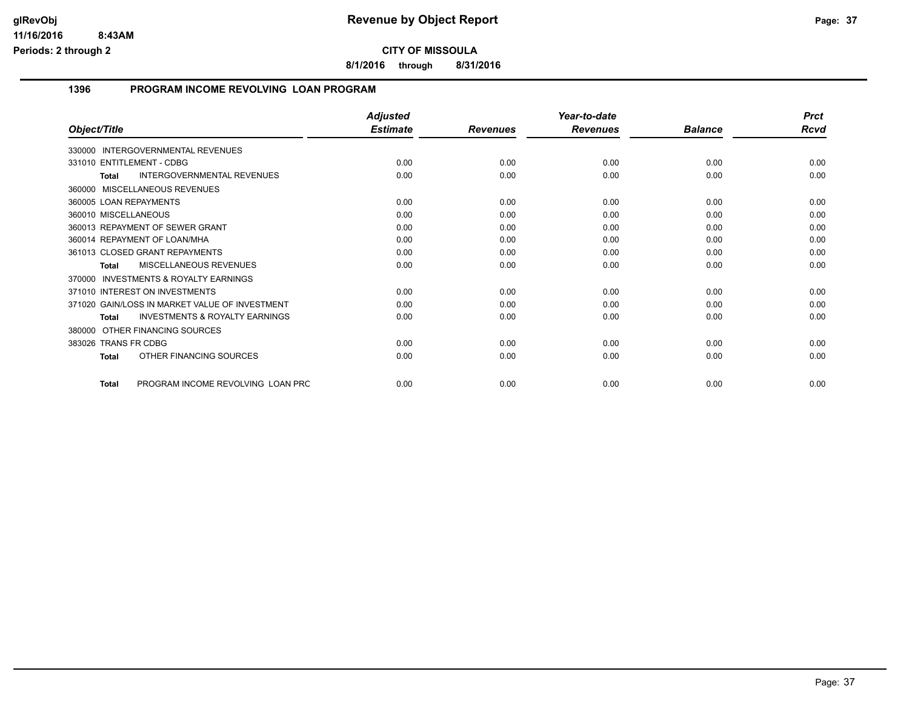**glRevObj** — **Revenue by Object Report**

**11/16/2016 8:43AM**

**Periods: 2 through 2**

**CITY OF MISSOULA**

**8/1/2016 through 8/31/2016**

## 1396 PROGRAM INCOME REVOLVING LOAN PROGRAM

| Object/Title | Adjusted Estimate | Revenues | Year-to-date Revenues | Balance | Prct Rcvd |
|---|---|---|---|---|---|
| 330000 INTERGOVERNMENTAL REVENUES | | | | | |
| 331010 ENTITLEMENT - CDBG | 0.00 | 0.00 | 0.00 | 0.00 | 0.00 |
| **Total** INTERGOVERNMENTAL REVENUES | 0.00 | 0.00 | 0.00 | 0.00 | 0.00 |
| 360000 MISCELLANEOUS REVENUES | | | | | |
| 360005 LOAN REPAYMENTS | 0.00 | 0.00 | 0.00 | 0.00 | 0.00 |
| 360010 MISCELLANEOUS | 0.00 | 0.00 | 0.00 | 0.00 | 0.00 |
| 360013 REPAYMENT OF SEWER GRANT | 0.00 | 0.00 | 0.00 | 0.00 | 0.00 |
| 360014 REPAYMENT OF LOAN/MHA | 0.00 | 0.00 | 0.00 | 0.00 | 0.00 |
| 361013 CLOSED GRANT REPAYMENTS | 0.00 | 0.00 | 0.00 | 0.00 | 0.00 |
| **Total** MISCELLANEOUS REVENUES | 0.00 | 0.00 | 0.00 | 0.00 | 0.00 |
| 370000 INVESTMENTS & ROYALTY EARNINGS | | | | | |
| 371010 INTEREST ON INVESTMENTS | 0.00 | 0.00 | 0.00 | 0.00 | 0.00 |
| 371020 GAIN/LOSS IN MARKET VALUE OF INVESTMENT | 0.00 | 0.00 | 0.00 | 0.00 | 0.00 |
| **Total** INVESTMENTS & ROYALTY EARNINGS | 0.00 | 0.00 | 0.00 | 0.00 | 0.00 |
| 380000 OTHER FINANCING SOURCES | | | | | |
| 383026 TRANS FR CDBG | 0.00 | 0.00 | 0.00 | 0.00 | 0.00 |
| **Total** OTHER FINANCING SOURCES | 0.00 | 0.00 | 0.00 | 0.00 | 0.00 |
| **Total** PROGRAM INCOME REVOLVING LOAN PRC | 0.00 | 0.00 | 0.00 | 0.00 | 0.00 |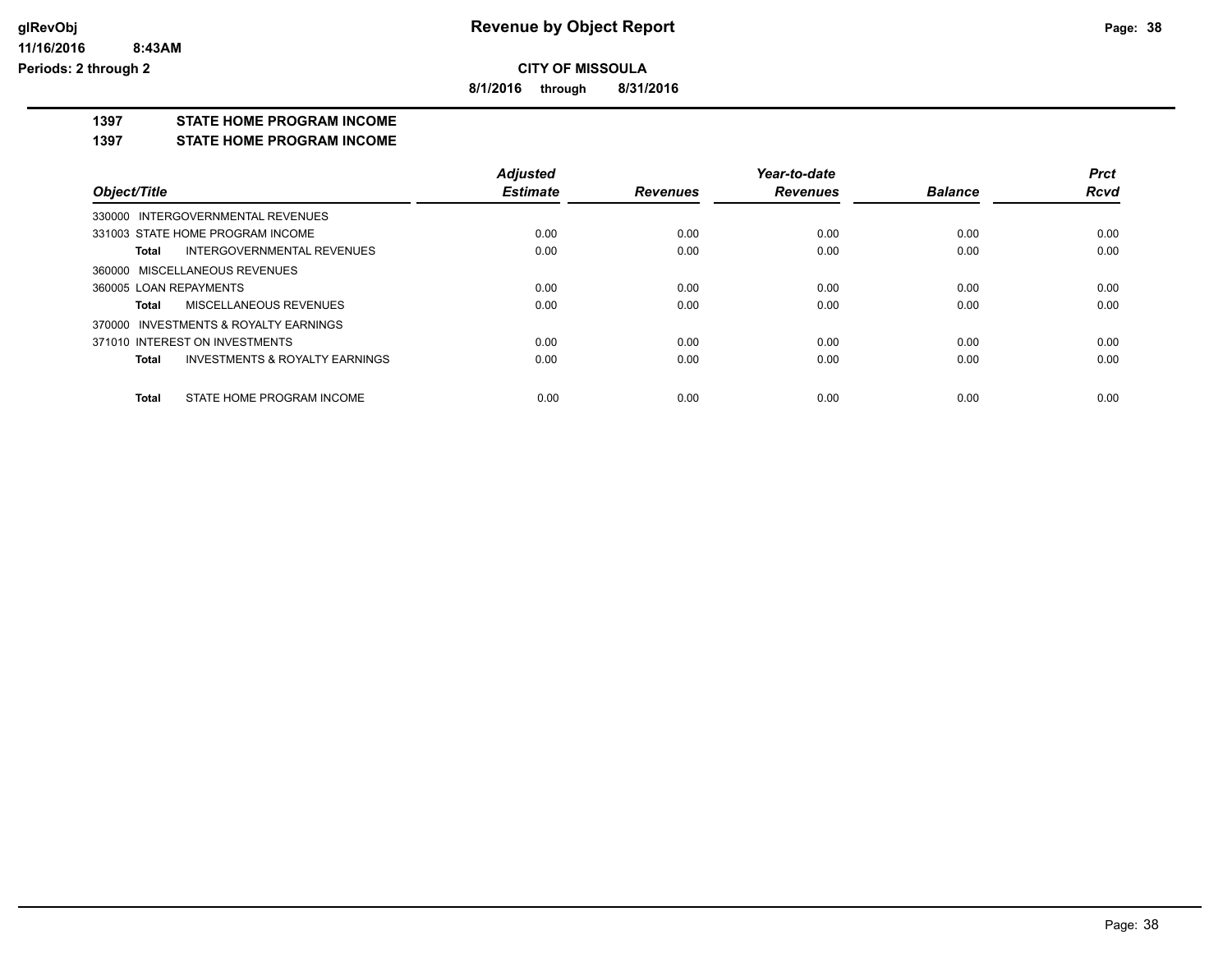**glRevObj**
**11/16/2016 8:43AM**
**Periods: 2 through 2**

# Revenue by Object Report

**CITY OF MISSOULA**

**8/1/2016 through 8/31/2016**

## 1397 STATE HOME PROGRAM INCOME

## 1397 STATE HOME PROGRAM INCOME

| Object/Title | Adjusted Estimate | Revenues | Year-to-date Revenues | Balance | Prct Rcvd |
|---|---|---|---|---|---|
| 330000 INTERGOVERNMENTAL REVENUES | | | | | |
| 331003 STATE HOME PROGRAM INCOME | 0.00 | 0.00 | 0.00 | 0.00 | 0.00 |
| **Total** INTERGOVERNMENTAL REVENUES | 0.00 | 0.00 | 0.00 | 0.00 | 0.00 |
| 360000 MISCELLANEOUS REVENUES | | | | | |
| 360005 LOAN REPAYMENTS | 0.00 | 0.00 | 0.00 | 0.00 | 0.00 |
| **Total** MISCELLANEOUS REVENUES | 0.00 | 0.00 | 0.00 | 0.00 | 0.00 |
| 370000 INVESTMENTS & ROYALTY EARNINGS | | | | | |
| 371010 INTEREST ON INVESTMENTS | 0.00 | 0.00 | 0.00 | 0.00 | 0.00 |
| **Total** INVESTMENTS & ROYALTY EARNINGS | 0.00 | 0.00 | 0.00 | 0.00 | 0.00 |
| **Total** STATE HOME PROGRAM INCOME | 0.00 | 0.00 | 0.00 | 0.00 | 0.00 |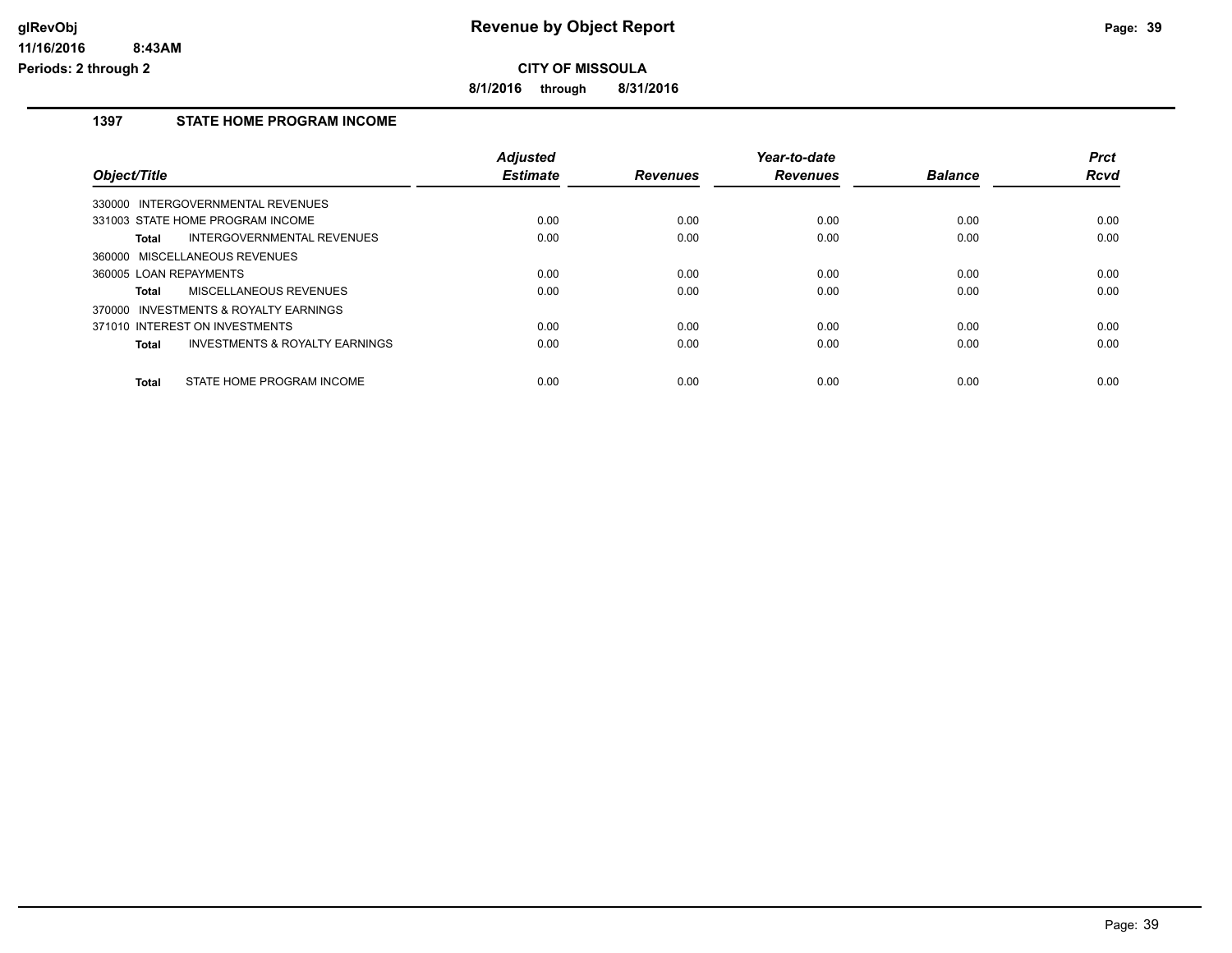# Revenue by Object Report

glRevObj
11/16/2016 8:43AM
Periods: 2 through 2

**CITY OF MISSOULA**

**8/1/2016 through 8/31/2016**

## 1397 STATE HOME PROGRAM INCOME

| Object/Title | Adjusted Estimate | Revenues | Year-to-date Revenues | Balance | Prct Rcvd |
|---|---|---|---|---|---|
| 330000 INTERGOVERNMENTAL REVENUES | | | | | |
| 331003 STATE HOME PROGRAM INCOME | 0.00 | 0.00 | 0.00 | 0.00 | 0.00 |
| **Total** INTERGOVERNMENTAL REVENUES | 0.00 | 0.00 | 0.00 | 0.00 | 0.00 |
| 360000 MISCELLANEOUS REVENUES | | | | | |
| 360005 LOAN REPAYMENTS | 0.00 | 0.00 | 0.00 | 0.00 | 0.00 |
| **Total** MISCELLANEOUS REVENUES | 0.00 | 0.00 | 0.00 | 0.00 | 0.00 |
| 370000 INVESTMENTS & ROYALTY EARNINGS | | | | | |
| 371010 INTEREST ON INVESTMENTS | 0.00 | 0.00 | 0.00 | 0.00 | 0.00 |
| **Total** INVESTMENTS & ROYALTY EARNINGS | 0.00 | 0.00 | 0.00 | 0.00 | 0.00 |
| **Total** STATE HOME PROGRAM INCOME | 0.00 | 0.00 | 0.00 | 0.00 | 0.00 |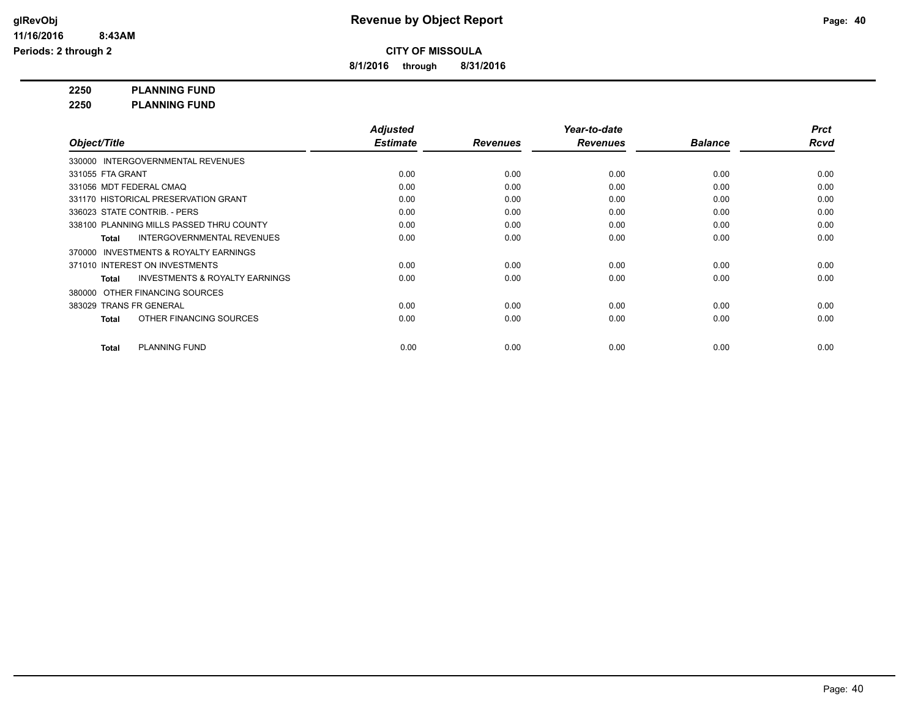# Revenue by Object Report

**CITY OF MISSOULA**

**8/1/2016 through 8/31/2016**

glRevObj
11/16/2016 8:43AM
Periods: 2 through 2

**2250 PLANNING FUND**
**2250 PLANNING FUND**

| Object/Title | Adjusted Estimate | Revenues | Year-to-date Revenues | Balance | Prct Rcvd |
|---|---|---|---|---|---|
| 330000 INTERGOVERNMENTAL REVENUES | | | | | |
| 331055 FTA GRANT | 0.00 | 0.00 | 0.00 | 0.00 | 0.00 |
| 331056 MDT FEDERAL CMAQ | 0.00 | 0.00 | 0.00 | 0.00 | 0.00 |
| 331170 HISTORICAL PRESERVATION GRANT | 0.00 | 0.00 | 0.00 | 0.00 | 0.00 |
| 336023 STATE CONTRIB. - PERS | 0.00 | 0.00 | 0.00 | 0.00 | 0.00 |
| 338100 PLANNING MILLS PASSED THRU COUNTY | 0.00 | 0.00 | 0.00 | 0.00 | 0.00 |
| **Total** INTERGOVERNMENTAL REVENUES | 0.00 | 0.00 | 0.00 | 0.00 | 0.00 |
| 370000 INVESTMENTS & ROYALTY EARNINGS | | | | | |
| 371010 INTEREST ON INVESTMENTS | 0.00 | 0.00 | 0.00 | 0.00 | 0.00 |
| **Total** INVESTMENTS & ROYALTY EARNINGS | 0.00 | 0.00 | 0.00 | 0.00 | 0.00 |
| 380000 OTHER FINANCING SOURCES | | | | | |
| 383029 TRANS FR GENERAL | 0.00 | 0.00 | 0.00 | 0.00 | 0.00 |
| **Total** OTHER FINANCING SOURCES | 0.00 | 0.00 | 0.00 | 0.00 | 0.00 |
| **Total** PLANNING FUND | 0.00 | 0.00 | 0.00 | 0.00 | 0.00 |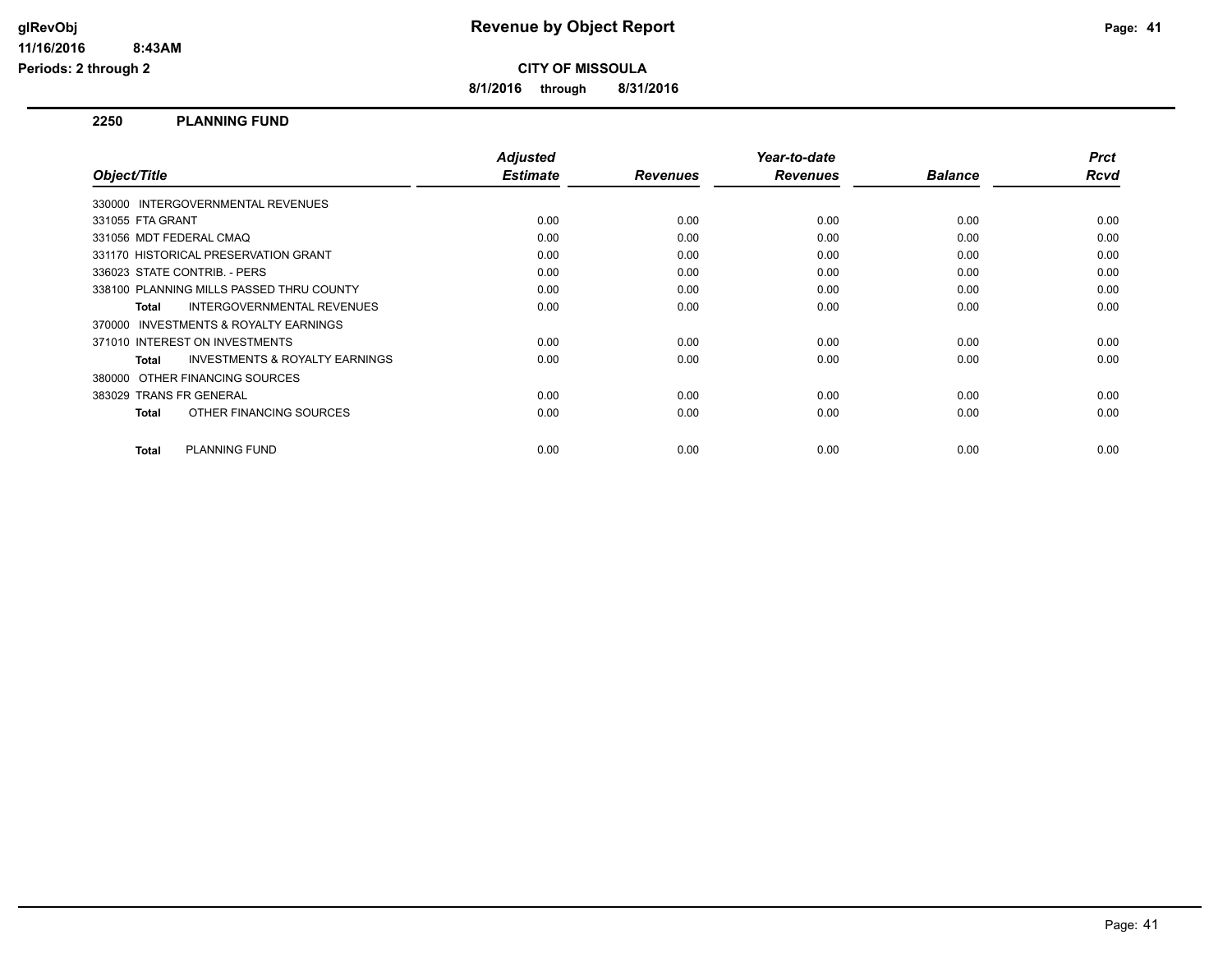**glRevObj**
**11/16/2016 8:43AM**
**Periods: 2 through 2**

# Revenue by Object Report

**CITY OF MISSOULA**

**8/1/2016 through 8/31/2016**

## 2250 PLANNING FUND

| Object/Title | Adjusted Estimate | Revenues | Year-to-date Revenues | Balance | Prct Rcvd |
|---|---|---|---|---|---|
| 330000 INTERGOVERNMENTAL REVENUES | | | | | |
| 331055 FTA GRANT | 0.00 | 0.00 | 0.00 | 0.00 | 0.00 |
| 331056 MDT FEDERAL CMAQ | 0.00 | 0.00 | 0.00 | 0.00 | 0.00 |
| 331170 HISTORICAL PRESERVATION GRANT | 0.00 | 0.00 | 0.00 | 0.00 | 0.00 |
| 336023 STATE CONTRIB. - PERS | 0.00 | 0.00 | 0.00 | 0.00 | 0.00 |
| 338100 PLANNING MILLS PASSED THRU COUNTY | 0.00 | 0.00 | 0.00 | 0.00 | 0.00 |
| **Total** INTERGOVERNMENTAL REVENUES | 0.00 | 0.00 | 0.00 | 0.00 | 0.00 |
| 370000 INVESTMENTS & ROYALTY EARNINGS | | | | | |
| 371010 INTEREST ON INVESTMENTS | 0.00 | 0.00 | 0.00 | 0.00 | 0.00 |
| **Total** INVESTMENTS & ROYALTY EARNINGS | 0.00 | 0.00 | 0.00 | 0.00 | 0.00 |
| 380000 OTHER FINANCING SOURCES | | | | | |
| 383029 TRANS FR GENERAL | 0.00 | 0.00 | 0.00 | 0.00 | 0.00 |
| **Total** OTHER FINANCING SOURCES | 0.00 | 0.00 | 0.00 | 0.00 | 0.00 |
| **Total** PLANNING FUND | 0.00 | 0.00 | 0.00 | 0.00 | 0.00 |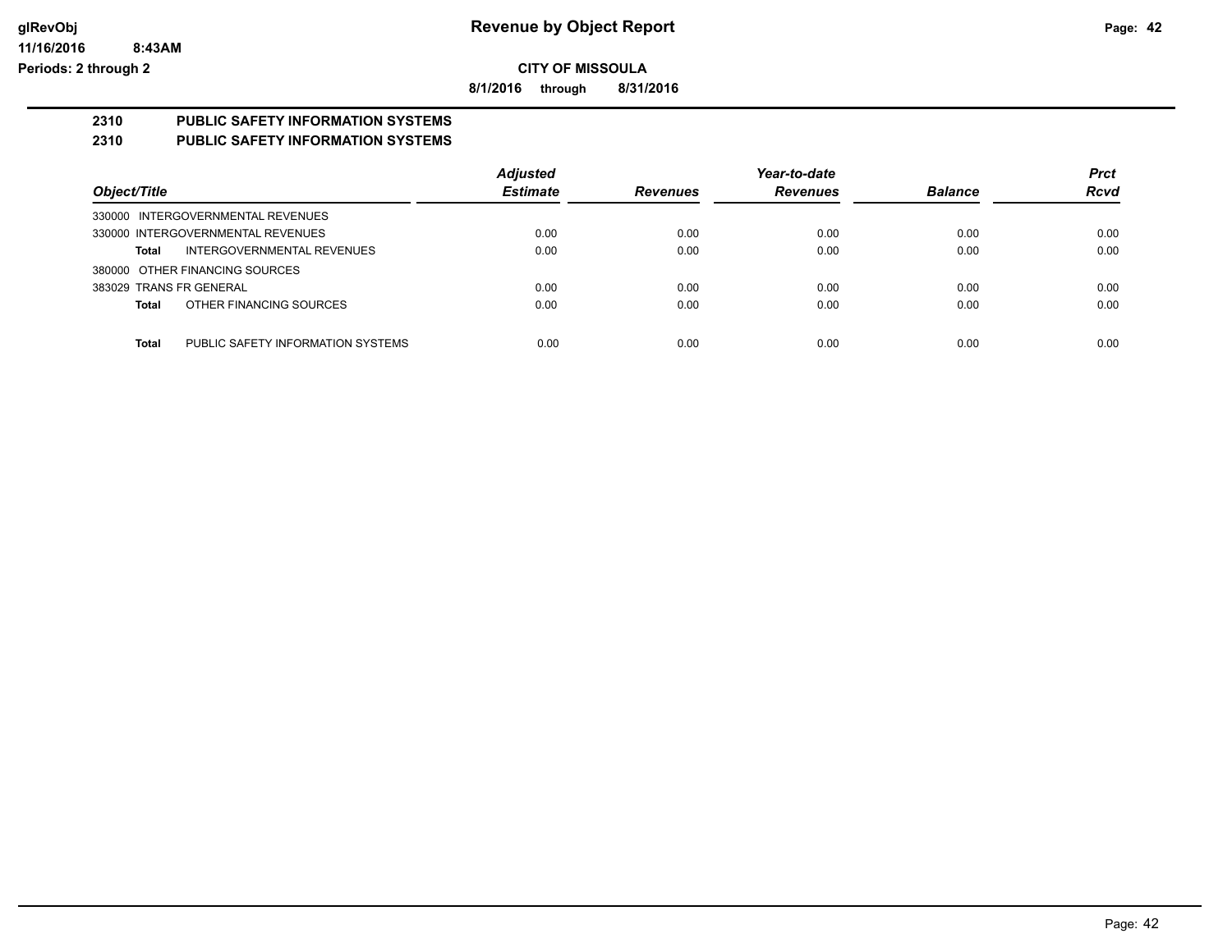# Revenue by Object Report

## CITY OF MISSOULA

**8/1/2016 through 8/31/2016**

glRevObj
11/16/2016 8:43AM
Periods: 2 through 2

### 2310 PUBLIC SAFETY INFORMATION SYSTEMS
### 2310 PUBLIC SAFETY INFORMATION SYSTEMS

| Object/Title | Adjusted Estimate | Revenues | Year-to-date Revenues | Balance | Prct Rcvd |
|---|---|---|---|---|---|
| 330000 INTERGOVERNMENTAL REVENUES | | | | | |
| 330000 INTERGOVERNMENTAL REVENUES | 0.00 | 0.00 | 0.00 | 0.00 | 0.00 |
| **Total** INTERGOVERNMENTAL REVENUES | 0.00 | 0.00 | 0.00 | 0.00 | 0.00 |
| 380000 OTHER FINANCING SOURCES | | | | | |
| 383029 TRANS FR GENERAL | 0.00 | 0.00 | 0.00 | 0.00 | 0.00 |
| **Total** OTHER FINANCING SOURCES | 0.00 | 0.00 | 0.00 | 0.00 | 0.00 |
| **Total** PUBLIC SAFETY INFORMATION SYSTEMS | 0.00 | 0.00 | 0.00 | 0.00 | 0.00 |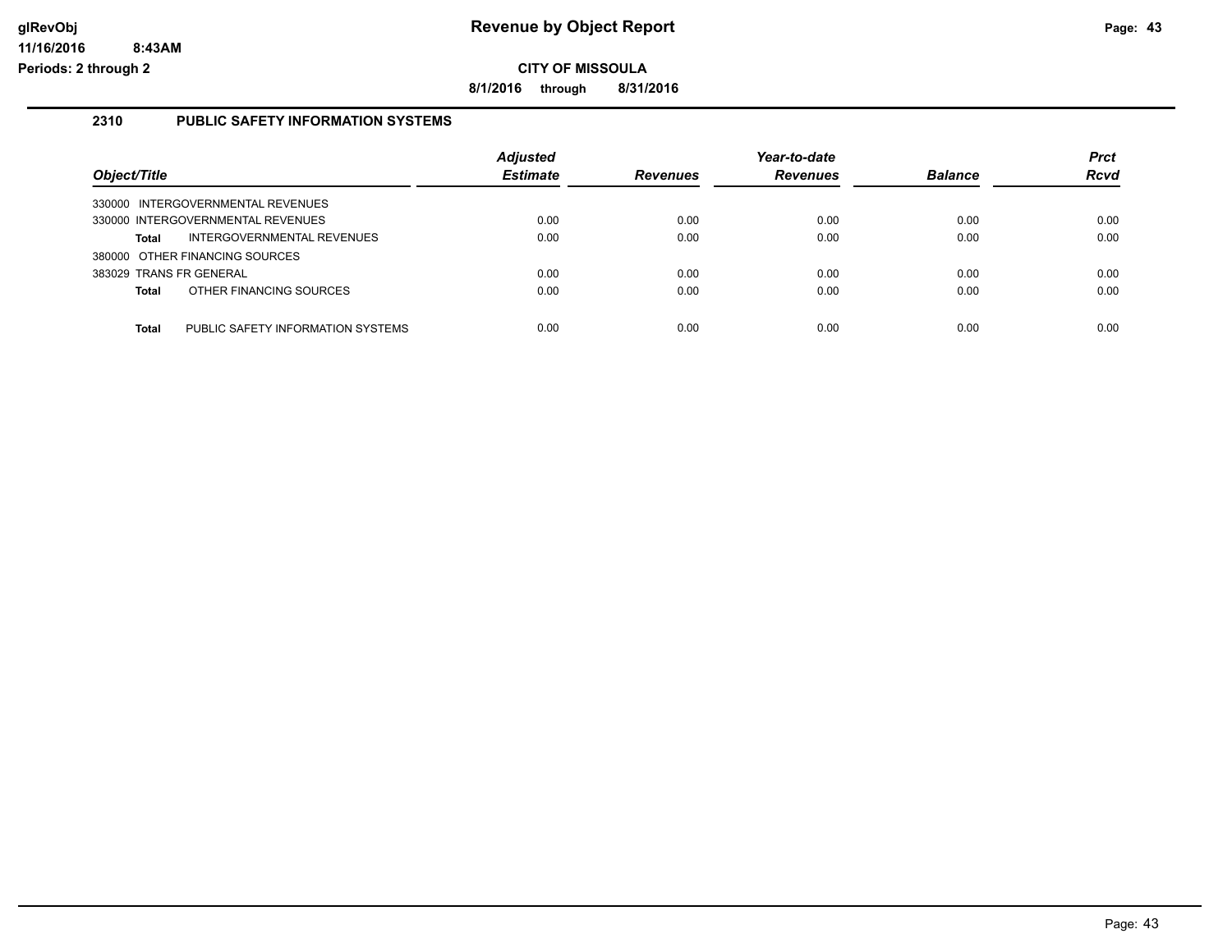# Revenue by Object Report

glRevObj
11/16/2016 8:43AM
Periods: 2 through 2

**CITY OF MISSOULA**

**8/1/2016 through 8/31/2016**

## 2310 PUBLIC SAFETY INFORMATION SYSTEMS

| Object/Title | Adjusted Estimate | Revenues | Year-to-date Revenues | Balance | Prct Rcvd |
|---|---|---|---|---|---|
| 330000 INTERGOVERNMENTAL REVENUES | | | | | |
| 330000 INTERGOVERNMENTAL REVENUES | 0.00 | 0.00 | 0.00 | 0.00 | 0.00 |
| **Total** INTERGOVERNMENTAL REVENUES | 0.00 | 0.00 | 0.00 | 0.00 | 0.00 |
| 380000 OTHER FINANCING SOURCES | | | | | |
| 383029 TRANS FR GENERAL | 0.00 | 0.00 | 0.00 | 0.00 | 0.00 |
| **Total** OTHER FINANCING SOURCES | 0.00 | 0.00 | 0.00 | 0.00 | 0.00 |
| **Total** PUBLIC SAFETY INFORMATION SYSTEMS | 0.00 | 0.00 | 0.00 | 0.00 | 0.00 |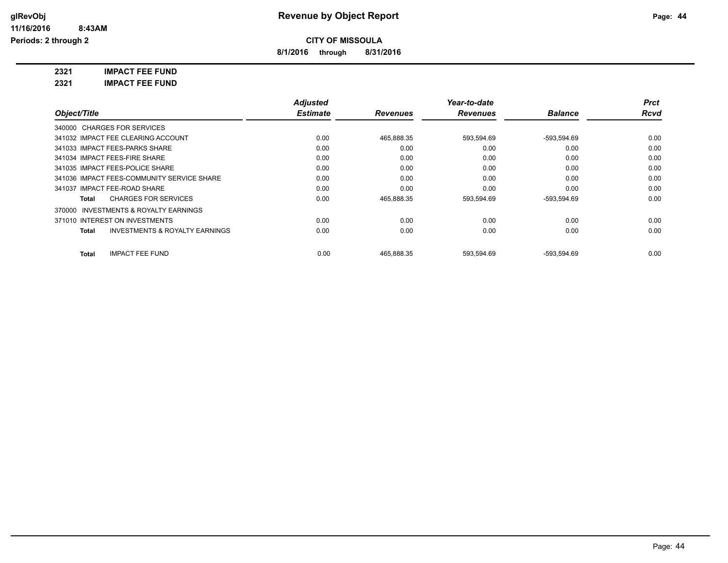**Revenue by Object Report**

**CITY OF MISSOULA**

**8/1/2016 through 8/31/2016**

glRevObj
11/16/2016 8:43AM
Periods: 2 through 2

**2321 IMPACT FEE FUND**

**2321 IMPACT FEE FUND**

| Object/Title | Adjusted Estimate | Revenues | Year-to-date Revenues | Balance | Prct Rcvd |
|---|---|---|---|---|---|
| 340000 CHARGES FOR SERVICES | | | | | |
| 341032 IMPACT FEE CLEARING ACCOUNT | 0.00 | 465,888.35 | 593,594.69 | -593,594.69 | 0.00 |
| 341033 IMPACT FEES-PARKS SHARE | 0.00 | 0.00 | 0.00 | 0.00 | 0.00 |
| 341034 IMPACT FEES-FIRE SHARE | 0.00 | 0.00 | 0.00 | 0.00 | 0.00 |
| 341035 IMPACT FEES-POLICE SHARE | 0.00 | 0.00 | 0.00 | 0.00 | 0.00 |
| 341036 IMPACT FEES-COMMUNITY SERVICE SHARE | 0.00 | 0.00 | 0.00 | 0.00 | 0.00 |
| 341037 IMPACT FEE-ROAD SHARE | 0.00 | 0.00 | 0.00 | 0.00 | 0.00 |
| **Total** CHARGES FOR SERVICES | 0.00 | 465,888.35 | 593,594.69 | -593,594.69 | 0.00 |
| 370000 INVESTMENTS & ROYALTY EARNINGS | | | | | |
| 371010 INTEREST ON INVESTMENTS | 0.00 | 0.00 | 0.00 | 0.00 | 0.00 |
| **Total** INVESTMENTS & ROYALTY EARNINGS | 0.00 | 0.00 | 0.00 | 0.00 | 0.00 |
| **Total** IMPACT FEE FUND | 0.00 | 465,888.35 | 593,594.69 | -593,594.69 | 0.00 |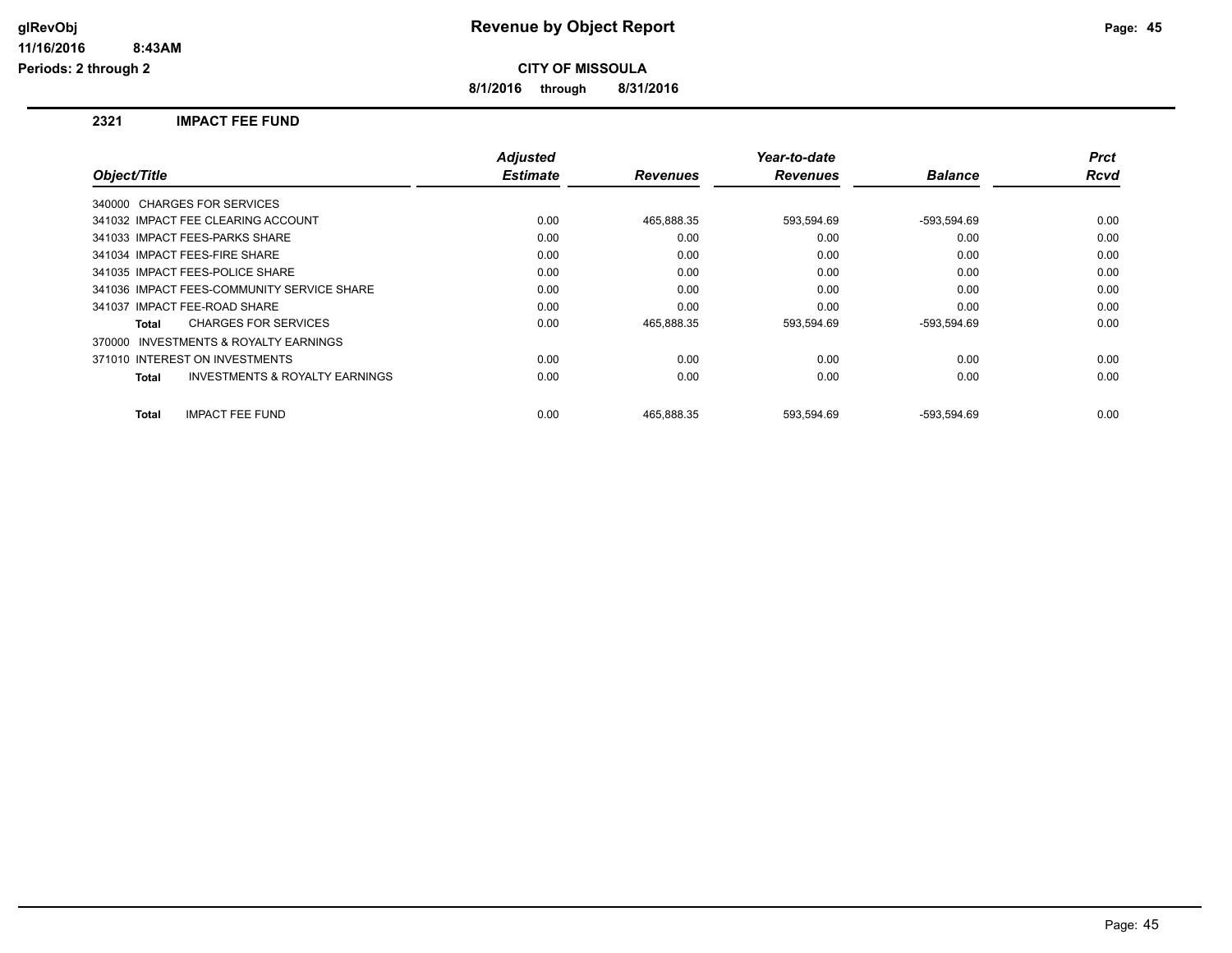**Revenue by Object Report**

**CITY OF MISSOULA**

**8/1/2016 through 8/31/2016**

glRevObj
11/16/2016 8:43AM
Periods: 2 through 2

## 2321 IMPACT FEE FUND

| Object/Title | Adjusted Estimate | Revenues | Year-to-date Revenues | Balance | Prct Rcvd |
|---|---|---|---|---|---|
| 340000 CHARGES FOR SERVICES | | | | | |
| 341032 IMPACT FEE CLEARING ACCOUNT | 0.00 | 465,888.35 | 593,594.69 | -593,594.69 | 0.00 |
| 341033 IMPACT FEES-PARKS SHARE | 0.00 | 0.00 | 0.00 | 0.00 | 0.00 |
| 341034 IMPACT FEES-FIRE SHARE | 0.00 | 0.00 | 0.00 | 0.00 | 0.00 |
| 341035 IMPACT FEES-POLICE SHARE | 0.00 | 0.00 | 0.00 | 0.00 | 0.00 |
| 341036 IMPACT FEES-COMMUNITY SERVICE SHARE | 0.00 | 0.00 | 0.00 | 0.00 | 0.00 |
| 341037 IMPACT FEE-ROAD SHARE | 0.00 | 0.00 | 0.00 | 0.00 | 0.00 |
| **Total** CHARGES FOR SERVICES | 0.00 | 465,888.35 | 593,594.69 | -593,594.69 | 0.00 |
| 370000 INVESTMENTS & ROYALTY EARNINGS | | | | | |
| 371010 INTEREST ON INVESTMENTS | 0.00 | 0.00 | 0.00 | 0.00 | 0.00 |
| **Total** INVESTMENTS & ROYALTY EARNINGS | 0.00 | 0.00 | 0.00 | 0.00 | 0.00 |
| **Total** IMPACT FEE FUND | 0.00 | 465,888.35 | 593,594.69 | -593,594.69 | 0.00 |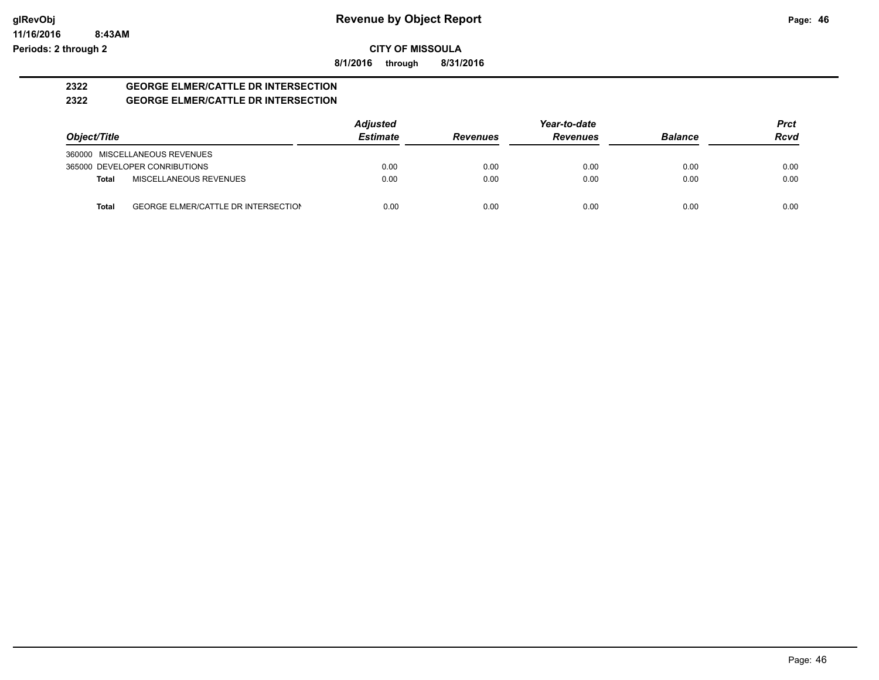glRevObj
11/16/2016 8:43AM
Periods: 2 through 2

# Revenue by Object Report

**CITY OF MISSOULA**

**8/1/2016 through 8/31/2016**

## 2322 GEORGE ELMER/CATTLE DR INTERSECTION
## 2322 GEORGE ELMER/CATTLE DR INTERSECTION

| Object/Title | Adjusted Estimate | Revenues | Year-to-date Revenues | Balance | Prct Rcvd |
|---|---|---|---|---|---|
| 360000 MISCELLANEOUS REVENUES | | | | | |
| 365000 DEVELOPER CONRIBUTIONS | 0.00 | 0.00 | 0.00 | 0.00 | 0.00 |
| **Total** MISCELLANEOUS REVENUES | 0.00 | 0.00 | 0.00 | 0.00 | 0.00 |
| **Total** GEORGE ELMER/CATTLE DR INTERSECTION | 0.00 | 0.00 | 0.00 | 0.00 | 0.00 |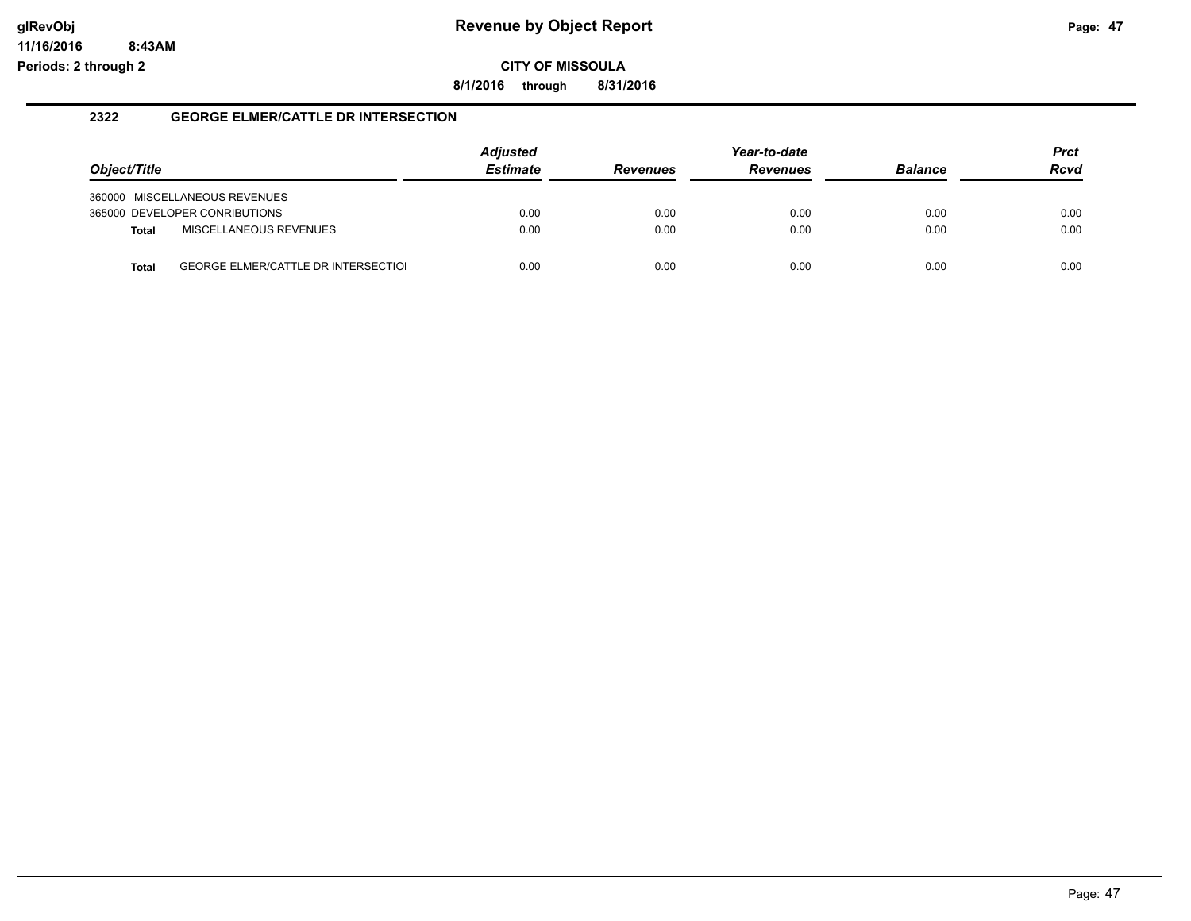# Revenue by Object Report

**CITY OF MISSOULA**

**8/1/2016 through 8/31/2016**

glRevObj
11/16/2016 8:43AM
Periods: 2 through 2

## 2322 GEORGE ELMER/CATTLE DR INTERSECTION

| Object/Title | Adjusted Estimate | Revenues | Year-to-date Revenues | Balance | Prct Rcvd |
|---|---|---|---|---|---|
| 360000 MISCELLANEOUS REVENUES | | | | | |
| 365000 DEVELOPER CONRIBUTIONS | 0.00 | 0.00 | 0.00 | 0.00 | 0.00 |
| **Total** MISCELLANEOUS REVENUES | 0.00 | 0.00 | 0.00 | 0.00 | 0.00 |
| **Total** GEORGE ELMER/CATTLE DR INTERSECTIOI | 0.00 | 0.00 | 0.00 | 0.00 | 0.00 |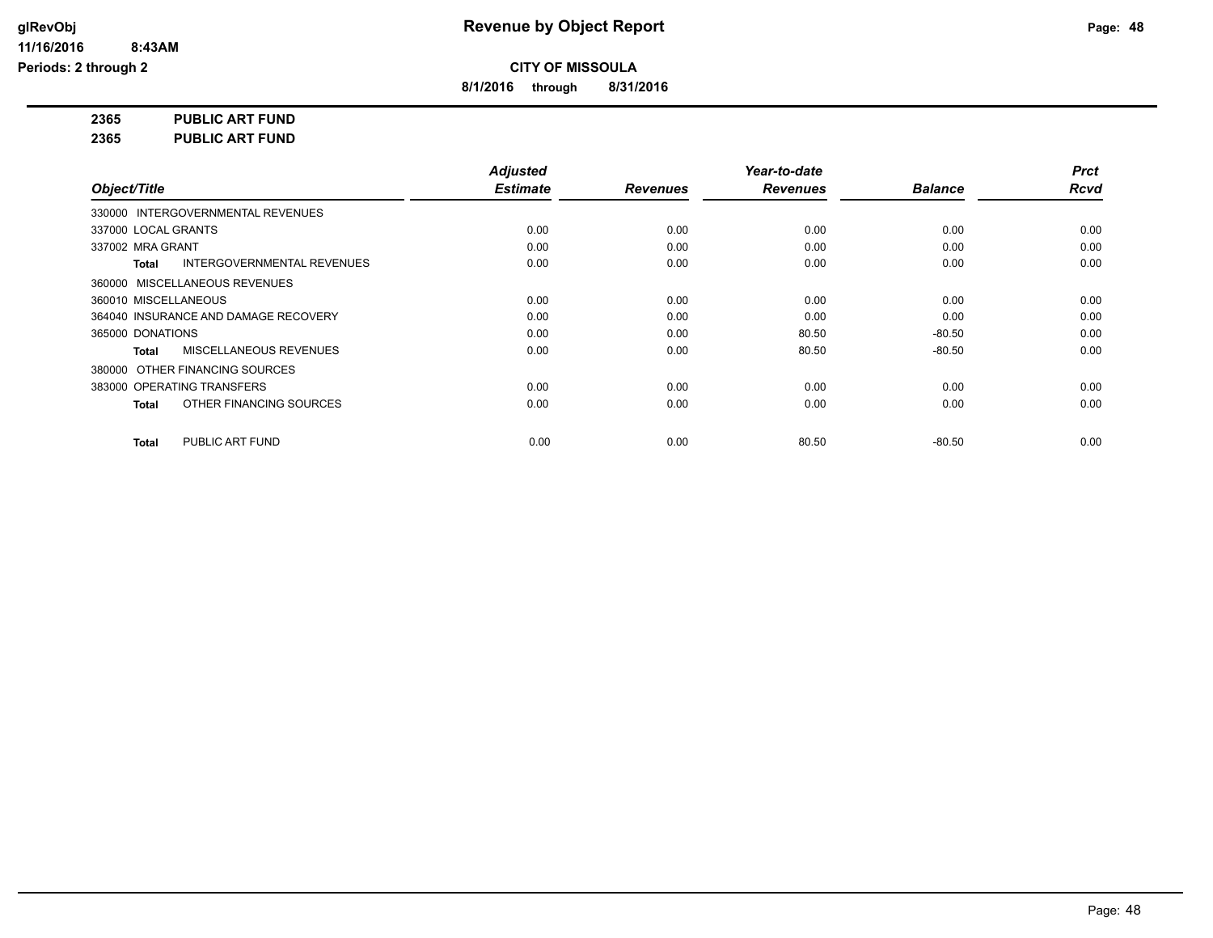**Revenue by Object Report**

**CITY OF MISSOULA**

**8/1/2016 through 8/31/2016**

glRevObj
11/16/2016 8:43AM
Periods: 2 through 2

**2365 PUBLIC ART FUND**

**2365 PUBLIC ART FUND**

| Object/Title | Adjusted Estimate | Revenues | Year-to-date Revenues | Balance | Prct Rcvd |
|---|---|---|---|---|---|
| 330000 INTERGOVERNMENTAL REVENUES | | | | | |
| 337000 LOCAL GRANTS | 0.00 | 0.00 | 0.00 | 0.00 | 0.00 |
| 337002 MRA GRANT | 0.00 | 0.00 | 0.00 | 0.00 | 0.00 |
| **Total** INTERGOVERNMENTAL REVENUES | 0.00 | 0.00 | 0.00 | 0.00 | 0.00 |
| 360000 MISCELLANEOUS REVENUES | | | | | |
| 360010 MISCELLANEOUS | 0.00 | 0.00 | 0.00 | 0.00 | 0.00 |
| 364040 INSURANCE AND DAMAGE RECOVERY | 0.00 | 0.00 | 0.00 | 0.00 | 0.00 |
| 365000 DONATIONS | 0.00 | 0.00 | 80.50 | -80.50 | 0.00 |
| **Total** MISCELLANEOUS REVENUES | 0.00 | 0.00 | 80.50 | -80.50 | 0.00 |
| 380000 OTHER FINANCING SOURCES | | | | | |
| 383000 OPERATING TRANSFERS | 0.00 | 0.00 | 0.00 | 0.00 | 0.00 |
| **Total** OTHER FINANCING SOURCES | 0.00 | 0.00 | 0.00 | 0.00 | 0.00 |
| **Total** PUBLIC ART FUND | 0.00 | 0.00 | 80.50 | -80.50 | 0.00 |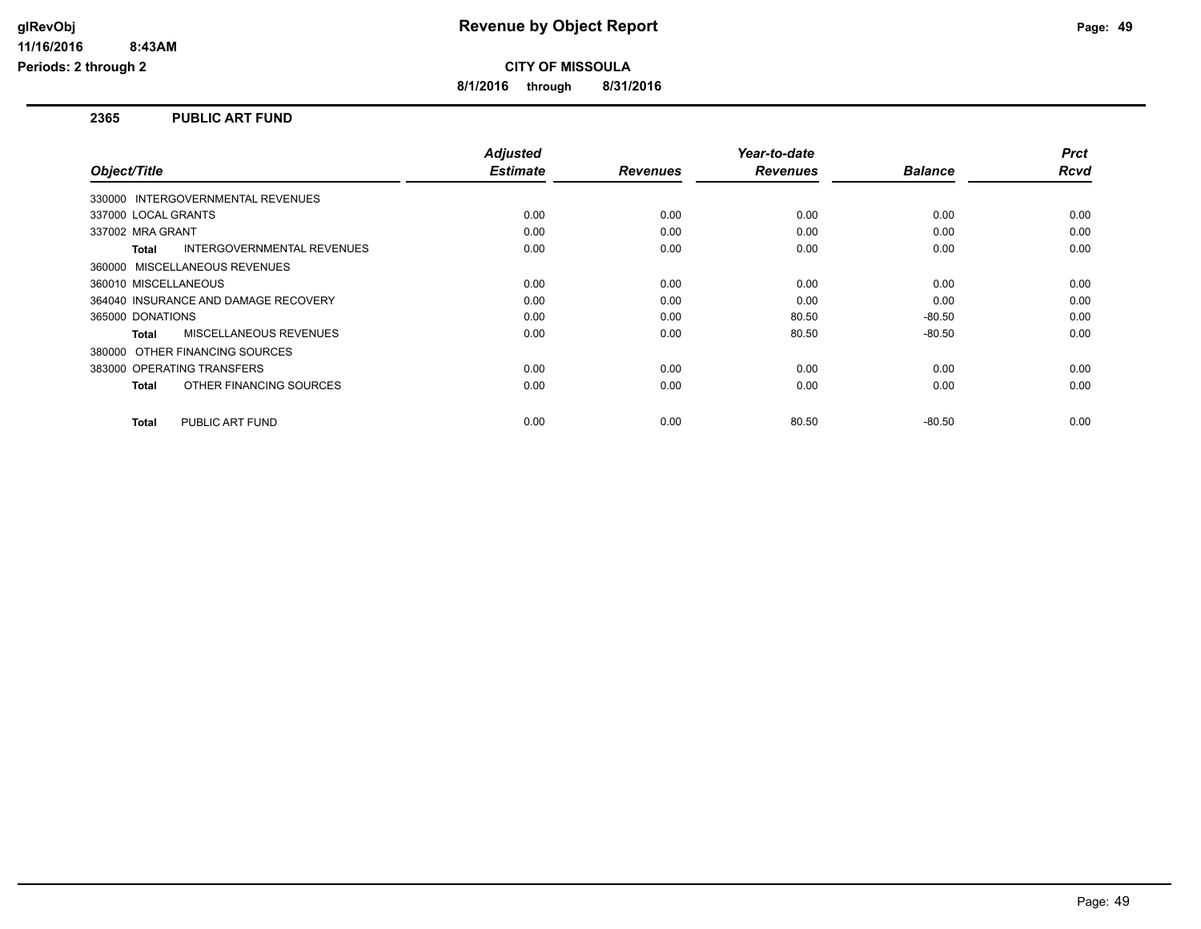**Revenue by Object Report**

**CITY OF MISSOULA**

**8/1/2016 through 8/31/2016**

glRevObj
11/16/2016 8:43AM
Periods: 2 through 2

## 2365 PUBLIC ART FUND

| Object/Title | Adjusted Estimate | Revenues | Year-to-date Revenues | Balance | Prct Rcvd |
|---|---|---|---|---|---|
| 330000 INTERGOVERNMENTAL REVENUES | | | | | |
| 337000 LOCAL GRANTS | 0.00 | 0.00 | 0.00 | 0.00 | 0.00 |
| 337002 MRA GRANT | 0.00 | 0.00 | 0.00 | 0.00 | 0.00 |
| **Total** INTERGOVERNMENTAL REVENUES | 0.00 | 0.00 | 0.00 | 0.00 | 0.00 |
| 360000 MISCELLANEOUS REVENUES | | | | | |
| 360010 MISCELLANEOUS | 0.00 | 0.00 | 0.00 | 0.00 | 0.00 |
| 364040 INSURANCE AND DAMAGE RECOVERY | 0.00 | 0.00 | 0.00 | 0.00 | 0.00 |
| 365000 DONATIONS | 0.00 | 0.00 | 80.50 | -80.50 | 0.00 |
| **Total** MISCELLANEOUS REVENUES | 0.00 | 0.00 | 80.50 | -80.50 | 0.00 |
| 380000 OTHER FINANCING SOURCES | | | | | |
| 383000 OPERATING TRANSFERS | 0.00 | 0.00 | 0.00 | 0.00 | 0.00 |
| **Total** OTHER FINANCING SOURCES | 0.00 | 0.00 | 0.00 | 0.00 | 0.00 |
| **Total** PUBLIC ART FUND | 0.00 | 0.00 | 80.50 | -80.50 | 0.00 |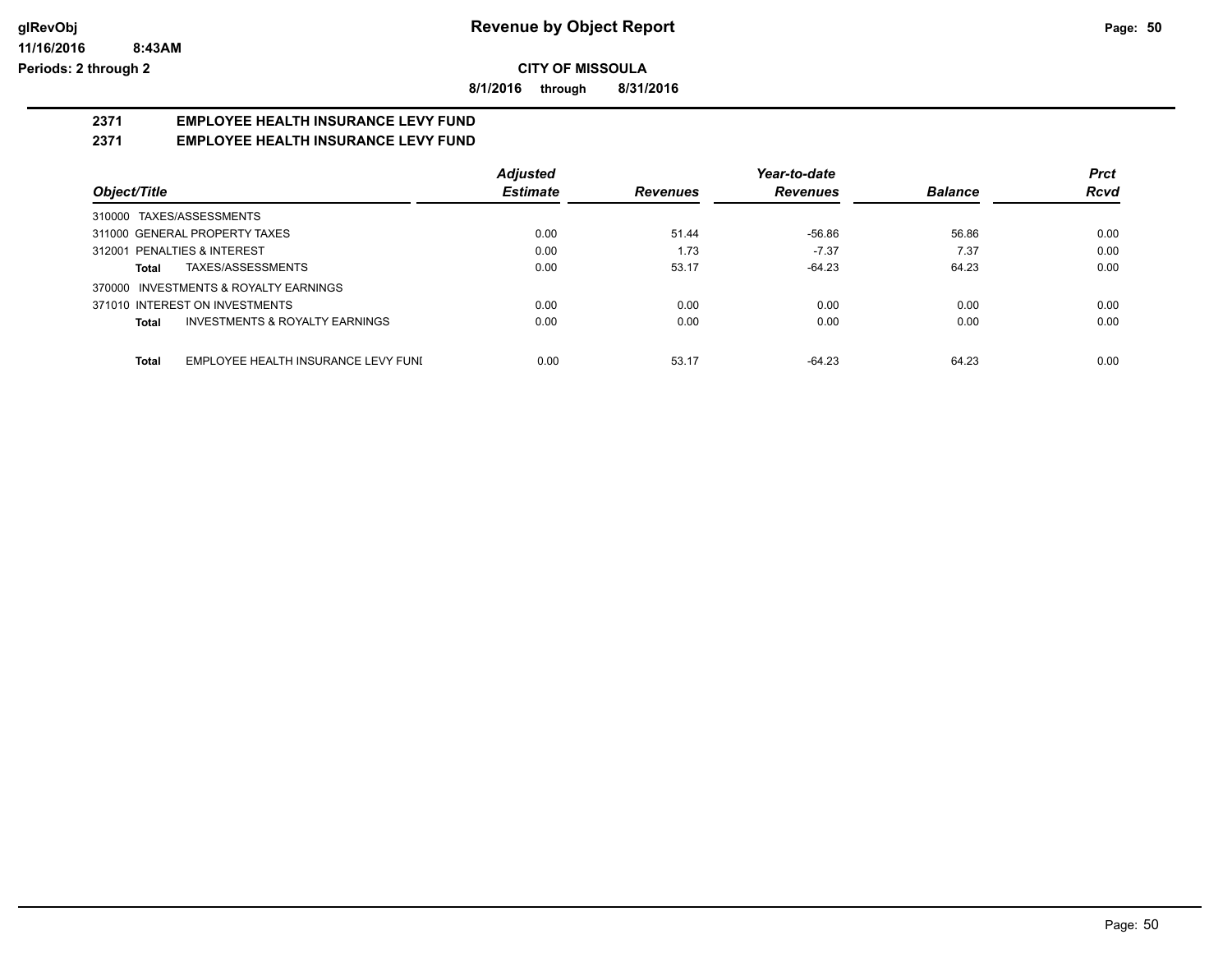**glRevObj**
**11/16/2016 8:43AM**
**Periods: 2 through 2**

# Revenue by Object Report

**CITY OF MISSOULA**

**8/1/2016 through 8/31/2016**

## 2371 EMPLOYEE HEALTH INSURANCE LEVY FUND
## 2371 EMPLOYEE HEALTH INSURANCE LEVY FUND

| Object/Title | Adjusted Estimate | Revenues | Year-to-date Revenues | Balance | Prct Rcvd |
|---|---|---|---|---|---|
| 310000 TAXES/ASSESSMENTS | | | | | |
| 311000 GENERAL PROPERTY TAXES | 0.00 | 51.44 | -56.86 | 56.86 | 0.00 |
| 312001 PENALTIES & INTEREST | 0.00 | 1.73 | -7.37 | 7.37 | 0.00 |
| **Total** TAXES/ASSESSMENTS | 0.00 | 53.17 | -64.23 | 64.23 | 0.00 |
| 370000 INVESTMENTS & ROYALTY EARNINGS | | | | | |
| 371010 INTEREST ON INVESTMENTS | 0.00 | 0.00 | 0.00 | 0.00 | 0.00 |
| **Total** INVESTMENTS & ROYALTY EARNINGS | 0.00 | 0.00 | 0.00 | 0.00 | 0.00 |
| **Total** EMPLOYEE HEALTH INSURANCE LEVY FUNI | 0.00 | 53.17 | -64.23 | 64.23 | 0.00 |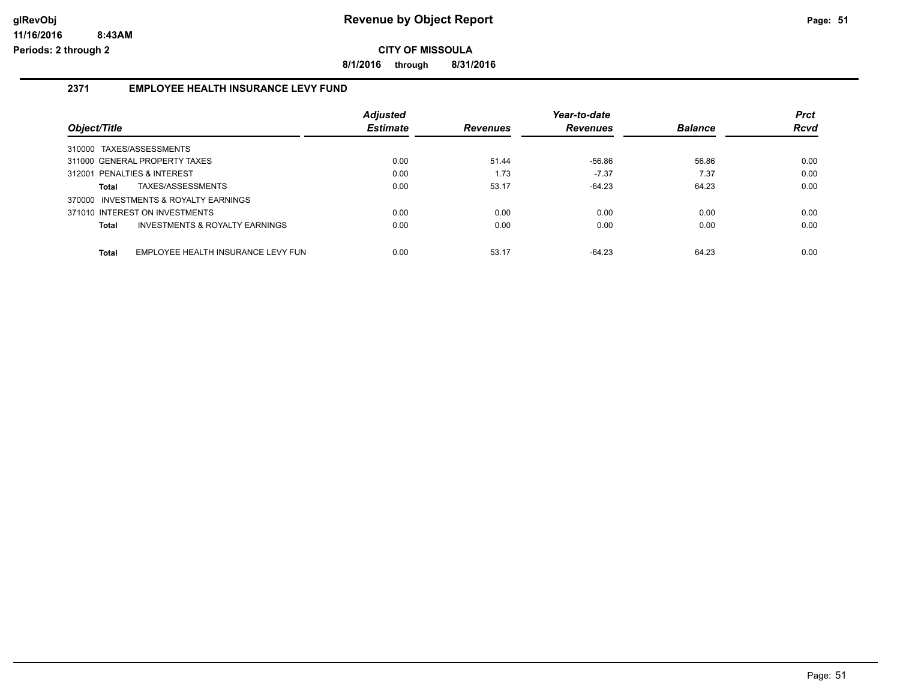# Revenue by Object Report

**CITY OF MISSOULA**

**8/1/2016 through 8/31/2016**

glRevObj
11/16/2016 8:43AM
Periods: 2 through 2

## 2371 EMPLOYEE HEALTH INSURANCE LEVY FUND

| Object/Title | Adjusted Estimate | Revenues | Year-to-date Revenues | Balance | Prct Rcvd |
|---|---|---|---|---|---|
| 310000 TAXES/ASSESSMENTS | | | | | |
| 311000 GENERAL PROPERTY TAXES | 0.00 | 51.44 | -56.86 | 56.86 | 0.00 |
| 312001 PENALTIES & INTEREST | 0.00 | 1.73 | -7.37 | 7.37 | 0.00 |
| **Total** TAXES/ASSESSMENTS | 0.00 | 53.17 | -64.23 | 64.23 | 0.00 |
| 370000 INVESTMENTS & ROYALTY EARNINGS | | | | | |
| 371010 INTEREST ON INVESTMENTS | 0.00 | 0.00 | 0.00 | 0.00 | 0.00 |
| **Total** INVESTMENTS & ROYALTY EARNINGS | 0.00 | 0.00 | 0.00 | 0.00 | 0.00 |
| **Total** EMPLOYEE HEALTH INSURANCE LEVY FUN | 0.00 | 53.17 | -64.23 | 64.23 | 0.00 |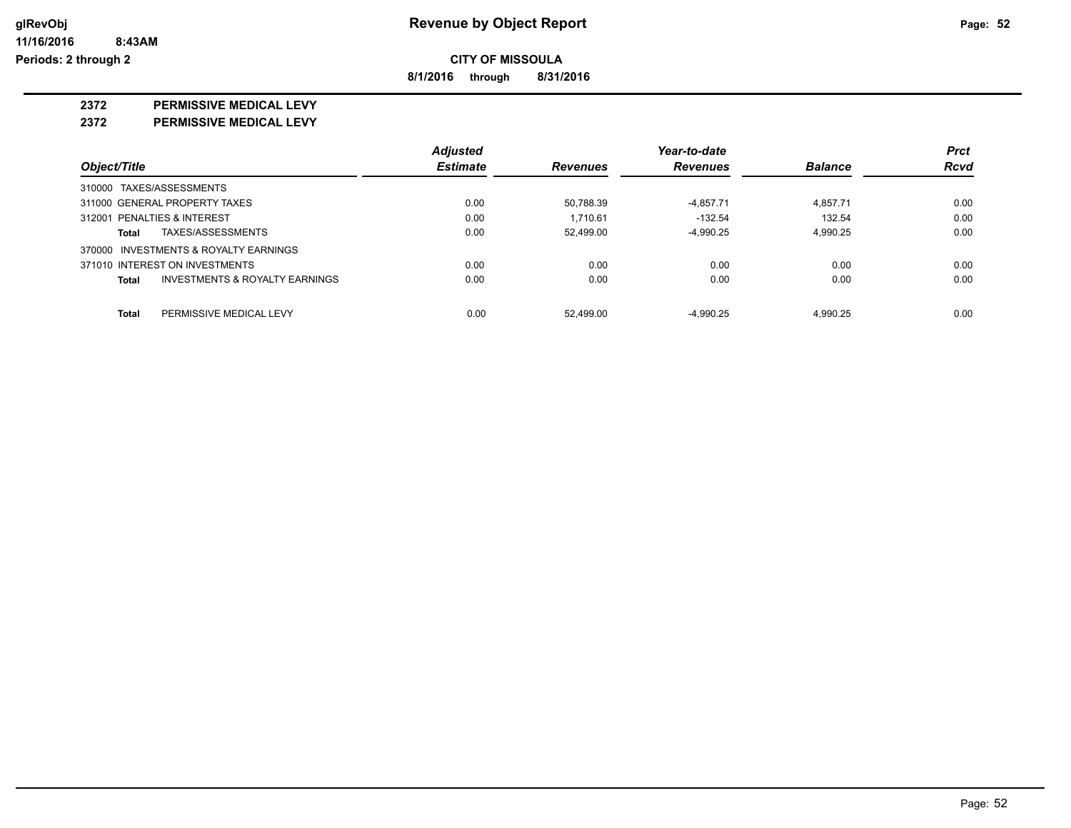**Revenue by Object Report**

**CITY OF MISSOULA**

**8/1/2016 through 8/31/2016**

glRevObj
11/16/2016 8:43AM
Periods: 2 through 2

## 2372 PERMISSIVE MEDICAL LEVY
## 2372 PERMISSIVE MEDICAL LEVY

| Object/Title | Adjusted Estimate | Revenues | Year-to-date Revenues | Balance | Prct Rcvd |
|---|---|---|---|---|---|
| 310000 TAXES/ASSESSMENTS | | | | | |
| 311000 GENERAL PROPERTY TAXES | 0.00 | 50,788.39 | -4,857.71 | 4,857.71 | 0.00 |
| 312001 PENALTIES & INTEREST | 0.00 | 1,710.61 | -132.54 | 132.54 | 0.00 |
| **Total** TAXES/ASSESSMENTS | 0.00 | 52,499.00 | -4,990.25 | 4,990.25 | 0.00 |
| 370000 INVESTMENTS & ROYALTY EARNINGS | | | | | |
| 371010 INTEREST ON INVESTMENTS | 0.00 | 0.00 | 0.00 | 0.00 | 0.00 |
| **Total** INVESTMENTS & ROYALTY EARNINGS | 0.00 | 0.00 | 0.00 | 0.00 | 0.00 |
| **Total** PERMISSIVE MEDICAL LEVY | 0.00 | 52,499.00 | -4,990.25 | 4,990.25 | 0.00 |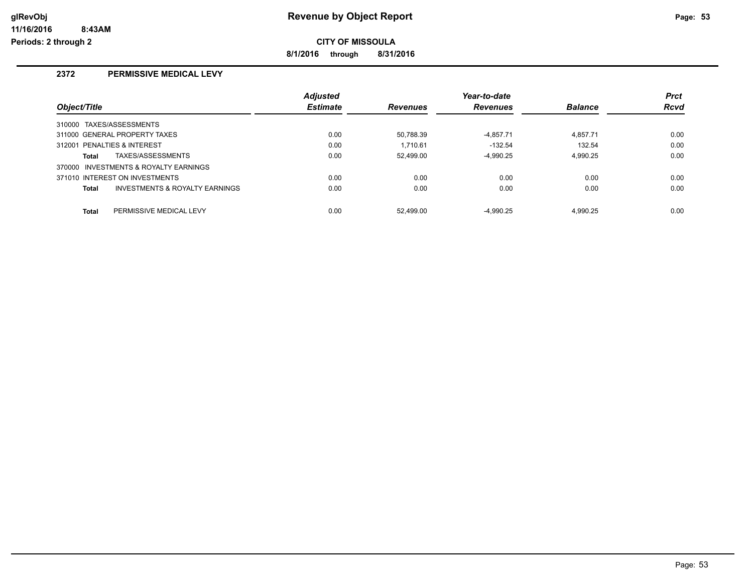**glRevObj** 
**11/16/2016 8:43AM** 
**Periods: 2 through 2**

# Revenue by Object Report

**CITY OF MISSOULA**

**8/1/2016 through 8/31/2016**

## 2372 PERMISSIVE MEDICAL LEVY

| Object/Title | Adjusted Estimate | Revenues | Year-to-date Revenues | Balance | Prct Rcvd |
|---|---|---|---|---|---|
| 310000 TAXES/ASSESSMENTS | | | | | |
| 311000 GENERAL PROPERTY TAXES | 0.00 | 50,788.39 | -4,857.71 | 4,857.71 | 0.00 |
| 312001 PENALTIES & INTEREST | 0.00 | 1,710.61 | -132.54 | 132.54 | 0.00 |
| **Total** TAXES/ASSESSMENTS | 0.00 | 52,499.00 | -4,990.25 | 4,990.25 | 0.00 |
| 370000 INVESTMENTS & ROYALTY EARNINGS | | | | | |
| 371010 INTEREST ON INVESTMENTS | 0.00 | 0.00 | 0.00 | 0.00 | 0.00 |
| **Total** INVESTMENTS & ROYALTY EARNINGS | 0.00 | 0.00 | 0.00 | 0.00 | 0.00 |
| **Total** PERMISSIVE MEDICAL LEVY | 0.00 | 52,499.00 | -4,990.25 | 4,990.25 | 0.00 |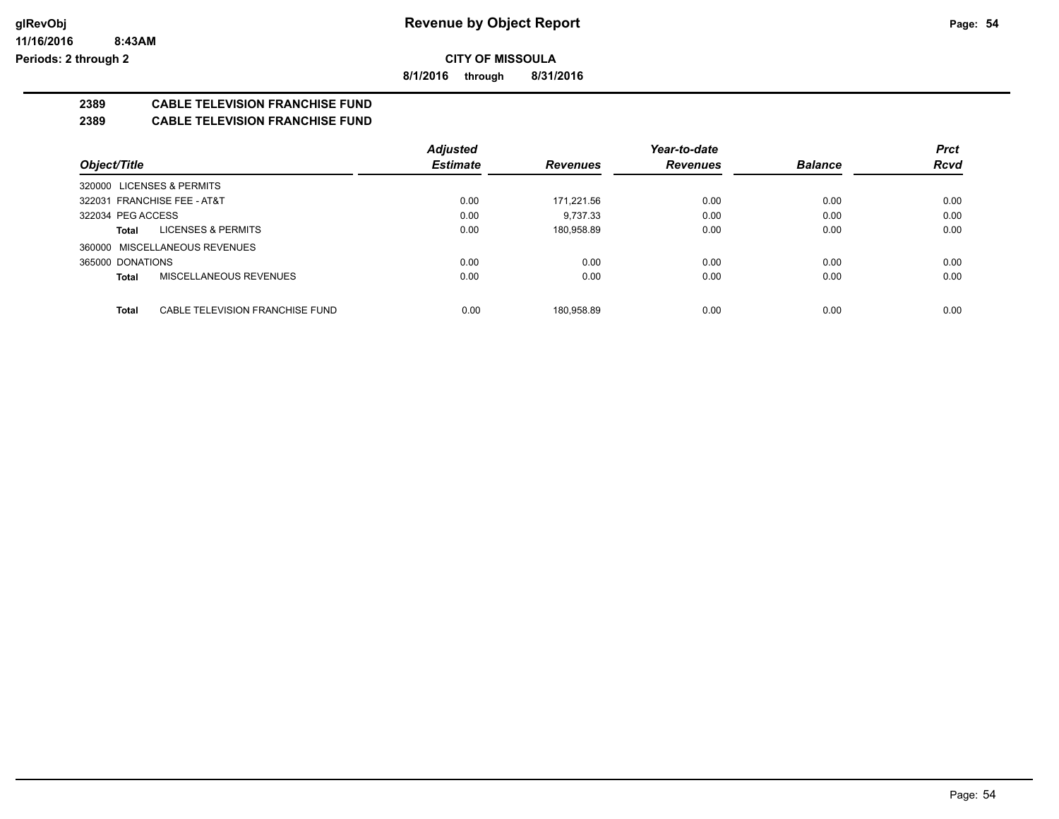# Revenue by Object Report

**CITY OF MISSOULA**

**8/1/2016 through 8/31/2016**

glRevObj
11/16/2016 8:43AM
Periods: 2 through 2

## 2389 CABLE TELEVISION FRANCHISE FUND
## 2389 CABLE TELEVISION FRANCHISE FUND

| Object/Title | Adjusted Estimate | Revenues | Year-to-date Revenues | Balance | Prct Rcvd |
|---|---|---|---|---|---|
| 320000 LICENSES & PERMITS | | | | | |
| 322031 FRANCHISE FEE - AT&T | 0.00 | 171,221.56 | 0.00 | 0.00 | 0.00 |
| 322034 PEG ACCESS | 0.00 | 9,737.33 | 0.00 | 0.00 | 0.00 |
| **Total** LICENSES & PERMITS | 0.00 | 180,958.89 | 0.00 | 0.00 | 0.00 |
| 360000 MISCELLANEOUS REVENUES | | | | | |
| 365000 DONATIONS | 0.00 | 0.00 | 0.00 | 0.00 | 0.00 |
| **Total** MISCELLANEOUS REVENUES | 0.00 | 0.00 | 0.00 | 0.00 | 0.00 |
| **Total** CABLE TELEVISION FRANCHISE FUND | 0.00 | 180,958.89 | 0.00 | 0.00 | 0.00 |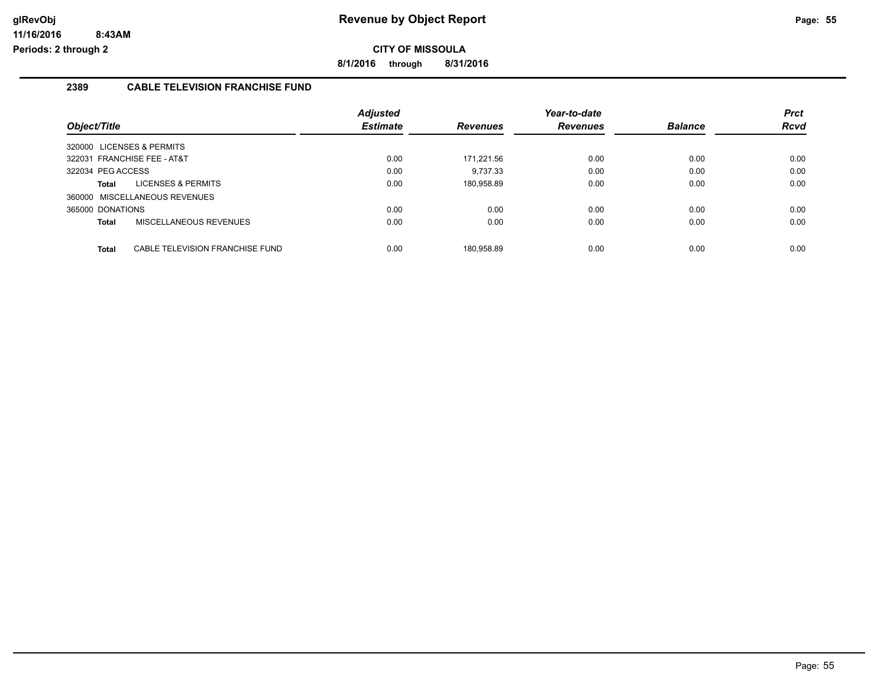# Revenue by Object Report

glRevObj
11/16/2016 8:43AM
Periods: 2 through 2

**CITY OF MISSOULA**

**8/1/2016 through 8/31/2016**

## 2389 CABLE TELEVISION FRANCHISE FUND

| Object/Title | Adjusted Estimate | Revenues | Year-to-date Revenues | Balance | Prct Rcvd |
|---|---|---|---|---|---|
| 320000 LICENSES & PERMITS | | | | | |
| 322031 FRANCHISE FEE - AT&T | 0.00 | 171,221.56 | 0.00 | 0.00 | 0.00 |
| 322034 PEG ACCESS | 0.00 | 9,737.33 | 0.00 | 0.00 | 0.00 |
| **Total** LICENSES & PERMITS | 0.00 | 180,958.89 | 0.00 | 0.00 | 0.00 |
| 360000 MISCELLANEOUS REVENUES | | | | | |
| 365000 DONATIONS | 0.00 | 0.00 | 0.00 | 0.00 | 0.00 |
| **Total** MISCELLANEOUS REVENUES | 0.00 | 0.00 | 0.00 | 0.00 | 0.00 |
| **Total** CABLE TELEVISION FRANCHISE FUND | 0.00 | 180,958.89 | 0.00 | 0.00 | 0.00 |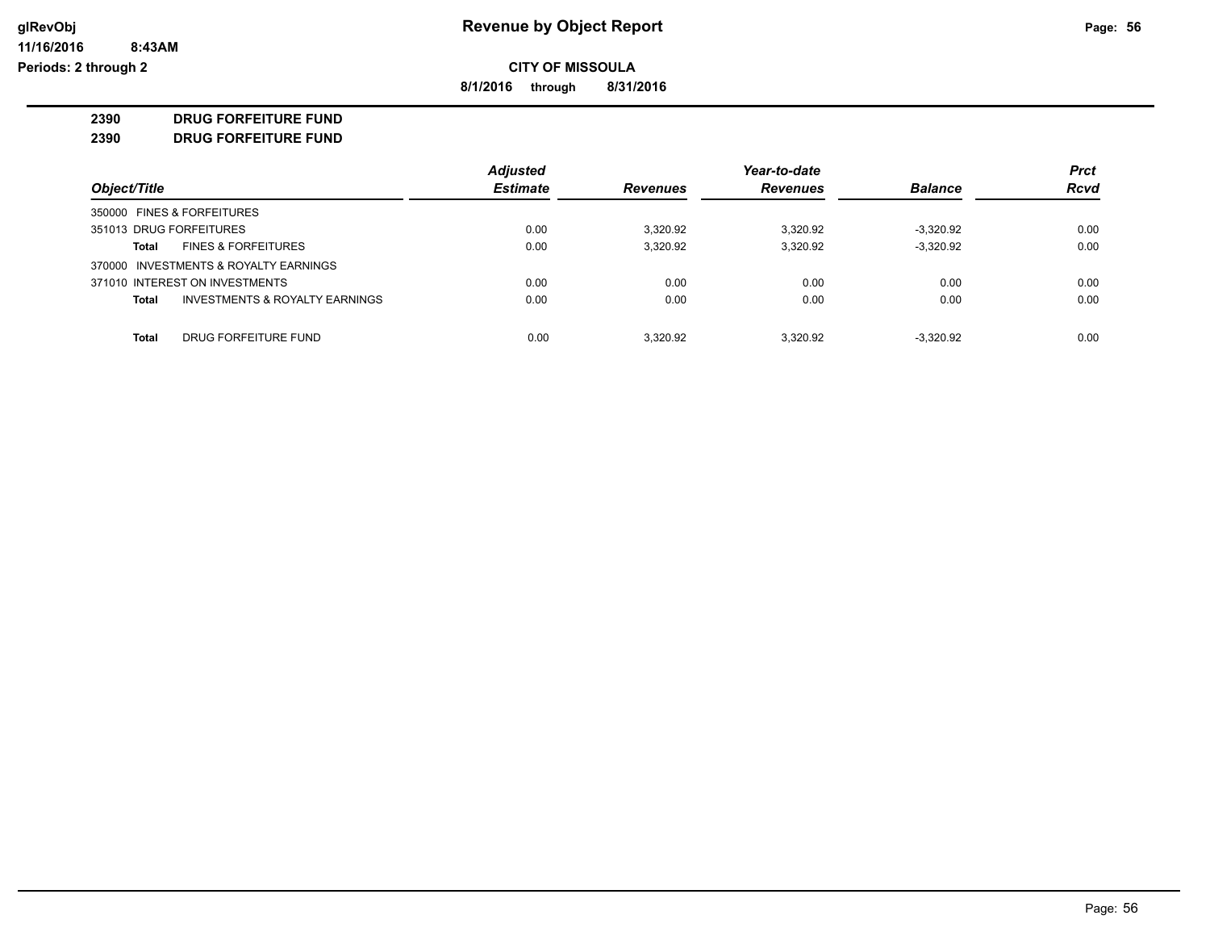**CITY OF MISSOULA**

**8/1/2016 through 8/31/2016**

**2390 DRUG FORFEITURE FUND**

**2390 DRUG FORFEITURE FUND**

| Object/Title | Adjusted Estimate | Revenues | Year-to-date Revenues | Balance | Prct Rcvd |
|---|---|---|---|---|---|
| 350000 FINES & FORFEITURES | | | | | |
| 351013 DRUG FORFEITURES | 0.00 | 3,320.92 | 3,320.92 | -3,320.92 | 0.00 |
| **Total** FINES & FORFEITURES | 0.00 | 3,320.92 | 3,320.92 | -3,320.92 | 0.00 |
| 370000 INVESTMENTS & ROYALTY EARNINGS | | | | | |
| 371010 INTEREST ON INVESTMENTS | 0.00 | 0.00 | 0.00 | 0.00 | 0.00 |
| **Total** INVESTMENTS & ROYALTY EARNINGS | 0.00 | 0.00 | 0.00 | 0.00 | 0.00 |
| **Total** DRUG FORFEITURE FUND | 0.00 | 3,320.92 | 3,320.92 | -3,320.92 | 0.00 |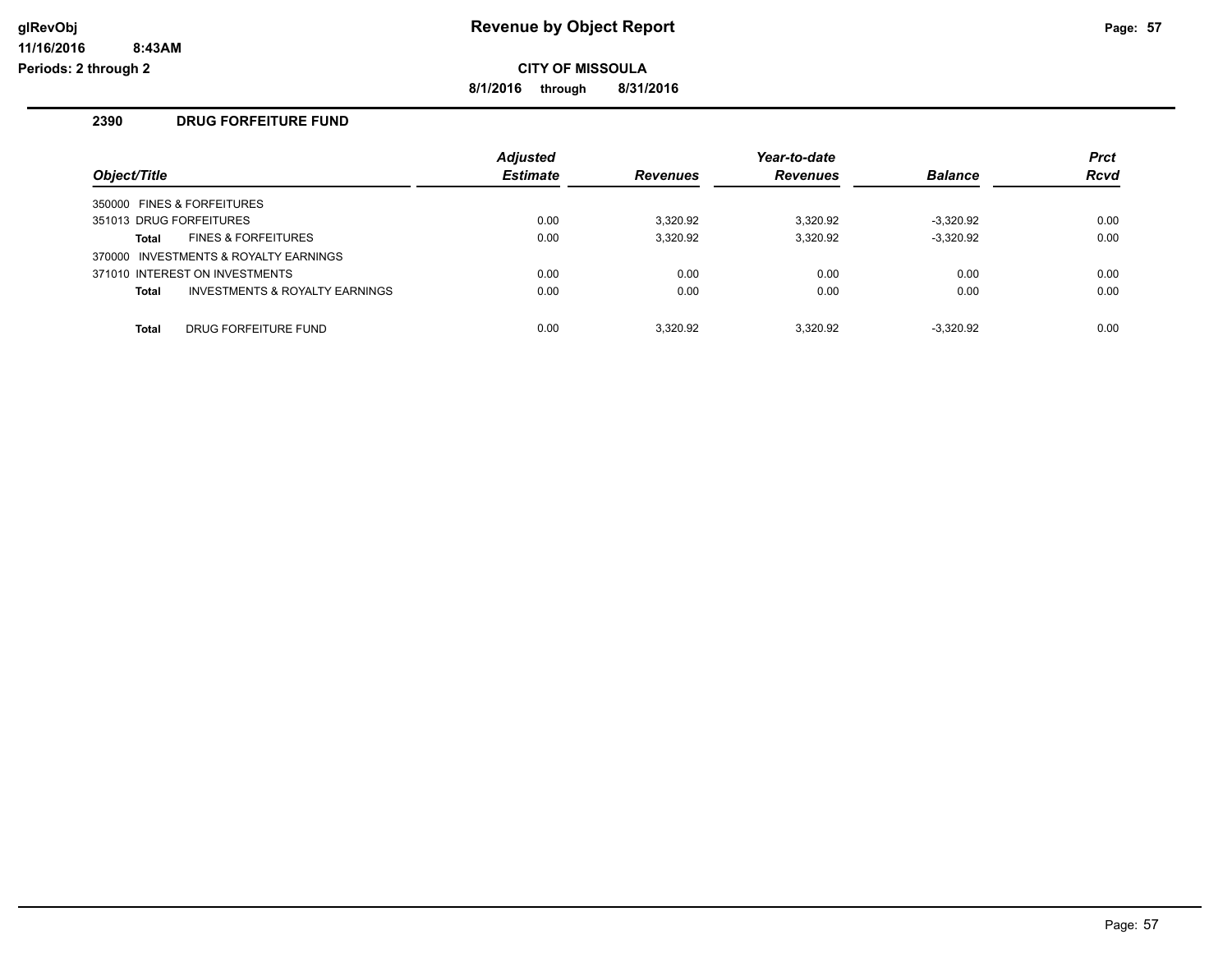# Revenue by Object Report

glRevObj
11/16/2016 8:43AM
Periods: 2 through 2

**CITY OF MISSOULA**

**8/1/2016 through 8/31/2016**

## 2390 DRUG FORFEITURE FUND

| Object/Title | Adjusted Estimate | Revenues | Year-to-date Revenues | Balance | Prct Rcvd |
|---|---|---|---|---|---|
| 350000 FINES & FORFEITURES | | | | | |
| 351013 DRUG FORFEITURES | 0.00 | 3,320.92 | 3,320.92 | -3,320.92 | 0.00 |
| **Total** FINES & FORFEITURES | 0.00 | 3,320.92 | 3,320.92 | -3,320.92 | 0.00 |
| 370000 INVESTMENTS & ROYALTY EARNINGS | | | | | |
| 371010 INTEREST ON INVESTMENTS | 0.00 | 0.00 | 0.00 | 0.00 | 0.00 |
| **Total** INVESTMENTS & ROYALTY EARNINGS | 0.00 | 0.00 | 0.00 | 0.00 | 0.00 |
| **Total** DRUG FORFEITURE FUND | 0.00 | 3,320.92 | 3,320.92 | -3,320.92 | 0.00 |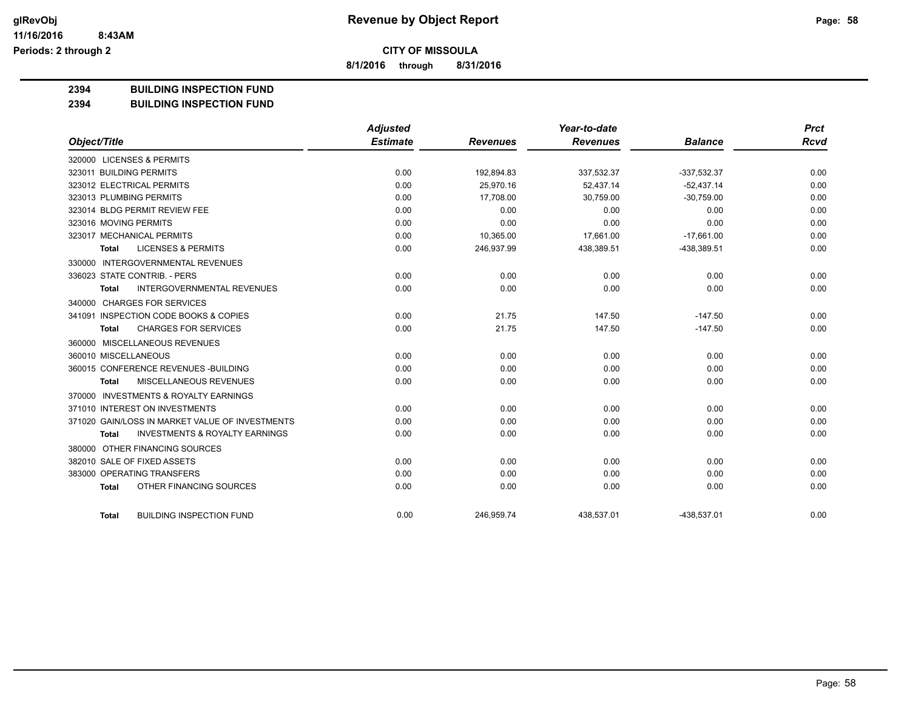# Revenue by Object Report

**CITY OF MISSOULA**

**8/1/2016 through 8/31/2016**

glRevObj
11/16/2016 8:43AM
Periods: 2 through 2

**2394 BUILDING INSPECTION FUND**

**2394 BUILDING INSPECTION FUND**

| Object/Title | Adjusted Estimate | Revenues | Year-to-date Revenues | Balance | Prct Rcvd |
|---|---|---|---|---|---|
| 320000 LICENSES & PERMITS | | | | | |
| 323011 BUILDING PERMITS | 0.00 | 192,894.83 | 337,532.37 | -337,532.37 | 0.00 |
| 323012 ELECTRICAL PERMITS | 0.00 | 25,970.16 | 52,437.14 | -52,437.14 | 0.00 |
| 323013 PLUMBING PERMITS | 0.00 | 17,708.00 | 30,759.00 | -30,759.00 | 0.00 |
| 323014 BLDG PERMIT REVIEW FEE | 0.00 | 0.00 | 0.00 | 0.00 | 0.00 |
| 323016 MOVING PERMITS | 0.00 | 0.00 | 0.00 | 0.00 | 0.00 |
| 323017 MECHANICAL PERMITS | 0.00 | 10,365.00 | 17,661.00 | -17,661.00 | 0.00 |
| **Total** LICENSES & PERMITS | 0.00 | 246,937.99 | 438,389.51 | -438,389.51 | 0.00 |
| 330000 INTERGOVERNMENTAL REVENUES | | | | | |
| 336023 STATE CONTRIB. - PERS | 0.00 | 0.00 | 0.00 | 0.00 | 0.00 |
| **Total** INTERGOVERNMENTAL REVENUES | 0.00 | 0.00 | 0.00 | 0.00 | 0.00 |
| 340000 CHARGES FOR SERVICES | | | | | |
| 341091 INSPECTION CODE BOOKS & COPIES | 0.00 | 21.75 | 147.50 | -147.50 | 0.00 |
| **Total** CHARGES FOR SERVICES | 0.00 | 21.75 | 147.50 | -147.50 | 0.00 |
| 360000 MISCELLANEOUS REVENUES | | | | | |
| 360010 MISCELLANEOUS | 0.00 | 0.00 | 0.00 | 0.00 | 0.00 |
| 360015 CONFERENCE REVENUES -BUILDING | 0.00 | 0.00 | 0.00 | 0.00 | 0.00 |
| **Total** MISCELLANEOUS REVENUES | 0.00 | 0.00 | 0.00 | 0.00 | 0.00 |
| 370000 INVESTMENTS & ROYALTY EARNINGS | | | | | |
| 371010 INTEREST ON INVESTMENTS | 0.00 | 0.00 | 0.00 | 0.00 | 0.00 |
| 371020 GAIN/LOSS IN MARKET VALUE OF INVESTMENTS | 0.00 | 0.00 | 0.00 | 0.00 | 0.00 |
| **Total** INVESTMENTS & ROYALTY EARNINGS | 0.00 | 0.00 | 0.00 | 0.00 | 0.00 |
| 380000 OTHER FINANCING SOURCES | | | | | |
| 382010 SALE OF FIXED ASSETS | 0.00 | 0.00 | 0.00 | 0.00 | 0.00 |
| 383000 OPERATING TRANSFERS | 0.00 | 0.00 | 0.00 | 0.00 | 0.00 |
| **Total** OTHER FINANCING SOURCES | 0.00 | 0.00 | 0.00 | 0.00 | 0.00 |
| **Total** BUILDING INSPECTION FUND | 0.00 | 246,959.74 | 438,537.01 | -438,537.01 | 0.00 |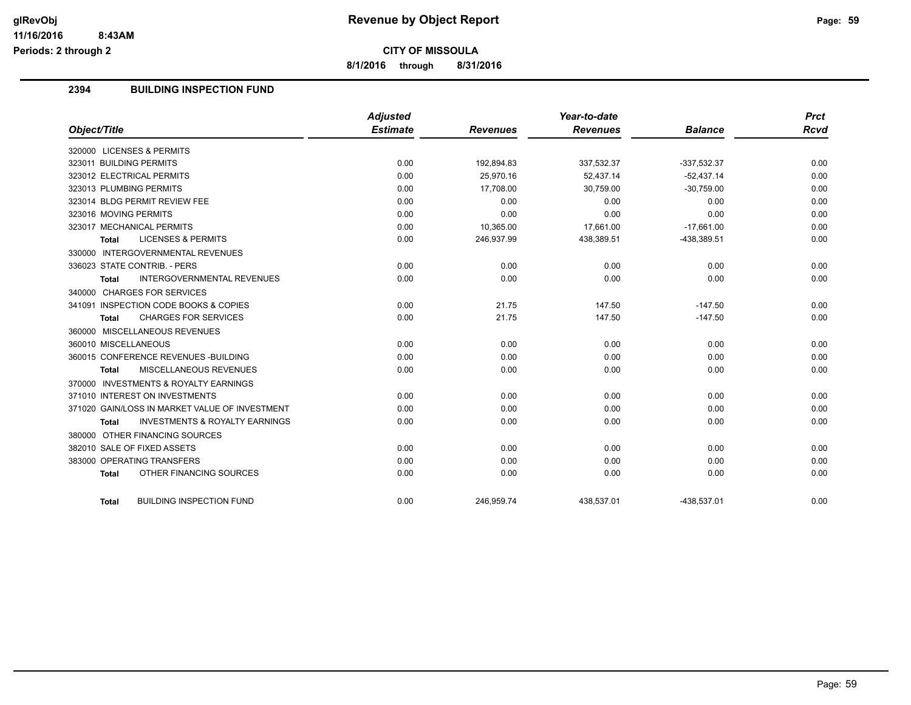# Revenue by Object Report

## CITY OF MISSOULA

**8/1/2016 through 8/31/2016**

glRevObj
11/16/2016 8:43AM
Periods: 2 through 2

### 2394 BUILDING INSPECTION FUND

| Object/Title | Adjusted Estimate | Revenues | Year-to-date Revenues | Balance | Prct Rcvd |
|---|---|---|---|---|---|
| 320000 LICENSES & PERMITS | | | | | |
| 323011 BUILDING PERMITS | 0.00 | 192,894.83 | 337,532.37 | -337,532.37 | 0.00 |
| 323012 ELECTRICAL PERMITS | 0.00 | 25,970.16 | 52,437.14 | -52,437.14 | 0.00 |
| 323013 PLUMBING PERMITS | 0.00 | 17,708.00 | 30,759.00 | -30,759.00 | 0.00 |
| 323014 BLDG PERMIT REVIEW FEE | 0.00 | 0.00 | 0.00 | 0.00 | 0.00 |
| 323016 MOVING PERMITS | 0.00 | 0.00 | 0.00 | 0.00 | 0.00 |
| 323017 MECHANICAL PERMITS | 0.00 | 10,365.00 | 17,661.00 | -17,661.00 | 0.00 |
| **Total** LICENSES & PERMITS | 0.00 | 246,937.99 | 438,389.51 | -438,389.51 | 0.00 |
| 330000 INTERGOVERNMENTAL REVENUES | | | | | |
| 336023 STATE CONTRIB. - PERS | 0.00 | 0.00 | 0.00 | 0.00 | 0.00 |
| **Total** INTERGOVERNMENTAL REVENUES | 0.00 | 0.00 | 0.00 | 0.00 | 0.00 |
| 340000 CHARGES FOR SERVICES | | | | | |
| 341091 INSPECTION CODE BOOKS & COPIES | 0.00 | 21.75 | 147.50 | -147.50 | 0.00 |
| **Total** CHARGES FOR SERVICES | 0.00 | 21.75 | 147.50 | -147.50 | 0.00 |
| 360000 MISCELLANEOUS REVENUES | | | | | |
| 360010 MISCELLANEOUS | 0.00 | 0.00 | 0.00 | 0.00 | 0.00 |
| 360015 CONFERENCE REVENUES -BUILDING | 0.00 | 0.00 | 0.00 | 0.00 | 0.00 |
| **Total** MISCELLANEOUS REVENUES | 0.00 | 0.00 | 0.00 | 0.00 | 0.00 |
| 370000 INVESTMENTS & ROYALTY EARNINGS | | | | | |
| 371010 INTEREST ON INVESTMENTS | 0.00 | 0.00 | 0.00 | 0.00 | 0.00 |
| 371020 GAIN/LOSS IN MARKET VALUE OF INVESTMENT | 0.00 | 0.00 | 0.00 | 0.00 | 0.00 |
| **Total** INVESTMENTS & ROYALTY EARNINGS | 0.00 | 0.00 | 0.00 | 0.00 | 0.00 |
| 380000 OTHER FINANCING SOURCES | | | | | |
| 382010 SALE OF FIXED ASSETS | 0.00 | 0.00 | 0.00 | 0.00 | 0.00 |
| 383000 OPERATING TRANSFERS | 0.00 | 0.00 | 0.00 | 0.00 | 0.00 |
| **Total** OTHER FINANCING SOURCES | 0.00 | 0.00 | 0.00 | 0.00 | 0.00 |
| **Total** BUILDING INSPECTION FUND | 0.00 | 246,959.74 | 438,537.01 | -438,537.01 | 0.00 |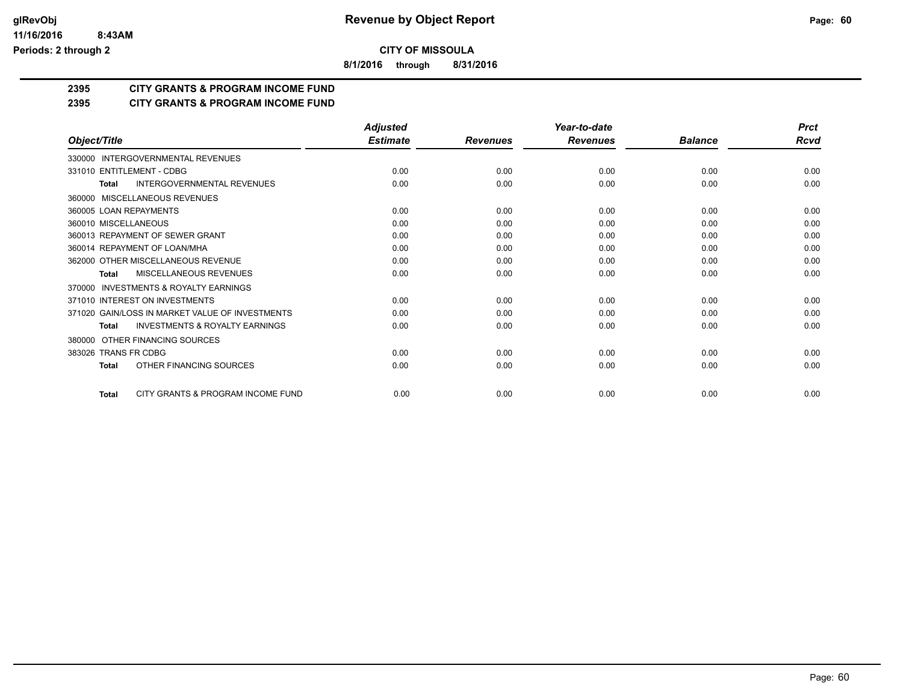# Revenue by Object Report

**CITY OF MISSOULA**

**8/1/2016 through 8/31/2016**

glRevObj
11/16/2016 8:43AM
Periods: 2 through 2

## 2395 CITY GRANTS & PROGRAM INCOME FUND
## 2395 CITY GRANTS & PROGRAM INCOME FUND

| Object/Title | Adjusted Estimate | Revenues | Year-to-date Revenues | Balance | Prct Rcvd |
|---|---|---|---|---|---|
| 330000 INTERGOVERNMENTAL REVENUES | | | | | |
| 331010 ENTITLEMENT - CDBG | 0.00 | 0.00 | 0.00 | 0.00 | 0.00 |
| **Total** INTERGOVERNMENTAL REVENUES | 0.00 | 0.00 | 0.00 | 0.00 | 0.00 |
| 360000 MISCELLANEOUS REVENUES | | | | | |
| 360005 LOAN REPAYMENTS | 0.00 | 0.00 | 0.00 | 0.00 | 0.00 |
| 360010 MISCELLANEOUS | 0.00 | 0.00 | 0.00 | 0.00 | 0.00 |
| 360013 REPAYMENT OF SEWER GRANT | 0.00 | 0.00 | 0.00 | 0.00 | 0.00 |
| 360014 REPAYMENT OF LOAN/MHA | 0.00 | 0.00 | 0.00 | 0.00 | 0.00 |
| 362000 OTHER MISCELLANEOUS REVENUE | 0.00 | 0.00 | 0.00 | 0.00 | 0.00 |
| **Total** MISCELLANEOUS REVENUES | 0.00 | 0.00 | 0.00 | 0.00 | 0.00 |
| 370000 INVESTMENTS & ROYALTY EARNINGS | | | | | |
| 371010 INTEREST ON INVESTMENTS | 0.00 | 0.00 | 0.00 | 0.00 | 0.00 |
| 371020 GAIN/LOSS IN MARKET VALUE OF INVESTMENTS | 0.00 | 0.00 | 0.00 | 0.00 | 0.00 |
| **Total** INVESTMENTS & ROYALTY EARNINGS | 0.00 | 0.00 | 0.00 | 0.00 | 0.00 |
| 380000 OTHER FINANCING SOURCES | | | | | |
| 383026 TRANS FR CDBG | 0.00 | 0.00 | 0.00 | 0.00 | 0.00 |
| **Total** OTHER FINANCING SOURCES | 0.00 | 0.00 | 0.00 | 0.00 | 0.00 |
| **Total** CITY GRANTS & PROGRAM INCOME FUND | 0.00 | 0.00 | 0.00 | 0.00 | 0.00 |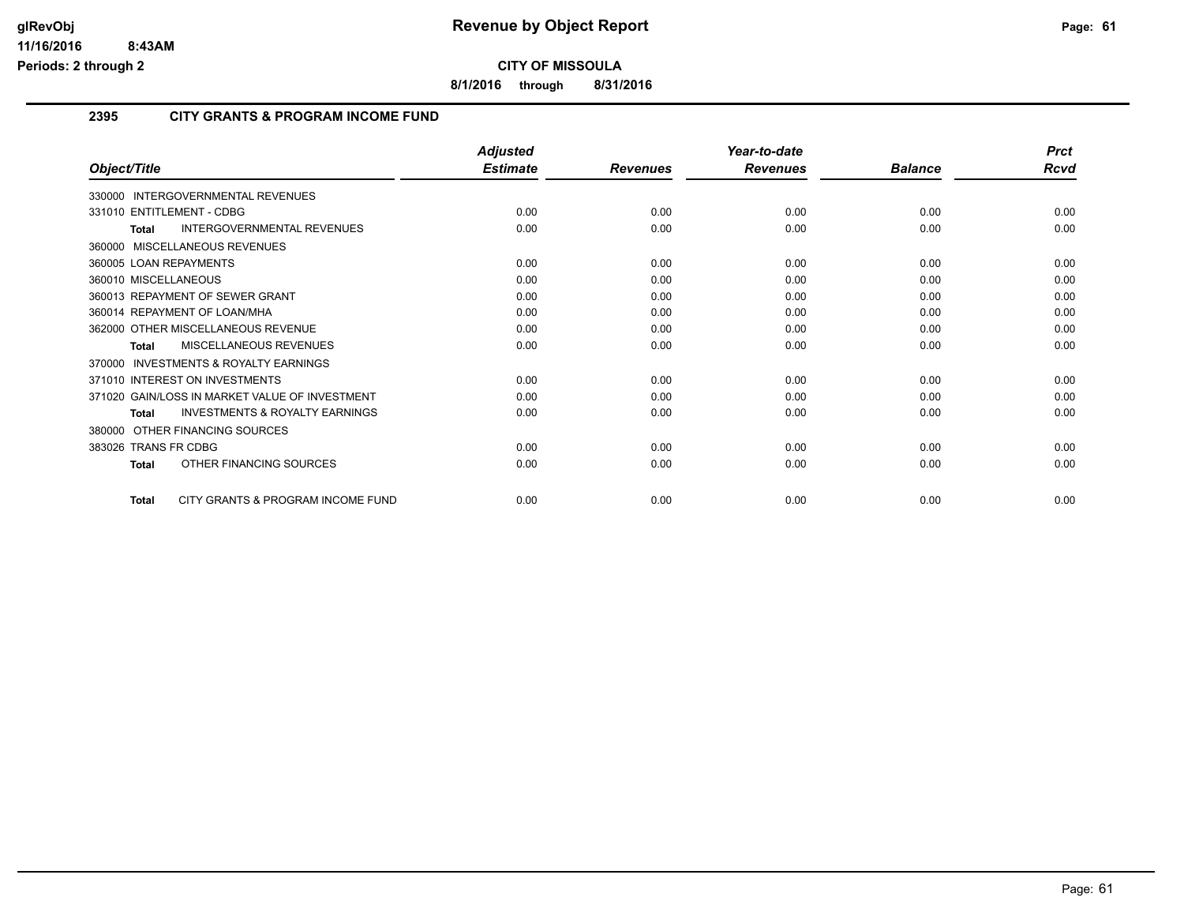**CITY OF MISSOULA**

**8/1/2016 through 8/31/2016**

## 2395 CITY GRANTS & PROGRAM INCOME FUND

| Object/Title | Adjusted Estimate | Revenues | Year-to-date Revenues | Balance | Prct Rcvd |
|---|---|---|---|---|---|
| 330000 INTERGOVERNMENTAL REVENUES | | | | | |
| 331010 ENTITLEMENT - CDBG | 0.00 | 0.00 | 0.00 | 0.00 | 0.00 |
| **Total** INTERGOVERNMENTAL REVENUES | 0.00 | 0.00 | 0.00 | 0.00 | 0.00 |
| 360000 MISCELLANEOUS REVENUES | | | | | |
| 360005 LOAN REPAYMENTS | 0.00 | 0.00 | 0.00 | 0.00 | 0.00 |
| 360010 MISCELLANEOUS | 0.00 | 0.00 | 0.00 | 0.00 | 0.00 |
| 360013 REPAYMENT OF SEWER GRANT | 0.00 | 0.00 | 0.00 | 0.00 | 0.00 |
| 360014 REPAYMENT OF LOAN/MHA | 0.00 | 0.00 | 0.00 | 0.00 | 0.00 |
| 362000 OTHER MISCELLANEOUS REVENUE | 0.00 | 0.00 | 0.00 | 0.00 | 0.00 |
| **Total** MISCELLANEOUS REVENUES | 0.00 | 0.00 | 0.00 | 0.00 | 0.00 |
| 370000 INVESTMENTS & ROYALTY EARNINGS | | | | | |
| 371010 INTEREST ON INVESTMENTS | 0.00 | 0.00 | 0.00 | 0.00 | 0.00 |
| 371020 GAIN/LOSS IN MARKET VALUE OF INVESTMENT | 0.00 | 0.00 | 0.00 | 0.00 | 0.00 |
| **Total** INVESTMENTS & ROYALTY EARNINGS | 0.00 | 0.00 | 0.00 | 0.00 | 0.00 |
| 380000 OTHER FINANCING SOURCES | | | | | |
| 383026 TRANS FR CDBG | 0.00 | 0.00 | 0.00 | 0.00 | 0.00 |
| **Total** OTHER FINANCING SOURCES | 0.00 | 0.00 | 0.00 | 0.00 | 0.00 |
| **Total** CITY GRANTS & PROGRAM INCOME FUND | 0.00 | 0.00 | 0.00 | 0.00 | 0.00 |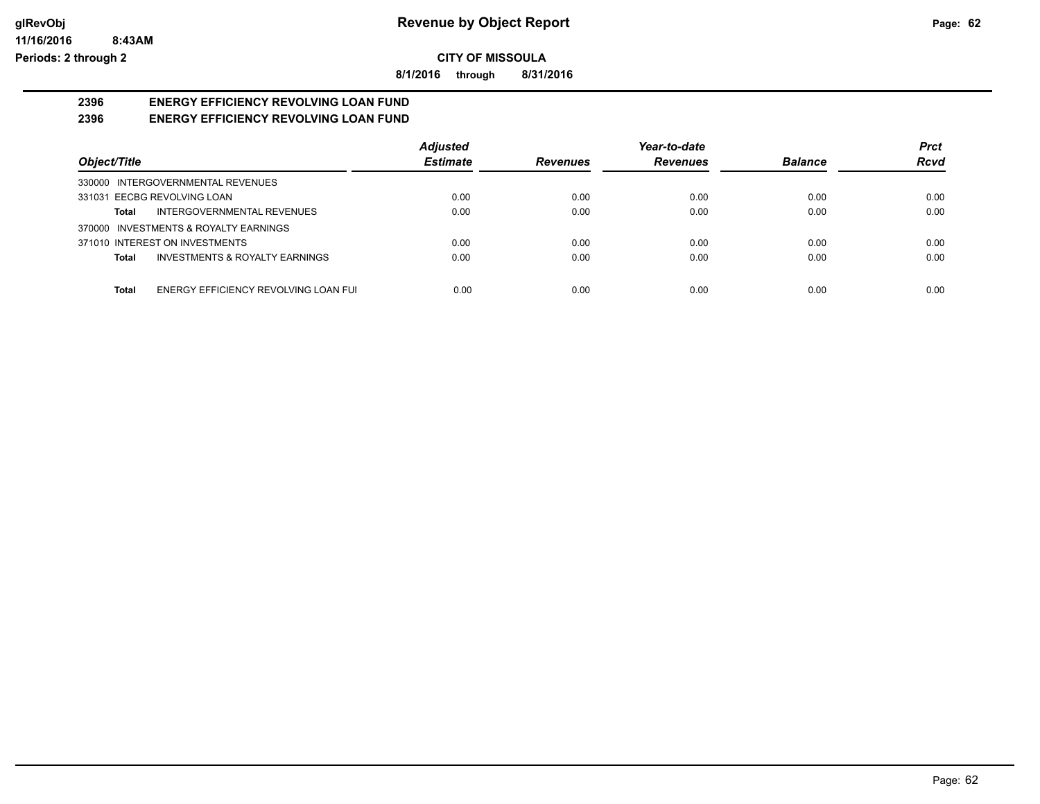# Revenue by Object Report

glRevObj
11/16/2016 8:43AM
Periods: 2 through 2

**CITY OF MISSOULA**

**8/1/2016 through 8/31/2016**

**2396 ENERGY EFFICIENCY REVOLVING LOAN FUND**
**2396 ENERGY EFFICIENCY REVOLVING LOAN FUND**

| Object/Title | | Adjusted Estimate | Revenues | Year-to-date Revenues | Balance | Prct Rcvd |
|---|---|---|---|---|---|---|
| 330000 INTERGOVERNMENTAL REVENUES | | | | | | |
| 331031 EECBG REVOLVING LOAN | | 0.00 | 0.00 | 0.00 | 0.00 | 0.00 |
| Total | INTERGOVERNMENTAL REVENUES | 0.00 | 0.00 | 0.00 | 0.00 | 0.00 |
| 370000 INVESTMENTS & ROYALTY EARNINGS | | | | | | |
| 371010 INTEREST ON INVESTMENTS | | 0.00 | 0.00 | 0.00 | 0.00 | 0.00 |
| Total | INVESTMENTS & ROYALTY EARNINGS | 0.00 | 0.00 | 0.00 | 0.00 | 0.00 |
| Total | ENERGY EFFICIENCY REVOLVING LOAN FUI | 0.00 | 0.00 | 0.00 | 0.00 | 0.00 |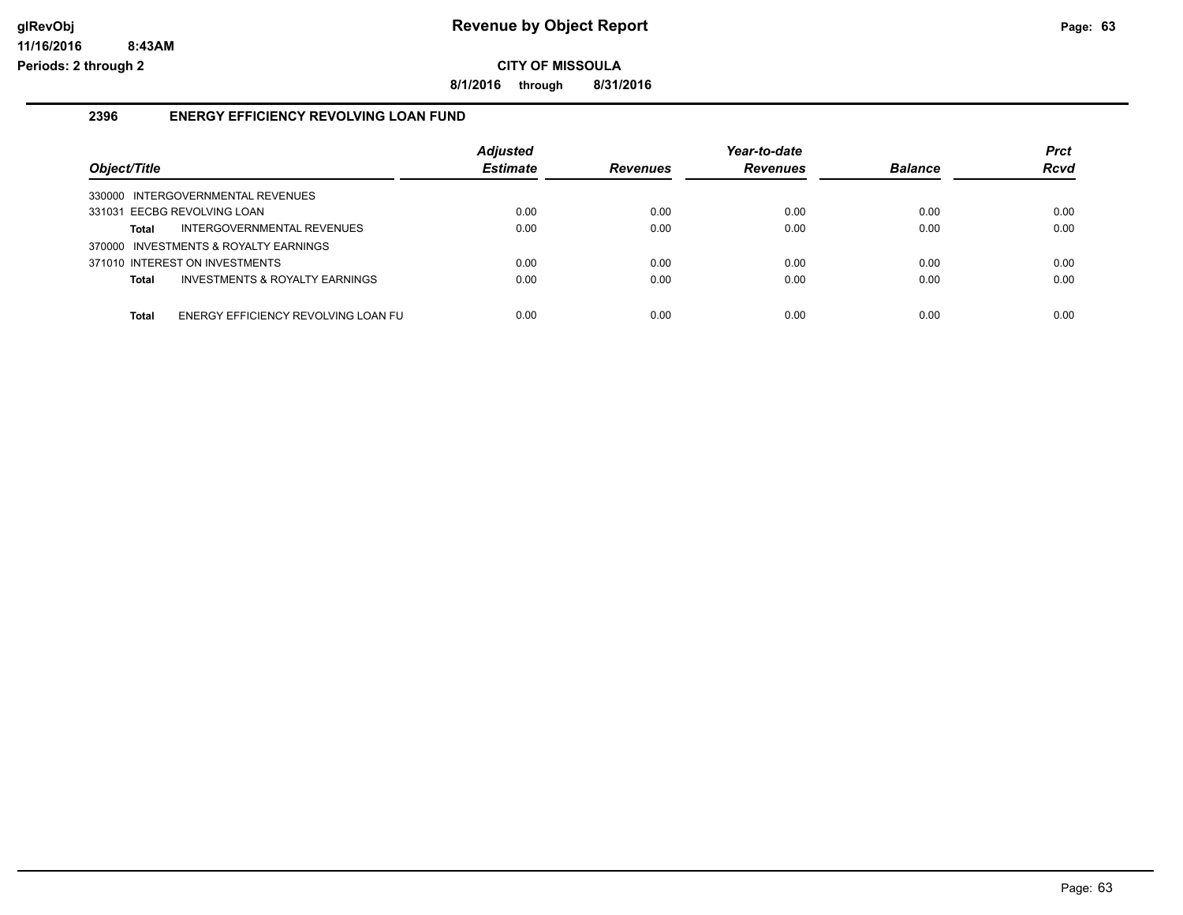# Revenue by Object Report

glRevObj
11/16/2016 8:43AM
Periods: 2 through 2

**CITY OF MISSOULA**

**8/1/2016 through 8/31/2016**

## 2396 ENERGY EFFICIENCY REVOLVING LOAN FUND

| Object/Title | Adjusted Estimate | Revenues | Year-to-date Revenues | Balance | Prct Rcvd |
|---|---|---|---|---|---|
| 330000 INTERGOVERNMENTAL REVENUES | | | | | |
| 331031 EECBG REVOLVING LOAN | 0.00 | 0.00 | 0.00 | 0.00 | 0.00 |
| **Total** INTERGOVERNMENTAL REVENUES | 0.00 | 0.00 | 0.00 | 0.00 | 0.00 |
| 370000 INVESTMENTS & ROYALTY EARNINGS | | | | | |
| 371010 INTEREST ON INVESTMENTS | 0.00 | 0.00 | 0.00 | 0.00 | 0.00 |
| **Total** INVESTMENTS & ROYALTY EARNINGS | 0.00 | 0.00 | 0.00 | 0.00 | 0.00 |
| **Total** ENERGY EFFICIENCY REVOLVING LOAN FU | 0.00 | 0.00 | 0.00 | 0.00 | 0.00 |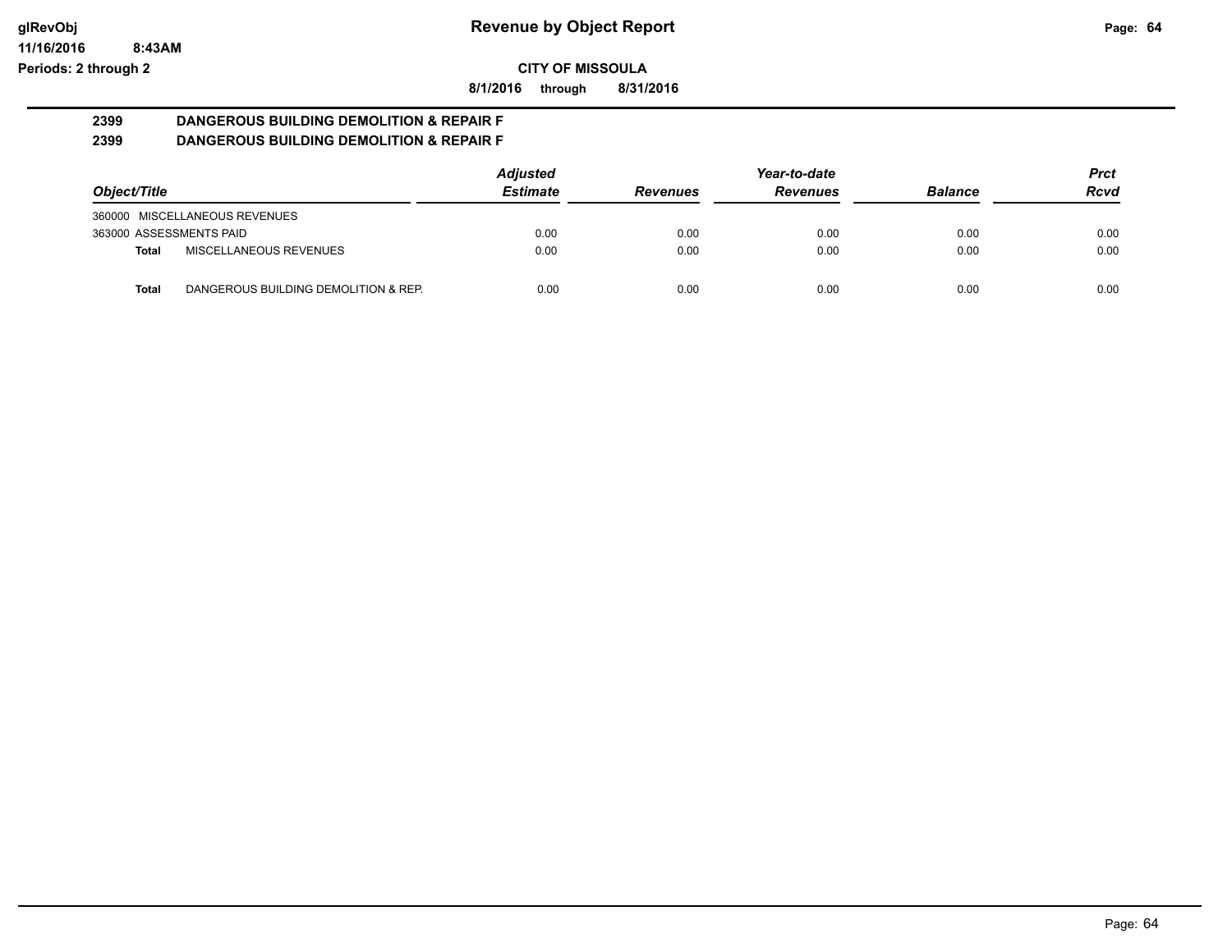**CITY OF MISSOULA**

**8/1/2016 through 8/31/2016**

## 2399 DANGEROUS BUILDING DEMOLITION & REPAIR F
## 2399 DANGEROUS BUILDING DEMOLITION & REPAIR F

| Object/Title | | Adjusted Estimate | Revenues | Year-to-date Revenues | Balance | Prct Rcvd |
|---|---|---|---|---|---|---|
| 360000 MISCELLANEOUS REVENUES | | | | | | |
| 363000 ASSESSMENTS PAID | | 0.00 | 0.00 | 0.00 | 0.00 | 0.00 |
| **Total** | MISCELLANEOUS REVENUES | 0.00 | 0.00 | 0.00 | 0.00 | 0.00 |
| **Total** | DANGEROUS BUILDING DEMOLITION & REP. | 0.00 | 0.00 | 0.00 | 0.00 | 0.00 |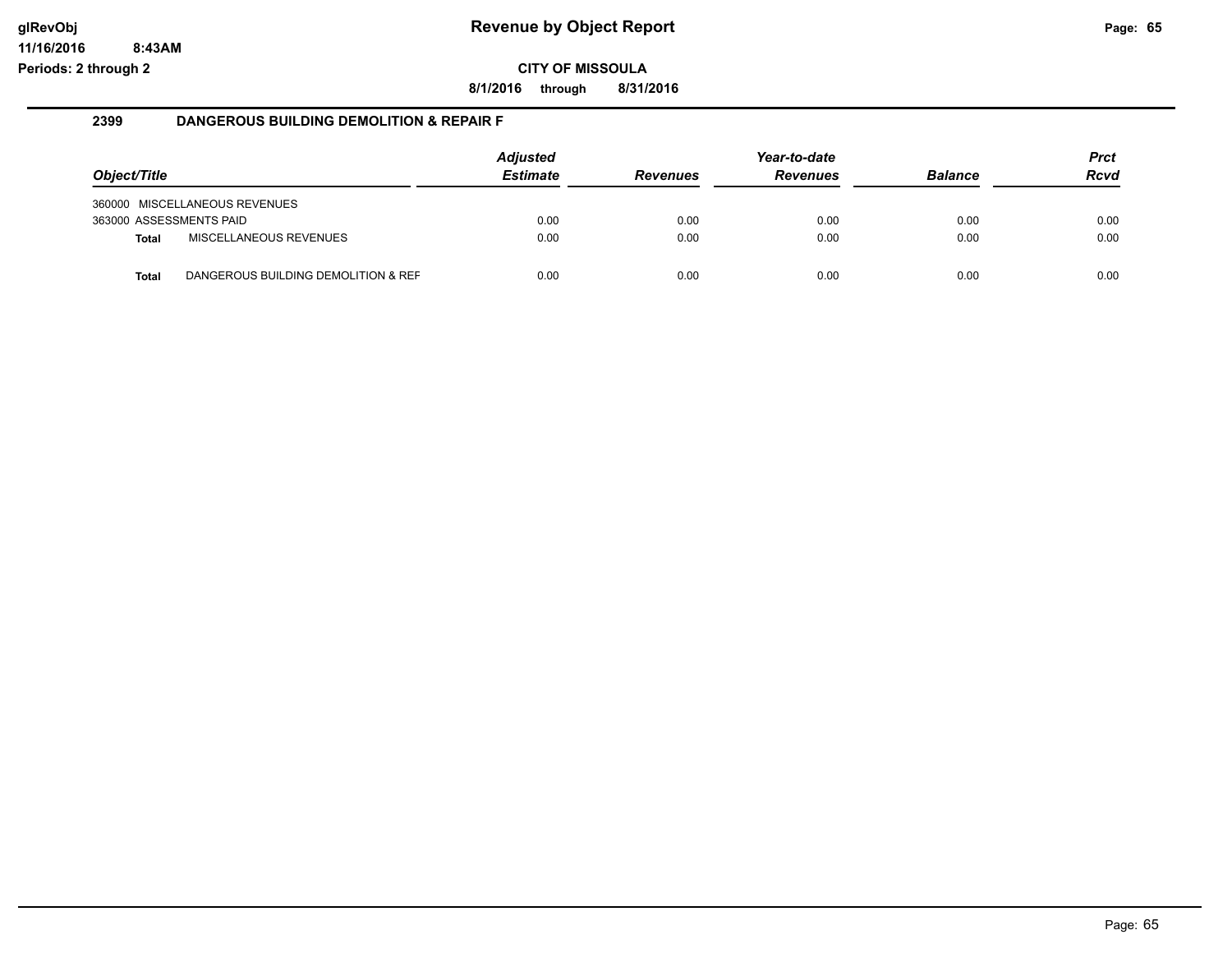**glRevObj**
**11/16/2016 8:43AM**
**Periods: 2 through 2**

# Revenue by Object Report

**CITY OF MISSOULA**

**8/1/2016 through 8/31/2016**

## 2399 DANGEROUS BUILDING DEMOLITION & REPAIR F

| Object/Title | Adjusted Estimate | Revenues | Year-to-date Revenues | Balance | Prct Rcvd |
|---|---|---|---|---|---|
| 360000 MISCELLANEOUS REVENUES | | | | | |
| 363000 ASSESSMENTS PAID | 0.00 | 0.00 | 0.00 | 0.00 | 0.00 |
| **Total** MISCELLANEOUS REVENUES | 0.00 | 0.00 | 0.00 | 0.00 | 0.00 |
| **Total** DANGEROUS BUILDING DEMOLITION & REF | 0.00 | 0.00 | 0.00 | 0.00 | 0.00 |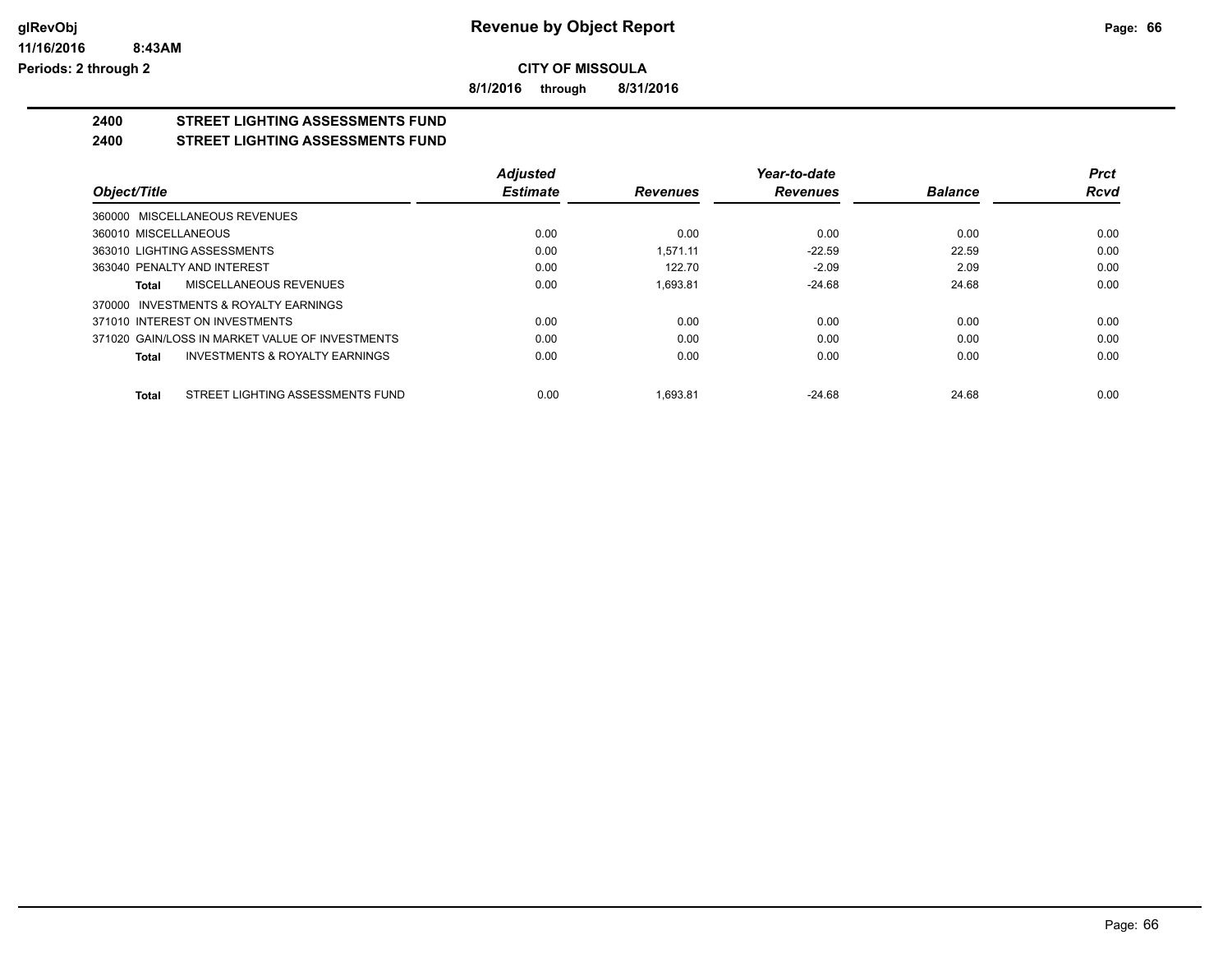**CITY OF MISSOULA**

**8/1/2016 through 8/31/2016**

**2400 STREET LIGHTING ASSESSMENTS FUND**

**2400 STREET LIGHTING ASSESSMENTS FUND**

| Object/Title | Adjusted Estimate | Revenues | Year-to-date Revenues | Balance | Prct Rcvd |
|---|---|---|---|---|---|
| 360000 MISCELLANEOUS REVENUES | | | | | |
| 360010 MISCELLANEOUS | 0.00 | 0.00 | 0.00 | 0.00 | 0.00 |
| 363010 LIGHTING ASSESSMENTS | 0.00 | 1,571.11 | -22.59 | 22.59 | 0.00 |
| 363040 PENALTY AND INTEREST | 0.00 | 122.70 | -2.09 | 2.09 | 0.00 |
| **Total** MISCELLANEOUS REVENUES | 0.00 | 1,693.81 | -24.68 | 24.68 | 0.00 |
| 370000 INVESTMENTS & ROYALTY EARNINGS | | | | | |
| 371010 INTEREST ON INVESTMENTS | 0.00 | 0.00 | 0.00 | 0.00 | 0.00 |
| 371020 GAIN/LOSS IN MARKET VALUE OF INVESTMENTS | 0.00 | 0.00 | 0.00 | 0.00 | 0.00 |
| **Total** INVESTMENTS & ROYALTY EARNINGS | 0.00 | 0.00 | 0.00 | 0.00 | 0.00 |
| **Total** STREET LIGHTING ASSESSMENTS FUND | 0.00 | 1,693.81 | -24.68 | 24.68 | 0.00 |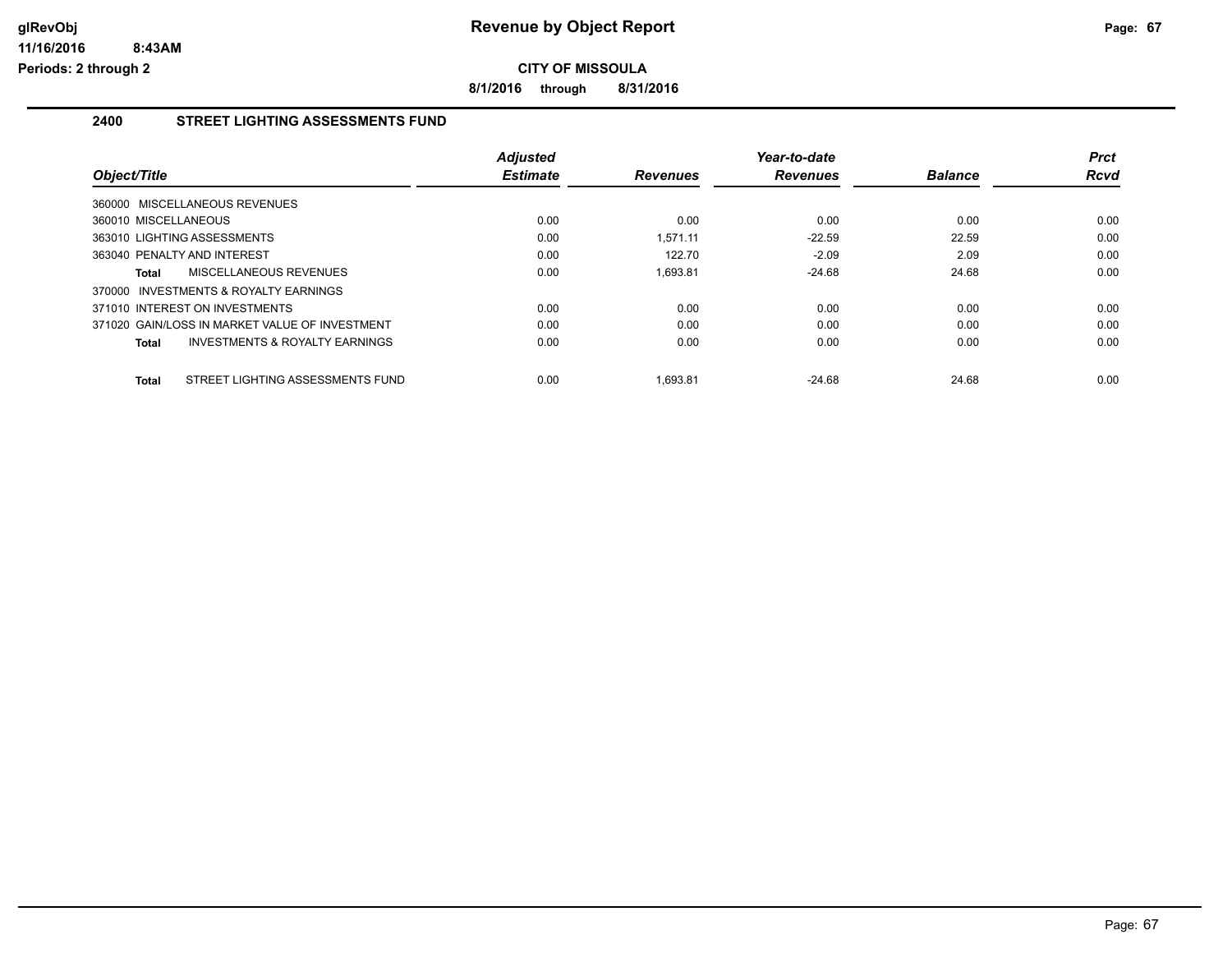# Revenue by Object Report

**CITY OF MISSOULA**

**8/1/2016 through 8/31/2016**

glRevObj
11/16/2016 8:43AM
Periods: 2 through 2

## 2400 STREET LIGHTING ASSESSMENTS FUND

| Object/Title | Adjusted Estimate | Revenues | Year-to-date Revenues | Balance | Prct Rcvd |
|---|---|---|---|---|---|
| 360000 MISCELLANEOUS REVENUES | | | | | |
| 360010 MISCELLANEOUS | 0.00 | 0.00 | 0.00 | 0.00 | 0.00 |
| 363010 LIGHTING ASSESSMENTS | 0.00 | 1,571.11 | -22.59 | 22.59 | 0.00 |
| 363040 PENALTY AND INTEREST | 0.00 | 122.70 | -2.09 | 2.09 | 0.00 |
| **Total** MISCELLANEOUS REVENUES | 0.00 | 1,693.81 | -24.68 | 24.68 | 0.00 |
| 370000 INVESTMENTS & ROYALTY EARNINGS | | | | | |
| 371010 INTEREST ON INVESTMENTS | 0.00 | 0.00 | 0.00 | 0.00 | 0.00 |
| 371020 GAIN/LOSS IN MARKET VALUE OF INVESTMENT | 0.00 | 0.00 | 0.00 | 0.00 | 0.00 |
| **Total** INVESTMENTS & ROYALTY EARNINGS | 0.00 | 0.00 | 0.00 | 0.00 | 0.00 |
| **Total** STREET LIGHTING ASSESSMENTS FUND | 0.00 | 1,693.81 | -24.68 | 24.68 | 0.00 |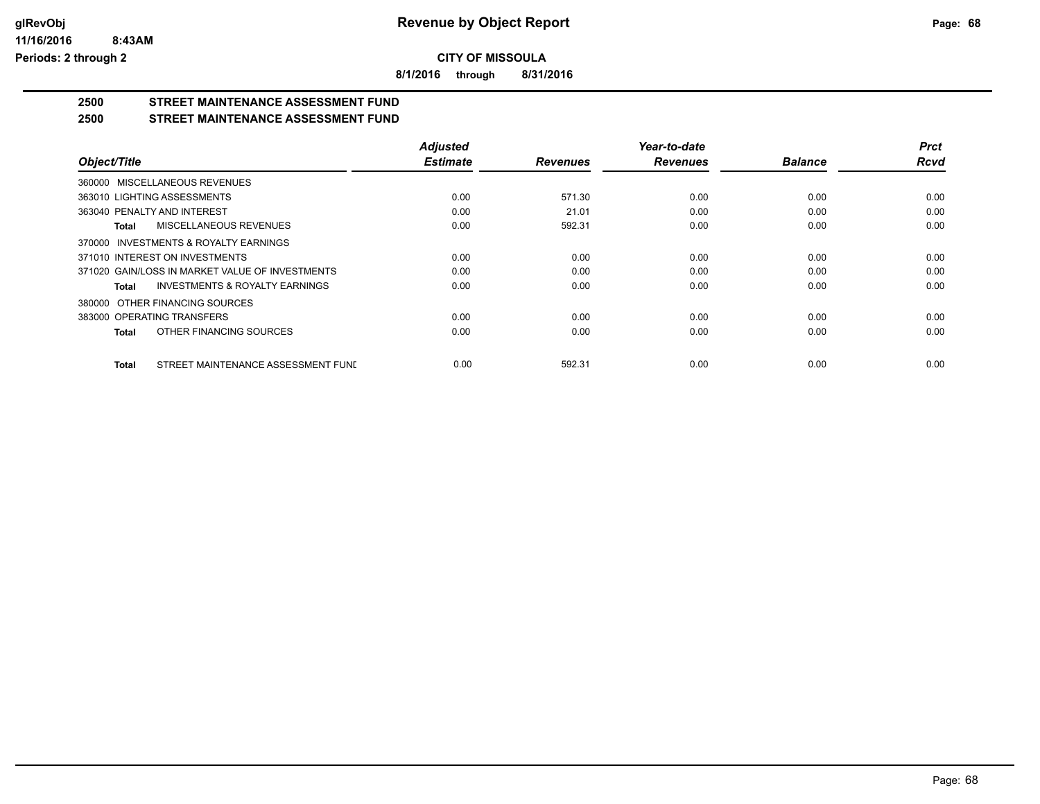**Revenue by Object Report**

**CITY OF MISSOULA**

**8/1/2016 through 8/31/2016**

glRevObj
11/16/2016 8:43AM
Periods: 2 through 2

## 2500 STREET MAINTENANCE ASSESSMENT FUND

## 2500 STREET MAINTENANCE ASSESSMENT FUND

| Object/Title | Adjusted Estimate | Revenues | Year-to-date Revenues | Balance | Prct Rcvd |
|---|---|---|---|---|---|
| 360000 MISCELLANEOUS REVENUES | | | | | |
| 363010 LIGHTING ASSESSMENTS | 0.00 | 571.30 | 0.00 | 0.00 | 0.00 |
| 363040 PENALTY AND INTEREST | 0.00 | 21.01 | 0.00 | 0.00 | 0.00 |
| **Total** MISCELLANEOUS REVENUES | 0.00 | 592.31 | 0.00 | 0.00 | 0.00 |
| 370000 INVESTMENTS & ROYALTY EARNINGS | | | | | |
| 371010 INTEREST ON INVESTMENTS | 0.00 | 0.00 | 0.00 | 0.00 | 0.00 |
| 371020 GAIN/LOSS IN MARKET VALUE OF INVESTMENTS | 0.00 | 0.00 | 0.00 | 0.00 | 0.00 |
| **Total** INVESTMENTS & ROYALTY EARNINGS | 0.00 | 0.00 | 0.00 | 0.00 | 0.00 |
| 380000 OTHER FINANCING SOURCES | | | | | |
| 383000 OPERATING TRANSFERS | 0.00 | 0.00 | 0.00 | 0.00 | 0.00 |
| **Total** OTHER FINANCING SOURCES | 0.00 | 0.00 | 0.00 | 0.00 | 0.00 |
| **Total** STREET MAINTENANCE ASSESSMENT FUNI | 0.00 | 592.31 | 0.00 | 0.00 | 0.00 |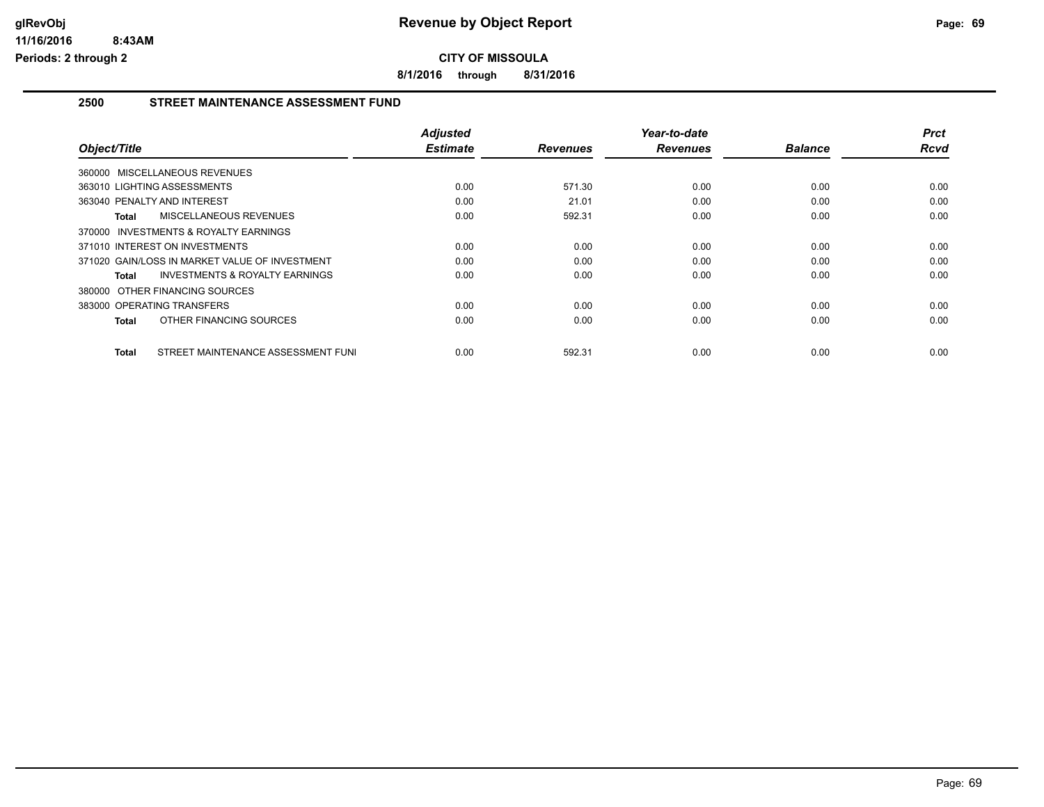**glRevObj**
**11/16/2016 8:43AM**
**Periods: 2 through 2**

# Revenue by Object Report

**CITY OF MISSOULA**

**8/1/2016 through 8/31/2016**

## 2500 STREET MAINTENANCE ASSESSMENT FUND

| Object/Title | Adjusted Estimate | Revenues | Year-to-date Revenues | Balance | Prct Rcvd |
|---|---|---|---|---|---|
| 360000 MISCELLANEOUS REVENUES | | | | | |
| 363010 LIGHTING ASSESSMENTS | 0.00 | 571.30 | 0.00 | 0.00 | 0.00 |
| 363040 PENALTY AND INTEREST | 0.00 | 21.01 | 0.00 | 0.00 | 0.00 |
| **Total** MISCELLANEOUS REVENUES | 0.00 | 592.31 | 0.00 | 0.00 | 0.00 |
| 370000 INVESTMENTS & ROYALTY EARNINGS | | | | | |
| 371010 INTEREST ON INVESTMENTS | 0.00 | 0.00 | 0.00 | 0.00 | 0.00 |
| 371020 GAIN/LOSS IN MARKET VALUE OF INVESTMENT | 0.00 | 0.00 | 0.00 | 0.00 | 0.00 |
| **Total** INVESTMENTS & ROYALTY EARNINGS | 0.00 | 0.00 | 0.00 | 0.00 | 0.00 |
| 380000 OTHER FINANCING SOURCES | | | | | |
| 383000 OPERATING TRANSFERS | 0.00 | 0.00 | 0.00 | 0.00 | 0.00 |
| **Total** OTHER FINANCING SOURCES | 0.00 | 0.00 | 0.00 | 0.00 | 0.00 |
| **Total** STREET MAINTENANCE ASSESSMENT FUNI | 0.00 | 592.31 | 0.00 | 0.00 | 0.00 |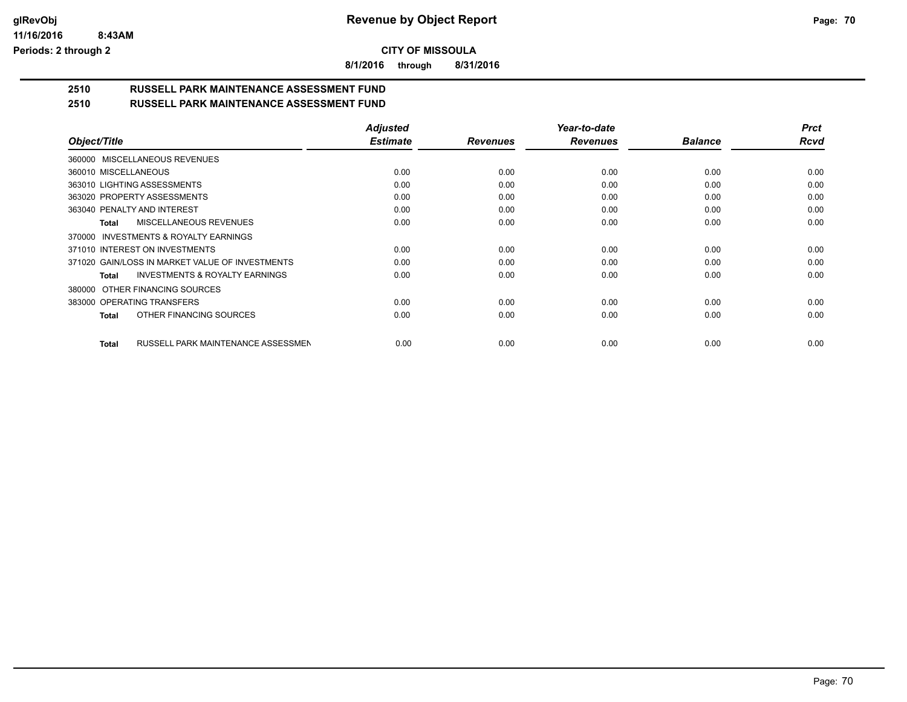**CITY OF MISSOULA**

**8/1/2016 through 8/31/2016**

## 2510 RUSSELL PARK MAINTENANCE ASSESSMENT FUND
## 2510 RUSSELL PARK MAINTENANCE ASSESSMENT FUND

| Object/Title | Adjusted Estimate | Revenues | Year-to-date Revenues | Balance | Prct Rcvd |
|---|---|---|---|---|---|
| 360000 MISCELLANEOUS REVENUES | | | | | |
| 360010 MISCELLANEOUS | 0.00 | 0.00 | 0.00 | 0.00 | 0.00 |
| 363010 LIGHTING ASSESSMENTS | 0.00 | 0.00 | 0.00 | 0.00 | 0.00 |
| 363020 PROPERTY ASSESSMENTS | 0.00 | 0.00 | 0.00 | 0.00 | 0.00 |
| 363040 PENALTY AND INTEREST | 0.00 | 0.00 | 0.00 | 0.00 | 0.00 |
| **Total** MISCELLANEOUS REVENUES | 0.00 | 0.00 | 0.00 | 0.00 | 0.00 |
| 370000 INVESTMENTS & ROYALTY EARNINGS | | | | | |
| 371010 INTEREST ON INVESTMENTS | 0.00 | 0.00 | 0.00 | 0.00 | 0.00 |
| 371020 GAIN/LOSS IN MARKET VALUE OF INVESTMENTS | 0.00 | 0.00 | 0.00 | 0.00 | 0.00 |
| **Total** INVESTMENTS & ROYALTY EARNINGS | 0.00 | 0.00 | 0.00 | 0.00 | 0.00 |
| 380000 OTHER FINANCING SOURCES | | | | | |
| 383000 OPERATING TRANSFERS | 0.00 | 0.00 | 0.00 | 0.00 | 0.00 |
| **Total** OTHER FINANCING SOURCES | 0.00 | 0.00 | 0.00 | 0.00 | 0.00 |
| **Total** RUSSELL PARK MAINTENANCE ASSESSMEN | 0.00 | 0.00 | 0.00 | 0.00 | 0.00 |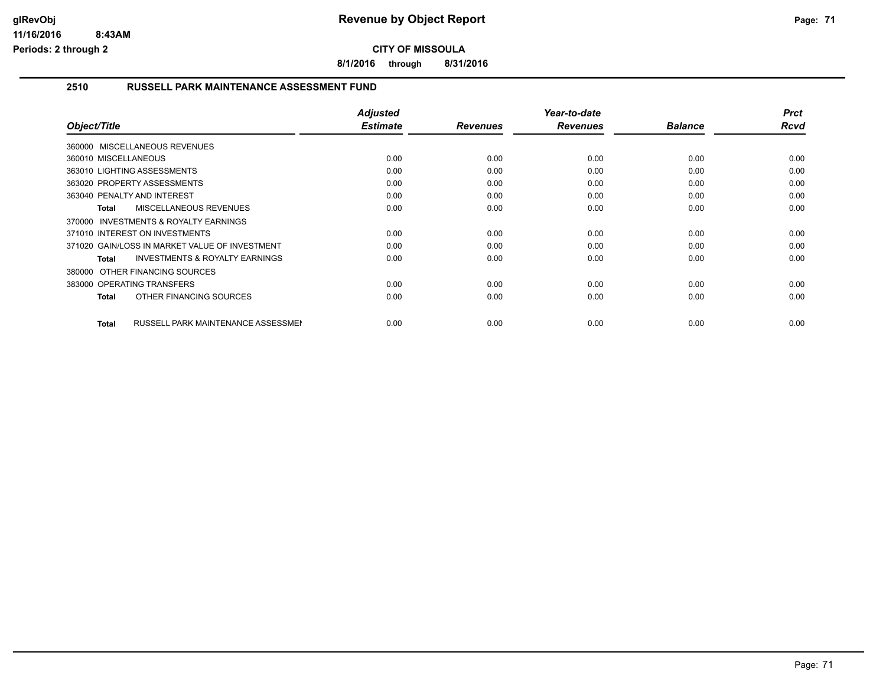**CITY OF MISSOULA**

**8/1/2016 through 8/31/2016**

## 2510 RUSSELL PARK MAINTENANCE ASSESSMENT FUND

| Object/Title | Adjusted Estimate | Revenues | Year-to-date Revenues | Balance | Prct Rcvd |
|---|---|---|---|---|---|
| 360000 MISCELLANEOUS REVENUES | | | | | |
| 360010 MISCELLANEOUS | 0.00 | 0.00 | 0.00 | 0.00 | 0.00 |
| 363010 LIGHTING ASSESSMENTS | 0.00 | 0.00 | 0.00 | 0.00 | 0.00 |
| 363020 PROPERTY ASSESSMENTS | 0.00 | 0.00 | 0.00 | 0.00 | 0.00 |
| 363040 PENALTY AND INTEREST | 0.00 | 0.00 | 0.00 | 0.00 | 0.00 |
| **Total** MISCELLANEOUS REVENUES | 0.00 | 0.00 | 0.00 | 0.00 | 0.00 |
| 370000 INVESTMENTS & ROYALTY EARNINGS | | | | | |
| 371010 INTEREST ON INVESTMENTS | 0.00 | 0.00 | 0.00 | 0.00 | 0.00 |
| 371020 GAIN/LOSS IN MARKET VALUE OF INVESTMENT | 0.00 | 0.00 | 0.00 | 0.00 | 0.00 |
| **Total** INVESTMENTS & ROYALTY EARNINGS | 0.00 | 0.00 | 0.00 | 0.00 | 0.00 |
| 380000 OTHER FINANCING SOURCES | | | | | |
| 383000 OPERATING TRANSFERS | 0.00 | 0.00 | 0.00 | 0.00 | 0.00 |
| **Total** OTHER FINANCING SOURCES | 0.00 | 0.00 | 0.00 | 0.00 | 0.00 |
| **Total** RUSSELL PARK MAINTENANCE ASSESSMEN | 0.00 | 0.00 | 0.00 | 0.00 | 0.00 |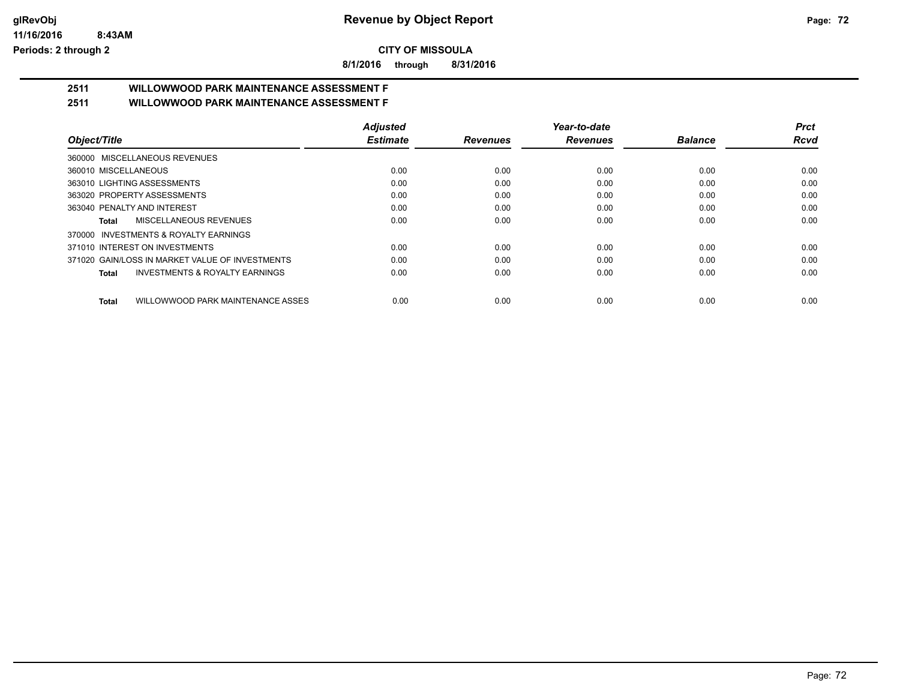**Revenue by Object Report**

**CITY OF MISSOULA**

**8/1/2016 through 8/31/2016**

glRevObj
11/16/2016 8:43AM
Periods: 2 through 2

## 2511 WILLOWWOOD PARK MAINTENANCE ASSESSMENT F

## 2511 WILLOWWOOD PARK MAINTENANCE ASSESSMENT F

| Object/Title | Adjusted Estimate | Revenues | Year-to-date Revenues | Balance | Prct Rcvd |
|---|---|---|---|---|---|
| 360000 MISCELLANEOUS REVENUES | | | | | |
| 360010 MISCELLANEOUS | 0.00 | 0.00 | 0.00 | 0.00 | 0.00 |
| 363010 LIGHTING ASSESSMENTS | 0.00 | 0.00 | 0.00 | 0.00 | 0.00 |
| 363020 PROPERTY ASSESSMENTS | 0.00 | 0.00 | 0.00 | 0.00 | 0.00 |
| 363040 PENALTY AND INTEREST | 0.00 | 0.00 | 0.00 | 0.00 | 0.00 |
| **Total** MISCELLANEOUS REVENUES | 0.00 | 0.00 | 0.00 | 0.00 | 0.00 |
| 370000 INVESTMENTS & ROYALTY EARNINGS | | | | | |
| 371010 INTEREST ON INVESTMENTS | 0.00 | 0.00 | 0.00 | 0.00 | 0.00 |
| 371020 GAIN/LOSS IN MARKET VALUE OF INVESTMENTS | 0.00 | 0.00 | 0.00 | 0.00 | 0.00 |
| **Total** INVESTMENTS & ROYALTY EARNINGS | 0.00 | 0.00 | 0.00 | 0.00 | 0.00 |
| **Total** WILLOWWOOD PARK MAINTENANCE ASSES | 0.00 | 0.00 | 0.00 | 0.00 | 0.00 |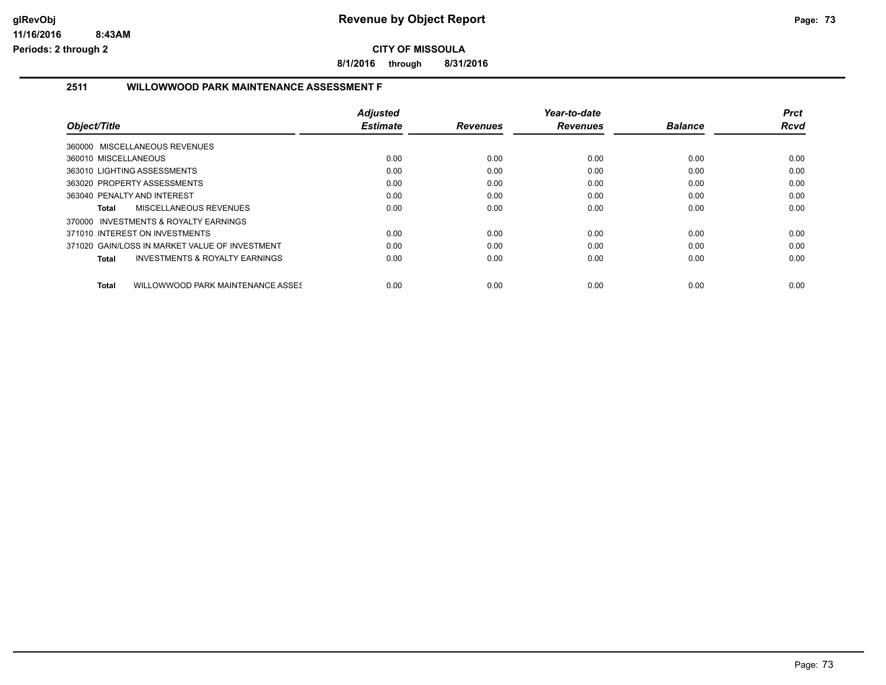**CITY OF MISSOULA**

**8/1/2016 through 8/31/2016**

## 2511 WILLOWWOOD PARK MAINTENANCE ASSESSMENT F

| Object/Title | Adjusted Estimate | Revenues | Year-to-date Revenues | Balance | Prct Rcvd |
|---|---|---|---|---|---|
| 360000 MISCELLANEOUS REVENUES | | | | | |
| 360010 MISCELLANEOUS | 0.00 | 0.00 | 0.00 | 0.00 | 0.00 |
| 363010 LIGHTING ASSESSMENTS | 0.00 | 0.00 | 0.00 | 0.00 | 0.00 |
| 363020 PROPERTY ASSESSMENTS | 0.00 | 0.00 | 0.00 | 0.00 | 0.00 |
| 363040 PENALTY AND INTEREST | 0.00 | 0.00 | 0.00 | 0.00 | 0.00 |
| **Total** MISCELLANEOUS REVENUES | 0.00 | 0.00 | 0.00 | 0.00 | 0.00 |
| 370000 INVESTMENTS & ROYALTY EARNINGS | | | | | |
| 371010 INTEREST ON INVESTMENTS | 0.00 | 0.00 | 0.00 | 0.00 | 0.00 |
| 371020 GAIN/LOSS IN MARKET VALUE OF INVESTMENT | 0.00 | 0.00 | 0.00 | 0.00 | 0.00 |
| **Total** INVESTMENTS & ROYALTY EARNINGS | 0.00 | 0.00 | 0.00 | 0.00 | 0.00 |
| **Total** WILLOWWOOD PARK MAINTENANCE ASSES | 0.00 | 0.00 | 0.00 | 0.00 | 0.00 |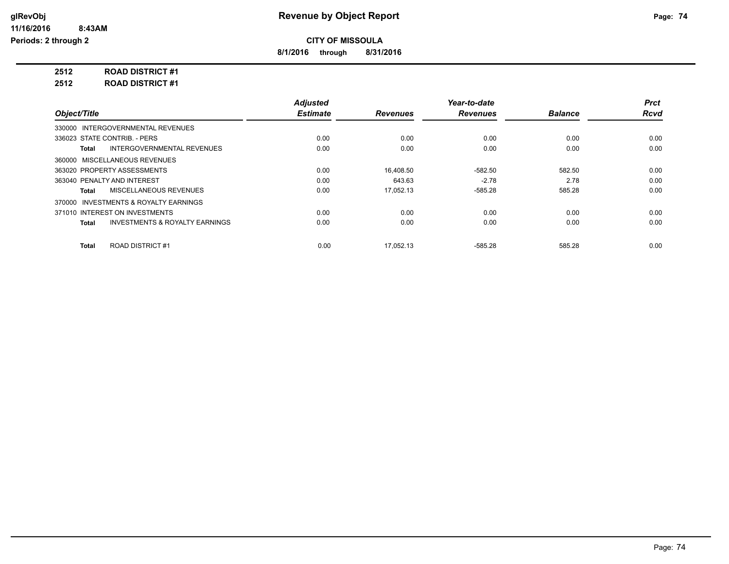**glRevObj** **Revenue by Object Report**

**11/16/2016 8:43AM**

**Periods: 2 through 2**

**CITY OF MISSOULA**

**8/1/2016 through 8/31/2016**

**2512 ROAD DISTRICT #1**

**2512 ROAD DISTRICT #1**

| Object/Title | Adjusted Estimate | Revenues | Year-to-date Revenues | Balance | Prct Rcvd |
|---|---|---|---|---|---|
| 330000 INTERGOVERNMENTAL REVENUES | | | | | |
| 336023 STATE CONTRIB. - PERS | 0.00 | 0.00 | 0.00 | 0.00 | 0.00 |
| **Total** INTERGOVERNMENTAL REVENUES | 0.00 | 0.00 | 0.00 | 0.00 | 0.00 |
| 360000 MISCELLANEOUS REVENUES | | | | | |
| 363020 PROPERTY ASSESSMENTS | 0.00 | 16,408.50 | -582.50 | 582.50 | 0.00 |
| 363040 PENALTY AND INTEREST | 0.00 | 643.63 | -2.78 | 2.78 | 0.00 |
| **Total** MISCELLANEOUS REVENUES | 0.00 | 17,052.13 | -585.28 | 585.28 | 0.00 |
| 370000 INVESTMENTS & ROYALTY EARNINGS | | | | | |
| 371010 INTEREST ON INVESTMENTS | 0.00 | 0.00 | 0.00 | 0.00 | 0.00 |
| **Total** INVESTMENTS & ROYALTY EARNINGS | 0.00 | 0.00 | 0.00 | 0.00 | 0.00 |
| **Total** ROAD DISTRICT #1 | 0.00 | 17,052.13 | -585.28 | 585.28 | 0.00 |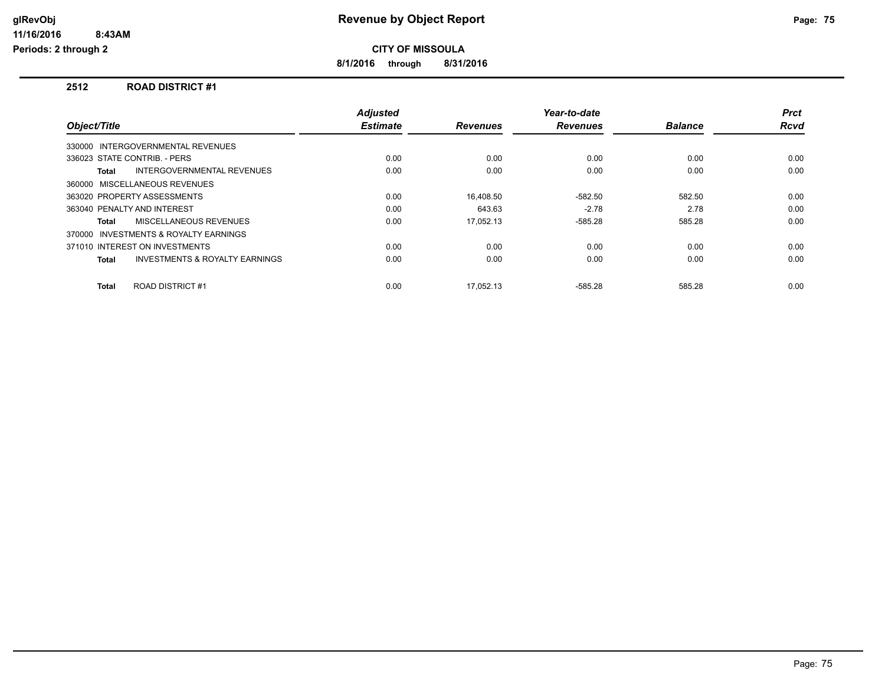# Revenue by Object Report

**CITY OF MISSOULA**

**8/1/2016 through 8/31/2016**

glRevObj
11/16/2016 8:43AM
Periods: 2 through 2

## 2512 ROAD DISTRICT #1

| Object/Title | Adjusted Estimate | Revenues | Year-to-date Revenues | Balance | Prct Rcvd |
|---|---|---|---|---|---|
| 330000 INTERGOVERNMENTAL REVENUES | | | | | |
| 336023 STATE CONTRIB. - PERS | 0.00 | 0.00 | 0.00 | 0.00 | 0.00 |
| **Total** INTERGOVERNMENTAL REVENUES | 0.00 | 0.00 | 0.00 | 0.00 | 0.00 |
| 360000 MISCELLANEOUS REVENUES | | | | | |
| 363020 PROPERTY ASSESSMENTS | 0.00 | 16,408.50 | -582.50 | 582.50 | 0.00 |
| 363040 PENALTY AND INTEREST | 0.00 | 643.63 | -2.78 | 2.78 | 0.00 |
| **Total** MISCELLANEOUS REVENUES | 0.00 | 17,052.13 | -585.28 | 585.28 | 0.00 |
| 370000 INVESTMENTS & ROYALTY EARNINGS | | | | | |
| 371010 INTEREST ON INVESTMENTS | 0.00 | 0.00 | 0.00 | 0.00 | 0.00 |
| **Total** INVESTMENTS & ROYALTY EARNINGS | 0.00 | 0.00 | 0.00 | 0.00 | 0.00 |
| **Total** ROAD DISTRICT #1 | 0.00 | 17,052.13 | -585.28 | 585.28 | 0.00 |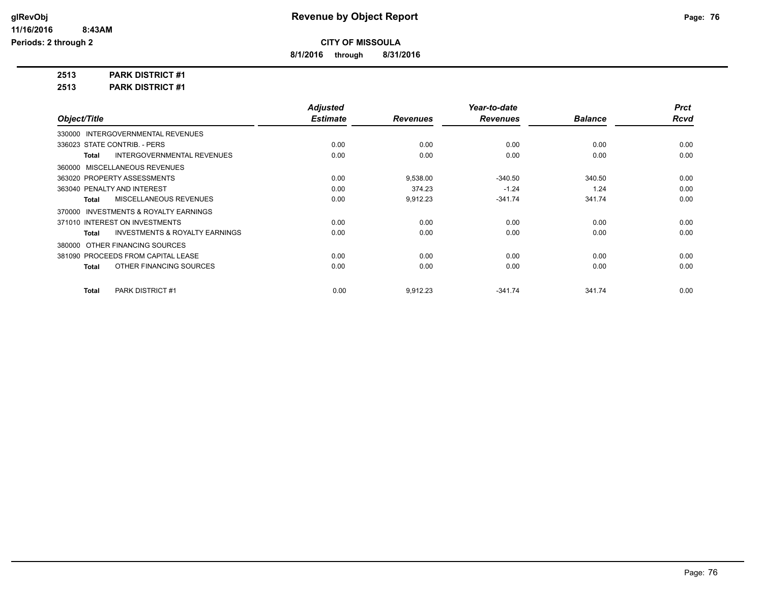# Revenue by Object Report

glRevObj
11/16/2016 8:43AM
Periods: 2 through 2

**CITY OF MISSOULA**

**8/1/2016 through 8/31/2016**

**2513 PARK DISTRICT #1**

**2513 PARK DISTRICT #1**

| Object/Title | Adjusted Estimate | Revenues | Year-to-date Revenues | Balance | Prct Rcvd |
|---|---|---|---|---|---|
| 330000 INTERGOVERNMENTAL REVENUES | | | | | |
| 336023 STATE CONTRIB. - PERS | 0.00 | 0.00 | 0.00 | 0.00 | 0.00 |
| **Total** INTERGOVERNMENTAL REVENUES | 0.00 | 0.00 | 0.00 | 0.00 | 0.00 |
| 360000 MISCELLANEOUS REVENUES | | | | | |
| 363020 PROPERTY ASSESSMENTS | 0.00 | 9,538.00 | -340.50 | 340.50 | 0.00 |
| 363040 PENALTY AND INTEREST | 0.00 | 374.23 | -1.24 | 1.24 | 0.00 |
| **Total** MISCELLANEOUS REVENUES | 0.00 | 9,912.23 | -341.74 | 341.74 | 0.00 |
| 370000 INVESTMENTS & ROYALTY EARNINGS | | | | | |
| 371010 INTEREST ON INVESTMENTS | 0.00 | 0.00 | 0.00 | 0.00 | 0.00 |
| **Total** INVESTMENTS & ROYALTY EARNINGS | 0.00 | 0.00 | 0.00 | 0.00 | 0.00 |
| 380000 OTHER FINANCING SOURCES | | | | | |
| 381090 PROCEEDS FROM CAPITAL LEASE | 0.00 | 0.00 | 0.00 | 0.00 | 0.00 |
| **Total** OTHER FINANCING SOURCES | 0.00 | 0.00 | 0.00 | 0.00 | 0.00 |
| **Total** PARK DISTRICT #1 | 0.00 | 9,912.23 | -341.74 | 341.74 | 0.00 |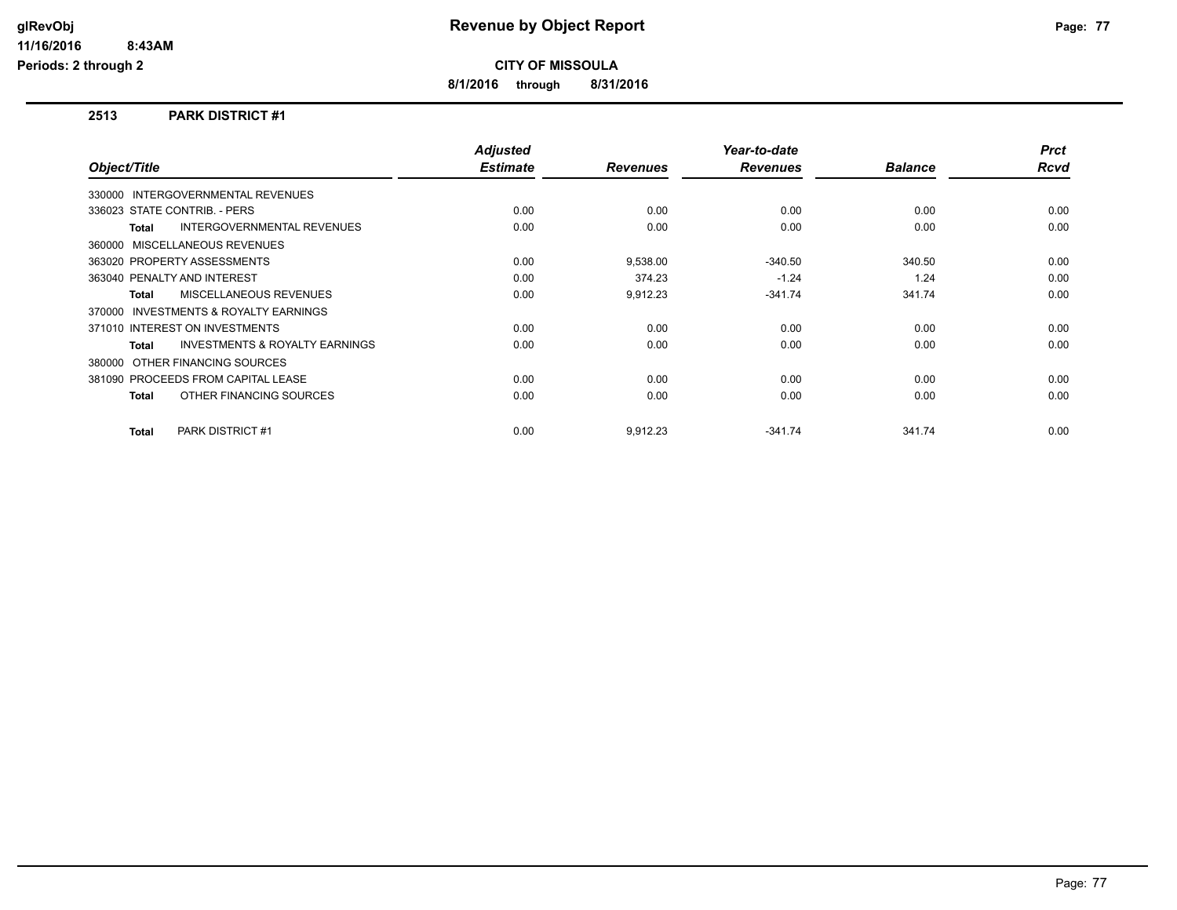**glRevObj**
**11/16/2016 8:43AM**
**Periods: 2 through 2**

# Revenue by Object Report

**CITY OF MISSOULA**

**8/1/2016 through 8/31/2016**

## 2513 PARK DISTRICT #1

| Object/Title | Adjusted Estimate | Revenues | Year-to-date Revenues | Balance | Prct Rcvd |
|---|---|---|---|---|---|
| 330000 INTERGOVERNMENTAL REVENUES | | | | | |
| 336023 STATE CONTRIB. - PERS | 0.00 | 0.00 | 0.00 | 0.00 | 0.00 |
| **Total** INTERGOVERNMENTAL REVENUES | 0.00 | 0.00 | 0.00 | 0.00 | 0.00 |
| 360000 MISCELLANEOUS REVENUES | | | | | |
| 363020 PROPERTY ASSESSMENTS | 0.00 | 9,538.00 | -340.50 | 340.50 | 0.00 |
| 363040 PENALTY AND INTEREST | 0.00 | 374.23 | -1.24 | 1.24 | 0.00 |
| **Total** MISCELLANEOUS REVENUES | 0.00 | 9,912.23 | -341.74 | 341.74 | 0.00 |
| 370000 INVESTMENTS & ROYALTY EARNINGS | | | | | |
| 371010 INTEREST ON INVESTMENTS | 0.00 | 0.00 | 0.00 | 0.00 | 0.00 |
| **Total** INVESTMENTS & ROYALTY EARNINGS | 0.00 | 0.00 | 0.00 | 0.00 | 0.00 |
| 380000 OTHER FINANCING SOURCES | | | | | |
| 381090 PROCEEDS FROM CAPITAL LEASE | 0.00 | 0.00 | 0.00 | 0.00 | 0.00 |
| **Total** OTHER FINANCING SOURCES | 0.00 | 0.00 | 0.00 | 0.00 | 0.00 |
| **Total** PARK DISTRICT #1 | 0.00 | 9,912.23 | -341.74 | 341.74 | 0.00 |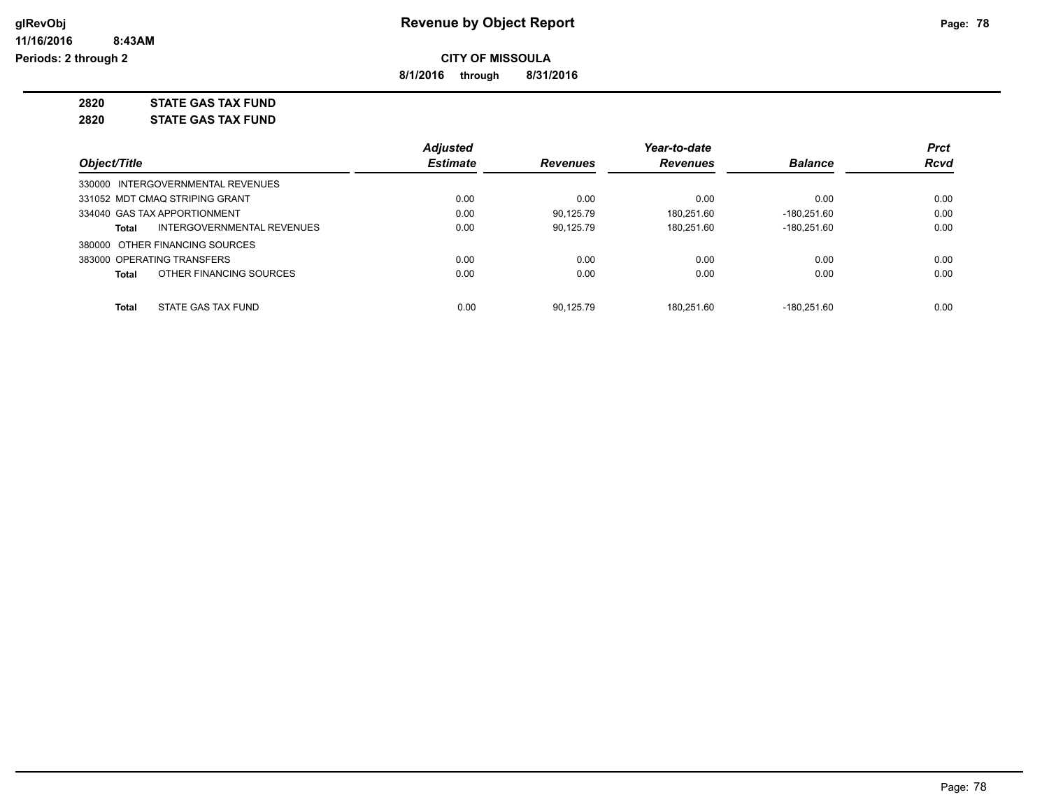**Revenue by Object Report**

**CITY OF MISSOULA**

**8/1/2016 through 8/31/2016**

glRevObj
11/16/2016 8:43AM
Periods: 2 through 2

**2820 STATE GAS TAX FUND**

**2820 STATE GAS TAX FUND**

| Object/Title | Adjusted Estimate | Revenues | Year-to-date Revenues | Balance | Prct Rcvd |
|---|---|---|---|---|---|
| 330000 INTERGOVERNMENTAL REVENUES | | | | | |
| 331052 MDT CMAQ STRIPING GRANT | 0.00 | 0.00 | 0.00 | 0.00 | 0.00 |
| 334040 GAS TAX APPORTIONMENT | 0.00 | 90,125.79 | 180,251.60 | -180,251.60 | 0.00 |
| **Total** INTERGOVERNMENTAL REVENUES | 0.00 | 90,125.79 | 180,251.60 | -180,251.60 | 0.00 |
| 380000 OTHER FINANCING SOURCES | | | | | |
| 383000 OPERATING TRANSFERS | 0.00 | 0.00 | 0.00 | 0.00 | 0.00 |
| **Total** OTHER FINANCING SOURCES | 0.00 | 0.00 | 0.00 | 0.00 | 0.00 |
| **Total** STATE GAS TAX FUND | 0.00 | 90,125.79 | 180,251.60 | -180,251.60 | 0.00 |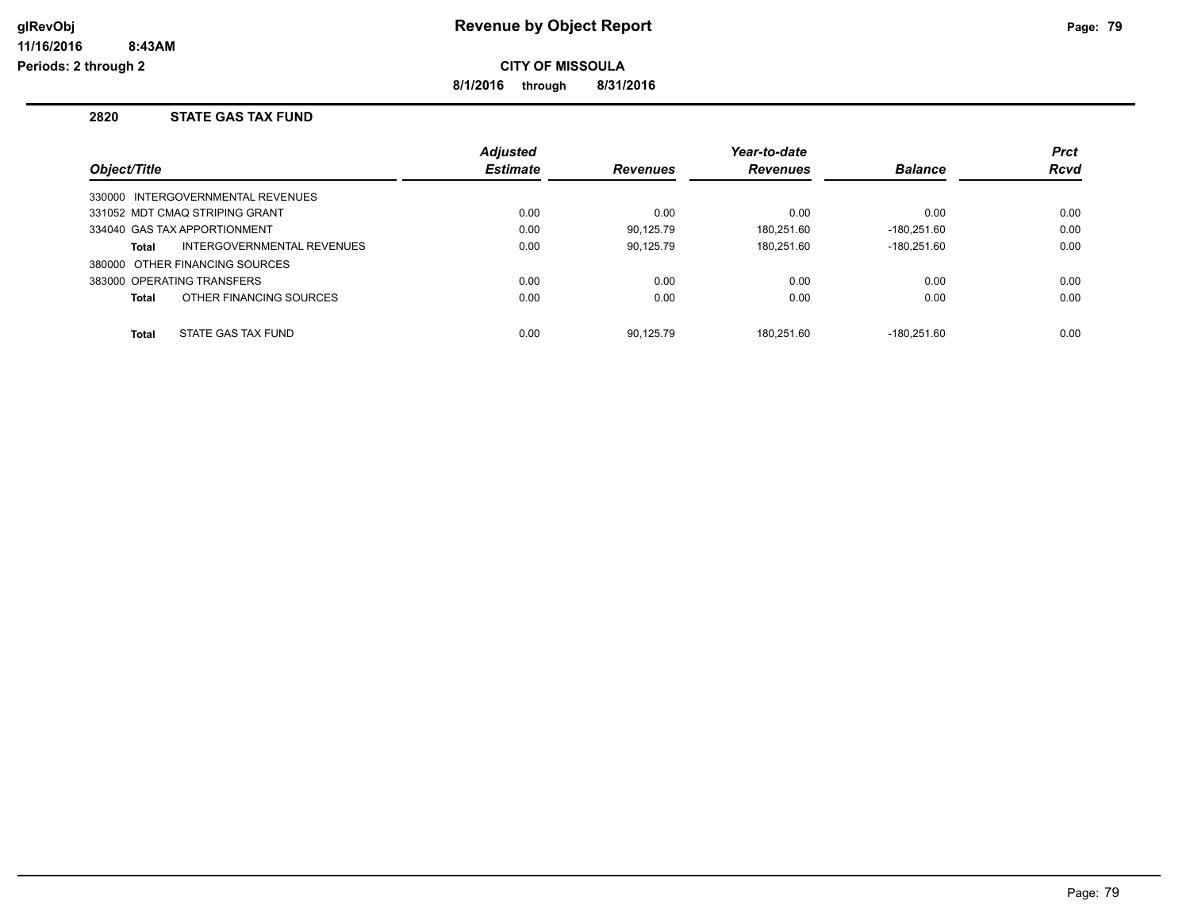# Revenue by Object Report

glRevObj
11/16/2016 8:43AM
Periods: 2 through 2

**CITY OF MISSOULA**

**8/1/2016 through 8/31/2016**

## 2820 STATE GAS TAX FUND

| Object/Title | Adjusted Estimate | Revenues | Year-to-date Revenues | Balance | Prct Rcvd |
|---|---|---|---|---|---|
| 330000 INTERGOVERNMENTAL REVENUES | | | | | |
| 331052 MDT CMAQ STRIPING GRANT | 0.00 | 0.00 | 0.00 | 0.00 | 0.00 |
| 334040 GAS TAX APPORTIONMENT | 0.00 | 90,125.79 | 180,251.60 | -180,251.60 | 0.00 |
| **Total** INTERGOVERNMENTAL REVENUES | 0.00 | 90,125.79 | 180,251.60 | -180,251.60 | 0.00 |
| 380000 OTHER FINANCING SOURCES | | | | | |
| 383000 OPERATING TRANSFERS | 0.00 | 0.00 | 0.00 | 0.00 | 0.00 |
| **Total** OTHER FINANCING SOURCES | 0.00 | 0.00 | 0.00 | 0.00 | 0.00 |
| **Total** STATE GAS TAX FUND | 0.00 | 90,125.79 | 180,251.60 | -180,251.60 | 0.00 |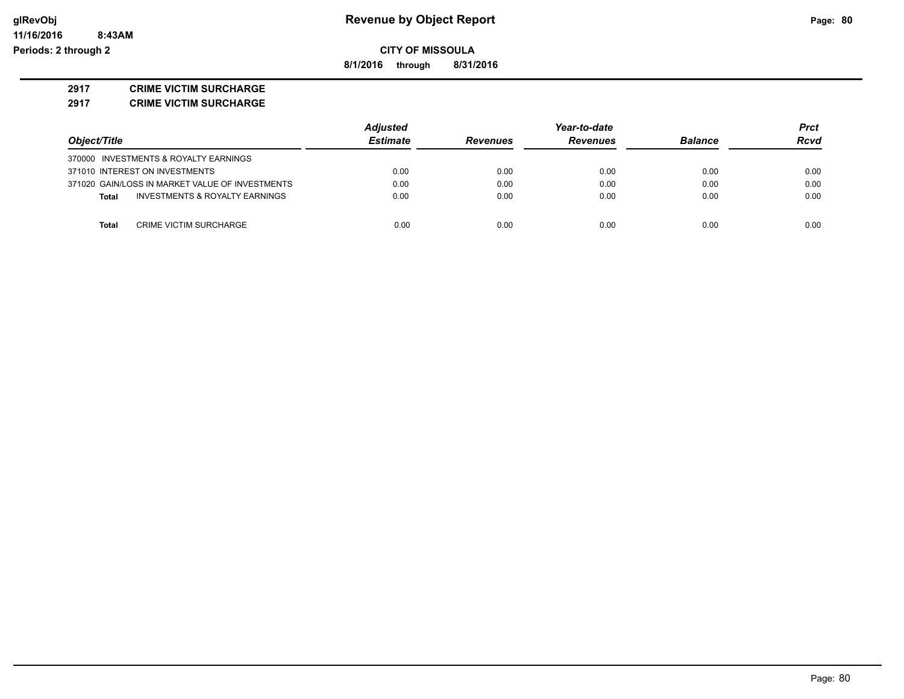# Revenue by Object Report

**CITY OF MISSOULA**

**8/1/2016 through 8/31/2016**

**2917 CRIME VICTIM SURCHARGE**

**2917 CRIME VICTIM SURCHARGE**

| Object/Title | Adjusted Estimate | Revenues | Year-to-date Revenues | Balance | Prct Rcvd |
|---|---|---|---|---|---|
| 370000 INVESTMENTS & ROYALTY EARNINGS | | | | | |
| 371010 INTEREST ON INVESTMENTS | 0.00 | 0.00 | 0.00 | 0.00 | 0.00 |
| 371020 GAIN/LOSS IN MARKET VALUE OF INVESTMENTS | 0.00 | 0.00 | 0.00 | 0.00 | 0.00 |
| **Total** INVESTMENTS & ROYALTY EARNINGS | 0.00 | 0.00 | 0.00 | 0.00 | 0.00 |
| **Total** CRIME VICTIM SURCHARGE | 0.00 | 0.00 | 0.00 | 0.00 | 0.00 |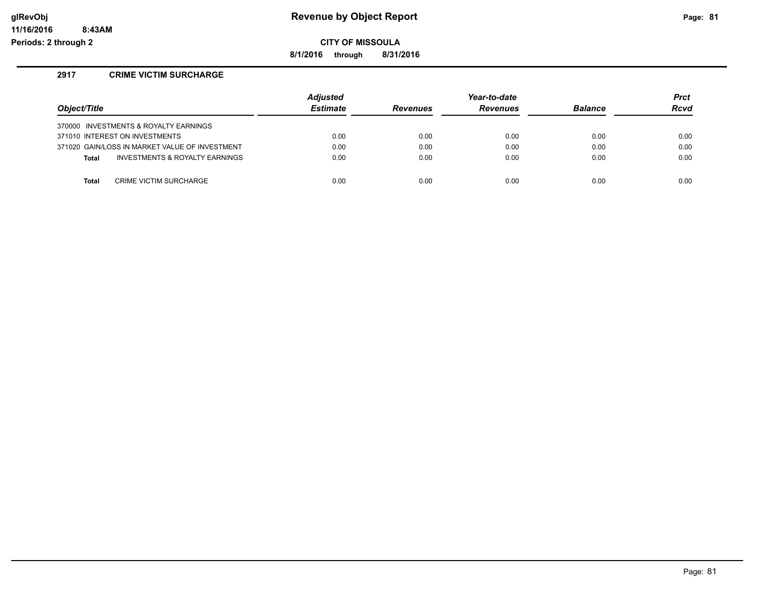# Revenue by Object Report

glRevObj
11/16/2016 8:43AM
Periods: 2 through 2

**CITY OF MISSOULA**

**8/1/2016 through 8/31/2016**

## 2917 CRIME VICTIM SURCHARGE

| Object/Title | Adjusted Estimate | Revenues | Year-to-date Revenues | Balance | Prct Rcvd |
|---|---|---|---|---|---|
| 370000 INVESTMENTS & ROYALTY EARNINGS | | | | | |
| 371010 INTEREST ON INVESTMENTS | 0.00 | 0.00 | 0.00 | 0.00 | 0.00 |
| 371020 GAIN/LOSS IN MARKET VALUE OF INVESTMENT | 0.00 | 0.00 | 0.00 | 0.00 | 0.00 |
| **Total** INVESTMENTS & ROYALTY EARNINGS | 0.00 | 0.00 | 0.00 | 0.00 | 0.00 |
| **Total** CRIME VICTIM SURCHARGE | 0.00 | 0.00 | 0.00 | 0.00 | 0.00 |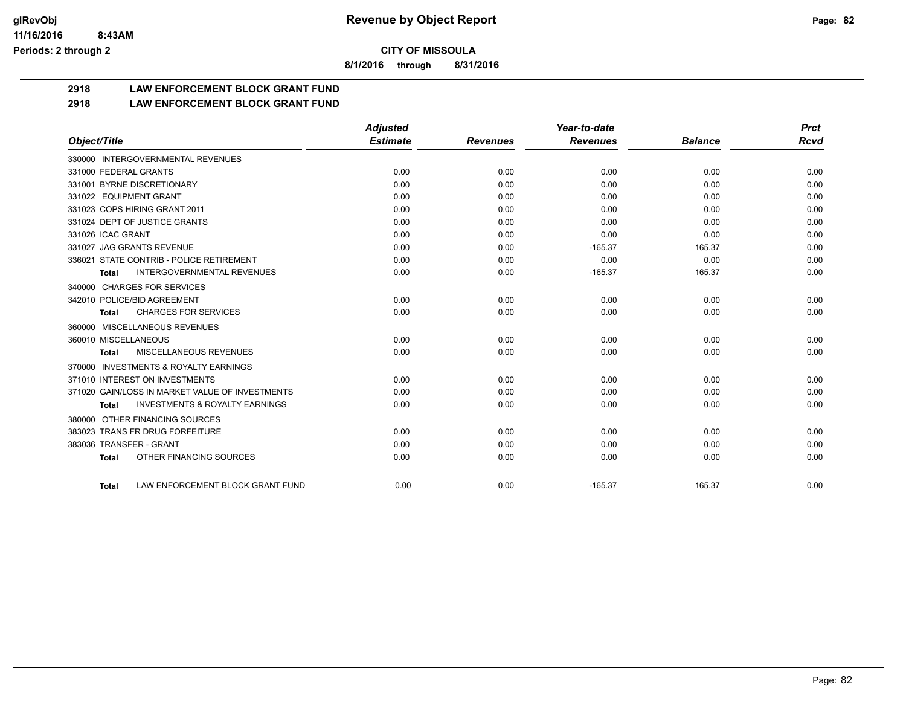**CITY OF MISSOULA**

**8/1/2016 through 8/31/2016**

## 2918 LAW ENFORCEMENT BLOCK GRANT FUND

## 2918 LAW ENFORCEMENT BLOCK GRANT FUND

| Object/Title | Adjusted Estimate | Revenues | Year-to-date Revenues | Balance | Prct Rcvd |
|---|---|---|---|---|---|
| 330000 INTERGOVERNMENTAL REVENUES | | | | | |
| 331000 FEDERAL GRANTS | 0.00 | 0.00 | 0.00 | 0.00 | 0.00 |
| 331001 BYRNE DISCRETIONARY | 0.00 | 0.00 | 0.00 | 0.00 | 0.00 |
| 331022 EQUIPMENT GRANT | 0.00 | 0.00 | 0.00 | 0.00 | 0.00 |
| 331023 COPS HIRING GRANT 2011 | 0.00 | 0.00 | 0.00 | 0.00 | 0.00 |
| 331024 DEPT OF JUSTICE GRANTS | 0.00 | 0.00 | 0.00 | 0.00 | 0.00 |
| 331026 ICAC GRANT | 0.00 | 0.00 | 0.00 | 0.00 | 0.00 |
| 331027 JAG GRANTS REVENUE | 0.00 | 0.00 | -165.37 | 165.37 | 0.00 |
| 336021 STATE CONTRIB - POLICE RETIREMENT | 0.00 | 0.00 | 0.00 | 0.00 | 0.00 |
| **Total** INTERGOVERNMENTAL REVENUES | 0.00 | 0.00 | -165.37 | 165.37 | 0.00 |
| 340000 CHARGES FOR SERVICES | | | | | |
| 342010 POLICE/BID AGREEMENT | 0.00 | 0.00 | 0.00 | 0.00 | 0.00 |
| **Total** CHARGES FOR SERVICES | 0.00 | 0.00 | 0.00 | 0.00 | 0.00 |
| 360000 MISCELLANEOUS REVENUES | | | | | |
| 360010 MISCELLANEOUS | 0.00 | 0.00 | 0.00 | 0.00 | 0.00 |
| **Total** MISCELLANEOUS REVENUES | 0.00 | 0.00 | 0.00 | 0.00 | 0.00 |
| 370000 INVESTMENTS & ROYALTY EARNINGS | | | | | |
| 371010 INTEREST ON INVESTMENTS | 0.00 | 0.00 | 0.00 | 0.00 | 0.00 |
| 371020 GAIN/LOSS IN MARKET VALUE OF INVESTMENTS | 0.00 | 0.00 | 0.00 | 0.00 | 0.00 |
| **Total** INVESTMENTS & ROYALTY EARNINGS | 0.00 | 0.00 | 0.00 | 0.00 | 0.00 |
| 380000 OTHER FINANCING SOURCES | | | | | |
| 383023 TRANS FR DRUG FORFEITURE | 0.00 | 0.00 | 0.00 | 0.00 | 0.00 |
| 383036 TRANSFER - GRANT | 0.00 | 0.00 | 0.00 | 0.00 | 0.00 |
| **Total** OTHER FINANCING SOURCES | 0.00 | 0.00 | 0.00 | 0.00 | 0.00 |
| **Total** LAW ENFORCEMENT BLOCK GRANT FUND | 0.00 | 0.00 | -165.37 | 165.37 | 0.00 |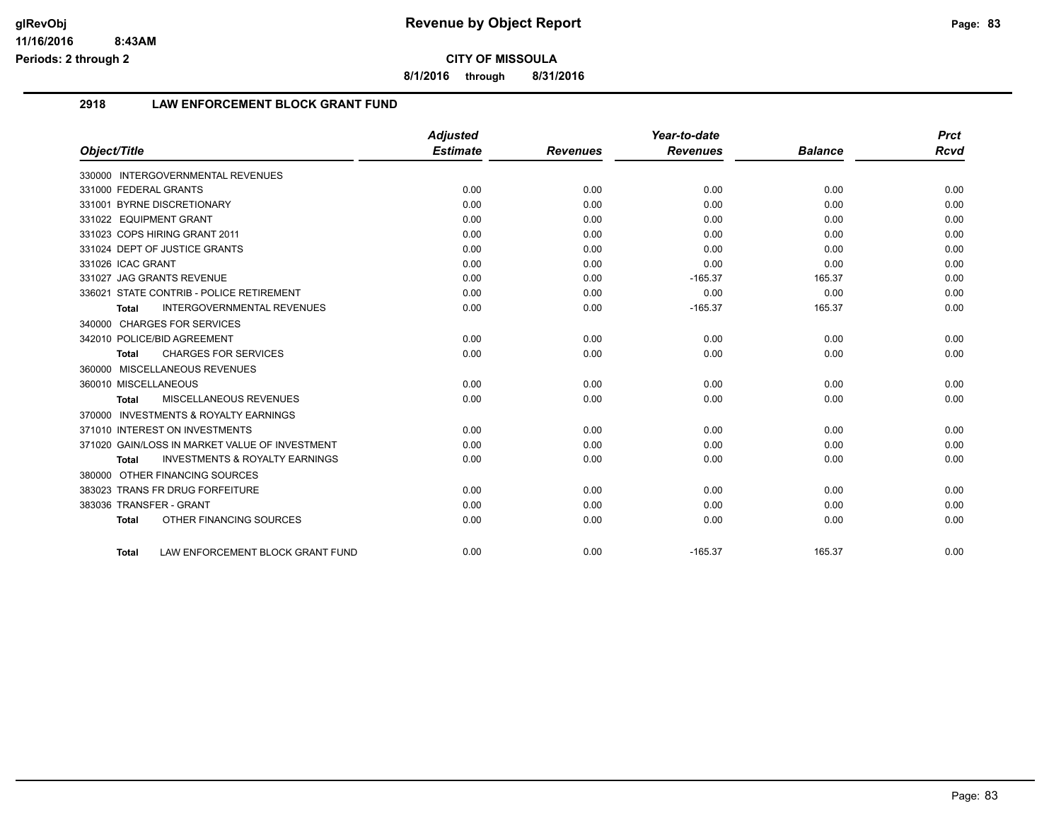**Revenue by Object Report**

**CITY OF MISSOULA**

**8/1/2016 through 8/31/2016**

glRevObj
11/16/2016 8:43AM
Periods: 2 through 2

## 2918 LAW ENFORCEMENT BLOCK GRANT FUND

| Object/Title | Adjusted Estimate | Revenues | Year-to-date Revenues | Balance | Prct Rcvd |
|---|---|---|---|---|---|
| 330000 INTERGOVERNMENTAL REVENUES | | | | | |
| 331000 FEDERAL GRANTS | 0.00 | 0.00 | 0.00 | 0.00 | 0.00 |
| 331001 BYRNE DISCRETIONARY | 0.00 | 0.00 | 0.00 | 0.00 | 0.00 |
| 331022 EQUIPMENT GRANT | 0.00 | 0.00 | 0.00 | 0.00 | 0.00 |
| 331023 COPS HIRING GRANT 2011 | 0.00 | 0.00 | 0.00 | 0.00 | 0.00 |
| 331024 DEPT OF JUSTICE GRANTS | 0.00 | 0.00 | 0.00 | 0.00 | 0.00 |
| 331026 ICAC GRANT | 0.00 | 0.00 | 0.00 | 0.00 | 0.00 |
| 331027 JAG GRANTS REVENUE | 0.00 | 0.00 | -165.37 | 165.37 | 0.00 |
| 336021 STATE CONTRIB - POLICE RETIREMENT | 0.00 | 0.00 | 0.00 | 0.00 | 0.00 |
| **Total** INTERGOVERNMENTAL REVENUES | 0.00 | 0.00 | -165.37 | 165.37 | 0.00 |
| 340000 CHARGES FOR SERVICES | | | | | |
| 342010 POLICE/BID AGREEMENT | 0.00 | 0.00 | 0.00 | 0.00 | 0.00 |
| **Total** CHARGES FOR SERVICES | 0.00 | 0.00 | 0.00 | 0.00 | 0.00 |
| 360000 MISCELLANEOUS REVENUES | | | | | |
| 360010 MISCELLANEOUS | 0.00 | 0.00 | 0.00 | 0.00 | 0.00 |
| **Total** MISCELLANEOUS REVENUES | 0.00 | 0.00 | 0.00 | 0.00 | 0.00 |
| 370000 INVESTMENTS & ROYALTY EARNINGS | | | | | |
| 371010 INTEREST ON INVESTMENTS | 0.00 | 0.00 | 0.00 | 0.00 | 0.00 |
| 371020 GAIN/LOSS IN MARKET VALUE OF INVESTMENT | 0.00 | 0.00 | 0.00 | 0.00 | 0.00 |
| **Total** INVESTMENTS & ROYALTY EARNINGS | 0.00 | 0.00 | 0.00 | 0.00 | 0.00 |
| 380000 OTHER FINANCING SOURCES | | | | | |
| 383023 TRANS FR DRUG FORFEITURE | 0.00 | 0.00 | 0.00 | 0.00 | 0.00 |
| 383036 TRANSFER - GRANT | 0.00 | 0.00 | 0.00 | 0.00 | 0.00 |
| **Total** OTHER FINANCING SOURCES | 0.00 | 0.00 | 0.00 | 0.00 | 0.00 |
| **Total** LAW ENFORCEMENT BLOCK GRANT FUND | 0.00 | 0.00 | -165.37 | 165.37 | 0.00 |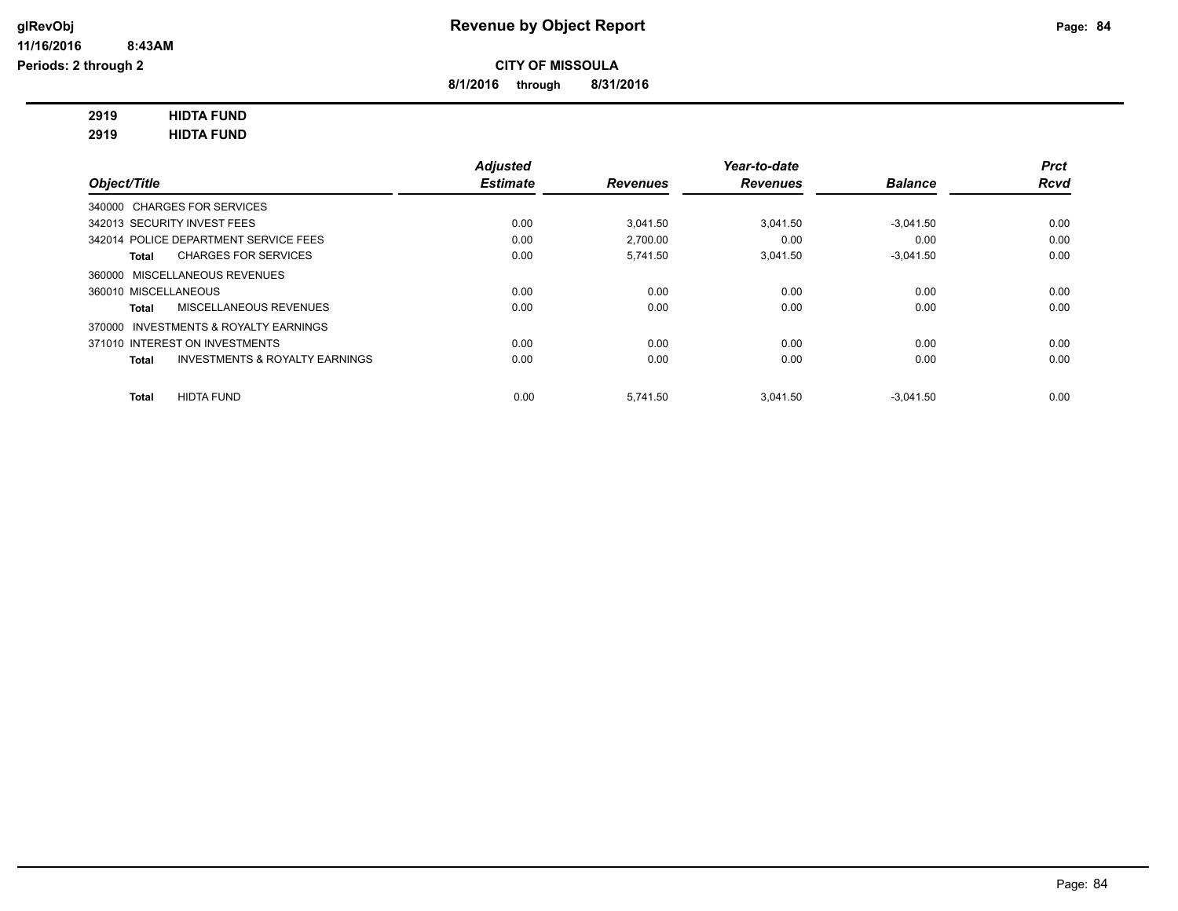**CITY OF MISSOULA**

**8/1/2016 through 8/31/2016**

**2919 HIDTA FUND**

**2919 HIDTA FUND**

| Object/Title | Adjusted Estimate | Revenues | Year-to-date Revenues | Balance | Prct Rcvd |
|---|---|---|---|---|---|
| 340000 CHARGES FOR SERVICES | | | | | |
| 342013 SECURITY INVEST FEES | 0.00 | 3,041.50 | 3,041.50 | -3,041.50 | 0.00 |
| 342014 POLICE DEPARTMENT SERVICE FEES | 0.00 | 2,700.00 | 0.00 | 0.00 | 0.00 |
| **Total** CHARGES FOR SERVICES | 0.00 | 5,741.50 | 3,041.50 | -3,041.50 | 0.00 |
| 360000 MISCELLANEOUS REVENUES | | | | | |
| 360010 MISCELLANEOUS | 0.00 | 0.00 | 0.00 | 0.00 | 0.00 |
| **Total** MISCELLANEOUS REVENUES | 0.00 | 0.00 | 0.00 | 0.00 | 0.00 |
| 370000 INVESTMENTS & ROYALTY EARNINGS | | | | | |
| 371010 INTEREST ON INVESTMENTS | 0.00 | 0.00 | 0.00 | 0.00 | 0.00 |
| **Total** INVESTMENTS & ROYALTY EARNINGS | 0.00 | 0.00 | 0.00 | 0.00 | 0.00 |
| **Total** HIDTA FUND | 0.00 | 5,741.50 | 3,041.50 | -3,041.50 | 0.00 |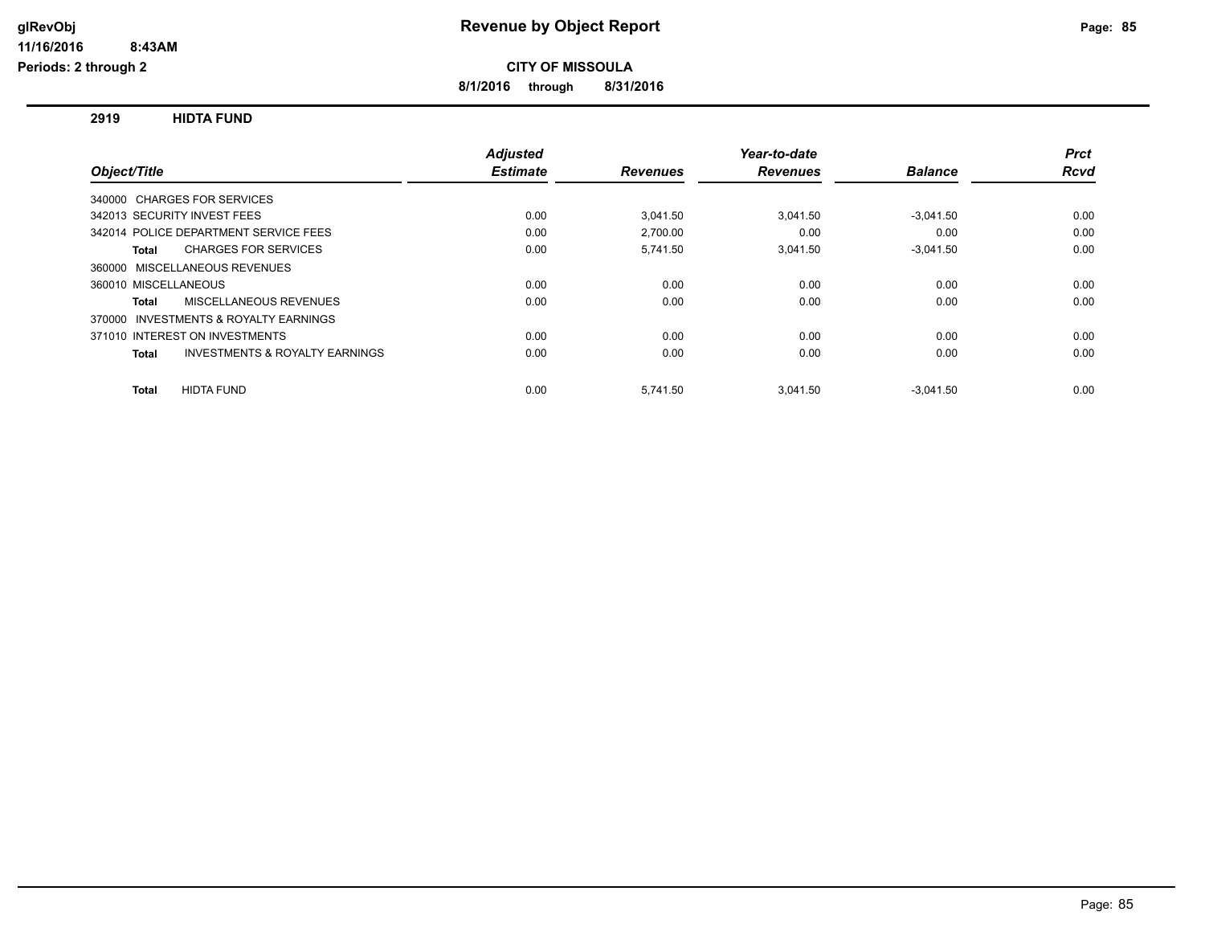# Revenue by Object Report

glRevObj
11/16/2016 8:43AM
Periods: 2 through 2

**CITY OF MISSOULA**

**8/1/2016 through 8/31/2016**

## 2919 HIDTA FUND

| Object/Title | Adjusted Estimate | Revenues | Year-to-date Revenues | Balance | Prct Rcvd |
|---|---|---|---|---|---|
| 340000 CHARGES FOR SERVICES | | | | | |
| 342013 SECURITY INVEST FEES | 0.00 | 3,041.50 | 3,041.50 | -3,041.50 | 0.00 |
| 342014 POLICE DEPARTMENT SERVICE FEES | 0.00 | 2,700.00 | 0.00 | 0.00 | 0.00 |
| **Total** CHARGES FOR SERVICES | 0.00 | 5,741.50 | 3,041.50 | -3,041.50 | 0.00 |
| 360000 MISCELLANEOUS REVENUES | | | | | |
| 360010 MISCELLANEOUS | 0.00 | 0.00 | 0.00 | 0.00 | 0.00 |
| **Total** MISCELLANEOUS REVENUES | 0.00 | 0.00 | 0.00 | 0.00 | 0.00 |
| 370000 INVESTMENTS & ROYALTY EARNINGS | | | | | |
| 371010 INTEREST ON INVESTMENTS | 0.00 | 0.00 | 0.00 | 0.00 | 0.00 |
| **Total** INVESTMENTS & ROYALTY EARNINGS | 0.00 | 0.00 | 0.00 | 0.00 | 0.00 |
| **Total** HIDTA FUND | 0.00 | 5,741.50 | 3,041.50 | -3,041.50 | 0.00 |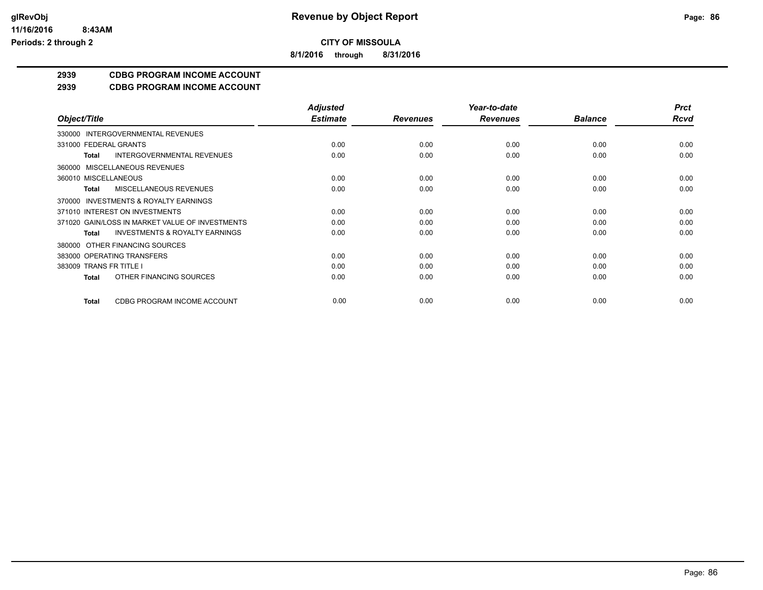**glRevObj**
**11/16/2016 8:43AM**
**Periods: 2 through 2**

# Revenue by Object Report

**CITY OF MISSOULA**

**8/1/2016 through 8/31/2016**

## 2939 CDBG PROGRAM INCOME ACCOUNT
## 2939 CDBG PROGRAM INCOME ACCOUNT

| Object/Title | Adjusted Estimate | Revenues | Year-to-date Revenues | Balance | Prct Rcvd |
|---|---|---|---|---|---|
| 330000 INTERGOVERNMENTAL REVENUES | | | | | |
| 331000 FEDERAL GRANTS | 0.00 | 0.00 | 0.00 | 0.00 | 0.00 |
| **Total** INTERGOVERNMENTAL REVENUES | 0.00 | 0.00 | 0.00 | 0.00 | 0.00 |
| 360000 MISCELLANEOUS REVENUES | | | | | |
| 360010 MISCELLANEOUS | 0.00 | 0.00 | 0.00 | 0.00 | 0.00 |
| **Total** MISCELLANEOUS REVENUES | 0.00 | 0.00 | 0.00 | 0.00 | 0.00 |
| 370000 INVESTMENTS & ROYALTY EARNINGS | | | | | |
| 371010 INTEREST ON INVESTMENTS | 0.00 | 0.00 | 0.00 | 0.00 | 0.00 |
| 371020 GAIN/LOSS IN MARKET VALUE OF INVESTMENTS | 0.00 | 0.00 | 0.00 | 0.00 | 0.00 |
| **Total** INVESTMENTS & ROYALTY EARNINGS | 0.00 | 0.00 | 0.00 | 0.00 | 0.00 |
| 380000 OTHER FINANCING SOURCES | | | | | |
| 383000 OPERATING TRANSFERS | 0.00 | 0.00 | 0.00 | 0.00 | 0.00 |
| 383009 TRANS FR TITLE I | 0.00 | 0.00 | 0.00 | 0.00 | 0.00 |
| **Total** OTHER FINANCING SOURCES | 0.00 | 0.00 | 0.00 | 0.00 | 0.00 |
| **Total** CDBG PROGRAM INCOME ACCOUNT | 0.00 | 0.00 | 0.00 | 0.00 | 0.00 |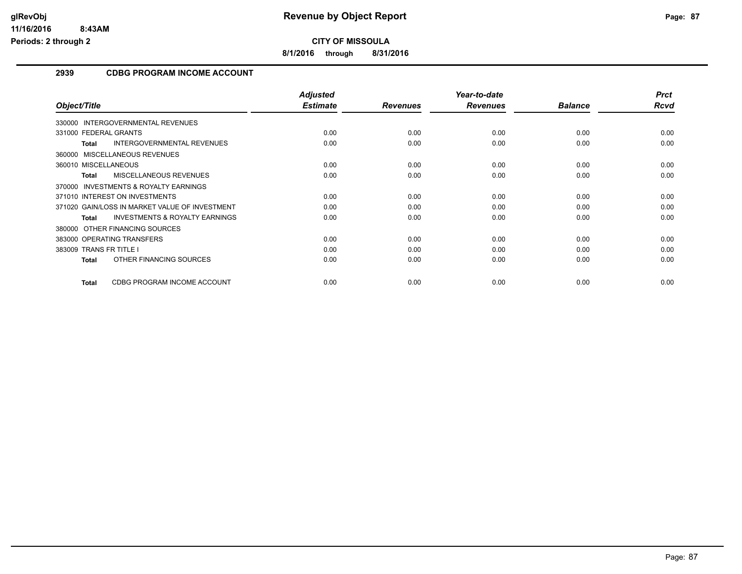**Revenue by Object Report**

**CITY OF MISSOULA**

**8/1/2016 through 8/31/2016**

glRevObj
11/16/2016 8:43AM
Periods: 2 through 2

## 2939 CDBG PROGRAM INCOME ACCOUNT

| Object/Title | Adjusted Estimate | Revenues | Year-to-date Revenues | Balance | Prct Rcvd |
|---|---|---|---|---|---|
| 330000 INTERGOVERNMENTAL REVENUES | | | | | |
| 331000 FEDERAL GRANTS | 0.00 | 0.00 | 0.00 | 0.00 | 0.00 |
| **Total** INTERGOVERNMENTAL REVENUES | 0.00 | 0.00 | 0.00 | 0.00 | 0.00 |
| 360000 MISCELLANEOUS REVENUES | | | | | |
| 360010 MISCELLANEOUS | 0.00 | 0.00 | 0.00 | 0.00 | 0.00 |
| **Total** MISCELLANEOUS REVENUES | 0.00 | 0.00 | 0.00 | 0.00 | 0.00 |
| 370000 INVESTMENTS & ROYALTY EARNINGS | | | | | |
| 371010 INTEREST ON INVESTMENTS | 0.00 | 0.00 | 0.00 | 0.00 | 0.00 |
| 371020 GAIN/LOSS IN MARKET VALUE OF INVESTMENT | 0.00 | 0.00 | 0.00 | 0.00 | 0.00 |
| **Total** INVESTMENTS & ROYALTY EARNINGS | 0.00 | 0.00 | 0.00 | 0.00 | 0.00 |
| 380000 OTHER FINANCING SOURCES | | | | | |
| 383000 OPERATING TRANSFERS | 0.00 | 0.00 | 0.00 | 0.00 | 0.00 |
| 383009 TRANS FR TITLE I | 0.00 | 0.00 | 0.00 | 0.00 | 0.00 |
| **Total** OTHER FINANCING SOURCES | 0.00 | 0.00 | 0.00 | 0.00 | 0.00 |
| **Total** CDBG PROGRAM INCOME ACCOUNT | 0.00 | 0.00 | 0.00 | 0.00 | 0.00 |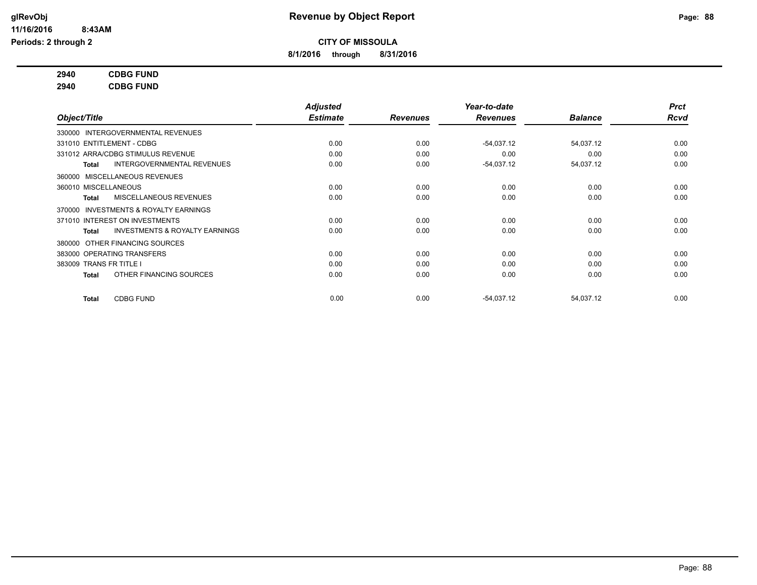glRevObj
11/16/2016 8:43AM
Periods: 2 through 2

# Revenue by Object Report

**CITY OF MISSOULA**

**8/1/2016 through 8/31/2016**

**2940 CDBG FUND**
**2940 CDBG FUND**

| Object/Title | Adjusted Estimate | Revenues | Year-to-date Revenues | Balance | Prct Rcvd |
|---|---|---|---|---|---|
| 330000 INTERGOVERNMENTAL REVENUES | | | | | |
| 331010 ENTITLEMENT - CDBG | 0.00 | 0.00 | -54,037.12 | 54,037.12 | 0.00 |
| 331012 ARRA/CDBG STIMULUS REVENUE | 0.00 | 0.00 | 0.00 | 0.00 | 0.00 |
| **Total** INTERGOVERNMENTAL REVENUES | 0.00 | 0.00 | -54,037.12 | 54,037.12 | 0.00 |
| 360000 MISCELLANEOUS REVENUES | | | | | |
| 360010 MISCELLANEOUS | 0.00 | 0.00 | 0.00 | 0.00 | 0.00 |
| **Total** MISCELLANEOUS REVENUES | 0.00 | 0.00 | 0.00 | 0.00 | 0.00 |
| 370000 INVESTMENTS & ROYALTY EARNINGS | | | | | |
| 371010 INTEREST ON INVESTMENTS | 0.00 | 0.00 | 0.00 | 0.00 | 0.00 |
| **Total** INVESTMENTS & ROYALTY EARNINGS | 0.00 | 0.00 | 0.00 | 0.00 | 0.00 |
| 380000 OTHER FINANCING SOURCES | | | | | |
| 383000 OPERATING TRANSFERS | 0.00 | 0.00 | 0.00 | 0.00 | 0.00 |
| 383009 TRANS FR TITLE I | 0.00 | 0.00 | 0.00 | 0.00 | 0.00 |
| **Total** OTHER FINANCING SOURCES | 0.00 | 0.00 | 0.00 | 0.00 | 0.00 |
| **Total** CDBG FUND | 0.00 | 0.00 | -54,037.12 | 54,037.12 | 0.00 |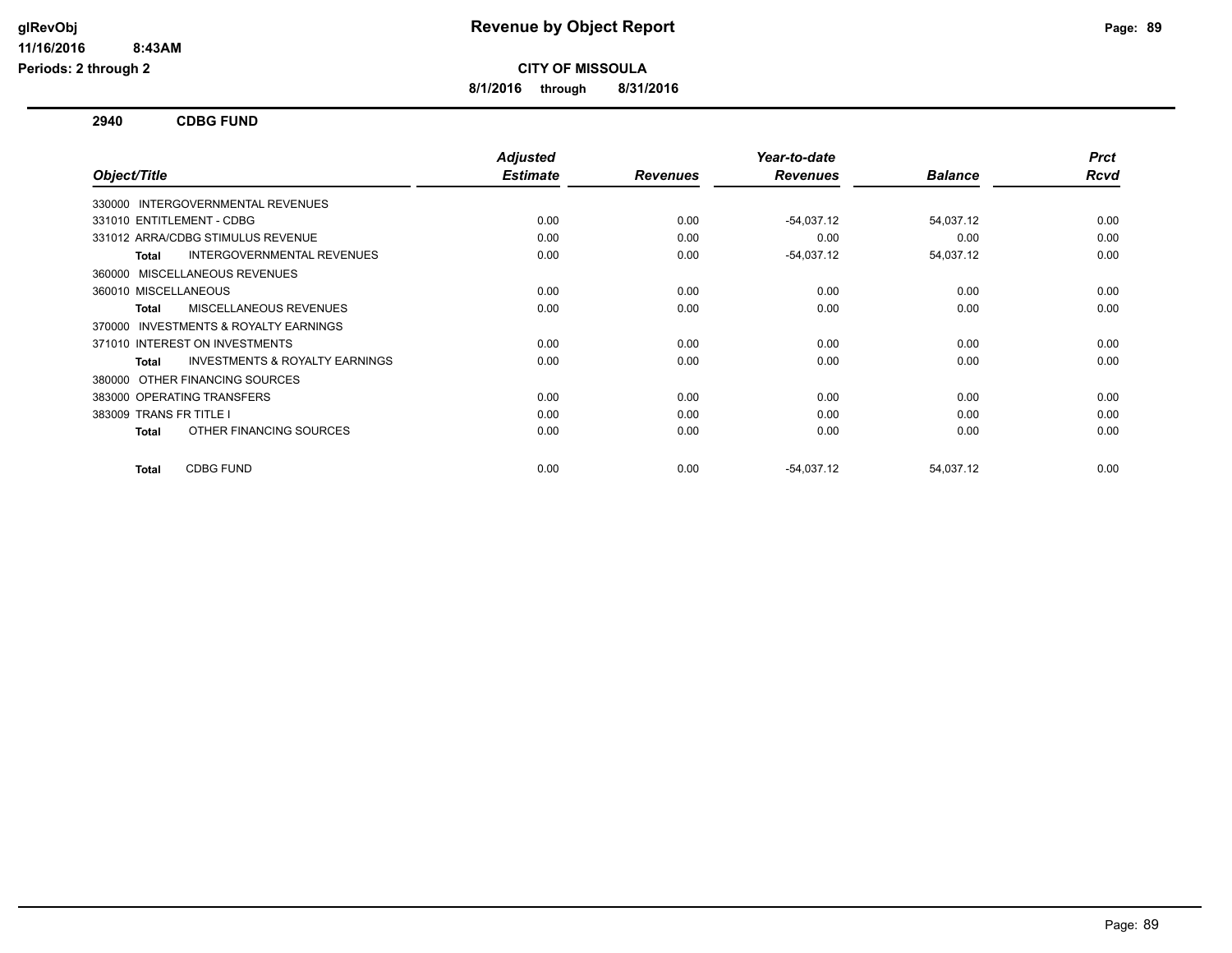**CITY OF MISSOULA**

**8/1/2016 through 8/31/2016**

## 2940 CDBG FUND

| Object/Title | Adjusted Estimate | Revenues | Year-to-date Revenues | Balance | Prct Rcvd |
|---|---|---|---|---|---|
| 330000 INTERGOVERNMENTAL REVENUES | | | | | |
| 331010 ENTITLEMENT - CDBG | 0.00 | 0.00 | -54,037.12 | 54,037.12 | 0.00 |
| 331012 ARRA/CDBG STIMULUS REVENUE | 0.00 | 0.00 | 0.00 | 0.00 | 0.00 |
| **Total** INTERGOVERNMENTAL REVENUES | 0.00 | 0.00 | -54,037.12 | 54,037.12 | 0.00 |
| 360000 MISCELLANEOUS REVENUES | | | | | |
| 360010 MISCELLANEOUS | 0.00 | 0.00 | 0.00 | 0.00 | 0.00 |
| **Total** MISCELLANEOUS REVENUES | 0.00 | 0.00 | 0.00 | 0.00 | 0.00 |
| 370000 INVESTMENTS & ROYALTY EARNINGS | | | | | |
| 371010 INTEREST ON INVESTMENTS | 0.00 | 0.00 | 0.00 | 0.00 | 0.00 |
| **Total** INVESTMENTS & ROYALTY EARNINGS | 0.00 | 0.00 | 0.00 | 0.00 | 0.00 |
| 380000 OTHER FINANCING SOURCES | | | | | |
| 383000 OPERATING TRANSFERS | 0.00 | 0.00 | 0.00 | 0.00 | 0.00 |
| 383009 TRANS FR TITLE I | 0.00 | 0.00 | 0.00 | 0.00 | 0.00 |
| **Total** OTHER FINANCING SOURCES | 0.00 | 0.00 | 0.00 | 0.00 | 0.00 |
| **Total** CDBG FUND | 0.00 | 0.00 | -54,037.12 | 54,037.12 | 0.00 |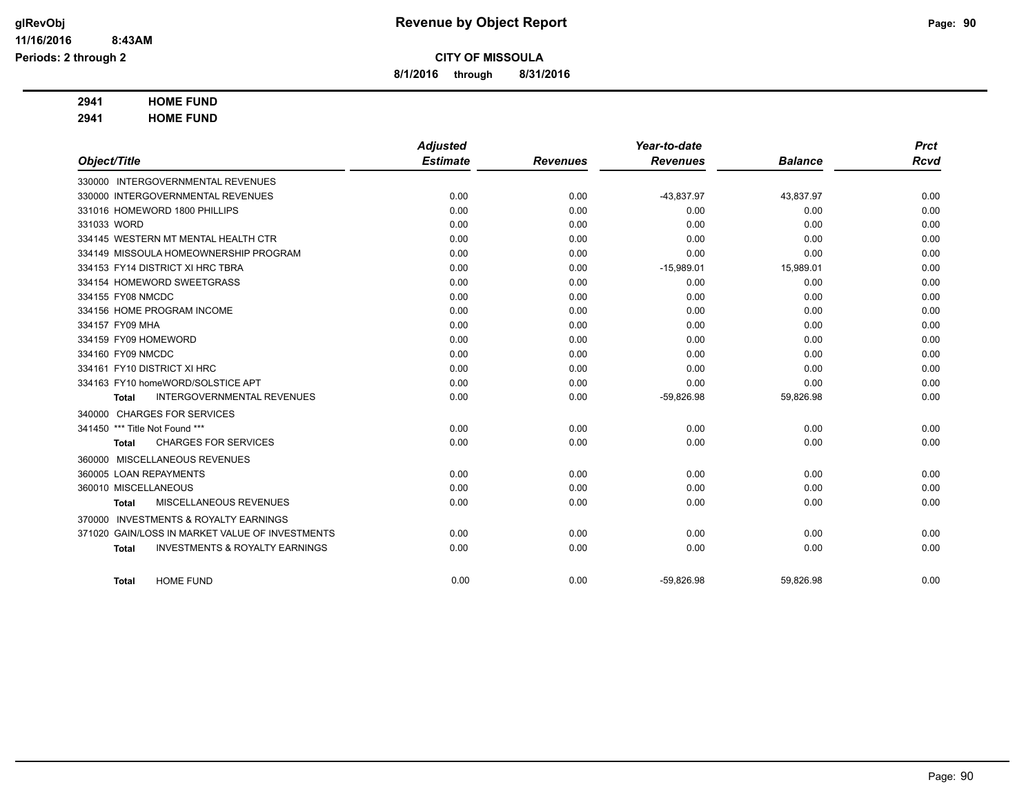# CITY OF MISSOULA

**8/1/2016 through 8/31/2016**

**2941 HOME FUND**

**2941 HOME FUND**

| Object/Title | Adjusted Estimate | Revenues | Year-to-date Revenues | Balance | Prct Rcvd |
|---|---|---|---|---|---|
| 330000 INTERGOVERNMENTAL REVENUES | | | | | |
| 330000 INTERGOVERNMENTAL REVENUES | 0.00 | 0.00 | -43,837.97 | 43,837.97 | 0.00 |
| 331016 HOMEWORD 1800 PHILLIPS | 0.00 | 0.00 | 0.00 | 0.00 | 0.00 |
| 331033 WORD | 0.00 | 0.00 | 0.00 | 0.00 | 0.00 |
| 334145 WESTERN MT MENTAL HEALTH CTR | 0.00 | 0.00 | 0.00 | 0.00 | 0.00 |
| 334149 MISSOULA HOMEOWNERSHIP PROGRAM | 0.00 | 0.00 | 0.00 | 0.00 | 0.00 |
| 334153 FY14 DISTRICT XI HRC TBRA | 0.00 | 0.00 | -15,989.01 | 15,989.01 | 0.00 |
| 334154 HOMEWORD SWEETGRASS | 0.00 | 0.00 | 0.00 | 0.00 | 0.00 |
| 334155 FY08 NMCDC | 0.00 | 0.00 | 0.00 | 0.00 | 0.00 |
| 334156 HOME PROGRAM INCOME | 0.00 | 0.00 | 0.00 | 0.00 | 0.00 |
| 334157 FY09 MHA | 0.00 | 0.00 | 0.00 | 0.00 | 0.00 |
| 334159 FY09 HOMEWORD | 0.00 | 0.00 | 0.00 | 0.00 | 0.00 |
| 334160 FY09 NMCDC | 0.00 | 0.00 | 0.00 | 0.00 | 0.00 |
| 334161 FY10 DISTRICT XI HRC | 0.00 | 0.00 | 0.00 | 0.00 | 0.00 |
| 334163 FY10 homeWORD/SOLSTICE APT | 0.00 | 0.00 | 0.00 | 0.00 | 0.00 |
| **Total** INTERGOVERNMENTAL REVENUES | 0.00 | 0.00 | -59,826.98 | 59,826.98 | 0.00 |
| 340000 CHARGES FOR SERVICES | | | | | |
| 341450 *** Title Not Found *** | 0.00 | 0.00 | 0.00 | 0.00 | 0.00 |
| **Total** CHARGES FOR SERVICES | 0.00 | 0.00 | 0.00 | 0.00 | 0.00 |
| 360000 MISCELLANEOUS REVENUES | | | | | |
| 360005 LOAN REPAYMENTS | 0.00 | 0.00 | 0.00 | 0.00 | 0.00 |
| 360010 MISCELLANEOUS | 0.00 | 0.00 | 0.00 | 0.00 | 0.00 |
| **Total** MISCELLANEOUS REVENUES | 0.00 | 0.00 | 0.00 | 0.00 | 0.00 |
| 370000 INVESTMENTS & ROYALTY EARNINGS | | | | | |
| 371020 GAIN/LOSS IN MARKET VALUE OF INVESTMENTS | 0.00 | 0.00 | 0.00 | 0.00 | 0.00 |
| **Total** INVESTMENTS & ROYALTY EARNINGS | 0.00 | 0.00 | 0.00 | 0.00 | 0.00 |
| **Total** HOME FUND | 0.00 | 0.00 | -59,826.98 | 59,826.98 | 0.00 |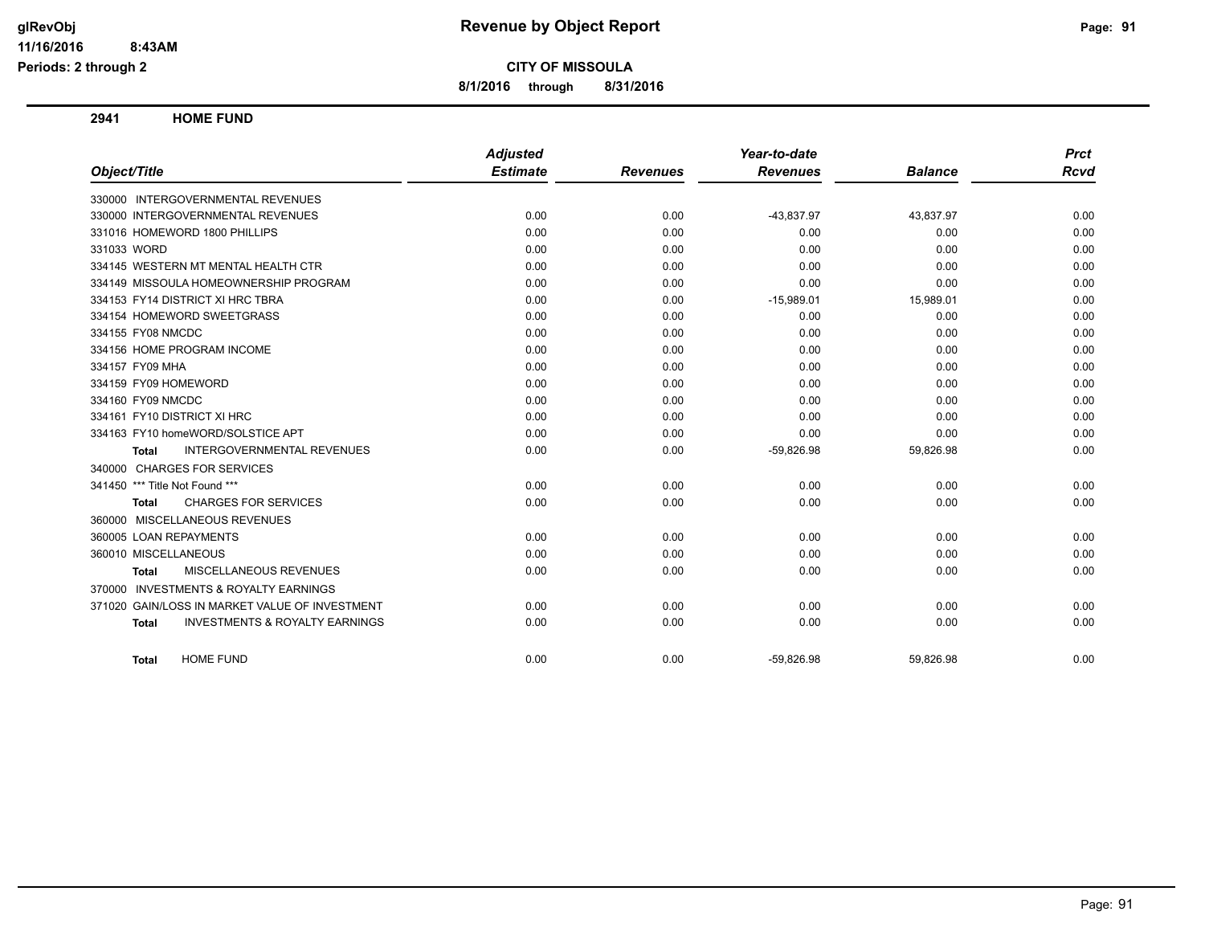# Revenue by Object Report

glRevObj
11/16/2016 8:43AM
Periods: 2 through 2

**CITY OF MISSOULA**

**8/1/2016 through 8/31/2016**

## 2941 HOME FUND

| Object/Title | Adjusted Estimate | Revenues | Year-to-date Revenues | Balance | Prct Rcvd |
|---|---|---|---|---|---|
| 330000 INTERGOVERNMENTAL REVENUES | | | | | |
| 330000 INTERGOVERNMENTAL REVENUES | 0.00 | 0.00 | -43,837.97 | 43,837.97 | 0.00 |
| 331016 HOMEWORD 1800 PHILLIPS | 0.00 | 0.00 | 0.00 | 0.00 | 0.00 |
| 331033 WORD | 0.00 | 0.00 | 0.00 | 0.00 | 0.00 |
| 334145 WESTERN MT MENTAL HEALTH CTR | 0.00 | 0.00 | 0.00 | 0.00 | 0.00 |
| 334149 MISSOULA HOMEOWNERSHIP PROGRAM | 0.00 | 0.00 | 0.00 | 0.00 | 0.00 |
| 334153 FY14 DISTRICT XI HRC TBRA | 0.00 | 0.00 | -15,989.01 | 15,989.01 | 0.00 |
| 334154 HOMEWORD SWEETGRASS | 0.00 | 0.00 | 0.00 | 0.00 | 0.00 |
| 334155 FY08 NMCDC | 0.00 | 0.00 | 0.00 | 0.00 | 0.00 |
| 334156 HOME PROGRAM INCOME | 0.00 | 0.00 | 0.00 | 0.00 | 0.00 |
| 334157 FY09 MHA | 0.00 | 0.00 | 0.00 | 0.00 | 0.00 |
| 334159 FY09 HOMEWORD | 0.00 | 0.00 | 0.00 | 0.00 | 0.00 |
| 334160 FY09 NMCDC | 0.00 | 0.00 | 0.00 | 0.00 | 0.00 |
| 334161 FY10 DISTRICT XI HRC | 0.00 | 0.00 | 0.00 | 0.00 | 0.00 |
| 334163 FY10 homeWORD/SOLSTICE APT | 0.00 | 0.00 | 0.00 | 0.00 | 0.00 |
| **Total** INTERGOVERNMENTAL REVENUES | 0.00 | 0.00 | -59,826.98 | 59,826.98 | 0.00 |
| 340000 CHARGES FOR SERVICES | | | | | |
| 341450 *** Title Not Found *** | 0.00 | 0.00 | 0.00 | 0.00 | 0.00 |
| **Total** CHARGES FOR SERVICES | 0.00 | 0.00 | 0.00 | 0.00 | 0.00 |
| 360000 MISCELLANEOUS REVENUES | | | | | |
| 360005 LOAN REPAYMENTS | 0.00 | 0.00 | 0.00 | 0.00 | 0.00 |
| 360010 MISCELLANEOUS | 0.00 | 0.00 | 0.00 | 0.00 | 0.00 |
| **Total** MISCELLANEOUS REVENUES | 0.00 | 0.00 | 0.00 | 0.00 | 0.00 |
| 370000 INVESTMENTS & ROYALTY EARNINGS | | | | | |
| 371020 GAIN/LOSS IN MARKET VALUE OF INVESTMENT | 0.00 | 0.00 | 0.00 | 0.00 | 0.00 |
| **Total** INVESTMENTS & ROYALTY EARNINGS | 0.00 | 0.00 | 0.00 | 0.00 | 0.00 |
| **Total** HOME FUND | 0.00 | 0.00 | -59,826.98 | 59,826.98 | 0.00 |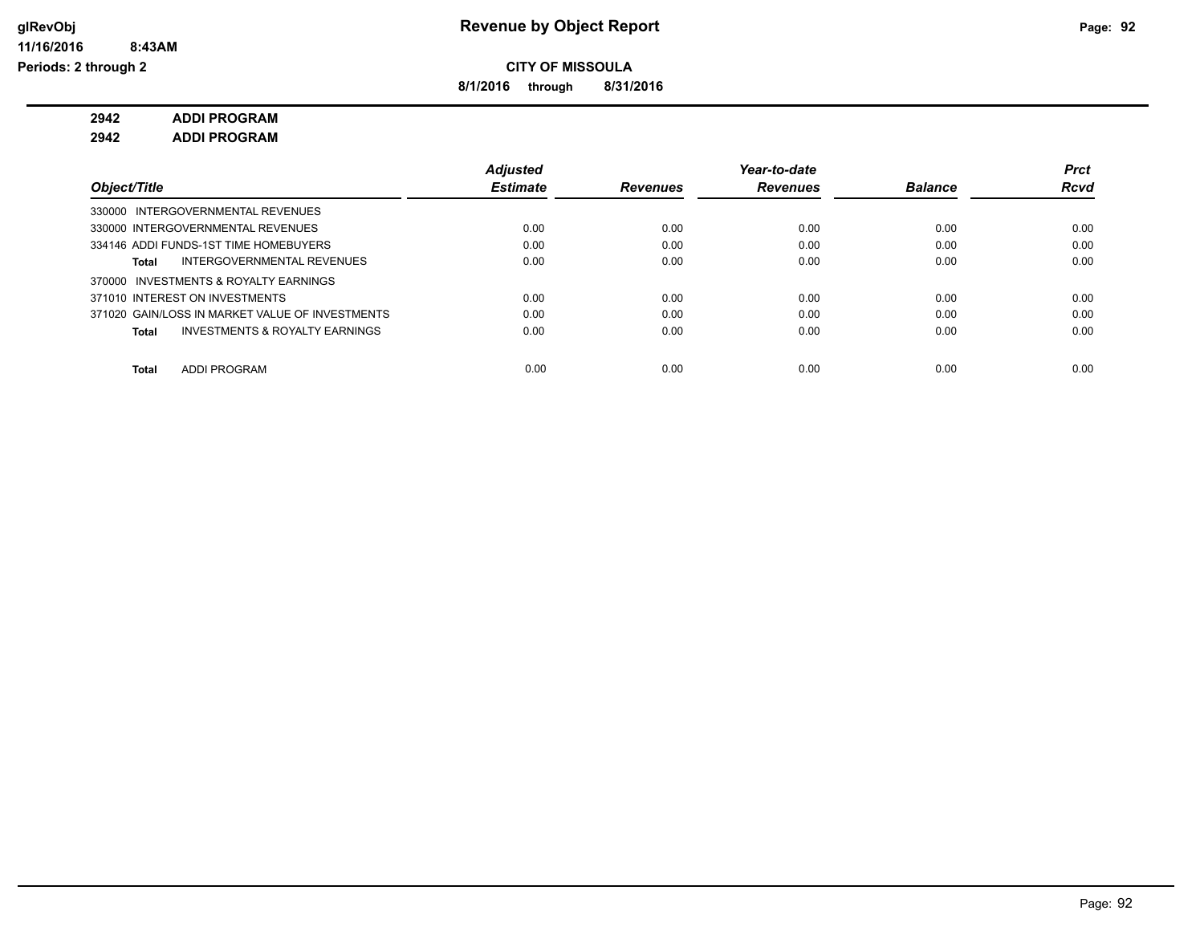**Revenue by Object Report**

**CITY OF MISSOULA**

**8/1/2016 through 8/31/2016**

glRevObj
11/16/2016 8:43AM
Periods: 2 through 2

**2942 ADDI PROGRAM**

**2942 ADDI PROGRAM**

| Object/Title | Adjusted Estimate | Revenues | Year-to-date Revenues | Balance | Prct Rcvd |
|---|---|---|---|---|---|
| 330000 INTERGOVERNMENTAL REVENUES | | | | | |
| 330000 INTERGOVERNMENTAL REVENUES | 0.00 | 0.00 | 0.00 | 0.00 | 0.00 |
| 334146 ADDI FUNDS-1ST TIME HOMEBUYERS | 0.00 | 0.00 | 0.00 | 0.00 | 0.00 |
| **Total** INTERGOVERNMENTAL REVENUES | 0.00 | 0.00 | 0.00 | 0.00 | 0.00 |
| 370000 INVESTMENTS & ROYALTY EARNINGS | | | | | |
| 371010 INTEREST ON INVESTMENTS | 0.00 | 0.00 | 0.00 | 0.00 | 0.00 |
| 371020 GAIN/LOSS IN MARKET VALUE OF INVESTMENTS | 0.00 | 0.00 | 0.00 | 0.00 | 0.00 |
| **Total** INVESTMENTS & ROYALTY EARNINGS | 0.00 | 0.00 | 0.00 | 0.00 | 0.00 |
| **Total** ADDI PROGRAM | 0.00 | 0.00 | 0.00 | 0.00 | 0.00 |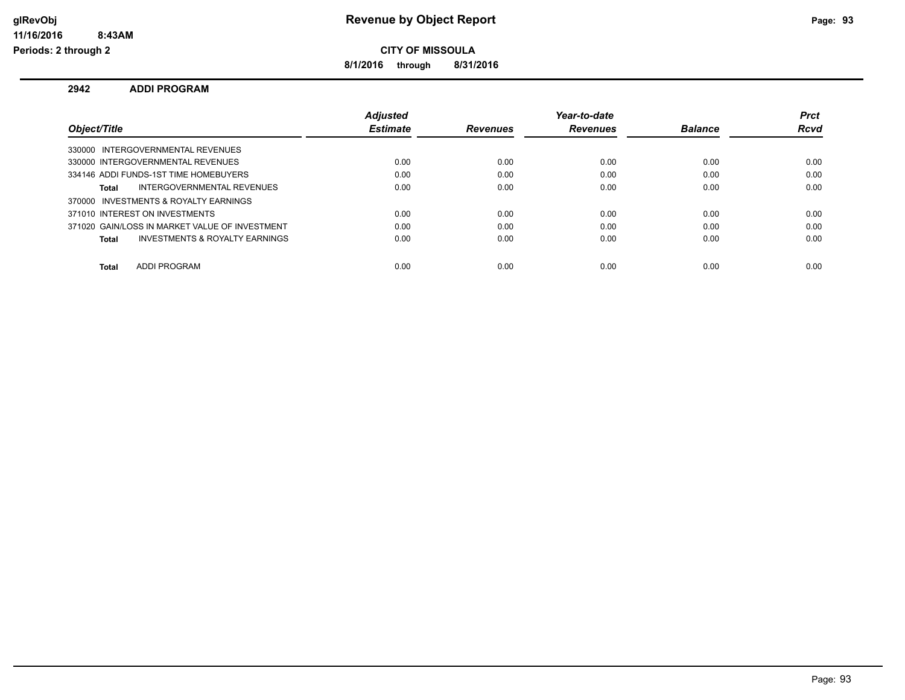**glRevObj**
**11/16/2016 8:43AM**
**Periods: 2 through 2**

# Revenue by Object Report

**CITY OF MISSOULA**

**8/1/2016 through 8/31/2016**

## 2942 ADDI PROGRAM

| Object/Title | Adjusted Estimate | Revenues | Year-to-date Revenues | Balance | Prct Rcvd |
|---|---|---|---|---|---|
| 330000 INTERGOVERNMENTAL REVENUES | | | | | |
| 330000 INTERGOVERNMENTAL REVENUES | 0.00 | 0.00 | 0.00 | 0.00 | 0.00 |
| 334146 ADDI FUNDS-1ST TIME HOMEBUYERS | 0.00 | 0.00 | 0.00 | 0.00 | 0.00 |
| **Total** INTERGOVERNMENTAL REVENUES | 0.00 | 0.00 | 0.00 | 0.00 | 0.00 |
| 370000 INVESTMENTS & ROYALTY EARNINGS | | | | | |
| 371010 INTEREST ON INVESTMENTS | 0.00 | 0.00 | 0.00 | 0.00 | 0.00 |
| 371020 GAIN/LOSS IN MARKET VALUE OF INVESTMENT | 0.00 | 0.00 | 0.00 | 0.00 | 0.00 |
| **Total** INVESTMENTS & ROYALTY EARNINGS | 0.00 | 0.00 | 0.00 | 0.00 | 0.00 |
| **Total** ADDI PROGRAM | 0.00 | 0.00 | 0.00 | 0.00 | 0.00 |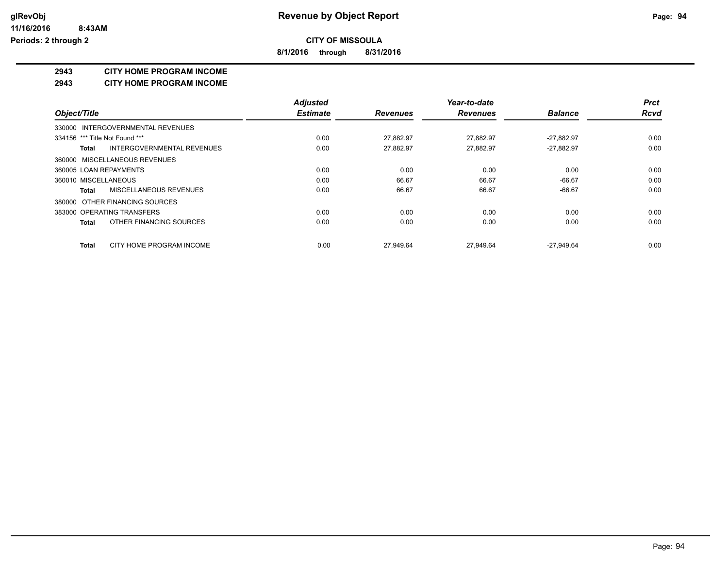# Revenue by Object Report

**CITY OF MISSOULA**

**8/1/2016 through 8/31/2016**

**2943 CITY HOME PROGRAM INCOME**

**2943 CITY HOME PROGRAM INCOME**

| Object/Title | Adjusted Estimate | Revenues | Year-to-date Revenues | Balance | Prct Rcvd |
|---|---|---|---|---|---|
| 330000 INTERGOVERNMENTAL REVENUES | | | | | |
| 334156 *** Title Not Found *** | 0.00 | 27,882.97 | 27,882.97 | -27,882.97 | 0.00 |
| **Total** INTERGOVERNMENTAL REVENUES | 0.00 | 27,882.97 | 27,882.97 | -27,882.97 | 0.00 |
| 360000 MISCELLANEOUS REVENUES | | | | | |
| 360005 LOAN REPAYMENTS | 0.00 | 0.00 | 0.00 | 0.00 | 0.00 |
| 360010 MISCELLANEOUS | 0.00 | 66.67 | 66.67 | -66.67 | 0.00 |
| **Total** MISCELLANEOUS REVENUES | 0.00 | 66.67 | 66.67 | -66.67 | 0.00 |
| 380000 OTHER FINANCING SOURCES | | | | | |
| 383000 OPERATING TRANSFERS | 0.00 | 0.00 | 0.00 | 0.00 | 0.00 |
| **Total** OTHER FINANCING SOURCES | 0.00 | 0.00 | 0.00 | 0.00 | 0.00 |
| **Total** CITY HOME PROGRAM INCOME | 0.00 | 27,949.64 | 27,949.64 | -27,949.64 | 0.00 |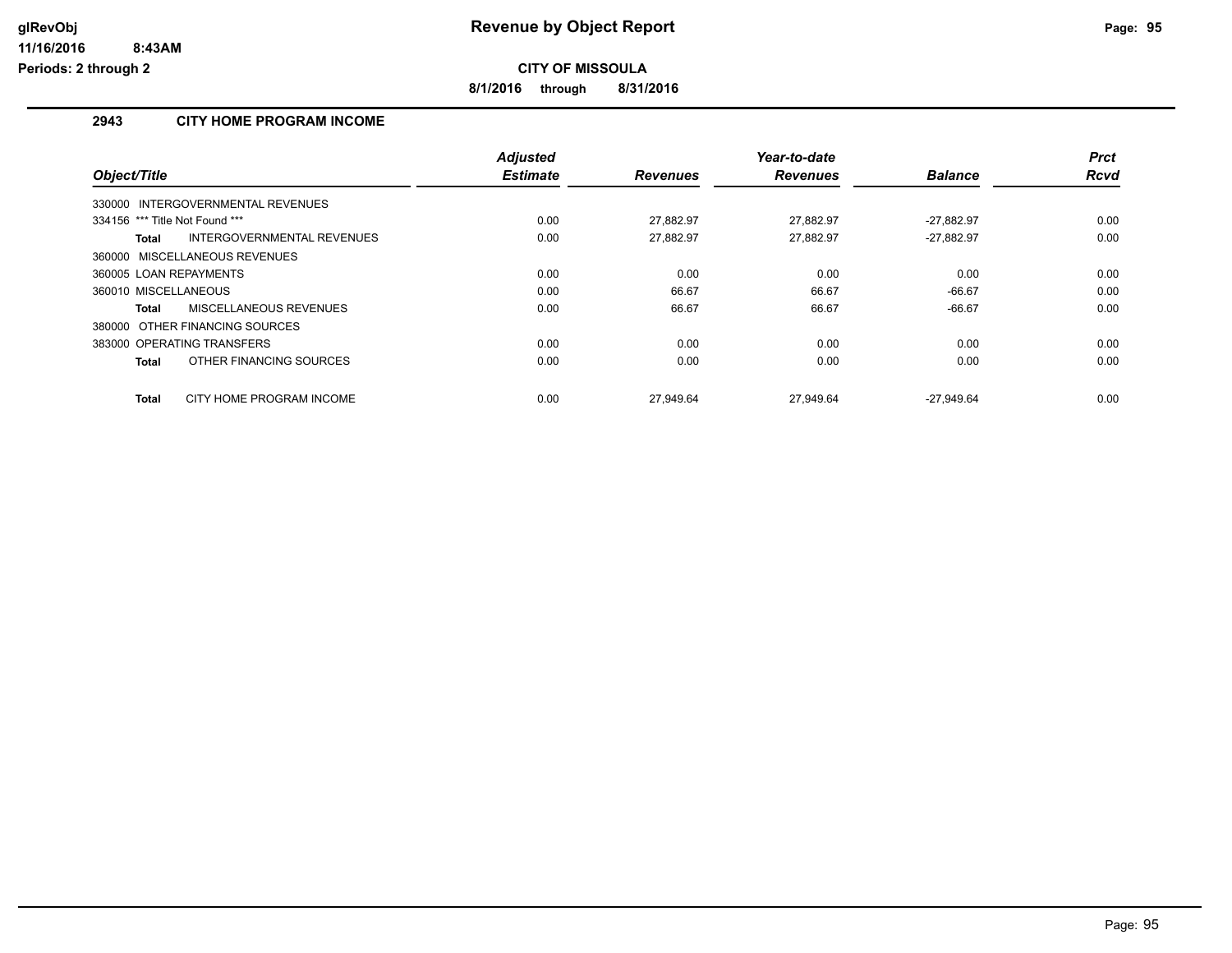**glRevObj** 11/16/2016 8:43AM Periods: 2 through 2

# Revenue by Object Report

**CITY OF MISSOULA**

**8/1/2016 through 8/31/2016**

## 2943 CITY HOME PROGRAM INCOME

| Object/Title | Adjusted Estimate | Revenues | Year-to-date Revenues | Balance | Prct Rcvd |
|---|---|---|---|---|---|
| 330000 INTERGOVERNMENTAL REVENUES | | | | | |
| 334156 *** Title Not Found *** | 0.00 | 27,882.97 | 27,882.97 | -27,882.97 | 0.00 |
| **Total** INTERGOVERNMENTAL REVENUES | 0.00 | 27,882.97 | 27,882.97 | -27,882.97 | 0.00 |
| 360000 MISCELLANEOUS REVENUES | | | | | |
| 360005 LOAN REPAYMENTS | 0.00 | 0.00 | 0.00 | 0.00 | 0.00 |
| 360010 MISCELLANEOUS | 0.00 | 66.67 | 66.67 | -66.67 | 0.00 |
| **Total** MISCELLANEOUS REVENUES | 0.00 | 66.67 | 66.67 | -66.67 | 0.00 |
| 380000 OTHER FINANCING SOURCES | | | | | |
| 383000 OPERATING TRANSFERS | 0.00 | 0.00 | 0.00 | 0.00 | 0.00 |
| **Total** OTHER FINANCING SOURCES | 0.00 | 0.00 | 0.00 | 0.00 | 0.00 |
| **Total** CITY HOME PROGRAM INCOME | 0.00 | 27,949.64 | 27,949.64 | -27,949.64 | 0.00 |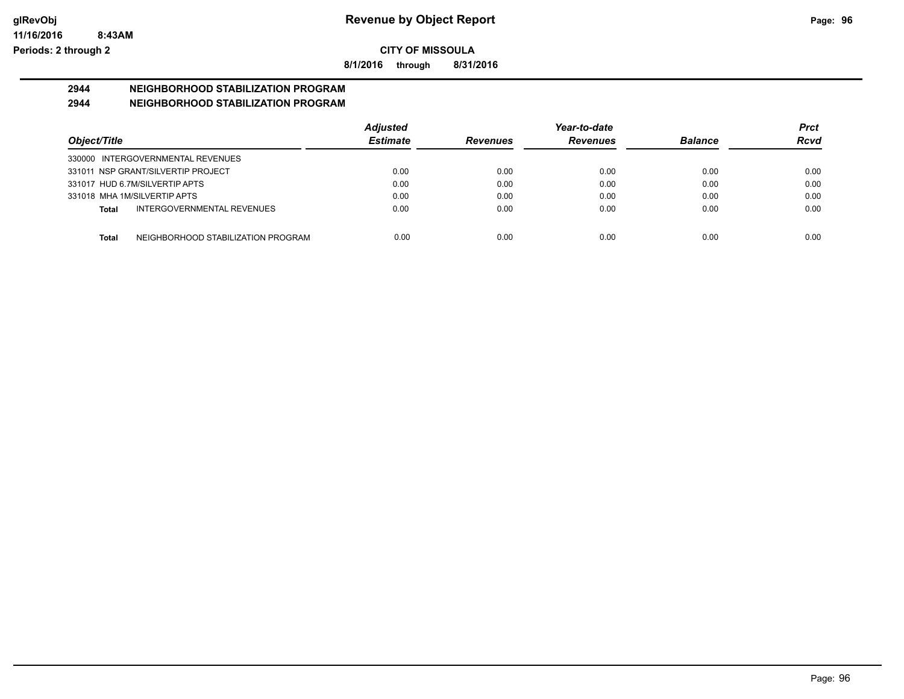**Revenue by Object Report**

**CITY OF MISSOULA**

**8/1/2016 through 8/31/2016**

## 2944 NEIGHBORHOOD STABILIZATION PROGRAM

## 2944 NEIGHBORHOOD STABILIZATION PROGRAM

| Object/Title | Adjusted Estimate | Revenues | Year-to-date Revenues | Balance | Prct Rcvd |
|---|---|---|---|---|---|
| 330000 INTERGOVERNMENTAL REVENUES | | | | | |
| 331011 NSP GRANT/SILVERTIP PROJECT | 0.00 | 0.00 | 0.00 | 0.00 | 0.00 |
| 331017 HUD 6.7M/SILVERTIP APTS | 0.00 | 0.00 | 0.00 | 0.00 | 0.00 |
| 331018 MHA 1M/SILVERTIP APTS | 0.00 | 0.00 | 0.00 | 0.00 | 0.00 |
| **Total** INTERGOVERNMENTAL REVENUES | 0.00 | 0.00 | 0.00 | 0.00 | 0.00 |
| **Total** NEIGHBORHOOD STABILIZATION PROGRAM | 0.00 | 0.00 | 0.00 | 0.00 | 0.00 |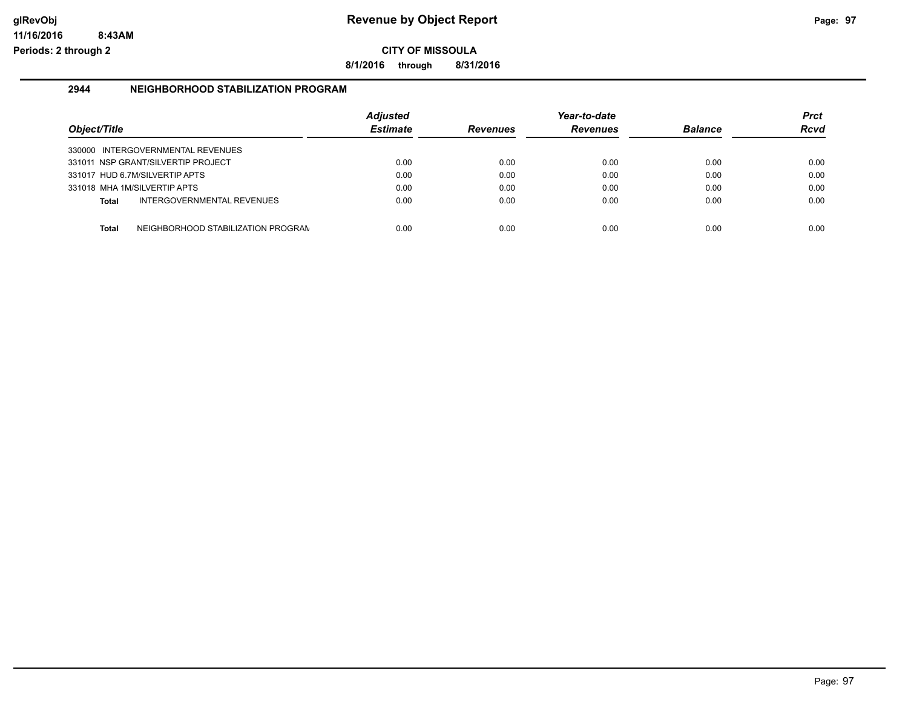# Revenue by Object Report

glRevObj
11/16/2016 8:43AM
Periods: 2 through 2

**CITY OF MISSOULA**

**8/1/2016 through 8/31/2016**

## 2944 NEIGHBORHOOD STABILIZATION PROGRAM

| Object/Title | Adjusted Estimate | Revenues | Year-to-date Revenues | Balance | Prct Rcvd |
|---|---|---|---|---|---|
| 330000 INTERGOVERNMENTAL REVENUES | | | | | |
| 331011 NSP GRANT/SILVERTIP PROJECT | 0.00 | 0.00 | 0.00 | 0.00 | 0.00 |
| 331017 HUD 6.7M/SILVERTIP APTS | 0.00 | 0.00 | 0.00 | 0.00 | 0.00 |
| 331018 MHA 1M/SILVERTIP APTS | 0.00 | 0.00 | 0.00 | 0.00 | 0.00 |
| **Total** INTERGOVERNMENTAL REVENUES | 0.00 | 0.00 | 0.00 | 0.00 | 0.00 |
| **Total** NEIGHBORHOOD STABILIZATION PROGRAM | 0.00 | 0.00 | 0.00 | 0.00 | 0.00 |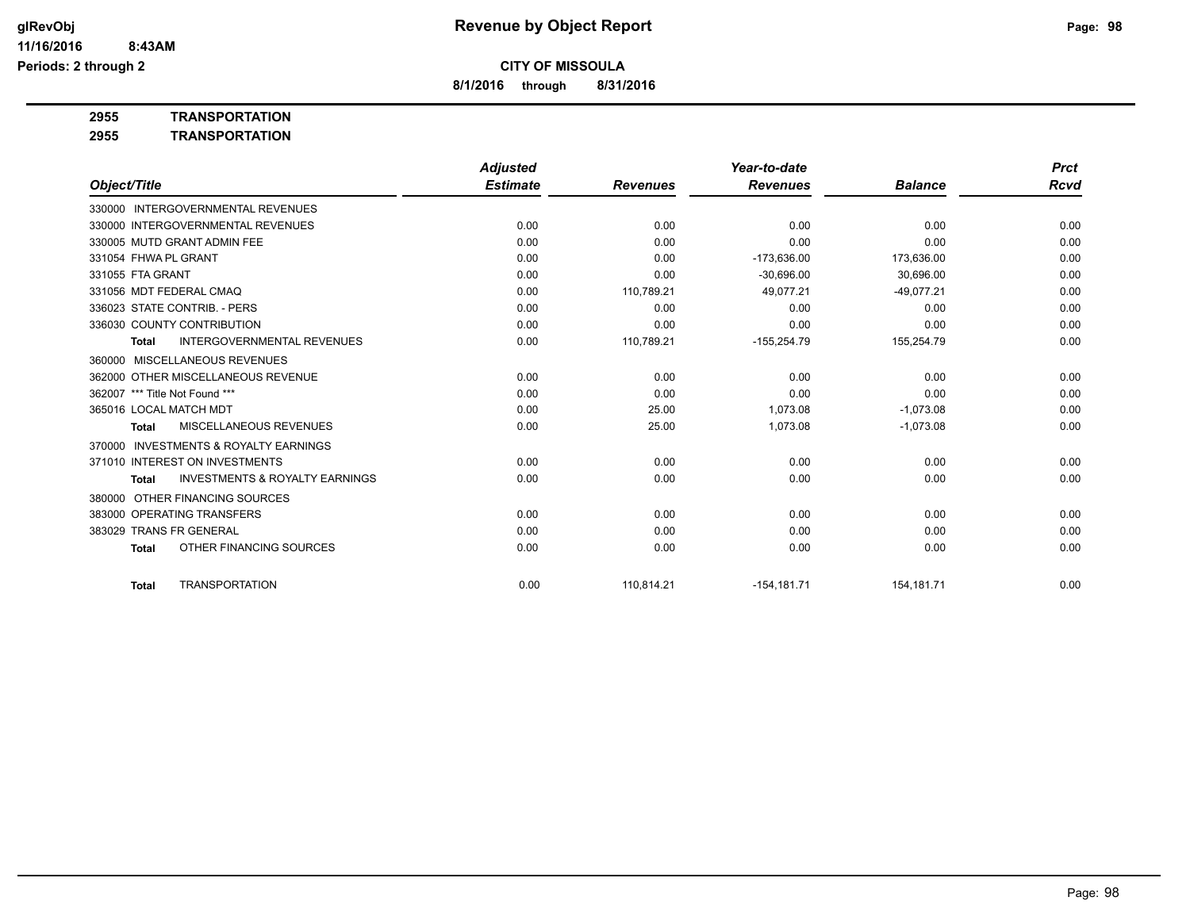**Revenue by Object Report**

**CITY OF MISSOULA**

**8/1/2016 through 8/31/2016**

glRevObj
11/16/2016 8:43AM
Periods: 2 through 2

**2955 TRANSPORTATION**

**2955 TRANSPORTATION**

| Object/Title | Adjusted Estimate | Revenues | Year-to-date Revenues | Balance | Prct Rcvd |
|---|---|---|---|---|---|
| 330000 INTERGOVERNMENTAL REVENUES | | | | | |
| 330000 INTERGOVERNMENTAL REVENUES | 0.00 | 0.00 | 0.00 | 0.00 | 0.00 |
| 330005 MUTD GRANT ADMIN FEE | 0.00 | 0.00 | 0.00 | 0.00 | 0.00 |
| 331054 FHWA PL GRANT | 0.00 | 0.00 | -173,636.00 | 173,636.00 | 0.00 |
| 331055 FTA GRANT | 0.00 | 0.00 | -30,696.00 | 30,696.00 | 0.00 |
| 331056 MDT FEDERAL CMAQ | 0.00 | 110,789.21 | 49,077.21 | -49,077.21 | 0.00 |
| 336023 STATE CONTRIB. - PERS | 0.00 | 0.00 | 0.00 | 0.00 | 0.00 |
| 336030 COUNTY CONTRIBUTION | 0.00 | 0.00 | 0.00 | 0.00 | 0.00 |
| **Total** INTERGOVERNMENTAL REVENUES | 0.00 | 110,789.21 | -155,254.79 | 155,254.79 | 0.00 |
| 360000 MISCELLANEOUS REVENUES | | | | | |
| 362000 OTHER MISCELLANEOUS REVENUE | 0.00 | 0.00 | 0.00 | 0.00 | 0.00 |
| 362007 *** Title Not Found *** | 0.00 | 0.00 | 0.00 | 0.00 | 0.00 |
| 365016 LOCAL MATCH MDT | 0.00 | 25.00 | 1,073.08 | -1,073.08 | 0.00 |
| **Total** MISCELLANEOUS REVENUES | 0.00 | 25.00 | 1,073.08 | -1,073.08 | 0.00 |
| 370000 INVESTMENTS & ROYALTY EARNINGS | | | | | |
| 371010 INTEREST ON INVESTMENTS | 0.00 | 0.00 | 0.00 | 0.00 | 0.00 |
| **Total** INVESTMENTS & ROYALTY EARNINGS | 0.00 | 0.00 | 0.00 | 0.00 | 0.00 |
| 380000 OTHER FINANCING SOURCES | | | | | |
| 383000 OPERATING TRANSFERS | 0.00 | 0.00 | 0.00 | 0.00 | 0.00 |
| 383029 TRANS FR GENERAL | 0.00 | 0.00 | 0.00 | 0.00 | 0.00 |
| **Total** OTHER FINANCING SOURCES | 0.00 | 0.00 | 0.00 | 0.00 | 0.00 |
| **Total** TRANSPORTATION | 0.00 | 110,814.21 | -154,181.71 | 154,181.71 | 0.00 |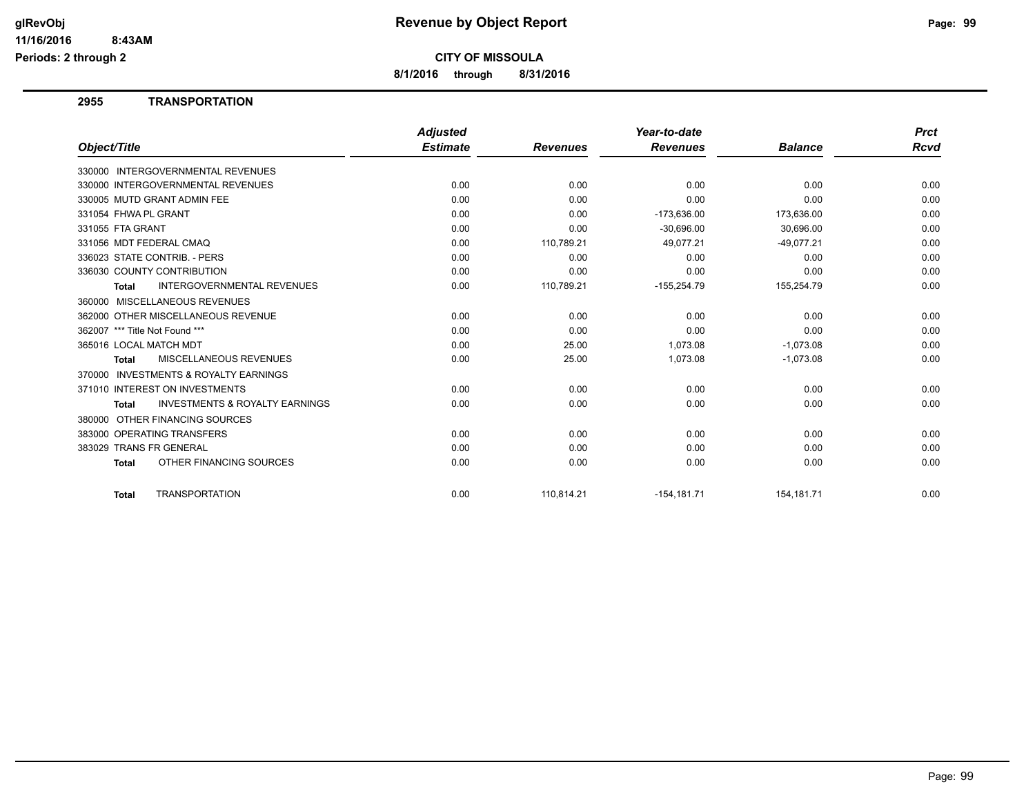# Revenue by Object Report

glRevObj
11/16/2016 8:43AM
Periods: 2 through 2

**CITY OF MISSOULA**

**8/1/2016 through 8/31/2016**

## 2955 TRANSPORTATION

| Object/Title | Adjusted Estimate | Revenues | Year-to-date Revenues | Balance | Prct Rcvd |
|---|---|---|---|---|---|
| 330000 INTERGOVERNMENTAL REVENUES | | | | | |
| 330000 INTERGOVERNMENTAL REVENUES | 0.00 | 0.00 | 0.00 | 0.00 | 0.00 |
| 330005 MUTD GRANT ADMIN FEE | 0.00 | 0.00 | 0.00 | 0.00 | 0.00 |
| 331054 FHWA PL GRANT | 0.00 | 0.00 | -173,636.00 | 173,636.00 | 0.00 |
| 331055 FTA GRANT | 0.00 | 0.00 | -30,696.00 | 30,696.00 | 0.00 |
| 331056 MDT FEDERAL CMAQ | 0.00 | 110,789.21 | 49,077.21 | -49,077.21 | 0.00 |
| 336023 STATE CONTRIB. - PERS | 0.00 | 0.00 | 0.00 | 0.00 | 0.00 |
| 336030 COUNTY CONTRIBUTION | 0.00 | 0.00 | 0.00 | 0.00 | 0.00 |
| **Total** INTERGOVERNMENTAL REVENUES | 0.00 | 110,789.21 | -155,254.79 | 155,254.79 | 0.00 |
| 360000 MISCELLANEOUS REVENUES | | | | | |
| 362000 OTHER MISCELLANEOUS REVENUE | 0.00 | 0.00 | 0.00 | 0.00 | 0.00 |
| 362007 *** Title Not Found *** | 0.00 | 0.00 | 0.00 | 0.00 | 0.00 |
| 365016 LOCAL MATCH MDT | 0.00 | 25.00 | 1,073.08 | -1,073.08 | 0.00 |
| **Total** MISCELLANEOUS REVENUES | 0.00 | 25.00 | 1,073.08 | -1,073.08 | 0.00 |
| 370000 INVESTMENTS & ROYALTY EARNINGS | | | | | |
| 371010 INTEREST ON INVESTMENTS | 0.00 | 0.00 | 0.00 | 0.00 | 0.00 |
| **Total** INVESTMENTS & ROYALTY EARNINGS | 0.00 | 0.00 | 0.00 | 0.00 | 0.00 |
| 380000 OTHER FINANCING SOURCES | | | | | |
| 383000 OPERATING TRANSFERS | 0.00 | 0.00 | 0.00 | 0.00 | 0.00 |
| 383029 TRANS FR GENERAL | 0.00 | 0.00 | 0.00 | 0.00 | 0.00 |
| **Total** OTHER FINANCING SOURCES | 0.00 | 0.00 | 0.00 | 0.00 | 0.00 |
| **Total** TRANSPORTATION | 0.00 | 110,814.21 | -154,181.71 | 154,181.71 | 0.00 |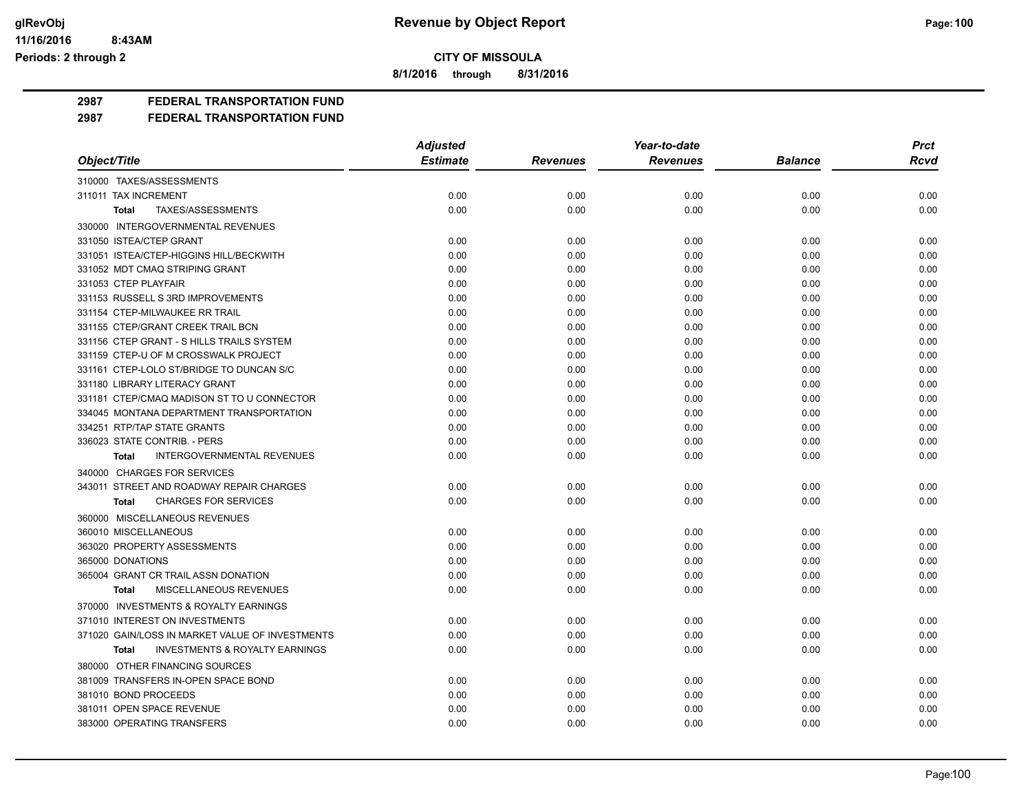**CITY OF MISSOULA**

**8/1/2016 through 8/31/2016**

**2987 FEDERAL TRANSPORTATION FUND**

**2987 FEDERAL TRANSPORTATION FUND**

| Object/Title | Adjusted Estimate | Revenues | Year-to-date Revenues | Balance | Prct Rcvd |
|---|---|---|---|---|---|
| 310000 TAXES/ASSESSMENTS | | | | | |
| 311011 TAX INCREMENT | 0.00 | 0.00 | 0.00 | 0.00 | 0.00 |
| **Total** TAXES/ASSESSMENTS | 0.00 | 0.00 | 0.00 | 0.00 | 0.00 |
| 330000 INTERGOVERNMENTAL REVENUES | | | | | |
| 331050 ISTEA/CTEP GRANT | 0.00 | 0.00 | 0.00 | 0.00 | 0.00 |
| 331051 ISTEA/CTEP-HIGGINS HILL/BECKWITH | 0.00 | 0.00 | 0.00 | 0.00 | 0.00 |
| 331052 MDT CMAQ STRIPING GRANT | 0.00 | 0.00 | 0.00 | 0.00 | 0.00 |
| 331053 CTEP PLAYFAIR | 0.00 | 0.00 | 0.00 | 0.00 | 0.00 |
| 331153 RUSSELL S 3RD IMPROVEMENTS | 0.00 | 0.00 | 0.00 | 0.00 | 0.00 |
| 331154 CTEP-MILWAUKEE RR TRAIL | 0.00 | 0.00 | 0.00 | 0.00 | 0.00 |
| 331155 CTEP/GRANT CREEK TRAIL BCN | 0.00 | 0.00 | 0.00 | 0.00 | 0.00 |
| 331156 CTEP GRANT - S HILLS TRAILS SYSTEM | 0.00 | 0.00 | 0.00 | 0.00 | 0.00 |
| 331159 CTEP-U OF M CROSSWALK PROJECT | 0.00 | 0.00 | 0.00 | 0.00 | 0.00 |
| 331161 CTEP-LOLO ST/BRIDGE TO DUNCAN S/C | 0.00 | 0.00 | 0.00 | 0.00 | 0.00 |
| 331180 LIBRARY LITERACY GRANT | 0.00 | 0.00 | 0.00 | 0.00 | 0.00 |
| 331181 CTEP/CMAQ MADISON ST TO U CONNECTOR | 0.00 | 0.00 | 0.00 | 0.00 | 0.00 |
| 334045 MONTANA DEPARTMENT TRANSPORTATION | 0.00 | 0.00 | 0.00 | 0.00 | 0.00 |
| 334251 RTP/TAP STATE GRANTS | 0.00 | 0.00 | 0.00 | 0.00 | 0.00 |
| 336023 STATE CONTRIB. - PERS | 0.00 | 0.00 | 0.00 | 0.00 | 0.00 |
| **Total** INTERGOVERNMENTAL REVENUES | 0.00 | 0.00 | 0.00 | 0.00 | 0.00 |
| 340000 CHARGES FOR SERVICES | | | | | |
| 343011 STREET AND ROADWAY REPAIR CHARGES | 0.00 | 0.00 | 0.00 | 0.00 | 0.00 |
| **Total** CHARGES FOR SERVICES | 0.00 | 0.00 | 0.00 | 0.00 | 0.00 |
| 360000 MISCELLANEOUS REVENUES | | | | | |
| 360010 MISCELLANEOUS | 0.00 | 0.00 | 0.00 | 0.00 | 0.00 |
| 363020 PROPERTY ASSESSMENTS | 0.00 | 0.00 | 0.00 | 0.00 | 0.00 |
| 365000 DONATIONS | 0.00 | 0.00 | 0.00 | 0.00 | 0.00 |
| 365004 GRANT CR TRAIL ASSN DONATION | 0.00 | 0.00 | 0.00 | 0.00 | 0.00 |
| **Total** MISCELLANEOUS REVENUES | 0.00 | 0.00 | 0.00 | 0.00 | 0.00 |
| 370000 INVESTMENTS & ROYALTY EARNINGS | | | | | |
| 371010 INTEREST ON INVESTMENTS | 0.00 | 0.00 | 0.00 | 0.00 | 0.00 |
| 371020 GAIN/LOSS IN MARKET VALUE OF INVESTMENTS | 0.00 | 0.00 | 0.00 | 0.00 | 0.00 |
| **Total** INVESTMENTS & ROYALTY EARNINGS | 0.00 | 0.00 | 0.00 | 0.00 | 0.00 |
| 380000 OTHER FINANCING SOURCES | | | | | |
| 381009 TRANSFERS IN-OPEN SPACE BOND | 0.00 | 0.00 | 0.00 | 0.00 | 0.00 |
| 381010 BOND PROCEEDS | 0.00 | 0.00 | 0.00 | 0.00 | 0.00 |
| 381011 OPEN SPACE REVENUE | 0.00 | 0.00 | 0.00 | 0.00 | 0.00 |
| 383000 OPERATING TRANSFERS | 0.00 | 0.00 | 0.00 | 0.00 | 0.00 |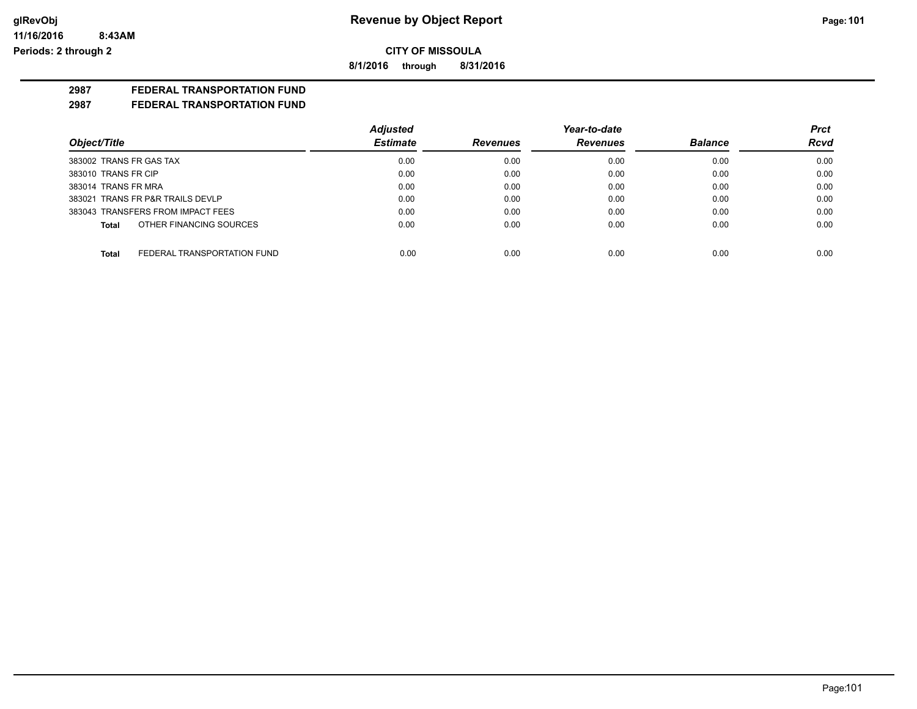# Revenue by Object Report

glRevObj
11/16/2016 8:43AM
Periods: 2 through 2

**CITY OF MISSOULA**

**8/1/2016 through 8/31/2016**

**2987 FEDERAL TRANSPORTATION FUND**

**2987 FEDERAL TRANSPORTATION FUND**

| Object/Title | Adjusted Estimate | Revenues | Year-to-date Revenues | Balance | Prct Rcvd |
|---|---|---|---|---|---|
| 383002 TRANS FR GAS TAX | 0.00 | 0.00 | 0.00 | 0.00 | 0.00 |
| 383010 TRANS FR CIP | 0.00 | 0.00 | 0.00 | 0.00 | 0.00 |
| 383014 TRANS FR MRA | 0.00 | 0.00 | 0.00 | 0.00 | 0.00 |
| 383021 TRANS FR P&R TRAILS DEVLP | 0.00 | 0.00 | 0.00 | 0.00 | 0.00 |
| 383043 TRANSFERS FROM IMPACT FEES | 0.00 | 0.00 | 0.00 | 0.00 | 0.00 |
| **Total** OTHER FINANCING SOURCES | 0.00 | 0.00 | 0.00 | 0.00 | 0.00 |
| **Total** FEDERAL TRANSPORTATION FUND | 0.00 | 0.00 | 0.00 | 0.00 | 0.00 |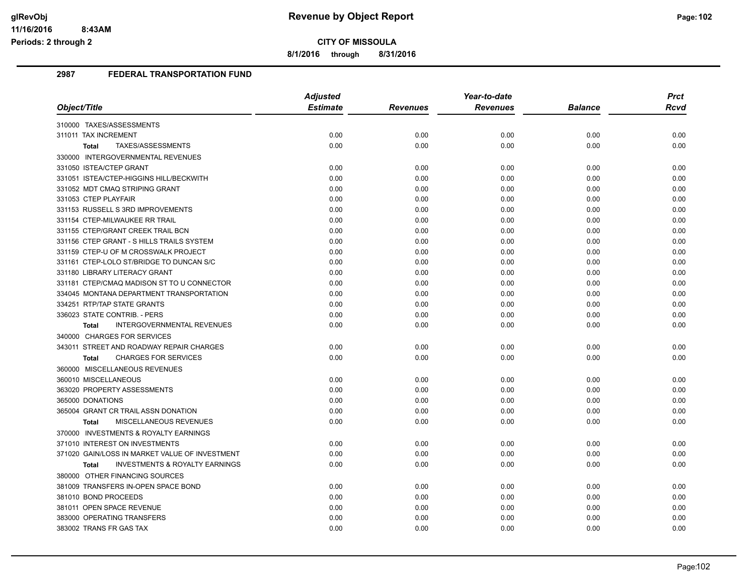## CITY OF MISSOULA

**Revenue by Object Report**

8/1/2016 through 8/31/2016

### 2987 FEDERAL TRANSPORTATION FUND

| Object/Title | Adjusted Estimate | Revenues | Year-to-date Revenues | Balance | Prct Rcvd |
|---|---|---|---|---|---|
| 310000 TAXES/ASSESSMENTS | | | | | |
| 311011 TAX INCREMENT | 0.00 | 0.00 | 0.00 | 0.00 | 0.00 |
| **Total** TAXES/ASSESSMENTS | 0.00 | 0.00 | 0.00 | 0.00 | 0.00 |
| 330000 INTERGOVERNMENTAL REVENUES | | | | | |
| 331050 ISTEA/CTEP GRANT | 0.00 | 0.00 | 0.00 | 0.00 | 0.00 |
| 331051 ISTEA/CTEP-HIGGINS HILL/BECKWITH | 0.00 | 0.00 | 0.00 | 0.00 | 0.00 |
| 331052 MDT CMAQ STRIPING GRANT | 0.00 | 0.00 | 0.00 | 0.00 | 0.00 |
| 331053 CTEP PLAYFAIR | 0.00 | 0.00 | 0.00 | 0.00 | 0.00 |
| 331153 RUSSELL S 3RD IMPROVEMENTS | 0.00 | 0.00 | 0.00 | 0.00 | 0.00 |
| 331154 CTEP-MILWAUKEE RR TRAIL | 0.00 | 0.00 | 0.00 | 0.00 | 0.00 |
| 331155 CTEP/GRANT CREEK TRAIL BCN | 0.00 | 0.00 | 0.00 | 0.00 | 0.00 |
| 331156 CTEP GRANT - S HILLS TRAILS SYSTEM | 0.00 | 0.00 | 0.00 | 0.00 | 0.00 |
| 331159 CTEP-U OF M CROSSWALK PROJECT | 0.00 | 0.00 | 0.00 | 0.00 | 0.00 |
| 331161 CTEP-LOLO ST/BRIDGE TO DUNCAN S/C | 0.00 | 0.00 | 0.00 | 0.00 | 0.00 |
| 331180 LIBRARY LITERACY GRANT | 0.00 | 0.00 | 0.00 | 0.00 | 0.00 |
| 331181 CTEP/CMAQ MADISON ST TO U CONNECTOR | 0.00 | 0.00 | 0.00 | 0.00 | 0.00 |
| 334045 MONTANA DEPARTMENT TRANSPORTATION | 0.00 | 0.00 | 0.00 | 0.00 | 0.00 |
| 334251 RTP/TAP STATE GRANTS | 0.00 | 0.00 | 0.00 | 0.00 | 0.00 |
| 336023 STATE CONTRIB. - PERS | 0.00 | 0.00 | 0.00 | 0.00 | 0.00 |
| **Total** INTERGOVERNMENTAL REVENUES | 0.00 | 0.00 | 0.00 | 0.00 | 0.00 |
| 340000 CHARGES FOR SERVICES | | | | | |
| 343011 STREET AND ROADWAY REPAIR CHARGES | 0.00 | 0.00 | 0.00 | 0.00 | 0.00 |
| **Total** CHARGES FOR SERVICES | 0.00 | 0.00 | 0.00 | 0.00 | 0.00 |
| 360000 MISCELLANEOUS REVENUES | | | | | |
| 360010 MISCELLANEOUS | 0.00 | 0.00 | 0.00 | 0.00 | 0.00 |
| 363020 PROPERTY ASSESSMENTS | 0.00 | 0.00 | 0.00 | 0.00 | 0.00 |
| 365000 DONATIONS | 0.00 | 0.00 | 0.00 | 0.00 | 0.00 |
| 365004 GRANT CR TRAIL ASSN DONATION | 0.00 | 0.00 | 0.00 | 0.00 | 0.00 |
| **Total** MISCELLANEOUS REVENUES | 0.00 | 0.00 | 0.00 | 0.00 | 0.00 |
| 370000 INVESTMENTS & ROYALTY EARNINGS | | | | | |
| 371010 INTEREST ON INVESTMENTS | 0.00 | 0.00 | 0.00 | 0.00 | 0.00 |
| 371020 GAIN/LOSS IN MARKET VALUE OF INVESTMENT | 0.00 | 0.00 | 0.00 | 0.00 | 0.00 |
| **Total** INVESTMENTS & ROYALTY EARNINGS | 0.00 | 0.00 | 0.00 | 0.00 | 0.00 |
| 380000 OTHER FINANCING SOURCES | | | | | |
| 381009 TRANSFERS IN-OPEN SPACE BOND | 0.00 | 0.00 | 0.00 | 0.00 | 0.00 |
| 381010 BOND PROCEEDS | 0.00 | 0.00 | 0.00 | 0.00 | 0.00 |
| 381011 OPEN SPACE REVENUE | 0.00 | 0.00 | 0.00 | 0.00 | 0.00 |
| 383000 OPERATING TRANSFERS | 0.00 | 0.00 | 0.00 | 0.00 | 0.00 |
| 383002 TRANS FR GAS TAX | 0.00 | 0.00 | 0.00 | 0.00 | 0.00 |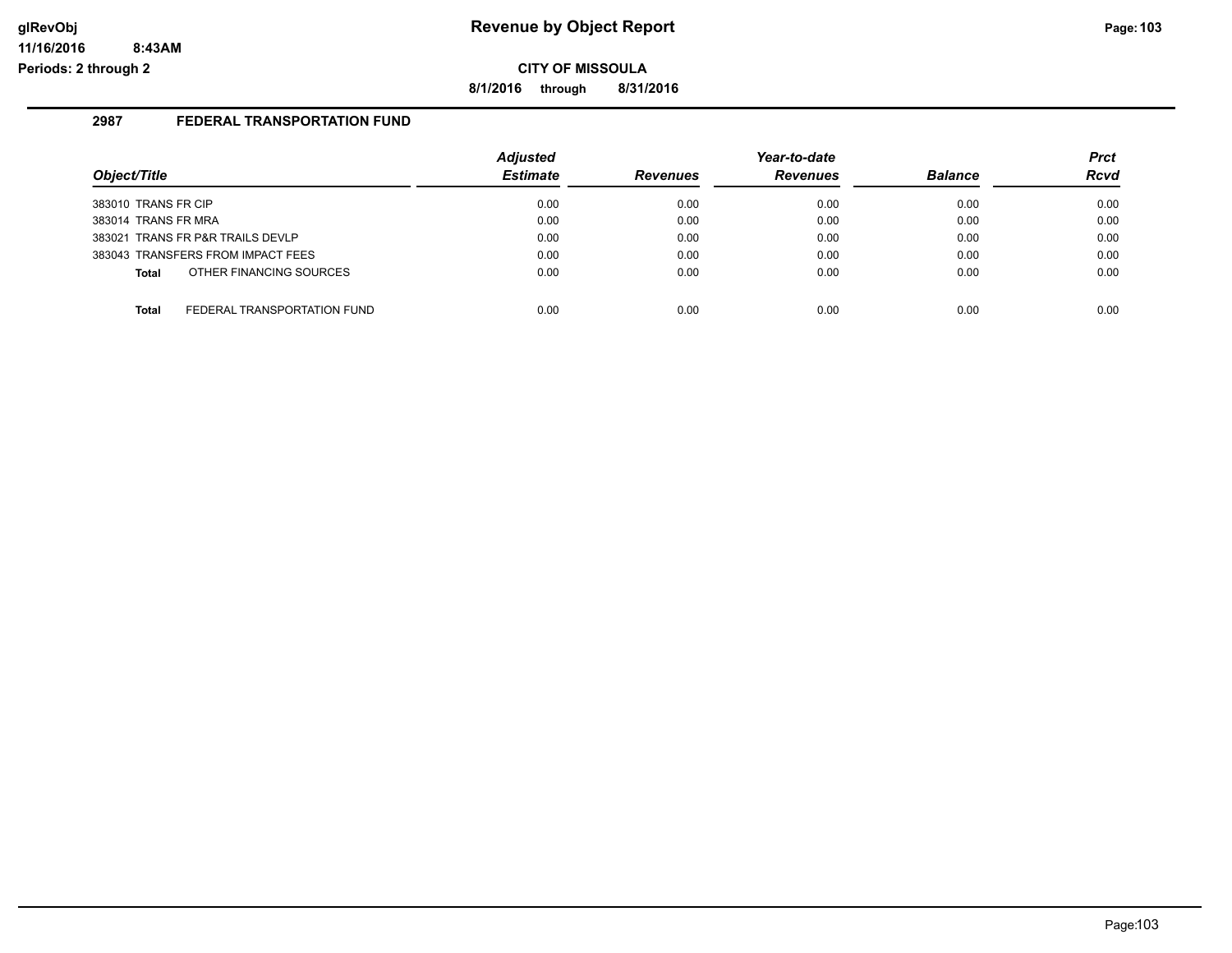# Revenue by Object Report

glRevObj
11/16/2016 8:43AM
Periods: 2 through 2

**CITY OF MISSOULA**

**8/1/2016 through 8/31/2016**

## 2987 FEDERAL TRANSPORTATION FUND

| Object/Title | Adjusted Estimate | Revenues | Year-to-date Revenues | Balance | Prct Rcvd |
|---|---|---|---|---|---|
| 383010 TRANS FR CIP | 0.00 | 0.00 | 0.00 | 0.00 | 0.00 |
| 383014 TRANS FR MRA | 0.00 | 0.00 | 0.00 | 0.00 | 0.00 |
| 383021 TRANS FR P&R TRAILS DEVLP | 0.00 | 0.00 | 0.00 | 0.00 | 0.00 |
| 383043 TRANSFERS FROM IMPACT FEES | 0.00 | 0.00 | 0.00 | 0.00 | 0.00 |
| **Total** OTHER FINANCING SOURCES | 0.00 | 0.00 | 0.00 | 0.00 | 0.00 |
| **Total** FEDERAL TRANSPORTATION FUND | 0.00 | 0.00 | 0.00 | 0.00 | 0.00 |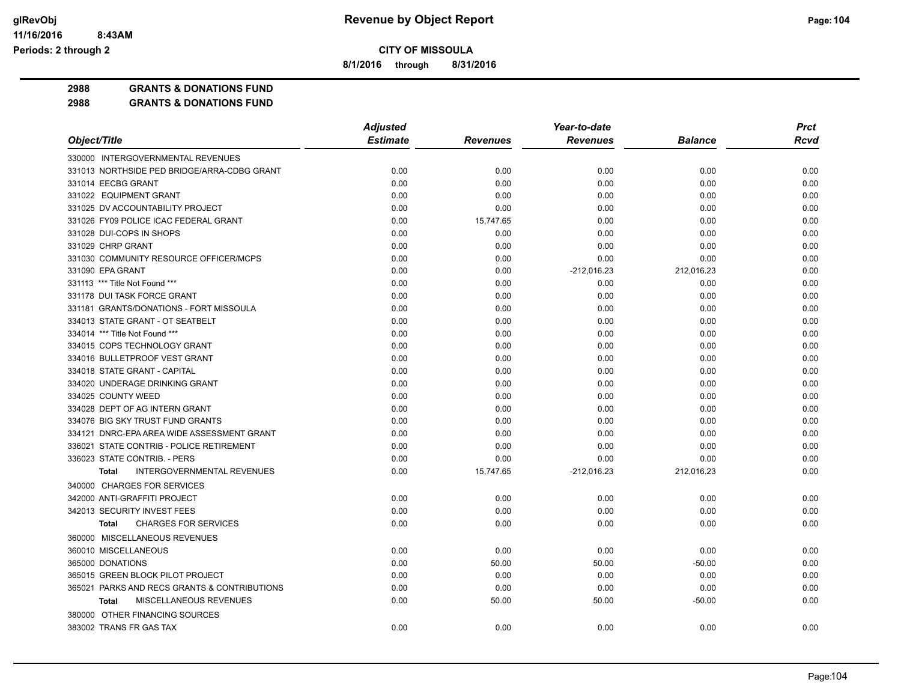**CITY OF MISSOULA**

**8/1/2016 through 8/31/2016**

**2988 GRANTS & DONATIONS FUND**

**2988 GRANTS & DONATIONS FUND**

| Object/Title | Adjusted Estimate | Revenues | Year-to-date Revenues | Balance | Prct Rcvd |
|---|---|---|---|---|---|
| 330000 INTERGOVERNMENTAL REVENUES | | | | | |
| 331013 NORTHSIDE PED BRIDGE/ARRA-CDBG GRANT | 0.00 | 0.00 | 0.00 | 0.00 | 0.00 |
| 331014 EECBG GRANT | 0.00 | 0.00 | 0.00 | 0.00 | 0.00 |
| 331022 EQUIPMENT GRANT | 0.00 | 0.00 | 0.00 | 0.00 | 0.00 |
| 331025 DV ACCOUNTABILITY PROJECT | 0.00 | 0.00 | 0.00 | 0.00 | 0.00 |
| 331026 FY09 POLICE ICAC FEDERAL GRANT | 0.00 | 15,747.65 | 0.00 | 0.00 | 0.00 |
| 331028 DUI-COPS IN SHOPS | 0.00 | 0.00 | 0.00 | 0.00 | 0.00 |
| 331029 CHRP GRANT | 0.00 | 0.00 | 0.00 | 0.00 | 0.00 |
| 331030 COMMUNITY RESOURCE OFFICER/MCPS | 0.00 | 0.00 | 0.00 | 0.00 | 0.00 |
| 331090 EPA GRANT | 0.00 | 0.00 | -212,016.23 | 212,016.23 | 0.00 |
| 331113 *** Title Not Found *** | 0.00 | 0.00 | 0.00 | 0.00 | 0.00 |
| 331178 DUI TASK FORCE GRANT | 0.00 | 0.00 | 0.00 | 0.00 | 0.00 |
| 331181 GRANTS/DONATIONS - FORT MISSOULA | 0.00 | 0.00 | 0.00 | 0.00 | 0.00 |
| 334013 STATE GRANT - OT SEATBELT | 0.00 | 0.00 | 0.00 | 0.00 | 0.00 |
| 334014 *** Title Not Found *** | 0.00 | 0.00 | 0.00 | 0.00 | 0.00 |
| 334015 COPS TECHNOLOGY GRANT | 0.00 | 0.00 | 0.00 | 0.00 | 0.00 |
| 334016 BULLETPROOF VEST GRANT | 0.00 | 0.00 | 0.00 | 0.00 | 0.00 |
| 334018 STATE GRANT - CAPITAL | 0.00 | 0.00 | 0.00 | 0.00 | 0.00 |
| 334020 UNDERAGE DRINKING GRANT | 0.00 | 0.00 | 0.00 | 0.00 | 0.00 |
| 334025 COUNTY WEED | 0.00 | 0.00 | 0.00 | 0.00 | 0.00 |
| 334028 DEPT OF AG INTERN GRANT | 0.00 | 0.00 | 0.00 | 0.00 | 0.00 |
| 334076 BIG SKY TRUST FUND GRANTS | 0.00 | 0.00 | 0.00 | 0.00 | 0.00 |
| 334121 DNRC-EPA AREA WIDE ASSESSMENT GRANT | 0.00 | 0.00 | 0.00 | 0.00 | 0.00 |
| 336021 STATE CONTRIB - POLICE RETIREMENT | 0.00 | 0.00 | 0.00 | 0.00 | 0.00 |
| 336023 STATE CONTRIB. - PERS | 0.00 | 0.00 | 0.00 | 0.00 | 0.00 |
| **Total** INTERGOVERNMENTAL REVENUES | 0.00 | 15,747.65 | -212,016.23 | 212,016.23 | 0.00 |
| 340000 CHARGES FOR SERVICES | | | | | |
| 342000 ANTI-GRAFFITI PROJECT | 0.00 | 0.00 | 0.00 | 0.00 | 0.00 |
| 342013 SECURITY INVEST FEES | 0.00 | 0.00 | 0.00 | 0.00 | 0.00 |
| **Total** CHARGES FOR SERVICES | 0.00 | 0.00 | 0.00 | 0.00 | 0.00 |
| 360000 MISCELLANEOUS REVENUES | | | | | |
| 360010 MISCELLANEOUS | 0.00 | 0.00 | 0.00 | 0.00 | 0.00 |
| 365000 DONATIONS | 0.00 | 50.00 | 50.00 | -50.00 | 0.00 |
| 365015 GREEN BLOCK PILOT PROJECT | 0.00 | 0.00 | 0.00 | 0.00 | 0.00 |
| 365021 PARKS AND RECS GRANTS & CONTRIBUTIONS | 0.00 | 0.00 | 0.00 | 0.00 | 0.00 |
| **Total** MISCELLANEOUS REVENUES | 0.00 | 50.00 | 50.00 | -50.00 | 0.00 |
| 380000 OTHER FINANCING SOURCES | | | | | |
| 383002 TRANS FR GAS TAX | 0.00 | 0.00 | 0.00 | 0.00 | 0.00 |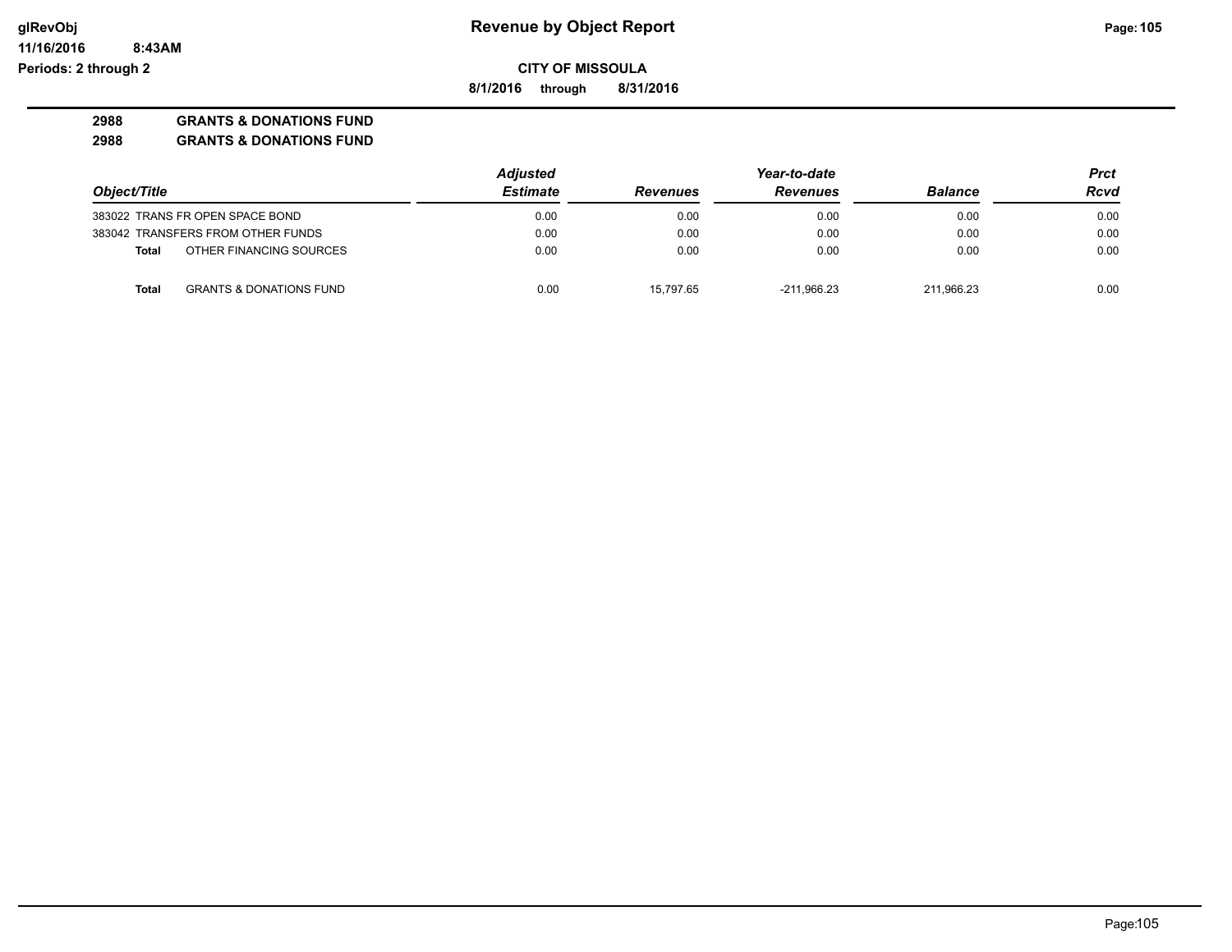# Revenue by Object Report

**CITY OF MISSOULA**

**8/1/2016 through 8/31/2016**

glRevObj
11/16/2016 8:43AM
Periods: 2 through 2

**2988 GRANTS & DONATIONS FUND**

**2988 GRANTS & DONATIONS FUND**

| Object/Title | Adjusted Estimate | Revenues | Year-to-date Revenues | Balance | Prct Rcvd |
|---|---|---|---|---|---|
| 383022 TRANS FR OPEN SPACE BOND | 0.00 | 0.00 | 0.00 | 0.00 | 0.00 |
| 383042 TRANSFERS FROM OTHER FUNDS | 0.00 | 0.00 | 0.00 | 0.00 | 0.00 |
| **Total** OTHER FINANCING SOURCES | 0.00 | 0.00 | 0.00 | 0.00 | 0.00 |
| **Total** GRANTS & DONATIONS FUND | 0.00 | 15,797.65 | -211,966.23 | 211,966.23 | 0.00 |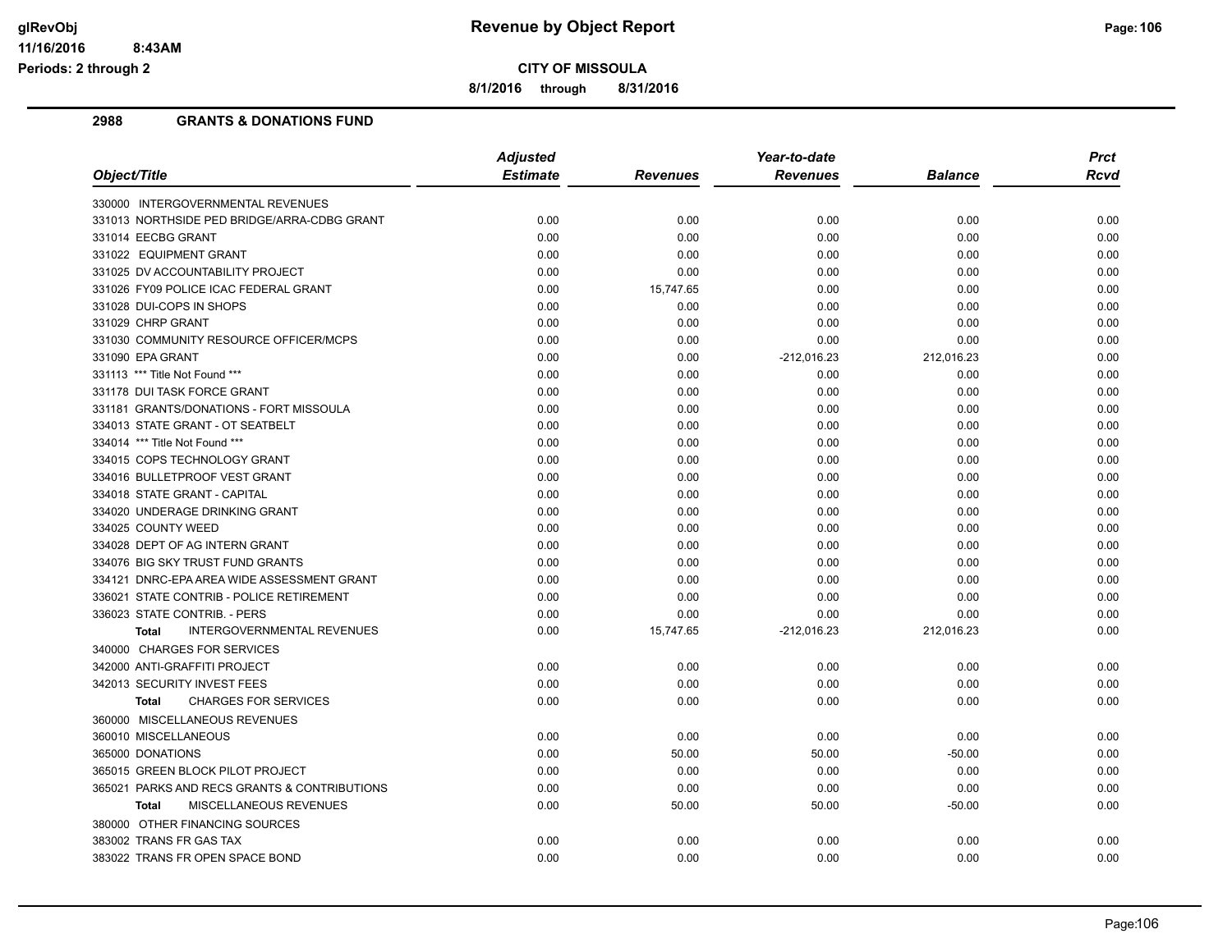**glRevObj** **Revenue by Object Report**
**11/16/2016 8:43AM**
**Periods: 2 through 2**

**CITY OF MISSOULA**

**8/1/2016 through 8/31/2016**

## 2988 GRANTS & DONATIONS FUND

| Object/Title | Adjusted Estimate | Revenues | Year-to-date Revenues | Balance | Prct Rcvd |
|---|---|---|---|---|---|
| 330000 INTERGOVERNMENTAL REVENUES | | | | | |
| 331013 NORTHSIDE PED BRIDGE/ARRA-CDBG GRANT | 0.00 | 0.00 | 0.00 | 0.00 | 0.00 |
| 331014 EECBG GRANT | 0.00 | 0.00 | 0.00 | 0.00 | 0.00 |
| 331022 EQUIPMENT GRANT | 0.00 | 0.00 | 0.00 | 0.00 | 0.00 |
| 331025 DV ACCOUNTABILITY PROJECT | 0.00 | 0.00 | 0.00 | 0.00 | 0.00 |
| 331026 FY09 POLICE ICAC FEDERAL GRANT | 0.00 | 15,747.65 | 0.00 | 0.00 | 0.00 |
| 331028 DUI-COPS IN SHOPS | 0.00 | 0.00 | 0.00 | 0.00 | 0.00 |
| 331029 CHRP GRANT | 0.00 | 0.00 | 0.00 | 0.00 | 0.00 |
| 331030 COMMUNITY RESOURCE OFFICER/MCPS | 0.00 | 0.00 | 0.00 | 0.00 | 0.00 |
| 331090 EPA GRANT | 0.00 | 0.00 | -212,016.23 | 212,016.23 | 0.00 |
| 331113 *** Title Not Found *** | 0.00 | 0.00 | 0.00 | 0.00 | 0.00 |
| 331178 DUI TASK FORCE GRANT | 0.00 | 0.00 | 0.00 | 0.00 | 0.00 |
| 331181 GRANTS/DONATIONS - FORT MISSOULA | 0.00 | 0.00 | 0.00 | 0.00 | 0.00 |
| 334013 STATE GRANT - OT SEATBELT | 0.00 | 0.00 | 0.00 | 0.00 | 0.00 |
| 334014 *** Title Not Found *** | 0.00 | 0.00 | 0.00 | 0.00 | 0.00 |
| 334015 COPS TECHNOLOGY GRANT | 0.00 | 0.00 | 0.00 | 0.00 | 0.00 |
| 334016 BULLETPROOF VEST GRANT | 0.00 | 0.00 | 0.00 | 0.00 | 0.00 |
| 334018 STATE GRANT - CAPITAL | 0.00 | 0.00 | 0.00 | 0.00 | 0.00 |
| 334020 UNDERAGE DRINKING GRANT | 0.00 | 0.00 | 0.00 | 0.00 | 0.00 |
| 334025 COUNTY WEED | 0.00 | 0.00 | 0.00 | 0.00 | 0.00 |
| 334028 DEPT OF AG INTERN GRANT | 0.00 | 0.00 | 0.00 | 0.00 | 0.00 |
| 334076 BIG SKY TRUST FUND GRANTS | 0.00 | 0.00 | 0.00 | 0.00 | 0.00 |
| 334121 DNRC-EPA AREA WIDE ASSESSMENT GRANT | 0.00 | 0.00 | 0.00 | 0.00 | 0.00 |
| 336021 STATE CONTRIB - POLICE RETIREMENT | 0.00 | 0.00 | 0.00 | 0.00 | 0.00 |
| 336023 STATE CONTRIB. - PERS | 0.00 | 0.00 | 0.00 | 0.00 | 0.00 |
| **Total** INTERGOVERNMENTAL REVENUES | 0.00 | 15,747.65 | -212,016.23 | 212,016.23 | 0.00 |
| 340000 CHARGES FOR SERVICES | | | | | |
| 342000 ANTI-GRAFFITI PROJECT | 0.00 | 0.00 | 0.00 | 0.00 | 0.00 |
| 342013 SECURITY INVEST FEES | 0.00 | 0.00 | 0.00 | 0.00 | 0.00 |
| **Total** CHARGES FOR SERVICES | 0.00 | 0.00 | 0.00 | 0.00 | 0.00 |
| 360000 MISCELLANEOUS REVENUES | | | | | |
| 360010 MISCELLANEOUS | 0.00 | 0.00 | 0.00 | 0.00 | 0.00 |
| 365000 DONATIONS | 0.00 | 50.00 | 50.00 | -50.00 | 0.00 |
| 365015 GREEN BLOCK PILOT PROJECT | 0.00 | 0.00 | 0.00 | 0.00 | 0.00 |
| 365021 PARKS AND RECS GRANTS & CONTRIBUTIONS | 0.00 | 0.00 | 0.00 | 0.00 | 0.00 |
| **Total** MISCELLANEOUS REVENUES | 0.00 | 50.00 | 50.00 | -50.00 | 0.00 |
| 380000 OTHER FINANCING SOURCES | | | | | |
| 383002 TRANS FR GAS TAX | 0.00 | 0.00 | 0.00 | 0.00 | 0.00 |
| 383022 TRANS FR OPEN SPACE BOND | 0.00 | 0.00 | 0.00 | 0.00 | 0.00 |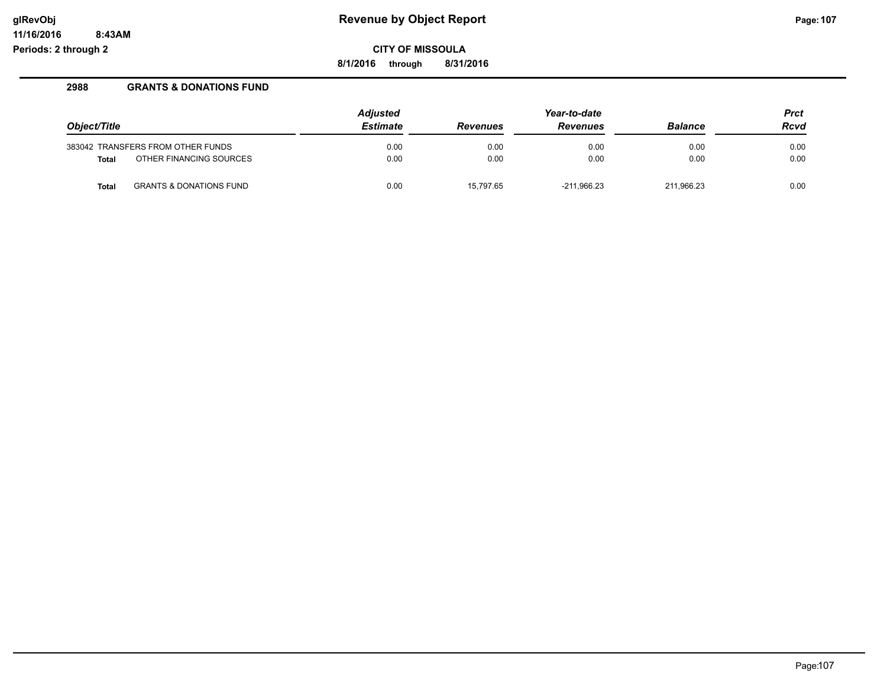**Revenue by Object Report**

**CITY OF MISSOULA**

**8/1/2016 through 8/31/2016**

glRevObj
11/16/2016 8:43AM
Periods: 2 through 2

## 2988 GRANTS & DONATIONS FUND

| Object/Title | Adjusted Estimate | Revenues | Year-to-date Revenues | Balance | Prct Rcvd |
|---|---|---|---|---|---|
| 383042 TRANSFERS FROM OTHER FUNDS | 0.00 | 0.00 | 0.00 | 0.00 | 0.00 |
| **Total** OTHER FINANCING SOURCES | 0.00 | 0.00 | 0.00 | 0.00 | 0.00 |
| **Total** GRANTS & DONATIONS FUND | 0.00 | 15,797.65 | -211,966.23 | 211,966.23 | 0.00 |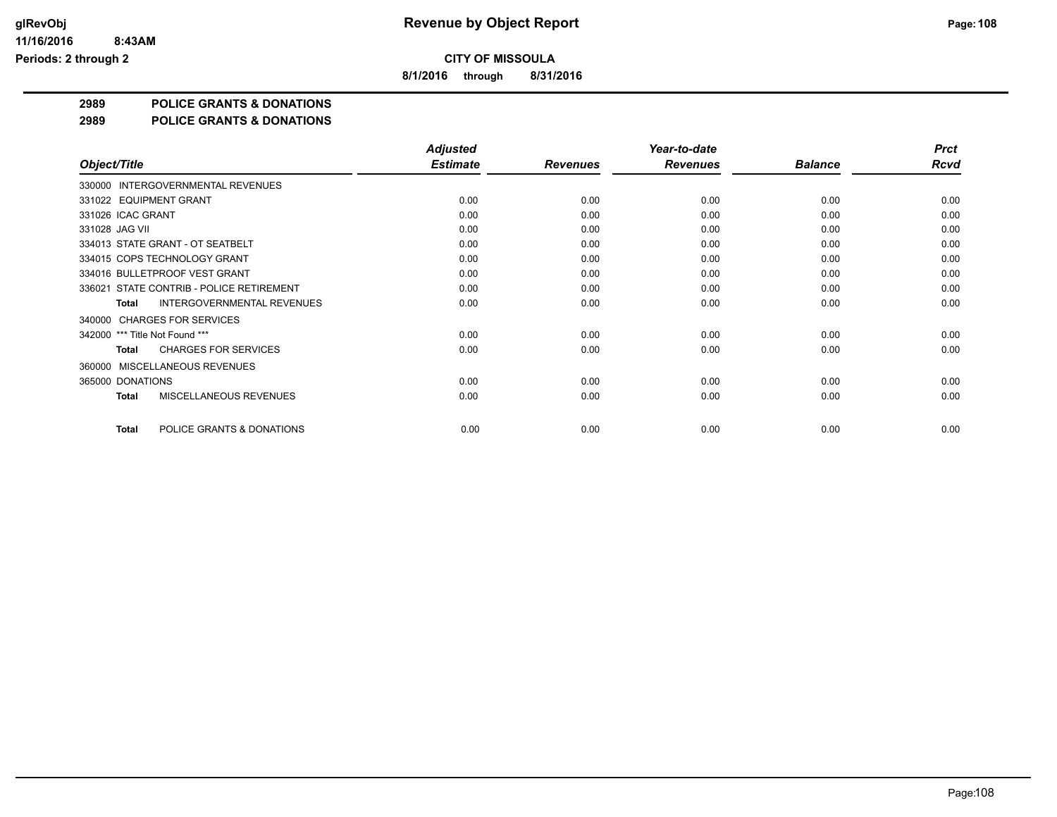# Revenue by Object Report

**CITY OF MISSOULA**

**8/1/2016 through 8/31/2016**

glRevObj
11/16/2016 8:43AM
Periods: 2 through 2

**2989 POLICE GRANTS & DONATIONS**

**2989 POLICE GRANTS & DONATIONS**

| Object/Title | Adjusted Estimate | Revenues | Year-to-date Revenues | Balance | Prct Rcvd |
|---|---|---|---|---|---|
| 330000 INTERGOVERNMENTAL REVENUES | | | | | |
| 331022 EQUIPMENT GRANT | 0.00 | 0.00 | 0.00 | 0.00 | 0.00 |
| 331026 ICAC GRANT | 0.00 | 0.00 | 0.00 | 0.00 | 0.00 |
| 331028 JAG VII | 0.00 | 0.00 | 0.00 | 0.00 | 0.00 |
| 334013 STATE GRANT - OT SEATBELT | 0.00 | 0.00 | 0.00 | 0.00 | 0.00 |
| 334015 COPS TECHNOLOGY GRANT | 0.00 | 0.00 | 0.00 | 0.00 | 0.00 |
| 334016 BULLETPROOF VEST GRANT | 0.00 | 0.00 | 0.00 | 0.00 | 0.00 |
| 336021 STATE CONTRIB - POLICE RETIREMENT | 0.00 | 0.00 | 0.00 | 0.00 | 0.00 |
| **Total** INTERGOVERNMENTAL REVENUES | 0.00 | 0.00 | 0.00 | 0.00 | 0.00 |
| 340000 CHARGES FOR SERVICES | | | | | |
| 342000 *** Title Not Found *** | 0.00 | 0.00 | 0.00 | 0.00 | 0.00 |
| **Total** CHARGES FOR SERVICES | 0.00 | 0.00 | 0.00 | 0.00 | 0.00 |
| 360000 MISCELLANEOUS REVENUES | | | | | |
| 365000 DONATIONS | 0.00 | 0.00 | 0.00 | 0.00 | 0.00 |
| **Total** MISCELLANEOUS REVENUES | 0.00 | 0.00 | 0.00 | 0.00 | 0.00 |
| **Total** POLICE GRANTS & DONATIONS | 0.00 | 0.00 | 0.00 | 0.00 | 0.00 |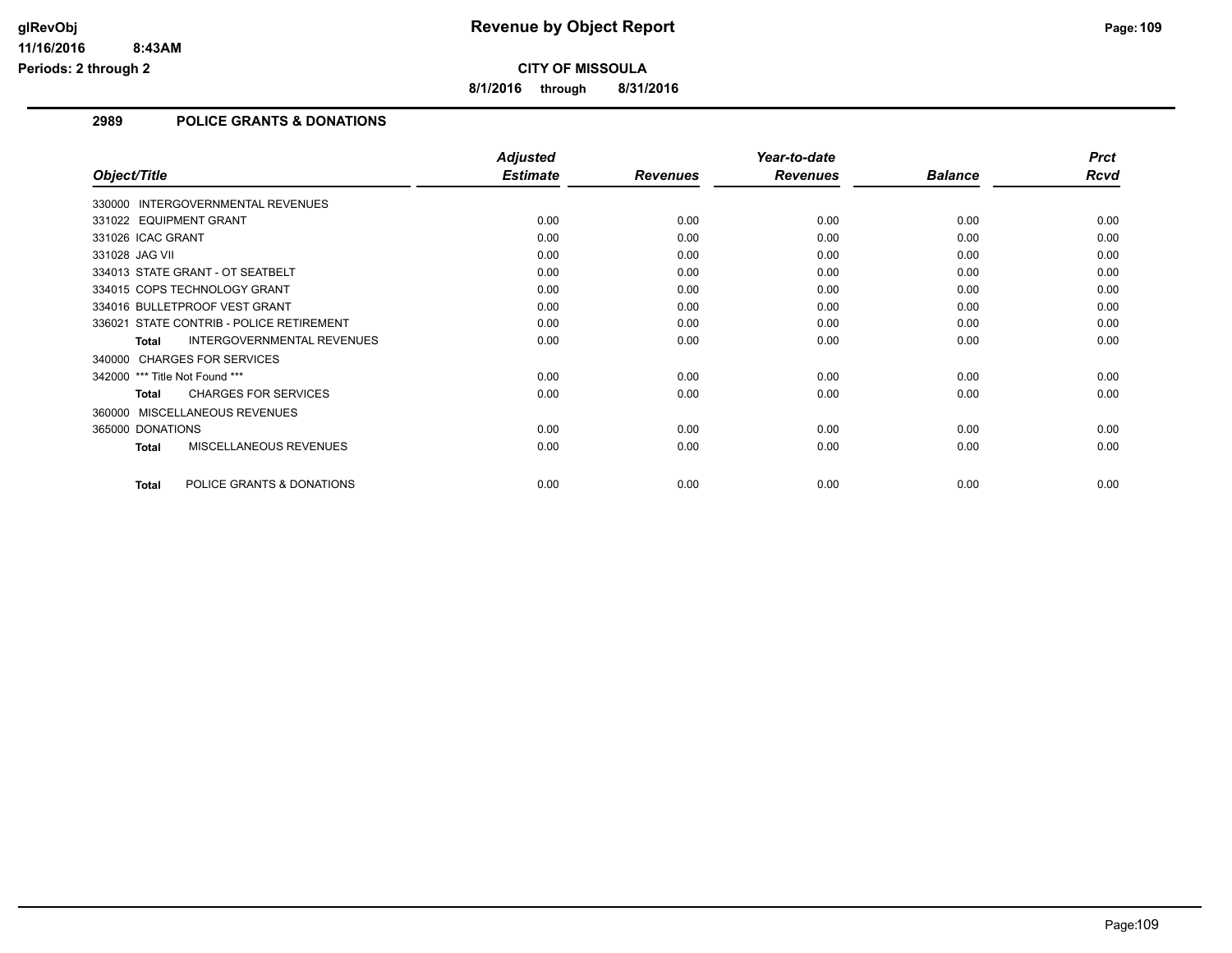glRevObj
11/16/2016 8:43AM
Periods: 2 through 2

# Revenue by Object Report

**CITY OF MISSOULA**

**8/1/2016 through 8/31/2016**

## 2989 POLICE GRANTS & DONATIONS

| Object/Title | Adjusted Estimate | Revenues | Year-to-date Revenues | Balance | Prct Rcvd |
|---|---|---|---|---|---|
| 330000 INTERGOVERNMENTAL REVENUES | | | | | |
| 331022 EQUIPMENT GRANT | 0.00 | 0.00 | 0.00 | 0.00 | 0.00 |
| 331026 ICAC GRANT | 0.00 | 0.00 | 0.00 | 0.00 | 0.00 |
| 331028 JAG VII | 0.00 | 0.00 | 0.00 | 0.00 | 0.00 |
| 334013 STATE GRANT - OT SEATBELT | 0.00 | 0.00 | 0.00 | 0.00 | 0.00 |
| 334015 COPS TECHNOLOGY GRANT | 0.00 | 0.00 | 0.00 | 0.00 | 0.00 |
| 334016 BULLETPROOF VEST GRANT | 0.00 | 0.00 | 0.00 | 0.00 | 0.00 |
| 336021 STATE CONTRIB - POLICE RETIREMENT | 0.00 | 0.00 | 0.00 | 0.00 | 0.00 |
| **Total** INTERGOVERNMENTAL REVENUES | 0.00 | 0.00 | 0.00 | 0.00 | 0.00 |
| 340000 CHARGES FOR SERVICES | | | | | |
| 342000 *** Title Not Found *** | 0.00 | 0.00 | 0.00 | 0.00 | 0.00 |
| **Total** CHARGES FOR SERVICES | 0.00 | 0.00 | 0.00 | 0.00 | 0.00 |
| 360000 MISCELLANEOUS REVENUES | | | | | |
| 365000 DONATIONS | 0.00 | 0.00 | 0.00 | 0.00 | 0.00 |
| **Total** MISCELLANEOUS REVENUES | 0.00 | 0.00 | 0.00 | 0.00 | 0.00 |
| **Total** POLICE GRANTS & DONATIONS | 0.00 | 0.00 | 0.00 | 0.00 | 0.00 |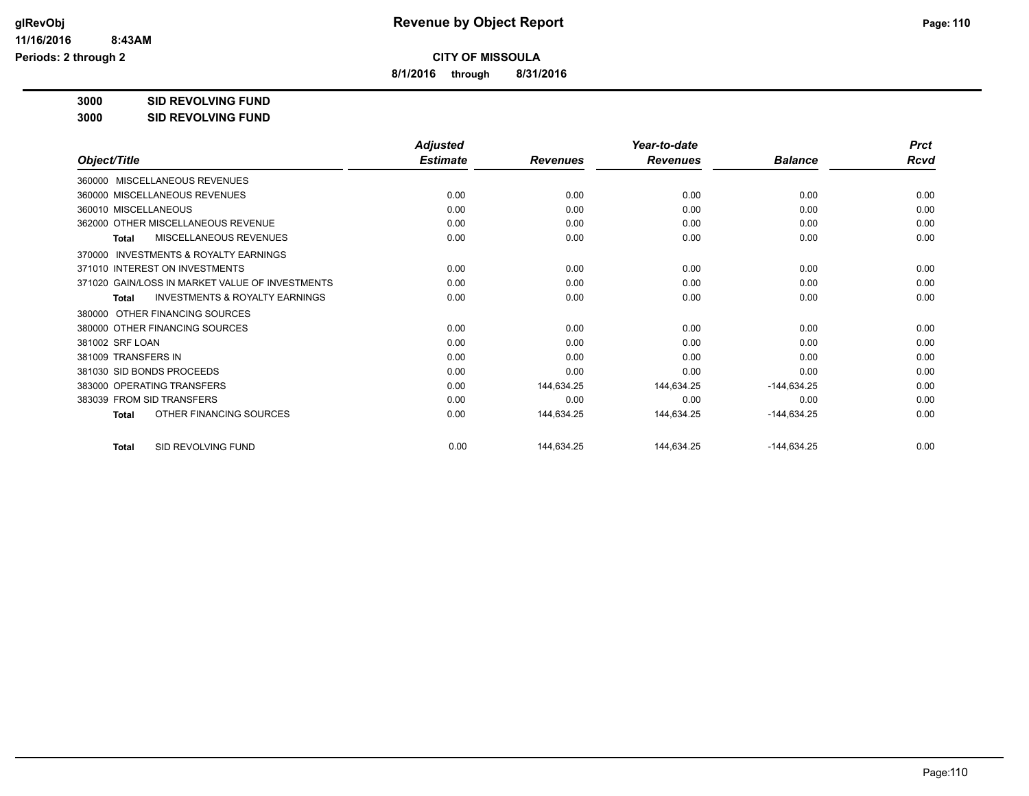**Revenue by Object Report**

**CITY OF MISSOULA**

**8/1/2016 through 8/31/2016**

glRevObj
11/16/2016 8:43AM
Periods: 2 through 2

**3000 SID REVOLVING FUND**

**3000 SID REVOLVING FUND**

| Object/Title | Adjusted Estimate | Revenues | Year-to-date Revenues | Balance | Prct Rcvd |
|---|---|---|---|---|---|
| 360000 MISCELLANEOUS REVENUES | | | | | |
| 360000 MISCELLANEOUS REVENUES | 0.00 | 0.00 | 0.00 | 0.00 | 0.00 |
| 360010 MISCELLANEOUS | 0.00 | 0.00 | 0.00 | 0.00 | 0.00 |
| 362000 OTHER MISCELLANEOUS REVENUE | 0.00 | 0.00 | 0.00 | 0.00 | 0.00 |
| **Total** MISCELLANEOUS REVENUES | 0.00 | 0.00 | 0.00 | 0.00 | 0.00 |
| 370000 INVESTMENTS & ROYALTY EARNINGS | | | | | |
| 371010 INTEREST ON INVESTMENTS | 0.00 | 0.00 | 0.00 | 0.00 | 0.00 |
| 371020 GAIN/LOSS IN MARKET VALUE OF INVESTMENTS | 0.00 | 0.00 | 0.00 | 0.00 | 0.00 |
| **Total** INVESTMENTS & ROYALTY EARNINGS | 0.00 | 0.00 | 0.00 | 0.00 | 0.00 |
| 380000 OTHER FINANCING SOURCES | | | | | |
| 380000 OTHER FINANCING SOURCES | 0.00 | 0.00 | 0.00 | 0.00 | 0.00 |
| 381002 SRF LOAN | 0.00 | 0.00 | 0.00 | 0.00 | 0.00 |
| 381009 TRANSFERS IN | 0.00 | 0.00 | 0.00 | 0.00 | 0.00 |
| 381030 SID BONDS PROCEEDS | 0.00 | 0.00 | 0.00 | 0.00 | 0.00 |
| 383000 OPERATING TRANSFERS | 0.00 | 144,634.25 | 144,634.25 | -144,634.25 | 0.00 |
| 383039 FROM SID TRANSFERS | 0.00 | 0.00 | 0.00 | 0.00 | 0.00 |
| **Total** OTHER FINANCING SOURCES | 0.00 | 144,634.25 | 144,634.25 | -144,634.25 | 0.00 |
| **Total** SID REVOLVING FUND | 0.00 | 144,634.25 | 144,634.25 | -144,634.25 | 0.00 |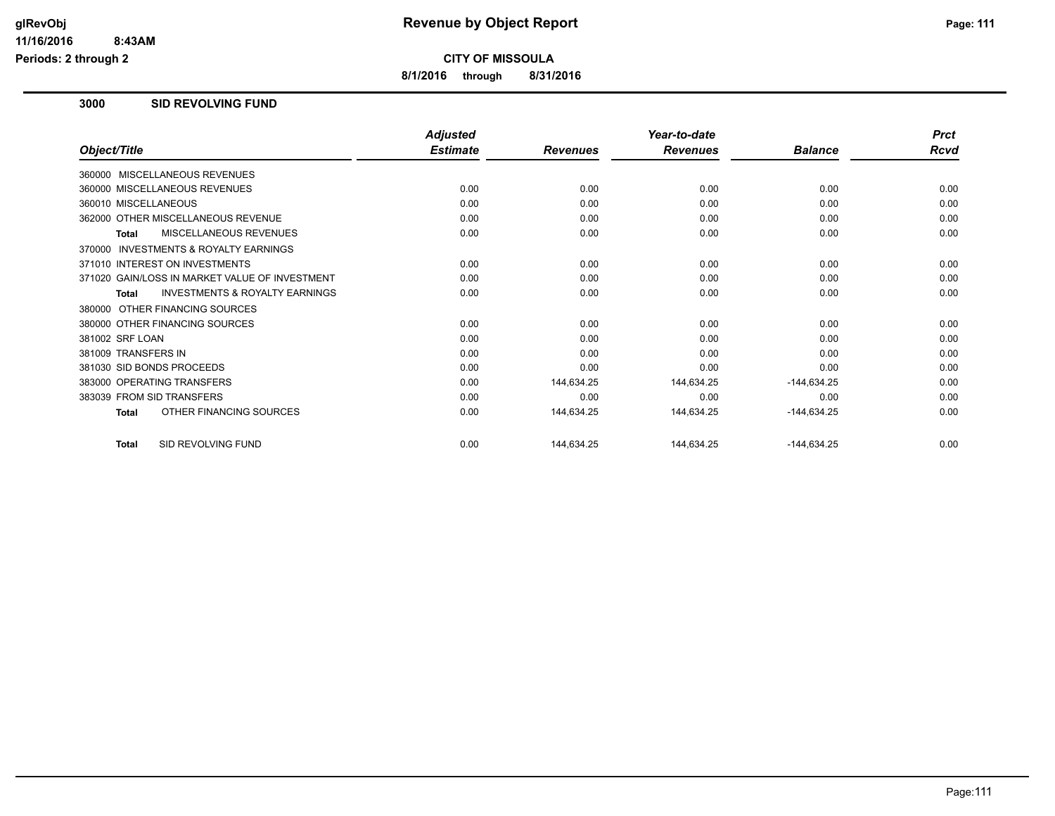**CITY OF MISSOULA**

**8/1/2016 through 8/31/2016**

## 3000 SID REVOLVING FUND

| Object/Title | Adjusted Estimate | Revenues | Year-to-date Revenues | Balance | Prct Rcvd |
|---|---|---|---|---|---|
| 360000 MISCELLANEOUS REVENUES | | | | | |
| 360000 MISCELLANEOUS REVENUES | 0.00 | 0.00 | 0.00 | 0.00 | 0.00 |
| 360010 MISCELLANEOUS | 0.00 | 0.00 | 0.00 | 0.00 | 0.00 |
| 362000 OTHER MISCELLANEOUS REVENUE | 0.00 | 0.00 | 0.00 | 0.00 | 0.00 |
| **Total** MISCELLANEOUS REVENUES | 0.00 | 0.00 | 0.00 | 0.00 | 0.00 |
| 370000 INVESTMENTS & ROYALTY EARNINGS | | | | | |
| 371010 INTEREST ON INVESTMENTS | 0.00 | 0.00 | 0.00 | 0.00 | 0.00 |
| 371020 GAIN/LOSS IN MARKET VALUE OF INVESTMENT | 0.00 | 0.00 | 0.00 | 0.00 | 0.00 |
| **Total** INVESTMENTS & ROYALTY EARNINGS | 0.00 | 0.00 | 0.00 | 0.00 | 0.00 |
| 380000 OTHER FINANCING SOURCES | | | | | |
| 380000 OTHER FINANCING SOURCES | 0.00 | 0.00 | 0.00 | 0.00 | 0.00 |
| 381002 SRF LOAN | 0.00 | 0.00 | 0.00 | 0.00 | 0.00 |
| 381009 TRANSFERS IN | 0.00 | 0.00 | 0.00 | 0.00 | 0.00 |
| 381030 SID BONDS PROCEEDS | 0.00 | 0.00 | 0.00 | 0.00 | 0.00 |
| 383000 OPERATING TRANSFERS | 0.00 | 144,634.25 | 144,634.25 | -144,634.25 | 0.00 |
| 383039 FROM SID TRANSFERS | 0.00 | 0.00 | 0.00 | 0.00 | 0.00 |
| **Total** OTHER FINANCING SOURCES | 0.00 | 144,634.25 | 144,634.25 | -144,634.25 | 0.00 |
| **Total** SID REVOLVING FUND | 0.00 | 144,634.25 | 144,634.25 | -144,634.25 | 0.00 |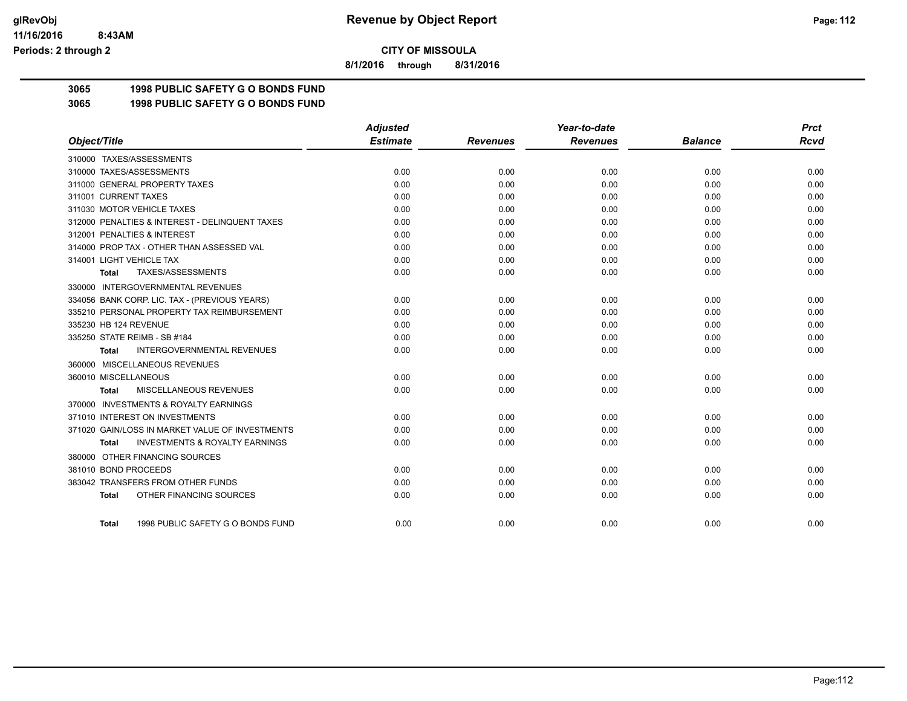**glRevObj**
**11/16/2016 8:43AM**
**Periods: 2 through 2**

# Revenue by Object Report

**CITY OF MISSOULA**

**8/1/2016 through 8/31/2016**

## 3065 1998 PUBLIC SAFETY G O BONDS FUND
## 3065 1998 PUBLIC SAFETY G O BONDS FUND

| Object/Title | Adjusted Estimate | Revenues | Year-to-date Revenues | Balance | Prct Rcvd |
|---|---|---|---|---|---|
| 310000 TAXES/ASSESSMENTS | | | | | |
| 310000 TAXES/ASSESSMENTS | 0.00 | 0.00 | 0.00 | 0.00 | 0.00 |
| 311000 GENERAL PROPERTY TAXES | 0.00 | 0.00 | 0.00 | 0.00 | 0.00 |
| 311001 CURRENT TAXES | 0.00 | 0.00 | 0.00 | 0.00 | 0.00 |
| 311030 MOTOR VEHICLE TAXES | 0.00 | 0.00 | 0.00 | 0.00 | 0.00 |
| 312000 PENALTIES & INTEREST - DELINQUENT TAXES | 0.00 | 0.00 | 0.00 | 0.00 | 0.00 |
| 312001 PENALTIES & INTEREST | 0.00 | 0.00 | 0.00 | 0.00 | 0.00 |
| 314000 PROP TAX - OTHER THAN ASSESSED VAL | 0.00 | 0.00 | 0.00 | 0.00 | 0.00 |
| 314001 LIGHT VEHICLE TAX | 0.00 | 0.00 | 0.00 | 0.00 | 0.00 |
| **Total** TAXES/ASSESSMENTS | 0.00 | 0.00 | 0.00 | 0.00 | 0.00 |
| 330000 INTERGOVERNMENTAL REVENUES | | | | | |
| 334056 BANK CORP. LIC. TAX - (PREVIOUS YEARS) | 0.00 | 0.00 | 0.00 | 0.00 | 0.00 |
| 335210 PERSONAL PROPERTY TAX REIMBURSEMENT | 0.00 | 0.00 | 0.00 | 0.00 | 0.00 |
| 335230 HB 124 REVENUE | 0.00 | 0.00 | 0.00 | 0.00 | 0.00 |
| 335250 STATE REIMB - SB #184 | 0.00 | 0.00 | 0.00 | 0.00 | 0.00 |
| **Total** INTERGOVERNMENTAL REVENUES | 0.00 | 0.00 | 0.00 | 0.00 | 0.00 |
| 360000 MISCELLANEOUS REVENUES | | | | | |
| 360010 MISCELLANEOUS | 0.00 | 0.00 | 0.00 | 0.00 | 0.00 |
| **Total** MISCELLANEOUS REVENUES | 0.00 | 0.00 | 0.00 | 0.00 | 0.00 |
| 370000 INVESTMENTS & ROYALTY EARNINGS | | | | | |
| 371010 INTEREST ON INVESTMENTS | 0.00 | 0.00 | 0.00 | 0.00 | 0.00 |
| 371020 GAIN/LOSS IN MARKET VALUE OF INVESTMENTS | 0.00 | 0.00 | 0.00 | 0.00 | 0.00 |
| **Total** INVESTMENTS & ROYALTY EARNINGS | 0.00 | 0.00 | 0.00 | 0.00 | 0.00 |
| 380000 OTHER FINANCING SOURCES | | | | | |
| 381010 BOND PROCEEDS | 0.00 | 0.00 | 0.00 | 0.00 | 0.00 |
| 383042 TRANSFERS FROM OTHER FUNDS | 0.00 | 0.00 | 0.00 | 0.00 | 0.00 |
| **Total** OTHER FINANCING SOURCES | 0.00 | 0.00 | 0.00 | 0.00 | 0.00 |
| **Total** 1998 PUBLIC SAFETY G O BONDS FUND | 0.00 | 0.00 | 0.00 | 0.00 | 0.00 |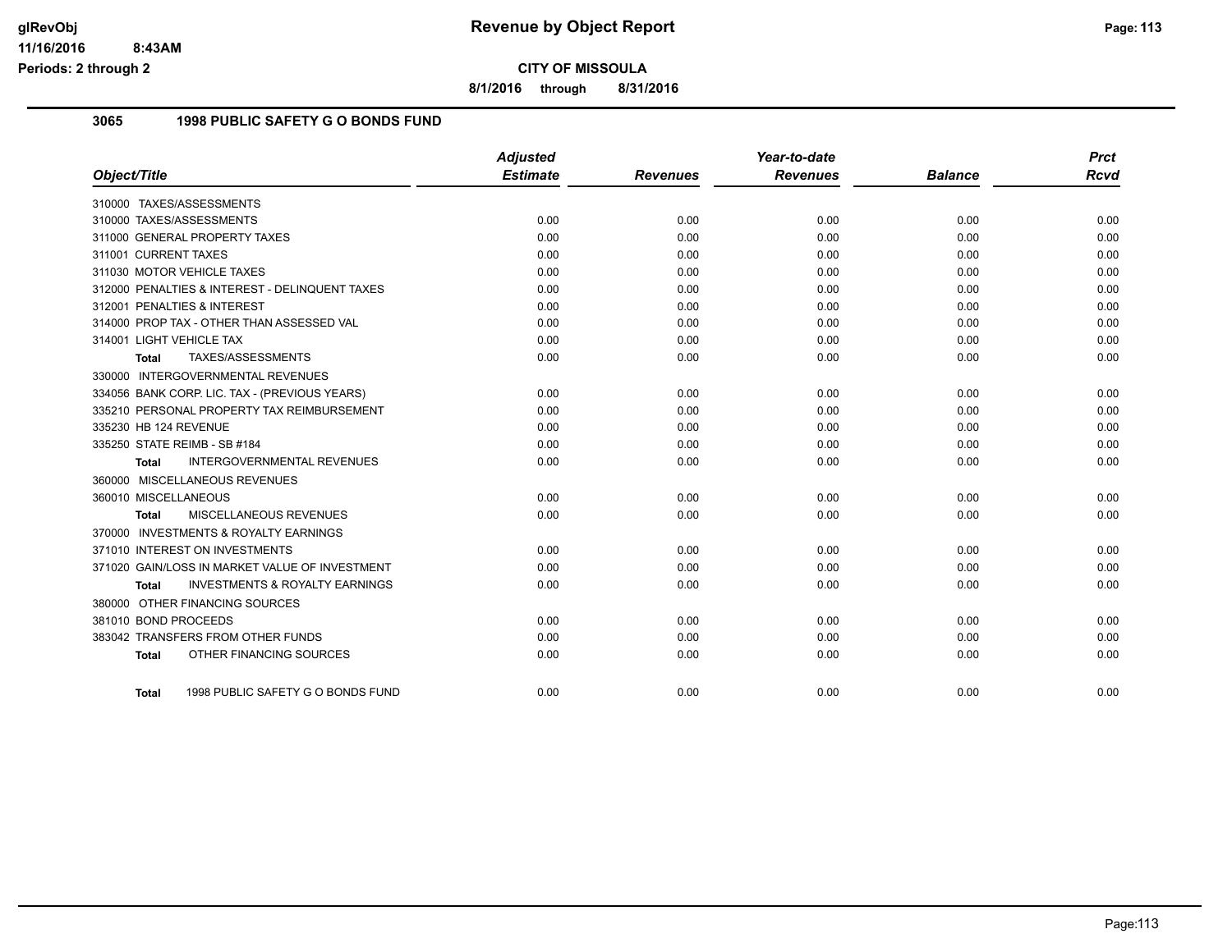**Revenue by Object Report**

**CITY OF MISSOULA**

**8/1/2016 through 8/31/2016**

glRevObj
11/16/2016 8:43AM
Periods: 2 through 2

## 3065 1998 PUBLIC SAFETY G O BONDS FUND

| Object/Title | Adjusted Estimate | Revenues | Year-to-date Revenues | Balance | Prct Rcvd |
|---|---|---|---|---|---|
| 310000 TAXES/ASSESSMENTS | | | | | |
| 310000 TAXES/ASSESSMENTS | 0.00 | 0.00 | 0.00 | 0.00 | 0.00 |
| 311000 GENERAL PROPERTY TAXES | 0.00 | 0.00 | 0.00 | 0.00 | 0.00 |
| 311001 CURRENT TAXES | 0.00 | 0.00 | 0.00 | 0.00 | 0.00 |
| 311030 MOTOR VEHICLE TAXES | 0.00 | 0.00 | 0.00 | 0.00 | 0.00 |
| 312000 PENALTIES & INTEREST - DELINQUENT TAXES | 0.00 | 0.00 | 0.00 | 0.00 | 0.00 |
| 312001 PENALTIES & INTEREST | 0.00 | 0.00 | 0.00 | 0.00 | 0.00 |
| 314000 PROP TAX - OTHER THAN ASSESSED VAL | 0.00 | 0.00 | 0.00 | 0.00 | 0.00 |
| 314001 LIGHT VEHICLE TAX | 0.00 | 0.00 | 0.00 | 0.00 | 0.00 |
| **Total** TAXES/ASSESSMENTS | 0.00 | 0.00 | 0.00 | 0.00 | 0.00 |
| 330000 INTERGOVERNMENTAL REVENUES | | | | | |
| 334056 BANK CORP. LIC. TAX - (PREVIOUS YEARS) | 0.00 | 0.00 | 0.00 | 0.00 | 0.00 |
| 335210 PERSONAL PROPERTY TAX REIMBURSEMENT | 0.00 | 0.00 | 0.00 | 0.00 | 0.00 |
| 335230 HB 124 REVENUE | 0.00 | 0.00 | 0.00 | 0.00 | 0.00 |
| 335250 STATE REIMB - SB #184 | 0.00 | 0.00 | 0.00 | 0.00 | 0.00 |
| **Total** INTERGOVERNMENTAL REVENUES | 0.00 | 0.00 | 0.00 | 0.00 | 0.00 |
| 360000 MISCELLANEOUS REVENUES | | | | | |
| 360010 MISCELLANEOUS | 0.00 | 0.00 | 0.00 | 0.00 | 0.00 |
| **Total** MISCELLANEOUS REVENUES | 0.00 | 0.00 | 0.00 | 0.00 | 0.00 |
| 370000 INVESTMENTS & ROYALTY EARNINGS | | | | | |
| 371010 INTEREST ON INVESTMENTS | 0.00 | 0.00 | 0.00 | 0.00 | 0.00 |
| 371020 GAIN/LOSS IN MARKET VALUE OF INVESTMENT | 0.00 | 0.00 | 0.00 | 0.00 | 0.00 |
| **Total** INVESTMENTS & ROYALTY EARNINGS | 0.00 | 0.00 | 0.00 | 0.00 | 0.00 |
| 380000 OTHER FINANCING SOURCES | | | | | |
| 381010 BOND PROCEEDS | 0.00 | 0.00 | 0.00 | 0.00 | 0.00 |
| 383042 TRANSFERS FROM OTHER FUNDS | 0.00 | 0.00 | 0.00 | 0.00 | 0.00 |
| **Total** OTHER FINANCING SOURCES | 0.00 | 0.00 | 0.00 | 0.00 | 0.00 |
| **Total** 1998 PUBLIC SAFETY G O BONDS FUND | 0.00 | 0.00 | 0.00 | 0.00 | 0.00 |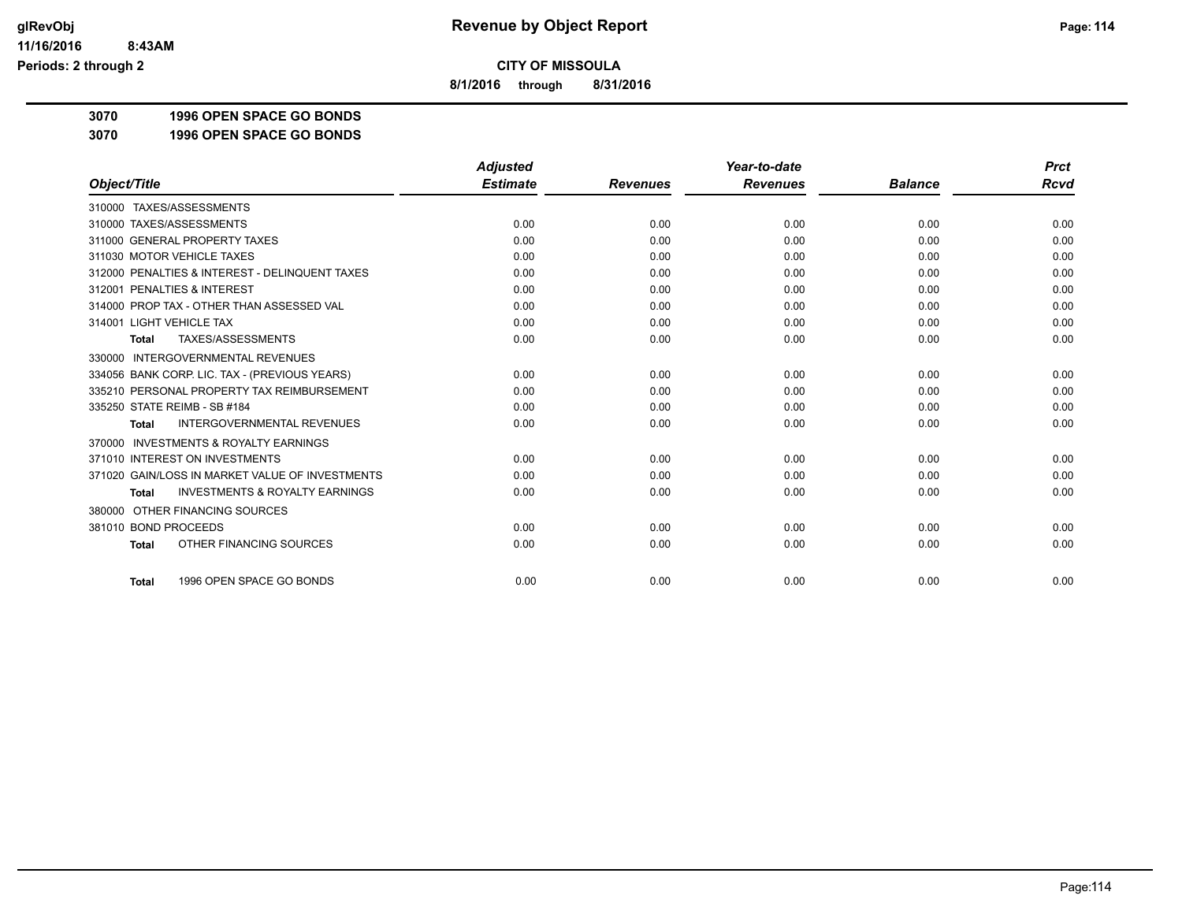# Revenue by Object Report

glRevObj
11/16/2016 8:43AM
Periods: 2 through 2

**CITY OF MISSOULA**

**8/1/2016 through 8/31/2016**

**3070 1996 OPEN SPACE GO BONDS**

**3070 1996 OPEN SPACE GO BONDS**

| Object/Title | Adjusted Estimate | Revenues | Year-to-date Revenues | Balance | Prct Rcvd |
|---|---|---|---|---|---|
| 310000 TAXES/ASSESSMENTS | | | | | |
| 310000 TAXES/ASSESSMENTS | 0.00 | 0.00 | 0.00 | 0.00 | 0.00 |
| 311000 GENERAL PROPERTY TAXES | 0.00 | 0.00 | 0.00 | 0.00 | 0.00 |
| 311030 MOTOR VEHICLE TAXES | 0.00 | 0.00 | 0.00 | 0.00 | 0.00 |
| 312000 PENALTIES & INTEREST - DELINQUENT TAXES | 0.00 | 0.00 | 0.00 | 0.00 | 0.00 |
| 312001 PENALTIES & INTEREST | 0.00 | 0.00 | 0.00 | 0.00 | 0.00 |
| 314000 PROP TAX - OTHER THAN ASSESSED VAL | 0.00 | 0.00 | 0.00 | 0.00 | 0.00 |
| 314001 LIGHT VEHICLE TAX | 0.00 | 0.00 | 0.00 | 0.00 | 0.00 |
| **Total** TAXES/ASSESSMENTS | 0.00 | 0.00 | 0.00 | 0.00 | 0.00 |
| 330000 INTERGOVERNMENTAL REVENUES | | | | | |
| 334056 BANK CORP. LIC. TAX - (PREVIOUS YEARS) | 0.00 | 0.00 | 0.00 | 0.00 | 0.00 |
| 335210 PERSONAL PROPERTY TAX REIMBURSEMENT | 0.00 | 0.00 | 0.00 | 0.00 | 0.00 |
| 335250 STATE REIMB - SB #184 | 0.00 | 0.00 | 0.00 | 0.00 | 0.00 |
| **Total** INTERGOVERNMENTAL REVENUES | 0.00 | 0.00 | 0.00 | 0.00 | 0.00 |
| 370000 INVESTMENTS & ROYALTY EARNINGS | | | | | |
| 371010 INTEREST ON INVESTMENTS | 0.00 | 0.00 | 0.00 | 0.00 | 0.00 |
| 371020 GAIN/LOSS IN MARKET VALUE OF INVESTMENTS | 0.00 | 0.00 | 0.00 | 0.00 | 0.00 |
| **Total** INVESTMENTS & ROYALTY EARNINGS | 0.00 | 0.00 | 0.00 | 0.00 | 0.00 |
| 380000 OTHER FINANCING SOURCES | | | | | |
| 381010 BOND PROCEEDS | 0.00 | 0.00 | 0.00 | 0.00 | 0.00 |
| **Total** OTHER FINANCING SOURCES | 0.00 | 0.00 | 0.00 | 0.00 | 0.00 |
| **Total** 1996 OPEN SPACE GO BONDS | 0.00 | 0.00 | 0.00 | 0.00 | 0.00 |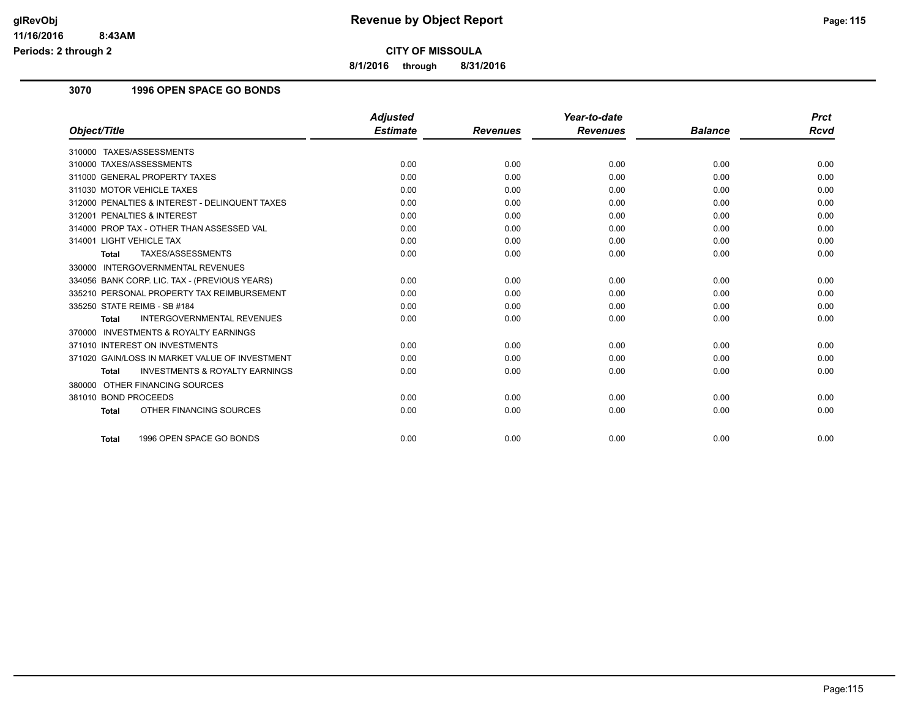**Revenue by Object Report**

**CITY OF MISSOULA**

**8/1/2016 through 8/31/2016**

glRevObj
11/16/2016 8:43AM
Periods: 2 through 2

### 3070 1996 OPEN SPACE GO BONDS

| Object/Title | Adjusted Estimate | Revenues | Year-to-date Revenues | Balance | Prct Rcvd |
|---|---|---|---|---|---|
| 310000 TAXES/ASSESSMENTS | | | | | |
| 310000 TAXES/ASSESSMENTS | 0.00 | 0.00 | 0.00 | 0.00 | 0.00 |
| 311000 GENERAL PROPERTY TAXES | 0.00 | 0.00 | 0.00 | 0.00 | 0.00 |
| 311030 MOTOR VEHICLE TAXES | 0.00 | 0.00 | 0.00 | 0.00 | 0.00 |
| 312000 PENALTIES & INTEREST - DELINQUENT TAXES | 0.00 | 0.00 | 0.00 | 0.00 | 0.00 |
| 312001 PENALTIES & INTEREST | 0.00 | 0.00 | 0.00 | 0.00 | 0.00 |
| 314000 PROP TAX - OTHER THAN ASSESSED VAL | 0.00 | 0.00 | 0.00 | 0.00 | 0.00 |
| 314001 LIGHT VEHICLE TAX | 0.00 | 0.00 | 0.00 | 0.00 | 0.00 |
| **Total** TAXES/ASSESSMENTS | 0.00 | 0.00 | 0.00 | 0.00 | 0.00 |
| 330000 INTERGOVERNMENTAL REVENUES | | | | | |
| 334056 BANK CORP. LIC. TAX - (PREVIOUS YEARS) | 0.00 | 0.00 | 0.00 | 0.00 | 0.00 |
| 335210 PERSONAL PROPERTY TAX REIMBURSEMENT | 0.00 | 0.00 | 0.00 | 0.00 | 0.00 |
| 335250 STATE REIMB - SB #184 | 0.00 | 0.00 | 0.00 | 0.00 | 0.00 |
| **Total** INTERGOVERNMENTAL REVENUES | 0.00 | 0.00 | 0.00 | 0.00 | 0.00 |
| 370000 INVESTMENTS & ROYALTY EARNINGS | | | | | |
| 371010 INTEREST ON INVESTMENTS | 0.00 | 0.00 | 0.00 | 0.00 | 0.00 |
| 371020 GAIN/LOSS IN MARKET VALUE OF INVESTMENT | 0.00 | 0.00 | 0.00 | 0.00 | 0.00 |
| **Total** INVESTMENTS & ROYALTY EARNINGS | 0.00 | 0.00 | 0.00 | 0.00 | 0.00 |
| 380000 OTHER FINANCING SOURCES | | | | | |
| 381010 BOND PROCEEDS | 0.00 | 0.00 | 0.00 | 0.00 | 0.00 |
| **Total** OTHER FINANCING SOURCES | 0.00 | 0.00 | 0.00 | 0.00 | 0.00 |
| **Total** 1996 OPEN SPACE GO BONDS | 0.00 | 0.00 | 0.00 | 0.00 | 0.00 |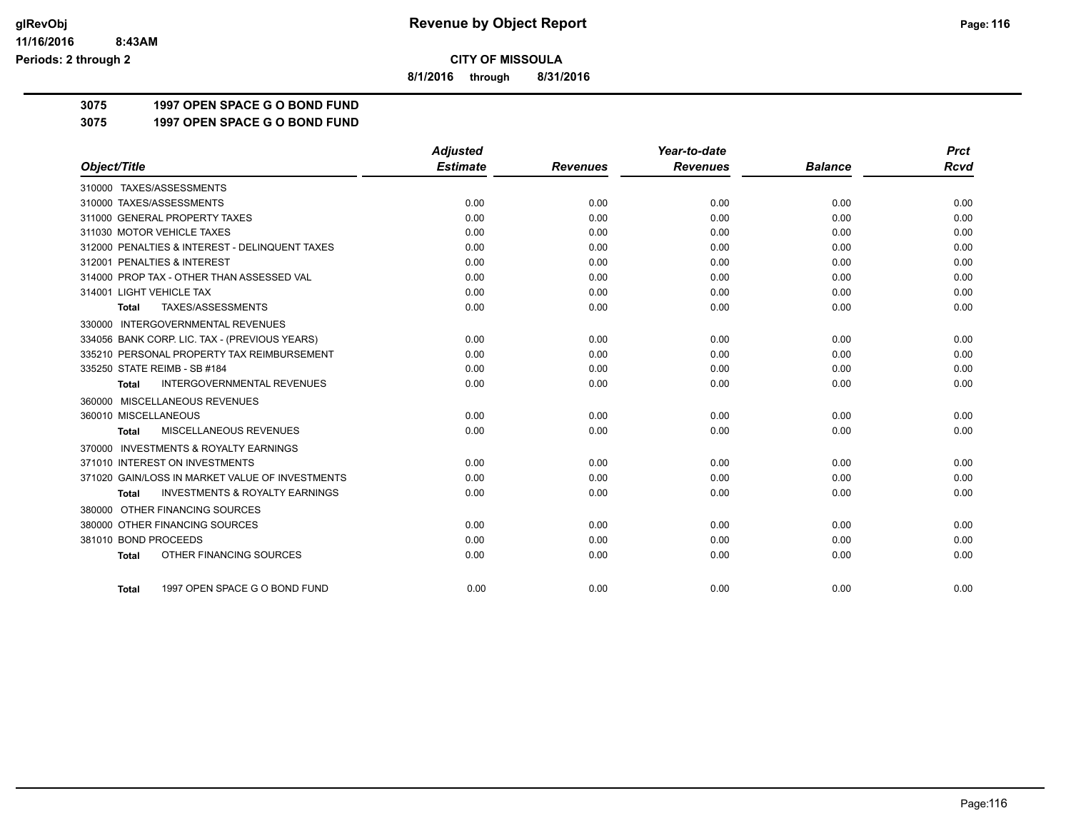**CITY OF MISSOULA**

**8/1/2016 through 8/31/2016**

**Revenue by Object Report**

glRevObj
11/16/2016 8:43AM
Periods: 2 through 2

## 3075 1997 OPEN SPACE G O BOND FUND

## 3075 1997 OPEN SPACE G O BOND FUND

| Object/Title | Adjusted Estimate | Revenues | Year-to-date Revenues | Balance | Prct Rcvd |
|---|---|---|---|---|---|
| 310000 TAXES/ASSESSMENTS | | | | | |
| 310000 TAXES/ASSESSMENTS | 0.00 | 0.00 | 0.00 | 0.00 | 0.00 |
| 311000 GENERAL PROPERTY TAXES | 0.00 | 0.00 | 0.00 | 0.00 | 0.00 |
| 311030 MOTOR VEHICLE TAXES | 0.00 | 0.00 | 0.00 | 0.00 | 0.00 |
| 312000 PENALTIES & INTEREST - DELINQUENT TAXES | 0.00 | 0.00 | 0.00 | 0.00 | 0.00 |
| 312001 PENALTIES & INTEREST | 0.00 | 0.00 | 0.00 | 0.00 | 0.00 |
| 314000 PROP TAX - OTHER THAN ASSESSED VAL | 0.00 | 0.00 | 0.00 | 0.00 | 0.00 |
| 314001 LIGHT VEHICLE TAX | 0.00 | 0.00 | 0.00 | 0.00 | 0.00 |
| **Total** TAXES/ASSESSMENTS | 0.00 | 0.00 | 0.00 | 0.00 | 0.00 |
| 330000 INTERGOVERNMENTAL REVENUES | | | | | |
| 334056 BANK CORP. LIC. TAX - (PREVIOUS YEARS) | 0.00 | 0.00 | 0.00 | 0.00 | 0.00 |
| 335210 PERSONAL PROPERTY TAX REIMBURSEMENT | 0.00 | 0.00 | 0.00 | 0.00 | 0.00 |
| 335250 STATE REIMB - SB #184 | 0.00 | 0.00 | 0.00 | 0.00 | 0.00 |
| **Total** INTERGOVERNMENTAL REVENUES | 0.00 | 0.00 | 0.00 | 0.00 | 0.00 |
| 360000 MISCELLANEOUS REVENUES | | | | | |
| 360010 MISCELLANEOUS | 0.00 | 0.00 | 0.00 | 0.00 | 0.00 |
| **Total** MISCELLANEOUS REVENUES | 0.00 | 0.00 | 0.00 | 0.00 | 0.00 |
| 370000 INVESTMENTS & ROYALTY EARNINGS | | | | | |
| 371010 INTEREST ON INVESTMENTS | 0.00 | 0.00 | 0.00 | 0.00 | 0.00 |
| 371020 GAIN/LOSS IN MARKET VALUE OF INVESTMENTS | 0.00 | 0.00 | 0.00 | 0.00 | 0.00 |
| **Total** INVESTMENTS & ROYALTY EARNINGS | 0.00 | 0.00 | 0.00 | 0.00 | 0.00 |
| 380000 OTHER FINANCING SOURCES | | | | | |
| 380000 OTHER FINANCING SOURCES | 0.00 | 0.00 | 0.00 | 0.00 | 0.00 |
| 381010 BOND PROCEEDS | 0.00 | 0.00 | 0.00 | 0.00 | 0.00 |
| **Total** OTHER FINANCING SOURCES | 0.00 | 0.00 | 0.00 | 0.00 | 0.00 |
| **Total** 1997 OPEN SPACE G O BOND FUND | 0.00 | 0.00 | 0.00 | 0.00 | 0.00 |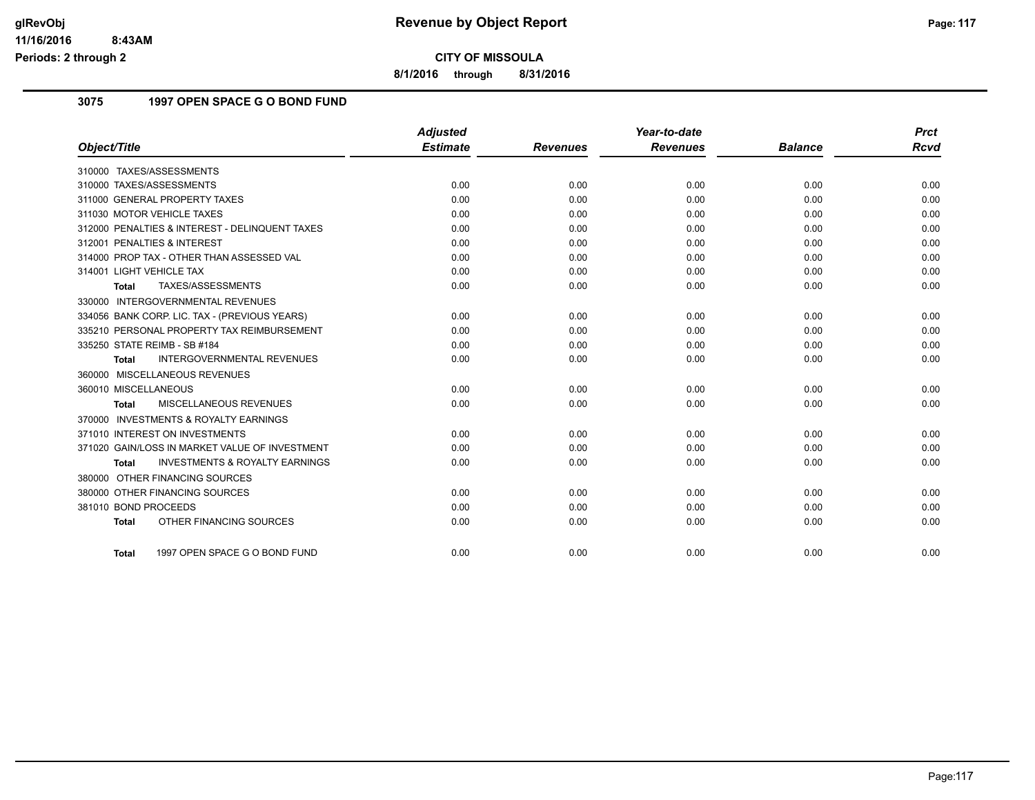glRevObj
11/16/2016 8:43AM
Periods: 2 through 2

# Revenue by Object Report

**CITY OF MISSOULA**

**8/1/2016 through 8/31/2016**

## 3075 1997 OPEN SPACE G O BOND FUND

| Object/Title | Adjusted Estimate | Revenues | Year-to-date Revenues | Balance | Prct Rcvd |
|---|---|---|---|---|---|
| 310000 TAXES/ASSESSMENTS | | | | | |
| 310000 TAXES/ASSESSMENTS | 0.00 | 0.00 | 0.00 | 0.00 | 0.00 |
| 311000 GENERAL PROPERTY TAXES | 0.00 | 0.00 | 0.00 | 0.00 | 0.00 |
| 311030 MOTOR VEHICLE TAXES | 0.00 | 0.00 | 0.00 | 0.00 | 0.00 |
| 312000 PENALTIES & INTEREST - DELINQUENT TAXES | 0.00 | 0.00 | 0.00 | 0.00 | 0.00 |
| 312001 PENALTIES & INTEREST | 0.00 | 0.00 | 0.00 | 0.00 | 0.00 |
| 314000 PROP TAX - OTHER THAN ASSESSED VAL | 0.00 | 0.00 | 0.00 | 0.00 | 0.00 |
| 314001 LIGHT VEHICLE TAX | 0.00 | 0.00 | 0.00 | 0.00 | 0.00 |
| **Total** TAXES/ASSESSMENTS | 0.00 | 0.00 | 0.00 | 0.00 | 0.00 |
| 330000 INTERGOVERNMENTAL REVENUES | | | | | |
| 334056 BANK CORP. LIC. TAX - (PREVIOUS YEARS) | 0.00 | 0.00 | 0.00 | 0.00 | 0.00 |
| 335210 PERSONAL PROPERTY TAX REIMBURSEMENT | 0.00 | 0.00 | 0.00 | 0.00 | 0.00 |
| 335250 STATE REIMB - SB #184 | 0.00 | 0.00 | 0.00 | 0.00 | 0.00 |
| **Total** INTERGOVERNMENTAL REVENUES | 0.00 | 0.00 | 0.00 | 0.00 | 0.00 |
| 360000 MISCELLANEOUS REVENUES | | | | | |
| 360010 MISCELLANEOUS | 0.00 | 0.00 | 0.00 | 0.00 | 0.00 |
| **Total** MISCELLANEOUS REVENUES | 0.00 | 0.00 | 0.00 | 0.00 | 0.00 |
| 370000 INVESTMENTS & ROYALTY EARNINGS | | | | | |
| 371010 INTEREST ON INVESTMENTS | 0.00 | 0.00 | 0.00 | 0.00 | 0.00 |
| 371020 GAIN/LOSS IN MARKET VALUE OF INVESTMENT | 0.00 | 0.00 | 0.00 | 0.00 | 0.00 |
| **Total** INVESTMENTS & ROYALTY EARNINGS | 0.00 | 0.00 | 0.00 | 0.00 | 0.00 |
| 380000 OTHER FINANCING SOURCES | | | | | |
| 380000 OTHER FINANCING SOURCES | 0.00 | 0.00 | 0.00 | 0.00 | 0.00 |
| 381010 BOND PROCEEDS | 0.00 | 0.00 | 0.00 | 0.00 | 0.00 |
| **Total** OTHER FINANCING SOURCES | 0.00 | 0.00 | 0.00 | 0.00 | 0.00 |
| **Total** 1997 OPEN SPACE G O BOND FUND | 0.00 | 0.00 | 0.00 | 0.00 | 0.00 |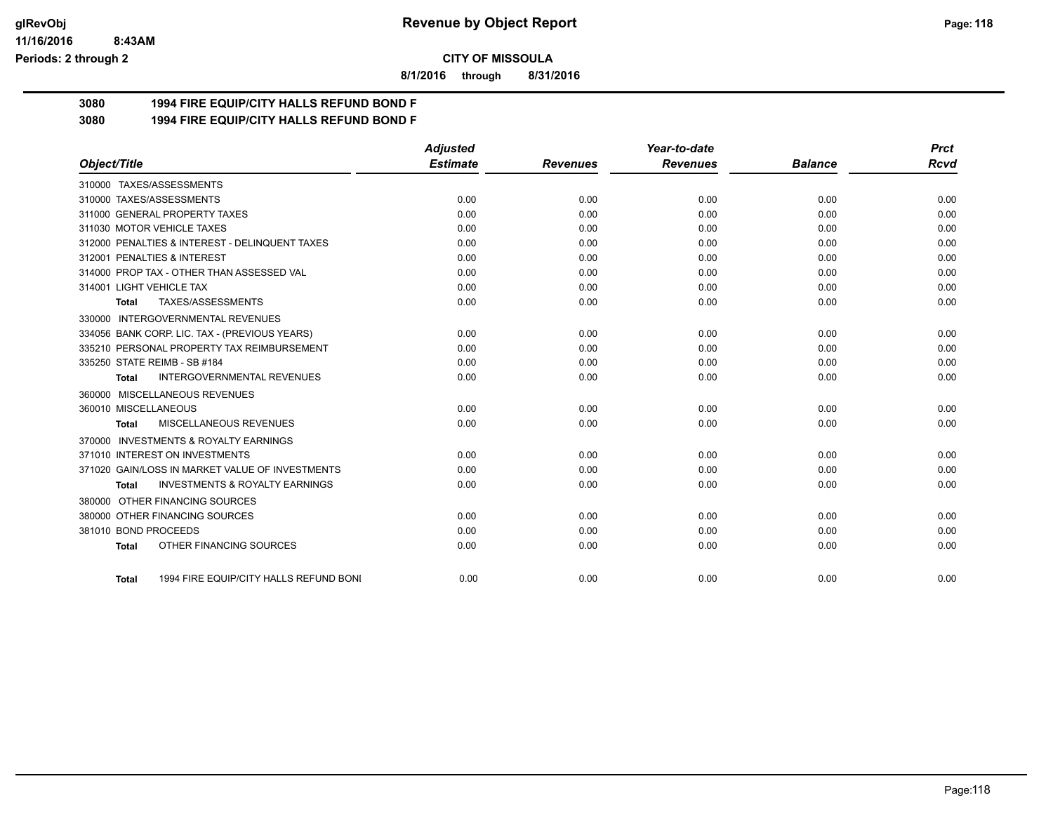**CITY OF MISSOULA**

**8/1/2016 through 8/31/2016**

## 3080 1994 FIRE EQUIP/CITY HALLS REFUND BOND F

## 3080 1994 FIRE EQUIP/CITY HALLS REFUND BOND F

| Object/Title | Adjusted Estimate | Revenues | Year-to-date Revenues | Balance | Prct Rcvd |
|---|---|---|---|---|---|
| 310000 TAXES/ASSESSMENTS | | | | | |
| 310000 TAXES/ASSESSMENTS | 0.00 | 0.00 | 0.00 | 0.00 | 0.00 |
| 311000 GENERAL PROPERTY TAXES | 0.00 | 0.00 | 0.00 | 0.00 | 0.00 |
| 311030 MOTOR VEHICLE TAXES | 0.00 | 0.00 | 0.00 | 0.00 | 0.00 |
| 312000 PENALTIES & INTEREST - DELINQUENT TAXES | 0.00 | 0.00 | 0.00 | 0.00 | 0.00 |
| 312001 PENALTIES & INTEREST | 0.00 | 0.00 | 0.00 | 0.00 | 0.00 |
| 314000 PROP TAX - OTHER THAN ASSESSED VAL | 0.00 | 0.00 | 0.00 | 0.00 | 0.00 |
| 314001 LIGHT VEHICLE TAX | 0.00 | 0.00 | 0.00 | 0.00 | 0.00 |
| **Total** TAXES/ASSESSMENTS | 0.00 | 0.00 | 0.00 | 0.00 | 0.00 |
| 330000 INTERGOVERNMENTAL REVENUES | | | | | |
| 334056 BANK CORP. LIC. TAX - (PREVIOUS YEARS) | 0.00 | 0.00 | 0.00 | 0.00 | 0.00 |
| 335210 PERSONAL PROPERTY TAX REIMBURSEMENT | 0.00 | 0.00 | 0.00 | 0.00 | 0.00 |
| 335250 STATE REIMB - SB #184 | 0.00 | 0.00 | 0.00 | 0.00 | 0.00 |
| **Total** INTERGOVERNMENTAL REVENUES | 0.00 | 0.00 | 0.00 | 0.00 | 0.00 |
| 360000 MISCELLANEOUS REVENUES | | | | | |
| 360010 MISCELLANEOUS | 0.00 | 0.00 | 0.00 | 0.00 | 0.00 |
| **Total** MISCELLANEOUS REVENUES | 0.00 | 0.00 | 0.00 | 0.00 | 0.00 |
| 370000 INVESTMENTS & ROYALTY EARNINGS | | | | | |
| 371010 INTEREST ON INVESTMENTS | 0.00 | 0.00 | 0.00 | 0.00 | 0.00 |
| 371020 GAIN/LOSS IN MARKET VALUE OF INVESTMENTS | 0.00 | 0.00 | 0.00 | 0.00 | 0.00 |
| **Total** INVESTMENTS & ROYALTY EARNINGS | 0.00 | 0.00 | 0.00 | 0.00 | 0.00 |
| 380000 OTHER FINANCING SOURCES | | | | | |
| 380000 OTHER FINANCING SOURCES | 0.00 | 0.00 | 0.00 | 0.00 | 0.00 |
| 381010 BOND PROCEEDS | 0.00 | 0.00 | 0.00 | 0.00 | 0.00 |
| **Total** OTHER FINANCING SOURCES | 0.00 | 0.00 | 0.00 | 0.00 | 0.00 |
| **Total** 1994 FIRE EQUIP/CITY HALLS REFUND BONI | 0.00 | 0.00 | 0.00 | 0.00 | 0.00 |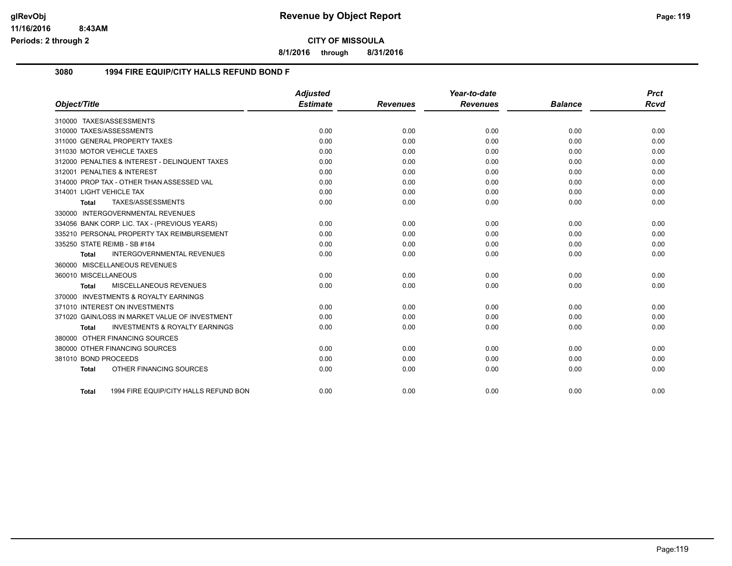**Revenue by Object Report**

**CITY OF MISSOULA**

**8/1/2016 through 8/31/2016**

glRevObj
11/16/2016 8:43AM
Periods: 2 through 2

### 3080 1994 FIRE EQUIP/CITY HALLS REFUND BOND F

| Object/Title | Adjusted Estimate | Revenues | Year-to-date Revenues | Balance | Prct Rcvd |
|---|---|---|---|---|---|
| 310000 TAXES/ASSESSMENTS | | | | | |
| 310000 TAXES/ASSESSMENTS | 0.00 | 0.00 | 0.00 | 0.00 | 0.00 |
| 311000 GENERAL PROPERTY TAXES | 0.00 | 0.00 | 0.00 | 0.00 | 0.00 |
| 311030 MOTOR VEHICLE TAXES | 0.00 | 0.00 | 0.00 | 0.00 | 0.00 |
| 312000 PENALTIES & INTEREST - DELINQUENT TAXES | 0.00 | 0.00 | 0.00 | 0.00 | 0.00 |
| 312001 PENALTIES & INTEREST | 0.00 | 0.00 | 0.00 | 0.00 | 0.00 |
| 314000 PROP TAX - OTHER THAN ASSESSED VAL | 0.00 | 0.00 | 0.00 | 0.00 | 0.00 |
| 314001 LIGHT VEHICLE TAX | 0.00 | 0.00 | 0.00 | 0.00 | 0.00 |
| **Total** TAXES/ASSESSMENTS | 0.00 | 0.00 | 0.00 | 0.00 | 0.00 |
| 330000 INTERGOVERNMENTAL REVENUES | | | | | |
| 334056 BANK CORP. LIC. TAX - (PREVIOUS YEARS) | 0.00 | 0.00 | 0.00 | 0.00 | 0.00 |
| 335210 PERSONAL PROPERTY TAX REIMBURSEMENT | 0.00 | 0.00 | 0.00 | 0.00 | 0.00 |
| 335250 STATE REIMB - SB #184 | 0.00 | 0.00 | 0.00 | 0.00 | 0.00 |
| **Total** INTERGOVERNMENTAL REVENUES | 0.00 | 0.00 | 0.00 | 0.00 | 0.00 |
| 360000 MISCELLANEOUS REVENUES | | | | | |
| 360010 MISCELLANEOUS | 0.00 | 0.00 | 0.00 | 0.00 | 0.00 |
| **Total** MISCELLANEOUS REVENUES | 0.00 | 0.00 | 0.00 | 0.00 | 0.00 |
| 370000 INVESTMENTS & ROYALTY EARNINGS | | | | | |
| 371010 INTEREST ON INVESTMENTS | 0.00 | 0.00 | 0.00 | 0.00 | 0.00 |
| 371020 GAIN/LOSS IN MARKET VALUE OF INVESTMENT | 0.00 | 0.00 | 0.00 | 0.00 | 0.00 |
| **Total** INVESTMENTS & ROYALTY EARNINGS | 0.00 | 0.00 | 0.00 | 0.00 | 0.00 |
| 380000 OTHER FINANCING SOURCES | | | | | |
| 380000 OTHER FINANCING SOURCES | 0.00 | 0.00 | 0.00 | 0.00 | 0.00 |
| 381010 BOND PROCEEDS | 0.00 | 0.00 | 0.00 | 0.00 | 0.00 |
| **Total** OTHER FINANCING SOURCES | 0.00 | 0.00 | 0.00 | 0.00 | 0.00 |
| **Total** 1994 FIRE EQUIP/CITY HALLS REFUND BON | 0.00 | 0.00 | 0.00 | 0.00 | 0.00 |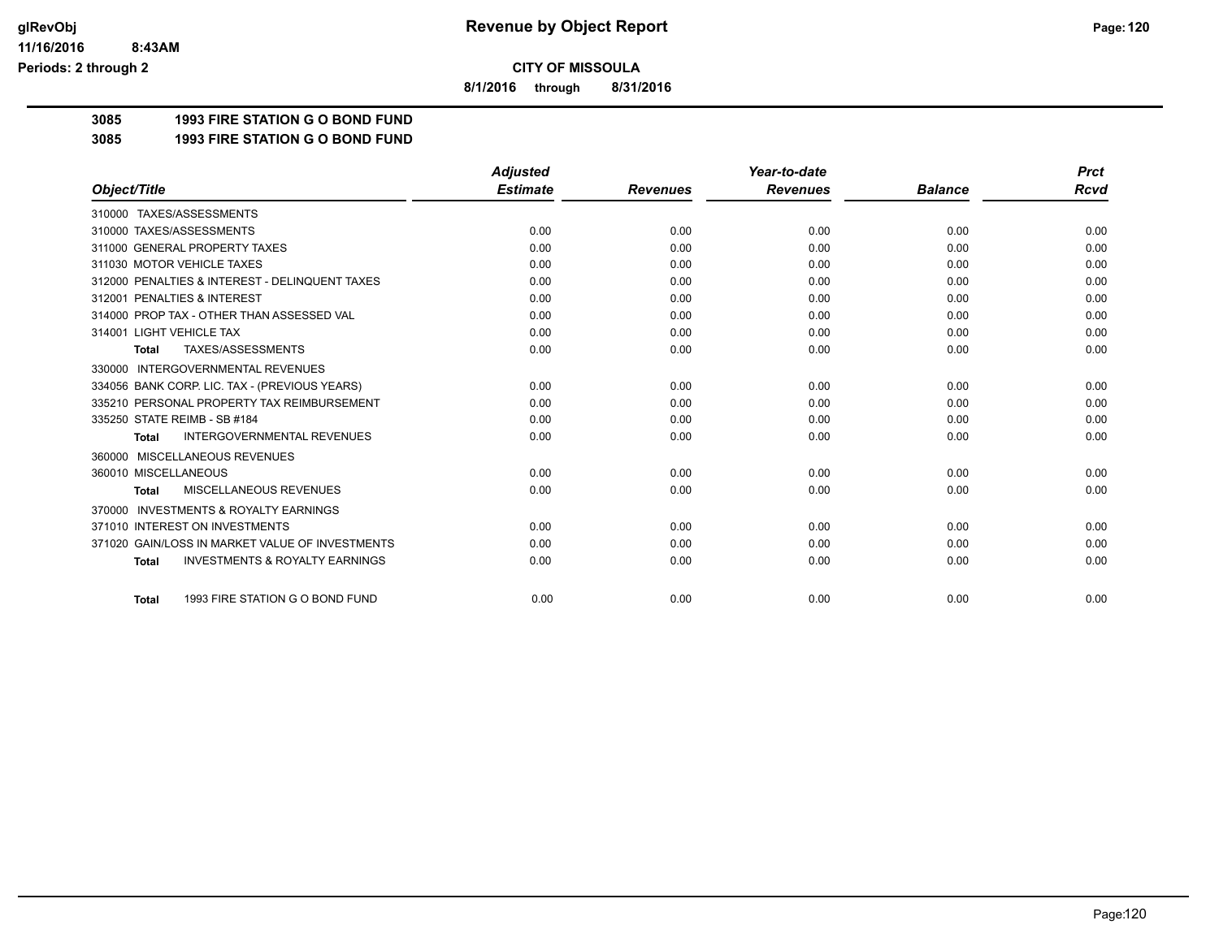**CITY OF MISSOULA**

**8/1/2016 through 8/31/2016**

**3085 1993 FIRE STATION G O BOND FUND**

**3085 1993 FIRE STATION G O BOND FUND**

| Object/Title | Adjusted Estimate | Revenues | Year-to-date Revenues | Balance | Prct Rcvd |
|---|---|---|---|---|---|
| 310000 TAXES/ASSESSMENTS | | | | | |
| 310000 TAXES/ASSESSMENTS | 0.00 | 0.00 | 0.00 | 0.00 | 0.00 |
| 311000 GENERAL PROPERTY TAXES | 0.00 | 0.00 | 0.00 | 0.00 | 0.00 |
| 311030 MOTOR VEHICLE TAXES | 0.00 | 0.00 | 0.00 | 0.00 | 0.00 |
| 312000 PENALTIES & INTEREST - DELINQUENT TAXES | 0.00 | 0.00 | 0.00 | 0.00 | 0.00 |
| 312001 PENALTIES & INTEREST | 0.00 | 0.00 | 0.00 | 0.00 | 0.00 |
| 314000 PROP TAX - OTHER THAN ASSESSED VAL | 0.00 | 0.00 | 0.00 | 0.00 | 0.00 |
| 314001 LIGHT VEHICLE TAX | 0.00 | 0.00 | 0.00 | 0.00 | 0.00 |
| **Total** TAXES/ASSESSMENTS | 0.00 | 0.00 | 0.00 | 0.00 | 0.00 |
| 330000 INTERGOVERNMENTAL REVENUES | | | | | |
| 334056 BANK CORP. LIC. TAX - (PREVIOUS YEARS) | 0.00 | 0.00 | 0.00 | 0.00 | 0.00 |
| 335210 PERSONAL PROPERTY TAX REIMBURSEMENT | 0.00 | 0.00 | 0.00 | 0.00 | 0.00 |
| 335250 STATE REIMB - SB #184 | 0.00 | 0.00 | 0.00 | 0.00 | 0.00 |
| **Total** INTERGOVERNMENTAL REVENUES | 0.00 | 0.00 | 0.00 | 0.00 | 0.00 |
| 360000 MISCELLANEOUS REVENUES | | | | | |
| 360010 MISCELLANEOUS | 0.00 | 0.00 | 0.00 | 0.00 | 0.00 |
| **Total** MISCELLANEOUS REVENUES | 0.00 | 0.00 | 0.00 | 0.00 | 0.00 |
| 370000 INVESTMENTS & ROYALTY EARNINGS | | | | | |
| 371010 INTEREST ON INVESTMENTS | 0.00 | 0.00 | 0.00 | 0.00 | 0.00 |
| 371020 GAIN/LOSS IN MARKET VALUE OF INVESTMENTS | 0.00 | 0.00 | 0.00 | 0.00 | 0.00 |
| **Total** INVESTMENTS & ROYALTY EARNINGS | 0.00 | 0.00 | 0.00 | 0.00 | 0.00 |
| **Total** 1993 FIRE STATION G O BOND FUND | 0.00 | 0.00 | 0.00 | 0.00 | 0.00 |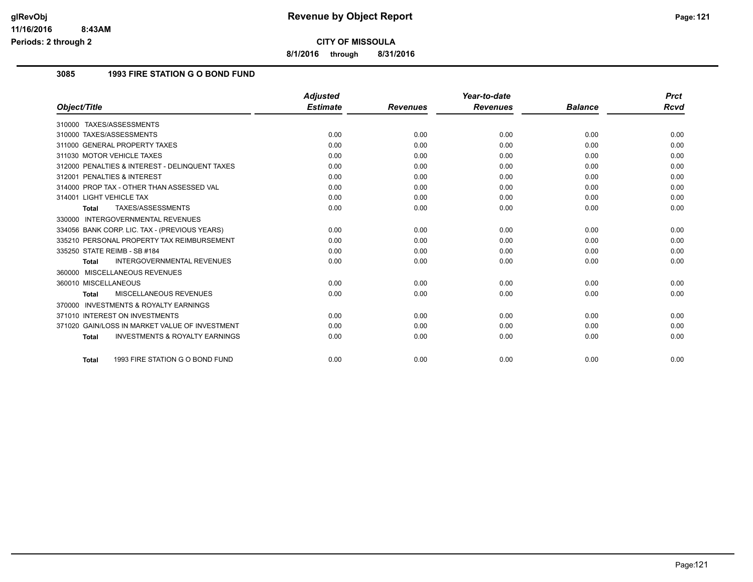**CITY OF MISSOULA**

**Revenue by Object Report**

**8/1/2016 through 8/31/2016**

glRevObj
11/16/2016 8:43AM
Periods: 2 through 2

## 3085 1993 FIRE STATION G O BOND FUND

| Object/Title | Adjusted Estimate | Revenues | Year-to-date Revenues | Balance | Prct Rcvd |
|---|---|---|---|---|---|
| 310000 TAXES/ASSESSMENTS | | | | | |
| 310000 TAXES/ASSESSMENTS | 0.00 | 0.00 | 0.00 | 0.00 | 0.00 |
| 311000 GENERAL PROPERTY TAXES | 0.00 | 0.00 | 0.00 | 0.00 | 0.00 |
| 311030 MOTOR VEHICLE TAXES | 0.00 | 0.00 | 0.00 | 0.00 | 0.00 |
| 312000 PENALTIES & INTEREST - DELINQUENT TAXES | 0.00 | 0.00 | 0.00 | 0.00 | 0.00 |
| 312001 PENALTIES & INTEREST | 0.00 | 0.00 | 0.00 | 0.00 | 0.00 |
| 314000 PROP TAX - OTHER THAN ASSESSED VAL | 0.00 | 0.00 | 0.00 | 0.00 | 0.00 |
| 314001 LIGHT VEHICLE TAX | 0.00 | 0.00 | 0.00 | 0.00 | 0.00 |
| **Total** TAXES/ASSESSMENTS | 0.00 | 0.00 | 0.00 | 0.00 | 0.00 |
| 330000 INTERGOVERNMENTAL REVENUES | | | | | |
| 334056 BANK CORP. LIC. TAX - (PREVIOUS YEARS) | 0.00 | 0.00 | 0.00 | 0.00 | 0.00 |
| 335210 PERSONAL PROPERTY TAX REIMBURSEMENT | 0.00 | 0.00 | 0.00 | 0.00 | 0.00 |
| 335250 STATE REIMB - SB #184 | 0.00 | 0.00 | 0.00 | 0.00 | 0.00 |
| **Total** INTERGOVERNMENTAL REVENUES | 0.00 | 0.00 | 0.00 | 0.00 | 0.00 |
| 360000 MISCELLANEOUS REVENUES | | | | | |
| 360010 MISCELLANEOUS | 0.00 | 0.00 | 0.00 | 0.00 | 0.00 |
| **Total** MISCELLANEOUS REVENUES | 0.00 | 0.00 | 0.00 | 0.00 | 0.00 |
| 370000 INVESTMENTS & ROYALTY EARNINGS | | | | | |
| 371010 INTEREST ON INVESTMENTS | 0.00 | 0.00 | 0.00 | 0.00 | 0.00 |
| 371020 GAIN/LOSS IN MARKET VALUE OF INVESTMENT | 0.00 | 0.00 | 0.00 | 0.00 | 0.00 |
| **Total** INVESTMENTS & ROYALTY EARNINGS | 0.00 | 0.00 | 0.00 | 0.00 | 0.00 |
| **Total** 1993 FIRE STATION G O BOND FUND | 0.00 | 0.00 | 0.00 | 0.00 | 0.00 |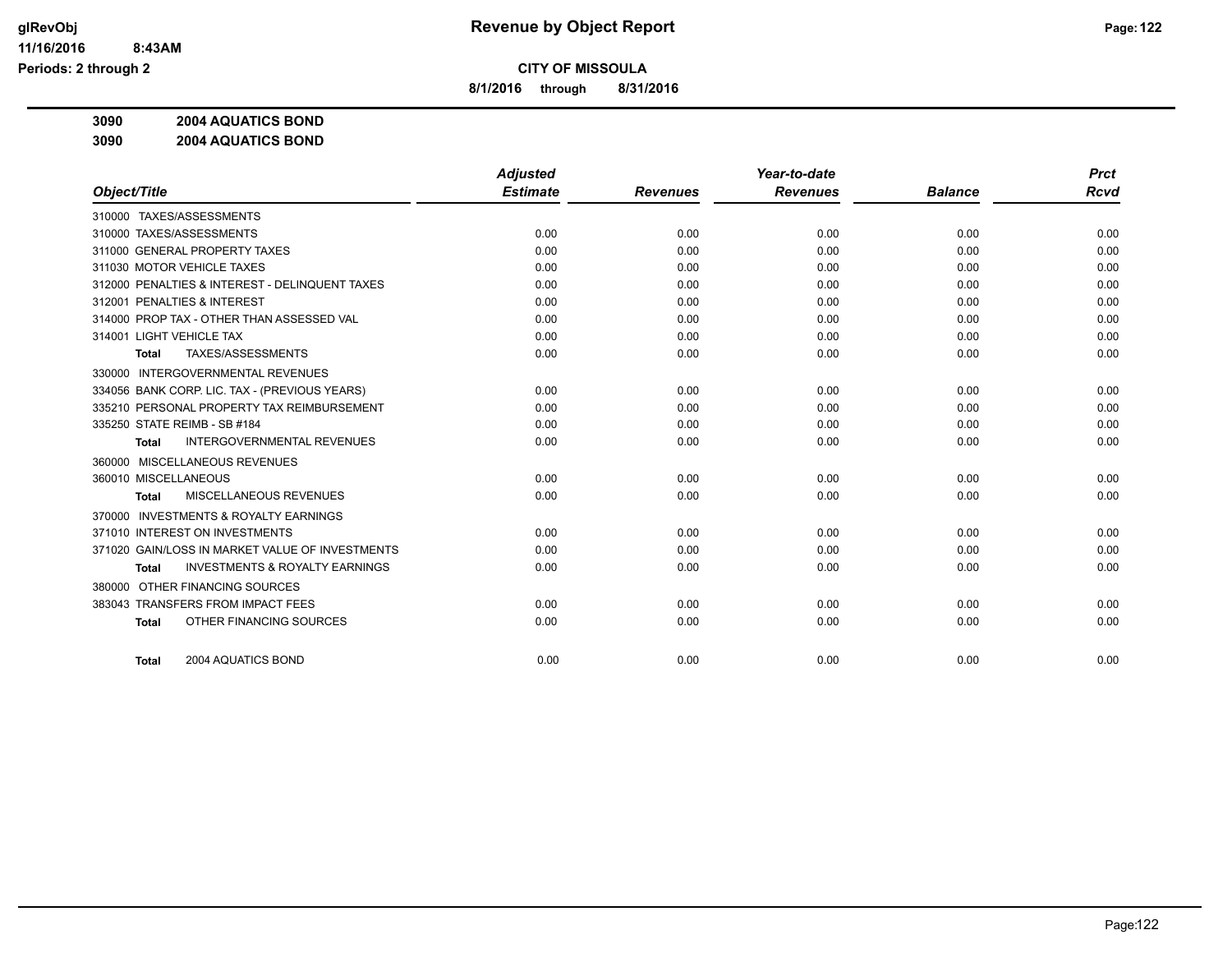**glRevObj**
**11/16/2016 8:43AM**
**Periods: 2 through 2**

# Revenue by Object Report

**CITY OF MISSOULA**

**8/1/2016 through 8/31/2016**

**3090 2004 AQUATICS BOND**

**3090 2004 AQUATICS BOND**

| Object/Title | Adjusted Estimate | Revenues | Year-to-date Revenues | Balance | Prct Rcvd |
|---|---|---|---|---|---|
| 310000 TAXES/ASSESSMENTS | | | | | |
| 310000 TAXES/ASSESSMENTS | 0.00 | 0.00 | 0.00 | 0.00 | 0.00 |
| 311000 GENERAL PROPERTY TAXES | 0.00 | 0.00 | 0.00 | 0.00 | 0.00 |
| 311030 MOTOR VEHICLE TAXES | 0.00 | 0.00 | 0.00 | 0.00 | 0.00 |
| 312000 PENALTIES & INTEREST - DELINQUENT TAXES | 0.00 | 0.00 | 0.00 | 0.00 | 0.00 |
| 312001 PENALTIES & INTEREST | 0.00 | 0.00 | 0.00 | 0.00 | 0.00 |
| 314000 PROP TAX - OTHER THAN ASSESSED VAL | 0.00 | 0.00 | 0.00 | 0.00 | 0.00 |
| 314001 LIGHT VEHICLE TAX | 0.00 | 0.00 | 0.00 | 0.00 | 0.00 |
| **Total** TAXES/ASSESSMENTS | 0.00 | 0.00 | 0.00 | 0.00 | 0.00 |
| 330000 INTERGOVERNMENTAL REVENUES | | | | | |
| 334056 BANK CORP. LIC. TAX - (PREVIOUS YEARS) | 0.00 | 0.00 | 0.00 | 0.00 | 0.00 |
| 335210 PERSONAL PROPERTY TAX REIMBURSEMENT | 0.00 | 0.00 | 0.00 | 0.00 | 0.00 |
| 335250 STATE REIMB - SB #184 | 0.00 | 0.00 | 0.00 | 0.00 | 0.00 |
| **Total** INTERGOVERNMENTAL REVENUES | 0.00 | 0.00 | 0.00 | 0.00 | 0.00 |
| 360000 MISCELLANEOUS REVENUES | | | | | |
| 360010 MISCELLANEOUS | 0.00 | 0.00 | 0.00 | 0.00 | 0.00 |
| **Total** MISCELLANEOUS REVENUES | 0.00 | 0.00 | 0.00 | 0.00 | 0.00 |
| 370000 INVESTMENTS & ROYALTY EARNINGS | | | | | |
| 371010 INTEREST ON INVESTMENTS | 0.00 | 0.00 | 0.00 | 0.00 | 0.00 |
| 371020 GAIN/LOSS IN MARKET VALUE OF INVESTMENTS | 0.00 | 0.00 | 0.00 | 0.00 | 0.00 |
| **Total** INVESTMENTS & ROYALTY EARNINGS | 0.00 | 0.00 | 0.00 | 0.00 | 0.00 |
| 380000 OTHER FINANCING SOURCES | | | | | |
| 383043 TRANSFERS FROM IMPACT FEES | 0.00 | 0.00 | 0.00 | 0.00 | 0.00 |
| **Total** OTHER FINANCING SOURCES | 0.00 | 0.00 | 0.00 | 0.00 | 0.00 |
| **Total** 2004 AQUATICS BOND | 0.00 | 0.00 | 0.00 | 0.00 | 0.00 |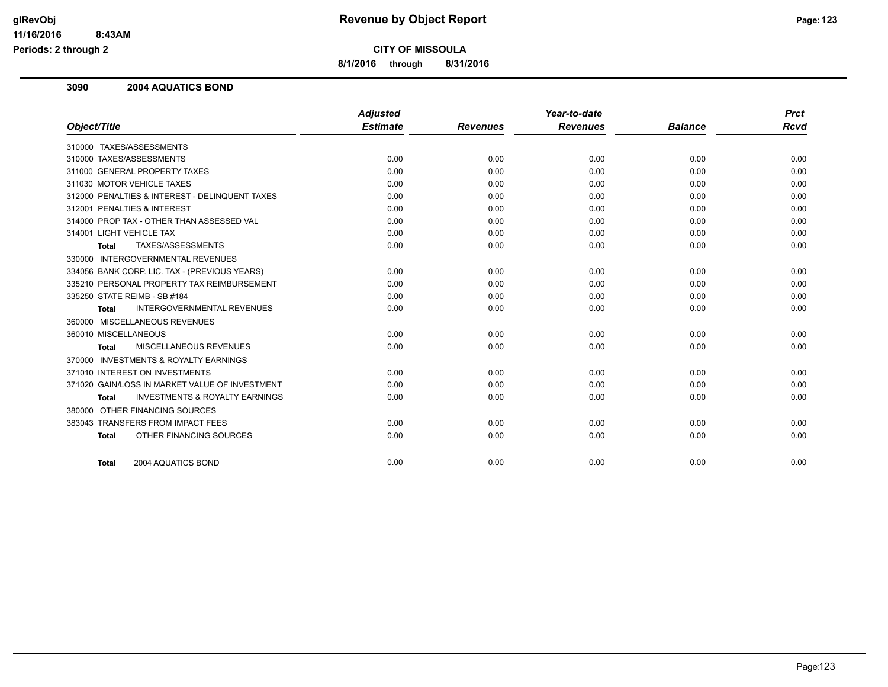# Revenue by Object Report

**CITY OF MISSOULA**

**8/1/2016 through 8/31/2016**

glRevObj
11/16/2016 8:43AM
Periods: 2 through 2

## 3090 2004 AQUATICS BOND

| Object/Title | Adjusted Estimate | Revenues | Year-to-date Revenues | Balance | Prct Rcvd |
|---|---|---|---|---|---|
| 310000 TAXES/ASSESSMENTS | | | | | |
| 310000 TAXES/ASSESSMENTS | 0.00 | 0.00 | 0.00 | 0.00 | 0.00 |
| 311000 GENERAL PROPERTY TAXES | 0.00 | 0.00 | 0.00 | 0.00 | 0.00 |
| 311030 MOTOR VEHICLE TAXES | 0.00 | 0.00 | 0.00 | 0.00 | 0.00 |
| 312000 PENALTIES & INTEREST - DELINQUENT TAXES | 0.00 | 0.00 | 0.00 | 0.00 | 0.00 |
| 312001 PENALTIES & INTEREST | 0.00 | 0.00 | 0.00 | 0.00 | 0.00 |
| 314000 PROP TAX - OTHER THAN ASSESSED VAL | 0.00 | 0.00 | 0.00 | 0.00 | 0.00 |
| 314001 LIGHT VEHICLE TAX | 0.00 | 0.00 | 0.00 | 0.00 | 0.00 |
| **Total** TAXES/ASSESSMENTS | 0.00 | 0.00 | 0.00 | 0.00 | 0.00 |
| 330000 INTERGOVERNMENTAL REVENUES | | | | | |
| 334056 BANK CORP. LIC. TAX - (PREVIOUS YEARS) | 0.00 | 0.00 | 0.00 | 0.00 | 0.00 |
| 335210 PERSONAL PROPERTY TAX REIMBURSEMENT | 0.00 | 0.00 | 0.00 | 0.00 | 0.00 |
| 335250 STATE REIMB - SB #184 | 0.00 | 0.00 | 0.00 | 0.00 | 0.00 |
| **Total** INTERGOVERNMENTAL REVENUES | 0.00 | 0.00 | 0.00 | 0.00 | 0.00 |
| 360000 MISCELLANEOUS REVENUES | | | | | |
| 360010 MISCELLANEOUS | 0.00 | 0.00 | 0.00 | 0.00 | 0.00 |
| **Total** MISCELLANEOUS REVENUES | 0.00 | 0.00 | 0.00 | 0.00 | 0.00 |
| 370000 INVESTMENTS & ROYALTY EARNINGS | | | | | |
| 371010 INTEREST ON INVESTMENTS | 0.00 | 0.00 | 0.00 | 0.00 | 0.00 |
| 371020 GAIN/LOSS IN MARKET VALUE OF INVESTMENT | 0.00 | 0.00 | 0.00 | 0.00 | 0.00 |
| **Total** INVESTMENTS & ROYALTY EARNINGS | 0.00 | 0.00 | 0.00 | 0.00 | 0.00 |
| 380000 OTHER FINANCING SOURCES | | | | | |
| 383043 TRANSFERS FROM IMPACT FEES | 0.00 | 0.00 | 0.00 | 0.00 | 0.00 |
| **Total** OTHER FINANCING SOURCES | 0.00 | 0.00 | 0.00 | 0.00 | 0.00 |
| **Total** 2004 AQUATICS BOND | 0.00 | 0.00 | 0.00 | 0.00 | 0.00 |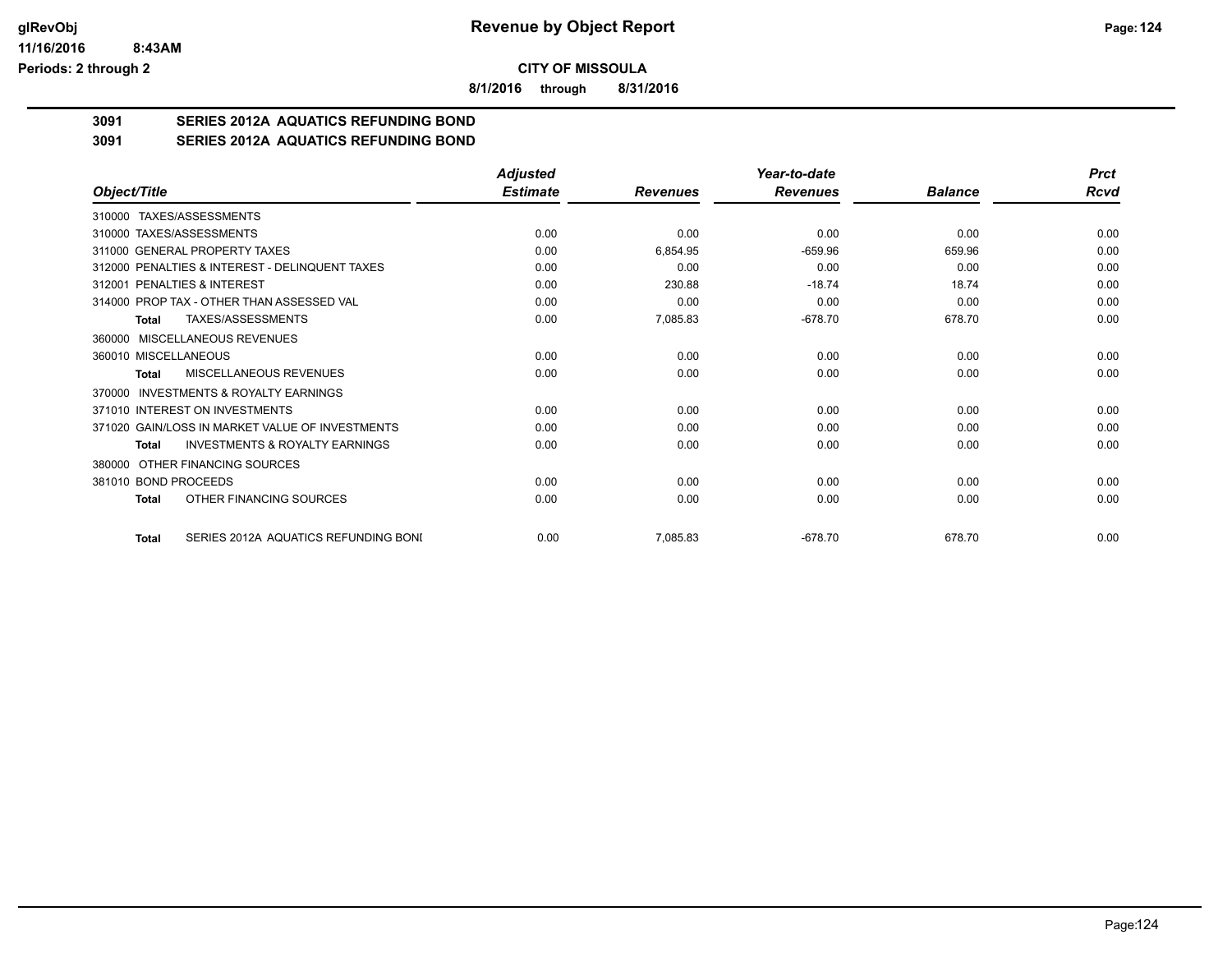**CITY OF MISSOULA**

**8/1/2016 through 8/31/2016**

## 3091 SERIES 2012A AQUATICS REFUNDING BOND

## 3091 SERIES 2012A AQUATICS REFUNDING BOND

| Object/Title | Adjusted Estimate | Revenues | Year-to-date Revenues | Balance | Prct Rcvd |
|---|---|---|---|---|---|
| 310000 TAXES/ASSESSMENTS | | | | | |
| 310000 TAXES/ASSESSMENTS | 0.00 | 0.00 | 0.00 | 0.00 | 0.00 |
| 311000 GENERAL PROPERTY TAXES | 0.00 | 6,854.95 | -659.96 | 659.96 | 0.00 |
| 312000 PENALTIES & INTEREST - DELINQUENT TAXES | 0.00 | 0.00 | 0.00 | 0.00 | 0.00 |
| 312001 PENALTIES & INTEREST | 0.00 | 230.88 | -18.74 | 18.74 | 0.00 |
| 314000 PROP TAX - OTHER THAN ASSESSED VAL | 0.00 | 0.00 | 0.00 | 0.00 | 0.00 |
| **Total** TAXES/ASSESSMENTS | 0.00 | 7,085.83 | -678.70 | 678.70 | 0.00 |
| 360000 MISCELLANEOUS REVENUES | | | | | |
| 360010 MISCELLANEOUS | 0.00 | 0.00 | 0.00 | 0.00 | 0.00 |
| **Total** MISCELLANEOUS REVENUES | 0.00 | 0.00 | 0.00 | 0.00 | 0.00 |
| 370000 INVESTMENTS & ROYALTY EARNINGS | | | | | |
| 371010 INTEREST ON INVESTMENTS | 0.00 | 0.00 | 0.00 | 0.00 | 0.00 |
| 371020 GAIN/LOSS IN MARKET VALUE OF INVESTMENTS | 0.00 | 0.00 | 0.00 | 0.00 | 0.00 |
| **Total** INVESTMENTS & ROYALTY EARNINGS | 0.00 | 0.00 | 0.00 | 0.00 | 0.00 |
| 380000 OTHER FINANCING SOURCES | | | | | |
| 381010 BOND PROCEEDS | 0.00 | 0.00 | 0.00 | 0.00 | 0.00 |
| **Total** OTHER FINANCING SOURCES | 0.00 | 0.00 | 0.00 | 0.00 | 0.00 |
| **Total** SERIES 2012A AQUATICS REFUNDING BONI | 0.00 | 7,085.83 | -678.70 | 678.70 | 0.00 |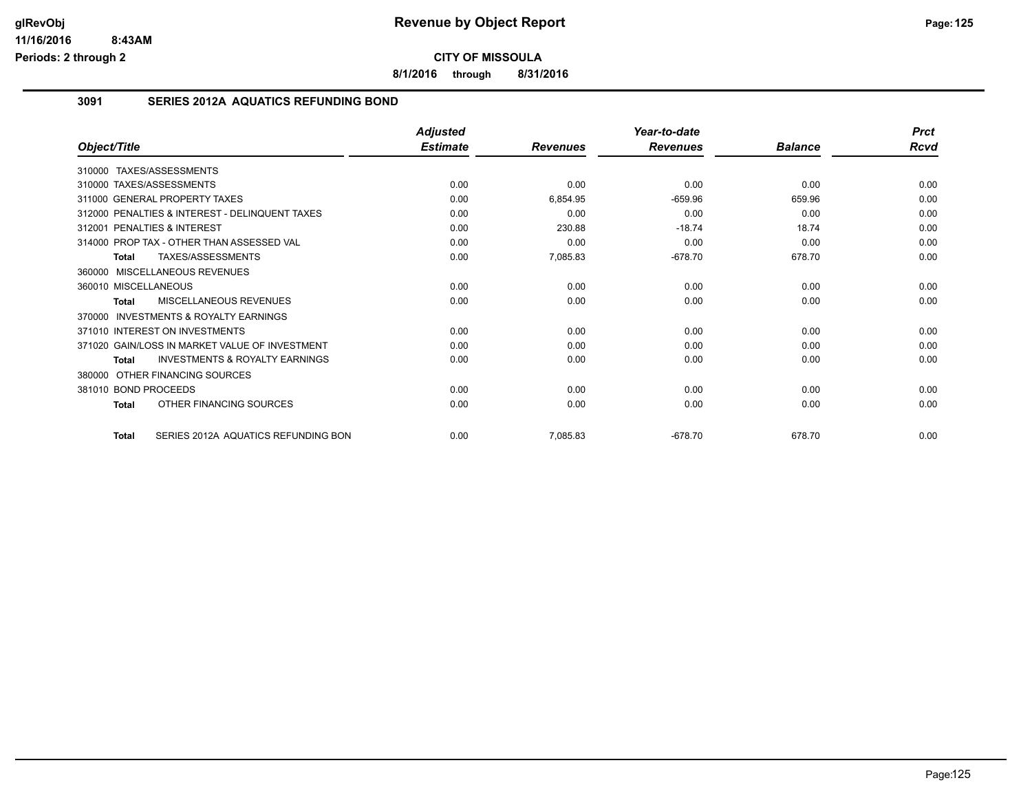**CITY OF MISSOULA**

**8/1/2016 through 8/31/2016**

## 3091 SERIES 2012A AQUATICS REFUNDING BOND

| Object/Title | Adjusted Estimate | Revenues | Year-to-date Revenues | Balance | Prct Rcvd |
|---|---|---|---|---|---|
| 310000 TAXES/ASSESSMENTS | | | | | |
| 310000 TAXES/ASSESSMENTS | 0.00 | 0.00 | 0.00 | 0.00 | 0.00 |
| 311000 GENERAL PROPERTY TAXES | 0.00 | 6,854.95 | -659.96 | 659.96 | 0.00 |
| 312000 PENALTIES & INTEREST - DELINQUENT TAXES | 0.00 | 0.00 | 0.00 | 0.00 | 0.00 |
| 312001 PENALTIES & INTEREST | 0.00 | 230.88 | -18.74 | 18.74 | 0.00 |
| 314000 PROP TAX - OTHER THAN ASSESSED VAL | 0.00 | 0.00 | 0.00 | 0.00 | 0.00 |
| **Total** TAXES/ASSESSMENTS | 0.00 | 7,085.83 | -678.70 | 678.70 | 0.00 |
| 360000 MISCELLANEOUS REVENUES | | | | | |
| 360010 MISCELLANEOUS | 0.00 | 0.00 | 0.00 | 0.00 | 0.00 |
| **Total** MISCELLANEOUS REVENUES | 0.00 | 0.00 | 0.00 | 0.00 | 0.00 |
| 370000 INVESTMENTS & ROYALTY EARNINGS | | | | | |
| 371010 INTEREST ON INVESTMENTS | 0.00 | 0.00 | 0.00 | 0.00 | 0.00 |
| 371020 GAIN/LOSS IN MARKET VALUE OF INVESTMENT | 0.00 | 0.00 | 0.00 | 0.00 | 0.00 |
| **Total** INVESTMENTS & ROYALTY EARNINGS | 0.00 | 0.00 | 0.00 | 0.00 | 0.00 |
| 380000 OTHER FINANCING SOURCES | | | | | |
| 381010 BOND PROCEEDS | 0.00 | 0.00 | 0.00 | 0.00 | 0.00 |
| **Total** OTHER FINANCING SOURCES | 0.00 | 0.00 | 0.00 | 0.00 | 0.00 |
| **Total** SERIES 2012A AQUATICS REFUNDING BON | 0.00 | 7,085.83 | -678.70 | 678.70 | 0.00 |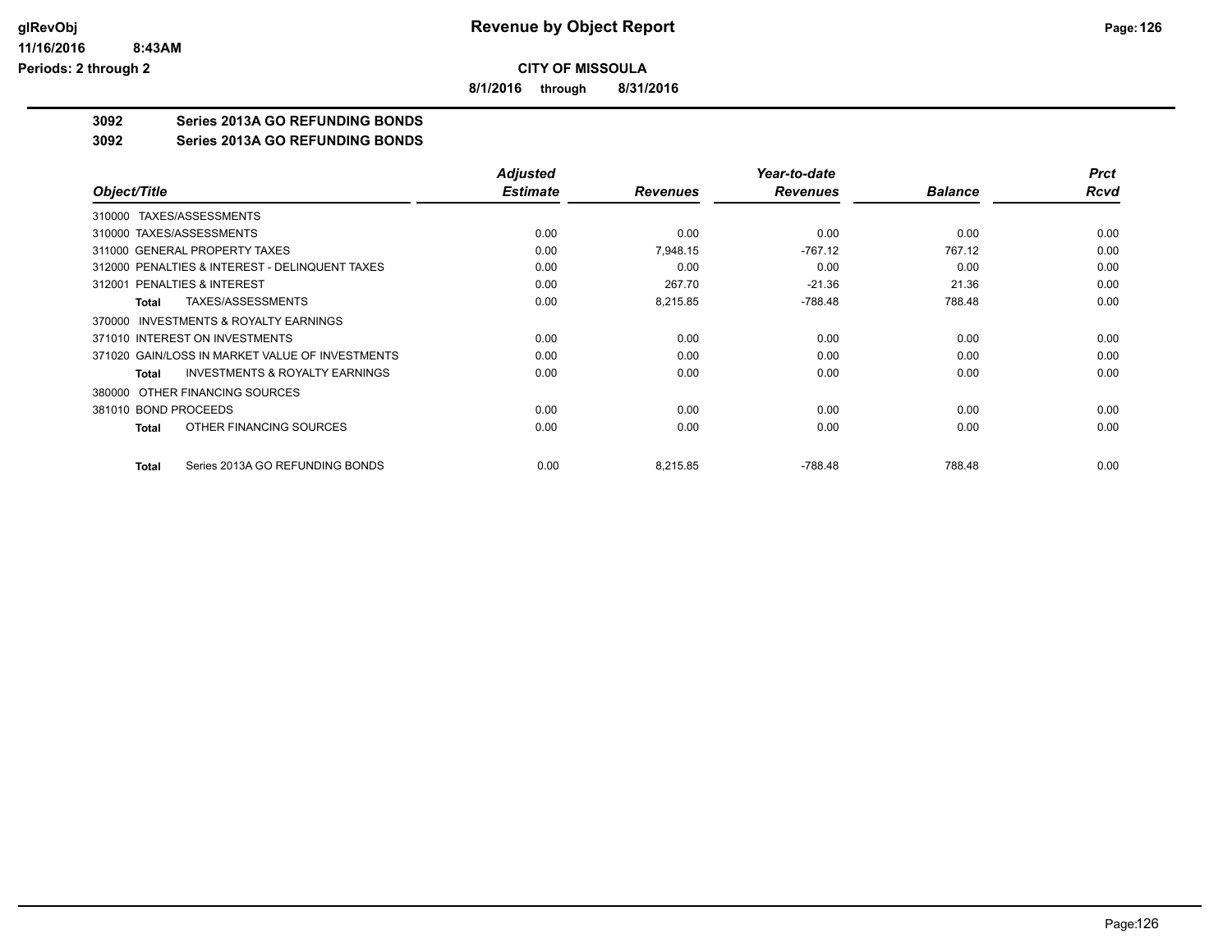**CITY OF MISSOULA**

**8/1/2016 through 8/31/2016**

**Revenue by Object Report**

glRevObj
11/16/2016 8:43AM
Periods: 2 through 2

## 3092 Series 2013A GO REFUNDING BONDS

## 3092 Series 2013A GO REFUNDING BONDS

| Object/Title | Adjusted Estimate | Revenues | Year-to-date Revenues | Balance | Prct Rcvd |
|---|---|---|---|---|---|
| 310000 TAXES/ASSESSMENTS | | | | | |
| 310000 TAXES/ASSESSMENTS | 0.00 | 0.00 | 0.00 | 0.00 | 0.00 |
| 311000 GENERAL PROPERTY TAXES | 0.00 | 7,948.15 | -767.12 | 767.12 | 0.00 |
| 312000 PENALTIES & INTEREST - DELINQUENT TAXES | 0.00 | 0.00 | 0.00 | 0.00 | 0.00 |
| 312001 PENALTIES & INTEREST | 0.00 | 267.70 | -21.36 | 21.36 | 0.00 |
| **Total** TAXES/ASSESSMENTS | 0.00 | 8,215.85 | -788.48 | 788.48 | 0.00 |
| 370000 INVESTMENTS & ROYALTY EARNINGS | | | | | |
| 371010 INTEREST ON INVESTMENTS | 0.00 | 0.00 | 0.00 | 0.00 | 0.00 |
| 371020 GAIN/LOSS IN MARKET VALUE OF INVESTMENTS | 0.00 | 0.00 | 0.00 | 0.00 | 0.00 |
| **Total** INVESTMENTS & ROYALTY EARNINGS | 0.00 | 0.00 | 0.00 | 0.00 | 0.00 |
| 380000 OTHER FINANCING SOURCES | | | | | |
| 381010 BOND PROCEEDS | 0.00 | 0.00 | 0.00 | 0.00 | 0.00 |
| **Total** OTHER FINANCING SOURCES | 0.00 | 0.00 | 0.00 | 0.00 | 0.00 |
| **Total** Series 2013A GO REFUNDING BONDS | 0.00 | 8,215.85 | -788.48 | 788.48 | 0.00 |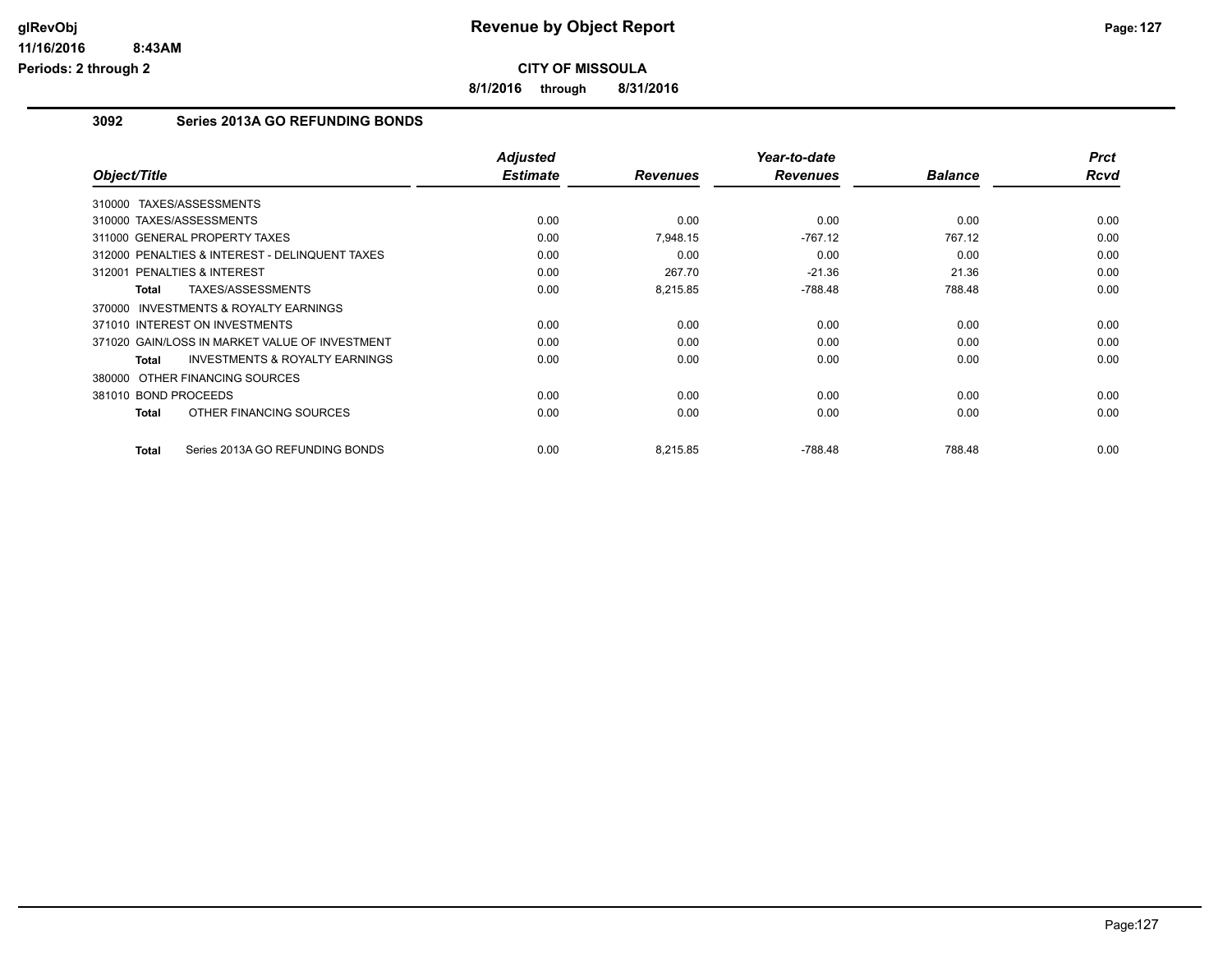# Revenue by Object Report

**CITY OF MISSOULA**

glRevObj
11/16/2016 8:43AM
Periods: 2 through 2

**8/1/2016 through 8/31/2016**

## 3092 Series 2013A GO REFUNDING BONDS

| Object/Title | Adjusted Estimate | Revenues | Year-to-date Revenues | Balance | Prct Rcvd |
|---|---|---|---|---|---|
| 310000 TAXES/ASSESSMENTS | | | | | |
| 310000 TAXES/ASSESSMENTS | 0.00 | 0.00 | 0.00 | 0.00 | 0.00 |
| 311000 GENERAL PROPERTY TAXES | 0.00 | 7,948.15 | -767.12 | 767.12 | 0.00 |
| 312000 PENALTIES & INTEREST - DELINQUENT TAXES | 0.00 | 0.00 | 0.00 | 0.00 | 0.00 |
| 312001 PENALTIES & INTEREST | 0.00 | 267.70 | -21.36 | 21.36 | 0.00 |
| **Total** TAXES/ASSESSMENTS | 0.00 | 8,215.85 | -788.48 | 788.48 | 0.00 |
| 370000 INVESTMENTS & ROYALTY EARNINGS | | | | | |
| 371010 INTEREST ON INVESTMENTS | 0.00 | 0.00 | 0.00 | 0.00 | 0.00 |
| 371020 GAIN/LOSS IN MARKET VALUE OF INVESTMENT | 0.00 | 0.00 | 0.00 | 0.00 | 0.00 |
| **Total** INVESTMENTS & ROYALTY EARNINGS | 0.00 | 0.00 | 0.00 | 0.00 | 0.00 |
| 380000 OTHER FINANCING SOURCES | | | | | |
| 381010 BOND PROCEEDS | 0.00 | 0.00 | 0.00 | 0.00 | 0.00 |
| **Total** OTHER FINANCING SOURCES | 0.00 | 0.00 | 0.00 | 0.00 | 0.00 |
| **Total** Series 2013A GO REFUNDING BONDS | 0.00 | 8,215.85 | -788.48 | 788.48 | 0.00 |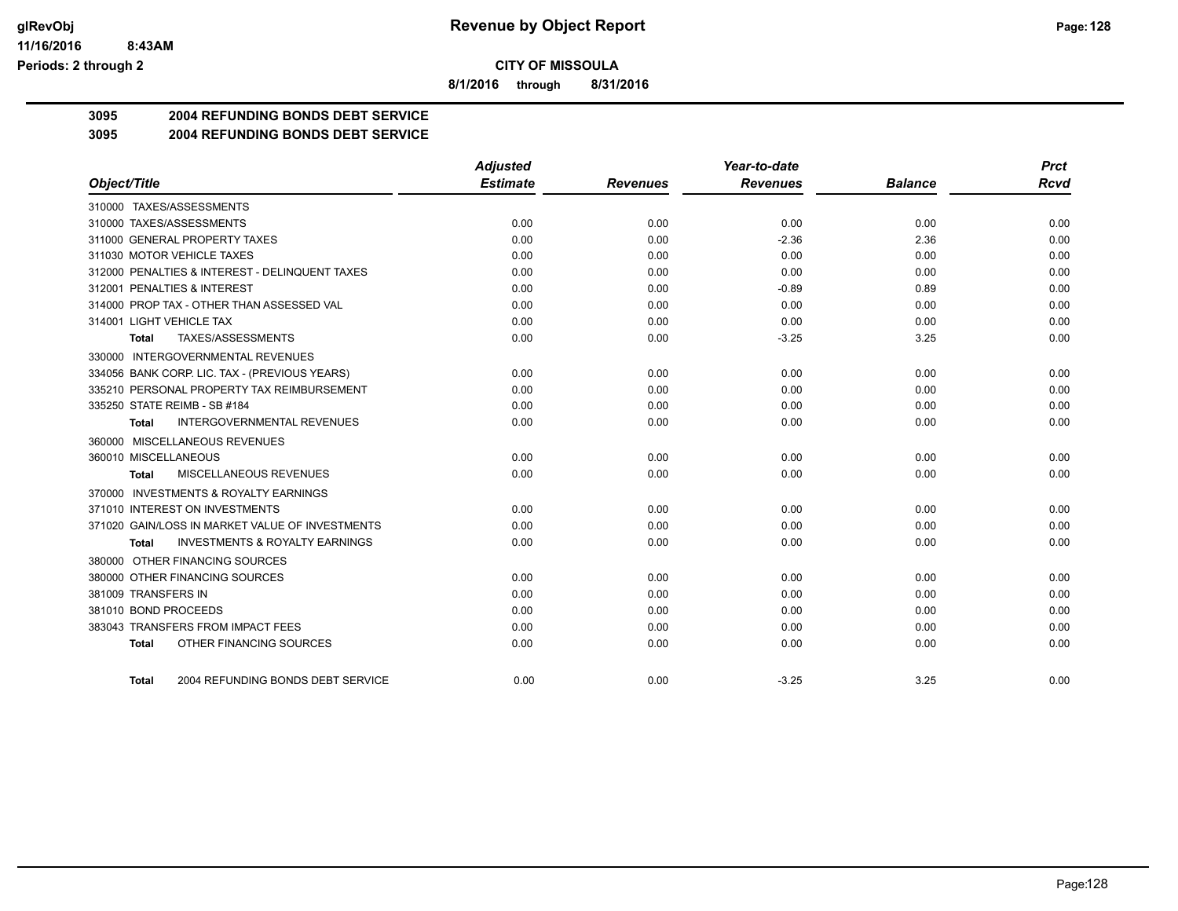**Revenue by Object Report**

**CITY OF MISSOULA**

**8/1/2016 through 8/31/2016**

glRevObj
11/16/2016 8:43AM
Periods: 2 through 2

## 3095 2004 REFUNDING BONDS DEBT SERVICE

### 3095 2004 REFUNDING BONDS DEBT SERVICE

| Object/Title | Adjusted Estimate | Revenues | Year-to-date Revenues | Balance | Prct Rcvd |
|---|---|---|---|---|---|
| 310000 TAXES/ASSESSMENTS | | | | | |
| 310000 TAXES/ASSESSMENTS | 0.00 | 0.00 | 0.00 | 0.00 | 0.00 |
| 311000 GENERAL PROPERTY TAXES | 0.00 | 0.00 | -2.36 | 2.36 | 0.00 |
| 311030 MOTOR VEHICLE TAXES | 0.00 | 0.00 | 0.00 | 0.00 | 0.00 |
| 312000 PENALTIES & INTEREST - DELINQUENT TAXES | 0.00 | 0.00 | 0.00 | 0.00 | 0.00 |
| 312001 PENALTIES & INTEREST | 0.00 | 0.00 | -0.89 | 0.89 | 0.00 |
| 314000 PROP TAX - OTHER THAN ASSESSED VAL | 0.00 | 0.00 | 0.00 | 0.00 | 0.00 |
| 314001 LIGHT VEHICLE TAX | 0.00 | 0.00 | 0.00 | 0.00 | 0.00 |
| **Total** TAXES/ASSESSMENTS | 0.00 | 0.00 | -3.25 | 3.25 | 0.00 |
| 330000 INTERGOVERNMENTAL REVENUES | | | | | |
| 334056 BANK CORP. LIC. TAX - (PREVIOUS YEARS) | 0.00 | 0.00 | 0.00 | 0.00 | 0.00 |
| 335210 PERSONAL PROPERTY TAX REIMBURSEMENT | 0.00 | 0.00 | 0.00 | 0.00 | 0.00 |
| 335250 STATE REIMB - SB #184 | 0.00 | 0.00 | 0.00 | 0.00 | 0.00 |
| **Total** INTERGOVERNMENTAL REVENUES | 0.00 | 0.00 | 0.00 | 0.00 | 0.00 |
| 360000 MISCELLANEOUS REVENUES | | | | | |
| 360010 MISCELLANEOUS | 0.00 | 0.00 | 0.00 | 0.00 | 0.00 |
| **Total** MISCELLANEOUS REVENUES | 0.00 | 0.00 | 0.00 | 0.00 | 0.00 |
| 370000 INVESTMENTS & ROYALTY EARNINGS | | | | | |
| 371010 INTEREST ON INVESTMENTS | 0.00 | 0.00 | 0.00 | 0.00 | 0.00 |
| 371020 GAIN/LOSS IN MARKET VALUE OF INVESTMENTS | 0.00 | 0.00 | 0.00 | 0.00 | 0.00 |
| **Total** INVESTMENTS & ROYALTY EARNINGS | 0.00 | 0.00 | 0.00 | 0.00 | 0.00 |
| 380000 OTHER FINANCING SOURCES | | | | | |
| 380000 OTHER FINANCING SOURCES | 0.00 | 0.00 | 0.00 | 0.00 | 0.00 |
| 381009 TRANSFERS IN | 0.00 | 0.00 | 0.00 | 0.00 | 0.00 |
| 381010 BOND PROCEEDS | 0.00 | 0.00 | 0.00 | 0.00 | 0.00 |
| 383043 TRANSFERS FROM IMPACT FEES | 0.00 | 0.00 | 0.00 | 0.00 | 0.00 |
| **Total** OTHER FINANCING SOURCES | 0.00 | 0.00 | 0.00 | 0.00 | 0.00 |
| **Total** 2004 REFUNDING BONDS DEBT SERVICE | 0.00 | 0.00 | -3.25 | 3.25 | 0.00 |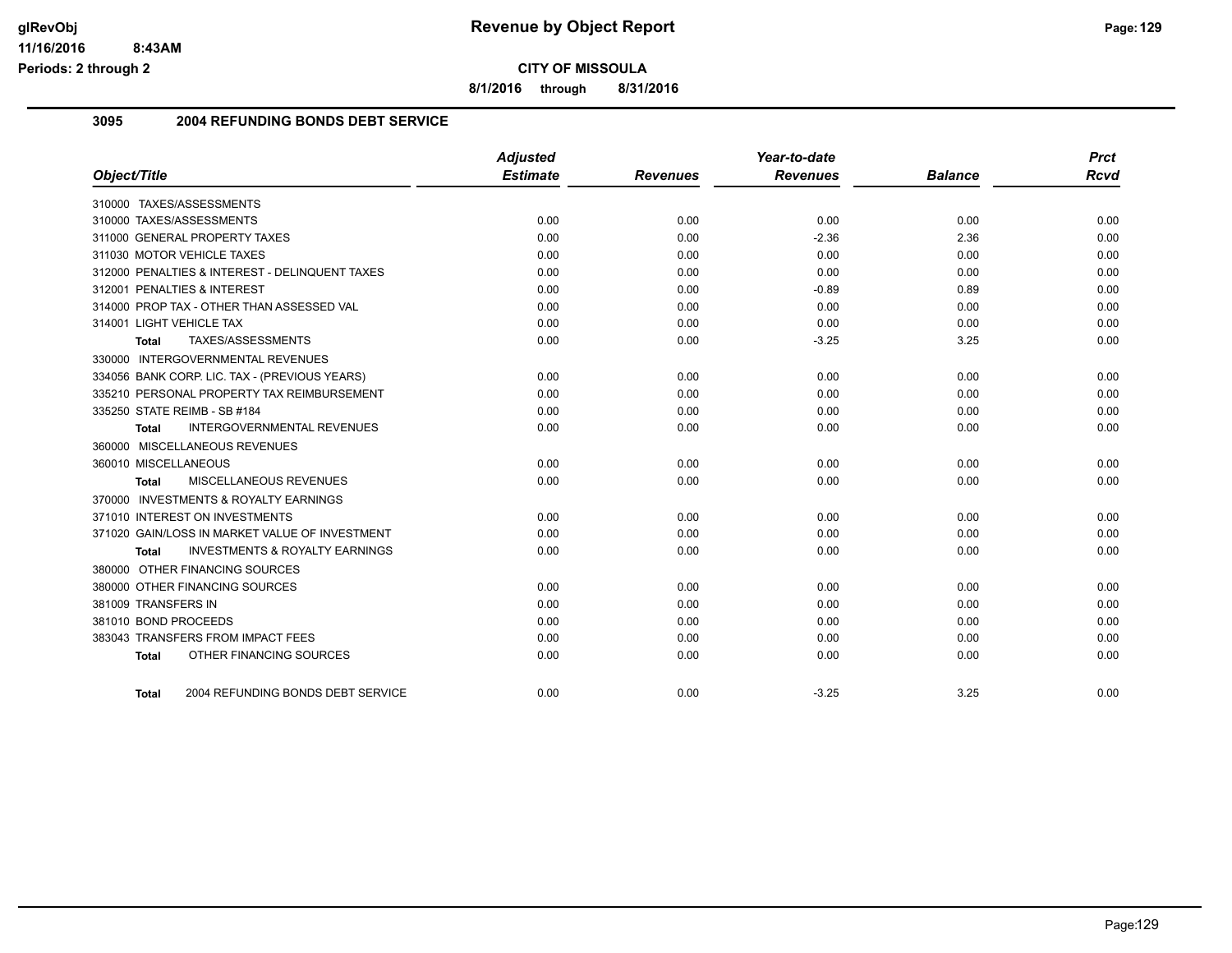**CITY OF MISSOULA**

**8/1/2016 through 8/31/2016**

## 3095 2004 REFUNDING BONDS DEBT SERVICE

| Object/Title | Adjusted Estimate | Revenues | Year-to-date Revenues | Balance | Prct Rcvd |
|---|---|---|---|---|---|
| 310000 TAXES/ASSESSMENTS | | | | | |
| 310000 TAXES/ASSESSMENTS | 0.00 | 0.00 | 0.00 | 0.00 | 0.00 |
| 311000 GENERAL PROPERTY TAXES | 0.00 | 0.00 | -2.36 | 2.36 | 0.00 |
| 311030 MOTOR VEHICLE TAXES | 0.00 | 0.00 | 0.00 | 0.00 | 0.00 |
| 312000 PENALTIES & INTEREST - DELINQUENT TAXES | 0.00 | 0.00 | 0.00 | 0.00 | 0.00 |
| 312001 PENALTIES & INTEREST | 0.00 | 0.00 | -0.89 | 0.89 | 0.00 |
| 314000 PROP TAX - OTHER THAN ASSESSED VAL | 0.00 | 0.00 | 0.00 | 0.00 | 0.00 |
| 314001 LIGHT VEHICLE TAX | 0.00 | 0.00 | 0.00 | 0.00 | 0.00 |
| **Total** TAXES/ASSESSMENTS | 0.00 | 0.00 | -3.25 | 3.25 | 0.00 |
| 330000 INTERGOVERNMENTAL REVENUES | | | | | |
| 334056 BANK CORP. LIC. TAX - (PREVIOUS YEARS) | 0.00 | 0.00 | 0.00 | 0.00 | 0.00 |
| 335210 PERSONAL PROPERTY TAX REIMBURSEMENT | 0.00 | 0.00 | 0.00 | 0.00 | 0.00 |
| 335250 STATE REIMB - SB #184 | 0.00 | 0.00 | 0.00 | 0.00 | 0.00 |
| **Total** INTERGOVERNMENTAL REVENUES | 0.00 | 0.00 | 0.00 | 0.00 | 0.00 |
| 360000 MISCELLANEOUS REVENUES | | | | | |
| 360010 MISCELLANEOUS | 0.00 | 0.00 | 0.00 | 0.00 | 0.00 |
| **Total** MISCELLANEOUS REVENUES | 0.00 | 0.00 | 0.00 | 0.00 | 0.00 |
| 370000 INVESTMENTS & ROYALTY EARNINGS | | | | | |
| 371010 INTEREST ON INVESTMENTS | 0.00 | 0.00 | 0.00 | 0.00 | 0.00 |
| 371020 GAIN/LOSS IN MARKET VALUE OF INVESTMENT | 0.00 | 0.00 | 0.00 | 0.00 | 0.00 |
| **Total** INVESTMENTS & ROYALTY EARNINGS | 0.00 | 0.00 | 0.00 | 0.00 | 0.00 |
| 380000 OTHER FINANCING SOURCES | | | | | |
| 380000 OTHER FINANCING SOURCES | 0.00 | 0.00 | 0.00 | 0.00 | 0.00 |
| 381009 TRANSFERS IN | 0.00 | 0.00 | 0.00 | 0.00 | 0.00 |
| 381010 BOND PROCEEDS | 0.00 | 0.00 | 0.00 | 0.00 | 0.00 |
| 383043 TRANSFERS FROM IMPACT FEES | 0.00 | 0.00 | 0.00 | 0.00 | 0.00 |
| **Total** OTHER FINANCING SOURCES | 0.00 | 0.00 | 0.00 | 0.00 | 0.00 |
| **Total** 2004 REFUNDING BONDS DEBT SERVICE | 0.00 | 0.00 | -3.25 | 3.25 | 0.00 |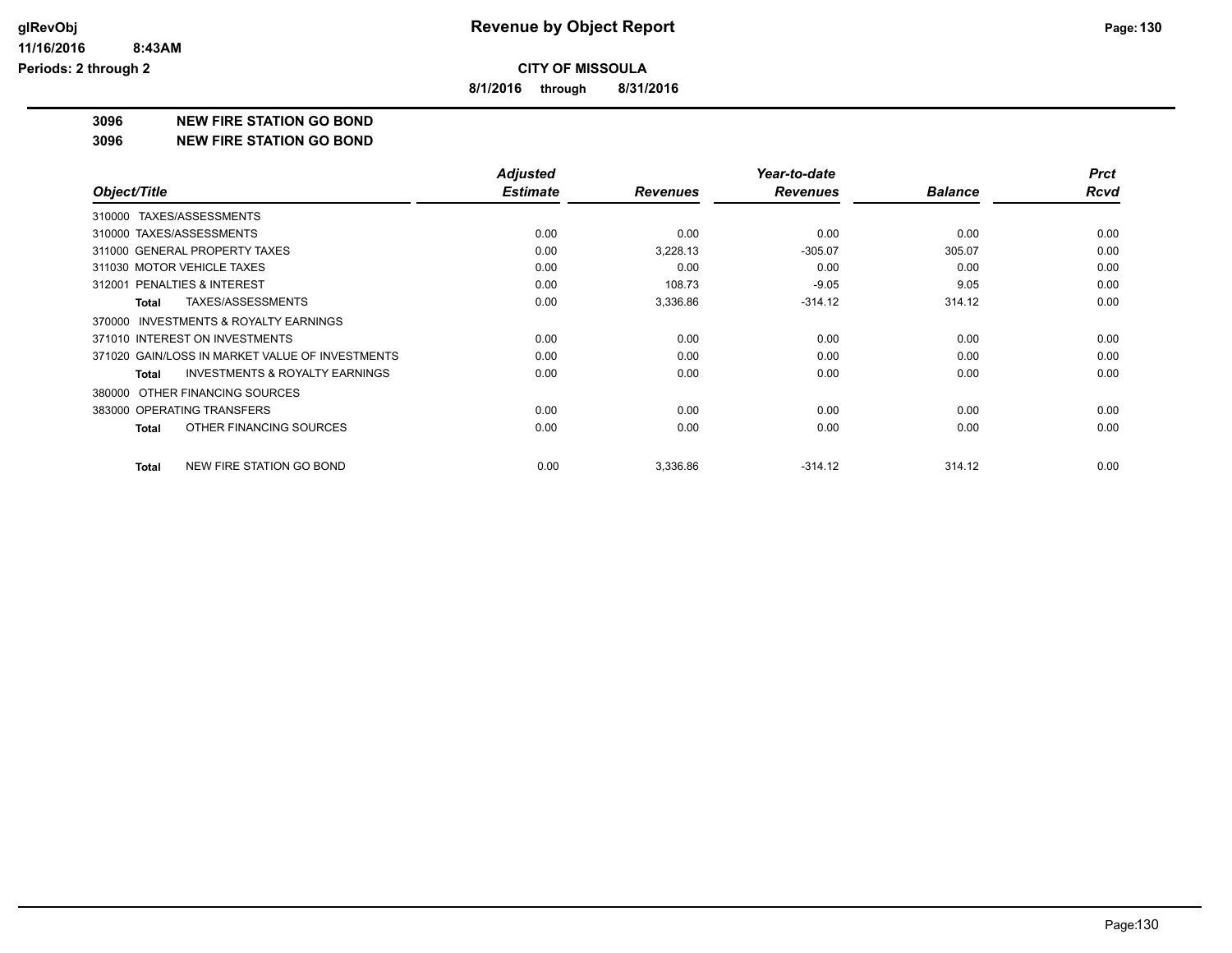**glRevObj**
**11/16/2016 8:43AM**
**Periods: 2 through 2**

# Revenue by Object Report

**CITY OF MISSOULA**

**8/1/2016 through 8/31/2016**

**3096 NEW FIRE STATION GO BOND**

**3096 NEW FIRE STATION GO BOND**

| Object/Title | Adjusted Estimate | Revenues | Year-to-date Revenues | Balance | Prct Rcvd |
|---|---|---|---|---|---|
| 310000 TAXES/ASSESSMENTS | | | | | |
| 310000 TAXES/ASSESSMENTS | 0.00 | 0.00 | 0.00 | 0.00 | 0.00 |
| 311000 GENERAL PROPERTY TAXES | 0.00 | 3,228.13 | -305.07 | 305.07 | 0.00 |
| 311030 MOTOR VEHICLE TAXES | 0.00 | 0.00 | 0.00 | 0.00 | 0.00 |
| 312001 PENALTIES & INTEREST | 0.00 | 108.73 | -9.05 | 9.05 | 0.00 |
| **Total** TAXES/ASSESSMENTS | 0.00 | 3,336.86 | -314.12 | 314.12 | 0.00 |
| 370000 INVESTMENTS & ROYALTY EARNINGS | | | | | |
| 371010 INTEREST ON INVESTMENTS | 0.00 | 0.00 | 0.00 | 0.00 | 0.00 |
| 371020 GAIN/LOSS IN MARKET VALUE OF INVESTMENTS | 0.00 | 0.00 | 0.00 | 0.00 | 0.00 |
| **Total** INVESTMENTS & ROYALTY EARNINGS | 0.00 | 0.00 | 0.00 | 0.00 | 0.00 |
| 380000 OTHER FINANCING SOURCES | | | | | |
| 383000 OPERATING TRANSFERS | 0.00 | 0.00 | 0.00 | 0.00 | 0.00 |
| **Total** OTHER FINANCING SOURCES | 0.00 | 0.00 | 0.00 | 0.00 | 0.00 |
| **Total** NEW FIRE STATION GO BOND | 0.00 | 3,336.86 | -314.12 | 314.12 | 0.00 |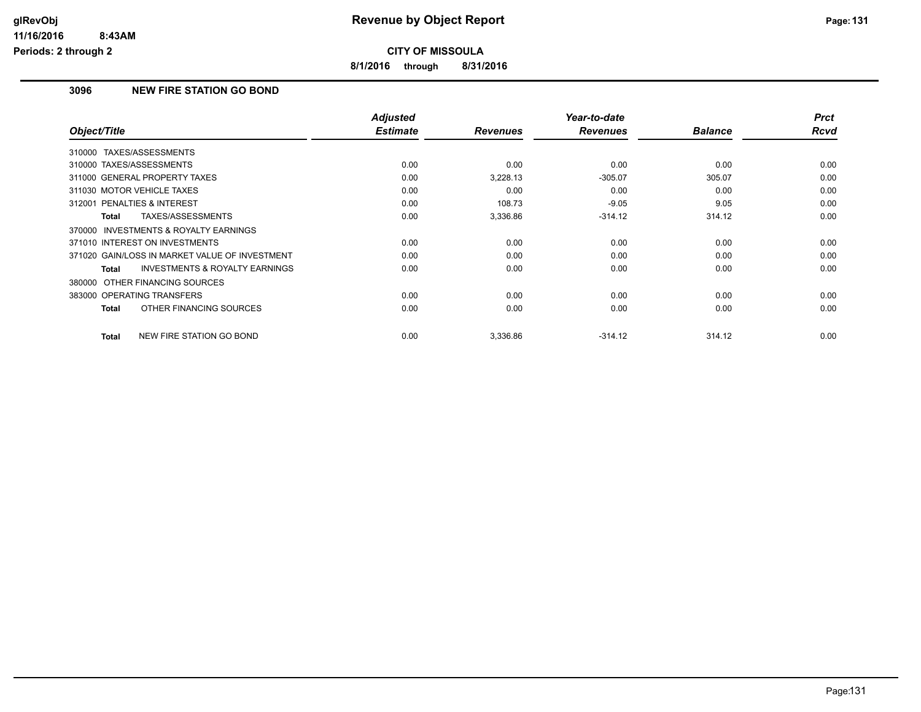**glRevObj** | **Revenue by Object Report**

11/16/2016 8:43AM

Periods: 2 through 2

**CITY OF MISSOULA**

**8/1/2016 through 8/31/2016**

## 3096 NEW FIRE STATION GO BOND

| Object/Title | Adjusted Estimate | Revenues | Year-to-date Revenues | Balance | Prct Rcvd |
|---|---|---|---|---|---|
| 310000 TAXES/ASSESSMENTS | | | | | |
| 310000 TAXES/ASSESSMENTS | 0.00 | 0.00 | 0.00 | 0.00 | 0.00 |
| 311000 GENERAL PROPERTY TAXES | 0.00 | 3,228.13 | -305.07 | 305.07 | 0.00 |
| 311030 MOTOR VEHICLE TAXES | 0.00 | 0.00 | 0.00 | 0.00 | 0.00 |
| 312001 PENALTIES & INTEREST | 0.00 | 108.73 | -9.05 | 9.05 | 0.00 |
| **Total** TAXES/ASSESSMENTS | 0.00 | 3,336.86 | -314.12 | 314.12 | 0.00 |
| 370000 INVESTMENTS & ROYALTY EARNINGS | | | | | |
| 371010 INTEREST ON INVESTMENTS | 0.00 | 0.00 | 0.00 | 0.00 | 0.00 |
| 371020 GAIN/LOSS IN MARKET VALUE OF INVESTMENT | 0.00 | 0.00 | 0.00 | 0.00 | 0.00 |
| **Total** INVESTMENTS & ROYALTY EARNINGS | 0.00 | 0.00 | 0.00 | 0.00 | 0.00 |
| 380000 OTHER FINANCING SOURCES | | | | | |
| 383000 OPERATING TRANSFERS | 0.00 | 0.00 | 0.00 | 0.00 | 0.00 |
| **Total** OTHER FINANCING SOURCES | 0.00 | 0.00 | 0.00 | 0.00 | 0.00 |
| **Total** NEW FIRE STATION GO BOND | 0.00 | 3,336.86 | -314.12 | 314.12 | 0.00 |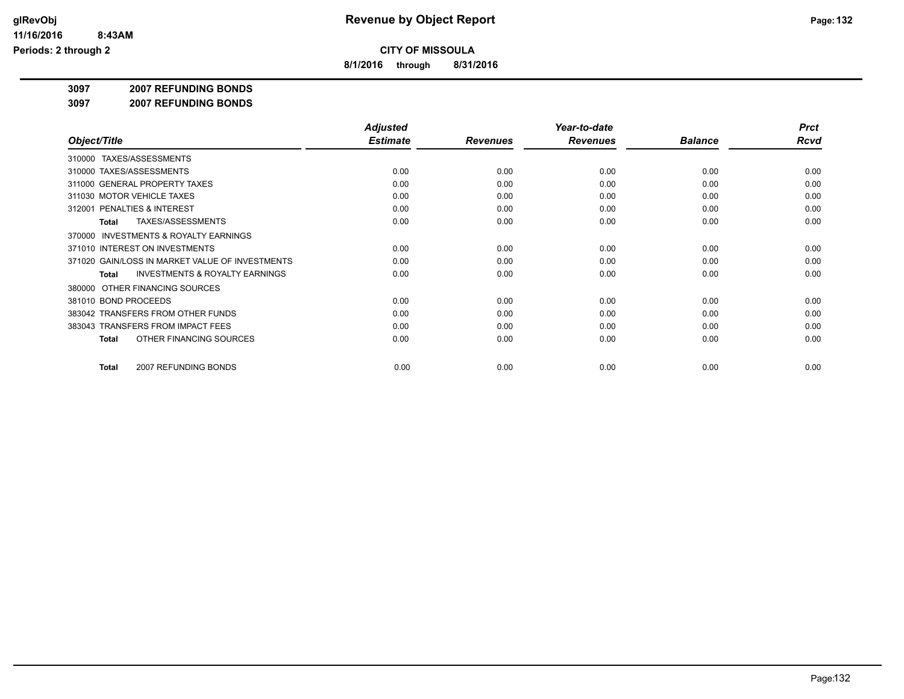**CITY OF MISSOULA**

**8/1/2016 through 8/31/2016**

**3097 2007 REFUNDING BONDS**

**3097 2007 REFUNDING BONDS**

| Object/Title | Adjusted Estimate | Revenues | Year-to-date Revenues | Balance | Prct Rcvd |
|---|---|---|---|---|---|
| 310000 TAXES/ASSESSMENTS | | | | | |
| 310000 TAXES/ASSESSMENTS | 0.00 | 0.00 | 0.00 | 0.00 | 0.00 |
| 311000 GENERAL PROPERTY TAXES | 0.00 | 0.00 | 0.00 | 0.00 | 0.00 |
| 311030 MOTOR VEHICLE TAXES | 0.00 | 0.00 | 0.00 | 0.00 | 0.00 |
| 312001 PENALTIES & INTEREST | 0.00 | 0.00 | 0.00 | 0.00 | 0.00 |
| **Total** TAXES/ASSESSMENTS | 0.00 | 0.00 | 0.00 | 0.00 | 0.00 |
| 370000 INVESTMENTS & ROYALTY EARNINGS | | | | | |
| 371010 INTEREST ON INVESTMENTS | 0.00 | 0.00 | 0.00 | 0.00 | 0.00 |
| 371020 GAIN/LOSS IN MARKET VALUE OF INVESTMENTS | 0.00 | 0.00 | 0.00 | 0.00 | 0.00 |
| **Total** INVESTMENTS & ROYALTY EARNINGS | 0.00 | 0.00 | 0.00 | 0.00 | 0.00 |
| 380000 OTHER FINANCING SOURCES | | | | | |
| 381010 BOND PROCEEDS | 0.00 | 0.00 | 0.00 | 0.00 | 0.00 |
| 383042 TRANSFERS FROM OTHER FUNDS | 0.00 | 0.00 | 0.00 | 0.00 | 0.00 |
| 383043 TRANSFERS FROM IMPACT FEES | 0.00 | 0.00 | 0.00 | 0.00 | 0.00 |
| **Total** OTHER FINANCING SOURCES | 0.00 | 0.00 | 0.00 | 0.00 | 0.00 |
| **Total** 2007 REFUNDING BONDS | 0.00 | 0.00 | 0.00 | 0.00 | 0.00 |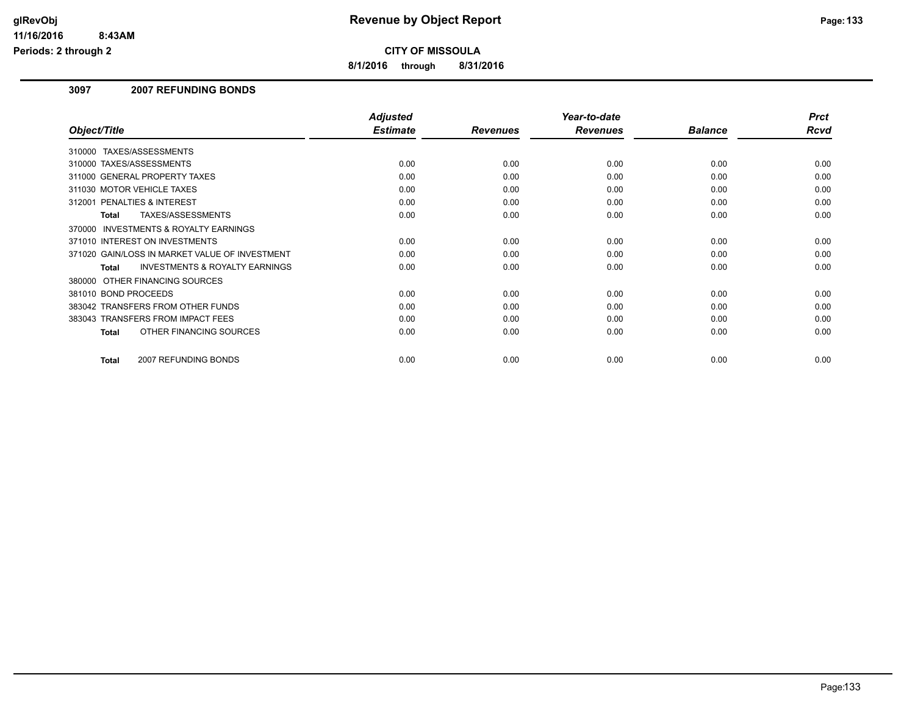# Revenue by Object Report

**CITY OF MISSOULA**

**8/1/2016 through 8/31/2016**

glRevObj
11/16/2016 8:43AM
Periods: 2 through 2

### 3097 2007 REFUNDING BONDS

| Object/Title | Adjusted Estimate | Revenues | Year-to-date Revenues | Balance | Prct Rcvd |
|---|---|---|---|---|---|
| 310000 TAXES/ASSESSMENTS | | | | | |
| 310000 TAXES/ASSESSMENTS | 0.00 | 0.00 | 0.00 | 0.00 | 0.00 |
| 311000 GENERAL PROPERTY TAXES | 0.00 | 0.00 | 0.00 | 0.00 | 0.00 |
| 311030 MOTOR VEHICLE TAXES | 0.00 | 0.00 | 0.00 | 0.00 | 0.00 |
| 312001 PENALTIES & INTEREST | 0.00 | 0.00 | 0.00 | 0.00 | 0.00 |
| **Total** TAXES/ASSESSMENTS | 0.00 | 0.00 | 0.00 | 0.00 | 0.00 |
| 370000 INVESTMENTS & ROYALTY EARNINGS | | | | | |
| 371010 INTEREST ON INVESTMENTS | 0.00 | 0.00 | 0.00 | 0.00 | 0.00 |
| 371020 GAIN/LOSS IN MARKET VALUE OF INVESTMENT | 0.00 | 0.00 | 0.00 | 0.00 | 0.00 |
| **Total** INVESTMENTS & ROYALTY EARNINGS | 0.00 | 0.00 | 0.00 | 0.00 | 0.00 |
| 380000 OTHER FINANCING SOURCES | | | | | |
| 381010 BOND PROCEEDS | 0.00 | 0.00 | 0.00 | 0.00 | 0.00 |
| 383042 TRANSFERS FROM OTHER FUNDS | 0.00 | 0.00 | 0.00 | 0.00 | 0.00 |
| 383043 TRANSFERS FROM IMPACT FEES | 0.00 | 0.00 | 0.00 | 0.00 | 0.00 |
| **Total** OTHER FINANCING SOURCES | 0.00 | 0.00 | 0.00 | 0.00 | 0.00 |
| **Total** 2007 REFUNDING BONDS | 0.00 | 0.00 | 0.00 | 0.00 | 0.00 |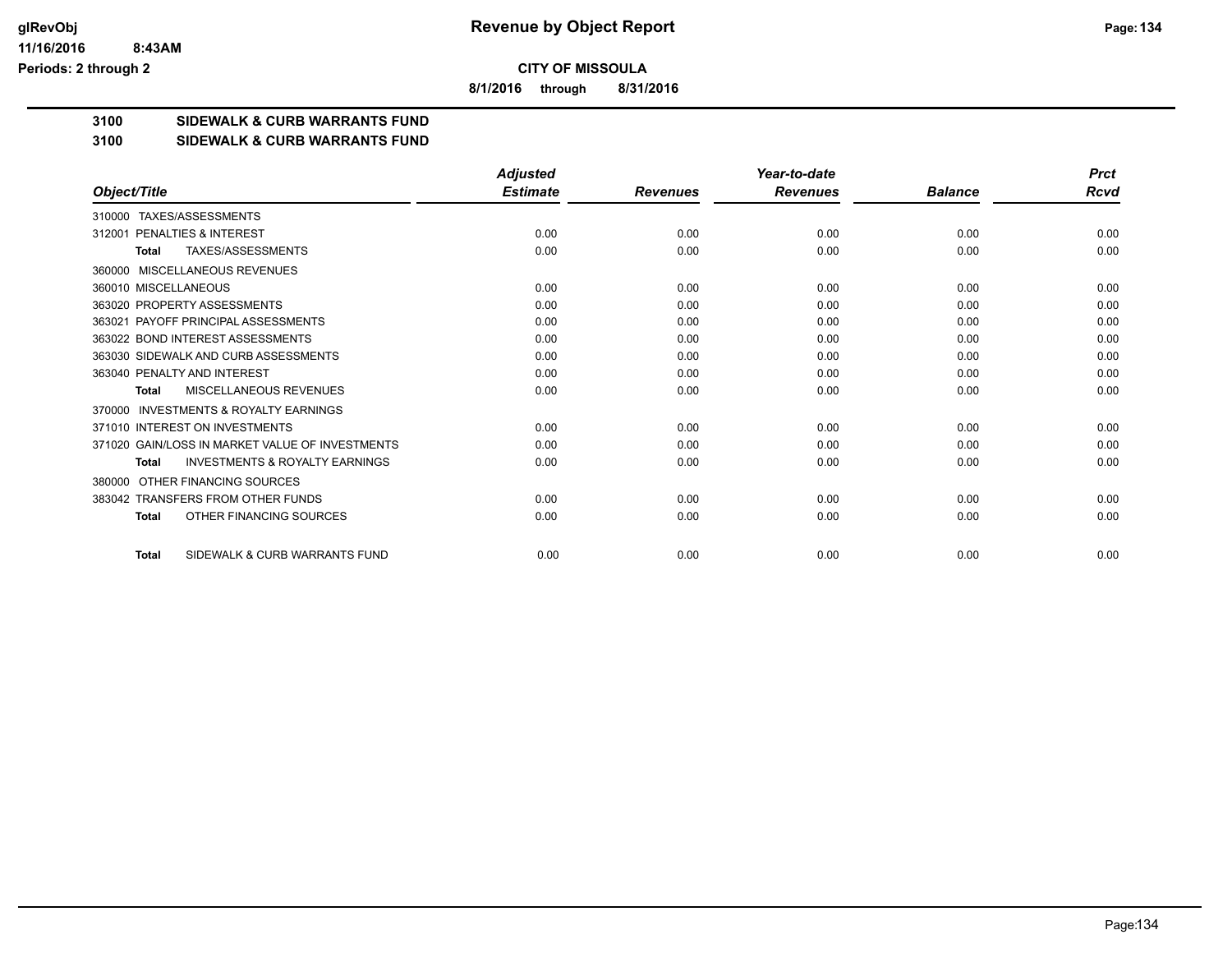# Revenue by Object Report

**CITY OF MISSOULA**

**8/1/2016 through 8/31/2016**

glRevObj
11/16/2016 8:43AM
Periods: 2 through 2

**3100 SIDEWALK & CURB WARRANTS FUND**

**3100 SIDEWALK & CURB WARRANTS FUND**

| Object/Title | Adjusted Estimate | Revenues | Year-to-date Revenues | Balance | Prct Rcvd |
|---|---|---|---|---|---|
| 310000 TAXES/ASSESSMENTS | | | | | |
| 312001 PENALTIES & INTEREST | 0.00 | 0.00 | 0.00 | 0.00 | 0.00 |
| **Total** TAXES/ASSESSMENTS | 0.00 | 0.00 | 0.00 | 0.00 | 0.00 |
| 360000 MISCELLANEOUS REVENUES | | | | | |
| 360010 MISCELLANEOUS | 0.00 | 0.00 | 0.00 | 0.00 | 0.00 |
| 363020 PROPERTY ASSESSMENTS | 0.00 | 0.00 | 0.00 | 0.00 | 0.00 |
| 363021 PAYOFF PRINCIPAL ASSESSMENTS | 0.00 | 0.00 | 0.00 | 0.00 | 0.00 |
| 363022 BOND INTEREST ASSESSMENTS | 0.00 | 0.00 | 0.00 | 0.00 | 0.00 |
| 363030 SIDEWALK AND CURB ASSESSMENTS | 0.00 | 0.00 | 0.00 | 0.00 | 0.00 |
| 363040 PENALTY AND INTEREST | 0.00 | 0.00 | 0.00 | 0.00 | 0.00 |
| **Total** MISCELLANEOUS REVENUES | 0.00 | 0.00 | 0.00 | 0.00 | 0.00 |
| 370000 INVESTMENTS & ROYALTY EARNINGS | | | | | |
| 371010 INTEREST ON INVESTMENTS | 0.00 | 0.00 | 0.00 | 0.00 | 0.00 |
| 371020 GAIN/LOSS IN MARKET VALUE OF INVESTMENTS | 0.00 | 0.00 | 0.00 | 0.00 | 0.00 |
| **Total** INVESTMENTS & ROYALTY EARNINGS | 0.00 | 0.00 | 0.00 | 0.00 | 0.00 |
| 380000 OTHER FINANCING SOURCES | | | | | |
| 383042 TRANSFERS FROM OTHER FUNDS | 0.00 | 0.00 | 0.00 | 0.00 | 0.00 |
| **Total** OTHER FINANCING SOURCES | 0.00 | 0.00 | 0.00 | 0.00 | 0.00 |
| **Total** SIDEWALK & CURB WARRANTS FUND | 0.00 | 0.00 | 0.00 | 0.00 | 0.00 |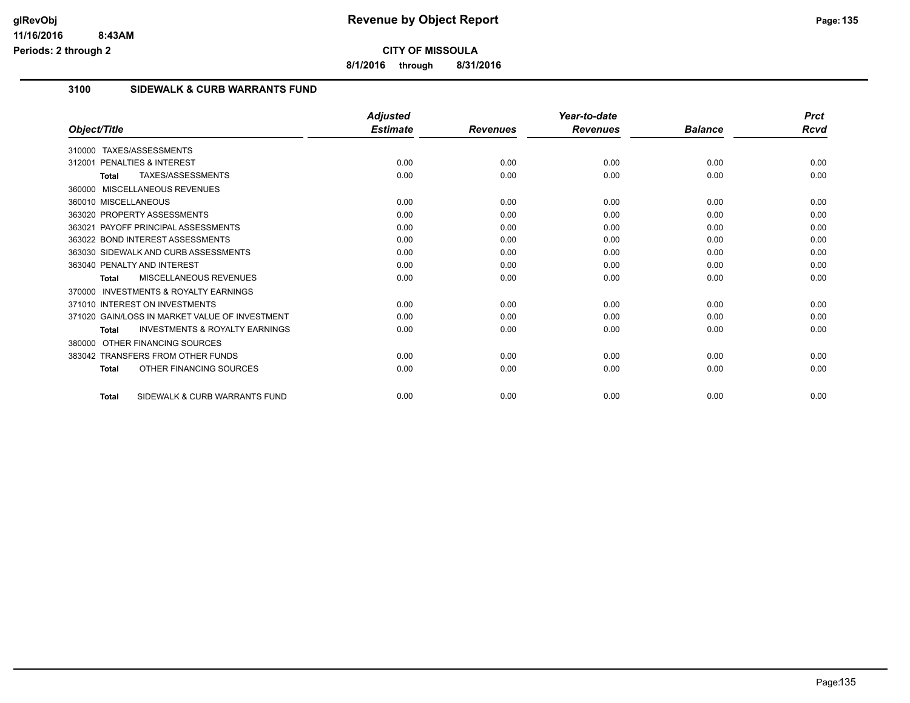**CITY OF MISSOULA**

**8/1/2016 through 8/31/2016**

## 3100 SIDEWALK & CURB WARRANTS FUND

| Object/Title | Adjusted Estimate | Revenues | Year-to-date Revenues | Balance | Prct Rcvd |
|---|---|---|---|---|---|
| 310000 TAXES/ASSESSMENTS | | | | | |
| 312001 PENALTIES & INTEREST | 0.00 | 0.00 | 0.00 | 0.00 | 0.00 |
| **Total** TAXES/ASSESSMENTS | 0.00 | 0.00 | 0.00 | 0.00 | 0.00 |
| 360000 MISCELLANEOUS REVENUES | | | | | |
| 360010 MISCELLANEOUS | 0.00 | 0.00 | 0.00 | 0.00 | 0.00 |
| 363020 PROPERTY ASSESSMENTS | 0.00 | 0.00 | 0.00 | 0.00 | 0.00 |
| 363021 PAYOFF PRINCIPAL ASSESSMENTS | 0.00 | 0.00 | 0.00 | 0.00 | 0.00 |
| 363022 BOND INTEREST ASSESSMENTS | 0.00 | 0.00 | 0.00 | 0.00 | 0.00 |
| 363030 SIDEWALK AND CURB ASSESSMENTS | 0.00 | 0.00 | 0.00 | 0.00 | 0.00 |
| 363040 PENALTY AND INTEREST | 0.00 | 0.00 | 0.00 | 0.00 | 0.00 |
| **Total** MISCELLANEOUS REVENUES | 0.00 | 0.00 | 0.00 | 0.00 | 0.00 |
| 370000 INVESTMENTS & ROYALTY EARNINGS | | | | | |
| 371010 INTEREST ON INVESTMENTS | 0.00 | 0.00 | 0.00 | 0.00 | 0.00 |
| 371020 GAIN/LOSS IN MARKET VALUE OF INVESTMENT | 0.00 | 0.00 | 0.00 | 0.00 | 0.00 |
| **Total** INVESTMENTS & ROYALTY EARNINGS | 0.00 | 0.00 | 0.00 | 0.00 | 0.00 |
| 380000 OTHER FINANCING SOURCES | | | | | |
| 383042 TRANSFERS FROM OTHER FUNDS | 0.00 | 0.00 | 0.00 | 0.00 | 0.00 |
| **Total** OTHER FINANCING SOURCES | 0.00 | 0.00 | 0.00 | 0.00 | 0.00 |
| **Total** SIDEWALK & CURB WARRANTS FUND | 0.00 | 0.00 | 0.00 | 0.00 | 0.00 |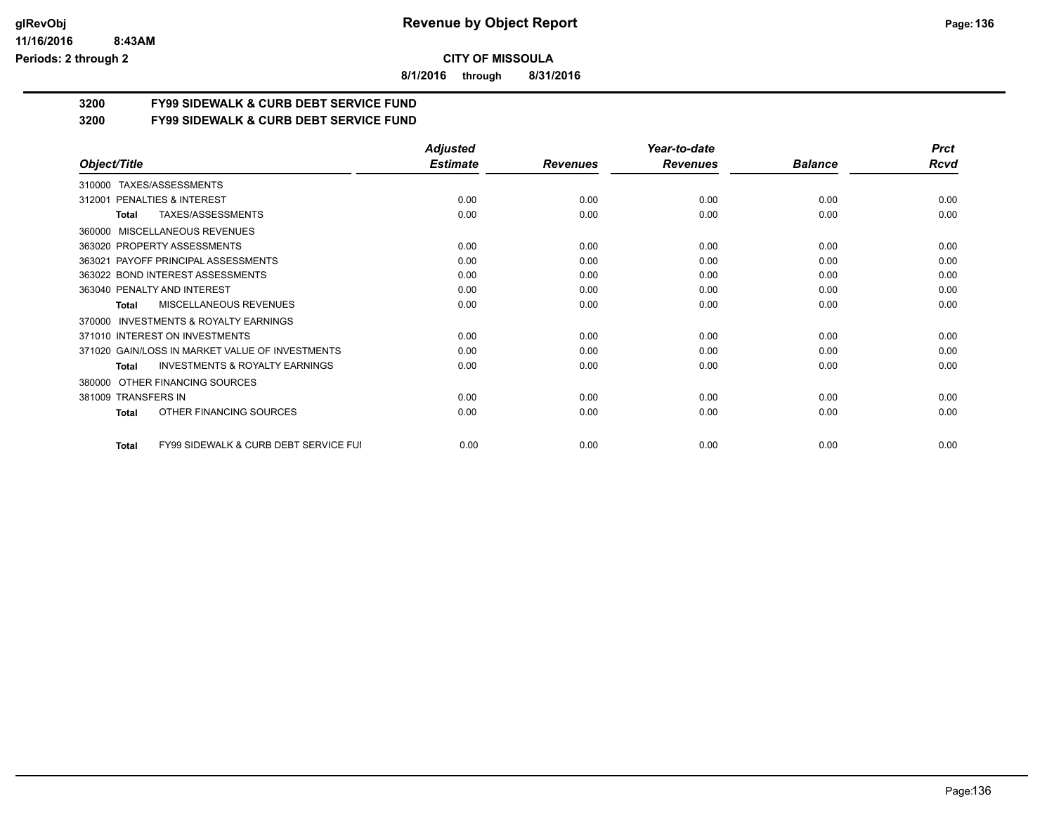**CITY OF MISSOULA**

**8/1/2016 through 8/31/2016**

**Revenue by Object Report**

**3200 FY99 SIDEWALK & CURB DEBT SERVICE FUND**

**3200 FY99 SIDEWALK & CURB DEBT SERVICE FUND**

| Object/Title | Adjusted Estimate | Revenues | Year-to-date Revenues | Balance | Prct Rcvd |
|---|---|---|---|---|---|
| 310000 TAXES/ASSESSMENTS | | | | | |
| 312001 PENALTIES & INTEREST | 0.00 | 0.00 | 0.00 | 0.00 | 0.00 |
| **Total** TAXES/ASSESSMENTS | 0.00 | 0.00 | 0.00 | 0.00 | 0.00 |
| 360000 MISCELLANEOUS REVENUES | | | | | |
| 363020 PROPERTY ASSESSMENTS | 0.00 | 0.00 | 0.00 | 0.00 | 0.00 |
| 363021 PAYOFF PRINCIPAL ASSESSMENTS | 0.00 | 0.00 | 0.00 | 0.00 | 0.00 |
| 363022 BOND INTEREST ASSESSMENTS | 0.00 | 0.00 | 0.00 | 0.00 | 0.00 |
| 363040 PENALTY AND INTEREST | 0.00 | 0.00 | 0.00 | 0.00 | 0.00 |
| **Total** MISCELLANEOUS REVENUES | 0.00 | 0.00 | 0.00 | 0.00 | 0.00 |
| 370000 INVESTMENTS & ROYALTY EARNINGS | | | | | |
| 371010 INTEREST ON INVESTMENTS | 0.00 | 0.00 | 0.00 | 0.00 | 0.00 |
| 371020 GAIN/LOSS IN MARKET VALUE OF INVESTMENTS | 0.00 | 0.00 | 0.00 | 0.00 | 0.00 |
| **Total** INVESTMENTS & ROYALTY EARNINGS | 0.00 | 0.00 | 0.00 | 0.00 | 0.00 |
| 380000 OTHER FINANCING SOURCES | | | | | |
| 381009 TRANSFERS IN | 0.00 | 0.00 | 0.00 | 0.00 | 0.00 |
| **Total** OTHER FINANCING SOURCES | 0.00 | 0.00 | 0.00 | 0.00 | 0.00 |
| **Total** FY99 SIDEWALK & CURB DEBT SERVICE FUI | 0.00 | 0.00 | 0.00 | 0.00 | 0.00 |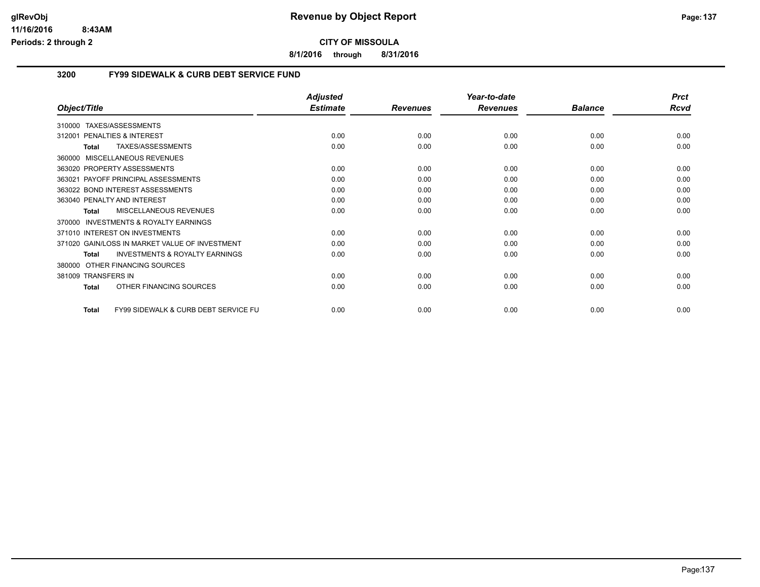# Revenue by Object Report

**CITY OF MISSOULA**

**8/1/2016 through 8/31/2016**

glRevObj
11/16/2016 8:43AM
Periods: 2 through 2

## 3200 FY99 SIDEWALK & CURB DEBT SERVICE FUND

| Object/Title | Adjusted Estimate | Revenues | Year-to-date Revenues | Balance | Prct Rcvd |
|---|---|---|---|---|---|
| 310000 TAXES/ASSESSMENTS | | | | | |
| 312001 PENALTIES & INTEREST | 0.00 | 0.00 | 0.00 | 0.00 | 0.00 |
| **Total** TAXES/ASSESSMENTS | 0.00 | 0.00 | 0.00 | 0.00 | 0.00 |
| 360000 MISCELLANEOUS REVENUES | | | | | |
| 363020 PROPERTY ASSESSMENTS | 0.00 | 0.00 | 0.00 | 0.00 | 0.00 |
| 363021 PAYOFF PRINCIPAL ASSESSMENTS | 0.00 | 0.00 | 0.00 | 0.00 | 0.00 |
| 363022 BOND INTEREST ASSESSMENTS | 0.00 | 0.00 | 0.00 | 0.00 | 0.00 |
| 363040 PENALTY AND INTEREST | 0.00 | 0.00 | 0.00 | 0.00 | 0.00 |
| **Total** MISCELLANEOUS REVENUES | 0.00 | 0.00 | 0.00 | 0.00 | 0.00 |
| 370000 INVESTMENTS & ROYALTY EARNINGS | | | | | |
| 371010 INTEREST ON INVESTMENTS | 0.00 | 0.00 | 0.00 | 0.00 | 0.00 |
| 371020 GAIN/LOSS IN MARKET VALUE OF INVESTMENT | 0.00 | 0.00 | 0.00 | 0.00 | 0.00 |
| **Total** INVESTMENTS & ROYALTY EARNINGS | 0.00 | 0.00 | 0.00 | 0.00 | 0.00 |
| 380000 OTHER FINANCING SOURCES | | | | | |
| 381009 TRANSFERS IN | 0.00 | 0.00 | 0.00 | 0.00 | 0.00 |
| **Total** OTHER FINANCING SOURCES | 0.00 | 0.00 | 0.00 | 0.00 | 0.00 |
| **Total** FY99 SIDEWALK & CURB DEBT SERVICE FU | 0.00 | 0.00 | 0.00 | 0.00 | 0.00 |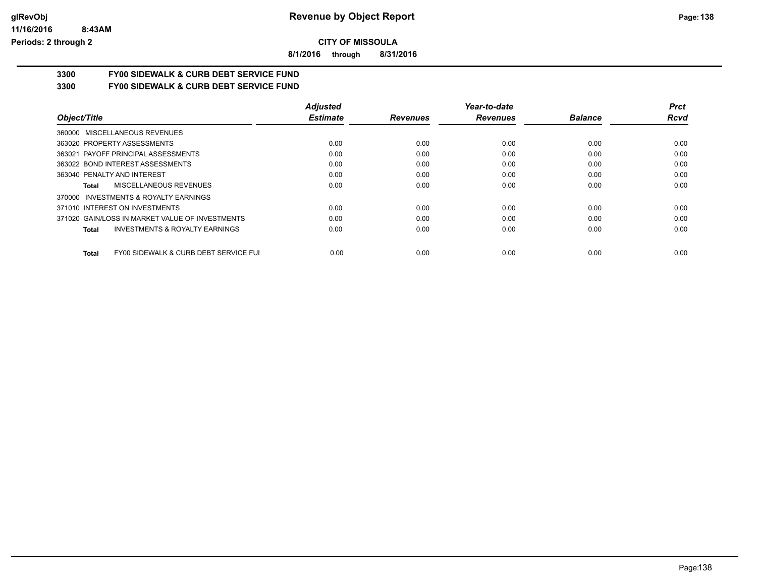# CITY OF MISSOULA

**8/1/2016 through 8/31/2016**

## 3300 FY00 SIDEWALK & CURB DEBT SERVICE FUND

## 3300 FY00 SIDEWALK & CURB DEBT SERVICE FUND

| Object/Title | Adjusted Estimate | Revenues | Year-to-date Revenues | Balance | Prct Rcvd |
|---|---|---|---|---|---|
| 360000 MISCELLANEOUS REVENUES | | | | | |
| 363020 PROPERTY ASSESSMENTS | 0.00 | 0.00 | 0.00 | 0.00 | 0.00 |
| 363021 PAYOFF PRINCIPAL ASSESSMENTS | 0.00 | 0.00 | 0.00 | 0.00 | 0.00 |
| 363022 BOND INTEREST ASSESSMENTS | 0.00 | 0.00 | 0.00 | 0.00 | 0.00 |
| 363040 PENALTY AND INTEREST | 0.00 | 0.00 | 0.00 | 0.00 | 0.00 |
| **Total** MISCELLANEOUS REVENUES | 0.00 | 0.00 | 0.00 | 0.00 | 0.00 |
| 370000 INVESTMENTS & ROYALTY EARNINGS | | | | | |
| 371010 INTEREST ON INVESTMENTS | 0.00 | 0.00 | 0.00 | 0.00 | 0.00 |
| 371020 GAIN/LOSS IN MARKET VALUE OF INVESTMENTS | 0.00 | 0.00 | 0.00 | 0.00 | 0.00 |
| **Total** INVESTMENTS & ROYALTY EARNINGS | 0.00 | 0.00 | 0.00 | 0.00 | 0.00 |
| **Total** FY00 SIDEWALK & CURB DEBT SERVICE FUI | 0.00 | 0.00 | 0.00 | 0.00 | 0.00 |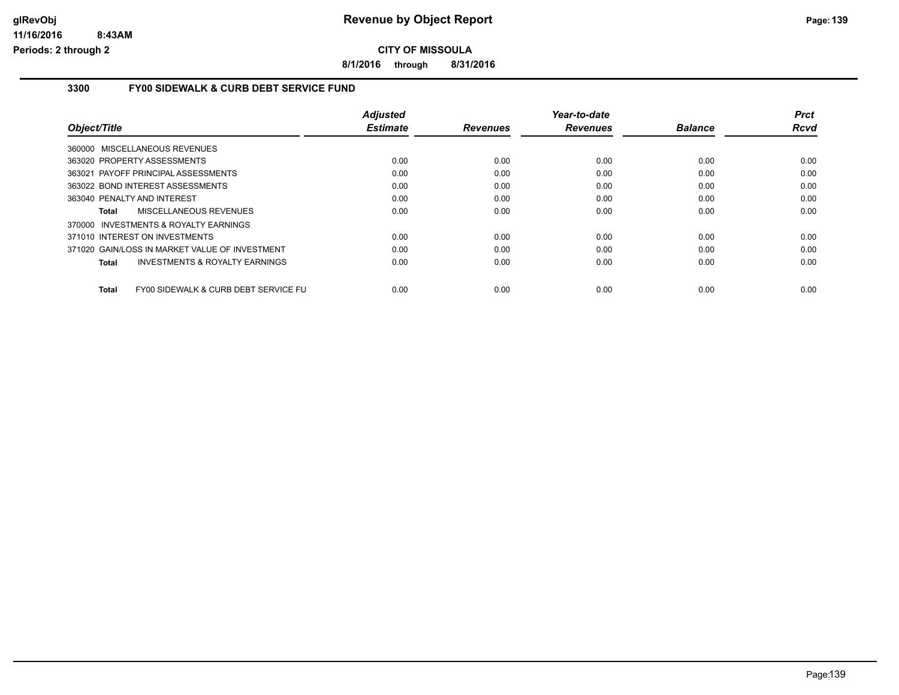# Revenue by Object Report

**CITY OF MISSOULA**

**8/1/2016 through 8/31/2016**

glRevObj
11/16/2016 8:43AM
Periods: 2 through 2

## 3300 FY00 SIDEWALK & CURB DEBT SERVICE FUND

| Object/Title | Adjusted Estimate | Revenues | Year-to-date Revenues | Balance | Prct Rcvd |
|---|---|---|---|---|---|
| 360000 MISCELLANEOUS REVENUES | | | | | |
| 363020 PROPERTY ASSESSMENTS | 0.00 | 0.00 | 0.00 | 0.00 | 0.00 |
| 363021 PAYOFF PRINCIPAL ASSESSMENTS | 0.00 | 0.00 | 0.00 | 0.00 | 0.00 |
| 363022 BOND INTEREST ASSESSMENTS | 0.00 | 0.00 | 0.00 | 0.00 | 0.00 |
| 363040 PENALTY AND INTEREST | 0.00 | 0.00 | 0.00 | 0.00 | 0.00 |
| **Total** MISCELLANEOUS REVENUES | 0.00 | 0.00 | 0.00 | 0.00 | 0.00 |
| 370000 INVESTMENTS & ROYALTY EARNINGS | | | | | |
| 371010 INTEREST ON INVESTMENTS | 0.00 | 0.00 | 0.00 | 0.00 | 0.00 |
| 371020 GAIN/LOSS IN MARKET VALUE OF INVESTMENT | 0.00 | 0.00 | 0.00 | 0.00 | 0.00 |
| **Total** INVESTMENTS & ROYALTY EARNINGS | 0.00 | 0.00 | 0.00 | 0.00 | 0.00 |
| **Total** FY00 SIDEWALK & CURB DEBT SERVICE FU | 0.00 | 0.00 | 0.00 | 0.00 | 0.00 |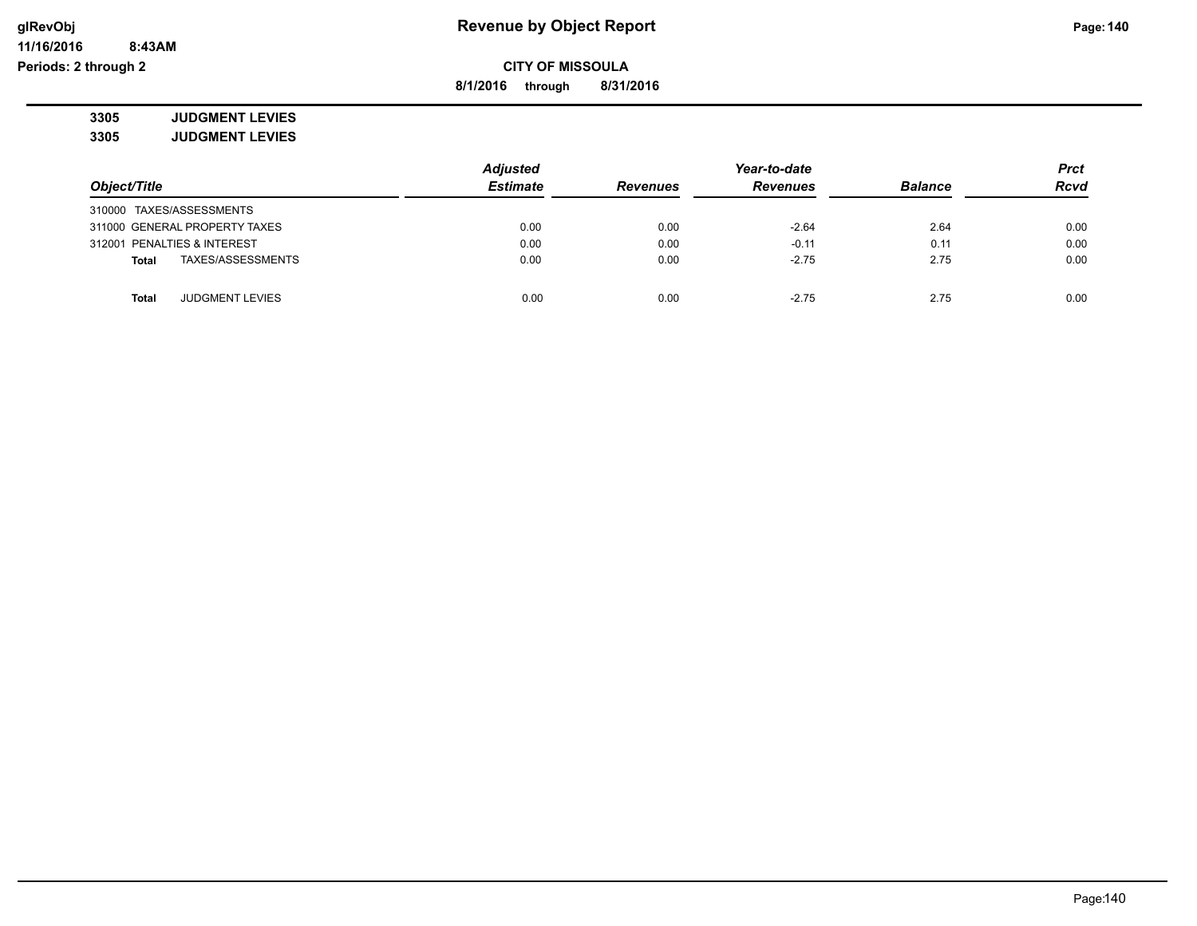**glRevObj**
**11/16/2016 8:43AM**
**Periods: 2 through 2**

# Revenue by Object Report

**CITY OF MISSOULA**

**8/1/2016 through 8/31/2016**

**3305 JUDGMENT LEVIES**

**3305 JUDGMENT LEVIES**

| Object/Title | Adjusted Estimate | Revenues | Year-to-date Revenues | Balance | Prct Rcvd |
|---|---|---|---|---|---|
| 310000 TAXES/ASSESSMENTS | | | | | |
| 311000 GENERAL PROPERTY TAXES | 0.00 | 0.00 | -2.64 | 2.64 | 0.00 |
| 312001 PENALTIES & INTEREST | 0.00 | 0.00 | -0.11 | 0.11 | 0.00 |
| **Total** TAXES/ASSESSMENTS | 0.00 | 0.00 | -2.75 | 2.75 | 0.00 |
| | | | | | |
| **Total** JUDGMENT LEVIES | 0.00 | 0.00 | -2.75 | 2.75 | 0.00 |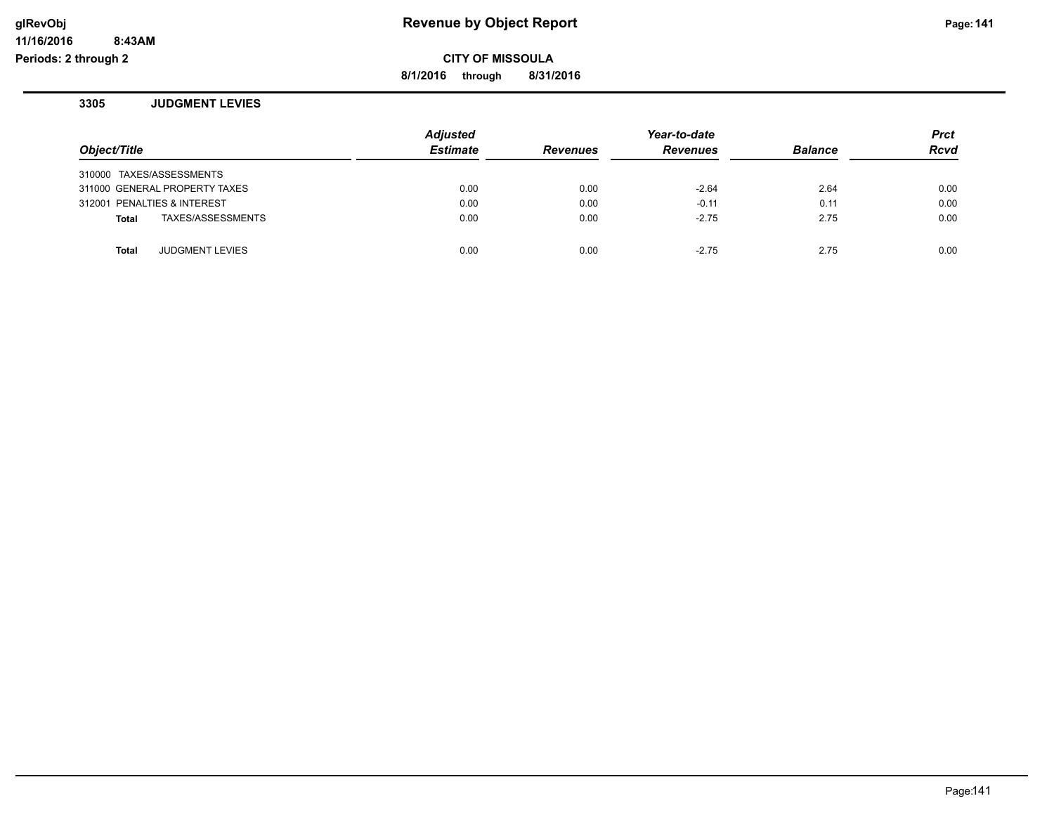# Revenue by Object Report

**CITY OF MISSOULA**

**8/1/2016 through 8/31/2016**

glRevObj
11/16/2016 8:43AM
Periods: 2 through 2

### 3305 JUDGMENT LEVIES

| Object/Title | Adjusted Estimate | Revenues | Year-to-date Revenues | Balance | Prct Rcvd |
|---|---|---|---|---|---|
| 310000 TAXES/ASSESSMENTS | | | | | |
| 311000 GENERAL PROPERTY TAXES | 0.00 | 0.00 | -2.64 | 2.64 | 0.00 |
| 312001 PENALTIES & INTEREST | 0.00 | 0.00 | -0.11 | 0.11 | 0.00 |
| **Total** TAXES/ASSESSMENTS | 0.00 | 0.00 | -2.75 | 2.75 | 0.00 |
| **Total** JUDGMENT LEVIES | 0.00 | 0.00 | -2.75 | 2.75 | 0.00 |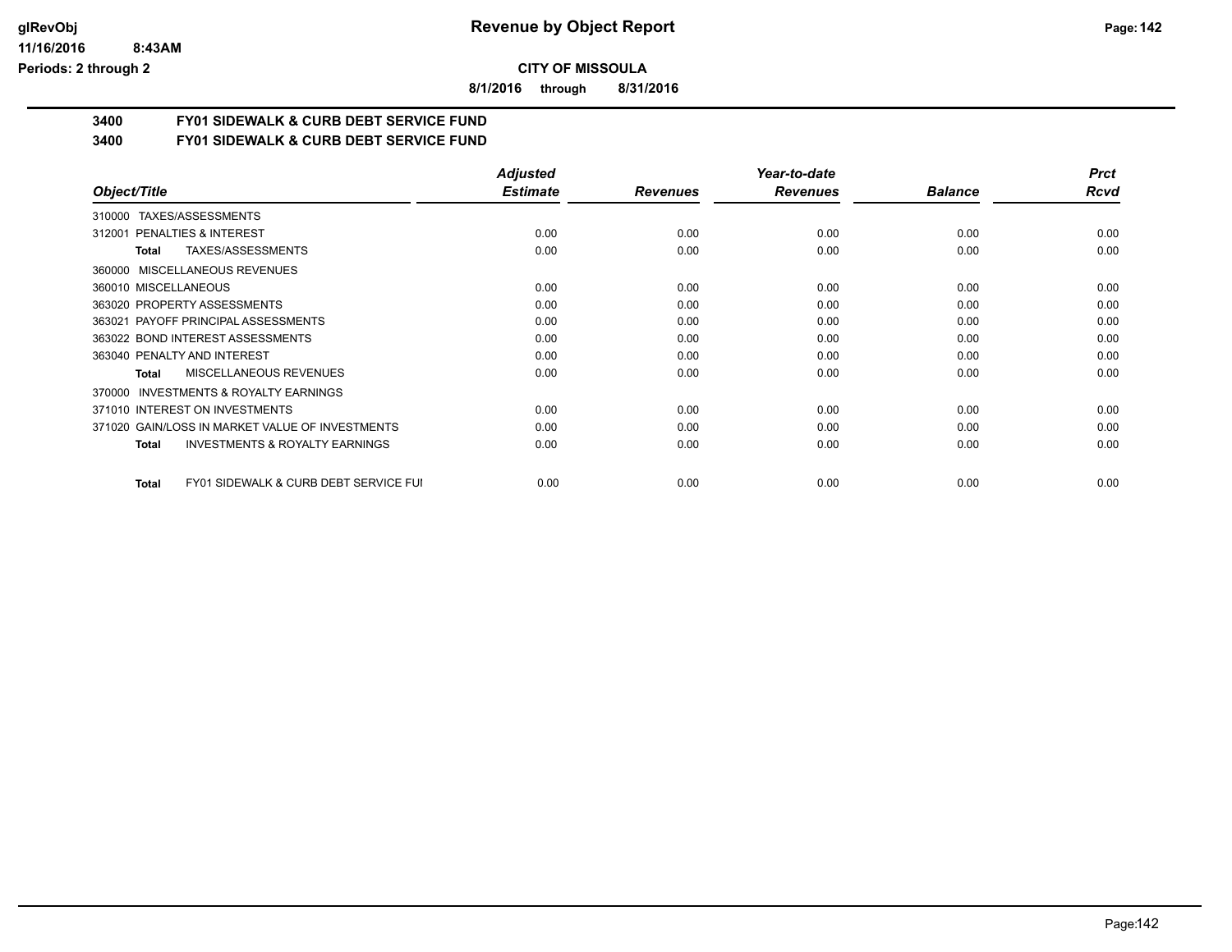# Revenue by Object Report

**CITY OF MISSOULA**

**8/1/2016 through 8/31/2016**

glRevObj
11/16/2016 8:43AM
Periods: 2 through 2

**3400 FY01 SIDEWALK & CURB DEBT SERVICE FUND**

**3400 FY01 SIDEWALK & CURB DEBT SERVICE FUND**

| Object/Title | Adjusted Estimate | Revenues | Year-to-date Revenues | Balance | Prct Rcvd |
|---|---|---|---|---|---|
| 310000 TAXES/ASSESSMENTS | | | | | |
| 312001 PENALTIES & INTEREST | 0.00 | 0.00 | 0.00 | 0.00 | 0.00 |
| **Total** TAXES/ASSESSMENTS | 0.00 | 0.00 | 0.00 | 0.00 | 0.00 |
| 360000 MISCELLANEOUS REVENUES | | | | | |
| 360010 MISCELLANEOUS | 0.00 | 0.00 | 0.00 | 0.00 | 0.00 |
| 363020 PROPERTY ASSESSMENTS | 0.00 | 0.00 | 0.00 | 0.00 | 0.00 |
| 363021 PAYOFF PRINCIPAL ASSESSMENTS | 0.00 | 0.00 | 0.00 | 0.00 | 0.00 |
| 363022 BOND INTEREST ASSESSMENTS | 0.00 | 0.00 | 0.00 | 0.00 | 0.00 |
| 363040 PENALTY AND INTEREST | 0.00 | 0.00 | 0.00 | 0.00 | 0.00 |
| **Total** MISCELLANEOUS REVENUES | 0.00 | 0.00 | 0.00 | 0.00 | 0.00 |
| 370000 INVESTMENTS & ROYALTY EARNINGS | | | | | |
| 371010 INTEREST ON INVESTMENTS | 0.00 | 0.00 | 0.00 | 0.00 | 0.00 |
| 371020 GAIN/LOSS IN MARKET VALUE OF INVESTMENTS | 0.00 | 0.00 | 0.00 | 0.00 | 0.00 |
| **Total** INVESTMENTS & ROYALTY EARNINGS | 0.00 | 0.00 | 0.00 | 0.00 | 0.00 |
| **Total** FY01 SIDEWALK & CURB DEBT SERVICE FUI | 0.00 | 0.00 | 0.00 | 0.00 | 0.00 |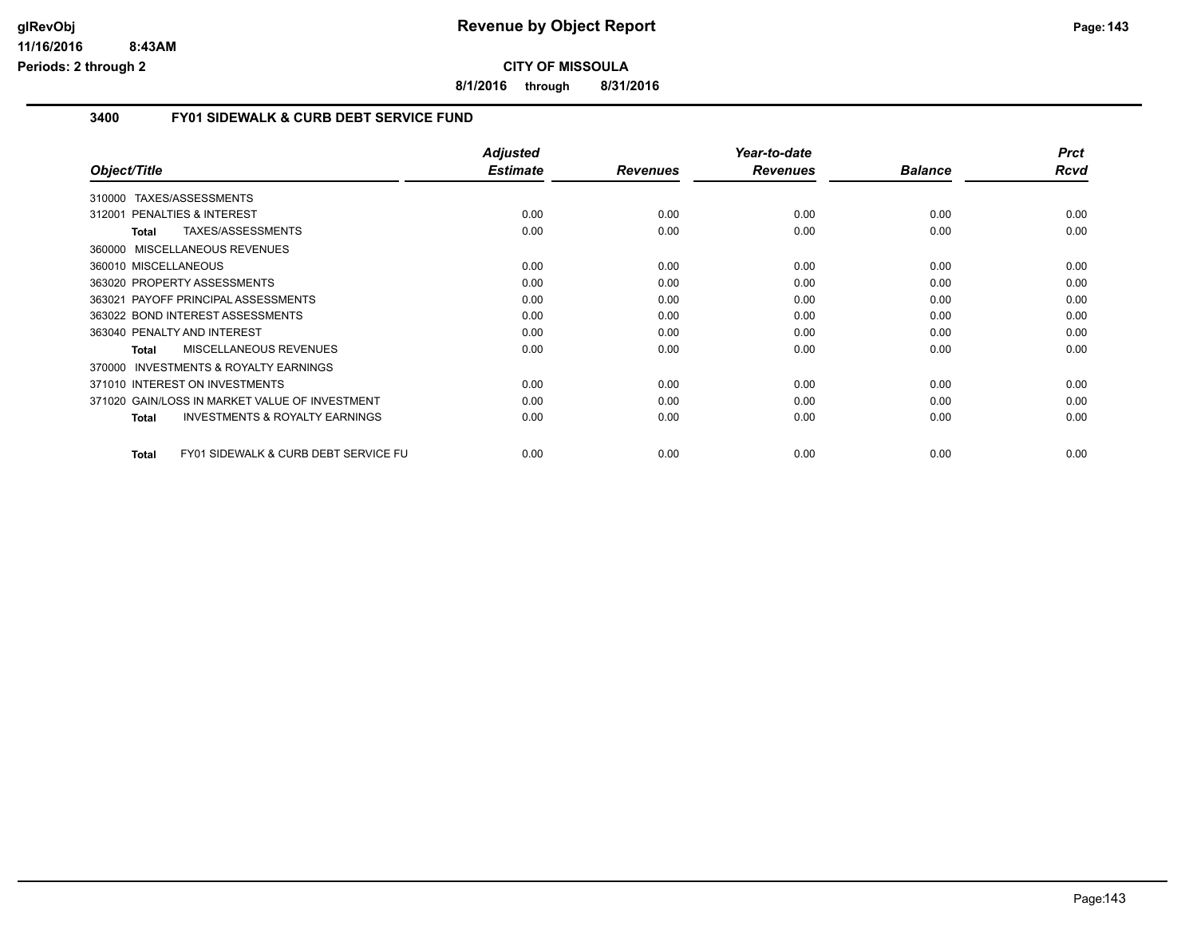**CITY OF MISSOULA**

**8/1/2016 through 8/31/2016**

## 3400 FY01 SIDEWALK & CURB DEBT SERVICE FUND

| Object/Title | Adjusted Estimate | Revenues | Year-to-date Revenues | Balance | Prct Rcvd |
|---|---|---|---|---|---|
| 310000 TAXES/ASSESSMENTS | | | | | |
| 312001 PENALTIES & INTEREST | 0.00 | 0.00 | 0.00 | 0.00 | 0.00 |
| **Total** TAXES/ASSESSMENTS | 0.00 | 0.00 | 0.00 | 0.00 | 0.00 |
| 360000 MISCELLANEOUS REVENUES | | | | | |
| 360010 MISCELLANEOUS | 0.00 | 0.00 | 0.00 | 0.00 | 0.00 |
| 363020 PROPERTY ASSESSMENTS | 0.00 | 0.00 | 0.00 | 0.00 | 0.00 |
| 363021 PAYOFF PRINCIPAL ASSESSMENTS | 0.00 | 0.00 | 0.00 | 0.00 | 0.00 |
| 363022 BOND INTEREST ASSESSMENTS | 0.00 | 0.00 | 0.00 | 0.00 | 0.00 |
| 363040 PENALTY AND INTEREST | 0.00 | 0.00 | 0.00 | 0.00 | 0.00 |
| **Total** MISCELLANEOUS REVENUES | 0.00 | 0.00 | 0.00 | 0.00 | 0.00 |
| 370000 INVESTMENTS & ROYALTY EARNINGS | | | | | |
| 371010 INTEREST ON INVESTMENTS | 0.00 | 0.00 | 0.00 | 0.00 | 0.00 |
| 371020 GAIN/LOSS IN MARKET VALUE OF INVESTMENT | 0.00 | 0.00 | 0.00 | 0.00 | 0.00 |
| **Total** INVESTMENTS & ROYALTY EARNINGS | 0.00 | 0.00 | 0.00 | 0.00 | 0.00 |
| **Total** FY01 SIDEWALK & CURB DEBT SERVICE FU | 0.00 | 0.00 | 0.00 | 0.00 | 0.00 |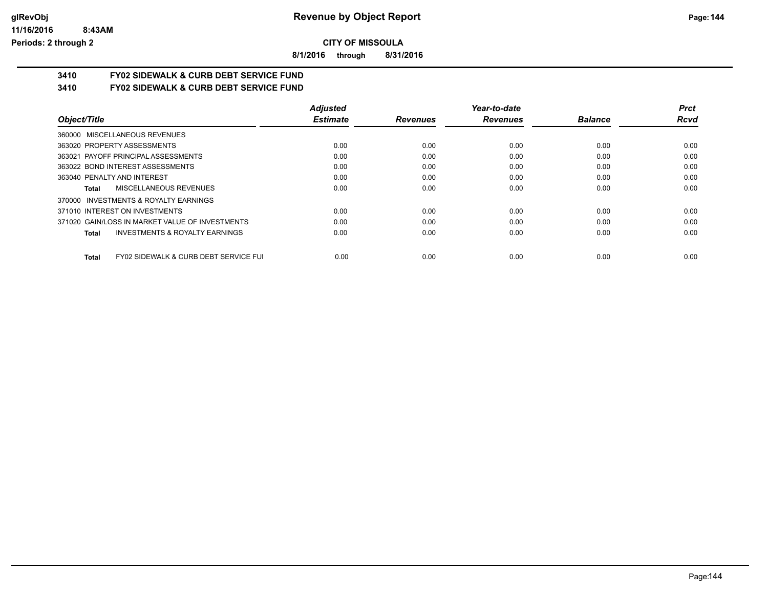# Revenue by Object Report

## CITY OF MISSOULA

**8/1/2016 through 8/31/2016**

### 3410 FY02 SIDEWALK & CURB DEBT SERVICE FUND
### 3410 FY02 SIDEWALK & CURB DEBT SERVICE FUND

| Object/Title | Adjusted Estimate | Revenues | Year-to-date Revenues | Balance | Prct Rcvd |
|---|---|---|---|---|---|
| 360000 MISCELLANEOUS REVENUES | | | | | |
| 363020 PROPERTY ASSESSMENTS | 0.00 | 0.00 | 0.00 | 0.00 | 0.00 |
| 363021 PAYOFF PRINCIPAL ASSESSMENTS | 0.00 | 0.00 | 0.00 | 0.00 | 0.00 |
| 363022 BOND INTEREST ASSESSMENTS | 0.00 | 0.00 | 0.00 | 0.00 | 0.00 |
| 363040 PENALTY AND INTEREST | 0.00 | 0.00 | 0.00 | 0.00 | 0.00 |
| **Total** MISCELLANEOUS REVENUES | 0.00 | 0.00 | 0.00 | 0.00 | 0.00 |
| 370000 INVESTMENTS & ROYALTY EARNINGS | | | | | |
| 371010 INTEREST ON INVESTMENTS | 0.00 | 0.00 | 0.00 | 0.00 | 0.00 |
| 371020 GAIN/LOSS IN MARKET VALUE OF INVESTMENTS | 0.00 | 0.00 | 0.00 | 0.00 | 0.00 |
| **Total** INVESTMENTS & ROYALTY EARNINGS | 0.00 | 0.00 | 0.00 | 0.00 | 0.00 |
| **Total** FY02 SIDEWALK & CURB DEBT SERVICE FUI | 0.00 | 0.00 | 0.00 | 0.00 | 0.00 |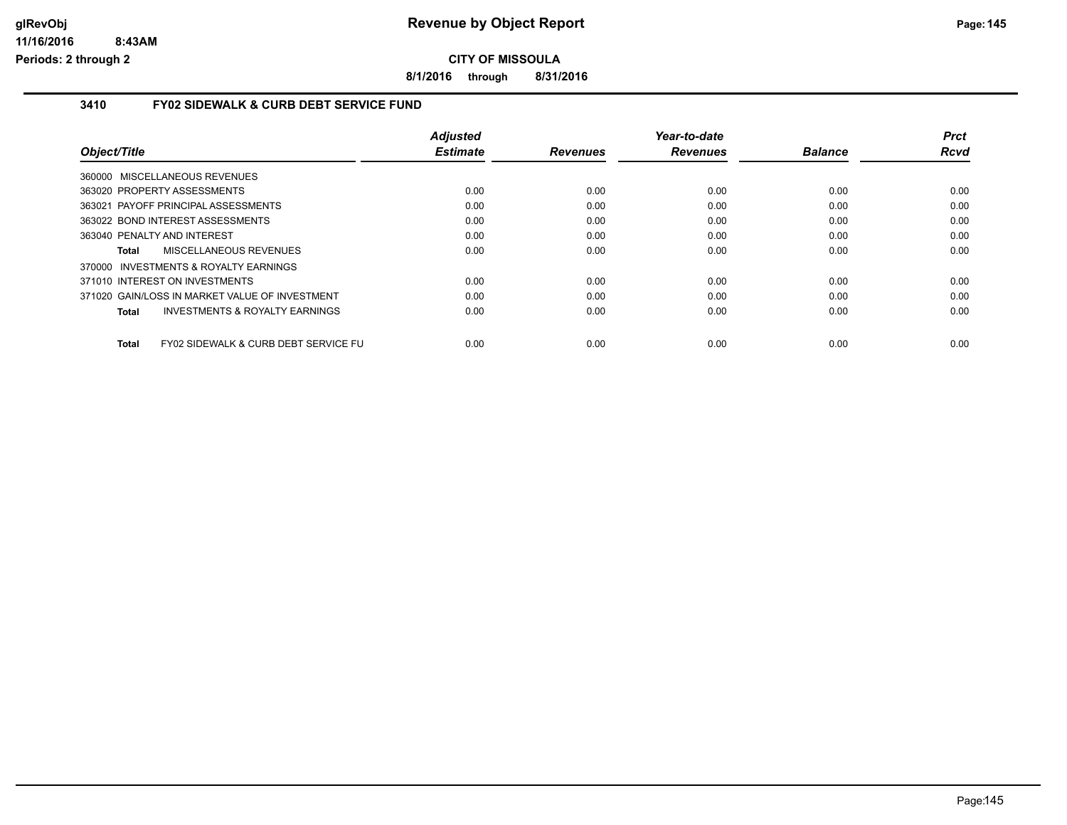**CITY OF MISSOULA**

**8/1/2016 through 8/31/2016**

## 3410 FY02 SIDEWALK & CURB DEBT SERVICE FUND

| Object/Title | Adjusted Estimate | Revenues | Year-to-date Revenues | Balance | Prct Rcvd |
|---|---|---|---|---|---|
| 360000 MISCELLANEOUS REVENUES | | | | | |
| 363020 PROPERTY ASSESSMENTS | 0.00 | 0.00 | 0.00 | 0.00 | 0.00 |
| 363021 PAYOFF PRINCIPAL ASSESSMENTS | 0.00 | 0.00 | 0.00 | 0.00 | 0.00 |
| 363022 BOND INTEREST ASSESSMENTS | 0.00 | 0.00 | 0.00 | 0.00 | 0.00 |
| 363040 PENALTY AND INTEREST | 0.00 | 0.00 | 0.00 | 0.00 | 0.00 |
| **Total** MISCELLANEOUS REVENUES | 0.00 | 0.00 | 0.00 | 0.00 | 0.00 |
| 370000 INVESTMENTS & ROYALTY EARNINGS | | | | | |
| 371010 INTEREST ON INVESTMENTS | 0.00 | 0.00 | 0.00 | 0.00 | 0.00 |
| 371020 GAIN/LOSS IN MARKET VALUE OF INVESTMENT | 0.00 | 0.00 | 0.00 | 0.00 | 0.00 |
| **Total** INVESTMENTS & ROYALTY EARNINGS | 0.00 | 0.00 | 0.00 | 0.00 | 0.00 |
| **Total** FY02 SIDEWALK & CURB DEBT SERVICE FU | 0.00 | 0.00 | 0.00 | 0.00 | 0.00 |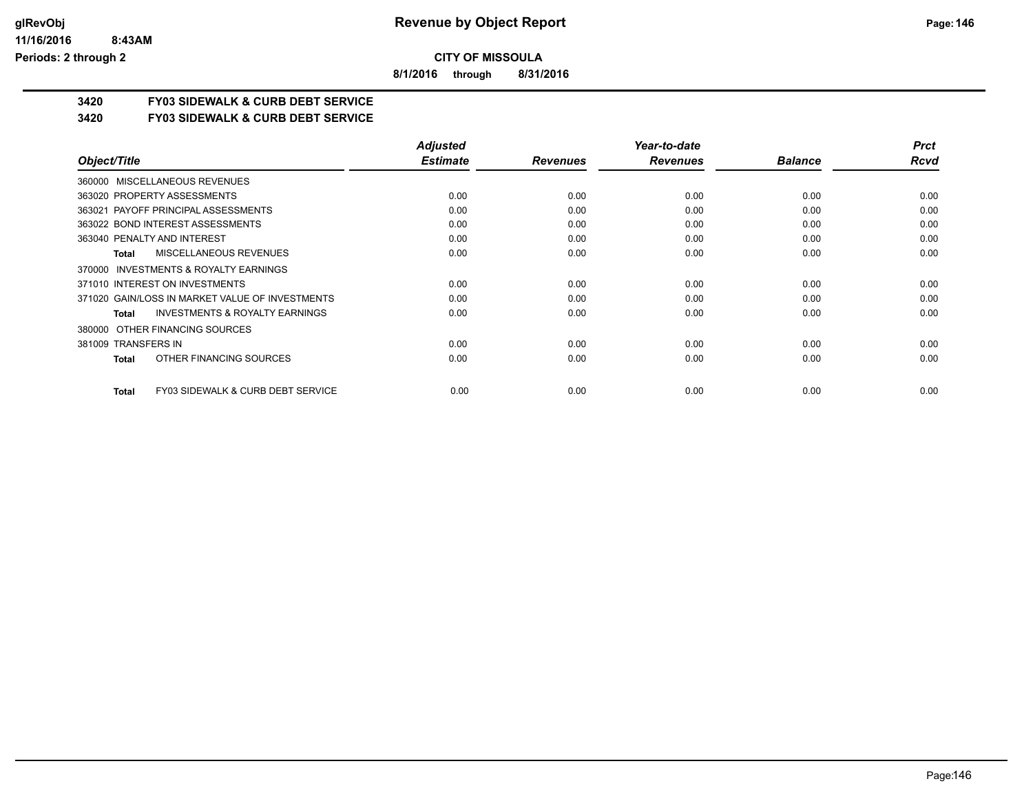**CITY OF MISSOULA**

**8/1/2016 through 8/31/2016**

## 3420 FY03 SIDEWALK & CURB DEBT SERVICE

## 3420 FY03 SIDEWALK & CURB DEBT SERVICE

| Object/Title | Adjusted Estimate | Revenues | Year-to-date Revenues | Balance | Prct Rcvd |
|---|---|---|---|---|---|
| 360000 MISCELLANEOUS REVENUES | | | | | |
| 363020 PROPERTY ASSESSMENTS | 0.00 | 0.00 | 0.00 | 0.00 | 0.00 |
| 363021 PAYOFF PRINCIPAL ASSESSMENTS | 0.00 | 0.00 | 0.00 | 0.00 | 0.00 |
| 363022 BOND INTEREST ASSESSMENTS | 0.00 | 0.00 | 0.00 | 0.00 | 0.00 |
| 363040 PENALTY AND INTEREST | 0.00 | 0.00 | 0.00 | 0.00 | 0.00 |
| **Total** MISCELLANEOUS REVENUES | 0.00 | 0.00 | 0.00 | 0.00 | 0.00 |
| 370000 INVESTMENTS & ROYALTY EARNINGS | | | | | |
| 371010 INTEREST ON INVESTMENTS | 0.00 | 0.00 | 0.00 | 0.00 | 0.00 |
| 371020 GAIN/LOSS IN MARKET VALUE OF INVESTMENTS | 0.00 | 0.00 | 0.00 | 0.00 | 0.00 |
| **Total** INVESTMENTS & ROYALTY EARNINGS | 0.00 | 0.00 | 0.00 | 0.00 | 0.00 |
| 380000 OTHER FINANCING SOURCES | | | | | |
| 381009 TRANSFERS IN | 0.00 | 0.00 | 0.00 | 0.00 | 0.00 |
| **Total** OTHER FINANCING SOURCES | 0.00 | 0.00 | 0.00 | 0.00 | 0.00 |
| **Total** FY03 SIDEWALK & CURB DEBT SERVICE | 0.00 | 0.00 | 0.00 | 0.00 | 0.00 |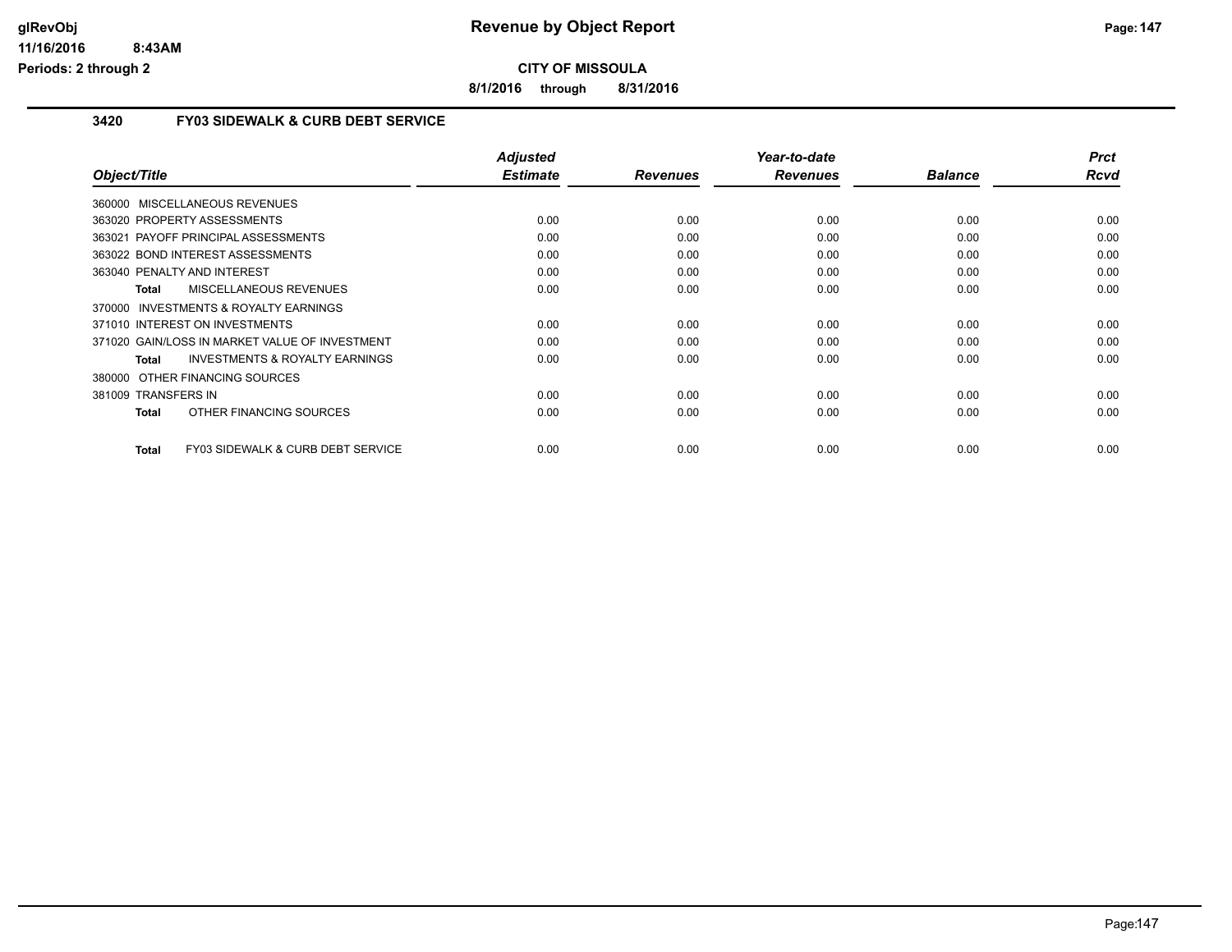# Revenue by Object Report

**CITY OF MISSOULA**

**8/1/2016 through 8/31/2016**

## 3420 FY03 SIDEWALK & CURB DEBT SERVICE

| Object/Title | Adjusted Estimate | Revenues | Year-to-date Revenues | Balance | Prct Rcvd |
|---|---|---|---|---|---|
| 360000 MISCELLANEOUS REVENUES | | | | | |
| 363020 PROPERTY ASSESSMENTS | 0.00 | 0.00 | 0.00 | 0.00 | 0.00 |
| 363021 PAYOFF PRINCIPAL ASSESSMENTS | 0.00 | 0.00 | 0.00 | 0.00 | 0.00 |
| 363022 BOND INTEREST ASSESSMENTS | 0.00 | 0.00 | 0.00 | 0.00 | 0.00 |
| 363040 PENALTY AND INTEREST | 0.00 | 0.00 | 0.00 | 0.00 | 0.00 |
| **Total** MISCELLANEOUS REVENUES | 0.00 | 0.00 | 0.00 | 0.00 | 0.00 |
| 370000 INVESTMENTS & ROYALTY EARNINGS | | | | | |
| 371010 INTEREST ON INVESTMENTS | 0.00 | 0.00 | 0.00 | 0.00 | 0.00 |
| 371020 GAIN/LOSS IN MARKET VALUE OF INVESTMENT | 0.00 | 0.00 | 0.00 | 0.00 | 0.00 |
| **Total** INVESTMENTS & ROYALTY EARNINGS | 0.00 | 0.00 | 0.00 | 0.00 | 0.00 |
| 380000 OTHER FINANCING SOURCES | | | | | |
| 381009 TRANSFERS IN | 0.00 | 0.00 | 0.00 | 0.00 | 0.00 |
| **Total** OTHER FINANCING SOURCES | 0.00 | 0.00 | 0.00 | 0.00 | 0.00 |
| **Total** FY03 SIDEWALK & CURB DEBT SERVICE | 0.00 | 0.00 | 0.00 | 0.00 | 0.00 |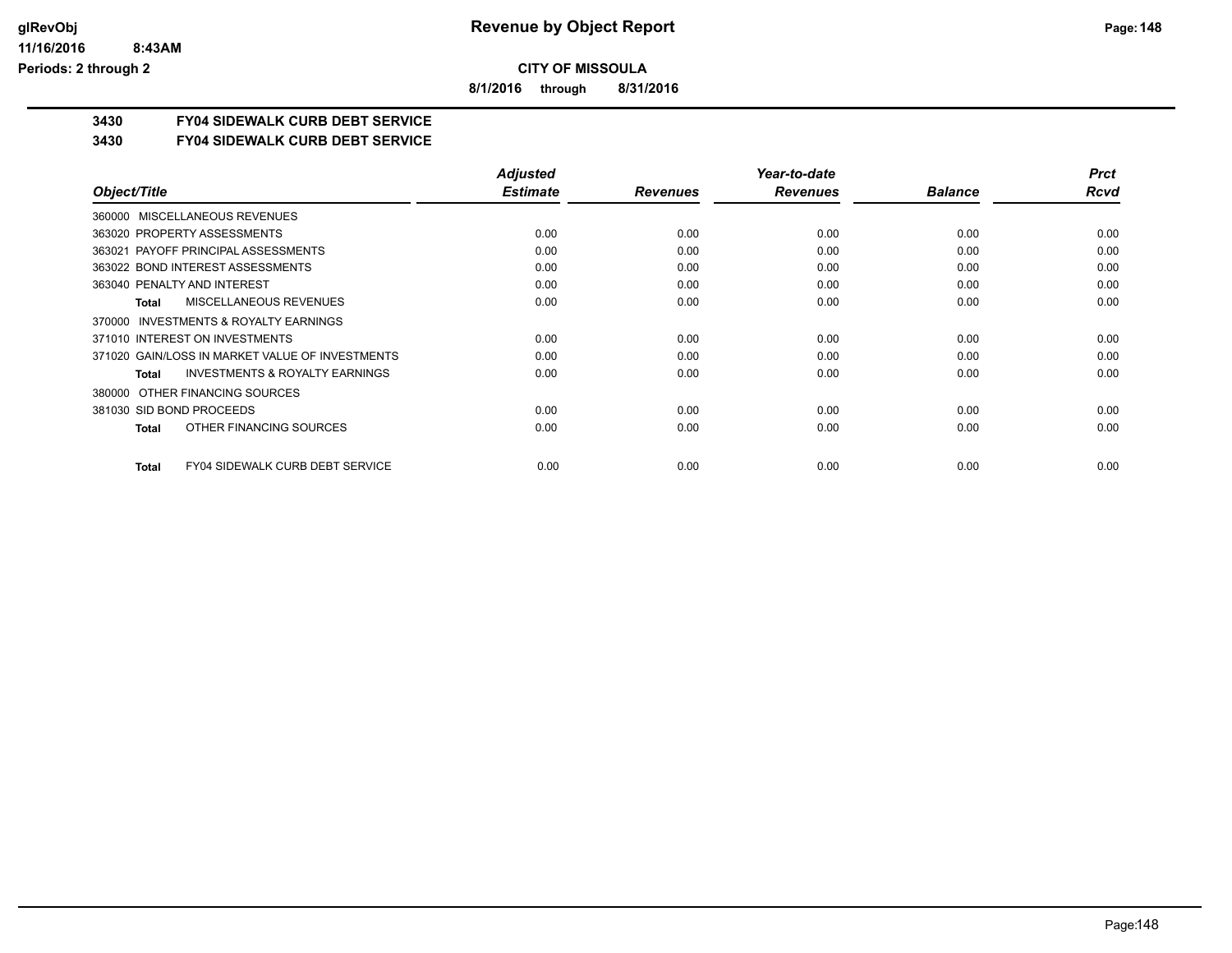# Revenue by Object Report

**CITY OF MISSOULA**

**8/1/2016 through 8/31/2016**

Periods: 2 through 2

## 3430 FY04 SIDEWALK CURB DEBT SERVICE

### 3430 FY04 SIDEWALK CURB DEBT SERVICE

| Object/Title | Adjusted Estimate | Revenues | Year-to-date Revenues | Balance | Prct Rcvd |
|---|---|---|---|---|---|
| 360000 MISCELLANEOUS REVENUES | | | | | |
| 363020 PROPERTY ASSESSMENTS | 0.00 | 0.00 | 0.00 | 0.00 | 0.00 |
| 363021 PAYOFF PRINCIPAL ASSESSMENTS | 0.00 | 0.00 | 0.00 | 0.00 | 0.00 |
| 363022 BOND INTEREST ASSESSMENTS | 0.00 | 0.00 | 0.00 | 0.00 | 0.00 |
| 363040 PENALTY AND INTEREST | 0.00 | 0.00 | 0.00 | 0.00 | 0.00 |
| **Total** MISCELLANEOUS REVENUES | 0.00 | 0.00 | 0.00 | 0.00 | 0.00 |
| 370000 INVESTMENTS & ROYALTY EARNINGS | | | | | |
| 371010 INTEREST ON INVESTMENTS | 0.00 | 0.00 | 0.00 | 0.00 | 0.00 |
| 371020 GAIN/LOSS IN MARKET VALUE OF INVESTMENTS | 0.00 | 0.00 | 0.00 | 0.00 | 0.00 |
| **Total** INVESTMENTS & ROYALTY EARNINGS | 0.00 | 0.00 | 0.00 | 0.00 | 0.00 |
| 380000 OTHER FINANCING SOURCES | | | | | |
| 381030 SID BOND PROCEEDS | 0.00 | 0.00 | 0.00 | 0.00 | 0.00 |
| **Total** OTHER FINANCING SOURCES | 0.00 | 0.00 | 0.00 | 0.00 | 0.00 |
| **Total** FY04 SIDEWALK CURB DEBT SERVICE | 0.00 | 0.00 | 0.00 | 0.00 | 0.00 |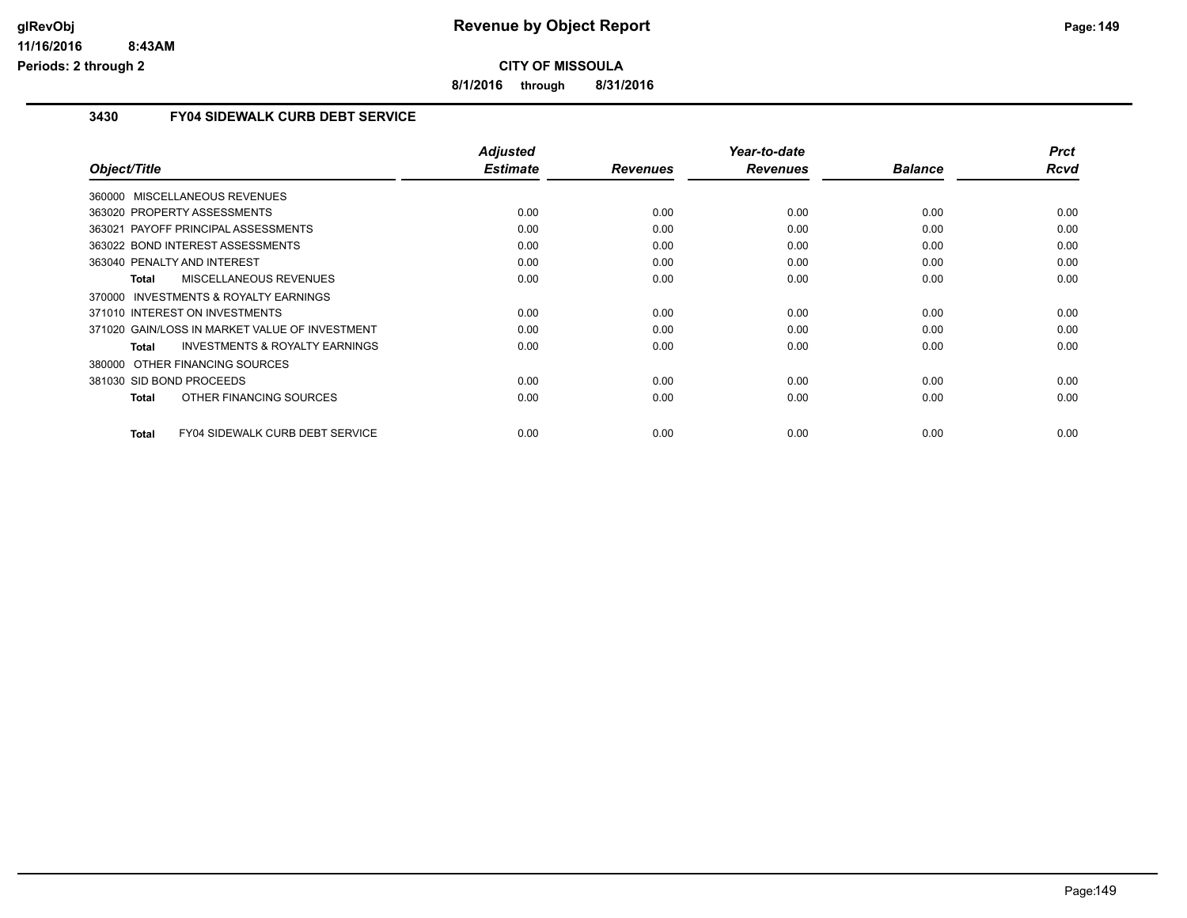**CITY OF MISSOULA**

**8/1/2016 through 8/31/2016**

## 3430 FY04 SIDEWALK CURB DEBT SERVICE

| Object/Title | Adjusted Estimate | Revenues | Year-to-date Revenues | Balance | Prct Rcvd |
|---|---|---|---|---|---|
| 360000 MISCELLANEOUS REVENUES | | | | | |
| 363020 PROPERTY ASSESSMENTS | 0.00 | 0.00 | 0.00 | 0.00 | 0.00 |
| 363021 PAYOFF PRINCIPAL ASSESSMENTS | 0.00 | 0.00 | 0.00 | 0.00 | 0.00 |
| 363022 BOND INTEREST ASSESSMENTS | 0.00 | 0.00 | 0.00 | 0.00 | 0.00 |
| 363040 PENALTY AND INTEREST | 0.00 | 0.00 | 0.00 | 0.00 | 0.00 |
| **Total** MISCELLANEOUS REVENUES | 0.00 | 0.00 | 0.00 | 0.00 | 0.00 |
| 370000 INVESTMENTS & ROYALTY EARNINGS | | | | | |
| 371010 INTEREST ON INVESTMENTS | 0.00 | 0.00 | 0.00 | 0.00 | 0.00 |
| 371020 GAIN/LOSS IN MARKET VALUE OF INVESTMENT | 0.00 | 0.00 | 0.00 | 0.00 | 0.00 |
| **Total** INVESTMENTS & ROYALTY EARNINGS | 0.00 | 0.00 | 0.00 | 0.00 | 0.00 |
| 380000 OTHER FINANCING SOURCES | | | | | |
| 381030 SID BOND PROCEEDS | 0.00 | 0.00 | 0.00 | 0.00 | 0.00 |
| **Total** OTHER FINANCING SOURCES | 0.00 | 0.00 | 0.00 | 0.00 | 0.00 |
| **Total** FY04 SIDEWALK CURB DEBT SERVICE | 0.00 | 0.00 | 0.00 | 0.00 | 0.00 |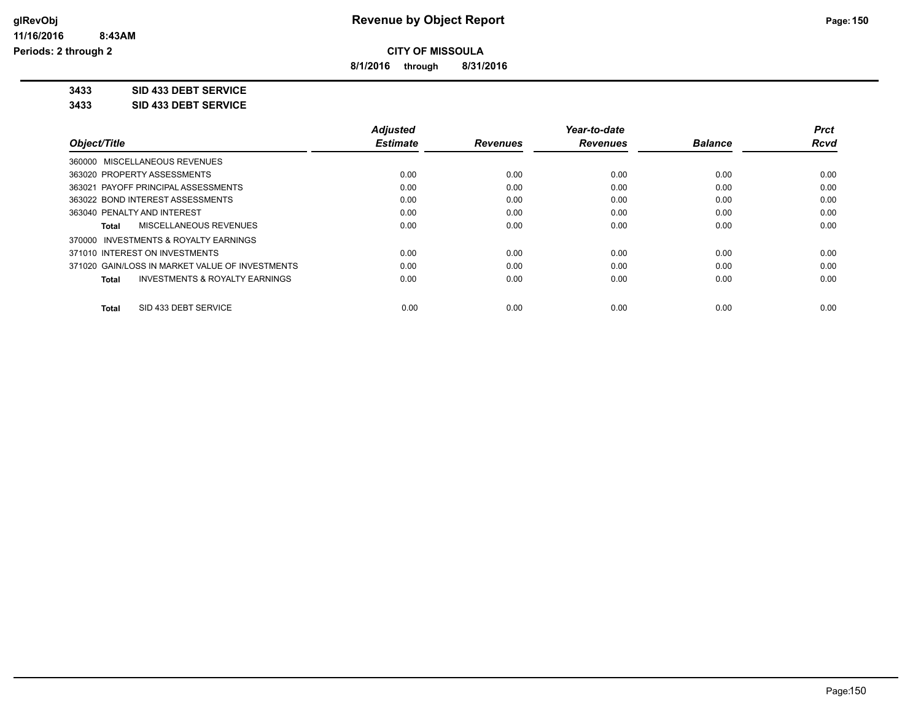# Revenue by Object Report

**CITY OF MISSOULA**

**8/1/2016 through 8/31/2016**

glRevObj
11/16/2016 8:43AM
Periods: 2 through 2

**3433 SID 433 DEBT SERVICE**

**3433 SID 433 DEBT SERVICE**

| Object/Title | Adjusted Estimate | Revenues | Year-to-date Revenues | Balance | Prct Rcvd |
|---|---|---|---|---|---|
| 360000 MISCELLANEOUS REVENUES | | | | | |
| 363020 PROPERTY ASSESSMENTS | 0.00 | 0.00 | 0.00 | 0.00 | 0.00 |
| 363021 PAYOFF PRINCIPAL ASSESSMENTS | 0.00 | 0.00 | 0.00 | 0.00 | 0.00 |
| 363022 BOND INTEREST ASSESSMENTS | 0.00 | 0.00 | 0.00 | 0.00 | 0.00 |
| 363040 PENALTY AND INTEREST | 0.00 | 0.00 | 0.00 | 0.00 | 0.00 |
| **Total** MISCELLANEOUS REVENUES | 0.00 | 0.00 | 0.00 | 0.00 | 0.00 |
| 370000 INVESTMENTS & ROYALTY EARNINGS | | | | | |
| 371010 INTEREST ON INVESTMENTS | 0.00 | 0.00 | 0.00 | 0.00 | 0.00 |
| 371020 GAIN/LOSS IN MARKET VALUE OF INVESTMENTS | 0.00 | 0.00 | 0.00 | 0.00 | 0.00 |
| **Total** INVESTMENTS & ROYALTY EARNINGS | 0.00 | 0.00 | 0.00 | 0.00 | 0.00 |
| **Total** SID 433 DEBT SERVICE | 0.00 | 0.00 | 0.00 | 0.00 | 0.00 |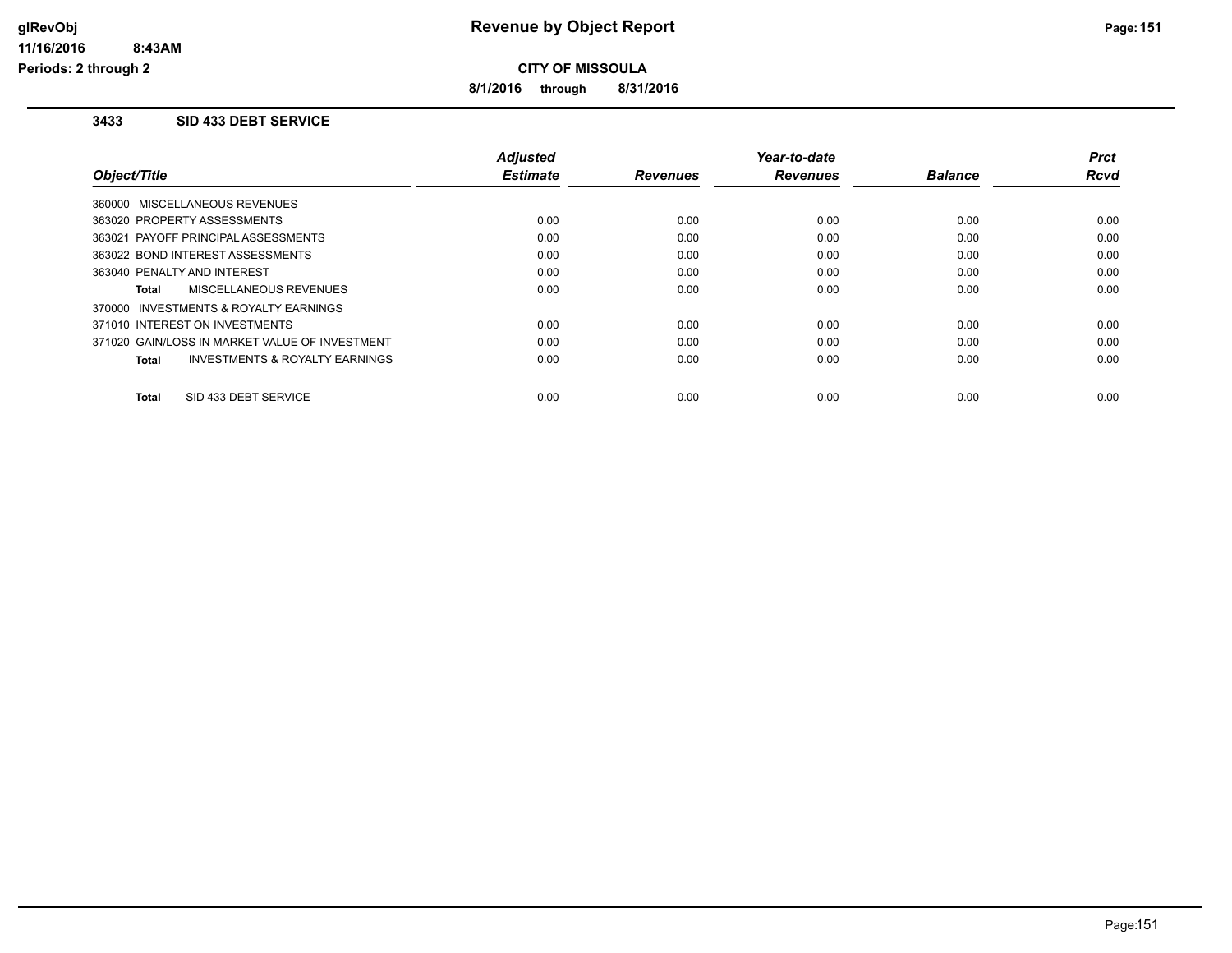**CITY OF MISSOULA**

**8/1/2016 through 8/31/2016**

### 3433 SID 433 DEBT SERVICE

| Object/Title | Adjusted Estimate | Revenues | Year-to-date Revenues | Balance | Prct Rcvd |
|---|---|---|---|---|---|
| 360000 MISCELLANEOUS REVENUES | | | | | |
| 363020 PROPERTY ASSESSMENTS | 0.00 | 0.00 | 0.00 | 0.00 | 0.00 |
| 363021 PAYOFF PRINCIPAL ASSESSMENTS | 0.00 | 0.00 | 0.00 | 0.00 | 0.00 |
| 363022 BOND INTEREST ASSESSMENTS | 0.00 | 0.00 | 0.00 | 0.00 | 0.00 |
| 363040 PENALTY AND INTEREST | 0.00 | 0.00 | 0.00 | 0.00 | 0.00 |
| **Total** MISCELLANEOUS REVENUES | 0.00 | 0.00 | 0.00 | 0.00 | 0.00 |
| 370000 INVESTMENTS & ROYALTY EARNINGS | | | | | |
| 371010 INTEREST ON INVESTMENTS | 0.00 | 0.00 | 0.00 | 0.00 | 0.00 |
| 371020 GAIN/LOSS IN MARKET VALUE OF INVESTMENT | 0.00 | 0.00 | 0.00 | 0.00 | 0.00 |
| **Total** INVESTMENTS & ROYALTY EARNINGS | 0.00 | 0.00 | 0.00 | 0.00 | 0.00 |
| **Total** SID 433 DEBT SERVICE | 0.00 | 0.00 | 0.00 | 0.00 | 0.00 |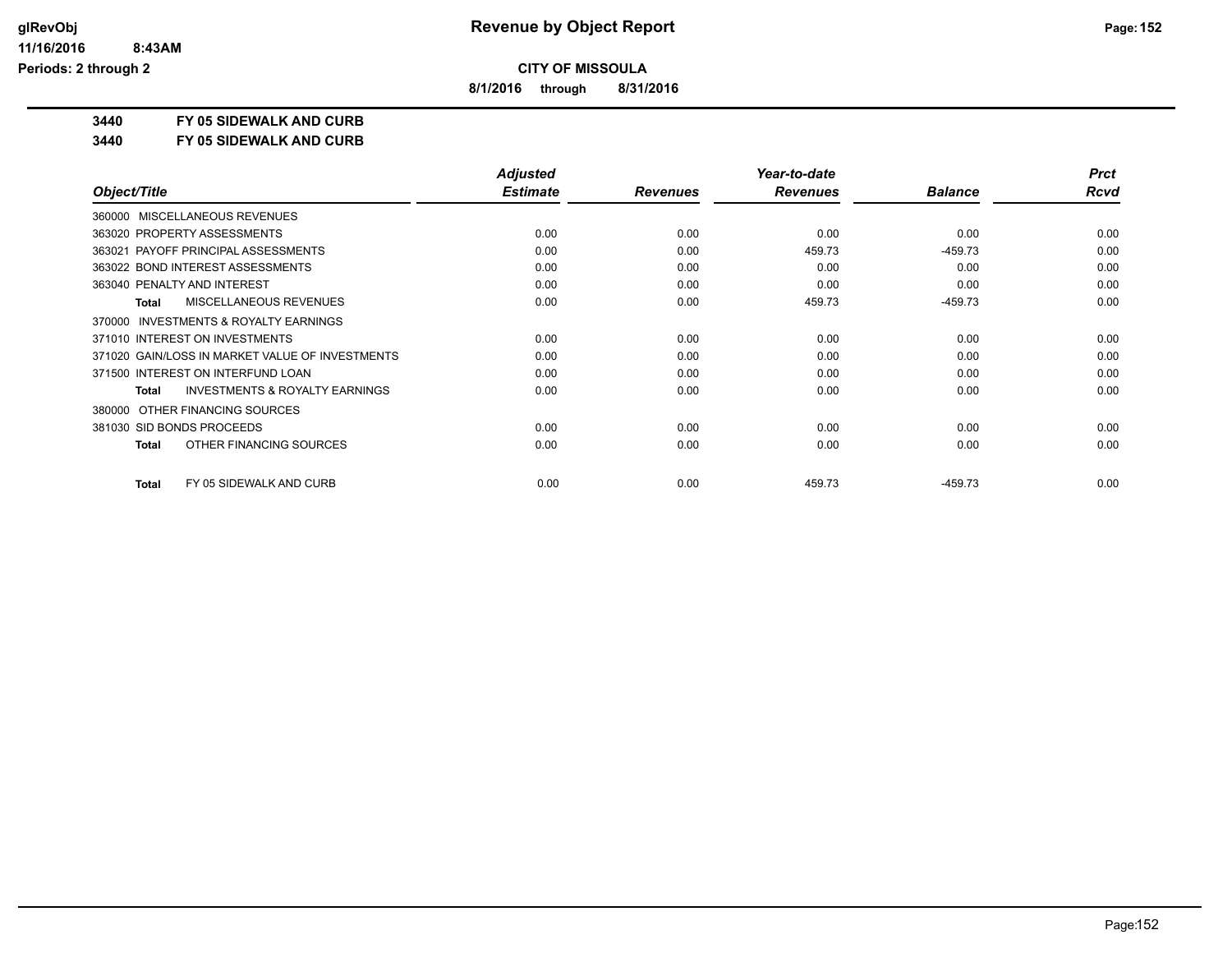# Revenue by Object Report

**CITY OF MISSOULA**

**8/1/2016 through 8/31/2016**

glRevObj
11/16/2016 8:43AM
Periods: 2 through 2

**3440 FY 05 SIDEWALK AND CURB**

**3440 FY 05 SIDEWALK AND CURB**

| Object/Title | Adjusted Estimate | Revenues | Year-to-date Revenues | Balance | Prct Rcvd |
|---|---|---|---|---|---|
| 360000 MISCELLANEOUS REVENUES | | | | | |
| 363020 PROPERTY ASSESSMENTS | 0.00 | 0.00 | 0.00 | 0.00 | 0.00 |
| 363021 PAYOFF PRINCIPAL ASSESSMENTS | 0.00 | 0.00 | 459.73 | -459.73 | 0.00 |
| 363022 BOND INTEREST ASSESSMENTS | 0.00 | 0.00 | 0.00 | 0.00 | 0.00 |
| 363040 PENALTY AND INTEREST | 0.00 | 0.00 | 0.00 | 0.00 | 0.00 |
| **Total** MISCELLANEOUS REVENUES | 0.00 | 0.00 | 459.73 | -459.73 | 0.00 |
| 370000 INVESTMENTS & ROYALTY EARNINGS | | | | | |
| 371010 INTEREST ON INVESTMENTS | 0.00 | 0.00 | 0.00 | 0.00 | 0.00 |
| 371020 GAIN/LOSS IN MARKET VALUE OF INVESTMENTS | 0.00 | 0.00 | 0.00 | 0.00 | 0.00 |
| 371500 INTEREST ON INTERFUND LOAN | 0.00 | 0.00 | 0.00 | 0.00 | 0.00 |
| **Total** INVESTMENTS & ROYALTY EARNINGS | 0.00 | 0.00 | 0.00 | 0.00 | 0.00 |
| 380000 OTHER FINANCING SOURCES | | | | | |
| 381030 SID BONDS PROCEEDS | 0.00 | 0.00 | 0.00 | 0.00 | 0.00 |
| **Total** OTHER FINANCING SOURCES | 0.00 | 0.00 | 0.00 | 0.00 | 0.00 |
| **Total** FY 05 SIDEWALK AND CURB | 0.00 | 0.00 | 459.73 | -459.73 | 0.00 |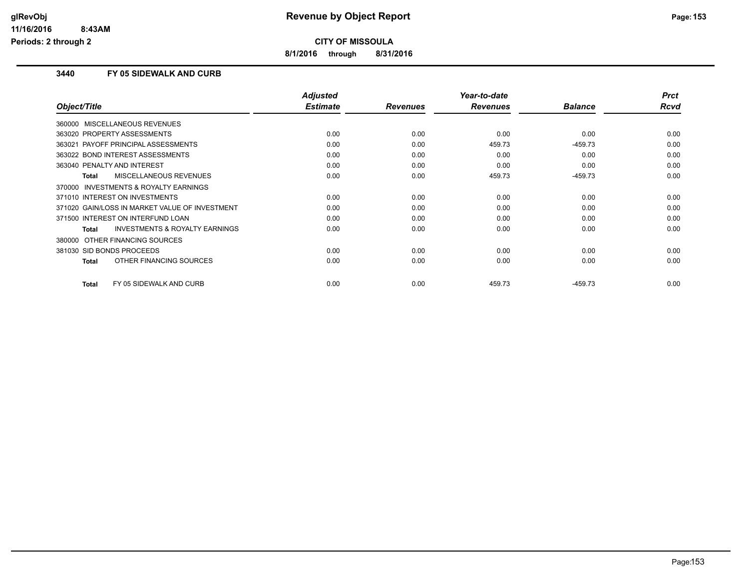**Revenue by Object Report**

**CITY OF MISSOULA**

**8/1/2016 through 8/31/2016**

glRevObj
11/16/2016 8:43AM
Periods: 2 through 2

## 3440 FY 05 SIDEWALK AND CURB

| Object/Title | Adjusted Estimate | Revenues | Year-to-date Revenues | Balance | Prct Rcvd |
|---|---|---|---|---|---|
| 360000 MISCELLANEOUS REVENUES | | | | | |
| 363020 PROPERTY ASSESSMENTS | 0.00 | 0.00 | 0.00 | 0.00 | 0.00 |
| 363021 PAYOFF PRINCIPAL ASSESSMENTS | 0.00 | 0.00 | 459.73 | -459.73 | 0.00 |
| 363022 BOND INTEREST ASSESSMENTS | 0.00 | 0.00 | 0.00 | 0.00 | 0.00 |
| 363040 PENALTY AND INTEREST | 0.00 | 0.00 | 0.00 | 0.00 | 0.00 |
| **Total** MISCELLANEOUS REVENUES | 0.00 | 0.00 | 459.73 | -459.73 | 0.00 |
| 370000 INVESTMENTS & ROYALTY EARNINGS | | | | | |
| 371010 INTEREST ON INVESTMENTS | 0.00 | 0.00 | 0.00 | 0.00 | 0.00 |
| 371020 GAIN/LOSS IN MARKET VALUE OF INVESTMENT | 0.00 | 0.00 | 0.00 | 0.00 | 0.00 |
| 371500 INTEREST ON INTERFUND LOAN | 0.00 | 0.00 | 0.00 | 0.00 | 0.00 |
| **Total** INVESTMENTS & ROYALTY EARNINGS | 0.00 | 0.00 | 0.00 | 0.00 | 0.00 |
| 380000 OTHER FINANCING SOURCES | | | | | |
| 381030 SID BONDS PROCEEDS | 0.00 | 0.00 | 0.00 | 0.00 | 0.00 |
| **Total** OTHER FINANCING SOURCES | 0.00 | 0.00 | 0.00 | 0.00 | 0.00 |
| **Total** FY 05 SIDEWALK AND CURB | 0.00 | 0.00 | 459.73 | -459.73 | 0.00 |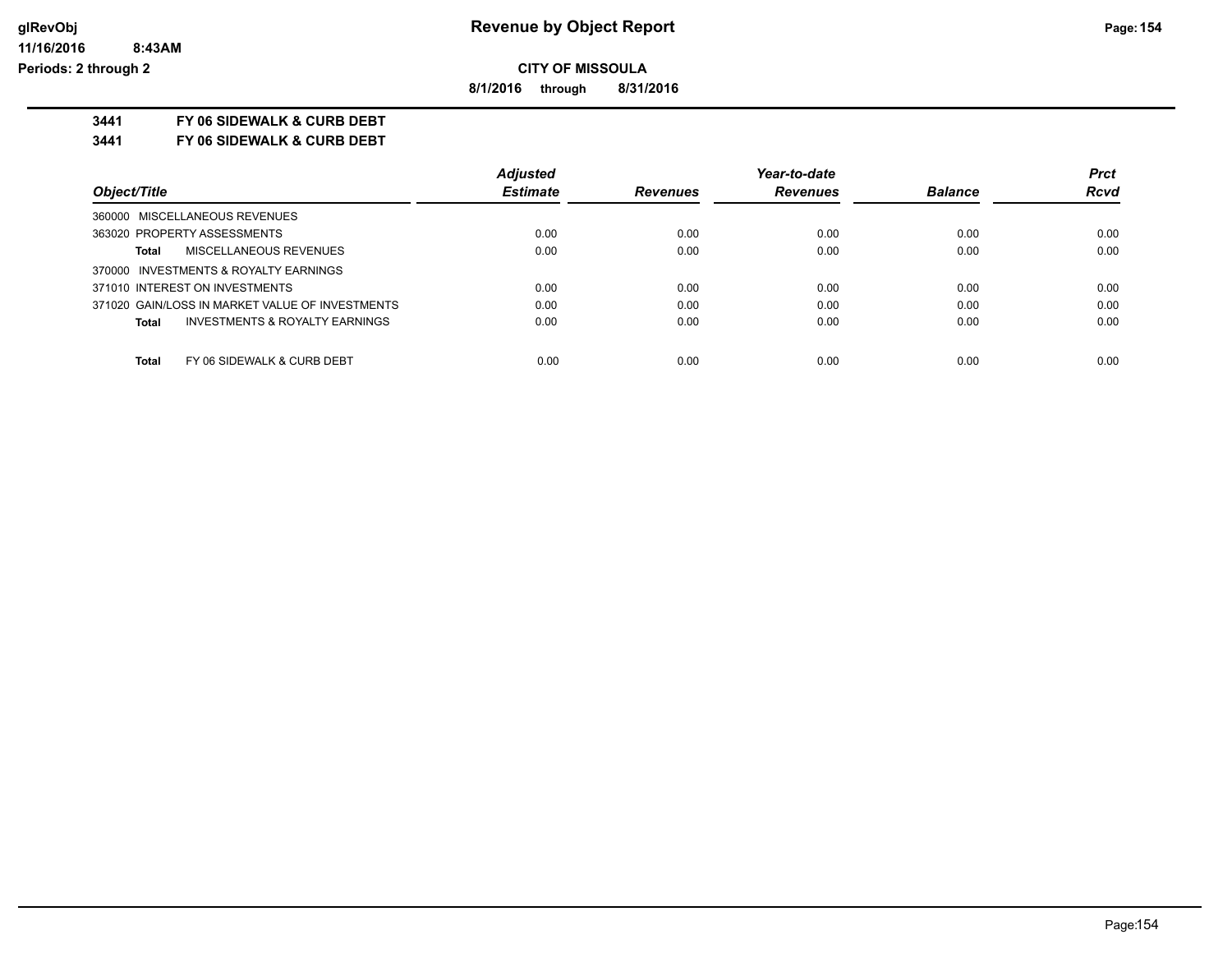**glRevObj**
**11/16/2016 8:43AM**
**Periods: 2 through 2**

# Revenue by Object Report

**CITY OF MISSOULA**

**8/1/2016 through 8/31/2016**

## 3441 FY 06 SIDEWALK & CURB DEBT
## 3441 FY 06 SIDEWALK & CURB DEBT

| Object/Title | Adjusted Estimate | Revenues | Year-to-date Revenues | Balance | Prct Rcvd |
|---|---|---|---|---|---|
| 360000 MISCELLANEOUS REVENUES | | | | | |
| 363020 PROPERTY ASSESSMENTS | 0.00 | 0.00 | 0.00 | 0.00 | 0.00 |
| **Total** MISCELLANEOUS REVENUES | 0.00 | 0.00 | 0.00 | 0.00 | 0.00 |
| 370000 INVESTMENTS & ROYALTY EARNINGS | | | | | |
| 371010 INTEREST ON INVESTMENTS | 0.00 | 0.00 | 0.00 | 0.00 | 0.00 |
| 371020 GAIN/LOSS IN MARKET VALUE OF INVESTMENTS | 0.00 | 0.00 | 0.00 | 0.00 | 0.00 |
| **Total** INVESTMENTS & ROYALTY EARNINGS | 0.00 | 0.00 | 0.00 | 0.00 | 0.00 |
| **Total** FY 06 SIDEWALK & CURB DEBT | 0.00 | 0.00 | 0.00 | 0.00 | 0.00 |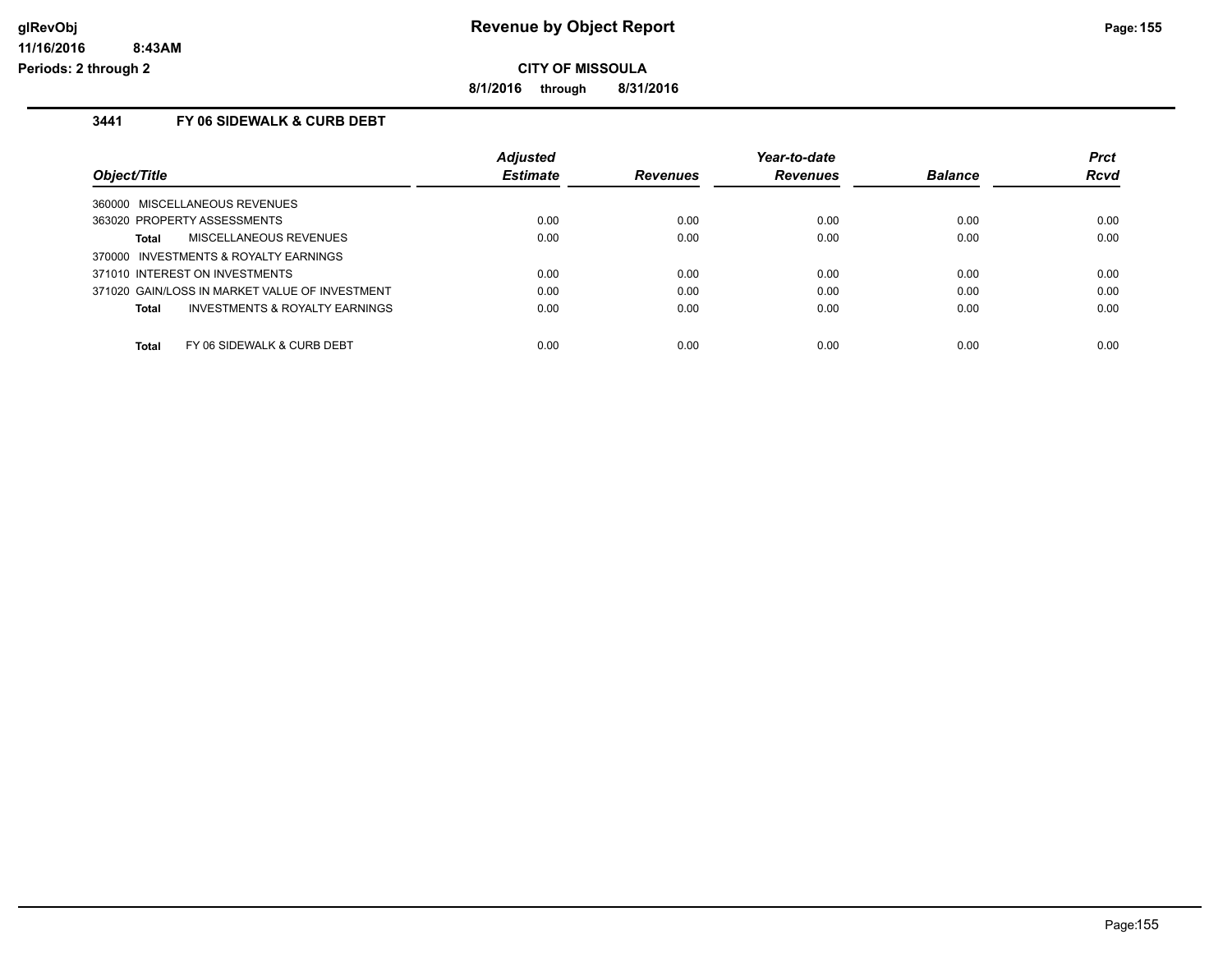# Revenue by Object Report

**CITY OF MISSOULA**

**8/1/2016 through 8/31/2016**

glRevObj
11/16/2016 8:43AM
Periods: 2 through 2

### 3441 FY 06 SIDEWALK & CURB DEBT

| Object/Title | Adjusted Estimate | Revenues | Year-to-date Revenues | Balance | Prct Rcvd |
|---|---|---|---|---|---|
| 360000 MISCELLANEOUS REVENUES | | | | | |
| 363020 PROPERTY ASSESSMENTS | 0.00 | 0.00 | 0.00 | 0.00 | 0.00 |
| **Total** MISCELLANEOUS REVENUES | 0.00 | 0.00 | 0.00 | 0.00 | 0.00 |
| 370000 INVESTMENTS & ROYALTY EARNINGS | | | | | |
| 371010 INTEREST ON INVESTMENTS | 0.00 | 0.00 | 0.00 | 0.00 | 0.00 |
| 371020 GAIN/LOSS IN MARKET VALUE OF INVESTMENT | 0.00 | 0.00 | 0.00 | 0.00 | 0.00 |
| **Total** INVESTMENTS & ROYALTY EARNINGS | 0.00 | 0.00 | 0.00 | 0.00 | 0.00 |
| **Total** FY 06 SIDEWALK & CURB DEBT | 0.00 | 0.00 | 0.00 | 0.00 | 0.00 |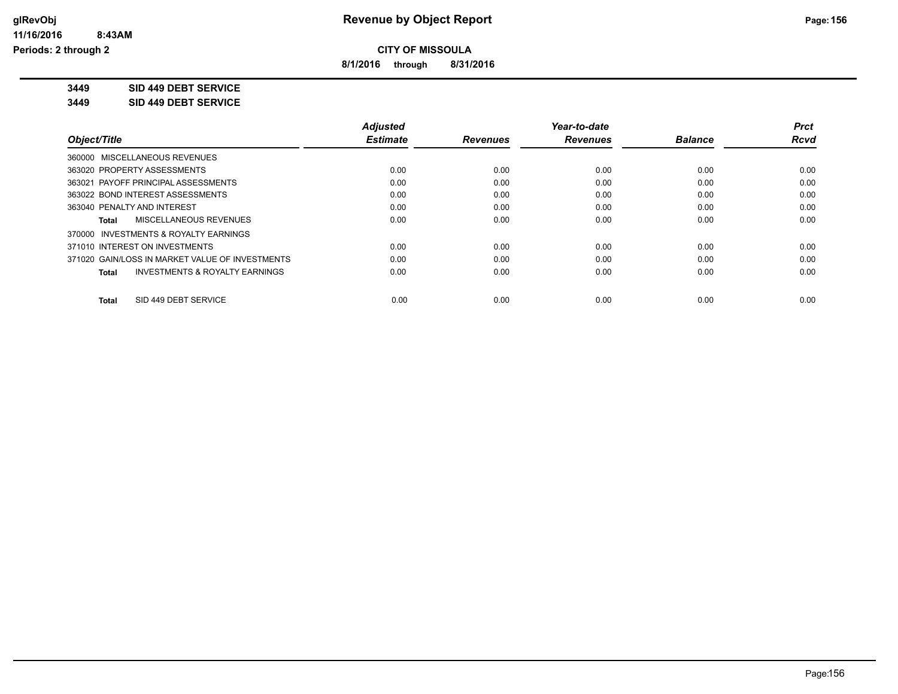**glRevObj**
**11/16/2016 8:43AM**
**Periods: 2 through 2**

# Revenue by Object Report

**CITY OF MISSOULA**

**8/1/2016 through 8/31/2016**

**3449 SID 449 DEBT SERVICE**

**3449 SID 449 DEBT SERVICE**

| Object/Title | Adjusted Estimate | Revenues | Year-to-date Revenues | Balance | Prct Rcvd |
|---|---|---|---|---|---|
| 360000 MISCELLANEOUS REVENUES | | | | | |
| 363020 PROPERTY ASSESSMENTS | 0.00 | 0.00 | 0.00 | 0.00 | 0.00 |
| 363021 PAYOFF PRINCIPAL ASSESSMENTS | 0.00 | 0.00 | 0.00 | 0.00 | 0.00 |
| 363022 BOND INTEREST ASSESSMENTS | 0.00 | 0.00 | 0.00 | 0.00 | 0.00 |
| 363040 PENALTY AND INTEREST | 0.00 | 0.00 | 0.00 | 0.00 | 0.00 |
| **Total** MISCELLANEOUS REVENUES | 0.00 | 0.00 | 0.00 | 0.00 | 0.00 |
| 370000 INVESTMENTS & ROYALTY EARNINGS | | | | | |
| 371010 INTEREST ON INVESTMENTS | 0.00 | 0.00 | 0.00 | 0.00 | 0.00 |
| 371020 GAIN/LOSS IN MARKET VALUE OF INVESTMENTS | 0.00 | 0.00 | 0.00 | 0.00 | 0.00 |
| **Total** INVESTMENTS & ROYALTY EARNINGS | 0.00 | 0.00 | 0.00 | 0.00 | 0.00 |
| **Total** SID 449 DEBT SERVICE | 0.00 | 0.00 | 0.00 | 0.00 | 0.00 |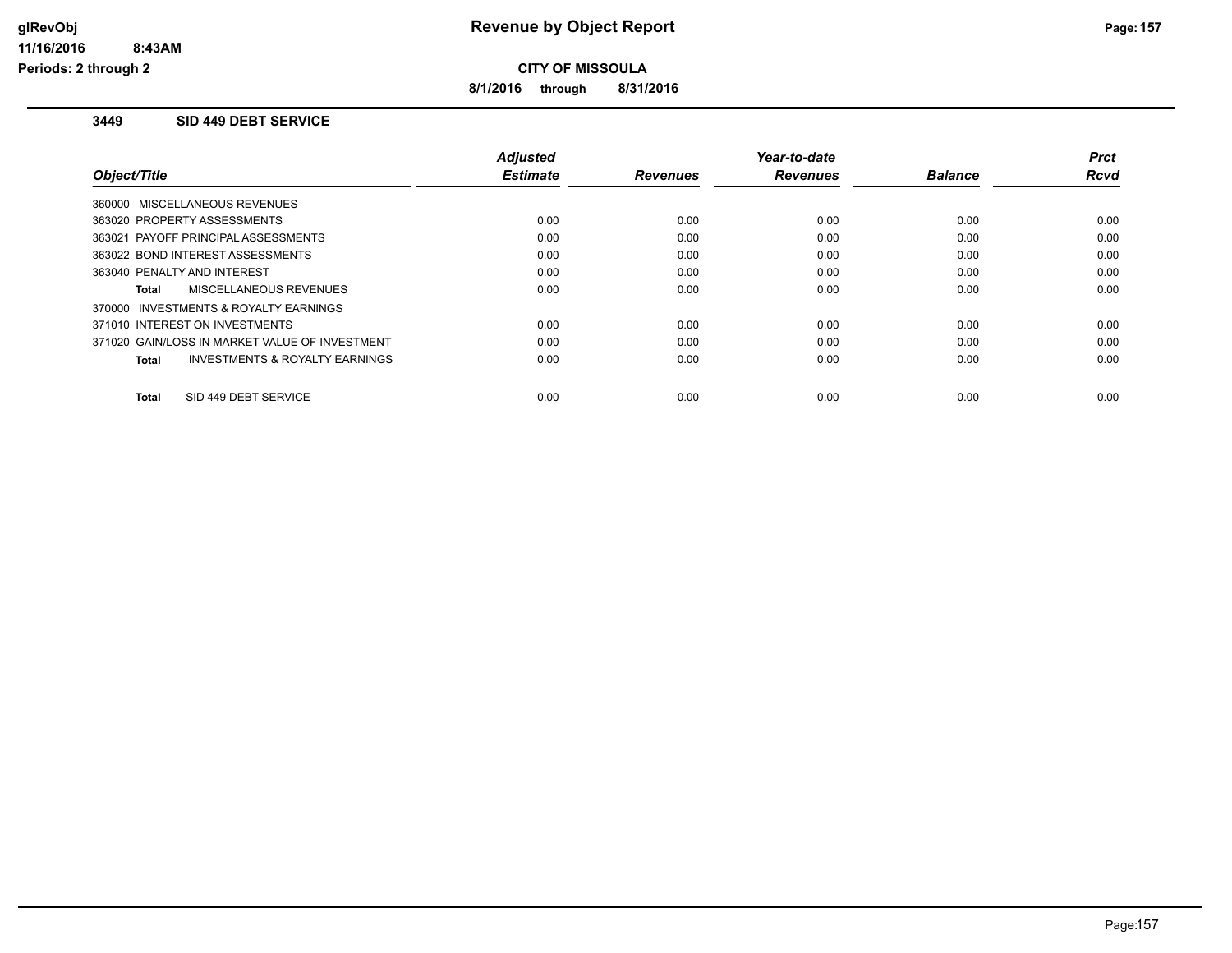# Revenue by Object Report

**CITY OF MISSOULA**

**8/1/2016 through 8/31/2016**

glRevObj
11/16/2016 8:43AM
Periods: 2 through 2

### 3449 SID 449 DEBT SERVICE

| Object/Title | Adjusted Estimate | Revenues | Year-to-date Revenues | Balance | Prct Rcvd |
|---|---|---|---|---|---|
| 360000 MISCELLANEOUS REVENUES | | | | | |
| 363020 PROPERTY ASSESSMENTS | 0.00 | 0.00 | 0.00 | 0.00 | 0.00 |
| 363021 PAYOFF PRINCIPAL ASSESSMENTS | 0.00 | 0.00 | 0.00 | 0.00 | 0.00 |
| 363022 BOND INTEREST ASSESSMENTS | 0.00 | 0.00 | 0.00 | 0.00 | 0.00 |
| 363040 PENALTY AND INTEREST | 0.00 | 0.00 | 0.00 | 0.00 | 0.00 |
| **Total** MISCELLANEOUS REVENUES | 0.00 | 0.00 | 0.00 | 0.00 | 0.00 |
| 370000 INVESTMENTS & ROYALTY EARNINGS | | | | | |
| 371010 INTEREST ON INVESTMENTS | 0.00 | 0.00 | 0.00 | 0.00 | 0.00 |
| 371020 GAIN/LOSS IN MARKET VALUE OF INVESTMENT | 0.00 | 0.00 | 0.00 | 0.00 | 0.00 |
| **Total** INVESTMENTS & ROYALTY EARNINGS | 0.00 | 0.00 | 0.00 | 0.00 | 0.00 |
| **Total** SID 449 DEBT SERVICE | 0.00 | 0.00 | 0.00 | 0.00 | 0.00 |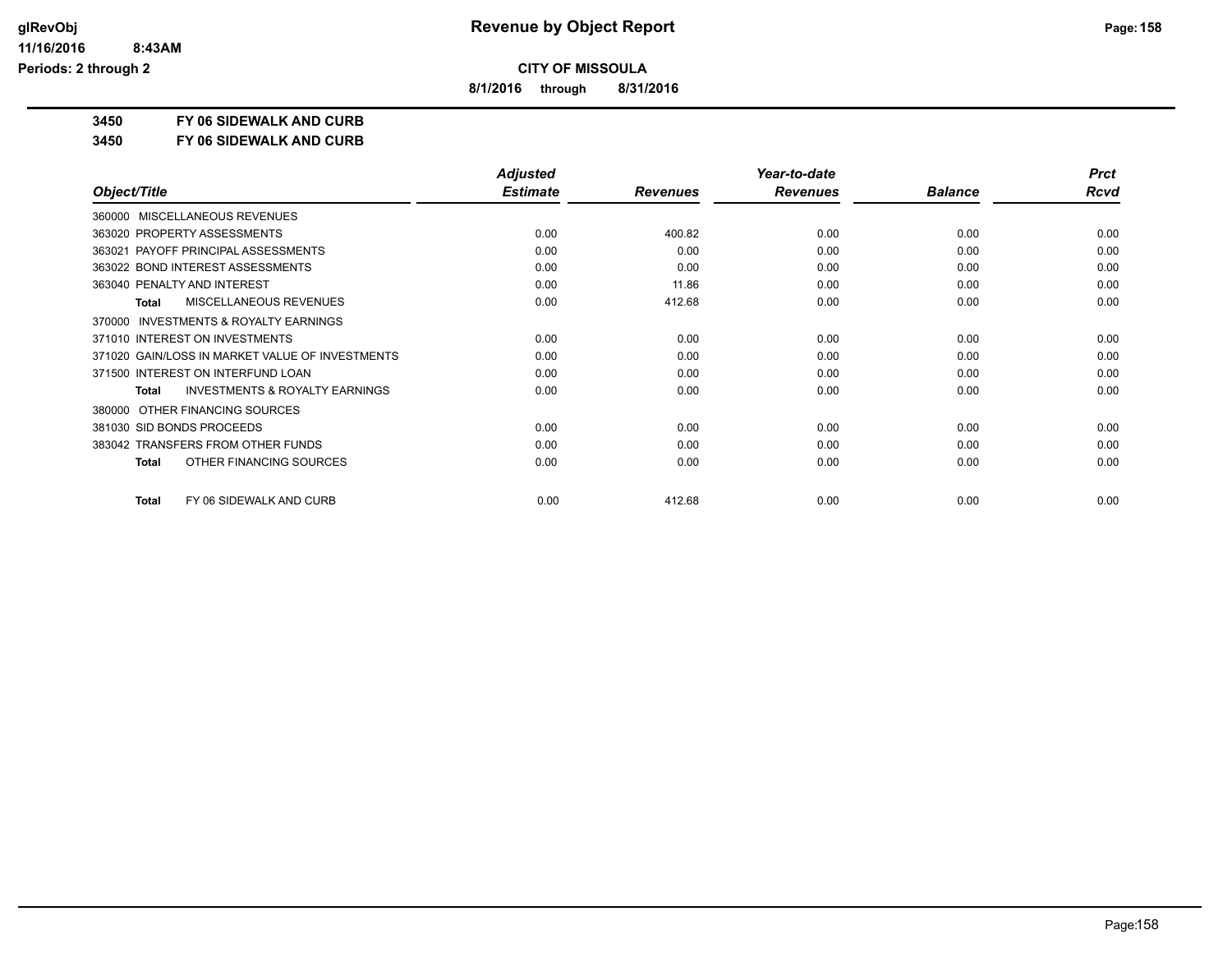# CITY OF MISSOULA

**8/1/2016 through 8/31/2016**

## Revenue by Object Report

glRevObj
11/16/2016 8:43AM
Periods: 2 through 2

**3450 FY 06 SIDEWALK AND CURB**

**3450 FY 06 SIDEWALK AND CURB**

| Object/Title | Adjusted Estimate | Revenues | Year-to-date Revenues | Balance | Prct Rcvd |
|---|---|---|---|---|---|
| 360000 MISCELLANEOUS REVENUES | | | | | |
| 363020 PROPERTY ASSESSMENTS | 0.00 | 400.82 | 0.00 | 0.00 | 0.00 |
| 363021 PAYOFF PRINCIPAL ASSESSMENTS | 0.00 | 0.00 | 0.00 | 0.00 | 0.00 |
| 363022 BOND INTEREST ASSESSMENTS | 0.00 | 0.00 | 0.00 | 0.00 | 0.00 |
| 363040 PENALTY AND INTEREST | 0.00 | 11.86 | 0.00 | 0.00 | 0.00 |
| **Total** MISCELLANEOUS REVENUES | 0.00 | 412.68 | 0.00 | 0.00 | 0.00 |
| 370000 INVESTMENTS & ROYALTY EARNINGS | | | | | |
| 371010 INTEREST ON INVESTMENTS | 0.00 | 0.00 | 0.00 | 0.00 | 0.00 |
| 371020 GAIN/LOSS IN MARKET VALUE OF INVESTMENTS | 0.00 | 0.00 | 0.00 | 0.00 | 0.00 |
| 371500 INTEREST ON INTERFUND LOAN | 0.00 | 0.00 | 0.00 | 0.00 | 0.00 |
| **Total** INVESTMENTS & ROYALTY EARNINGS | 0.00 | 0.00 | 0.00 | 0.00 | 0.00 |
| 380000 OTHER FINANCING SOURCES | | | | | |
| 381030 SID BONDS PROCEEDS | 0.00 | 0.00 | 0.00 | 0.00 | 0.00 |
| 383042 TRANSFERS FROM OTHER FUNDS | 0.00 | 0.00 | 0.00 | 0.00 | 0.00 |
| **Total** OTHER FINANCING SOURCES | 0.00 | 0.00 | 0.00 | 0.00 | 0.00 |
| **Total** FY 06 SIDEWALK AND CURB | 0.00 | 412.68 | 0.00 | 0.00 | 0.00 |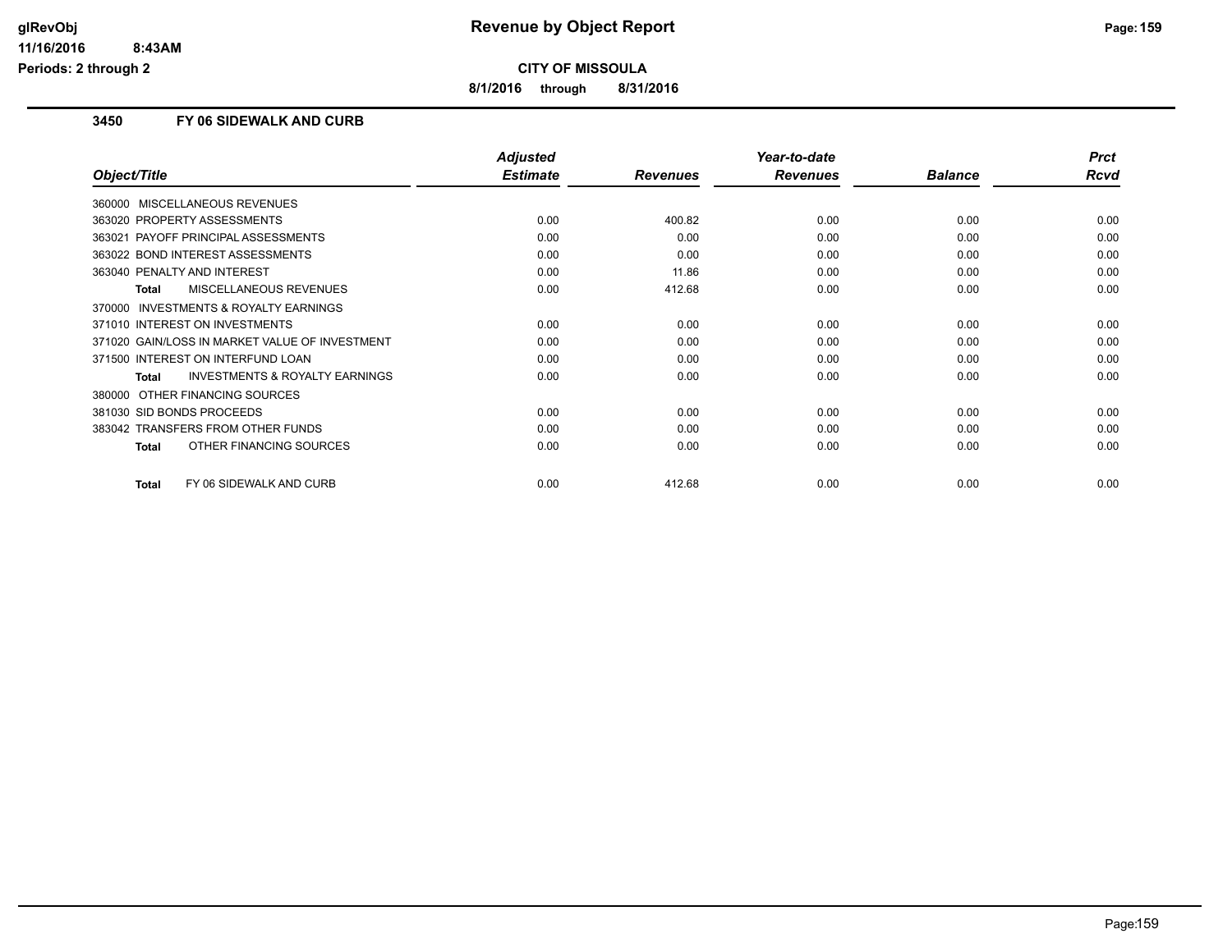# Revenue by Object Report

**CITY OF MISSOULA**

**8/1/2016 through 8/31/2016**

glRevObj
11/16/2016 8:43AM
Periods: 2 through 2

### 3450 FY 06 SIDEWALK AND CURB

| Object/Title | Adjusted Estimate | Revenues | Year-to-date Revenues | Balance | Prct Rcvd |
|---|---|---|---|---|---|
| 360000 MISCELLANEOUS REVENUES | | | | | |
| 363020 PROPERTY ASSESSMENTS | 0.00 | 400.82 | 0.00 | 0.00 | 0.00 |
| 363021 PAYOFF PRINCIPAL ASSESSMENTS | 0.00 | 0.00 | 0.00 | 0.00 | 0.00 |
| 363022 BOND INTEREST ASSESSMENTS | 0.00 | 0.00 | 0.00 | 0.00 | 0.00 |
| 363040 PENALTY AND INTEREST | 0.00 | 11.86 | 0.00 | 0.00 | 0.00 |
| **Total** MISCELLANEOUS REVENUES | 0.00 | 412.68 | 0.00 | 0.00 | 0.00 |
| 370000 INVESTMENTS & ROYALTY EARNINGS | | | | | |
| 371010 INTEREST ON INVESTMENTS | 0.00 | 0.00 | 0.00 | 0.00 | 0.00 |
| 371020 GAIN/LOSS IN MARKET VALUE OF INVESTMENT | 0.00 | 0.00 | 0.00 | 0.00 | 0.00 |
| 371500 INTEREST ON INTERFUND LOAN | 0.00 | 0.00 | 0.00 | 0.00 | 0.00 |
| **Total** INVESTMENTS & ROYALTY EARNINGS | 0.00 | 0.00 | 0.00 | 0.00 | 0.00 |
| 380000 OTHER FINANCING SOURCES | | | | | |
| 381030 SID BONDS PROCEEDS | 0.00 | 0.00 | 0.00 | 0.00 | 0.00 |
| 383042 TRANSFERS FROM OTHER FUNDS | 0.00 | 0.00 | 0.00 | 0.00 | 0.00 |
| **Total** OTHER FINANCING SOURCES | 0.00 | 0.00 | 0.00 | 0.00 | 0.00 |
| **Total** FY 06 SIDEWALK AND CURB | 0.00 | 412.68 | 0.00 | 0.00 | 0.00 |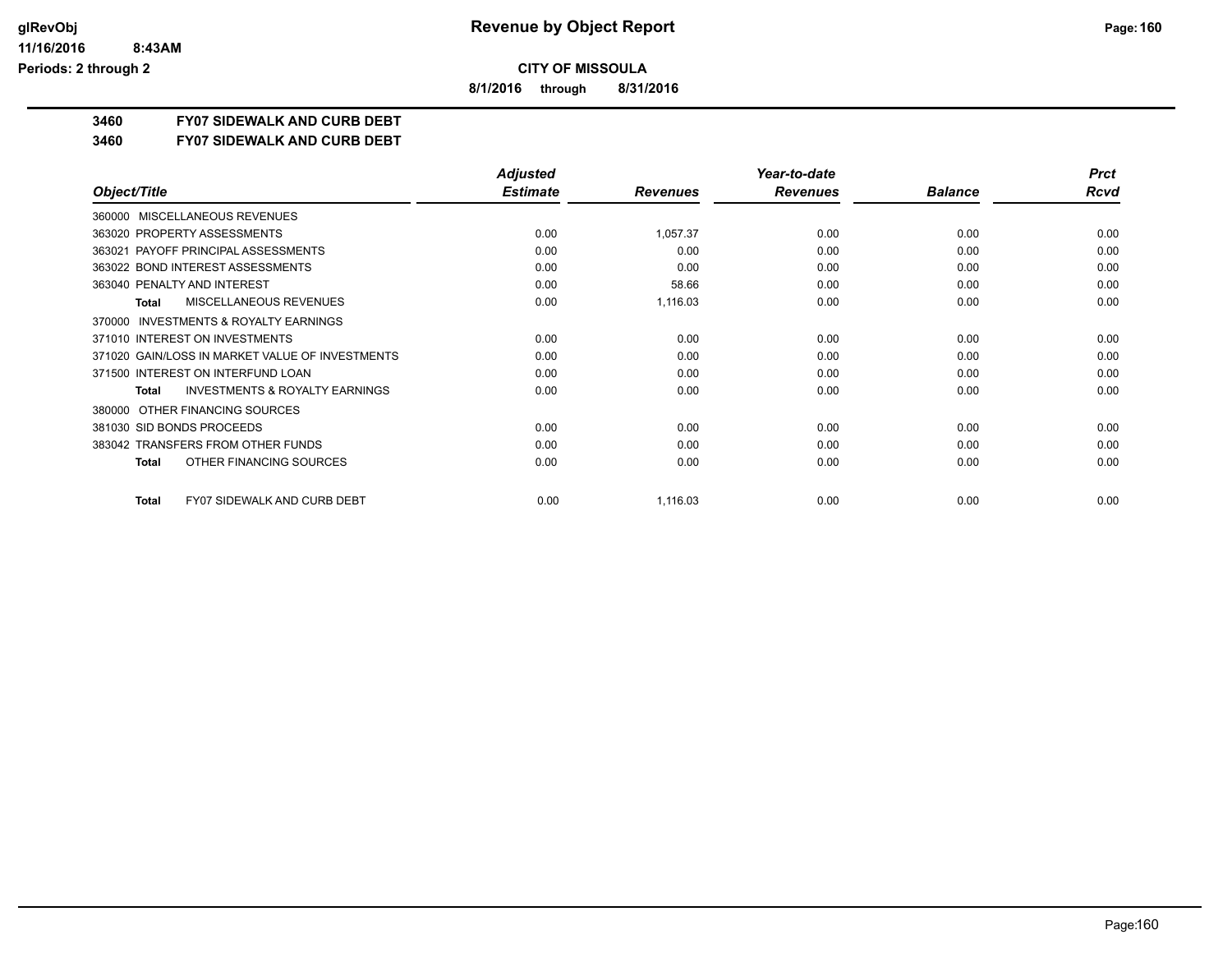**CITY OF MISSOULA**

**8/1/2016 through 8/31/2016**

**3460 FY07 SIDEWALK AND CURB DEBT**

**3460 FY07 SIDEWALK AND CURB DEBT**

| Object/Title | Adjusted Estimate | Revenues | Year-to-date Revenues | Balance | Prct Rcvd |
|---|---|---|---|---|---|
| 360000 MISCELLANEOUS REVENUES | | | | | |
| 363020 PROPERTY ASSESSMENTS | 0.00 | 1,057.37 | 0.00 | 0.00 | 0.00 |
| 363021 PAYOFF PRINCIPAL ASSESSMENTS | 0.00 | 0.00 | 0.00 | 0.00 | 0.00 |
| 363022 BOND INTEREST ASSESSMENTS | 0.00 | 0.00 | 0.00 | 0.00 | 0.00 |
| 363040 PENALTY AND INTEREST | 0.00 | 58.66 | 0.00 | 0.00 | 0.00 |
| **Total** MISCELLANEOUS REVENUES | 0.00 | 1,116.03 | 0.00 | 0.00 | 0.00 |
| 370000 INVESTMENTS & ROYALTY EARNINGS | | | | | |
| 371010 INTEREST ON INVESTMENTS | 0.00 | 0.00 | 0.00 | 0.00 | 0.00 |
| 371020 GAIN/LOSS IN MARKET VALUE OF INVESTMENTS | 0.00 | 0.00 | 0.00 | 0.00 | 0.00 |
| 371500 INTEREST ON INTERFUND LOAN | 0.00 | 0.00 | 0.00 | 0.00 | 0.00 |
| **Total** INVESTMENTS & ROYALTY EARNINGS | 0.00 | 0.00 | 0.00 | 0.00 | 0.00 |
| 380000 OTHER FINANCING SOURCES | | | | | |
| 381030 SID BONDS PROCEEDS | 0.00 | 0.00 | 0.00 | 0.00 | 0.00 |
| 383042 TRANSFERS FROM OTHER FUNDS | 0.00 | 0.00 | 0.00 | 0.00 | 0.00 |
| **Total** OTHER FINANCING SOURCES | 0.00 | 0.00 | 0.00 | 0.00 | 0.00 |
| **Total** FY07 SIDEWALK AND CURB DEBT | 0.00 | 1,116.03 | 0.00 | 0.00 | 0.00 |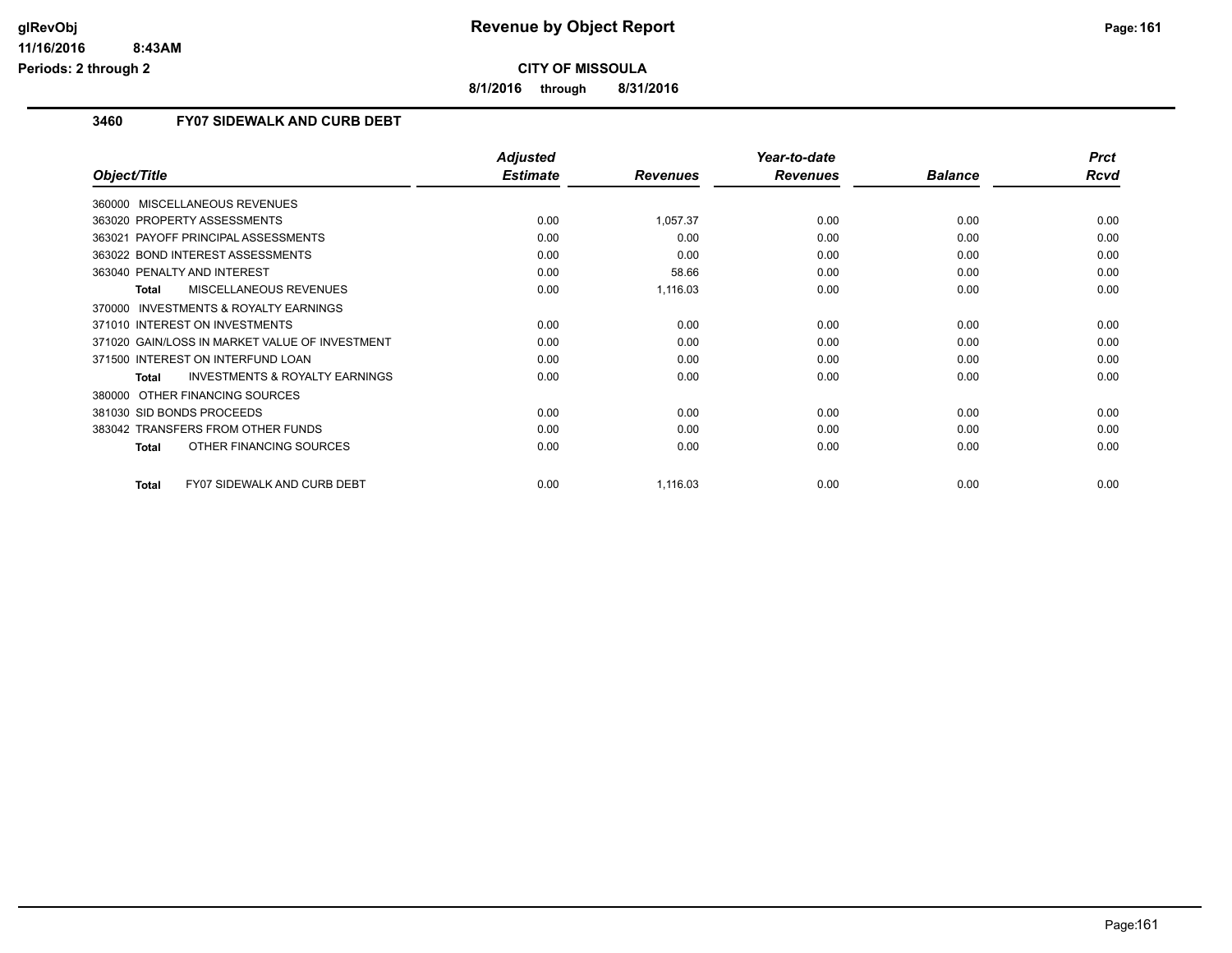# Revenue by Object Report

glRevObj
11/16/2016 8:43AM
Periods: 2 through 2

**CITY OF MISSOULA**

**8/1/2016 through 8/31/2016**

## 3460 FY07 SIDEWALK AND CURB DEBT

| Object/Title | Adjusted Estimate | Revenues | Year-to-date Revenues | Balance | Prct Rcvd |
|---|---|---|---|---|---|
| 360000 MISCELLANEOUS REVENUES | | | | | |
| 363020 PROPERTY ASSESSMENTS | 0.00 | 1,057.37 | 0.00 | 0.00 | 0.00 |
| 363021 PAYOFF PRINCIPAL ASSESSMENTS | 0.00 | 0.00 | 0.00 | 0.00 | 0.00 |
| 363022 BOND INTEREST ASSESSMENTS | 0.00 | 0.00 | 0.00 | 0.00 | 0.00 |
| 363040 PENALTY AND INTEREST | 0.00 | 58.66 | 0.00 | 0.00 | 0.00 |
| **Total** MISCELLANEOUS REVENUES | 0.00 | 1,116.03 | 0.00 | 0.00 | 0.00 |
| 370000 INVESTMENTS & ROYALTY EARNINGS | | | | | |
| 371010 INTEREST ON INVESTMENTS | 0.00 | 0.00 | 0.00 | 0.00 | 0.00 |
| 371020 GAIN/LOSS IN MARKET VALUE OF INVESTMENT | 0.00 | 0.00 | 0.00 | 0.00 | 0.00 |
| 371500 INTEREST ON INTERFUND LOAN | 0.00 | 0.00 | 0.00 | 0.00 | 0.00 |
| **Total** INVESTMENTS & ROYALTY EARNINGS | 0.00 | 0.00 | 0.00 | 0.00 | 0.00 |
| 380000 OTHER FINANCING SOURCES | | | | | |
| 381030 SID BONDS PROCEEDS | 0.00 | 0.00 | 0.00 | 0.00 | 0.00 |
| 383042 TRANSFERS FROM OTHER FUNDS | 0.00 | 0.00 | 0.00 | 0.00 | 0.00 |
| **Total** OTHER FINANCING SOURCES | 0.00 | 0.00 | 0.00 | 0.00 | 0.00 |
| **Total** FY07 SIDEWALK AND CURB DEBT | 0.00 | 1,116.03 | 0.00 | 0.00 | 0.00 |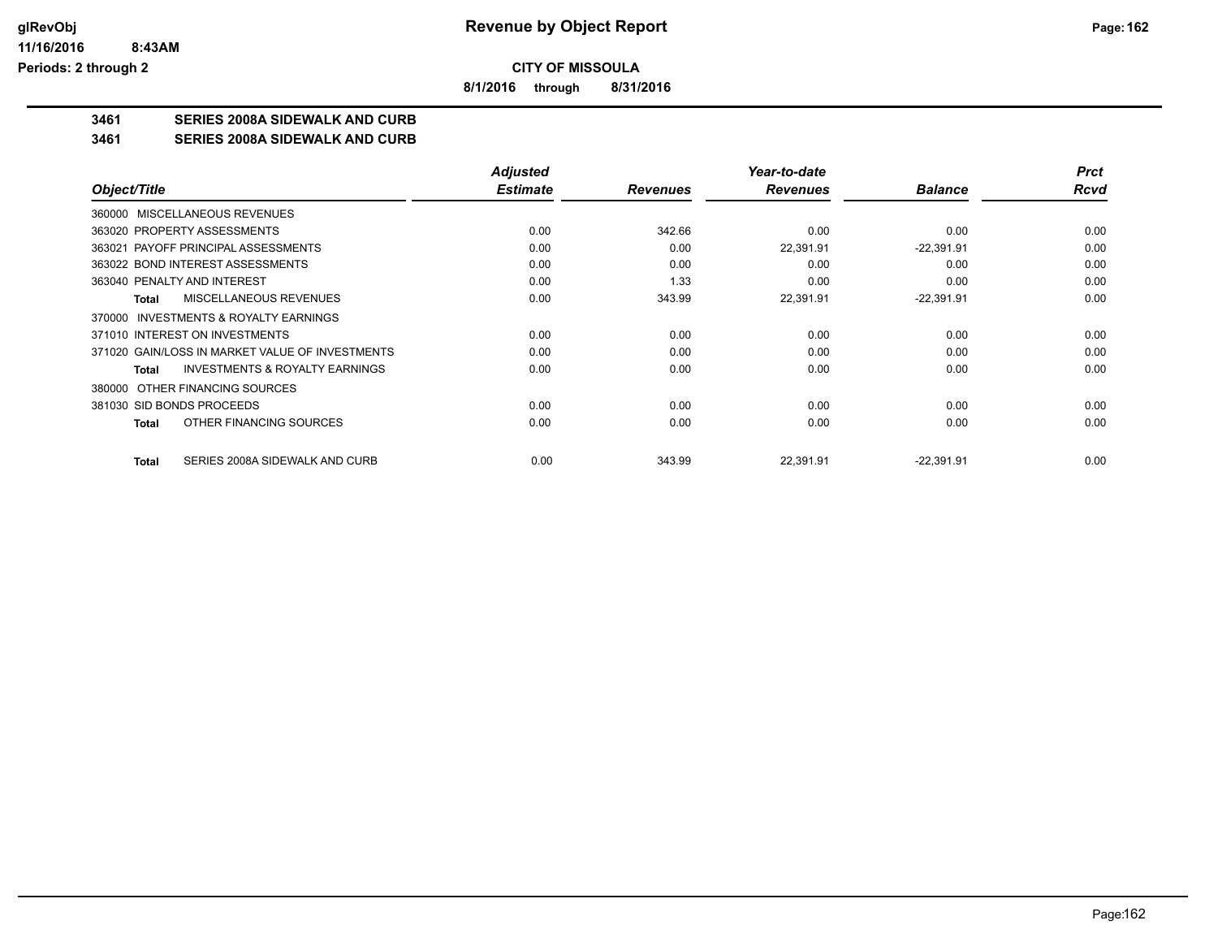**CITY OF MISSOULA**

**8/1/2016 through 8/31/2016**

## 3461 SERIES 2008A SIDEWALK AND CURB

## 3461 SERIES 2008A SIDEWALK AND CURB

| Object/Title | Adjusted Estimate | Revenues | Year-to-date Revenues | Balance | Prct Rcvd |
|---|---|---|---|---|---|
| 360000 MISCELLANEOUS REVENUES | | | | | |
| 363020 PROPERTY ASSESSMENTS | 0.00 | 342.66 | 0.00 | 0.00 | 0.00 |
| 363021 PAYOFF PRINCIPAL ASSESSMENTS | 0.00 | 0.00 | 22,391.91 | -22,391.91 | 0.00 |
| 363022 BOND INTEREST ASSESSMENTS | 0.00 | 0.00 | 0.00 | 0.00 | 0.00 |
| 363040 PENALTY AND INTEREST | 0.00 | 1.33 | 0.00 | 0.00 | 0.00 |
| **Total** MISCELLANEOUS REVENUES | 0.00 | 343.99 | 22,391.91 | -22,391.91 | 0.00 |
| 370000 INVESTMENTS & ROYALTY EARNINGS | | | | | |
| 371010 INTEREST ON INVESTMENTS | 0.00 | 0.00 | 0.00 | 0.00 | 0.00 |
| 371020 GAIN/LOSS IN MARKET VALUE OF INVESTMENTS | 0.00 | 0.00 | 0.00 | 0.00 | 0.00 |
| **Total** INVESTMENTS & ROYALTY EARNINGS | 0.00 | 0.00 | 0.00 | 0.00 | 0.00 |
| 380000 OTHER FINANCING SOURCES | | | | | |
| 381030 SID BONDS PROCEEDS | 0.00 | 0.00 | 0.00 | 0.00 | 0.00 |
| **Total** OTHER FINANCING SOURCES | 0.00 | 0.00 | 0.00 | 0.00 | 0.00 |
| **Total** SERIES 2008A SIDEWALK AND CURB | 0.00 | 343.99 | 22,391.91 | -22,391.91 | 0.00 |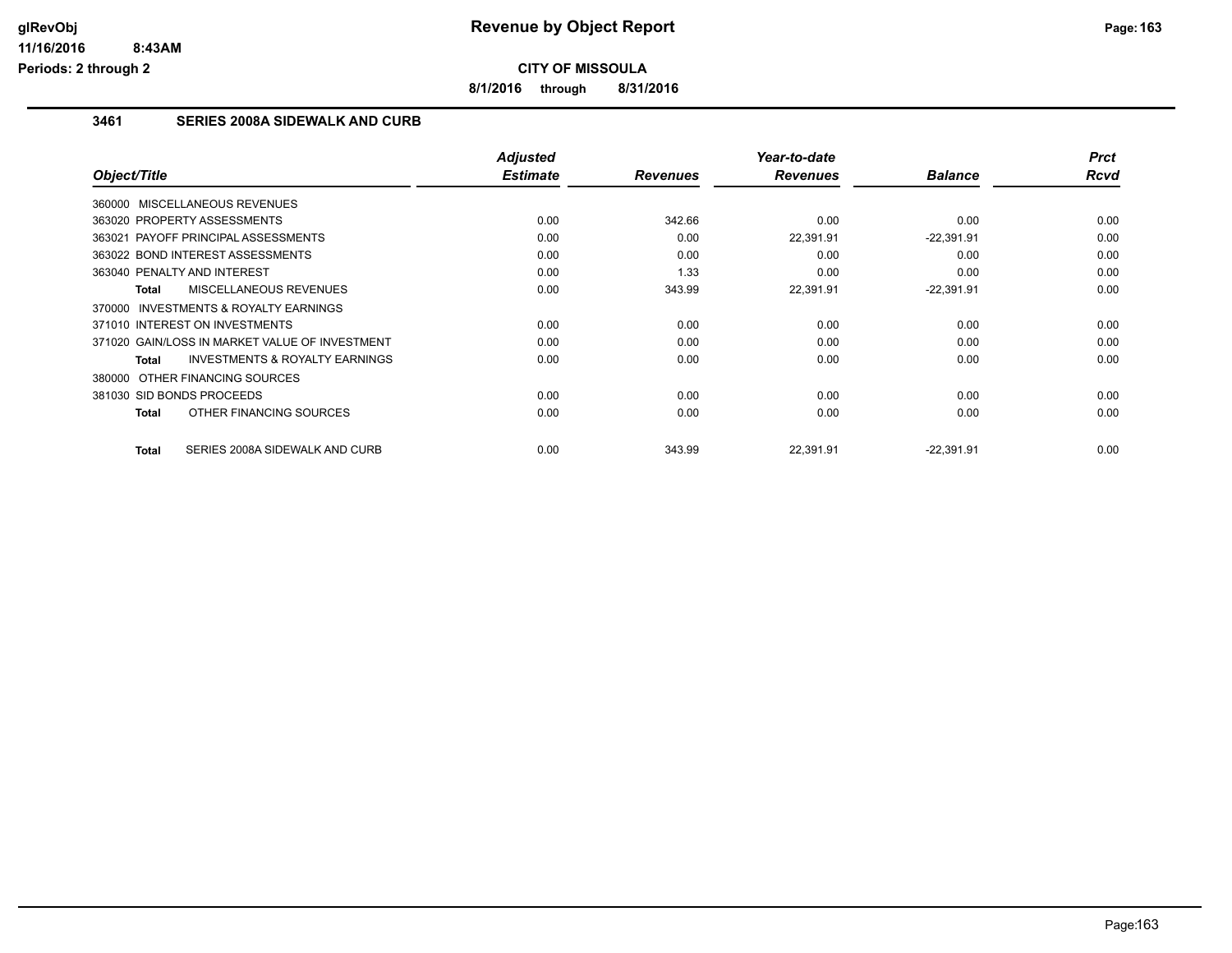**Revenue by Object Report**

**CITY OF MISSOULA**

**8/1/2016 through 8/31/2016**

glRevObj
11/16/2016 8:43AM
Periods: 2 through 2

### 3461 SERIES 2008A SIDEWALK AND CURB

| Object/Title | Adjusted Estimate | Revenues | Year-to-date Revenues | Balance | Prct Rcvd |
|---|---|---|---|---|---|
| 360000 MISCELLANEOUS REVENUES | | | | | |
| 363020 PROPERTY ASSESSMENTS | 0.00 | 342.66 | 0.00 | 0.00 | 0.00 |
| 363021 PAYOFF PRINCIPAL ASSESSMENTS | 0.00 | 0.00 | 22,391.91 | -22,391.91 | 0.00 |
| 363022 BOND INTEREST ASSESSMENTS | 0.00 | 0.00 | 0.00 | 0.00 | 0.00 |
| 363040 PENALTY AND INTEREST | 0.00 | 1.33 | 0.00 | 0.00 | 0.00 |
| **Total** MISCELLANEOUS REVENUES | 0.00 | 343.99 | 22,391.91 | -22,391.91 | 0.00 |
| 370000 INVESTMENTS & ROYALTY EARNINGS | | | | | |
| 371010 INTEREST ON INVESTMENTS | 0.00 | 0.00 | 0.00 | 0.00 | 0.00 |
| 371020 GAIN/LOSS IN MARKET VALUE OF INVESTMENT | 0.00 | 0.00 | 0.00 | 0.00 | 0.00 |
| **Total** INVESTMENTS & ROYALTY EARNINGS | 0.00 | 0.00 | 0.00 | 0.00 | 0.00 |
| 380000 OTHER FINANCING SOURCES | | | | | |
| 381030 SID BONDS PROCEEDS | 0.00 | 0.00 | 0.00 | 0.00 | 0.00 |
| **Total** OTHER FINANCING SOURCES | 0.00 | 0.00 | 0.00 | 0.00 | 0.00 |
| **Total** SERIES 2008A SIDEWALK AND CURB | 0.00 | 343.99 | 22,391.91 | -22,391.91 | 0.00 |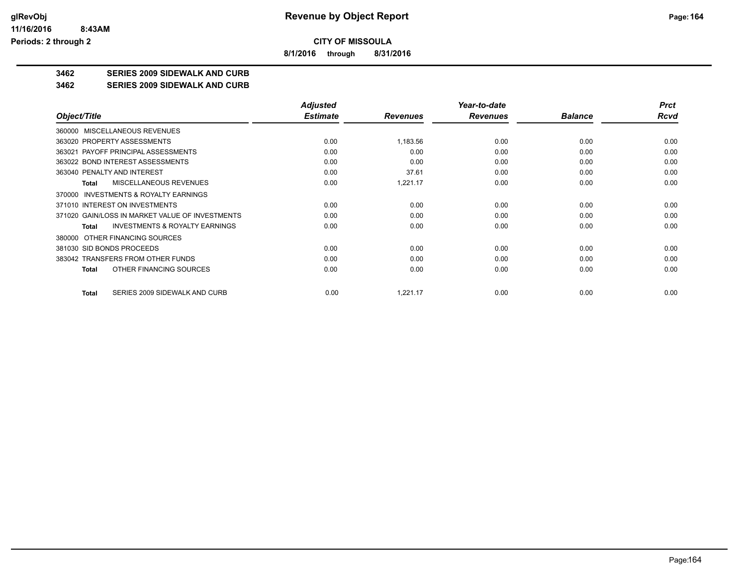# Revenue by Object Report

**CITY OF MISSOULA**

**8/1/2016 through 8/31/2016**

glRevObj
11/16/2016 8:43AM
Periods: 2 through 2

## 3462 SERIES 2009 SIDEWALK AND CURB

### 3462 SERIES 2009 SIDEWALK AND CURB

| Object/Title | Adjusted Estimate | Revenues | Year-to-date Revenues | Balance | Prct Rcvd |
|---|---|---|---|---|---|
| 360000 MISCELLANEOUS REVENUES | | | | | |
| 363020 PROPERTY ASSESSMENTS | 0.00 | 1,183.56 | 0.00 | 0.00 | 0.00 |
| 363021 PAYOFF PRINCIPAL ASSESSMENTS | 0.00 | 0.00 | 0.00 | 0.00 | 0.00 |
| 363022 BOND INTEREST ASSESSMENTS | 0.00 | 0.00 | 0.00 | 0.00 | 0.00 |
| 363040 PENALTY AND INTEREST | 0.00 | 37.61 | 0.00 | 0.00 | 0.00 |
| **Total** MISCELLANEOUS REVENUES | 0.00 | 1,221.17 | 0.00 | 0.00 | 0.00 |
| 370000 INVESTMENTS & ROYALTY EARNINGS | | | | | |
| 371010 INTEREST ON INVESTMENTS | 0.00 | 0.00 | 0.00 | 0.00 | 0.00 |
| 371020 GAIN/LOSS IN MARKET VALUE OF INVESTMENTS | 0.00 | 0.00 | 0.00 | 0.00 | 0.00 |
| **Total** INVESTMENTS & ROYALTY EARNINGS | 0.00 | 0.00 | 0.00 | 0.00 | 0.00 |
| 380000 OTHER FINANCING SOURCES | | | | | |
| 381030 SID BONDS PROCEEDS | 0.00 | 0.00 | 0.00 | 0.00 | 0.00 |
| 383042 TRANSFERS FROM OTHER FUNDS | 0.00 | 0.00 | 0.00 | 0.00 | 0.00 |
| **Total** OTHER FINANCING SOURCES | 0.00 | 0.00 | 0.00 | 0.00 | 0.00 |
| **Total** SERIES 2009 SIDEWALK AND CURB | 0.00 | 1,221.17 | 0.00 | 0.00 | 0.00 |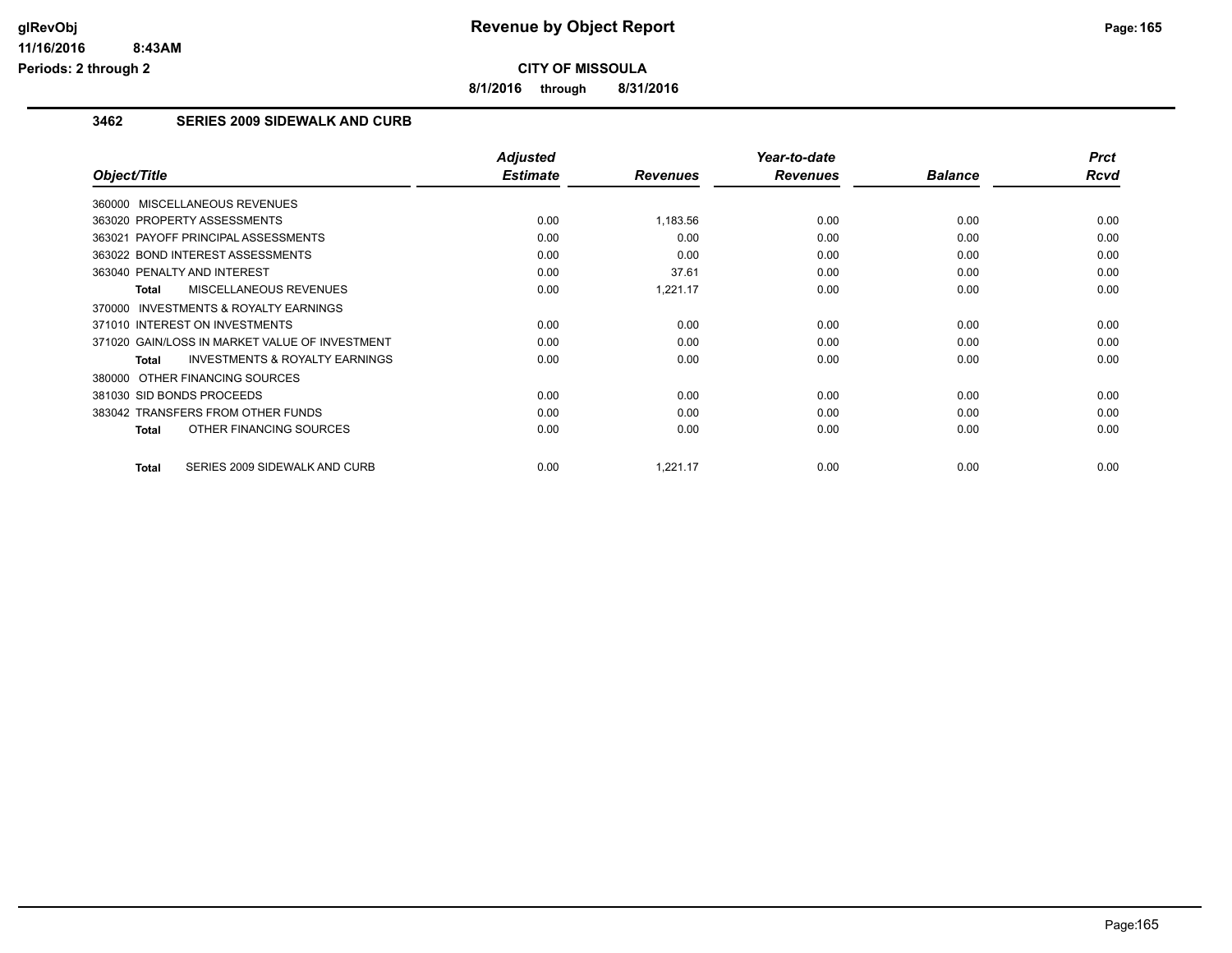**glRevObj** **Revenue by Object Report**

**11/16/2016 8:43AM**

**Periods: 2 through 2**

**CITY OF MISSOULA**

**8/1/2016 through 8/31/2016**

## 3462 SERIES 2009 SIDEWALK AND CURB

| Object/Title | Adjusted Estimate | Revenues | Year-to-date Revenues | Balance | Prct Rcvd |
|---|---|---|---|---|---|
| 360000 MISCELLANEOUS REVENUES | | | | | |
| 363020 PROPERTY ASSESSMENTS | 0.00 | 1,183.56 | 0.00 | 0.00 | 0.00 |
| 363021 PAYOFF PRINCIPAL ASSESSMENTS | 0.00 | 0.00 | 0.00 | 0.00 | 0.00 |
| 363022 BOND INTEREST ASSESSMENTS | 0.00 | 0.00 | 0.00 | 0.00 | 0.00 |
| 363040 PENALTY AND INTEREST | 0.00 | 37.61 | 0.00 | 0.00 | 0.00 |
| **Total** MISCELLANEOUS REVENUES | 0.00 | 1,221.17 | 0.00 | 0.00 | 0.00 |
| 370000 INVESTMENTS & ROYALTY EARNINGS | | | | | |
| 371010 INTEREST ON INVESTMENTS | 0.00 | 0.00 | 0.00 | 0.00 | 0.00 |
| 371020 GAIN/LOSS IN MARKET VALUE OF INVESTMENT | 0.00 | 0.00 | 0.00 | 0.00 | 0.00 |
| **Total** INVESTMENTS & ROYALTY EARNINGS | 0.00 | 0.00 | 0.00 | 0.00 | 0.00 |
| 380000 OTHER FINANCING SOURCES | | | | | |
| 381030 SID BONDS PROCEEDS | 0.00 | 0.00 | 0.00 | 0.00 | 0.00 |
| 383042 TRANSFERS FROM OTHER FUNDS | 0.00 | 0.00 | 0.00 | 0.00 | 0.00 |
| **Total** OTHER FINANCING SOURCES | 0.00 | 0.00 | 0.00 | 0.00 | 0.00 |
| **Total** SERIES 2009 SIDEWALK AND CURB | 0.00 | 1,221.17 | 0.00 | 0.00 | 0.00 |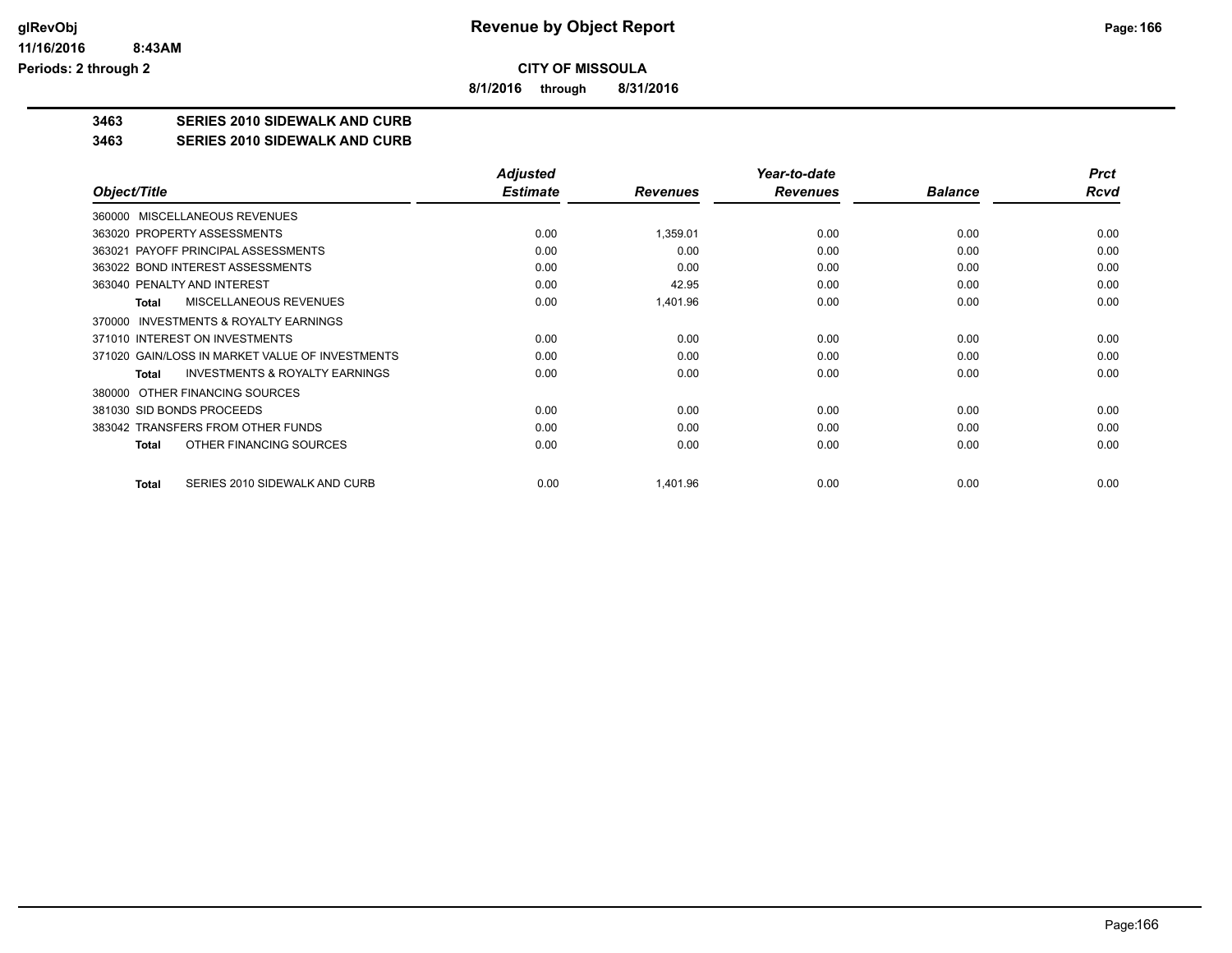**CITY OF MISSOULA**

**8/1/2016 through 8/31/2016**

**3463 SERIES 2010 SIDEWALK AND CURB**

**3463 SERIES 2010 SIDEWALK AND CURB**

| Object/Title | Adjusted Estimate | Revenues | Year-to-date Revenues | Balance | Prct Rcvd |
|---|---|---|---|---|---|
| 360000 MISCELLANEOUS REVENUES | | | | | |
| 363020 PROPERTY ASSESSMENTS | 0.00 | 1,359.01 | 0.00 | 0.00 | 0.00 |
| 363021 PAYOFF PRINCIPAL ASSESSMENTS | 0.00 | 0.00 | 0.00 | 0.00 | 0.00 |
| 363022 BOND INTEREST ASSESSMENTS | 0.00 | 0.00 | 0.00 | 0.00 | 0.00 |
| 363040 PENALTY AND INTEREST | 0.00 | 42.95 | 0.00 | 0.00 | 0.00 |
| **Total** MISCELLANEOUS REVENUES | 0.00 | 1,401.96 | 0.00 | 0.00 | 0.00 |
| 370000 INVESTMENTS & ROYALTY EARNINGS | | | | | |
| 371010 INTEREST ON INVESTMENTS | 0.00 | 0.00 | 0.00 | 0.00 | 0.00 |
| 371020 GAIN/LOSS IN MARKET VALUE OF INVESTMENTS | 0.00 | 0.00 | 0.00 | 0.00 | 0.00 |
| **Total** INVESTMENTS & ROYALTY EARNINGS | 0.00 | 0.00 | 0.00 | 0.00 | 0.00 |
| 380000 OTHER FINANCING SOURCES | | | | | |
| 381030 SID BONDS PROCEEDS | 0.00 | 0.00 | 0.00 | 0.00 | 0.00 |
| 383042 TRANSFERS FROM OTHER FUNDS | 0.00 | 0.00 | 0.00 | 0.00 | 0.00 |
| **Total** OTHER FINANCING SOURCES | 0.00 | 0.00 | 0.00 | 0.00 | 0.00 |
| **Total** SERIES 2010 SIDEWALK AND CURB | 0.00 | 1,401.96 | 0.00 | 0.00 | 0.00 |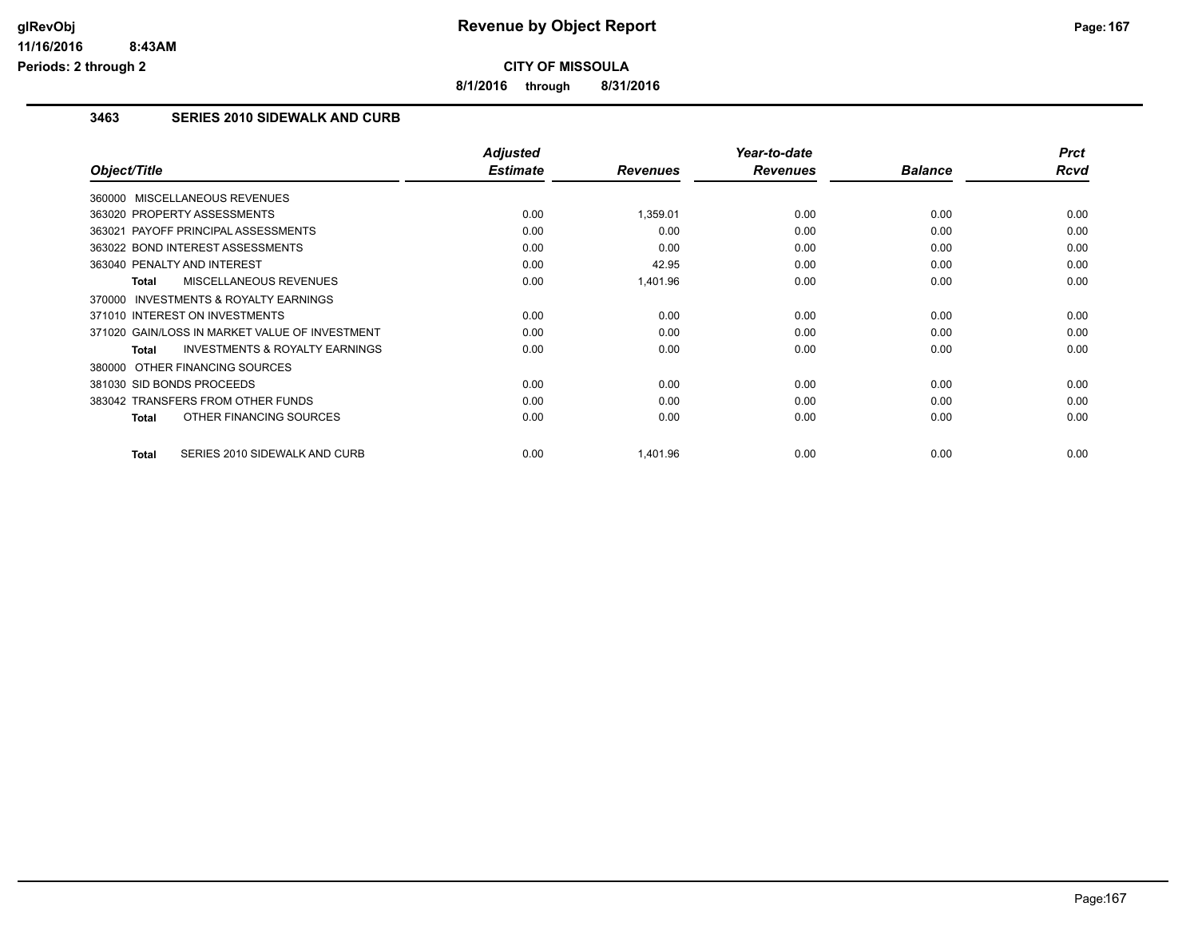# CITY OF MISSOULA

**Revenue by Object Report**

**8/1/2016 through 8/31/2016**

glRevObj
11/16/2016 8:43AM
Periods: 2 through 2

## 3463 SERIES 2010 SIDEWALK AND CURB

| Object/Title | Adjusted Estimate | Revenues | Year-to-date Revenues | Balance | Prct Rcvd |
|---|---|---|---|---|---|
| 360000 MISCELLANEOUS REVENUES | | | | | |
| 363020 PROPERTY ASSESSMENTS | 0.00 | 1,359.01 | 0.00 | 0.00 | 0.00 |
| 363021 PAYOFF PRINCIPAL ASSESSMENTS | 0.00 | 0.00 | 0.00 | 0.00 | 0.00 |
| 363022 BOND INTEREST ASSESSMENTS | 0.00 | 0.00 | 0.00 | 0.00 | 0.00 |
| 363040 PENALTY AND INTEREST | 0.00 | 42.95 | 0.00 | 0.00 | 0.00 |
| **Total** MISCELLANEOUS REVENUES | 0.00 | 1,401.96 | 0.00 | 0.00 | 0.00 |
| 370000 INVESTMENTS & ROYALTY EARNINGS | | | | | |
| 371010 INTEREST ON INVESTMENTS | 0.00 | 0.00 | 0.00 | 0.00 | 0.00 |
| 371020 GAIN/LOSS IN MARKET VALUE OF INVESTMENT | 0.00 | 0.00 | 0.00 | 0.00 | 0.00 |
| **Total** INVESTMENTS & ROYALTY EARNINGS | 0.00 | 0.00 | 0.00 | 0.00 | 0.00 |
| 380000 OTHER FINANCING SOURCES | | | | | |
| 381030 SID BONDS PROCEEDS | 0.00 | 0.00 | 0.00 | 0.00 | 0.00 |
| 383042 TRANSFERS FROM OTHER FUNDS | 0.00 | 0.00 | 0.00 | 0.00 | 0.00 |
| **Total** OTHER FINANCING SOURCES | 0.00 | 0.00 | 0.00 | 0.00 | 0.00 |
| **Total** SERIES 2010 SIDEWALK AND CURB | 0.00 | 1,401.96 | 0.00 | 0.00 | 0.00 |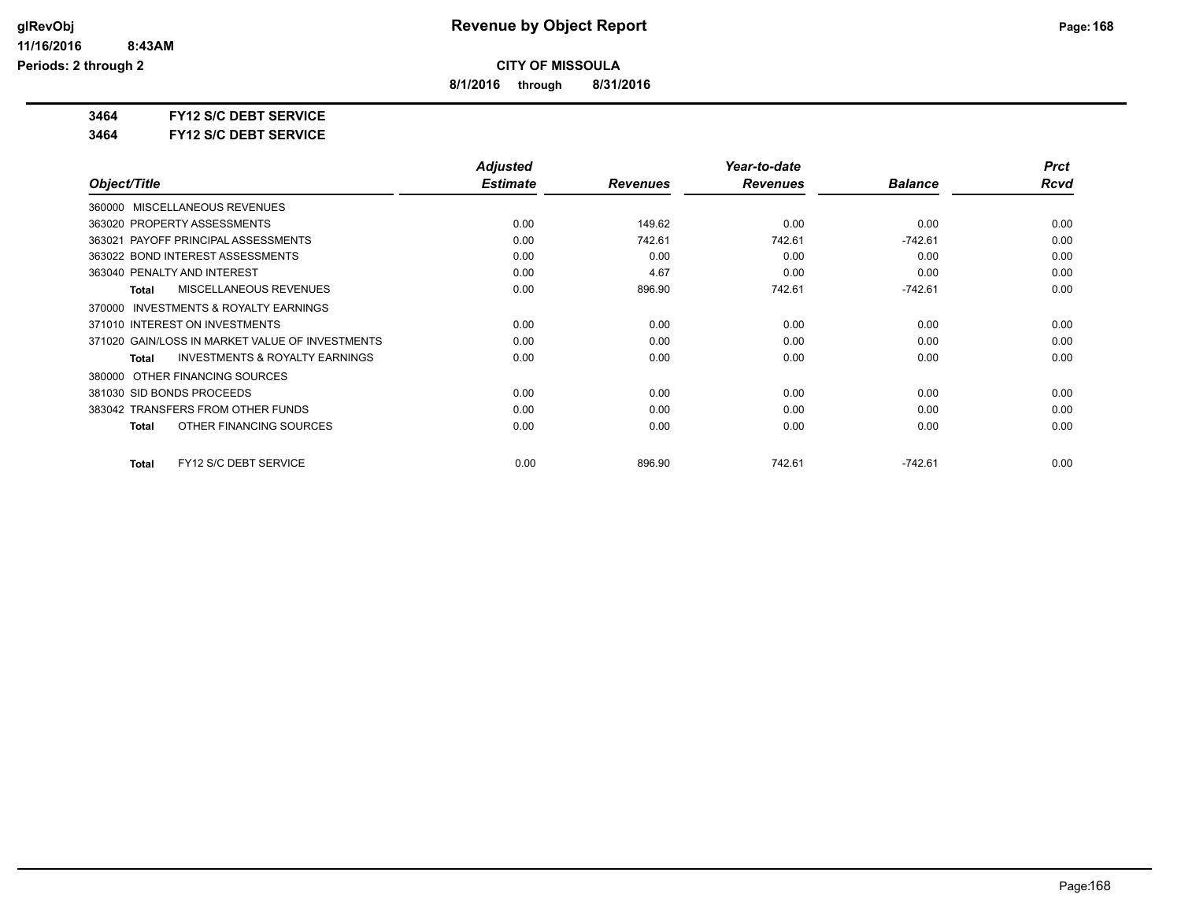**CITY OF MISSOULA**

**8/1/2016 through 8/31/2016**

**3464 FY12 S/C DEBT SERVICE**

**3464 FY12 S/C DEBT SERVICE**

| Object/Title | Adjusted Estimate | Revenues | Year-to-date Revenues | Balance | Prct Rcvd |
|---|---|---|---|---|---|
| 360000 MISCELLANEOUS REVENUES | | | | | |
| 363020 PROPERTY ASSESSMENTS | 0.00 | 149.62 | 0.00 | 0.00 | 0.00 |
| 363021 PAYOFF PRINCIPAL ASSESSMENTS | 0.00 | 742.61 | 742.61 | -742.61 | 0.00 |
| 363022 BOND INTEREST ASSESSMENTS | 0.00 | 0.00 | 0.00 | 0.00 | 0.00 |
| 363040 PENALTY AND INTEREST | 0.00 | 4.67 | 0.00 | 0.00 | 0.00 |
| **Total** MISCELLANEOUS REVENUES | 0.00 | 896.90 | 742.61 | -742.61 | 0.00 |
| 370000 INVESTMENTS & ROYALTY EARNINGS | | | | | |
| 371010 INTEREST ON INVESTMENTS | 0.00 | 0.00 | 0.00 | 0.00 | 0.00 |
| 371020 GAIN/LOSS IN MARKET VALUE OF INVESTMENTS | 0.00 | 0.00 | 0.00 | 0.00 | 0.00 |
| **Total** INVESTMENTS & ROYALTY EARNINGS | 0.00 | 0.00 | 0.00 | 0.00 | 0.00 |
| 380000 OTHER FINANCING SOURCES | | | | | |
| 381030 SID BONDS PROCEEDS | 0.00 | 0.00 | 0.00 | 0.00 | 0.00 |
| 383042 TRANSFERS FROM OTHER FUNDS | 0.00 | 0.00 | 0.00 | 0.00 | 0.00 |
| **Total** OTHER FINANCING SOURCES | 0.00 | 0.00 | 0.00 | 0.00 | 0.00 |
| **Total** FY12 S/C DEBT SERVICE | 0.00 | 896.90 | 742.61 | -742.61 | 0.00 |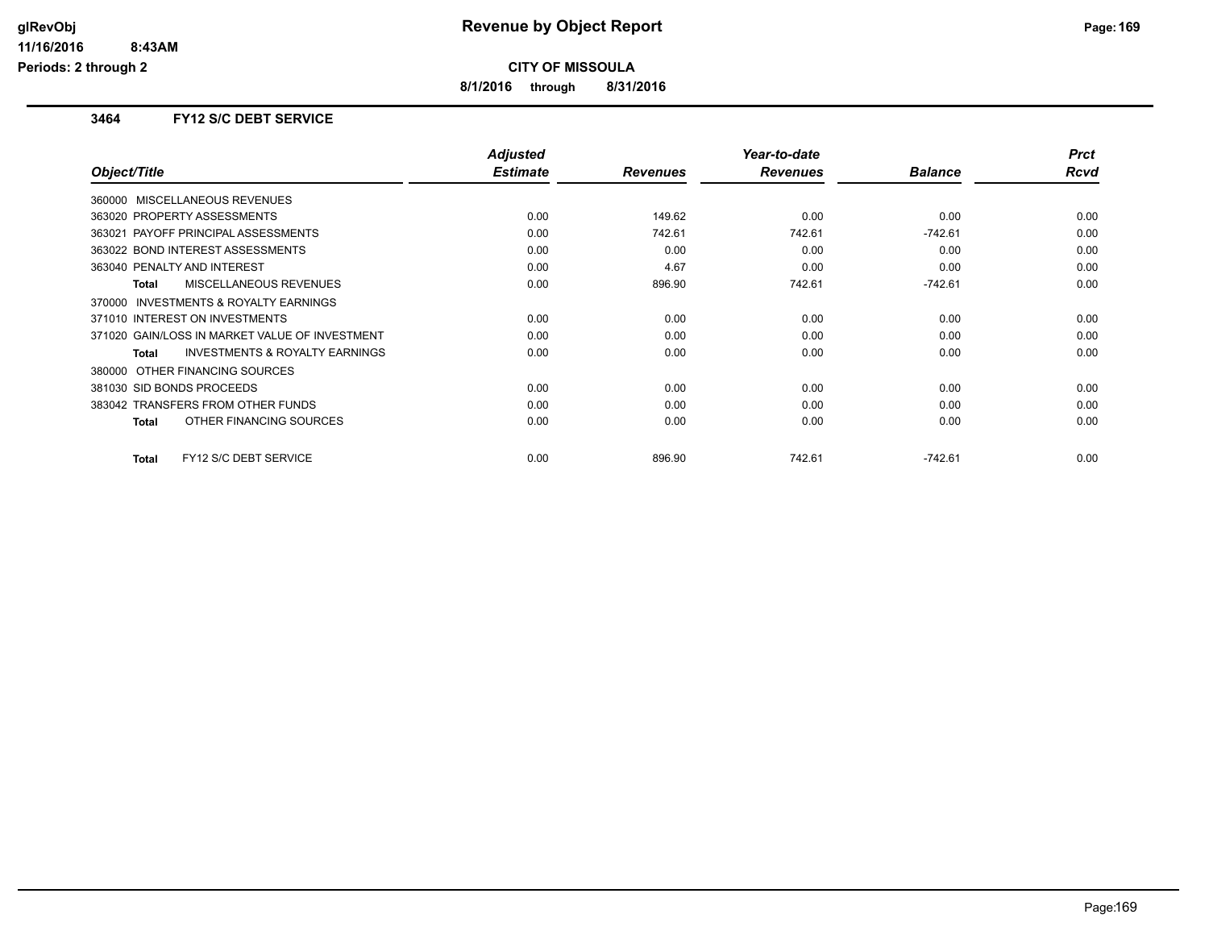# Revenue by Object Report

**CITY OF MISSOULA**

**8/1/2016 through 8/31/2016**

glRevObj
11/16/2016 8:43AM
Periods: 2 through 2

### 3464 FY12 S/C DEBT SERVICE

| Object/Title | Adjusted Estimate | Revenues | Year-to-date Revenues | Balance | Prct Rcvd |
|---|---|---|---|---|---|
| 360000 MISCELLANEOUS REVENUES | | | | | |
| 363020 PROPERTY ASSESSMENTS | 0.00 | 149.62 | 0.00 | 0.00 | 0.00 |
| 363021 PAYOFF PRINCIPAL ASSESSMENTS | 0.00 | 742.61 | 742.61 | -742.61 | 0.00 |
| 363022 BOND INTEREST ASSESSMENTS | 0.00 | 0.00 | 0.00 | 0.00 | 0.00 |
| 363040 PENALTY AND INTEREST | 0.00 | 4.67 | 0.00 | 0.00 | 0.00 |
| **Total** MISCELLANEOUS REVENUES | 0.00 | 896.90 | 742.61 | -742.61 | 0.00 |
| 370000 INVESTMENTS & ROYALTY EARNINGS | | | | | |
| 371010 INTEREST ON INVESTMENTS | 0.00 | 0.00 | 0.00 | 0.00 | 0.00 |
| 371020 GAIN/LOSS IN MARKET VALUE OF INVESTMENT | 0.00 | 0.00 | 0.00 | 0.00 | 0.00 |
| **Total** INVESTMENTS & ROYALTY EARNINGS | 0.00 | 0.00 | 0.00 | 0.00 | 0.00 |
| 380000 OTHER FINANCING SOURCES | | | | | |
| 381030 SID BONDS PROCEEDS | 0.00 | 0.00 | 0.00 | 0.00 | 0.00 |
| 383042 TRANSFERS FROM OTHER FUNDS | 0.00 | 0.00 | 0.00 | 0.00 | 0.00 |
| **Total** OTHER FINANCING SOURCES | 0.00 | 0.00 | 0.00 | 0.00 | 0.00 |
| **Total** FY12 S/C DEBT SERVICE | 0.00 | 896.90 | 742.61 | -742.61 | 0.00 |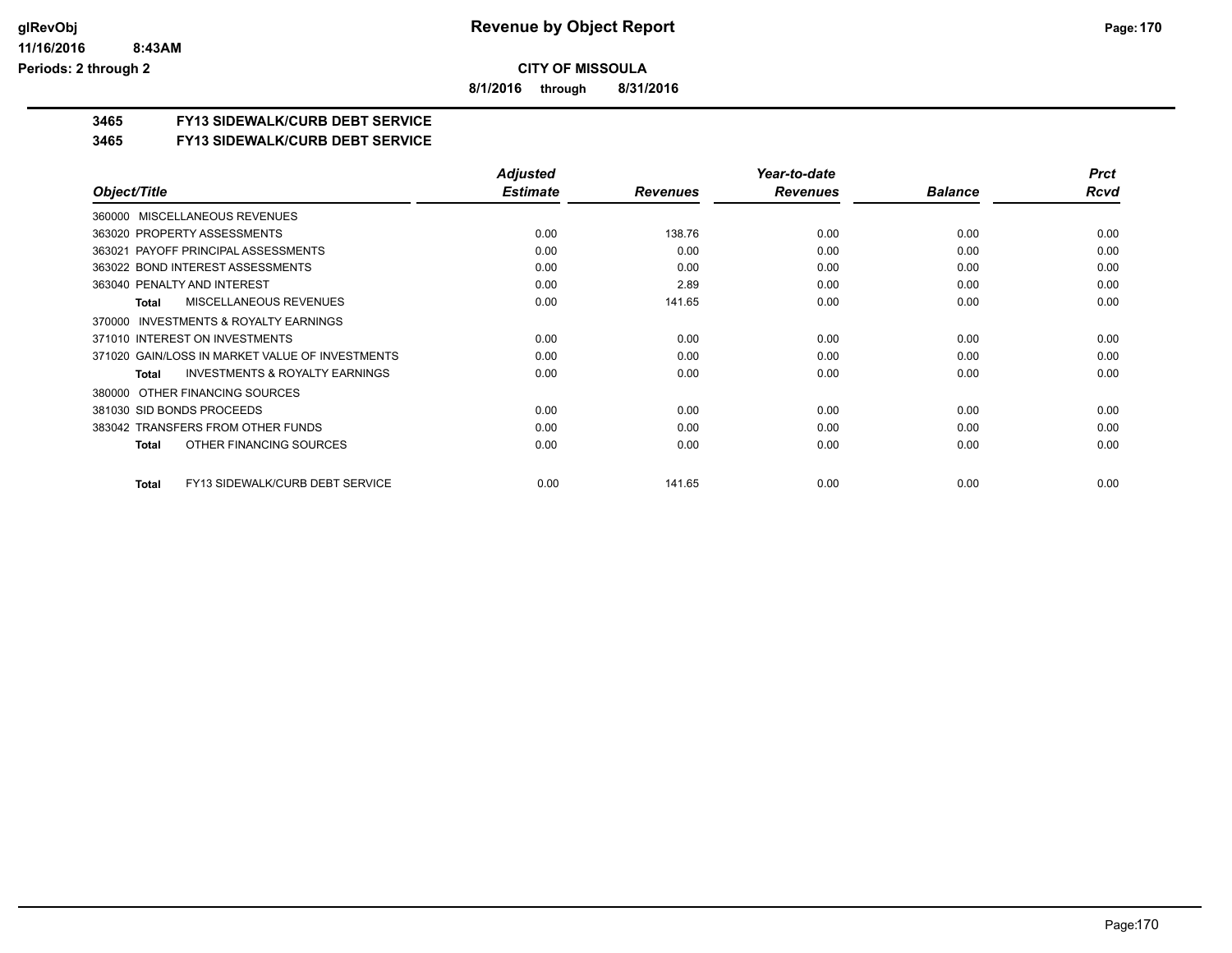**CITY OF MISSOULA**

**8/1/2016 through 8/31/2016**

## 3465 FY13 SIDEWALK/CURB DEBT SERVICE

## 3465 FY13 SIDEWALK/CURB DEBT SERVICE

| Object/Title | Adjusted Estimate | Revenues | Year-to-date Revenues | Balance | Prct Rcvd |
|---|---|---|---|---|---|
| 360000 MISCELLANEOUS REVENUES | | | | | |
| 363020 PROPERTY ASSESSMENTS | 0.00 | 138.76 | 0.00 | 0.00 | 0.00 |
| 363021 PAYOFF PRINCIPAL ASSESSMENTS | 0.00 | 0.00 | 0.00 | 0.00 | 0.00 |
| 363022 BOND INTEREST ASSESSMENTS | 0.00 | 0.00 | 0.00 | 0.00 | 0.00 |
| 363040 PENALTY AND INTEREST | 0.00 | 2.89 | 0.00 | 0.00 | 0.00 |
| **Total** MISCELLANEOUS REVENUES | 0.00 | 141.65 | 0.00 | 0.00 | 0.00 |
| 370000 INVESTMENTS & ROYALTY EARNINGS | | | | | |
| 371010 INTEREST ON INVESTMENTS | 0.00 | 0.00 | 0.00 | 0.00 | 0.00 |
| 371020 GAIN/LOSS IN MARKET VALUE OF INVESTMENTS | 0.00 | 0.00 | 0.00 | 0.00 | 0.00 |
| **Total** INVESTMENTS & ROYALTY EARNINGS | 0.00 | 0.00 | 0.00 | 0.00 | 0.00 |
| 380000 OTHER FINANCING SOURCES | | | | | |
| 381030 SID BONDS PROCEEDS | 0.00 | 0.00 | 0.00 | 0.00 | 0.00 |
| 383042 TRANSFERS FROM OTHER FUNDS | 0.00 | 0.00 | 0.00 | 0.00 | 0.00 |
| **Total** OTHER FINANCING SOURCES | 0.00 | 0.00 | 0.00 | 0.00 | 0.00 |
| **Total** FY13 SIDEWALK/CURB DEBT SERVICE | 0.00 | 141.65 | 0.00 | 0.00 | 0.00 |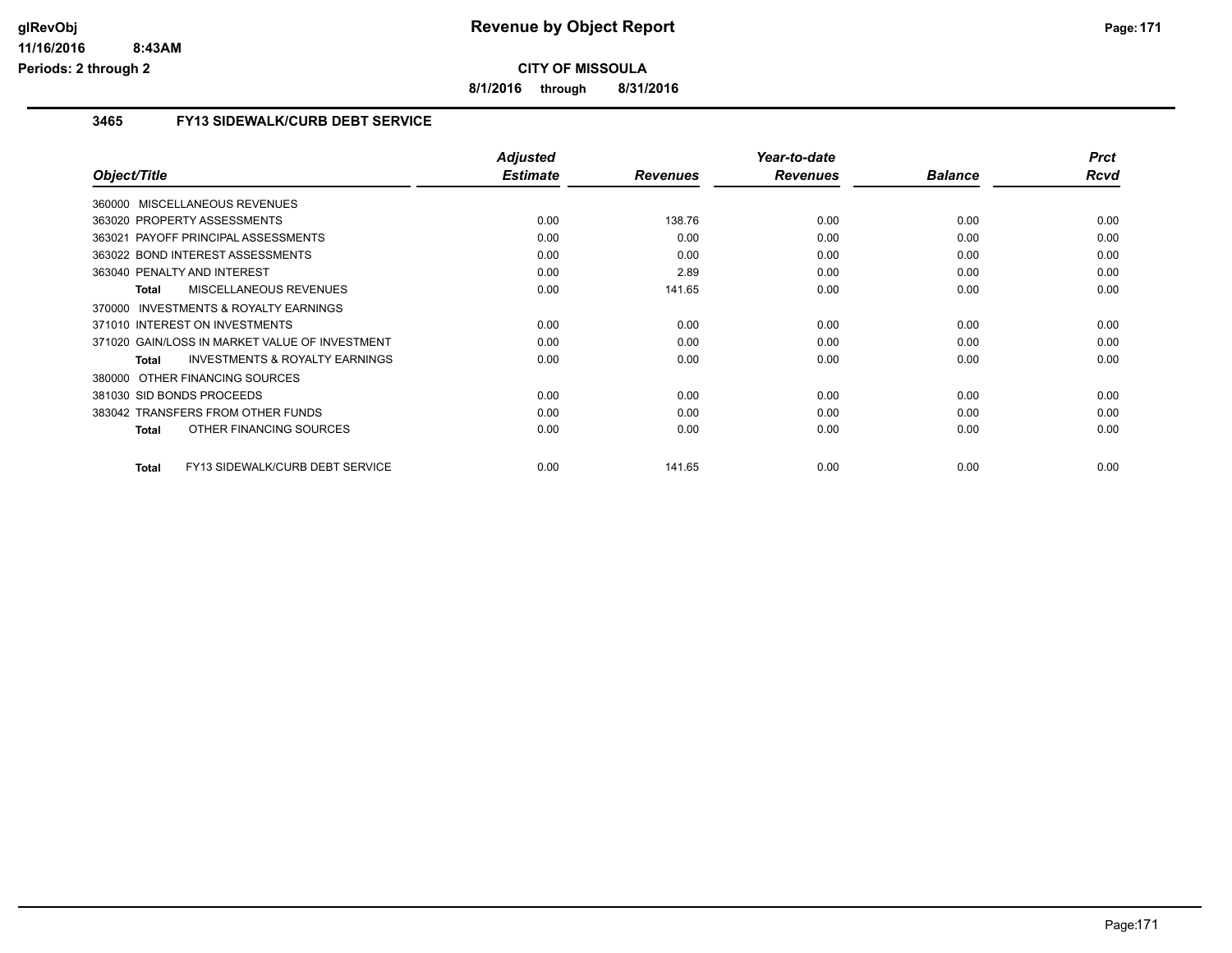**CITY OF MISSOULA**

**8/1/2016 through 8/31/2016**

## 3465 FY13 SIDEWALK/CURB DEBT SERVICE

| Object/Title | Adjusted Estimate | Revenues | Year-to-date Revenues | Balance | Prct Rcvd |
|---|---|---|---|---|---|
| 360000 MISCELLANEOUS REVENUES | | | | | |
| 363020 PROPERTY ASSESSMENTS | 0.00 | 138.76 | 0.00 | 0.00 | 0.00 |
| 363021 PAYOFF PRINCIPAL ASSESSMENTS | 0.00 | 0.00 | 0.00 | 0.00 | 0.00 |
| 363022 BOND INTEREST ASSESSMENTS | 0.00 | 0.00 | 0.00 | 0.00 | 0.00 |
| 363040 PENALTY AND INTEREST | 0.00 | 2.89 | 0.00 | 0.00 | 0.00 |
| **Total** MISCELLANEOUS REVENUES | 0.00 | 141.65 | 0.00 | 0.00 | 0.00 |
| 370000 INVESTMENTS & ROYALTY EARNINGS | | | | | |
| 371010 INTEREST ON INVESTMENTS | 0.00 | 0.00 | 0.00 | 0.00 | 0.00 |
| 371020 GAIN/LOSS IN MARKET VALUE OF INVESTMENT | 0.00 | 0.00 | 0.00 | 0.00 | 0.00 |
| **Total** INVESTMENTS & ROYALTY EARNINGS | 0.00 | 0.00 | 0.00 | 0.00 | 0.00 |
| 380000 OTHER FINANCING SOURCES | | | | | |
| 381030 SID BONDS PROCEEDS | 0.00 | 0.00 | 0.00 | 0.00 | 0.00 |
| 383042 TRANSFERS FROM OTHER FUNDS | 0.00 | 0.00 | 0.00 | 0.00 | 0.00 |
| **Total** OTHER FINANCING SOURCES | 0.00 | 0.00 | 0.00 | 0.00 | 0.00 |
| **Total** FY13 SIDEWALK/CURB DEBT SERVICE | 0.00 | 141.65 | 0.00 | 0.00 | 0.00 |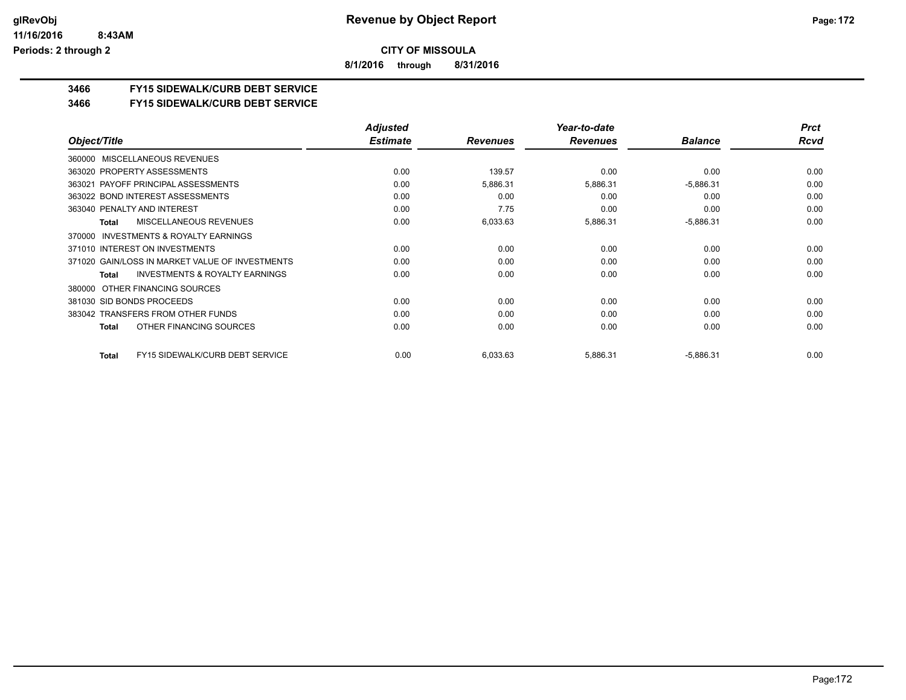**CITY OF MISSOULA**

**8/1/2016 through 8/31/2016**

## 3466 FY15 SIDEWALK/CURB DEBT SERVICE

## 3466 FY15 SIDEWALK/CURB DEBT SERVICE

| Object/Title | Adjusted Estimate | Revenues | Year-to-date Revenues | Balance | Prct Rcvd |
|---|---|---|---|---|---|
| 360000 MISCELLANEOUS REVENUES | | | | | |
| 363020 PROPERTY ASSESSMENTS | 0.00 | 139.57 | 0.00 | 0.00 | 0.00 |
| 363021 PAYOFF PRINCIPAL ASSESSMENTS | 0.00 | 5,886.31 | 5,886.31 | -5,886.31 | 0.00 |
| 363022 BOND INTEREST ASSESSMENTS | 0.00 | 0.00 | 0.00 | 0.00 | 0.00 |
| 363040 PENALTY AND INTEREST | 0.00 | 7.75 | 0.00 | 0.00 | 0.00 |
| **Total** MISCELLANEOUS REVENUES | 0.00 | 6,033.63 | 5,886.31 | -5,886.31 | 0.00 |
| 370000 INVESTMENTS & ROYALTY EARNINGS | | | | | |
| 371010 INTEREST ON INVESTMENTS | 0.00 | 0.00 | 0.00 | 0.00 | 0.00 |
| 371020 GAIN/LOSS IN MARKET VALUE OF INVESTMENTS | 0.00 | 0.00 | 0.00 | 0.00 | 0.00 |
| **Total** INVESTMENTS & ROYALTY EARNINGS | 0.00 | 0.00 | 0.00 | 0.00 | 0.00 |
| 380000 OTHER FINANCING SOURCES | | | | | |
| 381030 SID BONDS PROCEEDS | 0.00 | 0.00 | 0.00 | 0.00 | 0.00 |
| 383042 TRANSFERS FROM OTHER FUNDS | 0.00 | 0.00 | 0.00 | 0.00 | 0.00 |
| **Total** OTHER FINANCING SOURCES | 0.00 | 0.00 | 0.00 | 0.00 | 0.00 |
| **Total** FY15 SIDEWALK/CURB DEBT SERVICE | 0.00 | 6,033.63 | 5,886.31 | -5,886.31 | 0.00 |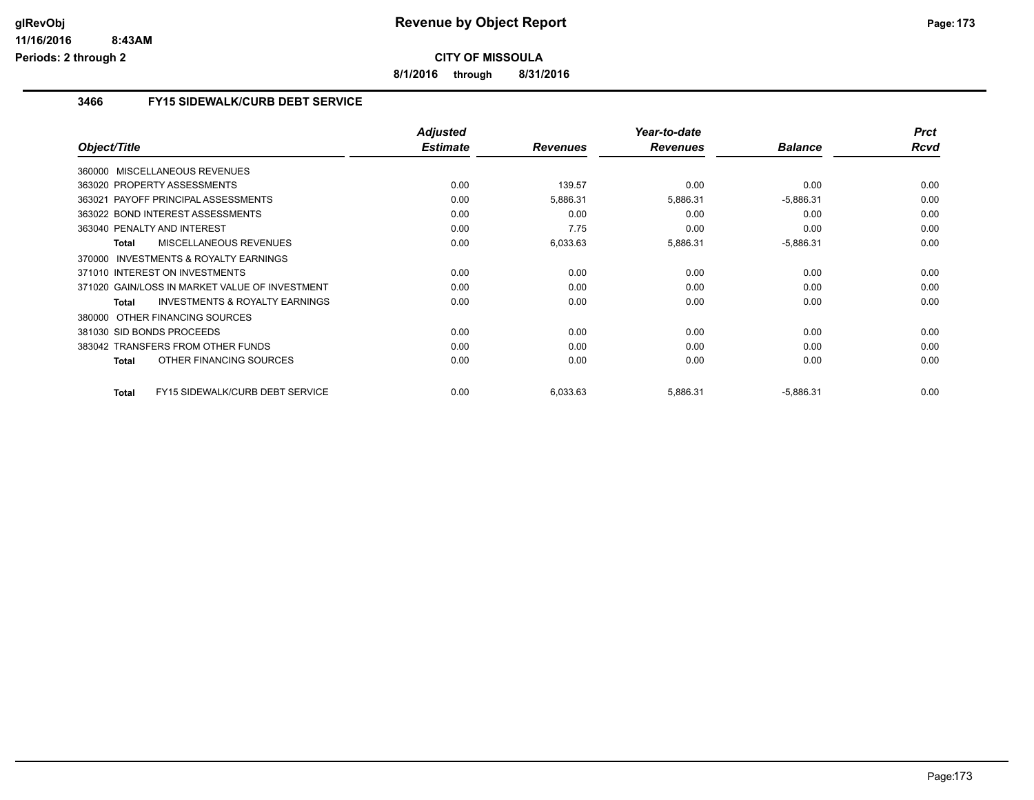**CITY OF MISSOULA**

**8/1/2016 through 8/31/2016**

### 3466 FY15 SIDEWALK/CURB DEBT SERVICE

| Object/Title | Adjusted Estimate | Revenues | Year-to-date Revenues | Balance | Prct Rcvd |
|---|---|---|---|---|---|
| 360000 MISCELLANEOUS REVENUES | | | | | |
| 363020 PROPERTY ASSESSMENTS | 0.00 | 139.57 | 0.00 | 0.00 | 0.00 |
| 363021 PAYOFF PRINCIPAL ASSESSMENTS | 0.00 | 5,886.31 | 5,886.31 | -5,886.31 | 0.00 |
| 363022 BOND INTEREST ASSESSMENTS | 0.00 | 0.00 | 0.00 | 0.00 | 0.00 |
| 363040 PENALTY AND INTEREST | 0.00 | 7.75 | 0.00 | 0.00 | 0.00 |
| Total MISCELLANEOUS REVENUES | 0.00 | 6,033.63 | 5,886.31 | -5,886.31 | 0.00 |
| 370000 INVESTMENTS & ROYALTY EARNINGS | | | | | |
| 371010 INTEREST ON INVESTMENTS | 0.00 | 0.00 | 0.00 | 0.00 | 0.00 |
| 371020 GAIN/LOSS IN MARKET VALUE OF INVESTMENT | 0.00 | 0.00 | 0.00 | 0.00 | 0.00 |
| Total INVESTMENTS & ROYALTY EARNINGS | 0.00 | 0.00 | 0.00 | 0.00 | 0.00 |
| 380000 OTHER FINANCING SOURCES | | | | | |
| 381030 SID BONDS PROCEEDS | 0.00 | 0.00 | 0.00 | 0.00 | 0.00 |
| 383042 TRANSFERS FROM OTHER FUNDS | 0.00 | 0.00 | 0.00 | 0.00 | 0.00 |
| Total OTHER FINANCING SOURCES | 0.00 | 0.00 | 0.00 | 0.00 | 0.00 |
| Total FY15 SIDEWALK/CURB DEBT SERVICE | 0.00 | 6,033.63 | 5,886.31 | -5,886.31 | 0.00 |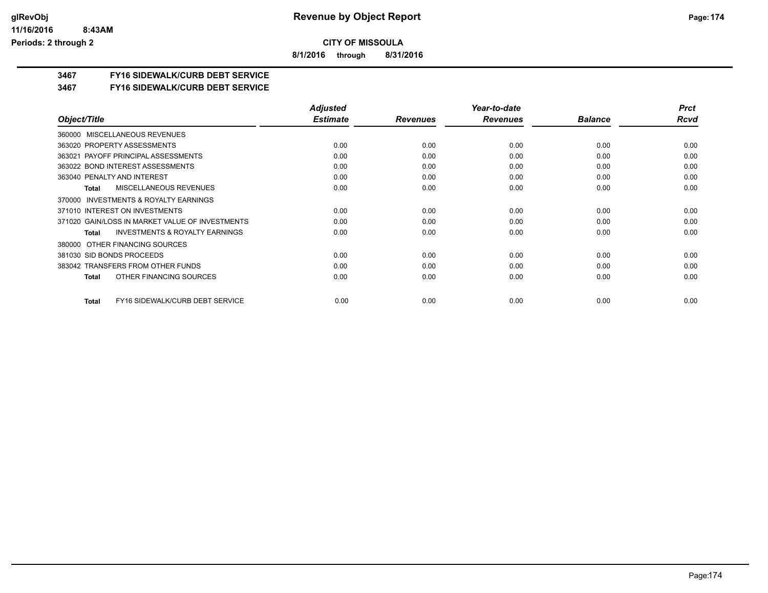glRevObj
11/16/2016 8:43AM
Periods: 2 through 2

# Revenue by Object Report

**CITY OF MISSOULA**

**8/1/2016 through 8/31/2016**

## 3467 FY16 SIDEWALK/CURB DEBT SERVICE

## 3467 FY16 SIDEWALK/CURB DEBT SERVICE

| Object/Title | Adjusted Estimate | Revenues | Year-to-date Revenues | Balance | Prct Rcvd |
|---|---|---|---|---|---|
| 360000 MISCELLANEOUS REVENUES | | | | | |
| 363020 PROPERTY ASSESSMENTS | 0.00 | 0.00 | 0.00 | 0.00 | 0.00 |
| 363021 PAYOFF PRINCIPAL ASSESSMENTS | 0.00 | 0.00 | 0.00 | 0.00 | 0.00 |
| 363022 BOND INTEREST ASSESSMENTS | 0.00 | 0.00 | 0.00 | 0.00 | 0.00 |
| 363040 PENALTY AND INTEREST | 0.00 | 0.00 | 0.00 | 0.00 | 0.00 |
| **Total** MISCELLANEOUS REVENUES | 0.00 | 0.00 | 0.00 | 0.00 | 0.00 |
| 370000 INVESTMENTS & ROYALTY EARNINGS | | | | | |
| 371010 INTEREST ON INVESTMENTS | 0.00 | 0.00 | 0.00 | 0.00 | 0.00 |
| 371020 GAIN/LOSS IN MARKET VALUE OF INVESTMENTS | 0.00 | 0.00 | 0.00 | 0.00 | 0.00 |
| **Total** INVESTMENTS & ROYALTY EARNINGS | 0.00 | 0.00 | 0.00 | 0.00 | 0.00 |
| 380000 OTHER FINANCING SOURCES | | | | | |
| 381030 SID BONDS PROCEEDS | 0.00 | 0.00 | 0.00 | 0.00 | 0.00 |
| 383042 TRANSFERS FROM OTHER FUNDS | 0.00 | 0.00 | 0.00 | 0.00 | 0.00 |
| **Total** OTHER FINANCING SOURCES | 0.00 | 0.00 | 0.00 | 0.00 | 0.00 |
| **Total** FY16 SIDEWALK/CURB DEBT SERVICE | 0.00 | 0.00 | 0.00 | 0.00 | 0.00 |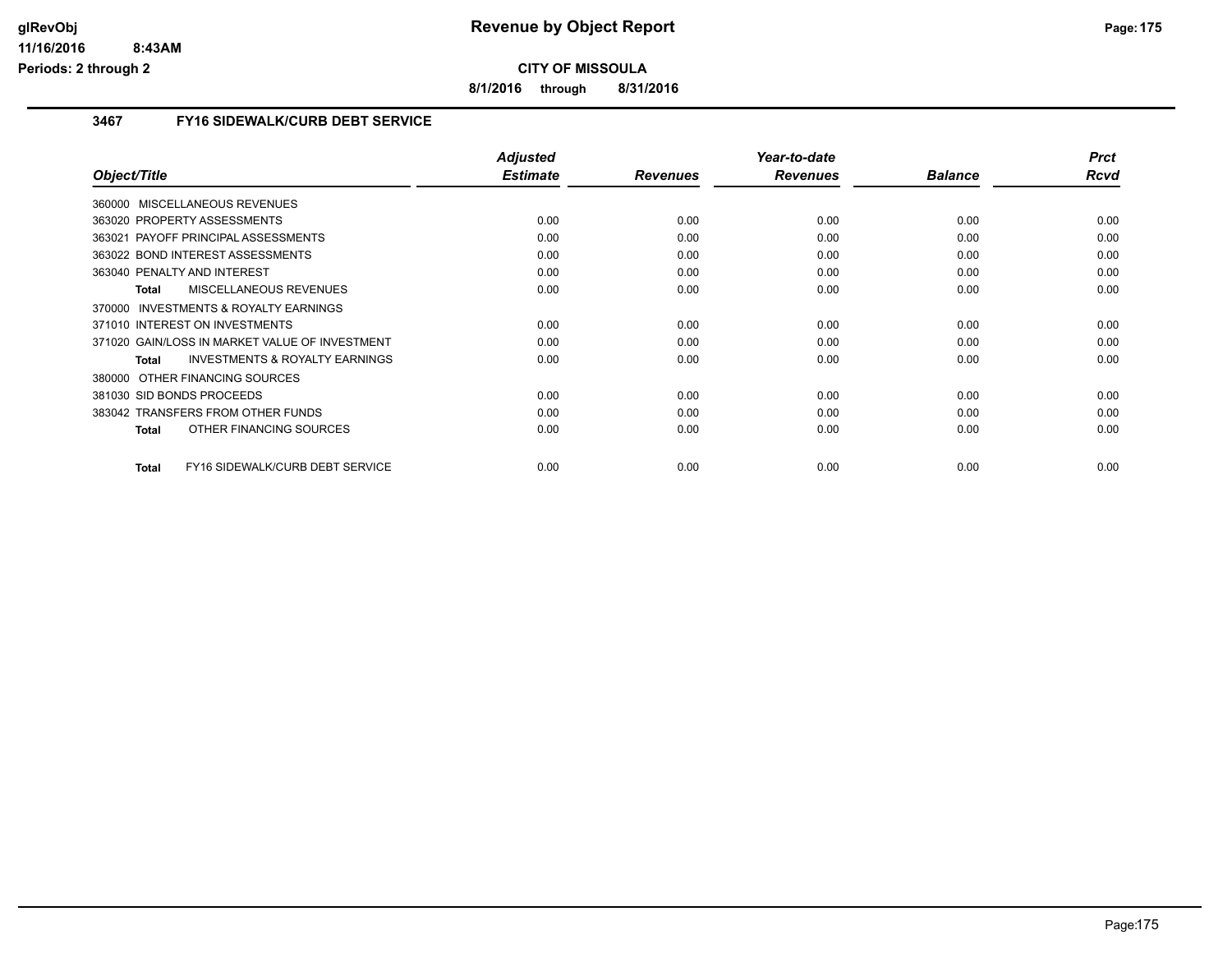**glRevObj**
**11/16/2016 8:43AM**
**Periods: 2 through 2**

# Revenue by Object Report

**CITY OF MISSOULA**

**8/1/2016 through 8/31/2016**

## 3467 FY16 SIDEWALK/CURB DEBT SERVICE

| Object/Title | Adjusted Estimate | Revenues | Year-to-date Revenues | Balance | Prct Rcvd |
|---|---|---|---|---|---|
| 360000 MISCELLANEOUS REVENUES | | | | | |
| 363020 PROPERTY ASSESSMENTS | 0.00 | 0.00 | 0.00 | 0.00 | 0.00 |
| 363021 PAYOFF PRINCIPAL ASSESSMENTS | 0.00 | 0.00 | 0.00 | 0.00 | 0.00 |
| 363022 BOND INTEREST ASSESSMENTS | 0.00 | 0.00 | 0.00 | 0.00 | 0.00 |
| 363040 PENALTY AND INTEREST | 0.00 | 0.00 | 0.00 | 0.00 | 0.00 |
| **Total** MISCELLANEOUS REVENUES | 0.00 | 0.00 | 0.00 | 0.00 | 0.00 |
| 370000 INVESTMENTS & ROYALTY EARNINGS | | | | | |
| 371010 INTEREST ON INVESTMENTS | 0.00 | 0.00 | 0.00 | 0.00 | 0.00 |
| 371020 GAIN/LOSS IN MARKET VALUE OF INVESTMENT | 0.00 | 0.00 | 0.00 | 0.00 | 0.00 |
| **Total** INVESTMENTS & ROYALTY EARNINGS | 0.00 | 0.00 | 0.00 | 0.00 | 0.00 |
| 380000 OTHER FINANCING SOURCES | | | | | |
| 381030 SID BONDS PROCEEDS | 0.00 | 0.00 | 0.00 | 0.00 | 0.00 |
| 383042 TRANSFERS FROM OTHER FUNDS | 0.00 | 0.00 | 0.00 | 0.00 | 0.00 |
| **Total** OTHER FINANCING SOURCES | 0.00 | 0.00 | 0.00 | 0.00 | 0.00 |
| **Total** FY16 SIDEWALK/CURB DEBT SERVICE | 0.00 | 0.00 | 0.00 | 0.00 | 0.00 |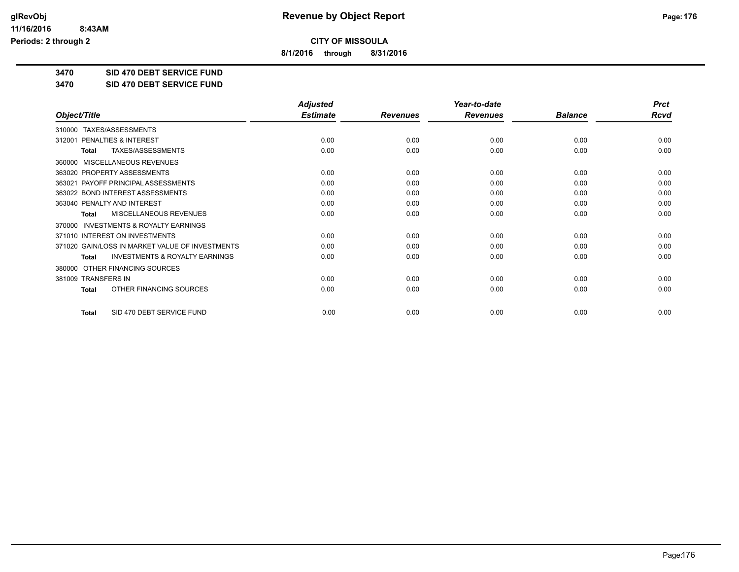**Revenue by Object Report**

**CITY OF MISSOULA**

**8/1/2016 through 8/31/2016**

glRevObj
11/16/2016 8:43AM
Periods: 2 through 2

**3470 SID 470 DEBT SERVICE FUND**

**3470 SID 470 DEBT SERVICE FUND**

| Object/Title | Adjusted Estimate | Revenues | Year-to-date Revenues | Balance | Prct Rcvd |
|---|---|---|---|---|---|
| 310000 TAXES/ASSESSMENTS | | | | | |
| 312001 PENALTIES & INTEREST | 0.00 | 0.00 | 0.00 | 0.00 | 0.00 |
| **Total** TAXES/ASSESSMENTS | 0.00 | 0.00 | 0.00 | 0.00 | 0.00 |
| 360000 MISCELLANEOUS REVENUES | | | | | |
| 363020 PROPERTY ASSESSMENTS | 0.00 | 0.00 | 0.00 | 0.00 | 0.00 |
| 363021 PAYOFF PRINCIPAL ASSESSMENTS | 0.00 | 0.00 | 0.00 | 0.00 | 0.00 |
| 363022 BOND INTEREST ASSESSMENTS | 0.00 | 0.00 | 0.00 | 0.00 | 0.00 |
| 363040 PENALTY AND INTEREST | 0.00 | 0.00 | 0.00 | 0.00 | 0.00 |
| **Total** MISCELLANEOUS REVENUES | 0.00 | 0.00 | 0.00 | 0.00 | 0.00 |
| 370000 INVESTMENTS & ROYALTY EARNINGS | | | | | |
| 371010 INTEREST ON INVESTMENTS | 0.00 | 0.00 | 0.00 | 0.00 | 0.00 |
| 371020 GAIN/LOSS IN MARKET VALUE OF INVESTMENTS | 0.00 | 0.00 | 0.00 | 0.00 | 0.00 |
| **Total** INVESTMENTS & ROYALTY EARNINGS | 0.00 | 0.00 | 0.00 | 0.00 | 0.00 |
| 380000 OTHER FINANCING SOURCES | | | | | |
| 381009 TRANSFERS IN | 0.00 | 0.00 | 0.00 | 0.00 | 0.00 |
| **Total** OTHER FINANCING SOURCES | 0.00 | 0.00 | 0.00 | 0.00 | 0.00 |
| **Total** SID 470 DEBT SERVICE FUND | 0.00 | 0.00 | 0.00 | 0.00 | 0.00 |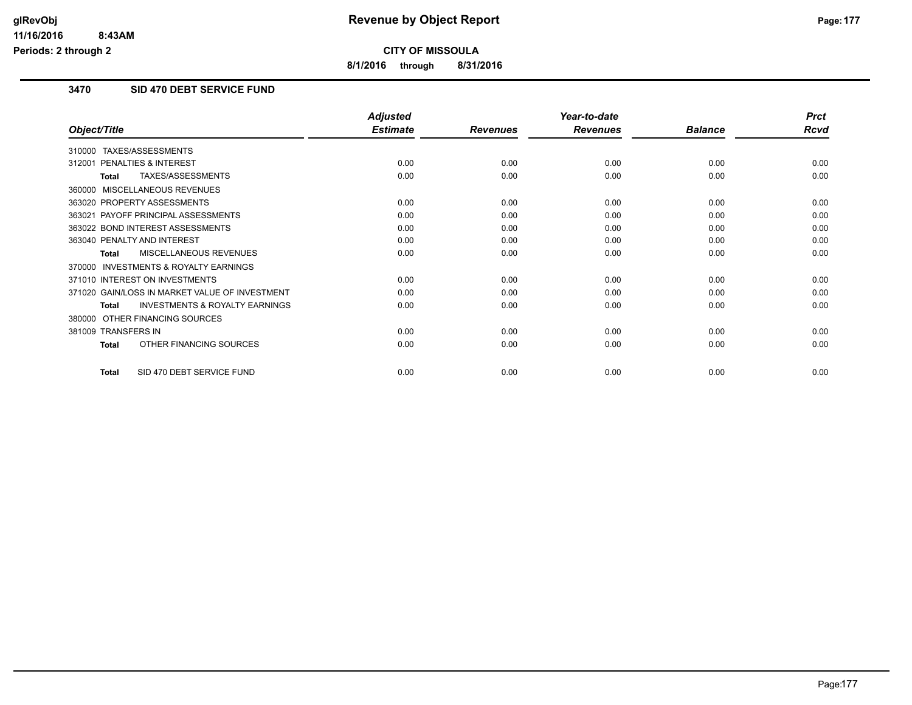# CITY OF MISSOULA

**Revenue by Object Report**

**8/1/2016 through 8/31/2016**

glRevObj
11/16/2016 8:43AM
Periods: 2 through 2

## 3470 SID 470 DEBT SERVICE FUND

| Object/Title | Adjusted Estimate | Revenues | Year-to-date Revenues | Balance | Prct Rcvd |
|---|---|---|---|---|---|
| 310000 TAXES/ASSESSMENTS | | | | | |
| 312001 PENALTIES & INTEREST | 0.00 | 0.00 | 0.00 | 0.00 | 0.00 |
| **Total** TAXES/ASSESSMENTS | 0.00 | 0.00 | 0.00 | 0.00 | 0.00 |
| 360000 MISCELLANEOUS REVENUES | | | | | |
| 363020 PROPERTY ASSESSMENTS | 0.00 | 0.00 | 0.00 | 0.00 | 0.00 |
| 363021 PAYOFF PRINCIPAL ASSESSMENTS | 0.00 | 0.00 | 0.00 | 0.00 | 0.00 |
| 363022 BOND INTEREST ASSESSMENTS | 0.00 | 0.00 | 0.00 | 0.00 | 0.00 |
| 363040 PENALTY AND INTEREST | 0.00 | 0.00 | 0.00 | 0.00 | 0.00 |
| **Total** MISCELLANEOUS REVENUES | 0.00 | 0.00 | 0.00 | 0.00 | 0.00 |
| 370000 INVESTMENTS & ROYALTY EARNINGS | | | | | |
| 371010 INTEREST ON INVESTMENTS | 0.00 | 0.00 | 0.00 | 0.00 | 0.00 |
| 371020 GAIN/LOSS IN MARKET VALUE OF INVESTMENT | 0.00 | 0.00 | 0.00 | 0.00 | 0.00 |
| **Total** INVESTMENTS & ROYALTY EARNINGS | 0.00 | 0.00 | 0.00 | 0.00 | 0.00 |
| 380000 OTHER FINANCING SOURCES | | | | | |
| 381009 TRANSFERS IN | 0.00 | 0.00 | 0.00 | 0.00 | 0.00 |
| **Total** OTHER FINANCING SOURCES | 0.00 | 0.00 | 0.00 | 0.00 | 0.00 |
| **Total** SID 470 DEBT SERVICE FUND | 0.00 | 0.00 | 0.00 | 0.00 | 0.00 |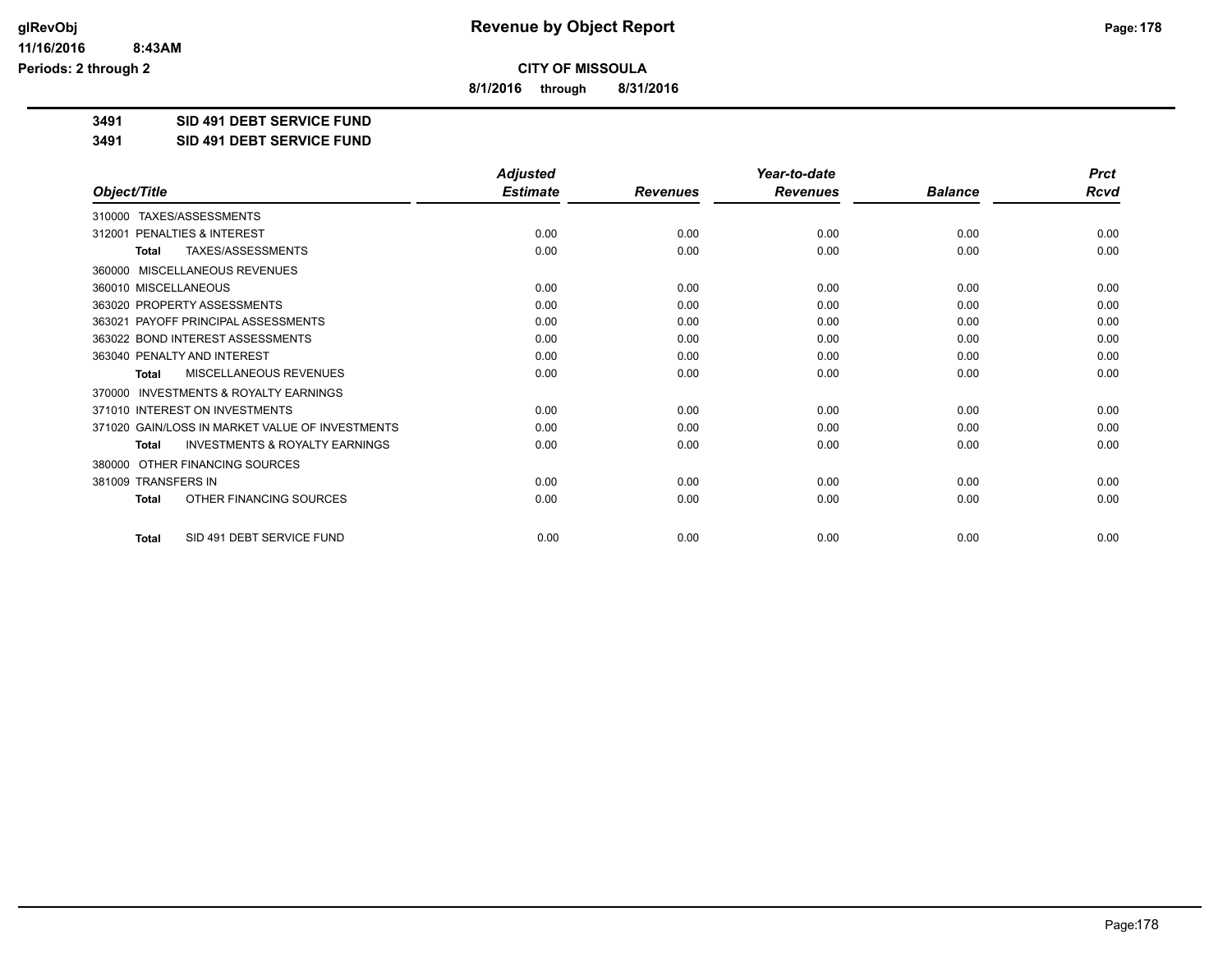**Revenue by Object Report**

**CITY OF MISSOULA**

**8/1/2016 through 8/31/2016**

glRevObj
11/16/2016 8:43AM
Periods: 2 through 2

**3491 SID 491 DEBT SERVICE FUND**

**3491 SID 491 DEBT SERVICE FUND**

| Object/Title | Adjusted Estimate | Revenues | Year-to-date Revenues | Balance | Prct Rcvd |
|---|---|---|---|---|---|
| 310000 TAXES/ASSESSMENTS | | | | | |
| 312001 PENALTIES & INTEREST | 0.00 | 0.00 | 0.00 | 0.00 | 0.00 |
| **Total** TAXES/ASSESSMENTS | 0.00 | 0.00 | 0.00 | 0.00 | 0.00 |
| 360000 MISCELLANEOUS REVENUES | | | | | |
| 360010 MISCELLANEOUS | 0.00 | 0.00 | 0.00 | 0.00 | 0.00 |
| 363020 PROPERTY ASSESSMENTS | 0.00 | 0.00 | 0.00 | 0.00 | 0.00 |
| 363021 PAYOFF PRINCIPAL ASSESSMENTS | 0.00 | 0.00 | 0.00 | 0.00 | 0.00 |
| 363022 BOND INTEREST ASSESSMENTS | 0.00 | 0.00 | 0.00 | 0.00 | 0.00 |
| 363040 PENALTY AND INTEREST | 0.00 | 0.00 | 0.00 | 0.00 | 0.00 |
| **Total** MISCELLANEOUS REVENUES | 0.00 | 0.00 | 0.00 | 0.00 | 0.00 |
| 370000 INVESTMENTS & ROYALTY EARNINGS | | | | | |
| 371010 INTEREST ON INVESTMENTS | 0.00 | 0.00 | 0.00 | 0.00 | 0.00 |
| 371020 GAIN/LOSS IN MARKET VALUE OF INVESTMENTS | 0.00 | 0.00 | 0.00 | 0.00 | 0.00 |
| **Total** INVESTMENTS & ROYALTY EARNINGS | 0.00 | 0.00 | 0.00 | 0.00 | 0.00 |
| 380000 OTHER FINANCING SOURCES | | | | | |
| 381009 TRANSFERS IN | 0.00 | 0.00 | 0.00 | 0.00 | 0.00 |
| **Total** OTHER FINANCING SOURCES | 0.00 | 0.00 | 0.00 | 0.00 | 0.00 |
| **Total** SID 491 DEBT SERVICE FUND | 0.00 | 0.00 | 0.00 | 0.00 | 0.00 |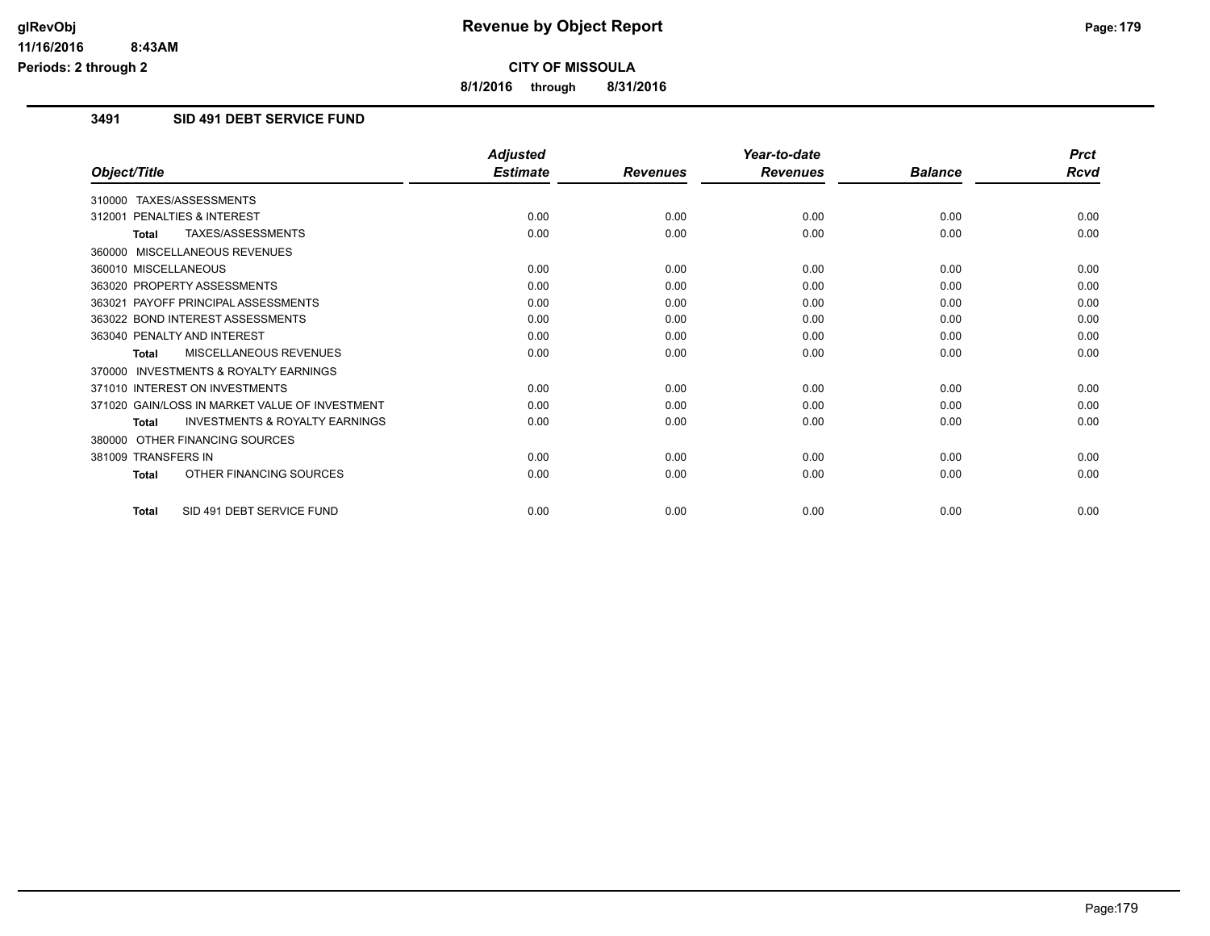**CITY OF MISSOULA**

**8/1/2016 through 8/31/2016**

### 3491 SID 491 DEBT SERVICE FUND

| Object/Title | Adjusted Estimate | Revenues | Year-to-date Revenues | Balance | Prct Rcvd |
|---|---|---|---|---|---|
| 310000 TAXES/ASSESSMENTS | | | | | |
| 312001 PENALTIES & INTEREST | 0.00 | 0.00 | 0.00 | 0.00 | 0.00 |
| **Total** TAXES/ASSESSMENTS | 0.00 | 0.00 | 0.00 | 0.00 | 0.00 |
| 360000 MISCELLANEOUS REVENUES | | | | | |
| 360010 MISCELLANEOUS | 0.00 | 0.00 | 0.00 | 0.00 | 0.00 |
| 363020 PROPERTY ASSESSMENTS | 0.00 | 0.00 | 0.00 | 0.00 | 0.00 |
| 363021 PAYOFF PRINCIPAL ASSESSMENTS | 0.00 | 0.00 | 0.00 | 0.00 | 0.00 |
| 363022 BOND INTEREST ASSESSMENTS | 0.00 | 0.00 | 0.00 | 0.00 | 0.00 |
| 363040 PENALTY AND INTEREST | 0.00 | 0.00 | 0.00 | 0.00 | 0.00 |
| **Total** MISCELLANEOUS REVENUES | 0.00 | 0.00 | 0.00 | 0.00 | 0.00 |
| 370000 INVESTMENTS & ROYALTY EARNINGS | | | | | |
| 371010 INTEREST ON INVESTMENTS | 0.00 | 0.00 | 0.00 | 0.00 | 0.00 |
| 371020 GAIN/LOSS IN MARKET VALUE OF INVESTMENT | 0.00 | 0.00 | 0.00 | 0.00 | 0.00 |
| **Total** INVESTMENTS & ROYALTY EARNINGS | 0.00 | 0.00 | 0.00 | 0.00 | 0.00 |
| 380000 OTHER FINANCING SOURCES | | | | | |
| 381009 TRANSFERS IN | 0.00 | 0.00 | 0.00 | 0.00 | 0.00 |
| **Total** OTHER FINANCING SOURCES | 0.00 | 0.00 | 0.00 | 0.00 | 0.00 |
| **Total** SID 491 DEBT SERVICE FUND | 0.00 | 0.00 | 0.00 | 0.00 | 0.00 |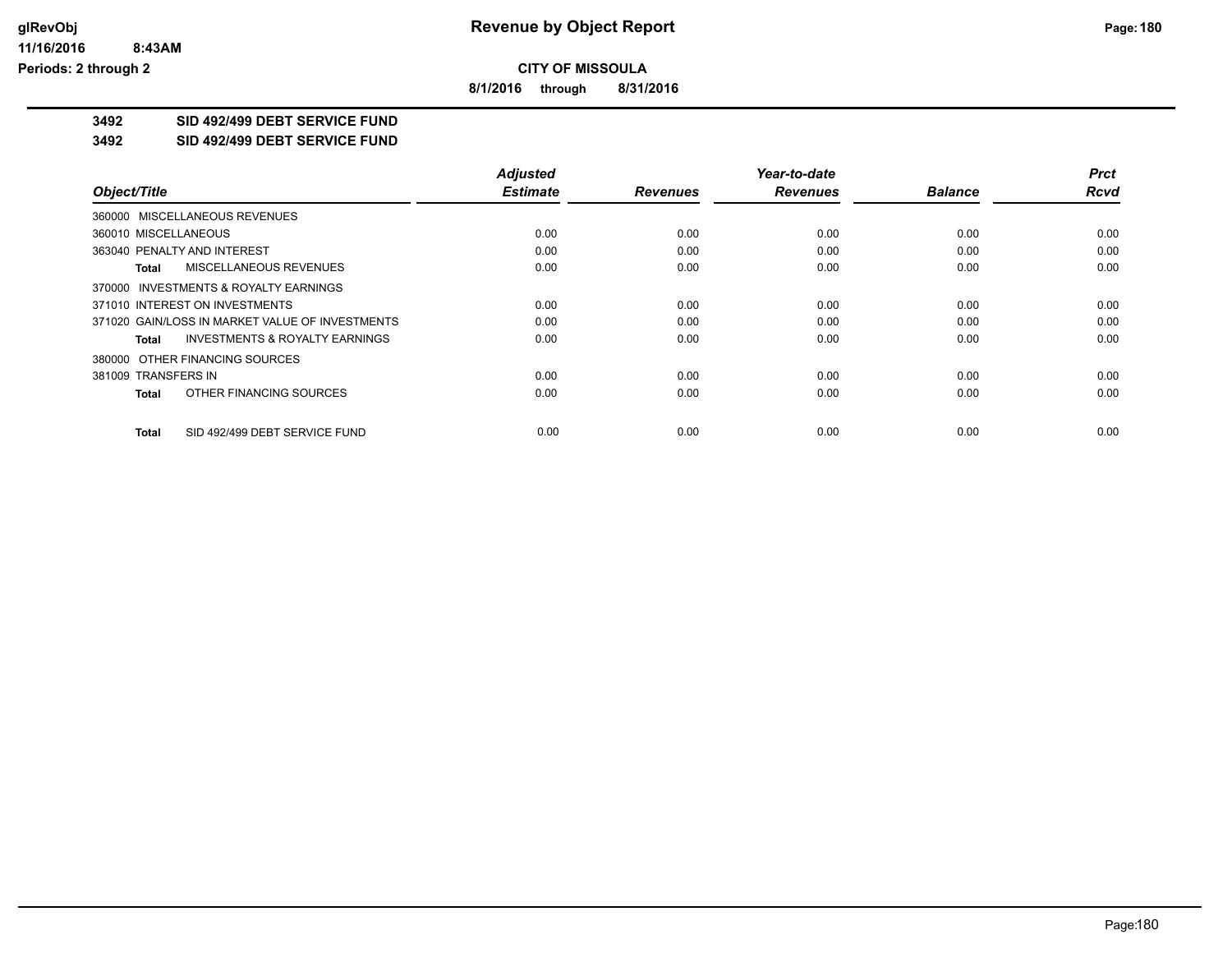# Revenue by Object Report

**CITY OF MISSOULA**

**8/1/2016 through 8/31/2016**

glRevObj
11/16/2016 8:43AM
Periods: 2 through 2

**3492 SID 492/499 DEBT SERVICE FUND**

**3492 SID 492/499 DEBT SERVICE FUND**

| Object/Title | Adjusted Estimate | Revenues | Year-to-date Revenues | Balance | Prct Rcvd |
|---|---|---|---|---|---|
| 360000 MISCELLANEOUS REVENUES | | | | | |
| 360010 MISCELLANEOUS | 0.00 | 0.00 | 0.00 | 0.00 | 0.00 |
| 363040 PENALTY AND INTEREST | 0.00 | 0.00 | 0.00 | 0.00 | 0.00 |
| **Total** MISCELLANEOUS REVENUES | 0.00 | 0.00 | 0.00 | 0.00 | 0.00 |
| 370000 INVESTMENTS & ROYALTY EARNINGS | | | | | |
| 371010 INTEREST ON INVESTMENTS | 0.00 | 0.00 | 0.00 | 0.00 | 0.00 |
| 371020 GAIN/LOSS IN MARKET VALUE OF INVESTMENTS | 0.00 | 0.00 | 0.00 | 0.00 | 0.00 |
| **Total** INVESTMENTS & ROYALTY EARNINGS | 0.00 | 0.00 | 0.00 | 0.00 | 0.00 |
| 380000 OTHER FINANCING SOURCES | | | | | |
| 381009 TRANSFERS IN | 0.00 | 0.00 | 0.00 | 0.00 | 0.00 |
| **Total** OTHER FINANCING SOURCES | 0.00 | 0.00 | 0.00 | 0.00 | 0.00 |
| **Total** SID 492/499 DEBT SERVICE FUND | 0.00 | 0.00 | 0.00 | 0.00 | 0.00 |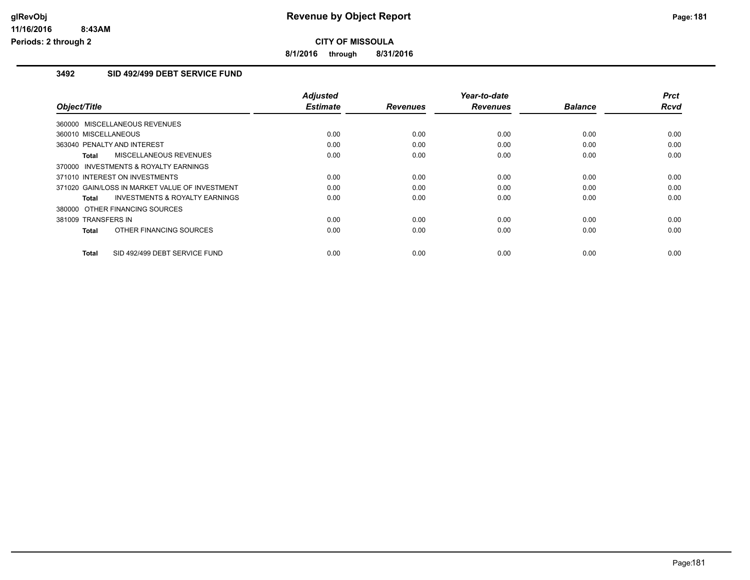**CITY OF MISSOULA**

**8/1/2016 through 8/31/2016**

### 3492 SID 492/499 DEBT SERVICE FUND

| Object/Title | Adjusted Estimate | Revenues | Year-to-date Revenues | Balance | Prct Rcvd |
|---|---|---|---|---|---|
| 360000 MISCELLANEOUS REVENUES | | | | | |
| 360010 MISCELLANEOUS | 0.00 | 0.00 | 0.00 | 0.00 | 0.00 |
| 363040 PENALTY AND INTEREST | 0.00 | 0.00 | 0.00 | 0.00 | 0.00 |
| **Total** MISCELLANEOUS REVENUES | 0.00 | 0.00 | 0.00 | 0.00 | 0.00 |
| 370000 INVESTMENTS & ROYALTY EARNINGS | | | | | |
| 371010 INTEREST ON INVESTMENTS | 0.00 | 0.00 | 0.00 | 0.00 | 0.00 |
| 371020 GAIN/LOSS IN MARKET VALUE OF INVESTMENT | 0.00 | 0.00 | 0.00 | 0.00 | 0.00 |
| **Total** INVESTMENTS & ROYALTY EARNINGS | 0.00 | 0.00 | 0.00 | 0.00 | 0.00 |
| 380000 OTHER FINANCING SOURCES | | | | | |
| 381009 TRANSFERS IN | 0.00 | 0.00 | 0.00 | 0.00 | 0.00 |
| **Total** OTHER FINANCING SOURCES | 0.00 | 0.00 | 0.00 | 0.00 | 0.00 |
| **Total** SID 492/499 DEBT SERVICE FUND | 0.00 | 0.00 | 0.00 | 0.00 | 0.00 |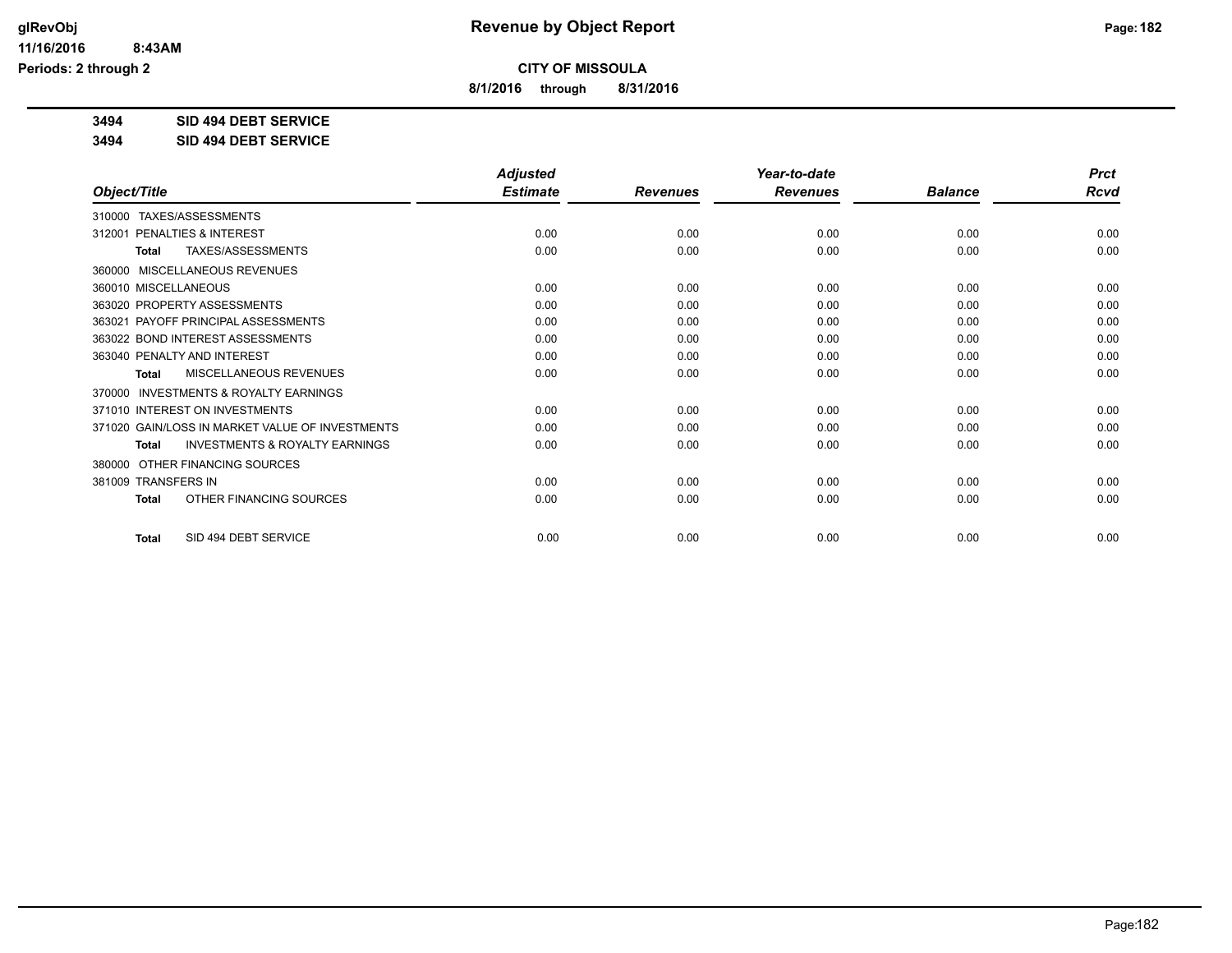**Revenue by Object Report**

**CITY OF MISSOULA**

**8/1/2016 through 8/31/2016**

glRevObj
11/16/2016 8:43AM
Periods: 2 through 2

**3494 SID 494 DEBT SERVICE**

**3494 SID 494 DEBT SERVICE**

| Object/Title | Adjusted Estimate | Revenues | Year-to-date Revenues | Balance | Prct Rcvd |
|---|---|---|---|---|---|
| 310000 TAXES/ASSESSMENTS | | | | | |
| 312001 PENALTIES & INTEREST | 0.00 | 0.00 | 0.00 | 0.00 | 0.00 |
| **Total** TAXES/ASSESSMENTS | 0.00 | 0.00 | 0.00 | 0.00 | 0.00 |
| 360000 MISCELLANEOUS REVENUES | | | | | |
| 360010 MISCELLANEOUS | 0.00 | 0.00 | 0.00 | 0.00 | 0.00 |
| 363020 PROPERTY ASSESSMENTS | 0.00 | 0.00 | 0.00 | 0.00 | 0.00 |
| 363021 PAYOFF PRINCIPAL ASSESSMENTS | 0.00 | 0.00 | 0.00 | 0.00 | 0.00 |
| 363022 BOND INTEREST ASSESSMENTS | 0.00 | 0.00 | 0.00 | 0.00 | 0.00 |
| 363040 PENALTY AND INTEREST | 0.00 | 0.00 | 0.00 | 0.00 | 0.00 |
| **Total** MISCELLANEOUS REVENUES | 0.00 | 0.00 | 0.00 | 0.00 | 0.00 |
| 370000 INVESTMENTS & ROYALTY EARNINGS | | | | | |
| 371010 INTEREST ON INVESTMENTS | 0.00 | 0.00 | 0.00 | 0.00 | 0.00 |
| 371020 GAIN/LOSS IN MARKET VALUE OF INVESTMENTS | 0.00 | 0.00 | 0.00 | 0.00 | 0.00 |
| **Total** INVESTMENTS & ROYALTY EARNINGS | 0.00 | 0.00 | 0.00 | 0.00 | 0.00 |
| 380000 OTHER FINANCING SOURCES | | | | | |
| 381009 TRANSFERS IN | 0.00 | 0.00 | 0.00 | 0.00 | 0.00 |
| **Total** OTHER FINANCING SOURCES | 0.00 | 0.00 | 0.00 | 0.00 | 0.00 |
| **Total** SID 494 DEBT SERVICE | 0.00 | 0.00 | 0.00 | 0.00 | 0.00 |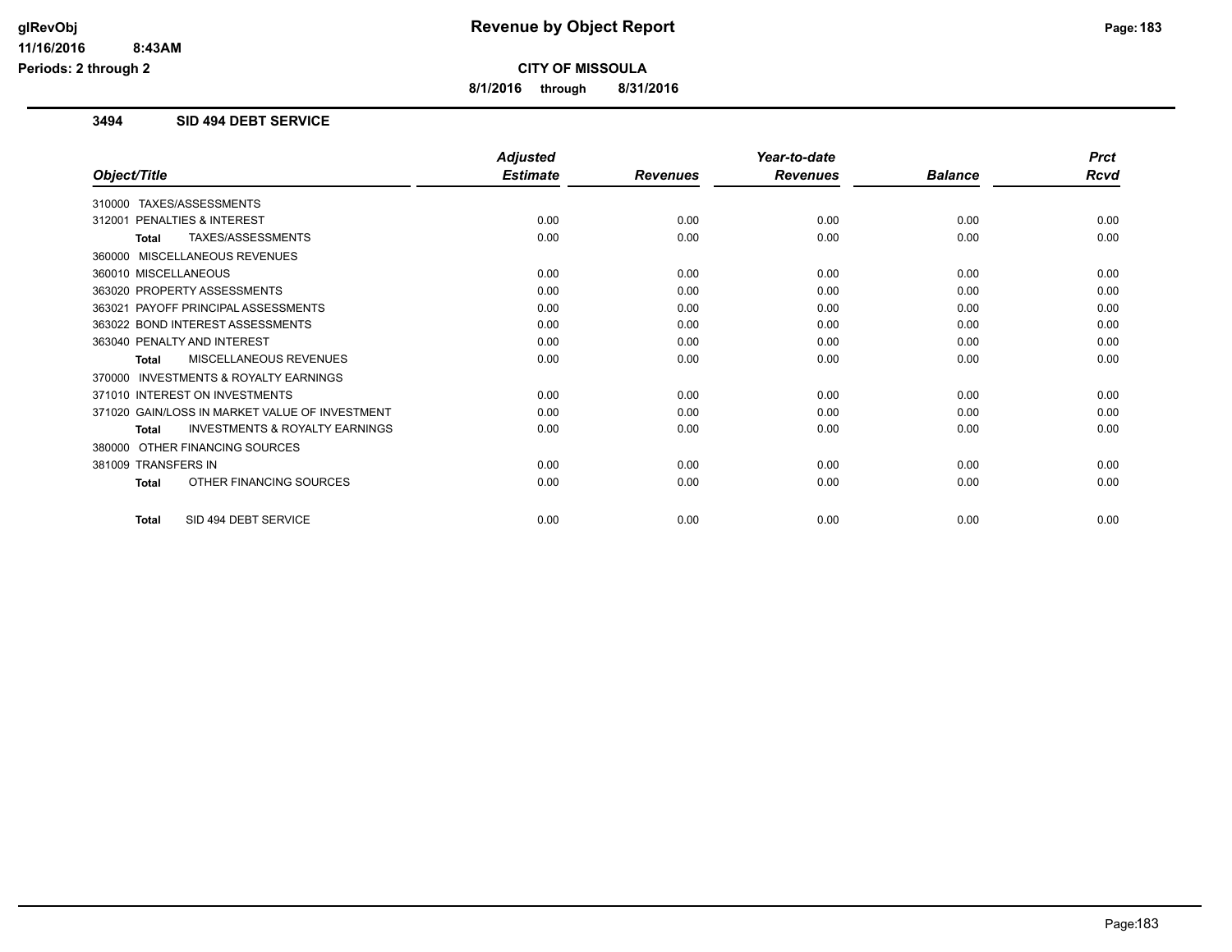# Revenue by Object Report

**CITY OF MISSOULA**

**8/1/2016 through 8/31/2016**

glRevObj
11/16/2016 8:43AM
Periods: 2 through 2

### 3494 SID 494 DEBT SERVICE

| Object/Title | Adjusted Estimate | Revenues | Year-to-date Revenues | Balance | Prct Rcvd |
|---|---|---|---|---|---|
| 310000 TAXES/ASSESSMENTS | | | | | |
| 312001 PENALTIES & INTEREST | 0.00 | 0.00 | 0.00 | 0.00 | 0.00 |
| **Total** TAXES/ASSESSMENTS | 0.00 | 0.00 | 0.00 | 0.00 | 0.00 |
| 360000 MISCELLANEOUS REVENUES | | | | | |
| 360010 MISCELLANEOUS | 0.00 | 0.00 | 0.00 | 0.00 | 0.00 |
| 363020 PROPERTY ASSESSMENTS | 0.00 | 0.00 | 0.00 | 0.00 | 0.00 |
| 363021 PAYOFF PRINCIPAL ASSESSMENTS | 0.00 | 0.00 | 0.00 | 0.00 | 0.00 |
| 363022 BOND INTEREST ASSESSMENTS | 0.00 | 0.00 | 0.00 | 0.00 | 0.00 |
| 363040 PENALTY AND INTEREST | 0.00 | 0.00 | 0.00 | 0.00 | 0.00 |
| **Total** MISCELLANEOUS REVENUES | 0.00 | 0.00 | 0.00 | 0.00 | 0.00 |
| 370000 INVESTMENTS & ROYALTY EARNINGS | | | | | |
| 371010 INTEREST ON INVESTMENTS | 0.00 | 0.00 | 0.00 | 0.00 | 0.00 |
| 371020 GAIN/LOSS IN MARKET VALUE OF INVESTMENT | 0.00 | 0.00 | 0.00 | 0.00 | 0.00 |
| **Total** INVESTMENTS & ROYALTY EARNINGS | 0.00 | 0.00 | 0.00 | 0.00 | 0.00 |
| 380000 OTHER FINANCING SOURCES | | | | | |
| 381009 TRANSFERS IN | 0.00 | 0.00 | 0.00 | 0.00 | 0.00 |
| **Total** OTHER FINANCING SOURCES | 0.00 | 0.00 | 0.00 | 0.00 | 0.00 |
| **Total** SID 494 DEBT SERVICE | 0.00 | 0.00 | 0.00 | 0.00 | 0.00 |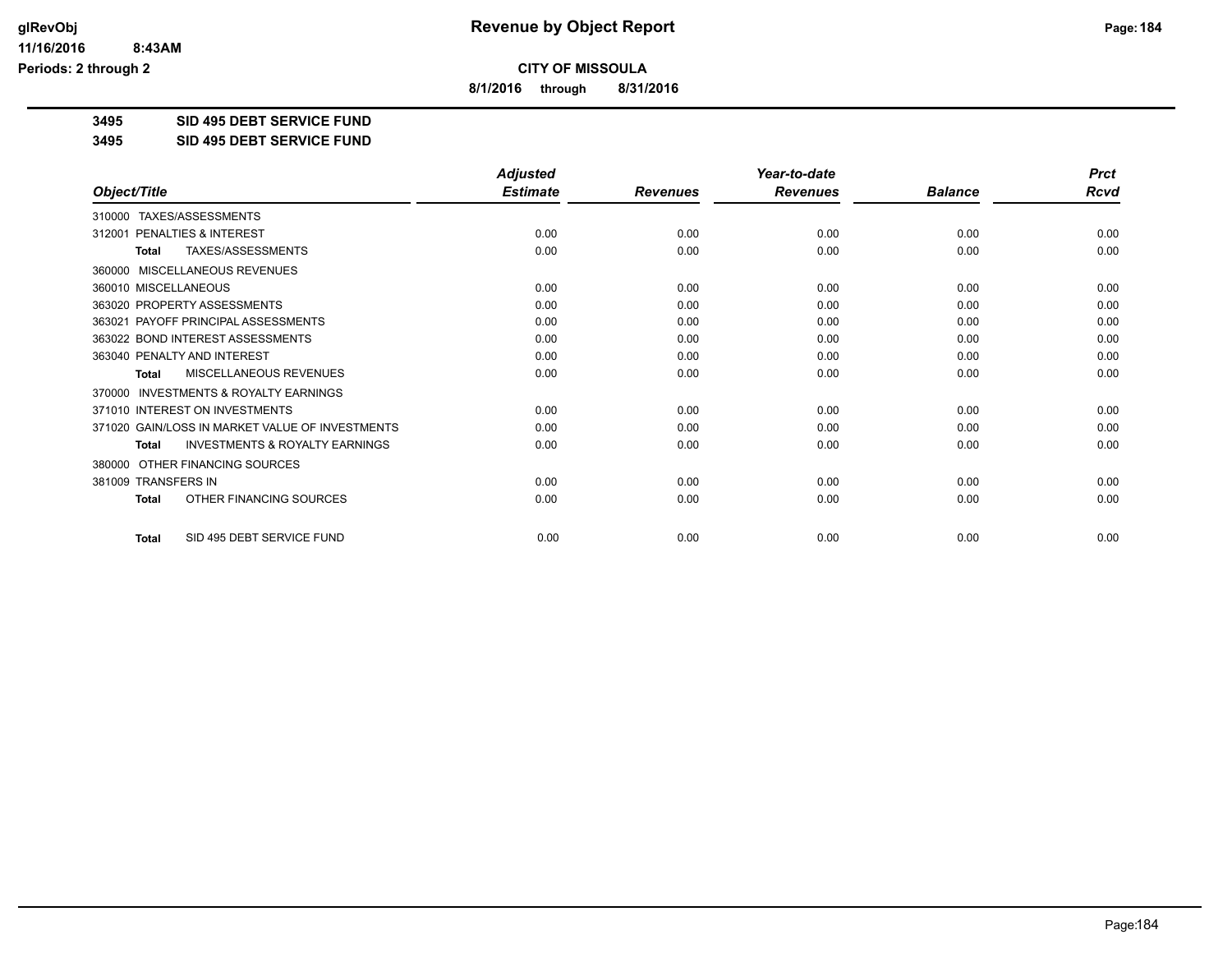# Revenue by Object Report

**CITY OF MISSOULA**

**8/1/2016 through 8/31/2016**

glRevObj
11/16/2016 8:43AM
Periods: 2 through 2

**3495 SID 495 DEBT SERVICE FUND**

**3495 SID 495 DEBT SERVICE FUND**

| Object/Title | Adjusted Estimate | Revenues | Year-to-date Revenues | Balance | Prct Rcvd |
|---|---|---|---|---|---|
| 310000 TAXES/ASSESSMENTS | | | | | |
| 312001 PENALTIES & INTEREST | 0.00 | 0.00 | 0.00 | 0.00 | 0.00 |
| **Total** TAXES/ASSESSMENTS | 0.00 | 0.00 | 0.00 | 0.00 | 0.00 |
| 360000 MISCELLANEOUS REVENUES | | | | | |
| 360010 MISCELLANEOUS | 0.00 | 0.00 | 0.00 | 0.00 | 0.00 |
| 363020 PROPERTY ASSESSMENTS | 0.00 | 0.00 | 0.00 | 0.00 | 0.00 |
| 363021 PAYOFF PRINCIPAL ASSESSMENTS | 0.00 | 0.00 | 0.00 | 0.00 | 0.00 |
| 363022 BOND INTEREST ASSESSMENTS | 0.00 | 0.00 | 0.00 | 0.00 | 0.00 |
| 363040 PENALTY AND INTEREST | 0.00 | 0.00 | 0.00 | 0.00 | 0.00 |
| **Total** MISCELLANEOUS REVENUES | 0.00 | 0.00 | 0.00 | 0.00 | 0.00 |
| 370000 INVESTMENTS & ROYALTY EARNINGS | | | | | |
| 371010 INTEREST ON INVESTMENTS | 0.00 | 0.00 | 0.00 | 0.00 | 0.00 |
| 371020 GAIN/LOSS IN MARKET VALUE OF INVESTMENTS | 0.00 | 0.00 | 0.00 | 0.00 | 0.00 |
| **Total** INVESTMENTS & ROYALTY EARNINGS | 0.00 | 0.00 | 0.00 | 0.00 | 0.00 |
| 380000 OTHER FINANCING SOURCES | | | | | |
| 381009 TRANSFERS IN | 0.00 | 0.00 | 0.00 | 0.00 | 0.00 |
| **Total** OTHER FINANCING SOURCES | 0.00 | 0.00 | 0.00 | 0.00 | 0.00 |
| **Total** SID 495 DEBT SERVICE FUND | 0.00 | 0.00 | 0.00 | 0.00 | 0.00 |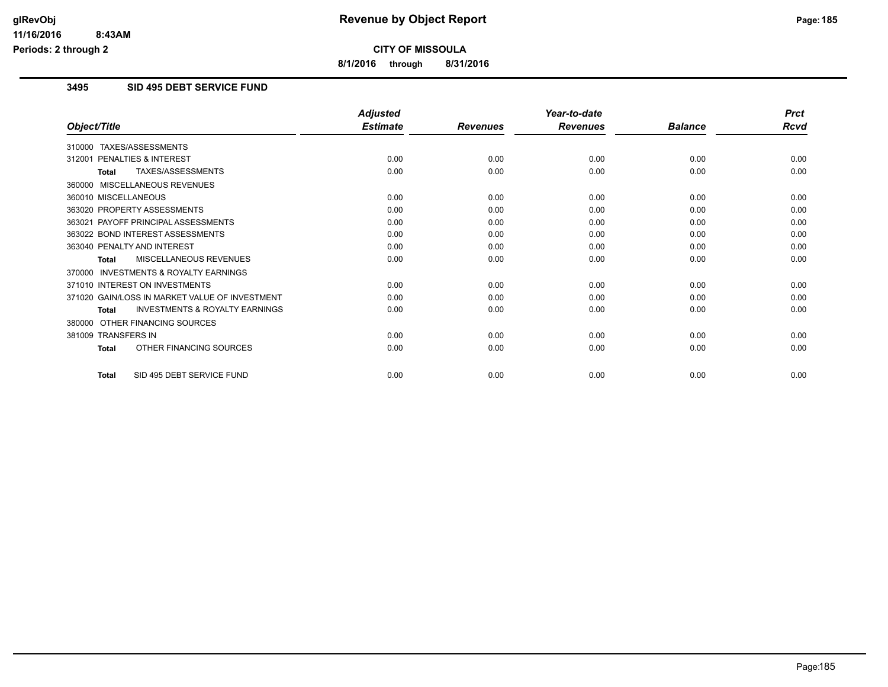# Revenue by Object Report

**CITY OF MISSOULA**

**8/1/2016 through 8/31/2016**

glRevObj
11/16/2016 8:43AM
Periods: 2 through 2

## 3495 SID 495 DEBT SERVICE FUND

| Object/Title | Adjusted Estimate | Revenues | Year-to-date Revenues | Balance | Prct Rcvd |
|---|---|---|---|---|---|
| 310000 TAXES/ASSESSMENTS | | | | | |
| 312001 PENALTIES & INTEREST | 0.00 | 0.00 | 0.00 | 0.00 | 0.00 |
| **Total** TAXES/ASSESSMENTS | 0.00 | 0.00 | 0.00 | 0.00 | 0.00 |
| 360000 MISCELLANEOUS REVENUES | | | | | |
| 360010 MISCELLANEOUS | 0.00 | 0.00 | 0.00 | 0.00 | 0.00 |
| 363020 PROPERTY ASSESSMENTS | 0.00 | 0.00 | 0.00 | 0.00 | 0.00 |
| 363021 PAYOFF PRINCIPAL ASSESSMENTS | 0.00 | 0.00 | 0.00 | 0.00 | 0.00 |
| 363022 BOND INTEREST ASSESSMENTS | 0.00 | 0.00 | 0.00 | 0.00 | 0.00 |
| 363040 PENALTY AND INTEREST | 0.00 | 0.00 | 0.00 | 0.00 | 0.00 |
| **Total** MISCELLANEOUS REVENUES | 0.00 | 0.00 | 0.00 | 0.00 | 0.00 |
| 370000 INVESTMENTS & ROYALTY EARNINGS | | | | | |
| 371010 INTEREST ON INVESTMENTS | 0.00 | 0.00 | 0.00 | 0.00 | 0.00 |
| 371020 GAIN/LOSS IN MARKET VALUE OF INVESTMENT | 0.00 | 0.00 | 0.00 | 0.00 | 0.00 |
| **Total** INVESTMENTS & ROYALTY EARNINGS | 0.00 | 0.00 | 0.00 | 0.00 | 0.00 |
| 380000 OTHER FINANCING SOURCES | | | | | |
| 381009 TRANSFERS IN | 0.00 | 0.00 | 0.00 | 0.00 | 0.00 |
| **Total** OTHER FINANCING SOURCES | 0.00 | 0.00 | 0.00 | 0.00 | 0.00 |
| **Total** SID 495 DEBT SERVICE FUND | 0.00 | 0.00 | 0.00 | 0.00 | 0.00 |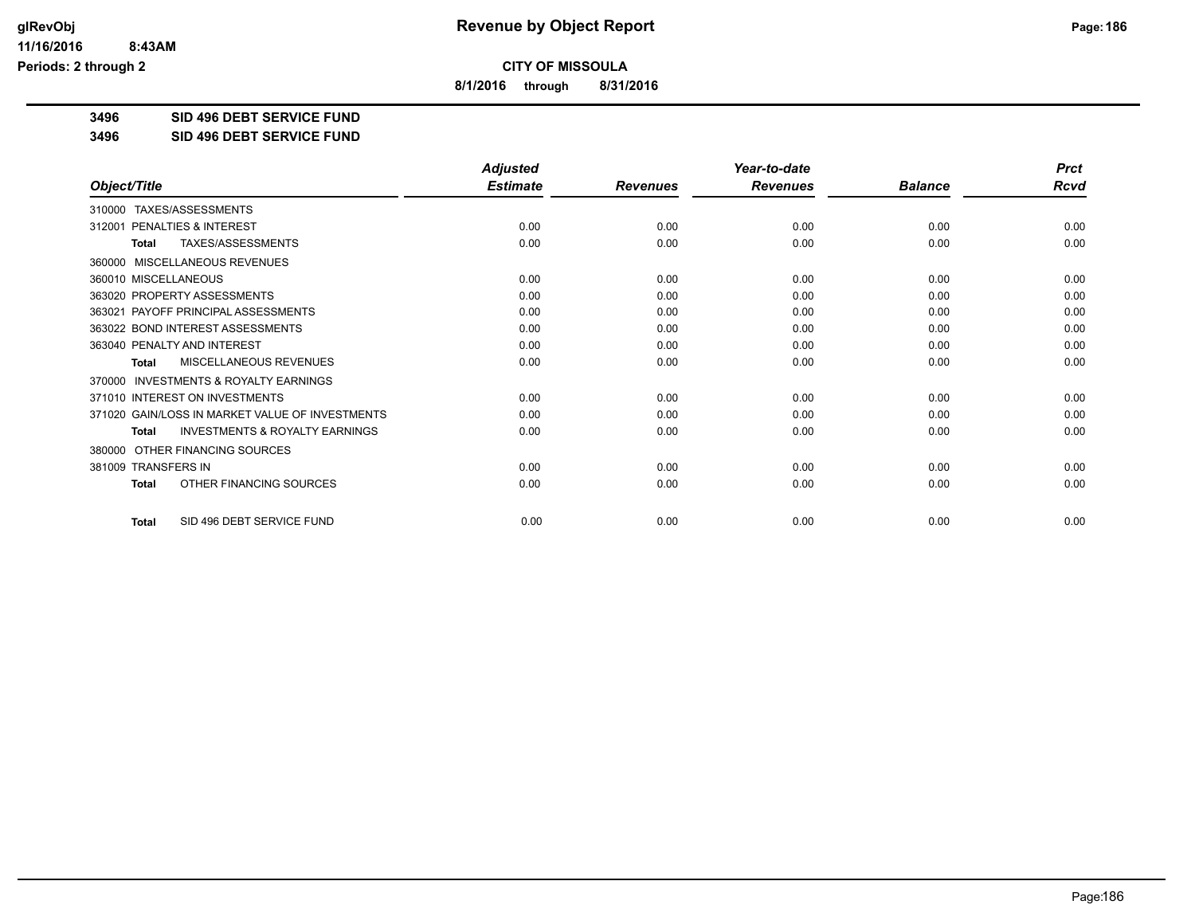**glRevObj**
**11/16/2016 8:43AM**
**Periods: 2 through 2**

# Revenue by Object Report

**CITY OF MISSOULA**

**8/1/2016 through 8/31/2016**

**3496 SID 496 DEBT SERVICE FUND**

**3496 SID 496 DEBT SERVICE FUND**

| Object/Title | Adjusted Estimate | Revenues | Year-to-date Revenues | Balance | Prct Rcvd |
|---|---|---|---|---|---|
| 310000 TAXES/ASSESSMENTS | | | | | |
| 312001 PENALTIES & INTEREST | 0.00 | 0.00 | 0.00 | 0.00 | 0.00 |
| **Total** TAXES/ASSESSMENTS | 0.00 | 0.00 | 0.00 | 0.00 | 0.00 |
| 360000 MISCELLANEOUS REVENUES | | | | | |
| 360010 MISCELLANEOUS | 0.00 | 0.00 | 0.00 | 0.00 | 0.00 |
| 363020 PROPERTY ASSESSMENTS | 0.00 | 0.00 | 0.00 | 0.00 | 0.00 |
| 363021 PAYOFF PRINCIPAL ASSESSMENTS | 0.00 | 0.00 | 0.00 | 0.00 | 0.00 |
| 363022 BOND INTEREST ASSESSMENTS | 0.00 | 0.00 | 0.00 | 0.00 | 0.00 |
| 363040 PENALTY AND INTEREST | 0.00 | 0.00 | 0.00 | 0.00 | 0.00 |
| **Total** MISCELLANEOUS REVENUES | 0.00 | 0.00 | 0.00 | 0.00 | 0.00 |
| 370000 INVESTMENTS & ROYALTY EARNINGS | | | | | |
| 371010 INTEREST ON INVESTMENTS | 0.00 | 0.00 | 0.00 | 0.00 | 0.00 |
| 371020 GAIN/LOSS IN MARKET VALUE OF INVESTMENTS | 0.00 | 0.00 | 0.00 | 0.00 | 0.00 |
| **Total** INVESTMENTS & ROYALTY EARNINGS | 0.00 | 0.00 | 0.00 | 0.00 | 0.00 |
| 380000 OTHER FINANCING SOURCES | | | | | |
| 381009 TRANSFERS IN | 0.00 | 0.00 | 0.00 | 0.00 | 0.00 |
| **Total** OTHER FINANCING SOURCES | 0.00 | 0.00 | 0.00 | 0.00 | 0.00 |
| **Total** SID 496 DEBT SERVICE FUND | 0.00 | 0.00 | 0.00 | 0.00 | 0.00 |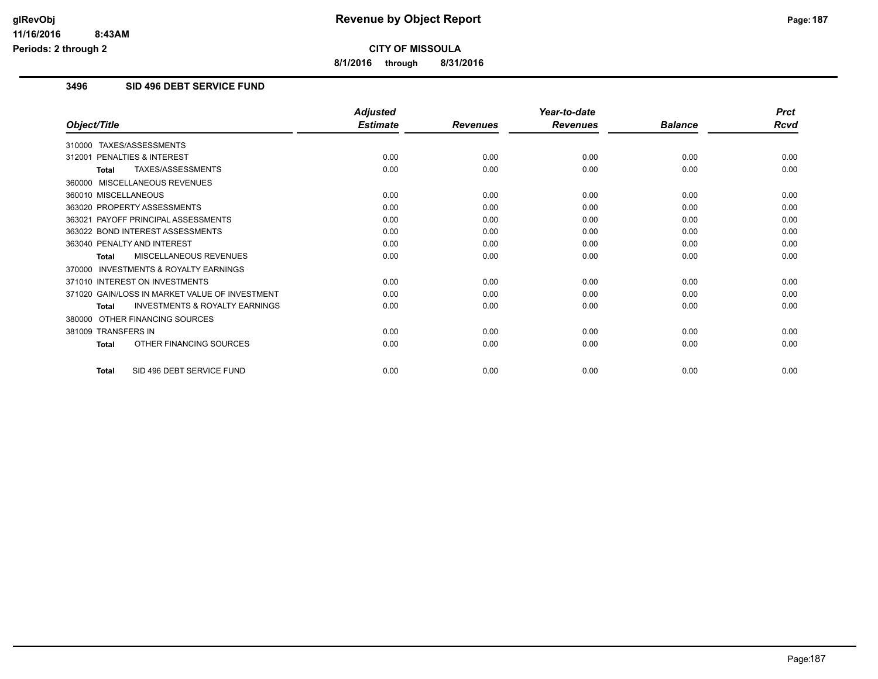# Revenue by Object Report

**CITY OF MISSOULA**

**8/1/2016 through 8/31/2016**

glRevObj
11/16/2016 8:43AM
Periods: 2 through 2

## 3496 SID 496 DEBT SERVICE FUND

| Object/Title | Adjusted Estimate | Revenues | Year-to-date Revenues | Balance | Prct Rcvd |
|---|---|---|---|---|---|
| 310000 TAXES/ASSESSMENTS | | | | | |
| 312001 PENALTIES & INTEREST | 0.00 | 0.00 | 0.00 | 0.00 | 0.00 |
| **Total** TAXES/ASSESSMENTS | 0.00 | 0.00 | 0.00 | 0.00 | 0.00 |
| 360000 MISCELLANEOUS REVENUES | | | | | |
| 360010 MISCELLANEOUS | 0.00 | 0.00 | 0.00 | 0.00 | 0.00 |
| 363020 PROPERTY ASSESSMENTS | 0.00 | 0.00 | 0.00 | 0.00 | 0.00 |
| 363021 PAYOFF PRINCIPAL ASSESSMENTS | 0.00 | 0.00 | 0.00 | 0.00 | 0.00 |
| 363022 BOND INTEREST ASSESSMENTS | 0.00 | 0.00 | 0.00 | 0.00 | 0.00 |
| 363040 PENALTY AND INTEREST | 0.00 | 0.00 | 0.00 | 0.00 | 0.00 |
| **Total** MISCELLANEOUS REVENUES | 0.00 | 0.00 | 0.00 | 0.00 | 0.00 |
| 370000 INVESTMENTS & ROYALTY EARNINGS | | | | | |
| 371010 INTEREST ON INVESTMENTS | 0.00 | 0.00 | 0.00 | 0.00 | 0.00 |
| 371020 GAIN/LOSS IN MARKET VALUE OF INVESTMENT | 0.00 | 0.00 | 0.00 | 0.00 | 0.00 |
| **Total** INVESTMENTS & ROYALTY EARNINGS | 0.00 | 0.00 | 0.00 | 0.00 | 0.00 |
| 380000 OTHER FINANCING SOURCES | | | | | |
| 381009 TRANSFERS IN | 0.00 | 0.00 | 0.00 | 0.00 | 0.00 |
| **Total** OTHER FINANCING SOURCES | 0.00 | 0.00 | 0.00 | 0.00 | 0.00 |
| **Total** SID 496 DEBT SERVICE FUND | 0.00 | 0.00 | 0.00 | 0.00 | 0.00 |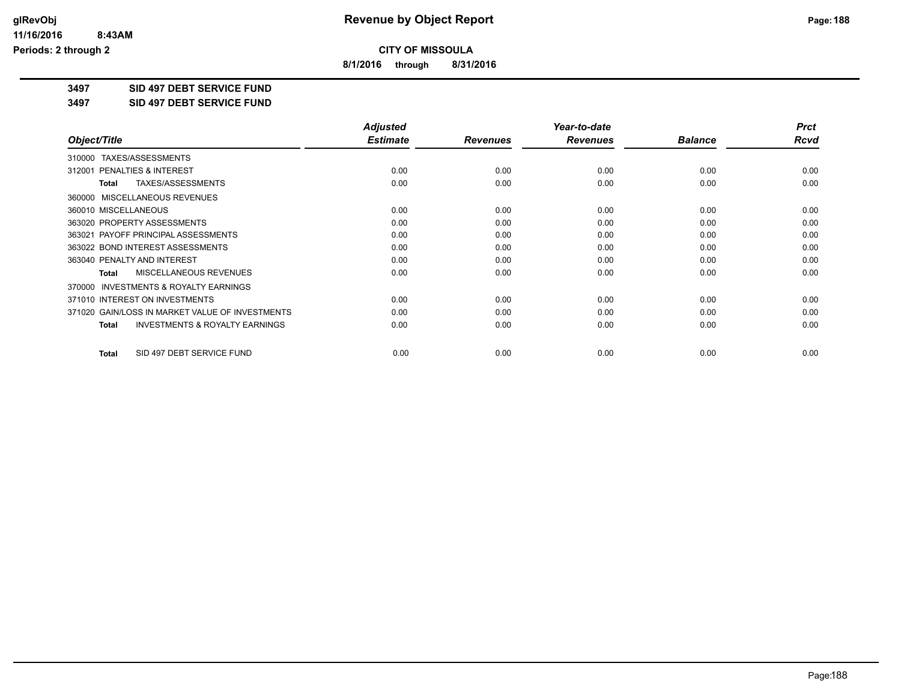**glRevObj**
**11/16/2016 8:43AM**
**Periods: 2 through 2**

# Revenue by Object Report

**CITY OF MISSOULA**

**8/1/2016 through 8/31/2016**

**3497 SID 497 DEBT SERVICE FUND**

**3497 SID 497 DEBT SERVICE FUND**

| Object/Title | Adjusted Estimate | Revenues | Year-to-date Revenues | Balance | Prct Rcvd |
|---|---|---|---|---|---|
| 310000 TAXES/ASSESSMENTS | | | | | |
| 312001 PENALTIES & INTEREST | 0.00 | 0.00 | 0.00 | 0.00 | 0.00 |
| **Total** TAXES/ASSESSMENTS | 0.00 | 0.00 | 0.00 | 0.00 | 0.00 |
| 360000 MISCELLANEOUS REVENUES | | | | | |
| 360010 MISCELLANEOUS | 0.00 | 0.00 | 0.00 | 0.00 | 0.00 |
| 363020 PROPERTY ASSESSMENTS | 0.00 | 0.00 | 0.00 | 0.00 | 0.00 |
| 363021 PAYOFF PRINCIPAL ASSESSMENTS | 0.00 | 0.00 | 0.00 | 0.00 | 0.00 |
| 363022 BOND INTEREST ASSESSMENTS | 0.00 | 0.00 | 0.00 | 0.00 | 0.00 |
| 363040 PENALTY AND INTEREST | 0.00 | 0.00 | 0.00 | 0.00 | 0.00 |
| **Total** MISCELLANEOUS REVENUES | 0.00 | 0.00 | 0.00 | 0.00 | 0.00 |
| 370000 INVESTMENTS & ROYALTY EARNINGS | | | | | |
| 371010 INTEREST ON INVESTMENTS | 0.00 | 0.00 | 0.00 | 0.00 | 0.00 |
| 371020 GAIN/LOSS IN MARKET VALUE OF INVESTMENTS | 0.00 | 0.00 | 0.00 | 0.00 | 0.00 |
| **Total** INVESTMENTS & ROYALTY EARNINGS | 0.00 | 0.00 | 0.00 | 0.00 | 0.00 |
| **Total** SID 497 DEBT SERVICE FUND | 0.00 | 0.00 | 0.00 | 0.00 | 0.00 |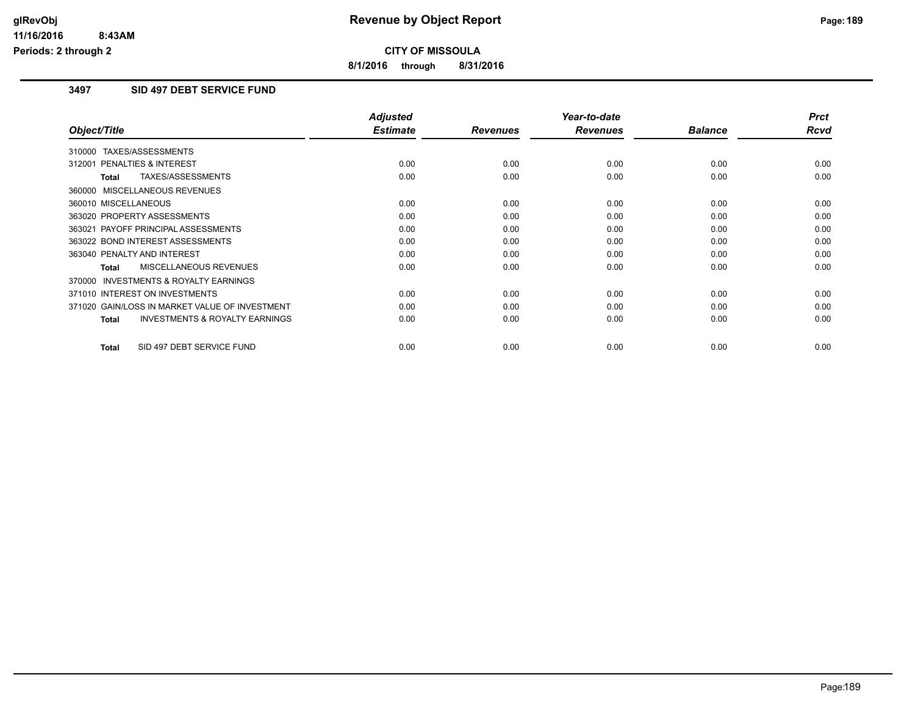# Revenue by Object Report

**CITY OF MISSOULA**

**8/1/2016 through 8/31/2016**

glRevObj
11/16/2016 8:43AM
Periods: 2 through 2

## 3497 SID 497 DEBT SERVICE FUND

| Object/Title | Adjusted Estimate | Revenues | Year-to-date Revenues | Balance | Prct Rcvd |
|---|---|---|---|---|---|
| 310000 TAXES/ASSESSMENTS | | | | | |
| 312001 PENALTIES & INTEREST | 0.00 | 0.00 | 0.00 | 0.00 | 0.00 |
| **Total** TAXES/ASSESSMENTS | 0.00 | 0.00 | 0.00 | 0.00 | 0.00 |
| 360000 MISCELLANEOUS REVENUES | | | | | |
| 360010 MISCELLANEOUS | 0.00 | 0.00 | 0.00 | 0.00 | 0.00 |
| 363020 PROPERTY ASSESSMENTS | 0.00 | 0.00 | 0.00 | 0.00 | 0.00 |
| 363021 PAYOFF PRINCIPAL ASSESSMENTS | 0.00 | 0.00 | 0.00 | 0.00 | 0.00 |
| 363022 BOND INTEREST ASSESSMENTS | 0.00 | 0.00 | 0.00 | 0.00 | 0.00 |
| 363040 PENALTY AND INTEREST | 0.00 | 0.00 | 0.00 | 0.00 | 0.00 |
| **Total** MISCELLANEOUS REVENUES | 0.00 | 0.00 | 0.00 | 0.00 | 0.00 |
| 370000 INVESTMENTS & ROYALTY EARNINGS | | | | | |
| 371010 INTEREST ON INVESTMENTS | 0.00 | 0.00 | 0.00 | 0.00 | 0.00 |
| 371020 GAIN/LOSS IN MARKET VALUE OF INVESTMENT | 0.00 | 0.00 | 0.00 | 0.00 | 0.00 |
| **Total** INVESTMENTS & ROYALTY EARNINGS | 0.00 | 0.00 | 0.00 | 0.00 | 0.00 |
| **Total** SID 497 DEBT SERVICE FUND | 0.00 | 0.00 | 0.00 | 0.00 | 0.00 |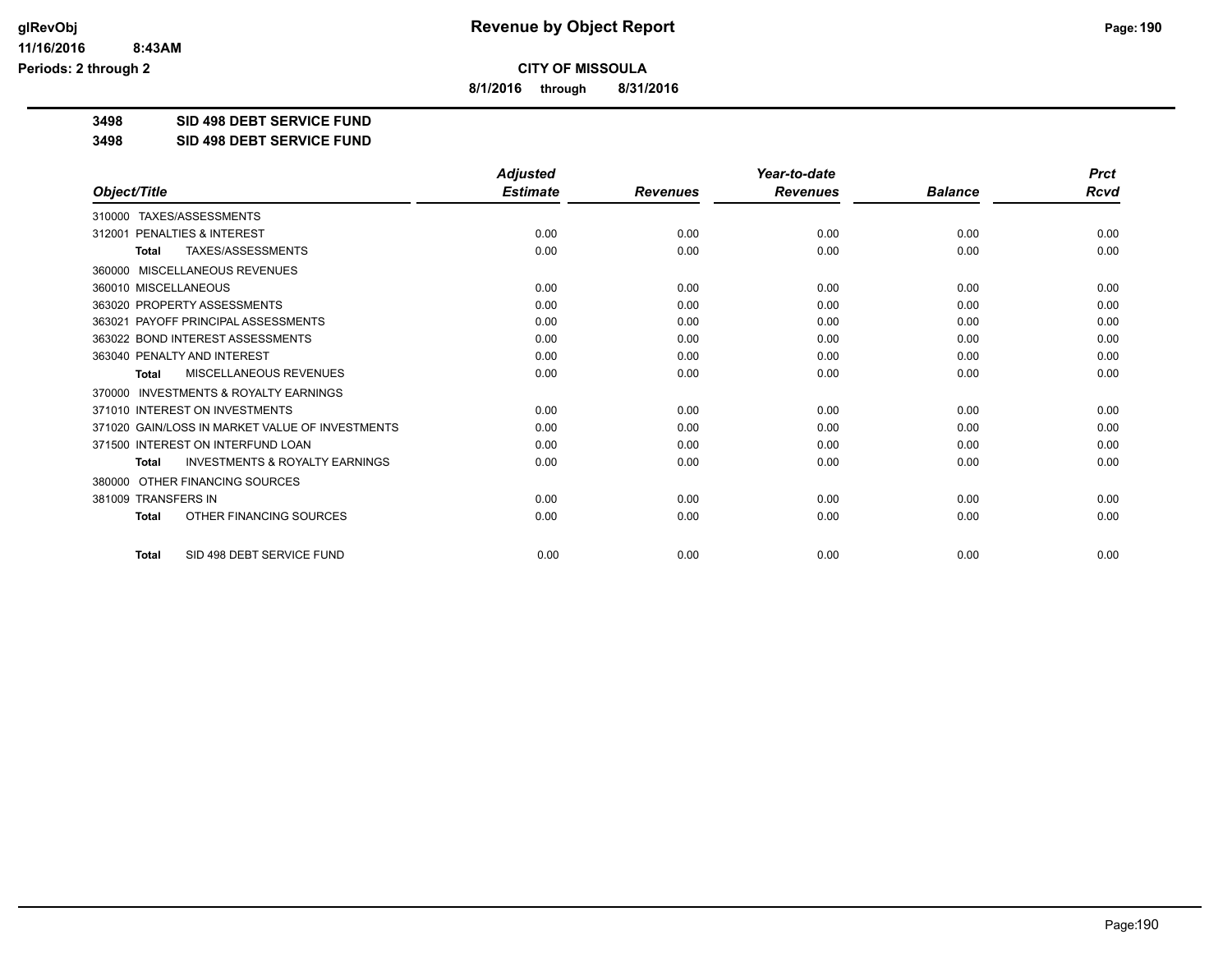**Revenue by Object Report**

**CITY OF MISSOULA**

**8/1/2016 through 8/31/2016**

glRevObj
11/16/2016 8:43AM
Periods: 2 through 2

**3498 SID 498 DEBT SERVICE FUND**

**3498 SID 498 DEBT SERVICE FUND**

| Object/Title | Adjusted Estimate | Revenues | Year-to-date Revenues | Balance | Prct Rcvd |
|---|---|---|---|---|---|
| 310000 TAXES/ASSESSMENTS | | | | | |
| 312001 PENALTIES & INTEREST | 0.00 | 0.00 | 0.00 | 0.00 | 0.00 |
| **Total** TAXES/ASSESSMENTS | 0.00 | 0.00 | 0.00 | 0.00 | 0.00 |
| 360000 MISCELLANEOUS REVENUES | | | | | |
| 360010 MISCELLANEOUS | 0.00 | 0.00 | 0.00 | 0.00 | 0.00 |
| 363020 PROPERTY ASSESSMENTS | 0.00 | 0.00 | 0.00 | 0.00 | 0.00 |
| 363021 PAYOFF PRINCIPAL ASSESSMENTS | 0.00 | 0.00 | 0.00 | 0.00 | 0.00 |
| 363022 BOND INTEREST ASSESSMENTS | 0.00 | 0.00 | 0.00 | 0.00 | 0.00 |
| 363040 PENALTY AND INTEREST | 0.00 | 0.00 | 0.00 | 0.00 | 0.00 |
| **Total** MISCELLANEOUS REVENUES | 0.00 | 0.00 | 0.00 | 0.00 | 0.00 |
| 370000 INVESTMENTS & ROYALTY EARNINGS | | | | | |
| 371010 INTEREST ON INVESTMENTS | 0.00 | 0.00 | 0.00 | 0.00 | 0.00 |
| 371020 GAIN/LOSS IN MARKET VALUE OF INVESTMENTS | 0.00 | 0.00 | 0.00 | 0.00 | 0.00 |
| 371500 INTEREST ON INTERFUND LOAN | 0.00 | 0.00 | 0.00 | 0.00 | 0.00 |
| **Total** INVESTMENTS & ROYALTY EARNINGS | 0.00 | 0.00 | 0.00 | 0.00 | 0.00 |
| 380000 OTHER FINANCING SOURCES | | | | | |
| 381009 TRANSFERS IN | 0.00 | 0.00 | 0.00 | 0.00 | 0.00 |
| **Total** OTHER FINANCING SOURCES | 0.00 | 0.00 | 0.00 | 0.00 | 0.00 |
| **Total** SID 498 DEBT SERVICE FUND | 0.00 | 0.00 | 0.00 | 0.00 | 0.00 |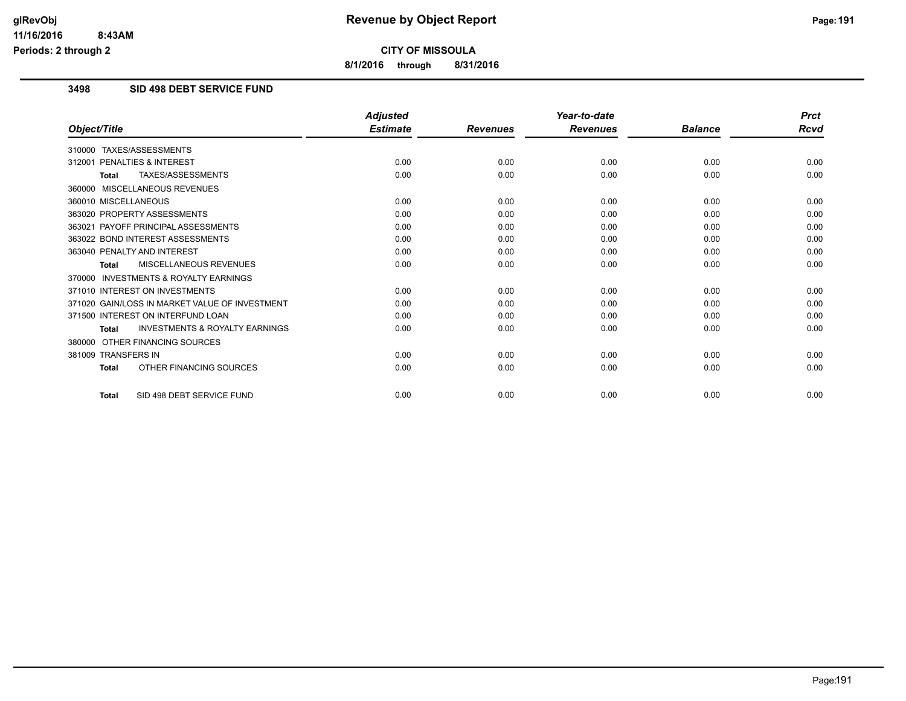# Revenue by Object Report

**CITY OF MISSOULA**

**8/1/2016 through 8/31/2016**

glRevObj
11/16/2016 8:43AM
Periods: 2 through 2

## 3498 SID 498 DEBT SERVICE FUND

| Object/Title | Adjusted Estimate | Revenues | Year-to-date Revenues | Balance | Prct Rcvd |
|---|---|---|---|---|---|
| 310000 TAXES/ASSESSMENTS | | | | | |
| 312001 PENALTIES & INTEREST | 0.00 | 0.00 | 0.00 | 0.00 | 0.00 |
| **Total** TAXES/ASSESSMENTS | 0.00 | 0.00 | 0.00 | 0.00 | 0.00 |
| 360000 MISCELLANEOUS REVENUES | | | | | |
| 360010 MISCELLANEOUS | 0.00 | 0.00 | 0.00 | 0.00 | 0.00 |
| 363020 PROPERTY ASSESSMENTS | 0.00 | 0.00 | 0.00 | 0.00 | 0.00 |
| 363021 PAYOFF PRINCIPAL ASSESSMENTS | 0.00 | 0.00 | 0.00 | 0.00 | 0.00 |
| 363022 BOND INTEREST ASSESSMENTS | 0.00 | 0.00 | 0.00 | 0.00 | 0.00 |
| 363040 PENALTY AND INTEREST | 0.00 | 0.00 | 0.00 | 0.00 | 0.00 |
| **Total** MISCELLANEOUS REVENUES | 0.00 | 0.00 | 0.00 | 0.00 | 0.00 |
| 370000 INVESTMENTS & ROYALTY EARNINGS | | | | | |
| 371010 INTEREST ON INVESTMENTS | 0.00 | 0.00 | 0.00 | 0.00 | 0.00 |
| 371020 GAIN/LOSS IN MARKET VALUE OF INVESTMENT | 0.00 | 0.00 | 0.00 | 0.00 | 0.00 |
| 371500 INTEREST ON INTERFUND LOAN | 0.00 | 0.00 | 0.00 | 0.00 | 0.00 |
| **Total** INVESTMENTS & ROYALTY EARNINGS | 0.00 | 0.00 | 0.00 | 0.00 | 0.00 |
| 380000 OTHER FINANCING SOURCES | | | | | |
| 381009 TRANSFERS IN | 0.00 | 0.00 | 0.00 | 0.00 | 0.00 |
| **Total** OTHER FINANCING SOURCES | 0.00 | 0.00 | 0.00 | 0.00 | 0.00 |
| **Total** SID 498 DEBT SERVICE FUND | 0.00 | 0.00 | 0.00 | 0.00 | 0.00 |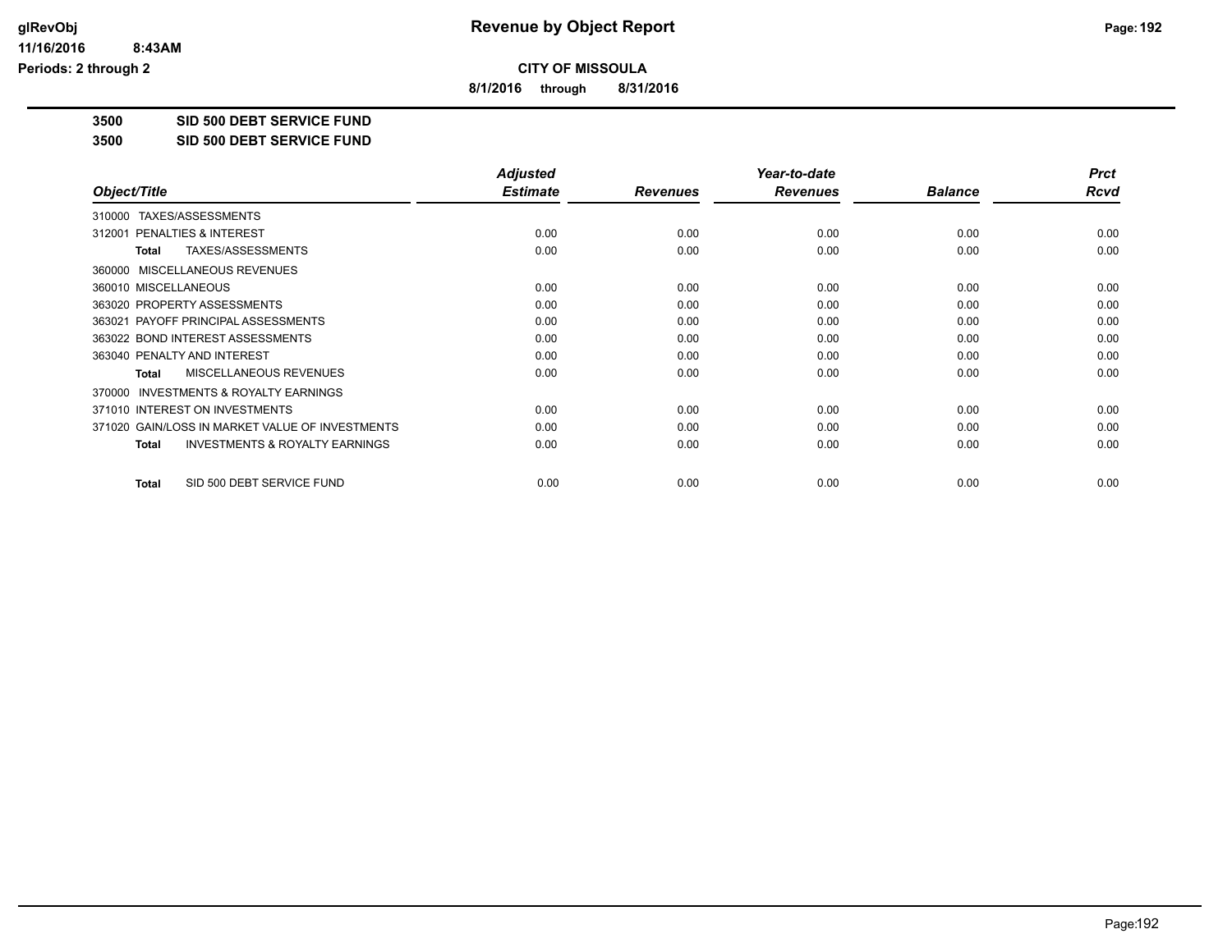**CITY OF MISSOULA**

**8/1/2016 through 8/31/2016**

**3500 SID 500 DEBT SERVICE FUND**

**3500 SID 500 DEBT SERVICE FUND**

| Object/Title | Adjusted Estimate | Revenues | Year-to-date Revenues | Balance | Prct Rcvd |
|---|---|---|---|---|---|
| 310000 TAXES/ASSESSMENTS | | | | | |
| 312001 PENALTIES & INTEREST | 0.00 | 0.00 | 0.00 | 0.00 | 0.00 |
| **Total** TAXES/ASSESSMENTS | 0.00 | 0.00 | 0.00 | 0.00 | 0.00 |
| 360000 MISCELLANEOUS REVENUES | | | | | |
| 360010 MISCELLANEOUS | 0.00 | 0.00 | 0.00 | 0.00 | 0.00 |
| 363020 PROPERTY ASSESSMENTS | 0.00 | 0.00 | 0.00 | 0.00 | 0.00 |
| 363021 PAYOFF PRINCIPAL ASSESSMENTS | 0.00 | 0.00 | 0.00 | 0.00 | 0.00 |
| 363022 BOND INTEREST ASSESSMENTS | 0.00 | 0.00 | 0.00 | 0.00 | 0.00 |
| 363040 PENALTY AND INTEREST | 0.00 | 0.00 | 0.00 | 0.00 | 0.00 |
| **Total** MISCELLANEOUS REVENUES | 0.00 | 0.00 | 0.00 | 0.00 | 0.00 |
| 370000 INVESTMENTS & ROYALTY EARNINGS | | | | | |
| 371010 INTEREST ON INVESTMENTS | 0.00 | 0.00 | 0.00 | 0.00 | 0.00 |
| 371020 GAIN/LOSS IN MARKET VALUE OF INVESTMENTS | 0.00 | 0.00 | 0.00 | 0.00 | 0.00 |
| **Total** INVESTMENTS & ROYALTY EARNINGS | 0.00 | 0.00 | 0.00 | 0.00 | 0.00 |
| **Total** SID 500 DEBT SERVICE FUND | 0.00 | 0.00 | 0.00 | 0.00 | 0.00 |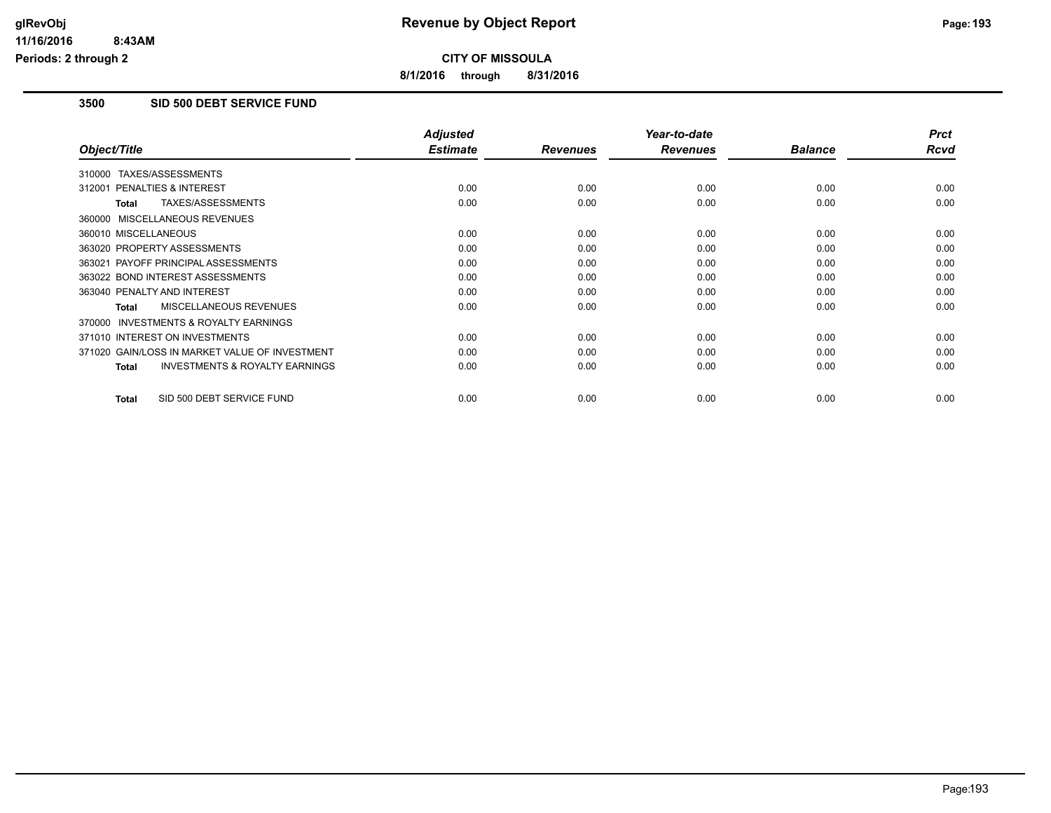# CITY OF MISSOULA

**8/1/2016 through 8/31/2016**

## 3500 SID 500 DEBT SERVICE FUND

| Object/Title | Adjusted Estimate | Revenues | Year-to-date Revenues | Balance | Prct Rcvd |
|---|---|---|---|---|---|
| 310000 TAXES/ASSESSMENTS | | | | | |
| 312001 PENALTIES & INTEREST | 0.00 | 0.00 | 0.00 | 0.00 | 0.00 |
| **Total** TAXES/ASSESSMENTS | 0.00 | 0.00 | 0.00 | 0.00 | 0.00 |
| 360000 MISCELLANEOUS REVENUES | | | | | |
| 360010 MISCELLANEOUS | 0.00 | 0.00 | 0.00 | 0.00 | 0.00 |
| 363020 PROPERTY ASSESSMENTS | 0.00 | 0.00 | 0.00 | 0.00 | 0.00 |
| 363021 PAYOFF PRINCIPAL ASSESSMENTS | 0.00 | 0.00 | 0.00 | 0.00 | 0.00 |
| 363022 BOND INTEREST ASSESSMENTS | 0.00 | 0.00 | 0.00 | 0.00 | 0.00 |
| 363040 PENALTY AND INTEREST | 0.00 | 0.00 | 0.00 | 0.00 | 0.00 |
| **Total** MISCELLANEOUS REVENUES | 0.00 | 0.00 | 0.00 | 0.00 | 0.00 |
| 370000 INVESTMENTS & ROYALTY EARNINGS | | | | | |
| 371010 INTEREST ON INVESTMENTS | 0.00 | 0.00 | 0.00 | 0.00 | 0.00 |
| 371020 GAIN/LOSS IN MARKET VALUE OF INVESTMENT | 0.00 | 0.00 | 0.00 | 0.00 | 0.00 |
| **Total** INVESTMENTS & ROYALTY EARNINGS | 0.00 | 0.00 | 0.00 | 0.00 | 0.00 |
| **Total** SID 500 DEBT SERVICE FUND | 0.00 | 0.00 | 0.00 | 0.00 | 0.00 |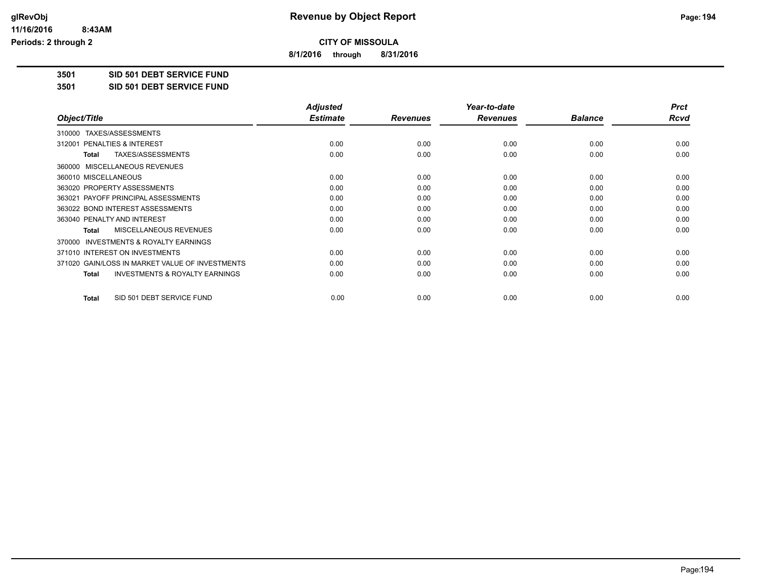# Revenue by Object Report

**CITY OF MISSOULA**

**8/1/2016 through 8/31/2016**

glRevObj
11/16/2016 8:43AM
Periods: 2 through 2

**3501 SID 501 DEBT SERVICE FUND**

**3501 SID 501 DEBT SERVICE FUND**

| Object/Title | Adjusted Estimate | Revenues | Year-to-date Revenues | Balance | Prct Rcvd |
|---|---|---|---|---|---|
| 310000 TAXES/ASSESSMENTS | | | | | |
| 312001 PENALTIES & INTEREST | 0.00 | 0.00 | 0.00 | 0.00 | 0.00 |
| **Total** TAXES/ASSESSMENTS | 0.00 | 0.00 | 0.00 | 0.00 | 0.00 |
| 360000 MISCELLANEOUS REVENUES | | | | | |
| 360010 MISCELLANEOUS | 0.00 | 0.00 | 0.00 | 0.00 | 0.00 |
| 363020 PROPERTY ASSESSMENTS | 0.00 | 0.00 | 0.00 | 0.00 | 0.00 |
| 363021 PAYOFF PRINCIPAL ASSESSMENTS | 0.00 | 0.00 | 0.00 | 0.00 | 0.00 |
| 363022 BOND INTEREST ASSESSMENTS | 0.00 | 0.00 | 0.00 | 0.00 | 0.00 |
| 363040 PENALTY AND INTEREST | 0.00 | 0.00 | 0.00 | 0.00 | 0.00 |
| **Total** MISCELLANEOUS REVENUES | 0.00 | 0.00 | 0.00 | 0.00 | 0.00 |
| 370000 INVESTMENTS & ROYALTY EARNINGS | | | | | |
| 371010 INTEREST ON INVESTMENTS | 0.00 | 0.00 | 0.00 | 0.00 | 0.00 |
| 371020 GAIN/LOSS IN MARKET VALUE OF INVESTMENTS | 0.00 | 0.00 | 0.00 | 0.00 | 0.00 |
| **Total** INVESTMENTS & ROYALTY EARNINGS | 0.00 | 0.00 | 0.00 | 0.00 | 0.00 |
| **Total** SID 501 DEBT SERVICE FUND | 0.00 | 0.00 | 0.00 | 0.00 | 0.00 |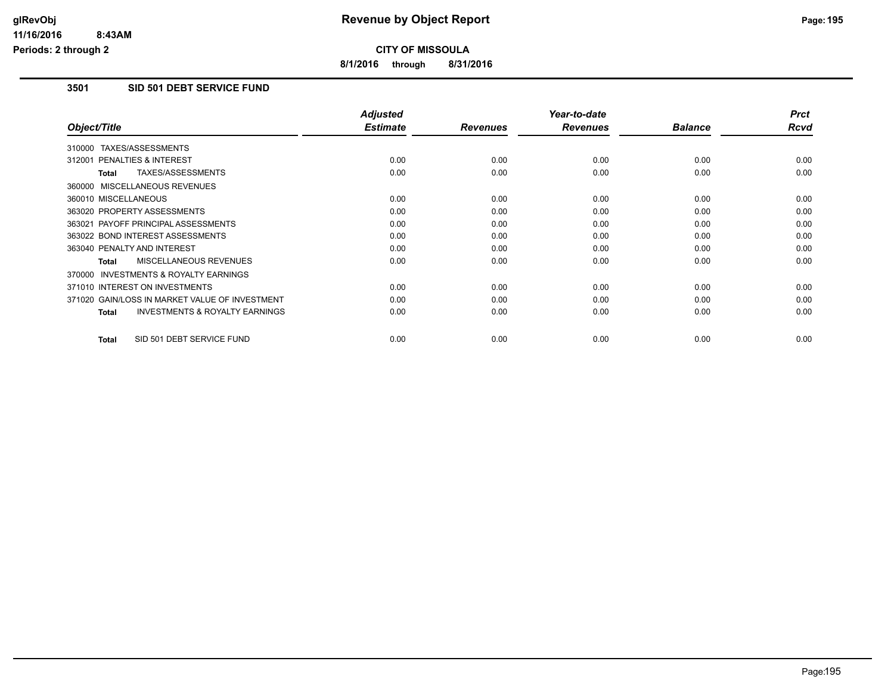**Revenue by Object Report**

**CITY OF MISSOULA**

**8/1/2016 through 8/31/2016**

glRevObj
11/16/2016 8:43AM
Periods: 2 through 2

### 3501 SID 501 DEBT SERVICE FUND

| Object/Title | Adjusted Estimate | Revenues | Year-to-date Revenues | Balance | Prct Rcvd |
|---|---|---|---|---|---|
| 310000 TAXES/ASSESSMENTS | | | | | |
| 312001 PENALTIES & INTEREST | 0.00 | 0.00 | 0.00 | 0.00 | 0.00 |
| **Total** TAXES/ASSESSMENTS | 0.00 | 0.00 | 0.00 | 0.00 | 0.00 |
| 360000 MISCELLANEOUS REVENUES | | | | | |
| 360010 MISCELLANEOUS | 0.00 | 0.00 | 0.00 | 0.00 | 0.00 |
| 363020 PROPERTY ASSESSMENTS | 0.00 | 0.00 | 0.00 | 0.00 | 0.00 |
| 363021 PAYOFF PRINCIPAL ASSESSMENTS | 0.00 | 0.00 | 0.00 | 0.00 | 0.00 |
| 363022 BOND INTEREST ASSESSMENTS | 0.00 | 0.00 | 0.00 | 0.00 | 0.00 |
| 363040 PENALTY AND INTEREST | 0.00 | 0.00 | 0.00 | 0.00 | 0.00 |
| **Total** MISCELLANEOUS REVENUES | 0.00 | 0.00 | 0.00 | 0.00 | 0.00 |
| 370000 INVESTMENTS & ROYALTY EARNINGS | | | | | |
| 371010 INTEREST ON INVESTMENTS | 0.00 | 0.00 | 0.00 | 0.00 | 0.00 |
| 371020 GAIN/LOSS IN MARKET VALUE OF INVESTMENT | 0.00 | 0.00 | 0.00 | 0.00 | 0.00 |
| **Total** INVESTMENTS & ROYALTY EARNINGS | 0.00 | 0.00 | 0.00 | 0.00 | 0.00 |
| **Total** SID 501 DEBT SERVICE FUND | 0.00 | 0.00 | 0.00 | 0.00 | 0.00 |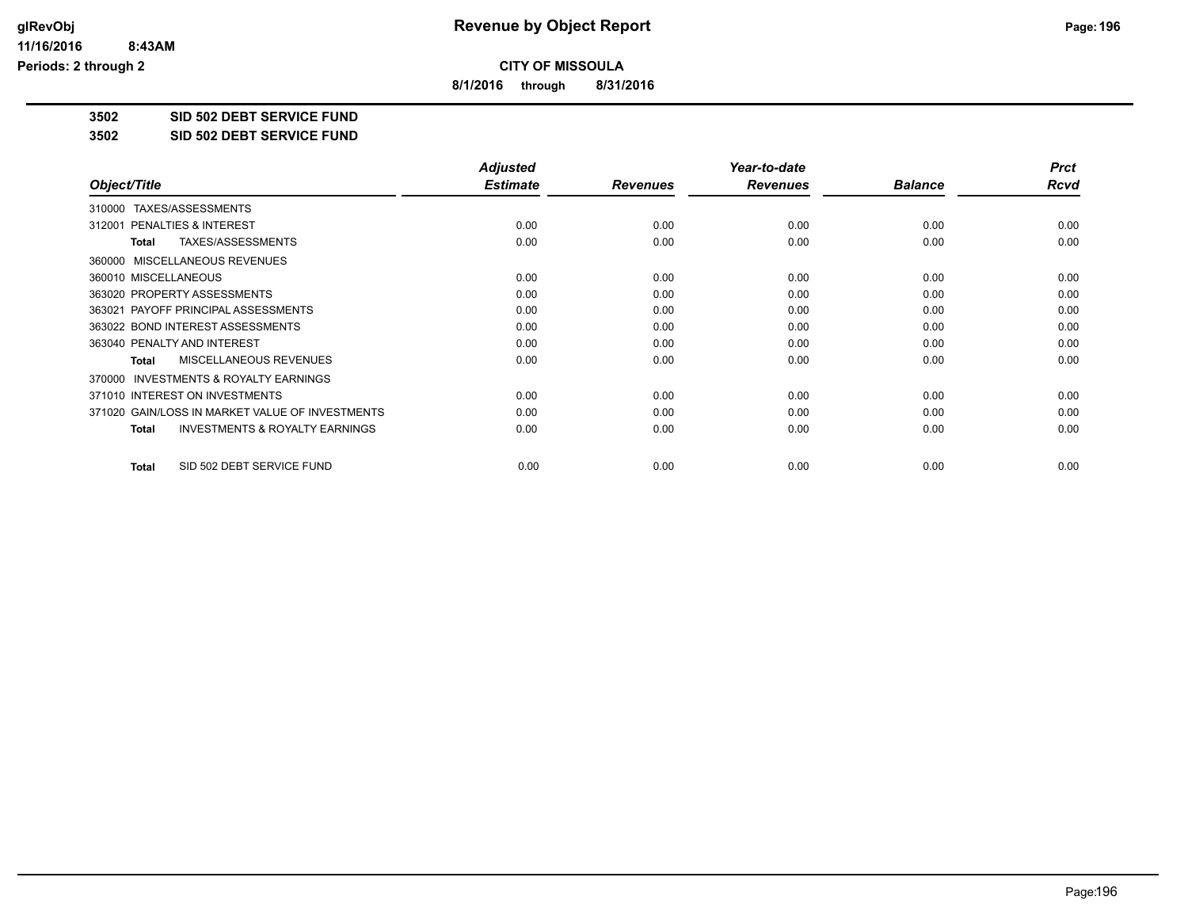# Revenue by Object Report

**CITY OF MISSOULA**

**8/1/2016 through 8/31/2016**

**3502 SID 502 DEBT SERVICE FUND**

**3502 SID 502 DEBT SERVICE FUND**

| Object/Title | Adjusted Estimate | Revenues | Year-to-date Revenues | Balance | Prct Rcvd |
|---|---|---|---|---|---|
| 310000 TAXES/ASSESSMENTS | | | | | |
| 312001 PENALTIES & INTEREST | 0.00 | 0.00 | 0.00 | 0.00 | 0.00 |
| **Total** TAXES/ASSESSMENTS | 0.00 | 0.00 | 0.00 | 0.00 | 0.00 |
| 360000 MISCELLANEOUS REVENUES | | | | | |
| 360010 MISCELLANEOUS | 0.00 | 0.00 | 0.00 | 0.00 | 0.00 |
| 363020 PROPERTY ASSESSMENTS | 0.00 | 0.00 | 0.00 | 0.00 | 0.00 |
| 363021 PAYOFF PRINCIPAL ASSESSMENTS | 0.00 | 0.00 | 0.00 | 0.00 | 0.00 |
| 363022 BOND INTEREST ASSESSMENTS | 0.00 | 0.00 | 0.00 | 0.00 | 0.00 |
| 363040 PENALTY AND INTEREST | 0.00 | 0.00 | 0.00 | 0.00 | 0.00 |
| **Total** MISCELLANEOUS REVENUES | 0.00 | 0.00 | 0.00 | 0.00 | 0.00 |
| 370000 INVESTMENTS & ROYALTY EARNINGS | | | | | |
| 371010 INTEREST ON INVESTMENTS | 0.00 | 0.00 | 0.00 | 0.00 | 0.00 |
| 371020 GAIN/LOSS IN MARKET VALUE OF INVESTMENTS | 0.00 | 0.00 | 0.00 | 0.00 | 0.00 |
| **Total** INVESTMENTS & ROYALTY EARNINGS | 0.00 | 0.00 | 0.00 | 0.00 | 0.00 |
| **Total** SID 502 DEBT SERVICE FUND | 0.00 | 0.00 | 0.00 | 0.00 | 0.00 |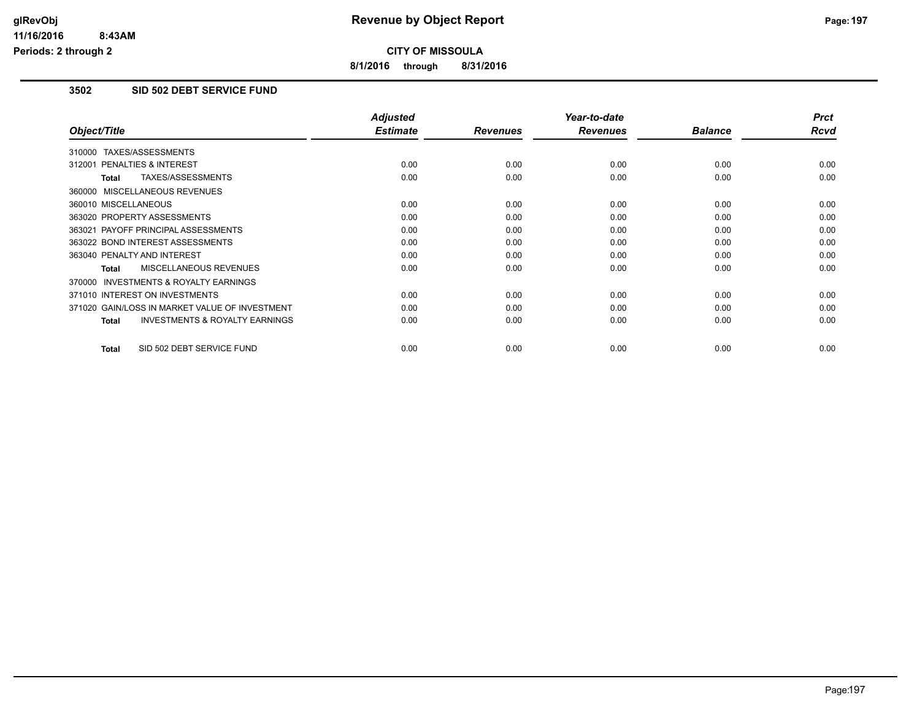# Revenue by Object Report

**CITY OF MISSOULA**

**8/1/2016 through 8/31/2016**

glRevObj
11/16/2016 8:43AM
Periods: 2 through 2

## 3502 SID 502 DEBT SERVICE FUND

| Object/Title | Adjusted Estimate | Revenues | Year-to-date Revenues | Balance | Prct Rcvd |
|---|---|---|---|---|---|
| 310000 TAXES/ASSESSMENTS | | | | | |
| 312001 PENALTIES & INTEREST | 0.00 | 0.00 | 0.00 | 0.00 | 0.00 |
| **Total** TAXES/ASSESSMENTS | 0.00 | 0.00 | 0.00 | 0.00 | 0.00 |
| 360000 MISCELLANEOUS REVENUES | | | | | |
| 360010 MISCELLANEOUS | 0.00 | 0.00 | 0.00 | 0.00 | 0.00 |
| 363020 PROPERTY ASSESSMENTS | 0.00 | 0.00 | 0.00 | 0.00 | 0.00 |
| 363021 PAYOFF PRINCIPAL ASSESSMENTS | 0.00 | 0.00 | 0.00 | 0.00 | 0.00 |
| 363022 BOND INTEREST ASSESSMENTS | 0.00 | 0.00 | 0.00 | 0.00 | 0.00 |
| 363040 PENALTY AND INTEREST | 0.00 | 0.00 | 0.00 | 0.00 | 0.00 |
| **Total** MISCELLANEOUS REVENUES | 0.00 | 0.00 | 0.00 | 0.00 | 0.00 |
| 370000 INVESTMENTS & ROYALTY EARNINGS | | | | | |
| 371010 INTEREST ON INVESTMENTS | 0.00 | 0.00 | 0.00 | 0.00 | 0.00 |
| 371020 GAIN/LOSS IN MARKET VALUE OF INVESTMENT | 0.00 | 0.00 | 0.00 | 0.00 | 0.00 |
| **Total** INVESTMENTS & ROYALTY EARNINGS | 0.00 | 0.00 | 0.00 | 0.00 | 0.00 |
| **Total** SID 502 DEBT SERVICE FUND | 0.00 | 0.00 | 0.00 | 0.00 | 0.00 |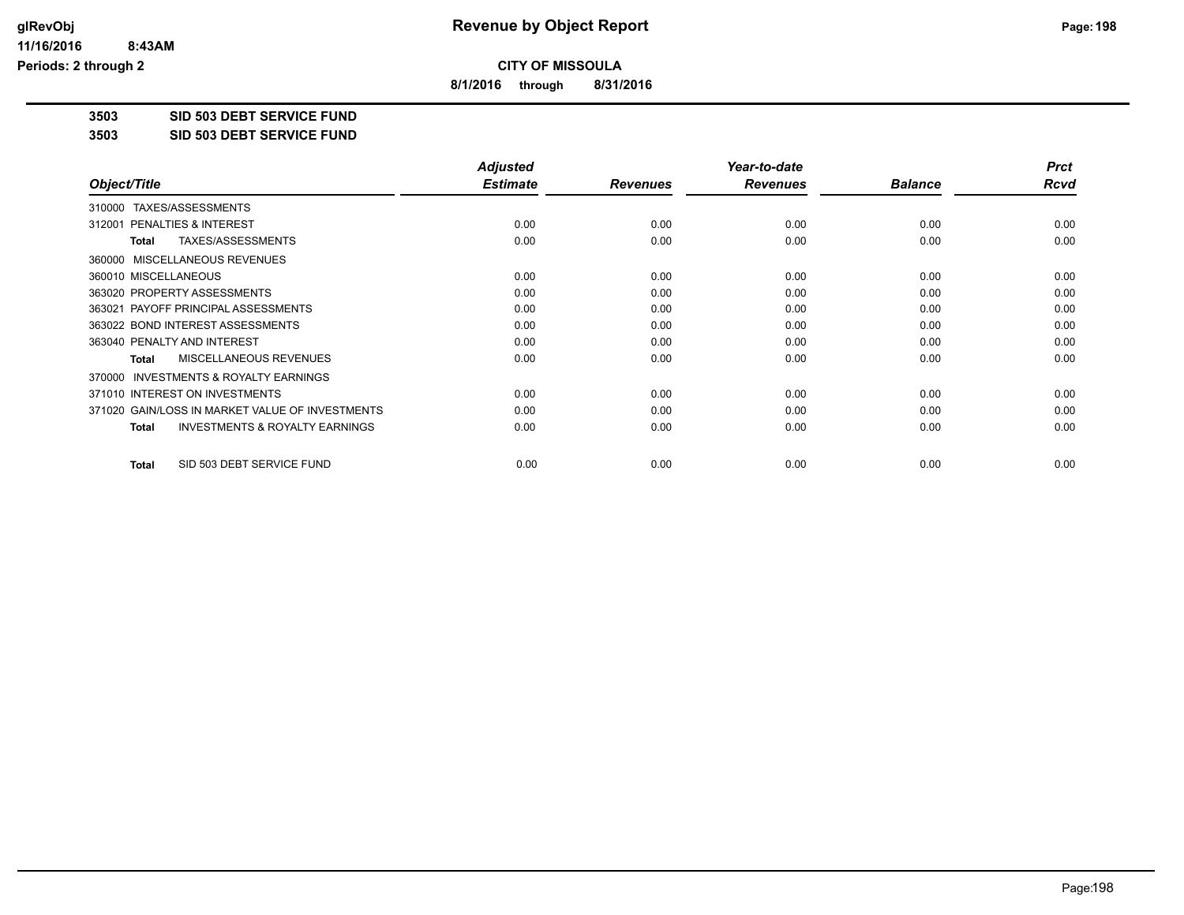# Revenue by Object Report

**CITY OF MISSOULA**

**8/1/2016 through 8/31/2016**

glRevObj
11/16/2016 8:43AM
Periods: 2 through 2

**3503 SID 503 DEBT SERVICE FUND**

**3503 SID 503 DEBT SERVICE FUND**

| Object/Title | Adjusted Estimate | Revenues | Year-to-date Revenues | Balance | Prct Rcvd |
|---|---|---|---|---|---|
| 310000 TAXES/ASSESSMENTS | | | | | |
| 312001 PENALTIES & INTEREST | 0.00 | 0.00 | 0.00 | 0.00 | 0.00 |
| **Total** TAXES/ASSESSMENTS | 0.00 | 0.00 | 0.00 | 0.00 | 0.00 |
| 360000 MISCELLANEOUS REVENUES | | | | | |
| 360010 MISCELLANEOUS | 0.00 | 0.00 | 0.00 | 0.00 | 0.00 |
| 363020 PROPERTY ASSESSMENTS | 0.00 | 0.00 | 0.00 | 0.00 | 0.00 |
| 363021 PAYOFF PRINCIPAL ASSESSMENTS | 0.00 | 0.00 | 0.00 | 0.00 | 0.00 |
| 363022 BOND INTEREST ASSESSMENTS | 0.00 | 0.00 | 0.00 | 0.00 | 0.00 |
| 363040 PENALTY AND INTEREST | 0.00 | 0.00 | 0.00 | 0.00 | 0.00 |
| **Total** MISCELLANEOUS REVENUES | 0.00 | 0.00 | 0.00 | 0.00 | 0.00 |
| 370000 INVESTMENTS & ROYALTY EARNINGS | | | | | |
| 371010 INTEREST ON INVESTMENTS | 0.00 | 0.00 | 0.00 | 0.00 | 0.00 |
| 371020 GAIN/LOSS IN MARKET VALUE OF INVESTMENTS | 0.00 | 0.00 | 0.00 | 0.00 | 0.00 |
| **Total** INVESTMENTS & ROYALTY EARNINGS | 0.00 | 0.00 | 0.00 | 0.00 | 0.00 |
| **Total** SID 503 DEBT SERVICE FUND | 0.00 | 0.00 | 0.00 | 0.00 | 0.00 |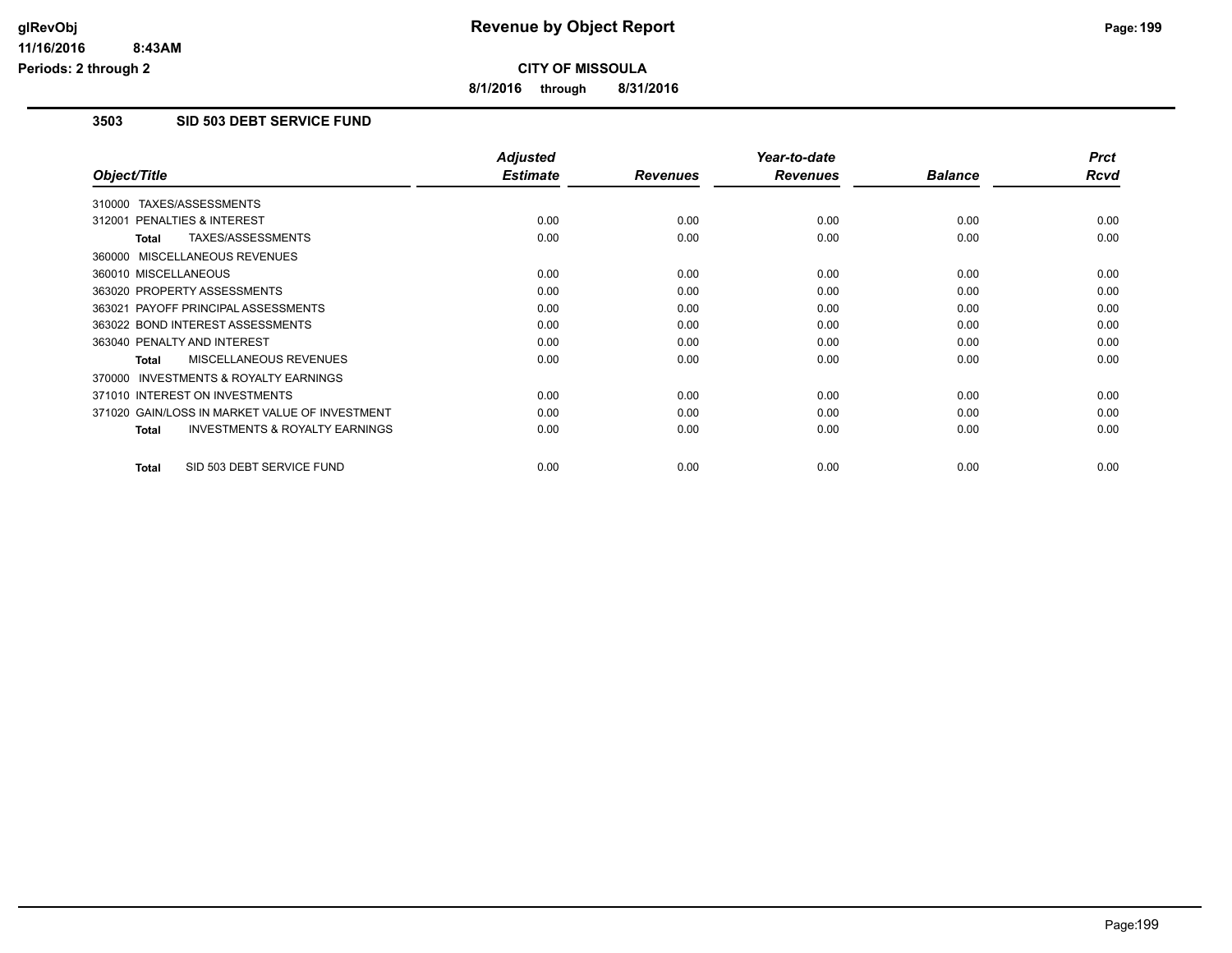# Revenue by Object Report

**CITY OF MISSOULA**

**8/1/2016 through 8/31/2016**

glRevObj
11/16/2016 8:43AM
Periods: 2 through 2

## 3503 SID 503 DEBT SERVICE FUND

| Object/Title | Adjusted Estimate | Revenues | Year-to-date Revenues | Balance | Prct Rcvd |
|---|---|---|---|---|---|
| 310000 TAXES/ASSESSMENTS | | | | | |
| 312001 PENALTIES & INTEREST | 0.00 | 0.00 | 0.00 | 0.00 | 0.00 |
| **Total** TAXES/ASSESSMENTS | 0.00 | 0.00 | 0.00 | 0.00 | 0.00 |
| 360000 MISCELLANEOUS REVENUES | | | | | |
| 360010 MISCELLANEOUS | 0.00 | 0.00 | 0.00 | 0.00 | 0.00 |
| 363020 PROPERTY ASSESSMENTS | 0.00 | 0.00 | 0.00 | 0.00 | 0.00 |
| 363021 PAYOFF PRINCIPAL ASSESSMENTS | 0.00 | 0.00 | 0.00 | 0.00 | 0.00 |
| 363022 BOND INTEREST ASSESSMENTS | 0.00 | 0.00 | 0.00 | 0.00 | 0.00 |
| 363040 PENALTY AND INTEREST | 0.00 | 0.00 | 0.00 | 0.00 | 0.00 |
| **Total** MISCELLANEOUS REVENUES | 0.00 | 0.00 | 0.00 | 0.00 | 0.00 |
| 370000 INVESTMENTS & ROYALTY EARNINGS | | | | | |
| 371010 INTEREST ON INVESTMENTS | 0.00 | 0.00 | 0.00 | 0.00 | 0.00 |
| 371020 GAIN/LOSS IN MARKET VALUE OF INVESTMENT | 0.00 | 0.00 | 0.00 | 0.00 | 0.00 |
| **Total** INVESTMENTS & ROYALTY EARNINGS | 0.00 | 0.00 | 0.00 | 0.00 | 0.00 |
| **Total** SID 503 DEBT SERVICE FUND | 0.00 | 0.00 | 0.00 | 0.00 | 0.00 |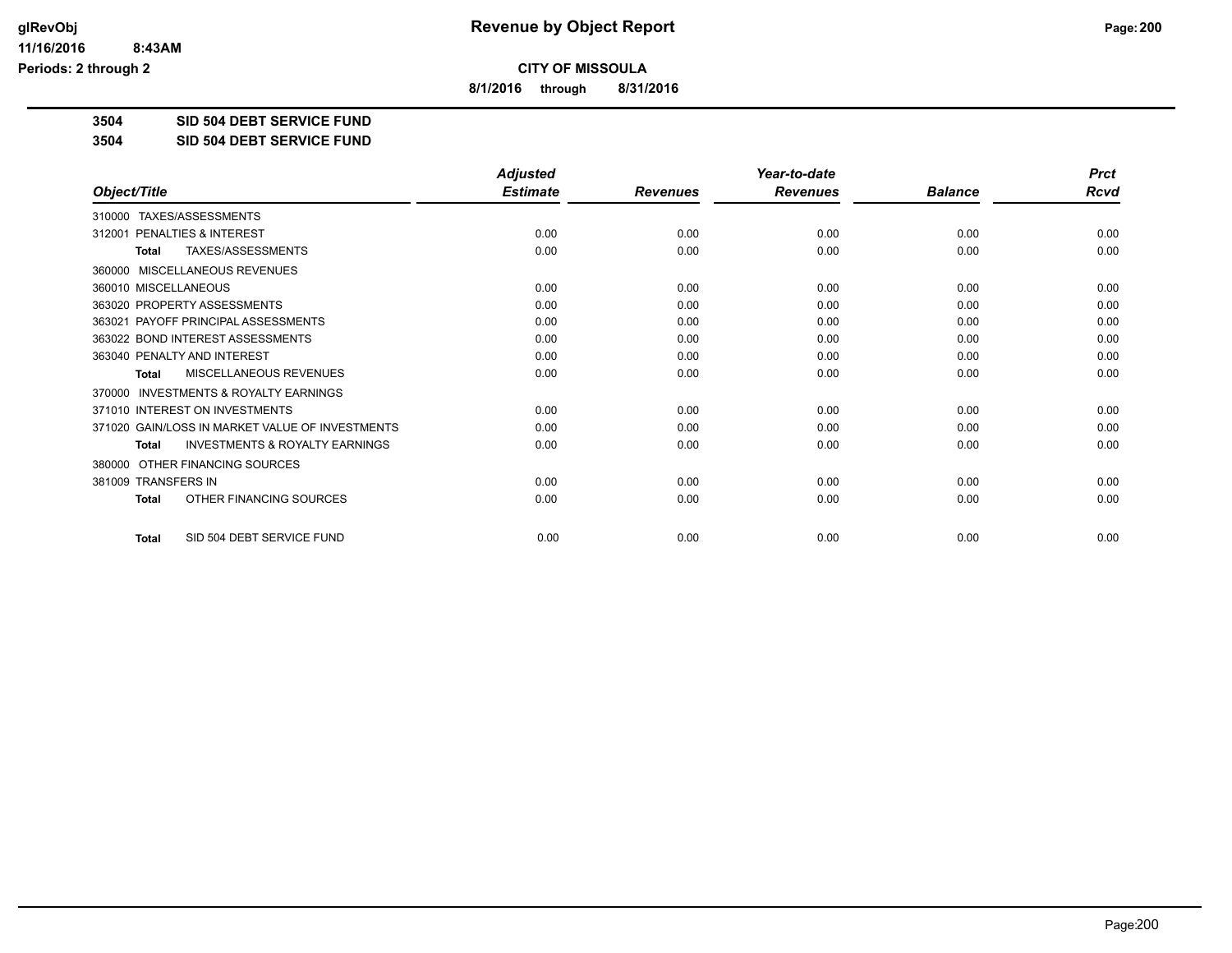**CITY OF MISSOULA**

**8/1/2016 through 8/31/2016**

**3504 SID 504 DEBT SERVICE FUND**

**3504 SID 504 DEBT SERVICE FUND**

| Object/Title | Adjusted Estimate | Revenues | Year-to-date Revenues | Balance | Prct Rcvd |
|---|---|---|---|---|---|
| 310000 TAXES/ASSESSMENTS | | | | | |
| 312001 PENALTIES & INTEREST | 0.00 | 0.00 | 0.00 | 0.00 | 0.00 |
| **Total** TAXES/ASSESSMENTS | 0.00 | 0.00 | 0.00 | 0.00 | 0.00 |
| 360000 MISCELLANEOUS REVENUES | | | | | |
| 360010 MISCELLANEOUS | 0.00 | 0.00 | 0.00 | 0.00 | 0.00 |
| 363020 PROPERTY ASSESSMENTS | 0.00 | 0.00 | 0.00 | 0.00 | 0.00 |
| 363021 PAYOFF PRINCIPAL ASSESSMENTS | 0.00 | 0.00 | 0.00 | 0.00 | 0.00 |
| 363022 BOND INTEREST ASSESSMENTS | 0.00 | 0.00 | 0.00 | 0.00 | 0.00 |
| 363040 PENALTY AND INTEREST | 0.00 | 0.00 | 0.00 | 0.00 | 0.00 |
| **Total** MISCELLANEOUS REVENUES | 0.00 | 0.00 | 0.00 | 0.00 | 0.00 |
| 370000 INVESTMENTS & ROYALTY EARNINGS | | | | | |
| 371010 INTEREST ON INVESTMENTS | 0.00 | 0.00 | 0.00 | 0.00 | 0.00 |
| 371020 GAIN/LOSS IN MARKET VALUE OF INVESTMENTS | 0.00 | 0.00 | 0.00 | 0.00 | 0.00 |
| **Total** INVESTMENTS & ROYALTY EARNINGS | 0.00 | 0.00 | 0.00 | 0.00 | 0.00 |
| 380000 OTHER FINANCING SOURCES | | | | | |
| 381009 TRANSFERS IN | 0.00 | 0.00 | 0.00 | 0.00 | 0.00 |
| **Total** OTHER FINANCING SOURCES | 0.00 | 0.00 | 0.00 | 0.00 | 0.00 |
| **Total** SID 504 DEBT SERVICE FUND | 0.00 | 0.00 | 0.00 | 0.00 | 0.00 |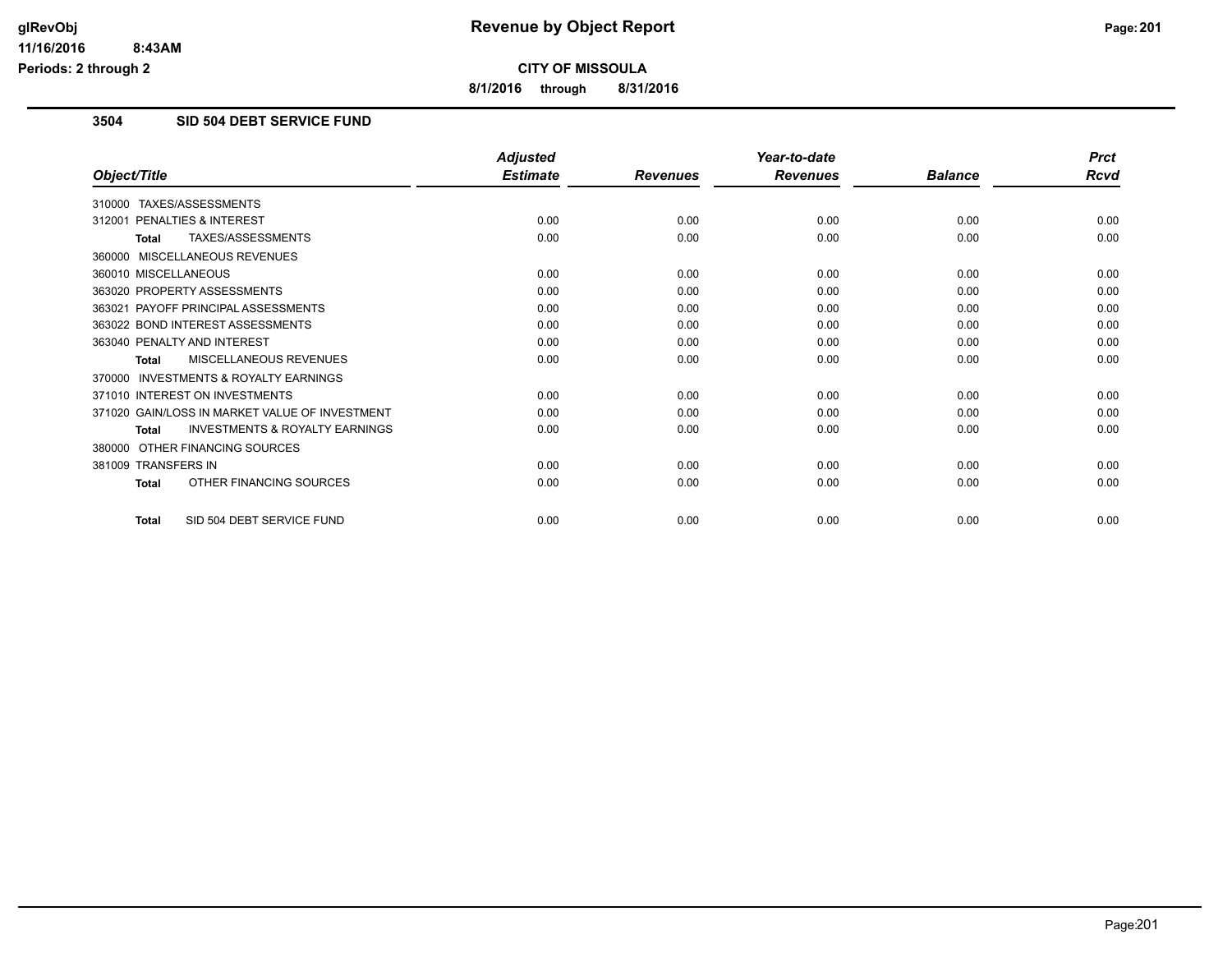# Revenue by Object Report

**CITY OF MISSOULA**

**8/1/2016 through 8/31/2016**

### 3504 SID 504 DEBT SERVICE FUND

| Object/Title | Adjusted Estimate | Revenues | Year-to-date Revenues | Balance | Prct Rcvd |
|---|---|---|---|---|---|
| 310000 TAXES/ASSESSMENTS | | | | | |
| 312001 PENALTIES & INTEREST | 0.00 | 0.00 | 0.00 | 0.00 | 0.00 |
| **Total** TAXES/ASSESSMENTS | 0.00 | 0.00 | 0.00 | 0.00 | 0.00 |
| 360000 MISCELLANEOUS REVENUES | | | | | |
| 360010 MISCELLANEOUS | 0.00 | 0.00 | 0.00 | 0.00 | 0.00 |
| 363020 PROPERTY ASSESSMENTS | 0.00 | 0.00 | 0.00 | 0.00 | 0.00 |
| 363021 PAYOFF PRINCIPAL ASSESSMENTS | 0.00 | 0.00 | 0.00 | 0.00 | 0.00 |
| 363022 BOND INTEREST ASSESSMENTS | 0.00 | 0.00 | 0.00 | 0.00 | 0.00 |
| 363040 PENALTY AND INTEREST | 0.00 | 0.00 | 0.00 | 0.00 | 0.00 |
| **Total** MISCELLANEOUS REVENUES | 0.00 | 0.00 | 0.00 | 0.00 | 0.00 |
| 370000 INVESTMENTS & ROYALTY EARNINGS | | | | | |
| 371010 INTEREST ON INVESTMENTS | 0.00 | 0.00 | 0.00 | 0.00 | 0.00 |
| 371020 GAIN/LOSS IN MARKET VALUE OF INVESTMENT | 0.00 | 0.00 | 0.00 | 0.00 | 0.00 |
| **Total** INVESTMENTS & ROYALTY EARNINGS | 0.00 | 0.00 | 0.00 | 0.00 | 0.00 |
| 380000 OTHER FINANCING SOURCES | | | | | |
| 381009 TRANSFERS IN | 0.00 | 0.00 | 0.00 | 0.00 | 0.00 |
| **Total** OTHER FINANCING SOURCES | 0.00 | 0.00 | 0.00 | 0.00 | 0.00 |
| **Total** SID 504 DEBT SERVICE FUND | 0.00 | 0.00 | 0.00 | 0.00 | 0.00 |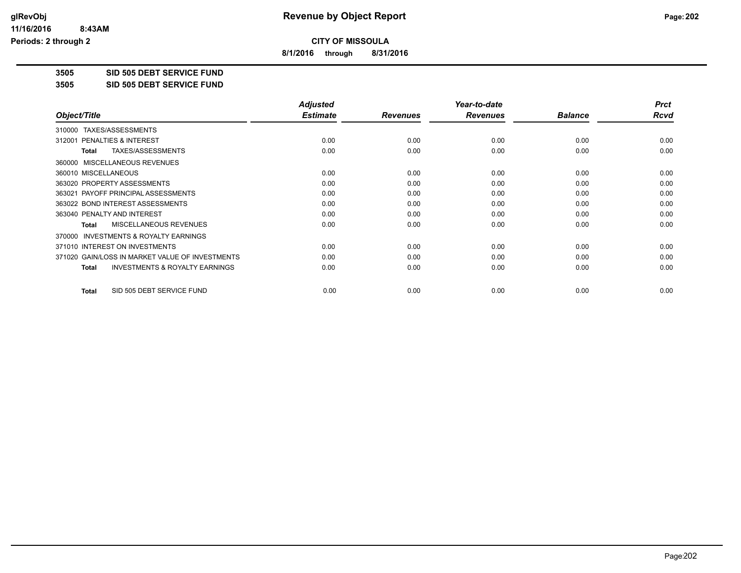**CITY OF MISSOULA**

**8/1/2016 through 8/31/2016**

**Revenue by Object Report**

glRevObj
11/16/2016 8:43AM
Periods: 2 through 2

**3505 SID 505 DEBT SERVICE FUND**

**3505 SID 505 DEBT SERVICE FUND**

| Object/Title | Adjusted Estimate | Revenues | Year-to-date Revenues | Balance | Prct Rcvd |
|---|---|---|---|---|---|
| 310000 TAXES/ASSESSMENTS | | | | | |
| 312001 PENALTIES & INTEREST | 0.00 | 0.00 | 0.00 | 0.00 | 0.00 |
| **Total** TAXES/ASSESSMENTS | 0.00 | 0.00 | 0.00 | 0.00 | 0.00 |
| 360000 MISCELLANEOUS REVENUES | | | | | |
| 360010 MISCELLANEOUS | 0.00 | 0.00 | 0.00 | 0.00 | 0.00 |
| 363020 PROPERTY ASSESSMENTS | 0.00 | 0.00 | 0.00 | 0.00 | 0.00 |
| 363021 PAYOFF PRINCIPAL ASSESSMENTS | 0.00 | 0.00 | 0.00 | 0.00 | 0.00 |
| 363022 BOND INTEREST ASSESSMENTS | 0.00 | 0.00 | 0.00 | 0.00 | 0.00 |
| 363040 PENALTY AND INTEREST | 0.00 | 0.00 | 0.00 | 0.00 | 0.00 |
| **Total** MISCELLANEOUS REVENUES | 0.00 | 0.00 | 0.00 | 0.00 | 0.00 |
| 370000 INVESTMENTS & ROYALTY EARNINGS | | | | | |
| 371010 INTEREST ON INVESTMENTS | 0.00 | 0.00 | 0.00 | 0.00 | 0.00 |
| 371020 GAIN/LOSS IN MARKET VALUE OF INVESTMENTS | 0.00 | 0.00 | 0.00 | 0.00 | 0.00 |
| **Total** INVESTMENTS & ROYALTY EARNINGS | 0.00 | 0.00 | 0.00 | 0.00 | 0.00 |
| **Total** SID 505 DEBT SERVICE FUND | 0.00 | 0.00 | 0.00 | 0.00 | 0.00 |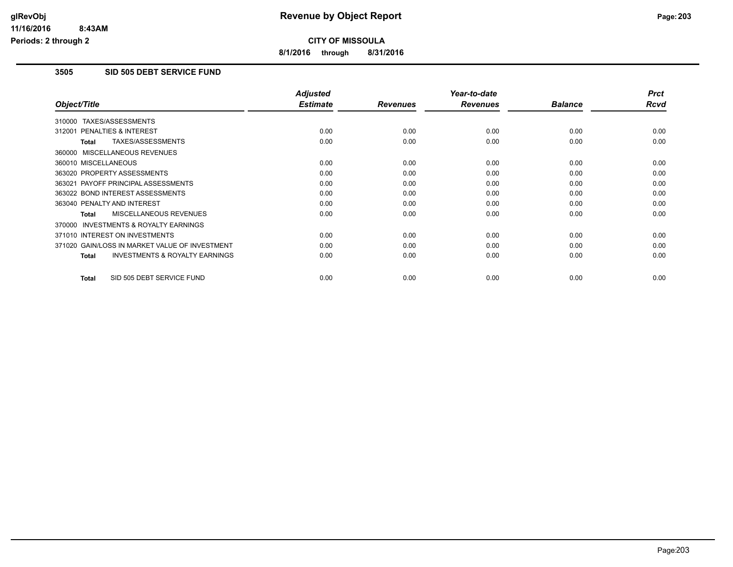**CITY OF MISSOULA**

**8/1/2016 through 8/31/2016**

### 3505 SID 505 DEBT SERVICE FUND

| Object/Title | Adjusted Estimate | Revenues | Year-to-date Revenues | Balance | Prct Rcvd |
|---|---|---|---|---|---|
| 310000 TAXES/ASSESSMENTS | | | | | |
| 312001 PENALTIES & INTEREST | 0.00 | 0.00 | 0.00 | 0.00 | 0.00 |
| **Total** TAXES/ASSESSMENTS | 0.00 | 0.00 | 0.00 | 0.00 | 0.00 |
| 360000 MISCELLANEOUS REVENUES | | | | | |
| 360010 MISCELLANEOUS | 0.00 | 0.00 | 0.00 | 0.00 | 0.00 |
| 363020 PROPERTY ASSESSMENTS | 0.00 | 0.00 | 0.00 | 0.00 | 0.00 |
| 363021 PAYOFF PRINCIPAL ASSESSMENTS | 0.00 | 0.00 | 0.00 | 0.00 | 0.00 |
| 363022 BOND INTEREST ASSESSMENTS | 0.00 | 0.00 | 0.00 | 0.00 | 0.00 |
| 363040 PENALTY AND INTEREST | 0.00 | 0.00 | 0.00 | 0.00 | 0.00 |
| **Total** MISCELLANEOUS REVENUES | 0.00 | 0.00 | 0.00 | 0.00 | 0.00 |
| 370000 INVESTMENTS & ROYALTY EARNINGS | | | | | |
| 371010 INTEREST ON INVESTMENTS | 0.00 | 0.00 | 0.00 | 0.00 | 0.00 |
| 371020 GAIN/LOSS IN MARKET VALUE OF INVESTMENT | 0.00 | 0.00 | 0.00 | 0.00 | 0.00 |
| **Total** INVESTMENTS & ROYALTY EARNINGS | 0.00 | 0.00 | 0.00 | 0.00 | 0.00 |
| **Total** SID 505 DEBT SERVICE FUND | 0.00 | 0.00 | 0.00 | 0.00 | 0.00 |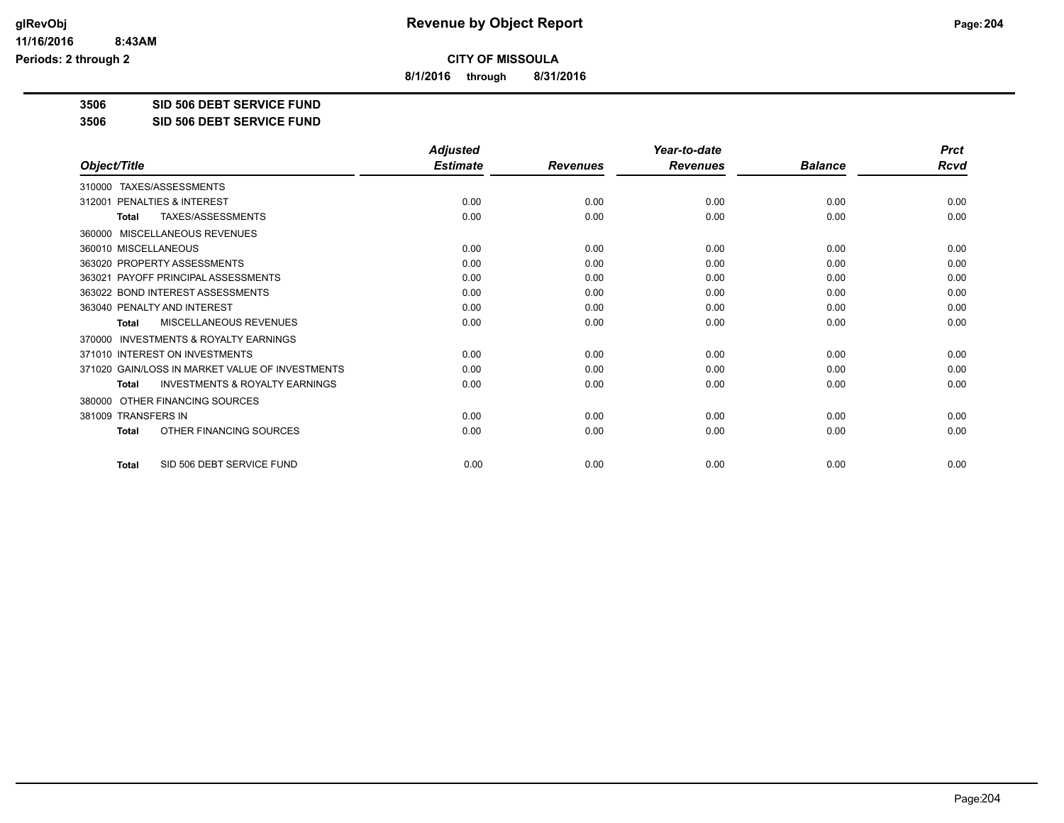# Revenue by Object Report

**CITY OF MISSOULA**

**8/1/2016 through 8/31/2016**

glRevObj
11/16/2016 8:43AM
Periods: 2 through 2

**3506 SID 506 DEBT SERVICE FUND**

**3506 SID 506 DEBT SERVICE FUND**

| Object/Title | Adjusted Estimate | Revenues | Year-to-date Revenues | Balance | Prct Rcvd |
|---|---|---|---|---|---|
| 310000 TAXES/ASSESSMENTS | | | | | |
| 312001 PENALTIES & INTEREST | 0.00 | 0.00 | 0.00 | 0.00 | 0.00 |
| **Total** TAXES/ASSESSMENTS | 0.00 | 0.00 | 0.00 | 0.00 | 0.00 |
| 360000 MISCELLANEOUS REVENUES | | | | | |
| 360010 MISCELLANEOUS | 0.00 | 0.00 | 0.00 | 0.00 | 0.00 |
| 363020 PROPERTY ASSESSMENTS | 0.00 | 0.00 | 0.00 | 0.00 | 0.00 |
| 363021 PAYOFF PRINCIPAL ASSESSMENTS | 0.00 | 0.00 | 0.00 | 0.00 | 0.00 |
| 363022 BOND INTEREST ASSESSMENTS | 0.00 | 0.00 | 0.00 | 0.00 | 0.00 |
| 363040 PENALTY AND INTEREST | 0.00 | 0.00 | 0.00 | 0.00 | 0.00 |
| **Total** MISCELLANEOUS REVENUES | 0.00 | 0.00 | 0.00 | 0.00 | 0.00 |
| 370000 INVESTMENTS & ROYALTY EARNINGS | | | | | |
| 371010 INTEREST ON INVESTMENTS | 0.00 | 0.00 | 0.00 | 0.00 | 0.00 |
| 371020 GAIN/LOSS IN MARKET VALUE OF INVESTMENTS | 0.00 | 0.00 | 0.00 | 0.00 | 0.00 |
| **Total** INVESTMENTS & ROYALTY EARNINGS | 0.00 | 0.00 | 0.00 | 0.00 | 0.00 |
| 380000 OTHER FINANCING SOURCES | | | | | |
| 381009 TRANSFERS IN | 0.00 | 0.00 | 0.00 | 0.00 | 0.00 |
| **Total** OTHER FINANCING SOURCES | 0.00 | 0.00 | 0.00 | 0.00 | 0.00 |
| **Total** SID 506 DEBT SERVICE FUND | 0.00 | 0.00 | 0.00 | 0.00 | 0.00 |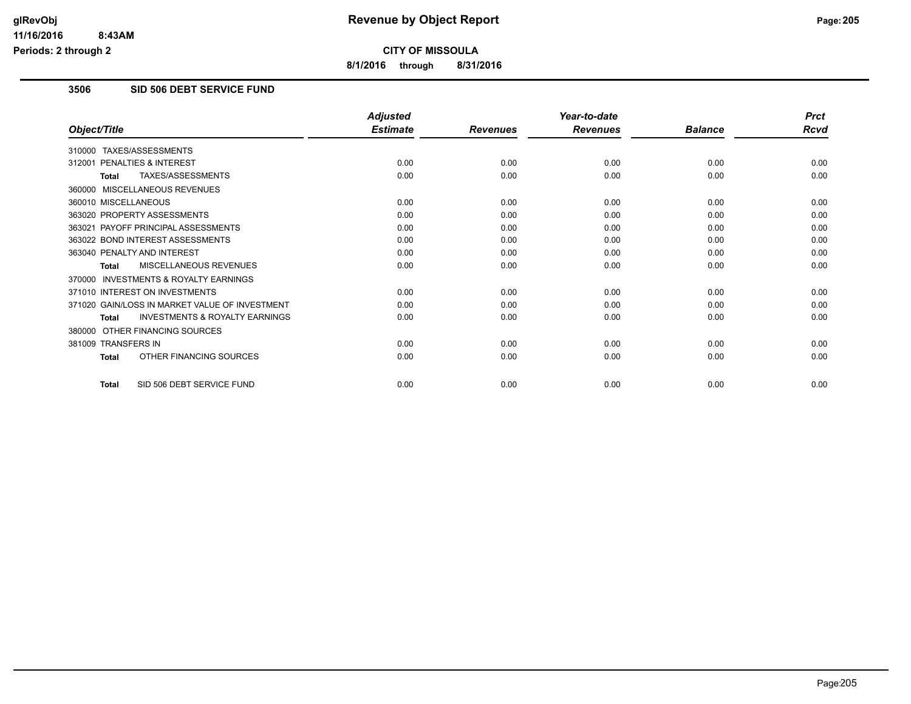**glRevObj**
**11/16/2016 8:43AM**
**Periods: 2 through 2**

# Revenue by Object Report

**CITY OF MISSOULA**

**8/1/2016 through 8/31/2016**

## 3506 SID 506 DEBT SERVICE FUND

| Object/Title | Adjusted Estimate | Revenues | Year-to-date Revenues | Balance | Prct Rcvd |
|---|---|---|---|---|---|
| 310000 TAXES/ASSESSMENTS | | | | | |
| 312001 PENALTIES & INTEREST | 0.00 | 0.00 | 0.00 | 0.00 | 0.00 |
| **Total** TAXES/ASSESSMENTS | 0.00 | 0.00 | 0.00 | 0.00 | 0.00 |
| 360000 MISCELLANEOUS REVENUES | | | | | |
| 360010 MISCELLANEOUS | 0.00 | 0.00 | 0.00 | 0.00 | 0.00 |
| 363020 PROPERTY ASSESSMENTS | 0.00 | 0.00 | 0.00 | 0.00 | 0.00 |
| 363021 PAYOFF PRINCIPAL ASSESSMENTS | 0.00 | 0.00 | 0.00 | 0.00 | 0.00 |
| 363022 BOND INTEREST ASSESSMENTS | 0.00 | 0.00 | 0.00 | 0.00 | 0.00 |
| 363040 PENALTY AND INTEREST | 0.00 | 0.00 | 0.00 | 0.00 | 0.00 |
| **Total** MISCELLANEOUS REVENUES | 0.00 | 0.00 | 0.00 | 0.00 | 0.00 |
| 370000 INVESTMENTS & ROYALTY EARNINGS | | | | | |
| 371010 INTEREST ON INVESTMENTS | 0.00 | 0.00 | 0.00 | 0.00 | 0.00 |
| 371020 GAIN/LOSS IN MARKET VALUE OF INVESTMENT | 0.00 | 0.00 | 0.00 | 0.00 | 0.00 |
| **Total** INVESTMENTS & ROYALTY EARNINGS | 0.00 | 0.00 | 0.00 | 0.00 | 0.00 |
| 380000 OTHER FINANCING SOURCES | | | | | |
| 381009 TRANSFERS IN | 0.00 | 0.00 | 0.00 | 0.00 | 0.00 |
| **Total** OTHER FINANCING SOURCES | 0.00 | 0.00 | 0.00 | 0.00 | 0.00 |
| **Total** SID 506 DEBT SERVICE FUND | 0.00 | 0.00 | 0.00 | 0.00 | 0.00 |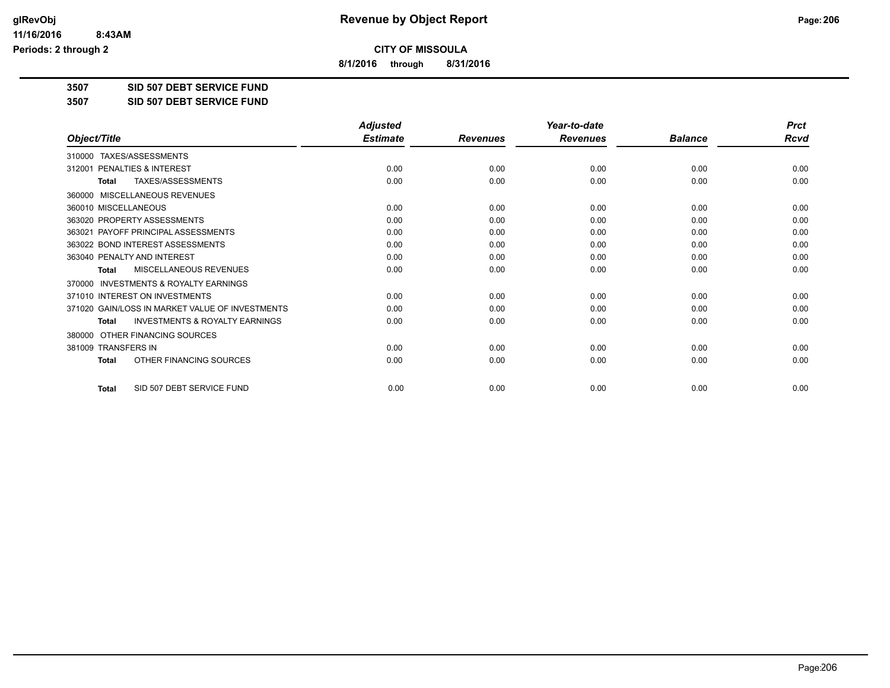# Revenue by Object Report

**CITY OF MISSOULA**

**8/1/2016 through 8/31/2016**

glRevObj
11/16/2016 8:43AM
Periods: 2 through 2

**3507 SID 507 DEBT SERVICE FUND**

**3507 SID 507 DEBT SERVICE FUND**

| Object/Title | Adjusted Estimate | Revenues | Year-to-date Revenues | Balance | Prct Rcvd |
|---|---|---|---|---|---|
| 310000 TAXES/ASSESSMENTS | | | | | |
| 312001 PENALTIES & INTEREST | 0.00 | 0.00 | 0.00 | 0.00 | 0.00 |
| **Total** TAXES/ASSESSMENTS | 0.00 | 0.00 | 0.00 | 0.00 | 0.00 |
| 360000 MISCELLANEOUS REVENUES | | | | | |
| 360010 MISCELLANEOUS | 0.00 | 0.00 | 0.00 | 0.00 | 0.00 |
| 363020 PROPERTY ASSESSMENTS | 0.00 | 0.00 | 0.00 | 0.00 | 0.00 |
| 363021 PAYOFF PRINCIPAL ASSESSMENTS | 0.00 | 0.00 | 0.00 | 0.00 | 0.00 |
| 363022 BOND INTEREST ASSESSMENTS | 0.00 | 0.00 | 0.00 | 0.00 | 0.00 |
| 363040 PENALTY AND INTEREST | 0.00 | 0.00 | 0.00 | 0.00 | 0.00 |
| **Total** MISCELLANEOUS REVENUES | 0.00 | 0.00 | 0.00 | 0.00 | 0.00 |
| 370000 INVESTMENTS & ROYALTY EARNINGS | | | | | |
| 371010 INTEREST ON INVESTMENTS | 0.00 | 0.00 | 0.00 | 0.00 | 0.00 |
| 371020 GAIN/LOSS IN MARKET VALUE OF INVESTMENTS | 0.00 | 0.00 | 0.00 | 0.00 | 0.00 |
| **Total** INVESTMENTS & ROYALTY EARNINGS | 0.00 | 0.00 | 0.00 | 0.00 | 0.00 |
| 380000 OTHER FINANCING SOURCES | | | | | |
| 381009 TRANSFERS IN | 0.00 | 0.00 | 0.00 | 0.00 | 0.00 |
| **Total** OTHER FINANCING SOURCES | 0.00 | 0.00 | 0.00 | 0.00 | 0.00 |
| **Total** SID 507 DEBT SERVICE FUND | 0.00 | 0.00 | 0.00 | 0.00 | 0.00 |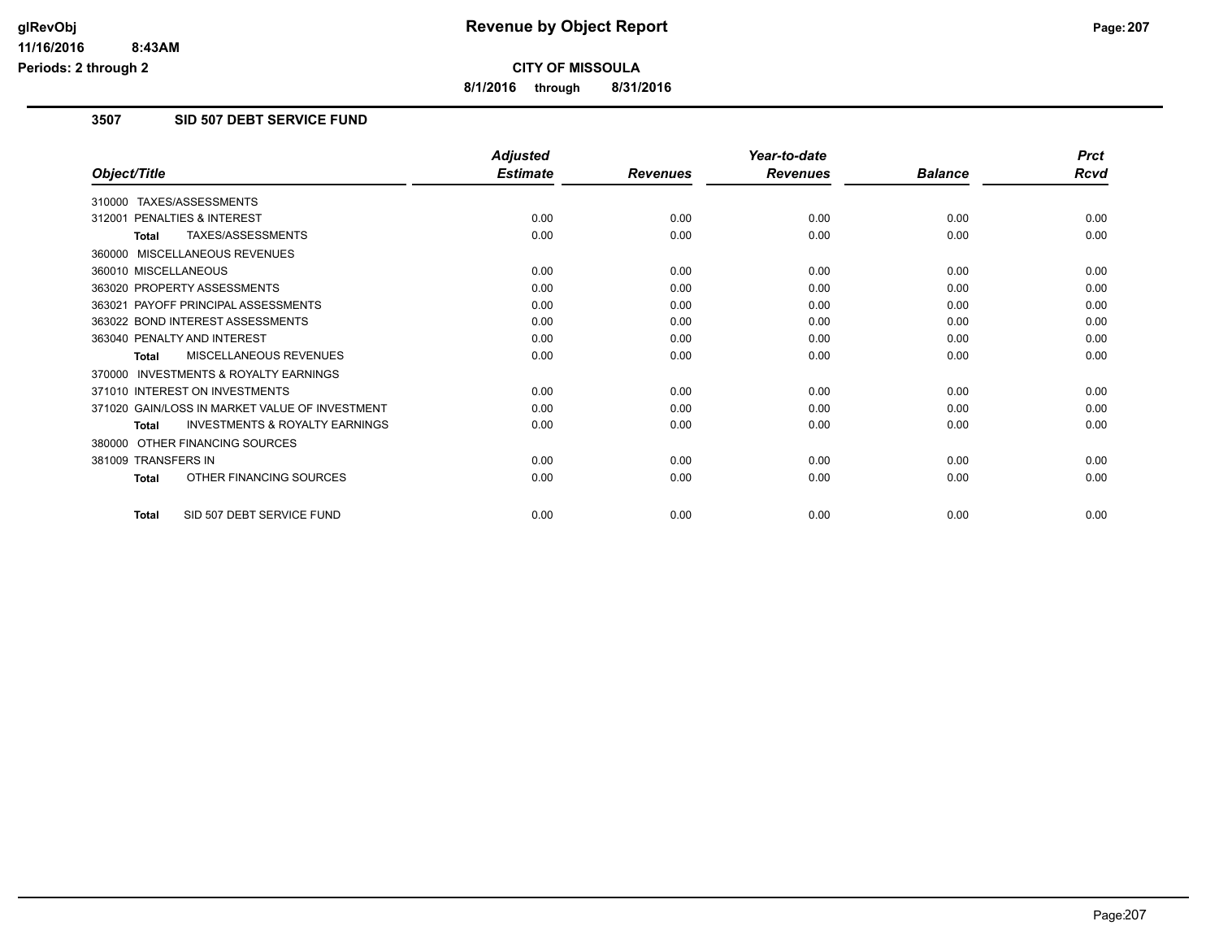# Revenue by Object Report

**CITY OF MISSOULA**

**8/1/2016 through 8/31/2016**

glRevObj
11/16/2016 8:43AM
Periods: 2 through 2

## 3507 SID 507 DEBT SERVICE FUND

| Object/Title | Adjusted Estimate | Revenues | Year-to-date Revenues | Balance | Prct Rcvd |
|---|---|---|---|---|---|
| 310000 TAXES/ASSESSMENTS | | | | | |
| 312001 PENALTIES & INTEREST | 0.00 | 0.00 | 0.00 | 0.00 | 0.00 |
| **Total** TAXES/ASSESSMENTS | 0.00 | 0.00 | 0.00 | 0.00 | 0.00 |
| 360000 MISCELLANEOUS REVENUES | | | | | |
| 360010 MISCELLANEOUS | 0.00 | 0.00 | 0.00 | 0.00 | 0.00 |
| 363020 PROPERTY ASSESSMENTS | 0.00 | 0.00 | 0.00 | 0.00 | 0.00 |
| 363021 PAYOFF PRINCIPAL ASSESSMENTS | 0.00 | 0.00 | 0.00 | 0.00 | 0.00 |
| 363022 BOND INTEREST ASSESSMENTS | 0.00 | 0.00 | 0.00 | 0.00 | 0.00 |
| 363040 PENALTY AND INTEREST | 0.00 | 0.00 | 0.00 | 0.00 | 0.00 |
| **Total** MISCELLANEOUS REVENUES | 0.00 | 0.00 | 0.00 | 0.00 | 0.00 |
| 370000 INVESTMENTS & ROYALTY EARNINGS | | | | | |
| 371010 INTEREST ON INVESTMENTS | 0.00 | 0.00 | 0.00 | 0.00 | 0.00 |
| 371020 GAIN/LOSS IN MARKET VALUE OF INVESTMENT | 0.00 | 0.00 | 0.00 | 0.00 | 0.00 |
| **Total** INVESTMENTS & ROYALTY EARNINGS | 0.00 | 0.00 | 0.00 | 0.00 | 0.00 |
| 380000 OTHER FINANCING SOURCES | | | | | |
| 381009 TRANSFERS IN | 0.00 | 0.00 | 0.00 | 0.00 | 0.00 |
| **Total** OTHER FINANCING SOURCES | 0.00 | 0.00 | 0.00 | 0.00 | 0.00 |
| **Total** SID 507 DEBT SERVICE FUND | 0.00 | 0.00 | 0.00 | 0.00 | 0.00 |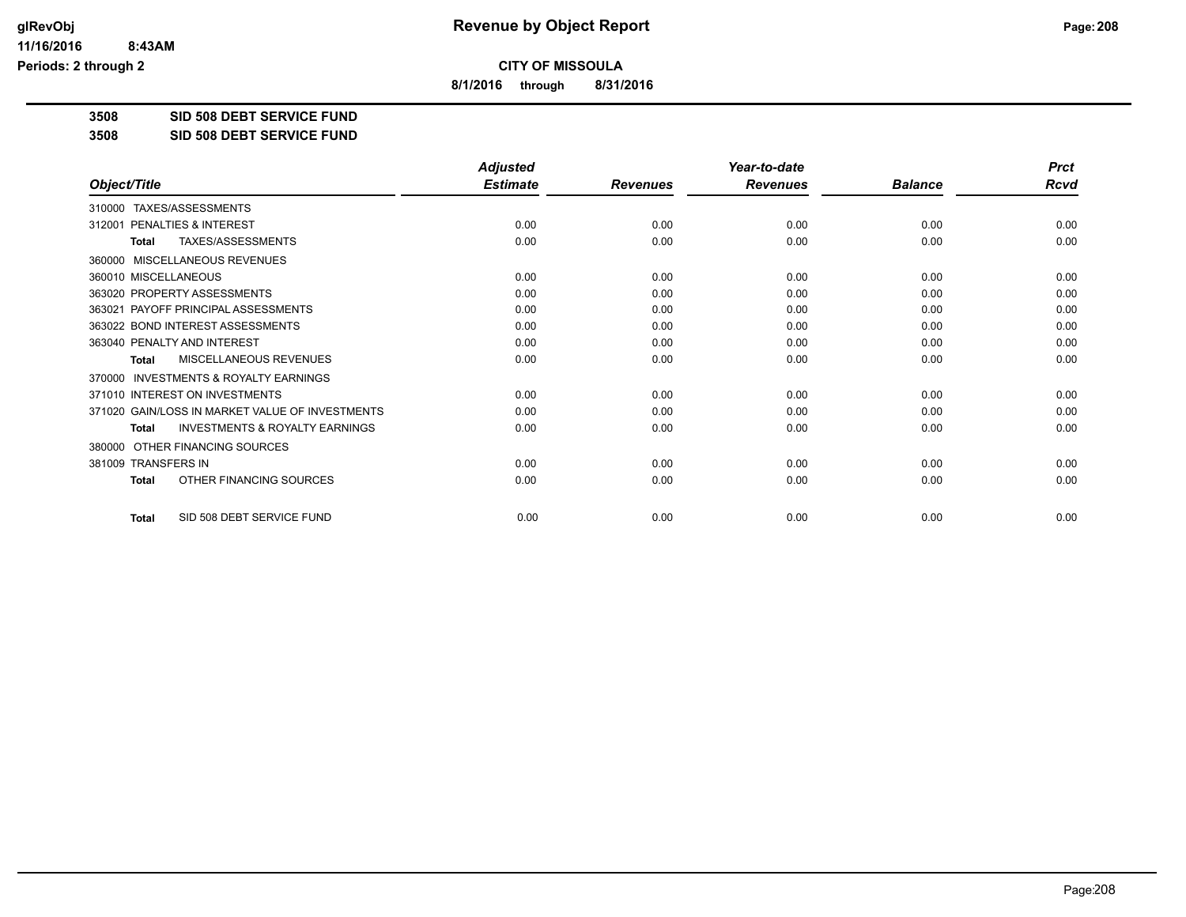glRevObj
11/16/2016 8:43AM
Periods: 2 through 2

# Revenue by Object Report

**CITY OF MISSOULA**

**8/1/2016 through 8/31/2016**

**3508 SID 508 DEBT SERVICE FUND**

**3508 SID 508 DEBT SERVICE FUND**

| Object/Title | Adjusted Estimate | Revenues | Year-to-date Revenues | Balance | Prct Rcvd |
|---|---|---|---|---|---|
| 310000 TAXES/ASSESSMENTS | | | | | |
| 312001 PENALTIES & INTEREST | 0.00 | 0.00 | 0.00 | 0.00 | 0.00 |
| **Total** TAXES/ASSESSMENTS | 0.00 | 0.00 | 0.00 | 0.00 | 0.00 |
| 360000 MISCELLANEOUS REVENUES | | | | | |
| 360010 MISCELLANEOUS | 0.00 | 0.00 | 0.00 | 0.00 | 0.00 |
| 363020 PROPERTY ASSESSMENTS | 0.00 | 0.00 | 0.00 | 0.00 | 0.00 |
| 363021 PAYOFF PRINCIPAL ASSESSMENTS | 0.00 | 0.00 | 0.00 | 0.00 | 0.00 |
| 363022 BOND INTEREST ASSESSMENTS | 0.00 | 0.00 | 0.00 | 0.00 | 0.00 |
| 363040 PENALTY AND INTEREST | 0.00 | 0.00 | 0.00 | 0.00 | 0.00 |
| **Total** MISCELLANEOUS REVENUES | 0.00 | 0.00 | 0.00 | 0.00 | 0.00 |
| 370000 INVESTMENTS & ROYALTY EARNINGS | | | | | |
| 371010 INTEREST ON INVESTMENTS | 0.00 | 0.00 | 0.00 | 0.00 | 0.00 |
| 371020 GAIN/LOSS IN MARKET VALUE OF INVESTMENTS | 0.00 | 0.00 | 0.00 | 0.00 | 0.00 |
| **Total** INVESTMENTS & ROYALTY EARNINGS | 0.00 | 0.00 | 0.00 | 0.00 | 0.00 |
| 380000 OTHER FINANCING SOURCES | | | | | |
| 381009 TRANSFERS IN | 0.00 | 0.00 | 0.00 | 0.00 | 0.00 |
| **Total** OTHER FINANCING SOURCES | 0.00 | 0.00 | 0.00 | 0.00 | 0.00 |
| **Total** SID 508 DEBT SERVICE FUND | 0.00 | 0.00 | 0.00 | 0.00 | 0.00 |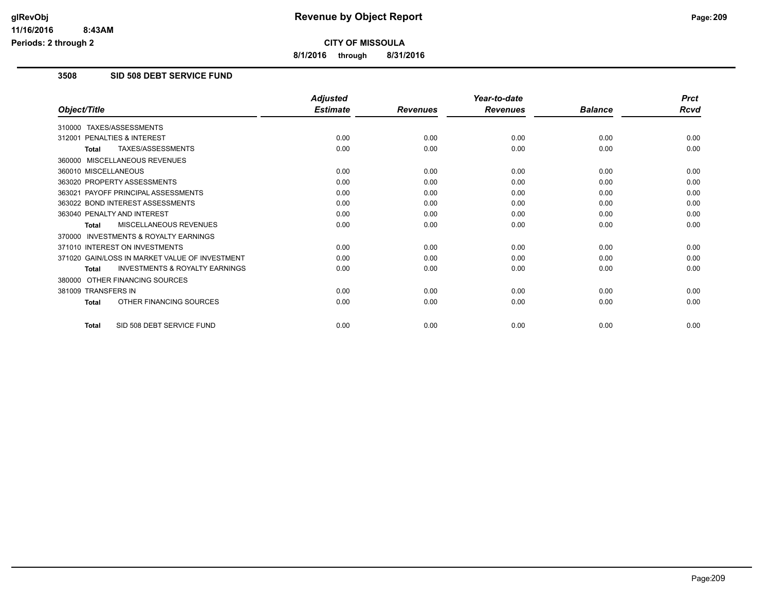**CITY OF MISSOULA**

**8/1/2016 through 8/31/2016**

## 3508 SID 508 DEBT SERVICE FUND

| Object/Title | Adjusted Estimate | Revenues | Year-to-date Revenues | Balance | Prct Rcvd |
|---|---|---|---|---|---|
| 310000 TAXES/ASSESSMENTS | | | | | |
| 312001 PENALTIES & INTEREST | 0.00 | 0.00 | 0.00 | 0.00 | 0.00 |
| **Total** TAXES/ASSESSMENTS | 0.00 | 0.00 | 0.00 | 0.00 | 0.00 |
| 360000 MISCELLANEOUS REVENUES | | | | | |
| 360010 MISCELLANEOUS | 0.00 | 0.00 | 0.00 | 0.00 | 0.00 |
| 363020 PROPERTY ASSESSMENTS | 0.00 | 0.00 | 0.00 | 0.00 | 0.00 |
| 363021 PAYOFF PRINCIPAL ASSESSMENTS | 0.00 | 0.00 | 0.00 | 0.00 | 0.00 |
| 363022 BOND INTEREST ASSESSMENTS | 0.00 | 0.00 | 0.00 | 0.00 | 0.00 |
| 363040 PENALTY AND INTEREST | 0.00 | 0.00 | 0.00 | 0.00 | 0.00 |
| **Total** MISCELLANEOUS REVENUES | 0.00 | 0.00 | 0.00 | 0.00 | 0.00 |
| 370000 INVESTMENTS & ROYALTY EARNINGS | | | | | |
| 371010 INTEREST ON INVESTMENTS | 0.00 | 0.00 | 0.00 | 0.00 | 0.00 |
| 371020 GAIN/LOSS IN MARKET VALUE OF INVESTMENT | 0.00 | 0.00 | 0.00 | 0.00 | 0.00 |
| **Total** INVESTMENTS & ROYALTY EARNINGS | 0.00 | 0.00 | 0.00 | 0.00 | 0.00 |
| 380000 OTHER FINANCING SOURCES | | | | | |
| 381009 TRANSFERS IN | 0.00 | 0.00 | 0.00 | 0.00 | 0.00 |
| **Total** OTHER FINANCING SOURCES | 0.00 | 0.00 | 0.00 | 0.00 | 0.00 |
| **Total** SID 508 DEBT SERVICE FUND | 0.00 | 0.00 | 0.00 | 0.00 | 0.00 |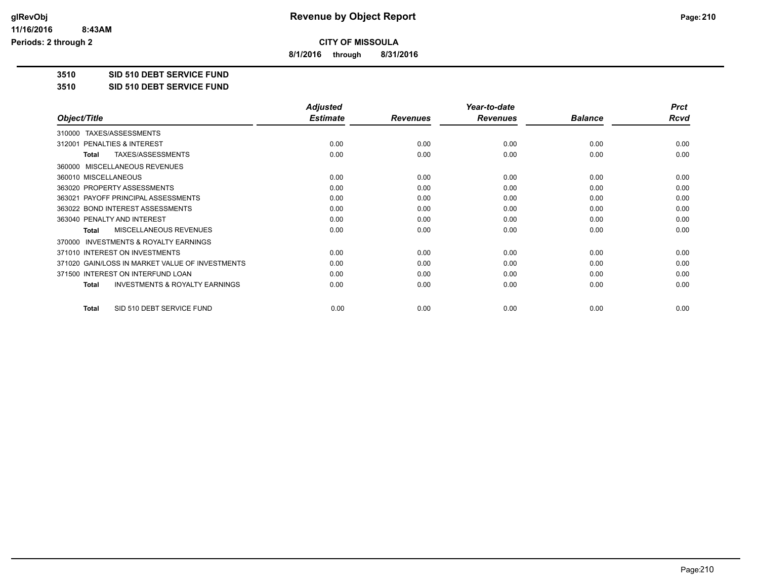glRevObj
11/16/2016 8:43AM
Periods: 2 through 2

# Revenue by Object Report

**CITY OF MISSOULA**

**8/1/2016 through 8/31/2016**

**3510 SID 510 DEBT SERVICE FUND**

**3510 SID 510 DEBT SERVICE FUND**

| Object/Title | Adjusted Estimate | Revenues | Year-to-date Revenues | Balance | Prct Rcvd |
|---|---|---|---|---|---|
| 310000 TAXES/ASSESSMENTS | | | | | |
| 312001 PENALTIES & INTEREST | 0.00 | 0.00 | 0.00 | 0.00 | 0.00 |
| **Total** TAXES/ASSESSMENTS | 0.00 | 0.00 | 0.00 | 0.00 | 0.00 |
| 360000 MISCELLANEOUS REVENUES | | | | | |
| 360010 MISCELLANEOUS | 0.00 | 0.00 | 0.00 | 0.00 | 0.00 |
| 363020 PROPERTY ASSESSMENTS | 0.00 | 0.00 | 0.00 | 0.00 | 0.00 |
| 363021 PAYOFF PRINCIPAL ASSESSMENTS | 0.00 | 0.00 | 0.00 | 0.00 | 0.00 |
| 363022 BOND INTEREST ASSESSMENTS | 0.00 | 0.00 | 0.00 | 0.00 | 0.00 |
| 363040 PENALTY AND INTEREST | 0.00 | 0.00 | 0.00 | 0.00 | 0.00 |
| **Total** MISCELLANEOUS REVENUES | 0.00 | 0.00 | 0.00 | 0.00 | 0.00 |
| 370000 INVESTMENTS & ROYALTY EARNINGS | | | | | |
| 371010 INTEREST ON INVESTMENTS | 0.00 | 0.00 | 0.00 | 0.00 | 0.00 |
| 371020 GAIN/LOSS IN MARKET VALUE OF INVESTMENTS | 0.00 | 0.00 | 0.00 | 0.00 | 0.00 |
| 371500 INTEREST ON INTERFUND LOAN | 0.00 | 0.00 | 0.00 | 0.00 | 0.00 |
| **Total** INVESTMENTS & ROYALTY EARNINGS | 0.00 | 0.00 | 0.00 | 0.00 | 0.00 |
| **Total** SID 510 DEBT SERVICE FUND | 0.00 | 0.00 | 0.00 | 0.00 | 0.00 |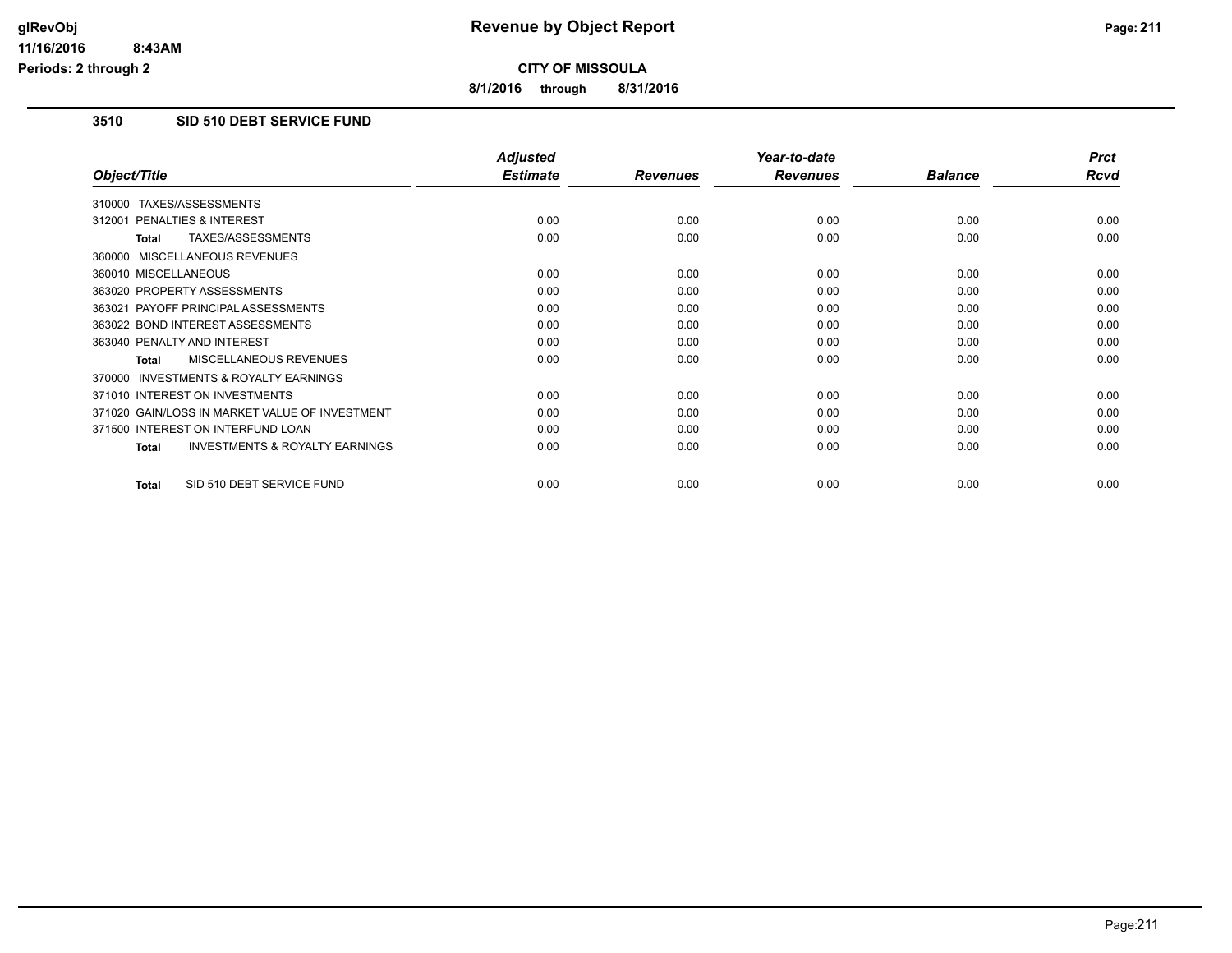# Revenue by Object Report

**CITY OF MISSOULA**

**8/1/2016 through 8/31/2016**

glRevObj
11/16/2016 8:43AM
Periods: 2 through 2

## 3510 SID 510 DEBT SERVICE FUND

| Object/Title | Adjusted Estimate | Revenues | Year-to-date Revenues | Balance | Prct Rcvd |
|---|---|---|---|---|---|
| 310000 TAXES/ASSESSMENTS | | | | | |
| 312001 PENALTIES & INTEREST | 0.00 | 0.00 | 0.00 | 0.00 | 0.00 |
| **Total** TAXES/ASSESSMENTS | 0.00 | 0.00 | 0.00 | 0.00 | 0.00 |
| 360000 MISCELLANEOUS REVENUES | | | | | |
| 360010 MISCELLANEOUS | 0.00 | 0.00 | 0.00 | 0.00 | 0.00 |
| 363020 PROPERTY ASSESSMENTS | 0.00 | 0.00 | 0.00 | 0.00 | 0.00 |
| 363021 PAYOFF PRINCIPAL ASSESSMENTS | 0.00 | 0.00 | 0.00 | 0.00 | 0.00 |
| 363022 BOND INTEREST ASSESSMENTS | 0.00 | 0.00 | 0.00 | 0.00 | 0.00 |
| 363040 PENALTY AND INTEREST | 0.00 | 0.00 | 0.00 | 0.00 | 0.00 |
| **Total** MISCELLANEOUS REVENUES | 0.00 | 0.00 | 0.00 | 0.00 | 0.00 |
| 370000 INVESTMENTS & ROYALTY EARNINGS | | | | | |
| 371010 INTEREST ON INVESTMENTS | 0.00 | 0.00 | 0.00 | 0.00 | 0.00 |
| 371020 GAIN/LOSS IN MARKET VALUE OF INVESTMENT | 0.00 | 0.00 | 0.00 | 0.00 | 0.00 |
| 371500 INTEREST ON INTERFUND LOAN | 0.00 | 0.00 | 0.00 | 0.00 | 0.00 |
| **Total** INVESTMENTS & ROYALTY EARNINGS | 0.00 | 0.00 | 0.00 | 0.00 | 0.00 |
| **Total** SID 510 DEBT SERVICE FUND | 0.00 | 0.00 | 0.00 | 0.00 | 0.00 |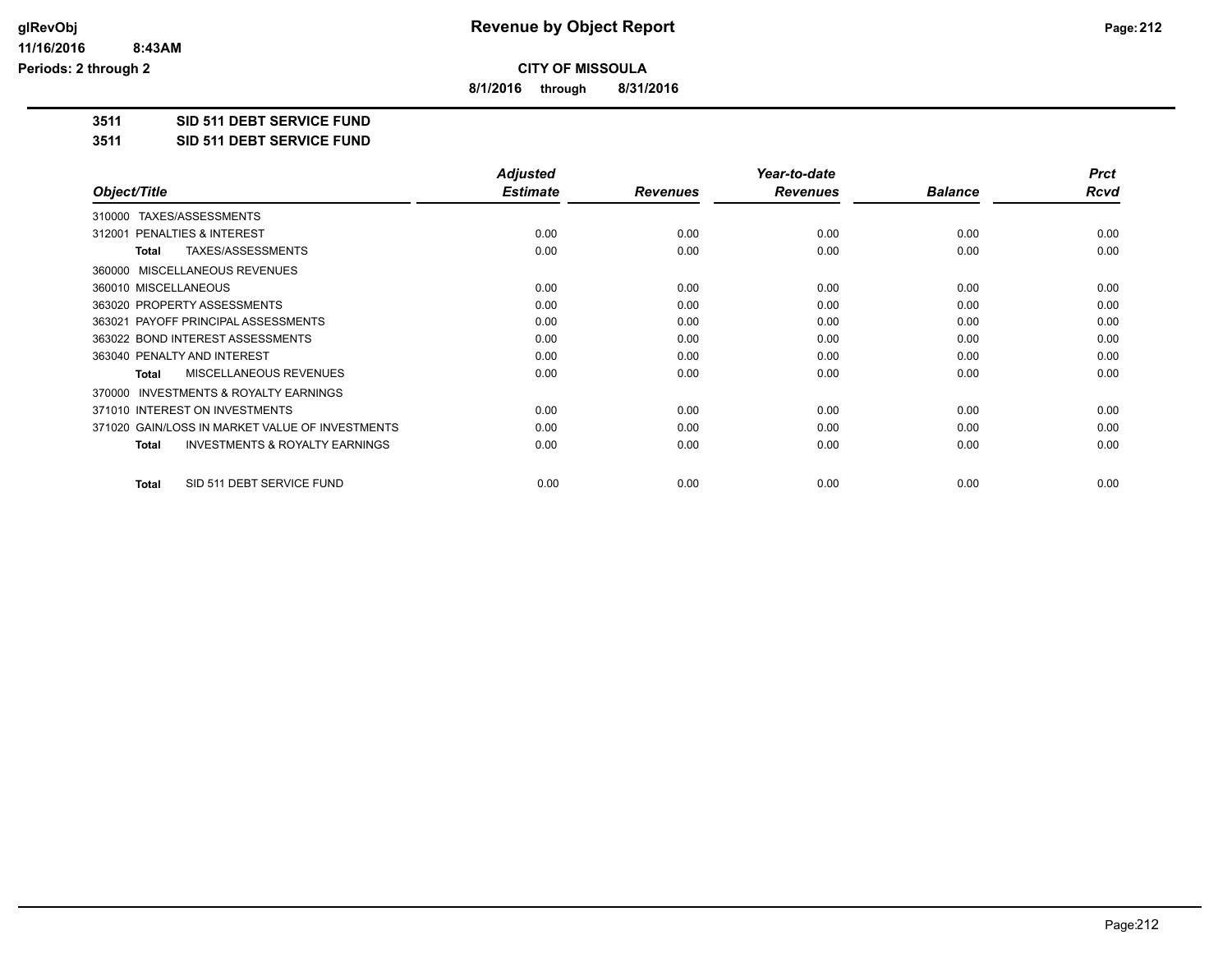**CITY OF MISSOULA**

**8/1/2016 through 8/31/2016**

**3511 SID 511 DEBT SERVICE FUND**

**3511 SID 511 DEBT SERVICE FUND**

| Object/Title | Adjusted Estimate | Revenues | Year-to-date Revenues | Balance | Prct Rcvd |
|---|---|---|---|---|---|
| 310000 TAXES/ASSESSMENTS | | | | | |
| 312001 PENALTIES & INTEREST | 0.00 | 0.00 | 0.00 | 0.00 | 0.00 |
| **Total** TAXES/ASSESSMENTS | 0.00 | 0.00 | 0.00 | 0.00 | 0.00 |
| 360000 MISCELLANEOUS REVENUES | | | | | |
| 360010 MISCELLANEOUS | 0.00 | 0.00 | 0.00 | 0.00 | 0.00 |
| 363020 PROPERTY ASSESSMENTS | 0.00 | 0.00 | 0.00 | 0.00 | 0.00 |
| 363021 PAYOFF PRINCIPAL ASSESSMENTS | 0.00 | 0.00 | 0.00 | 0.00 | 0.00 |
| 363022 BOND INTEREST ASSESSMENTS | 0.00 | 0.00 | 0.00 | 0.00 | 0.00 |
| 363040 PENALTY AND INTEREST | 0.00 | 0.00 | 0.00 | 0.00 | 0.00 |
| **Total** MISCELLANEOUS REVENUES | 0.00 | 0.00 | 0.00 | 0.00 | 0.00 |
| 370000 INVESTMENTS & ROYALTY EARNINGS | | | | | |
| 371010 INTEREST ON INVESTMENTS | 0.00 | 0.00 | 0.00 | 0.00 | 0.00 |
| 371020 GAIN/LOSS IN MARKET VALUE OF INVESTMENTS | 0.00 | 0.00 | 0.00 | 0.00 | 0.00 |
| **Total** INVESTMENTS & ROYALTY EARNINGS | 0.00 | 0.00 | 0.00 | 0.00 | 0.00 |
| **Total** SID 511 DEBT SERVICE FUND | 0.00 | 0.00 | 0.00 | 0.00 | 0.00 |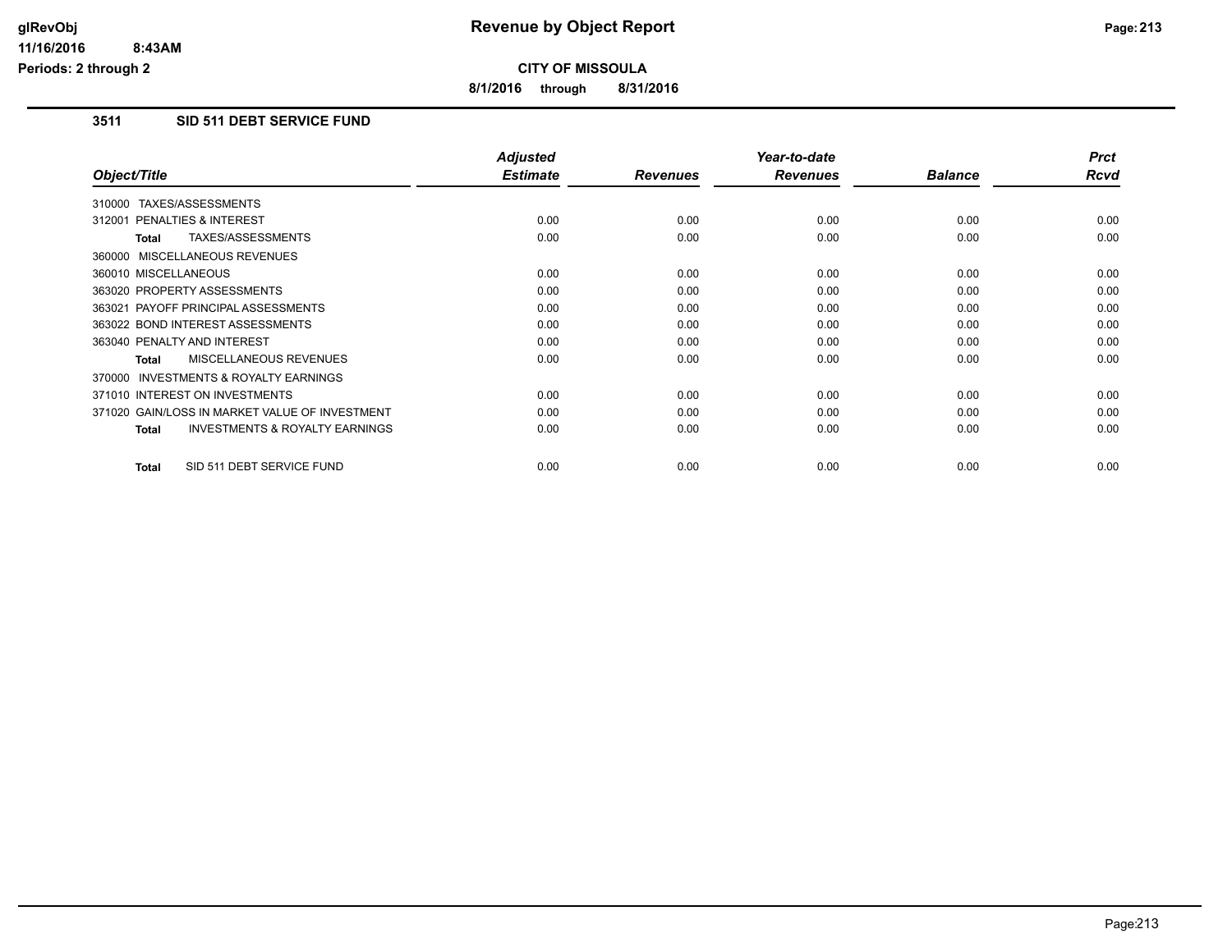glRevObj
11/16/2016 8:43AM
Periods: 2 through 2

# Revenue by Object Report

**CITY OF MISSOULA**

**8/1/2016 through 8/31/2016**

## 3511 SID 511 DEBT SERVICE FUND

| Object/Title | Adjusted Estimate | Revenues | Year-to-date Revenues | Balance | Prct Rcvd |
|---|---|---|---|---|---|
| 310000 TAXES/ASSESSMENTS | | | | | |
| 312001 PENALTIES & INTEREST | 0.00 | 0.00 | 0.00 | 0.00 | 0.00 |
| **Total** TAXES/ASSESSMENTS | 0.00 | 0.00 | 0.00 | 0.00 | 0.00 |
| 360000 MISCELLANEOUS REVENUES | | | | | |
| 360010 MISCELLANEOUS | 0.00 | 0.00 | 0.00 | 0.00 | 0.00 |
| 363020 PROPERTY ASSESSMENTS | 0.00 | 0.00 | 0.00 | 0.00 | 0.00 |
| 363021 PAYOFF PRINCIPAL ASSESSMENTS | 0.00 | 0.00 | 0.00 | 0.00 | 0.00 |
| 363022 BOND INTEREST ASSESSMENTS | 0.00 | 0.00 | 0.00 | 0.00 | 0.00 |
| 363040 PENALTY AND INTEREST | 0.00 | 0.00 | 0.00 | 0.00 | 0.00 |
| **Total** MISCELLANEOUS REVENUES | 0.00 | 0.00 | 0.00 | 0.00 | 0.00 |
| 370000 INVESTMENTS & ROYALTY EARNINGS | | | | | |
| 371010 INTEREST ON INVESTMENTS | 0.00 | 0.00 | 0.00 | 0.00 | 0.00 |
| 371020 GAIN/LOSS IN MARKET VALUE OF INVESTMENT | 0.00 | 0.00 | 0.00 | 0.00 | 0.00 |
| **Total** INVESTMENTS & ROYALTY EARNINGS | 0.00 | 0.00 | 0.00 | 0.00 | 0.00 |
| **Total** SID 511 DEBT SERVICE FUND | 0.00 | 0.00 | 0.00 | 0.00 | 0.00 |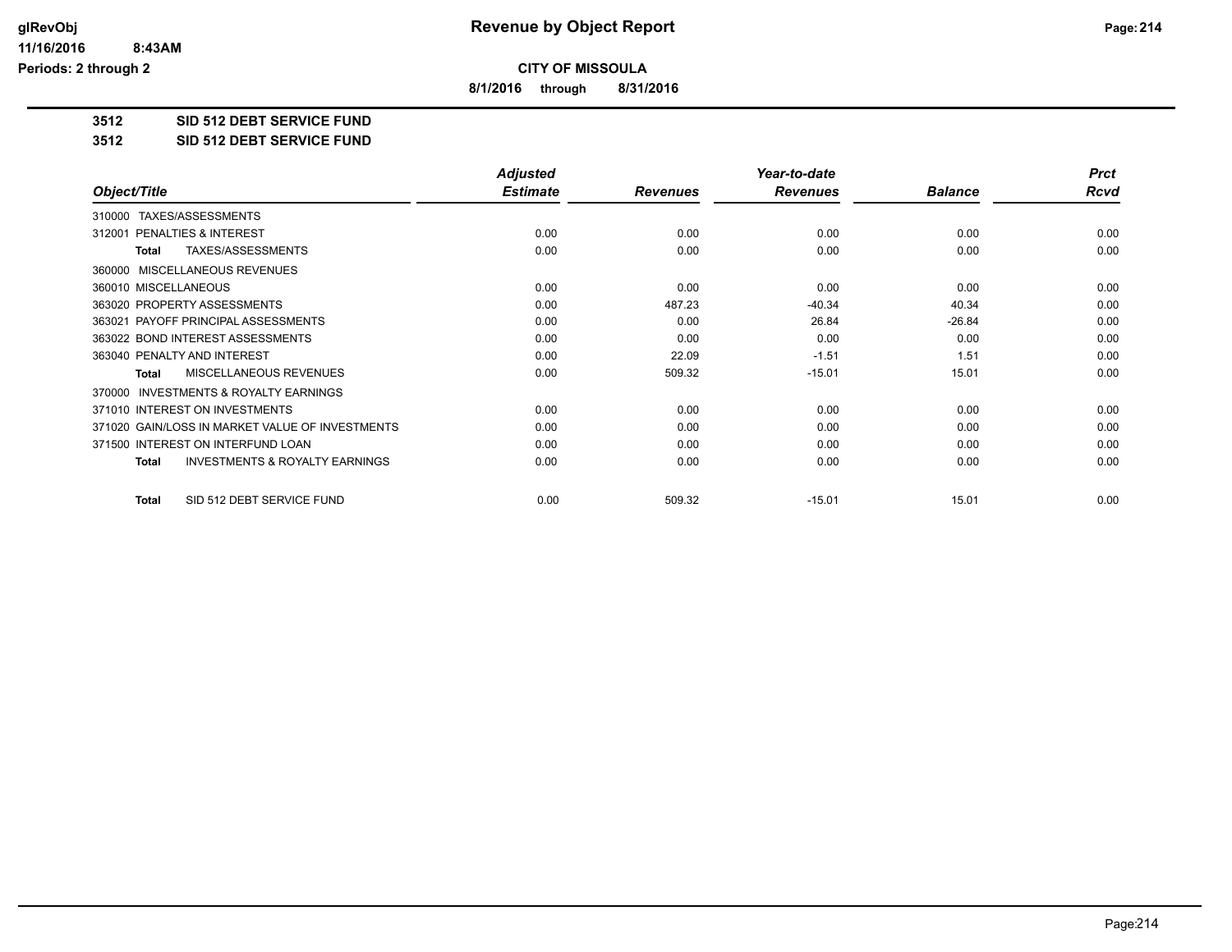**CITY OF MISSOULA**

**8/1/2016 through 8/31/2016**

**3512 SID 512 DEBT SERVICE FUND**

**3512 SID 512 DEBT SERVICE FUND**

| Object/Title | Adjusted Estimate | Revenues | Year-to-date Revenues | Balance | Prct Rcvd |
|---|---|---|---|---|---|
| 310000 TAXES/ASSESSMENTS | | | | | |
| 312001 PENALTIES & INTEREST | 0.00 | 0.00 | 0.00 | 0.00 | 0.00 |
| **Total** TAXES/ASSESSMENTS | 0.00 | 0.00 | 0.00 | 0.00 | 0.00 |
| 360000 MISCELLANEOUS REVENUES | | | | | |
| 360010 MISCELLANEOUS | 0.00 | 0.00 | 0.00 | 0.00 | 0.00 |
| 363020 PROPERTY ASSESSMENTS | 0.00 | 487.23 | -40.34 | 40.34 | 0.00 |
| 363021 PAYOFF PRINCIPAL ASSESSMENTS | 0.00 | 0.00 | 26.84 | -26.84 | 0.00 |
| 363022 BOND INTEREST ASSESSMENTS | 0.00 | 0.00 | 0.00 | 0.00 | 0.00 |
| 363040 PENALTY AND INTEREST | 0.00 | 22.09 | -1.51 | 1.51 | 0.00 |
| **Total** MISCELLANEOUS REVENUES | 0.00 | 509.32 | -15.01 | 15.01 | 0.00 |
| 370000 INVESTMENTS & ROYALTY EARNINGS | | | | | |
| 371010 INTEREST ON INVESTMENTS | 0.00 | 0.00 | 0.00 | 0.00 | 0.00 |
| 371020 GAIN/LOSS IN MARKET VALUE OF INVESTMENTS | 0.00 | 0.00 | 0.00 | 0.00 | 0.00 |
| 371500 INTEREST ON INTERFUND LOAN | 0.00 | 0.00 | 0.00 | 0.00 | 0.00 |
| **Total** INVESTMENTS & ROYALTY EARNINGS | 0.00 | 0.00 | 0.00 | 0.00 | 0.00 |
| **Total** SID 512 DEBT SERVICE FUND | 0.00 | 509.32 | -15.01 | 15.01 | 0.00 |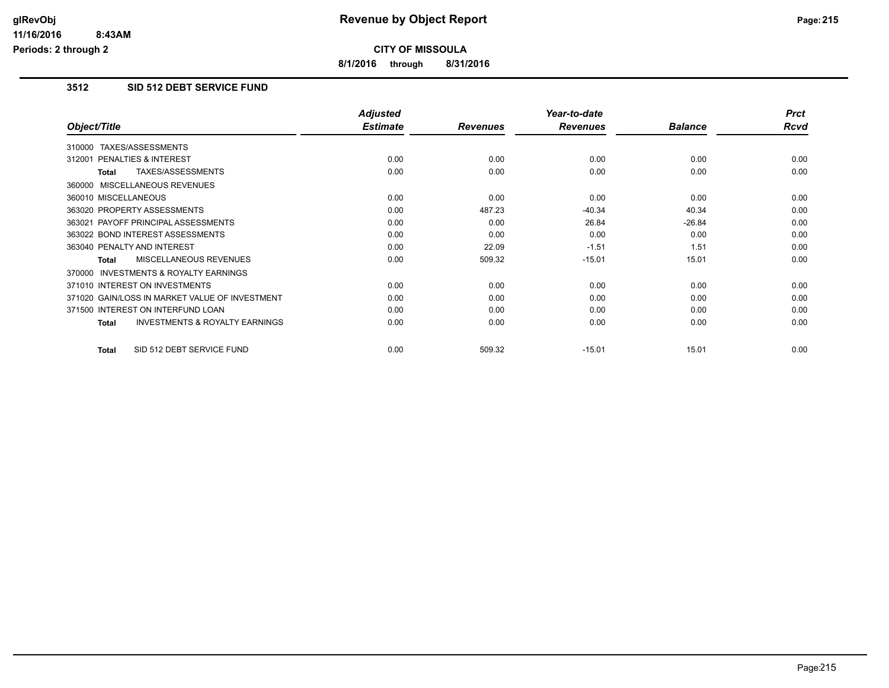# Revenue by Object Report

**CITY OF MISSOULA**

**8/1/2016 through 8/31/2016**

glRevObj
11/16/2016 8:43AM
Periods: 2 through 2

## 3512 SID 512 DEBT SERVICE FUND

| Object/Title | Adjusted Estimate | Revenues | Year-to-date Revenues | Balance | Prct Rcvd |
|---|---|---|---|---|---|
| 310000 TAXES/ASSESSMENTS | | | | | |
| 312001 PENALTIES & INTEREST | 0.00 | 0.00 | 0.00 | 0.00 | 0.00 |
| **Total** TAXES/ASSESSMENTS | 0.00 | 0.00 | 0.00 | 0.00 | 0.00 |
| 360000 MISCELLANEOUS REVENUES | | | | | |
| 360010 MISCELLANEOUS | 0.00 | 0.00 | 0.00 | 0.00 | 0.00 |
| 363020 PROPERTY ASSESSMENTS | 0.00 | 487.23 | -40.34 | 40.34 | 0.00 |
| 363021 PAYOFF PRINCIPAL ASSESSMENTS | 0.00 | 0.00 | 26.84 | -26.84 | 0.00 |
| 363022 BOND INTEREST ASSESSMENTS | 0.00 | 0.00 | 0.00 | 0.00 | 0.00 |
| 363040 PENALTY AND INTEREST | 0.00 | 22.09 | -1.51 | 1.51 | 0.00 |
| **Total** MISCELLANEOUS REVENUES | 0.00 | 509.32 | -15.01 | 15.01 | 0.00 |
| 370000 INVESTMENTS & ROYALTY EARNINGS | | | | | |
| 371010 INTEREST ON INVESTMENTS | 0.00 | 0.00 | 0.00 | 0.00 | 0.00 |
| 371020 GAIN/LOSS IN MARKET VALUE OF INVESTMENT | 0.00 | 0.00 | 0.00 | 0.00 | 0.00 |
| 371500 INTEREST ON INTERFUND LOAN | 0.00 | 0.00 | 0.00 | 0.00 | 0.00 |
| **Total** INVESTMENTS & ROYALTY EARNINGS | 0.00 | 0.00 | 0.00 | 0.00 | 0.00 |
| **Total** SID 512 DEBT SERVICE FUND | 0.00 | 509.32 | -15.01 | 15.01 | 0.00 |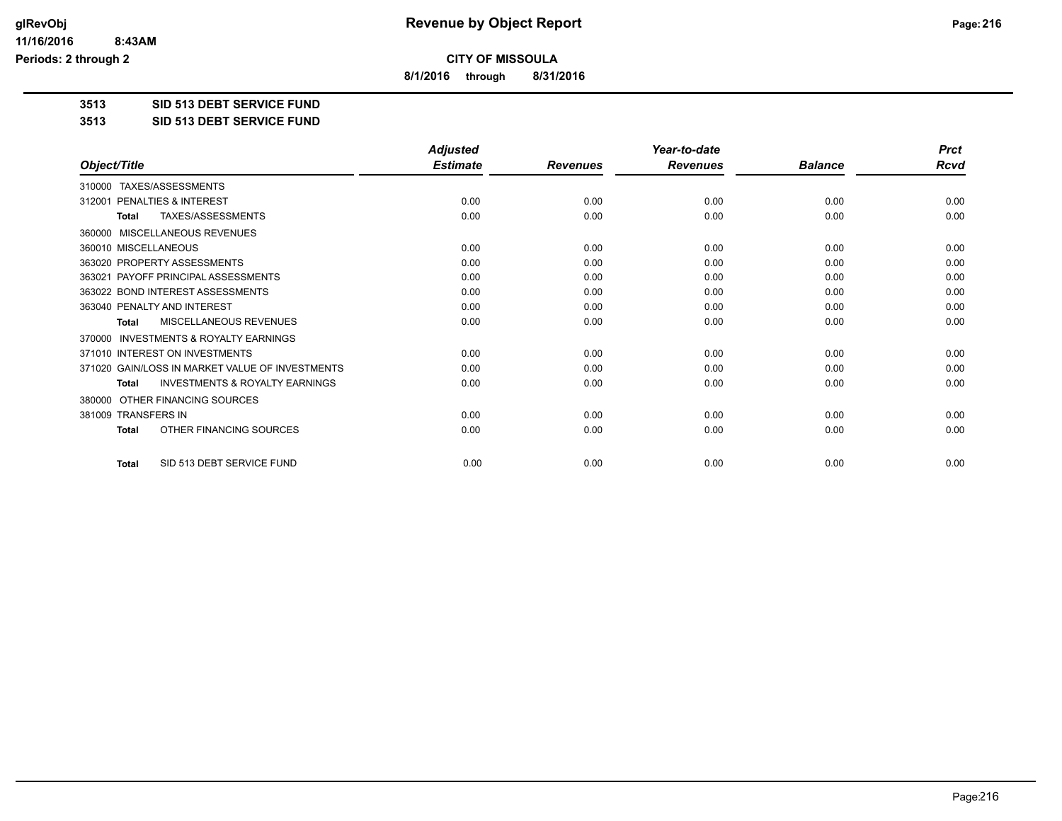**CITY OF MISSOULA**

**8/1/2016 through 8/31/2016**

**3513 SID 513 DEBT SERVICE FUND**

**3513 SID 513 DEBT SERVICE FUND**

| Object/Title | Adjusted Estimate | Revenues | Year-to-date Revenues | Balance | Prct Rcvd |
|---|---|---|---|---|---|
| 310000 TAXES/ASSESSMENTS | | | | | |
| 312001 PENALTIES & INTEREST | 0.00 | 0.00 | 0.00 | 0.00 | 0.00 |
| **Total** TAXES/ASSESSMENTS | 0.00 | 0.00 | 0.00 | 0.00 | 0.00 |
| 360000 MISCELLANEOUS REVENUES | | | | | |
| 360010 MISCELLANEOUS | 0.00 | 0.00 | 0.00 | 0.00 | 0.00 |
| 363020 PROPERTY ASSESSMENTS | 0.00 | 0.00 | 0.00 | 0.00 | 0.00 |
| 363021 PAYOFF PRINCIPAL ASSESSMENTS | 0.00 | 0.00 | 0.00 | 0.00 | 0.00 |
| 363022 BOND INTEREST ASSESSMENTS | 0.00 | 0.00 | 0.00 | 0.00 | 0.00 |
| 363040 PENALTY AND INTEREST | 0.00 | 0.00 | 0.00 | 0.00 | 0.00 |
| **Total** MISCELLANEOUS REVENUES | 0.00 | 0.00 | 0.00 | 0.00 | 0.00 |
| 370000 INVESTMENTS & ROYALTY EARNINGS | | | | | |
| 371010 INTEREST ON INVESTMENTS | 0.00 | 0.00 | 0.00 | 0.00 | 0.00 |
| 371020 GAIN/LOSS IN MARKET VALUE OF INVESTMENTS | 0.00 | 0.00 | 0.00 | 0.00 | 0.00 |
| **Total** INVESTMENTS & ROYALTY EARNINGS | 0.00 | 0.00 | 0.00 | 0.00 | 0.00 |
| 380000 OTHER FINANCING SOURCES | | | | | |
| 381009 TRANSFERS IN | 0.00 | 0.00 | 0.00 | 0.00 | 0.00 |
| **Total** OTHER FINANCING SOURCES | 0.00 | 0.00 | 0.00 | 0.00 | 0.00 |
| **Total** SID 513 DEBT SERVICE FUND | 0.00 | 0.00 | 0.00 | 0.00 | 0.00 |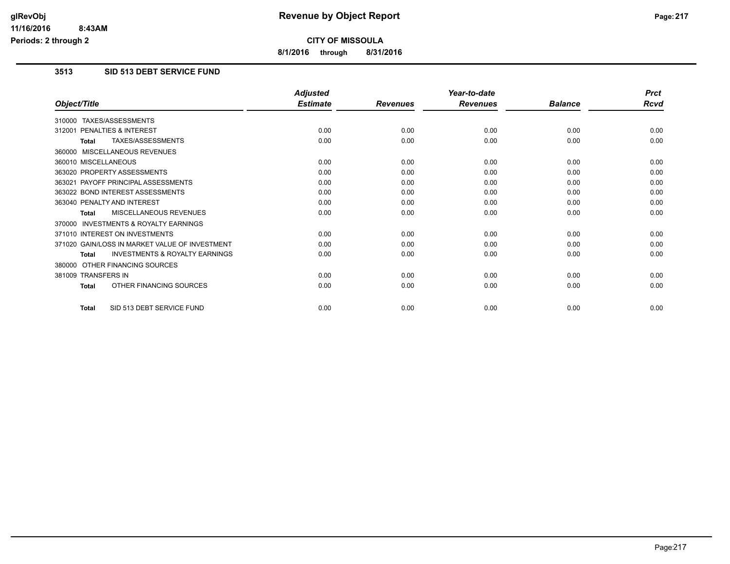**CITY OF MISSOULA**

**8/1/2016 through 8/31/2016**

## 3513 SID 513 DEBT SERVICE FUND

| Object/Title | Adjusted Estimate | Revenues | Year-to-date Revenues | Balance | Prct Rcvd |
|---|---|---|---|---|---|
| 310000 TAXES/ASSESSMENTS | | | | | |
| 312001 PENALTIES & INTEREST | 0.00 | 0.00 | 0.00 | 0.00 | 0.00 |
| **Total** TAXES/ASSESSMENTS | 0.00 | 0.00 | 0.00 | 0.00 | 0.00 |
| 360000 MISCELLANEOUS REVENUES | | | | | |
| 360010 MISCELLANEOUS | 0.00 | 0.00 | 0.00 | 0.00 | 0.00 |
| 363020 PROPERTY ASSESSMENTS | 0.00 | 0.00 | 0.00 | 0.00 | 0.00 |
| 363021 PAYOFF PRINCIPAL ASSESSMENTS | 0.00 | 0.00 | 0.00 | 0.00 | 0.00 |
| 363022 BOND INTEREST ASSESSMENTS | 0.00 | 0.00 | 0.00 | 0.00 | 0.00 |
| 363040 PENALTY AND INTEREST | 0.00 | 0.00 | 0.00 | 0.00 | 0.00 |
| **Total** MISCELLANEOUS REVENUES | 0.00 | 0.00 | 0.00 | 0.00 | 0.00 |
| 370000 INVESTMENTS & ROYALTY EARNINGS | | | | | |
| 371010 INTEREST ON INVESTMENTS | 0.00 | 0.00 | 0.00 | 0.00 | 0.00 |
| 371020 GAIN/LOSS IN MARKET VALUE OF INVESTMENT | 0.00 | 0.00 | 0.00 | 0.00 | 0.00 |
| **Total** INVESTMENTS & ROYALTY EARNINGS | 0.00 | 0.00 | 0.00 | 0.00 | 0.00 |
| 380000 OTHER FINANCING SOURCES | | | | | |
| 381009 TRANSFERS IN | 0.00 | 0.00 | 0.00 | 0.00 | 0.00 |
| **Total** OTHER FINANCING SOURCES | 0.00 | 0.00 | 0.00 | 0.00 | 0.00 |
| **Total** SID 513 DEBT SERVICE FUND | 0.00 | 0.00 | 0.00 | 0.00 | 0.00 |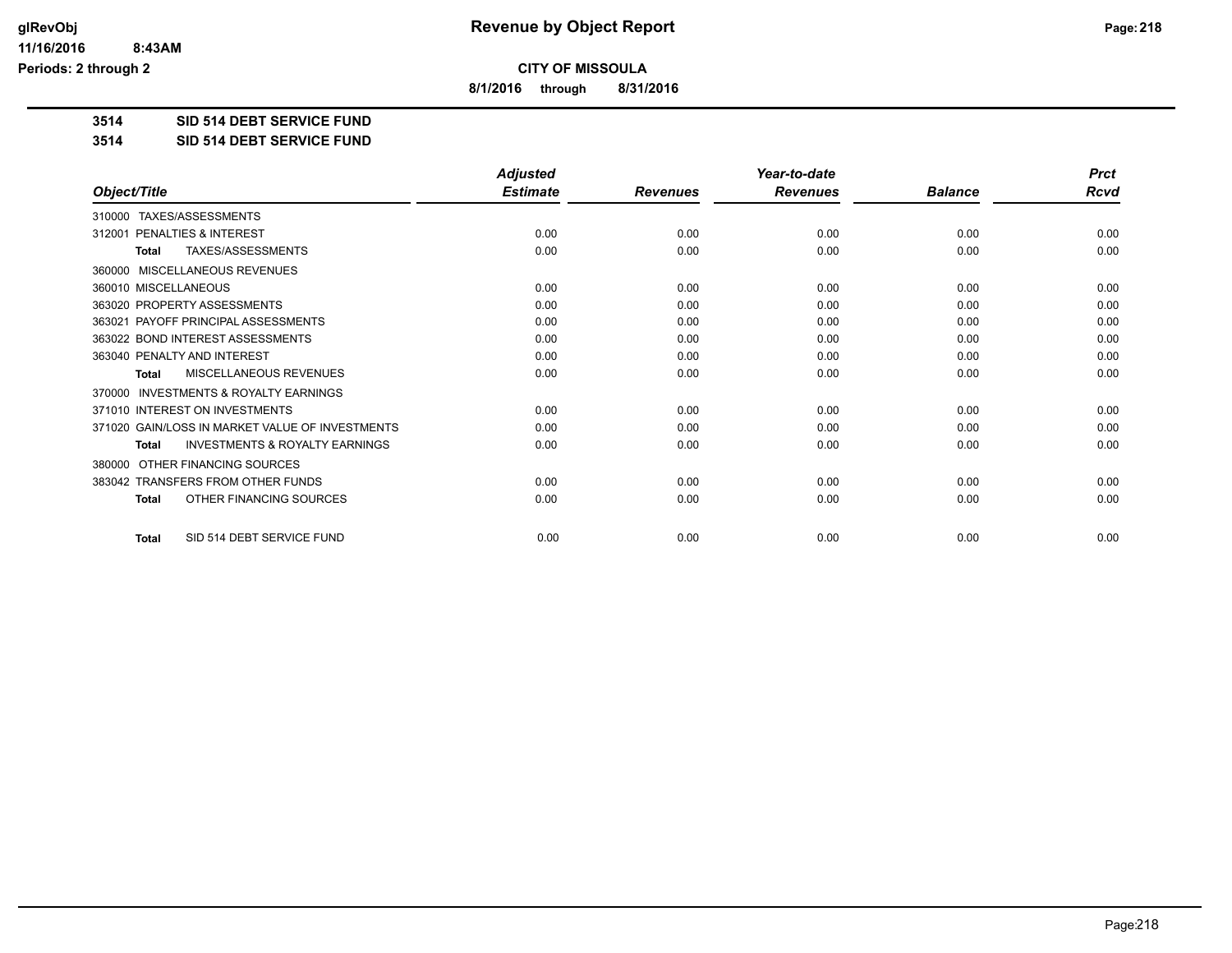**CITY OF MISSOULA**

**8/1/2016 through 8/31/2016**

**3514 SID 514 DEBT SERVICE FUND**

**3514 SID 514 DEBT SERVICE FUND**

| Object/Title | Adjusted Estimate | Revenues | Year-to-date Revenues | Balance | Prct Rcvd |
|---|---|---|---|---|---|
| 310000 TAXES/ASSESSMENTS | | | | | |
| 312001 PENALTIES & INTEREST | 0.00 | 0.00 | 0.00 | 0.00 | 0.00 |
| **Total** TAXES/ASSESSMENTS | 0.00 | 0.00 | 0.00 | 0.00 | 0.00 |
| 360000 MISCELLANEOUS REVENUES | | | | | |
| 360010 MISCELLANEOUS | 0.00 | 0.00 | 0.00 | 0.00 | 0.00 |
| 363020 PROPERTY ASSESSMENTS | 0.00 | 0.00 | 0.00 | 0.00 | 0.00 |
| 363021 PAYOFF PRINCIPAL ASSESSMENTS | 0.00 | 0.00 | 0.00 | 0.00 | 0.00 |
| 363022 BOND INTEREST ASSESSMENTS | 0.00 | 0.00 | 0.00 | 0.00 | 0.00 |
| 363040 PENALTY AND INTEREST | 0.00 | 0.00 | 0.00 | 0.00 | 0.00 |
| **Total** MISCELLANEOUS REVENUES | 0.00 | 0.00 | 0.00 | 0.00 | 0.00 |
| 370000 INVESTMENTS & ROYALTY EARNINGS | | | | | |
| 371010 INTEREST ON INVESTMENTS | 0.00 | 0.00 | 0.00 | 0.00 | 0.00 |
| 371020 GAIN/LOSS IN MARKET VALUE OF INVESTMENTS | 0.00 | 0.00 | 0.00 | 0.00 | 0.00 |
| **Total** INVESTMENTS & ROYALTY EARNINGS | 0.00 | 0.00 | 0.00 | 0.00 | 0.00 |
| 380000 OTHER FINANCING SOURCES | | | | | |
| 383042 TRANSFERS FROM OTHER FUNDS | 0.00 | 0.00 | 0.00 | 0.00 | 0.00 |
| **Total** OTHER FINANCING SOURCES | 0.00 | 0.00 | 0.00 | 0.00 | 0.00 |
| **Total** SID 514 DEBT SERVICE FUND | 0.00 | 0.00 | 0.00 | 0.00 | 0.00 |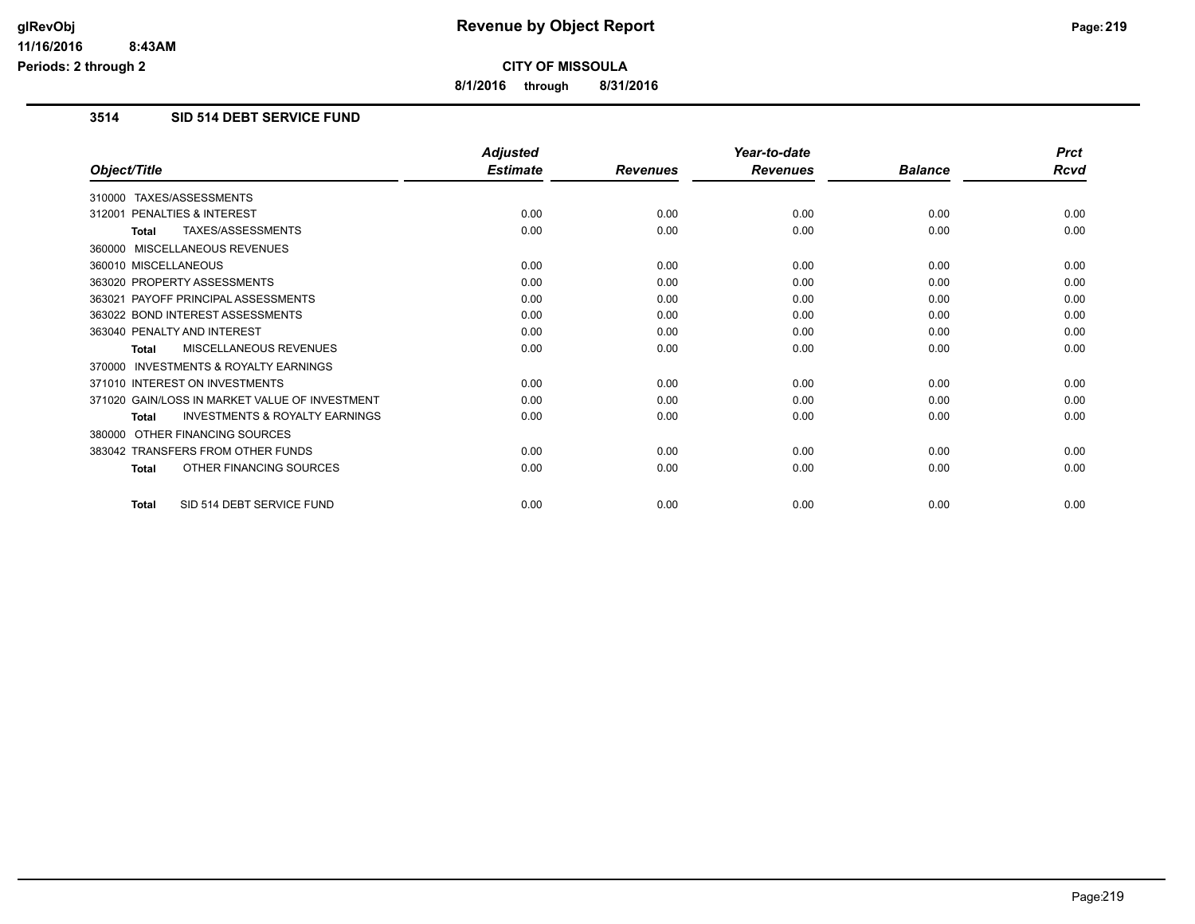**Revenue by Object Report**

**CITY OF MISSOULA**

**8/1/2016 through 8/31/2016**

glRevObj
11/16/2016 8:43AM
Periods: 2 through 2

## 3514 SID 514 DEBT SERVICE FUND

| Object/Title | Adjusted Estimate | Revenues | Year-to-date Revenues | Balance | Prct Rcvd |
|---|---|---|---|---|---|
| 310000 TAXES/ASSESSMENTS | | | | | |
| 312001 PENALTIES & INTEREST | 0.00 | 0.00 | 0.00 | 0.00 | 0.00 |
| **Total** TAXES/ASSESSMENTS | 0.00 | 0.00 | 0.00 | 0.00 | 0.00 |
| 360000 MISCELLANEOUS REVENUES | | | | | |
| 360010 MISCELLANEOUS | 0.00 | 0.00 | 0.00 | 0.00 | 0.00 |
| 363020 PROPERTY ASSESSMENTS | 0.00 | 0.00 | 0.00 | 0.00 | 0.00 |
| 363021 PAYOFF PRINCIPAL ASSESSMENTS | 0.00 | 0.00 | 0.00 | 0.00 | 0.00 |
| 363022 BOND INTEREST ASSESSMENTS | 0.00 | 0.00 | 0.00 | 0.00 | 0.00 |
| 363040 PENALTY AND INTEREST | 0.00 | 0.00 | 0.00 | 0.00 | 0.00 |
| **Total** MISCELLANEOUS REVENUES | 0.00 | 0.00 | 0.00 | 0.00 | 0.00 |
| 370000 INVESTMENTS & ROYALTY EARNINGS | | | | | |
| 371010 INTEREST ON INVESTMENTS | 0.00 | 0.00 | 0.00 | 0.00 | 0.00 |
| 371020 GAIN/LOSS IN MARKET VALUE OF INVESTMENT | 0.00 | 0.00 | 0.00 | 0.00 | 0.00 |
| **Total** INVESTMENTS & ROYALTY EARNINGS | 0.00 | 0.00 | 0.00 | 0.00 | 0.00 |
| 380000 OTHER FINANCING SOURCES | | | | | |
| 383042 TRANSFERS FROM OTHER FUNDS | 0.00 | 0.00 | 0.00 | 0.00 | 0.00 |
| **Total** OTHER FINANCING SOURCES | 0.00 | 0.00 | 0.00 | 0.00 | 0.00 |
| **Total** SID 514 DEBT SERVICE FUND | 0.00 | 0.00 | 0.00 | 0.00 | 0.00 |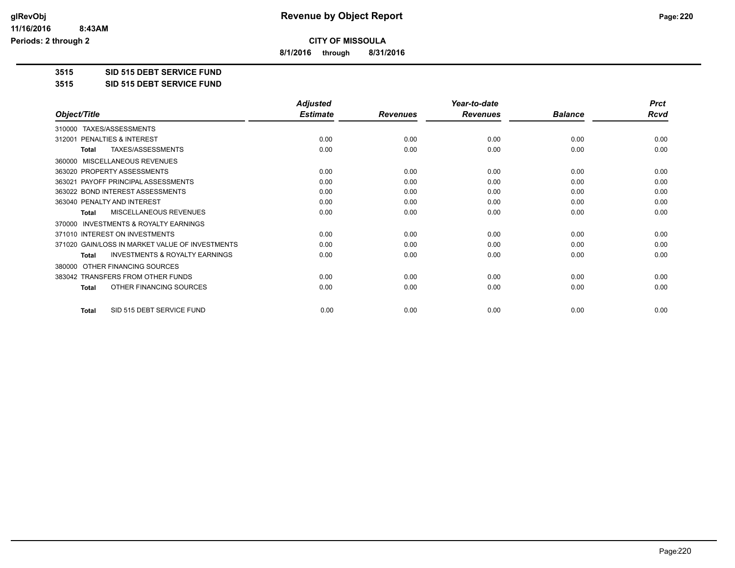glRevObj
11/16/2016 8:43AM
Periods: 2 through 2

# Revenue by Object Report

**CITY OF MISSOULA**

**8/1/2016 through 8/31/2016**

**3515 SID 515 DEBT SERVICE FUND**

**3515 SID 515 DEBT SERVICE FUND**

| Object/Title | Adjusted Estimate | Revenues | Year-to-date Revenues | Balance | Prct Rcvd |
|---|---|---|---|---|---|
| 310000 TAXES/ASSESSMENTS | | | | | |
| 312001 PENALTIES & INTEREST | 0.00 | 0.00 | 0.00 | 0.00 | 0.00 |
| **Total** TAXES/ASSESSMENTS | 0.00 | 0.00 | 0.00 | 0.00 | 0.00 |
| 360000 MISCELLANEOUS REVENUES | | | | | |
| 363020 PROPERTY ASSESSMENTS | 0.00 | 0.00 | 0.00 | 0.00 | 0.00 |
| 363021 PAYOFF PRINCIPAL ASSESSMENTS | 0.00 | 0.00 | 0.00 | 0.00 | 0.00 |
| 363022 BOND INTEREST ASSESSMENTS | 0.00 | 0.00 | 0.00 | 0.00 | 0.00 |
| 363040 PENALTY AND INTEREST | 0.00 | 0.00 | 0.00 | 0.00 | 0.00 |
| **Total** MISCELLANEOUS REVENUES | 0.00 | 0.00 | 0.00 | 0.00 | 0.00 |
| 370000 INVESTMENTS & ROYALTY EARNINGS | | | | | |
| 371010 INTEREST ON INVESTMENTS | 0.00 | 0.00 | 0.00 | 0.00 | 0.00 |
| 371020 GAIN/LOSS IN MARKET VALUE OF INVESTMENTS | 0.00 | 0.00 | 0.00 | 0.00 | 0.00 |
| **Total** INVESTMENTS & ROYALTY EARNINGS | 0.00 | 0.00 | 0.00 | 0.00 | 0.00 |
| 380000 OTHER FINANCING SOURCES | | | | | |
| 383042 TRANSFERS FROM OTHER FUNDS | 0.00 | 0.00 | 0.00 | 0.00 | 0.00 |
| **Total** OTHER FINANCING SOURCES | 0.00 | 0.00 | 0.00 | 0.00 | 0.00 |
| **Total** SID 515 DEBT SERVICE FUND | 0.00 | 0.00 | 0.00 | 0.00 | 0.00 |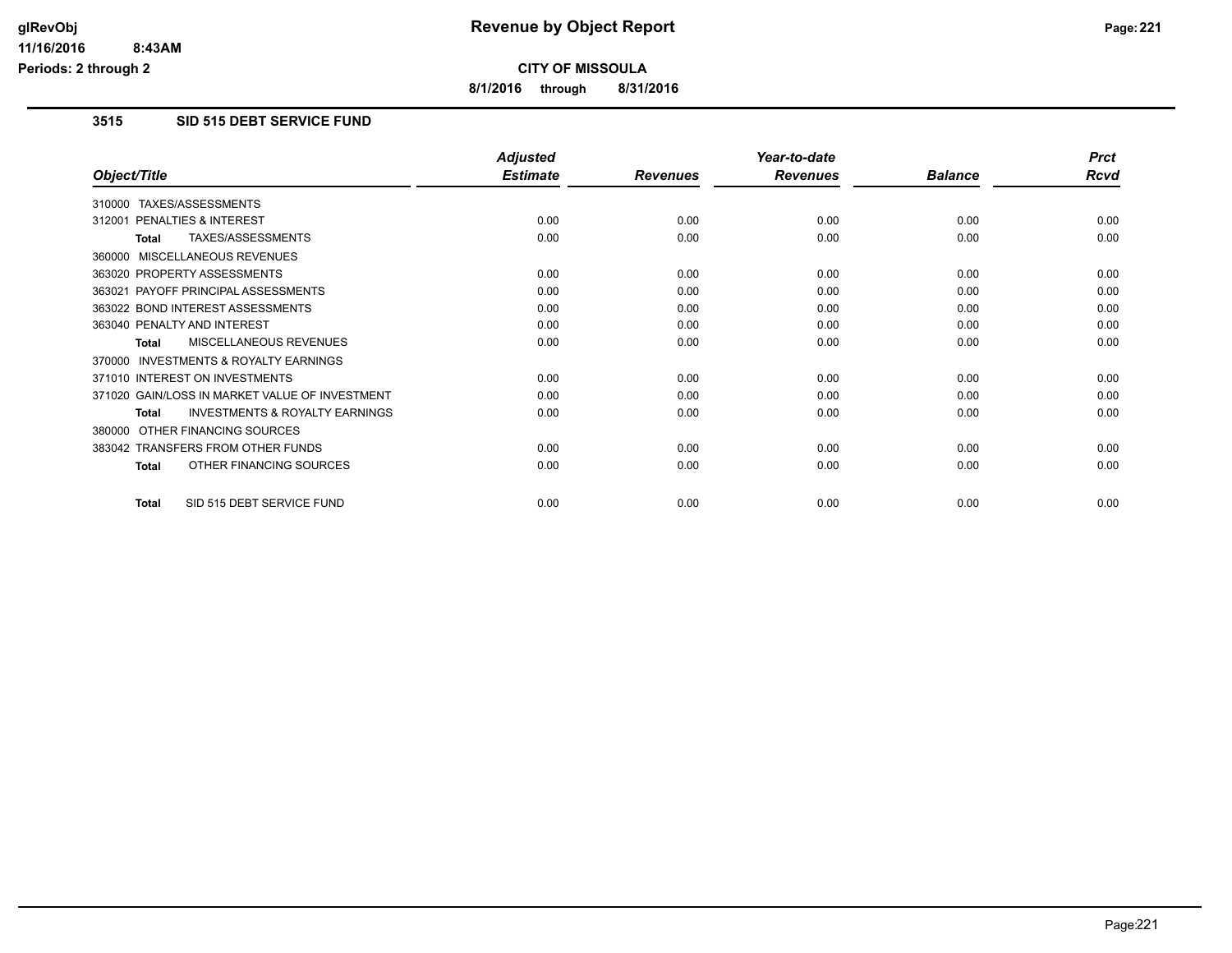# Revenue by Object Report

**CITY OF MISSOULA**

**8/1/2016 through 8/31/2016**

glRevObj
11/16/2016 8:43AM
Periods: 2 through 2

## 3515 SID 515 DEBT SERVICE FUND

| Object/Title | Adjusted Estimate | Revenues | Year-to-date Revenues | Balance | Prct Rcvd |
|---|---|---|---|---|---|
| 310000 TAXES/ASSESSMENTS | | | | | |
| 312001 PENALTIES & INTEREST | 0.00 | 0.00 | 0.00 | 0.00 | 0.00 |
| **Total** TAXES/ASSESSMENTS | 0.00 | 0.00 | 0.00 | 0.00 | 0.00 |
| 360000 MISCELLANEOUS REVENUES | | | | | |
| 363020 PROPERTY ASSESSMENTS | 0.00 | 0.00 | 0.00 | 0.00 | 0.00 |
| 363021 PAYOFF PRINCIPAL ASSESSMENTS | 0.00 | 0.00 | 0.00 | 0.00 | 0.00 |
| 363022 BOND INTEREST ASSESSMENTS | 0.00 | 0.00 | 0.00 | 0.00 | 0.00 |
| 363040 PENALTY AND INTEREST | 0.00 | 0.00 | 0.00 | 0.00 | 0.00 |
| **Total** MISCELLANEOUS REVENUES | 0.00 | 0.00 | 0.00 | 0.00 | 0.00 |
| 370000 INVESTMENTS & ROYALTY EARNINGS | | | | | |
| 371010 INTEREST ON INVESTMENTS | 0.00 | 0.00 | 0.00 | 0.00 | 0.00 |
| 371020 GAIN/LOSS IN MARKET VALUE OF INVESTMENT | 0.00 | 0.00 | 0.00 | 0.00 | 0.00 |
| **Total** INVESTMENTS & ROYALTY EARNINGS | 0.00 | 0.00 | 0.00 | 0.00 | 0.00 |
| 380000 OTHER FINANCING SOURCES | | | | | |
| 383042 TRANSFERS FROM OTHER FUNDS | 0.00 | 0.00 | 0.00 | 0.00 | 0.00 |
| **Total** OTHER FINANCING SOURCES | 0.00 | 0.00 | 0.00 | 0.00 | 0.00 |
| **Total** SID 515 DEBT SERVICE FUND | 0.00 | 0.00 | 0.00 | 0.00 | 0.00 |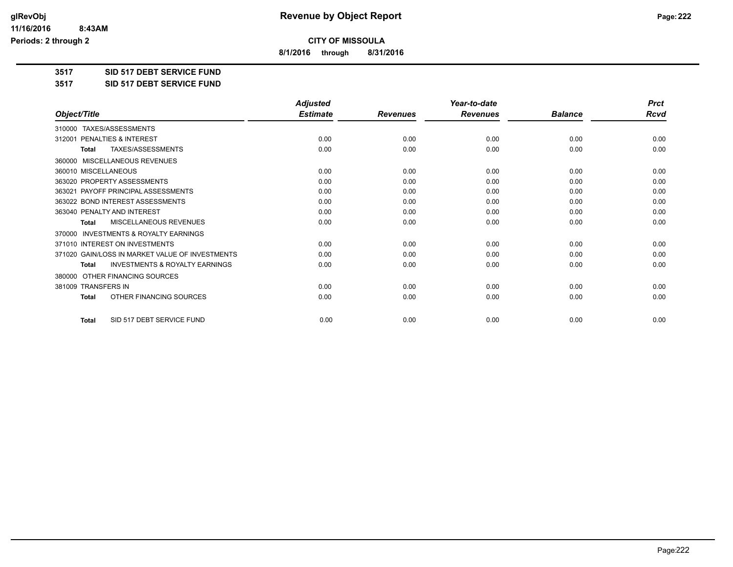**CITY OF MISSOULA**

**8/1/2016 through 8/31/2016**

**Revenue by Object Report**

glRevObj
11/16/2016 8:43AM
Periods: 2 through 2

## 3517 SID 517 DEBT SERVICE FUND

### 3517 SID 517 DEBT SERVICE FUND

| Object/Title | Adjusted Estimate | Revenues | Year-to-date Revenues | Balance | Prct Rcvd |
|---|---|---|---|---|---|
| 310000 TAXES/ASSESSMENTS | | | | | |
| 312001 PENALTIES & INTEREST | 0.00 | 0.00 | 0.00 | 0.00 | 0.00 |
| **Total** TAXES/ASSESSMENTS | 0.00 | 0.00 | 0.00 | 0.00 | 0.00 |
| 360000 MISCELLANEOUS REVENUES | | | | | |
| 360010 MISCELLANEOUS | 0.00 | 0.00 | 0.00 | 0.00 | 0.00 |
| 363020 PROPERTY ASSESSMENTS | 0.00 | 0.00 | 0.00 | 0.00 | 0.00 |
| 363021 PAYOFF PRINCIPAL ASSESSMENTS | 0.00 | 0.00 | 0.00 | 0.00 | 0.00 |
| 363022 BOND INTEREST ASSESSMENTS | 0.00 | 0.00 | 0.00 | 0.00 | 0.00 |
| 363040 PENALTY AND INTEREST | 0.00 | 0.00 | 0.00 | 0.00 | 0.00 |
| **Total** MISCELLANEOUS REVENUES | 0.00 | 0.00 | 0.00 | 0.00 | 0.00 |
| 370000 INVESTMENTS & ROYALTY EARNINGS | | | | | |
| 371010 INTEREST ON INVESTMENTS | 0.00 | 0.00 | 0.00 | 0.00 | 0.00 |
| 371020 GAIN/LOSS IN MARKET VALUE OF INVESTMENTS | 0.00 | 0.00 | 0.00 | 0.00 | 0.00 |
| **Total** INVESTMENTS & ROYALTY EARNINGS | 0.00 | 0.00 | 0.00 | 0.00 | 0.00 |
| 380000 OTHER FINANCING SOURCES | | | | | |
| 381009 TRANSFERS IN | 0.00 | 0.00 | 0.00 | 0.00 | 0.00 |
| **Total** OTHER FINANCING SOURCES | 0.00 | 0.00 | 0.00 | 0.00 | 0.00 |
| **Total** SID 517 DEBT SERVICE FUND | 0.00 | 0.00 | 0.00 | 0.00 | 0.00 |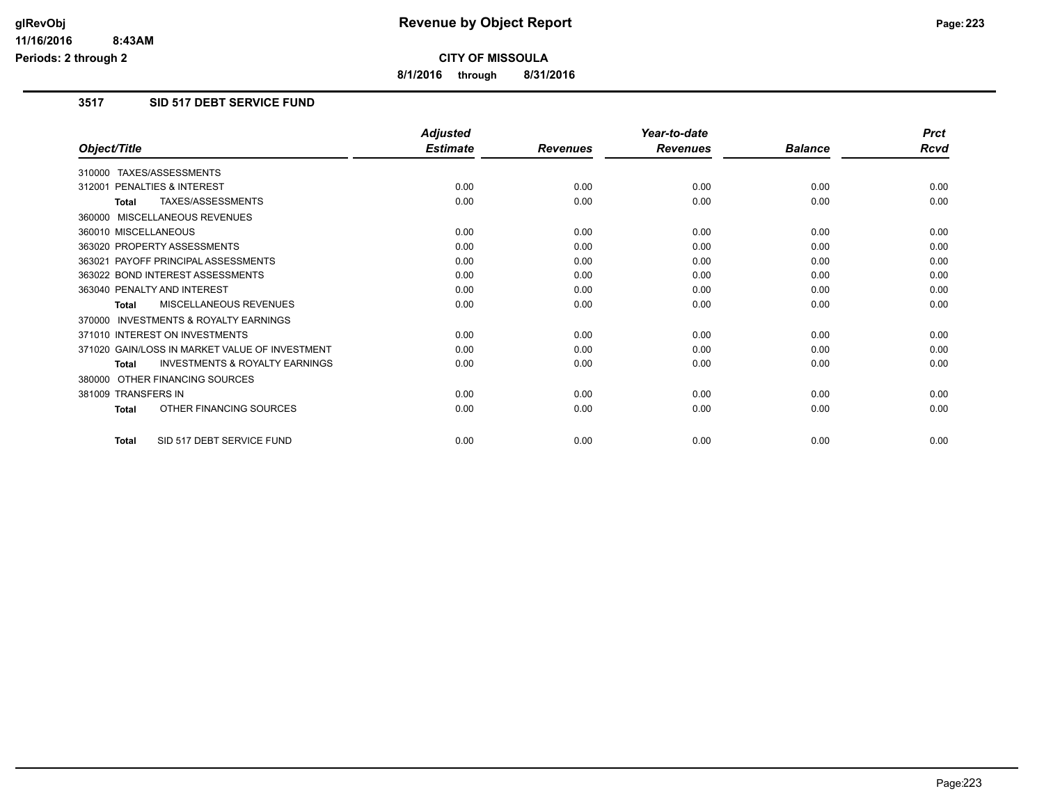**Revenue by Object Report**

**CITY OF MISSOULA**

**8/1/2016 through 8/31/2016**

glRevObj
11/16/2016 8:43AM
Periods: 2 through 2

## 3517 SID 517 DEBT SERVICE FUND

| Object/Title | Adjusted Estimate | Revenues | Year-to-date Revenues | Balance | Prct Rcvd |
|---|---|---|---|---|---|
| 310000 TAXES/ASSESSMENTS | | | | | |
| 312001 PENALTIES & INTEREST | 0.00 | 0.00 | 0.00 | 0.00 | 0.00 |
| **Total** TAXES/ASSESSMENTS | 0.00 | 0.00 | 0.00 | 0.00 | 0.00 |
| 360000 MISCELLANEOUS REVENUES | | | | | |
| 360010 MISCELLANEOUS | 0.00 | 0.00 | 0.00 | 0.00 | 0.00 |
| 363020 PROPERTY ASSESSMENTS | 0.00 | 0.00 | 0.00 | 0.00 | 0.00 |
| 363021 PAYOFF PRINCIPAL ASSESSMENTS | 0.00 | 0.00 | 0.00 | 0.00 | 0.00 |
| 363022 BOND INTEREST ASSESSMENTS | 0.00 | 0.00 | 0.00 | 0.00 | 0.00 |
| 363040 PENALTY AND INTEREST | 0.00 | 0.00 | 0.00 | 0.00 | 0.00 |
| **Total** MISCELLANEOUS REVENUES | 0.00 | 0.00 | 0.00 | 0.00 | 0.00 |
| 370000 INVESTMENTS & ROYALTY EARNINGS | | | | | |
| 371010 INTEREST ON INVESTMENTS | 0.00 | 0.00 | 0.00 | 0.00 | 0.00 |
| 371020 GAIN/LOSS IN MARKET VALUE OF INVESTMENT | 0.00 | 0.00 | 0.00 | 0.00 | 0.00 |
| **Total** INVESTMENTS & ROYALTY EARNINGS | 0.00 | 0.00 | 0.00 | 0.00 | 0.00 |
| 380000 OTHER FINANCING SOURCES | | | | | |
| 381009 TRANSFERS IN | 0.00 | 0.00 | 0.00 | 0.00 | 0.00 |
| **Total** OTHER FINANCING SOURCES | 0.00 | 0.00 | 0.00 | 0.00 | 0.00 |
| **Total** SID 517 DEBT SERVICE FUND | 0.00 | 0.00 | 0.00 | 0.00 | 0.00 |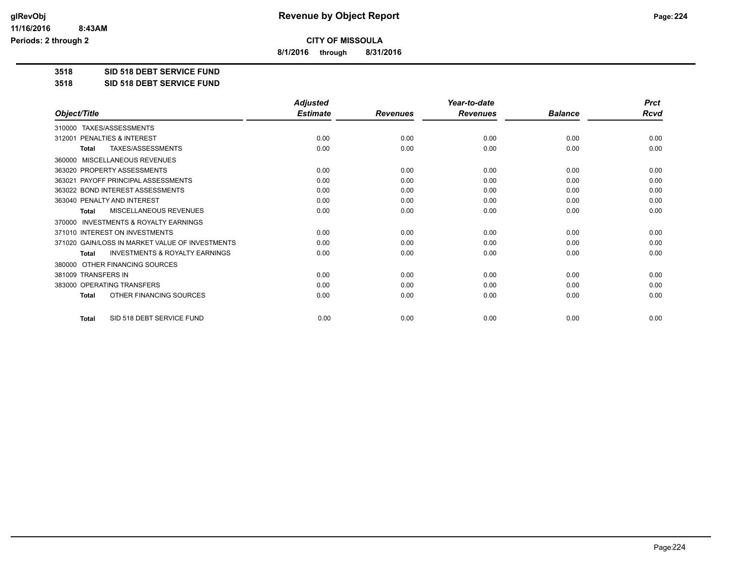# Revenue by Object Report

**CITY OF MISSOULA**

**8/1/2016 through 8/31/2016**

glRevObj
11/16/2016 8:43AM
Periods: 2 through 2

**3518 SID 518 DEBT SERVICE FUND**

**3518 SID 518 DEBT SERVICE FUND**

| Object/Title | Adjusted Estimate | Revenues | Year-to-date Revenues | Balance | Prct Rcvd |
|---|---|---|---|---|---|
| 310000 TAXES/ASSESSMENTS | | | | | |
| 312001 PENALTIES & INTEREST | 0.00 | 0.00 | 0.00 | 0.00 | 0.00 |
| **Total** TAXES/ASSESSMENTS | 0.00 | 0.00 | 0.00 | 0.00 | 0.00 |
| 360000 MISCELLANEOUS REVENUES | | | | | |
| 363020 PROPERTY ASSESSMENTS | 0.00 | 0.00 | 0.00 | 0.00 | 0.00 |
| 363021 PAYOFF PRINCIPAL ASSESSMENTS | 0.00 | 0.00 | 0.00 | 0.00 | 0.00 |
| 363022 BOND INTEREST ASSESSMENTS | 0.00 | 0.00 | 0.00 | 0.00 | 0.00 |
| 363040 PENALTY AND INTEREST | 0.00 | 0.00 | 0.00 | 0.00 | 0.00 |
| **Total** MISCELLANEOUS REVENUES | 0.00 | 0.00 | 0.00 | 0.00 | 0.00 |
| 370000 INVESTMENTS & ROYALTY EARNINGS | | | | | |
| 371010 INTEREST ON INVESTMENTS | 0.00 | 0.00 | 0.00 | 0.00 | 0.00 |
| 371020 GAIN/LOSS IN MARKET VALUE OF INVESTMENTS | 0.00 | 0.00 | 0.00 | 0.00 | 0.00 |
| **Total** INVESTMENTS & ROYALTY EARNINGS | 0.00 | 0.00 | 0.00 | 0.00 | 0.00 |
| 380000 OTHER FINANCING SOURCES | | | | | |
| 381009 TRANSFERS IN | 0.00 | 0.00 | 0.00 | 0.00 | 0.00 |
| 383000 OPERATING TRANSFERS | 0.00 | 0.00 | 0.00 | 0.00 | 0.00 |
| **Total** OTHER FINANCING SOURCES | 0.00 | 0.00 | 0.00 | 0.00 | 0.00 |
| **Total** SID 518 DEBT SERVICE FUND | 0.00 | 0.00 | 0.00 | 0.00 | 0.00 |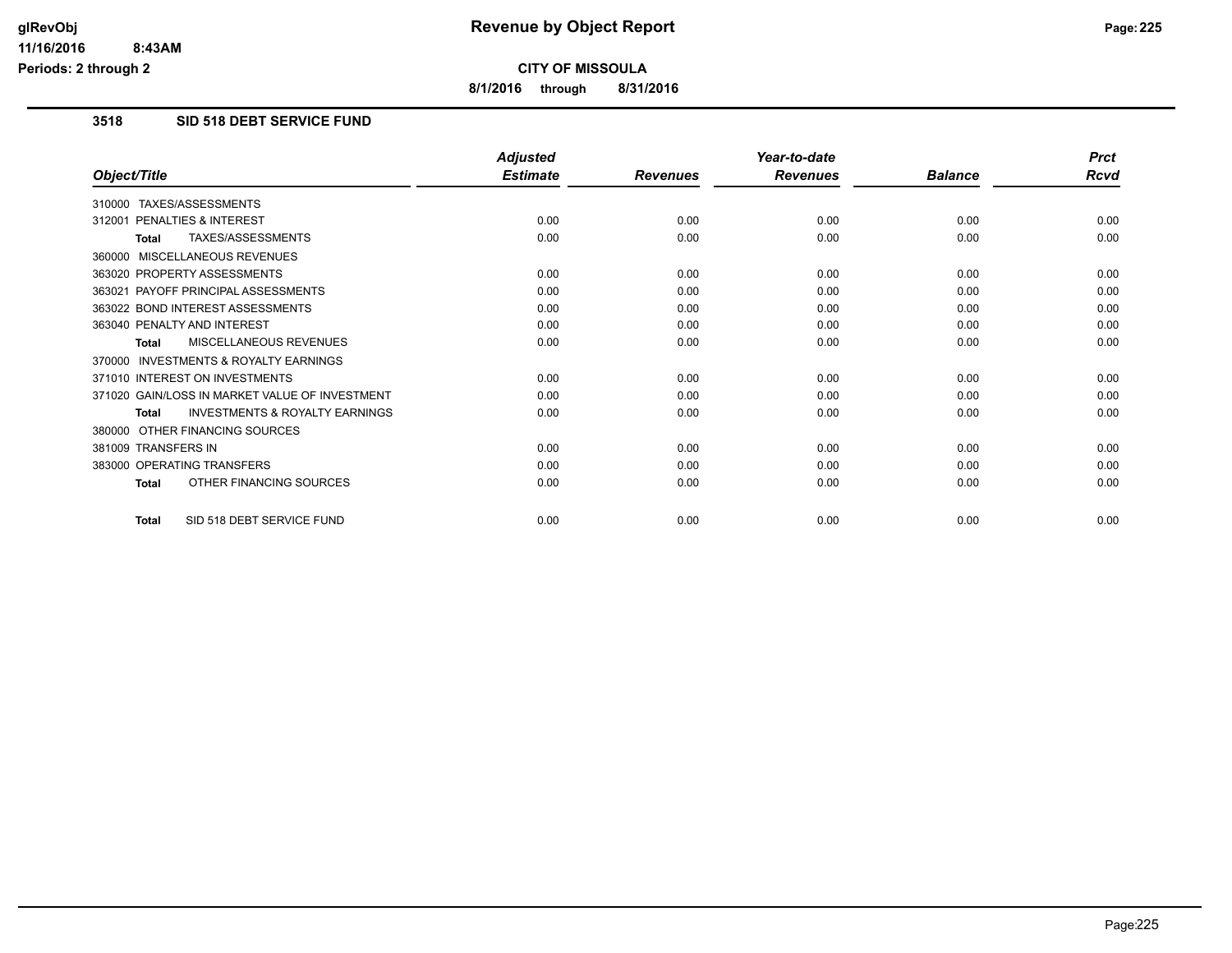**CITY OF MISSOULA**

**8/1/2016 through 8/31/2016**

## 3518 SID 518 DEBT SERVICE FUND

| Object/Title | Adjusted Estimate | Revenues | Year-to-date Revenues | Balance | Prct Rcvd |
|---|---|---|---|---|---|
| 310000 TAXES/ASSESSMENTS | | | | | |
| 312001 PENALTIES & INTEREST | 0.00 | 0.00 | 0.00 | 0.00 | 0.00 |
| **Total** TAXES/ASSESSMENTS | 0.00 | 0.00 | 0.00 | 0.00 | 0.00 |
| 360000 MISCELLANEOUS REVENUES | | | | | |
| 363020 PROPERTY ASSESSMENTS | 0.00 | 0.00 | 0.00 | 0.00 | 0.00 |
| 363021 PAYOFF PRINCIPAL ASSESSMENTS | 0.00 | 0.00 | 0.00 | 0.00 | 0.00 |
| 363022 BOND INTEREST ASSESSMENTS | 0.00 | 0.00 | 0.00 | 0.00 | 0.00 |
| 363040 PENALTY AND INTEREST | 0.00 | 0.00 | 0.00 | 0.00 | 0.00 |
| **Total** MISCELLANEOUS REVENUES | 0.00 | 0.00 | 0.00 | 0.00 | 0.00 |
| 370000 INVESTMENTS & ROYALTY EARNINGS | | | | | |
| 371010 INTEREST ON INVESTMENTS | 0.00 | 0.00 | 0.00 | 0.00 | 0.00 |
| 371020 GAIN/LOSS IN MARKET VALUE OF INVESTMENT | 0.00 | 0.00 | 0.00 | 0.00 | 0.00 |
| **Total** INVESTMENTS & ROYALTY EARNINGS | 0.00 | 0.00 | 0.00 | 0.00 | 0.00 |
| 380000 OTHER FINANCING SOURCES | | | | | |
| 381009 TRANSFERS IN | 0.00 | 0.00 | 0.00 | 0.00 | 0.00 |
| 383000 OPERATING TRANSFERS | 0.00 | 0.00 | 0.00 | 0.00 | 0.00 |
| **Total** OTHER FINANCING SOURCES | 0.00 | 0.00 | 0.00 | 0.00 | 0.00 |
| **Total** SID 518 DEBT SERVICE FUND | 0.00 | 0.00 | 0.00 | 0.00 | 0.00 |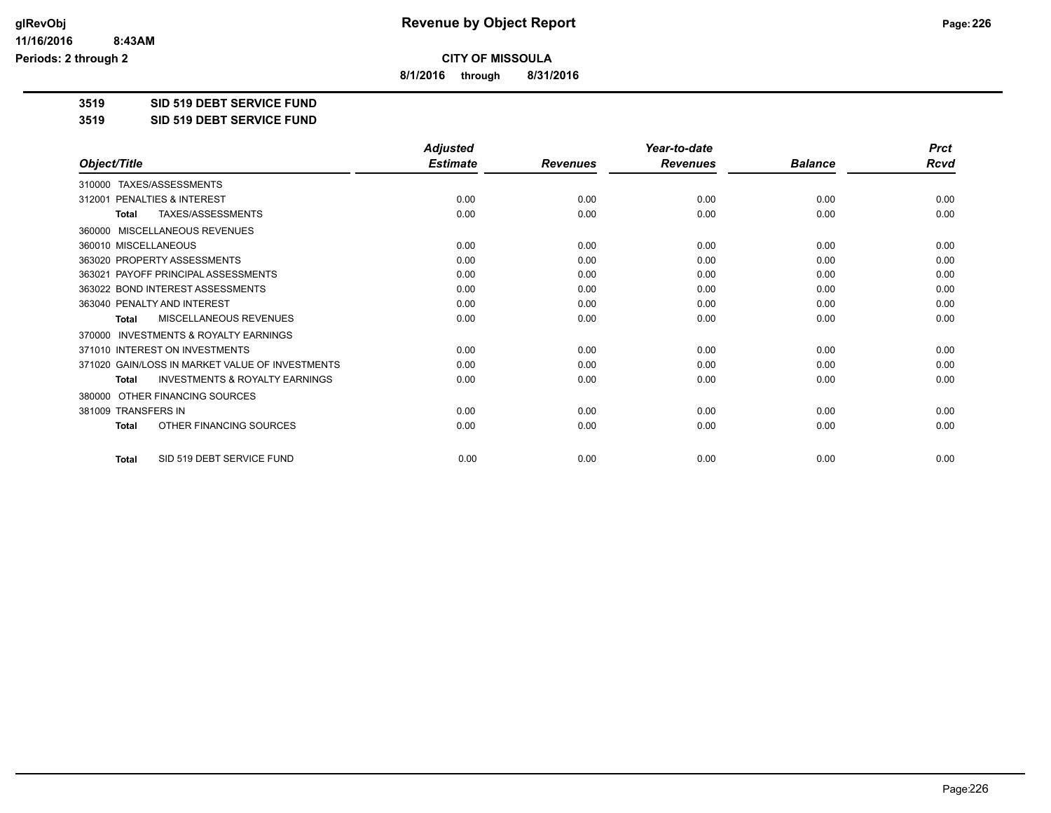**CITY OF MISSOULA**

**8/1/2016 through 8/31/2016**

**3519 SID 519 DEBT SERVICE FUND**

**3519 SID 519 DEBT SERVICE FUND**

| Object/Title | Adjusted Estimate | Revenues | Year-to-date Revenues | Balance | Prct Rcvd |
|---|---|---|---|---|---|
| 310000 TAXES/ASSESSMENTS | | | | | |
| 312001 PENALTIES & INTEREST | 0.00 | 0.00 | 0.00 | 0.00 | 0.00 |
| **Total** TAXES/ASSESSMENTS | 0.00 | 0.00 | 0.00 | 0.00 | 0.00 |
| 360000 MISCELLANEOUS REVENUES | | | | | |
| 360010 MISCELLANEOUS | 0.00 | 0.00 | 0.00 | 0.00 | 0.00 |
| 363020 PROPERTY ASSESSMENTS | 0.00 | 0.00 | 0.00 | 0.00 | 0.00 |
| 363021 PAYOFF PRINCIPAL ASSESSMENTS | 0.00 | 0.00 | 0.00 | 0.00 | 0.00 |
| 363022 BOND INTEREST ASSESSMENTS | 0.00 | 0.00 | 0.00 | 0.00 | 0.00 |
| 363040 PENALTY AND INTEREST | 0.00 | 0.00 | 0.00 | 0.00 | 0.00 |
| **Total** MISCELLANEOUS REVENUES | 0.00 | 0.00 | 0.00 | 0.00 | 0.00 |
| 370000 INVESTMENTS & ROYALTY EARNINGS | | | | | |
| 371010 INTEREST ON INVESTMENTS | 0.00 | 0.00 | 0.00 | 0.00 | 0.00 |
| 371020 GAIN/LOSS IN MARKET VALUE OF INVESTMENTS | 0.00 | 0.00 | 0.00 | 0.00 | 0.00 |
| **Total** INVESTMENTS & ROYALTY EARNINGS | 0.00 | 0.00 | 0.00 | 0.00 | 0.00 |
| 380000 OTHER FINANCING SOURCES | | | | | |
| 381009 TRANSFERS IN | 0.00 | 0.00 | 0.00 | 0.00 | 0.00 |
| **Total** OTHER FINANCING SOURCES | 0.00 | 0.00 | 0.00 | 0.00 | 0.00 |
| **Total** SID 519 DEBT SERVICE FUND | 0.00 | 0.00 | 0.00 | 0.00 | 0.00 |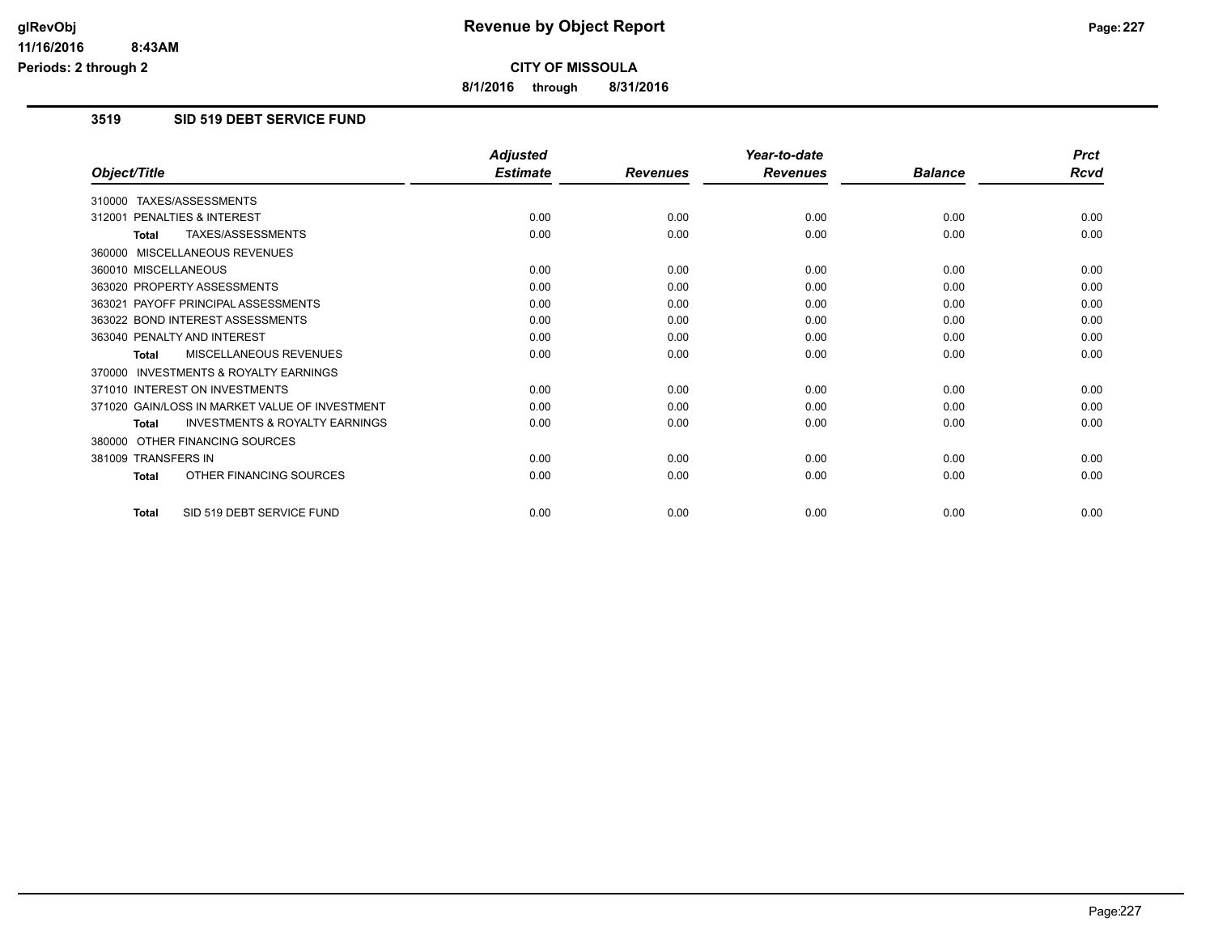**CITY OF MISSOULA**

**8/1/2016 through 8/31/2016**

### 3519 SID 519 DEBT SERVICE FUND

| Object/Title | Adjusted Estimate | Revenues | Year-to-date Revenues | Balance | Prct Rcvd |
|---|---|---|---|---|---|
| 310000 TAXES/ASSESSMENTS | | | | | |
| 312001 PENALTIES & INTEREST | 0.00 | 0.00 | 0.00 | 0.00 | 0.00 |
| **Total** TAXES/ASSESSMENTS | 0.00 | 0.00 | 0.00 | 0.00 | 0.00 |
| 360000 MISCELLANEOUS REVENUES | | | | | |
| 360010 MISCELLANEOUS | 0.00 | 0.00 | 0.00 | 0.00 | 0.00 |
| 363020 PROPERTY ASSESSMENTS | 0.00 | 0.00 | 0.00 | 0.00 | 0.00 |
| 363021 PAYOFF PRINCIPAL ASSESSMENTS | 0.00 | 0.00 | 0.00 | 0.00 | 0.00 |
| 363022 BOND INTEREST ASSESSMENTS | 0.00 | 0.00 | 0.00 | 0.00 | 0.00 |
| 363040 PENALTY AND INTEREST | 0.00 | 0.00 | 0.00 | 0.00 | 0.00 |
| **Total** MISCELLANEOUS REVENUES | 0.00 | 0.00 | 0.00 | 0.00 | 0.00 |
| 370000 INVESTMENTS & ROYALTY EARNINGS | | | | | |
| 371010 INTEREST ON INVESTMENTS | 0.00 | 0.00 | 0.00 | 0.00 | 0.00 |
| 371020 GAIN/LOSS IN MARKET VALUE OF INVESTMENT | 0.00 | 0.00 | 0.00 | 0.00 | 0.00 |
| **Total** INVESTMENTS & ROYALTY EARNINGS | 0.00 | 0.00 | 0.00 | 0.00 | 0.00 |
| 380000 OTHER FINANCING SOURCES | | | | | |
| 381009 TRANSFERS IN | 0.00 | 0.00 | 0.00 | 0.00 | 0.00 |
| **Total** OTHER FINANCING SOURCES | 0.00 | 0.00 | 0.00 | 0.00 | 0.00 |
| **Total** SID 519 DEBT SERVICE FUND | 0.00 | 0.00 | 0.00 | 0.00 | 0.00 |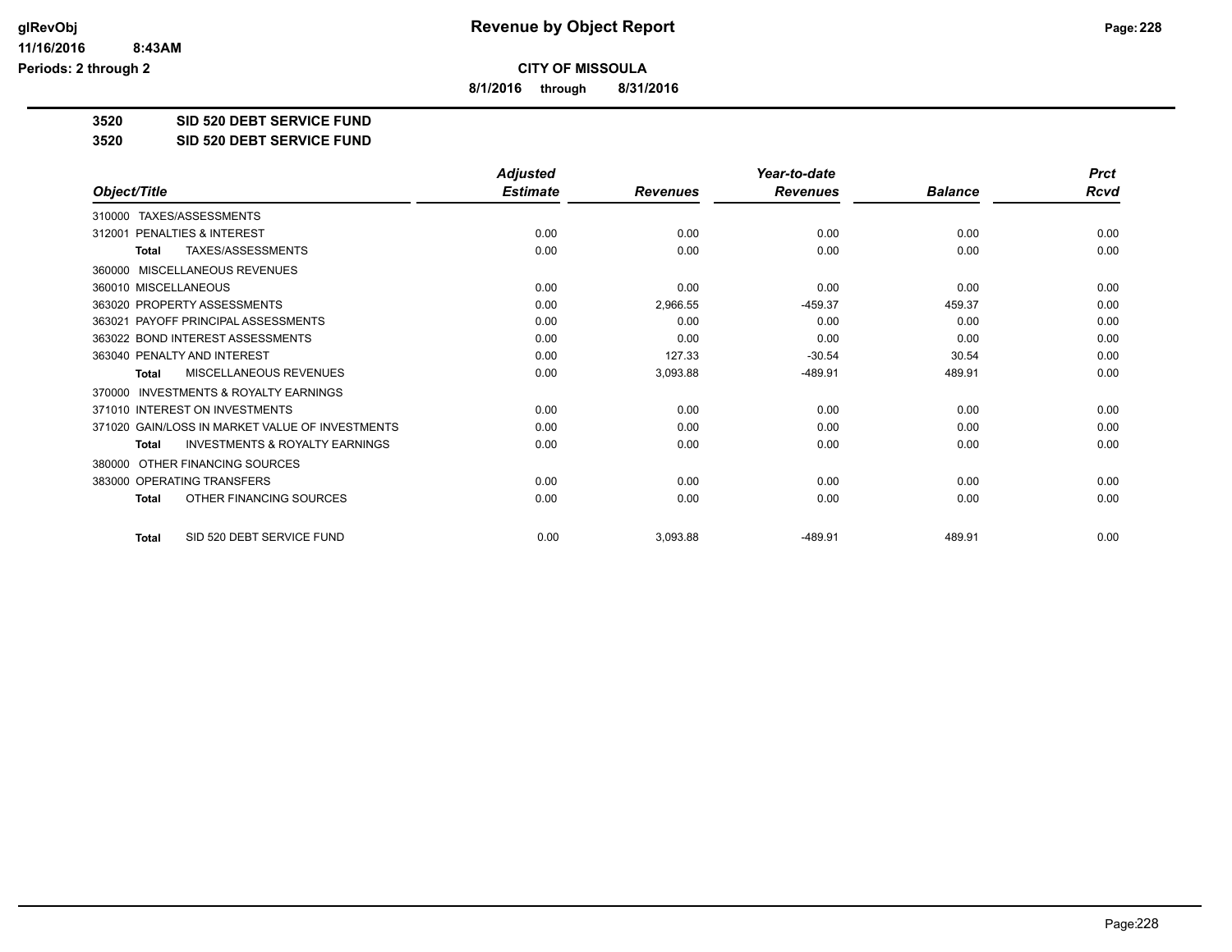**CITY OF MISSOULA**

**8/1/2016 through 8/31/2016**

**3520 SID 520 DEBT SERVICE FUND**

**3520 SID 520 DEBT SERVICE FUND**

| Object/Title | Adjusted Estimate | Revenues | Year-to-date Revenues | Balance | Prct Rcvd |
|---|---|---|---|---|---|
| 310000 TAXES/ASSESSMENTS | | | | | |
| 312001 PENALTIES & INTEREST | 0.00 | 0.00 | 0.00 | 0.00 | 0.00 |
| **Total** TAXES/ASSESSMENTS | 0.00 | 0.00 | 0.00 | 0.00 | 0.00 |
| 360000 MISCELLANEOUS REVENUES | | | | | |
| 360010 MISCELLANEOUS | 0.00 | 0.00 | 0.00 | 0.00 | 0.00 |
| 363020 PROPERTY ASSESSMENTS | 0.00 | 2,966.55 | -459.37 | 459.37 | 0.00 |
| 363021 PAYOFF PRINCIPAL ASSESSMENTS | 0.00 | 0.00 | 0.00 | 0.00 | 0.00 |
| 363022 BOND INTEREST ASSESSMENTS | 0.00 | 0.00 | 0.00 | 0.00 | 0.00 |
| 363040 PENALTY AND INTEREST | 0.00 | 127.33 | -30.54 | 30.54 | 0.00 |
| **Total** MISCELLANEOUS REVENUES | 0.00 | 3,093.88 | -489.91 | 489.91 | 0.00 |
| 370000 INVESTMENTS & ROYALTY EARNINGS | | | | | |
| 371010 INTEREST ON INVESTMENTS | 0.00 | 0.00 | 0.00 | 0.00 | 0.00 |
| 371020 GAIN/LOSS IN MARKET VALUE OF INVESTMENTS | 0.00 | 0.00 | 0.00 | 0.00 | 0.00 |
| **Total** INVESTMENTS & ROYALTY EARNINGS | 0.00 | 0.00 | 0.00 | 0.00 | 0.00 |
| 380000 OTHER FINANCING SOURCES | | | | | |
| 383000 OPERATING TRANSFERS | 0.00 | 0.00 | 0.00 | 0.00 | 0.00 |
| **Total** OTHER FINANCING SOURCES | 0.00 | 0.00 | 0.00 | 0.00 | 0.00 |
| **Total** SID 520 DEBT SERVICE FUND | 0.00 | 3,093.88 | -489.91 | 489.91 | 0.00 |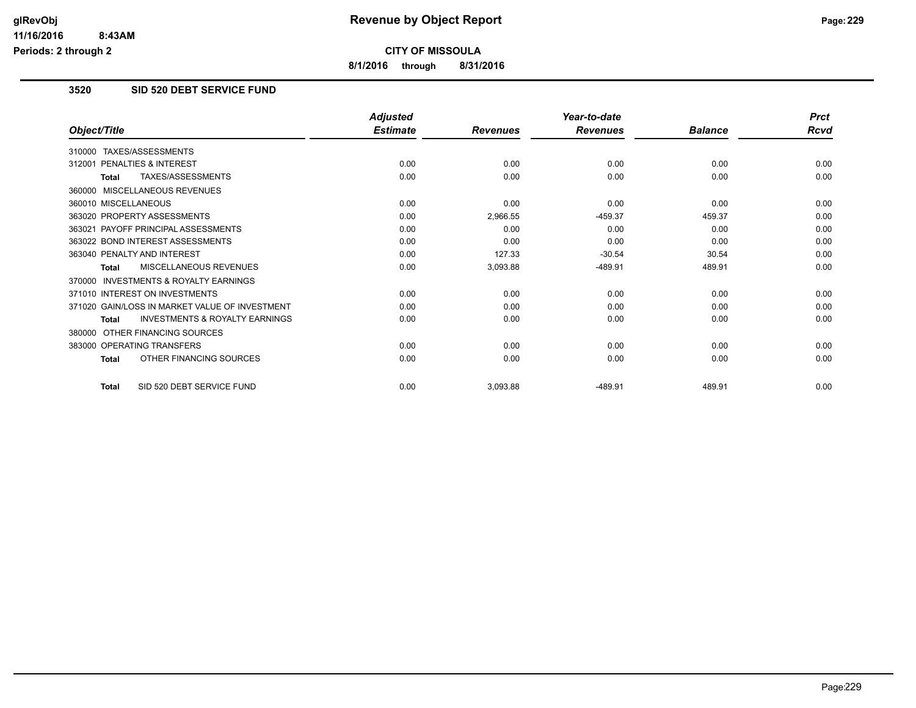# Revenue by Object Report

**CITY OF MISSOULA**

**8/1/2016 through 8/31/2016**

glRevObj
11/16/2016 8:43AM
Periods: 2 through 2

## 3520 SID 520 DEBT SERVICE FUND

| Object/Title | Adjusted Estimate | Revenues | Year-to-date Revenues | Balance | Prct Rcvd |
|---|---|---|---|---|---|
| 310000 TAXES/ASSESSMENTS | | | | | |
| 312001 PENALTIES & INTEREST | 0.00 | 0.00 | 0.00 | 0.00 | 0.00 |
| **Total** TAXES/ASSESSMENTS | 0.00 | 0.00 | 0.00 | 0.00 | 0.00 |
| 360000 MISCELLANEOUS REVENUES | | | | | |
| 360010 MISCELLANEOUS | 0.00 | 0.00 | 0.00 | 0.00 | 0.00 |
| 363020 PROPERTY ASSESSMENTS | 0.00 | 2,966.55 | -459.37 | 459.37 | 0.00 |
| 363021 PAYOFF PRINCIPAL ASSESSMENTS | 0.00 | 0.00 | 0.00 | 0.00 | 0.00 |
| 363022 BOND INTEREST ASSESSMENTS | 0.00 | 0.00 | 0.00 | 0.00 | 0.00 |
| 363040 PENALTY AND INTEREST | 0.00 | 127.33 | -30.54 | 30.54 | 0.00 |
| **Total** MISCELLANEOUS REVENUES | 0.00 | 3,093.88 | -489.91 | 489.91 | 0.00 |
| 370000 INVESTMENTS & ROYALTY EARNINGS | | | | | |
| 371010 INTEREST ON INVESTMENTS | 0.00 | 0.00 | 0.00 | 0.00 | 0.00 |
| 371020 GAIN/LOSS IN MARKET VALUE OF INVESTMENT | 0.00 | 0.00 | 0.00 | 0.00 | 0.00 |
| **Total** INVESTMENTS & ROYALTY EARNINGS | 0.00 | 0.00 | 0.00 | 0.00 | 0.00 |
| 380000 OTHER FINANCING SOURCES | | | | | |
| 383000 OPERATING TRANSFERS | 0.00 | 0.00 | 0.00 | 0.00 | 0.00 |
| **Total** OTHER FINANCING SOURCES | 0.00 | 0.00 | 0.00 | 0.00 | 0.00 |
| **Total** SID 520 DEBT SERVICE FUND | 0.00 | 3,093.88 | -489.91 | 489.91 | 0.00 |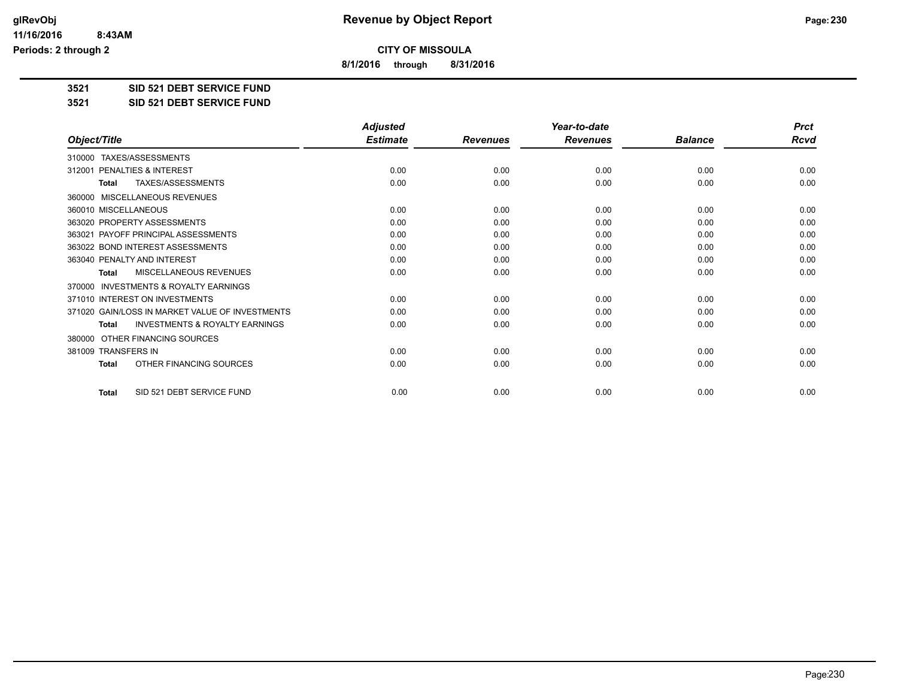# Revenue by Object Report

**CITY OF MISSOULA**

**8/1/2016 through 8/31/2016**

glRevObj
11/16/2016 8:43AM
Periods: 2 through 2

**3521 SID 521 DEBT SERVICE FUND**

**3521 SID 521 DEBT SERVICE FUND**

| Object/Title | Adjusted Estimate | Revenues | Year-to-date Revenues | Balance | Prct Rcvd |
|---|---|---|---|---|---|
| 310000 TAXES/ASSESSMENTS | | | | | |
| 312001 PENALTIES & INTEREST | 0.00 | 0.00 | 0.00 | 0.00 | 0.00 |
| **Total** TAXES/ASSESSMENTS | 0.00 | 0.00 | 0.00 | 0.00 | 0.00 |
| 360000 MISCELLANEOUS REVENUES | | | | | |
| 360010 MISCELLANEOUS | 0.00 | 0.00 | 0.00 | 0.00 | 0.00 |
| 363020 PROPERTY ASSESSMENTS | 0.00 | 0.00 | 0.00 | 0.00 | 0.00 |
| 363021 PAYOFF PRINCIPAL ASSESSMENTS | 0.00 | 0.00 | 0.00 | 0.00 | 0.00 |
| 363022 BOND INTEREST ASSESSMENTS | 0.00 | 0.00 | 0.00 | 0.00 | 0.00 |
| 363040 PENALTY AND INTEREST | 0.00 | 0.00 | 0.00 | 0.00 | 0.00 |
| **Total** MISCELLANEOUS REVENUES | 0.00 | 0.00 | 0.00 | 0.00 | 0.00 |
| 370000 INVESTMENTS & ROYALTY EARNINGS | | | | | |
| 371010 INTEREST ON INVESTMENTS | 0.00 | 0.00 | 0.00 | 0.00 | 0.00 |
| 371020 GAIN/LOSS IN MARKET VALUE OF INVESTMENTS | 0.00 | 0.00 | 0.00 | 0.00 | 0.00 |
| **Total** INVESTMENTS & ROYALTY EARNINGS | 0.00 | 0.00 | 0.00 | 0.00 | 0.00 |
| 380000 OTHER FINANCING SOURCES | | | | | |
| 381009 TRANSFERS IN | 0.00 | 0.00 | 0.00 | 0.00 | 0.00 |
| **Total** OTHER FINANCING SOURCES | 0.00 | 0.00 | 0.00 | 0.00 | 0.00 |
| **Total** SID 521 DEBT SERVICE FUND | 0.00 | 0.00 | 0.00 | 0.00 | 0.00 |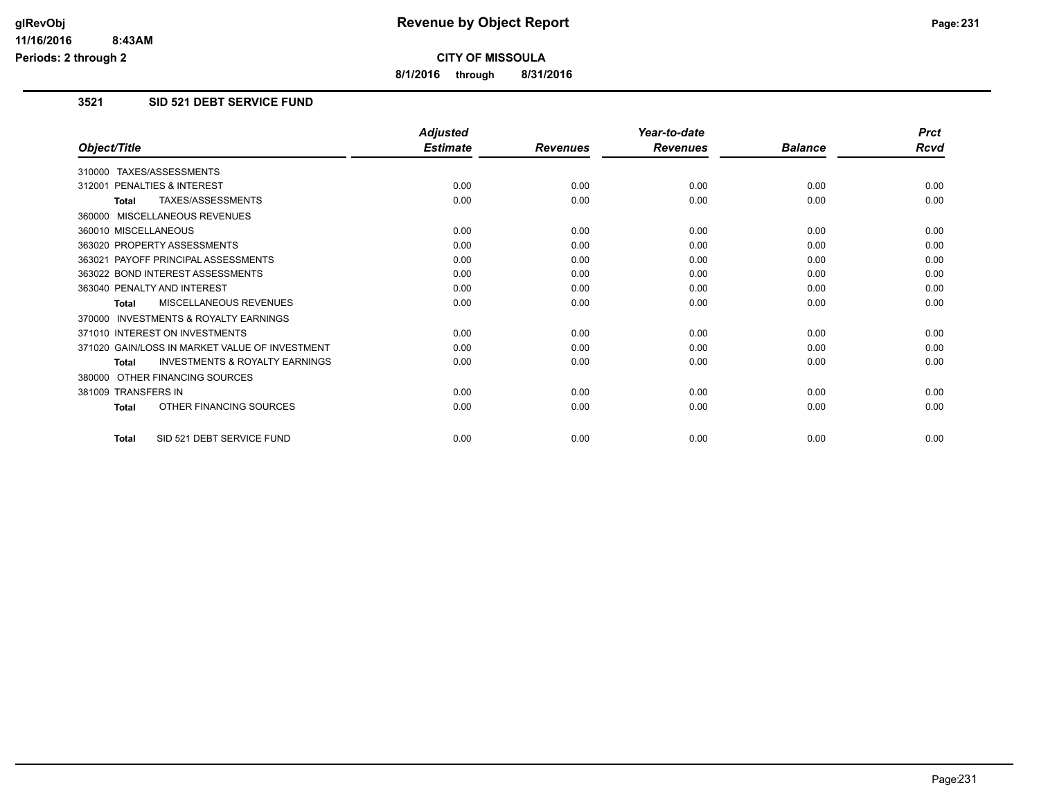**CITY OF MISSOULA**

**8/1/2016 through 8/31/2016**

## 3521 SID 521 DEBT SERVICE FUND

| Object/Title | Adjusted Estimate | Revenues | Year-to-date Revenues | Balance | Prct Rcvd |
|---|---|---|---|---|---|
| 310000 TAXES/ASSESSMENTS | | | | | |
| 312001 PENALTIES & INTEREST | 0.00 | 0.00 | 0.00 | 0.00 | 0.00 |
| **Total** TAXES/ASSESSMENTS | 0.00 | 0.00 | 0.00 | 0.00 | 0.00 |
| 360000 MISCELLANEOUS REVENUES | | | | | |
| 360010 MISCELLANEOUS | 0.00 | 0.00 | 0.00 | 0.00 | 0.00 |
| 363020 PROPERTY ASSESSMENTS | 0.00 | 0.00 | 0.00 | 0.00 | 0.00 |
| 363021 PAYOFF PRINCIPAL ASSESSMENTS | 0.00 | 0.00 | 0.00 | 0.00 | 0.00 |
| 363022 BOND INTEREST ASSESSMENTS | 0.00 | 0.00 | 0.00 | 0.00 | 0.00 |
| 363040 PENALTY AND INTEREST | 0.00 | 0.00 | 0.00 | 0.00 | 0.00 |
| **Total** MISCELLANEOUS REVENUES | 0.00 | 0.00 | 0.00 | 0.00 | 0.00 |
| 370000 INVESTMENTS & ROYALTY EARNINGS | | | | | |
| 371010 INTEREST ON INVESTMENTS | 0.00 | 0.00 | 0.00 | 0.00 | 0.00 |
| 371020 GAIN/LOSS IN MARKET VALUE OF INVESTMENT | 0.00 | 0.00 | 0.00 | 0.00 | 0.00 |
| **Total** INVESTMENTS & ROYALTY EARNINGS | 0.00 | 0.00 | 0.00 | 0.00 | 0.00 |
| 380000 OTHER FINANCING SOURCES | | | | | |
| 381009 TRANSFERS IN | 0.00 | 0.00 | 0.00 | 0.00 | 0.00 |
| **Total** OTHER FINANCING SOURCES | 0.00 | 0.00 | 0.00 | 0.00 | 0.00 |
| **Total** SID 521 DEBT SERVICE FUND | 0.00 | 0.00 | 0.00 | 0.00 | 0.00 |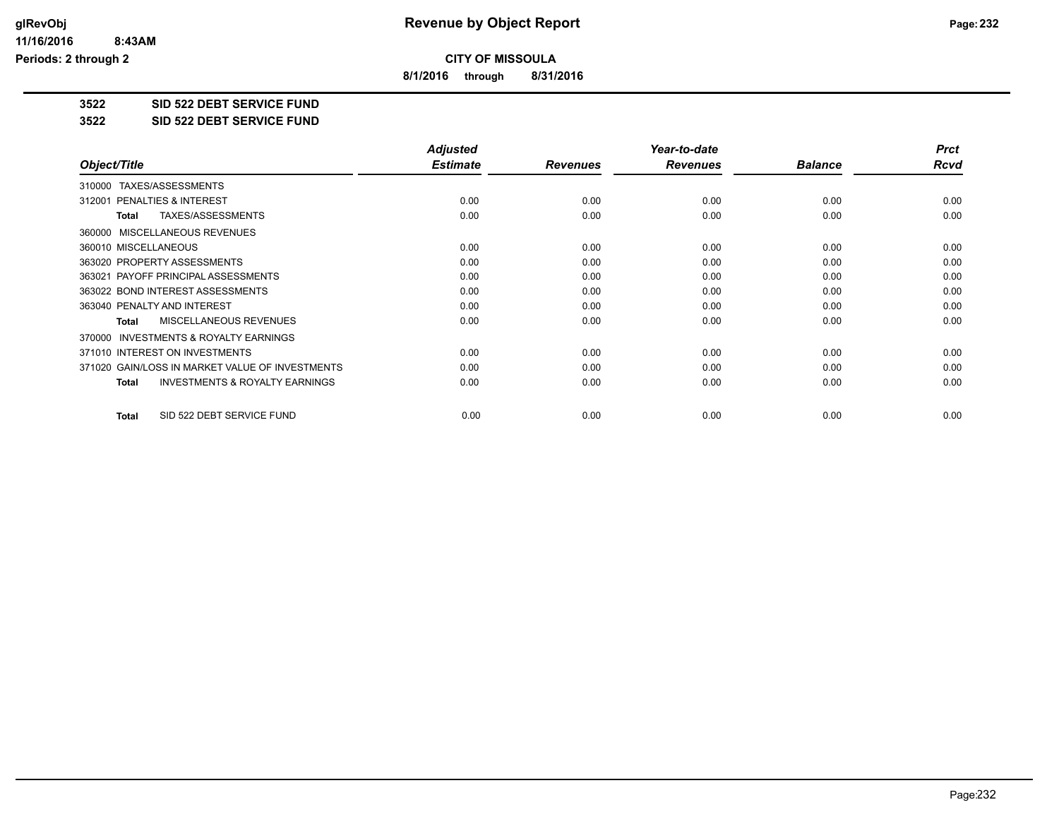**CITY OF MISSOULA**

**8/1/2016 through 8/31/2016**

**3522 SID 522 DEBT SERVICE FUND**

**3522 SID 522 DEBT SERVICE FUND**

| Object/Title | Adjusted Estimate | Revenues | Year-to-date Revenues | Balance | Prct Rcvd |
|---|---|---|---|---|---|
| 310000 TAXES/ASSESSMENTS | | | | | |
| 312001 PENALTIES & INTEREST | 0.00 | 0.00 | 0.00 | 0.00 | 0.00 |
| **Total** TAXES/ASSESSMENTS | 0.00 | 0.00 | 0.00 | 0.00 | 0.00 |
| 360000 MISCELLANEOUS REVENUES | | | | | |
| 360010 MISCELLANEOUS | 0.00 | 0.00 | 0.00 | 0.00 | 0.00 |
| 363020 PROPERTY ASSESSMENTS | 0.00 | 0.00 | 0.00 | 0.00 | 0.00 |
| 363021 PAYOFF PRINCIPAL ASSESSMENTS | 0.00 | 0.00 | 0.00 | 0.00 | 0.00 |
| 363022 BOND INTEREST ASSESSMENTS | 0.00 | 0.00 | 0.00 | 0.00 | 0.00 |
| 363040 PENALTY AND INTEREST | 0.00 | 0.00 | 0.00 | 0.00 | 0.00 |
| **Total** MISCELLANEOUS REVENUES | 0.00 | 0.00 | 0.00 | 0.00 | 0.00 |
| 370000 INVESTMENTS & ROYALTY EARNINGS | | | | | |
| 371010 INTEREST ON INVESTMENTS | 0.00 | 0.00 | 0.00 | 0.00 | 0.00 |
| 371020 GAIN/LOSS IN MARKET VALUE OF INVESTMENTS | 0.00 | 0.00 | 0.00 | 0.00 | 0.00 |
| **Total** INVESTMENTS & ROYALTY EARNINGS | 0.00 | 0.00 | 0.00 | 0.00 | 0.00 |
| **Total** SID 522 DEBT SERVICE FUND | 0.00 | 0.00 | 0.00 | 0.00 | 0.00 |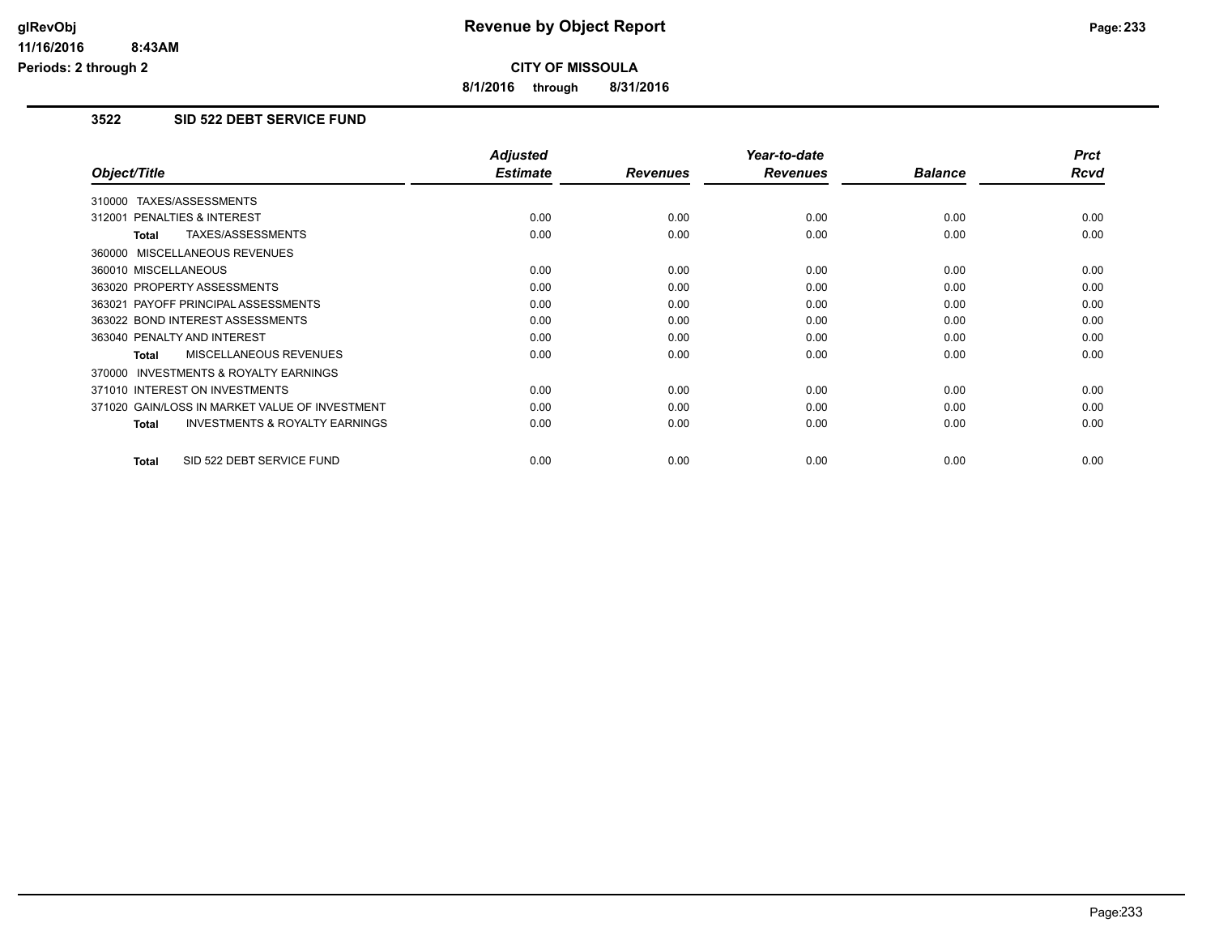# Revenue by Object Report

**CITY OF MISSOULA**

**8/1/2016 through 8/31/2016**

glRevObj
11/16/2016 8:43AM
Periods: 2 through 2

### 3522 SID 522 DEBT SERVICE FUND

| Object/Title | Adjusted Estimate | Revenues | Year-to-date Revenues | Balance | Prct Rcvd |
|---|---|---|---|---|---|
| 310000 TAXES/ASSESSMENTS | | | | | |
| 312001 PENALTIES & INTEREST | 0.00 | 0.00 | 0.00 | 0.00 | 0.00 |
| **Total** TAXES/ASSESSMENTS | 0.00 | 0.00 | 0.00 | 0.00 | 0.00 |
| 360000 MISCELLANEOUS REVENUES | | | | | |
| 360010 MISCELLANEOUS | 0.00 | 0.00 | 0.00 | 0.00 | 0.00 |
| 363020 PROPERTY ASSESSMENTS | 0.00 | 0.00 | 0.00 | 0.00 | 0.00 |
| 363021 PAYOFF PRINCIPAL ASSESSMENTS | 0.00 | 0.00 | 0.00 | 0.00 | 0.00 |
| 363022 BOND INTEREST ASSESSMENTS | 0.00 | 0.00 | 0.00 | 0.00 | 0.00 |
| 363040 PENALTY AND INTEREST | 0.00 | 0.00 | 0.00 | 0.00 | 0.00 |
| **Total** MISCELLANEOUS REVENUES | 0.00 | 0.00 | 0.00 | 0.00 | 0.00 |
| 370000 INVESTMENTS & ROYALTY EARNINGS | | | | | |
| 371010 INTEREST ON INVESTMENTS | 0.00 | 0.00 | 0.00 | 0.00 | 0.00 |
| 371020 GAIN/LOSS IN MARKET VALUE OF INVESTMENT | 0.00 | 0.00 | 0.00 | 0.00 | 0.00 |
| **Total** INVESTMENTS & ROYALTY EARNINGS | 0.00 | 0.00 | 0.00 | 0.00 | 0.00 |
| **Total** SID 522 DEBT SERVICE FUND | 0.00 | 0.00 | 0.00 | 0.00 | 0.00 |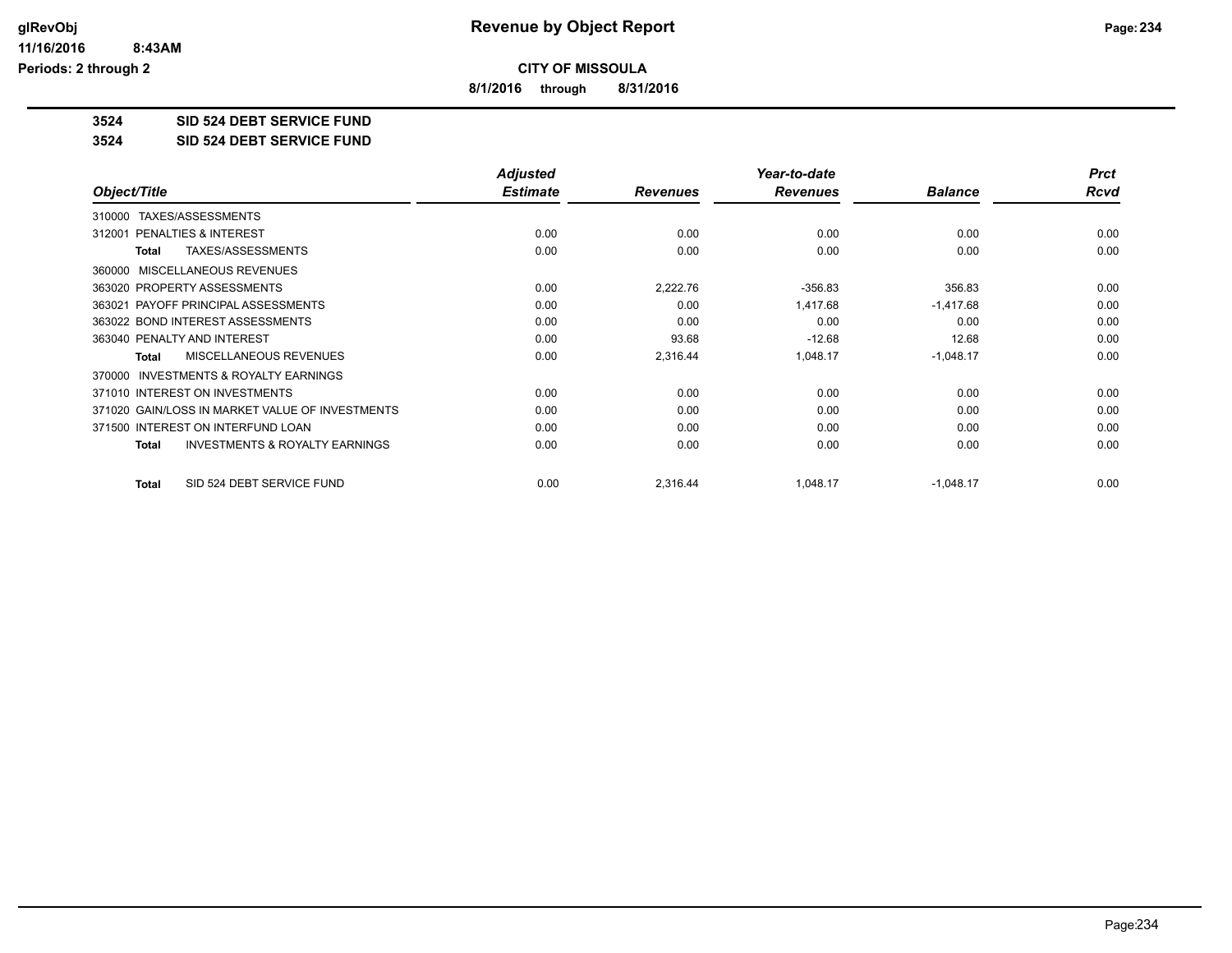**glRevObj**
**11/16/2016 8:43AM**
**Periods: 2 through 2**

# Revenue by Object Report

**CITY OF MISSOULA**

**8/1/2016 through 8/31/2016**

**3524 SID 524 DEBT SERVICE FUND**

**3524 SID 524 DEBT SERVICE FUND**

| Object/Title | Adjusted Estimate | Revenues | Year-to-date Revenues | Balance | Prct Rcvd |
|---|---|---|---|---|---|
| 310000 TAXES/ASSESSMENTS | | | | | |
| 312001 PENALTIES & INTEREST | 0.00 | 0.00 | 0.00 | 0.00 | 0.00 |
| **Total** TAXES/ASSESSMENTS | 0.00 | 0.00 | 0.00 | 0.00 | 0.00 |
| 360000 MISCELLANEOUS REVENUES | | | | | |
| 363020 PROPERTY ASSESSMENTS | 0.00 | 2,222.76 | -356.83 | 356.83 | 0.00 |
| 363021 PAYOFF PRINCIPAL ASSESSMENTS | 0.00 | 0.00 | 1,417.68 | -1,417.68 | 0.00 |
| 363022 BOND INTEREST ASSESSMENTS | 0.00 | 0.00 | 0.00 | 0.00 | 0.00 |
| 363040 PENALTY AND INTEREST | 0.00 | 93.68 | -12.68 | 12.68 | 0.00 |
| **Total** MISCELLANEOUS REVENUES | 0.00 | 2,316.44 | 1,048.17 | -1,048.17 | 0.00 |
| 370000 INVESTMENTS & ROYALTY EARNINGS | | | | | |
| 371010 INTEREST ON INVESTMENTS | 0.00 | 0.00 | 0.00 | 0.00 | 0.00 |
| 371020 GAIN/LOSS IN MARKET VALUE OF INVESTMENTS | 0.00 | 0.00 | 0.00 | 0.00 | 0.00 |
| 371500 INTEREST ON INTERFUND LOAN | 0.00 | 0.00 | 0.00 | 0.00 | 0.00 |
| **Total** INVESTMENTS & ROYALTY EARNINGS | 0.00 | 0.00 | 0.00 | 0.00 | 0.00 |
| **Total** SID 524 DEBT SERVICE FUND | 0.00 | 2,316.44 | 1,048.17 | -1,048.17 | 0.00 |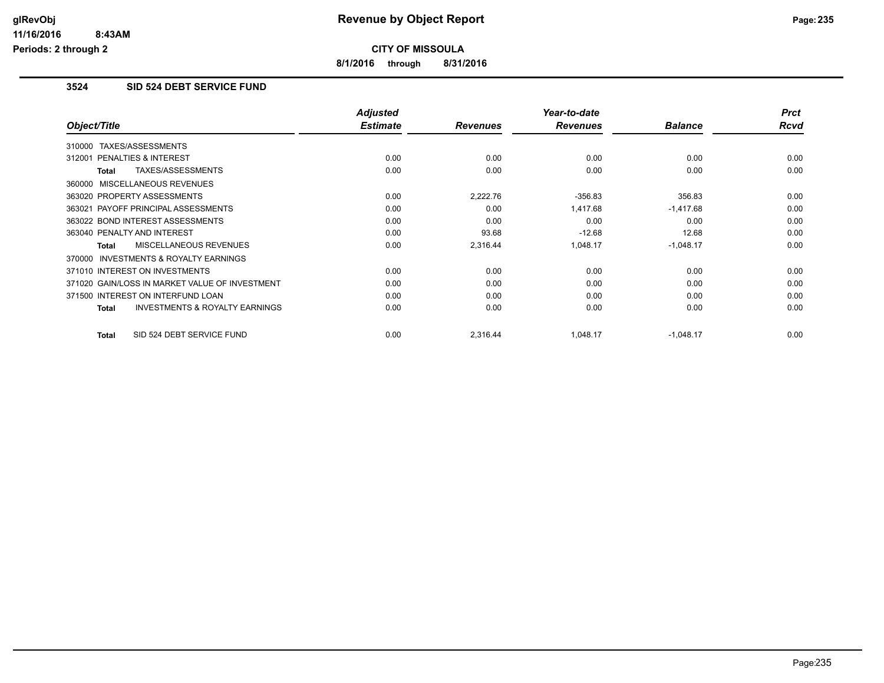# Revenue by Object Report

**CITY OF MISSOULA**

**8/1/2016 through 8/31/2016**

glRevObj
11/16/2016 8:43AM
Periods: 2 through 2

## 3524 SID 524 DEBT SERVICE FUND

| Object/Title | Adjusted Estimate | Revenues | Year-to-date Revenues | Balance | Prct Rcvd |
|---|---|---|---|---|---|
| 310000 TAXES/ASSESSMENTS | | | | | |
| 312001 PENALTIES & INTEREST | 0.00 | 0.00 | 0.00 | 0.00 | 0.00 |
| **Total** TAXES/ASSESSMENTS | 0.00 | 0.00 | 0.00 | 0.00 | 0.00 |
| 360000 MISCELLANEOUS REVENUES | | | | | |
| 363020 PROPERTY ASSESSMENTS | 0.00 | 2,222.76 | -356.83 | 356.83 | 0.00 |
| 363021 PAYOFF PRINCIPAL ASSESSMENTS | 0.00 | 0.00 | 1,417.68 | -1,417.68 | 0.00 |
| 363022 BOND INTEREST ASSESSMENTS | 0.00 | 0.00 | 0.00 | 0.00 | 0.00 |
| 363040 PENALTY AND INTEREST | 0.00 | 93.68 | -12.68 | 12.68 | 0.00 |
| **Total** MISCELLANEOUS REVENUES | 0.00 | 2,316.44 | 1,048.17 | -1,048.17 | 0.00 |
| 370000 INVESTMENTS & ROYALTY EARNINGS | | | | | |
| 371010 INTEREST ON INVESTMENTS | 0.00 | 0.00 | 0.00 | 0.00 | 0.00 |
| 371020 GAIN/LOSS IN MARKET VALUE OF INVESTMENT | 0.00 | 0.00 | 0.00 | 0.00 | 0.00 |
| 371500 INTEREST ON INTERFUND LOAN | 0.00 | 0.00 | 0.00 | 0.00 | 0.00 |
| **Total** INVESTMENTS & ROYALTY EARNINGS | 0.00 | 0.00 | 0.00 | 0.00 | 0.00 |
| **Total** SID 524 DEBT SERVICE FUND | 0.00 | 2,316.44 | 1,048.17 | -1,048.17 | 0.00 |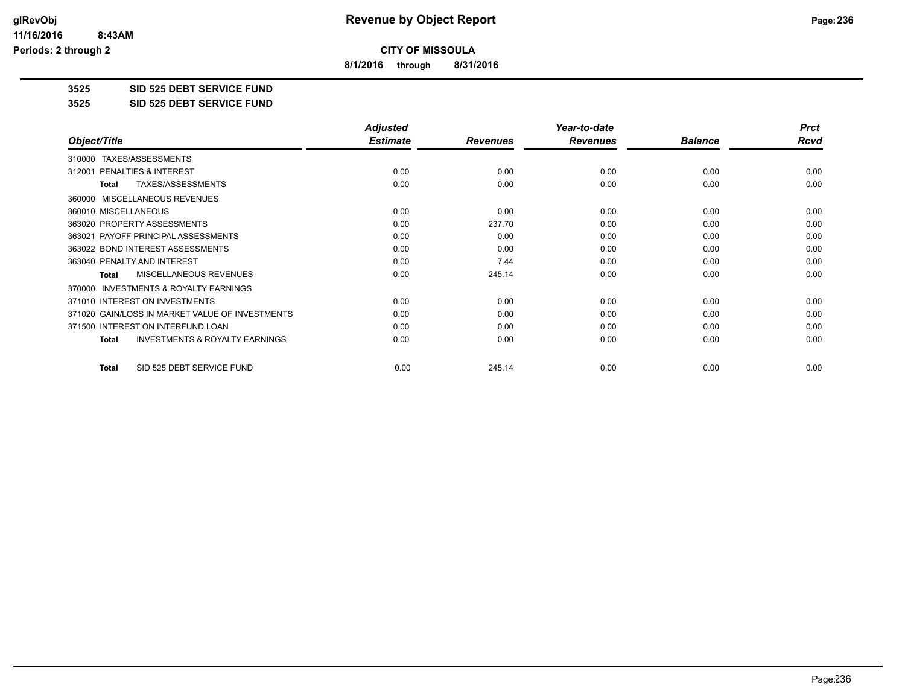**CITY OF MISSOULA**

**8/1/2016 through 8/31/2016**

**3525 SID 525 DEBT SERVICE FUND**

**3525 SID 525 DEBT SERVICE FUND**

| Object/Title | Adjusted Estimate | Revenues | Year-to-date Revenues | Balance | Prct Rcvd |
|---|---|---|---|---|---|
| 310000 TAXES/ASSESSMENTS | | | | | |
| 312001 PENALTIES & INTEREST | 0.00 | 0.00 | 0.00 | 0.00 | 0.00 |
| **Total** TAXES/ASSESSMENTS | 0.00 | 0.00 | 0.00 | 0.00 | 0.00 |
| 360000 MISCELLANEOUS REVENUES | | | | | |
| 360010 MISCELLANEOUS | 0.00 | 0.00 | 0.00 | 0.00 | 0.00 |
| 363020 PROPERTY ASSESSMENTS | 0.00 | 237.70 | 0.00 | 0.00 | 0.00 |
| 363021 PAYOFF PRINCIPAL ASSESSMENTS | 0.00 | 0.00 | 0.00 | 0.00 | 0.00 |
| 363022 BOND INTEREST ASSESSMENTS | 0.00 | 0.00 | 0.00 | 0.00 | 0.00 |
| 363040 PENALTY AND INTEREST | 0.00 | 7.44 | 0.00 | 0.00 | 0.00 |
| **Total** MISCELLANEOUS REVENUES | 0.00 | 245.14 | 0.00 | 0.00 | 0.00 |
| 370000 INVESTMENTS & ROYALTY EARNINGS | | | | | |
| 371010 INTEREST ON INVESTMENTS | 0.00 | 0.00 | 0.00 | 0.00 | 0.00 |
| 371020 GAIN/LOSS IN MARKET VALUE OF INVESTMENTS | 0.00 | 0.00 | 0.00 | 0.00 | 0.00 |
| 371500 INTEREST ON INTERFUND LOAN | 0.00 | 0.00 | 0.00 | 0.00 | 0.00 |
| **Total** INVESTMENTS & ROYALTY EARNINGS | 0.00 | 0.00 | 0.00 | 0.00 | 0.00 |
| **Total** SID 525 DEBT SERVICE FUND | 0.00 | 245.14 | 0.00 | 0.00 | 0.00 |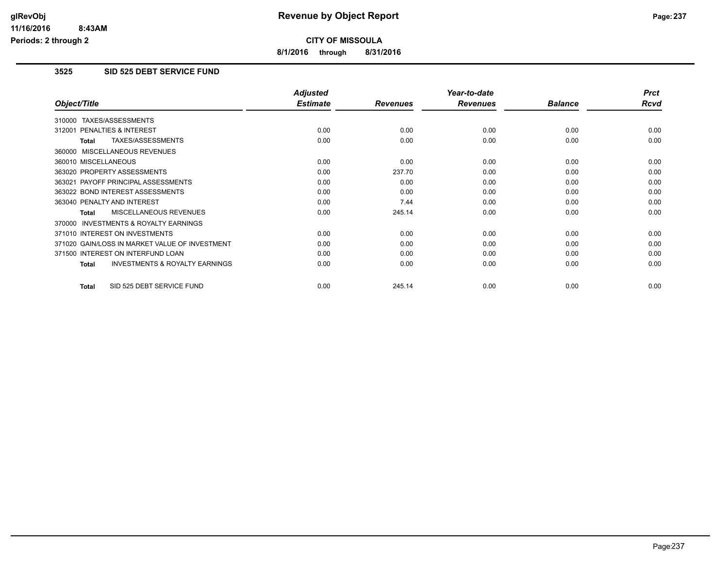# Revenue by Object Report

**CITY OF MISSOULA**

**8/1/2016 through 8/31/2016**

glRevObj
11/16/2016 8:43AM
Periods: 2 through 2

## 3525 SID 525 DEBT SERVICE FUND

| Object/Title | Adjusted Estimate | Revenues | Year-to-date Revenues | Balance | Prct Rcvd |
|---|---|---|---|---|---|
| 310000 TAXES/ASSESSMENTS | | | | | |
| 312001 PENALTIES & INTEREST | 0.00 | 0.00 | 0.00 | 0.00 | 0.00 |
| **Total** TAXES/ASSESSMENTS | 0.00 | 0.00 | 0.00 | 0.00 | 0.00 |
| 360000 MISCELLANEOUS REVENUES | | | | | |
| 360010 MISCELLANEOUS | 0.00 | 0.00 | 0.00 | 0.00 | 0.00 |
| 363020 PROPERTY ASSESSMENTS | 0.00 | 237.70 | 0.00 | 0.00 | 0.00 |
| 363021 PAYOFF PRINCIPAL ASSESSMENTS | 0.00 | 0.00 | 0.00 | 0.00 | 0.00 |
| 363022 BOND INTEREST ASSESSMENTS | 0.00 | 0.00 | 0.00 | 0.00 | 0.00 |
| 363040 PENALTY AND INTEREST | 0.00 | 7.44 | 0.00 | 0.00 | 0.00 |
| **Total** MISCELLANEOUS REVENUES | 0.00 | 245.14 | 0.00 | 0.00 | 0.00 |
| 370000 INVESTMENTS & ROYALTY EARNINGS | | | | | |
| 371010 INTEREST ON INVESTMENTS | 0.00 | 0.00 | 0.00 | 0.00 | 0.00 |
| 371020 GAIN/LOSS IN MARKET VALUE OF INVESTMENT | 0.00 | 0.00 | 0.00 | 0.00 | 0.00 |
| 371500 INTEREST ON INTERFUND LOAN | 0.00 | 0.00 | 0.00 | 0.00 | 0.00 |
| **Total** INVESTMENTS & ROYALTY EARNINGS | 0.00 | 0.00 | 0.00 | 0.00 | 0.00 |
| **Total** SID 525 DEBT SERVICE FUND | 0.00 | 245.14 | 0.00 | 0.00 | 0.00 |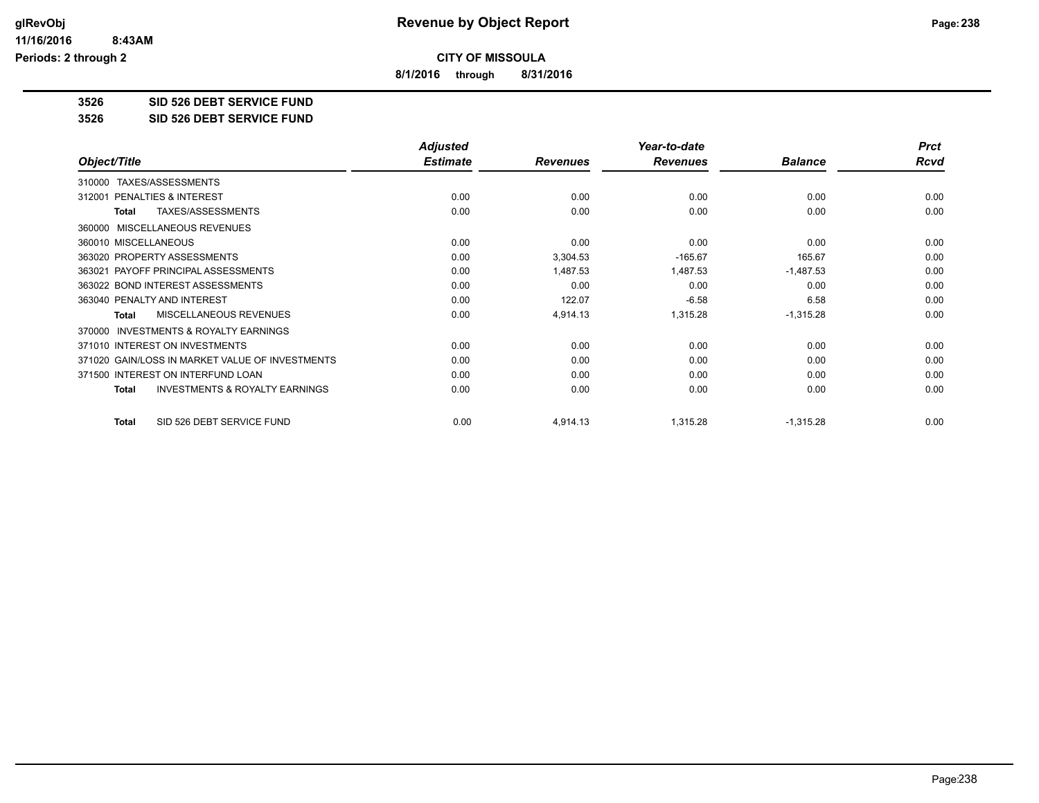# Revenue by Object Report

**CITY OF MISSOULA**

**8/1/2016 through 8/31/2016**

glRevObj
11/16/2016 8:43AM
Periods: 2 through 2

**3526 SID 526 DEBT SERVICE FUND**

**3526 SID 526 DEBT SERVICE FUND**

| Object/Title | Adjusted Estimate | Revenues | Year-to-date Revenues | Balance | Prct Rcvd |
|---|---|---|---|---|---|
| 310000 TAXES/ASSESSMENTS | | | | | |
| 312001 PENALTIES & INTEREST | 0.00 | 0.00 | 0.00 | 0.00 | 0.00 |
| **Total** TAXES/ASSESSMENTS | 0.00 | 0.00 | 0.00 | 0.00 | 0.00 |
| 360000 MISCELLANEOUS REVENUES | | | | | |
| 360010 MISCELLANEOUS | 0.00 | 0.00 | 0.00 | 0.00 | 0.00 |
| 363020 PROPERTY ASSESSMENTS | 0.00 | 3,304.53 | -165.67 | 165.67 | 0.00 |
| 363021 PAYOFF PRINCIPAL ASSESSMENTS | 0.00 | 1,487.53 | 1,487.53 | -1,487.53 | 0.00 |
| 363022 BOND INTEREST ASSESSMENTS | 0.00 | 0.00 | 0.00 | 0.00 | 0.00 |
| 363040 PENALTY AND INTEREST | 0.00 | 122.07 | -6.58 | 6.58 | 0.00 |
| **Total** MISCELLANEOUS REVENUES | 0.00 | 4,914.13 | 1,315.28 | -1,315.28 | 0.00 |
| 370000 INVESTMENTS & ROYALTY EARNINGS | | | | | |
| 371010 INTEREST ON INVESTMENTS | 0.00 | 0.00 | 0.00 | 0.00 | 0.00 |
| 371020 GAIN/LOSS IN MARKET VALUE OF INVESTMENTS | 0.00 | 0.00 | 0.00 | 0.00 | 0.00 |
| 371500 INTEREST ON INTERFUND LOAN | 0.00 | 0.00 | 0.00 | 0.00 | 0.00 |
| **Total** INVESTMENTS & ROYALTY EARNINGS | 0.00 | 0.00 | 0.00 | 0.00 | 0.00 |
| **Total** SID 526 DEBT SERVICE FUND | 0.00 | 4,914.13 | 1,315.28 | -1,315.28 | 0.00 |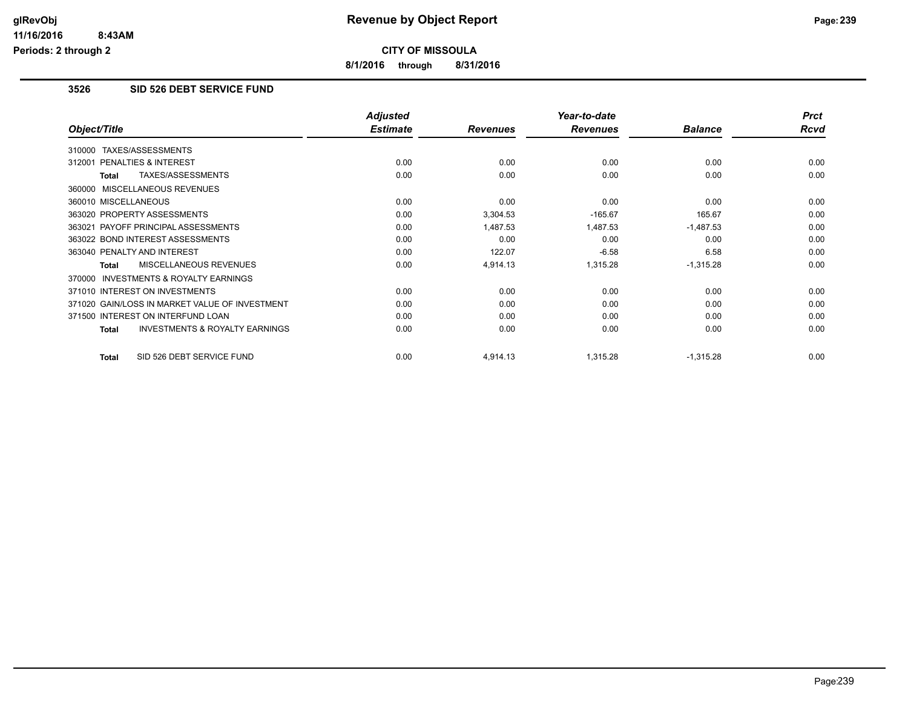# Revenue by Object Report

**CITY OF MISSOULA**

**8/1/2016 through 8/31/2016**

glRevObj
11/16/2016 8:43AM
Periods: 2 through 2

## 3526 SID 526 DEBT SERVICE FUND

| Object/Title | Adjusted Estimate | Revenues | Year-to-date Revenues | Balance | Prct Rcvd |
|---|---|---|---|---|---|
| 310000 TAXES/ASSESSMENTS | | | | | |
| 312001 PENALTIES & INTEREST | 0.00 | 0.00 | 0.00 | 0.00 | 0.00 |
| **Total** TAXES/ASSESSMENTS | 0.00 | 0.00 | 0.00 | 0.00 | 0.00 |
| 360000 MISCELLANEOUS REVENUES | | | | | |
| 360010 MISCELLANEOUS | 0.00 | 0.00 | 0.00 | 0.00 | 0.00 |
| 363020 PROPERTY ASSESSMENTS | 0.00 | 3,304.53 | -165.67 | 165.67 | 0.00 |
| 363021 PAYOFF PRINCIPAL ASSESSMENTS | 0.00 | 1,487.53 | 1,487.53 | -1,487.53 | 0.00 |
| 363022 BOND INTEREST ASSESSMENTS | 0.00 | 0.00 | 0.00 | 0.00 | 0.00 |
| 363040 PENALTY AND INTEREST | 0.00 | 122.07 | -6.58 | 6.58 | 0.00 |
| **Total** MISCELLANEOUS REVENUES | 0.00 | 4,914.13 | 1,315.28 | -1,315.28 | 0.00 |
| 370000 INVESTMENTS & ROYALTY EARNINGS | | | | | |
| 371010 INTEREST ON INVESTMENTS | 0.00 | 0.00 | 0.00 | 0.00 | 0.00 |
| 371020 GAIN/LOSS IN MARKET VALUE OF INVESTMENT | 0.00 | 0.00 | 0.00 | 0.00 | 0.00 |
| 371500 INTEREST ON INTERFUND LOAN | 0.00 | 0.00 | 0.00 | 0.00 | 0.00 |
| **Total** INVESTMENTS & ROYALTY EARNINGS | 0.00 | 0.00 | 0.00 | 0.00 | 0.00 |
| **Total** SID 526 DEBT SERVICE FUND | 0.00 | 4,914.13 | 1,315.28 | -1,315.28 | 0.00 |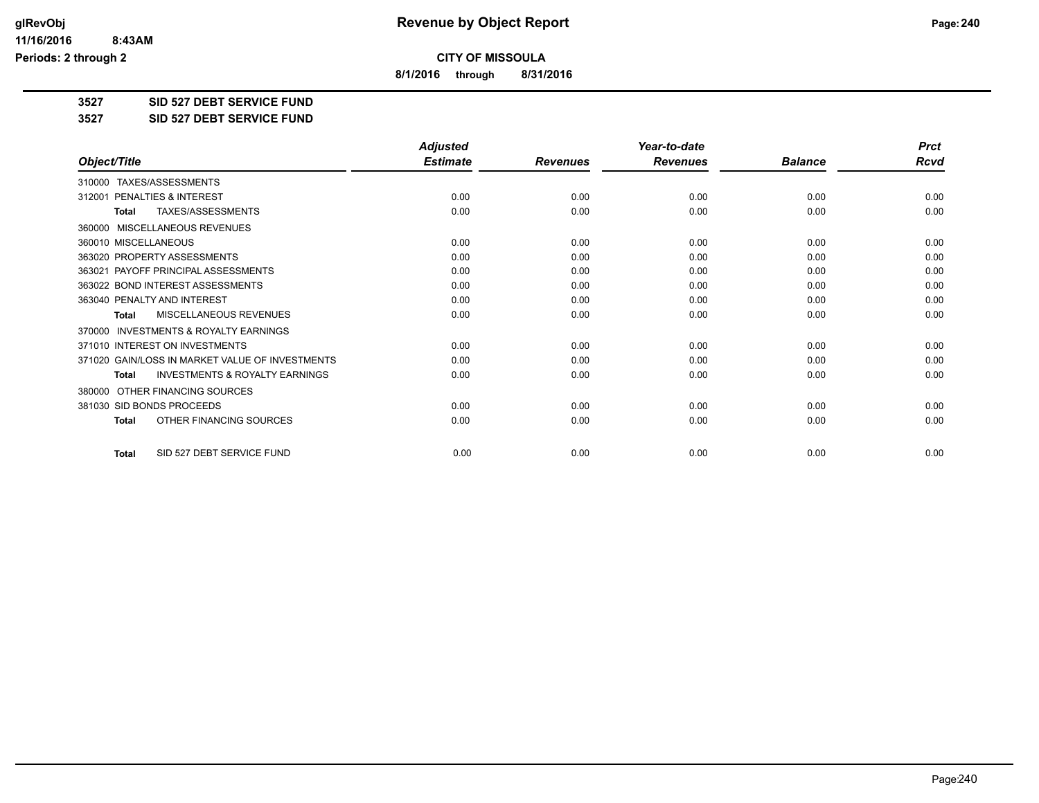**CITY OF MISSOULA**

**8/1/2016 through 8/31/2016**

**3527 SID 527 DEBT SERVICE FUND**

**3527 SID 527 DEBT SERVICE FUND**

| Object/Title | Adjusted Estimate | Revenues | Year-to-date Revenues | Balance | Prct Rcvd |
|---|---|---|---|---|---|
| 310000 TAXES/ASSESSMENTS | | | | | |
| 312001 PENALTIES & INTEREST | 0.00 | 0.00 | 0.00 | 0.00 | 0.00 |
| **Total** TAXES/ASSESSMENTS | 0.00 | 0.00 | 0.00 | 0.00 | 0.00 |
| 360000 MISCELLANEOUS REVENUES | | | | | |
| 360010 MISCELLANEOUS | 0.00 | 0.00 | 0.00 | 0.00 | 0.00 |
| 363020 PROPERTY ASSESSMENTS | 0.00 | 0.00 | 0.00 | 0.00 | 0.00 |
| 363021 PAYOFF PRINCIPAL ASSESSMENTS | 0.00 | 0.00 | 0.00 | 0.00 | 0.00 |
| 363022 BOND INTEREST ASSESSMENTS | 0.00 | 0.00 | 0.00 | 0.00 | 0.00 |
| 363040 PENALTY AND INTEREST | 0.00 | 0.00 | 0.00 | 0.00 | 0.00 |
| **Total** MISCELLANEOUS REVENUES | 0.00 | 0.00 | 0.00 | 0.00 | 0.00 |
| 370000 INVESTMENTS & ROYALTY EARNINGS | | | | | |
| 371010 INTEREST ON INVESTMENTS | 0.00 | 0.00 | 0.00 | 0.00 | 0.00 |
| 371020 GAIN/LOSS IN MARKET VALUE OF INVESTMENTS | 0.00 | 0.00 | 0.00 | 0.00 | 0.00 |
| **Total** INVESTMENTS & ROYALTY EARNINGS | 0.00 | 0.00 | 0.00 | 0.00 | 0.00 |
| 380000 OTHER FINANCING SOURCES | | | | | |
| 381030 SID BONDS PROCEEDS | 0.00 | 0.00 | 0.00 | 0.00 | 0.00 |
| **Total** OTHER FINANCING SOURCES | 0.00 | 0.00 | 0.00 | 0.00 | 0.00 |
| **Total** SID 527 DEBT SERVICE FUND | 0.00 | 0.00 | 0.00 | 0.00 | 0.00 |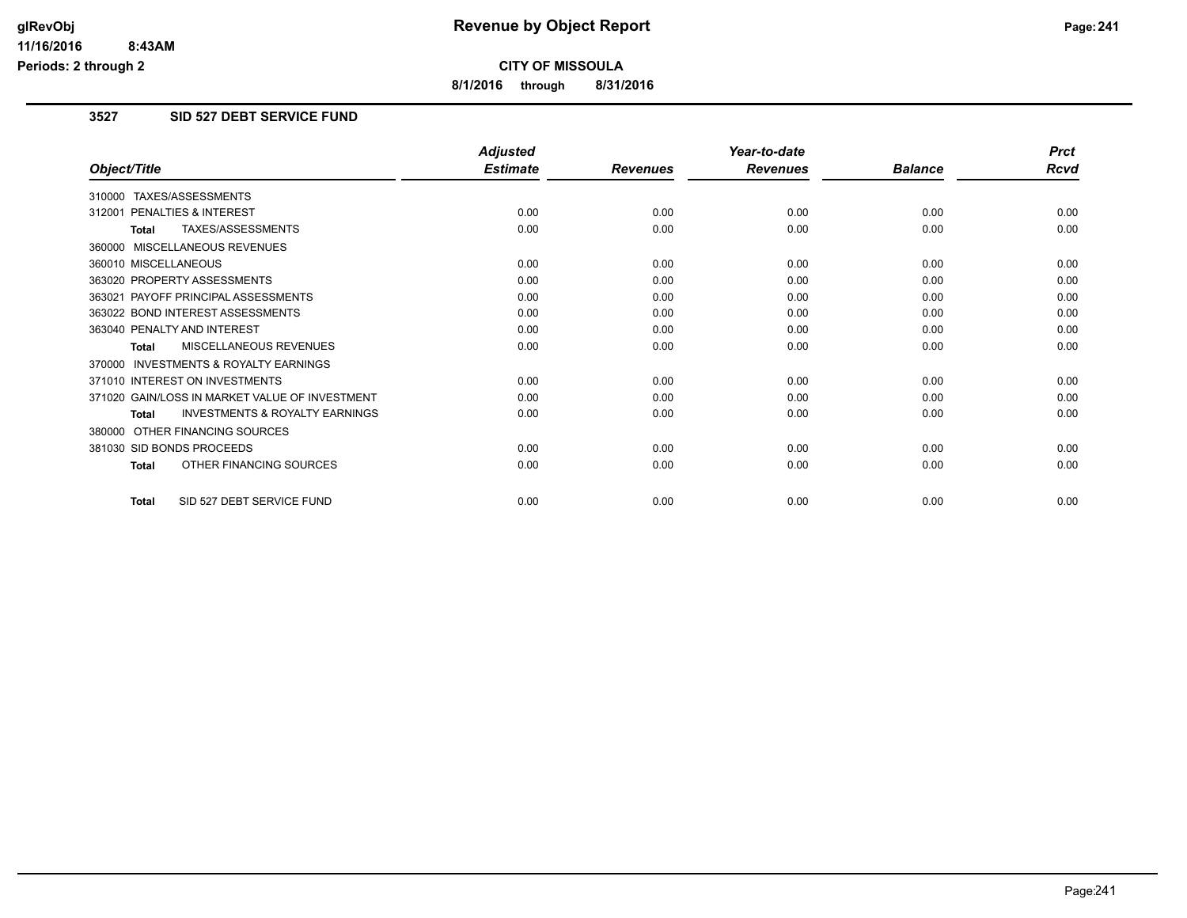**CITY OF MISSOULA**

**8/1/2016 through 8/31/2016**

## 3527 SID 527 DEBT SERVICE FUND

| Object/Title | Adjusted Estimate | Revenues | Year-to-date Revenues | Balance | Prct Rcvd |
|---|---|---|---|---|---|
| 310000 TAXES/ASSESSMENTS | | | | | |
| 312001 PENALTIES & INTEREST | 0.00 | 0.00 | 0.00 | 0.00 | 0.00 |
| **Total** TAXES/ASSESSMENTS | 0.00 | 0.00 | 0.00 | 0.00 | 0.00 |
| 360000 MISCELLANEOUS REVENUES | | | | | |
| 360010 MISCELLANEOUS | 0.00 | 0.00 | 0.00 | 0.00 | 0.00 |
| 363020 PROPERTY ASSESSMENTS | 0.00 | 0.00 | 0.00 | 0.00 | 0.00 |
| 363021 PAYOFF PRINCIPAL ASSESSMENTS | 0.00 | 0.00 | 0.00 | 0.00 | 0.00 |
| 363022 BOND INTEREST ASSESSMENTS | 0.00 | 0.00 | 0.00 | 0.00 | 0.00 |
| 363040 PENALTY AND INTEREST | 0.00 | 0.00 | 0.00 | 0.00 | 0.00 |
| **Total** MISCELLANEOUS REVENUES | 0.00 | 0.00 | 0.00 | 0.00 | 0.00 |
| 370000 INVESTMENTS & ROYALTY EARNINGS | | | | | |
| 371010 INTEREST ON INVESTMENTS | 0.00 | 0.00 | 0.00 | 0.00 | 0.00 |
| 371020 GAIN/LOSS IN MARKET VALUE OF INVESTMENT | 0.00 | 0.00 | 0.00 | 0.00 | 0.00 |
| **Total** INVESTMENTS & ROYALTY EARNINGS | 0.00 | 0.00 | 0.00 | 0.00 | 0.00 |
| 380000 OTHER FINANCING SOURCES | | | | | |
| 381030 SID BONDS PROCEEDS | 0.00 | 0.00 | 0.00 | 0.00 | 0.00 |
| **Total** OTHER FINANCING SOURCES | 0.00 | 0.00 | 0.00 | 0.00 | 0.00 |
| **Total** SID 527 DEBT SERVICE FUND | 0.00 | 0.00 | 0.00 | 0.00 | 0.00 |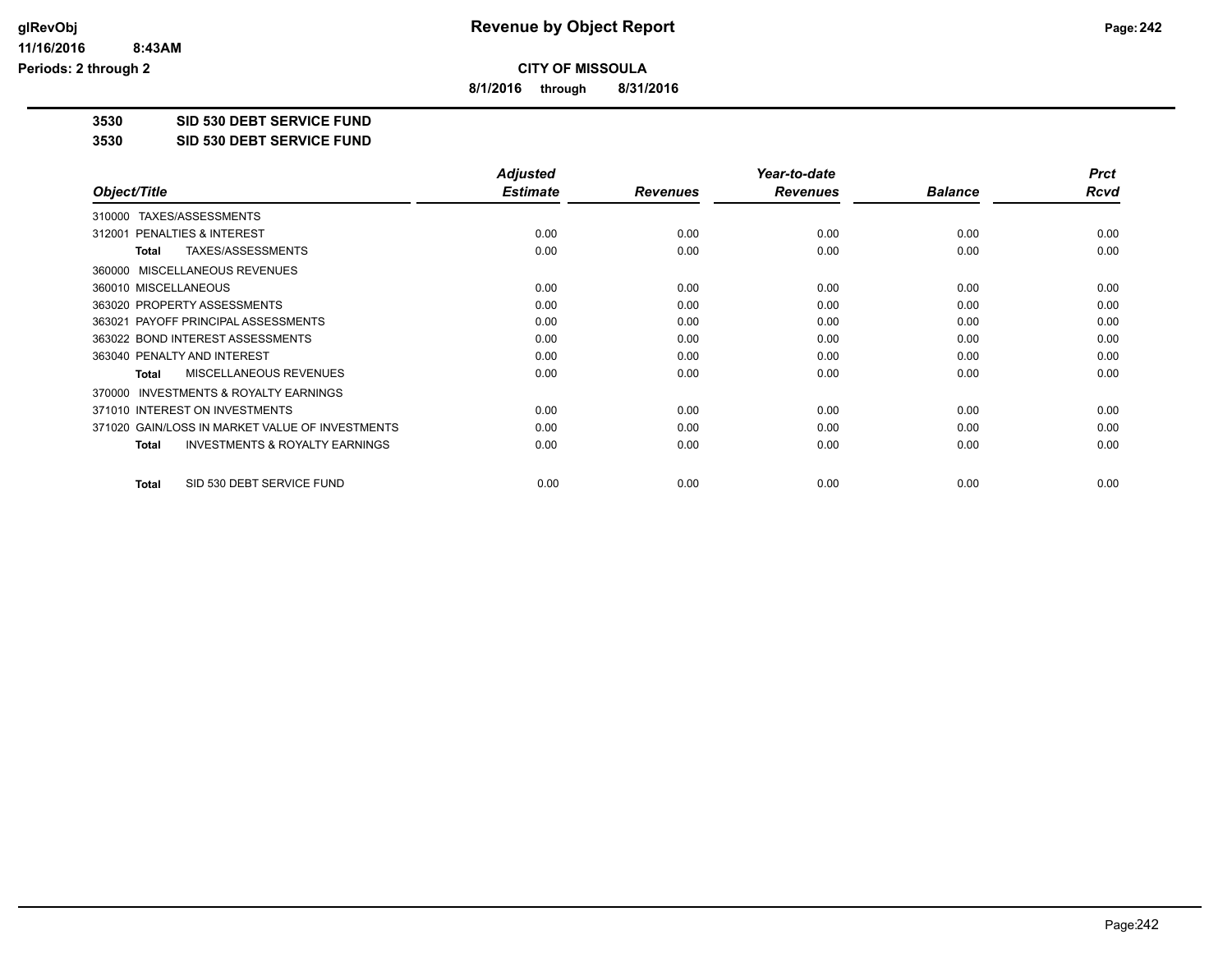# Revenue by Object Report

**CITY OF MISSOULA**

**8/1/2016 through 8/31/2016**

glRevObj
11/16/2016 8:43AM
Periods: 2 through 2

**3530 SID 530 DEBT SERVICE FUND**

**3530 SID 530 DEBT SERVICE FUND**

| Object/Title | Adjusted Estimate | Revenues | Year-to-date Revenues | Balance | Prct Rcvd |
|---|---|---|---|---|---|
| 310000 TAXES/ASSESSMENTS | | | | | |
| 312001 PENALTIES & INTEREST | 0.00 | 0.00 | 0.00 | 0.00 | 0.00 |
| **Total** TAXES/ASSESSMENTS | 0.00 | 0.00 | 0.00 | 0.00 | 0.00 |
| 360000 MISCELLANEOUS REVENUES | | | | | |
| 360010 MISCELLANEOUS | 0.00 | 0.00 | 0.00 | 0.00 | 0.00 |
| 363020 PROPERTY ASSESSMENTS | 0.00 | 0.00 | 0.00 | 0.00 | 0.00 |
| 363021 PAYOFF PRINCIPAL ASSESSMENTS | 0.00 | 0.00 | 0.00 | 0.00 | 0.00 |
| 363022 BOND INTEREST ASSESSMENTS | 0.00 | 0.00 | 0.00 | 0.00 | 0.00 |
| 363040 PENALTY AND INTEREST | 0.00 | 0.00 | 0.00 | 0.00 | 0.00 |
| **Total** MISCELLANEOUS REVENUES | 0.00 | 0.00 | 0.00 | 0.00 | 0.00 |
| 370000 INVESTMENTS & ROYALTY EARNINGS | | | | | |
| 371010 INTEREST ON INVESTMENTS | 0.00 | 0.00 | 0.00 | 0.00 | 0.00 |
| 371020 GAIN/LOSS IN MARKET VALUE OF INVESTMENTS | 0.00 | 0.00 | 0.00 | 0.00 | 0.00 |
| **Total** INVESTMENTS & ROYALTY EARNINGS | 0.00 | 0.00 | 0.00 | 0.00 | 0.00 |
| **Total** SID 530 DEBT SERVICE FUND | 0.00 | 0.00 | 0.00 | 0.00 | 0.00 |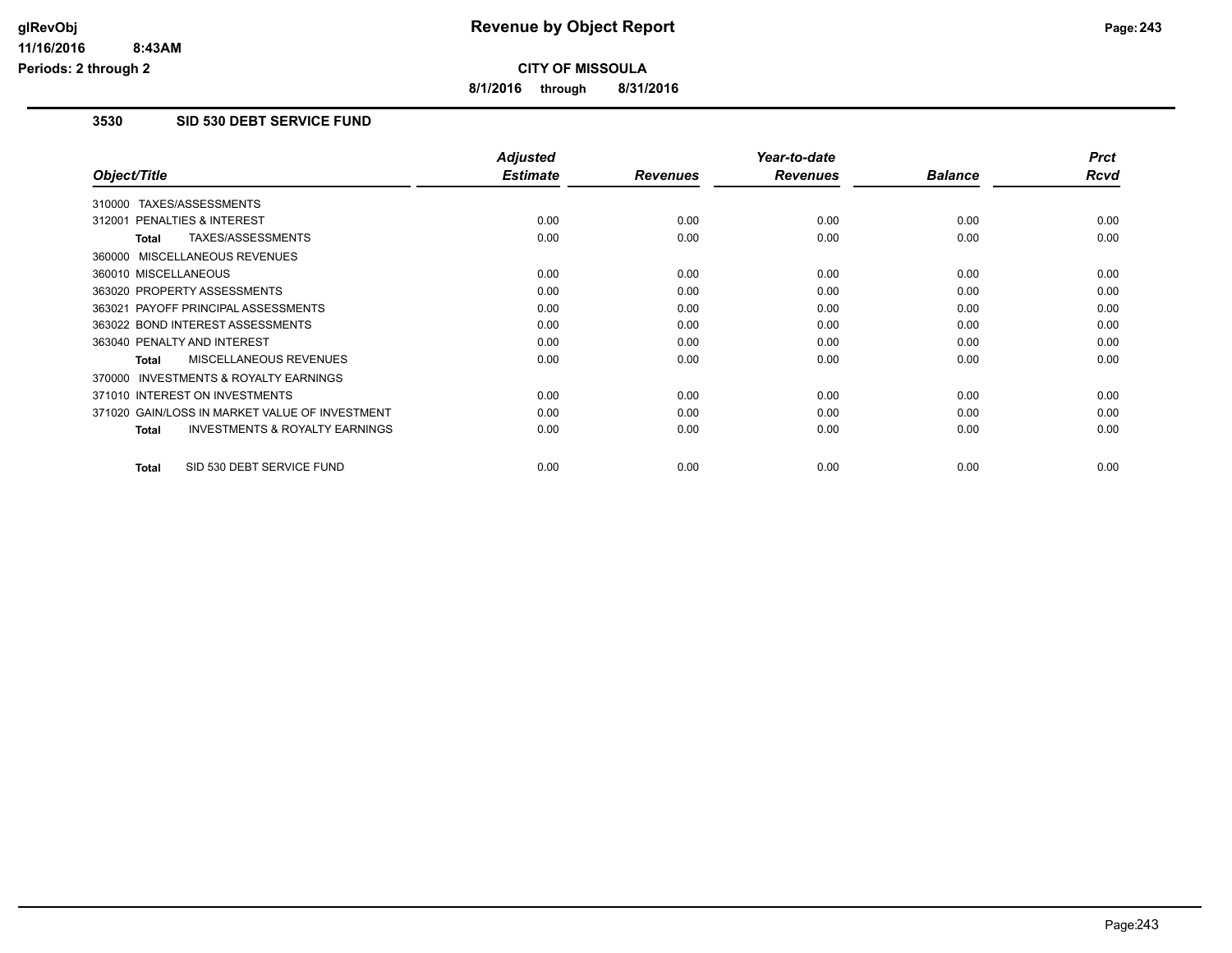**CITY OF MISSOULA**

**8/1/2016 through 8/31/2016**

### 3530 SID 530 DEBT SERVICE FUND

| Object/Title | Adjusted Estimate | Revenues | Year-to-date Revenues | Balance | Prct Rcvd |
|---|---|---|---|---|---|
| 310000 TAXES/ASSESSMENTS | | | | | |
| 312001 PENALTIES & INTEREST | 0.00 | 0.00 | 0.00 | 0.00 | 0.00 |
| **Total** TAXES/ASSESSMENTS | 0.00 | 0.00 | 0.00 | 0.00 | 0.00 |
| 360000 MISCELLANEOUS REVENUES | | | | | |
| 360010 MISCELLANEOUS | 0.00 | 0.00 | 0.00 | 0.00 | 0.00 |
| 363020 PROPERTY ASSESSMENTS | 0.00 | 0.00 | 0.00 | 0.00 | 0.00 |
| 363021 PAYOFF PRINCIPAL ASSESSMENTS | 0.00 | 0.00 | 0.00 | 0.00 | 0.00 |
| 363022 BOND INTEREST ASSESSMENTS | 0.00 | 0.00 | 0.00 | 0.00 | 0.00 |
| 363040 PENALTY AND INTEREST | 0.00 | 0.00 | 0.00 | 0.00 | 0.00 |
| **Total** MISCELLANEOUS REVENUES | 0.00 | 0.00 | 0.00 | 0.00 | 0.00 |
| 370000 INVESTMENTS & ROYALTY EARNINGS | | | | | |
| 371010 INTEREST ON INVESTMENTS | 0.00 | 0.00 | 0.00 | 0.00 | 0.00 |
| 371020 GAIN/LOSS IN MARKET VALUE OF INVESTMENT | 0.00 | 0.00 | 0.00 | 0.00 | 0.00 |
| **Total** INVESTMENTS & ROYALTY EARNINGS | 0.00 | 0.00 | 0.00 | 0.00 | 0.00 |
| **Total** SID 530 DEBT SERVICE FUND | 0.00 | 0.00 | 0.00 | 0.00 | 0.00 |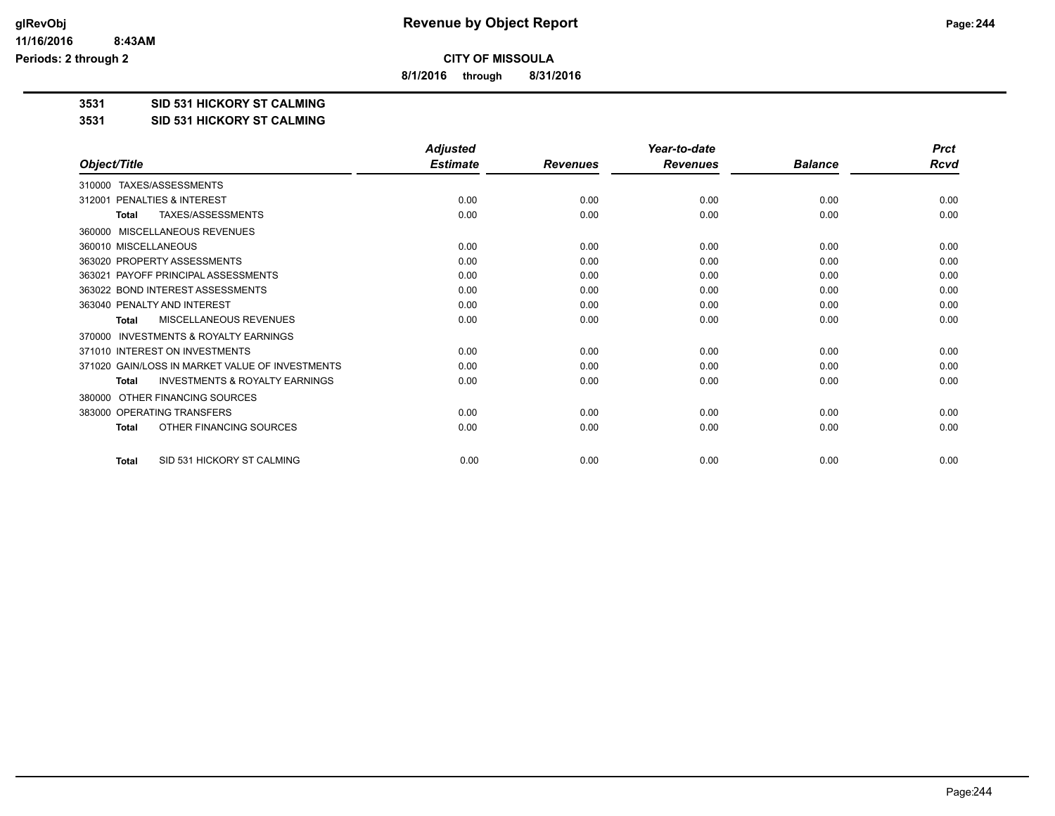**Revenue by Object Report**

**CITY OF MISSOULA**

**8/1/2016 through 8/31/2016**

glRevObj
11/16/2016 8:43AM
Periods: 2 through 2

**3531 SID 531 HICKORY ST CALMING**

**3531 SID 531 HICKORY ST CALMING**

| Object/Title | Adjusted Estimate | Revenues | Year-to-date Revenues | Balance | Prct Rcvd |
|---|---|---|---|---|---|
| 310000 TAXES/ASSESSMENTS | | | | | |
| 312001 PENALTIES & INTEREST | 0.00 | 0.00 | 0.00 | 0.00 | 0.00 |
| **Total** TAXES/ASSESSMENTS | 0.00 | 0.00 | 0.00 | 0.00 | 0.00 |
| 360000 MISCELLANEOUS REVENUES | | | | | |
| 360010 MISCELLANEOUS | 0.00 | 0.00 | 0.00 | 0.00 | 0.00 |
| 363020 PROPERTY ASSESSMENTS | 0.00 | 0.00 | 0.00 | 0.00 | 0.00 |
| 363021 PAYOFF PRINCIPAL ASSESSMENTS | 0.00 | 0.00 | 0.00 | 0.00 | 0.00 |
| 363022 BOND INTEREST ASSESSMENTS | 0.00 | 0.00 | 0.00 | 0.00 | 0.00 |
| 363040 PENALTY AND INTEREST | 0.00 | 0.00 | 0.00 | 0.00 | 0.00 |
| **Total** MISCELLANEOUS REVENUES | 0.00 | 0.00 | 0.00 | 0.00 | 0.00 |
| 370000 INVESTMENTS & ROYALTY EARNINGS | | | | | |
| 371010 INTEREST ON INVESTMENTS | 0.00 | 0.00 | 0.00 | 0.00 | 0.00 |
| 371020 GAIN/LOSS IN MARKET VALUE OF INVESTMENTS | 0.00 | 0.00 | 0.00 | 0.00 | 0.00 |
| **Total** INVESTMENTS & ROYALTY EARNINGS | 0.00 | 0.00 | 0.00 | 0.00 | 0.00 |
| 380000 OTHER FINANCING SOURCES | | | | | |
| 383000 OPERATING TRANSFERS | 0.00 | 0.00 | 0.00 | 0.00 | 0.00 |
| **Total** OTHER FINANCING SOURCES | 0.00 | 0.00 | 0.00 | 0.00 | 0.00 |
| **Total** SID 531 HICKORY ST CALMING | 0.00 | 0.00 | 0.00 | 0.00 | 0.00 |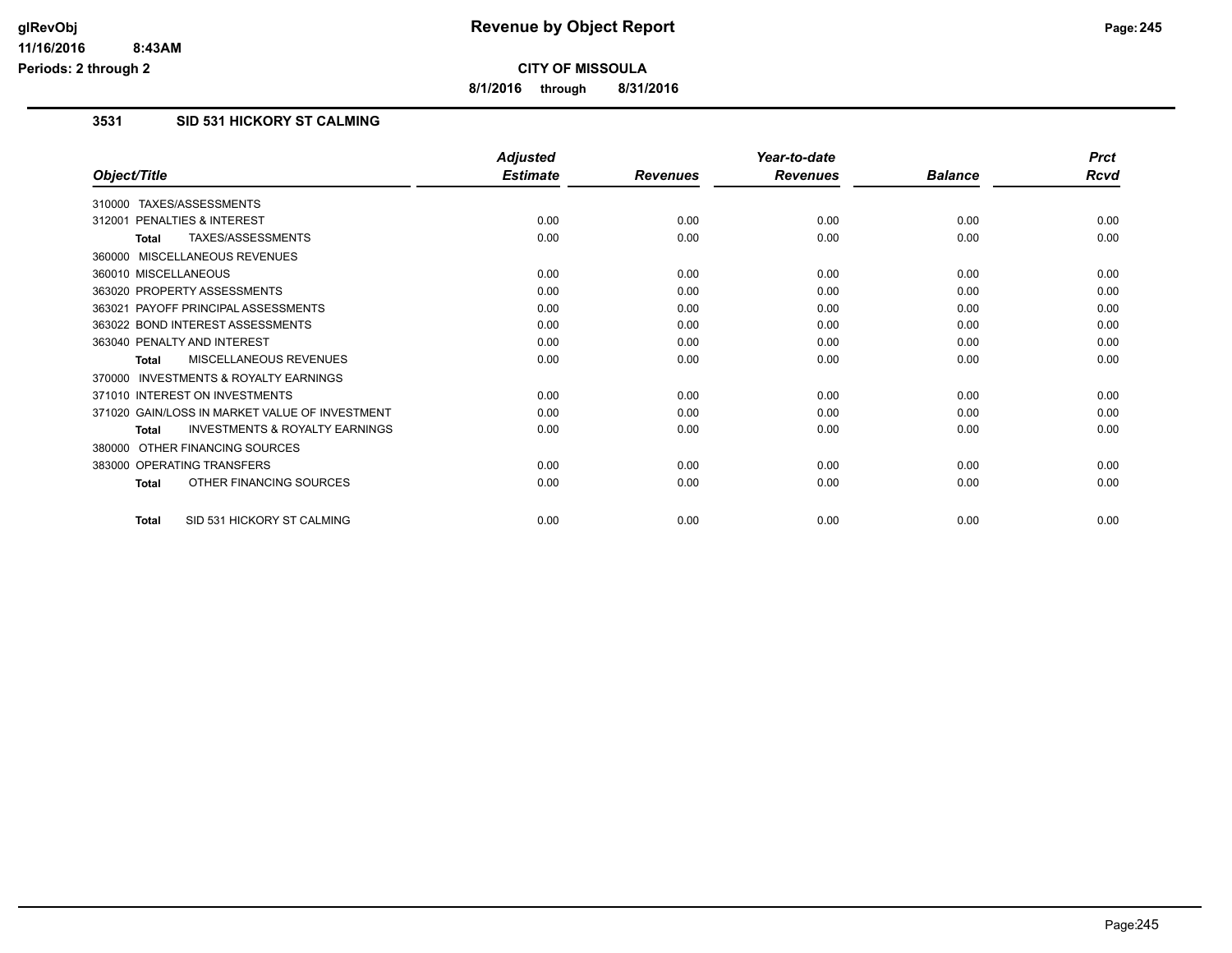# Revenue by Object Report

**CITY OF MISSOULA**

**8/1/2016 through 8/31/2016**

glRevObj
11/16/2016 8:43AM
Periods: 2 through 2

### 3531 SID 531 HICKORY ST CALMING

| Object/Title | Adjusted Estimate | Revenues | Year-to-date Revenues | Balance | Prct Rcvd |
|---|---|---|---|---|---|
| 310000 TAXES/ASSESSMENTS | | | | | |
| 312001 PENALTIES & INTEREST | 0.00 | 0.00 | 0.00 | 0.00 | 0.00 |
| **Total** TAXES/ASSESSMENTS | 0.00 | 0.00 | 0.00 | 0.00 | 0.00 |
| 360000 MISCELLANEOUS REVENUES | | | | | |
| 360010 MISCELLANEOUS | 0.00 | 0.00 | 0.00 | 0.00 | 0.00 |
| 363020 PROPERTY ASSESSMENTS | 0.00 | 0.00 | 0.00 | 0.00 | 0.00 |
| 363021 PAYOFF PRINCIPAL ASSESSMENTS | 0.00 | 0.00 | 0.00 | 0.00 | 0.00 |
| 363022 BOND INTEREST ASSESSMENTS | 0.00 | 0.00 | 0.00 | 0.00 | 0.00 |
| 363040 PENALTY AND INTEREST | 0.00 | 0.00 | 0.00 | 0.00 | 0.00 |
| **Total** MISCELLANEOUS REVENUES | 0.00 | 0.00 | 0.00 | 0.00 | 0.00 |
| 370000 INVESTMENTS & ROYALTY EARNINGS | | | | | |
| 371010 INTEREST ON INVESTMENTS | 0.00 | 0.00 | 0.00 | 0.00 | 0.00 |
| 371020 GAIN/LOSS IN MARKET VALUE OF INVESTMENT | 0.00 | 0.00 | 0.00 | 0.00 | 0.00 |
| **Total** INVESTMENTS & ROYALTY EARNINGS | 0.00 | 0.00 | 0.00 | 0.00 | 0.00 |
| 380000 OTHER FINANCING SOURCES | | | | | |
| 383000 OPERATING TRANSFERS | 0.00 | 0.00 | 0.00 | 0.00 | 0.00 |
| **Total** OTHER FINANCING SOURCES | 0.00 | 0.00 | 0.00 | 0.00 | 0.00 |
| **Total** SID 531 HICKORY ST CALMING | 0.00 | 0.00 | 0.00 | 0.00 | 0.00 |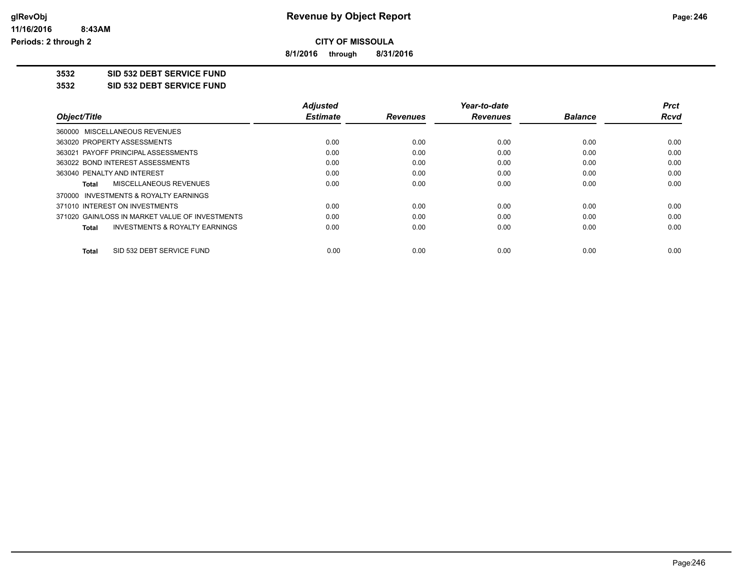**CITY OF MISSOULA**

**8/1/2016 through 8/31/2016**

**3532 SID 532 DEBT SERVICE FUND**

**3532 SID 532 DEBT SERVICE FUND**

| Object/Title | Adjusted Estimate | Revenues | Year-to-date Revenues | Balance | Prct Rcvd |
|---|---|---|---|---|---|
| 360000 MISCELLANEOUS REVENUES | | | | | |
| 363020 PROPERTY ASSESSMENTS | 0.00 | 0.00 | 0.00 | 0.00 | 0.00 |
| 363021 PAYOFF PRINCIPAL ASSESSMENTS | 0.00 | 0.00 | 0.00 | 0.00 | 0.00 |
| 363022 BOND INTEREST ASSESSMENTS | 0.00 | 0.00 | 0.00 | 0.00 | 0.00 |
| 363040 PENALTY AND INTEREST | 0.00 | 0.00 | 0.00 | 0.00 | 0.00 |
| **Total** MISCELLANEOUS REVENUES | 0.00 | 0.00 | 0.00 | 0.00 | 0.00 |
| 370000 INVESTMENTS & ROYALTY EARNINGS | | | | | |
| 371010 INTEREST ON INVESTMENTS | 0.00 | 0.00 | 0.00 | 0.00 | 0.00 |
| 371020 GAIN/LOSS IN MARKET VALUE OF INVESTMENTS | 0.00 | 0.00 | 0.00 | 0.00 | 0.00 |
| **Total** INVESTMENTS & ROYALTY EARNINGS | 0.00 | 0.00 | 0.00 | 0.00 | 0.00 |
| **Total** SID 532 DEBT SERVICE FUND | 0.00 | 0.00 | 0.00 | 0.00 | 0.00 |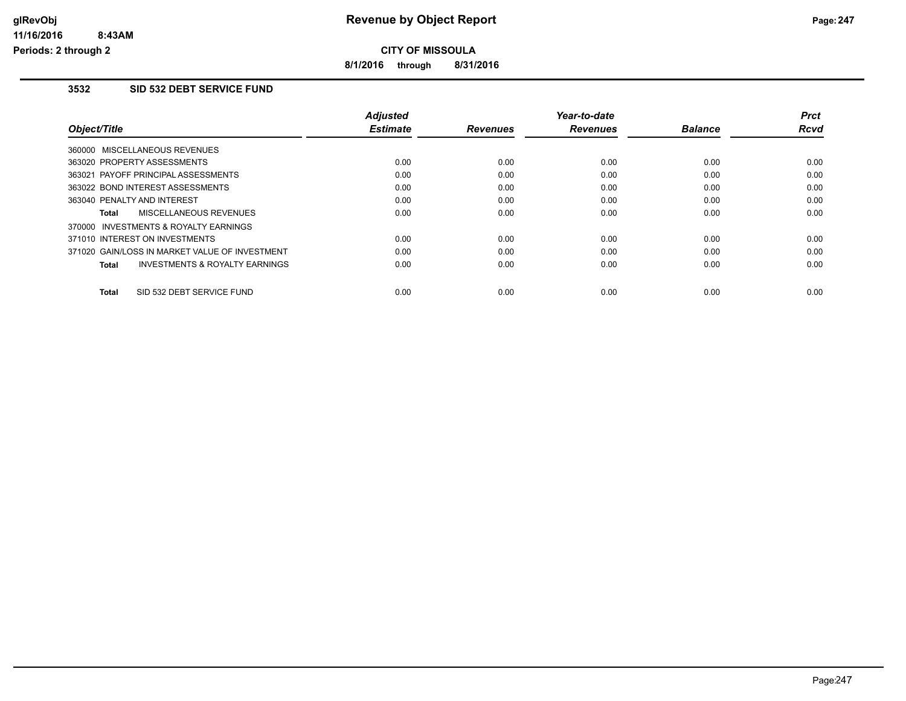**glRevObj**
**11/16/2016 8:43AM**
**Periods: 2 through 2**

# Revenue by Object Report

**CITY OF MISSOULA**

**8/1/2016 through 8/31/2016**

## 3532 SID 532 DEBT SERVICE FUND

| Object/Title | Adjusted Estimate | Revenues | Year-to-date Revenues | Balance | Prct Rcvd |
|---|---|---|---|---|---|
| 360000 MISCELLANEOUS REVENUES | | | | | |
| 363020 PROPERTY ASSESSMENTS | 0.00 | 0.00 | 0.00 | 0.00 | 0.00 |
| 363021 PAYOFF PRINCIPAL ASSESSMENTS | 0.00 | 0.00 | 0.00 | 0.00 | 0.00 |
| 363022 BOND INTEREST ASSESSMENTS | 0.00 | 0.00 | 0.00 | 0.00 | 0.00 |
| 363040 PENALTY AND INTEREST | 0.00 | 0.00 | 0.00 | 0.00 | 0.00 |
| **Total** MISCELLANEOUS REVENUES | 0.00 | 0.00 | 0.00 | 0.00 | 0.00 |
| 370000 INVESTMENTS & ROYALTY EARNINGS | | | | | |
| 371010 INTEREST ON INVESTMENTS | 0.00 | 0.00 | 0.00 | 0.00 | 0.00 |
| 371020 GAIN/LOSS IN MARKET VALUE OF INVESTMENT | 0.00 | 0.00 | 0.00 | 0.00 | 0.00 |
| **Total** INVESTMENTS & ROYALTY EARNINGS | 0.00 | 0.00 | 0.00 | 0.00 | 0.00 |
| **Total** SID 532 DEBT SERVICE FUND | 0.00 | 0.00 | 0.00 | 0.00 | 0.00 |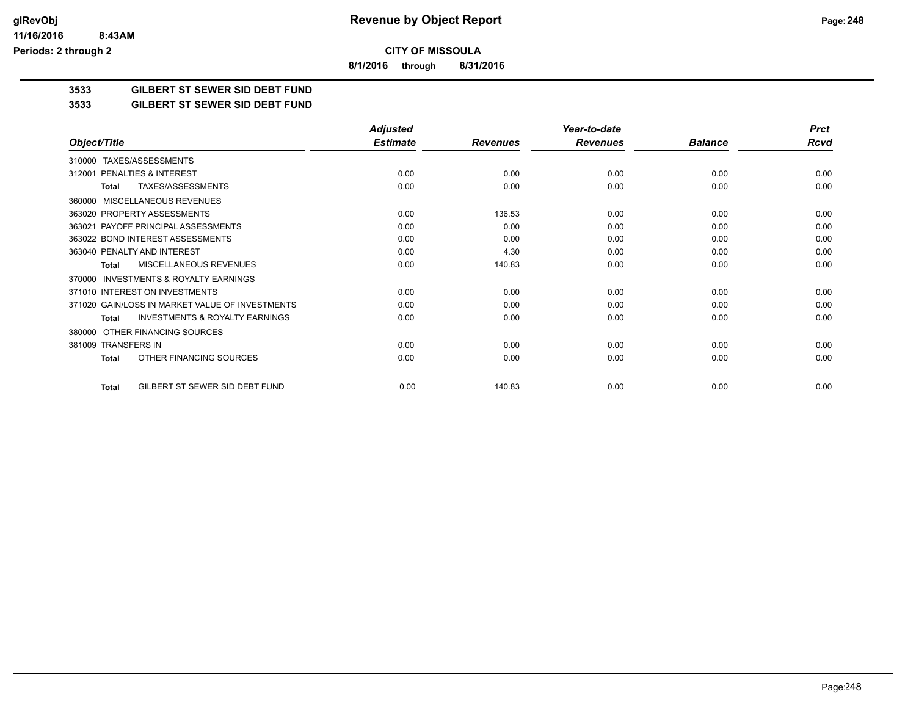**CITY OF MISSOULA**

**8/1/2016 through 8/31/2016**

## 3533 GILBERT ST SEWER SID DEBT FUND

## 3533 GILBERT ST SEWER SID DEBT FUND

| Object/Title | Adjusted Estimate | Revenues | Year-to-date Revenues | Balance | Prct Rcvd |
|---|---|---|---|---|---|
| 310000 TAXES/ASSESSMENTS | | | | | |
| 312001 PENALTIES & INTEREST | 0.00 | 0.00 | 0.00 | 0.00 | 0.00 |
| **Total** TAXES/ASSESSMENTS | 0.00 | 0.00 | 0.00 | 0.00 | 0.00 |
| 360000 MISCELLANEOUS REVENUES | | | | | |
| 363020 PROPERTY ASSESSMENTS | 0.00 | 136.53 | 0.00 | 0.00 | 0.00 |
| 363021 PAYOFF PRINCIPAL ASSESSMENTS | 0.00 | 0.00 | 0.00 | 0.00 | 0.00 |
| 363022 BOND INTEREST ASSESSMENTS | 0.00 | 0.00 | 0.00 | 0.00 | 0.00 |
| 363040 PENALTY AND INTEREST | 0.00 | 4.30 | 0.00 | 0.00 | 0.00 |
| **Total** MISCELLANEOUS REVENUES | 0.00 | 140.83 | 0.00 | 0.00 | 0.00 |
| 370000 INVESTMENTS & ROYALTY EARNINGS | | | | | |
| 371010 INTEREST ON INVESTMENTS | 0.00 | 0.00 | 0.00 | 0.00 | 0.00 |
| 371020 GAIN/LOSS IN MARKET VALUE OF INVESTMENTS | 0.00 | 0.00 | 0.00 | 0.00 | 0.00 |
| **Total** INVESTMENTS & ROYALTY EARNINGS | 0.00 | 0.00 | 0.00 | 0.00 | 0.00 |
| 380000 OTHER FINANCING SOURCES | | | | | |
| 381009 TRANSFERS IN | 0.00 | 0.00 | 0.00 | 0.00 | 0.00 |
| **Total** OTHER FINANCING SOURCES | 0.00 | 0.00 | 0.00 | 0.00 | 0.00 |
| **Total** GILBERT ST SEWER SID DEBT FUND | 0.00 | 140.83 | 0.00 | 0.00 | 0.00 |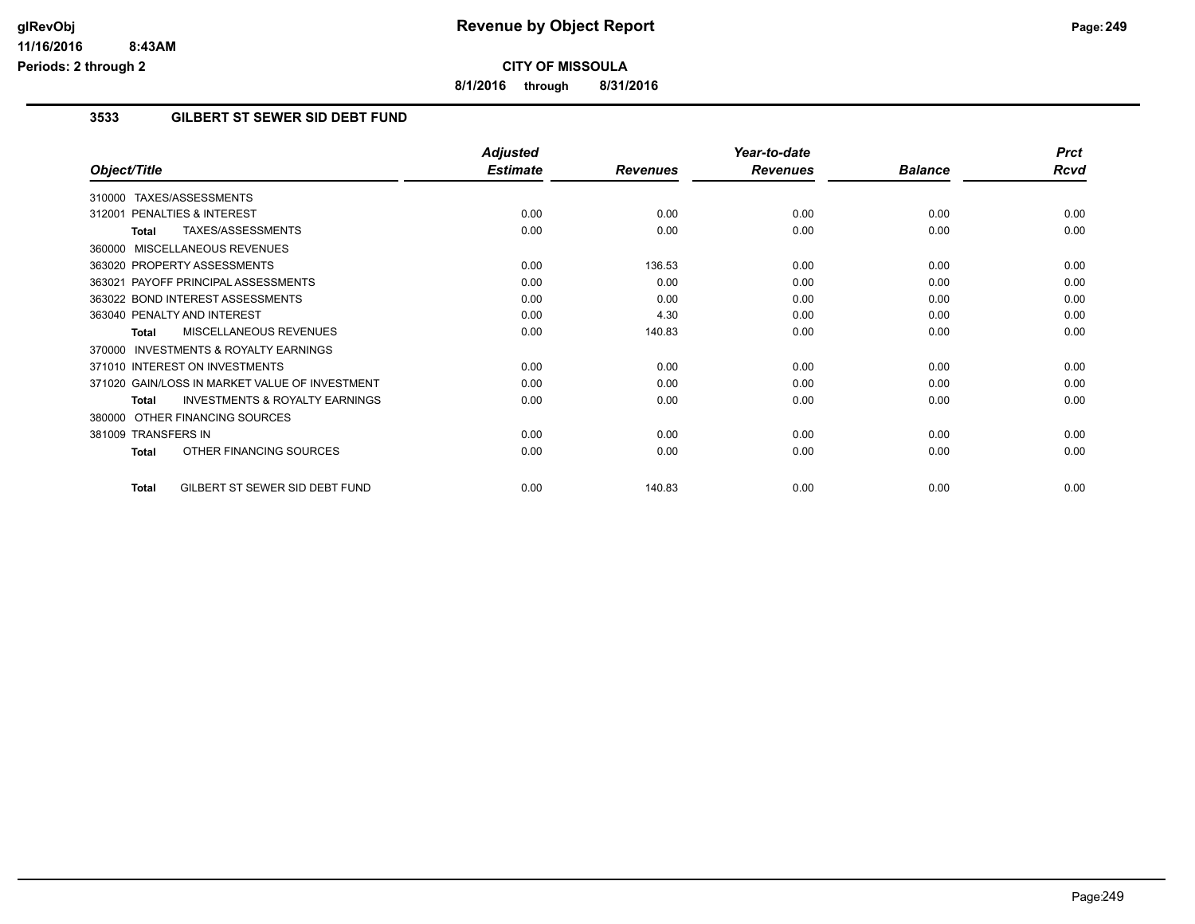**CITY OF MISSOULA**

**8/1/2016 through 8/31/2016**

## 3533 GILBERT ST SEWER SID DEBT FUND

| Object/Title | Adjusted Estimate | Revenues | Year-to-date Revenues | Balance | Prct Rcvd |
|---|---|---|---|---|---|
| 310000 TAXES/ASSESSMENTS | | | | | |
| 312001 PENALTIES & INTEREST | 0.00 | 0.00 | 0.00 | 0.00 | 0.00 |
| **Total** TAXES/ASSESSMENTS | 0.00 | 0.00 | 0.00 | 0.00 | 0.00 |
| 360000 MISCELLANEOUS REVENUES | | | | | |
| 363020 PROPERTY ASSESSMENTS | 0.00 | 136.53 | 0.00 | 0.00 | 0.00 |
| 363021 PAYOFF PRINCIPAL ASSESSMENTS | 0.00 | 0.00 | 0.00 | 0.00 | 0.00 |
| 363022 BOND INTEREST ASSESSMENTS | 0.00 | 0.00 | 0.00 | 0.00 | 0.00 |
| 363040 PENALTY AND INTEREST | 0.00 | 4.30 | 0.00 | 0.00 | 0.00 |
| **Total** MISCELLANEOUS REVENUES | 0.00 | 140.83 | 0.00 | 0.00 | 0.00 |
| 370000 INVESTMENTS & ROYALTY EARNINGS | | | | | |
| 371010 INTEREST ON INVESTMENTS | 0.00 | 0.00 | 0.00 | 0.00 | 0.00 |
| 371020 GAIN/LOSS IN MARKET VALUE OF INVESTMENT | 0.00 | 0.00 | 0.00 | 0.00 | 0.00 |
| **Total** INVESTMENTS & ROYALTY EARNINGS | 0.00 | 0.00 | 0.00 | 0.00 | 0.00 |
| 380000 OTHER FINANCING SOURCES | | | | | |
| 381009 TRANSFERS IN | 0.00 | 0.00 | 0.00 | 0.00 | 0.00 |
| **Total** OTHER FINANCING SOURCES | 0.00 | 0.00 | 0.00 | 0.00 | 0.00 |
| **Total** GILBERT ST SEWER SID DEBT FUND | 0.00 | 140.83 | 0.00 | 0.00 | 0.00 |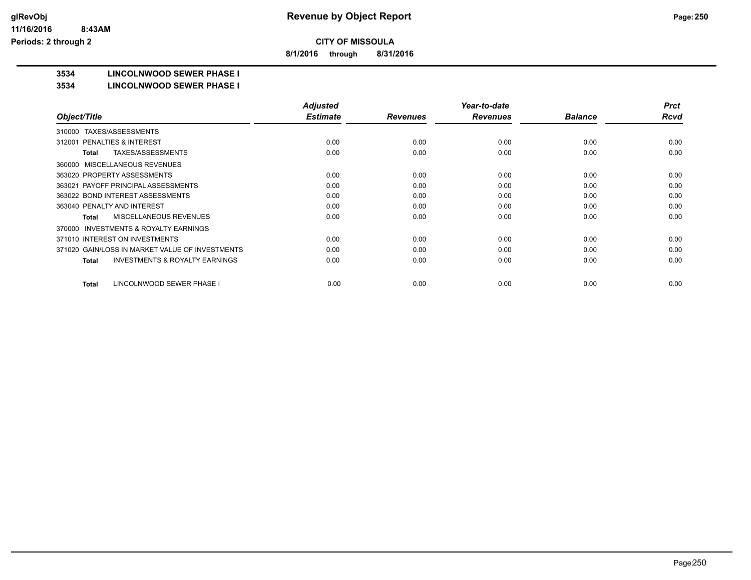glRevObj
11/16/2016 8:43AM
Periods: 2 through 2

# Revenue by Object Report

**CITY OF MISSOULA**

**8/1/2016 through 8/31/2016**

**3534 LINCOLNWOOD SEWER PHASE I**

**3534 LINCOLNWOOD SEWER PHASE I**

| Object/Title | Adjusted Estimate | Revenues | Year-to-date Revenues | Balance | Prct Rcvd |
|---|---|---|---|---|---|
| 310000 TAXES/ASSESSMENTS | | | | | |
| 312001 PENALTIES & INTEREST | 0.00 | 0.00 | 0.00 | 0.00 | 0.00 |
| **Total** TAXES/ASSESSMENTS | 0.00 | 0.00 | 0.00 | 0.00 | 0.00 |
| 360000 MISCELLANEOUS REVENUES | | | | | |
| 363020 PROPERTY ASSESSMENTS | 0.00 | 0.00 | 0.00 | 0.00 | 0.00 |
| 363021 PAYOFF PRINCIPAL ASSESSMENTS | 0.00 | 0.00 | 0.00 | 0.00 | 0.00 |
| 363022 BOND INTEREST ASSESSMENTS | 0.00 | 0.00 | 0.00 | 0.00 | 0.00 |
| 363040 PENALTY AND INTEREST | 0.00 | 0.00 | 0.00 | 0.00 | 0.00 |
| **Total** MISCELLANEOUS REVENUES | 0.00 | 0.00 | 0.00 | 0.00 | 0.00 |
| 370000 INVESTMENTS & ROYALTY EARNINGS | | | | | |
| 371010 INTEREST ON INVESTMENTS | 0.00 | 0.00 | 0.00 | 0.00 | 0.00 |
| 371020 GAIN/LOSS IN MARKET VALUE OF INVESTMENTS | 0.00 | 0.00 | 0.00 | 0.00 | 0.00 |
| **Total** INVESTMENTS & ROYALTY EARNINGS | 0.00 | 0.00 | 0.00 | 0.00 | 0.00 |
| **Total** LINCOLNWOOD SEWER PHASE I | 0.00 | 0.00 | 0.00 | 0.00 | 0.00 |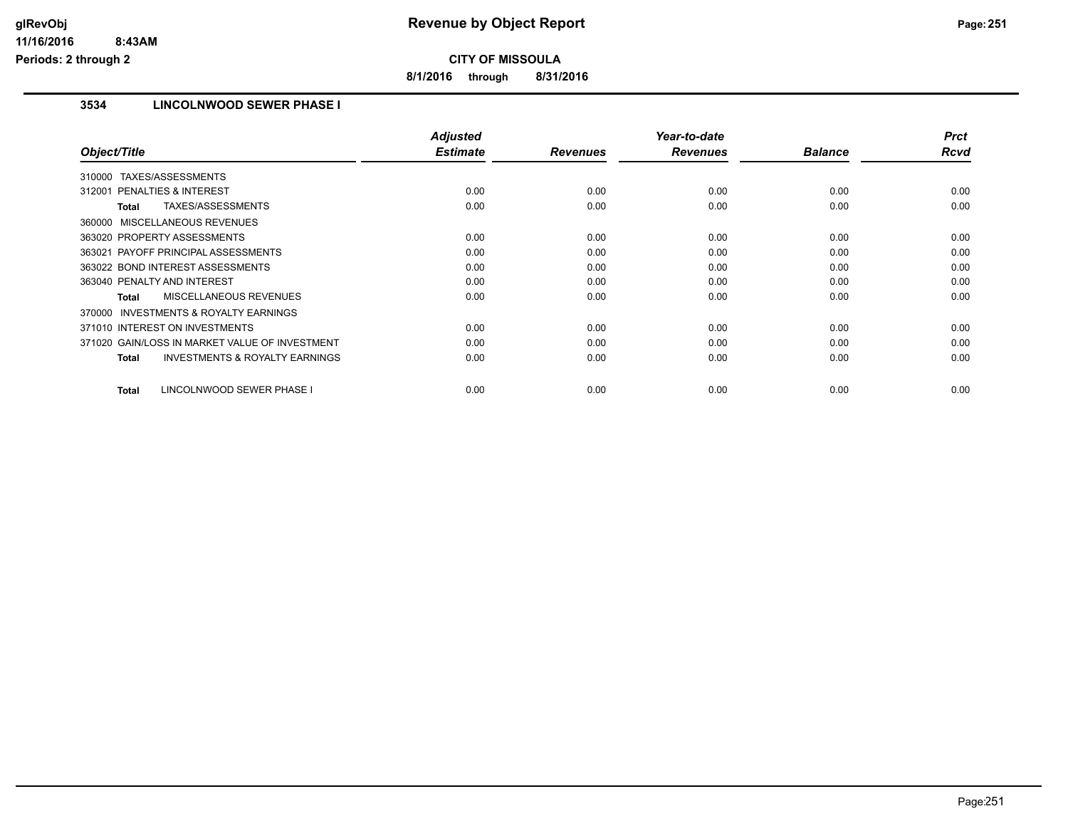# Revenue by Object Report

**CITY OF MISSOULA**

**8/1/2016 through 8/31/2016**

glRevObj
11/16/2016 8:43AM
Periods: 2 through 2

## 3534 LINCOLNWOOD SEWER PHASE I

| Object/Title | Adjusted Estimate | Revenues | Year-to-date Revenues | Balance | Prct Rcvd |
|---|---|---|---|---|---|
| 310000 TAXES/ASSESSMENTS | | | | | |
| 312001 PENALTIES & INTEREST | 0.00 | 0.00 | 0.00 | 0.00 | 0.00 |
| **Total** TAXES/ASSESSMENTS | 0.00 | 0.00 | 0.00 | 0.00 | 0.00 |
| 360000 MISCELLANEOUS REVENUES | | | | | |
| 363020 PROPERTY ASSESSMENTS | 0.00 | 0.00 | 0.00 | 0.00 | 0.00 |
| 363021 PAYOFF PRINCIPAL ASSESSMENTS | 0.00 | 0.00 | 0.00 | 0.00 | 0.00 |
| 363022 BOND INTEREST ASSESSMENTS | 0.00 | 0.00 | 0.00 | 0.00 | 0.00 |
| 363040 PENALTY AND INTEREST | 0.00 | 0.00 | 0.00 | 0.00 | 0.00 |
| **Total** MISCELLANEOUS REVENUES | 0.00 | 0.00 | 0.00 | 0.00 | 0.00 |
| 370000 INVESTMENTS & ROYALTY EARNINGS | | | | | |
| 371010 INTEREST ON INVESTMENTS | 0.00 | 0.00 | 0.00 | 0.00 | 0.00 |
| 371020 GAIN/LOSS IN MARKET VALUE OF INVESTMENT | 0.00 | 0.00 | 0.00 | 0.00 | 0.00 |
| **Total** INVESTMENTS & ROYALTY EARNINGS | 0.00 | 0.00 | 0.00 | 0.00 | 0.00 |
| **Total** LINCOLNWOOD SEWER PHASE I | 0.00 | 0.00 | 0.00 | 0.00 | 0.00 |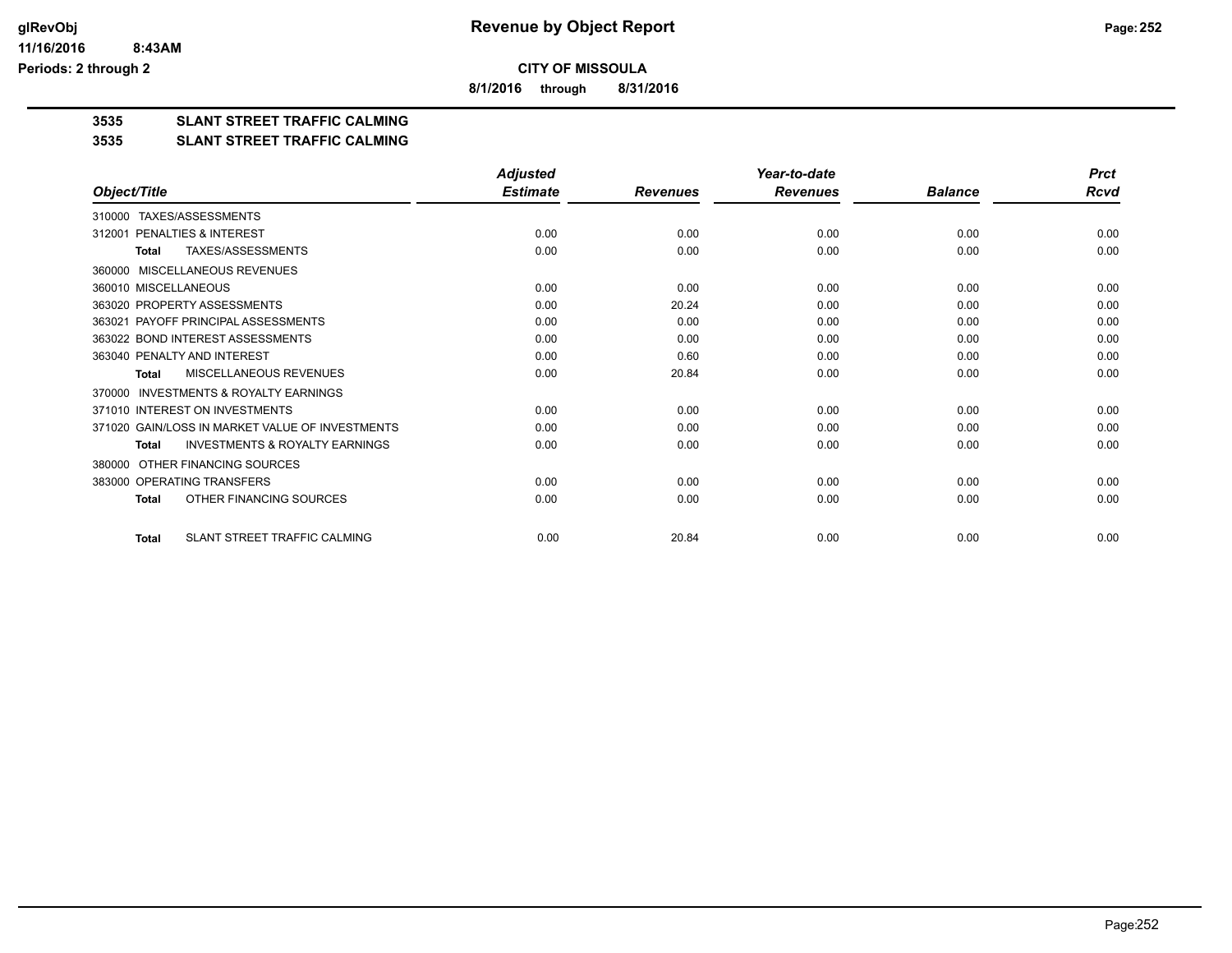**CITY OF MISSOULA**

**8/1/2016 through 8/31/2016**

**3535 SLANT STREET TRAFFIC CALMING**

**3535 SLANT STREET TRAFFIC CALMING**

| Object/Title | Adjusted Estimate | Revenues | Year-to-date Revenues | Balance | Prct Rcvd |
|---|---|---|---|---|---|
| 310000 TAXES/ASSESSMENTS | | | | | |
| 312001 PENALTIES & INTEREST | 0.00 | 0.00 | 0.00 | 0.00 | 0.00 |
| **Total** TAXES/ASSESSMENTS | 0.00 | 0.00 | 0.00 | 0.00 | 0.00 |
| 360000 MISCELLANEOUS REVENUES | | | | | |
| 360010 MISCELLANEOUS | 0.00 | 0.00 | 0.00 | 0.00 | 0.00 |
| 363020 PROPERTY ASSESSMENTS | 0.00 | 20.24 | 0.00 | 0.00 | 0.00 |
| 363021 PAYOFF PRINCIPAL ASSESSMENTS | 0.00 | 0.00 | 0.00 | 0.00 | 0.00 |
| 363022 BOND INTEREST ASSESSMENTS | 0.00 | 0.00 | 0.00 | 0.00 | 0.00 |
| 363040 PENALTY AND INTEREST | 0.00 | 0.60 | 0.00 | 0.00 | 0.00 |
| **Total** MISCELLANEOUS REVENUES | 0.00 | 20.84 | 0.00 | 0.00 | 0.00 |
| 370000 INVESTMENTS & ROYALTY EARNINGS | | | | | |
| 371010 INTEREST ON INVESTMENTS | 0.00 | 0.00 | 0.00 | 0.00 | 0.00 |
| 371020 GAIN/LOSS IN MARKET VALUE OF INVESTMENTS | 0.00 | 0.00 | 0.00 | 0.00 | 0.00 |
| **Total** INVESTMENTS & ROYALTY EARNINGS | 0.00 | 0.00 | 0.00 | 0.00 | 0.00 |
| 380000 OTHER FINANCING SOURCES | | | | | |
| 383000 OPERATING TRANSFERS | 0.00 | 0.00 | 0.00 | 0.00 | 0.00 |
| **Total** OTHER FINANCING SOURCES | 0.00 | 0.00 | 0.00 | 0.00 | 0.00 |
| **Total** SLANT STREET TRAFFIC CALMING | 0.00 | 20.84 | 0.00 | 0.00 | 0.00 |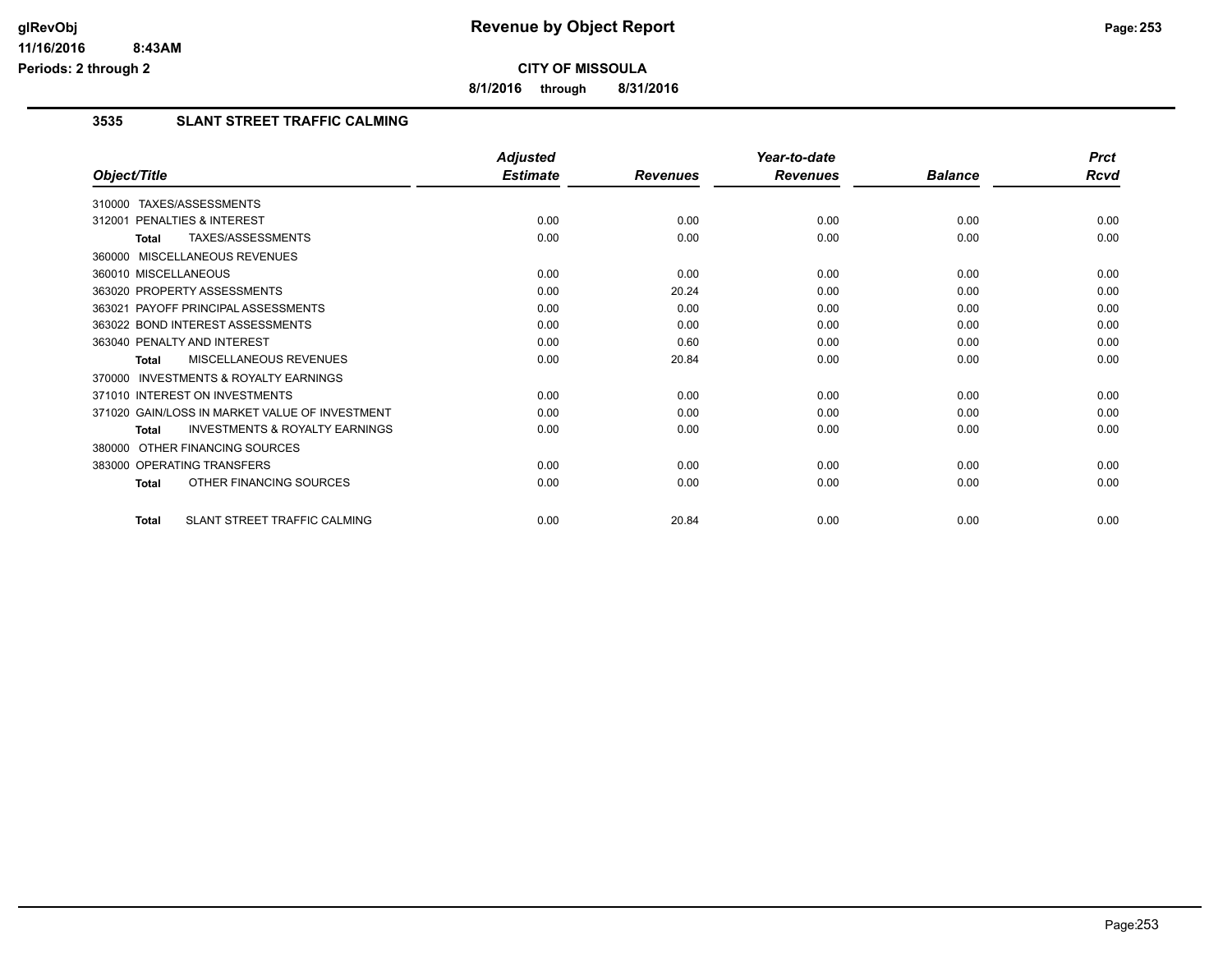# Revenue by Object Report

**CITY OF MISSOULA**

**8/1/2016 through 8/31/2016**

glRevObj
11/16/2016 8:43AM
Periods: 2 through 2

### 3535 SLANT STREET TRAFFIC CALMING

| Object/Title | Adjusted Estimate | Revenues | Year-to-date Revenues | Balance | Prct Rcvd |
|---|---|---|---|---|---|
| 310000 TAXES/ASSESSMENTS | | | | | |
| 312001 PENALTIES & INTEREST | 0.00 | 0.00 | 0.00 | 0.00 | 0.00 |
| **Total** TAXES/ASSESSMENTS | 0.00 | 0.00 | 0.00 | 0.00 | 0.00 |
| 360000 MISCELLANEOUS REVENUES | | | | | |
| 360010 MISCELLANEOUS | 0.00 | 0.00 | 0.00 | 0.00 | 0.00 |
| 363020 PROPERTY ASSESSMENTS | 0.00 | 20.24 | 0.00 | 0.00 | 0.00 |
| 363021 PAYOFF PRINCIPAL ASSESSMENTS | 0.00 | 0.00 | 0.00 | 0.00 | 0.00 |
| 363022 BOND INTEREST ASSESSMENTS | 0.00 | 0.00 | 0.00 | 0.00 | 0.00 |
| 363040 PENALTY AND INTEREST | 0.00 | 0.60 | 0.00 | 0.00 | 0.00 |
| **Total** MISCELLANEOUS REVENUES | 0.00 | 20.84 | 0.00 | 0.00 | 0.00 |
| 370000 INVESTMENTS & ROYALTY EARNINGS | | | | | |
| 371010 INTEREST ON INVESTMENTS | 0.00 | 0.00 | 0.00 | 0.00 | 0.00 |
| 371020 GAIN/LOSS IN MARKET VALUE OF INVESTMENT | 0.00 | 0.00 | 0.00 | 0.00 | 0.00 |
| **Total** INVESTMENTS & ROYALTY EARNINGS | 0.00 | 0.00 | 0.00 | 0.00 | 0.00 |
| 380000 OTHER FINANCING SOURCES | | | | | |
| 383000 OPERATING TRANSFERS | 0.00 | 0.00 | 0.00 | 0.00 | 0.00 |
| **Total** OTHER FINANCING SOURCES | 0.00 | 0.00 | 0.00 | 0.00 | 0.00 |
| **Total** SLANT STREET TRAFFIC CALMING | 0.00 | 20.84 | 0.00 | 0.00 | 0.00 |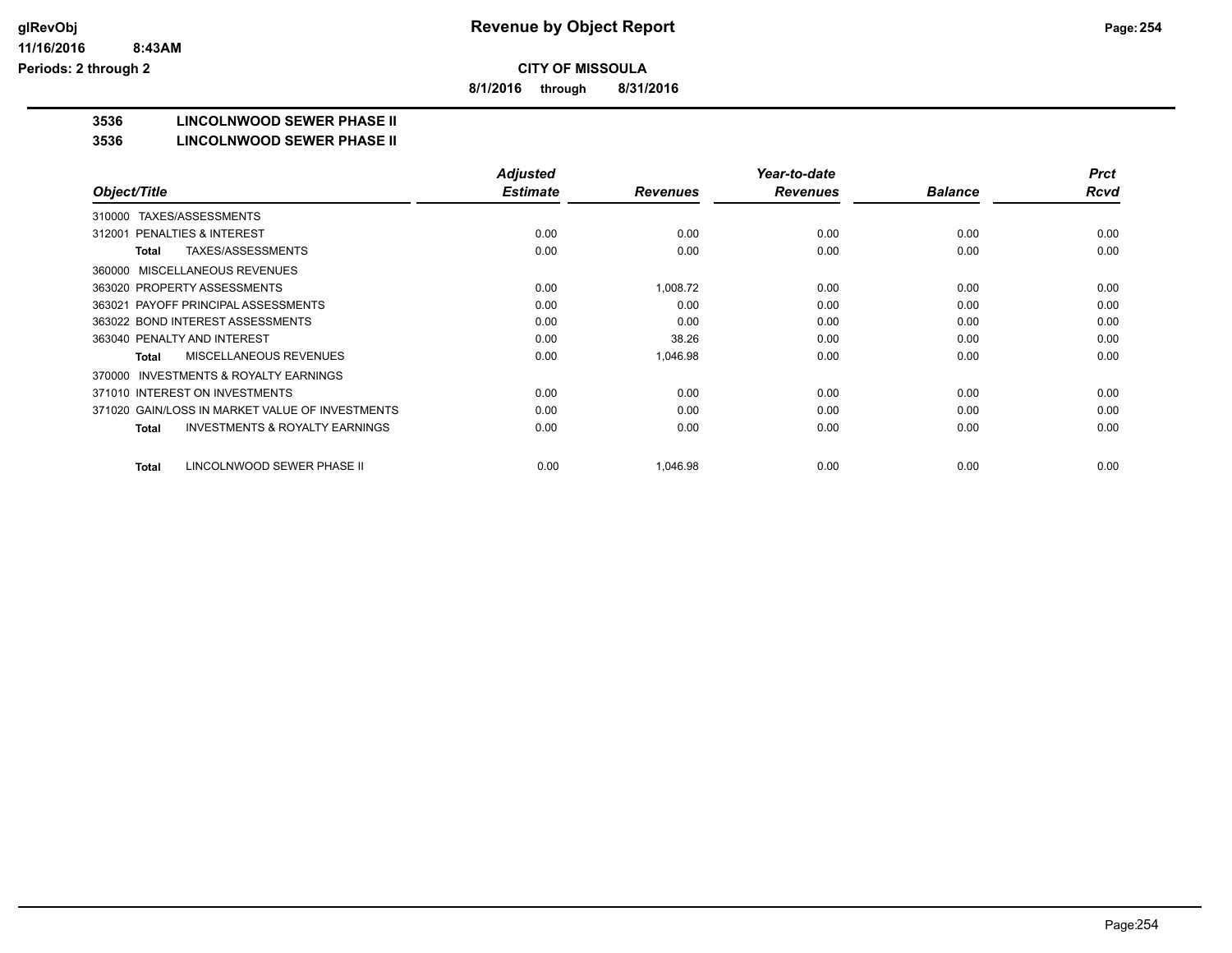# Revenue by Object Report

glRevObj
11/16/2016 8:43AM
Periods: 2 through 2

**CITY OF MISSOULA**

**8/1/2016 through 8/31/2016**

## 3536 LINCOLNWOOD SEWER PHASE II

### 3536 LINCOLNWOOD SEWER PHASE II

| Object/Title | Adjusted Estimate | Revenues | Year-to-date Revenues | Balance | Prct Rcvd |
|---|---|---|---|---|---|
| 310000 TAXES/ASSESSMENTS | | | | | |
| 312001 PENALTIES & INTEREST | 0.00 | 0.00 | 0.00 | 0.00 | 0.00 |
| **Total** TAXES/ASSESSMENTS | 0.00 | 0.00 | 0.00 | 0.00 | 0.00 |
| 360000 MISCELLANEOUS REVENUES | | | | | |
| 363020 PROPERTY ASSESSMENTS | 0.00 | 1,008.72 | 0.00 | 0.00 | 0.00 |
| 363021 PAYOFF PRINCIPAL ASSESSMENTS | 0.00 | 0.00 | 0.00 | 0.00 | 0.00 |
| 363022 BOND INTEREST ASSESSMENTS | 0.00 | 0.00 | 0.00 | 0.00 | 0.00 |
| 363040 PENALTY AND INTEREST | 0.00 | 38.26 | 0.00 | 0.00 | 0.00 |
| **Total** MISCELLANEOUS REVENUES | 0.00 | 1,046.98 | 0.00 | 0.00 | 0.00 |
| 370000 INVESTMENTS & ROYALTY EARNINGS | | | | | |
| 371010 INTEREST ON INVESTMENTS | 0.00 | 0.00 | 0.00 | 0.00 | 0.00 |
| 371020 GAIN/LOSS IN MARKET VALUE OF INVESTMENTS | 0.00 | 0.00 | 0.00 | 0.00 | 0.00 |
| **Total** INVESTMENTS & ROYALTY EARNINGS | 0.00 | 0.00 | 0.00 | 0.00 | 0.00 |
| **Total** LINCOLNWOOD SEWER PHASE II | 0.00 | 1,046.98 | 0.00 | 0.00 | 0.00 |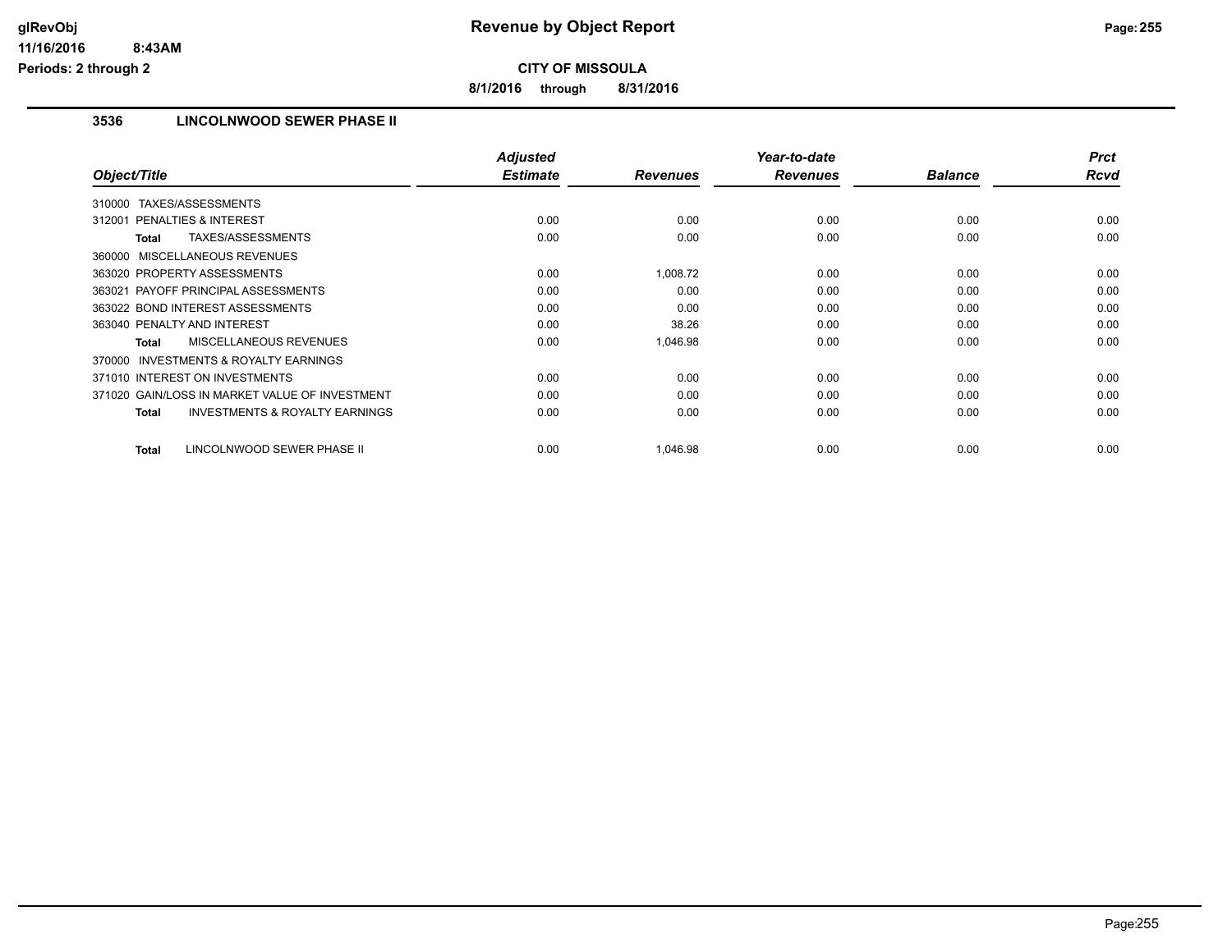**Revenue by Object Report**

**CITY OF MISSOULA**

**8/1/2016 through 8/31/2016**

glRevObj
11/16/2016 8:43AM
Periods: 2 through 2

### 3536 LINCOLNWOOD SEWER PHASE II

| Object/Title | Adjusted Estimate | Revenues | Year-to-date Revenues | Balance | Prct Rcvd |
|---|---|---|---|---|---|
| 310000 TAXES/ASSESSMENTS | | | | | |
| 312001 PENALTIES & INTEREST | 0.00 | 0.00 | 0.00 | 0.00 | 0.00 |
| **Total** TAXES/ASSESSMENTS | 0.00 | 0.00 | 0.00 | 0.00 | 0.00 |
| 360000 MISCELLANEOUS REVENUES | | | | | |
| 363020 PROPERTY ASSESSMENTS | 0.00 | 1,008.72 | 0.00 | 0.00 | 0.00 |
| 363021 PAYOFF PRINCIPAL ASSESSMENTS | 0.00 | 0.00 | 0.00 | 0.00 | 0.00 |
| 363022 BOND INTEREST ASSESSMENTS | 0.00 | 0.00 | 0.00 | 0.00 | 0.00 |
| 363040 PENALTY AND INTEREST | 0.00 | 38.26 | 0.00 | 0.00 | 0.00 |
| **Total** MISCELLANEOUS REVENUES | 0.00 | 1,046.98 | 0.00 | 0.00 | 0.00 |
| 370000 INVESTMENTS & ROYALTY EARNINGS | | | | | |
| 371010 INTEREST ON INVESTMENTS | 0.00 | 0.00 | 0.00 | 0.00 | 0.00 |
| 371020 GAIN/LOSS IN MARKET VALUE OF INVESTMENT | 0.00 | 0.00 | 0.00 | 0.00 | 0.00 |
| **Total** INVESTMENTS & ROYALTY EARNINGS | 0.00 | 0.00 | 0.00 | 0.00 | 0.00 |
| **Total** LINCOLNWOOD SEWER PHASE II | 0.00 | 1,046.98 | 0.00 | 0.00 | 0.00 |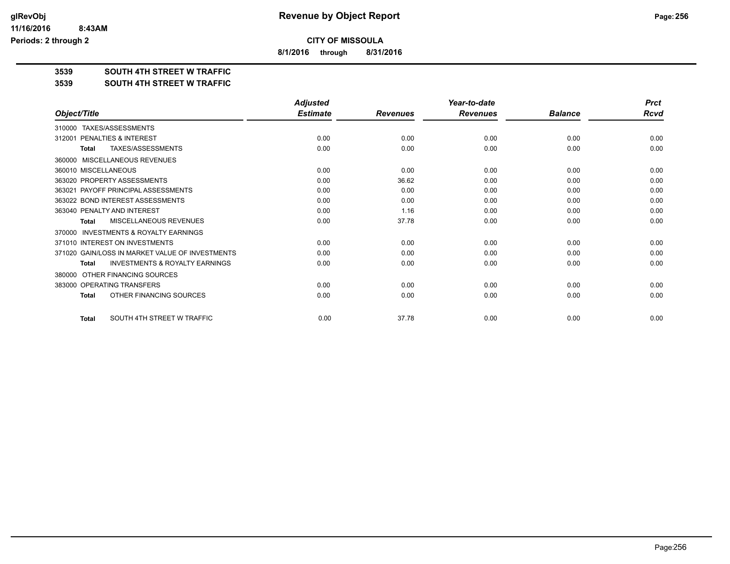**CITY OF MISSOULA**

**8/1/2016 through 8/31/2016**

**3539 SOUTH 4TH STREET W TRAFFIC**

**3539 SOUTH 4TH STREET W TRAFFIC**

| Object/Title | Adjusted Estimate | Revenues | Year-to-date Revenues | Balance | Prct Rcvd |
|---|---|---|---|---|---|
| 310000 TAXES/ASSESSMENTS | | | | | |
| 312001 PENALTIES & INTEREST | 0.00 | 0.00 | 0.00 | 0.00 | 0.00 |
| **Total** TAXES/ASSESSMENTS | 0.00 | 0.00 | 0.00 | 0.00 | 0.00 |
| 360000 MISCELLANEOUS REVENUES | | | | | |
| 360010 MISCELLANEOUS | 0.00 | 0.00 | 0.00 | 0.00 | 0.00 |
| 363020 PROPERTY ASSESSMENTS | 0.00 | 36.62 | 0.00 | 0.00 | 0.00 |
| 363021 PAYOFF PRINCIPAL ASSESSMENTS | 0.00 | 0.00 | 0.00 | 0.00 | 0.00 |
| 363022 BOND INTEREST ASSESSMENTS | 0.00 | 0.00 | 0.00 | 0.00 | 0.00 |
| 363040 PENALTY AND INTEREST | 0.00 | 1.16 | 0.00 | 0.00 | 0.00 |
| **Total** MISCELLANEOUS REVENUES | 0.00 | 37.78 | 0.00 | 0.00 | 0.00 |
| 370000 INVESTMENTS & ROYALTY EARNINGS | | | | | |
| 371010 INTEREST ON INVESTMENTS | 0.00 | 0.00 | 0.00 | 0.00 | 0.00 |
| 371020 GAIN/LOSS IN MARKET VALUE OF INVESTMENTS | 0.00 | 0.00 | 0.00 | 0.00 | 0.00 |
| **Total** INVESTMENTS & ROYALTY EARNINGS | 0.00 | 0.00 | 0.00 | 0.00 | 0.00 |
| 380000 OTHER FINANCING SOURCES | | | | | |
| 383000 OPERATING TRANSFERS | 0.00 | 0.00 | 0.00 | 0.00 | 0.00 |
| **Total** OTHER FINANCING SOURCES | 0.00 | 0.00 | 0.00 | 0.00 | 0.00 |
| **Total** SOUTH 4TH STREET W TRAFFIC | 0.00 | 37.78 | 0.00 | 0.00 | 0.00 |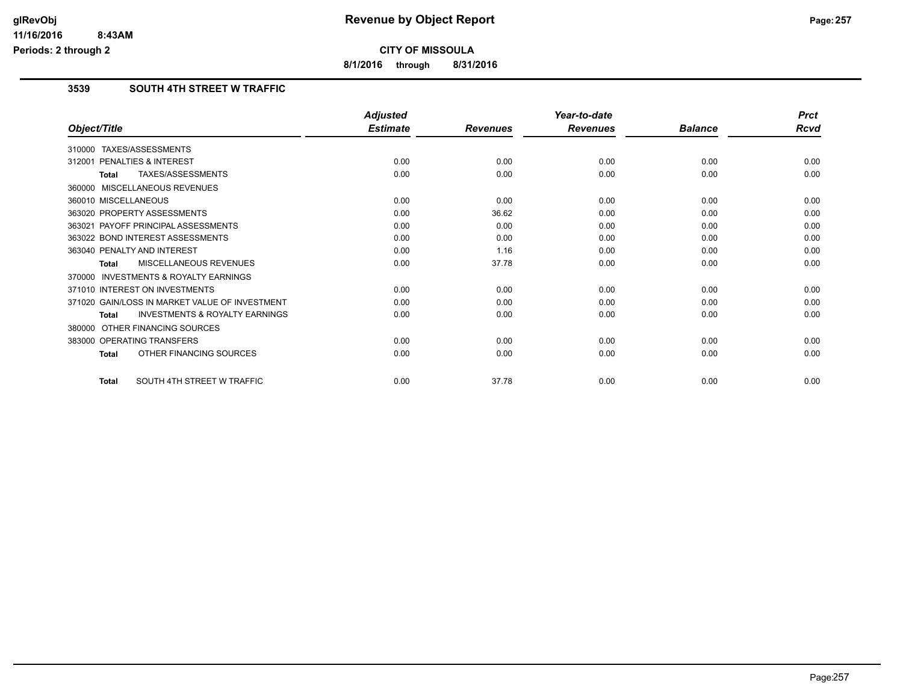# Revenue by Object Report

**CITY OF MISSOULA**

**8/1/2016 through 8/31/2016**

### 3539 SOUTH 4TH STREET W TRAFFIC

| Object/Title | Adjusted Estimate | Revenues | Year-to-date Revenues | Balance | Prct Rcvd |
|---|---|---|---|---|---|
| 310000 TAXES/ASSESSMENTS | | | | | |
| 312001 PENALTIES & INTEREST | 0.00 | 0.00 | 0.00 | 0.00 | 0.00 |
| **Total** TAXES/ASSESSMENTS | 0.00 | 0.00 | 0.00 | 0.00 | 0.00 |
| 360000 MISCELLANEOUS REVENUES | | | | | |
| 360010 MISCELLANEOUS | 0.00 | 0.00 | 0.00 | 0.00 | 0.00 |
| 363020 PROPERTY ASSESSMENTS | 0.00 | 36.62 | 0.00 | 0.00 | 0.00 |
| 363021 PAYOFF PRINCIPAL ASSESSMENTS | 0.00 | 0.00 | 0.00 | 0.00 | 0.00 |
| 363022 BOND INTEREST ASSESSMENTS | 0.00 | 0.00 | 0.00 | 0.00 | 0.00 |
| 363040 PENALTY AND INTEREST | 0.00 | 1.16 | 0.00 | 0.00 | 0.00 |
| **Total** MISCELLANEOUS REVENUES | 0.00 | 37.78 | 0.00 | 0.00 | 0.00 |
| 370000 INVESTMENTS & ROYALTY EARNINGS | | | | | |
| 371010 INTEREST ON INVESTMENTS | 0.00 | 0.00 | 0.00 | 0.00 | 0.00 |
| 371020 GAIN/LOSS IN MARKET VALUE OF INVESTMENT | 0.00 | 0.00 | 0.00 | 0.00 | 0.00 |
| **Total** INVESTMENTS & ROYALTY EARNINGS | 0.00 | 0.00 | 0.00 | 0.00 | 0.00 |
| 380000 OTHER FINANCING SOURCES | | | | | |
| 383000 OPERATING TRANSFERS | 0.00 | 0.00 | 0.00 | 0.00 | 0.00 |
| **Total** OTHER FINANCING SOURCES | 0.00 | 0.00 | 0.00 | 0.00 | 0.00 |
| **Total** SOUTH 4TH STREET W TRAFFIC | 0.00 | 37.78 | 0.00 | 0.00 | 0.00 |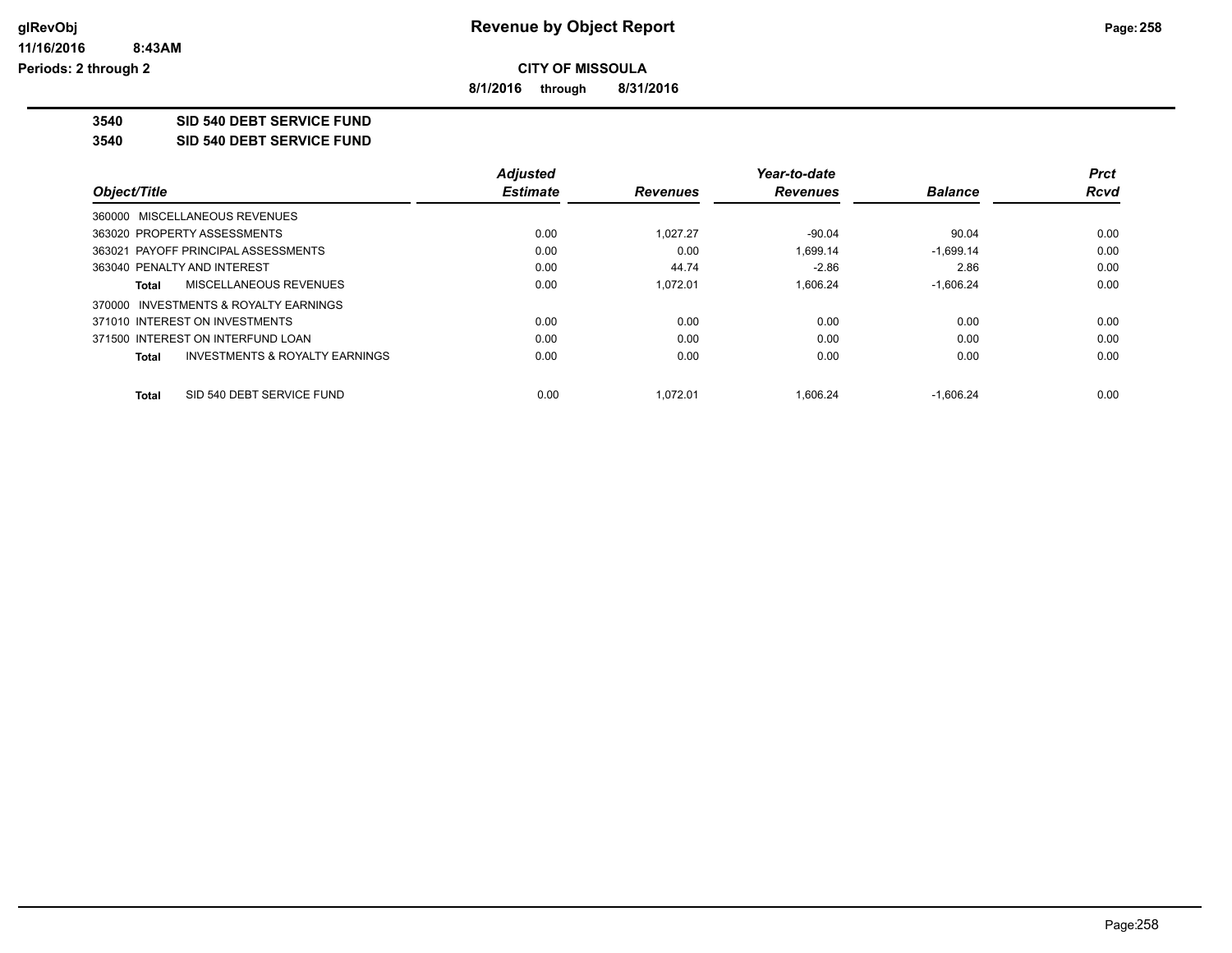# Revenue by Object Report

**CITY OF MISSOULA**

**8/1/2016 through 8/31/2016**

glRevObj
11/16/2016 8:43AM
Periods: 2 through 2

**3540 SID 540 DEBT SERVICE FUND**

**3540 SID 540 DEBT SERVICE FUND**

| Object/Title | Adjusted Estimate | Revenues | Year-to-date Revenues | Balance | Prct Rcvd |
|---|---|---|---|---|---|
| 360000 MISCELLANEOUS REVENUES | | | | | |
| 363020 PROPERTY ASSESSMENTS | 0.00 | 1,027.27 | -90.04 | 90.04 | 0.00 |
| 363021 PAYOFF PRINCIPAL ASSESSMENTS | 0.00 | 0.00 | 1,699.14 | -1,699.14 | 0.00 |
| 363040 PENALTY AND INTEREST | 0.00 | 44.74 | -2.86 | 2.86 | 0.00 |
| **Total** MISCELLANEOUS REVENUES | 0.00 | 1,072.01 | 1,606.24 | -1,606.24 | 0.00 |
| 370000 INVESTMENTS & ROYALTY EARNINGS | | | | | |
| 371010 INTEREST ON INVESTMENTS | 0.00 | 0.00 | 0.00 | 0.00 | 0.00 |
| 371500 INTEREST ON INTERFUND LOAN | 0.00 | 0.00 | 0.00 | 0.00 | 0.00 |
| **Total** INVESTMENTS & ROYALTY EARNINGS | 0.00 | 0.00 | 0.00 | 0.00 | 0.00 |
| **Total** SID 540 DEBT SERVICE FUND | 0.00 | 1,072.01 | 1,606.24 | -1,606.24 | 0.00 |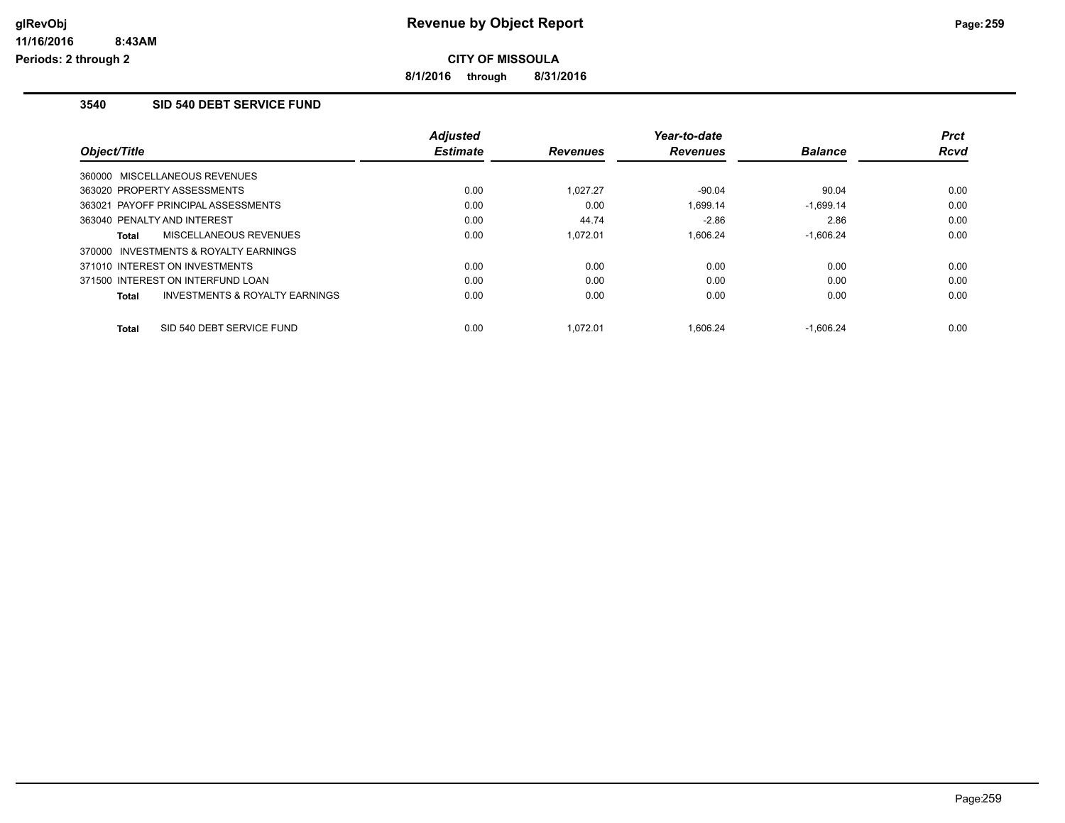# Revenue by Object Report

**CITY OF MISSOULA**

**8/1/2016 through 8/31/2016**

glRevObj
11/16/2016 8:43AM
Periods: 2 through 2

### 3540 SID 540 DEBT SERVICE FUND

| Object/Title | Adjusted Estimate | Revenues | Year-to-date Revenues | Balance | Prct Rcvd |
|---|---|---|---|---|---|
| 360000 MISCELLANEOUS REVENUES | | | | | |
| 363020 PROPERTY ASSESSMENTS | 0.00 | 1,027.27 | -90.04 | 90.04 | 0.00 |
| 363021 PAYOFF PRINCIPAL ASSESSMENTS | 0.00 | 0.00 | 1,699.14 | -1,699.14 | 0.00 |
| 363040 PENALTY AND INTEREST | 0.00 | 44.74 | -2.86 | 2.86 | 0.00 |
| **Total** MISCELLANEOUS REVENUES | 0.00 | 1,072.01 | 1,606.24 | -1,606.24 | 0.00 |
| 370000 INVESTMENTS & ROYALTY EARNINGS | | | | | |
| 371010 INTEREST ON INVESTMENTS | 0.00 | 0.00 | 0.00 | 0.00 | 0.00 |
| 371500 INTEREST ON INTERFUND LOAN | 0.00 | 0.00 | 0.00 | 0.00 | 0.00 |
| **Total** INVESTMENTS & ROYALTY EARNINGS | 0.00 | 0.00 | 0.00 | 0.00 | 0.00 |
| **Total** SID 540 DEBT SERVICE FUND | 0.00 | 1,072.01 | 1,606.24 | -1,606.24 | 0.00 |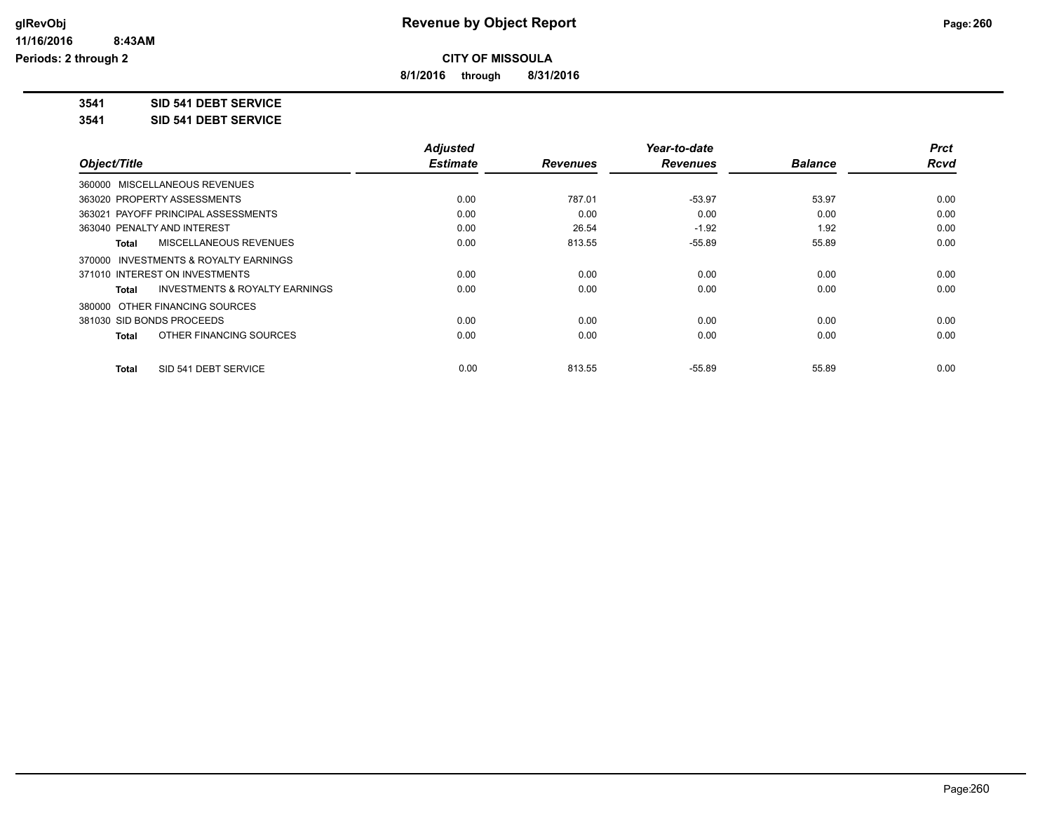# Revenue by Object Report

**CITY OF MISSOULA**

**8/1/2016 through 8/31/2016**

glRevObj
11/16/2016 8:43AM
Periods: 2 through 2

**3541 SID 541 DEBT SERVICE**

**3541 SID 541 DEBT SERVICE**

| Object/Title | Adjusted Estimate | Revenues | Year-to-date Revenues | Balance | Prct Rcvd |
|---|---|---|---|---|---|
| 360000 MISCELLANEOUS REVENUES | | | | | |
| 363020 PROPERTY ASSESSMENTS | 0.00 | 787.01 | -53.97 | 53.97 | 0.00 |
| 363021 PAYOFF PRINCIPAL ASSESSMENTS | 0.00 | 0.00 | 0.00 | 0.00 | 0.00 |
| 363040 PENALTY AND INTEREST | 0.00 | 26.54 | -1.92 | 1.92 | 0.00 |
| **Total** MISCELLANEOUS REVENUES | 0.00 | 813.55 | -55.89 | 55.89 | 0.00 |
| 370000 INVESTMENTS & ROYALTY EARNINGS | | | | | |
| 371010 INTEREST ON INVESTMENTS | 0.00 | 0.00 | 0.00 | 0.00 | 0.00 |
| **Total** INVESTMENTS & ROYALTY EARNINGS | 0.00 | 0.00 | 0.00 | 0.00 | 0.00 |
| 380000 OTHER FINANCING SOURCES | | | | | |
| 381030 SID BONDS PROCEEDS | 0.00 | 0.00 | 0.00 | 0.00 | 0.00 |
| **Total** OTHER FINANCING SOURCES | 0.00 | 0.00 | 0.00 | 0.00 | 0.00 |
| **Total** SID 541 DEBT SERVICE | 0.00 | 813.55 | -55.89 | 55.89 | 0.00 |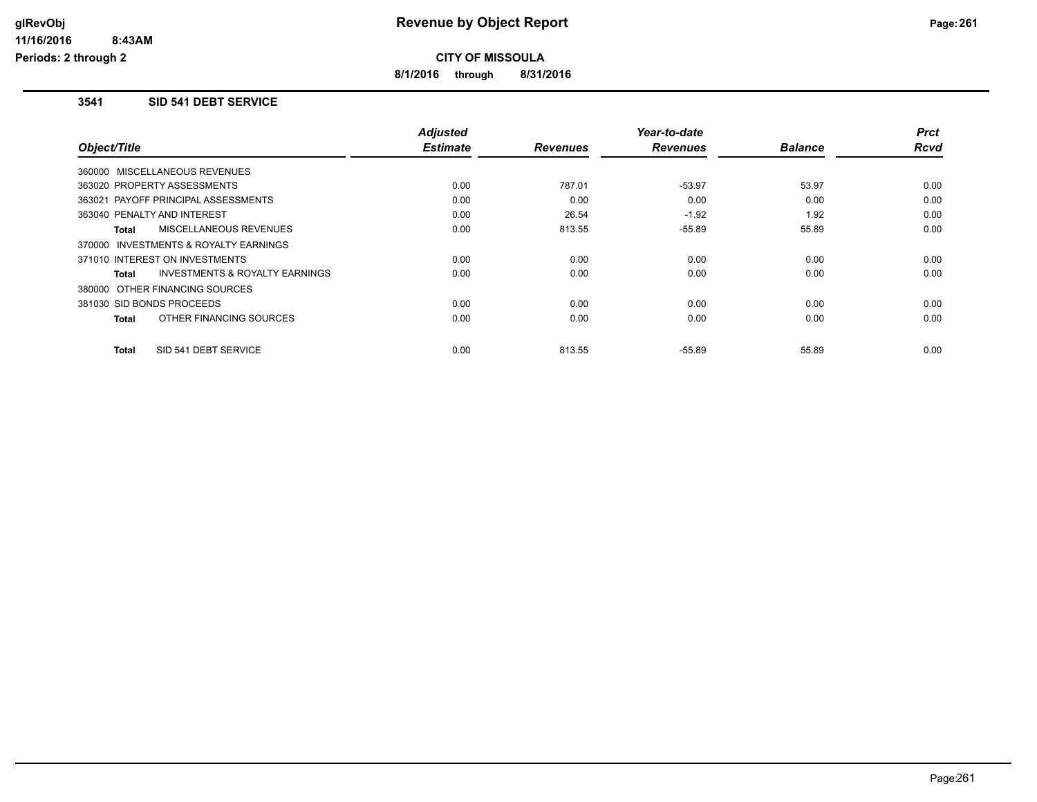# Revenue by Object Report

**CITY OF MISSOULA**

**8/1/2016 through 8/31/2016**

glRevObj
11/16/2016 8:43AM
Periods: 2 through 2

## 3541 SID 541 DEBT SERVICE

| Object/Title | Adjusted Estimate | Revenues | Year-to-date Revenues | Balance | Prct Rcvd |
|---|---|---|---|---|---|
| 360000 MISCELLANEOUS REVENUES | | | | | |
| 363020 PROPERTY ASSESSMENTS | 0.00 | 787.01 | -53.97 | 53.97 | 0.00 |
| 363021 PAYOFF PRINCIPAL ASSESSMENTS | 0.00 | 0.00 | 0.00 | 0.00 | 0.00 |
| 363040 PENALTY AND INTEREST | 0.00 | 26.54 | -1.92 | 1.92 | 0.00 |
| **Total** MISCELLANEOUS REVENUES | 0.00 | 813.55 | -55.89 | 55.89 | 0.00 |
| 370000 INVESTMENTS & ROYALTY EARNINGS | | | | | |
| 371010 INTEREST ON INVESTMENTS | 0.00 | 0.00 | 0.00 | 0.00 | 0.00 |
| **Total** INVESTMENTS & ROYALTY EARNINGS | 0.00 | 0.00 | 0.00 | 0.00 | 0.00 |
| 380000 OTHER FINANCING SOURCES | | | | | |
| 381030 SID BONDS PROCEEDS | 0.00 | 0.00 | 0.00 | 0.00 | 0.00 |
| **Total** OTHER FINANCING SOURCES | 0.00 | 0.00 | 0.00 | 0.00 | 0.00 |
| **Total** SID 541 DEBT SERVICE | 0.00 | 813.55 | -55.89 | 55.89 | 0.00 |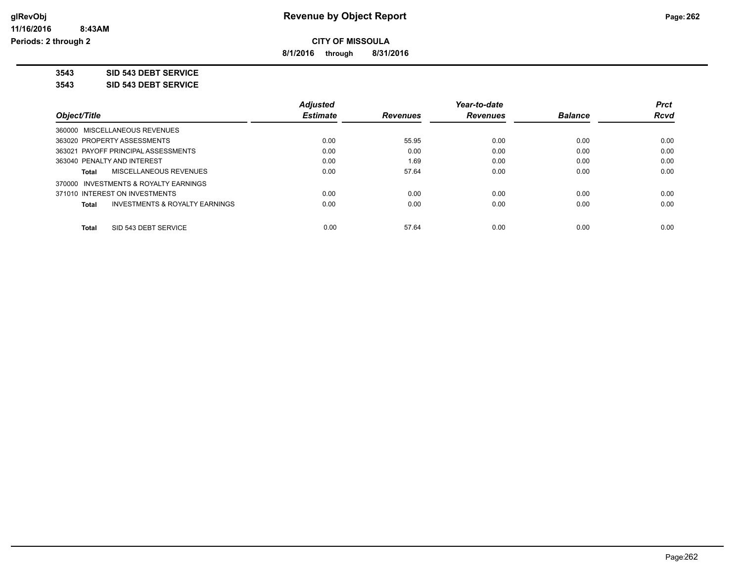# Revenue by Object Report

**CITY OF MISSOULA**

**8/1/2016 through 8/31/2016**

glRevObj
11/16/2016 8:43AM
Periods: 2 through 2

**3543 SID 543 DEBT SERVICE**

**3543 SID 543 DEBT SERVICE**

| Object/Title | Adjusted Estimate | Revenues | Year-to-date Revenues | Balance | Prct Rcvd |
|---|---|---|---|---|---|
| 360000 MISCELLANEOUS REVENUES | | | | | |
| 363020 PROPERTY ASSESSMENTS | 0.00 | 55.95 | 0.00 | 0.00 | 0.00 |
| 363021 PAYOFF PRINCIPAL ASSESSMENTS | 0.00 | 0.00 | 0.00 | 0.00 | 0.00 |
| 363040 PENALTY AND INTEREST | 0.00 | 1.69 | 0.00 | 0.00 | 0.00 |
| **Total** MISCELLANEOUS REVENUES | 0.00 | 57.64 | 0.00 | 0.00 | 0.00 |
| 370000 INVESTMENTS & ROYALTY EARNINGS | | | | | |
| 371010 INTEREST ON INVESTMENTS | 0.00 | 0.00 | 0.00 | 0.00 | 0.00 |
| **Total** INVESTMENTS & ROYALTY EARNINGS | 0.00 | 0.00 | 0.00 | 0.00 | 0.00 |
| **Total** SID 543 DEBT SERVICE | 0.00 | 57.64 | 0.00 | 0.00 | 0.00 |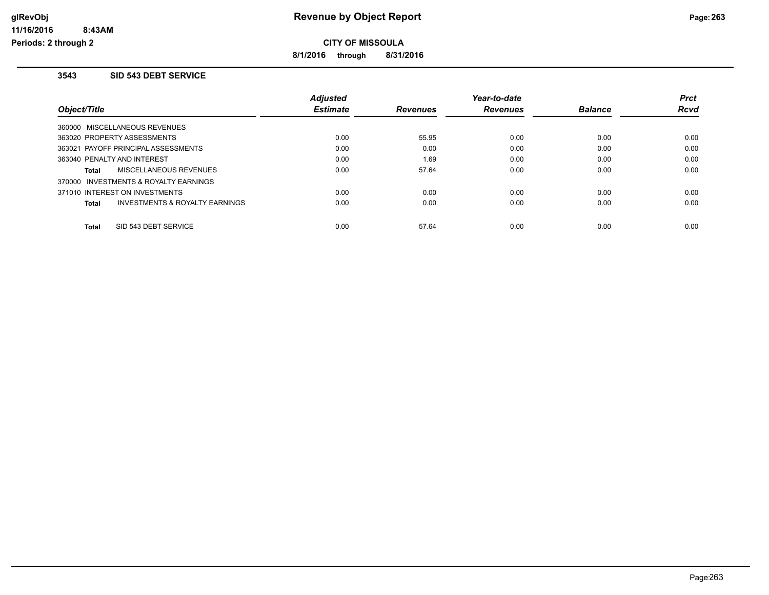**CITY OF MISSOULA**

**8/1/2016 through 8/31/2016**

## 3543 SID 543 DEBT SERVICE

| Object/Title | Adjusted Estimate | Revenues | Year-to-date Revenues | Balance | Prct Rcvd |
|---|---|---|---|---|---|
| 360000 MISCELLANEOUS REVENUES | | | | | |
| 363020 PROPERTY ASSESSMENTS | 0.00 | 55.95 | 0.00 | 0.00 | 0.00 |
| 363021 PAYOFF PRINCIPAL ASSESSMENTS | 0.00 | 0.00 | 0.00 | 0.00 | 0.00 |
| 363040 PENALTY AND INTEREST | 0.00 | 1.69 | 0.00 | 0.00 | 0.00 |
| **Total** MISCELLANEOUS REVENUES | 0.00 | 57.64 | 0.00 | 0.00 | 0.00 |
| 370000 INVESTMENTS & ROYALTY EARNINGS | | | | | |
| 371010 INTEREST ON INVESTMENTS | 0.00 | 0.00 | 0.00 | 0.00 | 0.00 |
| **Total** INVESTMENTS & ROYALTY EARNINGS | 0.00 | 0.00 | 0.00 | 0.00 | 0.00 |
| **Total** SID 543 DEBT SERVICE | 0.00 | 57.64 | 0.00 | 0.00 | 0.00 |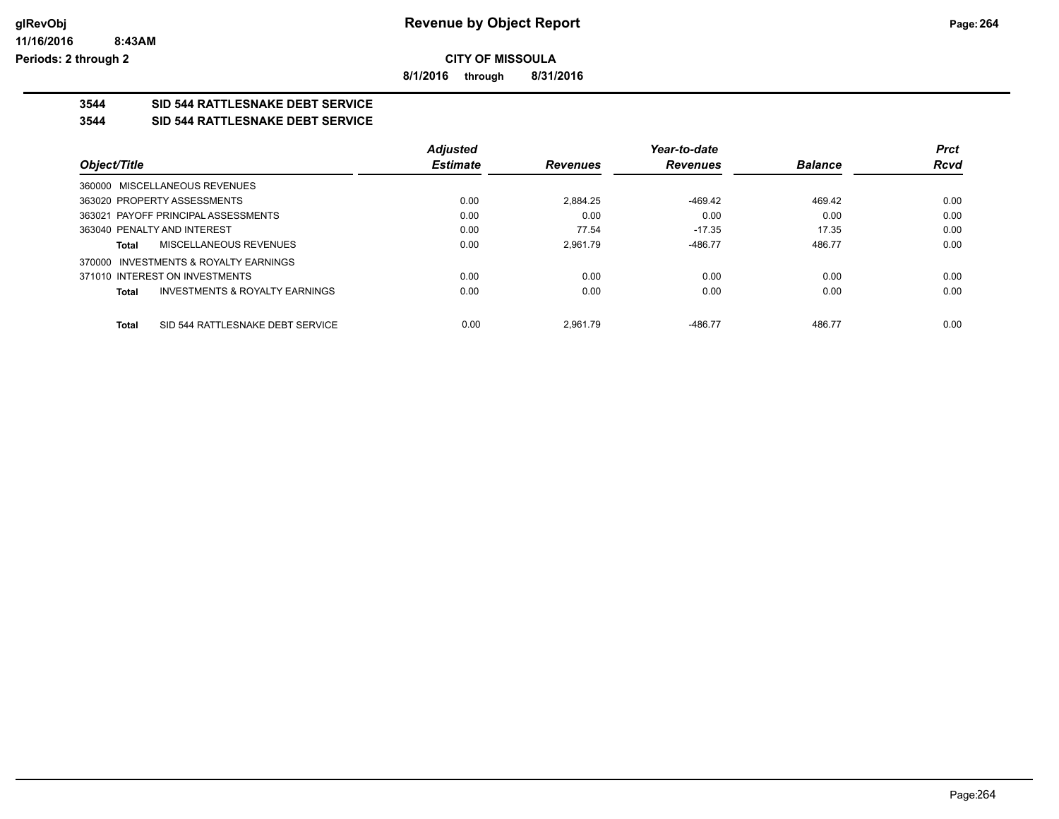**CITY OF MISSOULA**

**8/1/2016 through 8/31/2016**

## 3544 SID 544 RATTLESNAKE DEBT SERVICE

### 3544 SID 544 RATTLESNAKE DEBT SERVICE

| Object/Title | Adjusted Estimate | Revenues | Year-to-date Revenues | Balance | Prct Rcvd |
|---|---|---|---|---|---|
| 360000 MISCELLANEOUS REVENUES | | | | | |
| 363020 PROPERTY ASSESSMENTS | 0.00 | 2,884.25 | -469.42 | 469.42 | 0.00 |
| 363021 PAYOFF PRINCIPAL ASSESSMENTS | 0.00 | 0.00 | 0.00 | 0.00 | 0.00 |
| 363040 PENALTY AND INTEREST | 0.00 | 77.54 | -17.35 | 17.35 | 0.00 |
| **Total** MISCELLANEOUS REVENUES | 0.00 | 2,961.79 | -486.77 | 486.77 | 0.00 |
| 370000 INVESTMENTS & ROYALTY EARNINGS | | | | | |
| 371010 INTEREST ON INVESTMENTS | 0.00 | 0.00 | 0.00 | 0.00 | 0.00 |
| **Total** INVESTMENTS & ROYALTY EARNINGS | 0.00 | 0.00 | 0.00 | 0.00 | 0.00 |
| **Total** SID 544 RATTLESNAKE DEBT SERVICE | 0.00 | 2,961.79 | -486.77 | 486.77 | 0.00 |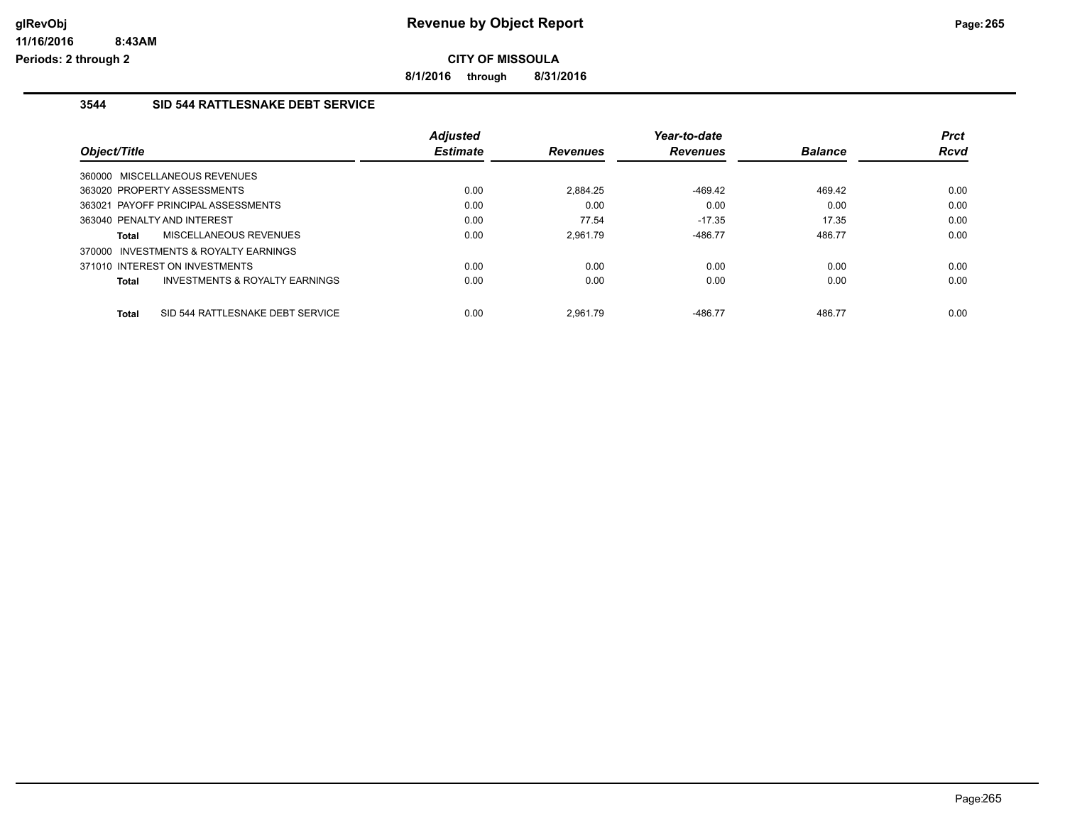# Revenue by Object Report

**CITY OF MISSOULA**

**8/1/2016 through 8/31/2016**

glRevObj
11/16/2016 8:43AM
Periods: 2 through 2

### 3544 SID 544 RATTLESNAKE DEBT SERVICE

| Object/Title | Adjusted Estimate | Revenues | Year-to-date Revenues | Balance | Prct Rcvd |
|---|---|---|---|---|---|
| 360000 MISCELLANEOUS REVENUES | | | | | |
| 363020 PROPERTY ASSESSMENTS | 0.00 | 2,884.25 | -469.42 | 469.42 | 0.00 |
| 363021 PAYOFF PRINCIPAL ASSESSMENTS | 0.00 | 0.00 | 0.00 | 0.00 | 0.00 |
| 363040 PENALTY AND INTEREST | 0.00 | 77.54 | -17.35 | 17.35 | 0.00 |
| **Total** MISCELLANEOUS REVENUES | 0.00 | 2,961.79 | -486.77 | 486.77 | 0.00 |
| 370000 INVESTMENTS & ROYALTY EARNINGS | | | | | |
| 371010 INTEREST ON INVESTMENTS | 0.00 | 0.00 | 0.00 | 0.00 | 0.00 |
| **Total** INVESTMENTS & ROYALTY EARNINGS | 0.00 | 0.00 | 0.00 | 0.00 | 0.00 |
| **Total** SID 544 RATTLESNAKE DEBT SERVICE | 0.00 | 2,961.79 | -486.77 | 486.77 | 0.00 |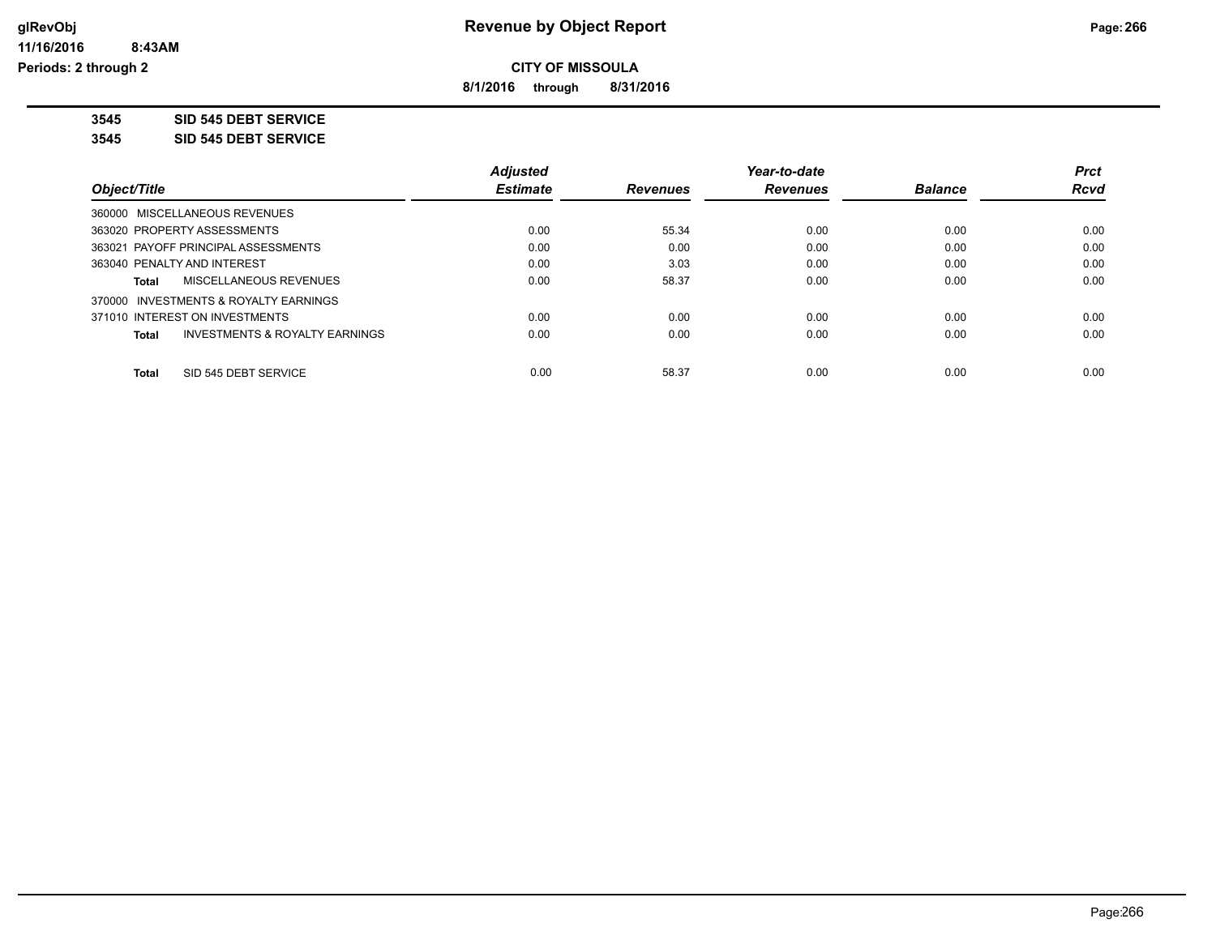**Revenue by Object Report**

**CITY OF MISSOULA**

**8/1/2016 through 8/31/2016**

glRevObj
11/16/2016 8:43AM
Periods: 2 through 2

**3545 SID 545 DEBT SERVICE**

**3545 SID 545 DEBT SERVICE**

| Object/Title | Adjusted Estimate | Revenues | Year-to-date Revenues | Balance | Prct Rcvd |
|---|---|---|---|---|---|
| 360000 MISCELLANEOUS REVENUES | | | | | |
| 363020 PROPERTY ASSESSMENTS | 0.00 | 55.34 | 0.00 | 0.00 | 0.00 |
| 363021 PAYOFF PRINCIPAL ASSESSMENTS | 0.00 | 0.00 | 0.00 | 0.00 | 0.00 |
| 363040 PENALTY AND INTEREST | 0.00 | 3.03 | 0.00 | 0.00 | 0.00 |
| **Total** MISCELLANEOUS REVENUES | 0.00 | 58.37 | 0.00 | 0.00 | 0.00 |
| 370000 INVESTMENTS & ROYALTY EARNINGS | | | | | |
| 371010 INTEREST ON INVESTMENTS | 0.00 | 0.00 | 0.00 | 0.00 | 0.00 |
| **Total** INVESTMENTS & ROYALTY EARNINGS | 0.00 | 0.00 | 0.00 | 0.00 | 0.00 |
| **Total** SID 545 DEBT SERVICE | 0.00 | 58.37 | 0.00 | 0.00 | 0.00 |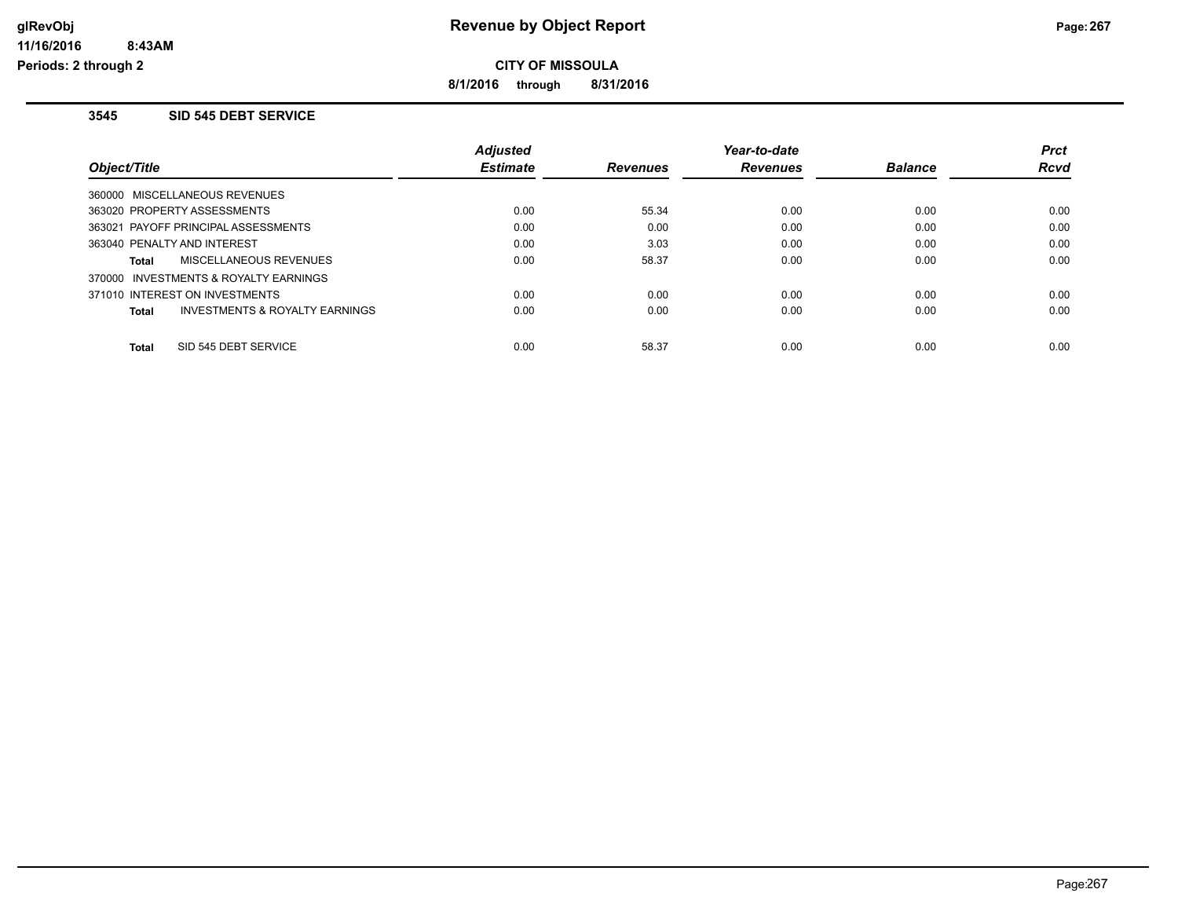**Revenue by Object Report**

**CITY OF MISSOULA**

**8/1/2016 through 8/31/2016**

glRevObj
11/16/2016 8:43AM
Periods: 2 through 2

### 3545 SID 545 DEBT SERVICE

| Object/Title | Adjusted Estimate | Revenues | Year-to-date Revenues | Balance | Prct Rcvd |
|---|---|---|---|---|---|
| 360000 MISCELLANEOUS REVENUES | | | | | |
| 363020 PROPERTY ASSESSMENTS | 0.00 | 55.34 | 0.00 | 0.00 | 0.00 |
| 363021 PAYOFF PRINCIPAL ASSESSMENTS | 0.00 | 0.00 | 0.00 | 0.00 | 0.00 |
| 363040 PENALTY AND INTEREST | 0.00 | 3.03 | 0.00 | 0.00 | 0.00 |
| **Total** MISCELLANEOUS REVENUES | 0.00 | 58.37 | 0.00 | 0.00 | 0.00 |
| 370000 INVESTMENTS & ROYALTY EARNINGS | | | | | |
| 371010 INTEREST ON INVESTMENTS | 0.00 | 0.00 | 0.00 | 0.00 | 0.00 |
| **Total** INVESTMENTS & ROYALTY EARNINGS | 0.00 | 0.00 | 0.00 | 0.00 | 0.00 |
| **Total** SID 545 DEBT SERVICE | 0.00 | 58.37 | 0.00 | 0.00 | 0.00 |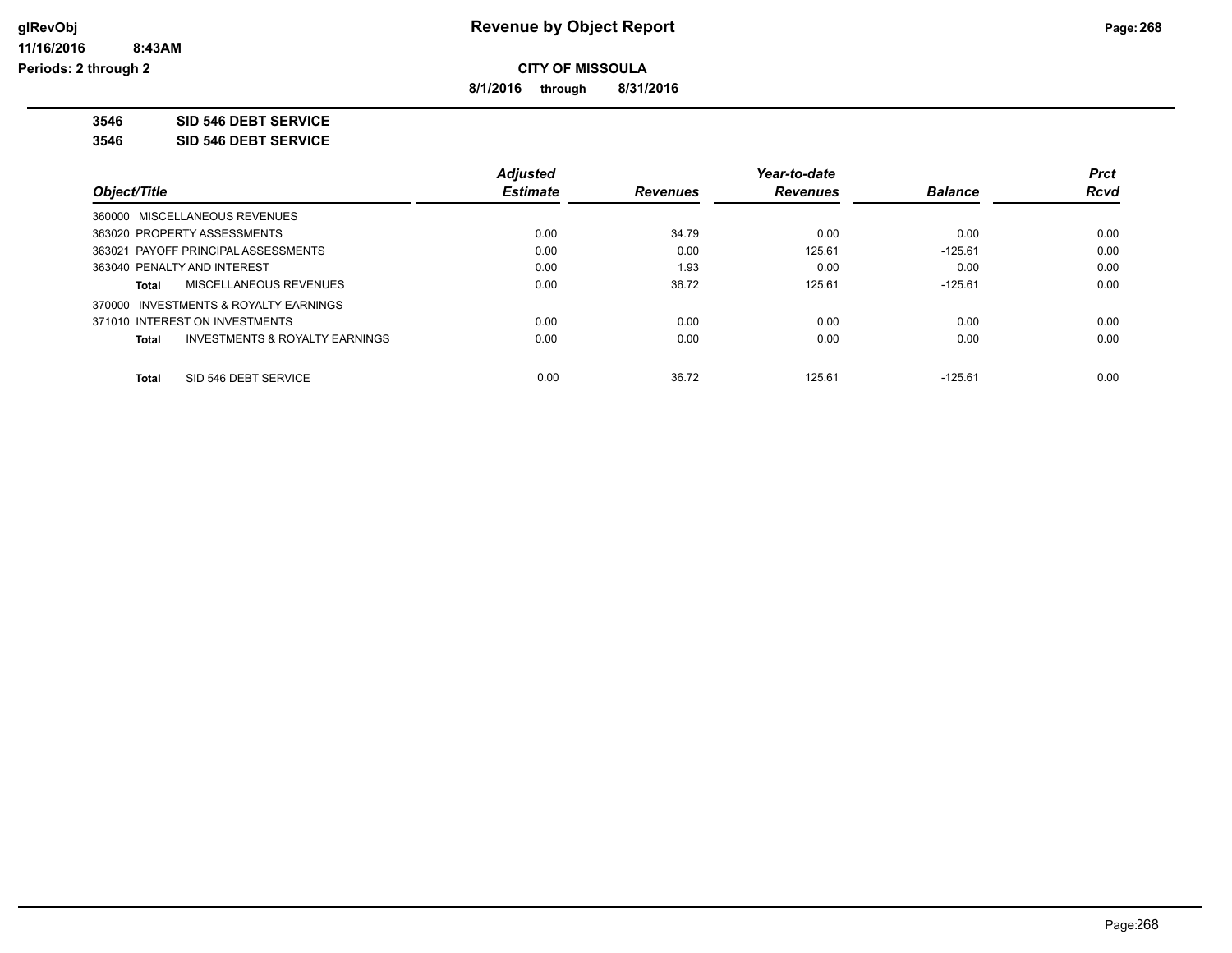# Revenue by Object Report

**CITY OF MISSOULA**

**8/1/2016 through 8/31/2016**

glRevObj
11/16/2016 8:43AM
Periods: 2 through 2

**3546 SID 546 DEBT SERVICE**

**3546 SID 546 DEBT SERVICE**

| Object/Title | Adjusted Estimate | Revenues | Year-to-date Revenues | Balance | Prct Rcvd |
|---|---|---|---|---|---|
| 360000 MISCELLANEOUS REVENUES | | | | | |
| 363020 PROPERTY ASSESSMENTS | 0.00 | 34.79 | 0.00 | 0.00 | 0.00 |
| 363021 PAYOFF PRINCIPAL ASSESSMENTS | 0.00 | 0.00 | 125.61 | -125.61 | 0.00 |
| 363040 PENALTY AND INTEREST | 0.00 | 1.93 | 0.00 | 0.00 | 0.00 |
| **Total** MISCELLANEOUS REVENUES | 0.00 | 36.72 | 125.61 | -125.61 | 0.00 |
| 370000 INVESTMENTS & ROYALTY EARNINGS | | | | | |
| 371010 INTEREST ON INVESTMENTS | 0.00 | 0.00 | 0.00 | 0.00 | 0.00 |
| **Total** INVESTMENTS & ROYALTY EARNINGS | 0.00 | 0.00 | 0.00 | 0.00 | 0.00 |
| **Total** SID 546 DEBT SERVICE | 0.00 | 36.72 | 125.61 | -125.61 | 0.00 |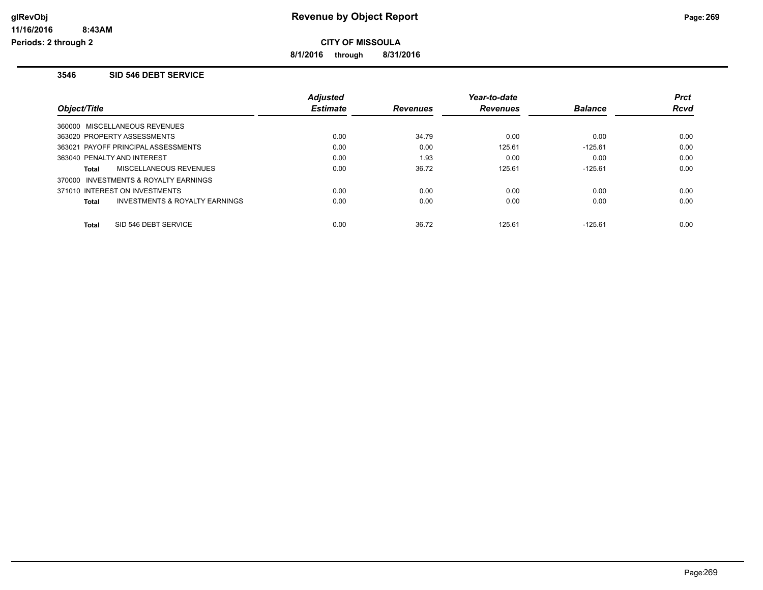**CITY OF MISSOULA**

**8/1/2016 through 8/31/2016**

**Revenue by Object Report**

## 3546 SID 546 DEBT SERVICE

| Object/Title | Adjusted Estimate | Revenues | Year-to-date Revenues | Balance | Prct Rcvd |
|---|---|---|---|---|---|
| 360000 MISCELLANEOUS REVENUES | | | | | |
| 363020 PROPERTY ASSESSMENTS | 0.00 | 34.79 | 0.00 | 0.00 | 0.00 |
| 363021 PAYOFF PRINCIPAL ASSESSMENTS | 0.00 | 0.00 | 125.61 | -125.61 | 0.00 |
| 363040 PENALTY AND INTEREST | 0.00 | 1.93 | 0.00 | 0.00 | 0.00 |
| **Total** MISCELLANEOUS REVENUES | 0.00 | 36.72 | 125.61 | -125.61 | 0.00 |
| 370000 INVESTMENTS & ROYALTY EARNINGS | | | | | |
| 371010 INTEREST ON INVESTMENTS | 0.00 | 0.00 | 0.00 | 0.00 | 0.00 |
| **Total** INVESTMENTS & ROYALTY EARNINGS | 0.00 | 0.00 | 0.00 | 0.00 | 0.00 |
| **Total** SID 546 DEBT SERVICE | 0.00 | 36.72 | 125.61 | -125.61 | 0.00 |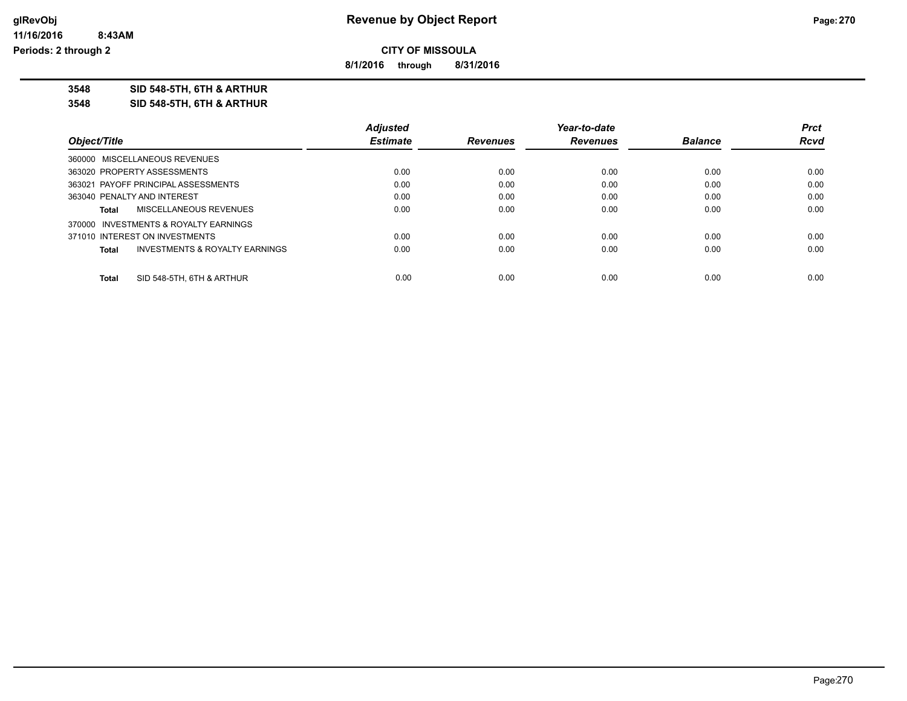**glRevObj**
**11/16/2016 8:43AM**
**Periods: 2 through 2**

# Revenue by Object Report

**CITY OF MISSOULA**

**8/1/2016 through 8/31/2016**

**3548 SID 548-5TH, 6TH & ARTHUR**

**3548 SID 548-5TH, 6TH & ARTHUR**

| Object/Title | Adjusted Estimate | Revenues | Year-to-date Revenues | Balance | Prct Rcvd |
|---|---|---|---|---|---|
| 360000 MISCELLANEOUS REVENUES | | | | | |
| 363020 PROPERTY ASSESSMENTS | 0.00 | 0.00 | 0.00 | 0.00 | 0.00 |
| 363021 PAYOFF PRINCIPAL ASSESSMENTS | 0.00 | 0.00 | 0.00 | 0.00 | 0.00 |
| 363040 PENALTY AND INTEREST | 0.00 | 0.00 | 0.00 | 0.00 | 0.00 |
| **Total** MISCELLANEOUS REVENUES | 0.00 | 0.00 | 0.00 | 0.00 | 0.00 |
| 370000 INVESTMENTS & ROYALTY EARNINGS | | | | | |
| 371010 INTEREST ON INVESTMENTS | 0.00 | 0.00 | 0.00 | 0.00 | 0.00 |
| **Total** INVESTMENTS & ROYALTY EARNINGS | 0.00 | 0.00 | 0.00 | 0.00 | 0.00 |
| **Total** SID 548-5TH, 6TH & ARTHUR | 0.00 | 0.00 | 0.00 | 0.00 | 0.00 |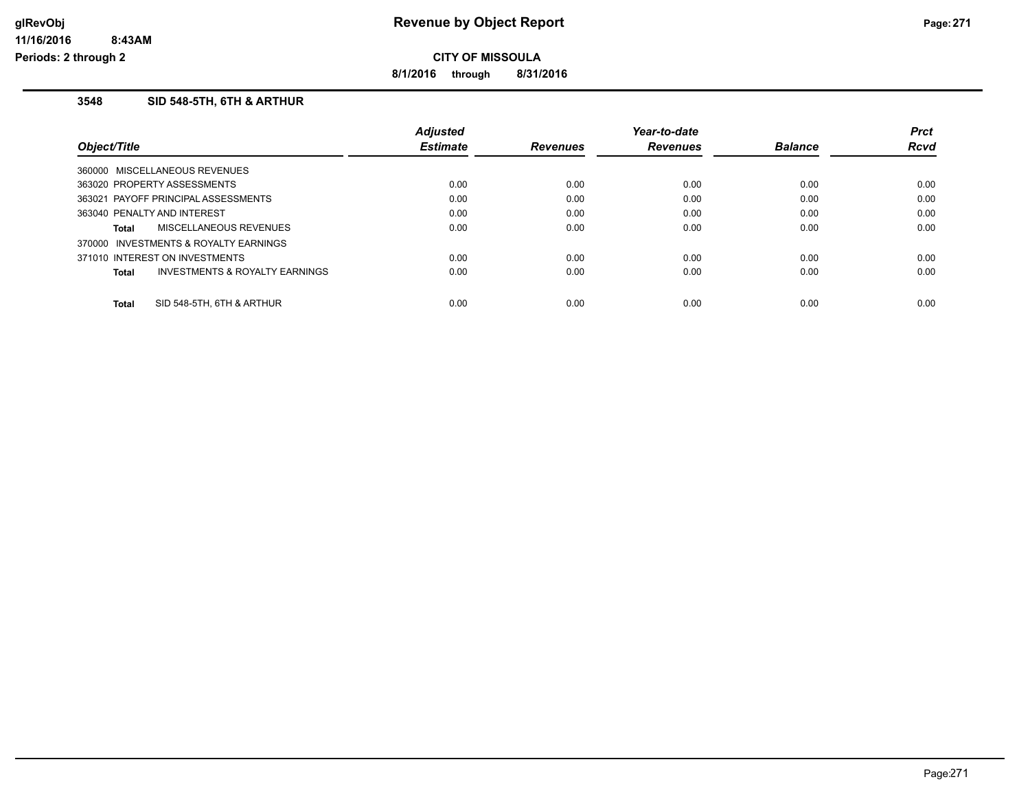**Revenue by Object Report**

**CITY OF MISSOULA**

**8/1/2016 through 8/31/2016**

glRevObj
11/16/2016 8:43AM
Periods: 2 through 2

### 3548 SID 548-5TH, 6TH & ARTHUR

| Object/Title | Adjusted Estimate | Revenues | Year-to-date Revenues | Balance | Prct Rcvd |
|---|---|---|---|---|---|
| 360000 MISCELLANEOUS REVENUES | | | | | |
| 363020 PROPERTY ASSESSMENTS | 0.00 | 0.00 | 0.00 | 0.00 | 0.00 |
| 363021 PAYOFF PRINCIPAL ASSESSMENTS | 0.00 | 0.00 | 0.00 | 0.00 | 0.00 |
| 363040 PENALTY AND INTEREST | 0.00 | 0.00 | 0.00 | 0.00 | 0.00 |
| **Total** MISCELLANEOUS REVENUES | 0.00 | 0.00 | 0.00 | 0.00 | 0.00 |
| 370000 INVESTMENTS & ROYALTY EARNINGS | | | | | |
| 371010 INTEREST ON INVESTMENTS | 0.00 | 0.00 | 0.00 | 0.00 | 0.00 |
| **Total** INVESTMENTS & ROYALTY EARNINGS | 0.00 | 0.00 | 0.00 | 0.00 | 0.00 |
| **Total** SID 548-5TH, 6TH & ARTHUR | 0.00 | 0.00 | 0.00 | 0.00 | 0.00 |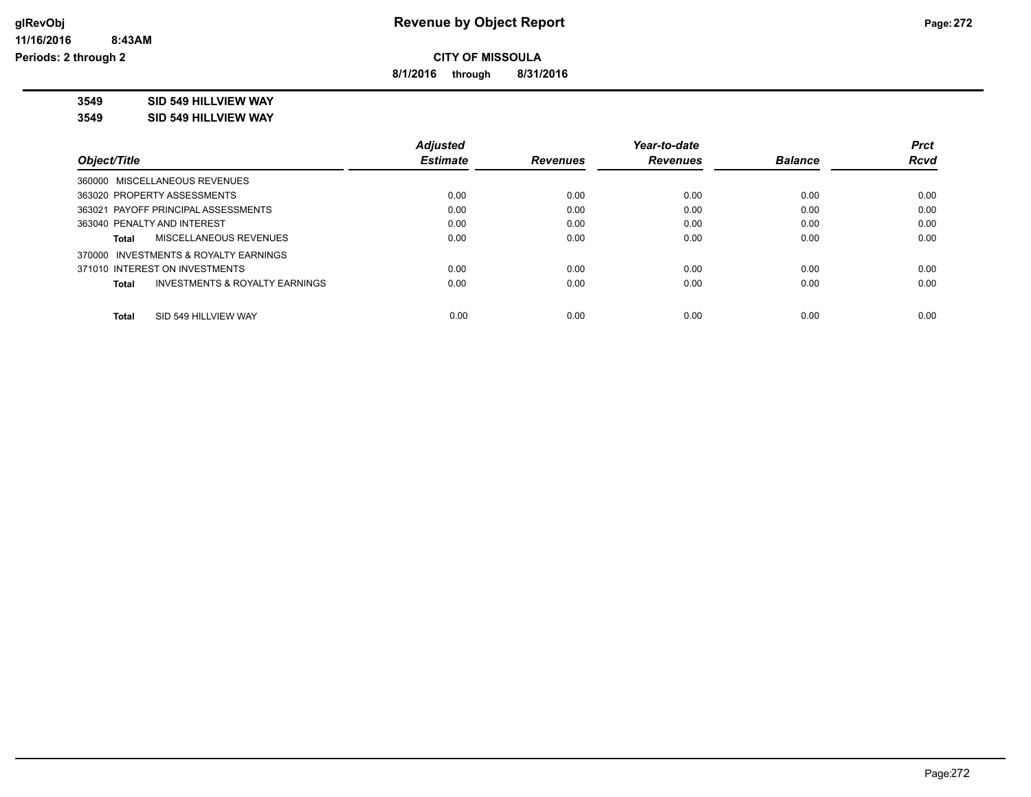**CITY OF MISSOULA**

**8/1/2016 through 8/31/2016**

**3549 SID 549 HILLVIEW WAY**

**3549 SID 549 HILLVIEW WAY**

| Object/Title | Adjusted Estimate | Revenues | Year-to-date Revenues | Balance | Prct Rcvd |
|---|---|---|---|---|---|
| 360000 MISCELLANEOUS REVENUES | | | | | |
| 363020 PROPERTY ASSESSMENTS | 0.00 | 0.00 | 0.00 | 0.00 | 0.00 |
| 363021 PAYOFF PRINCIPAL ASSESSMENTS | 0.00 | 0.00 | 0.00 | 0.00 | 0.00 |
| 363040 PENALTY AND INTEREST | 0.00 | 0.00 | 0.00 | 0.00 | 0.00 |
| **Total** MISCELLANEOUS REVENUES | 0.00 | 0.00 | 0.00 | 0.00 | 0.00 |
| 370000 INVESTMENTS & ROYALTY EARNINGS | | | | | |
| 371010 INTEREST ON INVESTMENTS | 0.00 | 0.00 | 0.00 | 0.00 | 0.00 |
| **Total** INVESTMENTS & ROYALTY EARNINGS | 0.00 | 0.00 | 0.00 | 0.00 | 0.00 |
| **Total** SID 549 HILLVIEW WAY | 0.00 | 0.00 | 0.00 | 0.00 | 0.00 |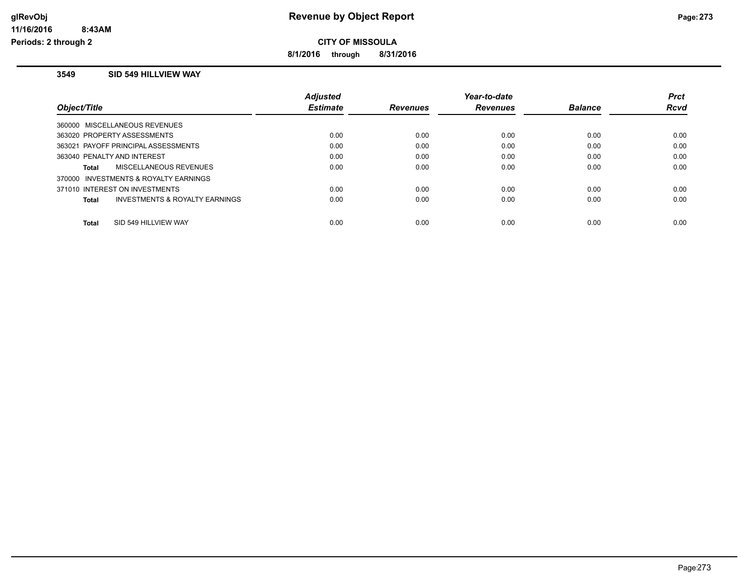# Revenue by Object Report

## CITY OF MISSOULA

**8/1/2016 through 8/31/2016**

glRevObj
11/16/2016 8:43AM
Periods: 2 through 2

### 3549 SID 549 HILLVIEW WAY

| Object/Title | Adjusted Estimate | Revenues | Year-to-date Revenues | Balance | Prct Rcvd |
|---|---|---|---|---|---|
| 360000 MISCELLANEOUS REVENUES | | | | | |
| 363020 PROPERTY ASSESSMENTS | 0.00 | 0.00 | 0.00 | 0.00 | 0.00 |
| 363021 PAYOFF PRINCIPAL ASSESSMENTS | 0.00 | 0.00 | 0.00 | 0.00 | 0.00 |
| 363040 PENALTY AND INTEREST | 0.00 | 0.00 | 0.00 | 0.00 | 0.00 |
| **Total** MISCELLANEOUS REVENUES | 0.00 | 0.00 | 0.00 | 0.00 | 0.00 |
| 370000 INVESTMENTS & ROYALTY EARNINGS | | | | | |
| 371010 INTEREST ON INVESTMENTS | 0.00 | 0.00 | 0.00 | 0.00 | 0.00 |
| **Total** INVESTMENTS & ROYALTY EARNINGS | 0.00 | 0.00 | 0.00 | 0.00 | 0.00 |
| **Total** SID 549 HILLVIEW WAY | 0.00 | 0.00 | 0.00 | 0.00 | 0.00 |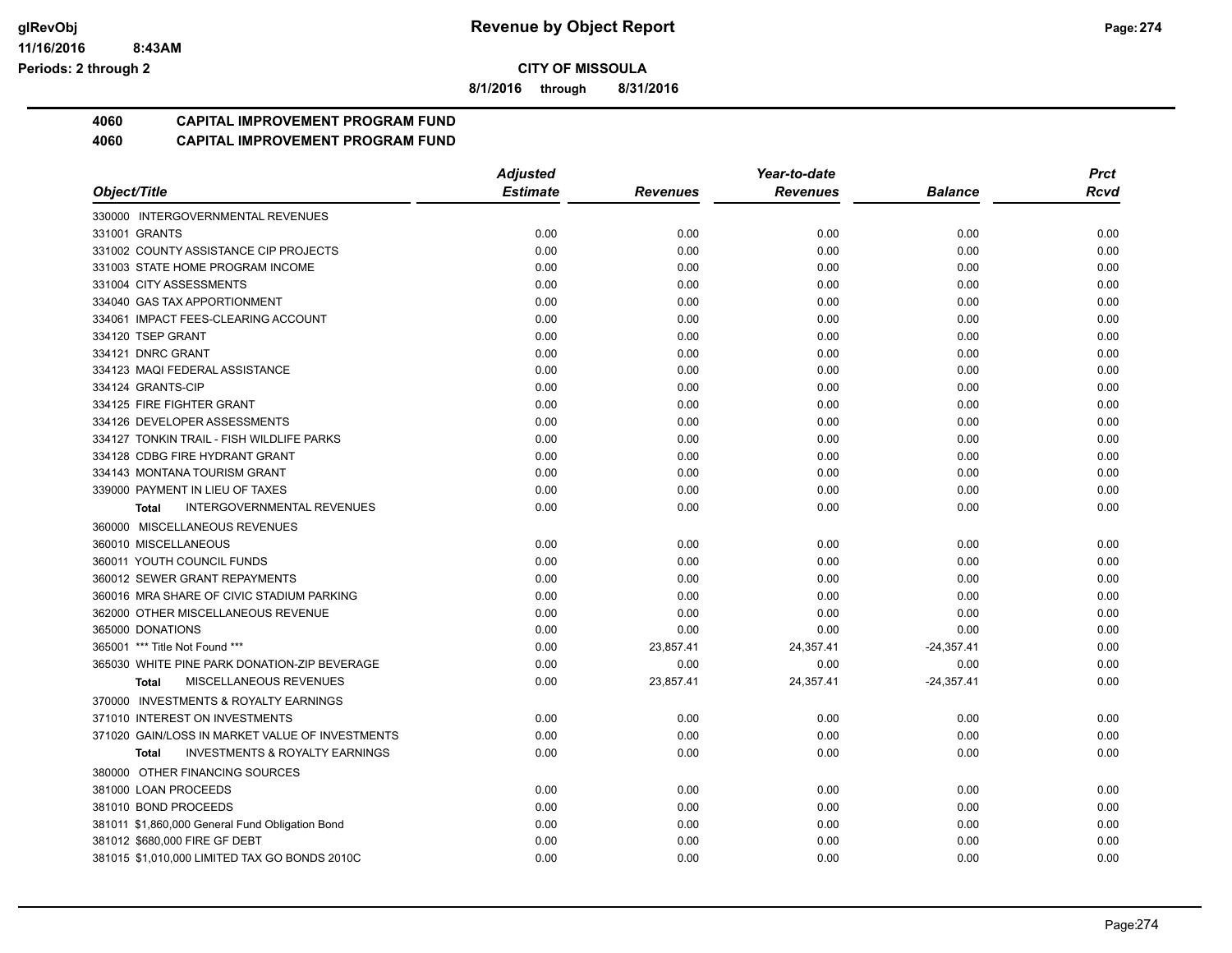**CITY OF MISSOULA**

**8/1/2016 through 8/31/2016**

**4060 CAPITAL IMPROVEMENT PROGRAM FUND**

**4060 CAPITAL IMPROVEMENT PROGRAM FUND**

| Object/Title | Adjusted Estimate | Revenues | Year-to-date Revenues | Balance | Prct Rcvd |
|---|---|---|---|---|---|
| 330000 INTERGOVERNMENTAL REVENUES | | | | | |
| 331001 GRANTS | 0.00 | 0.00 | 0.00 | 0.00 | 0.00 |
| 331002 COUNTY ASSISTANCE CIP PROJECTS | 0.00 | 0.00 | 0.00 | 0.00 | 0.00 |
| 331003 STATE HOME PROGRAM INCOME | 0.00 | 0.00 | 0.00 | 0.00 | 0.00 |
| 331004 CITY ASSESSMENTS | 0.00 | 0.00 | 0.00 | 0.00 | 0.00 |
| 334040 GAS TAX APPORTIONMENT | 0.00 | 0.00 | 0.00 | 0.00 | 0.00 |
| 334061 IMPACT FEES-CLEARING ACCOUNT | 0.00 | 0.00 | 0.00 | 0.00 | 0.00 |
| 334120 TSEP GRANT | 0.00 | 0.00 | 0.00 | 0.00 | 0.00 |
| 334121 DNRC GRANT | 0.00 | 0.00 | 0.00 | 0.00 | 0.00 |
| 334123 MAQI FEDERAL ASSISTANCE | 0.00 | 0.00 | 0.00 | 0.00 | 0.00 |
| 334124 GRANTS-CIP | 0.00 | 0.00 | 0.00 | 0.00 | 0.00 |
| 334125 FIRE FIGHTER GRANT | 0.00 | 0.00 | 0.00 | 0.00 | 0.00 |
| 334126 DEVELOPER ASSESSMENTS | 0.00 | 0.00 | 0.00 | 0.00 | 0.00 |
| 334127 TONKIN TRAIL - FISH WILDLIFE PARKS | 0.00 | 0.00 | 0.00 | 0.00 | 0.00 |
| 334128 CDBG FIRE HYDRANT GRANT | 0.00 | 0.00 | 0.00 | 0.00 | 0.00 |
| 334143 MONTANA TOURISM GRANT | 0.00 | 0.00 | 0.00 | 0.00 | 0.00 |
| 339000 PAYMENT IN LIEU OF TAXES | 0.00 | 0.00 | 0.00 | 0.00 | 0.00 |
| **Total** INTERGOVERNMENTAL REVENUES | 0.00 | 0.00 | 0.00 | 0.00 | 0.00 |
| 360000 MISCELLANEOUS REVENUES | | | | | |
| 360010 MISCELLANEOUS | 0.00 | 0.00 | 0.00 | 0.00 | 0.00 |
| 360011 YOUTH COUNCIL FUNDS | 0.00 | 0.00 | 0.00 | 0.00 | 0.00 |
| 360012 SEWER GRANT REPAYMENTS | 0.00 | 0.00 | 0.00 | 0.00 | 0.00 |
| 360016 MRA SHARE OF CIVIC STADIUM PARKING | 0.00 | 0.00 | 0.00 | 0.00 | 0.00 |
| 362000 OTHER MISCELLANEOUS REVENUE | 0.00 | 0.00 | 0.00 | 0.00 | 0.00 |
| 365000 DONATIONS | 0.00 | 0.00 | 0.00 | 0.00 | 0.00 |
| 365001 *** Title Not Found *** | 0.00 | 23,857.41 | 24,357.41 | -24,357.41 | 0.00 |
| 365030 WHITE PINE PARK DONATION-ZIP BEVERAGE | 0.00 | 0.00 | 0.00 | 0.00 | 0.00 |
| **Total** MISCELLANEOUS REVENUES | 0.00 | 23,857.41 | 24,357.41 | -24,357.41 | 0.00 |
| 370000 INVESTMENTS & ROYALTY EARNINGS | | | | | |
| 371010 INTEREST ON INVESTMENTS | 0.00 | 0.00 | 0.00 | 0.00 | 0.00 |
| 371020 GAIN/LOSS IN MARKET VALUE OF INVESTMENTS | 0.00 | 0.00 | 0.00 | 0.00 | 0.00 |
| **Total** INVESTMENTS & ROYALTY EARNINGS | 0.00 | 0.00 | 0.00 | 0.00 | 0.00 |
| 380000 OTHER FINANCING SOURCES | | | | | |
| 381000 LOAN PROCEEDS | 0.00 | 0.00 | 0.00 | 0.00 | 0.00 |
| 381010 BOND PROCEEDS | 0.00 | 0.00 | 0.00 | 0.00 | 0.00 |
| 381011 $1,860,000 General Fund Obligation Bond | 0.00 | 0.00 | 0.00 | 0.00 | 0.00 |
| 381012 $680,000 FIRE GF DEBT | 0.00 | 0.00 | 0.00 | 0.00 | 0.00 |
| 381015 $1,010,000 LIMITED TAX GO BONDS 2010C | 0.00 | 0.00 | 0.00 | 0.00 | 0.00 |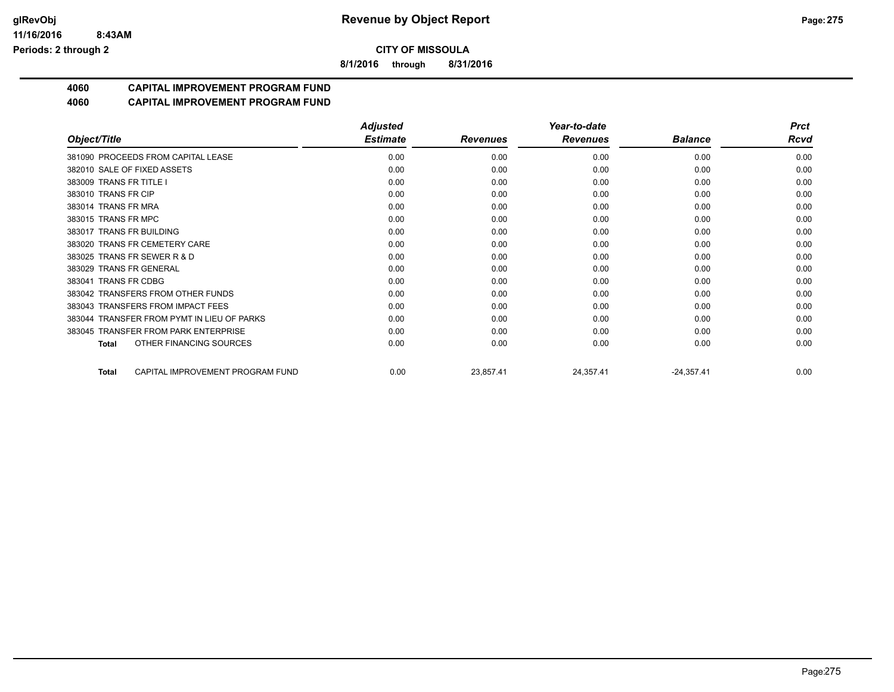**CITY OF MISSOULA**

**8/1/2016 through 8/31/2016**

## 4060 CAPITAL IMPROVEMENT PROGRAM FUND

## 4060 CAPITAL IMPROVEMENT PROGRAM FUND

| Object/Title | Adjusted Estimate | Revenues | Year-to-date Revenues | Balance | Prct Rcvd |
|---|---|---|---|---|---|
| 381090 PROCEEDS FROM CAPITAL LEASE | 0.00 | 0.00 | 0.00 | 0.00 | 0.00 |
| 382010 SALE OF FIXED ASSETS | 0.00 | 0.00 | 0.00 | 0.00 | 0.00 |
| 383009 TRANS FR TITLE I | 0.00 | 0.00 | 0.00 | 0.00 | 0.00 |
| 383010 TRANS FR CIP | 0.00 | 0.00 | 0.00 | 0.00 | 0.00 |
| 383014 TRANS FR MRA | 0.00 | 0.00 | 0.00 | 0.00 | 0.00 |
| 383015 TRANS FR MPC | 0.00 | 0.00 | 0.00 | 0.00 | 0.00 |
| 383017 TRANS FR BUILDING | 0.00 | 0.00 | 0.00 | 0.00 | 0.00 |
| 383020 TRANS FR CEMETERY CARE | 0.00 | 0.00 | 0.00 | 0.00 | 0.00 |
| 383025 TRANS FR SEWER R & D | 0.00 | 0.00 | 0.00 | 0.00 | 0.00 |
| 383029 TRANS FR GENERAL | 0.00 | 0.00 | 0.00 | 0.00 | 0.00 |
| 383041 TRANS FR CDBG | 0.00 | 0.00 | 0.00 | 0.00 | 0.00 |
| 383042 TRANSFERS FROM OTHER FUNDS | 0.00 | 0.00 | 0.00 | 0.00 | 0.00 |
| 383043 TRANSFERS FROM IMPACT FEES | 0.00 | 0.00 | 0.00 | 0.00 | 0.00 |
| 383044 TRANSFER FROM PYMT IN LIEU OF PARKS | 0.00 | 0.00 | 0.00 | 0.00 | 0.00 |
| 383045 TRANSFER FROM PARK ENTERPRISE | 0.00 | 0.00 | 0.00 | 0.00 | 0.00 |
| **Total** OTHER FINANCING SOURCES | 0.00 | 0.00 | 0.00 | 0.00 | 0.00 |
| | | | | | |
| **Total** CAPITAL IMPROVEMENT PROGRAM FUND | 0.00 | 23,857.41 | 24,357.41 | -24,357.41 | 0.00 |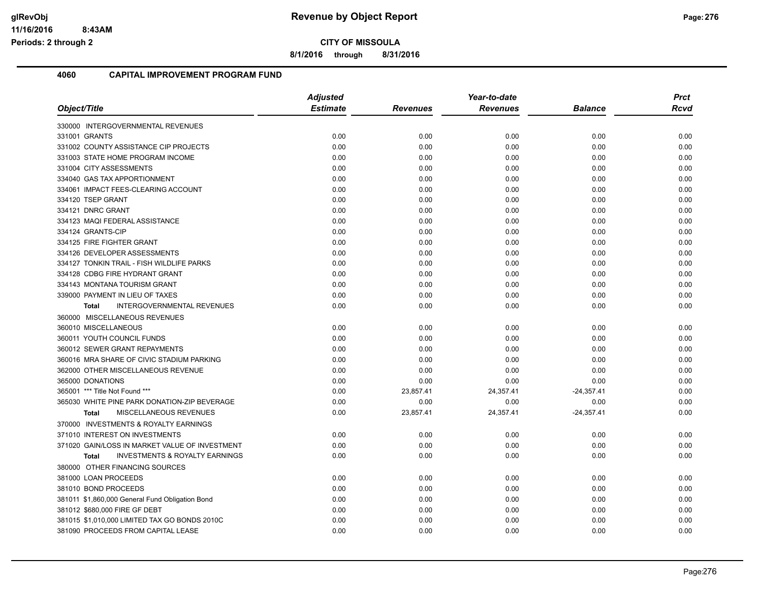# Revenue by Object Report

**CITY OF MISSOULA**

**8/1/2016 through 8/31/2016**

glRevObj
11/16/2016 8:43AM
Periods: 2 through 2

## 4060 CAPITAL IMPROVEMENT PROGRAM FUND

| Object/Title | Adjusted Estimate | Revenues | Year-to-date Revenues | Balance | Prct Rcvd |
|---|---|---|---|---|---|
| 330000 INTERGOVERNMENTAL REVENUES | | | | | |
| 331001 GRANTS | 0.00 | 0.00 | 0.00 | 0.00 | 0.00 |
| 331002 COUNTY ASSISTANCE CIP PROJECTS | 0.00 | 0.00 | 0.00 | 0.00 | 0.00 |
| 331003 STATE HOME PROGRAM INCOME | 0.00 | 0.00 | 0.00 | 0.00 | 0.00 |
| 331004 CITY ASSESSMENTS | 0.00 | 0.00 | 0.00 | 0.00 | 0.00 |
| 334040 GAS TAX APPORTIONMENT | 0.00 | 0.00 | 0.00 | 0.00 | 0.00 |
| 334061 IMPACT FEES-CLEARING ACCOUNT | 0.00 | 0.00 | 0.00 | 0.00 | 0.00 |
| 334120 TSEP GRANT | 0.00 | 0.00 | 0.00 | 0.00 | 0.00 |
| 334121 DNRC GRANT | 0.00 | 0.00 | 0.00 | 0.00 | 0.00 |
| 334123 MAQI FEDERAL ASSISTANCE | 0.00 | 0.00 | 0.00 | 0.00 | 0.00 |
| 334124 GRANTS-CIP | 0.00 | 0.00 | 0.00 | 0.00 | 0.00 |
| 334125 FIRE FIGHTER GRANT | 0.00 | 0.00 | 0.00 | 0.00 | 0.00 |
| 334126 DEVELOPER ASSESSMENTS | 0.00 | 0.00 | 0.00 | 0.00 | 0.00 |
| 334127 TONKIN TRAIL - FISH WILDLIFE PARKS | 0.00 | 0.00 | 0.00 | 0.00 | 0.00 |
| 334128 CDBG FIRE HYDRANT GRANT | 0.00 | 0.00 | 0.00 | 0.00 | 0.00 |
| 334143 MONTANA TOURISM GRANT | 0.00 | 0.00 | 0.00 | 0.00 | 0.00 |
| 339000 PAYMENT IN LIEU OF TAXES | 0.00 | 0.00 | 0.00 | 0.00 | 0.00 |
| **Total** INTERGOVERNMENTAL REVENUES | 0.00 | 0.00 | 0.00 | 0.00 | 0.00 |
| 360000 MISCELLANEOUS REVENUES | | | | | |
| 360010 MISCELLANEOUS | 0.00 | 0.00 | 0.00 | 0.00 | 0.00 |
| 360011 YOUTH COUNCIL FUNDS | 0.00 | 0.00 | 0.00 | 0.00 | 0.00 |
| 360012 SEWER GRANT REPAYMENTS | 0.00 | 0.00 | 0.00 | 0.00 | 0.00 |
| 360016 MRA SHARE OF CIVIC STADIUM PARKING | 0.00 | 0.00 | 0.00 | 0.00 | 0.00 |
| 362000 OTHER MISCELLANEOUS REVENUE | 0.00 | 0.00 | 0.00 | 0.00 | 0.00 |
| 365000 DONATIONS | 0.00 | 0.00 | 0.00 | 0.00 | 0.00 |
| 365001 *** Title Not Found *** | 0.00 | 23,857.41 | 24,357.41 | -24,357.41 | 0.00 |
| 365030 WHITE PINE PARK DONATION-ZIP BEVERAGE | 0.00 | 0.00 | 0.00 | 0.00 | 0.00 |
| **Total** MISCELLANEOUS REVENUES | 0.00 | 23,857.41 | 24,357.41 | -24,357.41 | 0.00 |
| 370000 INVESTMENTS & ROYALTY EARNINGS | | | | | |
| 371010 INTEREST ON INVESTMENTS | 0.00 | 0.00 | 0.00 | 0.00 | 0.00 |
| 371020 GAIN/LOSS IN MARKET VALUE OF INVESTMENT | 0.00 | 0.00 | 0.00 | 0.00 | 0.00 |
| **Total** INVESTMENTS & ROYALTY EARNINGS | 0.00 | 0.00 | 0.00 | 0.00 | 0.00 |
| 380000 OTHER FINANCING SOURCES | | | | | |
| 381000 LOAN PROCEEDS | 0.00 | 0.00 | 0.00 | 0.00 | 0.00 |
| 381010 BOND PROCEEDS | 0.00 | 0.00 | 0.00 | 0.00 | 0.00 |
| 381011 $1,860,000 General Fund Obligation Bond | 0.00 | 0.00 | 0.00 | 0.00 | 0.00 |
| 381012 $680,000 FIRE GF DEBT | 0.00 | 0.00 | 0.00 | 0.00 | 0.00 |
| 381015 $1,010,000 LIMITED TAX GO BONDS 2010C | 0.00 | 0.00 | 0.00 | 0.00 | 0.00 |
| 381090 PROCEEDS FROM CAPITAL LEASE | 0.00 | 0.00 | 0.00 | 0.00 | 0.00 |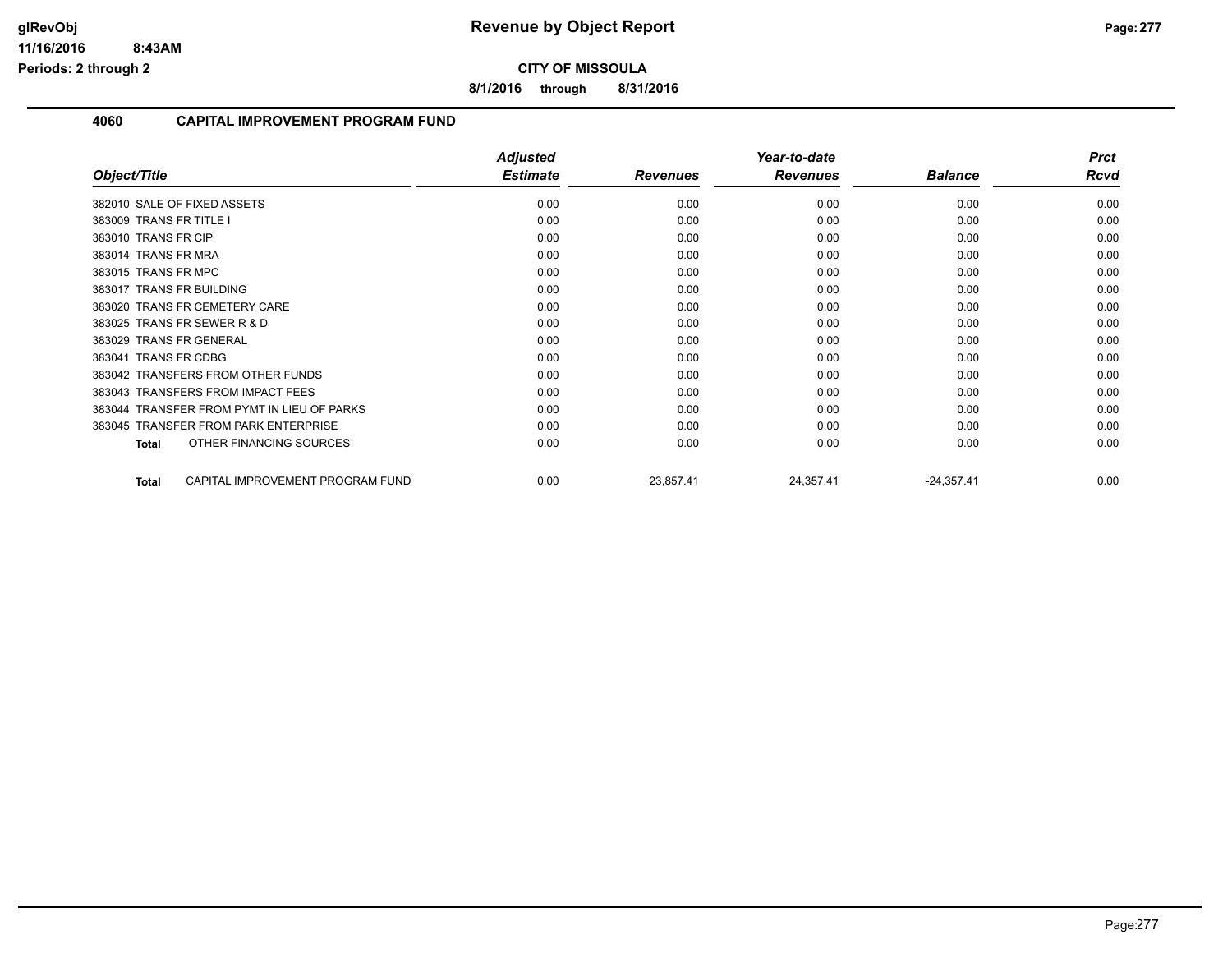**CITY OF MISSOULA**

**8/1/2016 through 8/31/2016**

**Revenue by Object Report**

glRevObj
11/16/2016 8:43AM
Periods: 2 through 2

## 4060 CAPITAL IMPROVEMENT PROGRAM FUND

| Object/Title | Adjusted Estimate | Revenues | Year-to-date Revenues | Balance | Prct Rcvd |
|---|---|---|---|---|---|
| 382010 SALE OF FIXED ASSETS | 0.00 | 0.00 | 0.00 | 0.00 | 0.00 |
| 383009 TRANS FR TITLE I | 0.00 | 0.00 | 0.00 | 0.00 | 0.00 |
| 383010 TRANS FR CIP | 0.00 | 0.00 | 0.00 | 0.00 | 0.00 |
| 383014 TRANS FR MRA | 0.00 | 0.00 | 0.00 | 0.00 | 0.00 |
| 383015 TRANS FR MPC | 0.00 | 0.00 | 0.00 | 0.00 | 0.00 |
| 383017 TRANS FR BUILDING | 0.00 | 0.00 | 0.00 | 0.00 | 0.00 |
| 383020 TRANS FR CEMETERY CARE | 0.00 | 0.00 | 0.00 | 0.00 | 0.00 |
| 383025 TRANS FR SEWER R & D | 0.00 | 0.00 | 0.00 | 0.00 | 0.00 |
| 383029 TRANS FR GENERAL | 0.00 | 0.00 | 0.00 | 0.00 | 0.00 |
| 383041 TRANS FR CDBG | 0.00 | 0.00 | 0.00 | 0.00 | 0.00 |
| 383042 TRANSFERS FROM OTHER FUNDS | 0.00 | 0.00 | 0.00 | 0.00 | 0.00 |
| 383043 TRANSFERS FROM IMPACT FEES | 0.00 | 0.00 | 0.00 | 0.00 | 0.00 |
| 383044 TRANSFER FROM PYMT IN LIEU OF PARKS | 0.00 | 0.00 | 0.00 | 0.00 | 0.00 |
| 383045 TRANSFER FROM PARK ENTERPRISE | 0.00 | 0.00 | 0.00 | 0.00 | 0.00 |
| **Total** OTHER FINANCING SOURCES | 0.00 | 0.00 | 0.00 | 0.00 | 0.00 |
| **Total** CAPITAL IMPROVEMENT PROGRAM FUND | 0.00 | 23,857.41 | 24,357.41 | -24,357.41 | 0.00 |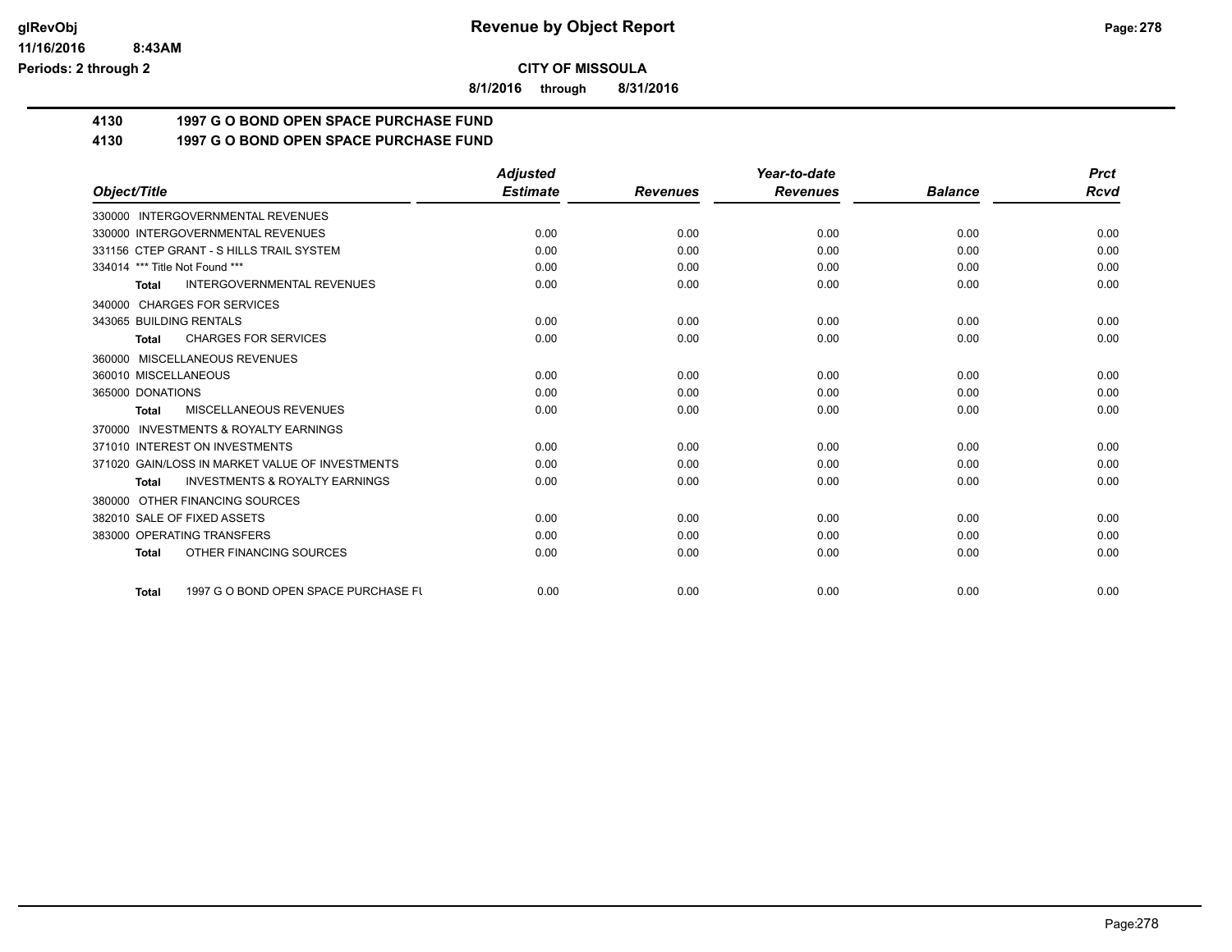**CITY OF MISSOULA**

**8/1/2016 through 8/31/2016**

**4130 1997 G O BOND OPEN SPACE PURCHASE FUND**

**4130 1997 G O BOND OPEN SPACE PURCHASE FUND**

| Object/Title | Adjusted Estimate | Revenues | Year-to-date Revenues | Balance | Prct Rcvd |
|---|---|---|---|---|---|
| 330000 INTERGOVERNMENTAL REVENUES | | | | | |
| 330000 INTERGOVERNMENTAL REVENUES | 0.00 | 0.00 | 0.00 | 0.00 | 0.00 |
| 331156 CTEP GRANT - S HILLS TRAIL SYSTEM | 0.00 | 0.00 | 0.00 | 0.00 | 0.00 |
| 334014 *** Title Not Found *** | 0.00 | 0.00 | 0.00 | 0.00 | 0.00 |
| **Total** INTERGOVERNMENTAL REVENUES | 0.00 | 0.00 | 0.00 | 0.00 | 0.00 |
| 340000 CHARGES FOR SERVICES | | | | | |
| 343065 BUILDING RENTALS | 0.00 | 0.00 | 0.00 | 0.00 | 0.00 |
| **Total** CHARGES FOR SERVICES | 0.00 | 0.00 | 0.00 | 0.00 | 0.00 |
| 360000 MISCELLANEOUS REVENUES | | | | | |
| 360010 MISCELLANEOUS | 0.00 | 0.00 | 0.00 | 0.00 | 0.00 |
| 365000 DONATIONS | 0.00 | 0.00 | 0.00 | 0.00 | 0.00 |
| **Total** MISCELLANEOUS REVENUES | 0.00 | 0.00 | 0.00 | 0.00 | 0.00 |
| 370000 INVESTMENTS & ROYALTY EARNINGS | | | | | |
| 371010 INTEREST ON INVESTMENTS | 0.00 | 0.00 | 0.00 | 0.00 | 0.00 |
| 371020 GAIN/LOSS IN MARKET VALUE OF INVESTMENTS | 0.00 | 0.00 | 0.00 | 0.00 | 0.00 |
| **Total** INVESTMENTS & ROYALTY EARNINGS | 0.00 | 0.00 | 0.00 | 0.00 | 0.00 |
| 380000 OTHER FINANCING SOURCES | | | | | |
| 382010 SALE OF FIXED ASSETS | 0.00 | 0.00 | 0.00 | 0.00 | 0.00 |
| 383000 OPERATING TRANSFERS | 0.00 | 0.00 | 0.00 | 0.00 | 0.00 |
| **Total** OTHER FINANCING SOURCES | 0.00 | 0.00 | 0.00 | 0.00 | 0.00 |
| **Total** 1997 G O BOND OPEN SPACE PURCHASE FU | 0.00 | 0.00 | 0.00 | 0.00 | 0.00 |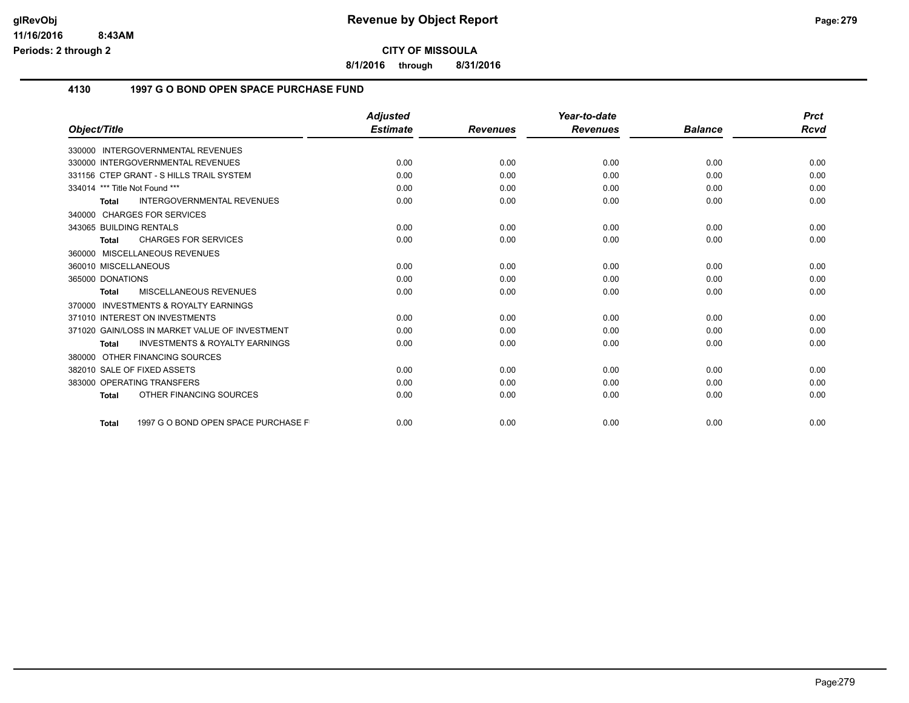# CITY OF MISSOULA

**8/1/2016 through 8/31/2016**

## 4130 1997 G O BOND OPEN SPACE PURCHASE FUND

| Object/Title | Adjusted Estimate | Revenues | Year-to-date Revenues | Balance | Prct Rcvd |
|---|---|---|---|---|---|
| 330000 INTERGOVERNMENTAL REVENUES | | | | | |
| 330000 INTERGOVERNMENTAL REVENUES | 0.00 | 0.00 | 0.00 | 0.00 | 0.00 |
| 331156 CTEP GRANT - S HILLS TRAIL SYSTEM | 0.00 | 0.00 | 0.00 | 0.00 | 0.00 |
| 334014 *** Title Not Found *** | 0.00 | 0.00 | 0.00 | 0.00 | 0.00 |
| **Total** INTERGOVERNMENTAL REVENUES | 0.00 | 0.00 | 0.00 | 0.00 | 0.00 |
| 340000 CHARGES FOR SERVICES | | | | | |
| 343065 BUILDING RENTALS | 0.00 | 0.00 | 0.00 | 0.00 | 0.00 |
| **Total** CHARGES FOR SERVICES | 0.00 | 0.00 | 0.00 | 0.00 | 0.00 |
| 360000 MISCELLANEOUS REVENUES | | | | | |
| 360010 MISCELLANEOUS | 0.00 | 0.00 | 0.00 | 0.00 | 0.00 |
| 365000 DONATIONS | 0.00 | 0.00 | 0.00 | 0.00 | 0.00 |
| **Total** MISCELLANEOUS REVENUES | 0.00 | 0.00 | 0.00 | 0.00 | 0.00 |
| 370000 INVESTMENTS & ROYALTY EARNINGS | | | | | |
| 371010 INTEREST ON INVESTMENTS | 0.00 | 0.00 | 0.00 | 0.00 | 0.00 |
| 371020 GAIN/LOSS IN MARKET VALUE OF INVESTMENT | 0.00 | 0.00 | 0.00 | 0.00 | 0.00 |
| **Total** INVESTMENTS & ROYALTY EARNINGS | 0.00 | 0.00 | 0.00 | 0.00 | 0.00 |
| 380000 OTHER FINANCING SOURCES | | | | | |
| 382010 SALE OF FIXED ASSETS | 0.00 | 0.00 | 0.00 | 0.00 | 0.00 |
| 383000 OPERATING TRANSFERS | 0.00 | 0.00 | 0.00 | 0.00 | 0.00 |
| **Total** OTHER FINANCING SOURCES | 0.00 | 0.00 | 0.00 | 0.00 | 0.00 |
| **Total** 1997 G O BOND OPEN SPACE PURCHASE F | 0.00 | 0.00 | 0.00 | 0.00 | 0.00 |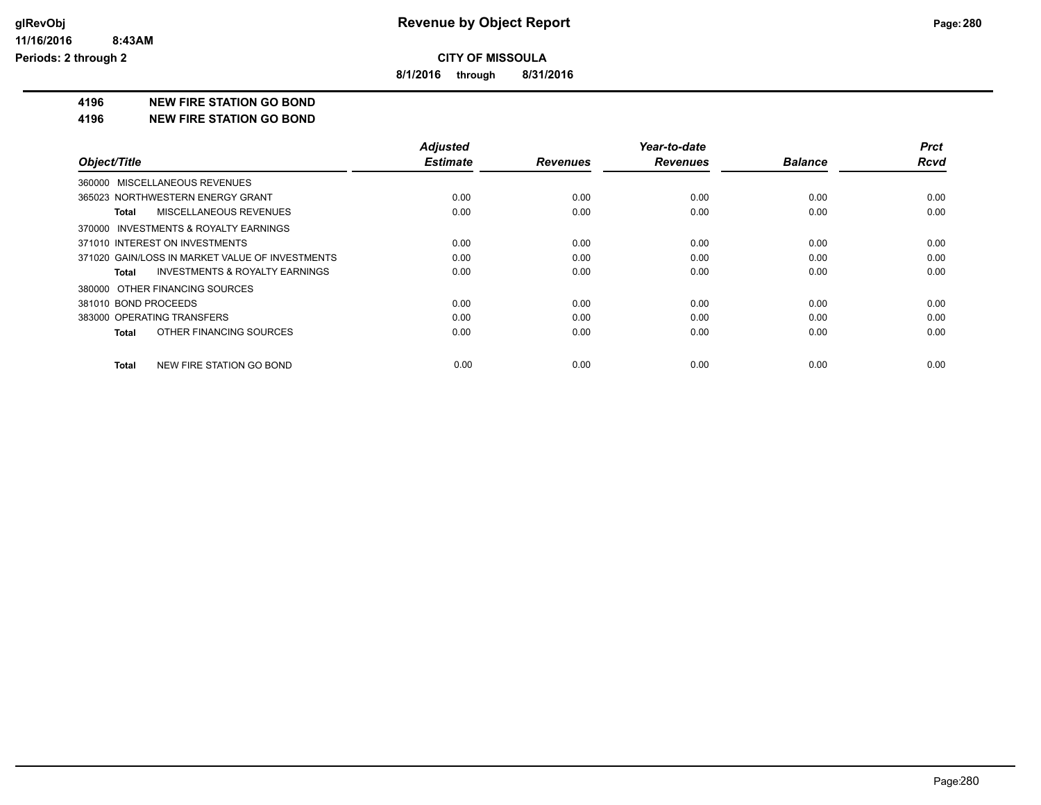**CITY OF MISSOULA**

**8/1/2016 through 8/31/2016**

**4196 NEW FIRE STATION GO BOND**

**4196 NEW FIRE STATION GO BOND**

| Object/Title | Adjusted Estimate | Revenues | Year-to-date Revenues | Balance | Prct Rcvd |
|---|---|---|---|---|---|
| 360000 MISCELLANEOUS REVENUES | | | | | |
| 365023 NORTHWESTERN ENERGY GRANT | 0.00 | 0.00 | 0.00 | 0.00 | 0.00 |
| **Total** MISCELLANEOUS REVENUES | 0.00 | 0.00 | 0.00 | 0.00 | 0.00 |
| 370000 INVESTMENTS & ROYALTY EARNINGS | | | | | |
| 371010 INTEREST ON INVESTMENTS | 0.00 | 0.00 | 0.00 | 0.00 | 0.00 |
| 371020 GAIN/LOSS IN MARKET VALUE OF INVESTMENTS | 0.00 | 0.00 | 0.00 | 0.00 | 0.00 |
| **Total** INVESTMENTS & ROYALTY EARNINGS | 0.00 | 0.00 | 0.00 | 0.00 | 0.00 |
| 380000 OTHER FINANCING SOURCES | | | | | |
| 381010 BOND PROCEEDS | 0.00 | 0.00 | 0.00 | 0.00 | 0.00 |
| 383000 OPERATING TRANSFERS | 0.00 | 0.00 | 0.00 | 0.00 | 0.00 |
| **Total** OTHER FINANCING SOURCES | 0.00 | 0.00 | 0.00 | 0.00 | 0.00 |
| **Total** NEW FIRE STATION GO BOND | 0.00 | 0.00 | 0.00 | 0.00 | 0.00 |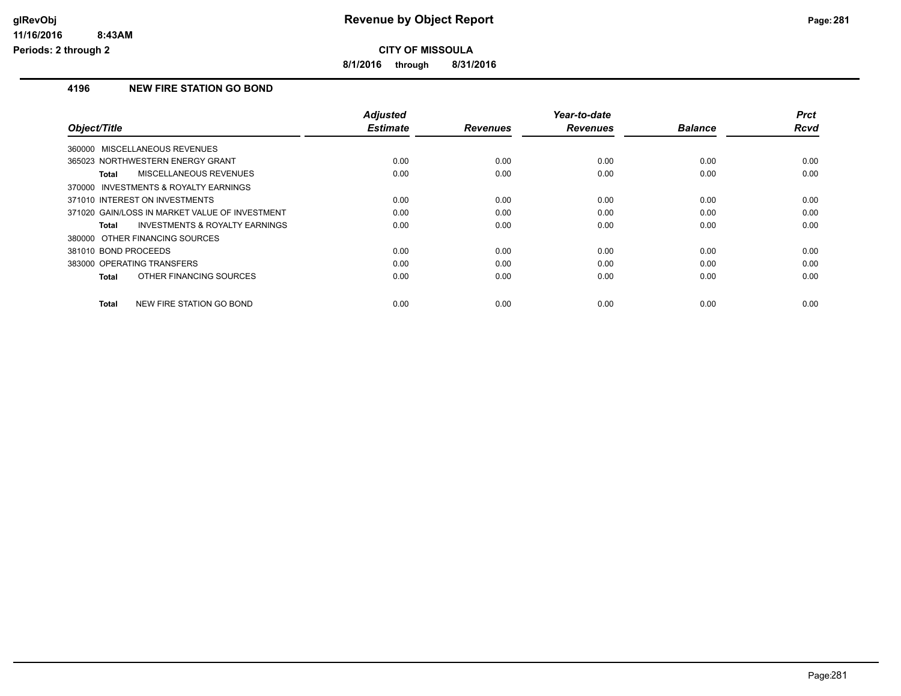# Revenue by Object Report

**CITY OF MISSOULA**

**8/1/2016 through 8/31/2016**

glRevObj
11/16/2016 8:43AM
Periods: 2 through 2

## 4196 NEW FIRE STATION GO BOND

| Object/Title | Adjusted Estimate | Revenues | Year-to-date Revenues | Balance | Prct Rcvd |
|---|---|---|---|---|---|
| 360000 MISCELLANEOUS REVENUES | | | | | |
| 365023 NORTHWESTERN ENERGY GRANT | 0.00 | 0.00 | 0.00 | 0.00 | 0.00 |
| **Total** MISCELLANEOUS REVENUES | 0.00 | 0.00 | 0.00 | 0.00 | 0.00 |
| 370000 INVESTMENTS & ROYALTY EARNINGS | | | | | |
| 371010 INTEREST ON INVESTMENTS | 0.00 | 0.00 | 0.00 | 0.00 | 0.00 |
| 371020 GAIN/LOSS IN MARKET VALUE OF INVESTMENT | 0.00 | 0.00 | 0.00 | 0.00 | 0.00 |
| **Total** INVESTMENTS & ROYALTY EARNINGS | 0.00 | 0.00 | 0.00 | 0.00 | 0.00 |
| 380000 OTHER FINANCING SOURCES | | | | | |
| 381010 BOND PROCEEDS | 0.00 | 0.00 | 0.00 | 0.00 | 0.00 |
| 383000 OPERATING TRANSFERS | 0.00 | 0.00 | 0.00 | 0.00 | 0.00 |
| **Total** OTHER FINANCING SOURCES | 0.00 | 0.00 | 0.00 | 0.00 | 0.00 |
| **Total** NEW FIRE STATION GO BOND | 0.00 | 0.00 | 0.00 | 0.00 | 0.00 |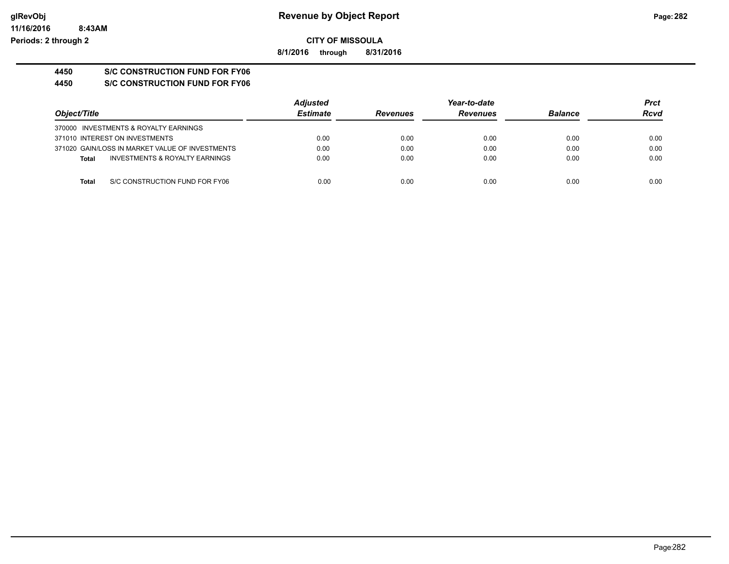# Revenue by Object Report

glRevObj
11/16/2016 8:43AM
Periods: 2 through 2

**CITY OF MISSOULA**

**8/1/2016 through 8/31/2016**

## 4450 S/C CONSTRUCTION FUND FOR FY06

## 4450 S/C CONSTRUCTION FUND FOR FY06

| Object/Title | Adjusted Estimate | Revenues | Year-to-date Revenues | Balance | Prct Rcvd |
|---|---|---|---|---|---|
| 370000 INVESTMENTS & ROYALTY EARNINGS | | | | | |
| 371010 INTEREST ON INVESTMENTS | 0.00 | 0.00 | 0.00 | 0.00 | 0.00 |
| 371020 GAIN/LOSS IN MARKET VALUE OF INVESTMENTS | 0.00 | 0.00 | 0.00 | 0.00 | 0.00 |
| **Total** INVESTMENTS & ROYALTY EARNINGS | 0.00 | 0.00 | 0.00 | 0.00 | 0.00 |
| **Total** S/C CONSTRUCTION FUND FOR FY06 | 0.00 | 0.00 | 0.00 | 0.00 | 0.00 |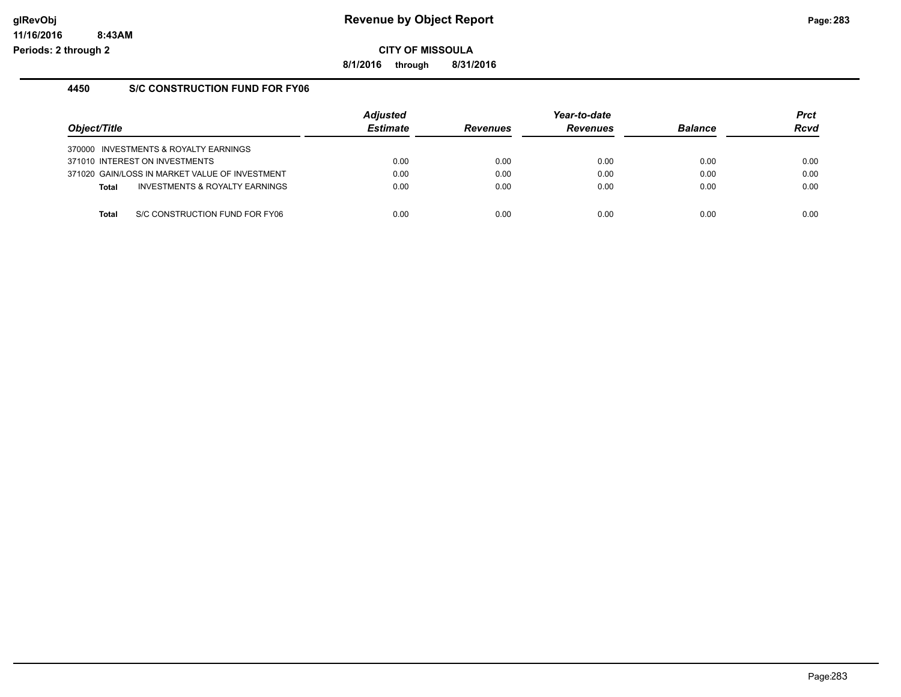# Revenue by Object Report

**CITY OF MISSOULA**

**8/1/2016 through 8/31/2016**

glRevObj
11/16/2016 8:43AM
Periods: 2 through 2

## 4450 S/C CONSTRUCTION FUND FOR FY06

| Object/Title | Adjusted Estimate | Revenues | Year-to-date Revenues | Balance | Prct Rcvd |
|---|---|---|---|---|---|
| 370000 INVESTMENTS & ROYALTY EARNINGS | | | | | |
| 371010 INTEREST ON INVESTMENTS | 0.00 | 0.00 | 0.00 | 0.00 | 0.00 |
| 371020 GAIN/LOSS IN MARKET VALUE OF INVESTMENT | 0.00 | 0.00 | 0.00 | 0.00 | 0.00 |
| **Total** INVESTMENTS & ROYALTY EARNINGS | 0.00 | 0.00 | 0.00 | 0.00 | 0.00 |
| **Total** S/C CONSTRUCTION FUND FOR FY06 | 0.00 | 0.00 | 0.00 | 0.00 | 0.00 |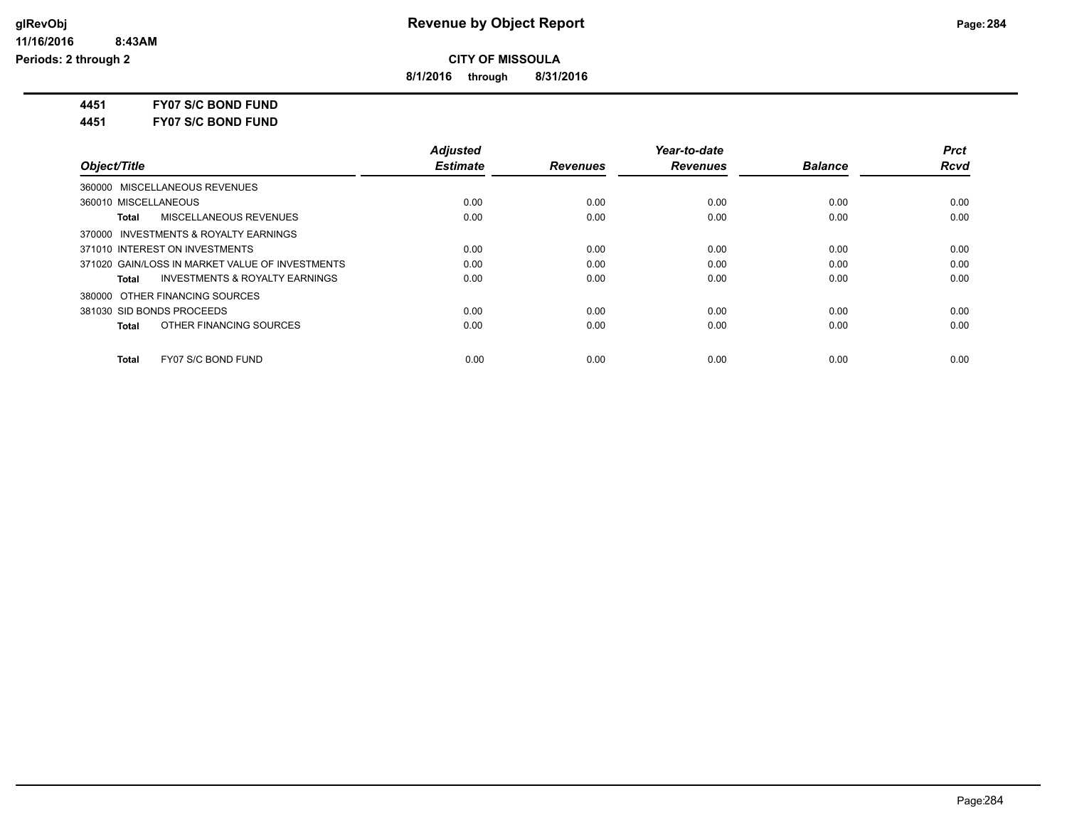# Revenue by Object Report

**CITY OF MISSOULA**

**8/1/2016 through 8/31/2016**

glRevObj
11/16/2016 8:43AM
Periods: 2 through 2

**4451 FY07 S/C BOND FUND**

**4451 FY07 S/C BOND FUND**

| Object/Title | Adjusted Estimate | Revenues | Year-to-date Revenues | Balance | Prct Rcvd |
|---|---|---|---|---|---|
| 360000 MISCELLANEOUS REVENUES | | | | | |
| 360010 MISCELLANEOUS | 0.00 | 0.00 | 0.00 | 0.00 | 0.00 |
| **Total** MISCELLANEOUS REVENUES | 0.00 | 0.00 | 0.00 | 0.00 | 0.00 |
| 370000 INVESTMENTS & ROYALTY EARNINGS | | | | | |
| 371010 INTEREST ON INVESTMENTS | 0.00 | 0.00 | 0.00 | 0.00 | 0.00 |
| 371020 GAIN/LOSS IN MARKET VALUE OF INVESTMENTS | 0.00 | 0.00 | 0.00 | 0.00 | 0.00 |
| **Total** INVESTMENTS & ROYALTY EARNINGS | 0.00 | 0.00 | 0.00 | 0.00 | 0.00 |
| 380000 OTHER FINANCING SOURCES | | | | | |
| 381030 SID BONDS PROCEEDS | 0.00 | 0.00 | 0.00 | 0.00 | 0.00 |
| **Total** OTHER FINANCING SOURCES | 0.00 | 0.00 | 0.00 | 0.00 | 0.00 |
| **Total** FY07 S/C BOND FUND | 0.00 | 0.00 | 0.00 | 0.00 | 0.00 |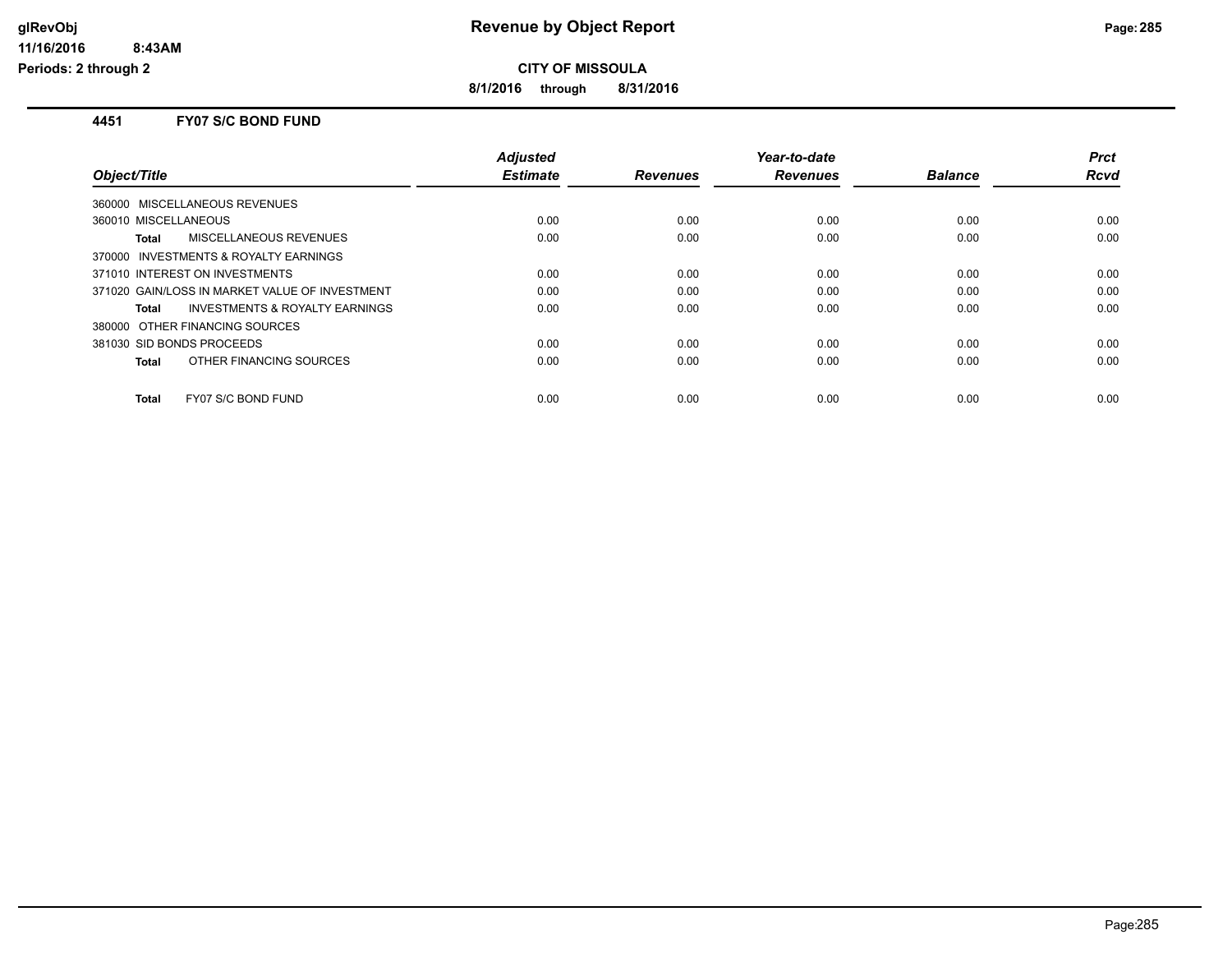# Revenue by Object Report

**CITY OF MISSOULA**

**8/1/2016 through 8/31/2016**

glRevObj
11/16/2016 8:43AM
Periods: 2 through 2

## 4451 FY07 S/C BOND FUND

| Object/Title | Adjusted Estimate | Revenues | Year-to-date Revenues | Balance | Prct Rcvd |
|---|---|---|---|---|---|
| 360000 MISCELLANEOUS REVENUES | | | | | |
| 360010 MISCELLANEOUS | 0.00 | 0.00 | 0.00 | 0.00 | 0.00 |
| **Total** MISCELLANEOUS REVENUES | 0.00 | 0.00 | 0.00 | 0.00 | 0.00 |
| 370000 INVESTMENTS & ROYALTY EARNINGS | | | | | |
| 371010 INTEREST ON INVESTMENTS | 0.00 | 0.00 | 0.00 | 0.00 | 0.00 |
| 371020 GAIN/LOSS IN MARKET VALUE OF INVESTMENT | 0.00 | 0.00 | 0.00 | 0.00 | 0.00 |
| **Total** INVESTMENTS & ROYALTY EARNINGS | 0.00 | 0.00 | 0.00 | 0.00 | 0.00 |
| 380000 OTHER FINANCING SOURCES | | | | | |
| 381030 SID BONDS PROCEEDS | 0.00 | 0.00 | 0.00 | 0.00 | 0.00 |
| **Total** OTHER FINANCING SOURCES | 0.00 | 0.00 | 0.00 | 0.00 | 0.00 |
| **Total** FY07 S/C BOND FUND | 0.00 | 0.00 | 0.00 | 0.00 | 0.00 |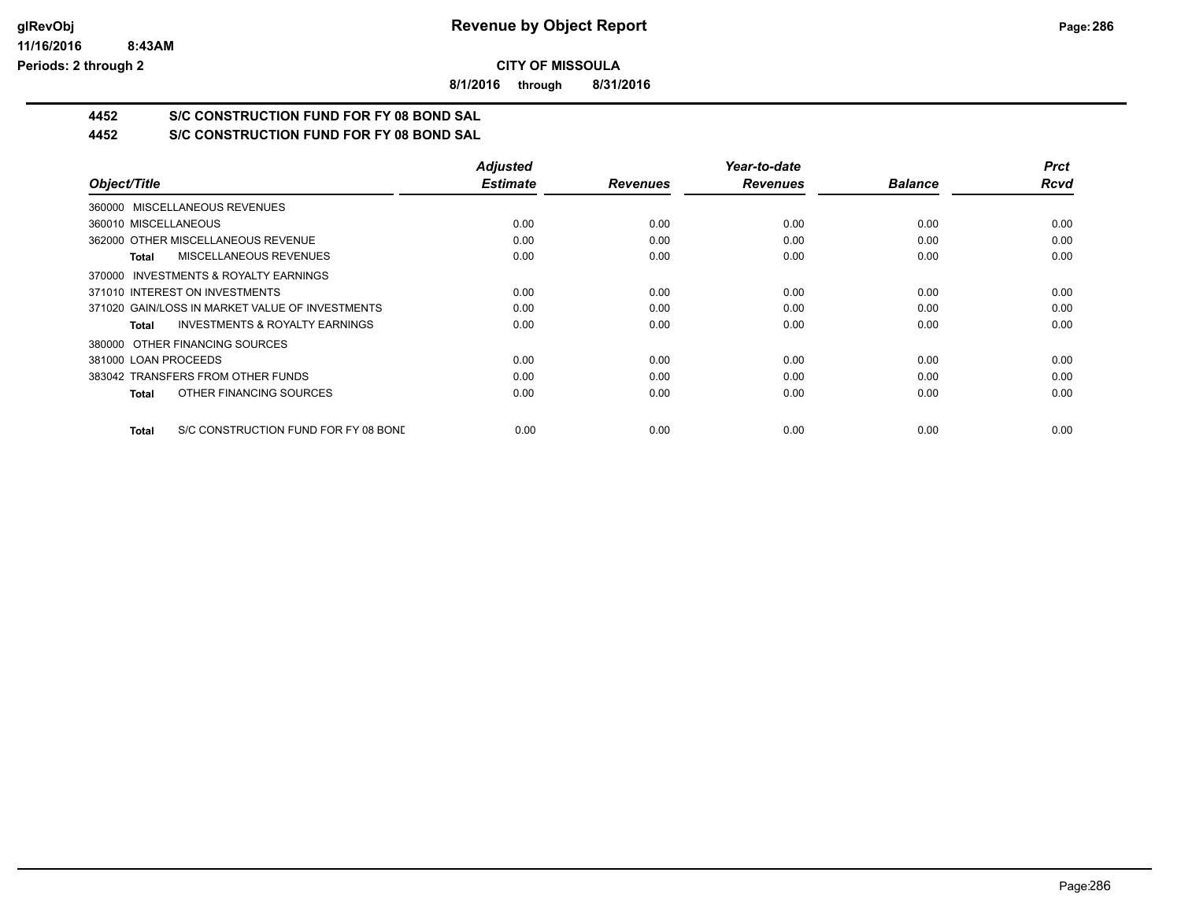# Revenue by Object Report

glRevObj
11/16/2016 8:43AM
Periods: 2 through 2

**CITY OF MISSOULA**

8/1/2016 through 8/31/2016

## 4452 S/C CONSTRUCTION FUND FOR FY 08 BOND SAL
## 4452 S/C CONSTRUCTION FUND FOR FY 08 BOND SAL

| Object/Title | Adjusted Estimate | Revenues | Year-to-date Revenues | Balance | Prct Rcvd |
|---|---|---|---|---|---|
| 360000 MISCELLANEOUS REVENUES | | | | | |
| 360010 MISCELLANEOUS | 0.00 | 0.00 | 0.00 | 0.00 | 0.00 |
| 362000 OTHER MISCELLANEOUS REVENUE | 0.00 | 0.00 | 0.00 | 0.00 | 0.00 |
| **Total** MISCELLANEOUS REVENUES | 0.00 | 0.00 | 0.00 | 0.00 | 0.00 |
| 370000 INVESTMENTS & ROYALTY EARNINGS | | | | | |
| 371010 INTEREST ON INVESTMENTS | 0.00 | 0.00 | 0.00 | 0.00 | 0.00 |
| 371020 GAIN/LOSS IN MARKET VALUE OF INVESTMENTS | 0.00 | 0.00 | 0.00 | 0.00 | 0.00 |
| **Total** INVESTMENTS & ROYALTY EARNINGS | 0.00 | 0.00 | 0.00 | 0.00 | 0.00 |
| 380000 OTHER FINANCING SOURCES | | | | | |
| 381000 LOAN PROCEEDS | 0.00 | 0.00 | 0.00 | 0.00 | 0.00 |
| 383042 TRANSFERS FROM OTHER FUNDS | 0.00 | 0.00 | 0.00 | 0.00 | 0.00 |
| **Total** OTHER FINANCING SOURCES | 0.00 | 0.00 | 0.00 | 0.00 | 0.00 |
| **Total** S/C CONSTRUCTION FUND FOR FY 08 BONE | 0.00 | 0.00 | 0.00 | 0.00 | 0.00 |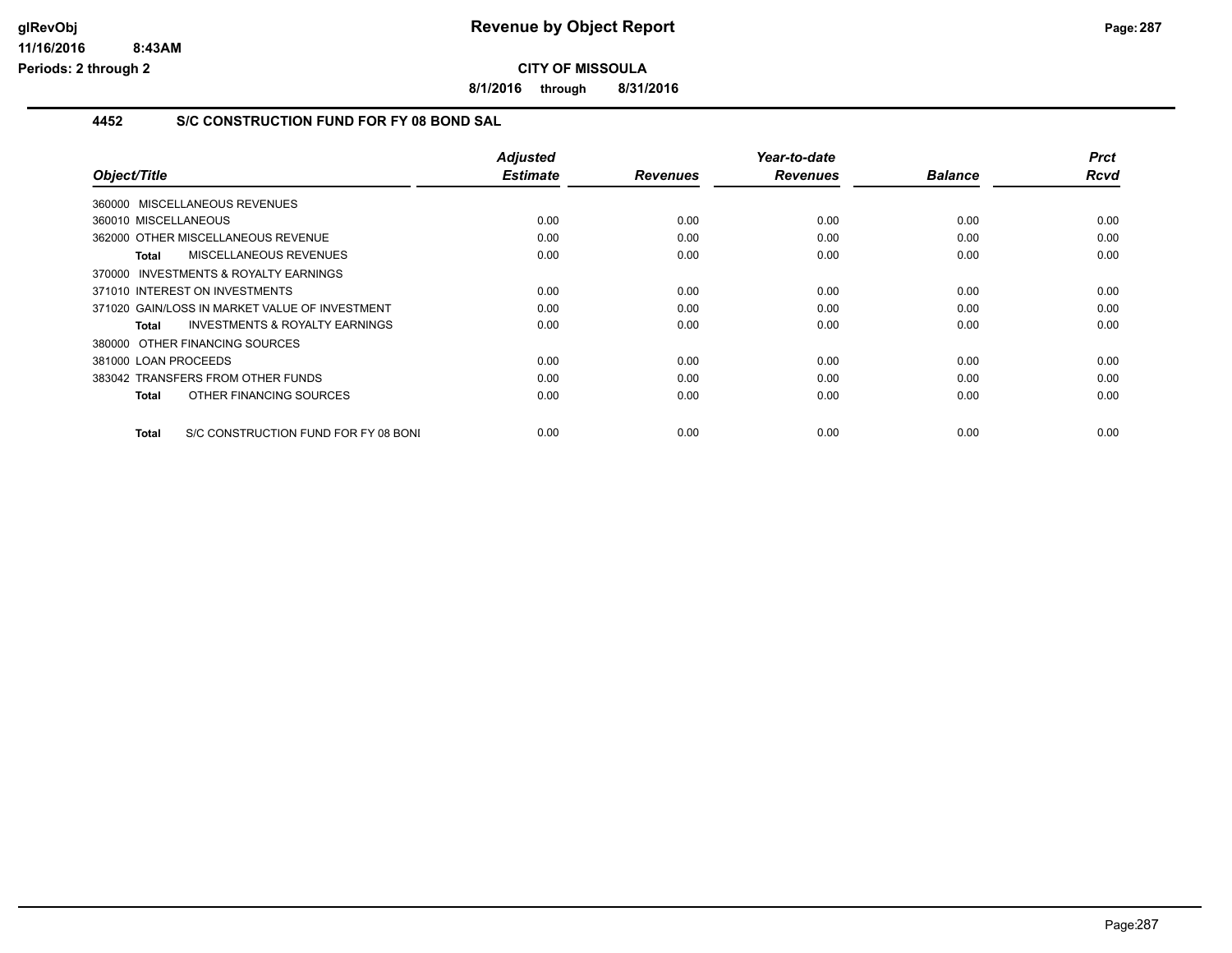**Revenue by Object Report**

**CITY OF MISSOULA**

**8/1/2016 through 8/31/2016**

## 4452 S/C CONSTRUCTION FUND FOR FY 08 BOND SAL

| Object/Title | Adjusted Estimate | Revenues | Year-to-date Revenues | Balance | Prct Rcvd |
|---|---|---|---|---|---|
| 360000 MISCELLANEOUS REVENUES | | | | | |
| 360010 MISCELLANEOUS | 0.00 | 0.00 | 0.00 | 0.00 | 0.00 |
| 362000 OTHER MISCELLANEOUS REVENUE | 0.00 | 0.00 | 0.00 | 0.00 | 0.00 |
| **Total** MISCELLANEOUS REVENUES | 0.00 | 0.00 | 0.00 | 0.00 | 0.00 |
| 370000 INVESTMENTS & ROYALTY EARNINGS | | | | | |
| 371010 INTEREST ON INVESTMENTS | 0.00 | 0.00 | 0.00 | 0.00 | 0.00 |
| 371020 GAIN/LOSS IN MARKET VALUE OF INVESTMENT | 0.00 | 0.00 | 0.00 | 0.00 | 0.00 |
| **Total** INVESTMENTS & ROYALTY EARNINGS | 0.00 | 0.00 | 0.00 | 0.00 | 0.00 |
| 380000 OTHER FINANCING SOURCES | | | | | |
| 381000 LOAN PROCEEDS | 0.00 | 0.00 | 0.00 | 0.00 | 0.00 |
| 383042 TRANSFERS FROM OTHER FUNDS | 0.00 | 0.00 | 0.00 | 0.00 | 0.00 |
| **Total** OTHER FINANCING SOURCES | 0.00 | 0.00 | 0.00 | 0.00 | 0.00 |
| **Total** S/C CONSTRUCTION FUND FOR FY 08 BONI | 0.00 | 0.00 | 0.00 | 0.00 | 0.00 |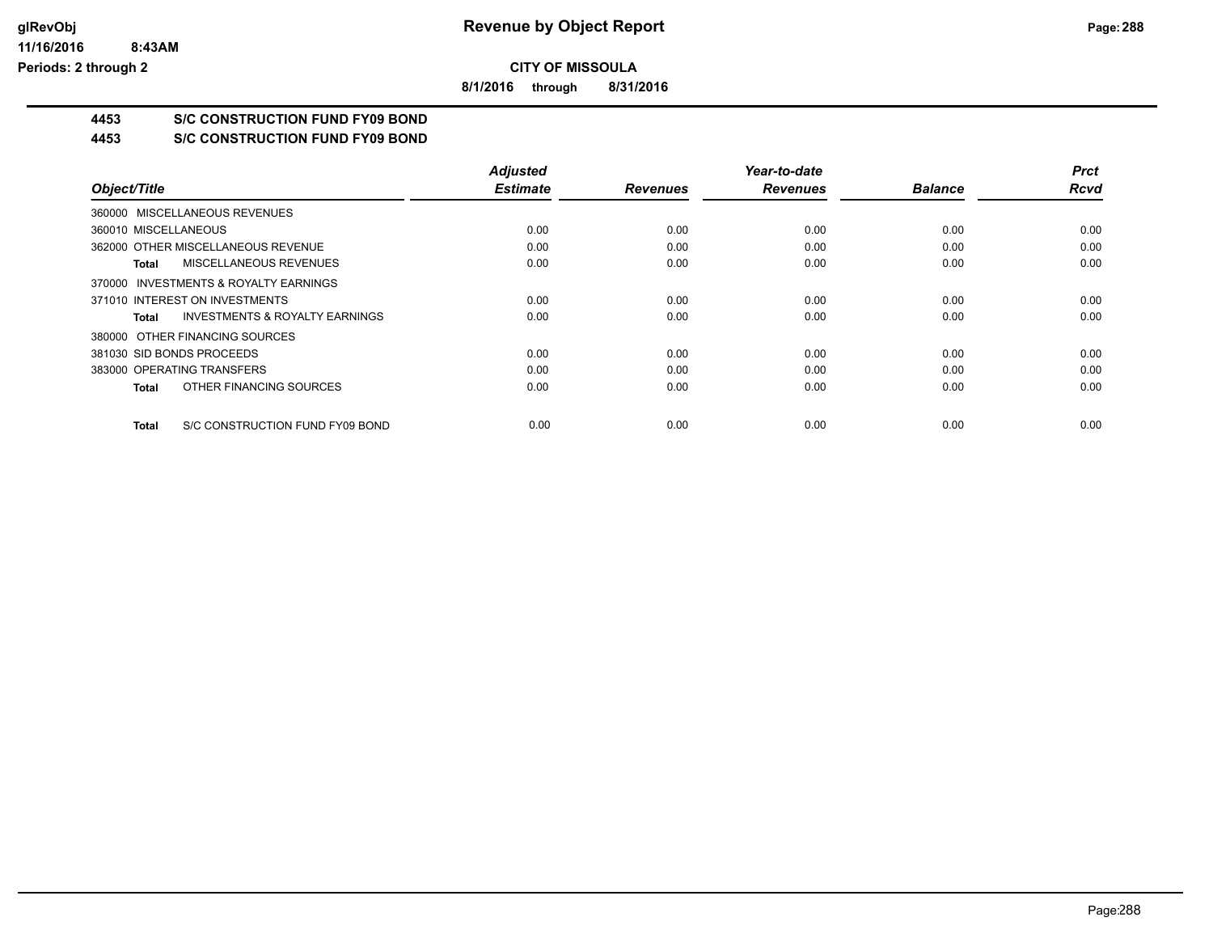# Revenue by Object Report

**CITY OF MISSOULA**

**8/1/2016 through 8/31/2016**

glRevObj
11/16/2016 8:43AM
Periods: 2 through 2

## 4453 S/C CONSTRUCTION FUND FY09 BOND

## 4453 S/C CONSTRUCTION FUND FY09 BOND

| Object/Title | Adjusted Estimate | Revenues | Year-to-date Revenues | Balance | Prct Rcvd |
|---|---|---|---|---|---|
| 360000 MISCELLANEOUS REVENUES | | | | | |
| 360010 MISCELLANEOUS | 0.00 | 0.00 | 0.00 | 0.00 | 0.00 |
| 362000 OTHER MISCELLANEOUS REVENUE | 0.00 | 0.00 | 0.00 | 0.00 | 0.00 |
| **Total** MISCELLANEOUS REVENUES | 0.00 | 0.00 | 0.00 | 0.00 | 0.00 |
| 370000 INVESTMENTS & ROYALTY EARNINGS | | | | | |
| 371010 INTEREST ON INVESTMENTS | 0.00 | 0.00 | 0.00 | 0.00 | 0.00 |
| **Total** INVESTMENTS & ROYALTY EARNINGS | 0.00 | 0.00 | 0.00 | 0.00 | 0.00 |
| 380000 OTHER FINANCING SOURCES | | | | | |
| 381030 SID BONDS PROCEEDS | 0.00 | 0.00 | 0.00 | 0.00 | 0.00 |
| 383000 OPERATING TRANSFERS | 0.00 | 0.00 | 0.00 | 0.00 | 0.00 |
| **Total** OTHER FINANCING SOURCES | 0.00 | 0.00 | 0.00 | 0.00 | 0.00 |
| **Total** S/C CONSTRUCTION FUND FY09 BOND | 0.00 | 0.00 | 0.00 | 0.00 | 0.00 |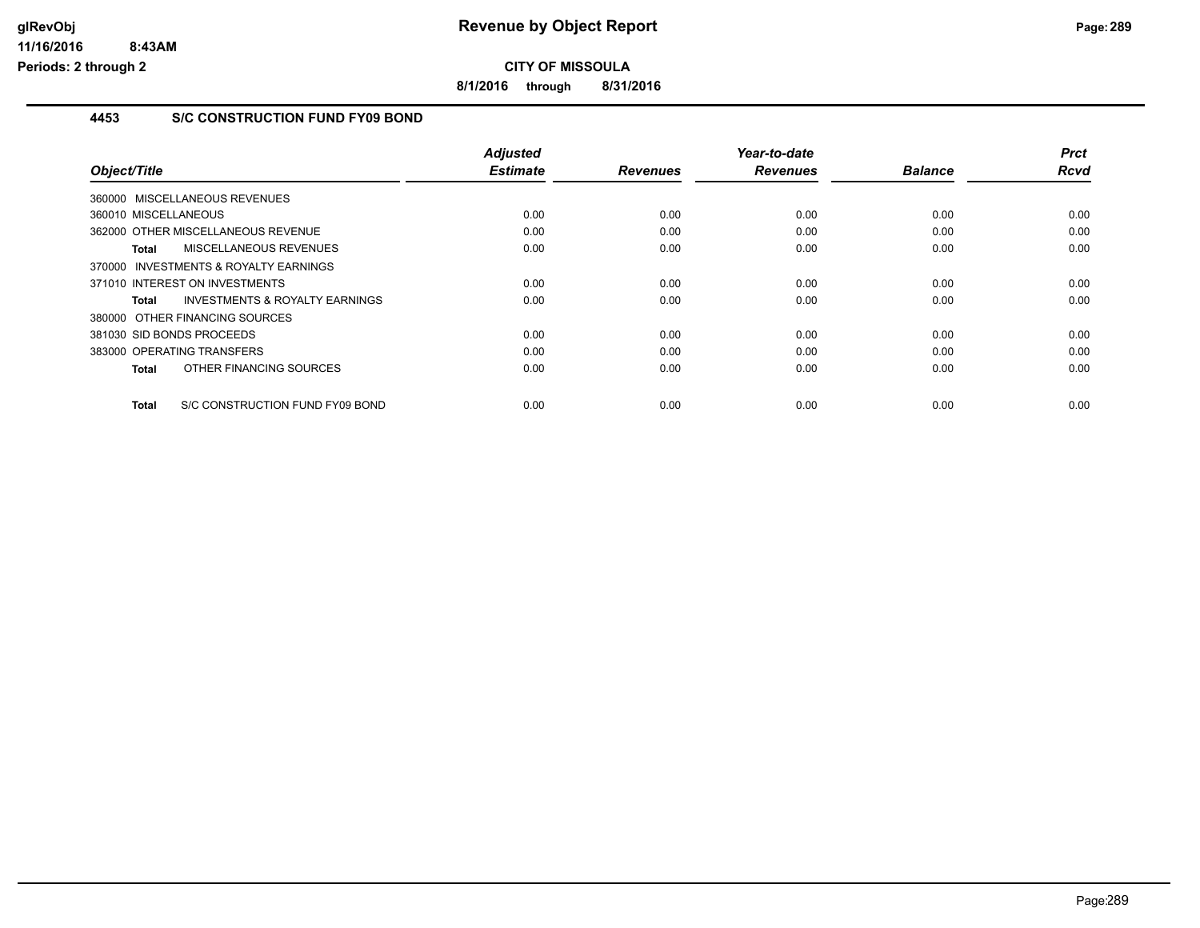**CITY OF MISSOULA**

**8/1/2016 through 8/31/2016**

## 4453 S/C CONSTRUCTION FUND FY09 BOND

| Object/Title | Adjusted Estimate | Revenues | Year-to-date Revenues | Balance | Prct Rcvd |
|---|---|---|---|---|---|
| 360000 MISCELLANEOUS REVENUES | | | | | |
| 360010 MISCELLANEOUS | 0.00 | 0.00 | 0.00 | 0.00 | 0.00 |
| 362000 OTHER MISCELLANEOUS REVENUE | 0.00 | 0.00 | 0.00 | 0.00 | 0.00 |
| **Total** MISCELLANEOUS REVENUES | 0.00 | 0.00 | 0.00 | 0.00 | 0.00 |
| 370000 INVESTMENTS & ROYALTY EARNINGS | | | | | |
| 371010 INTEREST ON INVESTMENTS | 0.00 | 0.00 | 0.00 | 0.00 | 0.00 |
| **Total** INVESTMENTS & ROYALTY EARNINGS | 0.00 | 0.00 | 0.00 | 0.00 | 0.00 |
| 380000 OTHER FINANCING SOURCES | | | | | |
| 381030 SID BONDS PROCEEDS | 0.00 | 0.00 | 0.00 | 0.00 | 0.00 |
| 383000 OPERATING TRANSFERS | 0.00 | 0.00 | 0.00 | 0.00 | 0.00 |
| **Total** OTHER FINANCING SOURCES | 0.00 | 0.00 | 0.00 | 0.00 | 0.00 |
| **Total** S/C CONSTRUCTION FUND FY09 BOND | 0.00 | 0.00 | 0.00 | 0.00 | 0.00 |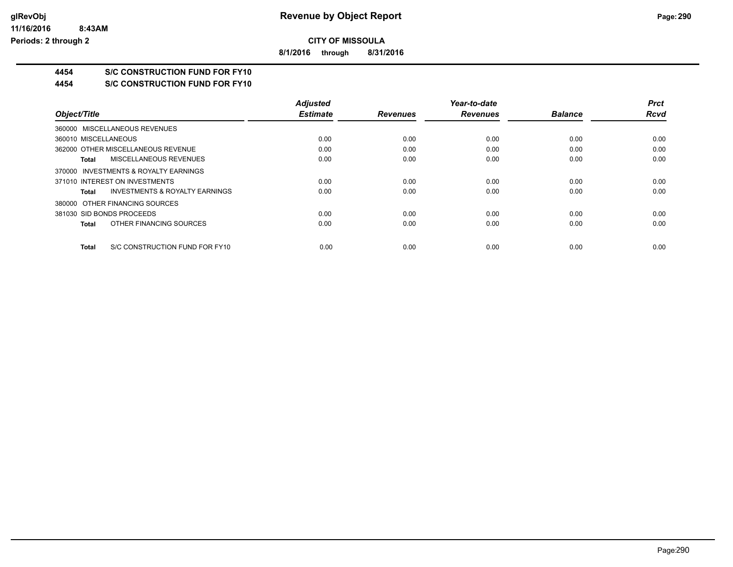**CITY OF MISSOULA**

**8/1/2016 through 8/31/2016**

# 4454 S/C CONSTRUCTION FUND FOR FY10

## 4454 S/C CONSTRUCTION FUND FOR FY10

| Object/Title | Adjusted Estimate | Revenues | Year-to-date Revenues | Balance | Prct Rcvd |
|---|---|---|---|---|---|
| 360000 MISCELLANEOUS REVENUES | | | | | |
| 360010 MISCELLANEOUS | 0.00 | 0.00 | 0.00 | 0.00 | 0.00 |
| 362000 OTHER MISCELLANEOUS REVENUE | 0.00 | 0.00 | 0.00 | 0.00 | 0.00 |
| **Total** MISCELLANEOUS REVENUES | 0.00 | 0.00 | 0.00 | 0.00 | 0.00 |
| 370000 INVESTMENTS & ROYALTY EARNINGS | | | | | |
| 371010 INTEREST ON INVESTMENTS | 0.00 | 0.00 | 0.00 | 0.00 | 0.00 |
| **Total** INVESTMENTS & ROYALTY EARNINGS | 0.00 | 0.00 | 0.00 | 0.00 | 0.00 |
| 380000 OTHER FINANCING SOURCES | | | | | |
| 381030 SID BONDS PROCEEDS | 0.00 | 0.00 | 0.00 | 0.00 | 0.00 |
| **Total** OTHER FINANCING SOURCES | 0.00 | 0.00 | 0.00 | 0.00 | 0.00 |
| **Total** S/C CONSTRUCTION FUND FOR FY10 | 0.00 | 0.00 | 0.00 | 0.00 | 0.00 |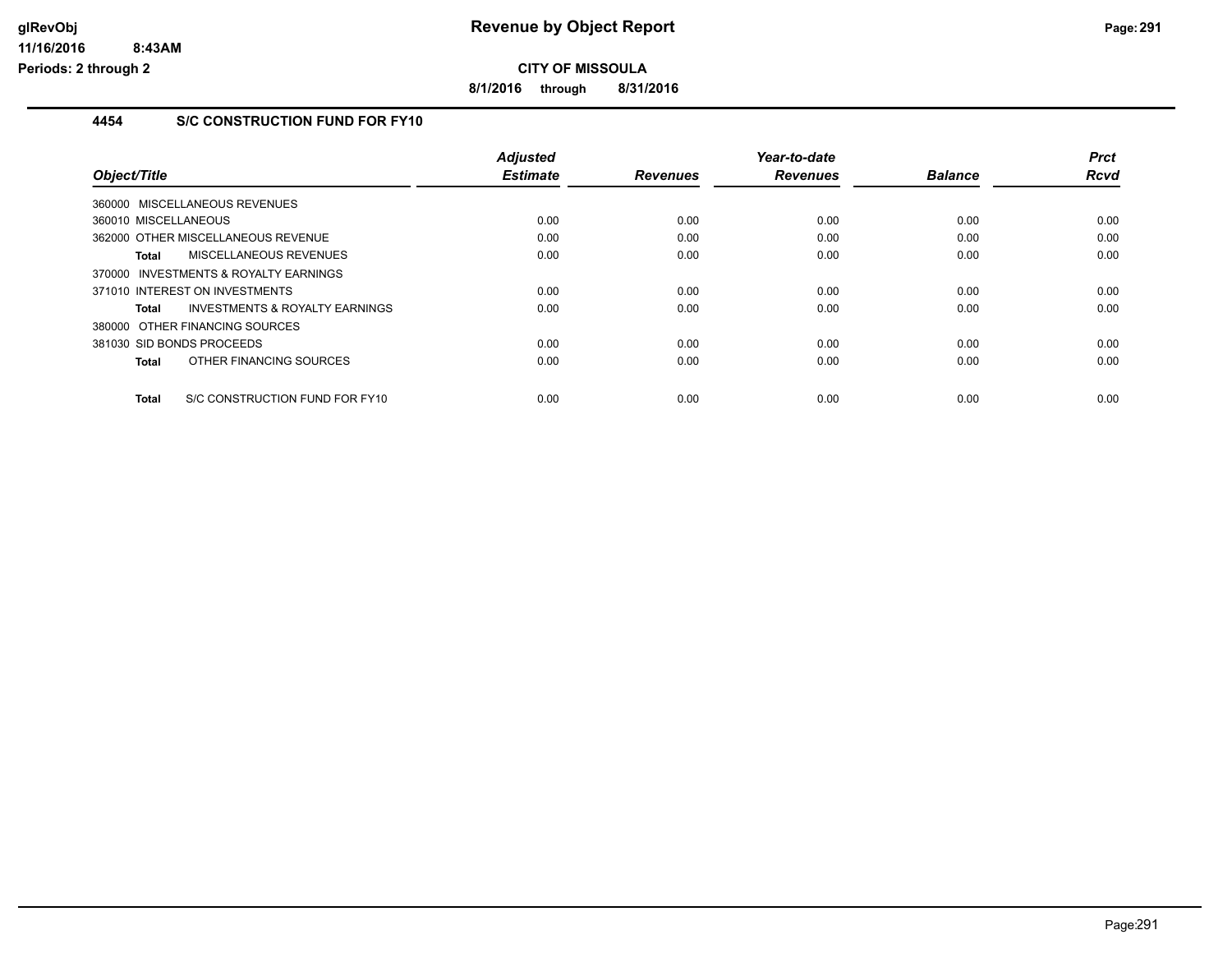# Revenue by Object Report

**CITY OF MISSOULA**

**8/1/2016 through 8/31/2016**

glRevObj
11/16/2016 8:43AM
Periods: 2 through 2

## 4454 S/C CONSTRUCTION FUND FOR FY10

| Object/Title | Adjusted Estimate | Revenues | Year-to-date Revenues | Balance | Prct Rcvd |
|---|---|---|---|---|---|
| 360000 MISCELLANEOUS REVENUES | | | | | |
| 360010 MISCELLANEOUS | 0.00 | 0.00 | 0.00 | 0.00 | 0.00 |
| 362000 OTHER MISCELLANEOUS REVENUE | 0.00 | 0.00 | 0.00 | 0.00 | 0.00 |
| **Total** MISCELLANEOUS REVENUES | 0.00 | 0.00 | 0.00 | 0.00 | 0.00 |
| 370000 INVESTMENTS & ROYALTY EARNINGS | | | | | |
| 371010 INTEREST ON INVESTMENTS | 0.00 | 0.00 | 0.00 | 0.00 | 0.00 |
| **Total** INVESTMENTS & ROYALTY EARNINGS | 0.00 | 0.00 | 0.00 | 0.00 | 0.00 |
| 380000 OTHER FINANCING SOURCES | | | | | |
| 381030 SID BONDS PROCEEDS | 0.00 | 0.00 | 0.00 | 0.00 | 0.00 |
| **Total** OTHER FINANCING SOURCES | 0.00 | 0.00 | 0.00 | 0.00 | 0.00 |
| **Total** S/C CONSTRUCTION FUND FOR FY10 | 0.00 | 0.00 | 0.00 | 0.00 | 0.00 |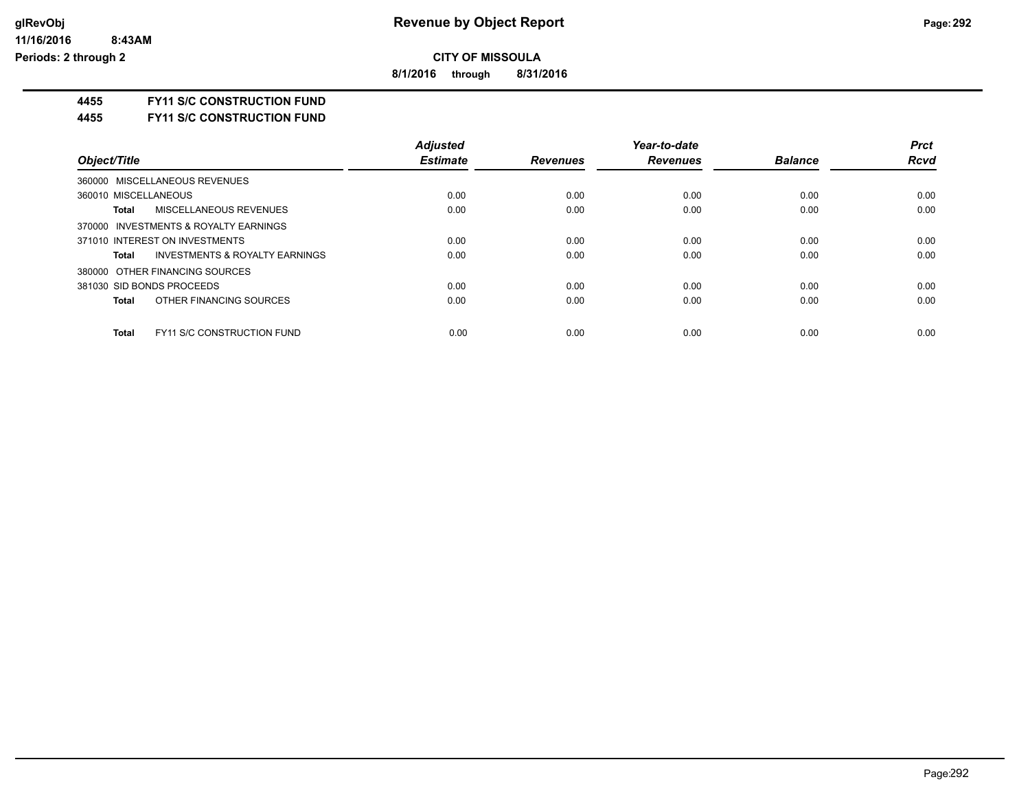**CITY OF MISSOULA**

**8/1/2016 through 8/31/2016**

**4455 FY11 S/C CONSTRUCTION FUND**

**4455 FY11 S/C CONSTRUCTION FUND**

| Object/Title | Adjusted Estimate | Revenues | Year-to-date Revenues | Balance | Prct Rcvd |
|---|---|---|---|---|---|
| 360000 MISCELLANEOUS REVENUES | | | | | |
| 360010 MISCELLANEOUS | 0.00 | 0.00 | 0.00 | 0.00 | 0.00 |
| **Total** MISCELLANEOUS REVENUES | 0.00 | 0.00 | 0.00 | 0.00 | 0.00 |
| 370000 INVESTMENTS & ROYALTY EARNINGS | | | | | |
| 371010 INTEREST ON INVESTMENTS | 0.00 | 0.00 | 0.00 | 0.00 | 0.00 |
| **Total** INVESTMENTS & ROYALTY EARNINGS | 0.00 | 0.00 | 0.00 | 0.00 | 0.00 |
| 380000 OTHER FINANCING SOURCES | | | | | |
| 381030 SID BONDS PROCEEDS | 0.00 | 0.00 | 0.00 | 0.00 | 0.00 |
| **Total** OTHER FINANCING SOURCES | 0.00 | 0.00 | 0.00 | 0.00 | 0.00 |
| **Total** FY11 S/C CONSTRUCTION FUND | 0.00 | 0.00 | 0.00 | 0.00 | 0.00 |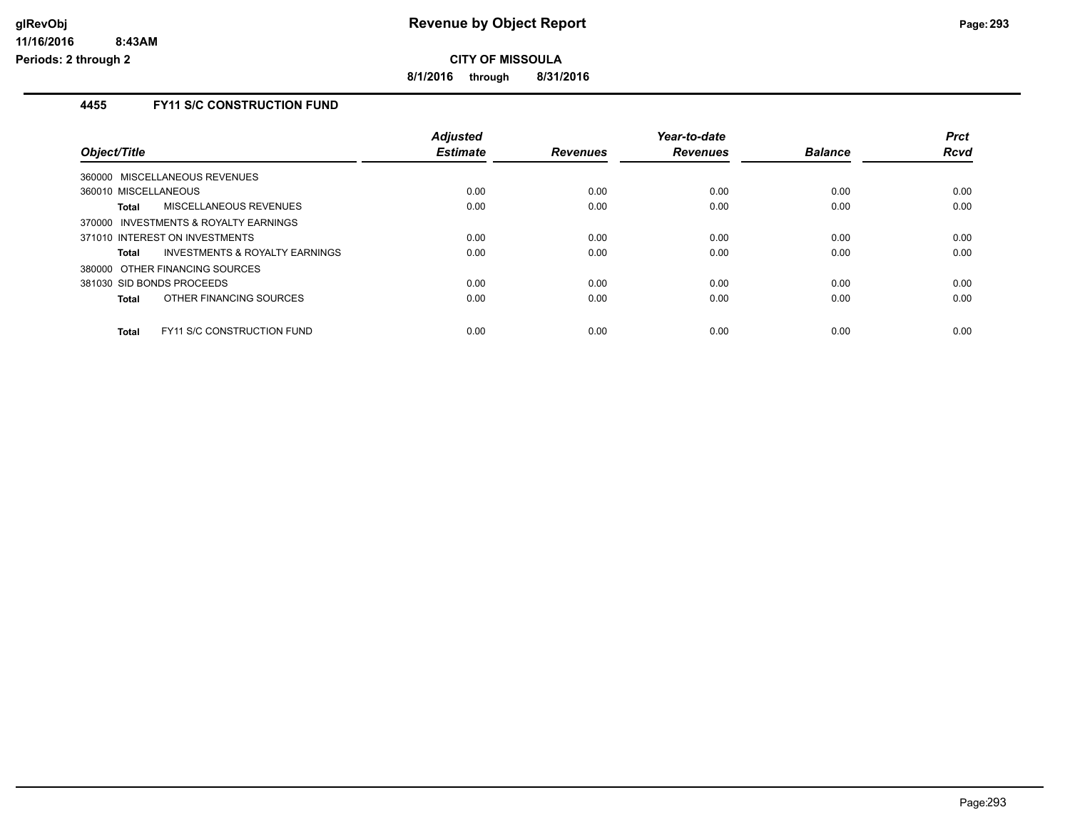**CITY OF MISSOULA**

**8/1/2016 through 8/31/2016**

## 4455 FY11 S/C CONSTRUCTION FUND

| Object/Title | Adjusted Estimate | Revenues | Year-to-date Revenues | Balance | Prct Rcvd |
|---|---|---|---|---|---|
| 360000 MISCELLANEOUS REVENUES | | | | | |
| 360010 MISCELLANEOUS | 0.00 | 0.00 | 0.00 | 0.00 | 0.00 |
| **Total** MISCELLANEOUS REVENUES | 0.00 | 0.00 | 0.00 | 0.00 | 0.00 |
| 370000 INVESTMENTS & ROYALTY EARNINGS | | | | | |
| 371010 INTEREST ON INVESTMENTS | 0.00 | 0.00 | 0.00 | 0.00 | 0.00 |
| **Total** INVESTMENTS & ROYALTY EARNINGS | 0.00 | 0.00 | 0.00 | 0.00 | 0.00 |
| 380000 OTHER FINANCING SOURCES | | | | | |
| 381030 SID BONDS PROCEEDS | 0.00 | 0.00 | 0.00 | 0.00 | 0.00 |
| **Total** OTHER FINANCING SOURCES | 0.00 | 0.00 | 0.00 | 0.00 | 0.00 |
| **Total** FY11 S/C CONSTRUCTION FUND | 0.00 | 0.00 | 0.00 | 0.00 | 0.00 |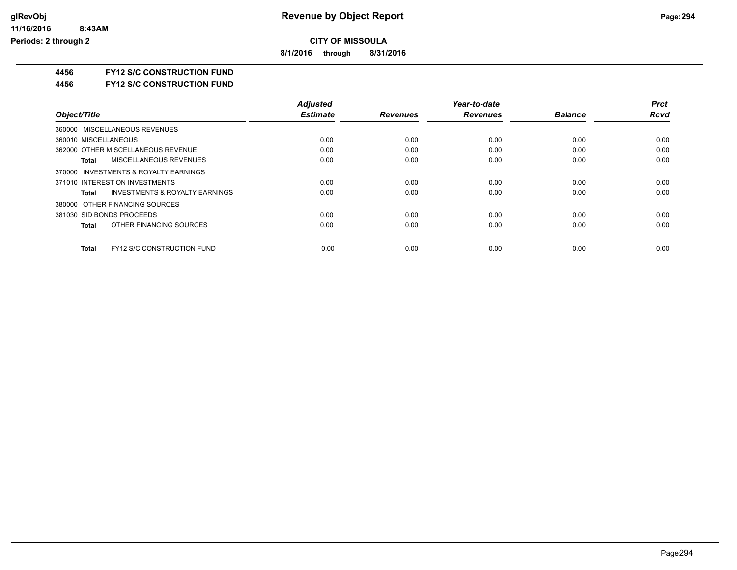# Revenue by Object Report

glRevObj
11/16/2016 8:43AM
Periods: 2 through 2

**CITY OF MISSOULA**

**8/1/2016 through 8/31/2016**

**4456 FY12 S/C CONSTRUCTION FUND**

**4456 FY12 S/C CONSTRUCTION FUND**

| Object/Title | Adjusted Estimate | Revenues | Year-to-date Revenues | Balance | Prct Rcvd |
|---|---|---|---|---|---|
| 360000 MISCELLANEOUS REVENUES | | | | | |
| 360010 MISCELLANEOUS | 0.00 | 0.00 | 0.00 | 0.00 | 0.00 |
| 362000 OTHER MISCELLANEOUS REVENUE | 0.00 | 0.00 | 0.00 | 0.00 | 0.00 |
| **Total** MISCELLANEOUS REVENUES | 0.00 | 0.00 | 0.00 | 0.00 | 0.00 |
| 370000 INVESTMENTS & ROYALTY EARNINGS | | | | | |
| 371010 INTEREST ON INVESTMENTS | 0.00 | 0.00 | 0.00 | 0.00 | 0.00 |
| **Total** INVESTMENTS & ROYALTY EARNINGS | 0.00 | 0.00 | 0.00 | 0.00 | 0.00 |
| 380000 OTHER FINANCING SOURCES | | | | | |
| 381030 SID BONDS PROCEEDS | 0.00 | 0.00 | 0.00 | 0.00 | 0.00 |
| **Total** OTHER FINANCING SOURCES | 0.00 | 0.00 | 0.00 | 0.00 | 0.00 |
| **Total** FY12 S/C CONSTRUCTION FUND | 0.00 | 0.00 | 0.00 | 0.00 | 0.00 |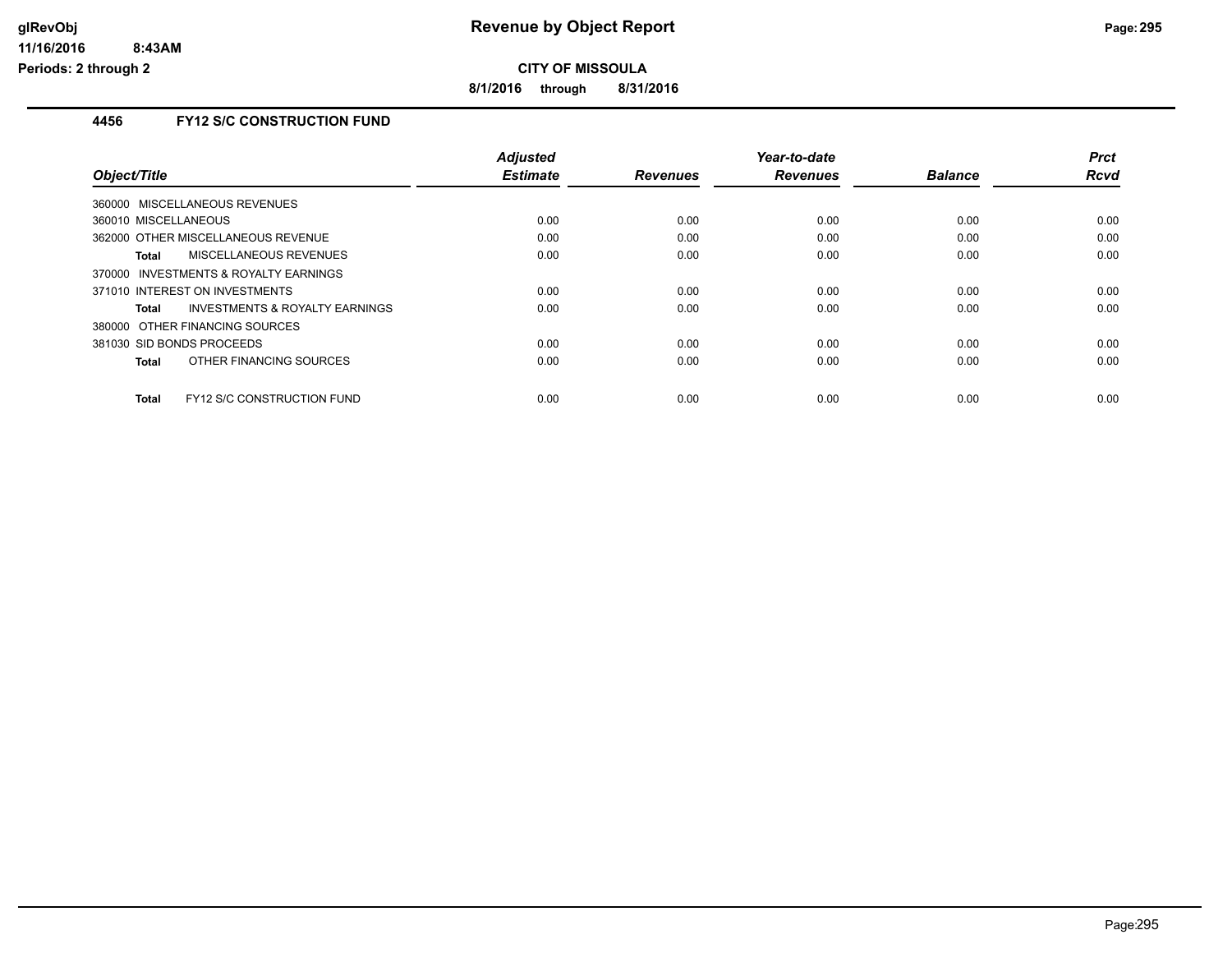**CITY OF MISSOULA**

**8/1/2016 through 8/31/2016**

### 4456 FY12 S/C CONSTRUCTION FUND

| Object/Title | Adjusted Estimate | Revenues | Year-to-date Revenues | Balance | Prct Rcvd |
|---|---|---|---|---|---|
| 360000 MISCELLANEOUS REVENUES | | | | | |
| 360010 MISCELLANEOUS | 0.00 | 0.00 | 0.00 | 0.00 | 0.00 |
| 362000 OTHER MISCELLANEOUS REVENUE | 0.00 | 0.00 | 0.00 | 0.00 | 0.00 |
| **Total** MISCELLANEOUS REVENUES | 0.00 | 0.00 | 0.00 | 0.00 | 0.00 |
| 370000 INVESTMENTS & ROYALTY EARNINGS | | | | | |
| 371010 INTEREST ON INVESTMENTS | 0.00 | 0.00 | 0.00 | 0.00 | 0.00 |
| **Total** INVESTMENTS & ROYALTY EARNINGS | 0.00 | 0.00 | 0.00 | 0.00 | 0.00 |
| 380000 OTHER FINANCING SOURCES | | | | | |
| 381030 SID BONDS PROCEEDS | 0.00 | 0.00 | 0.00 | 0.00 | 0.00 |
| **Total** OTHER FINANCING SOURCES | 0.00 | 0.00 | 0.00 | 0.00 | 0.00 |
| **Total** FY12 S/C CONSTRUCTION FUND | 0.00 | 0.00 | 0.00 | 0.00 | 0.00 |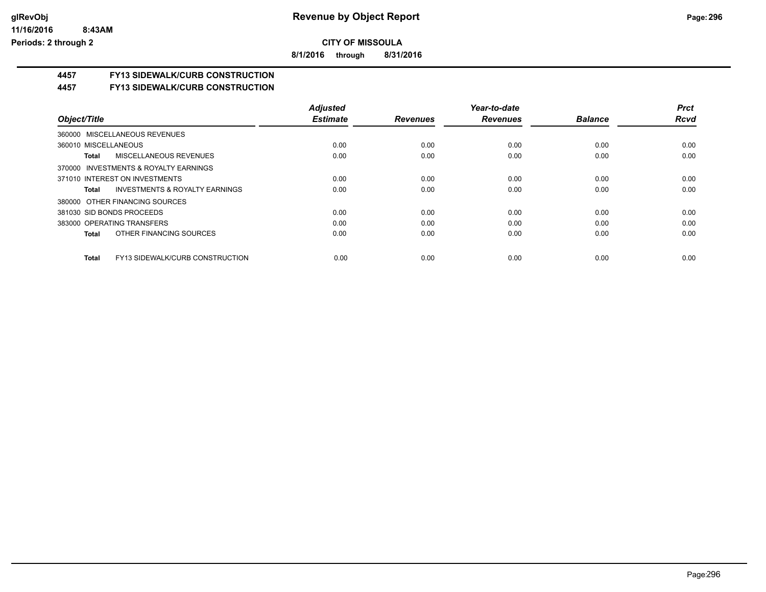**CITY OF MISSOULA**

**8/1/2016 through 8/31/2016**

# 4457 FY13 SIDEWALK/CURB CONSTRUCTION

## 4457 FY13 SIDEWALK/CURB CONSTRUCTION

| Object/Title | Adjusted Estimate | Revenues | Year-to-date Revenues | Balance | Prct Rcvd |
|---|---|---|---|---|---|
| 360000 MISCELLANEOUS REVENUES | | | | | |
| 360010 MISCELLANEOUS | 0.00 | 0.00 | 0.00 | 0.00 | 0.00 |
| **Total** MISCELLANEOUS REVENUES | 0.00 | 0.00 | 0.00 | 0.00 | 0.00 |
| 370000 INVESTMENTS & ROYALTY EARNINGS | | | | | |
| 371010 INTEREST ON INVESTMENTS | 0.00 | 0.00 | 0.00 | 0.00 | 0.00 |
| **Total** INVESTMENTS & ROYALTY EARNINGS | 0.00 | 0.00 | 0.00 | 0.00 | 0.00 |
| 380000 OTHER FINANCING SOURCES | | | | | |
| 381030 SID BONDS PROCEEDS | 0.00 | 0.00 | 0.00 | 0.00 | 0.00 |
| 383000 OPERATING TRANSFERS | 0.00 | 0.00 | 0.00 | 0.00 | 0.00 |
| **Total** OTHER FINANCING SOURCES | 0.00 | 0.00 | 0.00 | 0.00 | 0.00 |
| **Total** FY13 SIDEWALK/CURB CONSTRUCTION | 0.00 | 0.00 | 0.00 | 0.00 | 0.00 |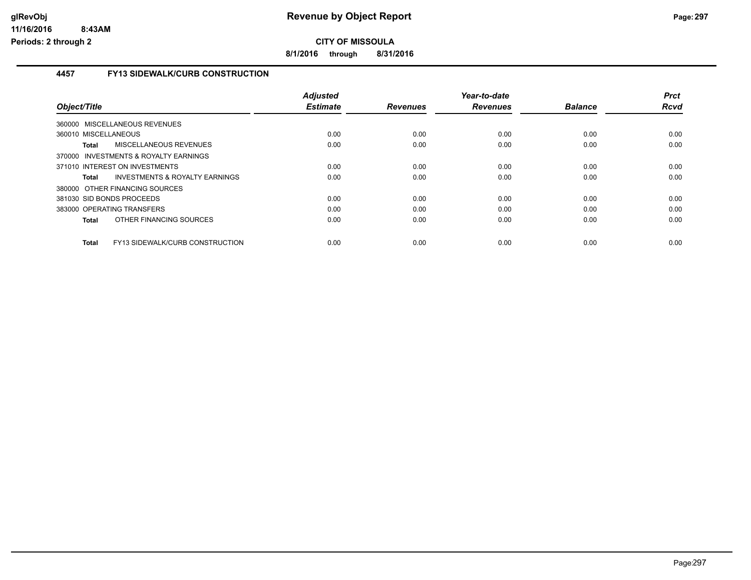**CITY OF MISSOULA**

**8/1/2016 through 8/31/2016**

## 4457 FY13 SIDEWALK/CURB CONSTRUCTION

| Object/Title | Adjusted Estimate | Revenues | Year-to-date Revenues | Balance | Prct Rcvd |
|---|---|---|---|---|---|
| 360000 MISCELLANEOUS REVENUES | | | | | |
| 360010 MISCELLANEOUS | 0.00 | 0.00 | 0.00 | 0.00 | 0.00 |
| **Total** MISCELLANEOUS REVENUES | 0.00 | 0.00 | 0.00 | 0.00 | 0.00 |
| 370000 INVESTMENTS & ROYALTY EARNINGS | | | | | |
| 371010 INTEREST ON INVESTMENTS | 0.00 | 0.00 | 0.00 | 0.00 | 0.00 |
| **Total** INVESTMENTS & ROYALTY EARNINGS | 0.00 | 0.00 | 0.00 | 0.00 | 0.00 |
| 380000 OTHER FINANCING SOURCES | | | | | |
| 381030 SID BONDS PROCEEDS | 0.00 | 0.00 | 0.00 | 0.00 | 0.00 |
| 383000 OPERATING TRANSFERS | 0.00 | 0.00 | 0.00 | 0.00 | 0.00 |
| **Total** OTHER FINANCING SOURCES | 0.00 | 0.00 | 0.00 | 0.00 | 0.00 |
| **Total** FY13 SIDEWALK/CURB CONSTRUCTION | 0.00 | 0.00 | 0.00 | 0.00 | 0.00 |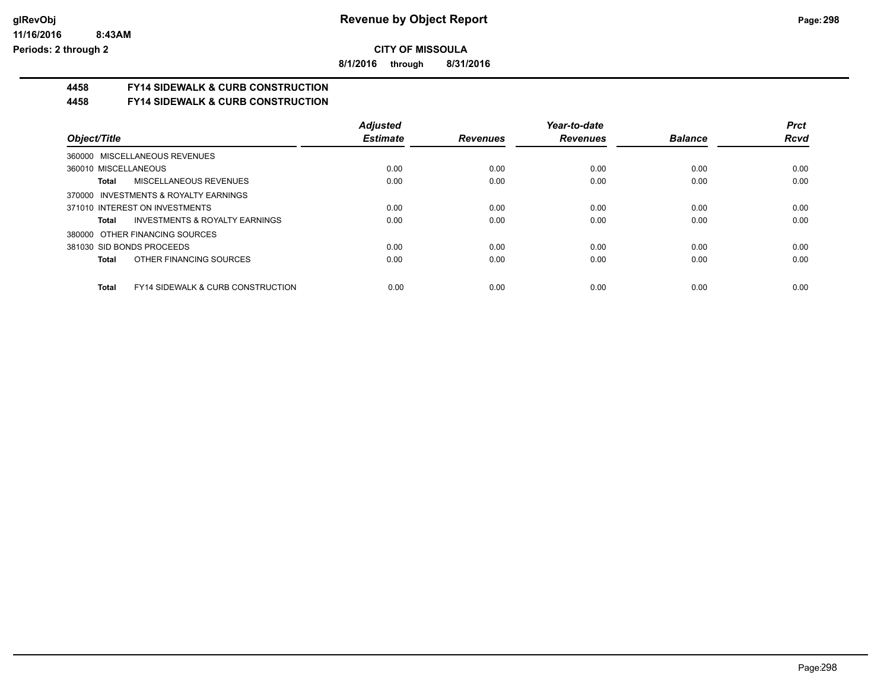**Revenue by Object Report**

**CITY OF MISSOULA**

**8/1/2016 through 8/31/2016**

glRevObj
11/16/2016 8:43AM
Periods: 2 through 2

## 4458 FY14 SIDEWALK & CURB CONSTRUCTION
## 4458 FY14 SIDEWALK & CURB CONSTRUCTION

| Object/Title | Adjusted Estimate | Revenues | Year-to-date Revenues | Balance | Prct Rcvd |
|---|---|---|---|---|---|
| 360000 MISCELLANEOUS REVENUES | | | | | |
| 360010 MISCELLANEOUS | 0.00 | 0.00 | 0.00 | 0.00 | 0.00 |
| **Total** MISCELLANEOUS REVENUES | 0.00 | 0.00 | 0.00 | 0.00 | 0.00 |
| 370000 INVESTMENTS & ROYALTY EARNINGS | | | | | |
| 371010 INTEREST ON INVESTMENTS | 0.00 | 0.00 | 0.00 | 0.00 | 0.00 |
| **Total** INVESTMENTS & ROYALTY EARNINGS | 0.00 | 0.00 | 0.00 | 0.00 | 0.00 |
| 380000 OTHER FINANCING SOURCES | | | | | |
| 381030 SID BONDS PROCEEDS | 0.00 | 0.00 | 0.00 | 0.00 | 0.00 |
| **Total** OTHER FINANCING SOURCES | 0.00 | 0.00 | 0.00 | 0.00 | 0.00 |
| **Total** FY14 SIDEWALK & CURB CONSTRUCTION | 0.00 | 0.00 | 0.00 | 0.00 | 0.00 |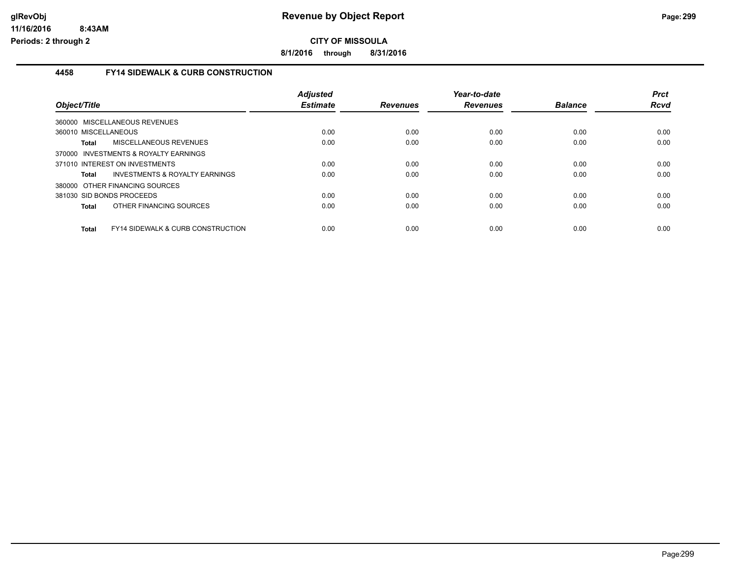**CITY OF MISSOULA**

**8/1/2016 through 8/31/2016**

## 4458 FY14 SIDEWALK & CURB CONSTRUCTION

| Object/Title | Adjusted Estimate | Revenues | Year-to-date Revenues | Balance | Prct Rcvd |
|---|---|---|---|---|---|
| 360000 MISCELLANEOUS REVENUES | | | | | |
| 360010 MISCELLANEOUS | 0.00 | 0.00 | 0.00 | 0.00 | 0.00 |
| **Total** MISCELLANEOUS REVENUES | 0.00 | 0.00 | 0.00 | 0.00 | 0.00 |
| 370000 INVESTMENTS & ROYALTY EARNINGS | | | | | |
| 371010 INTEREST ON INVESTMENTS | 0.00 | 0.00 | 0.00 | 0.00 | 0.00 |
| **Total** INVESTMENTS & ROYALTY EARNINGS | 0.00 | 0.00 | 0.00 | 0.00 | 0.00 |
| 380000 OTHER FINANCING SOURCES | | | | | |
| 381030 SID BONDS PROCEEDS | 0.00 | 0.00 | 0.00 | 0.00 | 0.00 |
| **Total** OTHER FINANCING SOURCES | 0.00 | 0.00 | 0.00 | 0.00 | 0.00 |
| **Total** FY14 SIDEWALK & CURB CONSTRUCTION | 0.00 | 0.00 | 0.00 | 0.00 | 0.00 |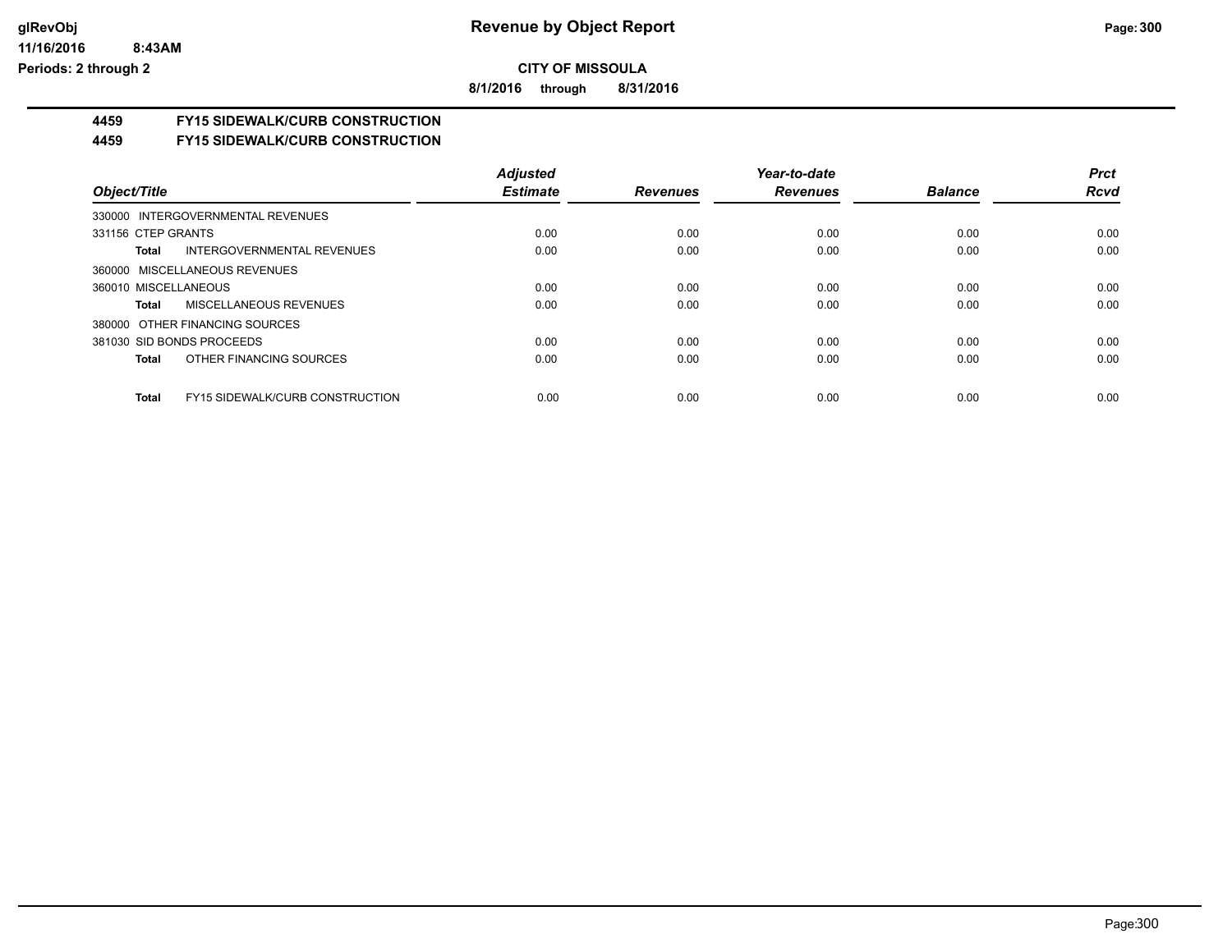# Revenue by Object Report

glRevObj
11/16/2016 8:43AM
Periods: 2 through 2

**CITY OF MISSOULA**

**8/1/2016 through 8/31/2016**

## 4459 FY15 SIDEWALK/CURB CONSTRUCTION
## 4459 FY15 SIDEWALK/CURB CONSTRUCTION

| Object/Title | Adjusted Estimate | Revenues | Year-to-date Revenues | Balance | Prct Rcvd |
|---|---|---|---|---|---|
| 330000 INTERGOVERNMENTAL REVENUES | | | | | |
| 331156 CTEP GRANTS | 0.00 | 0.00 | 0.00 | 0.00 | 0.00 |
| **Total** INTERGOVERNMENTAL REVENUES | 0.00 | 0.00 | 0.00 | 0.00 | 0.00 |
| 360000 MISCELLANEOUS REVENUES | | | | | |
| 360010 MISCELLANEOUS | 0.00 | 0.00 | 0.00 | 0.00 | 0.00 |
| **Total** MISCELLANEOUS REVENUES | 0.00 | 0.00 | 0.00 | 0.00 | 0.00 |
| 380000 OTHER FINANCING SOURCES | | | | | |
| 381030 SID BONDS PROCEEDS | 0.00 | 0.00 | 0.00 | 0.00 | 0.00 |
| **Total** OTHER FINANCING SOURCES | 0.00 | 0.00 | 0.00 | 0.00 | 0.00 |
| **Total** FY15 SIDEWALK/CURB CONSTRUCTION | 0.00 | 0.00 | 0.00 | 0.00 | 0.00 |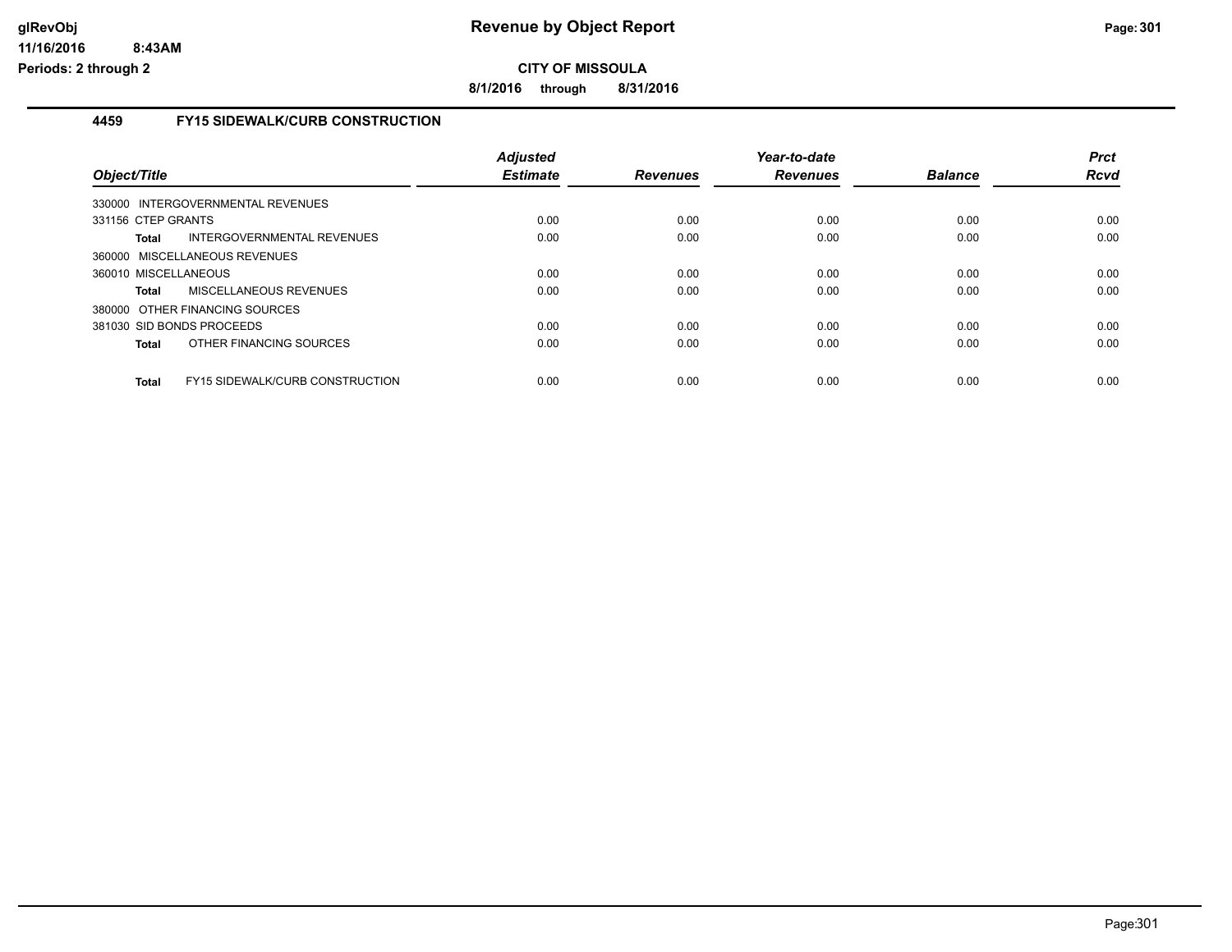# CITY OF MISSOULA

**8/1/2016 through 8/31/2016**

## 4459 FY15 SIDEWALK/CURB CONSTRUCTION

| Object/Title | Adjusted Estimate | Revenues | Year-to-date Revenues | Balance | Prct Rcvd |
|---|---|---|---|---|---|
| 330000 INTERGOVERNMENTAL REVENUES | | | | | |
| 331156 CTEP GRANTS | 0.00 | 0.00 | 0.00 | 0.00 | 0.00 |
| **Total** INTERGOVERNMENTAL REVENUES | 0.00 | 0.00 | 0.00 | 0.00 | 0.00 |
| 360000 MISCELLANEOUS REVENUES | | | | | |
| 360010 MISCELLANEOUS | 0.00 | 0.00 | 0.00 | 0.00 | 0.00 |
| **Total** MISCELLANEOUS REVENUES | 0.00 | 0.00 | 0.00 | 0.00 | 0.00 |
| 380000 OTHER FINANCING SOURCES | | | | | |
| 381030 SID BONDS PROCEEDS | 0.00 | 0.00 | 0.00 | 0.00 | 0.00 |
| **Total** OTHER FINANCING SOURCES | 0.00 | 0.00 | 0.00 | 0.00 | 0.00 |
| **Total** FY15 SIDEWALK/CURB CONSTRUCTION | 0.00 | 0.00 | 0.00 | 0.00 | 0.00 |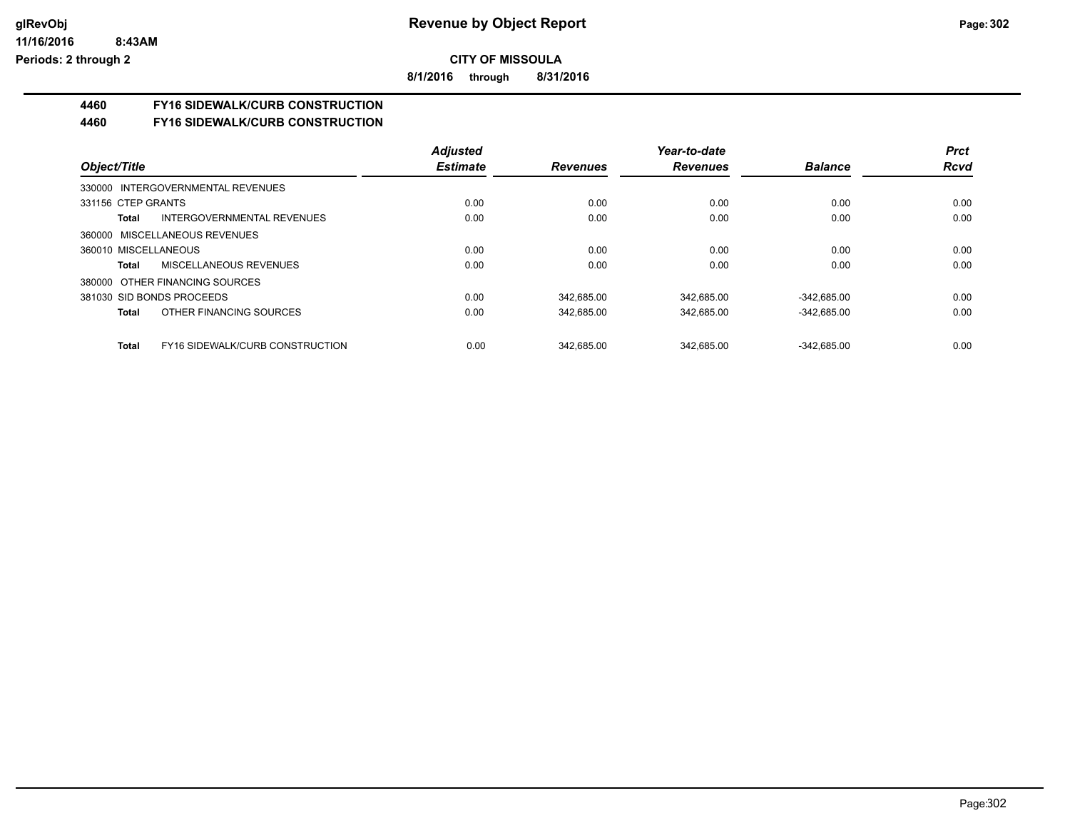# Revenue by Object Report

**CITY OF MISSOULA**

**8/1/2016 through 8/31/2016**

glRevObj
11/16/2016 8:43AM
Periods: 2 through 2

## 4460 FY16 SIDEWALK/CURB CONSTRUCTION
## 4460 FY16 SIDEWALK/CURB CONSTRUCTION

| Object/Title | | Adjusted Estimate | Revenues | Year-to-date Revenues | Balance | Prct Rcvd |
|---|---|---|---|---|---|---|
| 330000 INTERGOVERNMENTAL REVENUES | | | | | | |
| 331156 CTEP GRANTS | | 0.00 | 0.00 | 0.00 | 0.00 | 0.00 |
| **Total** | INTERGOVERNMENTAL REVENUES | 0.00 | 0.00 | 0.00 | 0.00 | 0.00 |
| 360000 MISCELLANEOUS REVENUES | | | | | | |
| 360010 MISCELLANEOUS | | 0.00 | 0.00 | 0.00 | 0.00 | 0.00 |
| **Total** | MISCELLANEOUS REVENUES | 0.00 | 0.00 | 0.00 | 0.00 | 0.00 |
| 380000 OTHER FINANCING SOURCES | | | | | | |
| 381030 SID BONDS PROCEEDS | | 0.00 | 342,685.00 | 342,685.00 | -342,685.00 | 0.00 |
| **Total** | OTHER FINANCING SOURCES | 0.00 | 342,685.00 | 342,685.00 | -342,685.00 | 0.00 |
| **Total** | FY16 SIDEWALK/CURB CONSTRUCTION | 0.00 | 342,685.00 | 342,685.00 | -342,685.00 | 0.00 |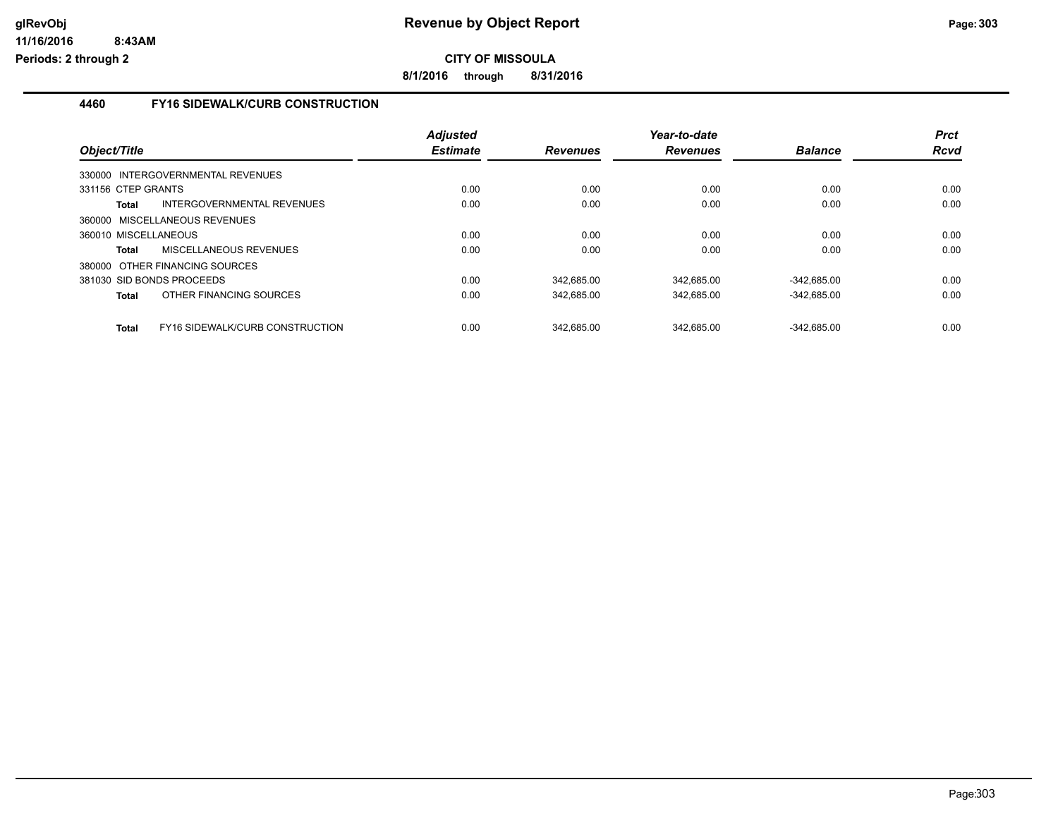**CITY OF MISSOULA**

**8/1/2016 through 8/31/2016**

### 4460 FY16 SIDEWALK/CURB CONSTRUCTION

| Object/Title | Adjusted Estimate | Revenues | Year-to-date Revenues | Balance | Prct Rcvd |
|---|---|---|---|---|---|
| 330000 INTERGOVERNMENTAL REVENUES | | | | | |
| 331156 CTEP GRANTS | 0.00 | 0.00 | 0.00 | 0.00 | 0.00 |
| **Total** INTERGOVERNMENTAL REVENUES | 0.00 | 0.00 | 0.00 | 0.00 | 0.00 |
| 360000 MISCELLANEOUS REVENUES | | | | | |
| 360010 MISCELLANEOUS | 0.00 | 0.00 | 0.00 | 0.00 | 0.00 |
| **Total** MISCELLANEOUS REVENUES | 0.00 | 0.00 | 0.00 | 0.00 | 0.00 |
| 380000 OTHER FINANCING SOURCES | | | | | |
| 381030 SID BONDS PROCEEDS | 0.00 | 342,685.00 | 342,685.00 | -342,685.00 | 0.00 |
| **Total** OTHER FINANCING SOURCES | 0.00 | 342,685.00 | 342,685.00 | -342,685.00 | 0.00 |
| **Total** FY16 SIDEWALK/CURB CONSTRUCTION | 0.00 | 342,685.00 | 342,685.00 | -342,685.00 | 0.00 |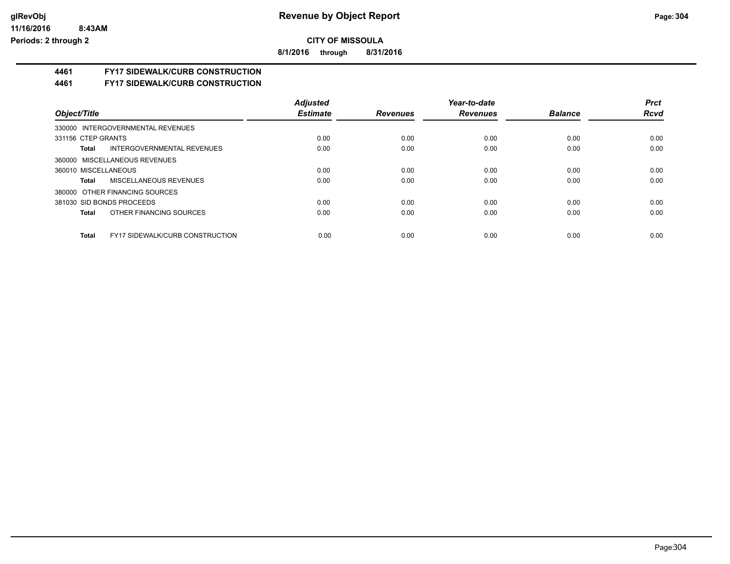**CITY OF MISSOULA**

**8/1/2016 through 8/31/2016**

## 4461 FY17 SIDEWALK/CURB CONSTRUCTION

## 4461 FY17 SIDEWALK/CURB CONSTRUCTION

| Object/Title | Adjusted Estimate | Revenues | Year-to-date Revenues | Balance | Prct Rcvd |
|---|---|---|---|---|---|
| 330000 INTERGOVERNMENTAL REVENUES | | | | | |
| 331156 CTEP GRANTS | 0.00 | 0.00 | 0.00 | 0.00 | 0.00 |
| **Total** INTERGOVERNMENTAL REVENUES | 0.00 | 0.00 | 0.00 | 0.00 | 0.00 |
| 360000 MISCELLANEOUS REVENUES | | | | | |
| 360010 MISCELLANEOUS | 0.00 | 0.00 | 0.00 | 0.00 | 0.00 |
| **Total** MISCELLANEOUS REVENUES | 0.00 | 0.00 | 0.00 | 0.00 | 0.00 |
| 380000 OTHER FINANCING SOURCES | | | | | |
| 381030 SID BONDS PROCEEDS | 0.00 | 0.00 | 0.00 | 0.00 | 0.00 |
| **Total** OTHER FINANCING SOURCES | 0.00 | 0.00 | 0.00 | 0.00 | 0.00 |
| **Total** FY17 SIDEWALK/CURB CONSTRUCTION | 0.00 | 0.00 | 0.00 | 0.00 | 0.00 |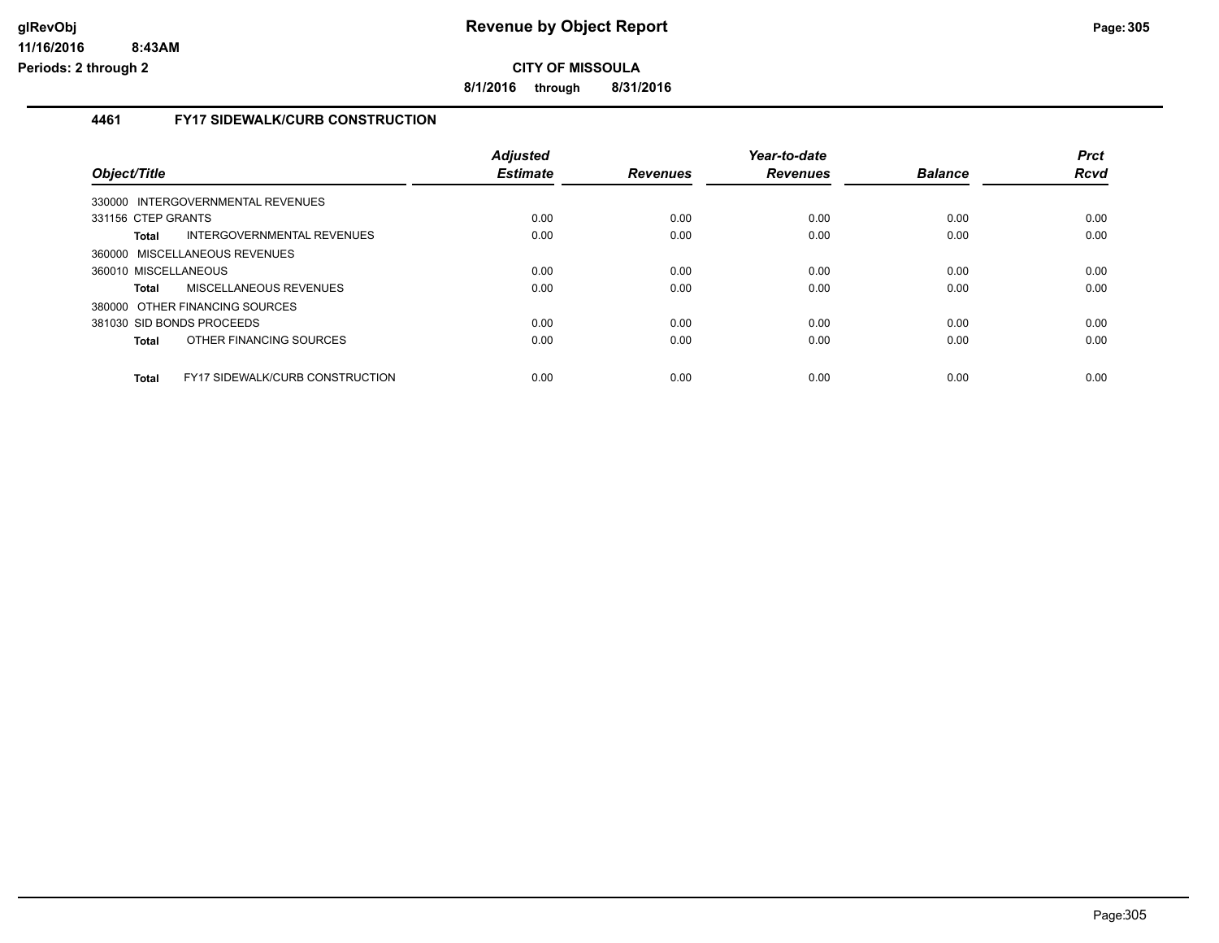**CITY OF MISSOULA**

**8/1/2016 through 8/31/2016**

## 4461 FY17 SIDEWALK/CURB CONSTRUCTION

| Object/Title | Adjusted Estimate | Revenues | Year-to-date Revenues | Balance | Prct Rcvd |
|---|---|---|---|---|---|
| 330000 INTERGOVERNMENTAL REVENUES | | | | | |
| 331156 CTEP GRANTS | 0.00 | 0.00 | 0.00 | 0.00 | 0.00 |
| **Total** INTERGOVERNMENTAL REVENUES | 0.00 | 0.00 | 0.00 | 0.00 | 0.00 |
| 360000 MISCELLANEOUS REVENUES | | | | | |
| 360010 MISCELLANEOUS | 0.00 | 0.00 | 0.00 | 0.00 | 0.00 |
| **Total** MISCELLANEOUS REVENUES | 0.00 | 0.00 | 0.00 | 0.00 | 0.00 |
| 380000 OTHER FINANCING SOURCES | | | | | |
| 381030 SID BONDS PROCEEDS | 0.00 | 0.00 | 0.00 | 0.00 | 0.00 |
| **Total** OTHER FINANCING SOURCES | 0.00 | 0.00 | 0.00 | 0.00 | 0.00 |
| **Total** FY17 SIDEWALK/CURB CONSTRUCTION | 0.00 | 0.00 | 0.00 | 0.00 | 0.00 |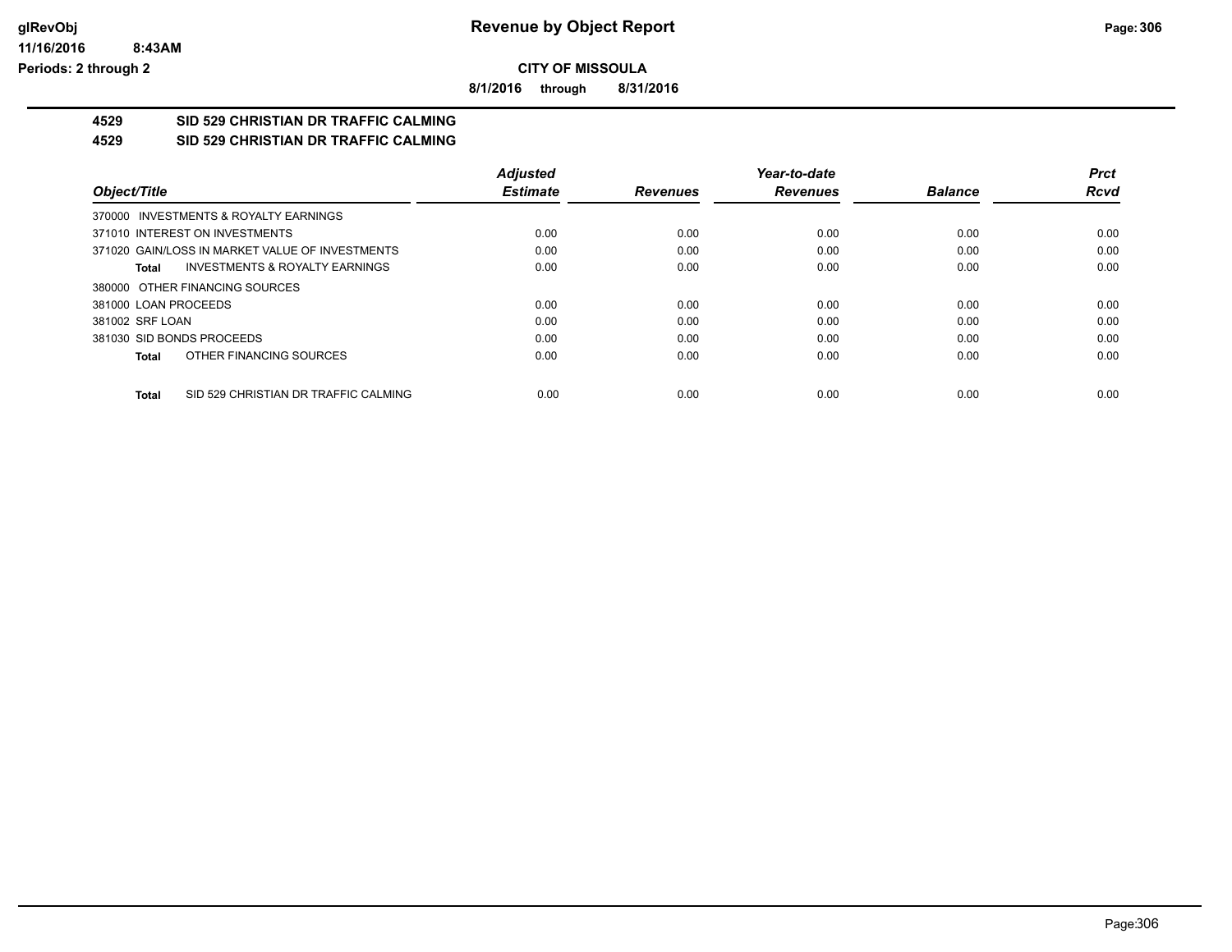**CITY OF MISSOULA**

**8/1/2016 through 8/31/2016**

# Revenue by Object Report

**4529 SID 529 CHRISTIAN DR TRAFFIC CALMING**

**4529 SID 529 CHRISTIAN DR TRAFFIC CALMING**

| Object/Title | Adjusted Estimate | Revenues | Year-to-date Revenues | Balance | Prct Rcvd |
|---|---|---|---|---|---|
| 370000 INVESTMENTS & ROYALTY EARNINGS | | | | | |
| 371010 INTEREST ON INVESTMENTS | 0.00 | 0.00 | 0.00 | 0.00 | 0.00 |
| 371020 GAIN/LOSS IN MARKET VALUE OF INVESTMENTS | 0.00 | 0.00 | 0.00 | 0.00 | 0.00 |
| **Total** INVESTMENTS & ROYALTY EARNINGS | 0.00 | 0.00 | 0.00 | 0.00 | 0.00 |
| 380000 OTHER FINANCING SOURCES | | | | | |
| 381000 LOAN PROCEEDS | 0.00 | 0.00 | 0.00 | 0.00 | 0.00 |
| 381002 SRF LOAN | 0.00 | 0.00 | 0.00 | 0.00 | 0.00 |
| 381030 SID BONDS PROCEEDS | 0.00 | 0.00 | 0.00 | 0.00 | 0.00 |
| **Total** OTHER FINANCING SOURCES | 0.00 | 0.00 | 0.00 | 0.00 | 0.00 |
| **Total** SID 529 CHRISTIAN DR TRAFFIC CALMING | 0.00 | 0.00 | 0.00 | 0.00 | 0.00 |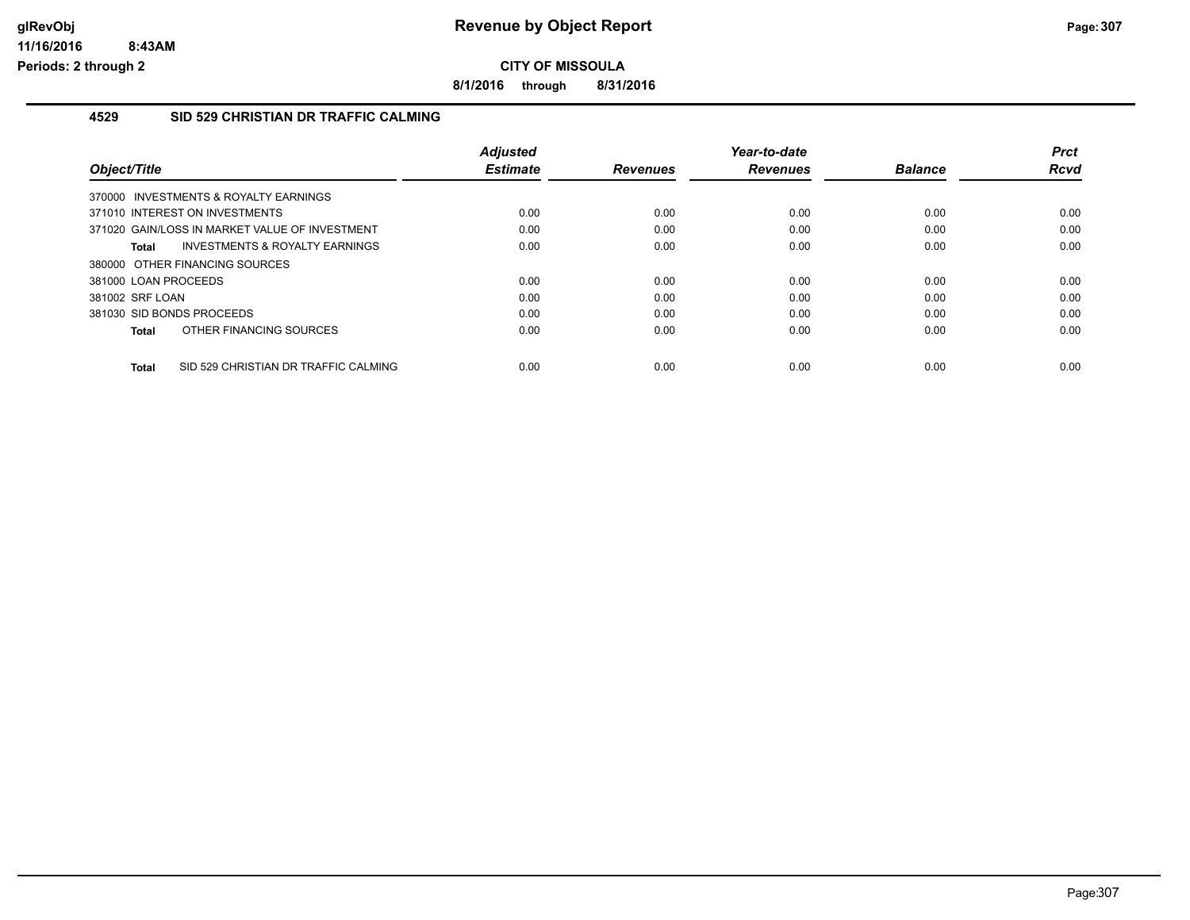**Revenue by Object Report**

**CITY OF MISSOULA**

**8/1/2016 through 8/31/2016**

glRevObj
11/16/2016 8:43AM
Periods: 2 through 2

## 4529 SID 529 CHRISTIAN DR TRAFFIC CALMING

| Object/Title | Adjusted Estimate | Revenues | Year-to-date Revenues | Balance | Prct Rcvd |
|---|---|---|---|---|---|
| 370000 INVESTMENTS & ROYALTY EARNINGS | | | | | |
| 371010 INTEREST ON INVESTMENTS | 0.00 | 0.00 | 0.00 | 0.00 | 0.00 |
| 371020 GAIN/LOSS IN MARKET VALUE OF INVESTMENT | 0.00 | 0.00 | 0.00 | 0.00 | 0.00 |
| **Total** INVESTMENTS & ROYALTY EARNINGS | 0.00 | 0.00 | 0.00 | 0.00 | 0.00 |
| 380000 OTHER FINANCING SOURCES | | | | | |
| 381000 LOAN PROCEEDS | 0.00 | 0.00 | 0.00 | 0.00 | 0.00 |
| 381002 SRF LOAN | 0.00 | 0.00 | 0.00 | 0.00 | 0.00 |
| 381030 SID BONDS PROCEEDS | 0.00 | 0.00 | 0.00 | 0.00 | 0.00 |
| **Total** OTHER FINANCING SOURCES | 0.00 | 0.00 | 0.00 | 0.00 | 0.00 |
| **Total** SID 529 CHRISTIAN DR TRAFFIC CALMING | 0.00 | 0.00 | 0.00 | 0.00 | 0.00 |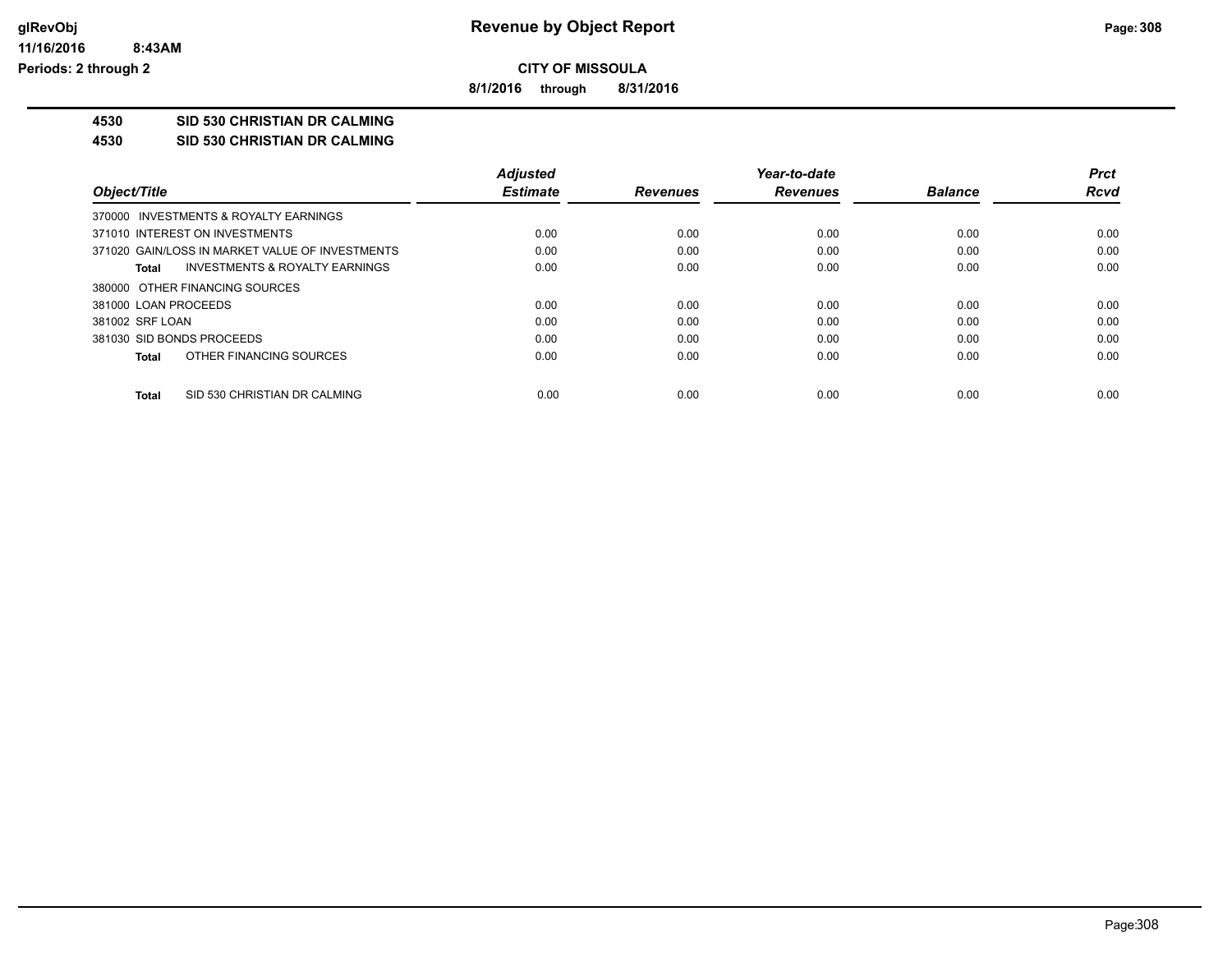# Revenue by Object Report

**CITY OF MISSOULA**

**8/1/2016 through 8/31/2016**

glRevObj
11/16/2016 8:43AM
Periods: 2 through 2

**4530 SID 530 CHRISTIAN DR CALMING**

**4530 SID 530 CHRISTIAN DR CALMING**

| Object/Title | Adjusted Estimate | Revenues | Year-to-date Revenues | Balance | Prct Rcvd |
|---|---|---|---|---|---|
| 370000 INVESTMENTS & ROYALTY EARNINGS | | | | | |
| 371010 INTEREST ON INVESTMENTS | 0.00 | 0.00 | 0.00 | 0.00 | 0.00 |
| 371020 GAIN/LOSS IN MARKET VALUE OF INVESTMENTS | 0.00 | 0.00 | 0.00 | 0.00 | 0.00 |
| **Total** INVESTMENTS & ROYALTY EARNINGS | 0.00 | 0.00 | 0.00 | 0.00 | 0.00 |
| 380000 OTHER FINANCING SOURCES | | | | | |
| 381000 LOAN PROCEEDS | 0.00 | 0.00 | 0.00 | 0.00 | 0.00 |
| 381002 SRF LOAN | 0.00 | 0.00 | 0.00 | 0.00 | 0.00 |
| 381030 SID BONDS PROCEEDS | 0.00 | 0.00 | 0.00 | 0.00 | 0.00 |
| **Total** OTHER FINANCING SOURCES | 0.00 | 0.00 | 0.00 | 0.00 | 0.00 |
| **Total** SID 530 CHRISTIAN DR CALMING | 0.00 | 0.00 | 0.00 | 0.00 | 0.00 |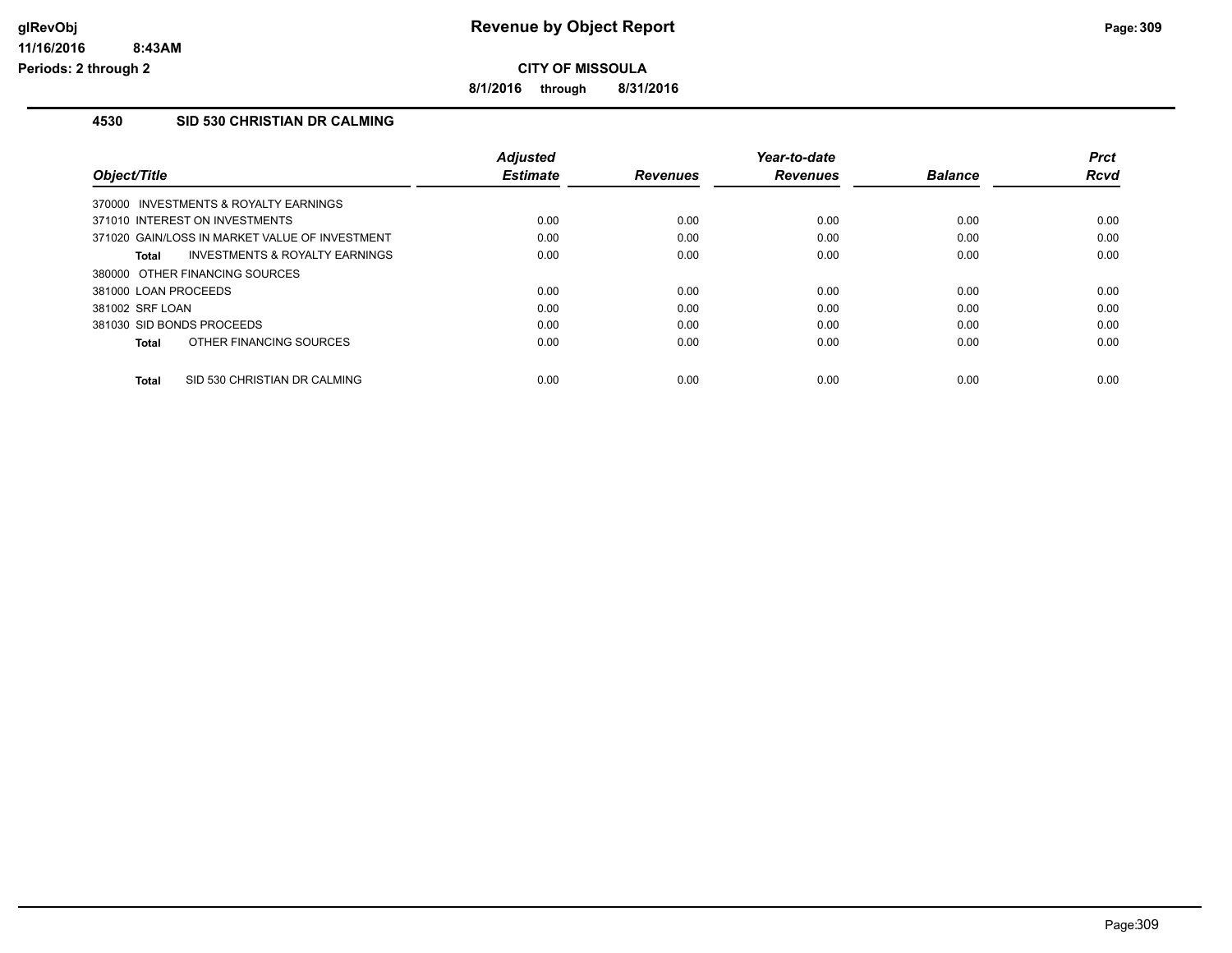# Revenue by Object Report

**CITY OF MISSOULA**

**8/1/2016 through 8/31/2016**

glRevObj
11/16/2016 8:43AM
Periods: 2 through 2

## 4530 SID 530 CHRISTIAN DR CALMING

| Object/Title | Adjusted Estimate | Revenues | Year-to-date Revenues | Balance | Prct Rcvd |
|---|---|---|---|---|---|
| 370000 INVESTMENTS & ROYALTY EARNINGS | | | | | |
| 371010 INTEREST ON INVESTMENTS | 0.00 | 0.00 | 0.00 | 0.00 | 0.00 |
| 371020 GAIN/LOSS IN MARKET VALUE OF INVESTMENT | 0.00 | 0.00 | 0.00 | 0.00 | 0.00 |
| **Total** INVESTMENTS & ROYALTY EARNINGS | 0.00 | 0.00 | 0.00 | 0.00 | 0.00 |
| 380000 OTHER FINANCING SOURCES | | | | | |
| 381000 LOAN PROCEEDS | 0.00 | 0.00 | 0.00 | 0.00 | 0.00 |
| 381002 SRF LOAN | 0.00 | 0.00 | 0.00 | 0.00 | 0.00 |
| 381030 SID BONDS PROCEEDS | 0.00 | 0.00 | 0.00 | 0.00 | 0.00 |
| **Total** OTHER FINANCING SOURCES | 0.00 | 0.00 | 0.00 | 0.00 | 0.00 |
| **Total** SID 530 CHRISTIAN DR CALMING | 0.00 | 0.00 | 0.00 | 0.00 | 0.00 |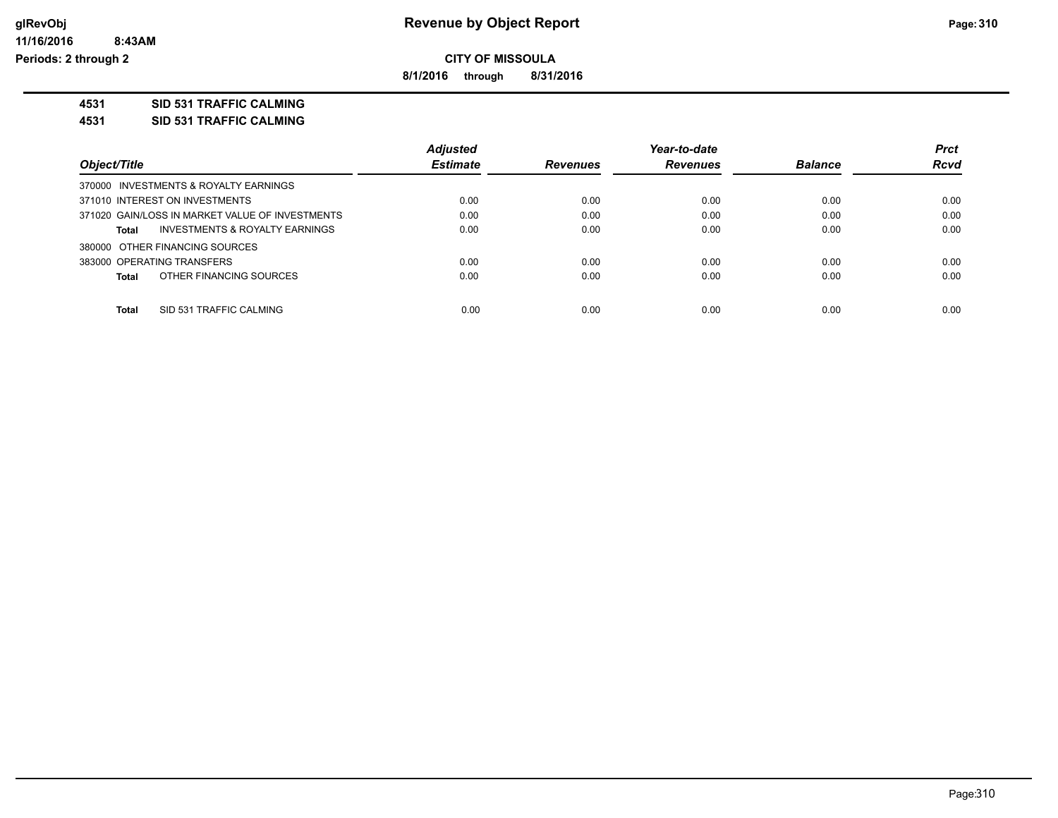glRevObj
11/16/2016 8:43AM
Periods: 2 through 2

# Revenue by Object Report

**CITY OF MISSOULA**

**8/1/2016 through 8/31/2016**

**4531 SID 531 TRAFFIC CALMING**

**4531 SID 531 TRAFFIC CALMING**

| Object/Title | Adjusted Estimate | Revenues | Year-to-date Revenues | Balance | Prct Rcvd |
|---|---|---|---|---|---|
| 370000 INVESTMENTS & ROYALTY EARNINGS | | | | | |
| 371010 INTEREST ON INVESTMENTS | 0.00 | 0.00 | 0.00 | 0.00 | 0.00 |
| 371020 GAIN/LOSS IN MARKET VALUE OF INVESTMENTS | 0.00 | 0.00 | 0.00 | 0.00 | 0.00 |
| **Total** INVESTMENTS & ROYALTY EARNINGS | 0.00 | 0.00 | 0.00 | 0.00 | 0.00 |
| 380000 OTHER FINANCING SOURCES | | | | | |
| 383000 OPERATING TRANSFERS | 0.00 | 0.00 | 0.00 | 0.00 | 0.00 |
| **Total** OTHER FINANCING SOURCES | 0.00 | 0.00 | 0.00 | 0.00 | 0.00 |
| **Total** SID 531 TRAFFIC CALMING | 0.00 | 0.00 | 0.00 | 0.00 | 0.00 |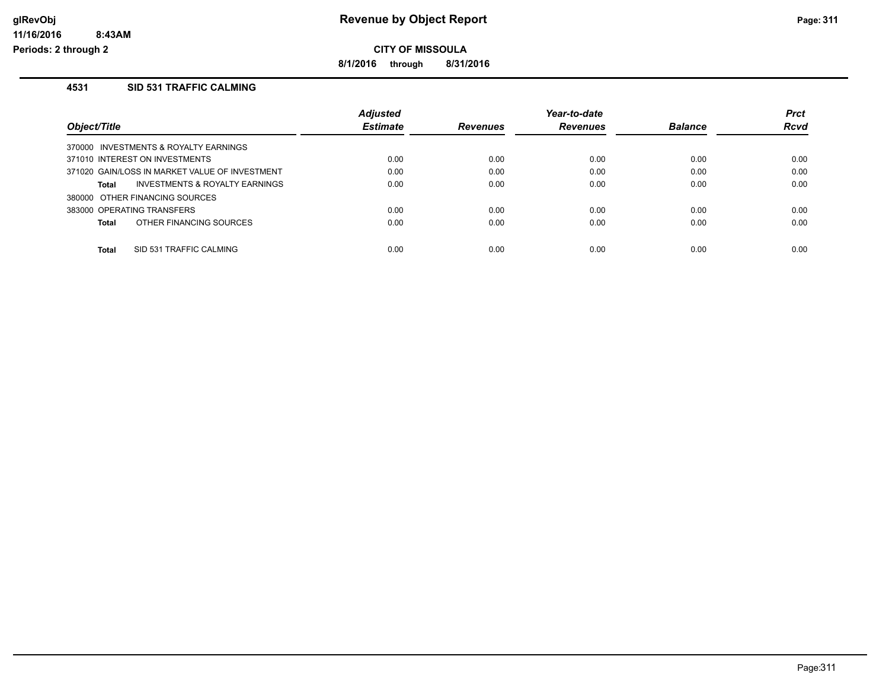# Revenue by Object Report

glRevObj
11/16/2016 8:43AM
Periods: 2 through 2

**CITY OF MISSOULA**

**8/1/2016 through 8/31/2016**

## 4531 SID 531 TRAFFIC CALMING

| Object/Title | Adjusted Estimate | Revenues | Year-to-date Revenues | Balance | Prct Rcvd |
|---|---|---|---|---|---|
| 370000 INVESTMENTS & ROYALTY EARNINGS | | | | | |
| 371010 INTEREST ON INVESTMENTS | 0.00 | 0.00 | 0.00 | 0.00 | 0.00 |
| 371020 GAIN/LOSS IN MARKET VALUE OF INVESTMENT | 0.00 | 0.00 | 0.00 | 0.00 | 0.00 |
| **Total** INVESTMENTS & ROYALTY EARNINGS | 0.00 | 0.00 | 0.00 | 0.00 | 0.00 |
| 380000 OTHER FINANCING SOURCES | | | | | |
| 383000 OPERATING TRANSFERS | 0.00 | 0.00 | 0.00 | 0.00 | 0.00 |
| **Total** OTHER FINANCING SOURCES | 0.00 | 0.00 | 0.00 | 0.00 | 0.00 |
| **Total** SID 531 TRAFFIC CALMING | 0.00 | 0.00 | 0.00 | 0.00 | 0.00 |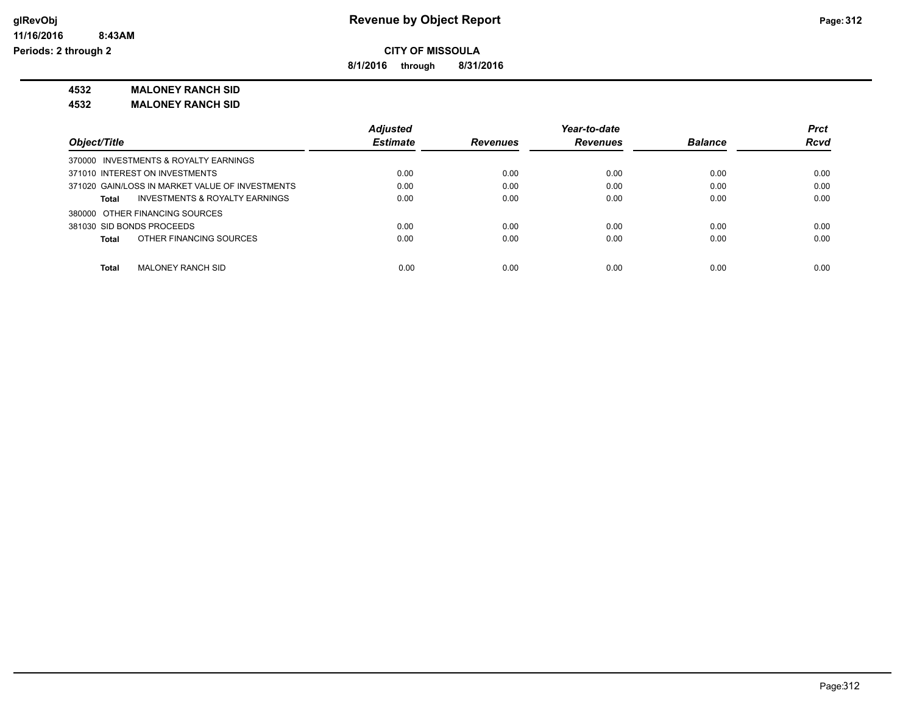# Revenue by Object Report

**CITY OF MISSOULA**

**8/1/2016 through 8/31/2016**

glRevObj
11/16/2016 8:43AM
Periods: 2 through 2

**4532 MALONEY RANCH SID**
**4532 MALONEY RANCH SID**

| Object/Title | Adjusted Estimate | Revenues | Year-to-date Revenues | Balance | Prct Rcvd |
|---|---|---|---|---|---|
| 370000 INVESTMENTS & ROYALTY EARNINGS | | | | | |
| 371010 INTEREST ON INVESTMENTS | 0.00 | 0.00 | 0.00 | 0.00 | 0.00 |
| 371020 GAIN/LOSS IN MARKET VALUE OF INVESTMENTS | 0.00 | 0.00 | 0.00 | 0.00 | 0.00 |
| **Total** INVESTMENTS & ROYALTY EARNINGS | 0.00 | 0.00 | 0.00 | 0.00 | 0.00 |
| 380000 OTHER FINANCING SOURCES | | | | | |
| 381030 SID BONDS PROCEEDS | 0.00 | 0.00 | 0.00 | 0.00 | 0.00 |
| **Total** OTHER FINANCING SOURCES | 0.00 | 0.00 | 0.00 | 0.00 | 0.00 |
| **Total** MALONEY RANCH SID | 0.00 | 0.00 | 0.00 | 0.00 | 0.00 |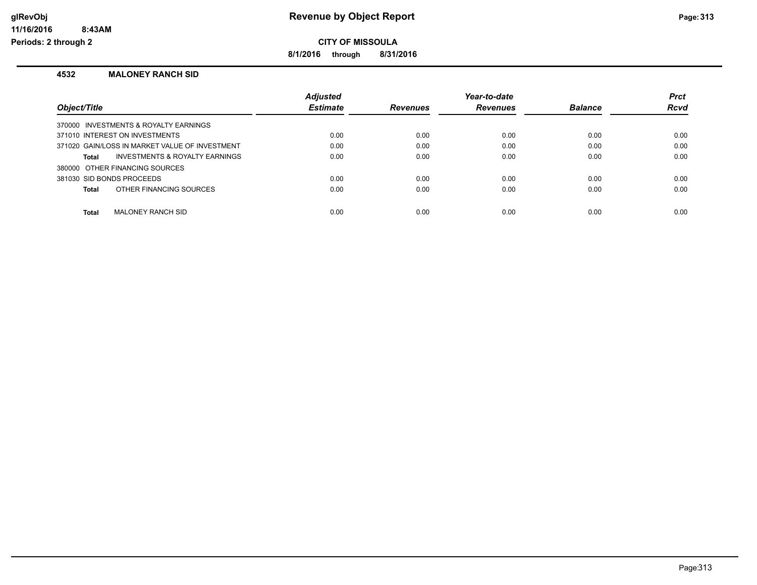**glRevObj** **Revenue by Object Report**

**11/16/2016 8:43AM**

**Periods: 2 through 2**

**CITY OF MISSOULA**

**8/1/2016 through 8/31/2016**

## 4532 MALONEY RANCH SID

| Object/Title | Adjusted Estimate | Revenues | Year-to-date Revenues | Balance | Prct Rcvd |
|---|---|---|---|---|---|
| 370000 INVESTMENTS & ROYALTY EARNINGS | | | | | |
| 371010 INTEREST ON INVESTMENTS | 0.00 | 0.00 | 0.00 | 0.00 | 0.00 |
| 371020 GAIN/LOSS IN MARKET VALUE OF INVESTMENT | 0.00 | 0.00 | 0.00 | 0.00 | 0.00 |
| **Total** INVESTMENTS & ROYALTY EARNINGS | 0.00 | 0.00 | 0.00 | 0.00 | 0.00 |
| 380000 OTHER FINANCING SOURCES | | | | | |
| 381030 SID BONDS PROCEEDS | 0.00 | 0.00 | 0.00 | 0.00 | 0.00 |
| **Total** OTHER FINANCING SOURCES | 0.00 | 0.00 | 0.00 | 0.00 | 0.00 |
| **Total** MALONEY RANCH SID | 0.00 | 0.00 | 0.00 | 0.00 | 0.00 |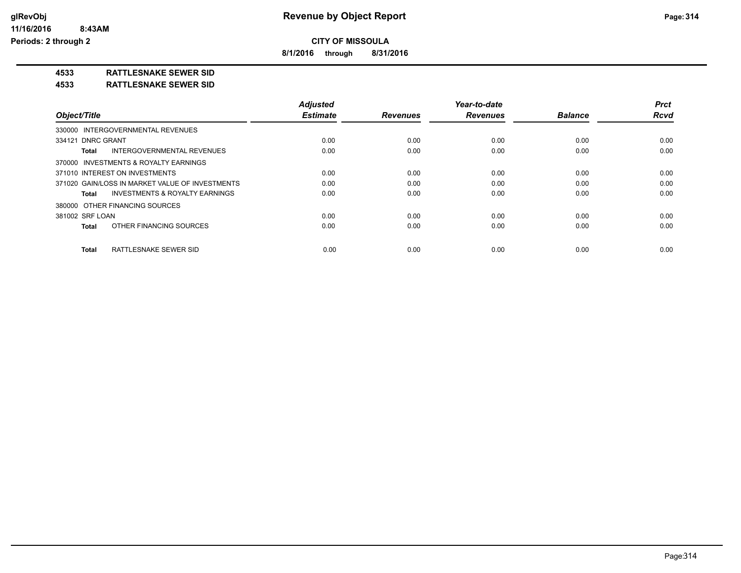**CITY OF MISSOULA**

**8/1/2016 through 8/31/2016**

**4533 RATTLESNAKE SEWER SID**

**4533 RATTLESNAKE SEWER SID**

| Object/Title | Adjusted Estimate | Revenues | Year-to-date Revenues | Balance | Prct Rcvd |
|---|---|---|---|---|---|
| 330000 INTERGOVERNMENTAL REVENUES | | | | | |
| 334121 DNRC GRANT | 0.00 | 0.00 | 0.00 | 0.00 | 0.00 |
| **Total** INTERGOVERNMENTAL REVENUES | 0.00 | 0.00 | 0.00 | 0.00 | 0.00 |
| 370000 INVESTMENTS & ROYALTY EARNINGS | | | | | |
| 371010 INTEREST ON INVESTMENTS | 0.00 | 0.00 | 0.00 | 0.00 | 0.00 |
| 371020 GAIN/LOSS IN MARKET VALUE OF INVESTMENTS | 0.00 | 0.00 | 0.00 | 0.00 | 0.00 |
| **Total** INVESTMENTS & ROYALTY EARNINGS | 0.00 | 0.00 | 0.00 | 0.00 | 0.00 |
| 380000 OTHER FINANCING SOURCES | | | | | |
| 381002 SRF LOAN | 0.00 | 0.00 | 0.00 | 0.00 | 0.00 |
| **Total** OTHER FINANCING SOURCES | 0.00 | 0.00 | 0.00 | 0.00 | 0.00 |
| **Total** RATTLESNAKE SEWER SID | 0.00 | 0.00 | 0.00 | 0.00 | 0.00 |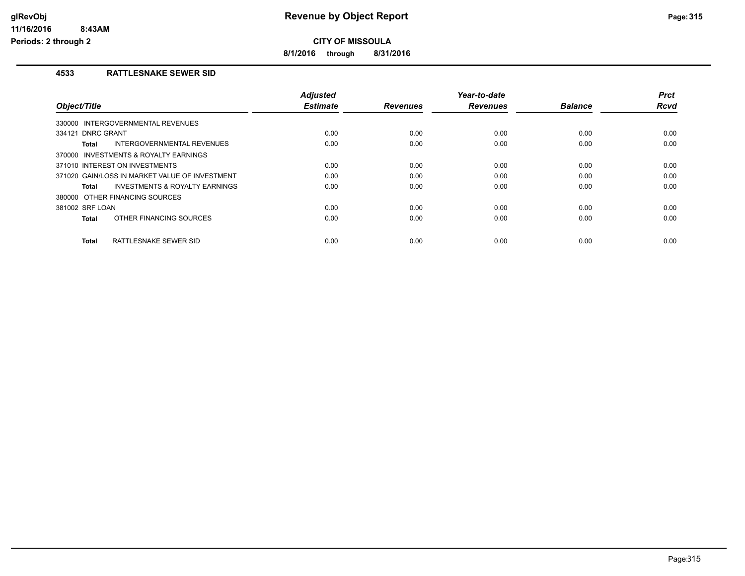# Revenue by Object Report

**CITY OF MISSOULA**

**8/1/2016 through 8/31/2016**

glRevObj
11/16/2016 8:43AM
Periods: 2 through 2

## 4533 RATTLESNAKE SEWER SID

| Object/Title | Adjusted Estimate | Revenues | Year-to-date Revenues | Balance | Prct Rcvd |
|---|---|---|---|---|---|
| 330000 INTERGOVERNMENTAL REVENUES | | | | | |
| 334121 DNRC GRANT | 0.00 | 0.00 | 0.00 | 0.00 | 0.00 |
| **Total** INTERGOVERNMENTAL REVENUES | 0.00 | 0.00 | 0.00 | 0.00 | 0.00 |
| 370000 INVESTMENTS & ROYALTY EARNINGS | | | | | |
| 371010 INTEREST ON INVESTMENTS | 0.00 | 0.00 | 0.00 | 0.00 | 0.00 |
| 371020 GAIN/LOSS IN MARKET VALUE OF INVESTMENT | 0.00 | 0.00 | 0.00 | 0.00 | 0.00 |
| **Total** INVESTMENTS & ROYALTY EARNINGS | 0.00 | 0.00 | 0.00 | 0.00 | 0.00 |
| 380000 OTHER FINANCING SOURCES | | | | | |
| 381002 SRF LOAN | 0.00 | 0.00 | 0.00 | 0.00 | 0.00 |
| **Total** OTHER FINANCING SOURCES | 0.00 | 0.00 | 0.00 | 0.00 | 0.00 |
| **Total** RATTLESNAKE SEWER SID | 0.00 | 0.00 | 0.00 | 0.00 | 0.00 |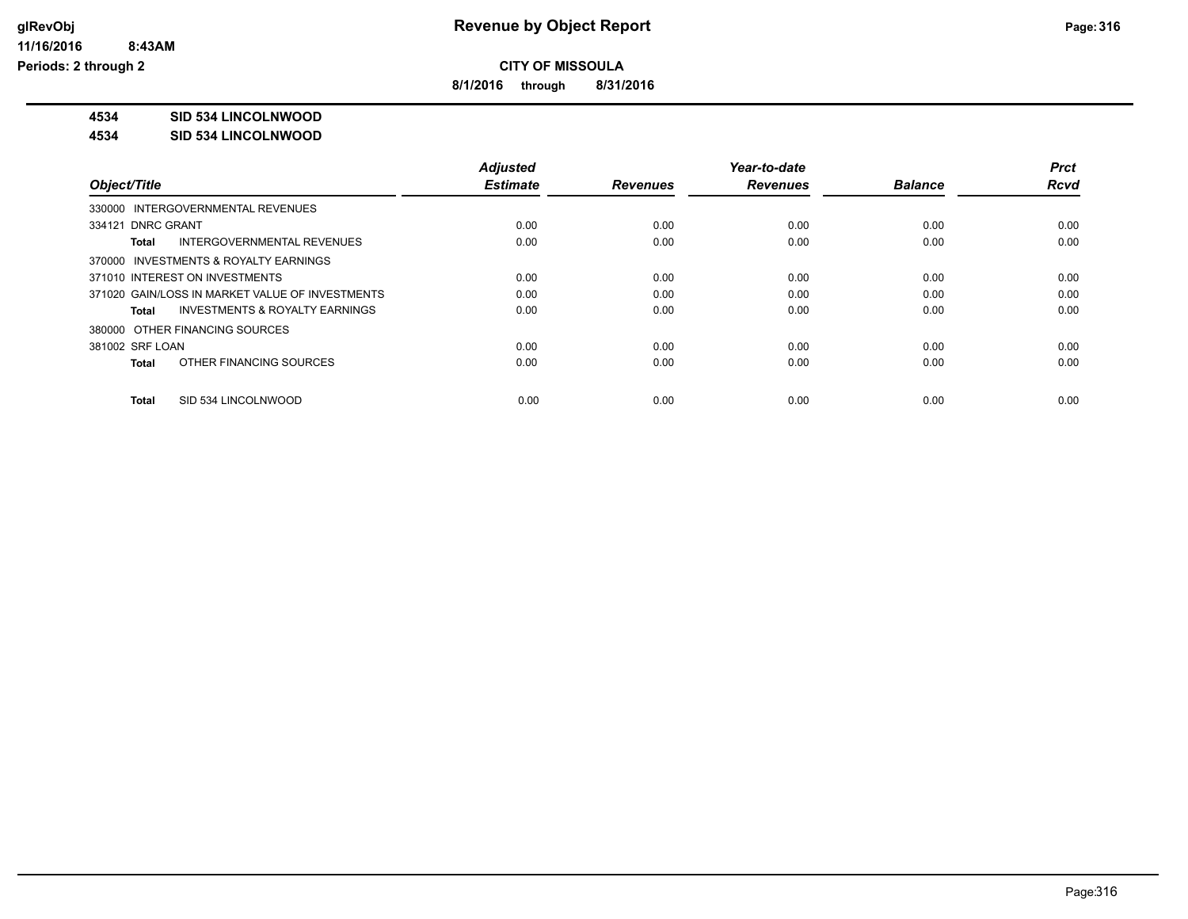**Revenue by Object Report**

**CITY OF MISSOULA**

**8/1/2016 through 8/31/2016**

glRevObj
11/16/2016 8:43AM
Periods: 2 through 2

**4534 SID 534 LINCOLNWOOD**

**4534 SID 534 LINCOLNWOOD**

| Object/Title | Adjusted Estimate | Revenues | Year-to-date Revenues | Balance | Prct Rcvd |
|---|---|---|---|---|---|
| 330000 INTERGOVERNMENTAL REVENUES | | | | | |
| 334121 DNRC GRANT | 0.00 | 0.00 | 0.00 | 0.00 | 0.00 |
| **Total** INTERGOVERNMENTAL REVENUES | 0.00 | 0.00 | 0.00 | 0.00 | 0.00 |
| 370000 INVESTMENTS & ROYALTY EARNINGS | | | | | |
| 371010 INTEREST ON INVESTMENTS | 0.00 | 0.00 | 0.00 | 0.00 | 0.00 |
| 371020 GAIN/LOSS IN MARKET VALUE OF INVESTMENTS | 0.00 | 0.00 | 0.00 | 0.00 | 0.00 |
| **Total** INVESTMENTS & ROYALTY EARNINGS | 0.00 | 0.00 | 0.00 | 0.00 | 0.00 |
| 380000 OTHER FINANCING SOURCES | | | | | |
| 381002 SRF LOAN | 0.00 | 0.00 | 0.00 | 0.00 | 0.00 |
| **Total** OTHER FINANCING SOURCES | 0.00 | 0.00 | 0.00 | 0.00 | 0.00 |
| **Total** SID 534 LINCOLNWOOD | 0.00 | 0.00 | 0.00 | 0.00 | 0.00 |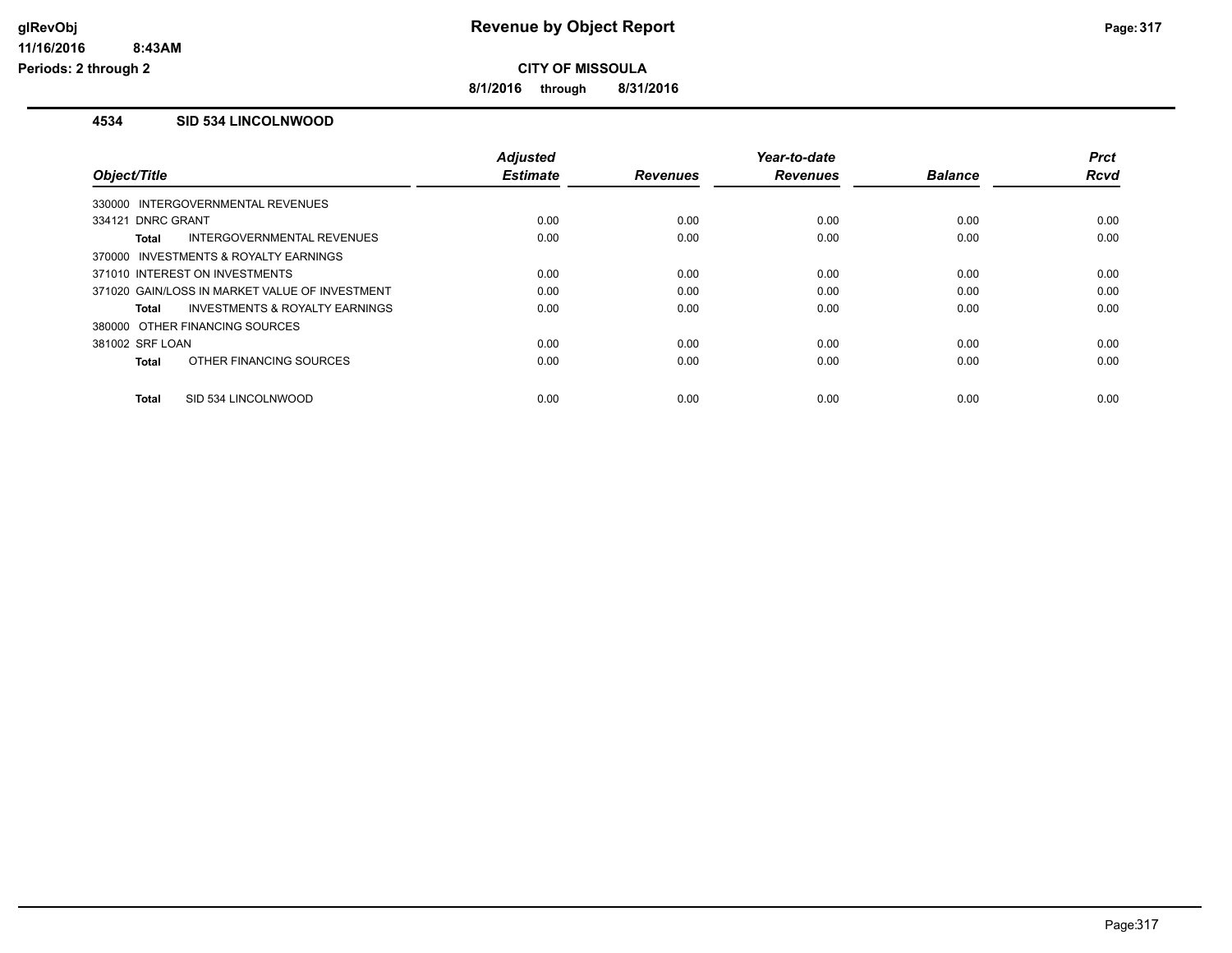**CITY OF MISSOULA**

**8/1/2016 through 8/31/2016**

### 4534 SID 534 LINCOLNWOOD

| Object/Title | Adjusted Estimate | Revenues | Year-to-date Revenues | Balance | Prct Rcvd |
|---|---|---|---|---|---|
| 330000 INTERGOVERNMENTAL REVENUES | | | | | |
| 334121 DNRC GRANT | 0.00 | 0.00 | 0.00 | 0.00 | 0.00 |
| **Total** INTERGOVERNMENTAL REVENUES | 0.00 | 0.00 | 0.00 | 0.00 | 0.00 |
| 370000 INVESTMENTS & ROYALTY EARNINGS | | | | | |
| 371010 INTEREST ON INVESTMENTS | 0.00 | 0.00 | 0.00 | 0.00 | 0.00 |
| 371020 GAIN/LOSS IN MARKET VALUE OF INVESTMENT | 0.00 | 0.00 | 0.00 | 0.00 | 0.00 |
| **Total** INVESTMENTS & ROYALTY EARNINGS | 0.00 | 0.00 | 0.00 | 0.00 | 0.00 |
| 380000 OTHER FINANCING SOURCES | | | | | |
| 381002 SRF LOAN | 0.00 | 0.00 | 0.00 | 0.00 | 0.00 |
| **Total** OTHER FINANCING SOURCES | 0.00 | 0.00 | 0.00 | 0.00 | 0.00 |
| **Total** SID 534 LINCOLNWOOD | 0.00 | 0.00 | 0.00 | 0.00 | 0.00 |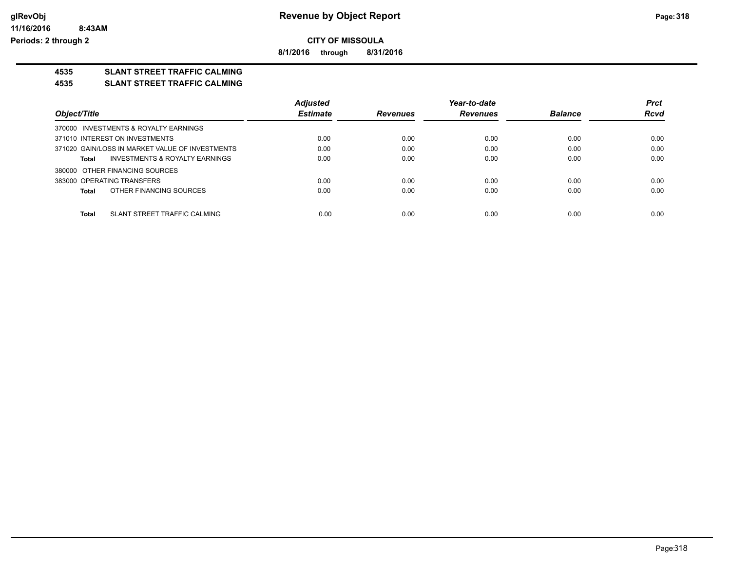**CITY OF MISSOULA**

**8/1/2016 through 8/31/2016**

## 4535 SLANT STREET TRAFFIC CALMING

### 4535 SLANT STREET TRAFFIC CALMING

| Object/Title | Adjusted Estimate | Revenues | Year-to-date Revenues | Balance | Prct Rcvd |
|---|---|---|---|---|---|
| 370000 INVESTMENTS & ROYALTY EARNINGS | | | | | |
| 371010 INTEREST ON INVESTMENTS | 0.00 | 0.00 | 0.00 | 0.00 | 0.00 |
| 371020 GAIN/LOSS IN MARKET VALUE OF INVESTMENTS | 0.00 | 0.00 | 0.00 | 0.00 | 0.00 |
| **Total** INVESTMENTS & ROYALTY EARNINGS | 0.00 | 0.00 | 0.00 | 0.00 | 0.00 |
| 380000 OTHER FINANCING SOURCES | | | | | |
| 383000 OPERATING TRANSFERS | 0.00 | 0.00 | 0.00 | 0.00 | 0.00 |
| **Total** OTHER FINANCING SOURCES | 0.00 | 0.00 | 0.00 | 0.00 | 0.00 |
| **Total** SLANT STREET TRAFFIC CALMING | 0.00 | 0.00 | 0.00 | 0.00 | 0.00 |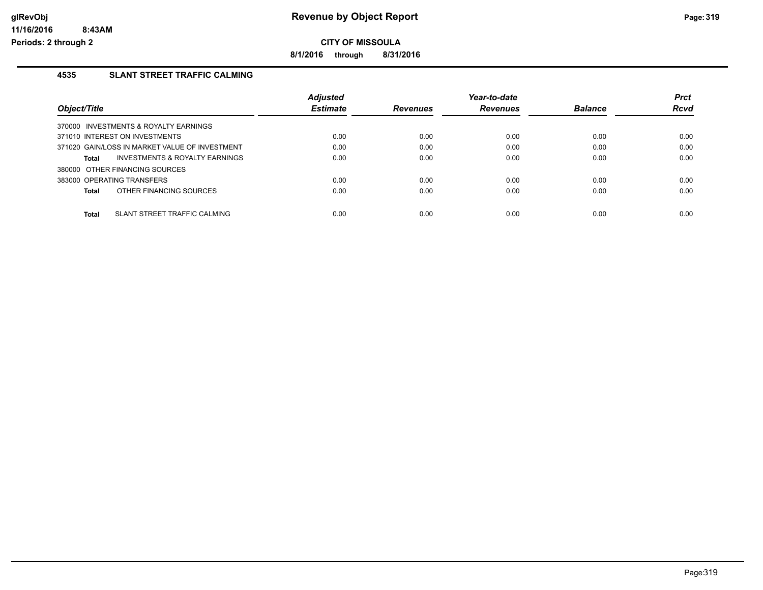**CITY OF MISSOULA**

**8/1/2016 through 8/31/2016**

## 4535 SLANT STREET TRAFFIC CALMING

| Object/Title | Adjusted Estimate | Revenues | Year-to-date Revenues | Balance | Prct Rcvd |
|---|---|---|---|---|---|
| 370000 INVESTMENTS & ROYALTY EARNINGS | | | | | |
| 371010 INTEREST ON INVESTMENTS | 0.00 | 0.00 | 0.00 | 0.00 | 0.00 |
| 371020 GAIN/LOSS IN MARKET VALUE OF INVESTMENT | 0.00 | 0.00 | 0.00 | 0.00 | 0.00 |
| **Total** INVESTMENTS & ROYALTY EARNINGS | 0.00 | 0.00 | 0.00 | 0.00 | 0.00 |
| 380000 OTHER FINANCING SOURCES | | | | | |
| 383000 OPERATING TRANSFERS | 0.00 | 0.00 | 0.00 | 0.00 | 0.00 |
| **Total** OTHER FINANCING SOURCES | 0.00 | 0.00 | 0.00 | 0.00 | 0.00 |
| **Total** SLANT STREET TRAFFIC CALMING | 0.00 | 0.00 | 0.00 | 0.00 | 0.00 |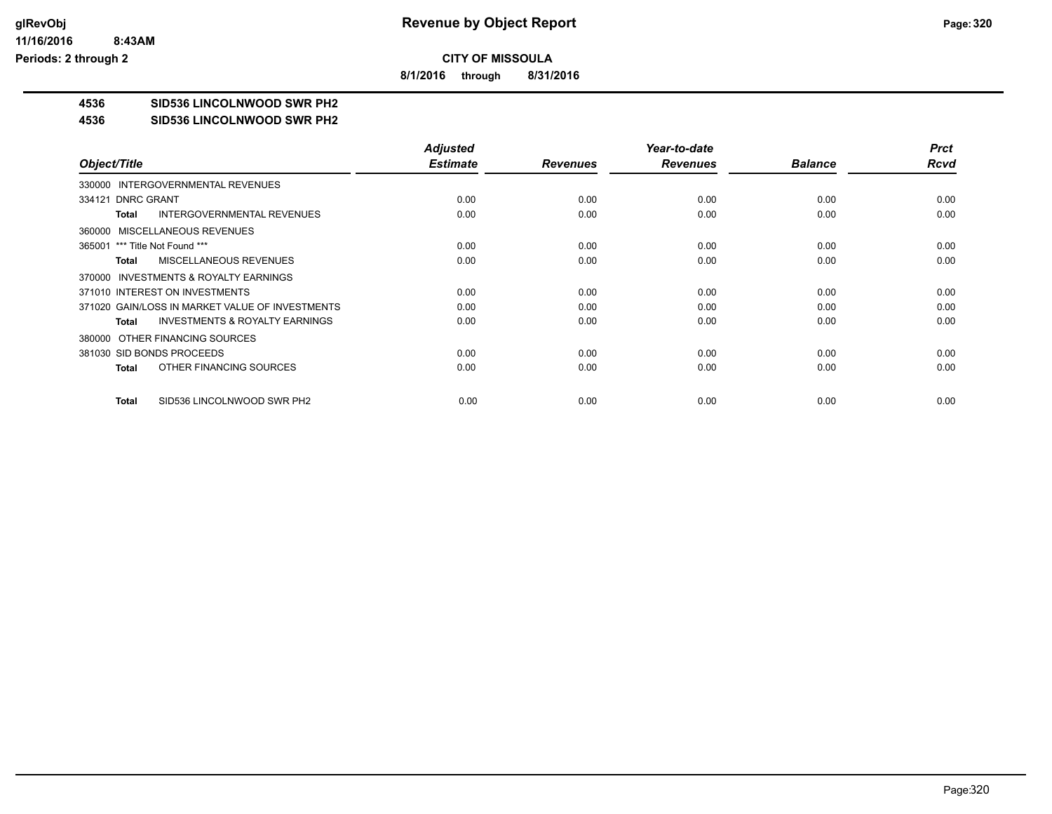**glRevObj**
**11/16/2016 8:43AM**
**Periods: 2 through 2**

# Revenue by Object Report

**CITY OF MISSOULA**

**8/1/2016 through 8/31/2016**

**4536 SID536 LINCOLNWOOD SWR PH2**
**4536 SID536 LINCOLNWOOD SWR PH2**

| Object/Title | Adjusted Estimate | Revenues | Year-to-date Revenues | Balance | Prct Rcvd |
|---|---|---|---|---|---|
| 330000 INTERGOVERNMENTAL REVENUES | | | | | |
| 334121 DNRC GRANT | 0.00 | 0.00 | 0.00 | 0.00 | 0.00 |
| **Total** INTERGOVERNMENTAL REVENUES | 0.00 | 0.00 | 0.00 | 0.00 | 0.00 |
| 360000 MISCELLANEOUS REVENUES | | | | | |
| 365001 *** Title Not Found *** | 0.00 | 0.00 | 0.00 | 0.00 | 0.00 |
| **Total** MISCELLANEOUS REVENUES | 0.00 | 0.00 | 0.00 | 0.00 | 0.00 |
| 370000 INVESTMENTS & ROYALTY EARNINGS | | | | | |
| 371010 INTEREST ON INVESTMENTS | 0.00 | 0.00 | 0.00 | 0.00 | 0.00 |
| 371020 GAIN/LOSS IN MARKET VALUE OF INVESTMENTS | 0.00 | 0.00 | 0.00 | 0.00 | 0.00 |
| **Total** INVESTMENTS & ROYALTY EARNINGS | 0.00 | 0.00 | 0.00 | 0.00 | 0.00 |
| 380000 OTHER FINANCING SOURCES | | | | | |
| 381030 SID BONDS PROCEEDS | 0.00 | 0.00 | 0.00 | 0.00 | 0.00 |
| **Total** OTHER FINANCING SOURCES | 0.00 | 0.00 | 0.00 | 0.00 | 0.00 |
| **Total** SID536 LINCOLNWOOD SWR PH2 | 0.00 | 0.00 | 0.00 | 0.00 | 0.00 |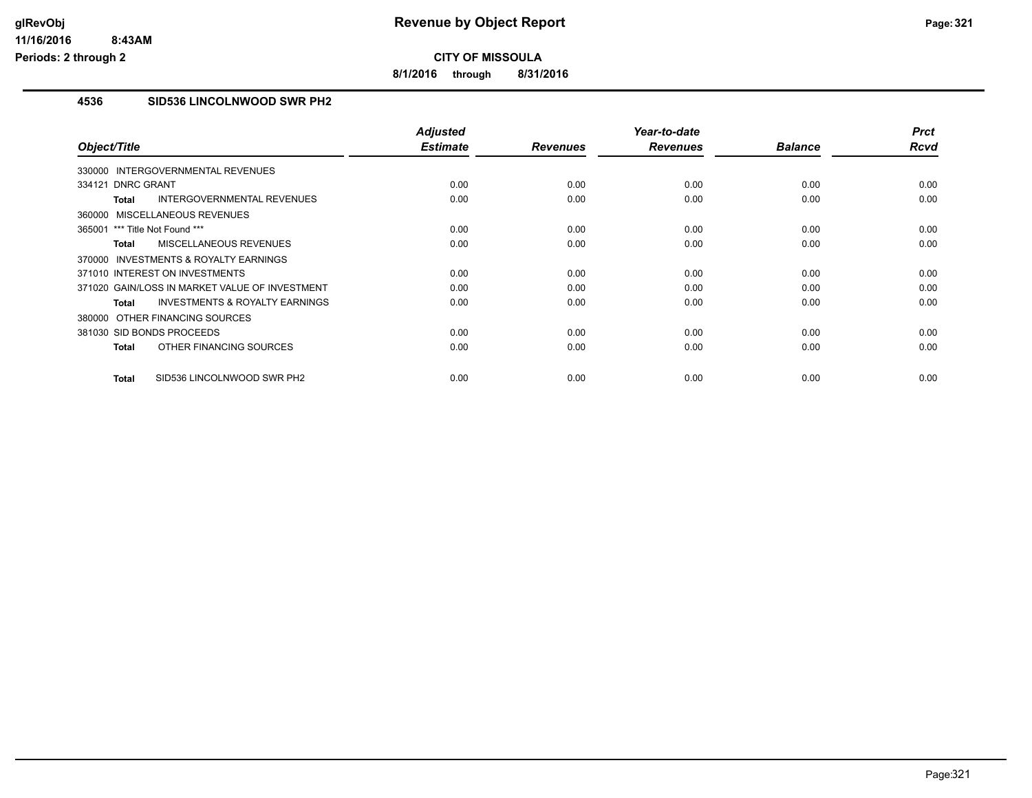# Revenue by Object Report

**CITY OF MISSOULA**

**8/1/2016 through 8/31/2016**

glRevObj
11/16/2016 8:43AM
Periods: 2 through 2

## 4536 SID536 LINCOLNWOOD SWR PH2

| Object/Title | Adjusted Estimate | Revenues | Year-to-date Revenues | Balance | Prct Rcvd |
|---|---|---|---|---|---|
| 330000 INTERGOVERNMENTAL REVENUES | | | | | |
| 334121 DNRC GRANT | 0.00 | 0.00 | 0.00 | 0.00 | 0.00 |
| **Total** INTERGOVERNMENTAL REVENUES | 0.00 | 0.00 | 0.00 | 0.00 | 0.00 |
| 360000 MISCELLANEOUS REVENUES | | | | | |
| 365001 *** Title Not Found *** | 0.00 | 0.00 | 0.00 | 0.00 | 0.00 |
| **Total** MISCELLANEOUS REVENUES | 0.00 | 0.00 | 0.00 | 0.00 | 0.00 |
| 370000 INVESTMENTS & ROYALTY EARNINGS | | | | | |
| 371010 INTEREST ON INVESTMENTS | 0.00 | 0.00 | 0.00 | 0.00 | 0.00 |
| 371020 GAIN/LOSS IN MARKET VALUE OF INVESTMENT | 0.00 | 0.00 | 0.00 | 0.00 | 0.00 |
| **Total** INVESTMENTS & ROYALTY EARNINGS | 0.00 | 0.00 | 0.00 | 0.00 | 0.00 |
| 380000 OTHER FINANCING SOURCES | | | | | |
| 381030 SID BONDS PROCEEDS | 0.00 | 0.00 | 0.00 | 0.00 | 0.00 |
| **Total** OTHER FINANCING SOURCES | 0.00 | 0.00 | 0.00 | 0.00 | 0.00 |
| **Total** SID536 LINCOLNWOOD SWR PH2 | 0.00 | 0.00 | 0.00 | 0.00 | 0.00 |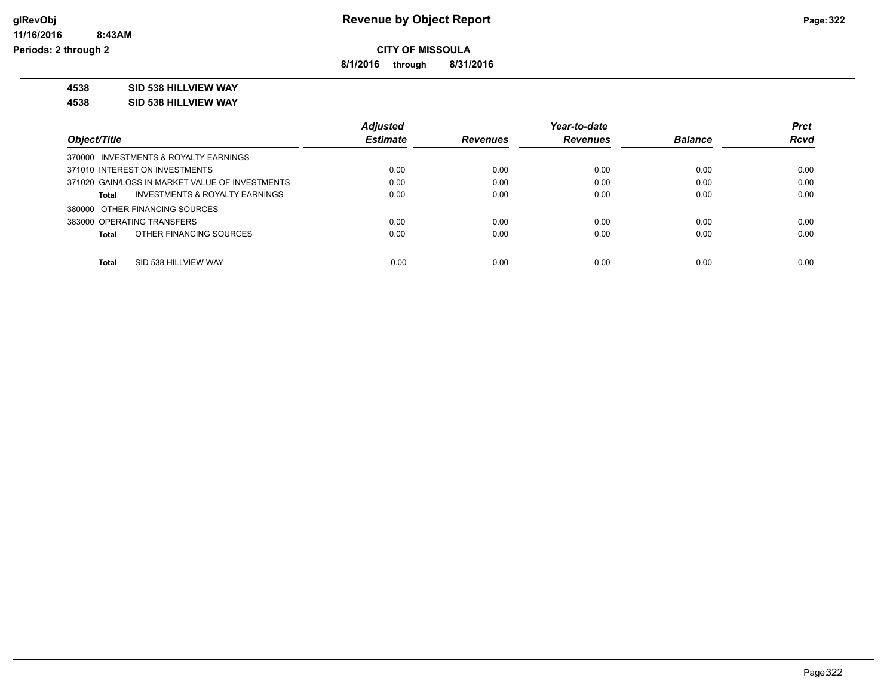**glRevObj**
**11/16/2016 8:43AM**
**Periods: 2 through 2**

# Revenue by Object Report

**CITY OF MISSOULA**

**8/1/2016 through 8/31/2016**

**4538 SID 538 HILLVIEW WAY**
**4538 SID 538 HILLVIEW WAY**

| Object/Title | Adjusted Estimate | Revenues | Year-to-date Revenues | Balance | Prct Rcvd |
|---|---|---|---|---|---|
| 370000 INVESTMENTS & ROYALTY EARNINGS | | | | | |
| 371010 INTEREST ON INVESTMENTS | 0.00 | 0.00 | 0.00 | 0.00 | 0.00 |
| 371020 GAIN/LOSS IN MARKET VALUE OF INVESTMENTS | 0.00 | 0.00 | 0.00 | 0.00 | 0.00 |
| **Total** INVESTMENTS & ROYALTY EARNINGS | 0.00 | 0.00 | 0.00 | 0.00 | 0.00 |
| 380000 OTHER FINANCING SOURCES | | | | | |
| 383000 OPERATING TRANSFERS | 0.00 | 0.00 | 0.00 | 0.00 | 0.00 |
| **Total** OTHER FINANCING SOURCES | 0.00 | 0.00 | 0.00 | 0.00 | 0.00 |
| **Total** SID 538 HILLVIEW WAY | 0.00 | 0.00 | 0.00 | 0.00 | 0.00 |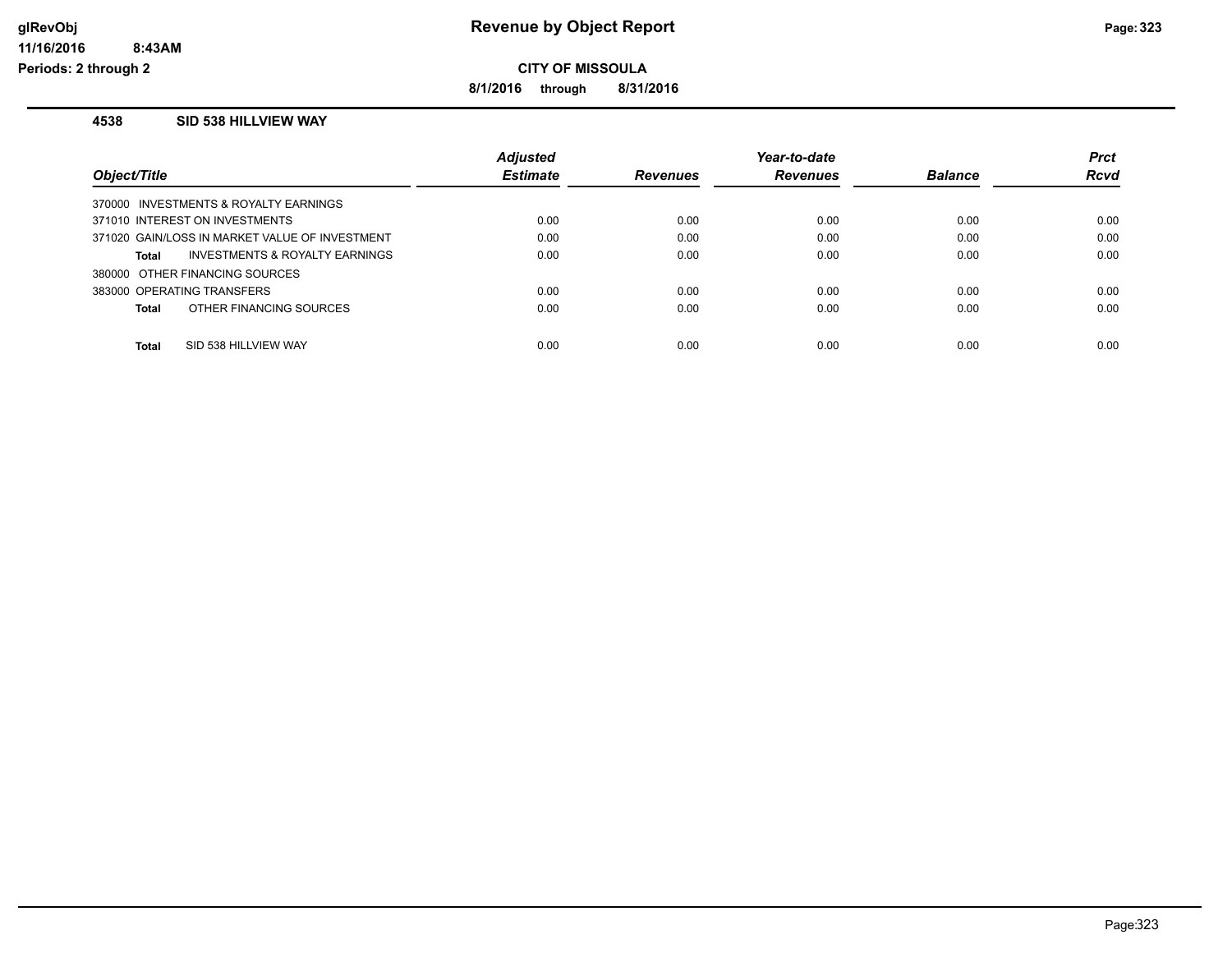# Revenue by Object Report

glRevObj
11/16/2016 8:43AM
Periods: 2 through 2

**CITY OF MISSOULA**

**8/1/2016 through 8/31/2016**

### 4538 SID 538 HILLVIEW WAY

| Object/Title | Adjusted Estimate | Revenues | Year-to-date Revenues | Balance | Prct Rcvd |
|---|---|---|---|---|---|
| 370000 INVESTMENTS & ROYALTY EARNINGS | | | | | |
| 371010 INTEREST ON INVESTMENTS | 0.00 | 0.00 | 0.00 | 0.00 | 0.00 |
| 371020 GAIN/LOSS IN MARKET VALUE OF INVESTMENT | 0.00 | 0.00 | 0.00 | 0.00 | 0.00 |
| **Total** INVESTMENTS & ROYALTY EARNINGS | 0.00 | 0.00 | 0.00 | 0.00 | 0.00 |
| 380000 OTHER FINANCING SOURCES | | | | | |
| 383000 OPERATING TRANSFERS | 0.00 | 0.00 | 0.00 | 0.00 | 0.00 |
| **Total** OTHER FINANCING SOURCES | 0.00 | 0.00 | 0.00 | 0.00 | 0.00 |
| **Total** SID 538 HILLVIEW WAY | 0.00 | 0.00 | 0.00 | 0.00 | 0.00 |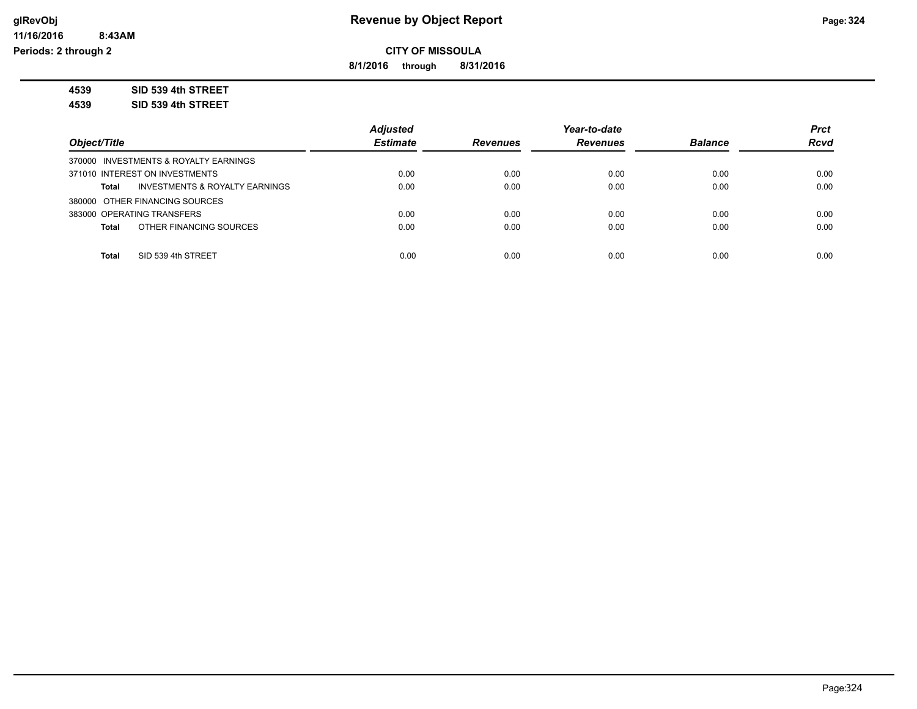**CITY OF MISSOULA**

**8/1/2016 through 8/31/2016**

**4539 SID 539 4th STREET**

**4539 SID 539 4th STREET**

| Object/Title | Adjusted Estimate | Revenues | Year-to-date Revenues | Balance | Prct Rcvd |
|---|---|---|---|---|---|
| 370000 INVESTMENTS & ROYALTY EARNINGS | | | | | |
| 371010 INTEREST ON INVESTMENTS | 0.00 | 0.00 | 0.00 | 0.00 | 0.00 |
| **Total** INVESTMENTS & ROYALTY EARNINGS | 0.00 | 0.00 | 0.00 | 0.00 | 0.00 |
| 380000 OTHER FINANCING SOURCES | | | | | |
| 383000 OPERATING TRANSFERS | 0.00 | 0.00 | 0.00 | 0.00 | 0.00 |
| **Total** OTHER FINANCING SOURCES | 0.00 | 0.00 | 0.00 | 0.00 | 0.00 |
| **Total** SID 539 4th STREET | 0.00 | 0.00 | 0.00 | 0.00 | 0.00 |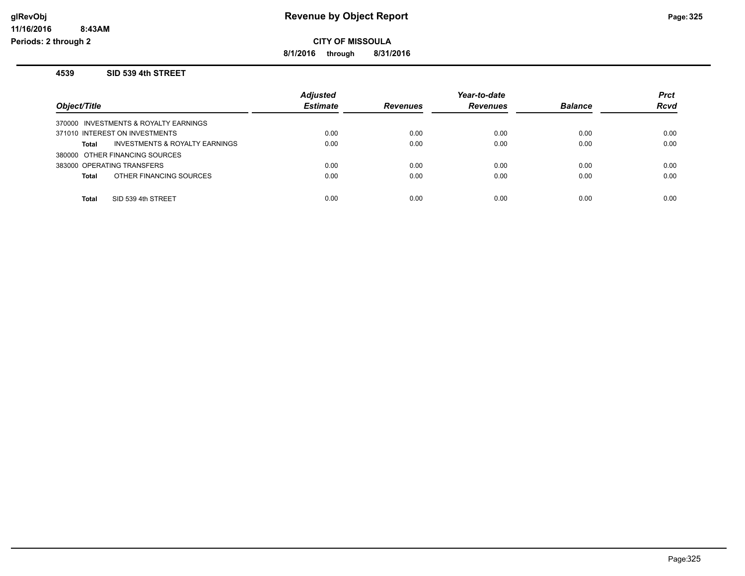# Revenue by Object Report

**CITY OF MISSOULA**

**8/1/2016 through 8/31/2016**

glRevObj
11/16/2016 8:43AM
Periods: 2 through 2

## 4539 SID 539 4th STREET

| Object/Title | Adjusted Estimate | Revenues | Year-to-date Revenues | Balance | Prct Rcvd |
|---|---|---|---|---|---|
| 370000 INVESTMENTS & ROYALTY EARNINGS | | | | | |
| 371010 INTEREST ON INVESTMENTS | 0.00 | 0.00 | 0.00 | 0.00 | 0.00 |
| **Total** INVESTMENTS & ROYALTY EARNINGS | 0.00 | 0.00 | 0.00 | 0.00 | 0.00 |
| 380000 OTHER FINANCING SOURCES | | | | | |
| 383000 OPERATING TRANSFERS | 0.00 | 0.00 | 0.00 | 0.00 | 0.00 |
| **Total** OTHER FINANCING SOURCES | 0.00 | 0.00 | 0.00 | 0.00 | 0.00 |
| **Total** SID 539 4th STREET | 0.00 | 0.00 | 0.00 | 0.00 | 0.00 |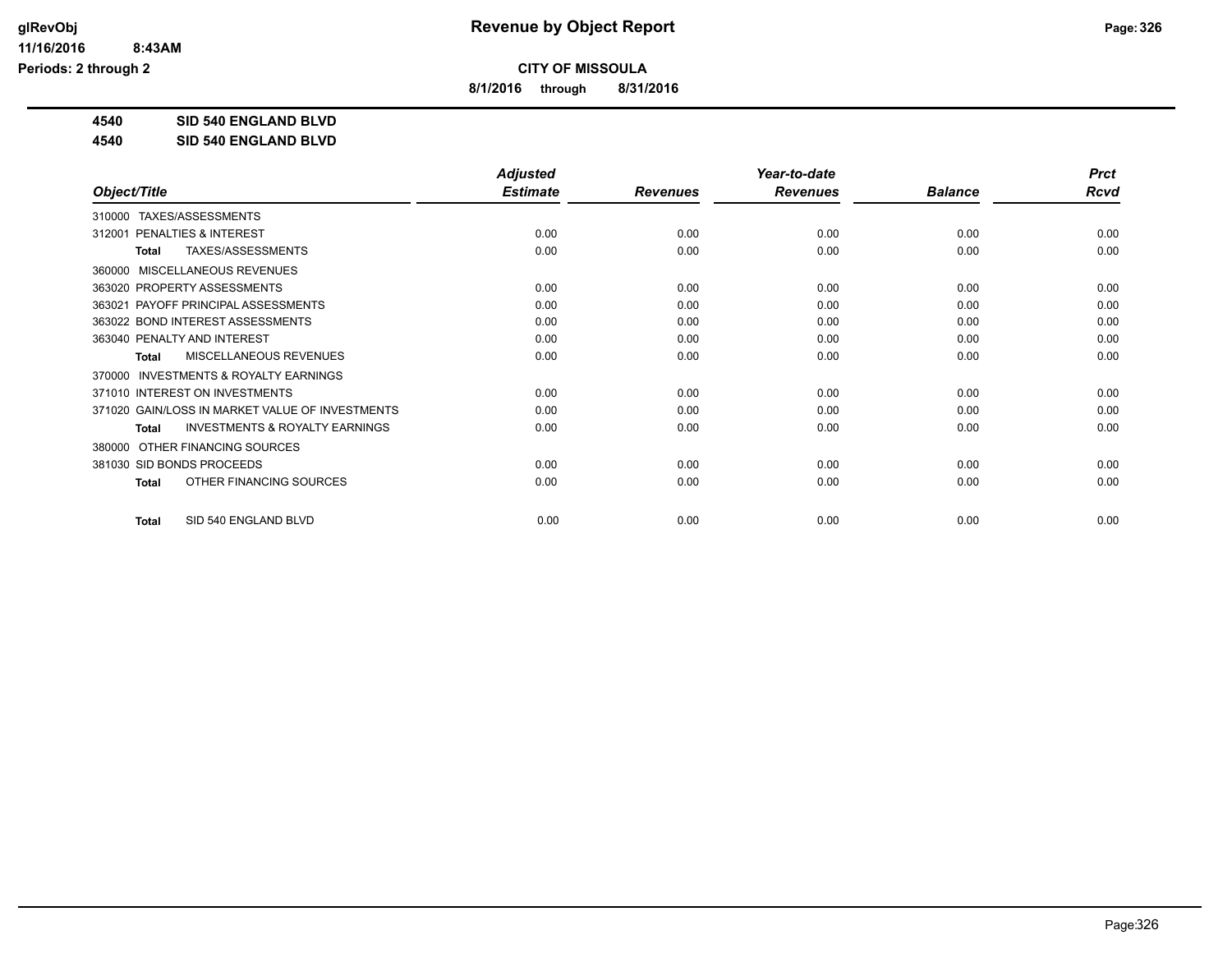# Revenue by Object Report

**CITY OF MISSOULA**

**8/1/2016 through 8/31/2016**

glRevObj
11/16/2016 8:43AM
Periods: 2 through 2

**4540 SID 540 ENGLAND BLVD**
**4540 SID 540 ENGLAND BLVD**

| Object/Title | Adjusted Estimate | Revenues | Year-to-date Revenues | Balance | Prct Rcvd |
|---|---|---|---|---|---|
| 310000 TAXES/ASSESSMENTS | | | | | |
| 312001 PENALTIES & INTEREST | 0.00 | 0.00 | 0.00 | 0.00 | 0.00 |
| **Total** TAXES/ASSESSMENTS | 0.00 | 0.00 | 0.00 | 0.00 | 0.00 |
| 360000 MISCELLANEOUS REVENUES | | | | | |
| 363020 PROPERTY ASSESSMENTS | 0.00 | 0.00 | 0.00 | 0.00 | 0.00 |
| 363021 PAYOFF PRINCIPAL ASSESSMENTS | 0.00 | 0.00 | 0.00 | 0.00 | 0.00 |
| 363022 BOND INTEREST ASSESSMENTS | 0.00 | 0.00 | 0.00 | 0.00 | 0.00 |
| 363040 PENALTY AND INTEREST | 0.00 | 0.00 | 0.00 | 0.00 | 0.00 |
| **Total** MISCELLANEOUS REVENUES | 0.00 | 0.00 | 0.00 | 0.00 | 0.00 |
| 370000 INVESTMENTS & ROYALTY EARNINGS | | | | | |
| 371010 INTEREST ON INVESTMENTS | 0.00 | 0.00 | 0.00 | 0.00 | 0.00 |
| 371020 GAIN/LOSS IN MARKET VALUE OF INVESTMENTS | 0.00 | 0.00 | 0.00 | 0.00 | 0.00 |
| **Total** INVESTMENTS & ROYALTY EARNINGS | 0.00 | 0.00 | 0.00 | 0.00 | 0.00 |
| 380000 OTHER FINANCING SOURCES | | | | | |
| 381030 SID BONDS PROCEEDS | 0.00 | 0.00 | 0.00 | 0.00 | 0.00 |
| **Total** OTHER FINANCING SOURCES | 0.00 | 0.00 | 0.00 | 0.00 | 0.00 |
| **Total** SID 540 ENGLAND BLVD | 0.00 | 0.00 | 0.00 | 0.00 | 0.00 |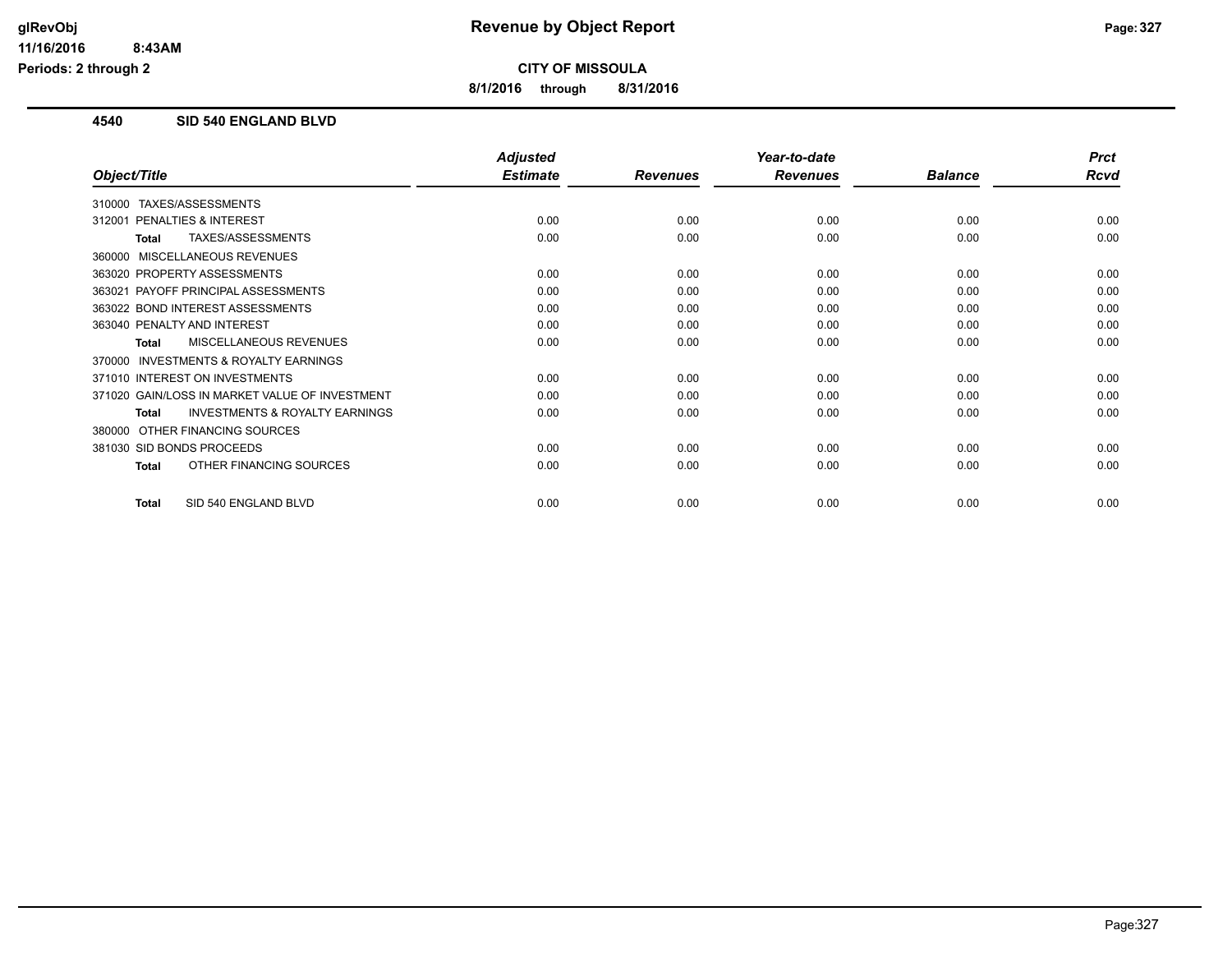glRevObj
11/16/2016 8:43AM
Periods: 2 through 2

# Revenue by Object Report

**CITY OF MISSOULA**

**8/1/2016 through 8/31/2016**

## 4540 SID 540 ENGLAND BLVD

| Object/Title | Adjusted Estimate | Revenues | Year-to-date Revenues | Balance | Prct Rcvd |
|---|---|---|---|---|---|
| 310000 TAXES/ASSESSMENTS | | | | | |
| 312001 PENALTIES & INTEREST | 0.00 | 0.00 | 0.00 | 0.00 | 0.00 |
| **Total** TAXES/ASSESSMENTS | 0.00 | 0.00 | 0.00 | 0.00 | 0.00 |
| 360000 MISCELLANEOUS REVENUES | | | | | |
| 363020 PROPERTY ASSESSMENTS | 0.00 | 0.00 | 0.00 | 0.00 | 0.00 |
| 363021 PAYOFF PRINCIPAL ASSESSMENTS | 0.00 | 0.00 | 0.00 | 0.00 | 0.00 |
| 363022 BOND INTEREST ASSESSMENTS | 0.00 | 0.00 | 0.00 | 0.00 | 0.00 |
| 363040 PENALTY AND INTEREST | 0.00 | 0.00 | 0.00 | 0.00 | 0.00 |
| **Total** MISCELLANEOUS REVENUES | 0.00 | 0.00 | 0.00 | 0.00 | 0.00 |
| 370000 INVESTMENTS & ROYALTY EARNINGS | | | | | |
| 371010 INTEREST ON INVESTMENTS | 0.00 | 0.00 | 0.00 | 0.00 | 0.00 |
| 371020 GAIN/LOSS IN MARKET VALUE OF INVESTMENT | 0.00 | 0.00 | 0.00 | 0.00 | 0.00 |
| **Total** INVESTMENTS & ROYALTY EARNINGS | 0.00 | 0.00 | 0.00 | 0.00 | 0.00 |
| 380000 OTHER FINANCING SOURCES | | | | | |
| 381030 SID BONDS PROCEEDS | 0.00 | 0.00 | 0.00 | 0.00 | 0.00 |
| **Total** OTHER FINANCING SOURCES | 0.00 | 0.00 | 0.00 | 0.00 | 0.00 |
| **Total** SID 540 ENGLAND BLVD | 0.00 | 0.00 | 0.00 | 0.00 | 0.00 |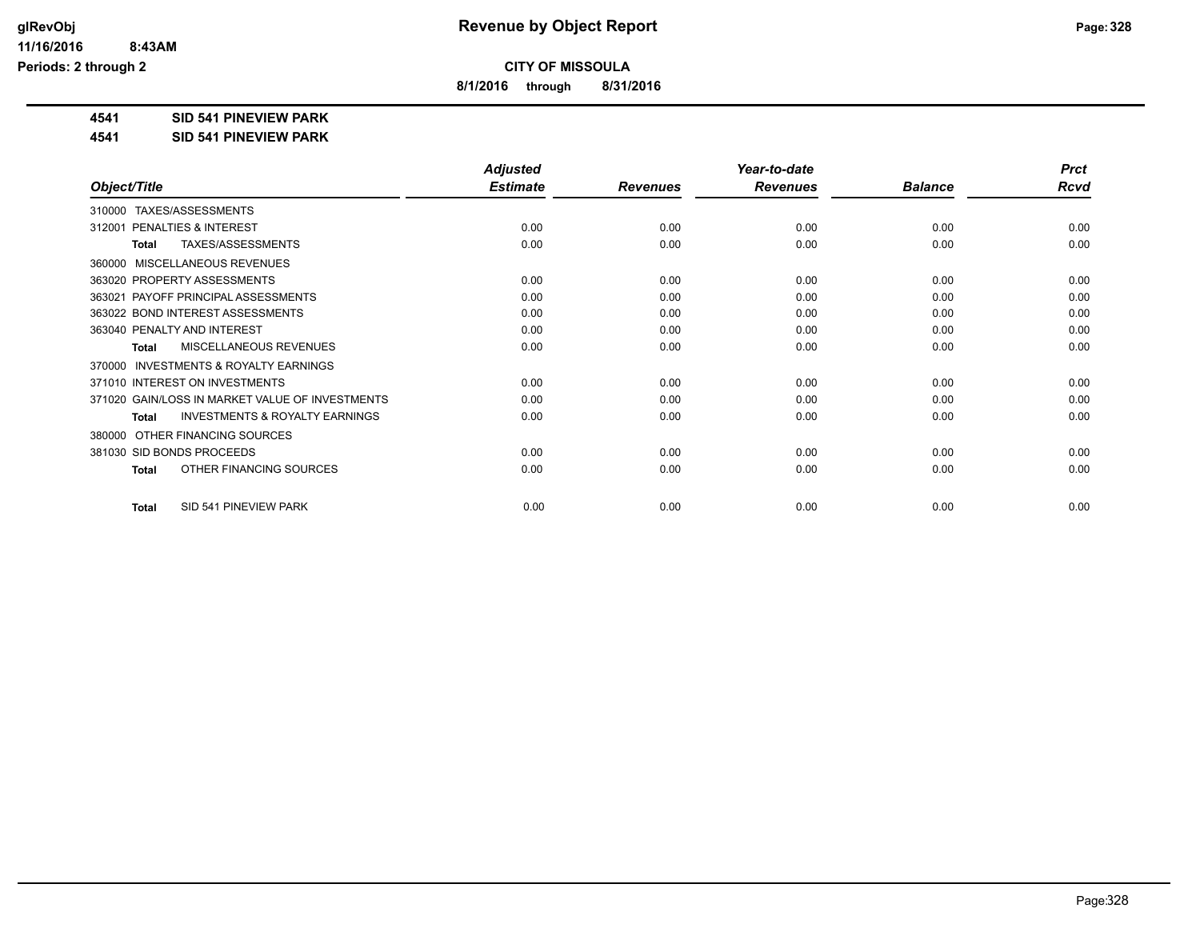# Revenue by Object Report

## CITY OF MISSOULA

**8/1/2016 through 8/31/2016**

glRevObj
11/16/2016 8:43AM
Periods: 2 through 2

**4541 SID 541 PINEVIEW PARK**

**4541 SID 541 PINEVIEW PARK**

| Object/Title | Adjusted Estimate | Revenues | Year-to-date Revenues | Balance | Prct Rcvd |
|---|---|---|---|---|---|
| 310000 TAXES/ASSESSMENTS | | | | | |
| 312001 PENALTIES & INTEREST | 0.00 | 0.00 | 0.00 | 0.00 | 0.00 |
| **Total** TAXES/ASSESSMENTS | 0.00 | 0.00 | 0.00 | 0.00 | 0.00 |
| 360000 MISCELLANEOUS REVENUES | | | | | |
| 363020 PROPERTY ASSESSMENTS | 0.00 | 0.00 | 0.00 | 0.00 | 0.00 |
| 363021 PAYOFF PRINCIPAL ASSESSMENTS | 0.00 | 0.00 | 0.00 | 0.00 | 0.00 |
| 363022 BOND INTEREST ASSESSMENTS | 0.00 | 0.00 | 0.00 | 0.00 | 0.00 |
| 363040 PENALTY AND INTEREST | 0.00 | 0.00 | 0.00 | 0.00 | 0.00 |
| **Total** MISCELLANEOUS REVENUES | 0.00 | 0.00 | 0.00 | 0.00 | 0.00 |
| 370000 INVESTMENTS & ROYALTY EARNINGS | | | | | |
| 371010 INTEREST ON INVESTMENTS | 0.00 | 0.00 | 0.00 | 0.00 | 0.00 |
| 371020 GAIN/LOSS IN MARKET VALUE OF INVESTMENTS | 0.00 | 0.00 | 0.00 | 0.00 | 0.00 |
| **Total** INVESTMENTS & ROYALTY EARNINGS | 0.00 | 0.00 | 0.00 | 0.00 | 0.00 |
| 380000 OTHER FINANCING SOURCES | | | | | |
| 381030 SID BONDS PROCEEDS | 0.00 | 0.00 | 0.00 | 0.00 | 0.00 |
| **Total** OTHER FINANCING SOURCES | 0.00 | 0.00 | 0.00 | 0.00 | 0.00 |
| **Total** SID 541 PINEVIEW PARK | 0.00 | 0.00 | 0.00 | 0.00 | 0.00 |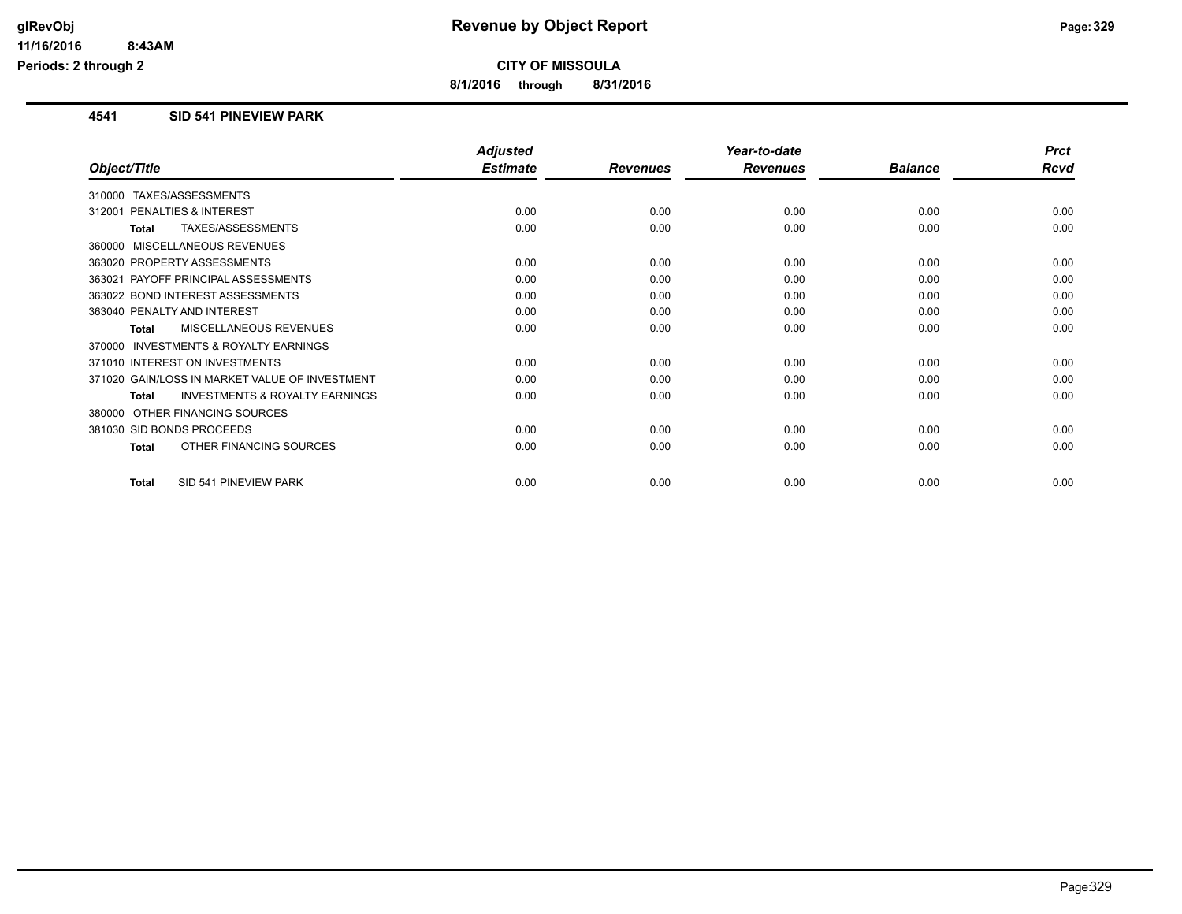# Revenue by Object Report

glRevObj
11/16/2016 8:43AM
Periods: 2 through 2

**CITY OF MISSOULA**

**8/1/2016 through 8/31/2016**

## 4541 SID 541 PINEVIEW PARK

| Object/Title | Adjusted Estimate | Revenues | Year-to-date Revenues | Balance | Prct Rcvd |
|---|---|---|---|---|---|
| 310000 TAXES/ASSESSMENTS | | | | | |
| 312001 PENALTIES & INTEREST | 0.00 | 0.00 | 0.00 | 0.00 | 0.00 |
| **Total** TAXES/ASSESSMENTS | 0.00 | 0.00 | 0.00 | 0.00 | 0.00 |
| 360000 MISCELLANEOUS REVENUES | | | | | |
| 363020 PROPERTY ASSESSMENTS | 0.00 | 0.00 | 0.00 | 0.00 | 0.00 |
| 363021 PAYOFF PRINCIPAL ASSESSMENTS | 0.00 | 0.00 | 0.00 | 0.00 | 0.00 |
| 363022 BOND INTEREST ASSESSMENTS | 0.00 | 0.00 | 0.00 | 0.00 | 0.00 |
| 363040 PENALTY AND INTEREST | 0.00 | 0.00 | 0.00 | 0.00 | 0.00 |
| **Total** MISCELLANEOUS REVENUES | 0.00 | 0.00 | 0.00 | 0.00 | 0.00 |
| 370000 INVESTMENTS & ROYALTY EARNINGS | | | | | |
| 371010 INTEREST ON INVESTMENTS | 0.00 | 0.00 | 0.00 | 0.00 | 0.00 |
| 371020 GAIN/LOSS IN MARKET VALUE OF INVESTMENT | 0.00 | 0.00 | 0.00 | 0.00 | 0.00 |
| **Total** INVESTMENTS & ROYALTY EARNINGS | 0.00 | 0.00 | 0.00 | 0.00 | 0.00 |
| 380000 OTHER FINANCING SOURCES | | | | | |
| 381030 SID BONDS PROCEEDS | 0.00 | 0.00 | 0.00 | 0.00 | 0.00 |
| **Total** OTHER FINANCING SOURCES | 0.00 | 0.00 | 0.00 | 0.00 | 0.00 |
| **Total** SID 541 PINEVIEW PARK | 0.00 | 0.00 | 0.00 | 0.00 | 0.00 |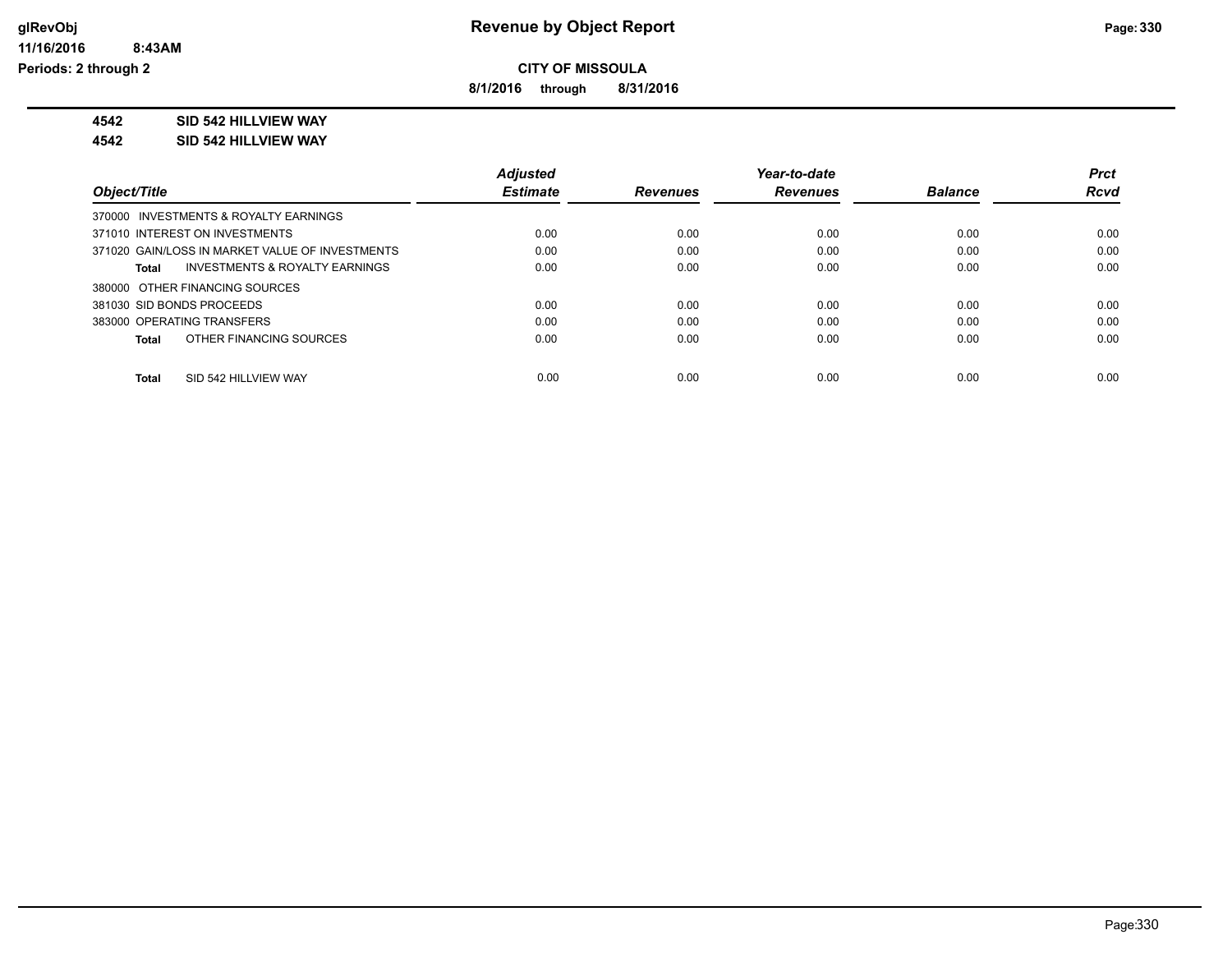# Revenue by Object Report

**CITY OF MISSOULA**

**8/1/2016 through 8/31/2016**

glRevObj
11/16/2016 8:43AM
Periods: 2 through 2

**4542 SID 542 HILLVIEW WAY**

**4542 SID 542 HILLVIEW WAY**

| Object/Title | Adjusted Estimate | Revenues | Year-to-date Revenues | Balance | Prct Rcvd |
|---|---|---|---|---|---|
| 370000 INVESTMENTS & ROYALTY EARNINGS | | | | | |
| 371010 INTEREST ON INVESTMENTS | 0.00 | 0.00 | 0.00 | 0.00 | 0.00 |
| 371020 GAIN/LOSS IN MARKET VALUE OF INVESTMENTS | 0.00 | 0.00 | 0.00 | 0.00 | 0.00 |
| **Total** INVESTMENTS & ROYALTY EARNINGS | 0.00 | 0.00 | 0.00 | 0.00 | 0.00 |
| 380000 OTHER FINANCING SOURCES | | | | | |
| 381030 SID BONDS PROCEEDS | 0.00 | 0.00 | 0.00 | 0.00 | 0.00 |
| 383000 OPERATING TRANSFERS | 0.00 | 0.00 | 0.00 | 0.00 | 0.00 |
| **Total** OTHER FINANCING SOURCES | 0.00 | 0.00 | 0.00 | 0.00 | 0.00 |
| **Total** SID 542 HILLVIEW WAY | 0.00 | 0.00 | 0.00 | 0.00 | 0.00 |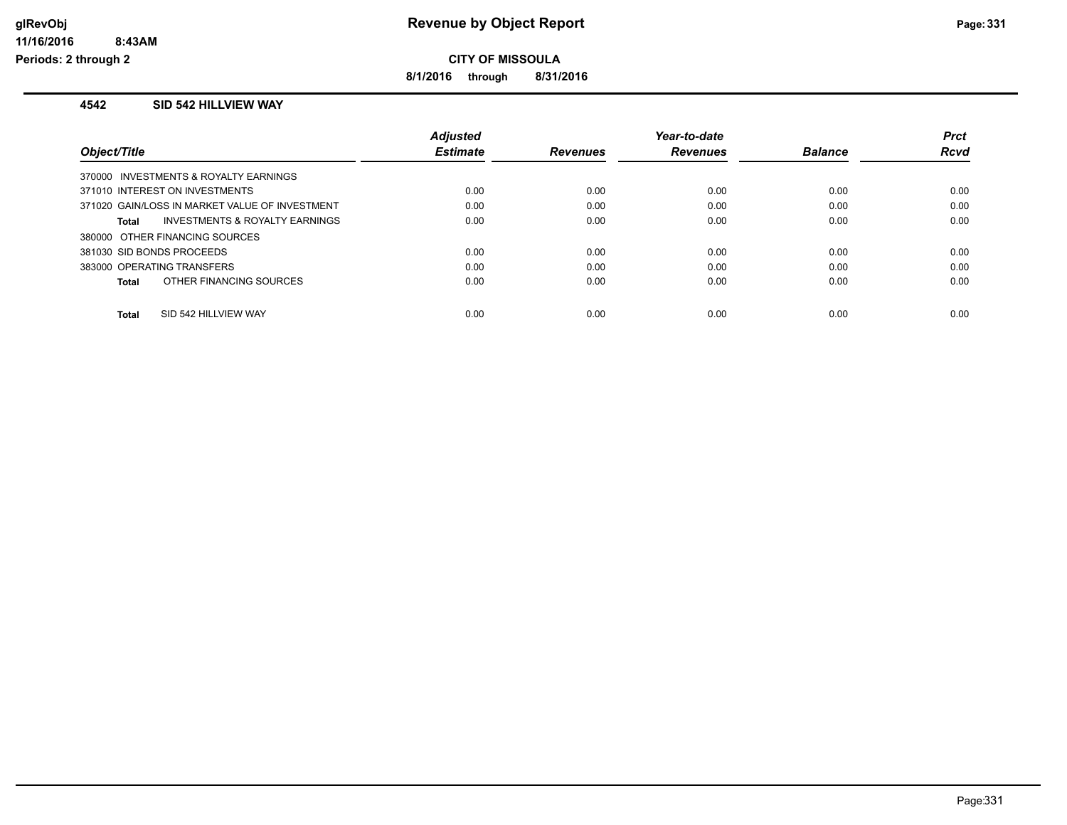# Revenue by Object Report

**CITY OF MISSOULA**

**8/1/2016 through 8/31/2016**

glRevObj
11/16/2016 8:43AM
Periods: 2 through 2

### 4542 SID 542 HILLVIEW WAY

| Object/Title | Adjusted Estimate | Revenues | Year-to-date Revenues | Balance | Prct Rcvd |
|---|---|---|---|---|---|
| 370000 INVESTMENTS & ROYALTY EARNINGS | | | | | |
| 371010 INTEREST ON INVESTMENTS | 0.00 | 0.00 | 0.00 | 0.00 | 0.00 |
| 371020 GAIN/LOSS IN MARKET VALUE OF INVESTMENT | 0.00 | 0.00 | 0.00 | 0.00 | 0.00 |
| **Total** INVESTMENTS & ROYALTY EARNINGS | 0.00 | 0.00 | 0.00 | 0.00 | 0.00 |
| 380000 OTHER FINANCING SOURCES | | | | | |
| 381030 SID BONDS PROCEEDS | 0.00 | 0.00 | 0.00 | 0.00 | 0.00 |
| 383000 OPERATING TRANSFERS | 0.00 | 0.00 | 0.00 | 0.00 | 0.00 |
| **Total** OTHER FINANCING SOURCES | 0.00 | 0.00 | 0.00 | 0.00 | 0.00 |
| **Total** SID 542 HILLVIEW WAY | 0.00 | 0.00 | 0.00 | 0.00 | 0.00 |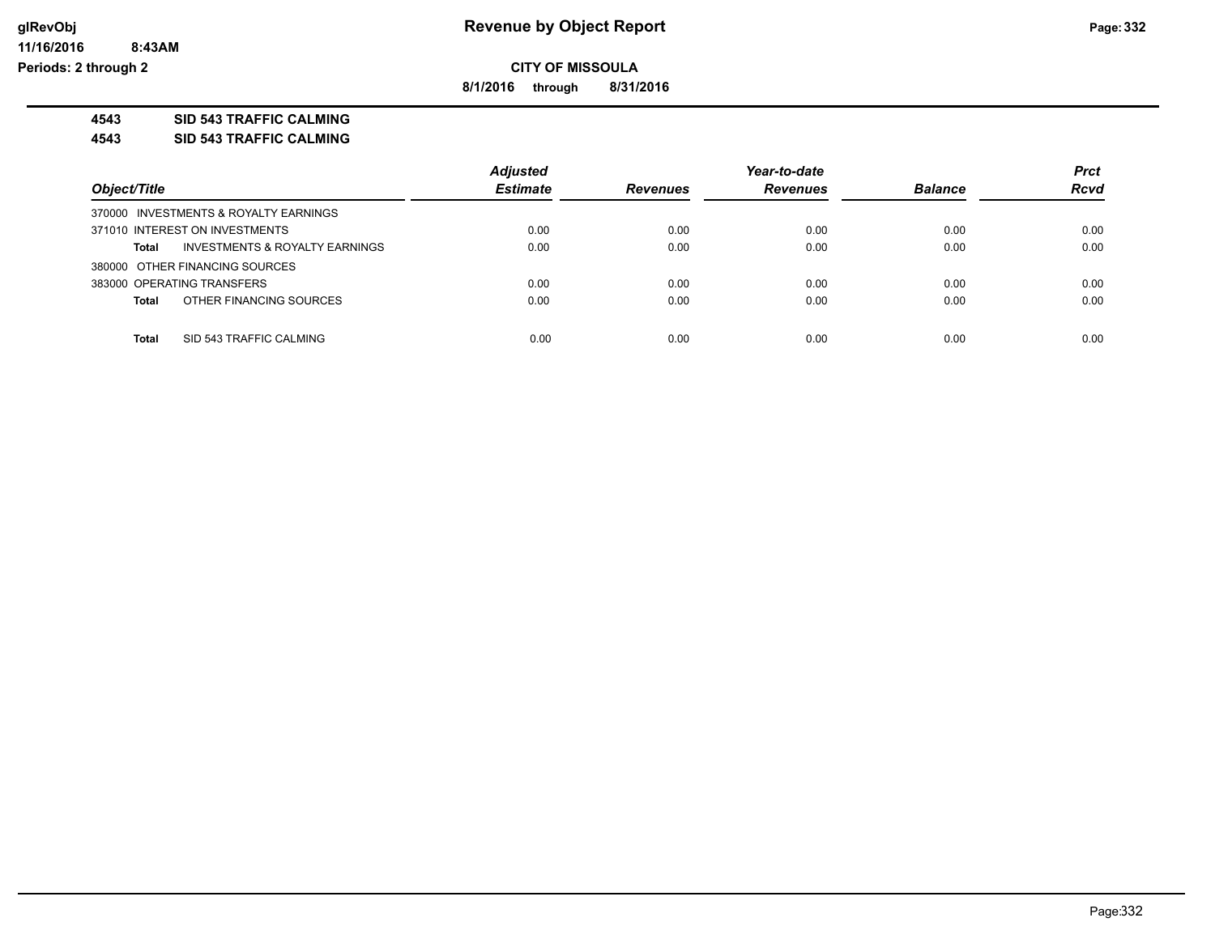**Revenue by Object Report**

**CITY OF MISSOULA**

**8/1/2016 through 8/31/2016**

glRevObj
11/16/2016 8:43AM
Periods: 2 through 2

**4543 SID 543 TRAFFIC CALMING**

**4543 SID 543 TRAFFIC CALMING**

| Object/Title | Adjusted Estimate | Revenues | Year-to-date Revenues | Balance | Prct Rcvd |
|---|---|---|---|---|---|
| 370000 INVESTMENTS & ROYALTY EARNINGS | | | | | |
| 371010 INTEREST ON INVESTMENTS | 0.00 | 0.00 | 0.00 | 0.00 | 0.00 |
| **Total** INVESTMENTS & ROYALTY EARNINGS | 0.00 | 0.00 | 0.00 | 0.00 | 0.00 |
| 380000 OTHER FINANCING SOURCES | | | | | |
| 383000 OPERATING TRANSFERS | 0.00 | 0.00 | 0.00 | 0.00 | 0.00 |
| **Total** OTHER FINANCING SOURCES | 0.00 | 0.00 | 0.00 | 0.00 | 0.00 |
| **Total** SID 543 TRAFFIC CALMING | 0.00 | 0.00 | 0.00 | 0.00 | 0.00 |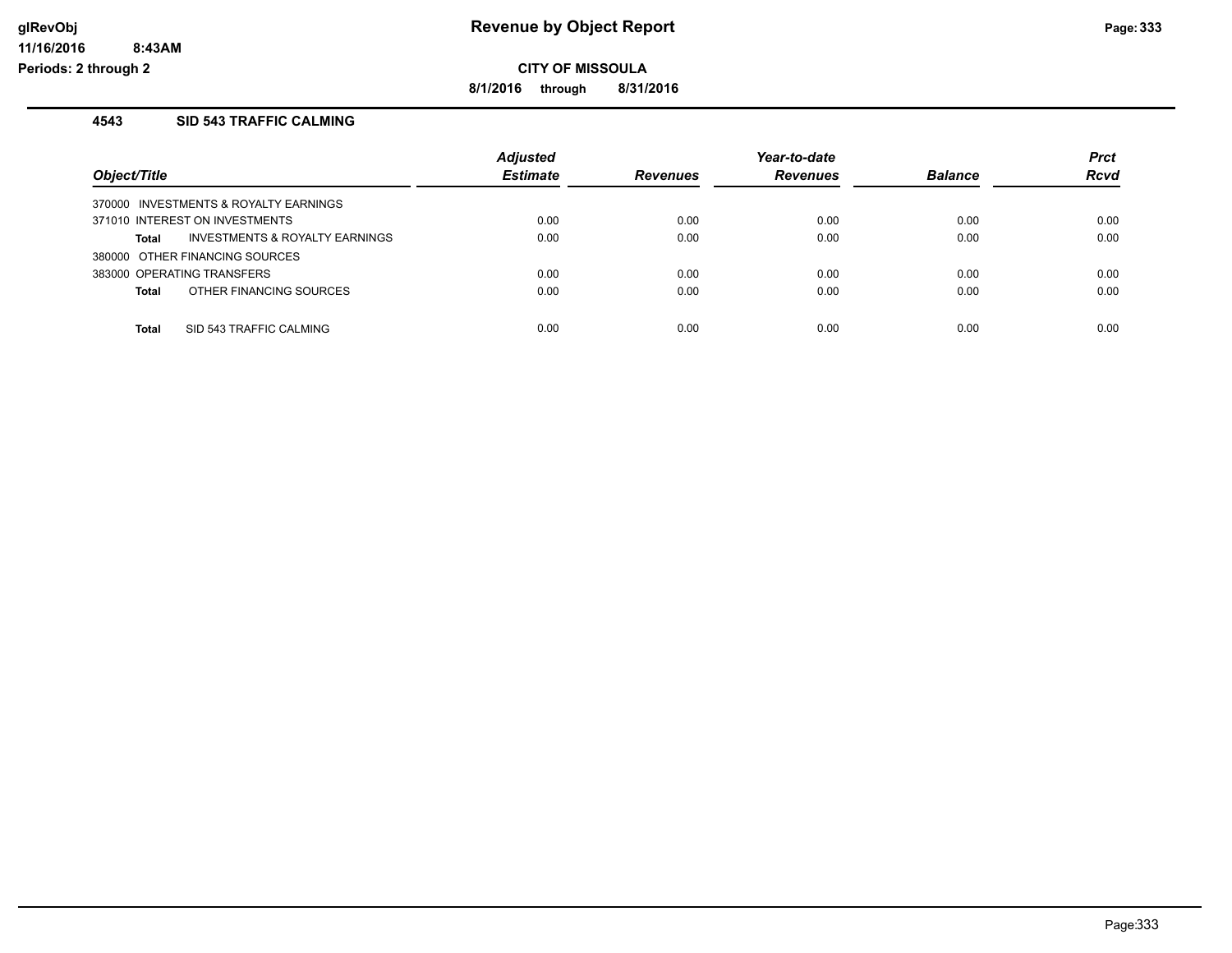**glRevObj**
**11/16/2016 8:43AM**
**Periods: 2 through 2**

# Revenue by Object Report

**CITY OF MISSOULA**

**8/1/2016 through 8/31/2016**

## 4543 SID 543 TRAFFIC CALMING

| Object/Title | Adjusted Estimate | Revenues | Year-to-date Revenues | Balance | Prct Rcvd |
|---|---|---|---|---|---|
| 370000 INVESTMENTS & ROYALTY EARNINGS | | | | | |
| 371010 INTEREST ON INVESTMENTS | 0.00 | 0.00 | 0.00 | 0.00 | 0.00 |
| **Total** INVESTMENTS & ROYALTY EARNINGS | 0.00 | 0.00 | 0.00 | 0.00 | 0.00 |
| 380000 OTHER FINANCING SOURCES | | | | | |
| 383000 OPERATING TRANSFERS | 0.00 | 0.00 | 0.00 | 0.00 | 0.00 |
| **Total** OTHER FINANCING SOURCES | 0.00 | 0.00 | 0.00 | 0.00 | 0.00 |
| **Total** SID 543 TRAFFIC CALMING | 0.00 | 0.00 | 0.00 | 0.00 | 0.00 |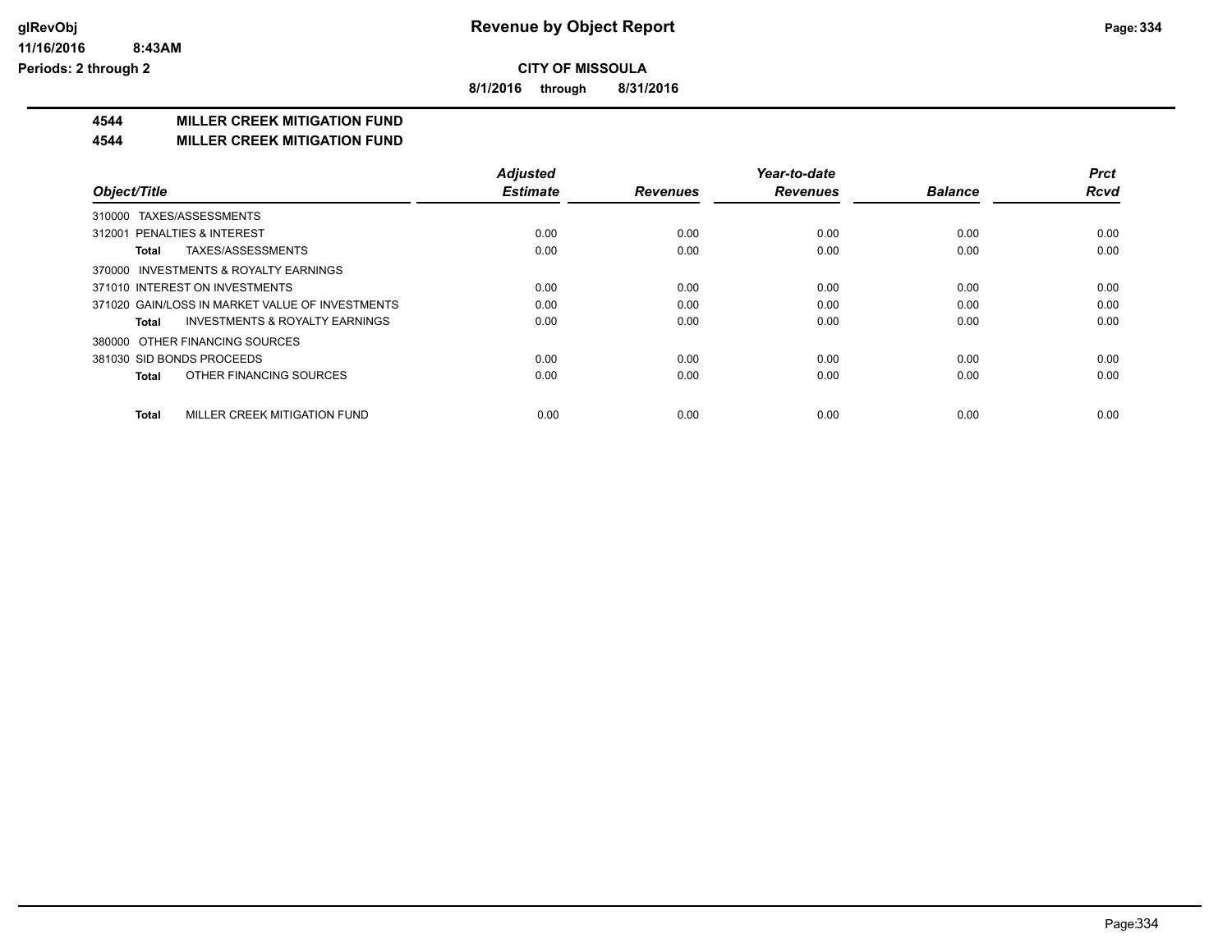**CITY OF MISSOULA**

**8/1/2016 through 8/31/2016**

**4544 MILLER CREEK MITIGATION FUND**

**4544 MILLER CREEK MITIGATION FUND**

| Object/Title | Adjusted Estimate | Revenues | Year-to-date Revenues | Balance | Prct Rcvd |
|---|---|---|---|---|---|
| 310000 TAXES/ASSESSMENTS | | | | | |
| 312001 PENALTIES & INTEREST | 0.00 | 0.00 | 0.00 | 0.00 | 0.00 |
| **Total** TAXES/ASSESSMENTS | 0.00 | 0.00 | 0.00 | 0.00 | 0.00 |
| 370000 INVESTMENTS & ROYALTY EARNINGS | | | | | |
| 371010 INTEREST ON INVESTMENTS | 0.00 | 0.00 | 0.00 | 0.00 | 0.00 |
| 371020 GAIN/LOSS IN MARKET VALUE OF INVESTMENTS | 0.00 | 0.00 | 0.00 | 0.00 | 0.00 |
| **Total** INVESTMENTS & ROYALTY EARNINGS | 0.00 | 0.00 | 0.00 | 0.00 | 0.00 |
| 380000 OTHER FINANCING SOURCES | | | | | |
| 381030 SID BONDS PROCEEDS | 0.00 | 0.00 | 0.00 | 0.00 | 0.00 |
| **Total** OTHER FINANCING SOURCES | 0.00 | 0.00 | 0.00 | 0.00 | 0.00 |
| **Total** MILLER CREEK MITIGATION FUND | 0.00 | 0.00 | 0.00 | 0.00 | 0.00 |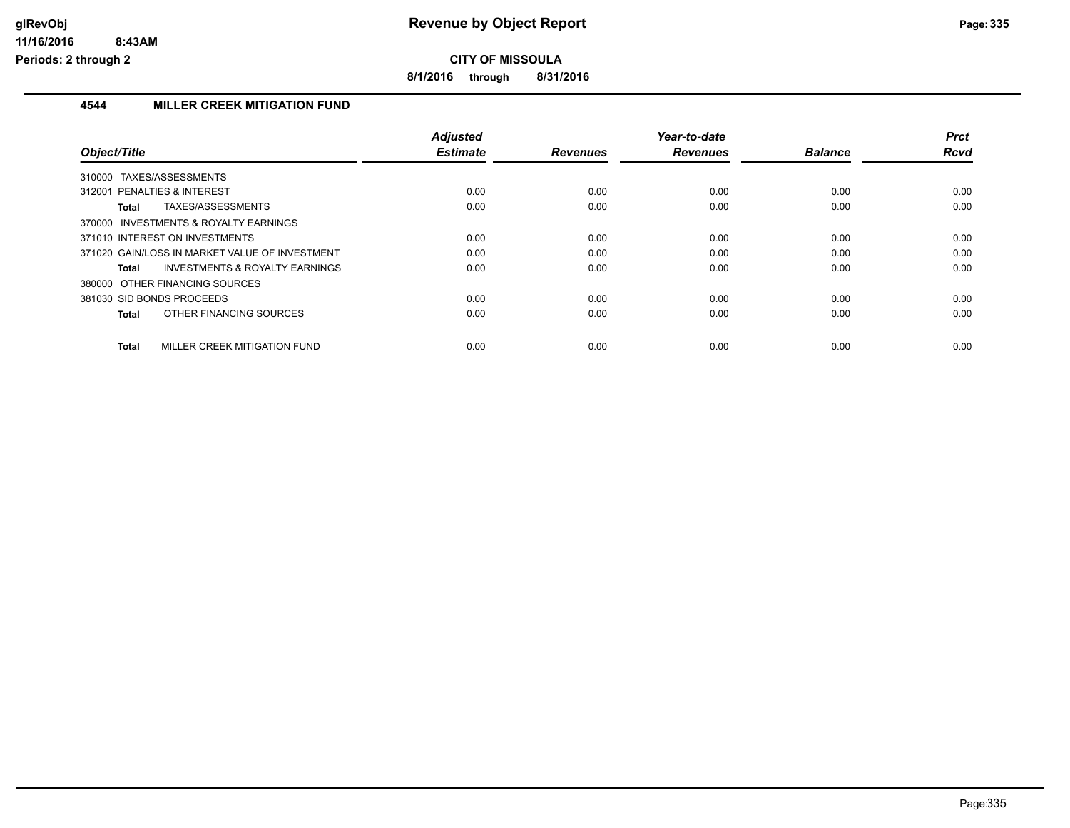# CITY OF MISSOULA

**8/1/2016 through 8/31/2016**

## 4544 MILLER CREEK MITIGATION FUND

| Object/Title | Adjusted Estimate | Revenues | Year-to-date Revenues | Balance | Prct Rcvd |
|---|---|---|---|---|---|
| 310000 TAXES/ASSESSMENTS | | | | | |
| 312001 PENALTIES & INTEREST | 0.00 | 0.00 | 0.00 | 0.00 | 0.00 |
| **Total** TAXES/ASSESSMENTS | 0.00 | 0.00 | 0.00 | 0.00 | 0.00 |
| 370000 INVESTMENTS & ROYALTY EARNINGS | | | | | |
| 371010 INTEREST ON INVESTMENTS | 0.00 | 0.00 | 0.00 | 0.00 | 0.00 |
| 371020 GAIN/LOSS IN MARKET VALUE OF INVESTMENT | 0.00 | 0.00 | 0.00 | 0.00 | 0.00 |
| **Total** INVESTMENTS & ROYALTY EARNINGS | 0.00 | 0.00 | 0.00 | 0.00 | 0.00 |
| 380000 OTHER FINANCING SOURCES | | | | | |
| 381030 SID BONDS PROCEEDS | 0.00 | 0.00 | 0.00 | 0.00 | 0.00 |
| **Total** OTHER FINANCING SOURCES | 0.00 | 0.00 | 0.00 | 0.00 | 0.00 |
| **Total** MILLER CREEK MITIGATION FUND | 0.00 | 0.00 | 0.00 | 0.00 | 0.00 |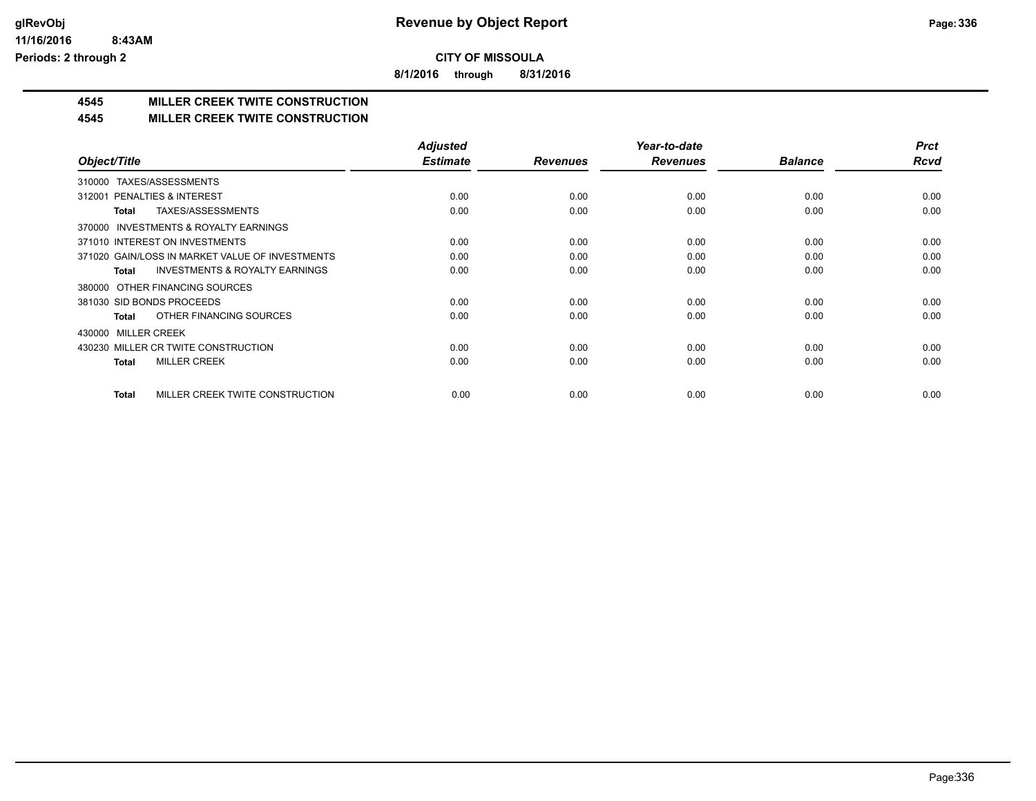**glRevObj**
**11/16/2016 8:43AM**
**Periods: 2 through 2**

# Revenue by Object Report

**CITY OF MISSOULA**

**8/1/2016 through 8/31/2016**

## 4545 MILLER CREEK TWITE CONSTRUCTION

### 4545 MILLER CREEK TWITE CONSTRUCTION

| Object/Title | Adjusted Estimate | Revenues | Year-to-date Revenues | Balance | Prct Rcvd |
|---|---|---|---|---|---|
| 310000 TAXES/ASSESSMENTS | | | | | |
| 312001 PENALTIES & INTEREST | 0.00 | 0.00 | 0.00 | 0.00 | 0.00 |
| **Total** TAXES/ASSESSMENTS | 0.00 | 0.00 | 0.00 | 0.00 | 0.00 |
| 370000 INVESTMENTS & ROYALTY EARNINGS | | | | | |
| 371010 INTEREST ON INVESTMENTS | 0.00 | 0.00 | 0.00 | 0.00 | 0.00 |
| 371020 GAIN/LOSS IN MARKET VALUE OF INVESTMENTS | 0.00 | 0.00 | 0.00 | 0.00 | 0.00 |
| **Total** INVESTMENTS & ROYALTY EARNINGS | 0.00 | 0.00 | 0.00 | 0.00 | 0.00 |
| 380000 OTHER FINANCING SOURCES | | | | | |
| 381030 SID BONDS PROCEEDS | 0.00 | 0.00 | 0.00 | 0.00 | 0.00 |
| **Total** OTHER FINANCING SOURCES | 0.00 | 0.00 | 0.00 | 0.00 | 0.00 |
| 430000 MILLER CREEK | | | | | |
| 430230 MILLER CR TWITE CONSTRUCTION | 0.00 | 0.00 | 0.00 | 0.00 | 0.00 |
| **Total** MILLER CREEK | 0.00 | 0.00 | 0.00 | 0.00 | 0.00 |
| **Total** MILLER CREEK TWITE CONSTRUCTION | 0.00 | 0.00 | 0.00 | 0.00 | 0.00 |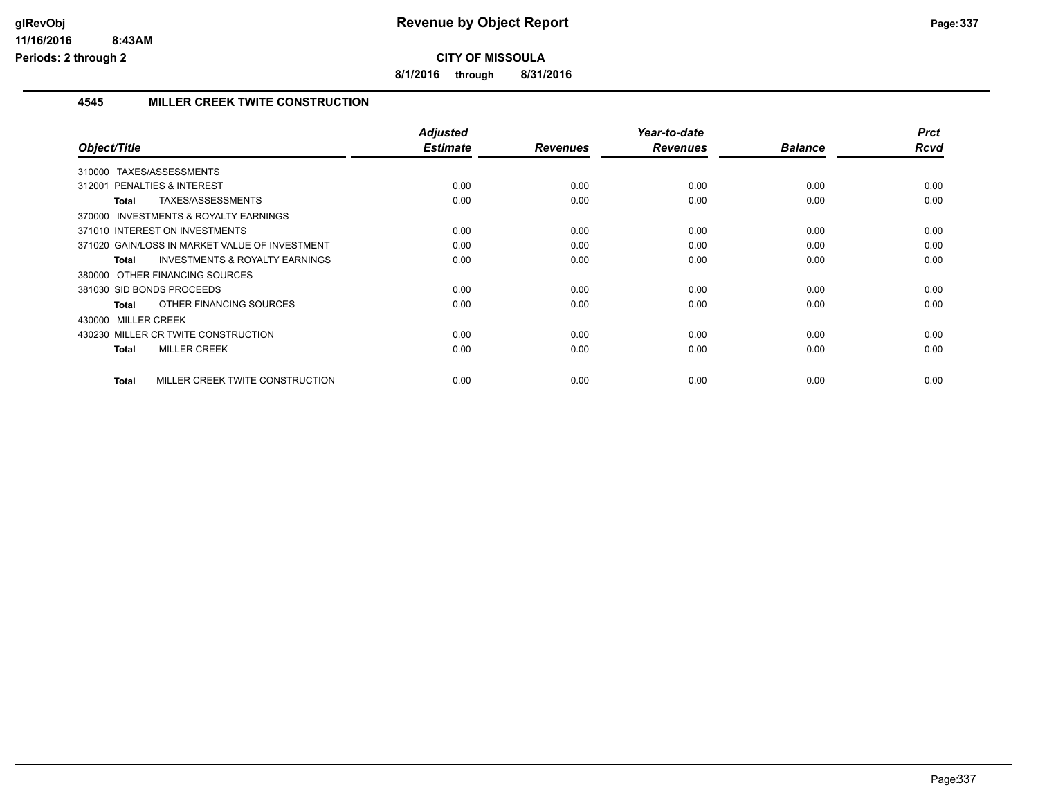# Revenue by Object Report

**CITY OF MISSOULA**

**8/1/2016 through 8/31/2016**

glRevObj
11/16/2016 8:43AM
Periods: 2 through 2

### 4545 MILLER CREEK TWITE CONSTRUCTION

| Object/Title | Adjusted Estimate | Revenues | Year-to-date Revenues | Balance | Prct Rcvd |
|---|---|---|---|---|---|
| 310000 TAXES/ASSESSMENTS | | | | | |
| 312001 PENALTIES & INTEREST | 0.00 | 0.00 | 0.00 | 0.00 | 0.00 |
| **Total** TAXES/ASSESSMENTS | 0.00 | 0.00 | 0.00 | 0.00 | 0.00 |
| 370000 INVESTMENTS & ROYALTY EARNINGS | | | | | |
| 371010 INTEREST ON INVESTMENTS | 0.00 | 0.00 | 0.00 | 0.00 | 0.00 |
| 371020 GAIN/LOSS IN MARKET VALUE OF INVESTMENT | 0.00 | 0.00 | 0.00 | 0.00 | 0.00 |
| **Total** INVESTMENTS & ROYALTY EARNINGS | 0.00 | 0.00 | 0.00 | 0.00 | 0.00 |
| 380000 OTHER FINANCING SOURCES | | | | | |
| 381030 SID BONDS PROCEEDS | 0.00 | 0.00 | 0.00 | 0.00 | 0.00 |
| **Total** OTHER FINANCING SOURCES | 0.00 | 0.00 | 0.00 | 0.00 | 0.00 |
| 430000 MILLER CREEK | | | | | |
| 430230 MILLER CR TWITE CONSTRUCTION | 0.00 | 0.00 | 0.00 | 0.00 | 0.00 |
| **Total** MILLER CREEK | 0.00 | 0.00 | 0.00 | 0.00 | 0.00 |
| **Total** MILLER CREEK TWITE CONSTRUCTION | 0.00 | 0.00 | 0.00 | 0.00 | 0.00 |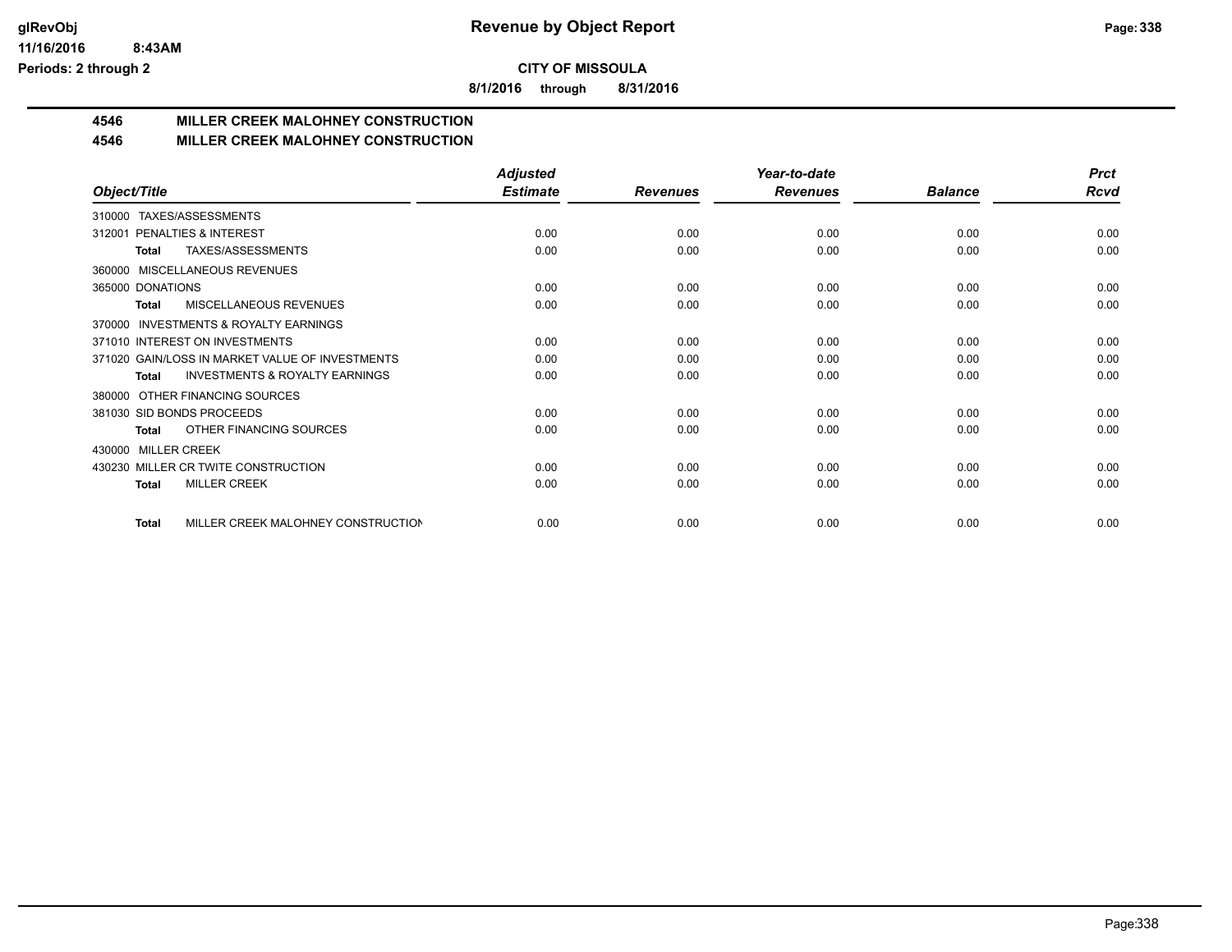**CITY OF MISSOULA**

**8/1/2016 through 8/31/2016**

## 4546 MILLER CREEK MALOHNEY CONSTRUCTION

## 4546 MILLER CREEK MALOHNEY CONSTRUCTION

| Object/Title | Adjusted Estimate | Revenues | Year-to-date Revenues | Balance | Prct Rcvd |
|---|---|---|---|---|---|
| 310000 TAXES/ASSESSMENTS | | | | | |
| 312001 PENALTIES & INTEREST | 0.00 | 0.00 | 0.00 | 0.00 | 0.00 |
| **Total** TAXES/ASSESSMENTS | 0.00 | 0.00 | 0.00 | 0.00 | 0.00 |
| 360000 MISCELLANEOUS REVENUES | | | | | |
| 365000 DONATIONS | 0.00 | 0.00 | 0.00 | 0.00 | 0.00 |
| **Total** MISCELLANEOUS REVENUES | 0.00 | 0.00 | 0.00 | 0.00 | 0.00 |
| 370000 INVESTMENTS & ROYALTY EARNINGS | | | | | |
| 371010 INTEREST ON INVESTMENTS | 0.00 | 0.00 | 0.00 | 0.00 | 0.00 |
| 371020 GAIN/LOSS IN MARKET VALUE OF INVESTMENTS | 0.00 | 0.00 | 0.00 | 0.00 | 0.00 |
| **Total** INVESTMENTS & ROYALTY EARNINGS | 0.00 | 0.00 | 0.00 | 0.00 | 0.00 |
| 380000 OTHER FINANCING SOURCES | | | | | |
| 381030 SID BONDS PROCEEDS | 0.00 | 0.00 | 0.00 | 0.00 | 0.00 |
| **Total** OTHER FINANCING SOURCES | 0.00 | 0.00 | 0.00 | 0.00 | 0.00 |
| 430000 MILLER CREEK | | | | | |
| 430230 MILLER CR TWITE CONSTRUCTION | 0.00 | 0.00 | 0.00 | 0.00 | 0.00 |
| **Total** MILLER CREEK | 0.00 | 0.00 | 0.00 | 0.00 | 0.00 |
| **Total** MILLER CREEK MALOHNEY CONSTRUCTION | 0.00 | 0.00 | 0.00 | 0.00 | 0.00 |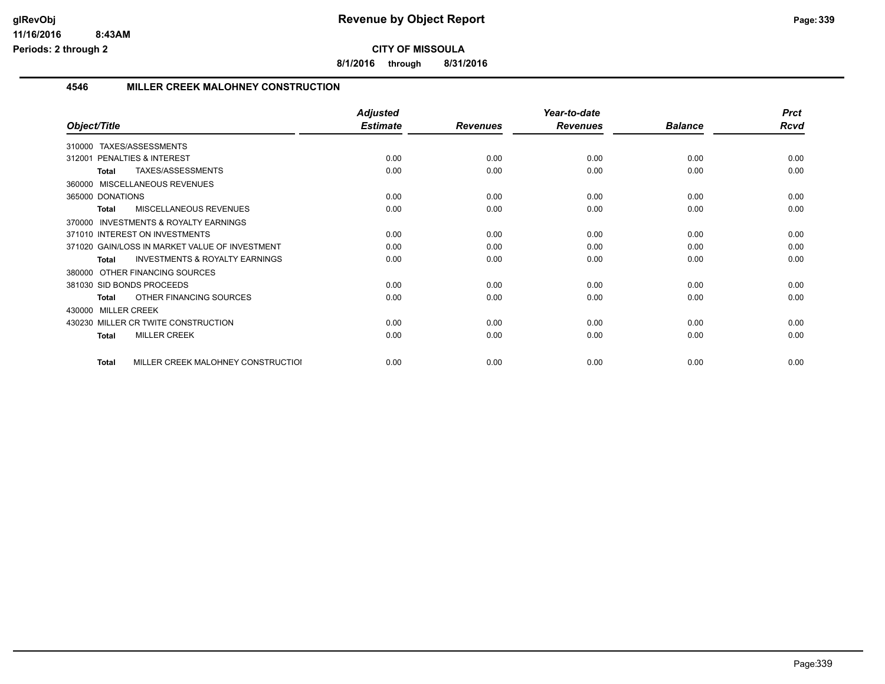**CITY OF MISSOULA**

**8/1/2016 through 8/31/2016**

## 4546 MILLER CREEK MALOHNEY CONSTRUCTION

| Object/Title | Adjusted Estimate | Revenues | Year-to-date Revenues | Balance | Prct Rcvd |
|---|---|---|---|---|---|
| 310000 TAXES/ASSESSMENTS | | | | | |
| 312001 PENALTIES & INTEREST | 0.00 | 0.00 | 0.00 | 0.00 | 0.00 |
| **Total** TAXES/ASSESSMENTS | 0.00 | 0.00 | 0.00 | 0.00 | 0.00 |
| 360000 MISCELLANEOUS REVENUES | | | | | |
| 365000 DONATIONS | 0.00 | 0.00 | 0.00 | 0.00 | 0.00 |
| **Total** MISCELLANEOUS REVENUES | 0.00 | 0.00 | 0.00 | 0.00 | 0.00 |
| 370000 INVESTMENTS & ROYALTY EARNINGS | | | | | |
| 371010 INTEREST ON INVESTMENTS | 0.00 | 0.00 | 0.00 | 0.00 | 0.00 |
| 371020 GAIN/LOSS IN MARKET VALUE OF INVESTMENT | 0.00 | 0.00 | 0.00 | 0.00 | 0.00 |
| **Total** INVESTMENTS & ROYALTY EARNINGS | 0.00 | 0.00 | 0.00 | 0.00 | 0.00 |
| 380000 OTHER FINANCING SOURCES | | | | | |
| 381030 SID BONDS PROCEEDS | 0.00 | 0.00 | 0.00 | 0.00 | 0.00 |
| **Total** OTHER FINANCING SOURCES | 0.00 | 0.00 | 0.00 | 0.00 | 0.00 |
| 430000 MILLER CREEK | | | | | |
| 430230 MILLER CR TWITE CONSTRUCTION | 0.00 | 0.00 | 0.00 | 0.00 | 0.00 |
| **Total** MILLER CREEK | 0.00 | 0.00 | 0.00 | 0.00 | 0.00 |
| **Total** MILLER CREEK MALOHNEY CONSTRUCTIOI | 0.00 | 0.00 | 0.00 | 0.00 | 0.00 |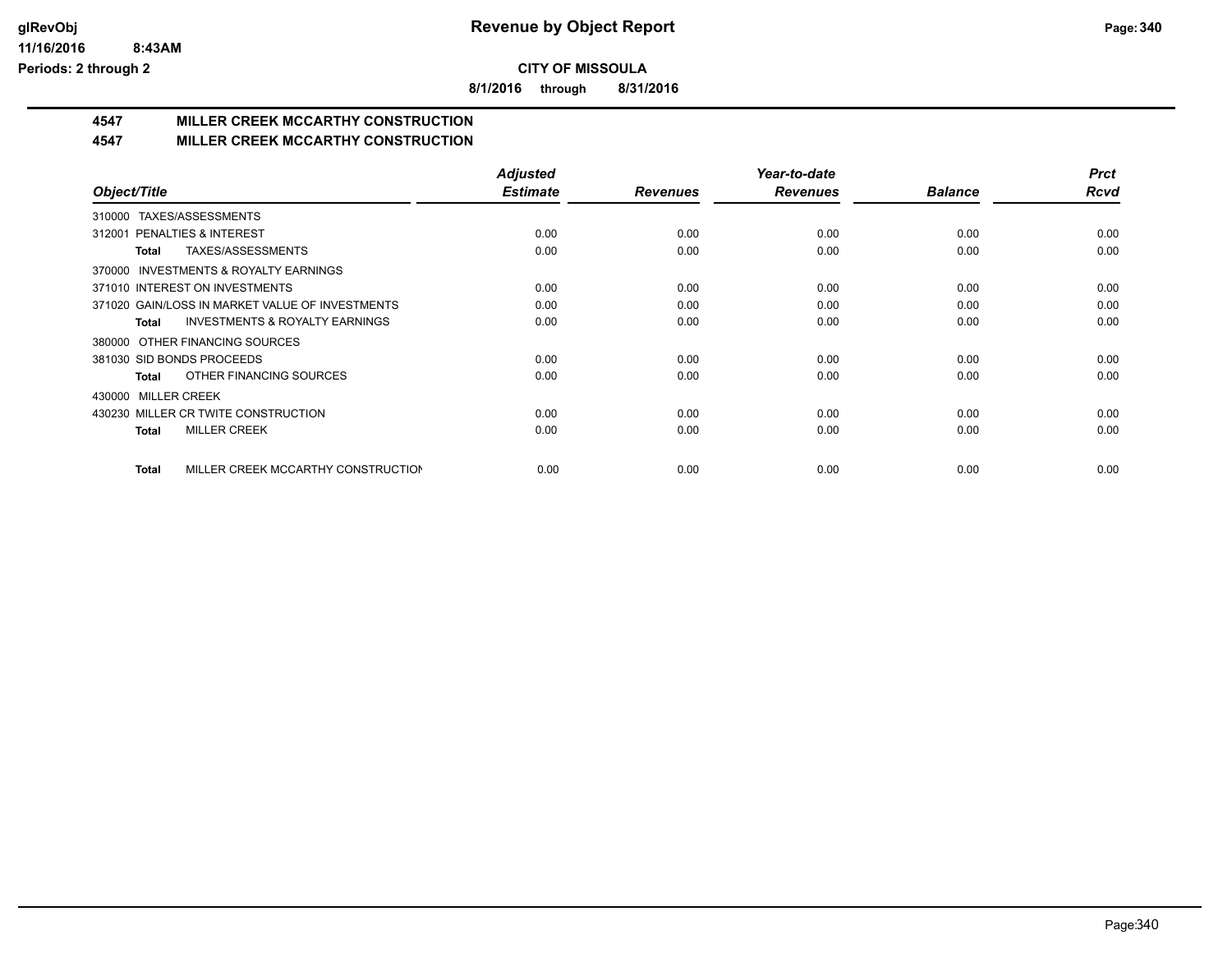**CITY OF MISSOULA**

**8/1/2016 through 8/31/2016**

## 4547 MILLER CREEK MCCARTHY CONSTRUCTION

## 4547 MILLER CREEK MCCARTHY CONSTRUCTION

| Object/Title | Adjusted Estimate | Revenues | Year-to-date Revenues | Balance | Prct Rcvd |
|---|---|---|---|---|---|
| 310000 TAXES/ASSESSMENTS | | | | | |
| 312001 PENALTIES & INTEREST | 0.00 | 0.00 | 0.00 | 0.00 | 0.00 |
| **Total** TAXES/ASSESSMENTS | 0.00 | 0.00 | 0.00 | 0.00 | 0.00 |
| 370000 INVESTMENTS & ROYALTY EARNINGS | | | | | |
| 371010 INTEREST ON INVESTMENTS | 0.00 | 0.00 | 0.00 | 0.00 | 0.00 |
| 371020 GAIN/LOSS IN MARKET VALUE OF INVESTMENTS | 0.00 | 0.00 | 0.00 | 0.00 | 0.00 |
| **Total** INVESTMENTS & ROYALTY EARNINGS | 0.00 | 0.00 | 0.00 | 0.00 | 0.00 |
| 380000 OTHER FINANCING SOURCES | | | | | |
| 381030 SID BONDS PROCEEDS | 0.00 | 0.00 | 0.00 | 0.00 | 0.00 |
| **Total** OTHER FINANCING SOURCES | 0.00 | 0.00 | 0.00 | 0.00 | 0.00 |
| 430000 MILLER CREEK | | | | | |
| 430230 MILLER CR TWITE CONSTRUCTION | 0.00 | 0.00 | 0.00 | 0.00 | 0.00 |
| **Total** MILLER CREEK | 0.00 | 0.00 | 0.00 | 0.00 | 0.00 |
| **Total** MILLER CREEK MCCARTHY CONSTRUCTION | 0.00 | 0.00 | 0.00 | 0.00 | 0.00 |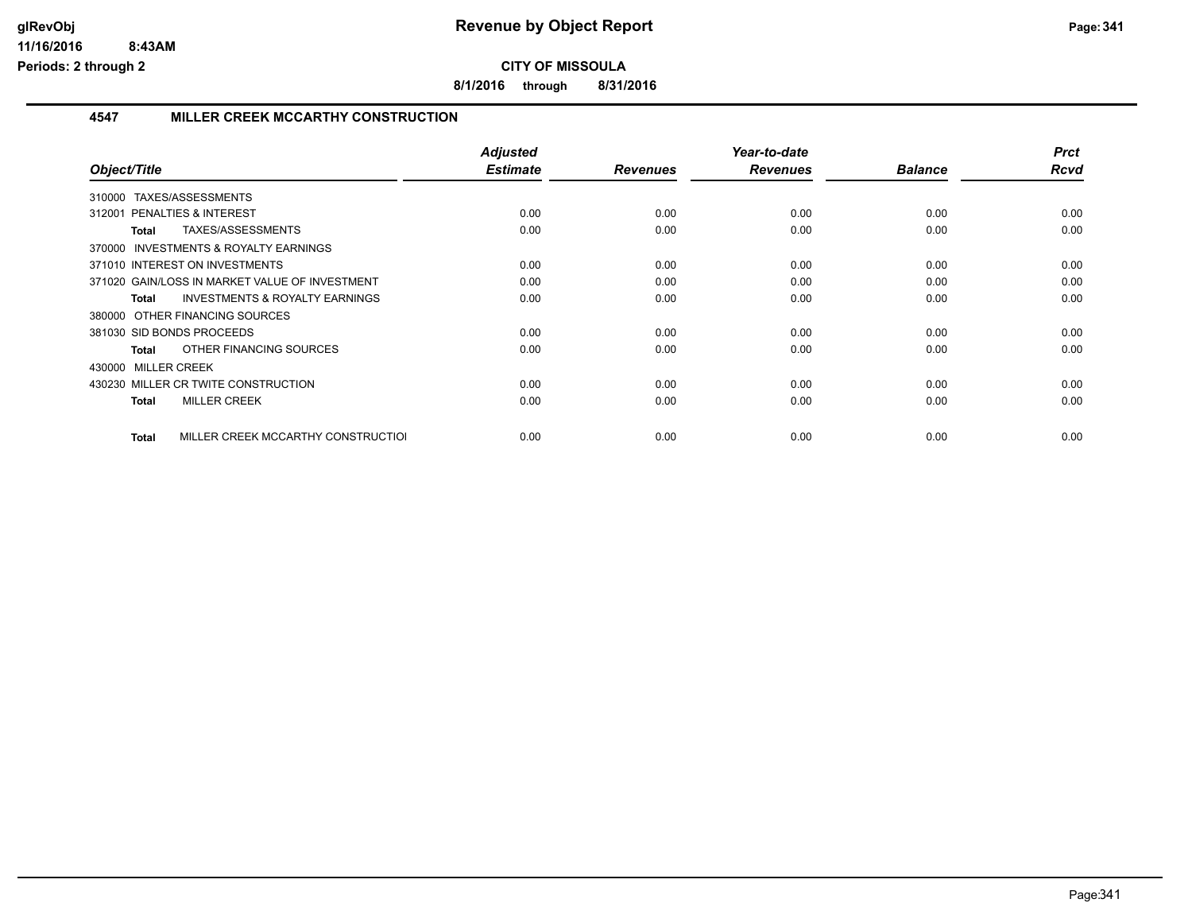glRevObj
11/16/2016 8:43AM
Periods: 2 through 2

# Revenue by Object Report

**CITY OF MISSOULA**

**8/1/2016 through 8/31/2016**

## 4547 MILLER CREEK MCCARTHY CONSTRUCTION

| Object/Title | Adjusted Estimate | Revenues | Year-to-date Revenues | Balance | Prct Rcvd |
|---|---|---|---|---|---|
| 310000 TAXES/ASSESSMENTS | | | | | |
| 312001 PENALTIES & INTEREST | 0.00 | 0.00 | 0.00 | 0.00 | 0.00 |
| **Total** TAXES/ASSESSMENTS | 0.00 | 0.00 | 0.00 | 0.00 | 0.00 |
| 370000 INVESTMENTS & ROYALTY EARNINGS | | | | | |
| 371010 INTEREST ON INVESTMENTS | 0.00 | 0.00 | 0.00 | 0.00 | 0.00 |
| 371020 GAIN/LOSS IN MARKET VALUE OF INVESTMENT | 0.00 | 0.00 | 0.00 | 0.00 | 0.00 |
| **Total** INVESTMENTS & ROYALTY EARNINGS | 0.00 | 0.00 | 0.00 | 0.00 | 0.00 |
| 380000 OTHER FINANCING SOURCES | | | | | |
| 381030 SID BONDS PROCEEDS | 0.00 | 0.00 | 0.00 | 0.00 | 0.00 |
| **Total** OTHER FINANCING SOURCES | 0.00 | 0.00 | 0.00 | 0.00 | 0.00 |
| 430000 MILLER CREEK | | | | | |
| 430230 MILLER CR TWITE CONSTRUCTION | 0.00 | 0.00 | 0.00 | 0.00 | 0.00 |
| **Total** MILLER CREEK | 0.00 | 0.00 | 0.00 | 0.00 | 0.00 |
| **Total** MILLER CREEK MCCARTHY CONSTRUCTIOI | 0.00 | 0.00 | 0.00 | 0.00 | 0.00 |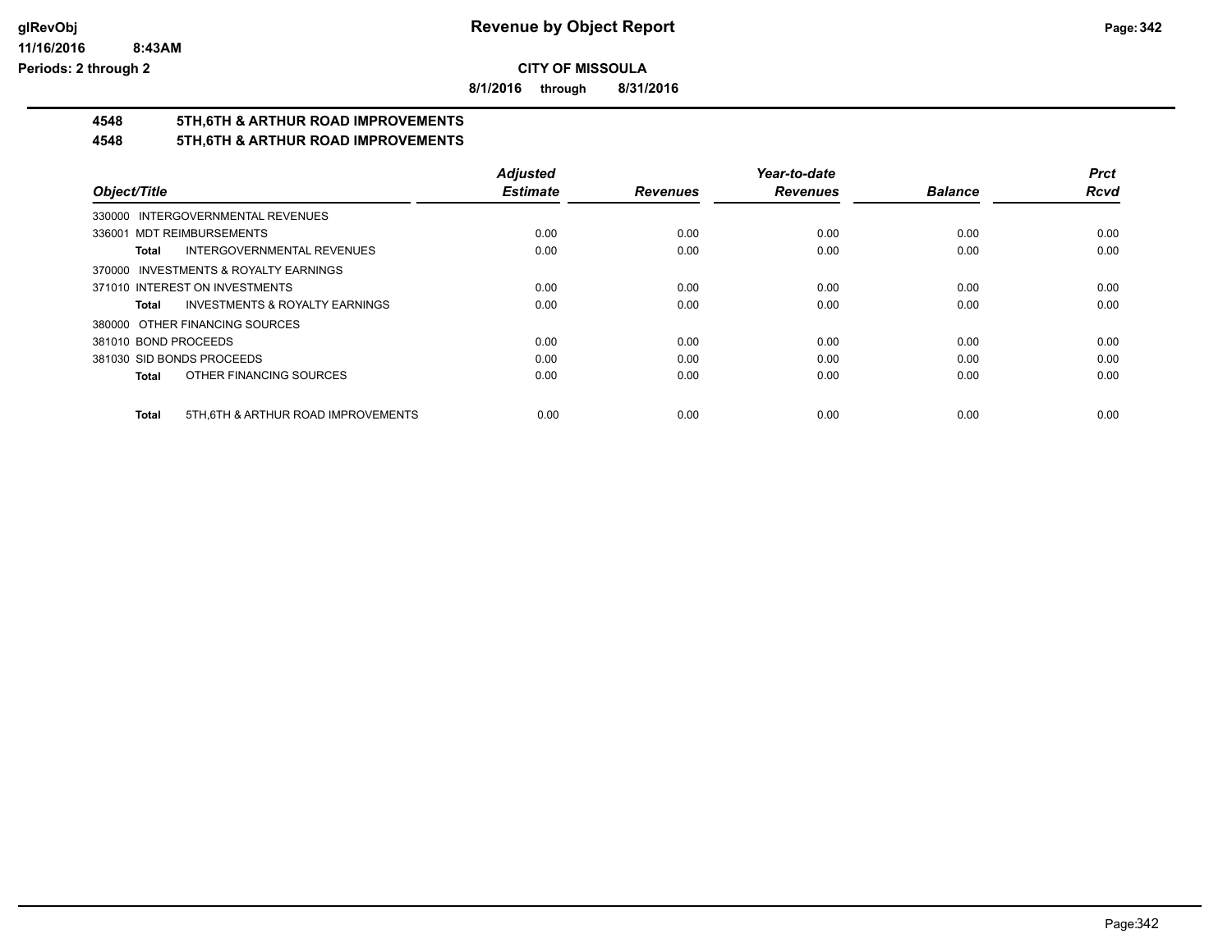# Revenue by Object Report

**CITY OF MISSOULA**

**8/1/2016 through 8/31/2016**

glRevObj
11/16/2016 8:43AM
Periods: 2 through 2

## 4548 5TH,6TH & ARTHUR ROAD IMPROVEMENTS
## 4548 5TH,6TH & ARTHUR ROAD IMPROVEMENTS

| Object/Title | Adjusted Estimate | Revenues | Year-to-date Revenues | Balance | Prct Rcvd |
|---|---|---|---|---|---|
| 330000 INTERGOVERNMENTAL REVENUES | | | | | |
| 336001 MDT REIMBURSEMENTS | 0.00 | 0.00 | 0.00 | 0.00 | 0.00 |
| **Total** INTERGOVERNMENTAL REVENUES | 0.00 | 0.00 | 0.00 | 0.00 | 0.00 |
| 370000 INVESTMENTS & ROYALTY EARNINGS | | | | | |
| 371010 INTEREST ON INVESTMENTS | 0.00 | 0.00 | 0.00 | 0.00 | 0.00 |
| **Total** INVESTMENTS & ROYALTY EARNINGS | 0.00 | 0.00 | 0.00 | 0.00 | 0.00 |
| 380000 OTHER FINANCING SOURCES | | | | | |
| 381010 BOND PROCEEDS | 0.00 | 0.00 | 0.00 | 0.00 | 0.00 |
| 381030 SID BONDS PROCEEDS | 0.00 | 0.00 | 0.00 | 0.00 | 0.00 |
| **Total** OTHER FINANCING SOURCES | 0.00 | 0.00 | 0.00 | 0.00 | 0.00 |
| **Total** 5TH,6TH & ARTHUR ROAD IMPROVEMENTS | 0.00 | 0.00 | 0.00 | 0.00 | 0.00 |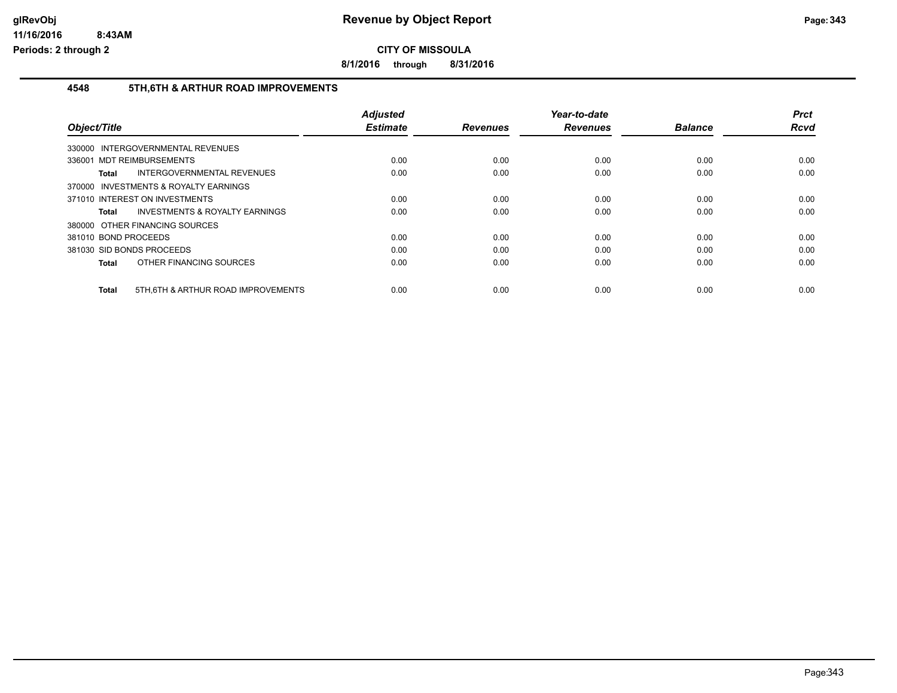**CITY OF MISSOULA**

**8/1/2016 through 8/31/2016**

## 4548 5TH,6TH & ARTHUR ROAD IMPROVEMENTS

| Object/Title | Adjusted Estimate | Revenues | Year-to-date Revenues | Balance | Prct Rcvd |
|---|---|---|---|---|---|
| 330000 INTERGOVERNMENTAL REVENUES | | | | | |
| 336001 MDT REIMBURSEMENTS | 0.00 | 0.00 | 0.00 | 0.00 | 0.00 |
| **Total** INTERGOVERNMENTAL REVENUES | 0.00 | 0.00 | 0.00 | 0.00 | 0.00 |
| 370000 INVESTMENTS & ROYALTY EARNINGS | | | | | |
| 371010 INTEREST ON INVESTMENTS | 0.00 | 0.00 | 0.00 | 0.00 | 0.00 |
| **Total** INVESTMENTS & ROYALTY EARNINGS | 0.00 | 0.00 | 0.00 | 0.00 | 0.00 |
| 380000 OTHER FINANCING SOURCES | | | | | |
| 381010 BOND PROCEEDS | 0.00 | 0.00 | 0.00 | 0.00 | 0.00 |
| 381030 SID BONDS PROCEEDS | 0.00 | 0.00 | 0.00 | 0.00 | 0.00 |
| **Total** OTHER FINANCING SOURCES | 0.00 | 0.00 | 0.00 | 0.00 | 0.00 |
| **Total** 5TH,6TH & ARTHUR ROAD IMPROVEMENTS | 0.00 | 0.00 | 0.00 | 0.00 | 0.00 |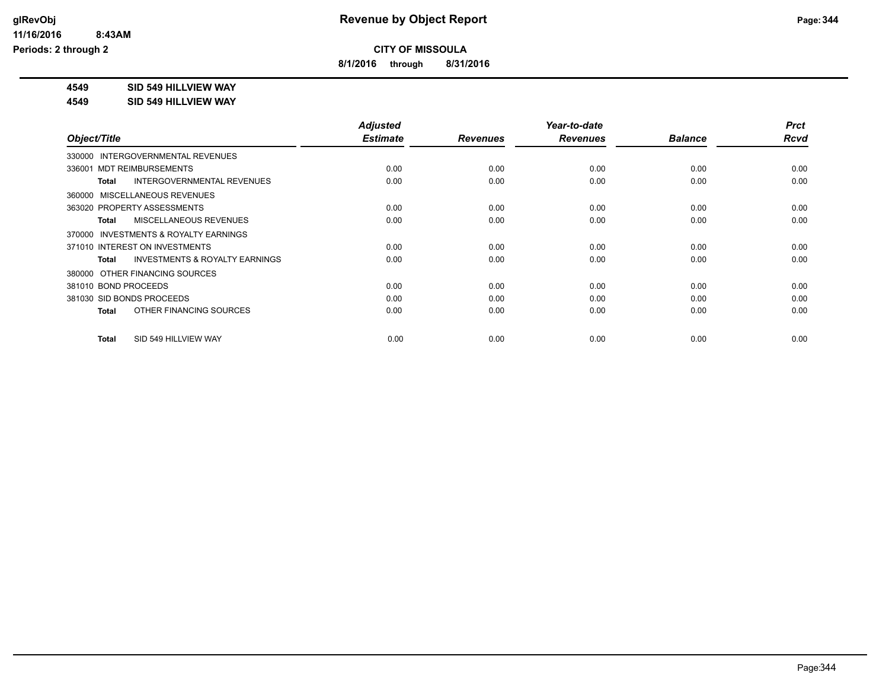# Revenue by Object Report

**CITY OF MISSOULA**

**8/1/2016 through 8/31/2016**

glRevObj
11/16/2016 8:43AM
Periods: 2 through 2

**4549 SID 549 HILLVIEW WAY**

**4549 SID 549 HILLVIEW WAY**

| Object/Title | Adjusted Estimate | Revenues | Year-to-date Revenues | Balance | Prct Rcvd |
|---|---|---|---|---|---|
| 330000 INTERGOVERNMENTAL REVENUES | | | | | |
| 336001 MDT REIMBURSEMENTS | 0.00 | 0.00 | 0.00 | 0.00 | 0.00 |
| **Total** INTERGOVERNMENTAL REVENUES | 0.00 | 0.00 | 0.00 | 0.00 | 0.00 |
| 360000 MISCELLANEOUS REVENUES | | | | | |
| 363020 PROPERTY ASSESSMENTS | 0.00 | 0.00 | 0.00 | 0.00 | 0.00 |
| **Total** MISCELLANEOUS REVENUES | 0.00 | 0.00 | 0.00 | 0.00 | 0.00 |
| 370000 INVESTMENTS & ROYALTY EARNINGS | | | | | |
| 371010 INTEREST ON INVESTMENTS | 0.00 | 0.00 | 0.00 | 0.00 | 0.00 |
| **Total** INVESTMENTS & ROYALTY EARNINGS | 0.00 | 0.00 | 0.00 | 0.00 | 0.00 |
| 380000 OTHER FINANCING SOURCES | | | | | |
| 381010 BOND PROCEEDS | 0.00 | 0.00 | 0.00 | 0.00 | 0.00 |
| 381030 SID BONDS PROCEEDS | 0.00 | 0.00 | 0.00 | 0.00 | 0.00 |
| **Total** OTHER FINANCING SOURCES | 0.00 | 0.00 | 0.00 | 0.00 | 0.00 |
| **Total** SID 549 HILLVIEW WAY | 0.00 | 0.00 | 0.00 | 0.00 | 0.00 |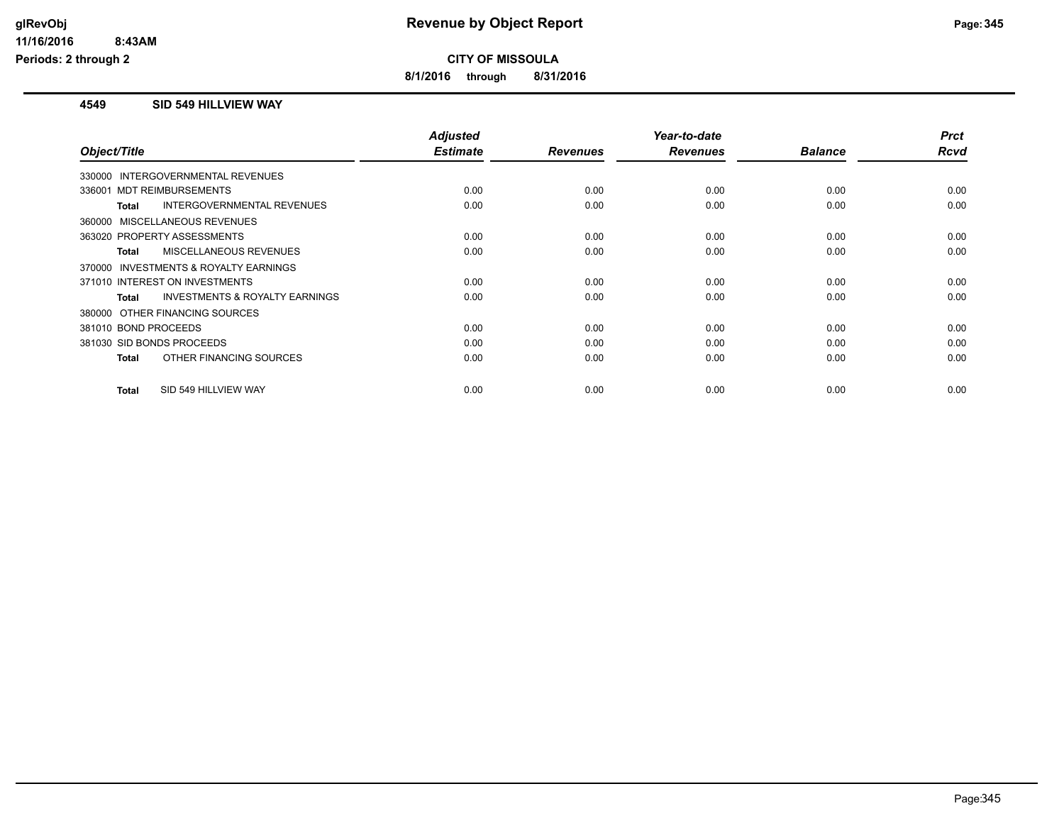**CITY OF MISSOULA**

**8/1/2016 through 8/31/2016**

## 4549 SID 549 HILLVIEW WAY

| Object/Title | Adjusted Estimate | Revenues | Year-to-date Revenues | Balance | Prct Rcvd |
|---|---|---|---|---|---|
| 330000 INTERGOVERNMENTAL REVENUES | | | | | |
| 336001 MDT REIMBURSEMENTS | 0.00 | 0.00 | 0.00 | 0.00 | 0.00 |
| **Total** INTERGOVERNMENTAL REVENUES | 0.00 | 0.00 | 0.00 | 0.00 | 0.00 |
| 360000 MISCELLANEOUS REVENUES | | | | | |
| 363020 PROPERTY ASSESSMENTS | 0.00 | 0.00 | 0.00 | 0.00 | 0.00 |
| **Total** MISCELLANEOUS REVENUES | 0.00 | 0.00 | 0.00 | 0.00 | 0.00 |
| 370000 INVESTMENTS & ROYALTY EARNINGS | | | | | |
| 371010 INTEREST ON INVESTMENTS | 0.00 | 0.00 | 0.00 | 0.00 | 0.00 |
| **Total** INVESTMENTS & ROYALTY EARNINGS | 0.00 | 0.00 | 0.00 | 0.00 | 0.00 |
| 380000 OTHER FINANCING SOURCES | | | | | |
| 381010 BOND PROCEEDS | 0.00 | 0.00 | 0.00 | 0.00 | 0.00 |
| 381030 SID BONDS PROCEEDS | 0.00 | 0.00 | 0.00 | 0.00 | 0.00 |
| **Total** OTHER FINANCING SOURCES | 0.00 | 0.00 | 0.00 | 0.00 | 0.00 |
| **Total** SID 549 HILLVIEW WAY | 0.00 | 0.00 | 0.00 | 0.00 | 0.00 |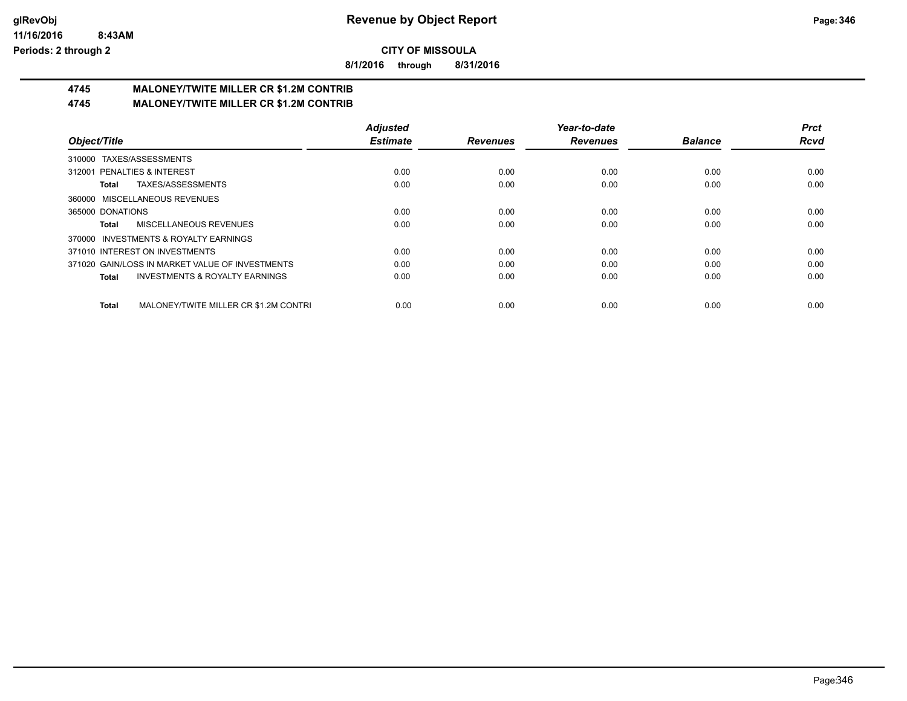**glRevObj**
**11/16/2016 8:43AM**
**Periods: 2 through 2**

# Revenue by Object Report

**CITY OF MISSOULA**

**8/1/2016 through 8/31/2016**

## 4745 MALONEY/TWITE MILLER CR $1.2M CONTRIB
## 4745 MALONEY/TWITE MILLER CR $1.2M CONTRIB

| *Object/Title* | *Adjusted Estimate* | *Revenues* | *Year-to-date Revenues* | *Balance* | *Prct Rcvd* |
|---|---|---|---|---|---|
| 310000 TAXES/ASSESSMENTS | | | | | |
| 312001 PENALTIES & INTEREST | 0.00 | 0.00 | 0.00 | 0.00 | 0.00 |
| **Total** TAXES/ASSESSMENTS | 0.00 | 0.00 | 0.00 | 0.00 | 0.00 |
| 360000 MISCELLANEOUS REVENUES | | | | | |
| 365000 DONATIONS | 0.00 | 0.00 | 0.00 | 0.00 | 0.00 |
| **Total** MISCELLANEOUS REVENUES | 0.00 | 0.00 | 0.00 | 0.00 | 0.00 |
| 370000 INVESTMENTS & ROYALTY EARNINGS | | | | | |
| 371010 INTEREST ON INVESTMENTS | 0.00 | 0.00 | 0.00 | 0.00 | 0.00 |
| 371020 GAIN/LOSS IN MARKET VALUE OF INVESTMENTS | 0.00 | 0.00 | 0.00 | 0.00 | 0.00 |
| **Total** INVESTMENTS & ROYALTY EARNINGS | 0.00 | 0.00 | 0.00 | 0.00 | 0.00 |
| **Total** MALONEY/TWITE MILLER CR $1.2M CONTRI | 0.00 | 0.00 | 0.00 | 0.00 | 0.00 |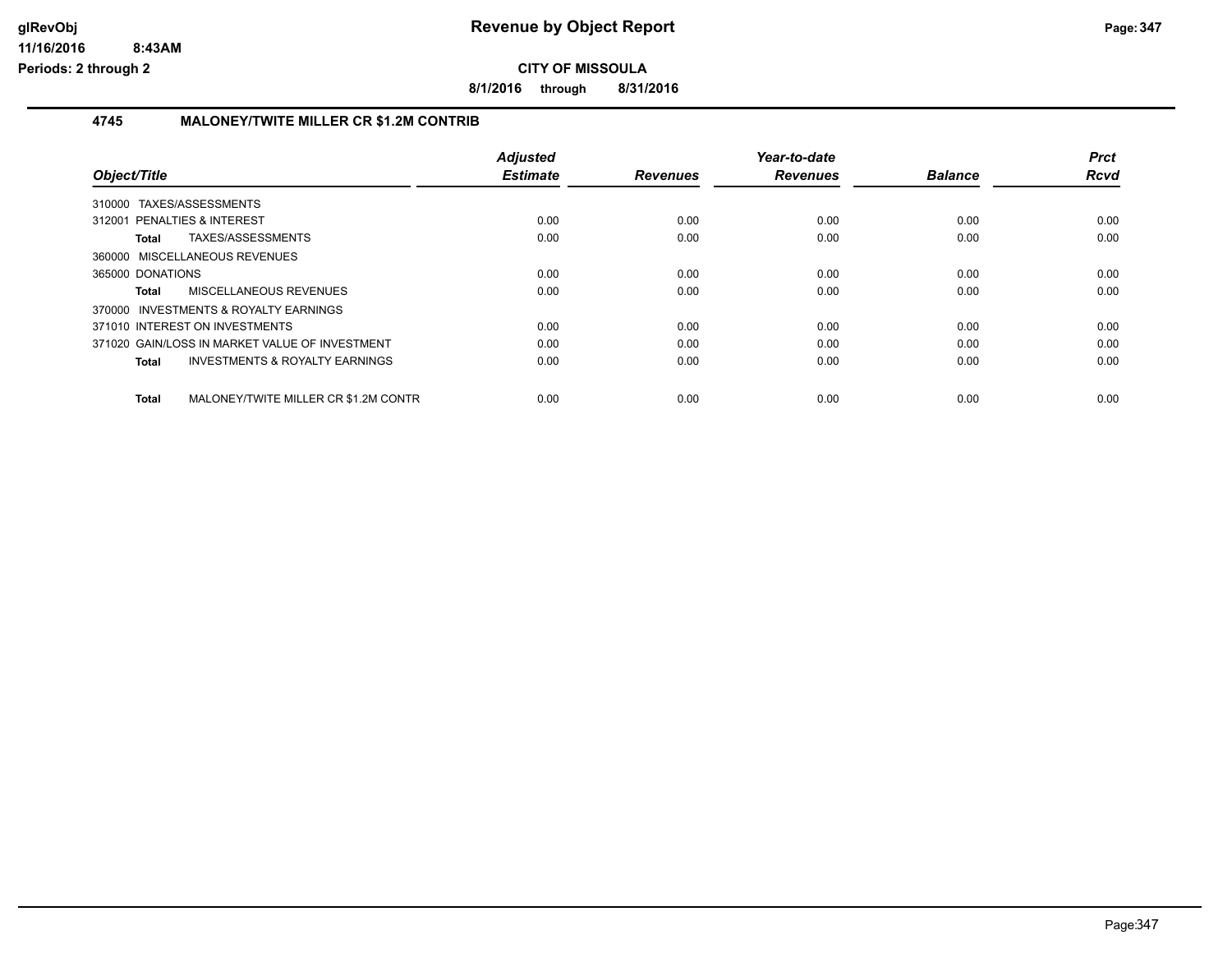**CITY OF MISSOULA**

**8/1/2016 through 8/31/2016**

## 4745 MALONEY/TWITE MILLER CR $1.2M CONTRIB

| Object/Title | Adjusted Estimate | Revenues | Year-to-date Revenues | Balance | Prct Rcvd |
|---|---|---|---|---|---|
| 310000 TAXES/ASSESSMENTS | | | | | |
| 312001 PENALTIES & INTEREST | 0.00 | 0.00 | 0.00 | 0.00 | 0.00 |
| **Total** TAXES/ASSESSMENTS | 0.00 | 0.00 | 0.00 | 0.00 | 0.00 |
| 360000 MISCELLANEOUS REVENUES | | | | | |
| 365000 DONATIONS | 0.00 | 0.00 | 0.00 | 0.00 | 0.00 |
| **Total** MISCELLANEOUS REVENUES | 0.00 | 0.00 | 0.00 | 0.00 | 0.00 |
| 370000 INVESTMENTS & ROYALTY EARNINGS | | | | | |
| 371010 INTEREST ON INVESTMENTS | 0.00 | 0.00 | 0.00 | 0.00 | 0.00 |
| 371020 GAIN/LOSS IN MARKET VALUE OF INVESTMENT | 0.00 | 0.00 | 0.00 | 0.00 | 0.00 |
| **Total** INVESTMENTS & ROYALTY EARNINGS | 0.00 | 0.00 | 0.00 | 0.00 | 0.00 |
| **Total** MALONEY/TWITE MILLER CR $1.2M CONTR | 0.00 | 0.00 | 0.00 | 0.00 | 0.00 |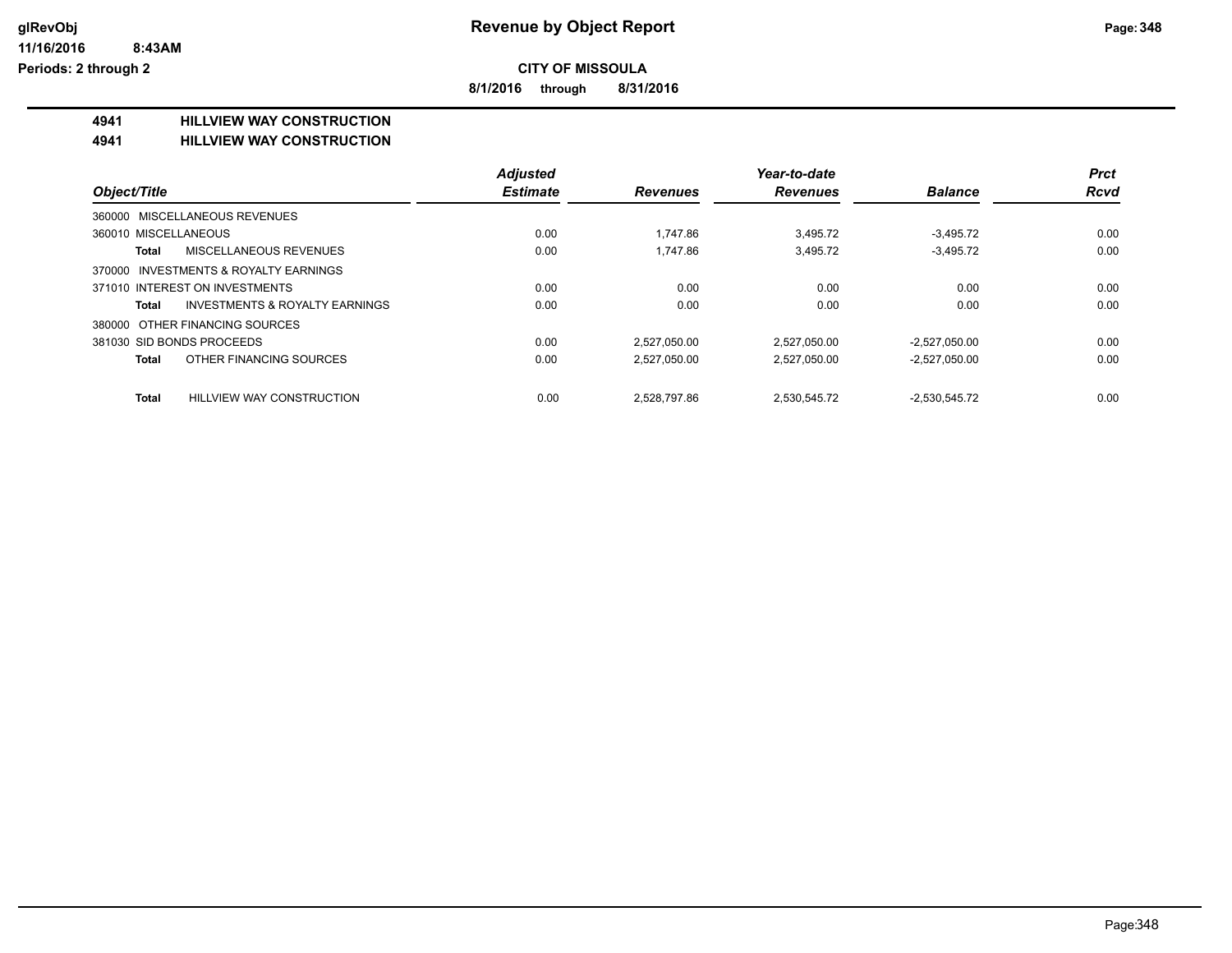# Revenue by Object Report

glRevObj
11/16/2016 8:43AM
Periods: 2 through 2

**CITY OF MISSOULA**

**8/1/2016 through 8/31/2016**

**4941 HILLVIEW WAY CONSTRUCTION**

**4941 HILLVIEW WAY CONSTRUCTION**

| Object/Title | Adjusted Estimate | Revenues | Year-to-date Revenues | Balance | Prct Rcvd |
|---|---|---|---|---|---|
| 360000 MISCELLANEOUS REVENUES | | | | | |
| 360010 MISCELLANEOUS | 0.00 | 1,747.86 | 3,495.72 | -3,495.72 | 0.00 |
| **Total** MISCELLANEOUS REVENUES | 0.00 | 1,747.86 | 3,495.72 | -3,495.72 | 0.00 |
| 370000 INVESTMENTS & ROYALTY EARNINGS | | | | | |
| 371010 INTEREST ON INVESTMENTS | 0.00 | 0.00 | 0.00 | 0.00 | 0.00 |
| **Total** INVESTMENTS & ROYALTY EARNINGS | 0.00 | 0.00 | 0.00 | 0.00 | 0.00 |
| 380000 OTHER FINANCING SOURCES | | | | | |
| 381030 SID BONDS PROCEEDS | 0.00 | 2,527,050.00 | 2,527,050.00 | -2,527,050.00 | 0.00 |
| **Total** OTHER FINANCING SOURCES | 0.00 | 2,527,050.00 | 2,527,050.00 | -2,527,050.00 | 0.00 |
| **Total** HILLVIEW WAY CONSTRUCTION | 0.00 | 2,528,797.86 | 2,530,545.72 | -2,530,545.72 | 0.00 |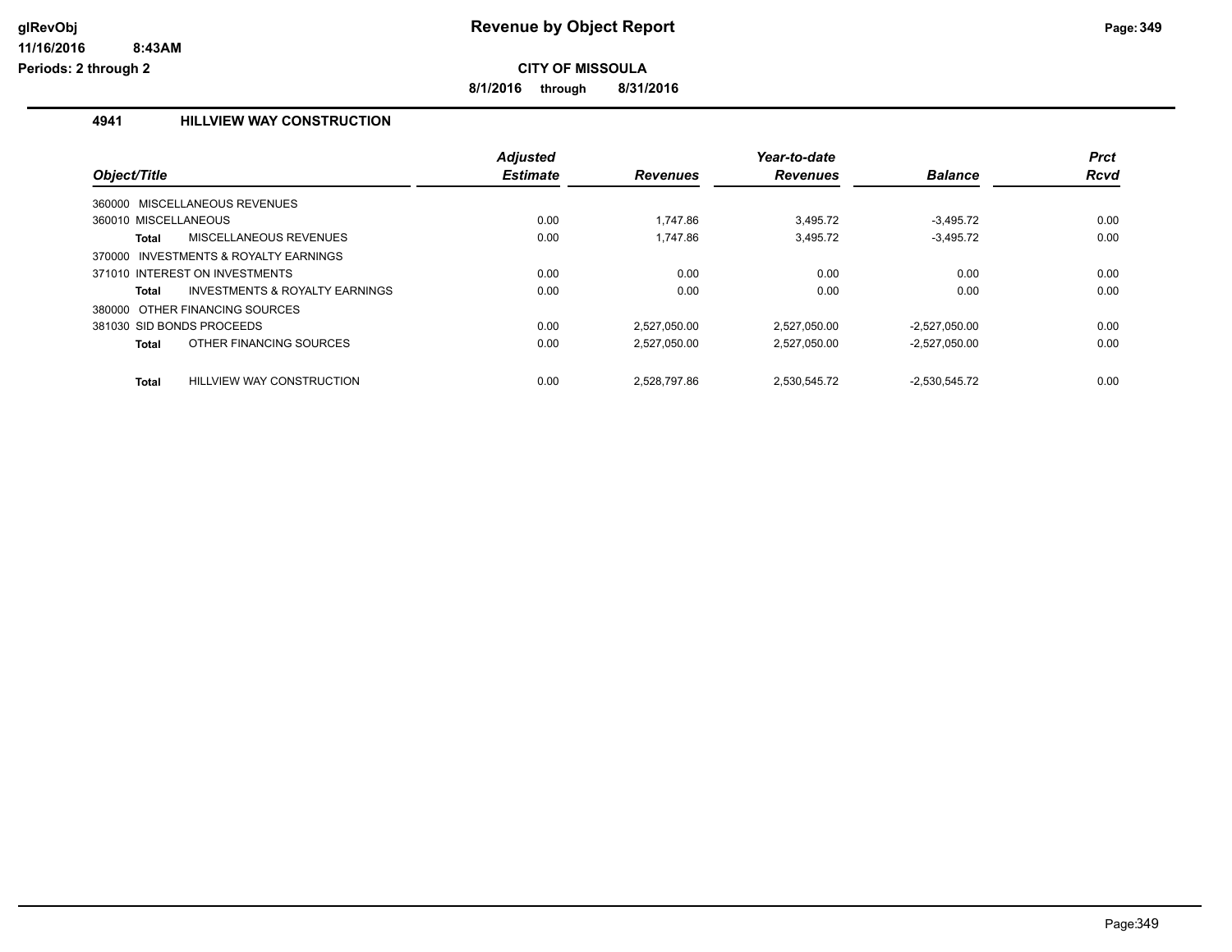# Revenue by Object Report

glRevObj
11/16/2016 8:43AM
Periods: 2 through 2

**CITY OF MISSOULA**

**8/1/2016 through 8/31/2016**

## 4941 HILLVIEW WAY CONSTRUCTION

| Object/Title | | Adjusted Estimate | Revenues | Year-to-date Revenues | Balance | Prct Rcvd |
|---|---|---|---|---|---|---|
| 360000 MISCELLANEOUS REVENUES | | | | | | |
| 360010 MISCELLANEOUS | | 0.00 | 1,747.86 | 3,495.72 | -3,495.72 | 0.00 |
| **Total** | MISCELLANEOUS REVENUES | 0.00 | 1,747.86 | 3,495.72 | -3,495.72 | 0.00 |
| 370000 INVESTMENTS & ROYALTY EARNINGS | | | | | | |
| 371010 INTEREST ON INVESTMENTS | | 0.00 | 0.00 | 0.00 | 0.00 | 0.00 |
| **Total** | INVESTMENTS & ROYALTY EARNINGS | 0.00 | 0.00 | 0.00 | 0.00 | 0.00 |
| 380000 OTHER FINANCING SOURCES | | | | | | |
| 381030 SID BONDS PROCEEDS | | 0.00 | 2,527,050.00 | 2,527,050.00 | -2,527,050.00 | 0.00 |
| **Total** | OTHER FINANCING SOURCES | 0.00 | 2,527,050.00 | 2,527,050.00 | -2,527,050.00 | 0.00 |
| **Total** | HILLVIEW WAY CONSTRUCTION | 0.00 | 2,528,797.86 | 2,530,545.72 | -2,530,545.72 | 0.00 |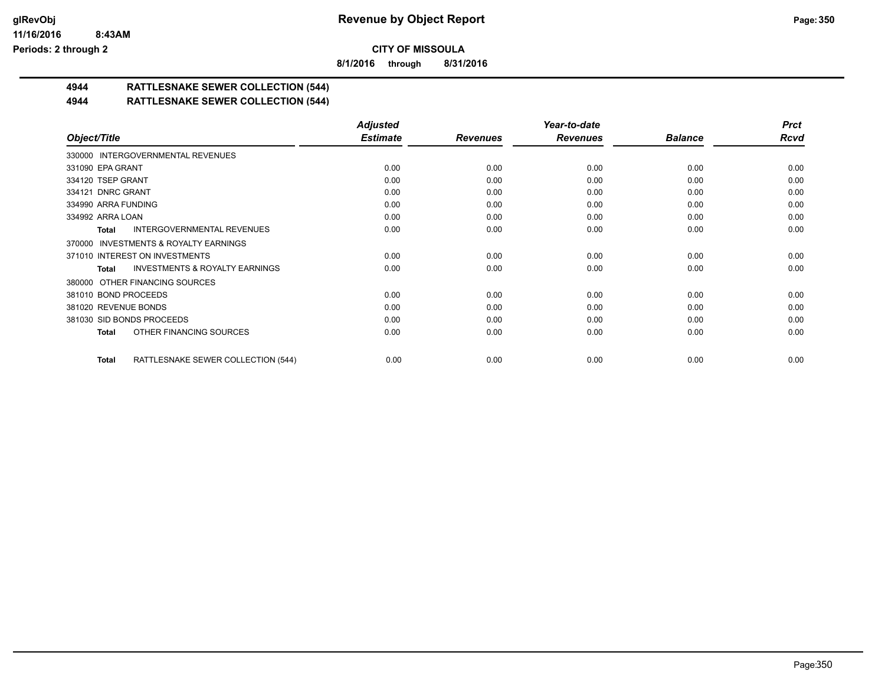# CITY OF MISSOULA

**8/1/2016 through 8/31/2016**

## 4944 RATTLESNAKE SEWER COLLECTION (544)

## 4944 RATTLESNAKE SEWER COLLECTION (544)

| Object/Title | Adjusted Estimate | Revenues | Year-to-date Revenues | Balance | Prct Rcvd |
|---|---|---|---|---|---|
| 330000 INTERGOVERNMENTAL REVENUES | | | | | |
| 331090 EPA GRANT | 0.00 | 0.00 | 0.00 | 0.00 | 0.00 |
| 334120 TSEP GRANT | 0.00 | 0.00 | 0.00 | 0.00 | 0.00 |
| 334121 DNRC GRANT | 0.00 | 0.00 | 0.00 | 0.00 | 0.00 |
| 334990 ARRA FUNDING | 0.00 | 0.00 | 0.00 | 0.00 | 0.00 |
| 334992 ARRA LOAN | 0.00 | 0.00 | 0.00 | 0.00 | 0.00 |
| **Total** INTERGOVERNMENTAL REVENUES | 0.00 | 0.00 | 0.00 | 0.00 | 0.00 |
| 370000 INVESTMENTS & ROYALTY EARNINGS | | | | | |
| 371010 INTEREST ON INVESTMENTS | 0.00 | 0.00 | 0.00 | 0.00 | 0.00 |
| **Total** INVESTMENTS & ROYALTY EARNINGS | 0.00 | 0.00 | 0.00 | 0.00 | 0.00 |
| 380000 OTHER FINANCING SOURCES | | | | | |
| 381010 BOND PROCEEDS | 0.00 | 0.00 | 0.00 | 0.00 | 0.00 |
| 381020 REVENUE BONDS | 0.00 | 0.00 | 0.00 | 0.00 | 0.00 |
| 381030 SID BONDS PROCEEDS | 0.00 | 0.00 | 0.00 | 0.00 | 0.00 |
| **Total** OTHER FINANCING SOURCES | 0.00 | 0.00 | 0.00 | 0.00 | 0.00 |
| **Total** RATTLESNAKE SEWER COLLECTION (544) | 0.00 | 0.00 | 0.00 | 0.00 | 0.00 |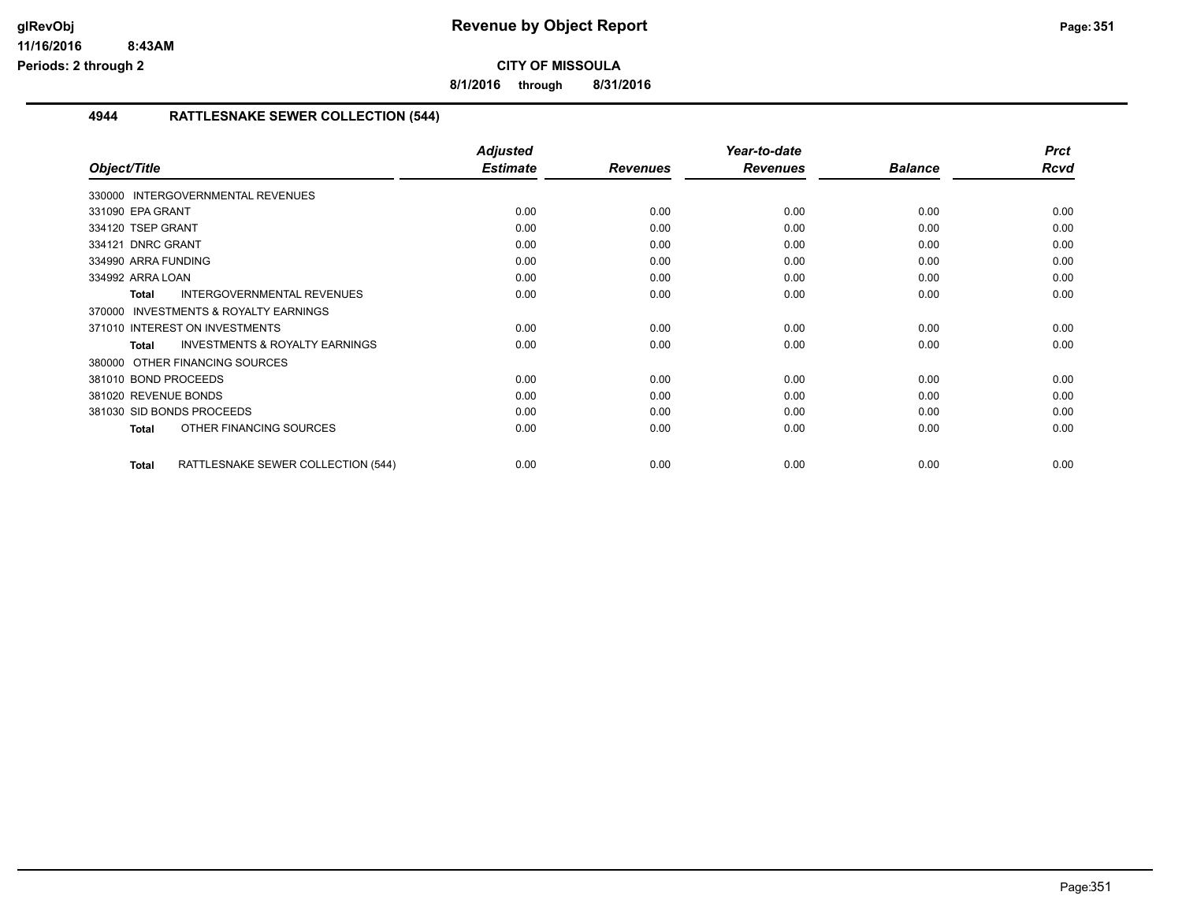**glRevObj**
**11/16/2016 8:43AM**
**Periods: 2 through 2**

# Revenue by Object Report

**CITY OF MISSOULA**

**8/1/2016 through 8/31/2016**

## 4944 RATTLESNAKE SEWER COLLECTION (544)

| Object/Title | Adjusted Estimate | Revenues | Year-to-date Revenues | Balance | Prct Rcvd |
|---|---|---|---|---|---|
| 330000 INTERGOVERNMENTAL REVENUES | | | | | |
| 331090 EPA GRANT | 0.00 | 0.00 | 0.00 | 0.00 | 0.00 |
| 334120 TSEP GRANT | 0.00 | 0.00 | 0.00 | 0.00 | 0.00 |
| 334121 DNRC GRANT | 0.00 | 0.00 | 0.00 | 0.00 | 0.00 |
| 334990 ARRA FUNDING | 0.00 | 0.00 | 0.00 | 0.00 | 0.00 |
| 334992 ARRA LOAN | 0.00 | 0.00 | 0.00 | 0.00 | 0.00 |
| **Total** INTERGOVERNMENTAL REVENUES | 0.00 | 0.00 | 0.00 | 0.00 | 0.00 |
| 370000 INVESTMENTS & ROYALTY EARNINGS | | | | | |
| 371010 INTEREST ON INVESTMENTS | 0.00 | 0.00 | 0.00 | 0.00 | 0.00 |
| **Total** INVESTMENTS & ROYALTY EARNINGS | 0.00 | 0.00 | 0.00 | 0.00 | 0.00 |
| 380000 OTHER FINANCING SOURCES | | | | | |
| 381010 BOND PROCEEDS | 0.00 | 0.00 | 0.00 | 0.00 | 0.00 |
| 381020 REVENUE BONDS | 0.00 | 0.00 | 0.00 | 0.00 | 0.00 |
| 381030 SID BONDS PROCEEDS | 0.00 | 0.00 | 0.00 | 0.00 | 0.00 |
| **Total** OTHER FINANCING SOURCES | 0.00 | 0.00 | 0.00 | 0.00 | 0.00 |
| **Total** RATTLESNAKE SEWER COLLECTION (544) | 0.00 | 0.00 | 0.00 | 0.00 | 0.00 |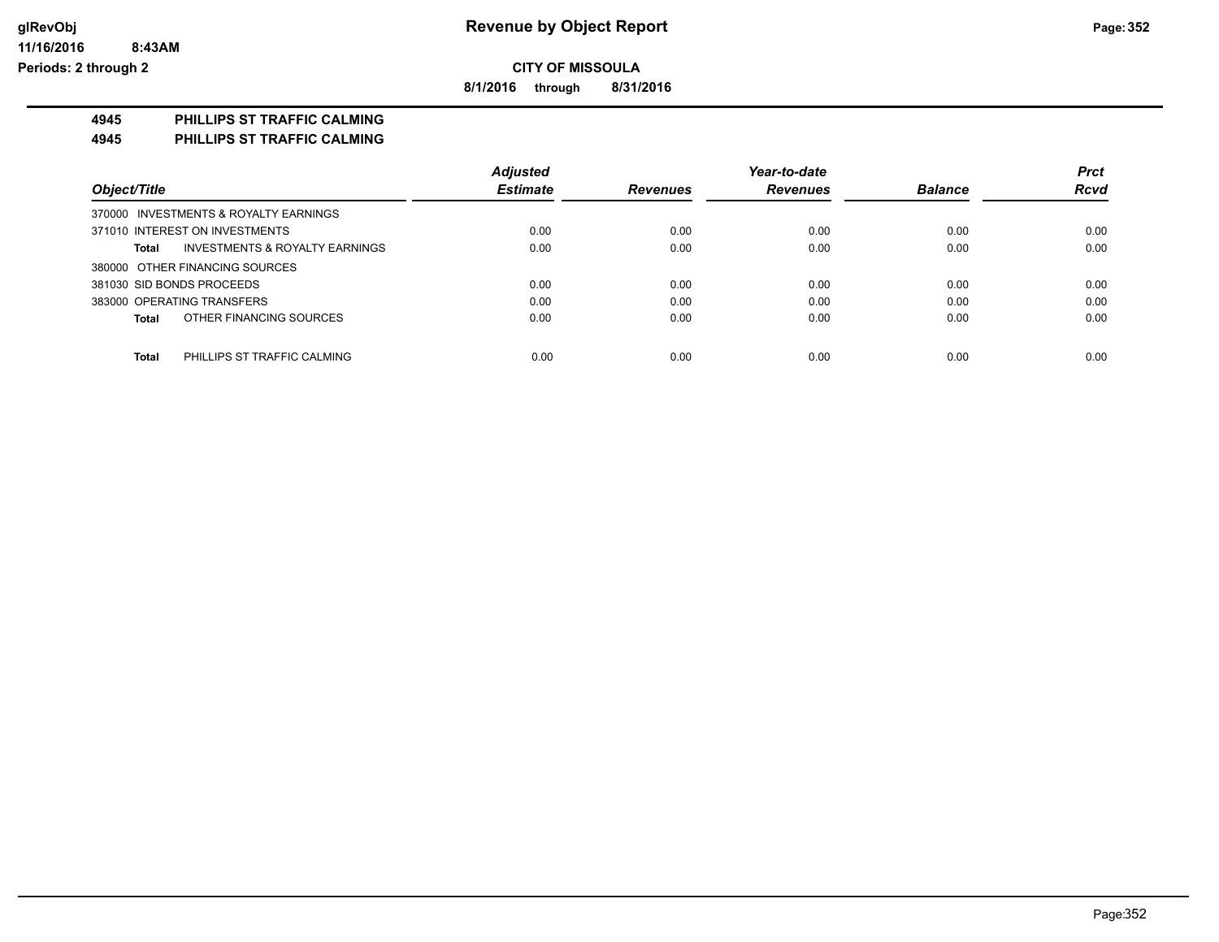**glRevObj**
**11/16/2016 8:43AM**
**Periods: 2 through 2**

# Revenue by Object Report

**CITY OF MISSOULA**

**8/1/2016 through 8/31/2016**

## 4945 PHILLIPS ST TRAFFIC CALMING
## 4945 PHILLIPS ST TRAFFIC CALMING

| Object/Title | Adjusted Estimate | Revenues | Year-to-date Revenues | Balance | Prct Rcvd |
|---|---|---|---|---|---|
| 370000 INVESTMENTS & ROYALTY EARNINGS | | | | | |
| 371010 INTEREST ON INVESTMENTS | 0.00 | 0.00 | 0.00 | 0.00 | 0.00 |
| **Total** INVESTMENTS & ROYALTY EARNINGS | 0.00 | 0.00 | 0.00 | 0.00 | 0.00 |
| 380000 OTHER FINANCING SOURCES | | | | | |
| 381030 SID BONDS PROCEEDS | 0.00 | 0.00 | 0.00 | 0.00 | 0.00 |
| 383000 OPERATING TRANSFERS | 0.00 | 0.00 | 0.00 | 0.00 | 0.00 |
| **Total** OTHER FINANCING SOURCES | 0.00 | 0.00 | 0.00 | 0.00 | 0.00 |
| **Total** PHILLIPS ST TRAFFIC CALMING | 0.00 | 0.00 | 0.00 | 0.00 | 0.00 |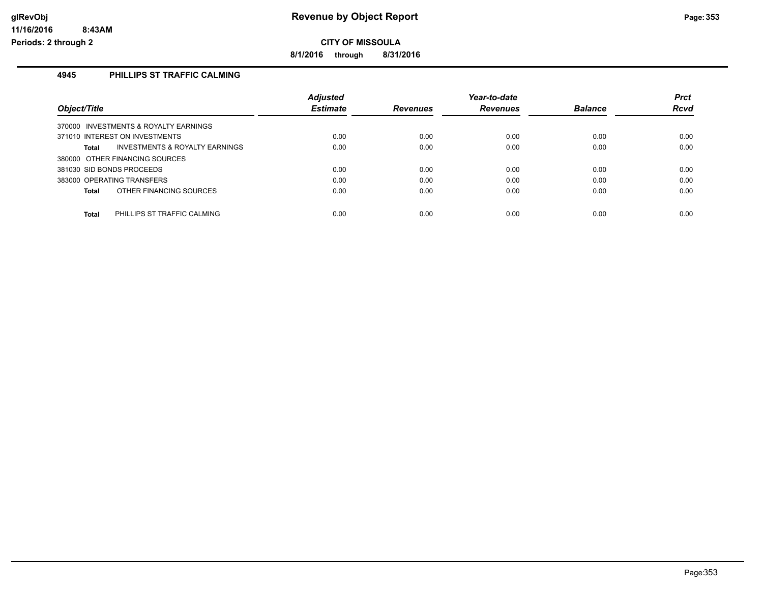# Revenue by Object Report

**CITY OF MISSOULA**

**8/1/2016 through 8/31/2016**

glRevObj
11/16/2016 8:43AM
Periods: 2 through 2

## 4945 PHILLIPS ST TRAFFIC CALMING

| Object/Title | Adjusted Estimate | Revenues | Year-to-date Revenues | Balance | Prct Rcvd |
|---|---|---|---|---|---|
| 370000 INVESTMENTS & ROYALTY EARNINGS | | | | | |
| 371010 INTEREST ON INVESTMENTS | 0.00 | 0.00 | 0.00 | 0.00 | 0.00 |
| **Total** INVESTMENTS & ROYALTY EARNINGS | 0.00 | 0.00 | 0.00 | 0.00 | 0.00 |
| 380000 OTHER FINANCING SOURCES | | | | | |
| 381030 SID BONDS PROCEEDS | 0.00 | 0.00 | 0.00 | 0.00 | 0.00 |
| 383000 OPERATING TRANSFERS | 0.00 | 0.00 | 0.00 | 0.00 | 0.00 |
| **Total** OTHER FINANCING SOURCES | 0.00 | 0.00 | 0.00 | 0.00 | 0.00 |
| **Total** PHILLIPS ST TRAFFIC CALMING | 0.00 | 0.00 | 0.00 | 0.00 | 0.00 |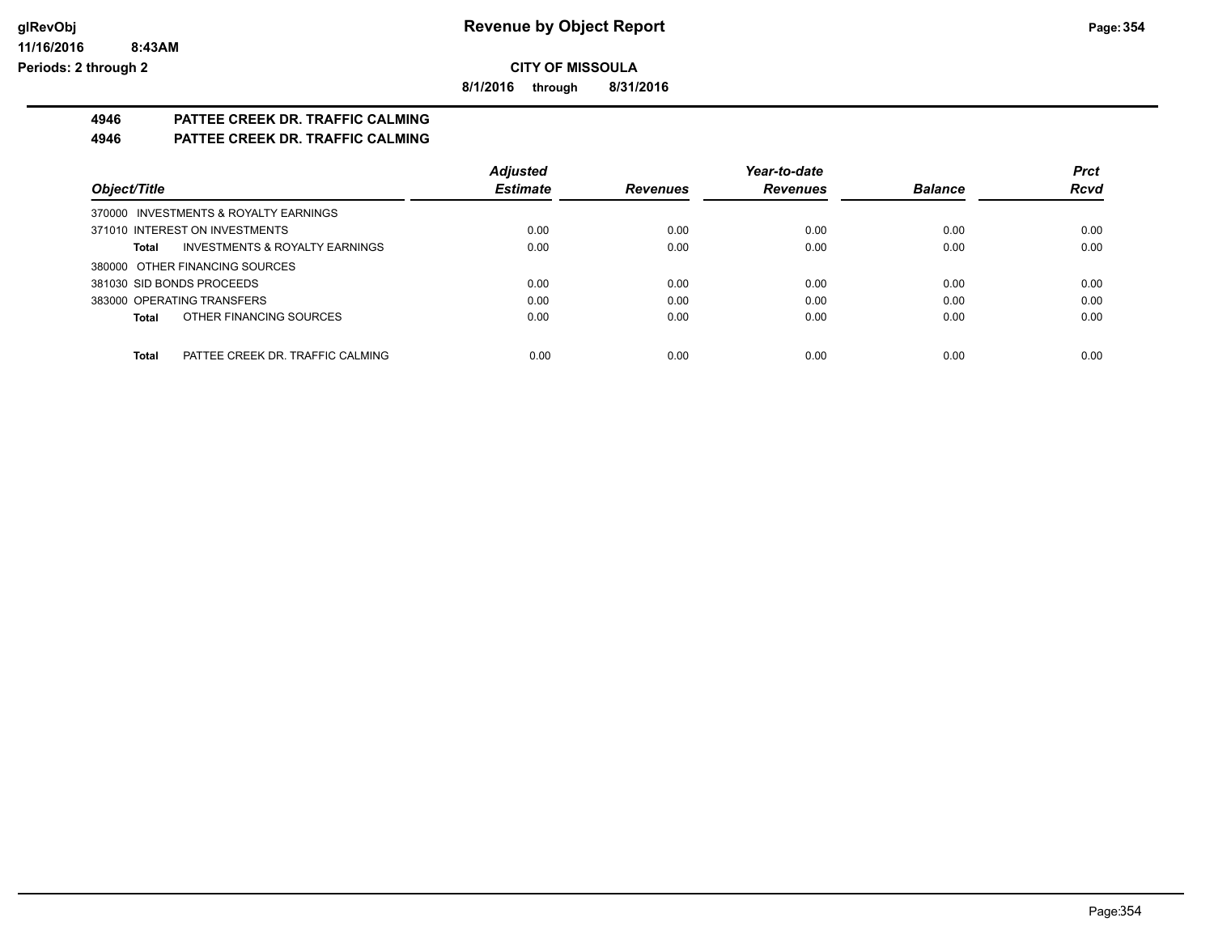**CITY OF MISSOULA**

**8/1/2016 through 8/31/2016**

## 4946 PATTEE CREEK DR. TRAFFIC CALMING
## 4946 PATTEE CREEK DR. TRAFFIC CALMING

| Object/Title | Adjusted Estimate | Revenues | Year-to-date Revenues | Balance | Prct Rcvd |
|---|---|---|---|---|---|
| 370000 INVESTMENTS & ROYALTY EARNINGS | | | | | |
| 371010 INTEREST ON INVESTMENTS | 0.00 | 0.00 | 0.00 | 0.00 | 0.00 |
| **Total** INVESTMENTS & ROYALTY EARNINGS | 0.00 | 0.00 | 0.00 | 0.00 | 0.00 |
| 380000 OTHER FINANCING SOURCES | | | | | |
| 381030 SID BONDS PROCEEDS | 0.00 | 0.00 | 0.00 | 0.00 | 0.00 |
| 383000 OPERATING TRANSFERS | 0.00 | 0.00 | 0.00 | 0.00 | 0.00 |
| **Total** OTHER FINANCING SOURCES | 0.00 | 0.00 | 0.00 | 0.00 | 0.00 |
| **Total** PATTEE CREEK DR. TRAFFIC CALMING | 0.00 | 0.00 | 0.00 | 0.00 | 0.00 |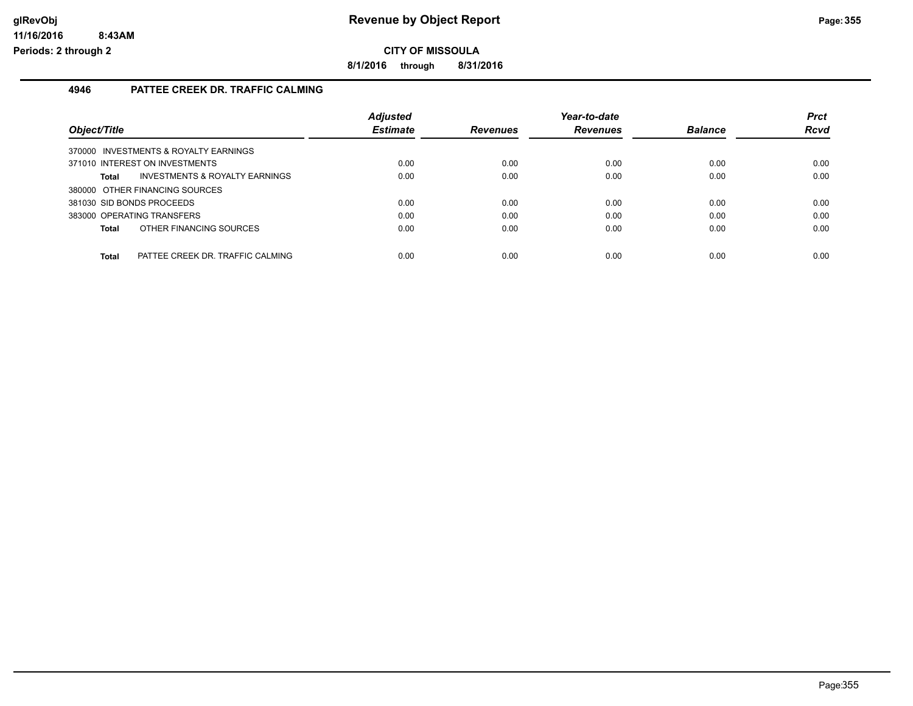**CITY OF MISSOULA**

**8/1/2016 through 8/31/2016**

## 4946 PATTEE CREEK DR. TRAFFIC CALMING

| Object/Title | Adjusted Estimate | Revenues | Year-to-date Revenues | Balance | Prct Rcvd |
|---|---|---|---|---|---|
| 370000 INVESTMENTS & ROYALTY EARNINGS | | | | | |
| 371010 INTEREST ON INVESTMENTS | 0.00 | 0.00 | 0.00 | 0.00 | 0.00 |
| **Total** INVESTMENTS & ROYALTY EARNINGS | 0.00 | 0.00 | 0.00 | 0.00 | 0.00 |
| 380000 OTHER FINANCING SOURCES | | | | | |
| 381030 SID BONDS PROCEEDS | 0.00 | 0.00 | 0.00 | 0.00 | 0.00 |
| 383000 OPERATING TRANSFERS | 0.00 | 0.00 | 0.00 | 0.00 | 0.00 |
| **Total** OTHER FINANCING SOURCES | 0.00 | 0.00 | 0.00 | 0.00 | 0.00 |
| **Total** PATTEE CREEK DR. TRAFFIC CALMING | 0.00 | 0.00 | 0.00 | 0.00 | 0.00 |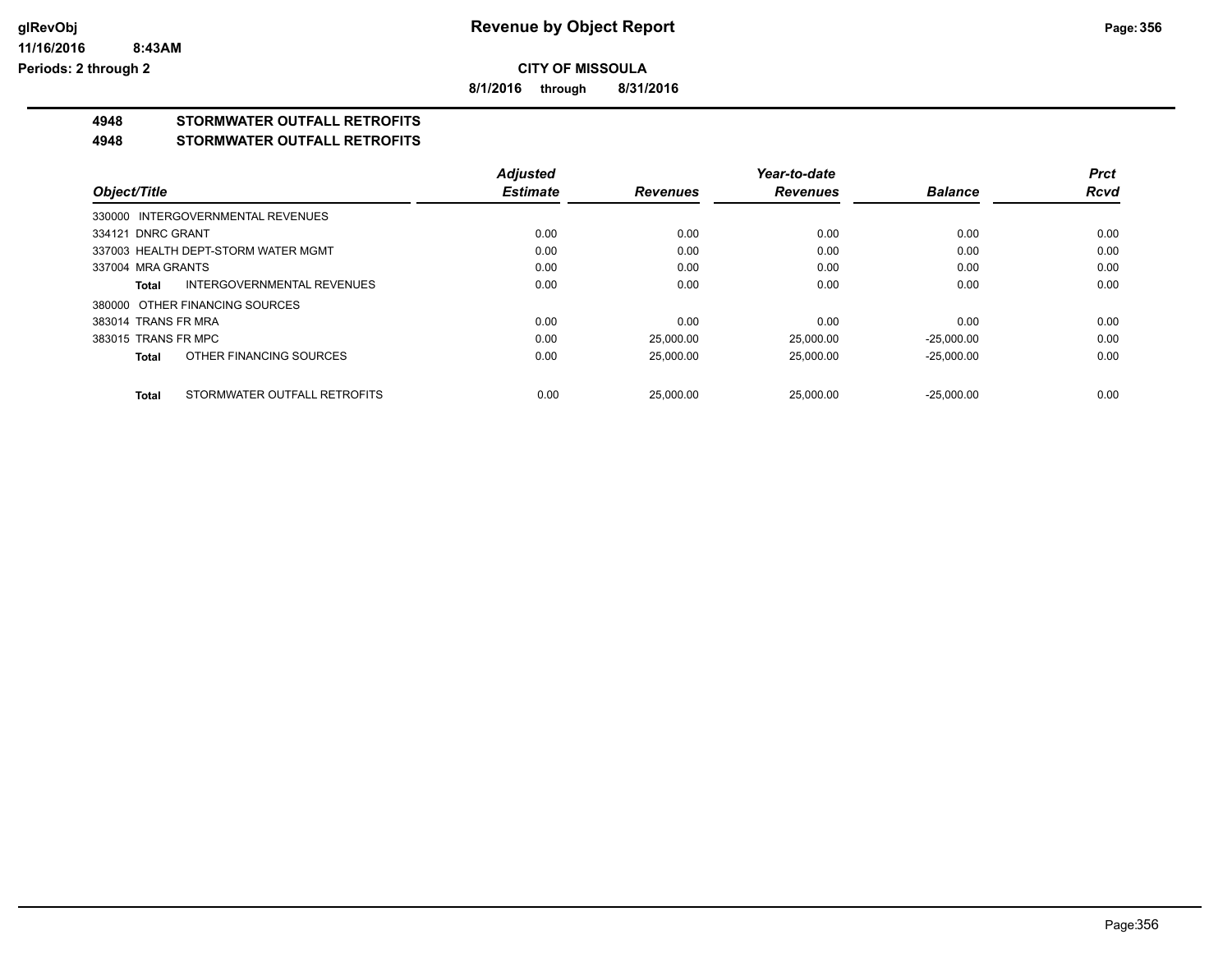**Revenue by Object Report**

**CITY OF MISSOULA**

**8/1/2016 through 8/31/2016**

glRevObj
11/16/2016 8:43AM
Periods: 2 through 2

## 4948 STORMWATER OUTFALL RETROFITS

## 4948 STORMWATER OUTFALL RETROFITS

| Object/Title | Adjusted Estimate | Revenues | Year-to-date Revenues | Balance | Prct Rcvd |
|---|---|---|---|---|---|
| 330000 INTERGOVERNMENTAL REVENUES | | | | | |
| 334121 DNRC GRANT | 0.00 | 0.00 | 0.00 | 0.00 | 0.00 |
| 337003 HEALTH DEPT-STORM WATER MGMT | 0.00 | 0.00 | 0.00 | 0.00 | 0.00 |
| 337004 MRA GRANTS | 0.00 | 0.00 | 0.00 | 0.00 | 0.00 |
| **Total** INTERGOVERNMENTAL REVENUES | 0.00 | 0.00 | 0.00 | 0.00 | 0.00 |
| 380000 OTHER FINANCING SOURCES | | | | | |
| 383014 TRANS FR MRA | 0.00 | 0.00 | 0.00 | 0.00 | 0.00 |
| 383015 TRANS FR MPC | 0.00 | 25,000.00 | 25,000.00 | -25,000.00 | 0.00 |
| **Total** OTHER FINANCING SOURCES | 0.00 | 25,000.00 | 25,000.00 | -25,000.00 | 0.00 |
| **Total** STORMWATER OUTFALL RETROFITS | 0.00 | 25,000.00 | 25,000.00 | -25,000.00 | 0.00 |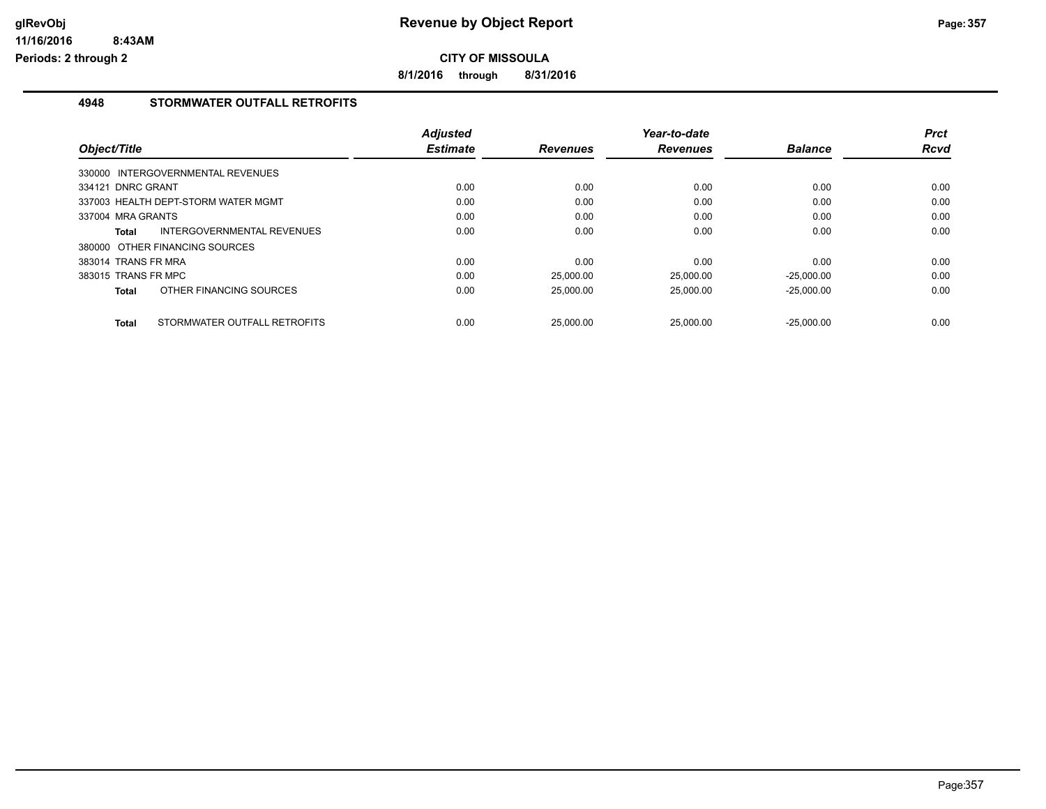# Revenue by Object Report

**CITY OF MISSOULA**

**8/1/2016 through 8/31/2016**

glRevObj
11/16/2016 8:43AM
Periods: 2 through 2

## 4948 STORMWATER OUTFALL RETROFITS

| Object/Title | Adjusted Estimate | Revenues | Year-to-date Revenues | Balance | Prct Rcvd |
|---|---|---|---|---|---|
| 330000 INTERGOVERNMENTAL REVENUES | | | | | |
| 334121 DNRC GRANT | 0.00 | 0.00 | 0.00 | 0.00 | 0.00 |
| 337003 HEALTH DEPT-STORM WATER MGMT | 0.00 | 0.00 | 0.00 | 0.00 | 0.00 |
| 337004 MRA GRANTS | 0.00 | 0.00 | 0.00 | 0.00 | 0.00 |
| **Total** INTERGOVERNMENTAL REVENUES | 0.00 | 0.00 | 0.00 | 0.00 | 0.00 |
| 380000 OTHER FINANCING SOURCES | | | | | |
| 383014 TRANS FR MRA | 0.00 | 0.00 | 0.00 | 0.00 | 0.00 |
| 383015 TRANS FR MPC | 0.00 | 25,000.00 | 25,000.00 | -25,000.00 | 0.00 |
| **Total** OTHER FINANCING SOURCES | 0.00 | 25,000.00 | 25,000.00 | -25,000.00 | 0.00 |
| **Total** STORMWATER OUTFALL RETROFITS | 0.00 | 25,000.00 | 25,000.00 | -25,000.00 | 0.00 |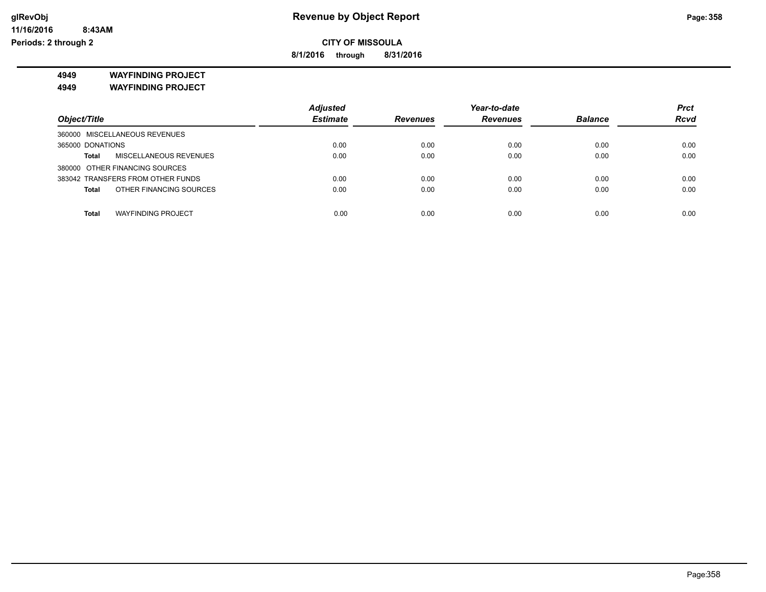**Revenue by Object Report**

**CITY OF MISSOULA**

**8/1/2016 through 8/31/2016**

glRevObj
11/16/2016 8:43AM
Periods: 2 through 2

## 4949 WAYFINDING PROJECT
## 4949 WAYFINDING PROJECT

| Object/Title | | Adjusted Estimate | Revenues | Year-to-date Revenues | Balance | Prct Rcvd |
|---|---|---|---|---|---|---|
| 360000 MISCELLANEOUS REVENUES | | | | | | |
| 365000 DONATIONS | | 0.00 | 0.00 | 0.00 | 0.00 | 0.00 |
| **Total** | MISCELLANEOUS REVENUES | 0.00 | 0.00 | 0.00 | 0.00 | 0.00 |
| 380000 OTHER FINANCING SOURCES | | | | | | |
| 383042 TRANSFERS FROM OTHER FUNDS | | 0.00 | 0.00 | 0.00 | 0.00 | 0.00 |
| **Total** | OTHER FINANCING SOURCES | 0.00 | 0.00 | 0.00 | 0.00 | 0.00 |
| **Total** | WAYFINDING PROJECT | 0.00 | 0.00 | 0.00 | 0.00 | 0.00 |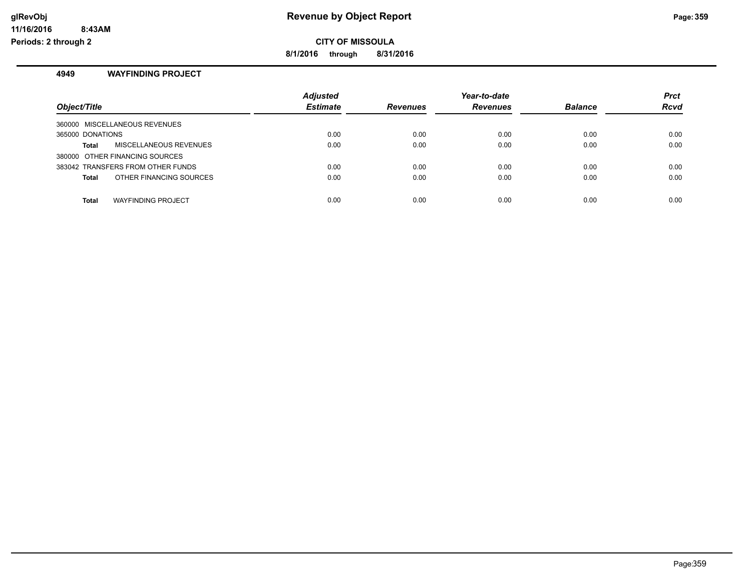**glRevObj** **Revenue by Object Report**

**11/16/2016 8:43AM**

**Periods: 2 through 2**

**CITY OF MISSOULA**

**8/1/2016 through 8/31/2016**

### 4949 WAYFINDING PROJECT

| *Object/Title* | *Adjusted Estimate* | *Revenues* | *Year-to-date Revenues* | *Balance* | *Prct Rcvd* |
|---|---|---|---|---|---|
| 360000 MISCELLANEOUS REVENUES | | | | | |
| 365000 DONATIONS | 0.00 | 0.00 | 0.00 | 0.00 | 0.00 |
| **Total** MISCELLANEOUS REVENUES | 0.00 | 0.00 | 0.00 | 0.00 | 0.00 |
| 380000 OTHER FINANCING SOURCES | | | | | |
| 383042 TRANSFERS FROM OTHER FUNDS | 0.00 | 0.00 | 0.00 | 0.00 | 0.00 |
| **Total** OTHER FINANCING SOURCES | 0.00 | 0.00 | 0.00 | 0.00 | 0.00 |
| **Total** WAYFINDING PROJECT | 0.00 | 0.00 | 0.00 | 0.00 | 0.00 |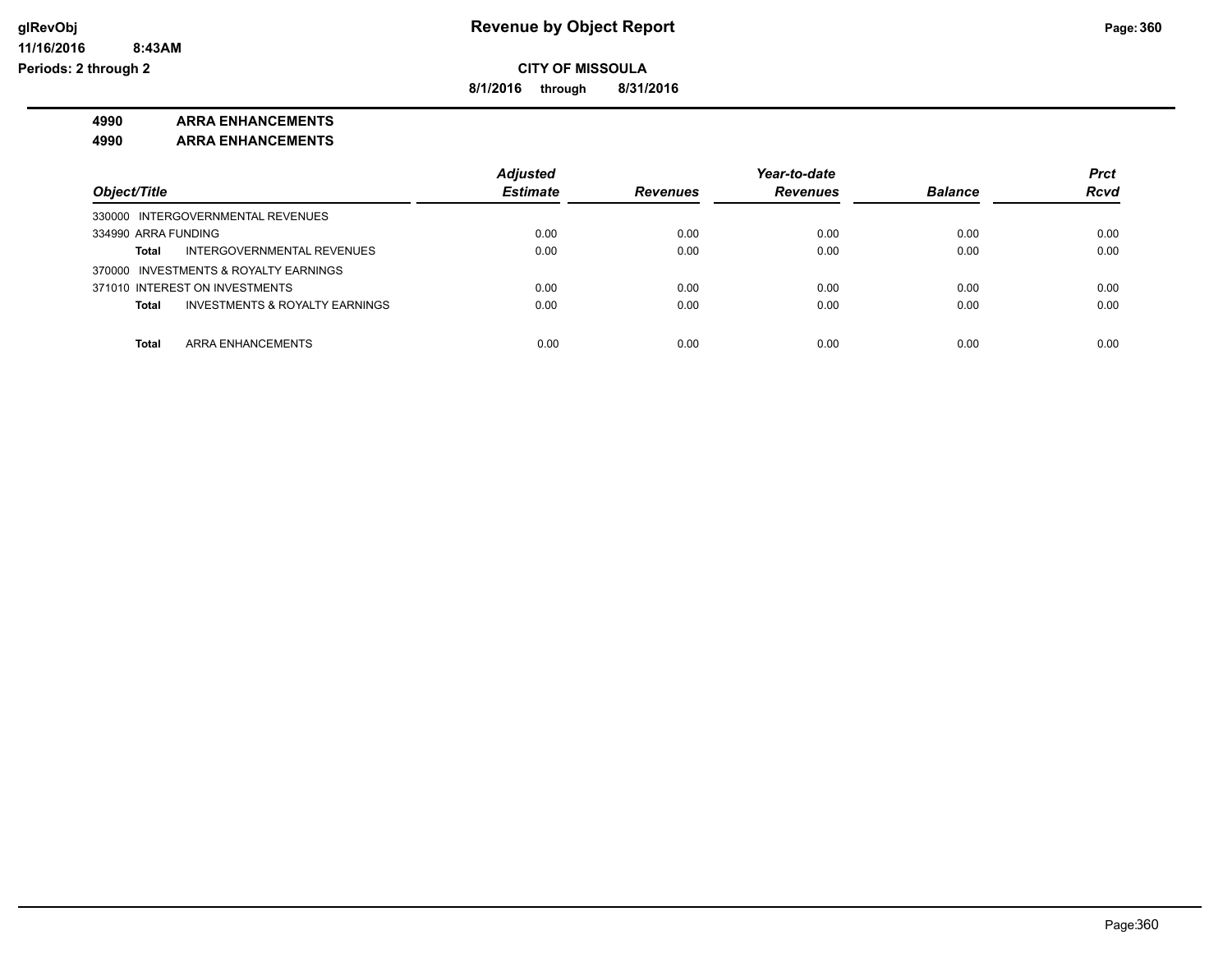# Revenue by Object Report

**CITY OF MISSOULA**

**8/1/2016 through 8/31/2016**

**4990 ARRA ENHANCEMENTS**

**4990 ARRA ENHANCEMENTS**

| Object/Title | Adjusted Estimate | Revenues | Year-to-date Revenues | Balance | Prct Rcvd |
|---|---|---|---|---|---|
| 330000 INTERGOVERNMENTAL REVENUES | | | | | |
| 334990 ARRA FUNDING | 0.00 | 0.00 | 0.00 | 0.00 | 0.00 |
| **Total** INTERGOVERNMENTAL REVENUES | 0.00 | 0.00 | 0.00 | 0.00 | 0.00 |
| 370000 INVESTMENTS & ROYALTY EARNINGS | | | | | |
| 371010 INTEREST ON INVESTMENTS | 0.00 | 0.00 | 0.00 | 0.00 | 0.00 |
| **Total** INVESTMENTS & ROYALTY EARNINGS | 0.00 | 0.00 | 0.00 | 0.00 | 0.00 |
| **Total** ARRA ENHANCEMENTS | 0.00 | 0.00 | 0.00 | 0.00 | 0.00 |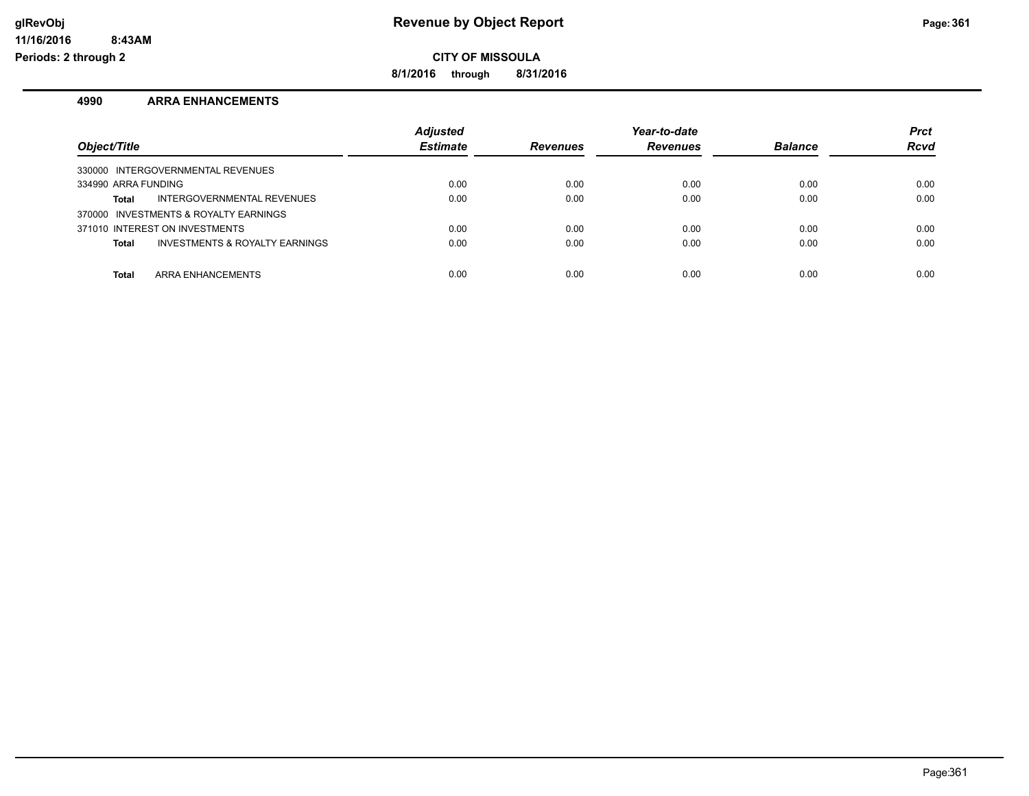**CITY OF MISSOULA**

**8/1/2016 through 8/31/2016**

## 4990 ARRA ENHANCEMENTS

| Object/Title | Adjusted Estimate | Revenues | Year-to-date Revenues | Balance | Prct Rcvd |
|---|---|---|---|---|---|
| 330000 INTERGOVERNMENTAL REVENUES | | | | | |
| 334990 ARRA FUNDING | 0.00 | 0.00 | 0.00 | 0.00 | 0.00 |
| **Total** INTERGOVERNMENTAL REVENUES | 0.00 | 0.00 | 0.00 | 0.00 | 0.00 |
| 370000 INVESTMENTS & ROYALTY EARNINGS | | | | | |
| 371010 INTEREST ON INVESTMENTS | 0.00 | 0.00 | 0.00 | 0.00 | 0.00 |
| **Total** INVESTMENTS & ROYALTY EARNINGS | 0.00 | 0.00 | 0.00 | 0.00 | 0.00 |
| **Total** ARRA ENHANCEMENTS | 0.00 | 0.00 | 0.00 | 0.00 | 0.00 |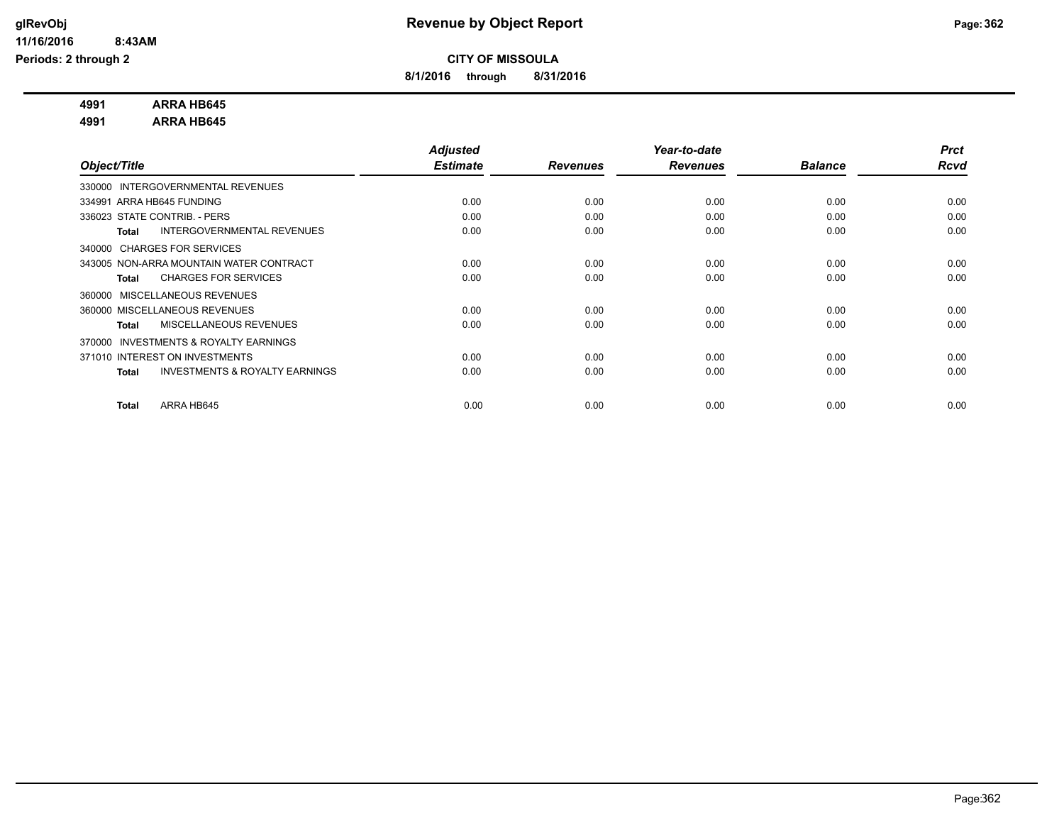# Revenue by Object Report

**CITY OF MISSOULA**

**8/1/2016 through 8/31/2016**

glRevObj
11/16/2016 8:43AM
Periods: 2 through 2

**4991 ARRA HB645**
**4991 ARRA HB645**

| Object/Title | Adjusted Estimate | Revenues | Year-to-date Revenues | Balance | Prct Rcvd |
|---|---|---|---|---|---|
| 330000 INTERGOVERNMENTAL REVENUES | | | | | |
| 334991 ARRA HB645 FUNDING | 0.00 | 0.00 | 0.00 | 0.00 | 0.00 |
| 336023 STATE CONTRIB. - PERS | 0.00 | 0.00 | 0.00 | 0.00 | 0.00 |
| **Total** INTERGOVERNMENTAL REVENUES | 0.00 | 0.00 | 0.00 | 0.00 | 0.00 |
| 340000 CHARGES FOR SERVICES | | | | | |
| 343005 NON-ARRA MOUNTAIN WATER CONTRACT | 0.00 | 0.00 | 0.00 | 0.00 | 0.00 |
| **Total** CHARGES FOR SERVICES | 0.00 | 0.00 | 0.00 | 0.00 | 0.00 |
| 360000 MISCELLANEOUS REVENUES | | | | | |
| 360000 MISCELLANEOUS REVENUES | 0.00 | 0.00 | 0.00 | 0.00 | 0.00 |
| **Total** MISCELLANEOUS REVENUES | 0.00 | 0.00 | 0.00 | 0.00 | 0.00 |
| 370000 INVESTMENTS & ROYALTY EARNINGS | | | | | |
| 371010 INTEREST ON INVESTMENTS | 0.00 | 0.00 | 0.00 | 0.00 | 0.00 |
| **Total** INVESTMENTS & ROYALTY EARNINGS | 0.00 | 0.00 | 0.00 | 0.00 | 0.00 |
| **Total** ARRA HB645 | 0.00 | 0.00 | 0.00 | 0.00 | 0.00 |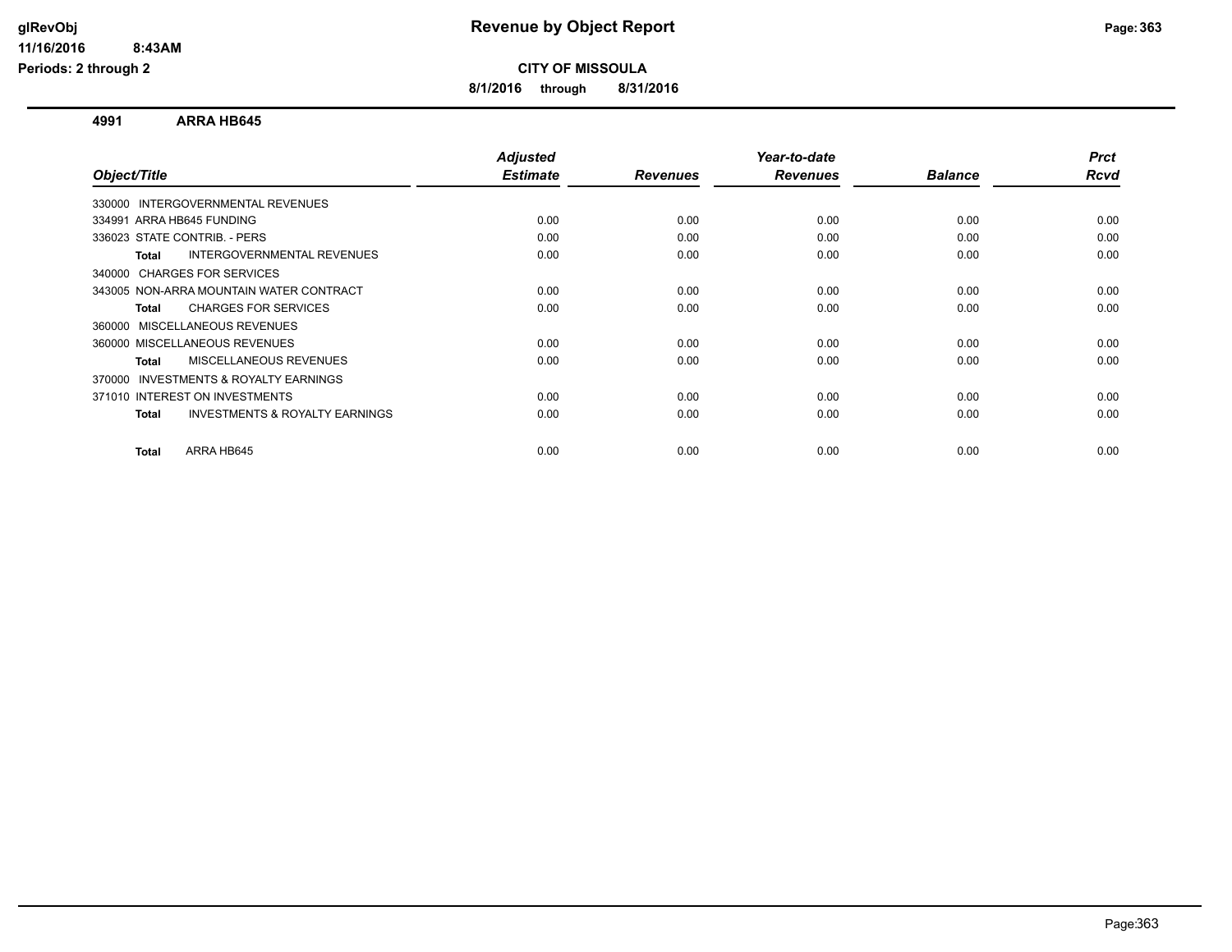# Revenue by Object Report

**CITY OF MISSOULA**

**8/1/2016 through 8/31/2016**

glRevObj
11/16/2016 8:43AM
Periods: 2 through 2

## 4991 ARRA HB645

| Object/Title | Adjusted Estimate | Revenues | Year-to-date Revenues | Balance | Prct Rcvd |
|---|---|---|---|---|---|
| 330000 INTERGOVERNMENTAL REVENUES | | | | | |
| 334991 ARRA HB645 FUNDING | 0.00 | 0.00 | 0.00 | 0.00 | 0.00 |
| 336023 STATE CONTRIB. - PERS | 0.00 | 0.00 | 0.00 | 0.00 | 0.00 |
| **Total** INTERGOVERNMENTAL REVENUES | 0.00 | 0.00 | 0.00 | 0.00 | 0.00 |
| 340000 CHARGES FOR SERVICES | | | | | |
| 343005 NON-ARRA MOUNTAIN WATER CONTRACT | 0.00 | 0.00 | 0.00 | 0.00 | 0.00 |
| **Total** CHARGES FOR SERVICES | 0.00 | 0.00 | 0.00 | 0.00 | 0.00 |
| 360000 MISCELLANEOUS REVENUES | | | | | |
| 360000 MISCELLANEOUS REVENUES | 0.00 | 0.00 | 0.00 | 0.00 | 0.00 |
| **Total** MISCELLANEOUS REVENUES | 0.00 | 0.00 | 0.00 | 0.00 | 0.00 |
| 370000 INVESTMENTS & ROYALTY EARNINGS | | | | | |
| 371010 INTEREST ON INVESTMENTS | 0.00 | 0.00 | 0.00 | 0.00 | 0.00 |
| **Total** INVESTMENTS & ROYALTY EARNINGS | 0.00 | 0.00 | 0.00 | 0.00 | 0.00 |
| **Total** ARRA HB645 | 0.00 | 0.00 | 0.00 | 0.00 | 0.00 |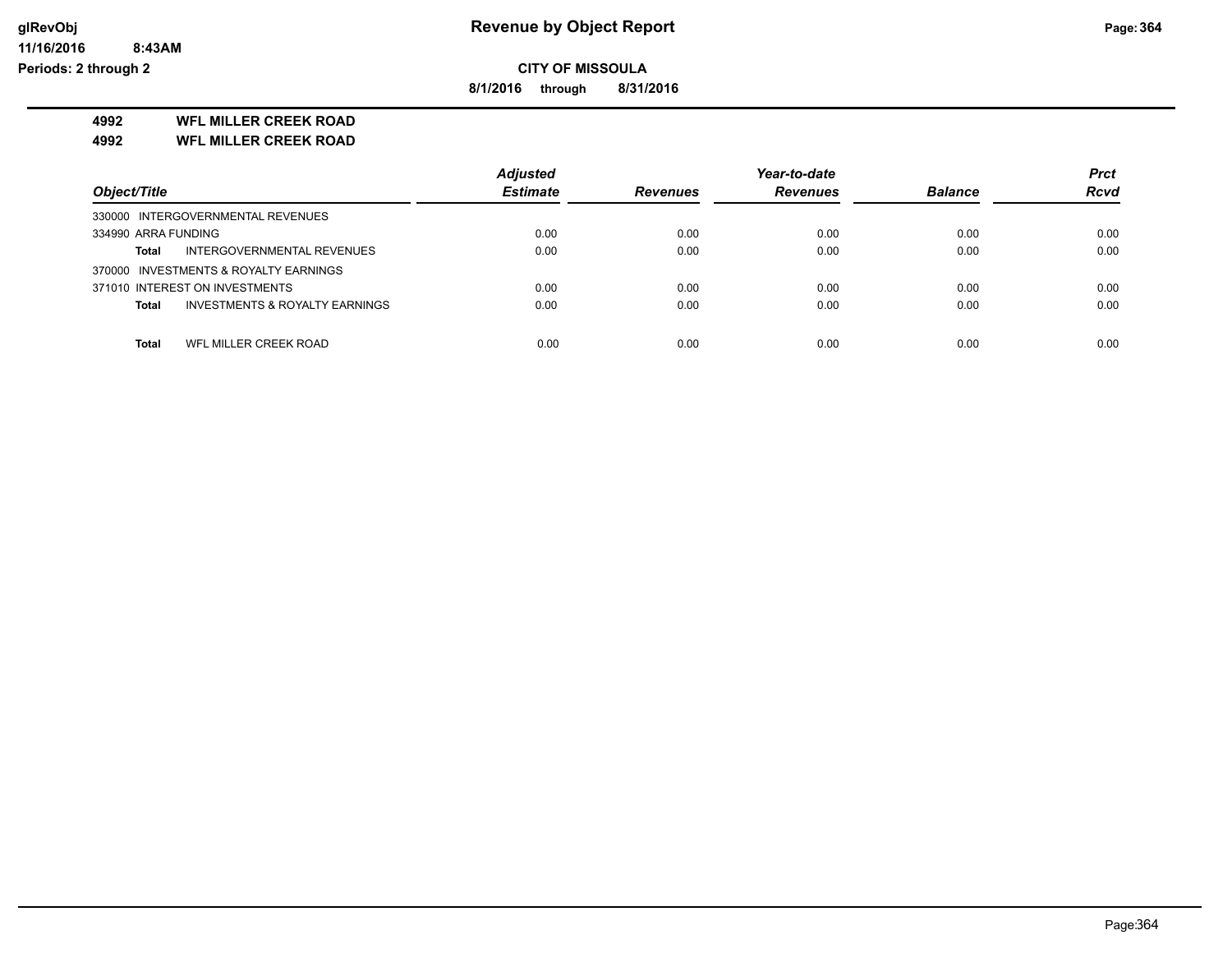# Revenue by Object Report

glRevObj
11/16/2016 8:43AM
Periods: 2 through 2

**CITY OF MISSOULA**

**8/1/2016 through 8/31/2016**

**4992 WFL MILLER CREEK ROAD**

**4992 WFL MILLER CREEK ROAD**

| Object/Title | | Adjusted Estimate | Revenues | Year-to-date Revenues | Balance | Prct Rcvd |
|---|---|---|---|---|---|---|
| 330000 INTERGOVERNMENTAL REVENUES | | | | | | |
| 334990 ARRA FUNDING | | 0.00 | 0.00 | 0.00 | 0.00 | 0.00 |
| **Total** | INTERGOVERNMENTAL REVENUES | 0.00 | 0.00 | 0.00 | 0.00 | 0.00 |
| 370000 INVESTMENTS & ROYALTY EARNINGS | | | | | | |
| 371010 INTEREST ON INVESTMENTS | | 0.00 | 0.00 | 0.00 | 0.00 | 0.00 |
| **Total** | INVESTMENTS & ROYALTY EARNINGS | 0.00 | 0.00 | 0.00 | 0.00 | 0.00 |
| **Total** | WFL MILLER CREEK ROAD | 0.00 | 0.00 | 0.00 | 0.00 | 0.00 |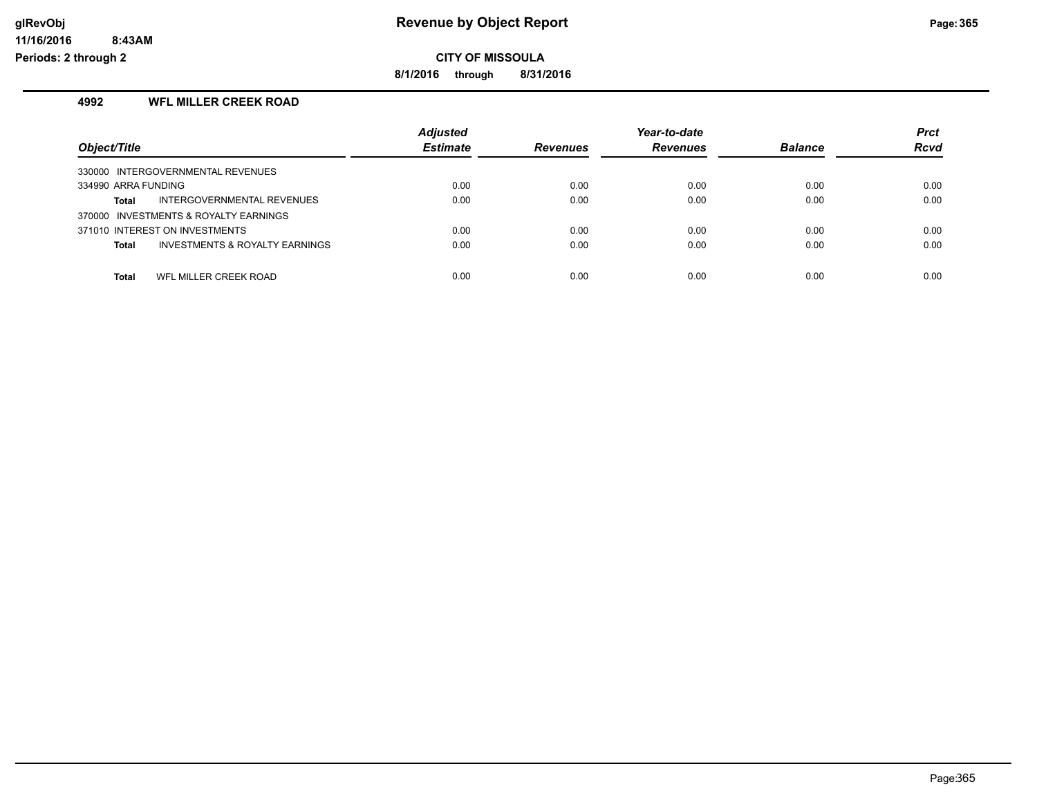# Revenue by Object Report

**CITY OF MISSOULA**

**8/1/2016 through 8/31/2016**

glRevObj
11/16/2016 8:43AM
Periods: 2 through 2

### 4992 WFL MILLER CREEK ROAD

| Object/Title | Adjusted Estimate | Revenues | Year-to-date Revenues | Balance | Prct Rcvd |
|---|---|---|---|---|---|
| 330000 INTERGOVERNMENTAL REVENUES | | | | | |
| 334990 ARRA FUNDING | 0.00 | 0.00 | 0.00 | 0.00 | 0.00 |
| **Total** INTERGOVERNMENTAL REVENUES | 0.00 | 0.00 | 0.00 | 0.00 | 0.00 |
| 370000 INVESTMENTS & ROYALTY EARNINGS | | | | | |
| 371010 INTEREST ON INVESTMENTS | 0.00 | 0.00 | 0.00 | 0.00 | 0.00 |
| **Total** INVESTMENTS & ROYALTY EARNINGS | 0.00 | 0.00 | 0.00 | 0.00 | 0.00 |
| **Total** WFL MILLER CREEK ROAD | 0.00 | 0.00 | 0.00 | 0.00 | 0.00 |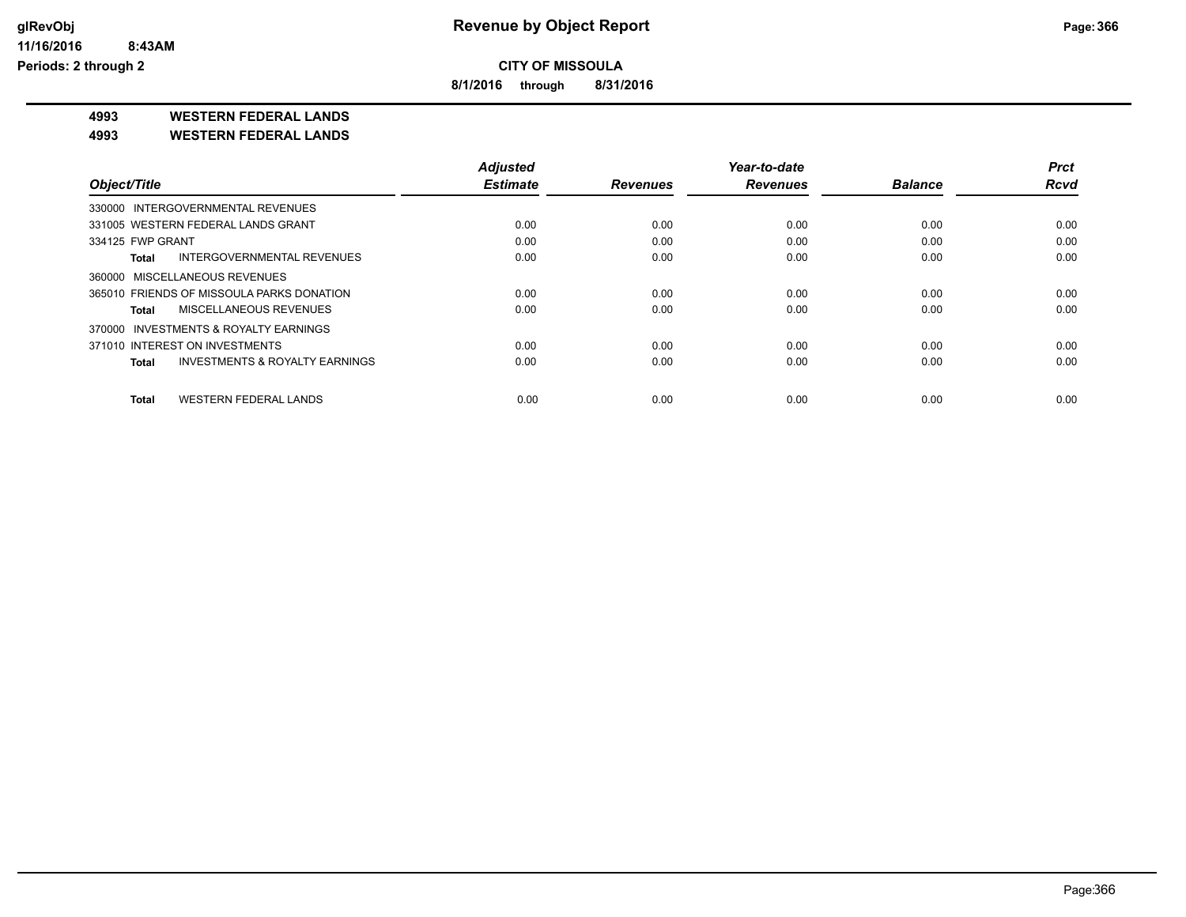# Revenue by Object Report

**CITY OF MISSOULA**

**8/1/2016 through 8/31/2016**

glRevObj
11/16/2016 8:43AM
Periods: 2 through 2

**4993 WESTERN FEDERAL LANDS**

**4993 WESTERN FEDERAL LANDS**

| Object/Title | Adjusted Estimate | Revenues | Year-to-date Revenues | Balance | Prct Rcvd |
|---|---|---|---|---|---|
| 330000 INTERGOVERNMENTAL REVENUES | | | | | |
| 331005 WESTERN FEDERAL LANDS GRANT | 0.00 | 0.00 | 0.00 | 0.00 | 0.00 |
| 334125 FWP GRANT | 0.00 | 0.00 | 0.00 | 0.00 | 0.00 |
| **Total** INTERGOVERNMENTAL REVENUES | 0.00 | 0.00 | 0.00 | 0.00 | 0.00 |
| 360000 MISCELLANEOUS REVENUES | | | | | |
| 365010 FRIENDS OF MISSOULA PARKS DONATION | 0.00 | 0.00 | 0.00 | 0.00 | 0.00 |
| **Total** MISCELLANEOUS REVENUES | 0.00 | 0.00 | 0.00 | 0.00 | 0.00 |
| 370000 INVESTMENTS & ROYALTY EARNINGS | | | | | |
| 371010 INTEREST ON INVESTMENTS | 0.00 | 0.00 | 0.00 | 0.00 | 0.00 |
| **Total** INVESTMENTS & ROYALTY EARNINGS | 0.00 | 0.00 | 0.00 | 0.00 | 0.00 |
| **Total** WESTERN FEDERAL LANDS | 0.00 | 0.00 | 0.00 | 0.00 | 0.00 |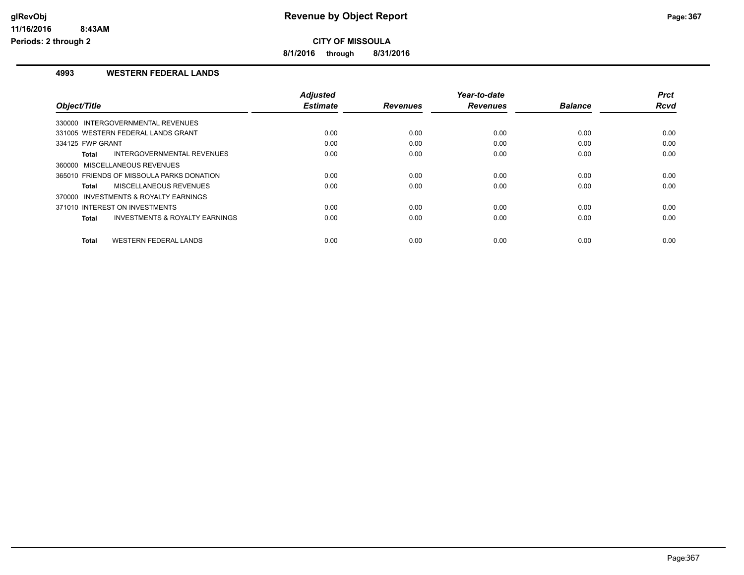# Revenue by Object Report

**CITY OF MISSOULA**

**8/1/2016 through 8/31/2016**

glRevObj
11/16/2016 8:43AM
Periods: 2 through 2

## 4993 WESTERN FEDERAL LANDS

| Object/Title | Adjusted Estimate | Revenues | Year-to-date Revenues | Balance | Prct Rcvd |
|---|---|---|---|---|---|
| 330000 INTERGOVERNMENTAL REVENUES | | | | | |
| 331005 WESTERN FEDERAL LANDS GRANT | 0.00 | 0.00 | 0.00 | 0.00 | 0.00 |
| 334125 FWP GRANT | 0.00 | 0.00 | 0.00 | 0.00 | 0.00 |
| **Total** INTERGOVERNMENTAL REVENUES | 0.00 | 0.00 | 0.00 | 0.00 | 0.00 |
| 360000 MISCELLANEOUS REVENUES | | | | | |
| 365010 FRIENDS OF MISSOULA PARKS DONATION | 0.00 | 0.00 | 0.00 | 0.00 | 0.00 |
| **Total** MISCELLANEOUS REVENUES | 0.00 | 0.00 | 0.00 | 0.00 | 0.00 |
| 370000 INVESTMENTS & ROYALTY EARNINGS | | | | | |
| 371010 INTEREST ON INVESTMENTS | 0.00 | 0.00 | 0.00 | 0.00 | 0.00 |
| **Total** INVESTMENTS & ROYALTY EARNINGS | 0.00 | 0.00 | 0.00 | 0.00 | 0.00 |
| **Total** WESTERN FEDERAL LANDS | 0.00 | 0.00 | 0.00 | 0.00 | 0.00 |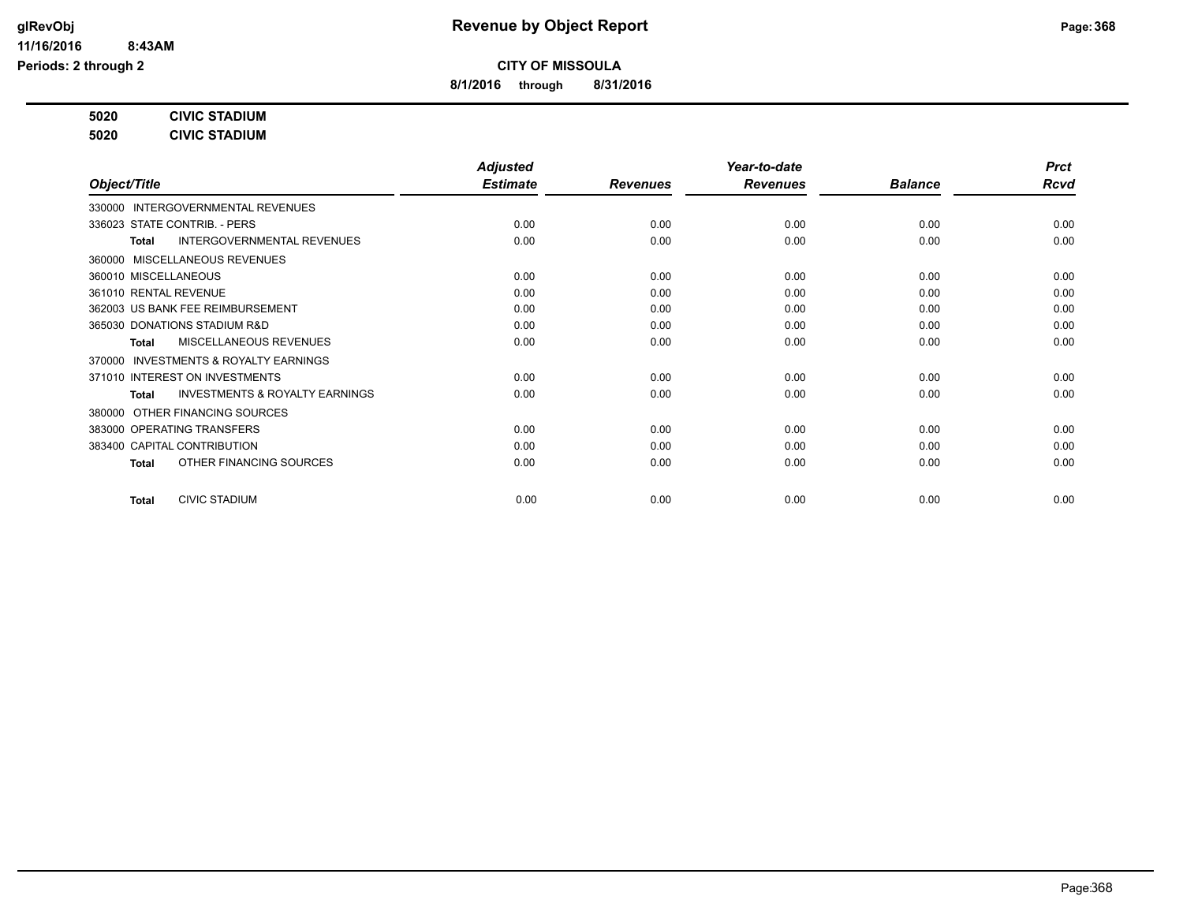# Revenue by Object Report

glRevObj
11/16/2016 8:43AM
Periods: 2 through 2

**CITY OF MISSOULA**

**8/1/2016 through 8/31/2016**

**5020 CIVIC STADIUM**
**5020 CIVIC STADIUM**

| Object/Title | Adjusted Estimate | Revenues | Year-to-date Revenues | Balance | Prct Rcvd |
|---|---|---|---|---|---|
| 330000 INTERGOVERNMENTAL REVENUES | | | | | |
| 336023 STATE CONTRIB. - PERS | 0.00 | 0.00 | 0.00 | 0.00 | 0.00 |
| **Total** INTERGOVERNMENTAL REVENUES | 0.00 | 0.00 | 0.00 | 0.00 | 0.00 |
| 360000 MISCELLANEOUS REVENUES | | | | | |
| 360010 MISCELLANEOUS | 0.00 | 0.00 | 0.00 | 0.00 | 0.00 |
| 361010 RENTAL REVENUE | 0.00 | 0.00 | 0.00 | 0.00 | 0.00 |
| 362003 US BANK FEE REIMBURSEMENT | 0.00 | 0.00 | 0.00 | 0.00 | 0.00 |
| 365030 DONATIONS STADIUM R&D | 0.00 | 0.00 | 0.00 | 0.00 | 0.00 |
| **Total** MISCELLANEOUS REVENUES | 0.00 | 0.00 | 0.00 | 0.00 | 0.00 |
| 370000 INVESTMENTS & ROYALTY EARNINGS | | | | | |
| 371010 INTEREST ON INVESTMENTS | 0.00 | 0.00 | 0.00 | 0.00 | 0.00 |
| **Total** INVESTMENTS & ROYALTY EARNINGS | 0.00 | 0.00 | 0.00 | 0.00 | 0.00 |
| 380000 OTHER FINANCING SOURCES | | | | | |
| 383000 OPERATING TRANSFERS | 0.00 | 0.00 | 0.00 | 0.00 | 0.00 |
| 383400 CAPITAL CONTRIBUTION | 0.00 | 0.00 | 0.00 | 0.00 | 0.00 |
| **Total** OTHER FINANCING SOURCES | 0.00 | 0.00 | 0.00 | 0.00 | 0.00 |
| **Total** CIVIC STADIUM | 0.00 | 0.00 | 0.00 | 0.00 | 0.00 |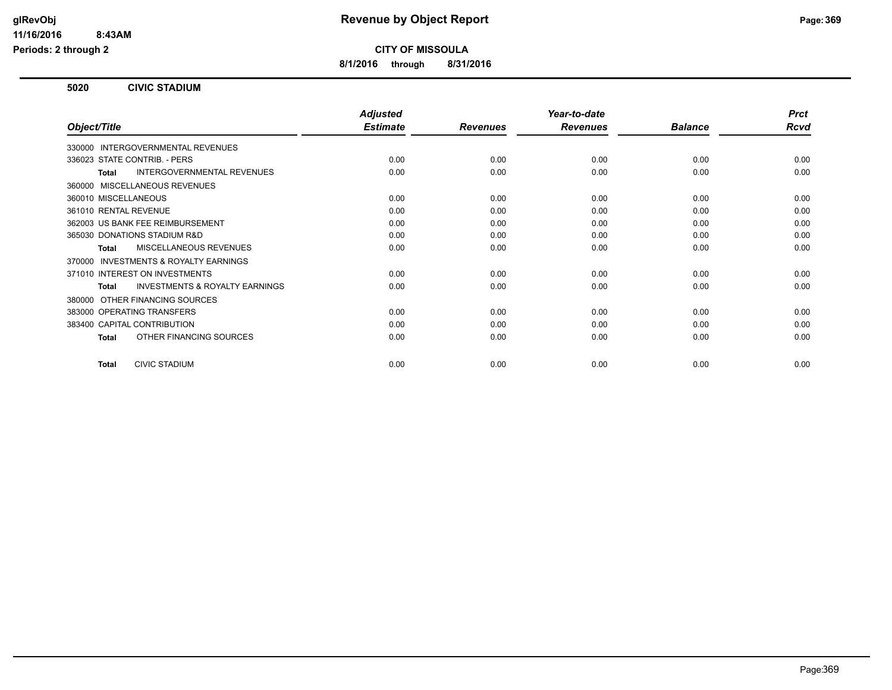**Revenue by Object Report**

**CITY OF MISSOULA**

**8/1/2016 through 8/31/2016**

glRevObj
11/16/2016 8:43AM
Periods: 2 through 2

## 5020 CIVIC STADIUM

| Object/Title | Adjusted Estimate | Revenues | Year-to-date Revenues | Balance | Prct Rcvd |
|---|---|---|---|---|---|
| 330000 INTERGOVERNMENTAL REVENUES | | | | | |
| 336023 STATE CONTRIB. - PERS | 0.00 | 0.00 | 0.00 | 0.00 | 0.00 |
| **Total** INTERGOVERNMENTAL REVENUES | 0.00 | 0.00 | 0.00 | 0.00 | 0.00 |
| 360000 MISCELLANEOUS REVENUES | | | | | |
| 360010 MISCELLANEOUS | 0.00 | 0.00 | 0.00 | 0.00 | 0.00 |
| 361010 RENTAL REVENUE | 0.00 | 0.00 | 0.00 | 0.00 | 0.00 |
| 362003 US BANK FEE REIMBURSEMENT | 0.00 | 0.00 | 0.00 | 0.00 | 0.00 |
| 365030 DONATIONS STADIUM R&D | 0.00 | 0.00 | 0.00 | 0.00 | 0.00 |
| **Total** MISCELLANEOUS REVENUES | 0.00 | 0.00 | 0.00 | 0.00 | 0.00 |
| 370000 INVESTMENTS & ROYALTY EARNINGS | | | | | |
| 371010 INTEREST ON INVESTMENTS | 0.00 | 0.00 | 0.00 | 0.00 | 0.00 |
| **Total** INVESTMENTS & ROYALTY EARNINGS | 0.00 | 0.00 | 0.00 | 0.00 | 0.00 |
| 380000 OTHER FINANCING SOURCES | | | | | |
| 383000 OPERATING TRANSFERS | 0.00 | 0.00 | 0.00 | 0.00 | 0.00 |
| 383400 CAPITAL CONTRIBUTION | 0.00 | 0.00 | 0.00 | 0.00 | 0.00 |
| **Total** OTHER FINANCING SOURCES | 0.00 | 0.00 | 0.00 | 0.00 | 0.00 |
| **Total** CIVIC STADIUM | 0.00 | 0.00 | 0.00 | 0.00 | 0.00 |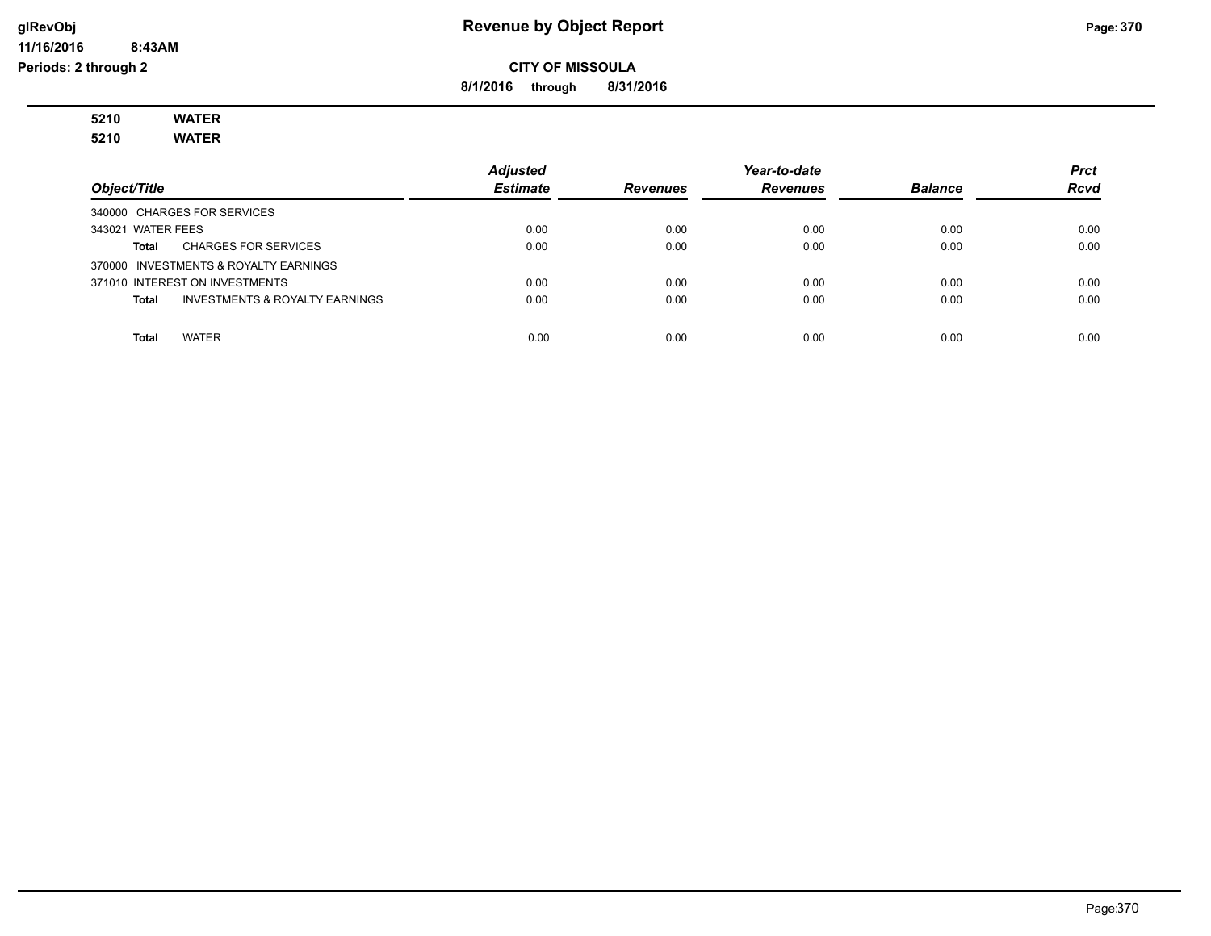# Revenue by Object Report

**CITY OF MISSOULA**

**8/1/2016 through 8/31/2016**

glRevObj
11/16/2016 8:43AM
Periods: 2 through 2

**5210 WATER**
**5210 WATER**

| Object/Title | | Adjusted Estimate | Revenues | Year-to-date Revenues | Balance | Prct Rcvd |
|---|---|---|---|---|---|---|
| 340000 CHARGES FOR SERVICES | | | | | | |
| 343021 WATER FEES | | 0.00 | 0.00 | 0.00 | 0.00 | 0.00 |
| **Total** | CHARGES FOR SERVICES | 0.00 | 0.00 | 0.00 | 0.00 | 0.00 |
| 370000 INVESTMENTS & ROYALTY EARNINGS | | | | | | |
| 371010 INTEREST ON INVESTMENTS | | 0.00 | 0.00 | 0.00 | 0.00 | 0.00 |
| **Total** | INVESTMENTS & ROYALTY EARNINGS | 0.00 | 0.00 | 0.00 | 0.00 | 0.00 |
| **Total** | WATER | 0.00 | 0.00 | 0.00 | 0.00 | 0.00 |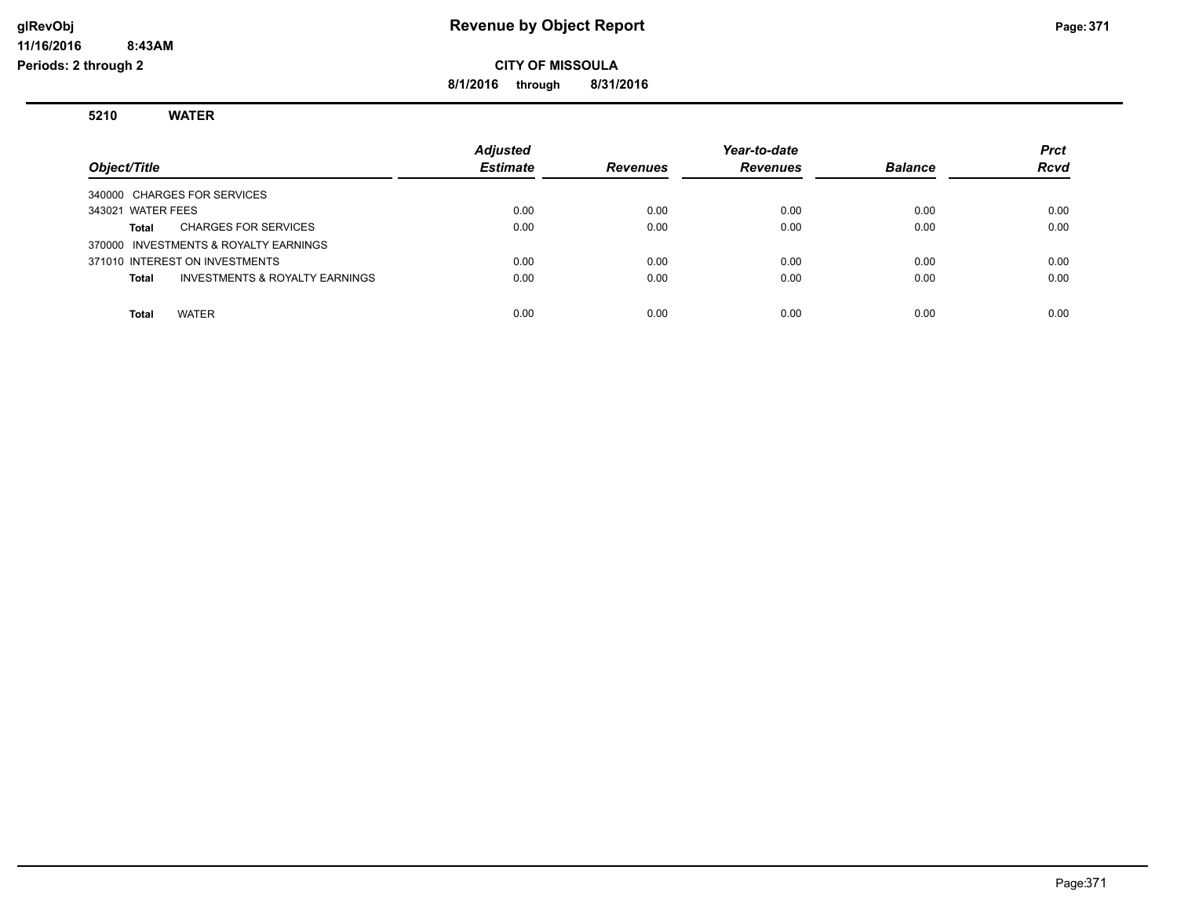# Revenue by Object Report

**CITY OF MISSOULA**

**8/1/2016 through 8/31/2016**

glRevObj
11/16/2016 8:43AM
Periods: 2 through 2

## 5210 WATER

| Object/Title | Adjusted Estimate | Revenues | Year-to-date Revenues | Balance | Prct Rcvd |
|---|---|---|---|---|---|
| 340000 CHARGES FOR SERVICES | | | | | |
| 343021 WATER FEES | 0.00 | 0.00 | 0.00 | 0.00 | 0.00 |
| **Total** CHARGES FOR SERVICES | 0.00 | 0.00 | 0.00 | 0.00 | 0.00 |
| 370000 INVESTMENTS & ROYALTY EARNINGS | | | | | |
| 371010 INTEREST ON INVESTMENTS | 0.00 | 0.00 | 0.00 | 0.00 | 0.00 |
| **Total** INVESTMENTS & ROYALTY EARNINGS | 0.00 | 0.00 | 0.00 | 0.00 | 0.00 |
| **Total** WATER | 0.00 | 0.00 | 0.00 | 0.00 | 0.00 |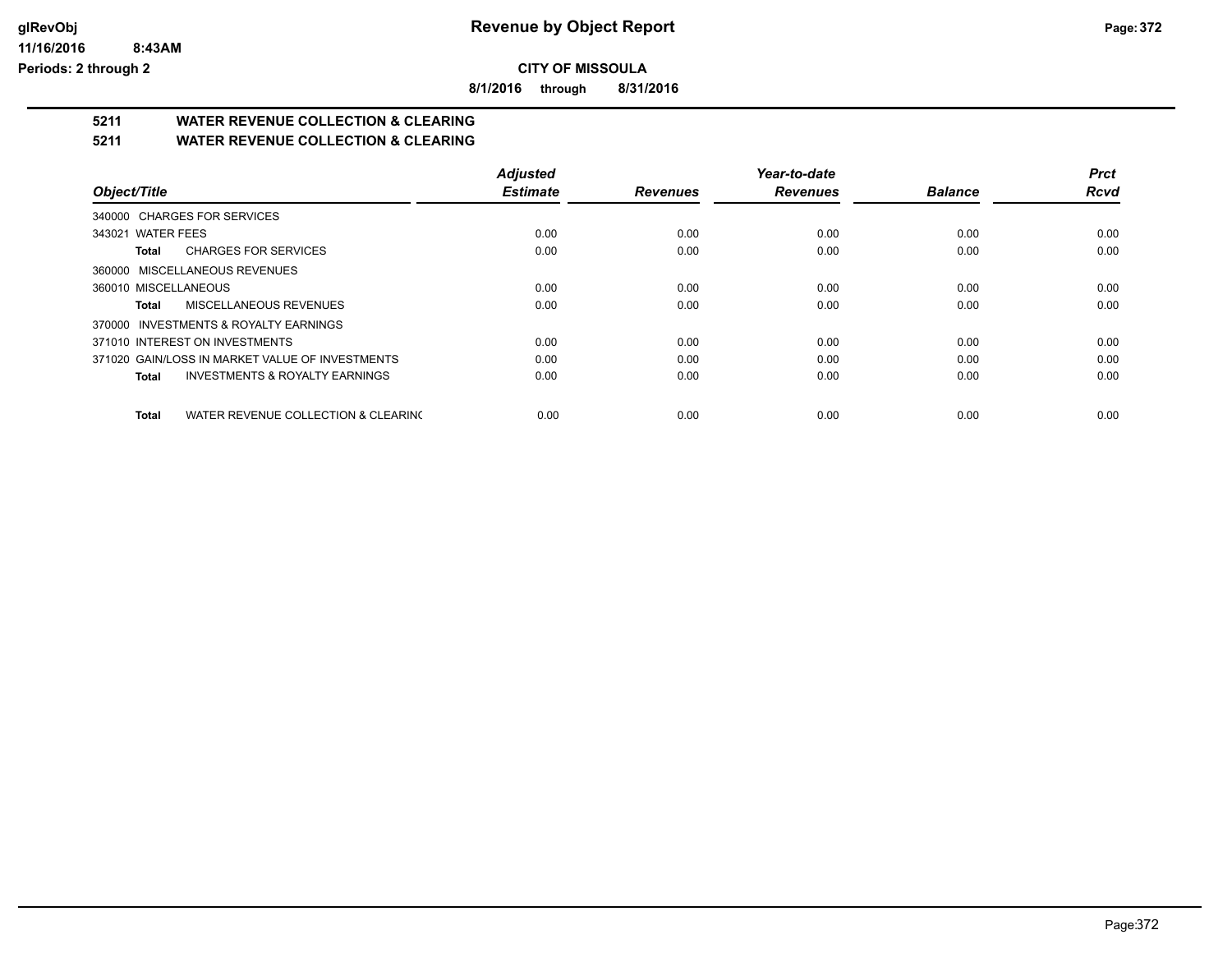# Revenue by Object Report

**CITY OF MISSOULA**

**8/1/2016 through 8/31/2016**

glRevObj
11/16/2016 8:43AM
Periods: 2 through 2

## 5211 WATER REVENUE COLLECTION & CLEARING

### 5211 WATER REVENUE COLLECTION & CLEARING

| Object/Title | Adjusted Estimate | Revenues | Year-to-date Revenues | Balance | Prct Rcvd |
|---|---|---|---|---|---|
| 340000 CHARGES FOR SERVICES | | | | | |
| 343021 WATER FEES | 0.00 | 0.00 | 0.00 | 0.00 | 0.00 |
| **Total** CHARGES FOR SERVICES | 0.00 | 0.00 | 0.00 | 0.00 | 0.00 |
| 360000 MISCELLANEOUS REVENUES | | | | | |
| 360010 MISCELLANEOUS | 0.00 | 0.00 | 0.00 | 0.00 | 0.00 |
| **Total** MISCELLANEOUS REVENUES | 0.00 | 0.00 | 0.00 | 0.00 | 0.00 |
| 370000 INVESTMENTS & ROYALTY EARNINGS | | | | | |
| 371010 INTEREST ON INVESTMENTS | 0.00 | 0.00 | 0.00 | 0.00 | 0.00 |
| 371020 GAIN/LOSS IN MARKET VALUE OF INVESTMENTS | 0.00 | 0.00 | 0.00 | 0.00 | 0.00 |
| **Total** INVESTMENTS & ROYALTY EARNINGS | 0.00 | 0.00 | 0.00 | 0.00 | 0.00 |
| **Total** WATER REVENUE COLLECTION & CLEARINC | 0.00 | 0.00 | 0.00 | 0.00 | 0.00 |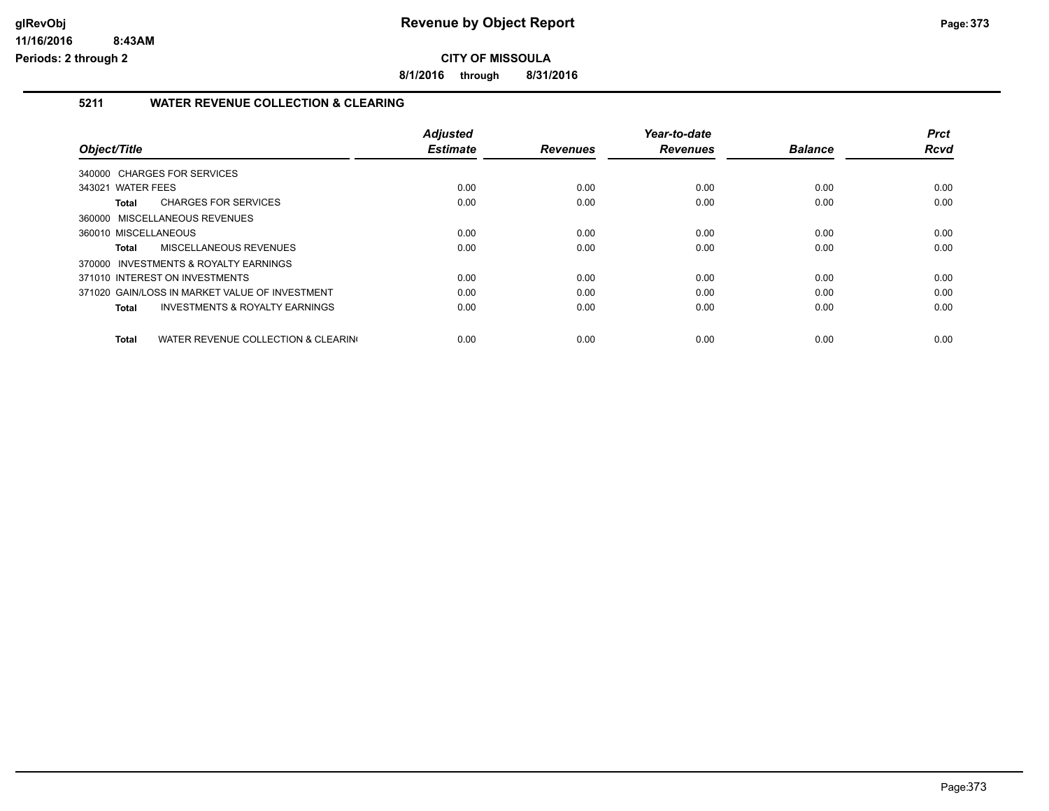# Revenue by Object Report

**CITY OF MISSOULA**

**8/1/2016 through 8/31/2016**

glRevObj
11/16/2016 8:43AM
Periods: 2 through 2

## 5211 WATER REVENUE COLLECTION & CLEARING

| Object/Title | Adjusted Estimate | Revenues | Year-to-date Revenues | Balance | Prct Rcvd |
|---|---|---|---|---|---|
| 340000 CHARGES FOR SERVICES | | | | | |
| 343021 WATER FEES | 0.00 | 0.00 | 0.00 | 0.00 | 0.00 |
| **Total** CHARGES FOR SERVICES | 0.00 | 0.00 | 0.00 | 0.00 | 0.00 |
| 360000 MISCELLANEOUS REVENUES | | | | | |
| 360010 MISCELLANEOUS | 0.00 | 0.00 | 0.00 | 0.00 | 0.00 |
| **Total** MISCELLANEOUS REVENUES | 0.00 | 0.00 | 0.00 | 0.00 | 0.00 |
| 370000 INVESTMENTS & ROYALTY EARNINGS | | | | | |
| 371010 INTEREST ON INVESTMENTS | 0.00 | 0.00 | 0.00 | 0.00 | 0.00 |
| 371020 GAIN/LOSS IN MARKET VALUE OF INVESTMENT | 0.00 | 0.00 | 0.00 | 0.00 | 0.00 |
| **Total** INVESTMENTS & ROYALTY EARNINGS | 0.00 | 0.00 | 0.00 | 0.00 | 0.00 |
| **Total** WATER REVENUE COLLECTION & CLEARIN( | 0.00 | 0.00 | 0.00 | 0.00 | 0.00 |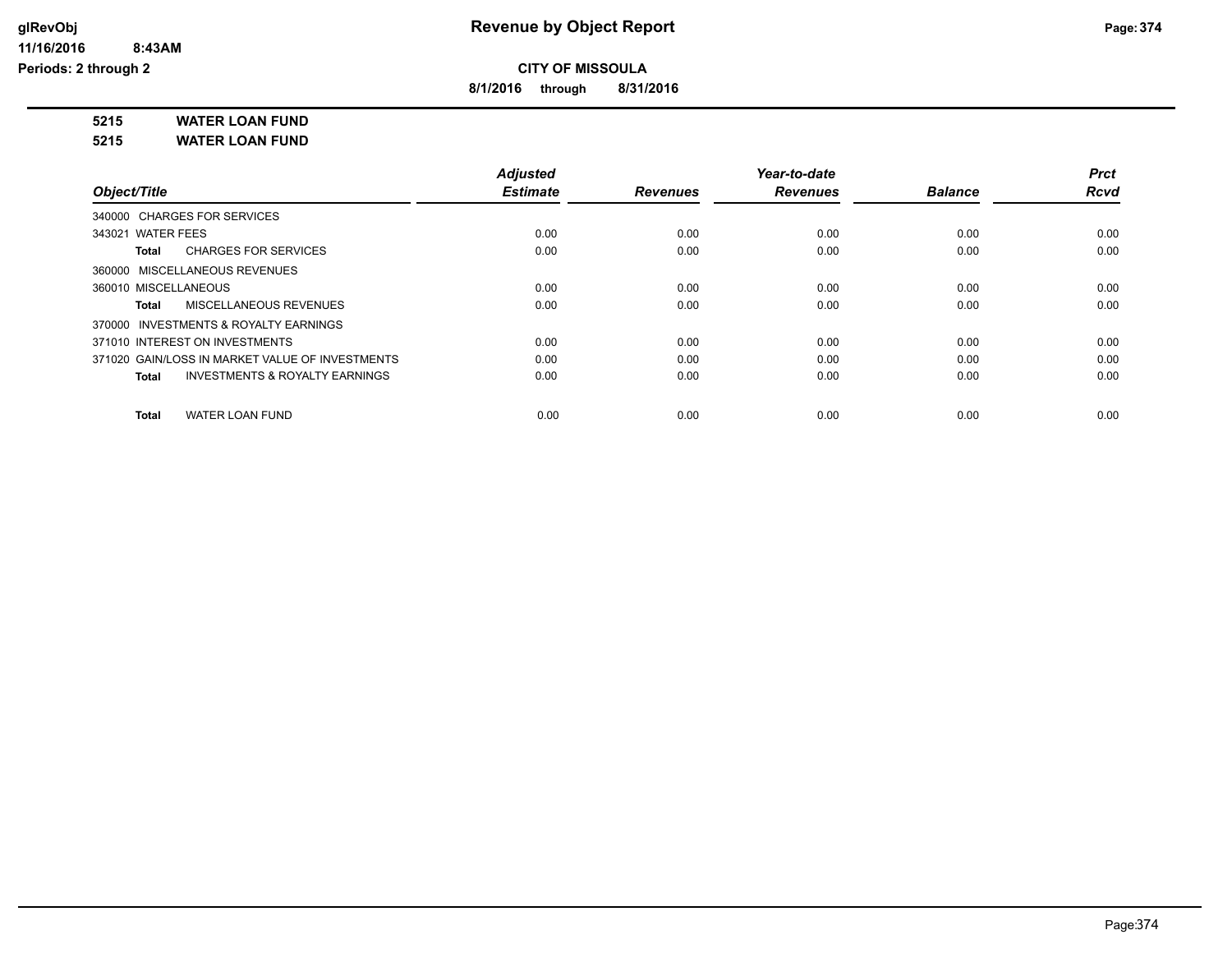**CITY OF MISSOULA**

**8/1/2016 through 8/31/2016**

**Revenue by Object Report**

glRevObj
11/16/2016 8:43AM
Periods: 2 through 2

## 5215 WATER LOAN FUND
## 5215 WATER LOAN FUND

| Object/Title | Adjusted Estimate | Revenues | Year-to-date Revenues | Balance | Prct Rcvd |
|---|---|---|---|---|---|
| 340000 CHARGES FOR SERVICES | | | | | |
| 343021 WATER FEES | 0.00 | 0.00 | 0.00 | 0.00 | 0.00 |
| **Total** CHARGES FOR SERVICES | 0.00 | 0.00 | 0.00 | 0.00 | 0.00 |
| 360000 MISCELLANEOUS REVENUES | | | | | |
| 360010 MISCELLANEOUS | 0.00 | 0.00 | 0.00 | 0.00 | 0.00 |
| **Total** MISCELLANEOUS REVENUES | 0.00 | 0.00 | 0.00 | 0.00 | 0.00 |
| 370000 INVESTMENTS & ROYALTY EARNINGS | | | | | |
| 371010 INTEREST ON INVESTMENTS | 0.00 | 0.00 | 0.00 | 0.00 | 0.00 |
| 371020 GAIN/LOSS IN MARKET VALUE OF INVESTMENTS | 0.00 | 0.00 | 0.00 | 0.00 | 0.00 |
| **Total** INVESTMENTS & ROYALTY EARNINGS | 0.00 | 0.00 | 0.00 | 0.00 | 0.00 |
| **Total** WATER LOAN FUND | 0.00 | 0.00 | 0.00 | 0.00 | 0.00 |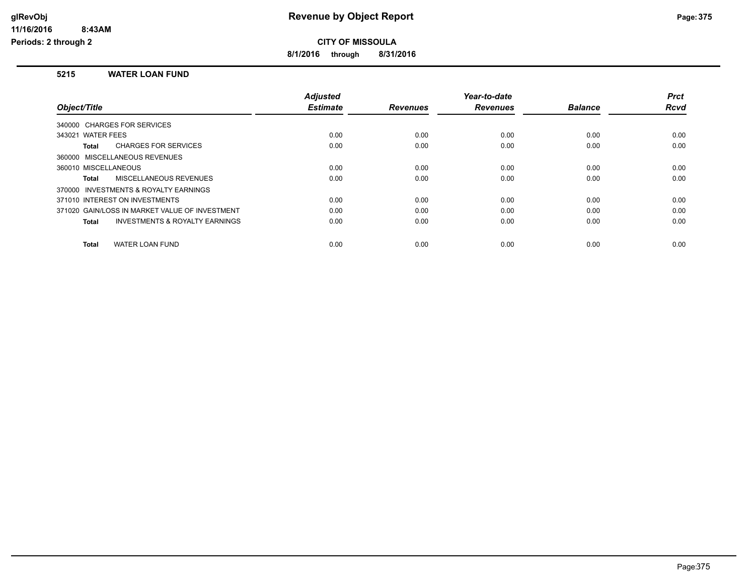# Revenue by Object Report

glRevObj
11/16/2016 8:43AM
Periods: 2 through 2

**CITY OF MISSOULA**

**8/1/2016 through 8/31/2016**

## 5215 WATER LOAN FUND

| Object/Title | Adjusted Estimate | Revenues | Year-to-date Revenues | Balance | Prct Rcvd |
|---|---|---|---|---|---|
| 340000 CHARGES FOR SERVICES | | | | | |
| 343021 WATER FEES | 0.00 | 0.00 | 0.00 | 0.00 | 0.00 |
| **Total** CHARGES FOR SERVICES | 0.00 | 0.00 | 0.00 | 0.00 | 0.00 |
| 360000 MISCELLANEOUS REVENUES | | | | | |
| 360010 MISCELLANEOUS | 0.00 | 0.00 | 0.00 | 0.00 | 0.00 |
| **Total** MISCELLANEOUS REVENUES | 0.00 | 0.00 | 0.00 | 0.00 | 0.00 |
| 370000 INVESTMENTS & ROYALTY EARNINGS | | | | | |
| 371010 INTEREST ON INVESTMENTS | 0.00 | 0.00 | 0.00 | 0.00 | 0.00 |
| 371020 GAIN/LOSS IN MARKET VALUE OF INVESTMENT | 0.00 | 0.00 | 0.00 | 0.00 | 0.00 |
| **Total** INVESTMENTS & ROYALTY EARNINGS | 0.00 | 0.00 | 0.00 | 0.00 | 0.00 |
| **Total** WATER LOAN FUND | 0.00 | 0.00 | 0.00 | 0.00 | 0.00 |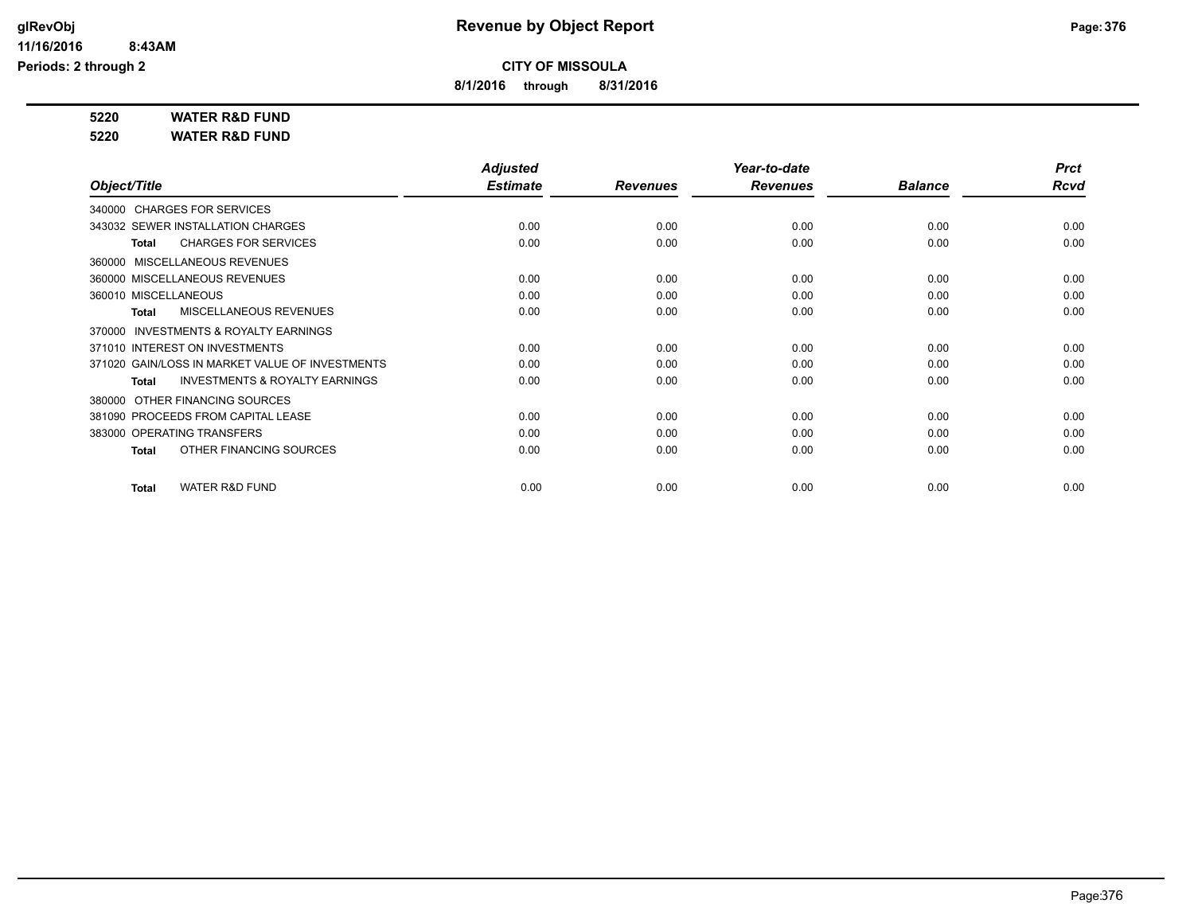**Revenue by Object Report**

**CITY OF MISSOULA**

**8/1/2016 through 8/31/2016**

glRevObj
11/16/2016 8:43AM
Periods: 2 through 2

**5220 WATER R&D FUND**
**5220 WATER R&D FUND**

| Object/Title | Adjusted Estimate | Revenues | Year-to-date Revenues | Balance | Prct Rcvd |
|---|---|---|---|---|---|
| 340000 CHARGES FOR SERVICES | | | | | |
| 343032 SEWER INSTALLATION CHARGES | 0.00 | 0.00 | 0.00 | 0.00 | 0.00 |
| **Total** CHARGES FOR SERVICES | 0.00 | 0.00 | 0.00 | 0.00 | 0.00 |
| 360000 MISCELLANEOUS REVENUES | | | | | |
| 360000 MISCELLANEOUS REVENUES | 0.00 | 0.00 | 0.00 | 0.00 | 0.00 |
| 360010 MISCELLANEOUS | 0.00 | 0.00 | 0.00 | 0.00 | 0.00 |
| **Total** MISCELLANEOUS REVENUES | 0.00 | 0.00 | 0.00 | 0.00 | 0.00 |
| 370000 INVESTMENTS & ROYALTY EARNINGS | | | | | |
| 371010 INTEREST ON INVESTMENTS | 0.00 | 0.00 | 0.00 | 0.00 | 0.00 |
| 371020 GAIN/LOSS IN MARKET VALUE OF INVESTMENTS | 0.00 | 0.00 | 0.00 | 0.00 | 0.00 |
| **Total** INVESTMENTS & ROYALTY EARNINGS | 0.00 | 0.00 | 0.00 | 0.00 | 0.00 |
| 380000 OTHER FINANCING SOURCES | | | | | |
| 381090 PROCEEDS FROM CAPITAL LEASE | 0.00 | 0.00 | 0.00 | 0.00 | 0.00 |
| 383000 OPERATING TRANSFERS | 0.00 | 0.00 | 0.00 | 0.00 | 0.00 |
| **Total** OTHER FINANCING SOURCES | 0.00 | 0.00 | 0.00 | 0.00 | 0.00 |
| **Total** WATER R&D FUND | 0.00 | 0.00 | 0.00 | 0.00 | 0.00 |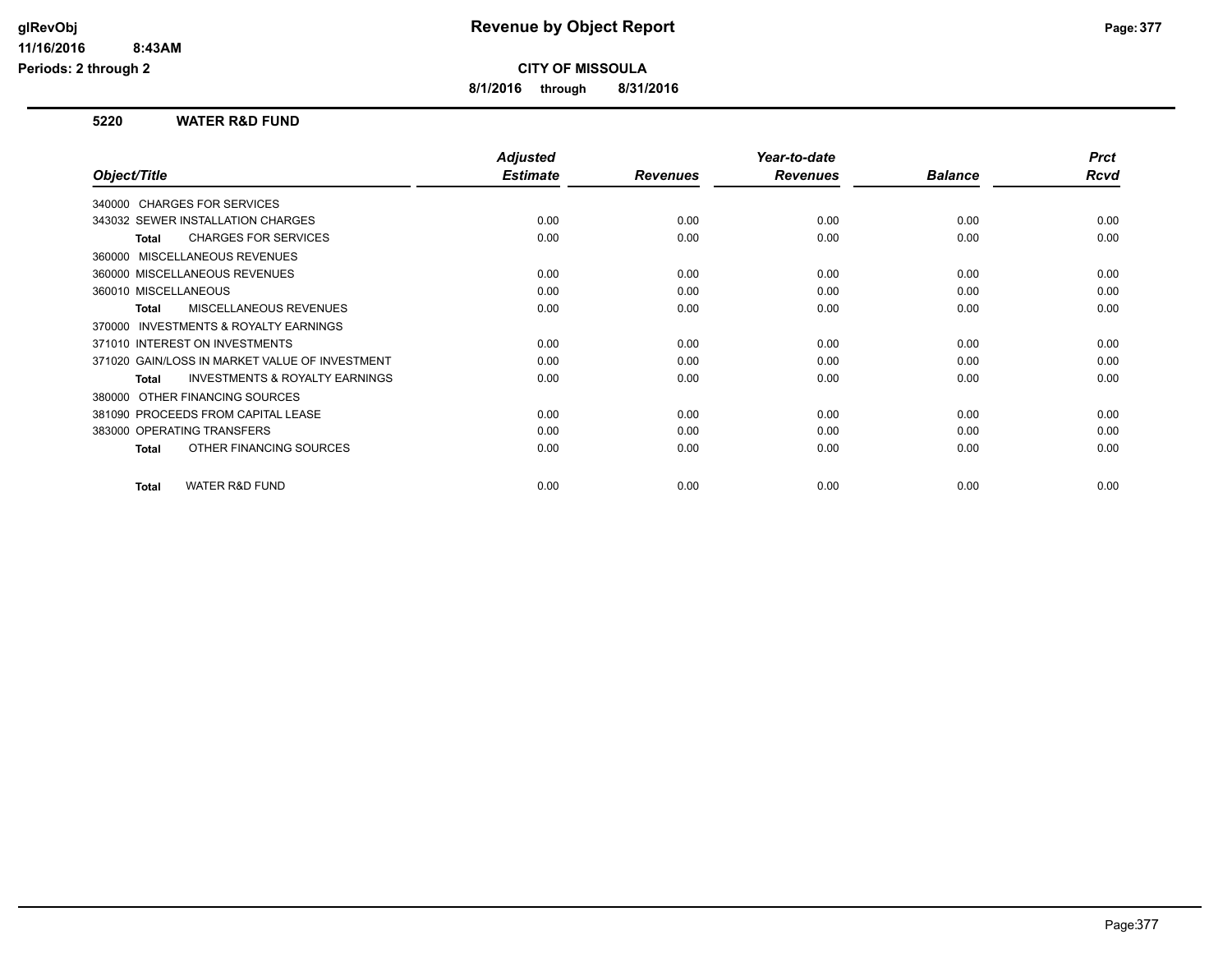# Revenue by Object Report

**CITY OF MISSOULA**

**8/1/2016 through 8/31/2016**

glRevObj
11/16/2016 8:43AM
Periods: 2 through 2

## 5220 WATER R&D FUND

| Object/Title | Adjusted Estimate | Revenues | Year-to-date Revenues | Balance | Prct Rcvd |
|---|---|---|---|---|---|
| 340000 CHARGES FOR SERVICES | | | | | |
| 343032 SEWER INSTALLATION CHARGES | 0.00 | 0.00 | 0.00 | 0.00 | 0.00 |
| **Total** CHARGES FOR SERVICES | 0.00 | 0.00 | 0.00 | 0.00 | 0.00 |
| 360000 MISCELLANEOUS REVENUES | | | | | |
| 360000 MISCELLANEOUS REVENUES | 0.00 | 0.00 | 0.00 | 0.00 | 0.00 |
| 360010 MISCELLANEOUS | 0.00 | 0.00 | 0.00 | 0.00 | 0.00 |
| **Total** MISCELLANEOUS REVENUES | 0.00 | 0.00 | 0.00 | 0.00 | 0.00 |
| 370000 INVESTMENTS & ROYALTY EARNINGS | | | | | |
| 371010 INTEREST ON INVESTMENTS | 0.00 | 0.00 | 0.00 | 0.00 | 0.00 |
| 371020 GAIN/LOSS IN MARKET VALUE OF INVESTMENT | 0.00 | 0.00 | 0.00 | 0.00 | 0.00 |
| **Total** INVESTMENTS & ROYALTY EARNINGS | 0.00 | 0.00 | 0.00 | 0.00 | 0.00 |
| 380000 OTHER FINANCING SOURCES | | | | | |
| 381090 PROCEEDS FROM CAPITAL LEASE | 0.00 | 0.00 | 0.00 | 0.00 | 0.00 |
| 383000 OPERATING TRANSFERS | 0.00 | 0.00 | 0.00 | 0.00 | 0.00 |
| **Total** OTHER FINANCING SOURCES | 0.00 | 0.00 | 0.00 | 0.00 | 0.00 |
| **Total** WATER R&D FUND | 0.00 | 0.00 | 0.00 | 0.00 | 0.00 |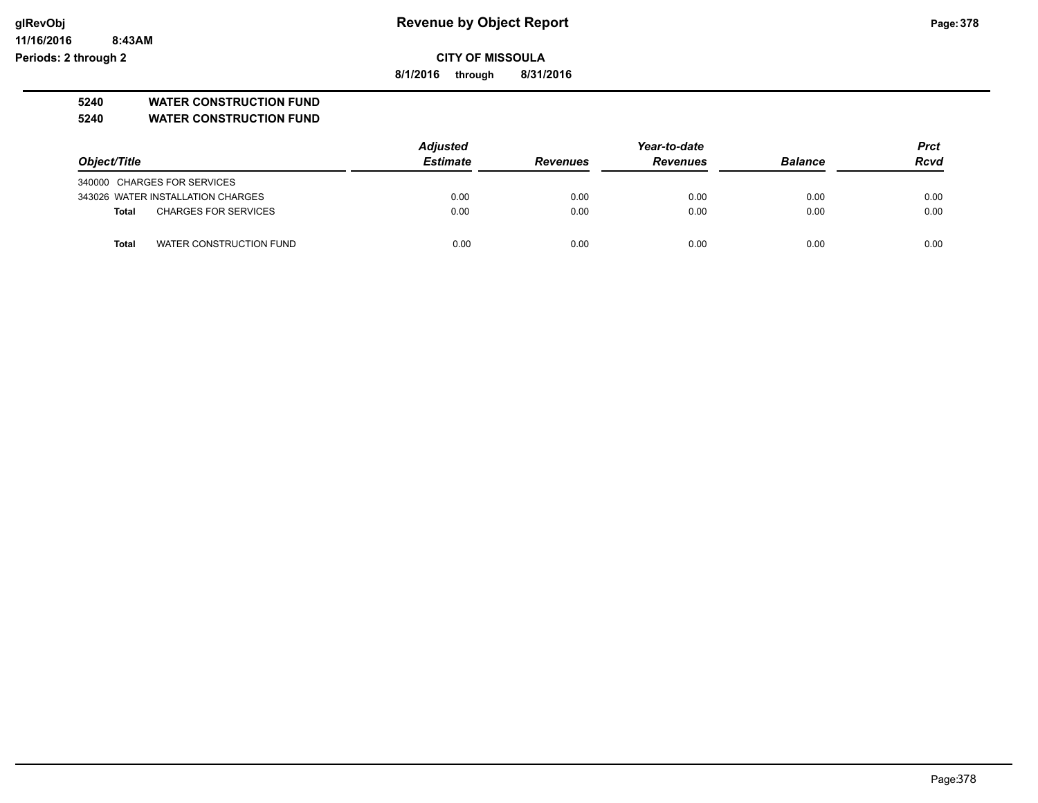**Revenue by Object Report**

**CITY OF MISSOULA**

**8/1/2016 through 8/31/2016**

glRevObj
11/16/2016 8:43AM
Periods: 2 through 2

## 5240 WATER CONSTRUCTION FUND

## 5240 WATER CONSTRUCTION FUND

| Object/Title | | Adjusted Estimate | Revenues | Year-to-date Revenues | Balance | Prct Rcvd |
|---|---|---|---|---|---|---|
| 340000 CHARGES FOR SERVICES | | | | | | |
| 343026 WATER INSTALLATION CHARGES | | 0.00 | 0.00 | 0.00 | 0.00 | 0.00 |
| **Total** | CHARGES FOR SERVICES | 0.00 | 0.00 | 0.00 | 0.00 | 0.00 |
| **Total** | WATER CONSTRUCTION FUND | 0.00 | 0.00 | 0.00 | 0.00 | 0.00 |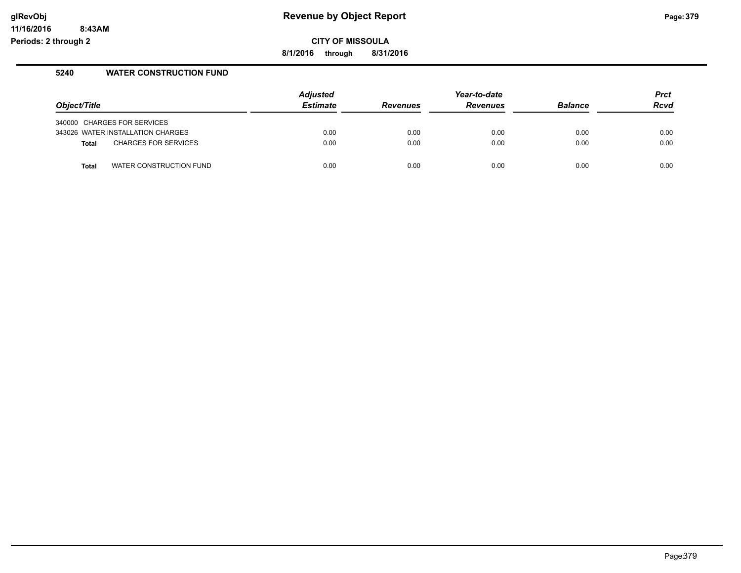# Revenue by Object Report

**CITY OF MISSOULA**

**8/1/2016 through 8/31/2016**

glRevObj
11/16/2016 8:43AM
Periods: 2 through 2

## 5240 WATER CONSTRUCTION FUND

| Object/Title | Adjusted Estimate | Revenues | Year-to-date Revenues | Balance | Prct Rcvd |
|---|---|---|---|---|---|
| 340000 CHARGES FOR SERVICES | | | | | |
| 343026 WATER INSTALLATION CHARGES | 0.00 | 0.00 | 0.00 | 0.00 | 0.00 |
| **Total** CHARGES FOR SERVICES | 0.00 | 0.00 | 0.00 | 0.00 | 0.00 |
| **Total** WATER CONSTRUCTION FUND | 0.00 | 0.00 | 0.00 | 0.00 | 0.00 |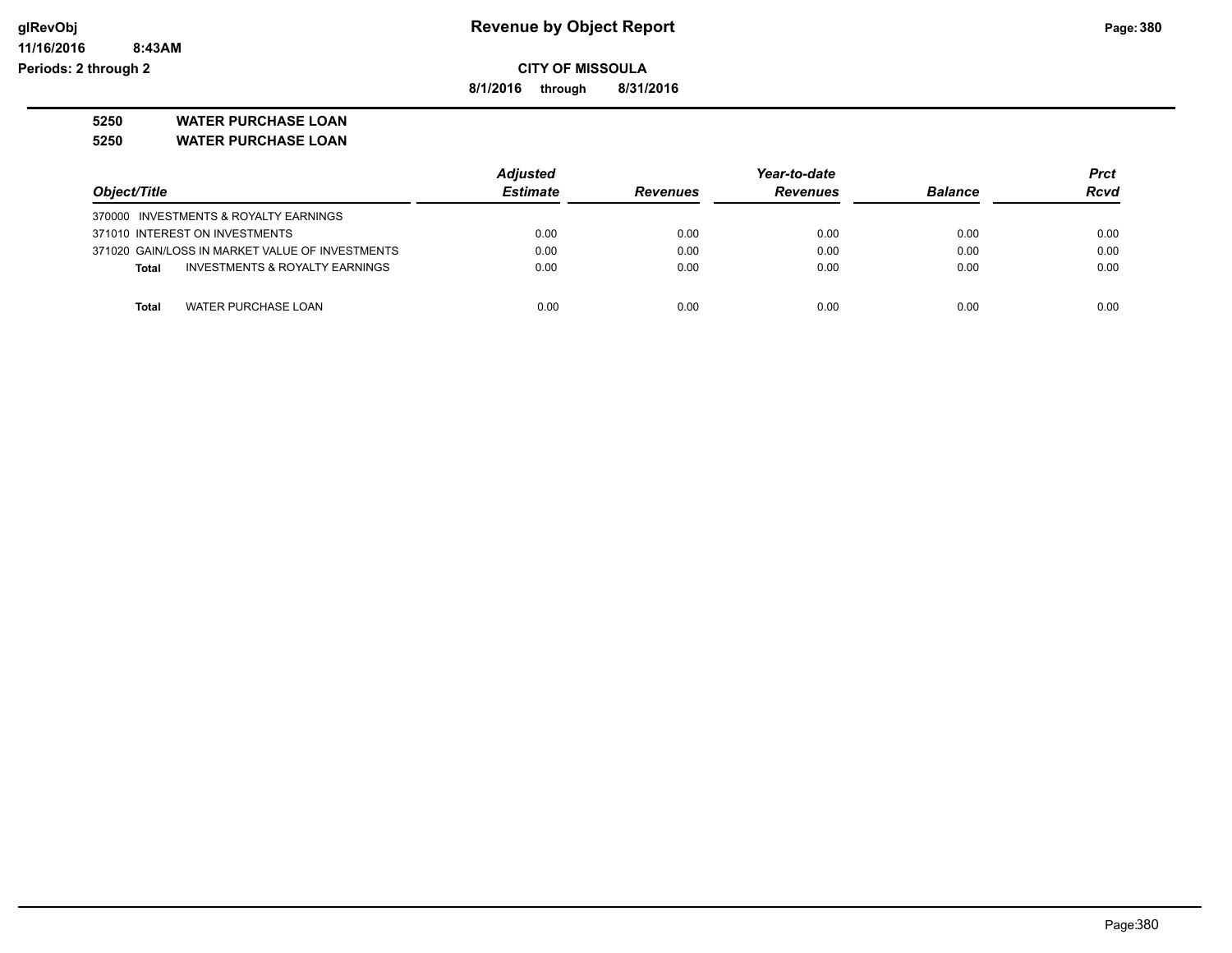**glRevObj**
**11/16/2016 8:43AM**
**Periods: 2 through 2**

# Revenue by Object Report

**CITY OF MISSOULA**

**8/1/2016 through 8/31/2016**

**5250 WATER PURCHASE LOAN**

**5250 WATER PURCHASE LOAN**

| Object/Title | Adjusted Estimate | Revenues | Year-to-date Revenues | Balance | Prct Rcvd |
|---|---|---|---|---|---|
| 370000 INVESTMENTS & ROYALTY EARNINGS | | | | | |
| 371010 INTEREST ON INVESTMENTS | 0.00 | 0.00 | 0.00 | 0.00 | 0.00 |
| 371020 GAIN/LOSS IN MARKET VALUE OF INVESTMENTS | 0.00 | 0.00 | 0.00 | 0.00 | 0.00 |
| **Total** INVESTMENTS & ROYALTY EARNINGS | 0.00 | 0.00 | 0.00 | 0.00 | 0.00 |
| **Total** WATER PURCHASE LOAN | 0.00 | 0.00 | 0.00 | 0.00 | 0.00 |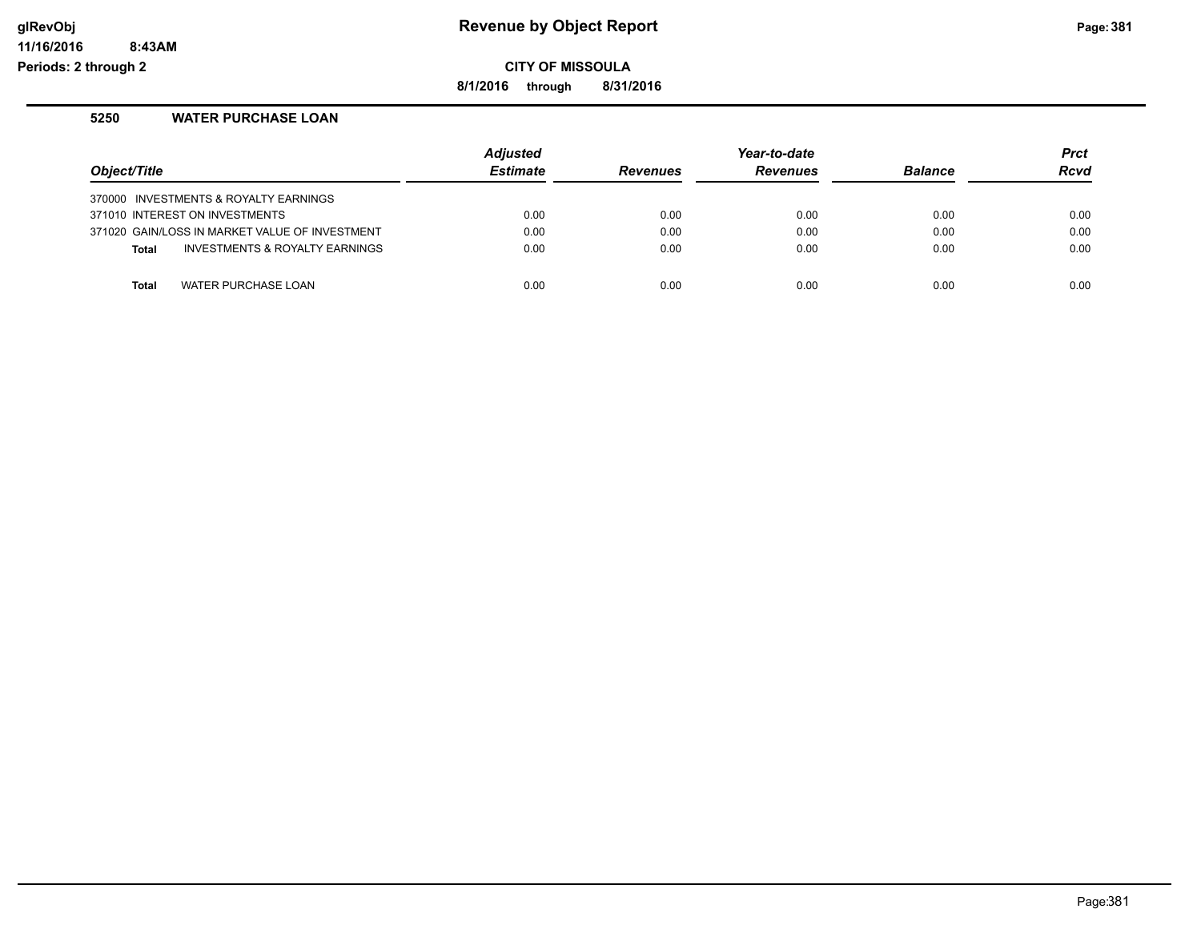# Revenue by Object Report

**CITY OF MISSOULA**

**8/1/2016 through 8/31/2016**

glRevObj
11/16/2016 8:43AM
Periods: 2 through 2

## 5250 WATER PURCHASE LOAN

| Object/Title | Adjusted Estimate | Revenues | Year-to-date Revenues | Balance | Prct Rcvd |
|---|---|---|---|---|---|
| 370000 INVESTMENTS & ROYALTY EARNINGS | | | | | |
| 371010 INTEREST ON INVESTMENTS | 0.00 | 0.00 | 0.00 | 0.00 | 0.00 |
| 371020 GAIN/LOSS IN MARKET VALUE OF INVESTMENT | 0.00 | 0.00 | 0.00 | 0.00 | 0.00 |
| **Total** INVESTMENTS & ROYALTY EARNINGS | 0.00 | 0.00 | 0.00 | 0.00 | 0.00 |
| **Total** WATER PURCHASE LOAN | 0.00 | 0.00 | 0.00 | 0.00 | 0.00 |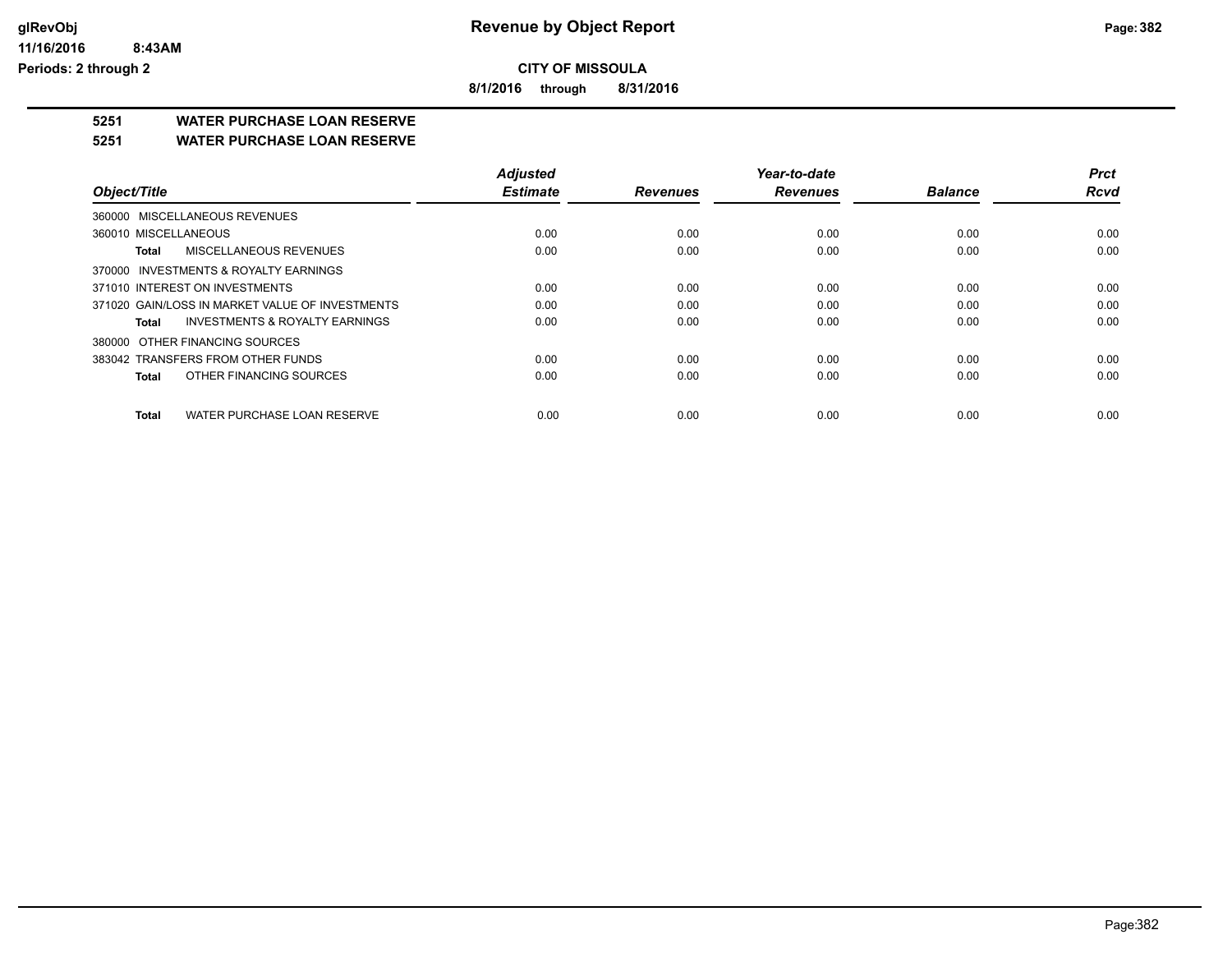# Revenue by Object Report

## CITY OF MISSOULA

**8/1/2016 through 8/31/2016**

glRevObj
11/16/2016 8:43AM
Periods: 2 through 2

### 5251 WATER PURCHASE LOAN RESERVE

### 5251 WATER PURCHASE LOAN RESERVE

| Object/Title | Adjusted Estimate | Revenues | Year-to-date Revenues | Balance | Prct Rcvd |
|---|---|---|---|---|---|
| 360000 MISCELLANEOUS REVENUES | | | | | |
| 360010 MISCELLANEOUS | 0.00 | 0.00 | 0.00 | 0.00 | 0.00 |
| **Total** MISCELLANEOUS REVENUES | 0.00 | 0.00 | 0.00 | 0.00 | 0.00 |
| 370000 INVESTMENTS & ROYALTY EARNINGS | | | | | |
| 371010 INTEREST ON INVESTMENTS | 0.00 | 0.00 | 0.00 | 0.00 | 0.00 |
| 371020 GAIN/LOSS IN MARKET VALUE OF INVESTMENTS | 0.00 | 0.00 | 0.00 | 0.00 | 0.00 |
| **Total** INVESTMENTS & ROYALTY EARNINGS | 0.00 | 0.00 | 0.00 | 0.00 | 0.00 |
| 380000 OTHER FINANCING SOURCES | | | | | |
| 383042 TRANSFERS FROM OTHER FUNDS | 0.00 | 0.00 | 0.00 | 0.00 | 0.00 |
| **Total** OTHER FINANCING SOURCES | 0.00 | 0.00 | 0.00 | 0.00 | 0.00 |
| **Total** WATER PURCHASE LOAN RESERVE | 0.00 | 0.00 | 0.00 | 0.00 | 0.00 |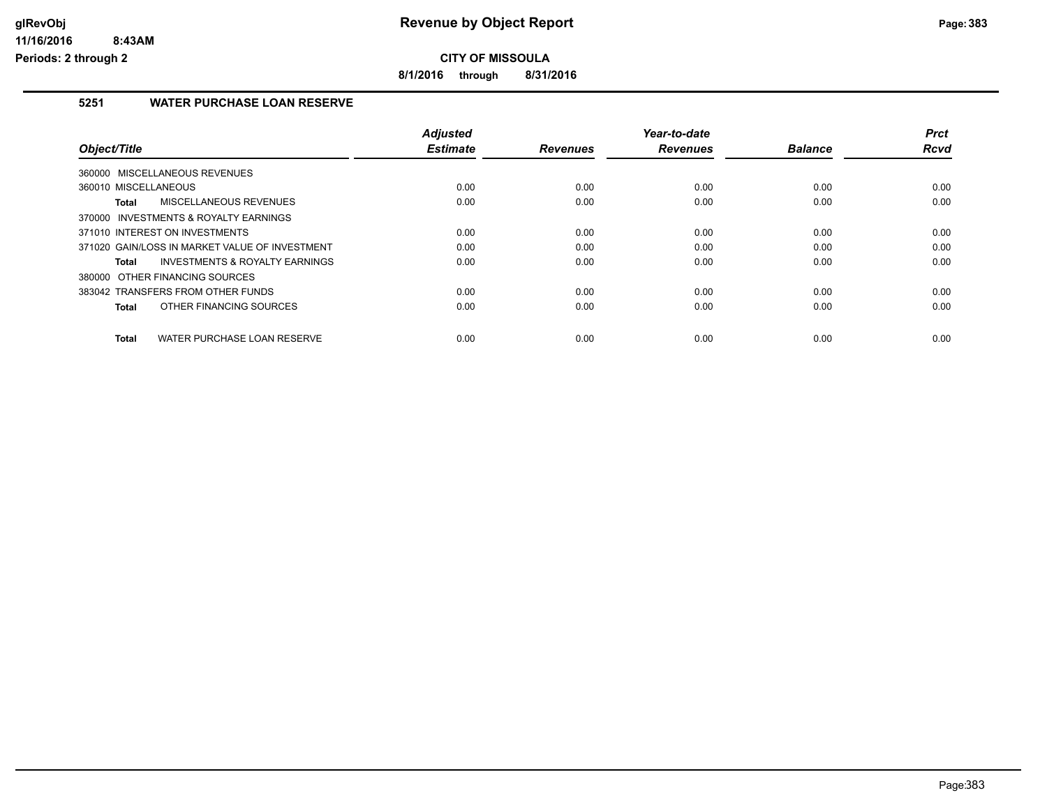**CITY OF MISSOULA**

**8/1/2016 through 8/31/2016**

## 5251 WATER PURCHASE LOAN RESERVE

| Object/Title | Adjusted Estimate | Revenues | Year-to-date Revenues | Balance | Prct Rcvd |
|---|---|---|---|---|---|
| 360000 MISCELLANEOUS REVENUES | | | | | |
| 360010 MISCELLANEOUS | 0.00 | 0.00 | 0.00 | 0.00 | 0.00 |
| **Total** MISCELLANEOUS REVENUES | 0.00 | 0.00 | 0.00 | 0.00 | 0.00 |
| 370000 INVESTMENTS & ROYALTY EARNINGS | | | | | |
| 371010 INTEREST ON INVESTMENTS | 0.00 | 0.00 | 0.00 | 0.00 | 0.00 |
| 371020 GAIN/LOSS IN MARKET VALUE OF INVESTMENT | 0.00 | 0.00 | 0.00 | 0.00 | 0.00 |
| **Total** INVESTMENTS & ROYALTY EARNINGS | 0.00 | 0.00 | 0.00 | 0.00 | 0.00 |
| 380000 OTHER FINANCING SOURCES | | | | | |
| 383042 TRANSFERS FROM OTHER FUNDS | 0.00 | 0.00 | 0.00 | 0.00 | 0.00 |
| **Total** OTHER FINANCING SOURCES | 0.00 | 0.00 | 0.00 | 0.00 | 0.00 |
| **Total** WATER PURCHASE LOAN RESERVE | 0.00 | 0.00 | 0.00 | 0.00 | 0.00 |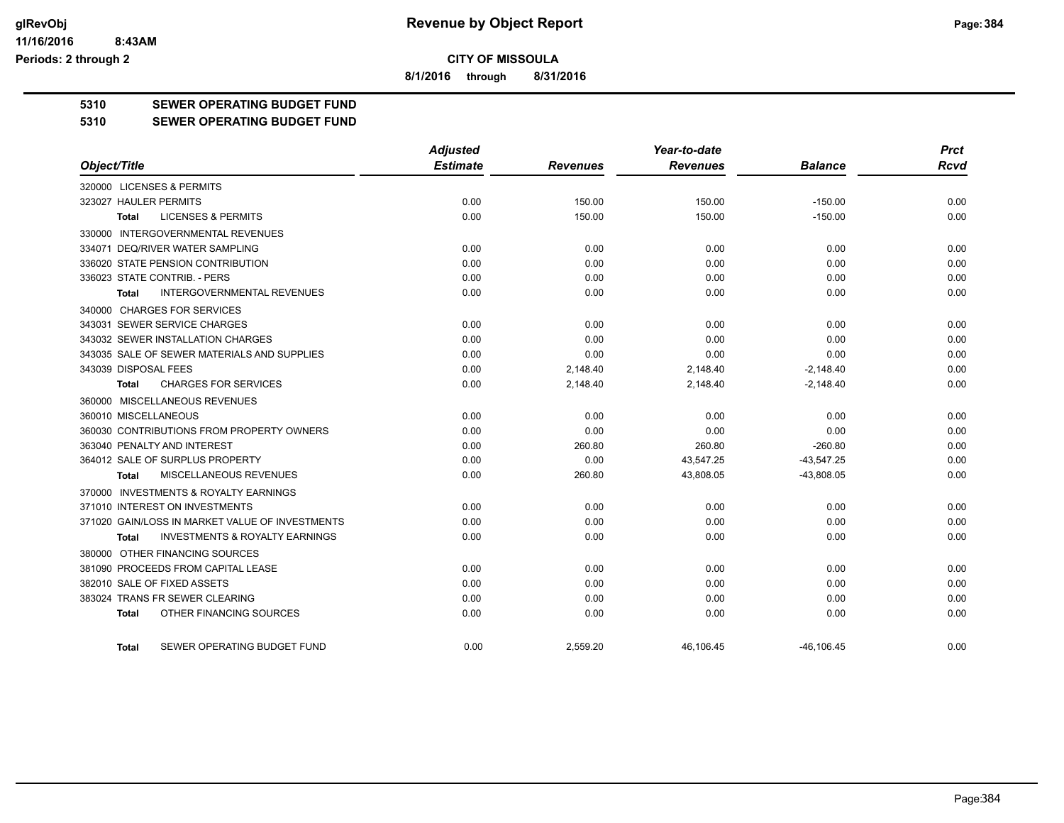# Revenue by Object Report

**CITY OF MISSOULA**

**8/1/2016 through 8/31/2016**

glRevObj
11/16/2016 8:43AM
Periods: 2 through 2

## 5310 SEWER OPERATING BUDGET FUND

## 5310 SEWER OPERATING BUDGET FUND

| Object/Title | Adjusted Estimate | Revenues | Year-to-date Revenues | Balance | Prct Rcvd |
|---|---|---|---|---|---|
| 320000 LICENSES & PERMITS | | | | | |
| 323027 HAULER PERMITS | 0.00 | 150.00 | 150.00 | -150.00 | 0.00 |
| Total LICENSES & PERMITS | 0.00 | 150.00 | 150.00 | -150.00 | 0.00 |
| 330000 INTERGOVERNMENTAL REVENUES | | | | | |
| 334071 DEQ/RIVER WATER SAMPLING | 0.00 | 0.00 | 0.00 | 0.00 | 0.00 |
| 336020 STATE PENSION CONTRIBUTION | 0.00 | 0.00 | 0.00 | 0.00 | 0.00 |
| 336023 STATE CONTRIB. - PERS | 0.00 | 0.00 | 0.00 | 0.00 | 0.00 |
| Total INTERGOVERNMENTAL REVENUES | 0.00 | 0.00 | 0.00 | 0.00 | 0.00 |
| 340000 CHARGES FOR SERVICES | | | | | |
| 343031 SEWER SERVICE CHARGES | 0.00 | 0.00 | 0.00 | 0.00 | 0.00 |
| 343032 SEWER INSTALLATION CHARGES | 0.00 | 0.00 | 0.00 | 0.00 | 0.00 |
| 343035 SALE OF SEWER MATERIALS AND SUPPLIES | 0.00 | 0.00 | 0.00 | 0.00 | 0.00 |
| 343039 DISPOSAL FEES | 0.00 | 2,148.40 | 2,148.40 | -2,148.40 | 0.00 |
| Total CHARGES FOR SERVICES | 0.00 | 2,148.40 | 2,148.40 | -2,148.40 | 0.00 |
| 360000 MISCELLANEOUS REVENUES | | | | | |
| 360010 MISCELLANEOUS | 0.00 | 0.00 | 0.00 | 0.00 | 0.00 |
| 360030 CONTRIBUTIONS FROM PROPERTY OWNERS | 0.00 | 0.00 | 0.00 | 0.00 | 0.00 |
| 363040 PENALTY AND INTEREST | 0.00 | 260.80 | 260.80 | -260.80 | 0.00 |
| 364012 SALE OF SURPLUS PROPERTY | 0.00 | 0.00 | 43,547.25 | -43,547.25 | 0.00 |
| Total MISCELLANEOUS REVENUES | 0.00 | 260.80 | 43,808.05 | -43,808.05 | 0.00 |
| 370000 INVESTMENTS & ROYALTY EARNINGS | | | | | |
| 371010 INTEREST ON INVESTMENTS | 0.00 | 0.00 | 0.00 | 0.00 | 0.00 |
| 371020 GAIN/LOSS IN MARKET VALUE OF INVESTMENTS | 0.00 | 0.00 | 0.00 | 0.00 | 0.00 |
| Total INVESTMENTS & ROYALTY EARNINGS | 0.00 | 0.00 | 0.00 | 0.00 | 0.00 |
| 380000 OTHER FINANCING SOURCES | | | | | |
| 381090 PROCEEDS FROM CAPITAL LEASE | 0.00 | 0.00 | 0.00 | 0.00 | 0.00 |
| 382010 SALE OF FIXED ASSETS | 0.00 | 0.00 | 0.00 | 0.00 | 0.00 |
| 383024 TRANS FR SEWER CLEARING | 0.00 | 0.00 | 0.00 | 0.00 | 0.00 |
| Total OTHER FINANCING SOURCES | 0.00 | 0.00 | 0.00 | 0.00 | 0.00 |
| Total SEWER OPERATING BUDGET FUND | 0.00 | 2,559.20 | 46,106.45 | -46,106.45 | 0.00 |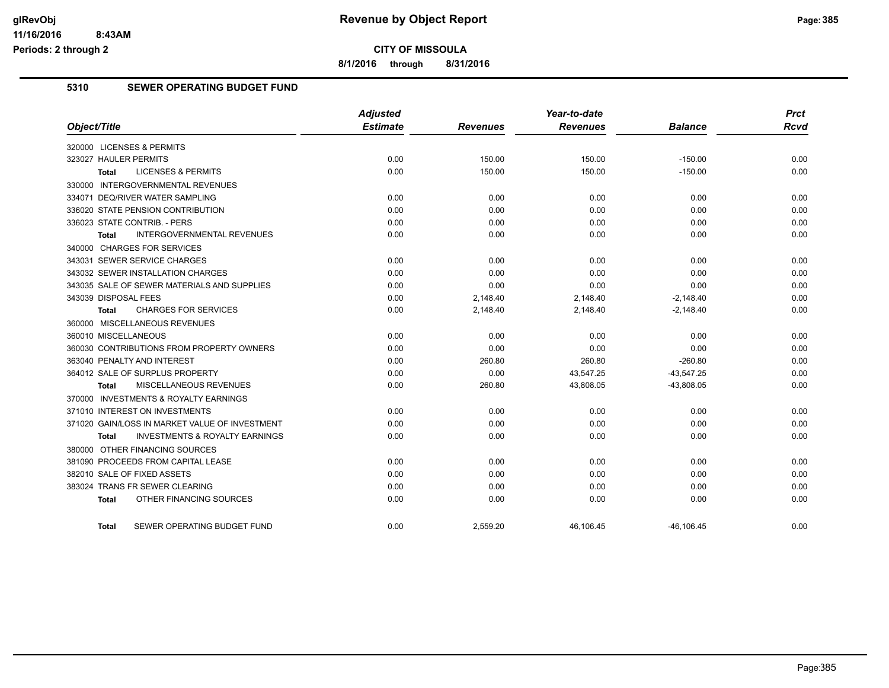**Revenue by Object Report**

**CITY OF MISSOULA**

**8/1/2016 through 8/31/2016**

## 5310 SEWER OPERATING BUDGET FUND

| Object/Title | Adjusted Estimate | Revenues | Year-to-date Revenues | Balance | Prct Rcvd |
|---|---|---|---|---|---|
| 320000 LICENSES & PERMITS | | | | | |
| 323027 HAULER PERMITS | 0.00 | 150.00 | 150.00 | -150.00 | 0.00 |
| **Total** LICENSES & PERMITS | 0.00 | 150.00 | 150.00 | -150.00 | 0.00 |
| 330000 INTERGOVERNMENTAL REVENUES | | | | | |
| 334071 DEQ/RIVER WATER SAMPLING | 0.00 | 0.00 | 0.00 | 0.00 | 0.00 |
| 336020 STATE PENSION CONTRIBUTION | 0.00 | 0.00 | 0.00 | 0.00 | 0.00 |
| 336023 STATE CONTRIB. - PERS | 0.00 | 0.00 | 0.00 | 0.00 | 0.00 |
| **Total** INTERGOVERNMENTAL REVENUES | 0.00 | 0.00 | 0.00 | 0.00 | 0.00 |
| 340000 CHARGES FOR SERVICES | | | | | |
| 343031 SEWER SERVICE CHARGES | 0.00 | 0.00 | 0.00 | 0.00 | 0.00 |
| 343032 SEWER INSTALLATION CHARGES | 0.00 | 0.00 | 0.00 | 0.00 | 0.00 |
| 343035 SALE OF SEWER MATERIALS AND SUPPLIES | 0.00 | 0.00 | 0.00 | 0.00 | 0.00 |
| 343039 DISPOSAL FEES | 0.00 | 2,148.40 | 2,148.40 | -2,148.40 | 0.00 |
| **Total** CHARGES FOR SERVICES | 0.00 | 2,148.40 | 2,148.40 | -2,148.40 | 0.00 |
| 360000 MISCELLANEOUS REVENUES | | | | | |
| 360010 MISCELLANEOUS | 0.00 | 0.00 | 0.00 | 0.00 | 0.00 |
| 360030 CONTRIBUTIONS FROM PROPERTY OWNERS | 0.00 | 0.00 | 0.00 | 0.00 | 0.00 |
| 363040 PENALTY AND INTEREST | 0.00 | 260.80 | 260.80 | -260.80 | 0.00 |
| 364012 SALE OF SURPLUS PROPERTY | 0.00 | 0.00 | 43,547.25 | -43,547.25 | 0.00 |
| **Total** MISCELLANEOUS REVENUES | 0.00 | 260.80 | 43,808.05 | -43,808.05 | 0.00 |
| 370000 INVESTMENTS & ROYALTY EARNINGS | | | | | |
| 371010 INTEREST ON INVESTMENTS | 0.00 | 0.00 | 0.00 | 0.00 | 0.00 |
| 371020 GAIN/LOSS IN MARKET VALUE OF INVESTMENT | 0.00 | 0.00 | 0.00 | 0.00 | 0.00 |
| **Total** INVESTMENTS & ROYALTY EARNINGS | 0.00 | 0.00 | 0.00 | 0.00 | 0.00 |
| 380000 OTHER FINANCING SOURCES | | | | | |
| 381090 PROCEEDS FROM CAPITAL LEASE | 0.00 | 0.00 | 0.00 | 0.00 | 0.00 |
| 382010 SALE OF FIXED ASSETS | 0.00 | 0.00 | 0.00 | 0.00 | 0.00 |
| 383024 TRANS FR SEWER CLEARING | 0.00 | 0.00 | 0.00 | 0.00 | 0.00 |
| **Total** OTHER FINANCING SOURCES | 0.00 | 0.00 | 0.00 | 0.00 | 0.00 |
| **Total** SEWER OPERATING BUDGET FUND | 0.00 | 2,559.20 | 46,106.45 | -46,106.45 | 0.00 |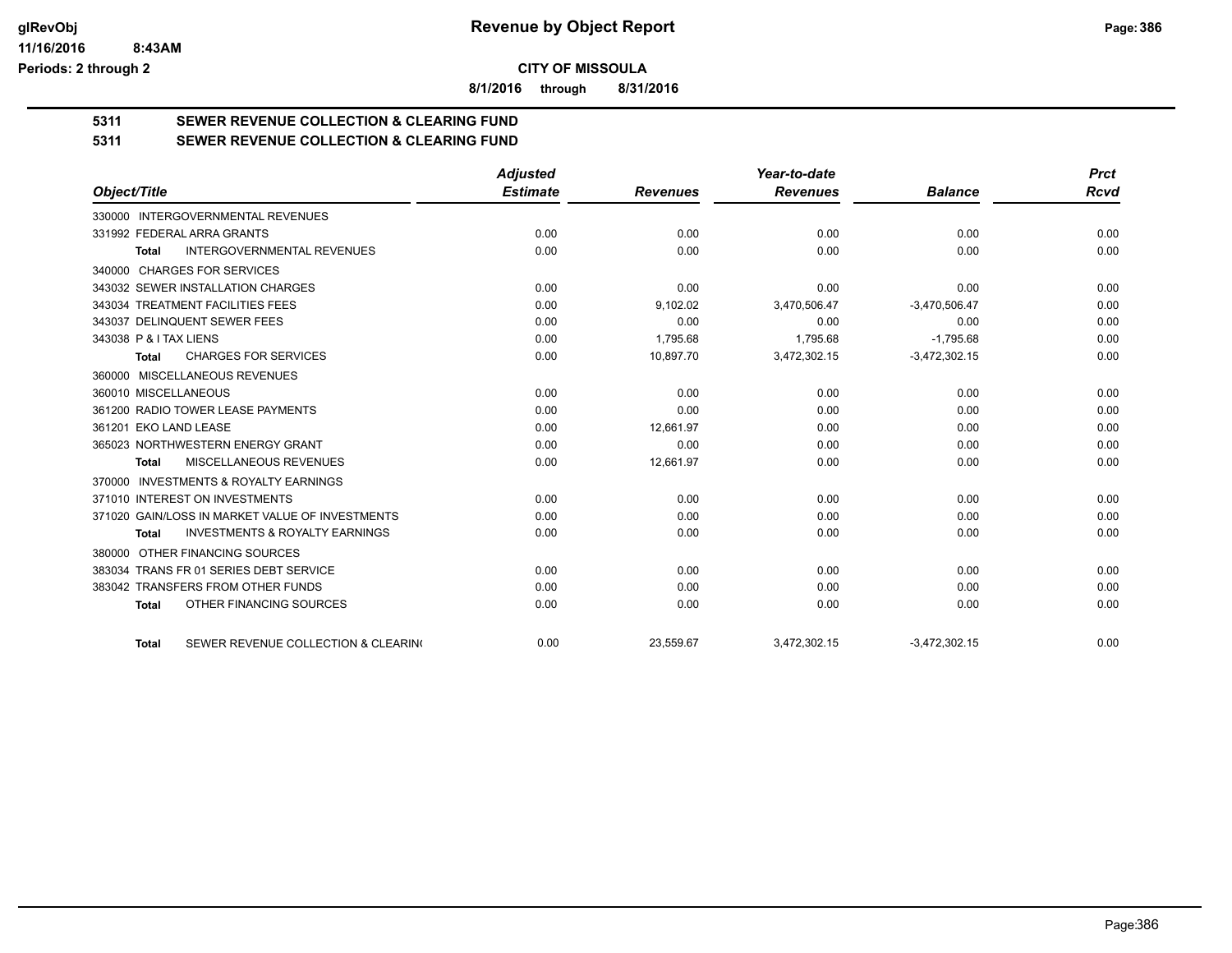**CITY OF MISSOULA**

**8/1/2016 through 8/31/2016**

# 5311 SEWER REVENUE COLLECTION & CLEARING FUND

## 5311 SEWER REVENUE COLLECTION & CLEARING FUND

| Object/Title | Adjusted Estimate | Revenues | Year-to-date Revenues | Balance | Prct Rcvd |
|---|---|---|---|---|---|
| 330000 INTERGOVERNMENTAL REVENUES | | | | | |
| 331992 FEDERAL ARRA GRANTS | 0.00 | 0.00 | 0.00 | 0.00 | 0.00 |
| **Total** INTERGOVERNMENTAL REVENUES | 0.00 | 0.00 | 0.00 | 0.00 | 0.00 |
| 340000 CHARGES FOR SERVICES | | | | | |
| 343032 SEWER INSTALLATION CHARGES | 0.00 | 0.00 | 0.00 | 0.00 | 0.00 |
| 343034 TREATMENT FACILITIES FEES | 0.00 | 9,102.02 | 3,470,506.47 | -3,470,506.47 | 0.00 |
| 343037 DELINQUENT SEWER FEES | 0.00 | 0.00 | 0.00 | 0.00 | 0.00 |
| 343038 P & I TAX LIENS | 0.00 | 1,795.68 | 1,795.68 | -1,795.68 | 0.00 |
| **Total** CHARGES FOR SERVICES | 0.00 | 10,897.70 | 3,472,302.15 | -3,472,302.15 | 0.00 |
| 360000 MISCELLANEOUS REVENUES | | | | | |
| 360010 MISCELLANEOUS | 0.00 | 0.00 | 0.00 | 0.00 | 0.00 |
| 361200 RADIO TOWER LEASE PAYMENTS | 0.00 | 0.00 | 0.00 | 0.00 | 0.00 |
| 361201 EKO LAND LEASE | 0.00 | 12,661.97 | 0.00 | 0.00 | 0.00 |
| 365023 NORTHWESTERN ENERGY GRANT | 0.00 | 0.00 | 0.00 | 0.00 | 0.00 |
| **Total** MISCELLANEOUS REVENUES | 0.00 | 12,661.97 | 0.00 | 0.00 | 0.00 |
| 370000 INVESTMENTS & ROYALTY EARNINGS | | | | | |
| 371010 INTEREST ON INVESTMENTS | 0.00 | 0.00 | 0.00 | 0.00 | 0.00 |
| 371020 GAIN/LOSS IN MARKET VALUE OF INVESTMENTS | 0.00 | 0.00 | 0.00 | 0.00 | 0.00 |
| **Total** INVESTMENTS & ROYALTY EARNINGS | 0.00 | 0.00 | 0.00 | 0.00 | 0.00 |
| 380000 OTHER FINANCING SOURCES | | | | | |
| 383034 TRANS FR 01 SERIES DEBT SERVICE | 0.00 | 0.00 | 0.00 | 0.00 | 0.00 |
| 383042 TRANSFERS FROM OTHER FUNDS | 0.00 | 0.00 | 0.00 | 0.00 | 0.00 |
| **Total** OTHER FINANCING SOURCES | 0.00 | 0.00 | 0.00 | 0.00 | 0.00 |
| **Total** SEWER REVENUE COLLECTION & CLEARIN( | 0.00 | 23,559.67 | 3,472,302.15 | -3,472,302.15 | 0.00 |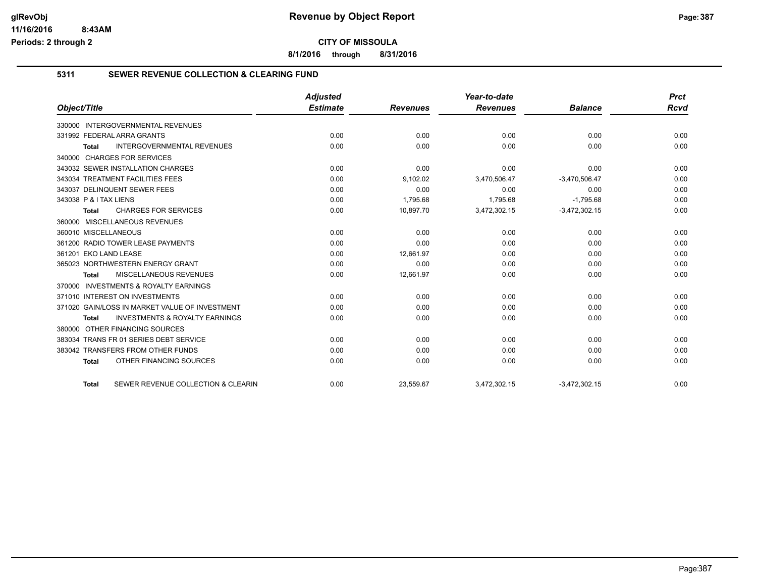# Revenue by Object Report

## CITY OF MISSOULA

**8/1/2016 through 8/31/2016**

glRevObj
11/16/2016 8:43AM
Periods: 2 through 2

### 5311 SEWER REVENUE COLLECTION & CLEARING FUND

| Object/Title | Adjusted Estimate | Revenues | Year-to-date Revenues | Balance | Prct Rcvd |
|---|---|---|---|---|---|
| 330000 INTERGOVERNMENTAL REVENUES | | | | | |
| 331992 FEDERAL ARRA GRANTS | 0.00 | 0.00 | 0.00 | 0.00 | 0.00 |
| **Total** INTERGOVERNMENTAL REVENUES | 0.00 | 0.00 | 0.00 | 0.00 | 0.00 |
| 340000 CHARGES FOR SERVICES | | | | | |
| 343032 SEWER INSTALLATION CHARGES | 0.00 | 0.00 | 0.00 | 0.00 | 0.00 |
| 343034 TREATMENT FACILITIES FEES | 0.00 | 9,102.02 | 3,470,506.47 | -3,470,506.47 | 0.00 |
| 343037 DELINQUENT SEWER FEES | 0.00 | 0.00 | 0.00 | 0.00 | 0.00 |
| 343038 P & I TAX LIENS | 0.00 | 1,795.68 | 1,795.68 | -1,795.68 | 0.00 |
| **Total** CHARGES FOR SERVICES | 0.00 | 10,897.70 | 3,472,302.15 | -3,472,302.15 | 0.00 |
| 360000 MISCELLANEOUS REVENUES | | | | | |
| 360010 MISCELLANEOUS | 0.00 | 0.00 | 0.00 | 0.00 | 0.00 |
| 361200 RADIO TOWER LEASE PAYMENTS | 0.00 | 0.00 | 0.00 | 0.00 | 0.00 |
| 361201 EKO LAND LEASE | 0.00 | 12,661.97 | 0.00 | 0.00 | 0.00 |
| 365023 NORTHWESTERN ENERGY GRANT | 0.00 | 0.00 | 0.00 | 0.00 | 0.00 |
| **Total** MISCELLANEOUS REVENUES | 0.00 | 12,661.97 | 0.00 | 0.00 | 0.00 |
| 370000 INVESTMENTS & ROYALTY EARNINGS | | | | | |
| 371010 INTEREST ON INVESTMENTS | 0.00 | 0.00 | 0.00 | 0.00 | 0.00 |
| 371020 GAIN/LOSS IN MARKET VALUE OF INVESTMENT | 0.00 | 0.00 | 0.00 | 0.00 | 0.00 |
| **Total** INVESTMENTS & ROYALTY EARNINGS | 0.00 | 0.00 | 0.00 | 0.00 | 0.00 |
| 380000 OTHER FINANCING SOURCES | | | | | |
| 383034 TRANS FR 01 SERIES DEBT SERVICE | 0.00 | 0.00 | 0.00 | 0.00 | 0.00 |
| 383042 TRANSFERS FROM OTHER FUNDS | 0.00 | 0.00 | 0.00 | 0.00 | 0.00 |
| **Total** OTHER FINANCING SOURCES | 0.00 | 0.00 | 0.00 | 0.00 | 0.00 |
| **Total** SEWER REVENUE COLLECTION & CLEARIN | 0.00 | 23,559.67 | 3,472,302.15 | -3,472,302.15 | 0.00 |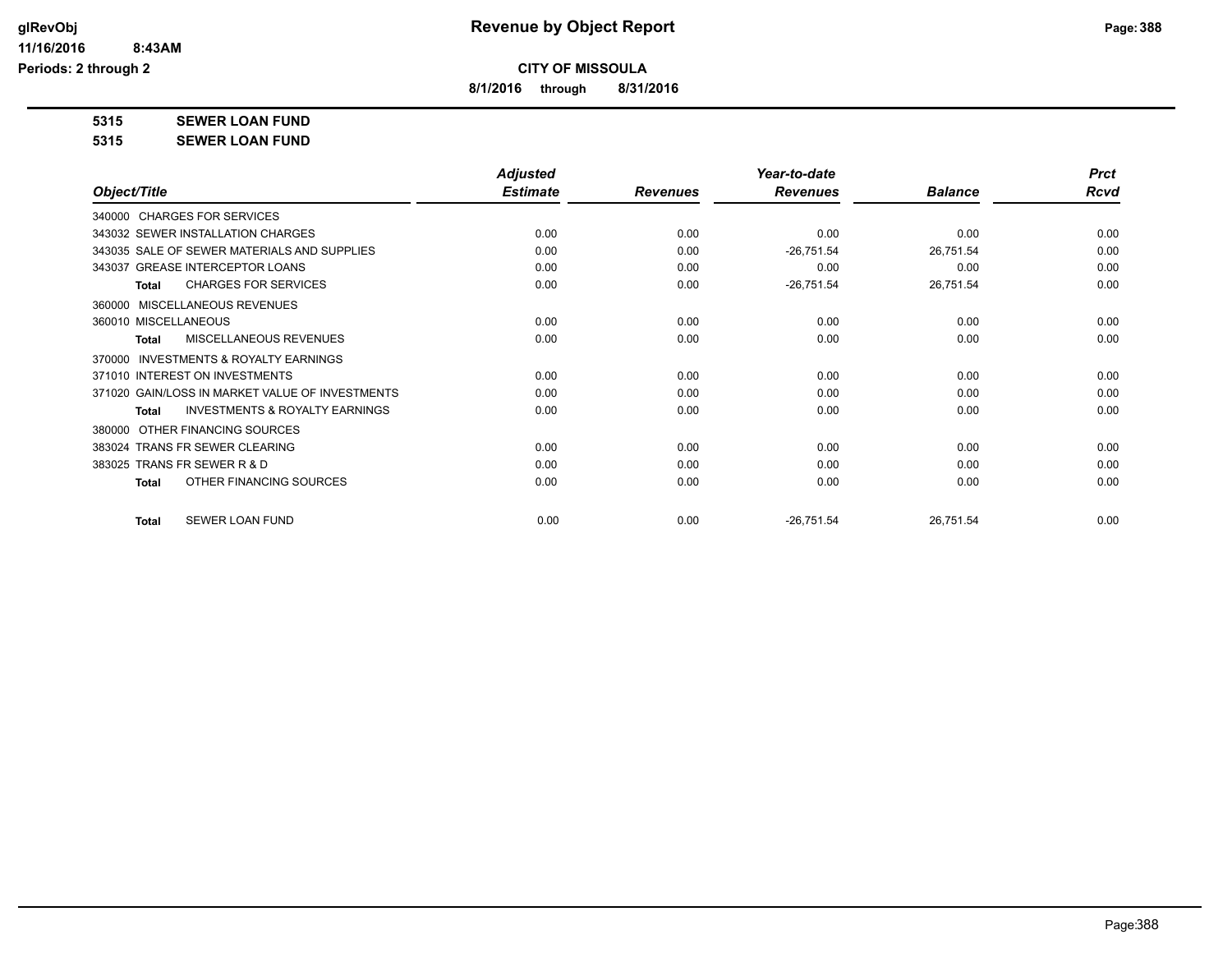# Revenue by Object Report

**CITY OF MISSOULA**

**8/1/2016 through 8/31/2016**

glRevObj
11/16/2016 8:43AM
Periods: 2 through 2

**5315 SEWER LOAN FUND**

**5315 SEWER LOAN FUND**

| Object/Title | Adjusted Estimate | Revenues | Year-to-date Revenues | Balance | Prct Rcvd |
|---|---|---|---|---|---|
| 340000 CHARGES FOR SERVICES | | | | | |
| 343032 SEWER INSTALLATION CHARGES | 0.00 | 0.00 | 0.00 | 0.00 | 0.00 |
| 343035 SALE OF SEWER MATERIALS AND SUPPLIES | 0.00 | 0.00 | -26,751.54 | 26,751.54 | 0.00 |
| 343037 GREASE INTERCEPTOR LOANS | 0.00 | 0.00 | 0.00 | 0.00 | 0.00 |
| **Total** CHARGES FOR SERVICES | 0.00 | 0.00 | -26,751.54 | 26,751.54 | 0.00 |
| 360000 MISCELLANEOUS REVENUES | | | | | |
| 360010 MISCELLANEOUS | 0.00 | 0.00 | 0.00 | 0.00 | 0.00 |
| **Total** MISCELLANEOUS REVENUES | 0.00 | 0.00 | 0.00 | 0.00 | 0.00 |
| 370000 INVESTMENTS & ROYALTY EARNINGS | | | | | |
| 371010 INTEREST ON INVESTMENTS | 0.00 | 0.00 | 0.00 | 0.00 | 0.00 |
| 371020 GAIN/LOSS IN MARKET VALUE OF INVESTMENTS | 0.00 | 0.00 | 0.00 | 0.00 | 0.00 |
| **Total** INVESTMENTS & ROYALTY EARNINGS | 0.00 | 0.00 | 0.00 | 0.00 | 0.00 |
| 380000 OTHER FINANCING SOURCES | | | | | |
| 383024 TRANS FR SEWER CLEARING | 0.00 | 0.00 | 0.00 | 0.00 | 0.00 |
| 383025 TRANS FR SEWER R & D | 0.00 | 0.00 | 0.00 | 0.00 | 0.00 |
| **Total** OTHER FINANCING SOURCES | 0.00 | 0.00 | 0.00 | 0.00 | 0.00 |
| **Total** SEWER LOAN FUND | 0.00 | 0.00 | -26,751.54 | 26,751.54 | 0.00 |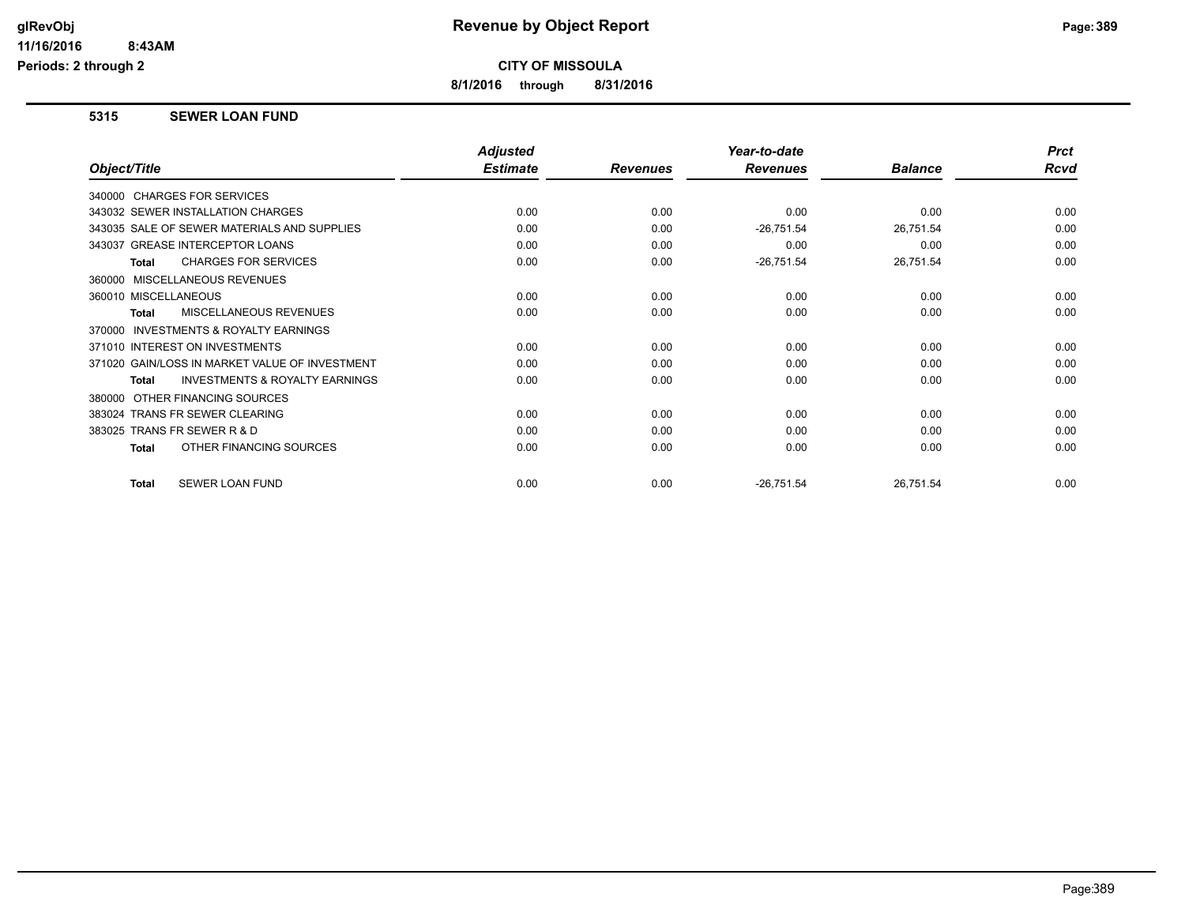# Revenue by Object Report

**CITY OF MISSOULA**

**8/1/2016 through 8/31/2016**

glRevObj
11/16/2016 8:43AM
Periods: 2 through 2

## 5315 SEWER LOAN FUND

| Object/Title | Adjusted Estimate | Revenues | Year-to-date Revenues | Balance | Prct Rcvd |
|---|---|---|---|---|---|
| 340000 CHARGES FOR SERVICES | | | | | |
| 343032 SEWER INSTALLATION CHARGES | 0.00 | 0.00 | 0.00 | 0.00 | 0.00 |
| 343035 SALE OF SEWER MATERIALS AND SUPPLIES | 0.00 | 0.00 | -26,751.54 | 26,751.54 | 0.00 |
| 343037 GREASE INTERCEPTOR LOANS | 0.00 | 0.00 | 0.00 | 0.00 | 0.00 |
| **Total** CHARGES FOR SERVICES | 0.00 | 0.00 | -26,751.54 | 26,751.54 | 0.00 |
| 360000 MISCELLANEOUS REVENUES | | | | | |
| 360010 MISCELLANEOUS | 0.00 | 0.00 | 0.00 | 0.00 | 0.00 |
| **Total** MISCELLANEOUS REVENUES | 0.00 | 0.00 | 0.00 | 0.00 | 0.00 |
| 370000 INVESTMENTS & ROYALTY EARNINGS | | | | | |
| 371010 INTEREST ON INVESTMENTS | 0.00 | 0.00 | 0.00 | 0.00 | 0.00 |
| 371020 GAIN/LOSS IN MARKET VALUE OF INVESTMENT | 0.00 | 0.00 | 0.00 | 0.00 | 0.00 |
| **Total** INVESTMENTS & ROYALTY EARNINGS | 0.00 | 0.00 | 0.00 | 0.00 | 0.00 |
| 380000 OTHER FINANCING SOURCES | | | | | |
| 383024 TRANS FR SEWER CLEARING | 0.00 | 0.00 | 0.00 | 0.00 | 0.00 |
| 383025 TRANS FR SEWER R & D | 0.00 | 0.00 | 0.00 | 0.00 | 0.00 |
| **Total** OTHER FINANCING SOURCES | 0.00 | 0.00 | 0.00 | 0.00 | 0.00 |
| **Total** SEWER LOAN FUND | 0.00 | 0.00 | -26,751.54 | 26,751.54 | 0.00 |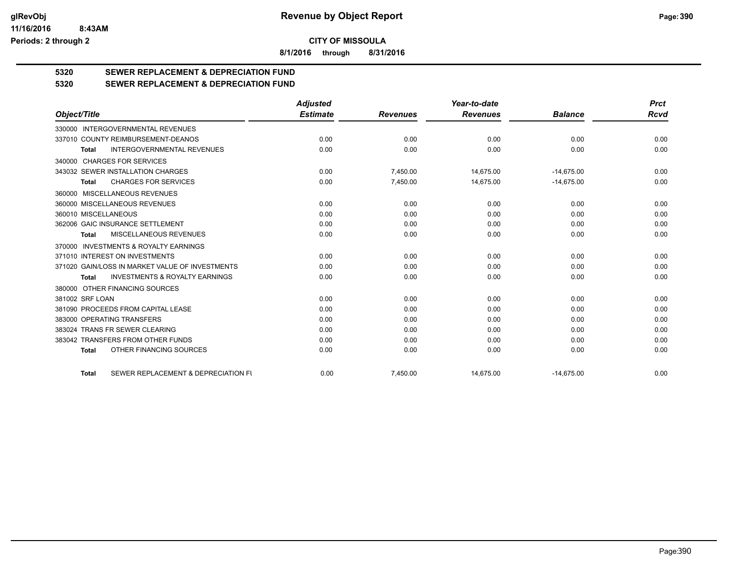**CITY OF MISSOULA**

**8/1/2016 through 8/31/2016**

## 5320 SEWER REPLACEMENT & DEPRECIATION FUND

## 5320 SEWER REPLACEMENT & DEPRECIATION FUND

| Object/Title | Adjusted Estimate | Revenues | Year-to-date Revenues | Balance | Prct Rcvd |
|---|---|---|---|---|---|
| 330000 INTERGOVERNMENTAL REVENUES | | | | | |
| 337010 COUNTY REIMBURSEMENT-DEANOS | 0.00 | 0.00 | 0.00 | 0.00 | 0.00 |
| **Total** INTERGOVERNMENTAL REVENUES | 0.00 | 0.00 | 0.00 | 0.00 | 0.00 |
| 340000 CHARGES FOR SERVICES | | | | | |
| 343032 SEWER INSTALLATION CHARGES | 0.00 | 7,450.00 | 14,675.00 | -14,675.00 | 0.00 |
| **Total** CHARGES FOR SERVICES | 0.00 | 7,450.00 | 14,675.00 | -14,675.00 | 0.00 |
| 360000 MISCELLANEOUS REVENUES | | | | | |
| 360000 MISCELLANEOUS REVENUES | 0.00 | 0.00 | 0.00 | 0.00 | 0.00 |
| 360010 MISCELLANEOUS | 0.00 | 0.00 | 0.00 | 0.00 | 0.00 |
| 362006 GAIC INSURANCE SETTLEMENT | 0.00 | 0.00 | 0.00 | 0.00 | 0.00 |
| **Total** MISCELLANEOUS REVENUES | 0.00 | 0.00 | 0.00 | 0.00 | 0.00 |
| 370000 INVESTMENTS & ROYALTY EARNINGS | | | | | |
| 371010 INTEREST ON INVESTMENTS | 0.00 | 0.00 | 0.00 | 0.00 | 0.00 |
| 371020 GAIN/LOSS IN MARKET VALUE OF INVESTMENTS | 0.00 | 0.00 | 0.00 | 0.00 | 0.00 |
| **Total** INVESTMENTS & ROYALTY EARNINGS | 0.00 | 0.00 | 0.00 | 0.00 | 0.00 |
| 380000 OTHER FINANCING SOURCES | | | | | |
| 381002 SRF LOAN | 0.00 | 0.00 | 0.00 | 0.00 | 0.00 |
| 381090 PROCEEDS FROM CAPITAL LEASE | 0.00 | 0.00 | 0.00 | 0.00 | 0.00 |
| 383000 OPERATING TRANSFERS | 0.00 | 0.00 | 0.00 | 0.00 | 0.00 |
| 383024 TRANS FR SEWER CLEARING | 0.00 | 0.00 | 0.00 | 0.00 | 0.00 |
| 383042 TRANSFERS FROM OTHER FUNDS | 0.00 | 0.00 | 0.00 | 0.00 | 0.00 |
| **Total** OTHER FINANCING SOURCES | 0.00 | 0.00 | 0.00 | 0.00 | 0.00 |
| **Total** SEWER REPLACEMENT & DEPRECIATION FU | 0.00 | 7,450.00 | 14,675.00 | -14,675.00 | 0.00 |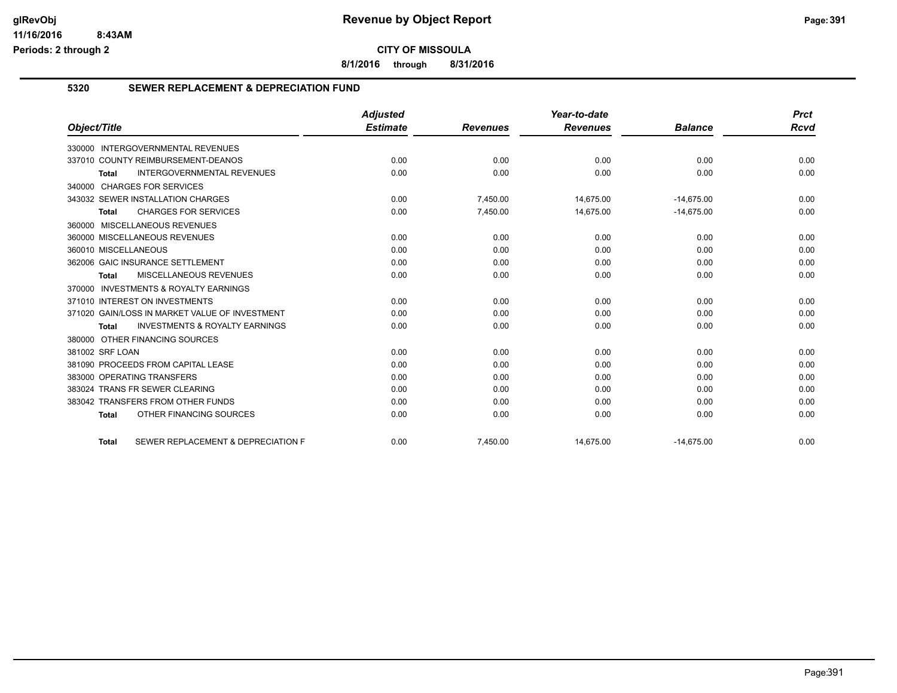# Revenue by Object Report

**CITY OF MISSOULA**

**8/1/2016 through 8/31/2016**

glRevObj
11/16/2016 8:43AM
Periods: 2 through 2

## 5320 SEWER REPLACEMENT & DEPRECIATION FUND

| Object/Title | Adjusted Estimate | Revenues | Year-to-date Revenues | Balance | Prct Rcvd |
|---|---|---|---|---|---|
| 330000 INTERGOVERNMENTAL REVENUES | | | | | |
| 337010 COUNTY REIMBURSEMENT-DEANOS | 0.00 | 0.00 | 0.00 | 0.00 | 0.00 |
| **Total** INTERGOVERNMENTAL REVENUES | 0.00 | 0.00 | 0.00 | 0.00 | 0.00 |
| 340000 CHARGES FOR SERVICES | | | | | |
| 343032 SEWER INSTALLATION CHARGES | 0.00 | 7,450.00 | 14,675.00 | -14,675.00 | 0.00 |
| **Total** CHARGES FOR SERVICES | 0.00 | 7,450.00 | 14,675.00 | -14,675.00 | 0.00 |
| 360000 MISCELLANEOUS REVENUES | | | | | |
| 360000 MISCELLANEOUS REVENUES | 0.00 | 0.00 | 0.00 | 0.00 | 0.00 |
| 360010 MISCELLANEOUS | 0.00 | 0.00 | 0.00 | 0.00 | 0.00 |
| 362006 GAIC INSURANCE SETTLEMENT | 0.00 | 0.00 | 0.00 | 0.00 | 0.00 |
| **Total** MISCELLANEOUS REVENUES | 0.00 | 0.00 | 0.00 | 0.00 | 0.00 |
| 370000 INVESTMENTS & ROYALTY EARNINGS | | | | | |
| 371010 INTEREST ON INVESTMENTS | 0.00 | 0.00 | 0.00 | 0.00 | 0.00 |
| 371020 GAIN/LOSS IN MARKET VALUE OF INVESTMENT | 0.00 | 0.00 | 0.00 | 0.00 | 0.00 |
| **Total** INVESTMENTS & ROYALTY EARNINGS | 0.00 | 0.00 | 0.00 | 0.00 | 0.00 |
| 380000 OTHER FINANCING SOURCES | | | | | |
| 381002 SRF LOAN | 0.00 | 0.00 | 0.00 | 0.00 | 0.00 |
| 381090 PROCEEDS FROM CAPITAL LEASE | 0.00 | 0.00 | 0.00 | 0.00 | 0.00 |
| 383000 OPERATING TRANSFERS | 0.00 | 0.00 | 0.00 | 0.00 | 0.00 |
| 383024 TRANS FR SEWER CLEARING | 0.00 | 0.00 | 0.00 | 0.00 | 0.00 |
| 383042 TRANSFERS FROM OTHER FUNDS | 0.00 | 0.00 | 0.00 | 0.00 | 0.00 |
| **Total** OTHER FINANCING SOURCES | 0.00 | 0.00 | 0.00 | 0.00 | 0.00 |
| **Total** SEWER REPLACEMENT & DEPRECIATION F | 0.00 | 7,450.00 | 14,675.00 | -14,675.00 | 0.00 |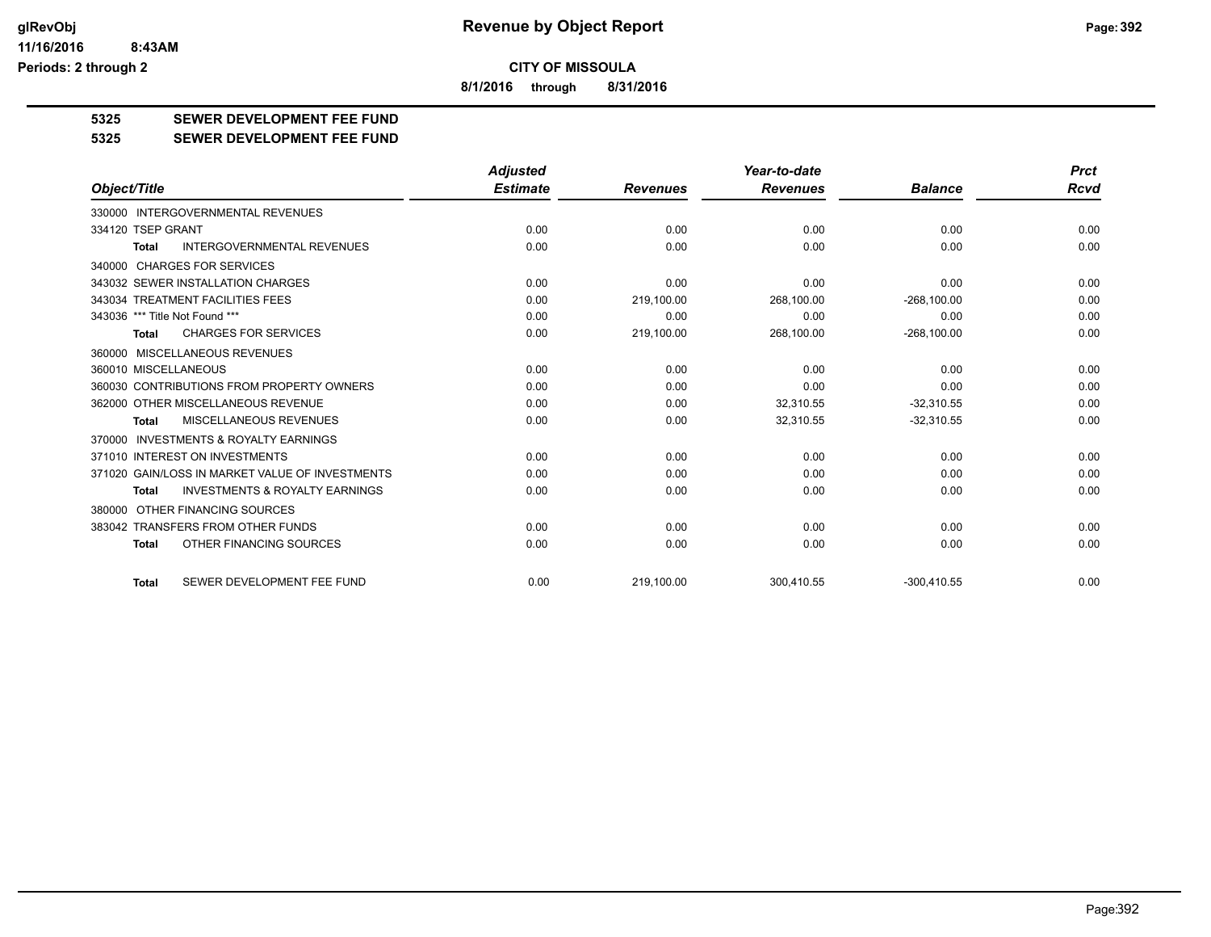# Revenue by Object Report

**CITY OF MISSOULA**

**8/1/2016 through 8/31/2016**

glRevObj
11/16/2016 8:43AM
Periods: 2 through 2

## 5325 SEWER DEVELOPMENT FEE FUND

## 5325 SEWER DEVELOPMENT FEE FUND

| Object/Title | Adjusted Estimate | Revenues | Year-to-date Revenues | Balance | Prct Rcvd |
|---|---|---|---|---|---|
| 330000 INTERGOVERNMENTAL REVENUES | | | | | |
| 334120 TSEP GRANT | 0.00 | 0.00 | 0.00 | 0.00 | 0.00 |
| **Total** INTERGOVERNMENTAL REVENUES | 0.00 | 0.00 | 0.00 | 0.00 | 0.00 |
| 340000 CHARGES FOR SERVICES | | | | | |
| 343032 SEWER INSTALLATION CHARGES | 0.00 | 0.00 | 0.00 | 0.00 | 0.00 |
| 343034 TREATMENT FACILITIES FEES | 0.00 | 219,100.00 | 268,100.00 | -268,100.00 | 0.00 |
| 343036 *** Title Not Found *** | 0.00 | 0.00 | 0.00 | 0.00 | 0.00 |
| **Total** CHARGES FOR SERVICES | 0.00 | 219,100.00 | 268,100.00 | -268,100.00 | 0.00 |
| 360000 MISCELLANEOUS REVENUES | | | | | |
| 360010 MISCELLANEOUS | 0.00 | 0.00 | 0.00 | 0.00 | 0.00 |
| 360030 CONTRIBUTIONS FROM PROPERTY OWNERS | 0.00 | 0.00 | 0.00 | 0.00 | 0.00 |
| 362000 OTHER MISCELLANEOUS REVENUE | 0.00 | 0.00 | 32,310.55 | -32,310.55 | 0.00 |
| **Total** MISCELLANEOUS REVENUES | 0.00 | 0.00 | 32,310.55 | -32,310.55 | 0.00 |
| 370000 INVESTMENTS & ROYALTY EARNINGS | | | | | |
| 371010 INTEREST ON INVESTMENTS | 0.00 | 0.00 | 0.00 | 0.00 | 0.00 |
| 371020 GAIN/LOSS IN MARKET VALUE OF INVESTMENTS | 0.00 | 0.00 | 0.00 | 0.00 | 0.00 |
| **Total** INVESTMENTS & ROYALTY EARNINGS | 0.00 | 0.00 | 0.00 | 0.00 | 0.00 |
| 380000 OTHER FINANCING SOURCES | | | | | |
| 383042 TRANSFERS FROM OTHER FUNDS | 0.00 | 0.00 | 0.00 | 0.00 | 0.00 |
| **Total** OTHER FINANCING SOURCES | 0.00 | 0.00 | 0.00 | 0.00 | 0.00 |
| **Total** SEWER DEVELOPMENT FEE FUND | 0.00 | 219,100.00 | 300,410.55 | -300,410.55 | 0.00 |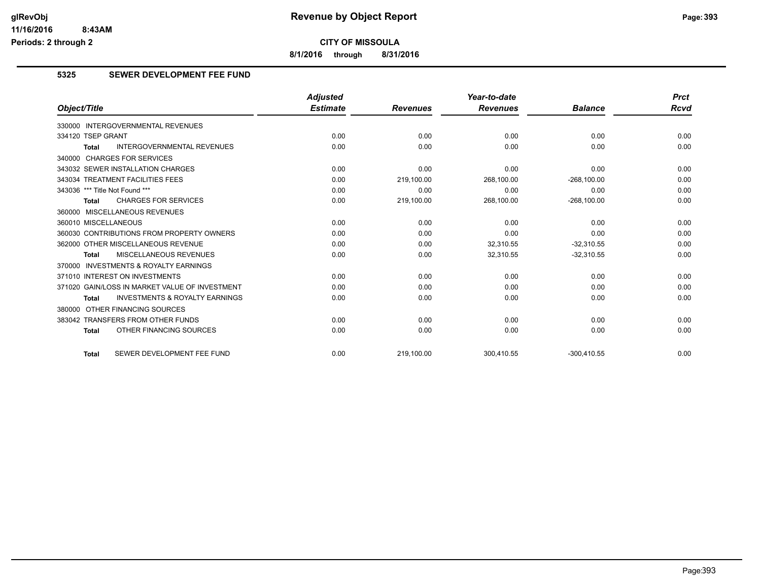**CITY OF MISSOULA**

**8/1/2016 through 8/31/2016**

## 5325 SEWER DEVELOPMENT FEE FUND

| Object/Title | Adjusted Estimate | Revenues | Year-to-date Revenues | Balance | Prct Rcvd |
|---|---|---|---|---|---|
| 330000 INTERGOVERNMENTAL REVENUES | | | | | |
| 334120 TSEP GRANT | 0.00 | 0.00 | 0.00 | 0.00 | 0.00 |
| **Total** INTERGOVERNMENTAL REVENUES | 0.00 | 0.00 | 0.00 | 0.00 | 0.00 |
| 340000 CHARGES FOR SERVICES | | | | | |
| 343032 SEWER INSTALLATION CHARGES | 0.00 | 0.00 | 0.00 | 0.00 | 0.00 |
| 343034 TREATMENT FACILITIES FEES | 0.00 | 219,100.00 | 268,100.00 | -268,100.00 | 0.00 |
| 343036 *** Title Not Found *** | 0.00 | 0.00 | 0.00 | 0.00 | 0.00 |
| **Total** CHARGES FOR SERVICES | 0.00 | 219,100.00 | 268,100.00 | -268,100.00 | 0.00 |
| 360000 MISCELLANEOUS REVENUES | | | | | |
| 360010 MISCELLANEOUS | 0.00 | 0.00 | 0.00 | 0.00 | 0.00 |
| 360030 CONTRIBUTIONS FROM PROPERTY OWNERS | 0.00 | 0.00 | 0.00 | 0.00 | 0.00 |
| 362000 OTHER MISCELLANEOUS REVENUE | 0.00 | 0.00 | 32,310.55 | -32,310.55 | 0.00 |
| **Total** MISCELLANEOUS REVENUES | 0.00 | 0.00 | 32,310.55 | -32,310.55 | 0.00 |
| 370000 INVESTMENTS & ROYALTY EARNINGS | | | | | |
| 371010 INTEREST ON INVESTMENTS | 0.00 | 0.00 | 0.00 | 0.00 | 0.00 |
| 371020 GAIN/LOSS IN MARKET VALUE OF INVESTMENT | 0.00 | 0.00 | 0.00 | 0.00 | 0.00 |
| **Total** INVESTMENTS & ROYALTY EARNINGS | 0.00 | 0.00 | 0.00 | 0.00 | 0.00 |
| 380000 OTHER FINANCING SOURCES | | | | | |
| 383042 TRANSFERS FROM OTHER FUNDS | 0.00 | 0.00 | 0.00 | 0.00 | 0.00 |
| **Total** OTHER FINANCING SOURCES | 0.00 | 0.00 | 0.00 | 0.00 | 0.00 |
| **Total** SEWER DEVELOPMENT FEE FUND | 0.00 | 219,100.00 | 300,410.55 | -300,410.55 | 0.00 |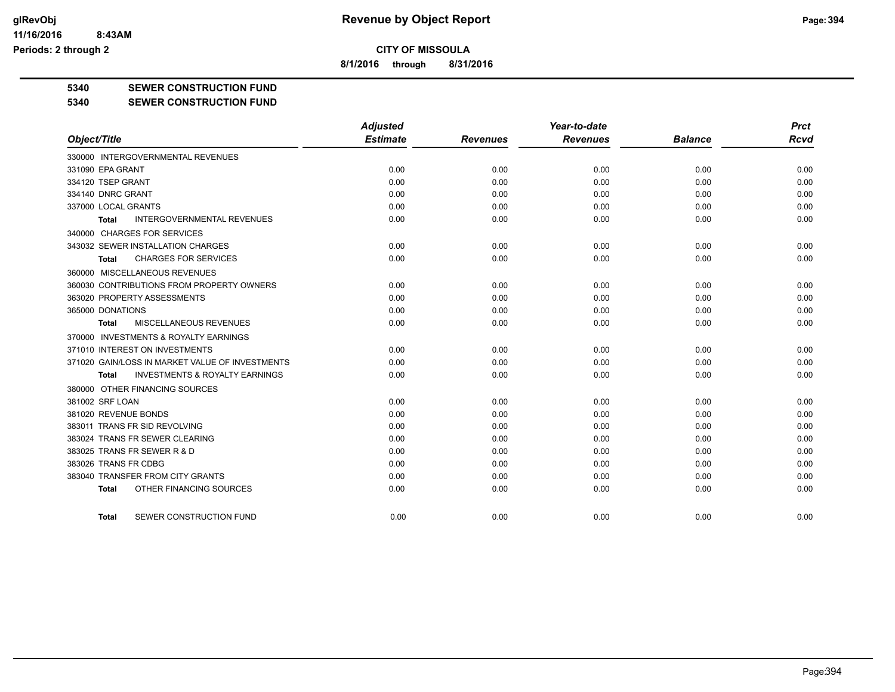# Revenue by Object Report

**CITY OF MISSOULA**

**8/1/2016 through 8/31/2016**

glRevObj
11/16/2016 8:43AM
Periods: 2 through 2

**5340 SEWER CONSTRUCTION FUND**

**5340 SEWER CONSTRUCTION FUND**

| Object/Title | Adjusted Estimate | Revenues | Year-to-date Revenues | Balance | Prct Rcvd |
|---|---|---|---|---|---|
| 330000 INTERGOVERNMENTAL REVENUES | | | | | |
| 331090 EPA GRANT | 0.00 | 0.00 | 0.00 | 0.00 | 0.00 |
| 334120 TSEP GRANT | 0.00 | 0.00 | 0.00 | 0.00 | 0.00 |
| 334140 DNRC GRANT | 0.00 | 0.00 | 0.00 | 0.00 | 0.00 |
| 337000 LOCAL GRANTS | 0.00 | 0.00 | 0.00 | 0.00 | 0.00 |
| **Total** INTERGOVERNMENTAL REVENUES | 0.00 | 0.00 | 0.00 | 0.00 | 0.00 |
| 340000 CHARGES FOR SERVICES | | | | | |
| 343032 SEWER INSTALLATION CHARGES | 0.00 | 0.00 | 0.00 | 0.00 | 0.00 |
| **Total** CHARGES FOR SERVICES | 0.00 | 0.00 | 0.00 | 0.00 | 0.00 |
| 360000 MISCELLANEOUS REVENUES | | | | | |
| 360030 CONTRIBUTIONS FROM PROPERTY OWNERS | 0.00 | 0.00 | 0.00 | 0.00 | 0.00 |
| 363020 PROPERTY ASSESSMENTS | 0.00 | 0.00 | 0.00 | 0.00 | 0.00 |
| 365000 DONATIONS | 0.00 | 0.00 | 0.00 | 0.00 | 0.00 |
| **Total** MISCELLANEOUS REVENUES | 0.00 | 0.00 | 0.00 | 0.00 | 0.00 |
| 370000 INVESTMENTS & ROYALTY EARNINGS | | | | | |
| 371010 INTEREST ON INVESTMENTS | 0.00 | 0.00 | 0.00 | 0.00 | 0.00 |
| 371020 GAIN/LOSS IN MARKET VALUE OF INVESTMENTS | 0.00 | 0.00 | 0.00 | 0.00 | 0.00 |
| **Total** INVESTMENTS & ROYALTY EARNINGS | 0.00 | 0.00 | 0.00 | 0.00 | 0.00 |
| 380000 OTHER FINANCING SOURCES | | | | | |
| 381002 SRF LOAN | 0.00 | 0.00 | 0.00 | 0.00 | 0.00 |
| 381020 REVENUE BONDS | 0.00 | 0.00 | 0.00 | 0.00 | 0.00 |
| 383011 TRANS FR SID REVOLVING | 0.00 | 0.00 | 0.00 | 0.00 | 0.00 |
| 383024 TRANS FR SEWER CLEARING | 0.00 | 0.00 | 0.00 | 0.00 | 0.00 |
| 383025 TRANS FR SEWER R & D | 0.00 | 0.00 | 0.00 | 0.00 | 0.00 |
| 383026 TRANS FR CDBG | 0.00 | 0.00 | 0.00 | 0.00 | 0.00 |
| 383040 TRANSFER FROM CITY GRANTS | 0.00 | 0.00 | 0.00 | 0.00 | 0.00 |
| **Total** OTHER FINANCING SOURCES | 0.00 | 0.00 | 0.00 | 0.00 | 0.00 |
| **Total** SEWER CONSTRUCTION FUND | 0.00 | 0.00 | 0.00 | 0.00 | 0.00 |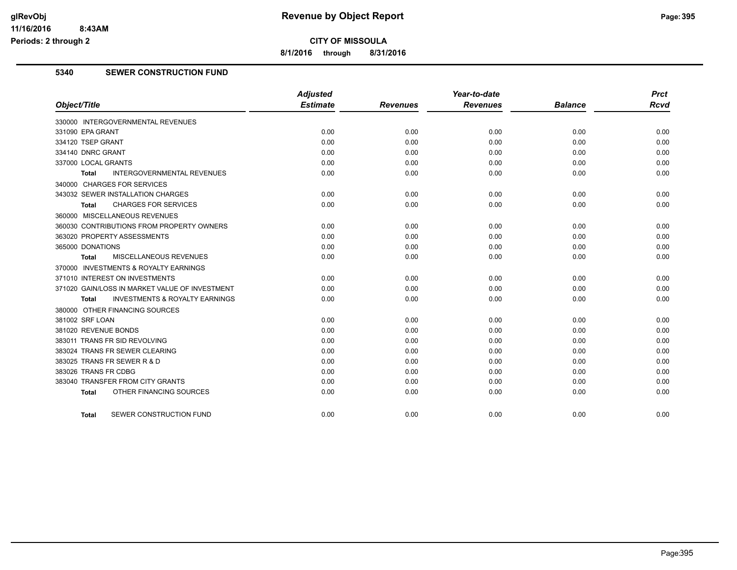# Revenue by Object Report

**CITY OF MISSOULA**

**8/1/2016 through 8/31/2016**

glRevObj
11/16/2016 8:43AM
Periods: 2 through 2

## 5340 SEWER CONSTRUCTION FUND

| Object/Title | Adjusted Estimate | Revenues | Year-to-date Revenues | Balance | Prct Rcvd |
|---|---|---|---|---|---|
| 330000 INTERGOVERNMENTAL REVENUES | | | | | |
| 331090 EPA GRANT | 0.00 | 0.00 | 0.00 | 0.00 | 0.00 |
| 334120 TSEP GRANT | 0.00 | 0.00 | 0.00 | 0.00 | 0.00 |
| 334140 DNRC GRANT | 0.00 | 0.00 | 0.00 | 0.00 | 0.00 |
| 337000 LOCAL GRANTS | 0.00 | 0.00 | 0.00 | 0.00 | 0.00 |
| **Total** INTERGOVERNMENTAL REVENUES | 0.00 | 0.00 | 0.00 | 0.00 | 0.00 |
| 340000 CHARGES FOR SERVICES | | | | | |
| 343032 SEWER INSTALLATION CHARGES | 0.00 | 0.00 | 0.00 | 0.00 | 0.00 |
| **Total** CHARGES FOR SERVICES | 0.00 | 0.00 | 0.00 | 0.00 | 0.00 |
| 360000 MISCELLANEOUS REVENUES | | | | | |
| 360030 CONTRIBUTIONS FROM PROPERTY OWNERS | 0.00 | 0.00 | 0.00 | 0.00 | 0.00 |
| 363020 PROPERTY ASSESSMENTS | 0.00 | 0.00 | 0.00 | 0.00 | 0.00 |
| 365000 DONATIONS | 0.00 | 0.00 | 0.00 | 0.00 | 0.00 |
| **Total** MISCELLANEOUS REVENUES | 0.00 | 0.00 | 0.00 | 0.00 | 0.00 |
| 370000 INVESTMENTS & ROYALTY EARNINGS | | | | | |
| 371010 INTEREST ON INVESTMENTS | 0.00 | 0.00 | 0.00 | 0.00 | 0.00 |
| 371020 GAIN/LOSS IN MARKET VALUE OF INVESTMENT | 0.00 | 0.00 | 0.00 | 0.00 | 0.00 |
| **Total** INVESTMENTS & ROYALTY EARNINGS | 0.00 | 0.00 | 0.00 | 0.00 | 0.00 |
| 380000 OTHER FINANCING SOURCES | | | | | |
| 381002 SRF LOAN | 0.00 | 0.00 | 0.00 | 0.00 | 0.00 |
| 381020 REVENUE BONDS | 0.00 | 0.00 | 0.00 | 0.00 | 0.00 |
| 383011 TRANS FR SID REVOLVING | 0.00 | 0.00 | 0.00 | 0.00 | 0.00 |
| 383024 TRANS FR SEWER CLEARING | 0.00 | 0.00 | 0.00 | 0.00 | 0.00 |
| 383025 TRANS FR SEWER R & D | 0.00 | 0.00 | 0.00 | 0.00 | 0.00 |
| 383026 TRANS FR CDBG | 0.00 | 0.00 | 0.00 | 0.00 | 0.00 |
| 383040 TRANSFER FROM CITY GRANTS | 0.00 | 0.00 | 0.00 | 0.00 | 0.00 |
| **Total** OTHER FINANCING SOURCES | 0.00 | 0.00 | 0.00 | 0.00 | 0.00 |
| **Total** SEWER CONSTRUCTION FUND | 0.00 | 0.00 | 0.00 | 0.00 | 0.00 |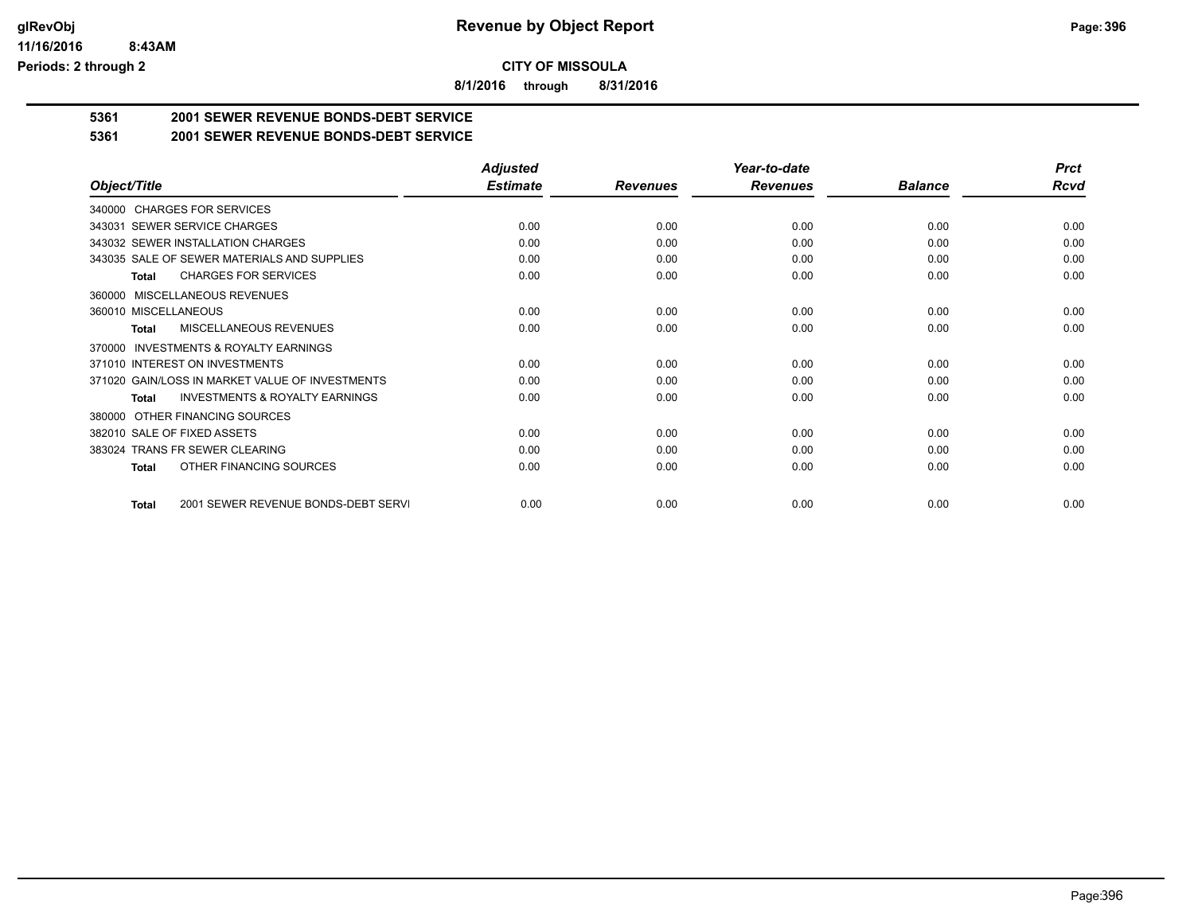**CITY OF MISSOULA**

**8/1/2016 through 8/31/2016**

**5361 2001 SEWER REVENUE BONDS-DEBT SERVICE**

**5361 2001 SEWER REVENUE BONDS-DEBT SERVICE**

| Object/Title | Adjusted Estimate | Revenues | Year-to-date Revenues | Balance | Prct Rcvd |
|---|---|---|---|---|---|
| 340000 CHARGES FOR SERVICES | | | | | |
| 343031 SEWER SERVICE CHARGES | 0.00 | 0.00 | 0.00 | 0.00 | 0.00 |
| 343032 SEWER INSTALLATION CHARGES | 0.00 | 0.00 | 0.00 | 0.00 | 0.00 |
| 343035 SALE OF SEWER MATERIALS AND SUPPLIES | 0.00 | 0.00 | 0.00 | 0.00 | 0.00 |
| **Total** CHARGES FOR SERVICES | 0.00 | 0.00 | 0.00 | 0.00 | 0.00 |
| 360000 MISCELLANEOUS REVENUES | | | | | |
| 360010 MISCELLANEOUS | 0.00 | 0.00 | 0.00 | 0.00 | 0.00 |
| **Total** MISCELLANEOUS REVENUES | 0.00 | 0.00 | 0.00 | 0.00 | 0.00 |
| 370000 INVESTMENTS & ROYALTY EARNINGS | | | | | |
| 371010 INTEREST ON INVESTMENTS | 0.00 | 0.00 | 0.00 | 0.00 | 0.00 |
| 371020 GAIN/LOSS IN MARKET VALUE OF INVESTMENTS | 0.00 | 0.00 | 0.00 | 0.00 | 0.00 |
| **Total** INVESTMENTS & ROYALTY EARNINGS | 0.00 | 0.00 | 0.00 | 0.00 | 0.00 |
| 380000 OTHER FINANCING SOURCES | | | | | |
| 382010 SALE OF FIXED ASSETS | 0.00 | 0.00 | 0.00 | 0.00 | 0.00 |
| 383024 TRANS FR SEWER CLEARING | 0.00 | 0.00 | 0.00 | 0.00 | 0.00 |
| **Total** OTHER FINANCING SOURCES | 0.00 | 0.00 | 0.00 | 0.00 | 0.00 |
| **Total** 2001 SEWER REVENUE BONDS-DEBT SERVI | 0.00 | 0.00 | 0.00 | 0.00 | 0.00 |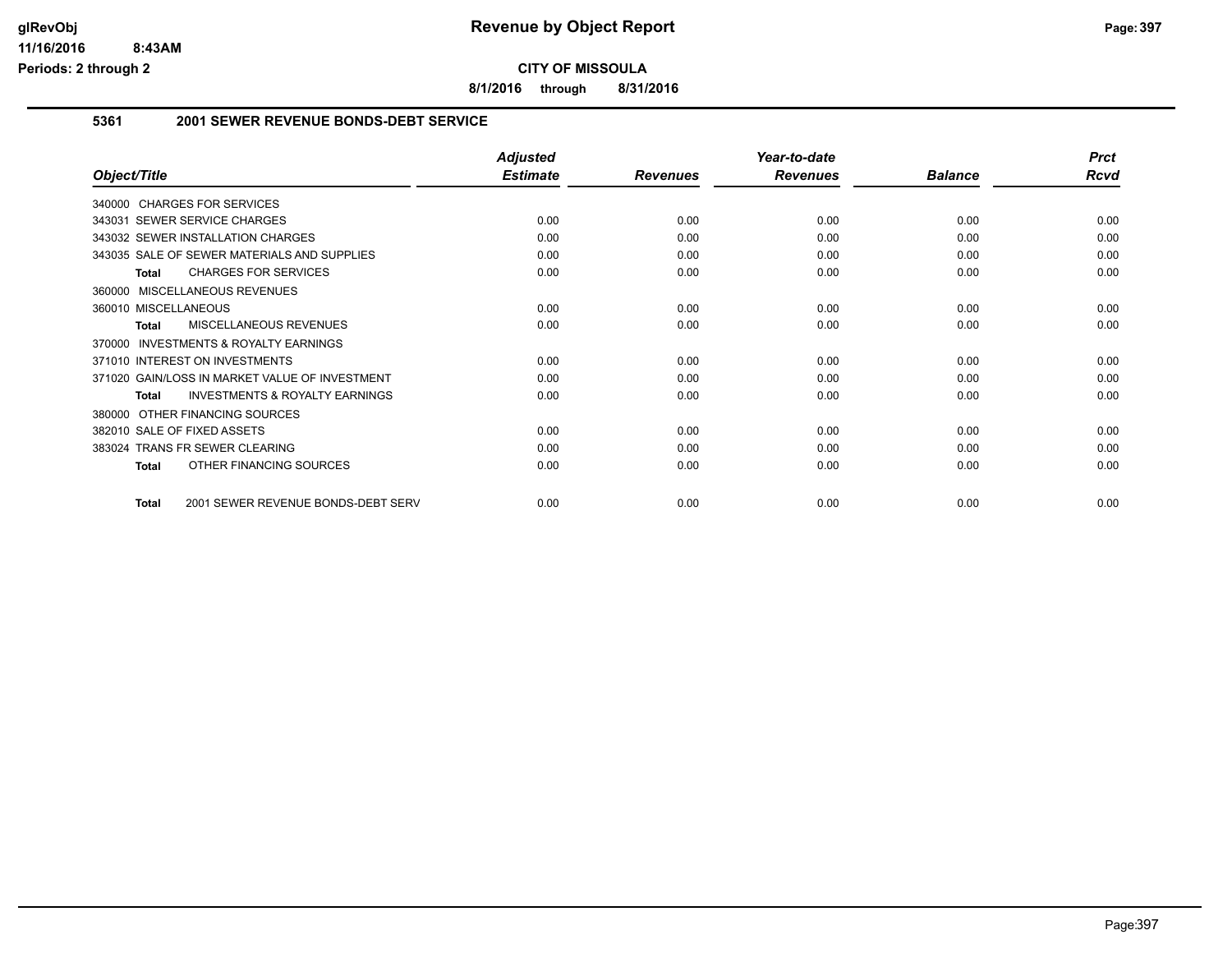# CITY OF MISSOULA

**8/1/2016 through 8/31/2016**

## 5361 2001 SEWER REVENUE BONDS-DEBT SERVICE

| Object/Title | Adjusted Estimate | Revenues | Year-to-date Revenues | Balance | Prct Rcvd |
|---|---|---|---|---|---|
| 340000 CHARGES FOR SERVICES | | | | | |
| 343031 SEWER SERVICE CHARGES | 0.00 | 0.00 | 0.00 | 0.00 | 0.00 |
| 343032 SEWER INSTALLATION CHARGES | 0.00 | 0.00 | 0.00 | 0.00 | 0.00 |
| 343035 SALE OF SEWER MATERIALS AND SUPPLIES | 0.00 | 0.00 | 0.00 | 0.00 | 0.00 |
| **Total** CHARGES FOR SERVICES | 0.00 | 0.00 | 0.00 | 0.00 | 0.00 |
| 360000 MISCELLANEOUS REVENUES | | | | | |
| 360010 MISCELLANEOUS | 0.00 | 0.00 | 0.00 | 0.00 | 0.00 |
| **Total** MISCELLANEOUS REVENUES | 0.00 | 0.00 | 0.00 | 0.00 | 0.00 |
| 370000 INVESTMENTS & ROYALTY EARNINGS | | | | | |
| 371010 INTEREST ON INVESTMENTS | 0.00 | 0.00 | 0.00 | 0.00 | 0.00 |
| 371020 GAIN/LOSS IN MARKET VALUE OF INVESTMENT | 0.00 | 0.00 | 0.00 | 0.00 | 0.00 |
| **Total** INVESTMENTS & ROYALTY EARNINGS | 0.00 | 0.00 | 0.00 | 0.00 | 0.00 |
| 380000 OTHER FINANCING SOURCES | | | | | |
| 382010 SALE OF FIXED ASSETS | 0.00 | 0.00 | 0.00 | 0.00 | 0.00 |
| 383024 TRANS FR SEWER CLEARING | 0.00 | 0.00 | 0.00 | 0.00 | 0.00 |
| **Total** OTHER FINANCING SOURCES | 0.00 | 0.00 | 0.00 | 0.00 | 0.00 |
| **Total** 2001 SEWER REVENUE BONDS-DEBT SERV | 0.00 | 0.00 | 0.00 | 0.00 | 0.00 |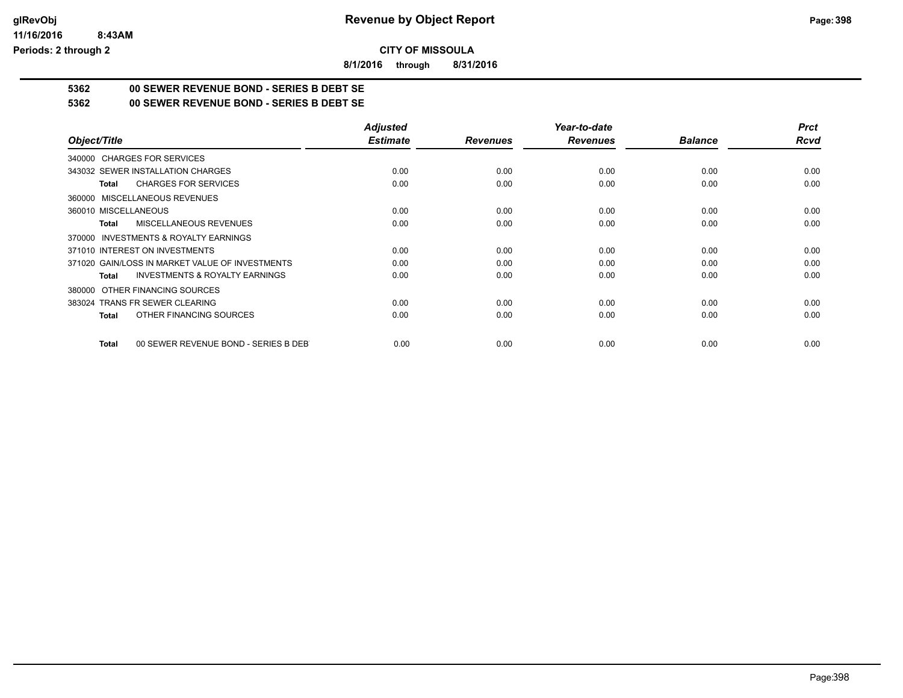**CITY OF MISSOULA**

**8/1/2016 through 8/31/2016**

**5362 00 SEWER REVENUE BOND - SERIES B DEBT SE**

**5362 00 SEWER REVENUE BOND - SERIES B DEBT SE**

| Object/Title | Adjusted Estimate | Revenues | Year-to-date Revenues | Balance | Prct Rcvd |
|---|---|---|---|---|---|
| 340000 CHARGES FOR SERVICES | | | | | |
| 343032 SEWER INSTALLATION CHARGES | 0.00 | 0.00 | 0.00 | 0.00 | 0.00 |
| **Total** CHARGES FOR SERVICES | 0.00 | 0.00 | 0.00 | 0.00 | 0.00 |
| 360000 MISCELLANEOUS REVENUES | | | | | |
| 360010 MISCELLANEOUS | 0.00 | 0.00 | 0.00 | 0.00 | 0.00 |
| **Total** MISCELLANEOUS REVENUES | 0.00 | 0.00 | 0.00 | 0.00 | 0.00 |
| 370000 INVESTMENTS & ROYALTY EARNINGS | | | | | |
| 371010 INTEREST ON INVESTMENTS | 0.00 | 0.00 | 0.00 | 0.00 | 0.00 |
| 371020 GAIN/LOSS IN MARKET VALUE OF INVESTMENTS | 0.00 | 0.00 | 0.00 | 0.00 | 0.00 |
| **Total** INVESTMENTS & ROYALTY EARNINGS | 0.00 | 0.00 | 0.00 | 0.00 | 0.00 |
| 380000 OTHER FINANCING SOURCES | | | | | |
| 383024 TRANS FR SEWER CLEARING | 0.00 | 0.00 | 0.00 | 0.00 | 0.00 |
| **Total** OTHER FINANCING SOURCES | 0.00 | 0.00 | 0.00 | 0.00 | 0.00 |
| **Total** 00 SEWER REVENUE BOND - SERIES B DEBT | 0.00 | 0.00 | 0.00 | 0.00 | 0.00 |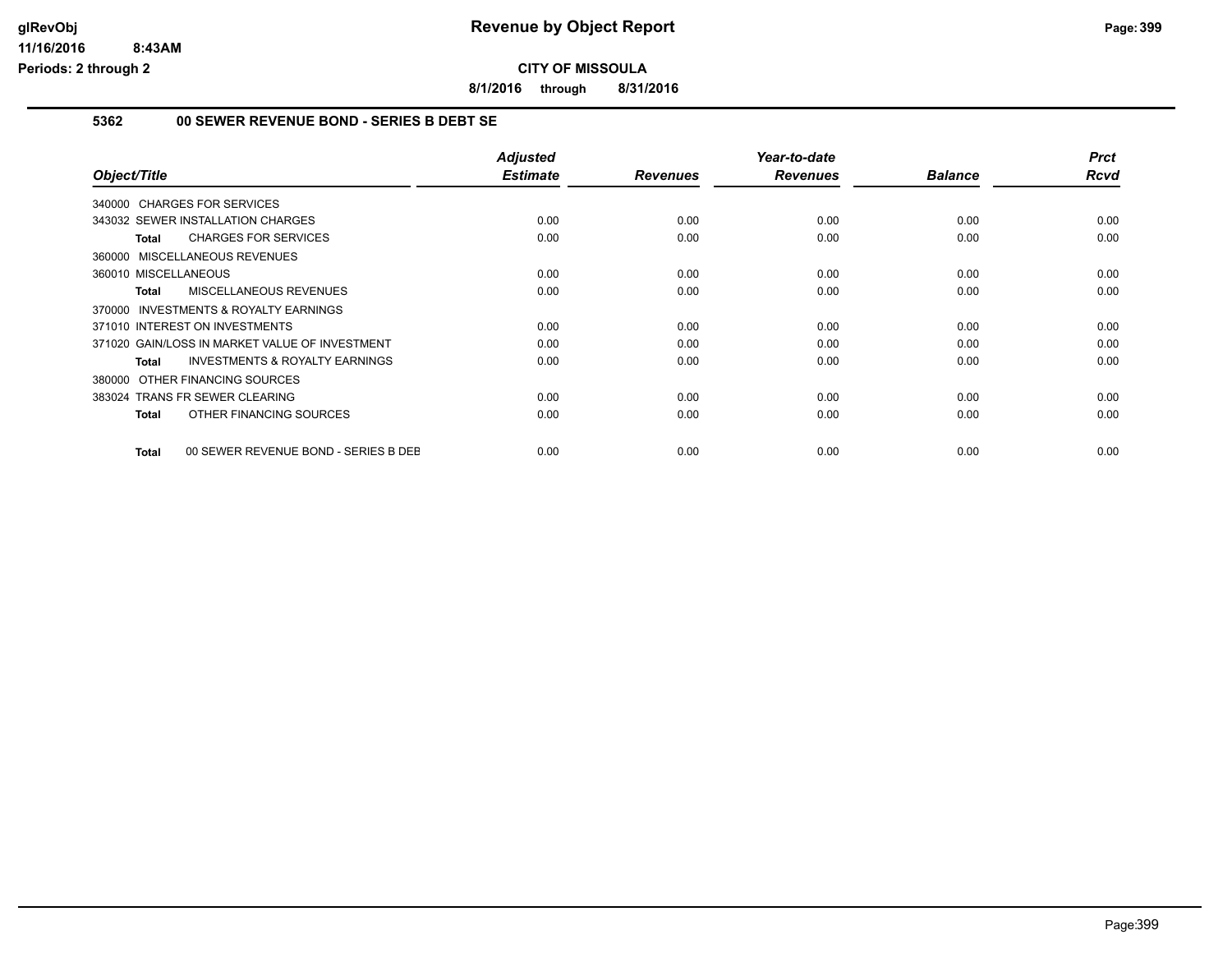glRevObj
11/16/2016 8:43AM
Periods: 2 through 2

# Revenue by Object Report

**CITY OF MISSOULA**

**8/1/2016 through 8/31/2016**

## 5362 00 SEWER REVENUE BOND - SERIES B DEBT SE

| Object/Title | Adjusted Estimate | Revenues | Year-to-date Revenues | Balance | Prct Rcvd |
|---|---|---|---|---|---|
| 340000 CHARGES FOR SERVICES | | | | | |
| 343032 SEWER INSTALLATION CHARGES | 0.00 | 0.00 | 0.00 | 0.00 | 0.00 |
| **Total** CHARGES FOR SERVICES | 0.00 | 0.00 | 0.00 | 0.00 | 0.00 |
| 360000 MISCELLANEOUS REVENUES | | | | | |
| 360010 MISCELLANEOUS | 0.00 | 0.00 | 0.00 | 0.00 | 0.00 |
| **Total** MISCELLANEOUS REVENUES | 0.00 | 0.00 | 0.00 | 0.00 | 0.00 |
| 370000 INVESTMENTS & ROYALTY EARNINGS | | | | | |
| 371010 INTEREST ON INVESTMENTS | 0.00 | 0.00 | 0.00 | 0.00 | 0.00 |
| 371020 GAIN/LOSS IN MARKET VALUE OF INVESTMENT | 0.00 | 0.00 | 0.00 | 0.00 | 0.00 |
| **Total** INVESTMENTS & ROYALTY EARNINGS | 0.00 | 0.00 | 0.00 | 0.00 | 0.00 |
| 380000 OTHER FINANCING SOURCES | | | | | |
| 383024 TRANS FR SEWER CLEARING | 0.00 | 0.00 | 0.00 | 0.00 | 0.00 |
| **Total** OTHER FINANCING SOURCES | 0.00 | 0.00 | 0.00 | 0.00 | 0.00 |
| **Total** 00 SEWER REVENUE BOND - SERIES B DEB | 0.00 | 0.00 | 0.00 | 0.00 | 0.00 |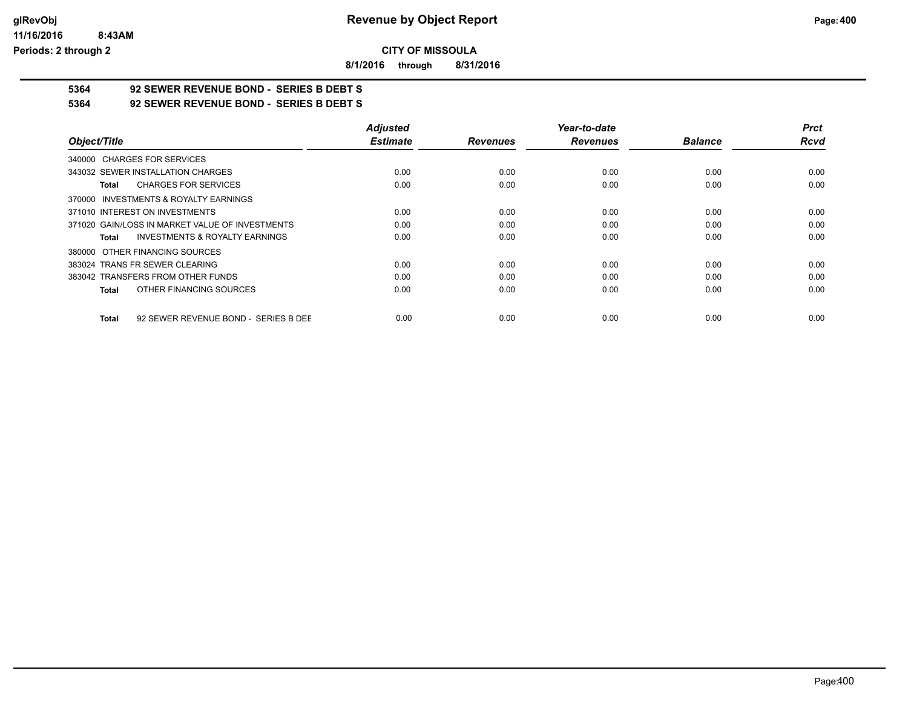**CITY OF MISSOULA**

**8/1/2016 through 8/31/2016**

**Revenue by Object Report**

glRevObj
11/16/2016 8:43AM
Periods: 2 through 2

**5364 92 SEWER REVENUE BOND - SERIES B DEBT S**

**5364 92 SEWER REVENUE BOND - SERIES B DEBT S**

| Object/Title | Adjusted Estimate | Revenues | Year-to-date Revenues | Balance | Prct Rcvd |
|---|---|---|---|---|---|
| 340000 CHARGES FOR SERVICES | | | | | |
| 343032 SEWER INSTALLATION CHARGES | 0.00 | 0.00 | 0.00 | 0.00 | 0.00 |
| **Total** CHARGES FOR SERVICES | 0.00 | 0.00 | 0.00 | 0.00 | 0.00 |
| 370000 INVESTMENTS & ROYALTY EARNINGS | | | | | |
| 371010 INTEREST ON INVESTMENTS | 0.00 | 0.00 | 0.00 | 0.00 | 0.00 |
| 371020 GAIN/LOSS IN MARKET VALUE OF INVESTMENTS | 0.00 | 0.00 | 0.00 | 0.00 | 0.00 |
| **Total** INVESTMENTS & ROYALTY EARNINGS | 0.00 | 0.00 | 0.00 | 0.00 | 0.00 |
| 380000 OTHER FINANCING SOURCES | | | | | |
| 383024 TRANS FR SEWER CLEARING | 0.00 | 0.00 | 0.00 | 0.00 | 0.00 |
| 383042 TRANSFERS FROM OTHER FUNDS | 0.00 | 0.00 | 0.00 | 0.00 | 0.00 |
| **Total** OTHER FINANCING SOURCES | 0.00 | 0.00 | 0.00 | 0.00 | 0.00 |
| **Total** 92 SEWER REVENUE BOND - SERIES B DEE | 0.00 | 0.00 | 0.00 | 0.00 | 0.00 |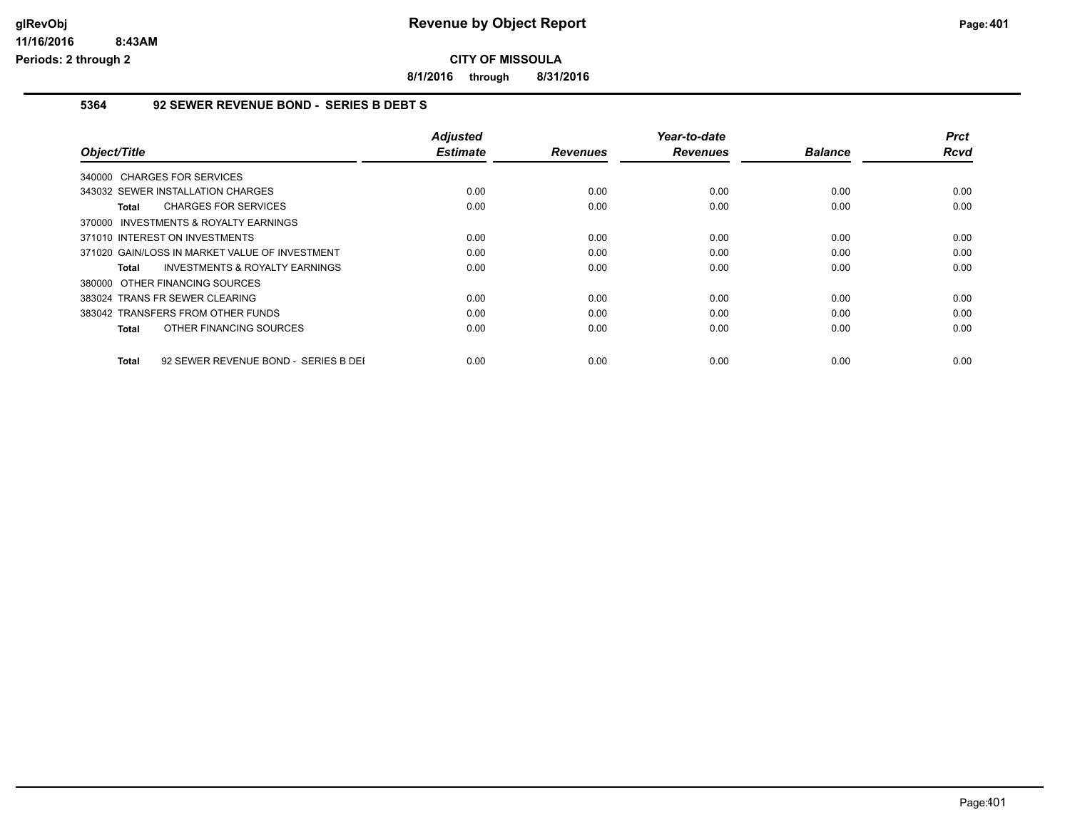**Revenue by Object Report**

**CITY OF MISSOULA**

**8/1/2016 through 8/31/2016**

glRevObj
11/16/2016 8:43AM
Periods: 2 through 2

### 5364 92 SEWER REVENUE BOND - SERIES B DEBT S

| Object/Title | Adjusted Estimate | Revenues | Year-to-date Revenues | Balance | Prct Rcvd |
|---|---|---|---|---|---|
| 340000 CHARGES FOR SERVICES | | | | | |
| 343032 SEWER INSTALLATION CHARGES | 0.00 | 0.00 | 0.00 | 0.00 | 0.00 |
| **Total** CHARGES FOR SERVICES | 0.00 | 0.00 | 0.00 | 0.00 | 0.00 |
| 370000 INVESTMENTS & ROYALTY EARNINGS | | | | | |
| 371010 INTEREST ON INVESTMENTS | 0.00 | 0.00 | 0.00 | 0.00 | 0.00 |
| 371020 GAIN/LOSS IN MARKET VALUE OF INVESTMENT | 0.00 | 0.00 | 0.00 | 0.00 | 0.00 |
| **Total** INVESTMENTS & ROYALTY EARNINGS | 0.00 | 0.00 | 0.00 | 0.00 | 0.00 |
| 380000 OTHER FINANCING SOURCES | | | | | |
| 383024 TRANS FR SEWER CLEARING | 0.00 | 0.00 | 0.00 | 0.00 | 0.00 |
| 383042 TRANSFERS FROM OTHER FUNDS | 0.00 | 0.00 | 0.00 | 0.00 | 0.00 |
| **Total** OTHER FINANCING SOURCES | 0.00 | 0.00 | 0.00 | 0.00 | 0.00 |
| **Total** 92 SEWER REVENUE BOND - SERIES B DEI | 0.00 | 0.00 | 0.00 | 0.00 | 0.00 |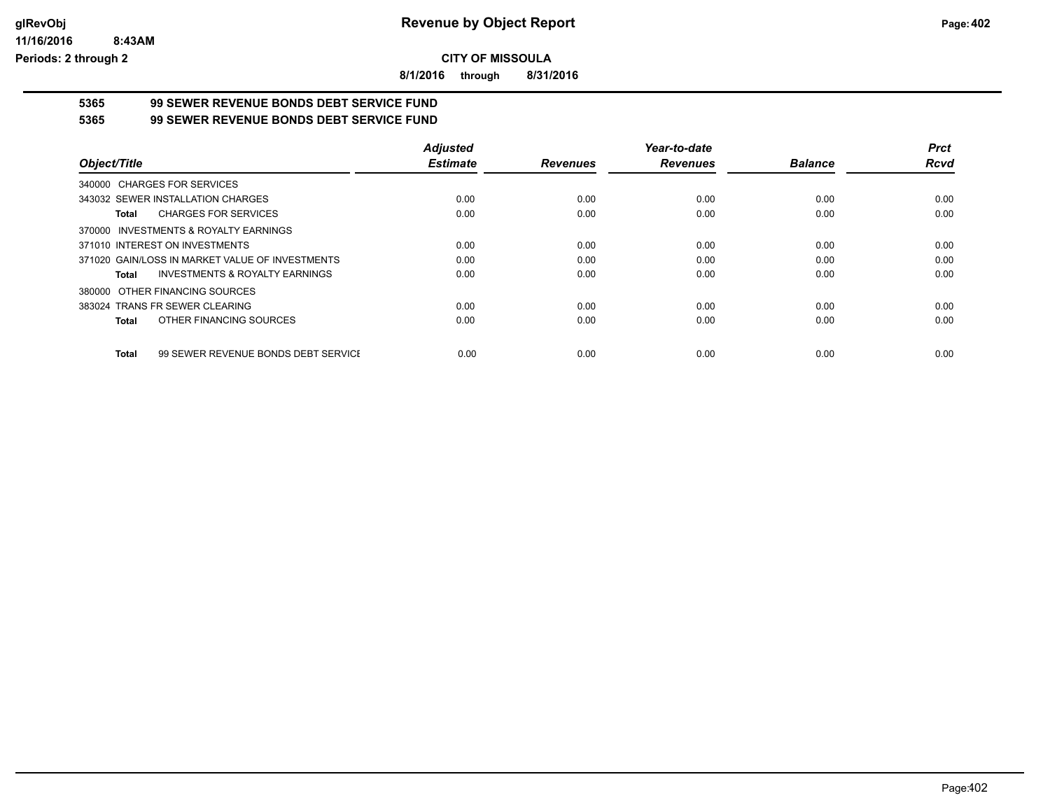**glRevObj**
**11/16/2016 8:43AM**
**Periods: 2 through 2**

# Revenue by Object Report

**CITY OF MISSOULA**

**8/1/2016 through 8/31/2016**

## 5365 99 SEWER REVENUE BONDS DEBT SERVICE FUND

## 5365 99 SEWER REVENUE BONDS DEBT SERVICE FUND

| Object/Title | Adjusted Estimate | Revenues | Year-to-date Revenues | Balance | Prct Rcvd |
|---|---|---|---|---|---|
| 340000 CHARGES FOR SERVICES | | | | | |
| 343032 SEWER INSTALLATION CHARGES | 0.00 | 0.00 | 0.00 | 0.00 | 0.00 |
| **Total** CHARGES FOR SERVICES | 0.00 | 0.00 | 0.00 | 0.00 | 0.00 |
| 370000 INVESTMENTS & ROYALTY EARNINGS | | | | | |
| 371010 INTEREST ON INVESTMENTS | 0.00 | 0.00 | 0.00 | 0.00 | 0.00 |
| 371020 GAIN/LOSS IN MARKET VALUE OF INVESTMENTS | 0.00 | 0.00 | 0.00 | 0.00 | 0.00 |
| **Total** INVESTMENTS & ROYALTY EARNINGS | 0.00 | 0.00 | 0.00 | 0.00 | 0.00 |
| 380000 OTHER FINANCING SOURCES | | | | | |
| 383024 TRANS FR SEWER CLEARING | 0.00 | 0.00 | 0.00 | 0.00 | 0.00 |
| **Total** OTHER FINANCING SOURCES | 0.00 | 0.00 | 0.00 | 0.00 | 0.00 |
| **Total** 99 SEWER REVENUE BONDS DEBT SERVICE | 0.00 | 0.00 | 0.00 | 0.00 | 0.00 |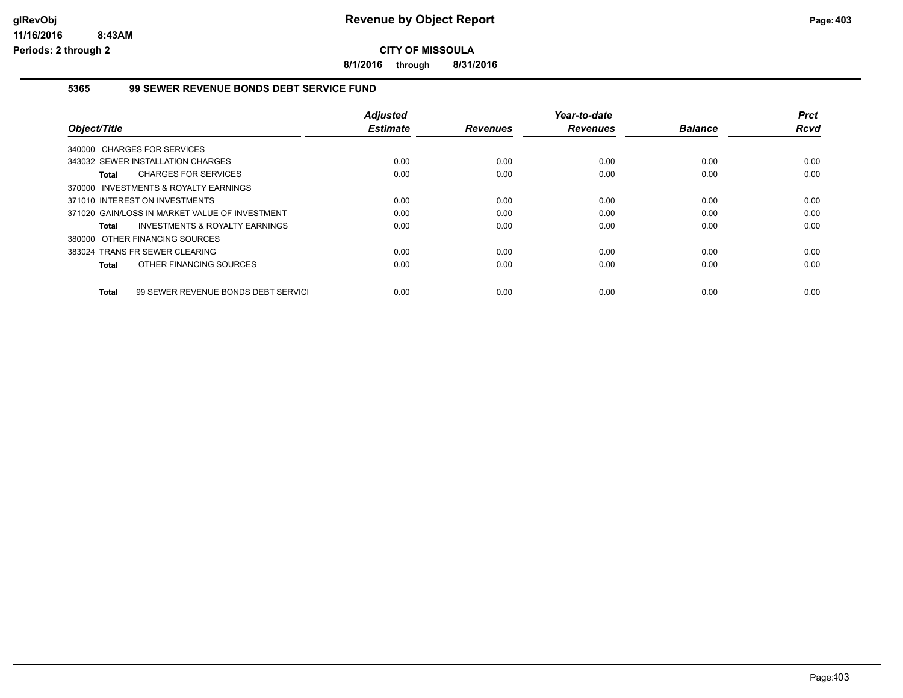**CITY OF MISSOULA**

**8/1/2016 through 8/31/2016**

### 5365 99 SEWER REVENUE BONDS DEBT SERVICE FUND

| Object/Title | Adjusted Estimate | Revenues | Year-to-date Revenues | Balance | Prct Rcvd |
|---|---|---|---|---|---|
| 340000 CHARGES FOR SERVICES | | | | | |
| 343032 SEWER INSTALLATION CHARGES | 0.00 | 0.00 | 0.00 | 0.00 | 0.00 |
| **Total** CHARGES FOR SERVICES | 0.00 | 0.00 | 0.00 | 0.00 | 0.00 |
| 370000 INVESTMENTS & ROYALTY EARNINGS | | | | | |
| 371010 INTEREST ON INVESTMENTS | 0.00 | 0.00 | 0.00 | 0.00 | 0.00 |
| 371020 GAIN/LOSS IN MARKET VALUE OF INVESTMENT | 0.00 | 0.00 | 0.00 | 0.00 | 0.00 |
| **Total** INVESTMENTS & ROYALTY EARNINGS | 0.00 | 0.00 | 0.00 | 0.00 | 0.00 |
| 380000 OTHER FINANCING SOURCES | | | | | |
| 383024 TRANS FR SEWER CLEARING | 0.00 | 0.00 | 0.00 | 0.00 | 0.00 |
| **Total** OTHER FINANCING SOURCES | 0.00 | 0.00 | 0.00 | 0.00 | 0.00 |
| **Total** 99 SEWER REVENUE BONDS DEBT SERVIC | 0.00 | 0.00 | 0.00 | 0.00 | 0.00 |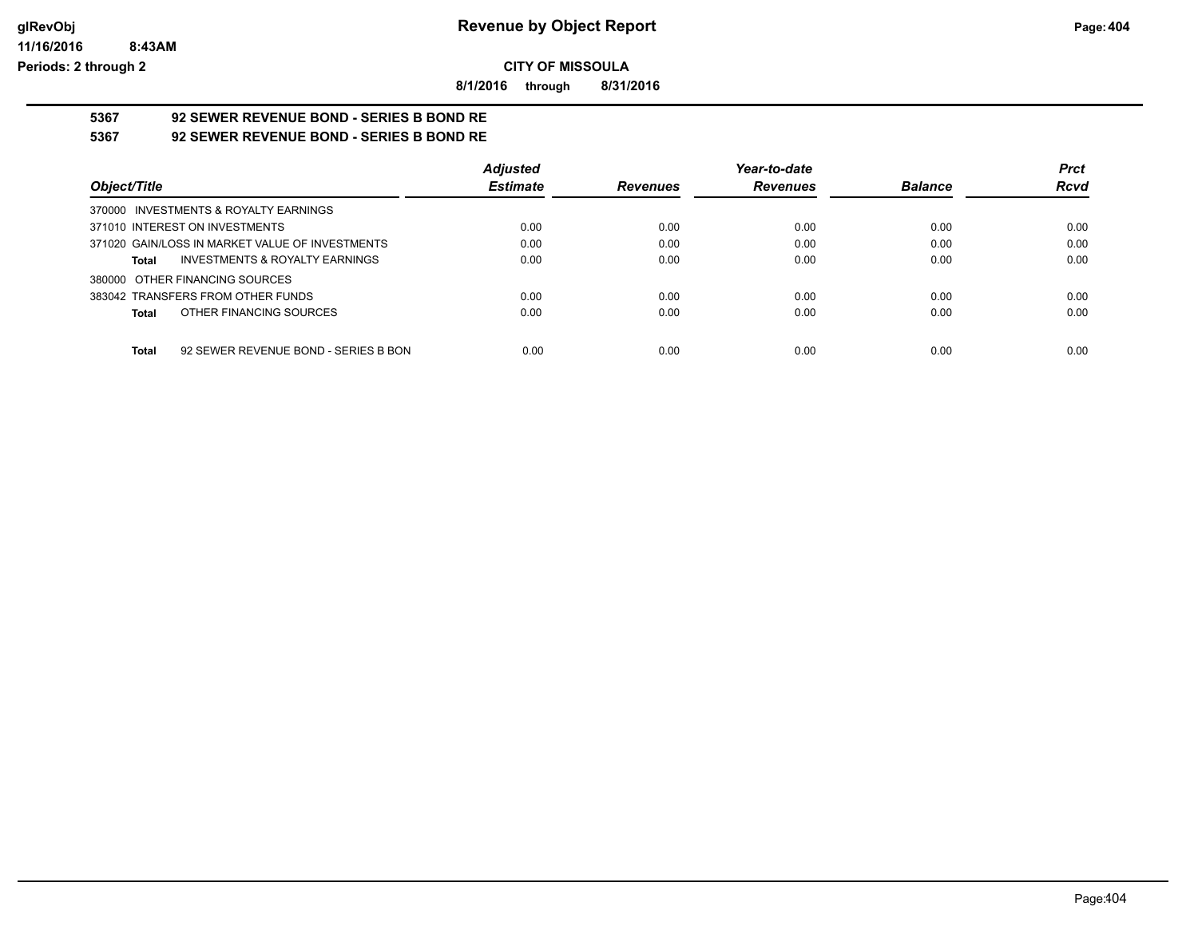**CITY OF MISSOULA**

**8/1/2016 through 8/31/2016**

## 5367 92 SEWER REVENUE BOND - SERIES B BOND RE

## 5367 92 SEWER REVENUE BOND - SERIES B BOND RE

| Object/Title | Adjusted Estimate | Revenues | Year-to-date Revenues | Balance | Prct Rcvd |
|---|---|---|---|---|---|
| 370000 INVESTMENTS & ROYALTY EARNINGS | | | | | |
| 371010 INTEREST ON INVESTMENTS | 0.00 | 0.00 | 0.00 | 0.00 | 0.00 |
| 371020 GAIN/LOSS IN MARKET VALUE OF INVESTMENTS | 0.00 | 0.00 | 0.00 | 0.00 | 0.00 |
| **Total** INVESTMENTS & ROYALTY EARNINGS | 0.00 | 0.00 | 0.00 | 0.00 | 0.00 |
| 380000 OTHER FINANCING SOURCES | | | | | |
| 383042 TRANSFERS FROM OTHER FUNDS | 0.00 | 0.00 | 0.00 | 0.00 | 0.00 |
| **Total** OTHER FINANCING SOURCES | 0.00 | 0.00 | 0.00 | 0.00 | 0.00 |
| **Total** 92 SEWER REVENUE BOND - SERIES B BON | 0.00 | 0.00 | 0.00 | 0.00 | 0.00 |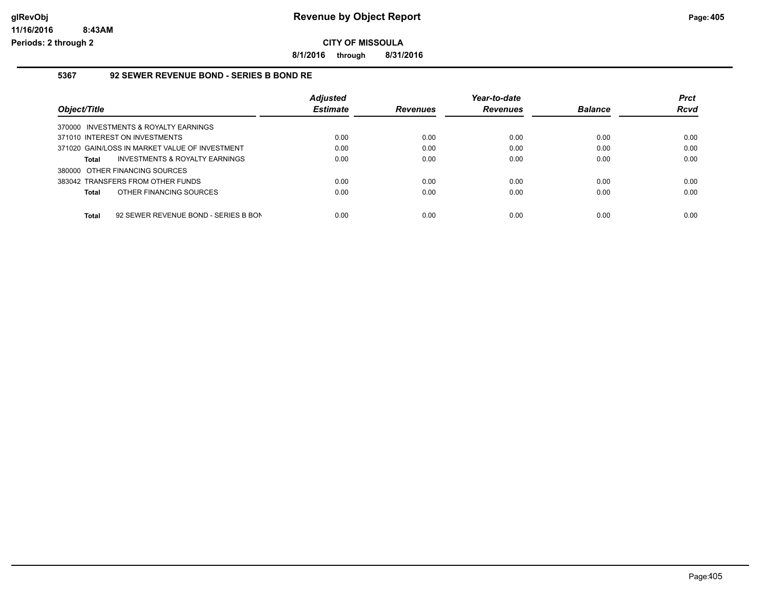**CITY OF MISSOULA**

**8/1/2016 through 8/31/2016**

## 5367 92 SEWER REVENUE BOND - SERIES B BOND RE

| Object/Title | Adjusted Estimate | Revenues | Year-to-date Revenues | Balance | Prct Rcvd |
|---|---|---|---|---|---|
| 370000 INVESTMENTS & ROYALTY EARNINGS | | | | | |
| 371010 INTEREST ON INVESTMENTS | 0.00 | 0.00 | 0.00 | 0.00 | 0.00 |
| 371020 GAIN/LOSS IN MARKET VALUE OF INVESTMENT | 0.00 | 0.00 | 0.00 | 0.00 | 0.00 |
| **Total** INVESTMENTS & ROYALTY EARNINGS | 0.00 | 0.00 | 0.00 | 0.00 | 0.00 |
| 380000 OTHER FINANCING SOURCES | | | | | |
| 383042 TRANSFERS FROM OTHER FUNDS | 0.00 | 0.00 | 0.00 | 0.00 | 0.00 |
| **Total** OTHER FINANCING SOURCES | 0.00 | 0.00 | 0.00 | 0.00 | 0.00 |
| **Total** 92 SEWER REVENUE BOND - SERIES B BON | 0.00 | 0.00 | 0.00 | 0.00 | 0.00 |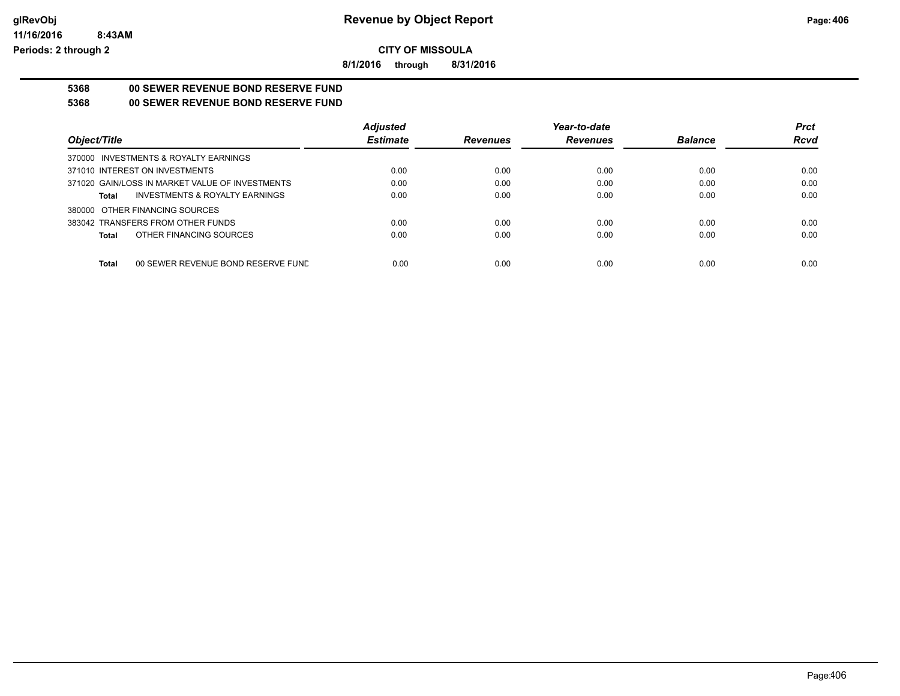**CITY OF MISSOULA**

**8/1/2016 through 8/31/2016**

**5368 00 SEWER REVENUE BOND RESERVE FUND**

**5368 00 SEWER REVENUE BOND RESERVE FUND**

| Object/Title | Adjusted Estimate | Revenues | Year-to-date Revenues | Balance | Prct Rcvd |
|---|---|---|---|---|---|
| 370000 INVESTMENTS & ROYALTY EARNINGS | | | | | |
| 371010 INTEREST ON INVESTMENTS | 0.00 | 0.00 | 0.00 | 0.00 | 0.00 |
| 371020 GAIN/LOSS IN MARKET VALUE OF INVESTMENTS | 0.00 | 0.00 | 0.00 | 0.00 | 0.00 |
| **Total** INVESTMENTS & ROYALTY EARNINGS | 0.00 | 0.00 | 0.00 | 0.00 | 0.00 |
| 380000 OTHER FINANCING SOURCES | | | | | |
| 383042 TRANSFERS FROM OTHER FUNDS | 0.00 | 0.00 | 0.00 | 0.00 | 0.00 |
| **Total** OTHER FINANCING SOURCES | 0.00 | 0.00 | 0.00 | 0.00 | 0.00 |
| **Total** 00 SEWER REVENUE BOND RESERVE FUND | 0.00 | 0.00 | 0.00 | 0.00 | 0.00 |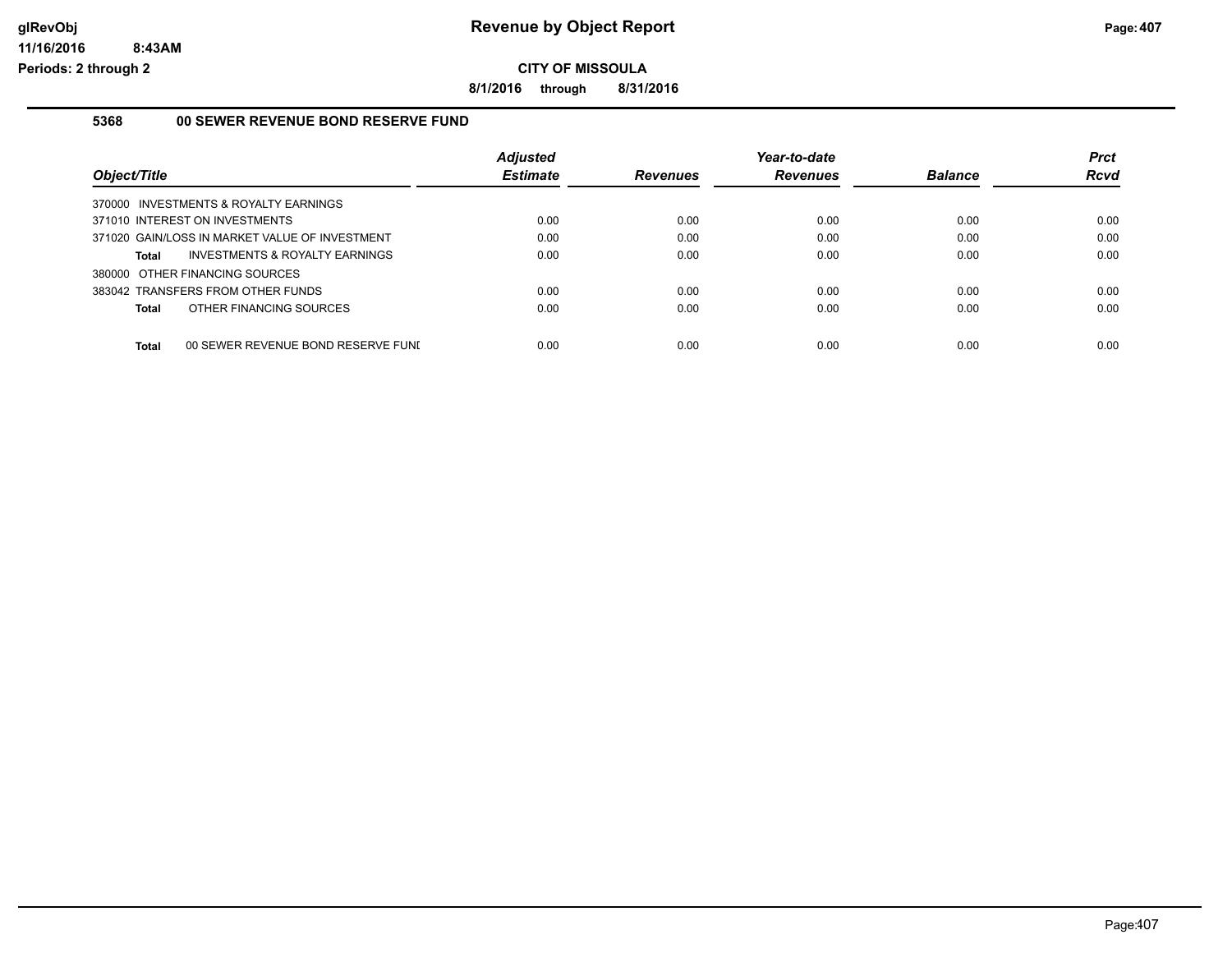**glRevObj** 11/16/2016 8:43AM Periods: 2 through 2

# Revenue by Object Report

**CITY OF MISSOULA**

**8/1/2016 through 8/31/2016**

## 5368 00 SEWER REVENUE BOND RESERVE FUND

| Object/Title | Adjusted Estimate | Revenues | Year-to-date Revenues | Balance | Prct Rcvd |
|---|---|---|---|---|---|
| 370000 INVESTMENTS & ROYALTY EARNINGS | | | | | |
| 371010 INTEREST ON INVESTMENTS | 0.00 | 0.00 | 0.00 | 0.00 | 0.00 |
| 371020 GAIN/LOSS IN MARKET VALUE OF INVESTMENT | 0.00 | 0.00 | 0.00 | 0.00 | 0.00 |
| **Total** INVESTMENTS & ROYALTY EARNINGS | 0.00 | 0.00 | 0.00 | 0.00 | 0.00 |
| 380000 OTHER FINANCING SOURCES | | | | | |
| 383042 TRANSFERS FROM OTHER FUNDS | 0.00 | 0.00 | 0.00 | 0.00 | 0.00 |
| **Total** OTHER FINANCING SOURCES | 0.00 | 0.00 | 0.00 | 0.00 | 0.00 |
| **Total** 00 SEWER REVENUE BOND RESERVE FUNI | 0.00 | 0.00 | 0.00 | 0.00 | 0.00 |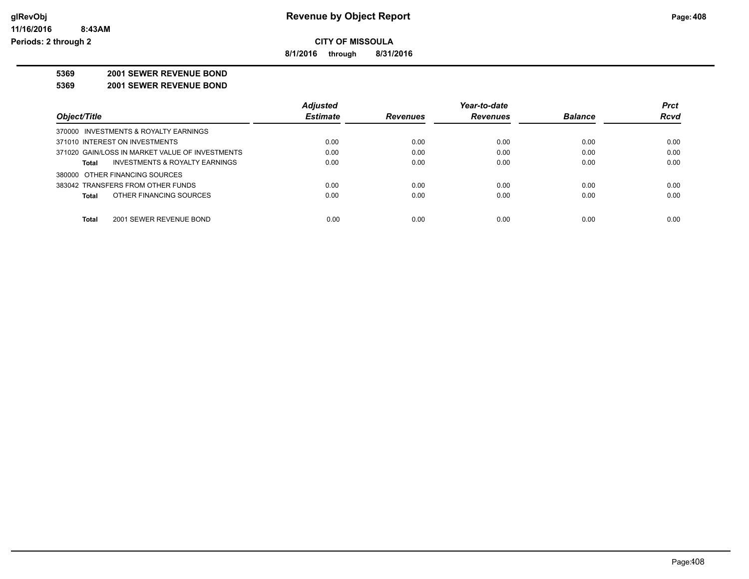**Revenue by Object Report**

**CITY OF MISSOULA**

**8/1/2016 through 8/31/2016**

glRevObj
11/16/2016 8:43AM
Periods: 2 through 2

**5369 2001 SEWER REVENUE BOND**

**5369 2001 SEWER REVENUE BOND**

| Object/Title | Adjusted Estimate | Revenues | Year-to-date Revenues | Balance | Prct Rcvd |
|---|---|---|---|---|---|
| 370000 INVESTMENTS & ROYALTY EARNINGS | | | | | |
| 371010 INTEREST ON INVESTMENTS | 0.00 | 0.00 | 0.00 | 0.00 | 0.00 |
| 371020 GAIN/LOSS IN MARKET VALUE OF INVESTMENTS | 0.00 | 0.00 | 0.00 | 0.00 | 0.00 |
| **Total** INVESTMENTS & ROYALTY EARNINGS | 0.00 | 0.00 | 0.00 | 0.00 | 0.00 |
| 380000 OTHER FINANCING SOURCES | | | | | |
| 383042 TRANSFERS FROM OTHER FUNDS | 0.00 | 0.00 | 0.00 | 0.00 | 0.00 |
| **Total** OTHER FINANCING SOURCES | 0.00 | 0.00 | 0.00 | 0.00 | 0.00 |
| **Total** 2001 SEWER REVENUE BOND | 0.00 | 0.00 | 0.00 | 0.00 | 0.00 |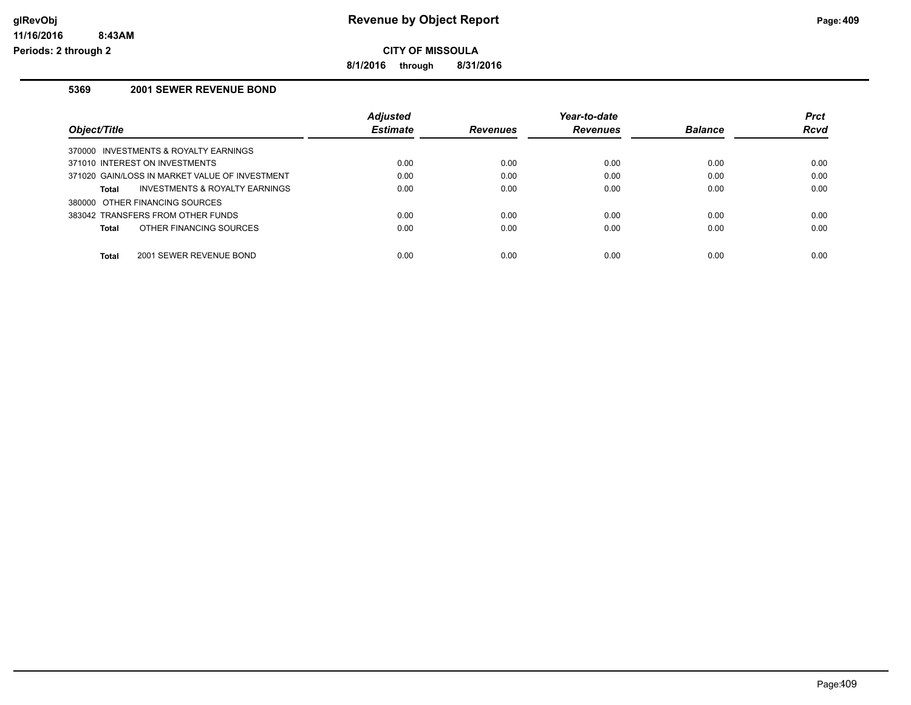**CITY OF MISSOULA**

**8/1/2016 through 8/31/2016**

## 5369 2001 SEWER REVENUE BOND

| Object/Title | Adjusted Estimate | Revenues | Year-to-date Revenues | Balance | Prct Rcvd |
|---|---|---|---|---|---|
| 370000 INVESTMENTS & ROYALTY EARNINGS | | | | | |
| 371010 INTEREST ON INVESTMENTS | 0.00 | 0.00 | 0.00 | 0.00 | 0.00 |
| 371020 GAIN/LOSS IN MARKET VALUE OF INVESTMENT | 0.00 | 0.00 | 0.00 | 0.00 | 0.00 |
| **Total** INVESTMENTS & ROYALTY EARNINGS | 0.00 | 0.00 | 0.00 | 0.00 | 0.00 |
| 380000 OTHER FINANCING SOURCES | | | | | |
| 383042 TRANSFERS FROM OTHER FUNDS | 0.00 | 0.00 | 0.00 | 0.00 | 0.00 |
| **Total** OTHER FINANCING SOURCES | 0.00 | 0.00 | 0.00 | 0.00 | 0.00 |
| **Total** 2001 SEWER REVENUE BOND | 0.00 | 0.00 | 0.00 | 0.00 | 0.00 |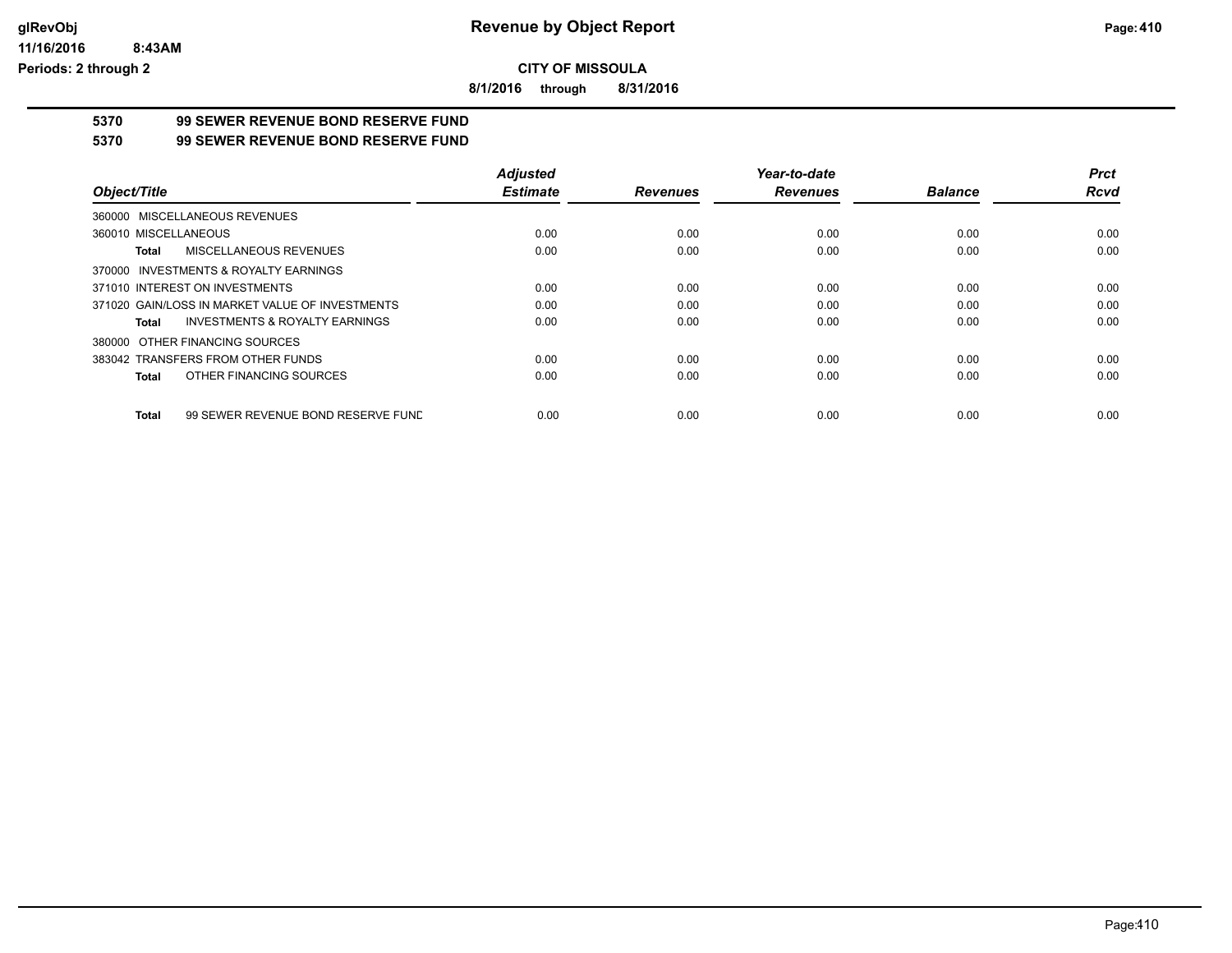**Revenue by Object Report**

**CITY OF MISSOULA**

**8/1/2016 through 8/31/2016**

glRevObj
11/16/2016 8:43AM
Periods: 2 through 2

**5370 99 SEWER REVENUE BOND RESERVE FUND**

**5370 99 SEWER REVENUE BOND RESERVE FUND**

| Object/Title | Adjusted Estimate | Revenues | Year-to-date Revenues | Balance | Prct Rcvd |
|---|---|---|---|---|---|
| 360000 MISCELLANEOUS REVENUES | | | | | |
| 360010 MISCELLANEOUS | 0.00 | 0.00 | 0.00 | 0.00 | 0.00 |
| **Total** MISCELLANEOUS REVENUES | 0.00 | 0.00 | 0.00 | 0.00 | 0.00 |
| 370000 INVESTMENTS & ROYALTY EARNINGS | | | | | |
| 371010 INTEREST ON INVESTMENTS | 0.00 | 0.00 | 0.00 | 0.00 | 0.00 |
| 371020 GAIN/LOSS IN MARKET VALUE OF INVESTMENTS | 0.00 | 0.00 | 0.00 | 0.00 | 0.00 |
| **Total** INVESTMENTS & ROYALTY EARNINGS | 0.00 | 0.00 | 0.00 | 0.00 | 0.00 |
| 380000 OTHER FINANCING SOURCES | | | | | |
| 383042 TRANSFERS FROM OTHER FUNDS | 0.00 | 0.00 | 0.00 | 0.00 | 0.00 |
| **Total** OTHER FINANCING SOURCES | 0.00 | 0.00 | 0.00 | 0.00 | 0.00 |
| **Total** 99 SEWER REVENUE BOND RESERVE FUND | 0.00 | 0.00 | 0.00 | 0.00 | 0.00 |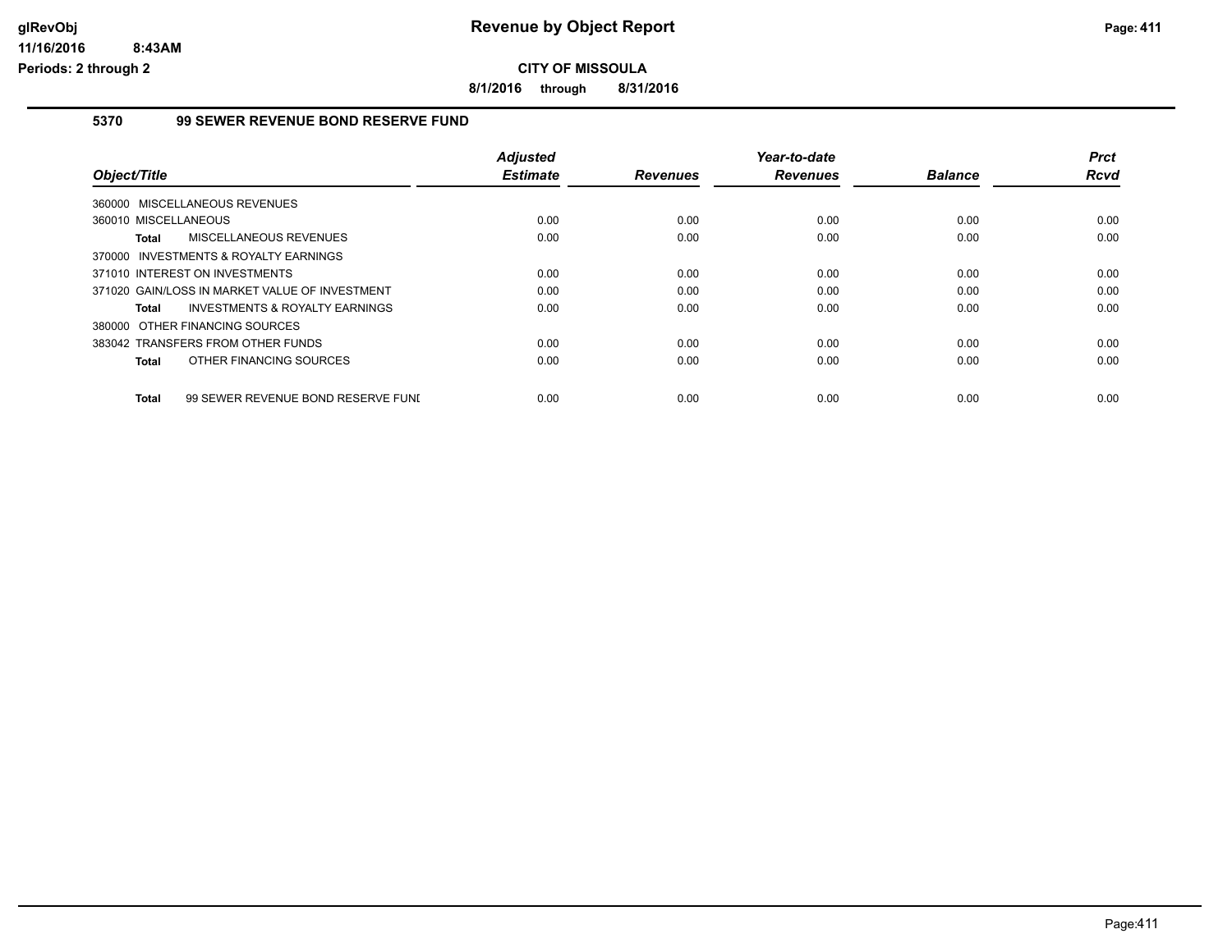# Revenue by Object Report

glRevObj
11/16/2016 8:43AM
Periods: 2 through 2

**CITY OF MISSOULA**

**8/1/2016 through 8/31/2016**

## 5370 99 SEWER REVENUE BOND RESERVE FUND

| Object/Title | Adjusted Estimate | Revenues | Year-to-date Revenues | Balance | Prct Rcvd |
|---|---|---|---|---|---|
| 360000 MISCELLANEOUS REVENUES | | | | | |
| 360010 MISCELLANEOUS | 0.00 | 0.00 | 0.00 | 0.00 | 0.00 |
| **Total** MISCELLANEOUS REVENUES | 0.00 | 0.00 | 0.00 | 0.00 | 0.00 |
| 370000 INVESTMENTS & ROYALTY EARNINGS | | | | | |
| 371010 INTEREST ON INVESTMENTS | 0.00 | 0.00 | 0.00 | 0.00 | 0.00 |
| 371020 GAIN/LOSS IN MARKET VALUE OF INVESTMENT | 0.00 | 0.00 | 0.00 | 0.00 | 0.00 |
| **Total** INVESTMENTS & ROYALTY EARNINGS | 0.00 | 0.00 | 0.00 | 0.00 | 0.00 |
| 380000 OTHER FINANCING SOURCES | | | | | |
| 383042 TRANSFERS FROM OTHER FUNDS | 0.00 | 0.00 | 0.00 | 0.00 | 0.00 |
| **Total** OTHER FINANCING SOURCES | 0.00 | 0.00 | 0.00 | 0.00 | 0.00 |
| **Total** 99 SEWER REVENUE BOND RESERVE FUNI | 0.00 | 0.00 | 0.00 | 0.00 | 0.00 |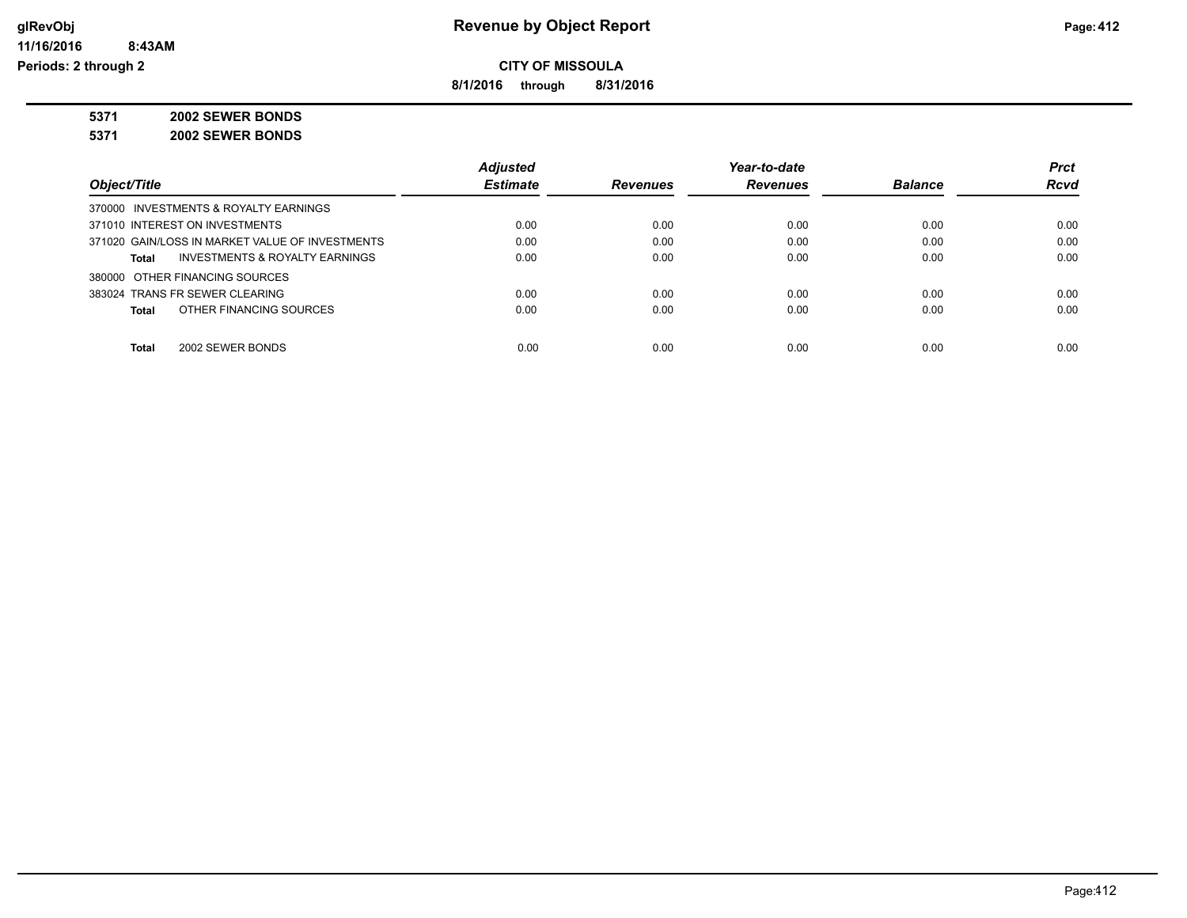# Revenue by Object Report

**CITY OF MISSOULA**

**8/1/2016 through 8/31/2016**

glRevObj
11/16/2016 8:43AM
Periods: 2 through 2

**5371 2002 SEWER BONDS**

**5371 2002 SEWER BONDS**

| Object/Title | Adjusted Estimate | Revenues | Year-to-date Revenues | Balance | Prct Rcvd |
|---|---|---|---|---|---|
| 370000 INVESTMENTS & ROYALTY EARNINGS | | | | | |
| 371010 INTEREST ON INVESTMENTS | 0.00 | 0.00 | 0.00 | 0.00 | 0.00 |
| 371020 GAIN/LOSS IN MARKET VALUE OF INVESTMENTS | 0.00 | 0.00 | 0.00 | 0.00 | 0.00 |
| **Total** INVESTMENTS & ROYALTY EARNINGS | 0.00 | 0.00 | 0.00 | 0.00 | 0.00 |
| 380000 OTHER FINANCING SOURCES | | | | | |
| 383024 TRANS FR SEWER CLEARING | 0.00 | 0.00 | 0.00 | 0.00 | 0.00 |
| **Total** OTHER FINANCING SOURCES | 0.00 | 0.00 | 0.00 | 0.00 | 0.00 |
| **Total** 2002 SEWER BONDS | 0.00 | 0.00 | 0.00 | 0.00 | 0.00 |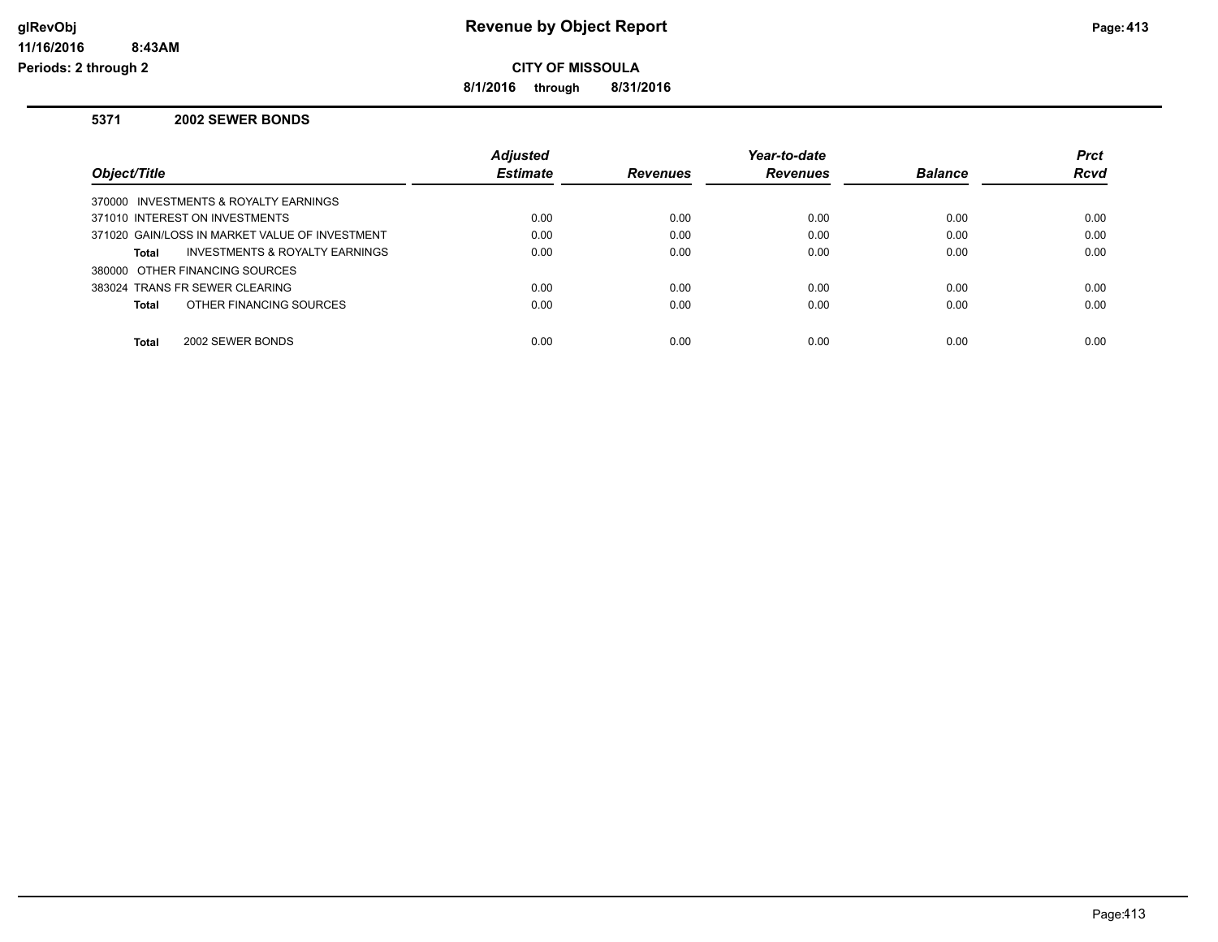# Revenue by Object Report

**CITY OF MISSOULA**

**8/1/2016 through 8/31/2016**

glRevObj
11/16/2016 8:43AM
Periods: 2 through 2

### 5371 2002 SEWER BONDS

| Object/Title | Adjusted Estimate | Revenues | Year-to-date Revenues | Balance | Prct Rcvd |
|---|---|---|---|---|---|
| 370000 INVESTMENTS & ROYALTY EARNINGS | | | | | |
| 371010 INTEREST ON INVESTMENTS | 0.00 | 0.00 | 0.00 | 0.00 | 0.00 |
| 371020 GAIN/LOSS IN MARKET VALUE OF INVESTMENT | 0.00 | 0.00 | 0.00 | 0.00 | 0.00 |
| **Total** INVESTMENTS & ROYALTY EARNINGS | 0.00 | 0.00 | 0.00 | 0.00 | 0.00 |
| 380000 OTHER FINANCING SOURCES | | | | | |
| 383024 TRANS FR SEWER CLEARING | 0.00 | 0.00 | 0.00 | 0.00 | 0.00 |
| **Total** OTHER FINANCING SOURCES | 0.00 | 0.00 | 0.00 | 0.00 | 0.00 |
| **Total** 2002 SEWER BONDS | 0.00 | 0.00 | 0.00 | 0.00 | 0.00 |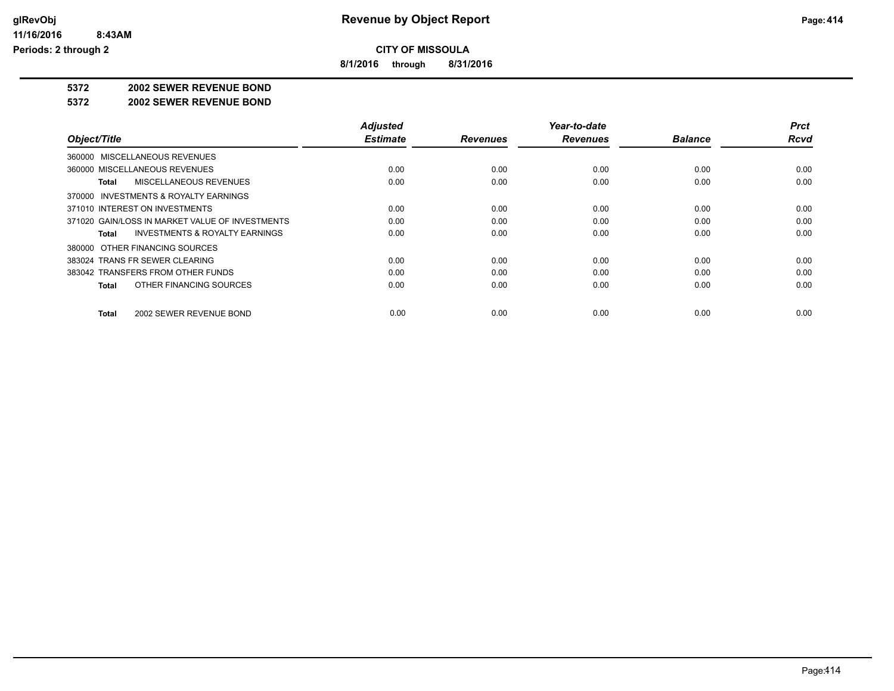# Revenue by Object Report

**CITY OF MISSOULA**

**8/1/2016 through 8/31/2016**

glRevObj
11/16/2016 8:43AM
Periods: 2 through 2

**5372 2002 SEWER REVENUE BOND**

**5372 2002 SEWER REVENUE BOND**

| Object/Title | Adjusted Estimate | Revenues | Year-to-date Revenues | Balance | Prct Rcvd |
|---|---|---|---|---|---|
| 360000 MISCELLANEOUS REVENUES | | | | | |
| 360000 MISCELLANEOUS REVENUES | 0.00 | 0.00 | 0.00 | 0.00 | 0.00 |
| **Total** MISCELLANEOUS REVENUES | 0.00 | 0.00 | 0.00 | 0.00 | 0.00 |
| 370000 INVESTMENTS & ROYALTY EARNINGS | | | | | |
| 371010 INTEREST ON INVESTMENTS | 0.00 | 0.00 | 0.00 | 0.00 | 0.00 |
| 371020 GAIN/LOSS IN MARKET VALUE OF INVESTMENTS | 0.00 | 0.00 | 0.00 | 0.00 | 0.00 |
| **Total** INVESTMENTS & ROYALTY EARNINGS | 0.00 | 0.00 | 0.00 | 0.00 | 0.00 |
| 380000 OTHER FINANCING SOURCES | | | | | |
| 383024 TRANS FR SEWER CLEARING | 0.00 | 0.00 | 0.00 | 0.00 | 0.00 |
| 383042 TRANSFERS FROM OTHER FUNDS | 0.00 | 0.00 | 0.00 | 0.00 | 0.00 |
| **Total** OTHER FINANCING SOURCES | 0.00 | 0.00 | 0.00 | 0.00 | 0.00 |
| **Total** 2002 SEWER REVENUE BOND | 0.00 | 0.00 | 0.00 | 0.00 | 0.00 |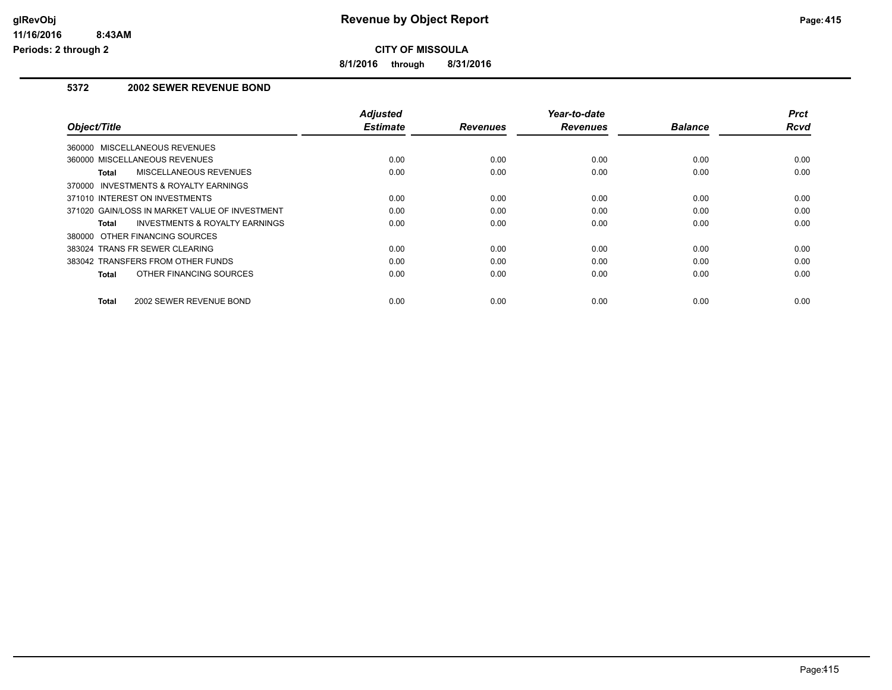# Revenue by Object Report

**CITY OF MISSOULA**

**8/1/2016 through 8/31/2016**

glRevObj
11/16/2016 8:43AM
Periods: 2 through 2

## 5372 2002 SEWER REVENUE BOND

| Object/Title | Adjusted Estimate | Revenues | Year-to-date Revenues | Balance | Prct Rcvd |
|---|---|---|---|---|---|
| 360000 MISCELLANEOUS REVENUES | | | | | |
| 360000 MISCELLANEOUS REVENUES | 0.00 | 0.00 | 0.00 | 0.00 | 0.00 |
| **Total** MISCELLANEOUS REVENUES | 0.00 | 0.00 | 0.00 | 0.00 | 0.00 |
| 370000 INVESTMENTS & ROYALTY EARNINGS | | | | | |
| 371010 INTEREST ON INVESTMENTS | 0.00 | 0.00 | 0.00 | 0.00 | 0.00 |
| 371020 GAIN/LOSS IN MARKET VALUE OF INVESTMENT | 0.00 | 0.00 | 0.00 | 0.00 | 0.00 |
| **Total** INVESTMENTS & ROYALTY EARNINGS | 0.00 | 0.00 | 0.00 | 0.00 | 0.00 |
| 380000 OTHER FINANCING SOURCES | | | | | |
| 383024 TRANS FR SEWER CLEARING | 0.00 | 0.00 | 0.00 | 0.00 | 0.00 |
| 383042 TRANSFERS FROM OTHER FUNDS | 0.00 | 0.00 | 0.00 | 0.00 | 0.00 |
| **Total** OTHER FINANCING SOURCES | 0.00 | 0.00 | 0.00 | 0.00 | 0.00 |
| **Total** 2002 SEWER REVENUE BOND | 0.00 | 0.00 | 0.00 | 0.00 | 0.00 |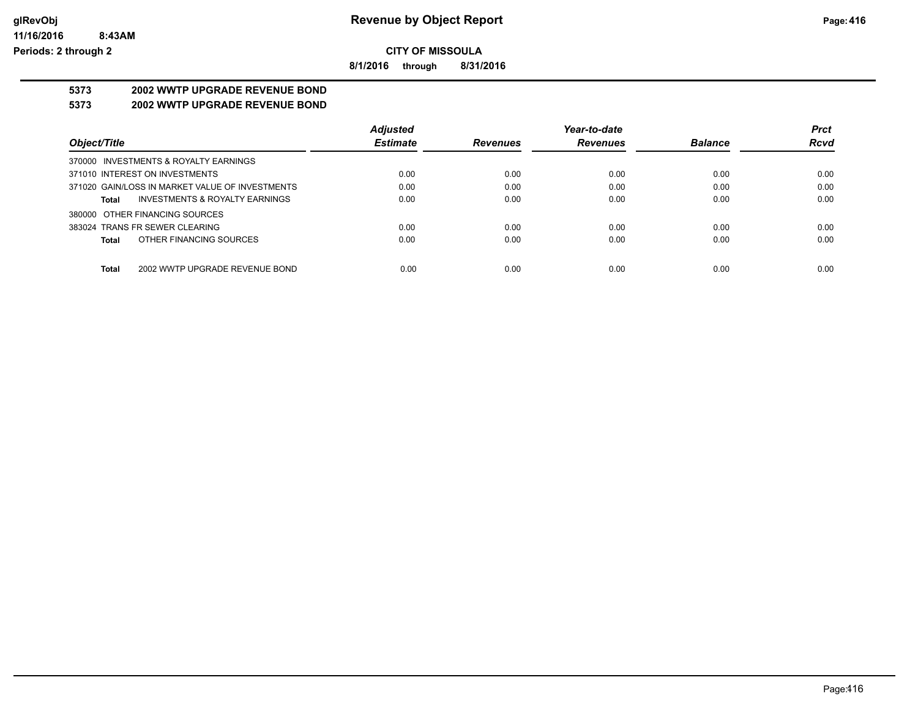**Revenue by Object Report**

**CITY OF MISSOULA**

**8/1/2016 through 8/31/2016**

glRevObj
11/16/2016 8:43AM
Periods: 2 through 2

## 5373 2002 WWTP UPGRADE REVENUE BOND

## 5373 2002 WWTP UPGRADE REVENUE BOND

| Object/Title | Adjusted Estimate | Revenues | Year-to-date Revenues | Balance | Prct Rcvd |
|---|---|---|---|---|---|
| 370000 INVESTMENTS & ROYALTY EARNINGS | | | | | |
| 371010 INTEREST ON INVESTMENTS | 0.00 | 0.00 | 0.00 | 0.00 | 0.00 |
| 371020 GAIN/LOSS IN MARKET VALUE OF INVESTMENTS | 0.00 | 0.00 | 0.00 | 0.00 | 0.00 |
| **Total** INVESTMENTS & ROYALTY EARNINGS | 0.00 | 0.00 | 0.00 | 0.00 | 0.00 |
| 380000 OTHER FINANCING SOURCES | | | | | |
| 383024 TRANS FR SEWER CLEARING | 0.00 | 0.00 | 0.00 | 0.00 | 0.00 |
| **Total** OTHER FINANCING SOURCES | 0.00 | 0.00 | 0.00 | 0.00 | 0.00 |
| **Total** 2002 WWTP UPGRADE REVENUE BOND | 0.00 | 0.00 | 0.00 | 0.00 | 0.00 |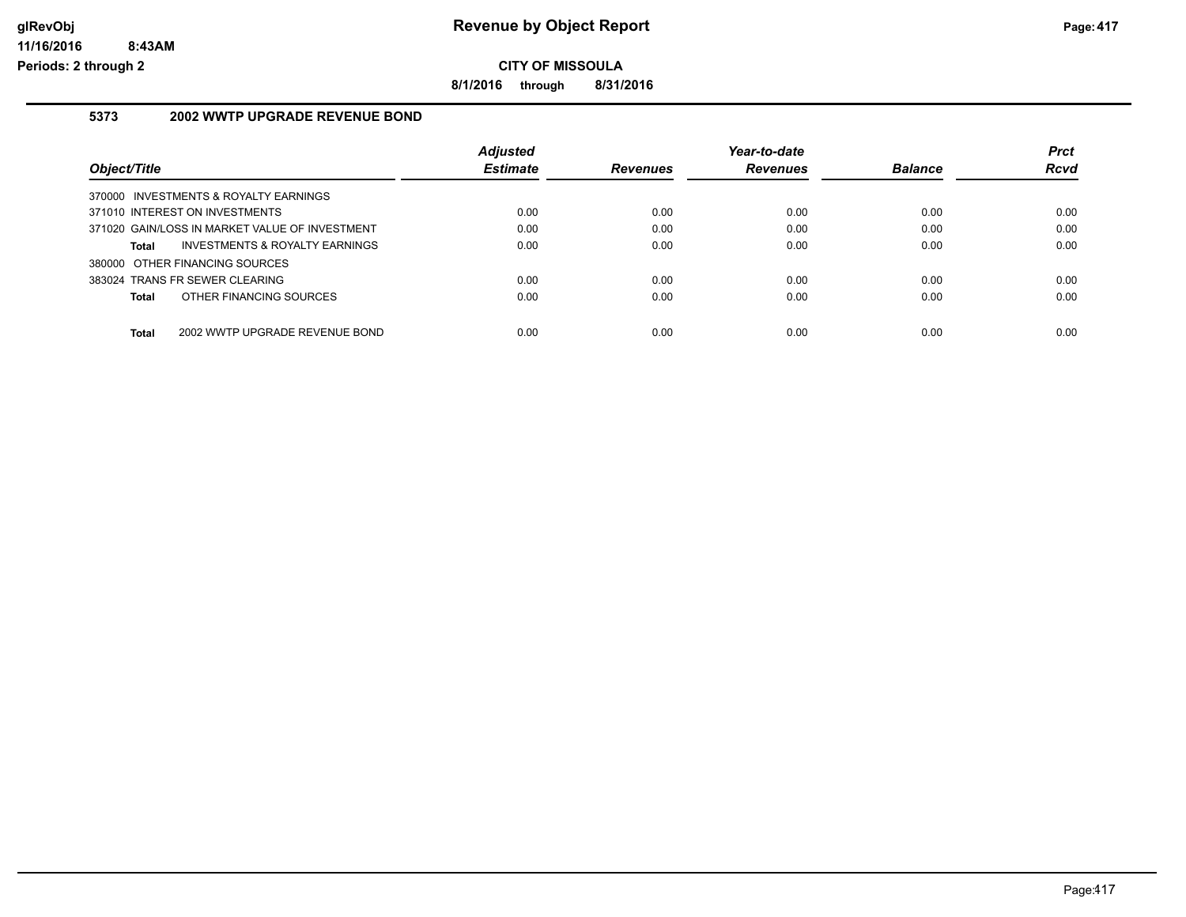**CITY OF MISSOULA**

**8/1/2016 through 8/31/2016**

### 5373 2002 WWTP UPGRADE REVENUE BOND

| Object/Title | Adjusted Estimate | Revenues | Year-to-date Revenues | Balance | Prct Rcvd |
|---|---|---|---|---|---|
| 370000 INVESTMENTS & ROYALTY EARNINGS | | | | | |
| 371010 INTEREST ON INVESTMENTS | 0.00 | 0.00 | 0.00 | 0.00 | 0.00 |
| 371020 GAIN/LOSS IN MARKET VALUE OF INVESTMENT | 0.00 | 0.00 | 0.00 | 0.00 | 0.00 |
| **Total** INVESTMENTS & ROYALTY EARNINGS | 0.00 | 0.00 | 0.00 | 0.00 | 0.00 |
| 380000 OTHER FINANCING SOURCES | | | | | |
| 383024 TRANS FR SEWER CLEARING | 0.00 | 0.00 | 0.00 | 0.00 | 0.00 |
| **Total** OTHER FINANCING SOURCES | 0.00 | 0.00 | 0.00 | 0.00 | 0.00 |
| **Total** 2002 WWTP UPGRADE REVENUE BOND | 0.00 | 0.00 | 0.00 | 0.00 | 0.00 |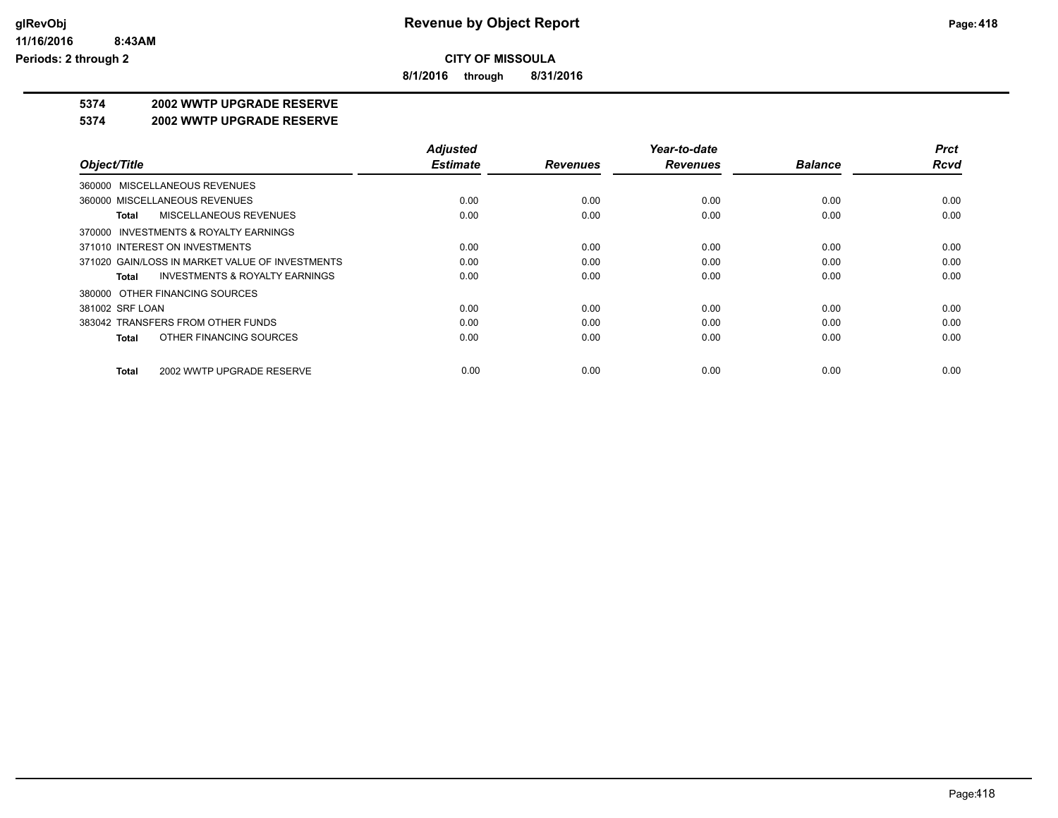# Revenue by Object Report

## CITY OF MISSOULA

**8/1/2016 through 8/31/2016**

**5374 2002 WWTP UPGRADE RESERVE**

**5374 2002 WWTP UPGRADE RESERVE**

| Object/Title | Adjusted Estimate | Revenues | Year-to-date Revenues | Balance | Prct Rcvd |
|---|---|---|---|---|---|
| 360000 MISCELLANEOUS REVENUES | | | | | |
| 360000 MISCELLANEOUS REVENUES | 0.00 | 0.00 | 0.00 | 0.00 | 0.00 |
| **Total** MISCELLANEOUS REVENUES | 0.00 | 0.00 | 0.00 | 0.00 | 0.00 |
| 370000 INVESTMENTS & ROYALTY EARNINGS | | | | | |
| 371010 INTEREST ON INVESTMENTS | 0.00 | 0.00 | 0.00 | 0.00 | 0.00 |
| 371020 GAIN/LOSS IN MARKET VALUE OF INVESTMENTS | 0.00 | 0.00 | 0.00 | 0.00 | 0.00 |
| **Total** INVESTMENTS & ROYALTY EARNINGS | 0.00 | 0.00 | 0.00 | 0.00 | 0.00 |
| 380000 OTHER FINANCING SOURCES | | | | | |
| 381002 SRF LOAN | 0.00 | 0.00 | 0.00 | 0.00 | 0.00 |
| 383042 TRANSFERS FROM OTHER FUNDS | 0.00 | 0.00 | 0.00 | 0.00 | 0.00 |
| **Total** OTHER FINANCING SOURCES | 0.00 | 0.00 | 0.00 | 0.00 | 0.00 |
| **Total** 2002 WWTP UPGRADE RESERVE | 0.00 | 0.00 | 0.00 | 0.00 | 0.00 |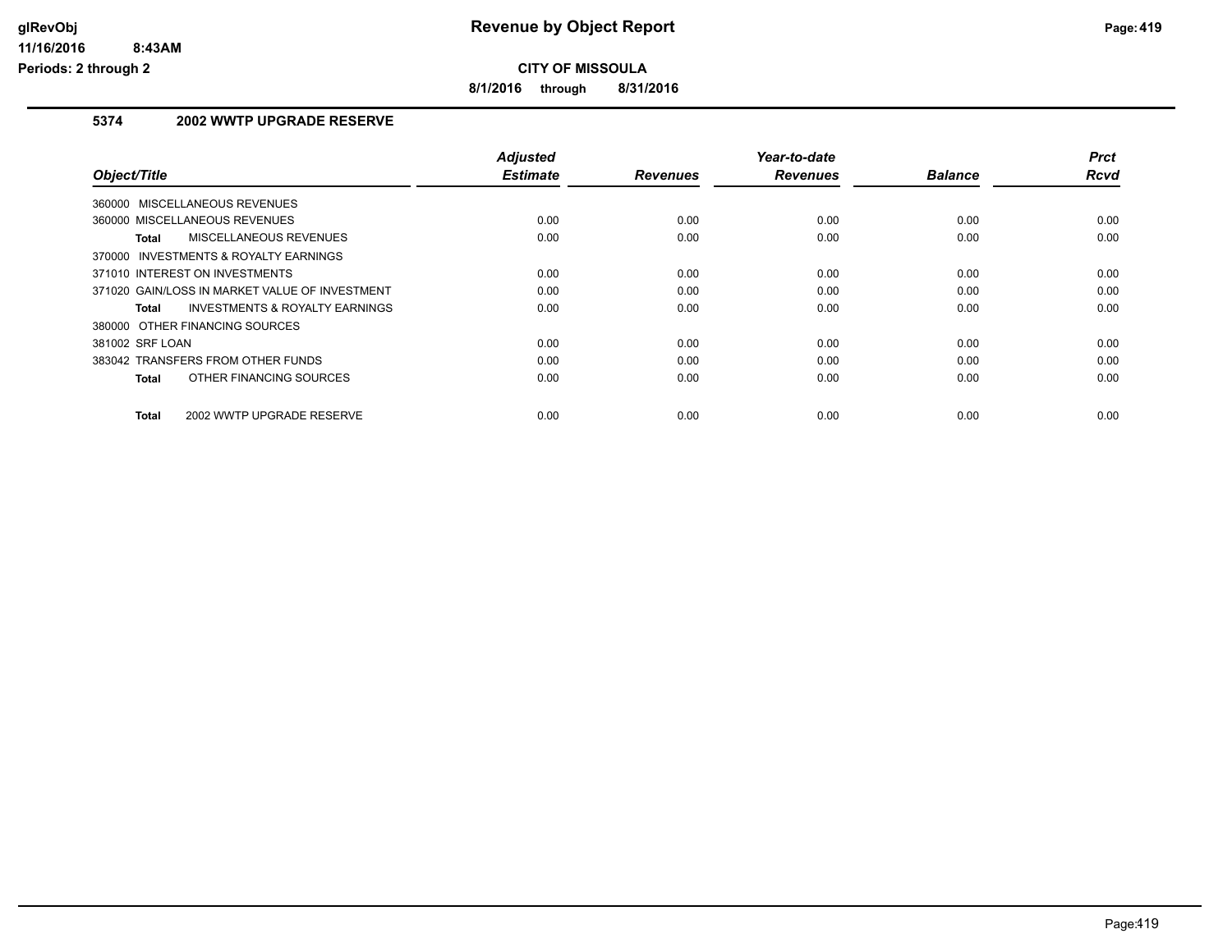**Revenue by Object Report**

**CITY OF MISSOULA**

**8/1/2016 through 8/31/2016**

glRevObj
11/16/2016 8:43AM
Periods: 2 through 2

### 5374 2002 WWTP UPGRADE RESERVE

| Object/Title | Adjusted Estimate | Revenues | Year-to-date Revenues | Balance | Prct Rcvd |
|---|---|---|---|---|---|
| 360000 MISCELLANEOUS REVENUES | | | | | |
| 360000 MISCELLANEOUS REVENUES | 0.00 | 0.00 | 0.00 | 0.00 | 0.00 |
| **Total** MISCELLANEOUS REVENUES | 0.00 | 0.00 | 0.00 | 0.00 | 0.00 |
| 370000 INVESTMENTS & ROYALTY EARNINGS | | | | | |
| 371010 INTEREST ON INVESTMENTS | 0.00 | 0.00 | 0.00 | 0.00 | 0.00 |
| 371020 GAIN/LOSS IN MARKET VALUE OF INVESTMENT | 0.00 | 0.00 | 0.00 | 0.00 | 0.00 |
| **Total** INVESTMENTS & ROYALTY EARNINGS | 0.00 | 0.00 | 0.00 | 0.00 | 0.00 |
| 380000 OTHER FINANCING SOURCES | | | | | |
| 381002 SRF LOAN | 0.00 | 0.00 | 0.00 | 0.00 | 0.00 |
| 383042 TRANSFERS FROM OTHER FUNDS | 0.00 | 0.00 | 0.00 | 0.00 | 0.00 |
| **Total** OTHER FINANCING SOURCES | 0.00 | 0.00 | 0.00 | 0.00 | 0.00 |
| **Total** 2002 WWTP UPGRADE RESERVE | 0.00 | 0.00 | 0.00 | 0.00 | 0.00 |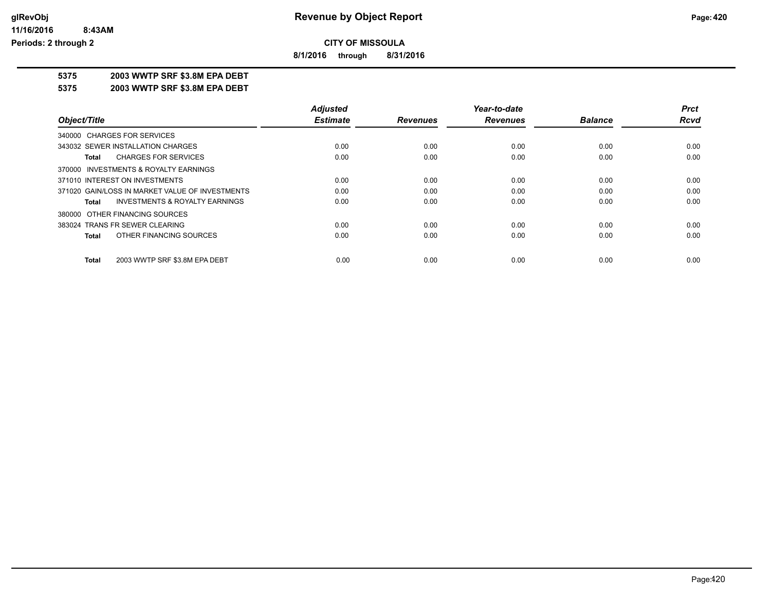**CITY OF MISSOULA**

**8/1/2016 through 8/31/2016**

# Revenue by Object Report

**5375 2003 WWTP SRF $3.8M EPA DEBT**

**5375 2003 WWTP SRF $3.8M EPA DEBT**

| Object/Title | Adjusted Estimate | Revenues | Year-to-date Revenues | Balance | Prct Rcvd |
|---|---|---|---|---|---|
| 340000 CHARGES FOR SERVICES | | | | | |
| 343032 SEWER INSTALLATION CHARGES | 0.00 | 0.00 | 0.00 | 0.00 | 0.00 |
| **Total** CHARGES FOR SERVICES | 0.00 | 0.00 | 0.00 | 0.00 | 0.00 |
| 370000 INVESTMENTS & ROYALTY EARNINGS | | | | | |
| 371010 INTEREST ON INVESTMENTS | 0.00 | 0.00 | 0.00 | 0.00 | 0.00 |
| 371020 GAIN/LOSS IN MARKET VALUE OF INVESTMENTS | 0.00 | 0.00 | 0.00 | 0.00 | 0.00 |
| **Total** INVESTMENTS & ROYALTY EARNINGS | 0.00 | 0.00 | 0.00 | 0.00 | 0.00 |
| 380000 OTHER FINANCING SOURCES | | | | | |
| 383024 TRANS FR SEWER CLEARING | 0.00 | 0.00 | 0.00 | 0.00 | 0.00 |
| **Total** OTHER FINANCING SOURCES | 0.00 | 0.00 | 0.00 | 0.00 | 0.00 |
| **Total** 2003 WWTP SRF $3.8M EPA DEBT | 0.00 | 0.00 | 0.00 | 0.00 | 0.00 |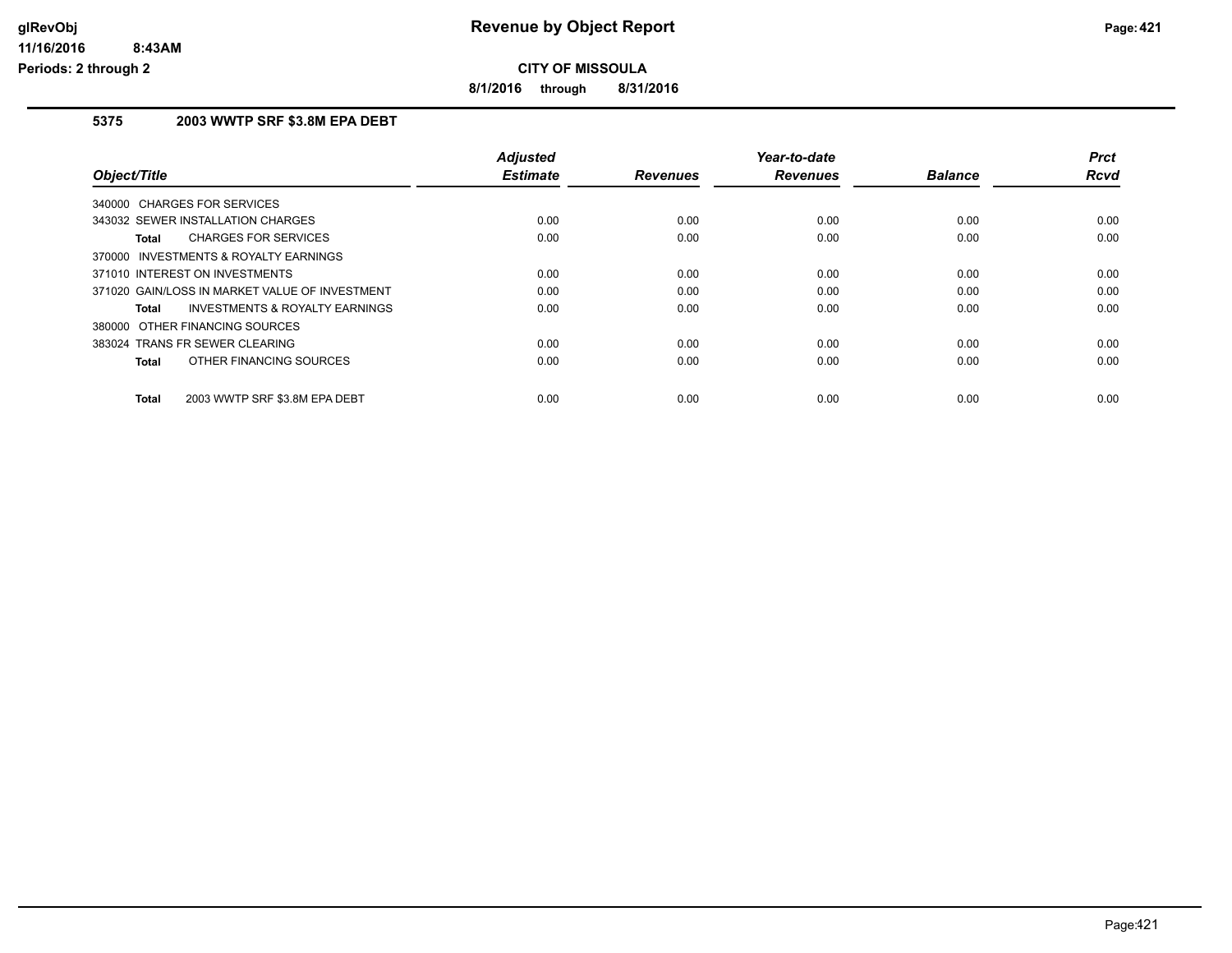**Revenue by Object Report**

**CITY OF MISSOULA**

**8/1/2016 through 8/31/2016**

glRevObj
11/16/2016 8:43AM
Periods: 2 through 2

## 5375 2003 WWTP SRF $3.8M EPA DEBT

| Object/Title | Adjusted Estimate | Revenues | Year-to-date Revenues | Balance | Prct Rcvd |
|---|---|---|---|---|---|
| 340000 CHARGES FOR SERVICES | | | | | |
| 343032 SEWER INSTALLATION CHARGES | 0.00 | 0.00 | 0.00 | 0.00 | 0.00 |
| **Total** CHARGES FOR SERVICES | 0.00 | 0.00 | 0.00 | 0.00 | 0.00 |
| 370000 INVESTMENTS & ROYALTY EARNINGS | | | | | |
| 371010 INTEREST ON INVESTMENTS | 0.00 | 0.00 | 0.00 | 0.00 | 0.00 |
| 371020 GAIN/LOSS IN MARKET VALUE OF INVESTMENT | 0.00 | 0.00 | 0.00 | 0.00 | 0.00 |
| **Total** INVESTMENTS & ROYALTY EARNINGS | 0.00 | 0.00 | 0.00 | 0.00 | 0.00 |
| 380000 OTHER FINANCING SOURCES | | | | | |
| 383024 TRANS FR SEWER CLEARING | 0.00 | 0.00 | 0.00 | 0.00 | 0.00 |
| **Total** OTHER FINANCING SOURCES | 0.00 | 0.00 | 0.00 | 0.00 | 0.00 |
| **Total** 2003 WWTP SRF $3.8M EPA DEBT | 0.00 | 0.00 | 0.00 | 0.00 | 0.00 |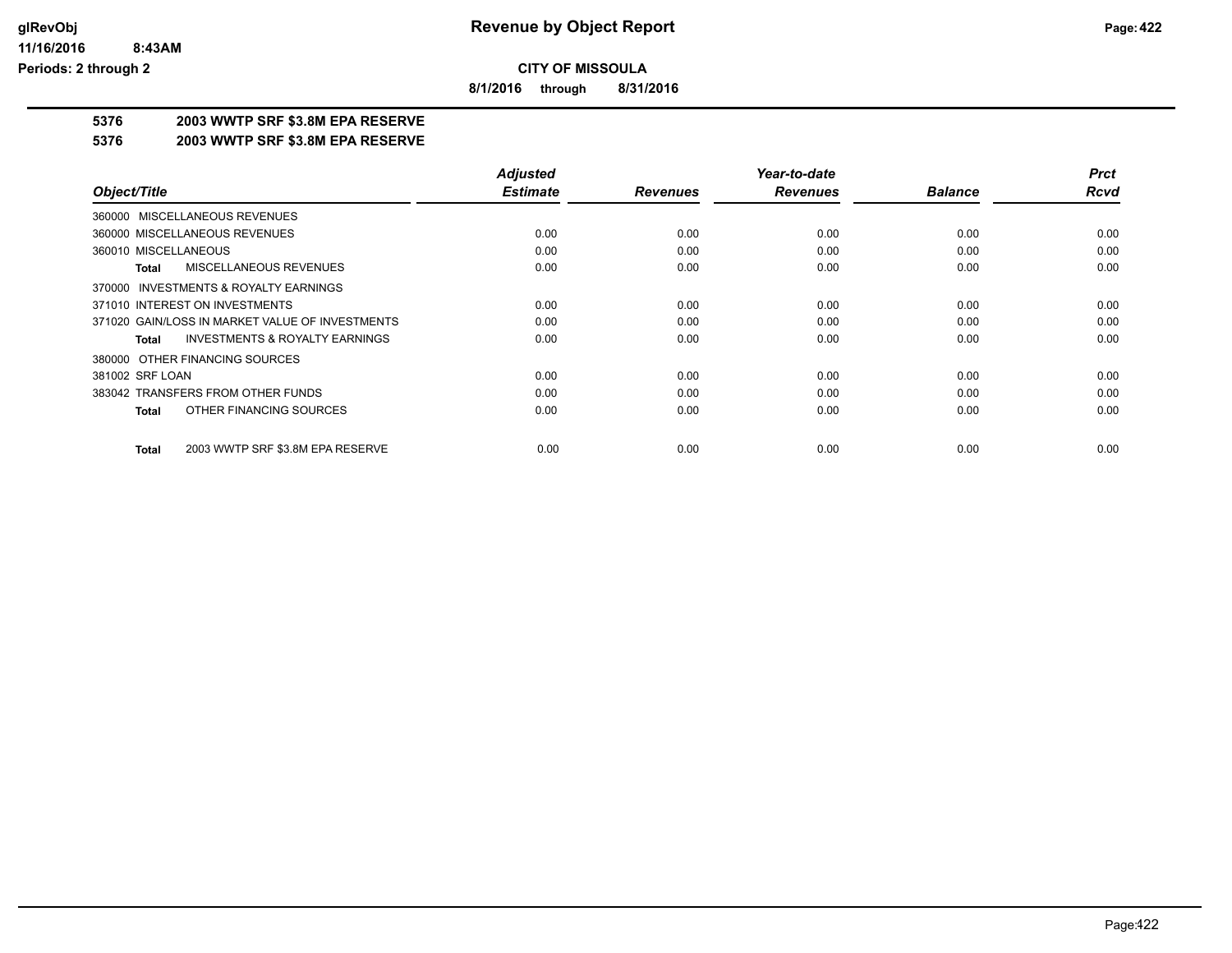**CITY OF MISSOULA**

**8/1/2016 through 8/31/2016**

**5376 2003 WWTP SRF $3.8M EPA RESERVE**

**5376 2003 WWTP SRF $3.8M EPA RESERVE**

| Object/Title | Adjusted Estimate | Revenues | Year-to-date Revenues | Balance | Prct Rcvd |
|---|---|---|---|---|---|
| 360000 MISCELLANEOUS REVENUES | | | | | |
| 360000 MISCELLANEOUS REVENUES | 0.00 | 0.00 | 0.00 | 0.00 | 0.00 |
| 360010 MISCELLANEOUS | 0.00 | 0.00 | 0.00 | 0.00 | 0.00 |
| **Total** MISCELLANEOUS REVENUES | 0.00 | 0.00 | 0.00 | 0.00 | 0.00 |
| 370000 INVESTMENTS & ROYALTY EARNINGS | | | | | |
| 371010 INTEREST ON INVESTMENTS | 0.00 | 0.00 | 0.00 | 0.00 | 0.00 |
| 371020 GAIN/LOSS IN MARKET VALUE OF INVESTMENTS | 0.00 | 0.00 | 0.00 | 0.00 | 0.00 |
| **Total** INVESTMENTS & ROYALTY EARNINGS | 0.00 | 0.00 | 0.00 | 0.00 | 0.00 |
| 380000 OTHER FINANCING SOURCES | | | | | |
| 381002 SRF LOAN | 0.00 | 0.00 | 0.00 | 0.00 | 0.00 |
| 383042 TRANSFERS FROM OTHER FUNDS | 0.00 | 0.00 | 0.00 | 0.00 | 0.00 |
| **Total** OTHER FINANCING SOURCES | 0.00 | 0.00 | 0.00 | 0.00 | 0.00 |
| **Total** 2003 WWTP SRF $3.8M EPA RESERVE | 0.00 | 0.00 | 0.00 | 0.00 | 0.00 |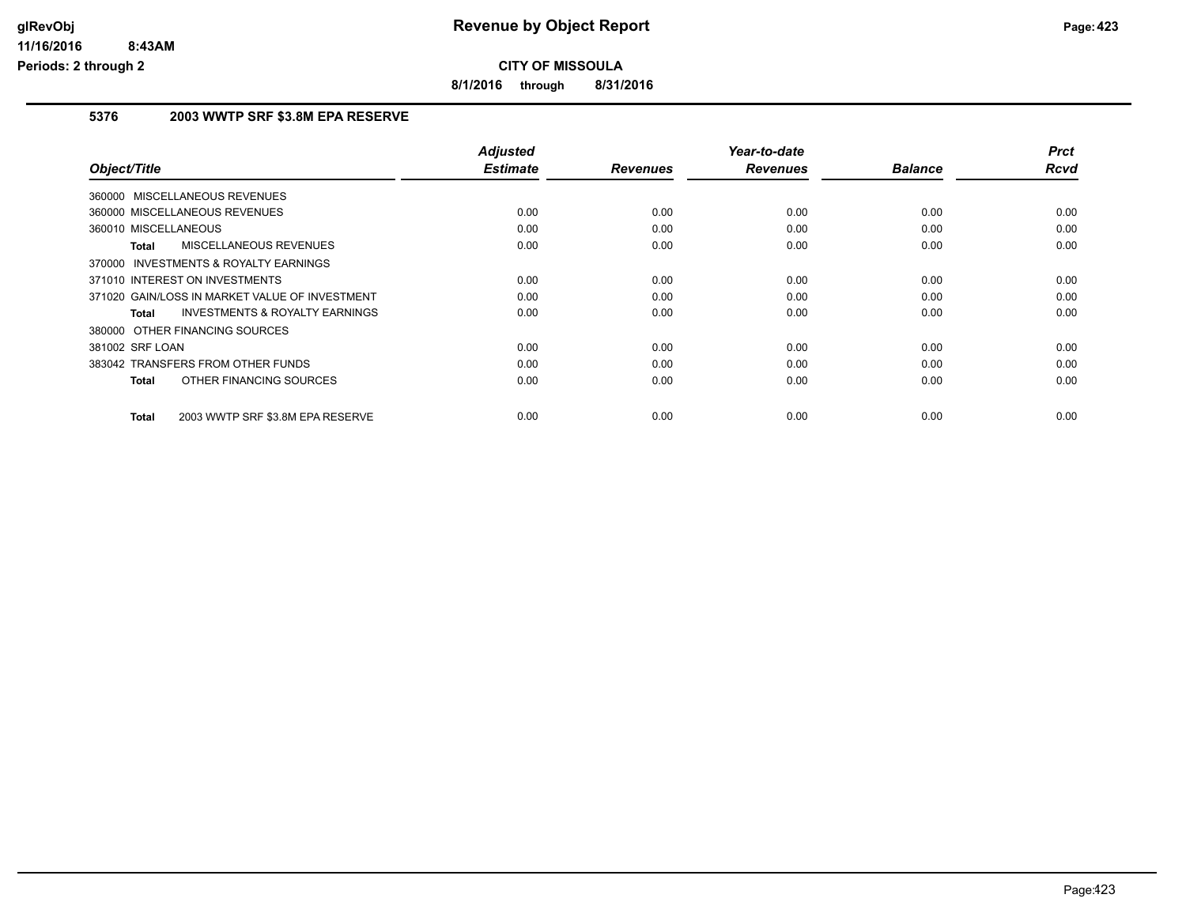**CITY OF MISSOULA**

**8/1/2016 through 8/31/2016**

## 5376 2003 WWTP SRF $3.8M EPA RESERVE

| Object/Title | Adjusted Estimate | Revenues | Year-to-date Revenues | Balance | Prct Rcvd |
|---|---|---|---|---|---|
| 360000 MISCELLANEOUS REVENUES | | | | | |
| 360000 MISCELLANEOUS REVENUES | 0.00 | 0.00 | 0.00 | 0.00 | 0.00 |
| 360010 MISCELLANEOUS | 0.00 | 0.00 | 0.00 | 0.00 | 0.00 |
| **Total** MISCELLANEOUS REVENUES | 0.00 | 0.00 | 0.00 | 0.00 | 0.00 |
| 370000 INVESTMENTS & ROYALTY EARNINGS | | | | | |
| 371010 INTEREST ON INVESTMENTS | 0.00 | 0.00 | 0.00 | 0.00 | 0.00 |
| 371020 GAIN/LOSS IN MARKET VALUE OF INVESTMENT | 0.00 | 0.00 | 0.00 | 0.00 | 0.00 |
| **Total** INVESTMENTS & ROYALTY EARNINGS | 0.00 | 0.00 | 0.00 | 0.00 | 0.00 |
| 380000 OTHER FINANCING SOURCES | | | | | |
| 381002 SRF LOAN | 0.00 | 0.00 | 0.00 | 0.00 | 0.00 |
| 383042 TRANSFERS FROM OTHER FUNDS | 0.00 | 0.00 | 0.00 | 0.00 | 0.00 |
| **Total** OTHER FINANCING SOURCES | 0.00 | 0.00 | 0.00 | 0.00 | 0.00 |
| **Total** 2003 WWTP SRF $3.8M EPA RESERVE | 0.00 | 0.00 | 0.00 | 0.00 | 0.00 |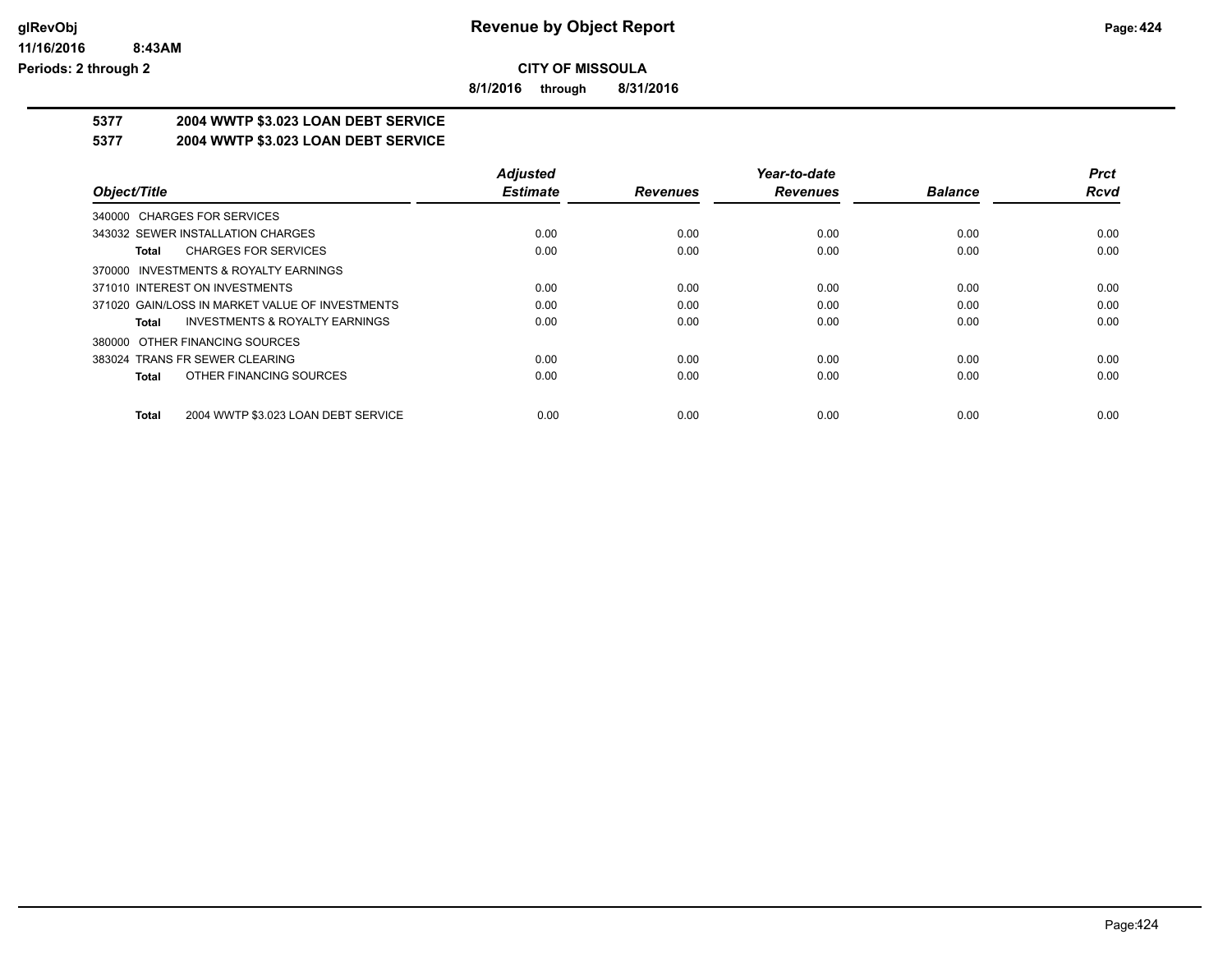**Revenue by Object Report**

**CITY OF MISSOULA**

**8/1/2016 through 8/31/2016**

glRevObj
11/16/2016 8:43AM
Periods: 2 through 2

## 5377 2004 WWTP $3.023 LOAN DEBT SERVICE

## 5377 2004 WWTP $3.023 LOAN DEBT SERVICE

| Object/Title | Adjusted Estimate | Revenues | Year-to-date Revenues | Balance | Prct Rcvd |
|---|---|---|---|---|---|
| 340000 CHARGES FOR SERVICES | | | | | |
| 343032 SEWER INSTALLATION CHARGES | 0.00 | 0.00 | 0.00 | 0.00 | 0.00 |
| **Total** CHARGES FOR SERVICES | 0.00 | 0.00 | 0.00 | 0.00 | 0.00 |
| 370000 INVESTMENTS & ROYALTY EARNINGS | | | | | |
| 371010 INTEREST ON INVESTMENTS | 0.00 | 0.00 | 0.00 | 0.00 | 0.00 |
| 371020 GAIN/LOSS IN MARKET VALUE OF INVESTMENTS | 0.00 | 0.00 | 0.00 | 0.00 | 0.00 |
| **Total** INVESTMENTS & ROYALTY EARNINGS | 0.00 | 0.00 | 0.00 | 0.00 | 0.00 |
| 380000 OTHER FINANCING SOURCES | | | | | |
| 383024 TRANS FR SEWER CLEARING | 0.00 | 0.00 | 0.00 | 0.00 | 0.00 |
| **Total** OTHER FINANCING SOURCES | 0.00 | 0.00 | 0.00 | 0.00 | 0.00 |
| **Total** 2004 WWTP $3.023 LOAN DEBT SERVICE | 0.00 | 0.00 | 0.00 | 0.00 | 0.00 |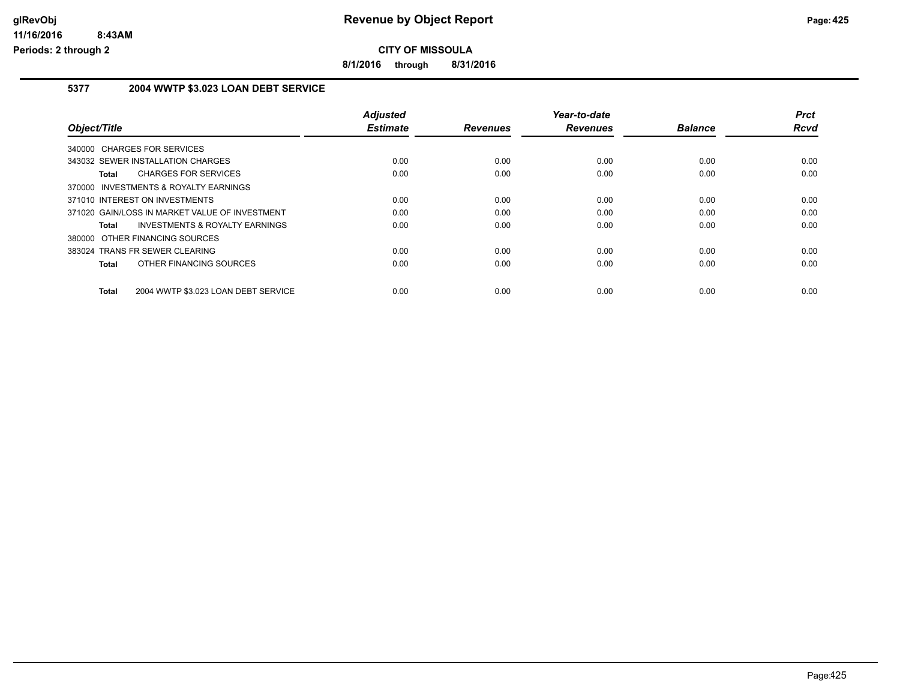# Revenue by Object Report

**CITY OF MISSOULA**

**8/1/2016 through 8/31/2016**

glRevObj
11/16/2016 8:43AM
Periods: 2 through 2

### 5377 2004 WWTP $3.023 LOAN DEBT SERVICE

| Object/Title | Adjusted Estimate | Revenues | Year-to-date Revenues | Balance | Prct Rcvd |
|---|---|---|---|---|---|
| 340000 CHARGES FOR SERVICES | | | | | |
| 343032 SEWER INSTALLATION CHARGES | 0.00 | 0.00 | 0.00 | 0.00 | 0.00 |
| **Total** CHARGES FOR SERVICES | 0.00 | 0.00 | 0.00 | 0.00 | 0.00 |
| 370000 INVESTMENTS & ROYALTY EARNINGS | | | | | |
| 371010 INTEREST ON INVESTMENTS | 0.00 | 0.00 | 0.00 | 0.00 | 0.00 |
| 371020 GAIN/LOSS IN MARKET VALUE OF INVESTMENT | 0.00 | 0.00 | 0.00 | 0.00 | 0.00 |
| **Total** INVESTMENTS & ROYALTY EARNINGS | 0.00 | 0.00 | 0.00 | 0.00 | 0.00 |
| 380000 OTHER FINANCING SOURCES | | | | | |
| 383024 TRANS FR SEWER CLEARING | 0.00 | 0.00 | 0.00 | 0.00 | 0.00 |
| **Total** OTHER FINANCING SOURCES | 0.00 | 0.00 | 0.00 | 0.00 | 0.00 |
| **Total** 2004 WWTP $3.023 LOAN DEBT SERVICE | 0.00 | 0.00 | 0.00 | 0.00 | 0.00 |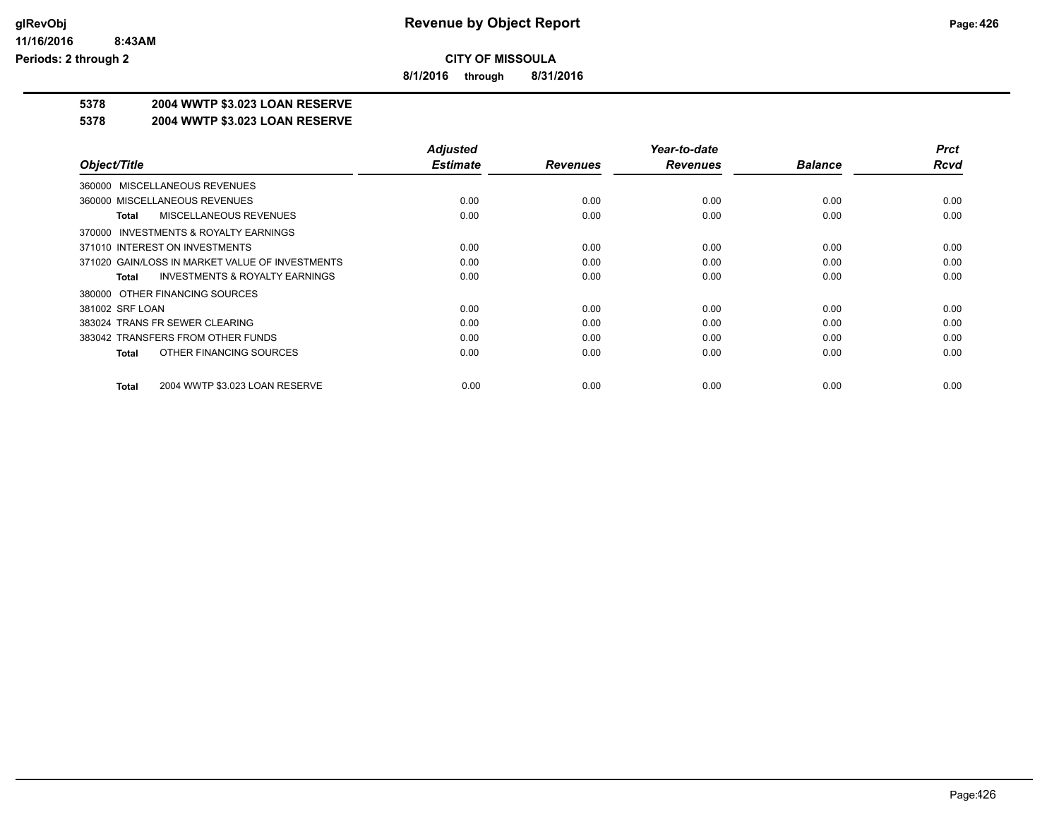**CITY OF MISSOULA**

**8/1/2016 through 8/31/2016**

**5378 2004 WWTP $3.023 LOAN RESERVE**

**5378 2004 WWTP $3.023 LOAN RESERVE**

| Object/Title | Adjusted Estimate | Revenues | Year-to-date Revenues | Balance | Prct Rcvd |
|---|---|---|---|---|---|
| 360000 MISCELLANEOUS REVENUES | | | | | |
| 360000 MISCELLANEOUS REVENUES | 0.00 | 0.00 | 0.00 | 0.00 | 0.00 |
| **Total** MISCELLANEOUS REVENUES | 0.00 | 0.00 | 0.00 | 0.00 | 0.00 |
| 370000 INVESTMENTS & ROYALTY EARNINGS | | | | | |
| 371010 INTEREST ON INVESTMENTS | 0.00 | 0.00 | 0.00 | 0.00 | 0.00 |
| 371020 GAIN/LOSS IN MARKET VALUE OF INVESTMENTS | 0.00 | 0.00 | 0.00 | 0.00 | 0.00 |
| **Total** INVESTMENTS & ROYALTY EARNINGS | 0.00 | 0.00 | 0.00 | 0.00 | 0.00 |
| 380000 OTHER FINANCING SOURCES | | | | | |
| 381002 SRF LOAN | 0.00 | 0.00 | 0.00 | 0.00 | 0.00 |
| 383024 TRANS FR SEWER CLEARING | 0.00 | 0.00 | 0.00 | 0.00 | 0.00 |
| 383042 TRANSFERS FROM OTHER FUNDS | 0.00 | 0.00 | 0.00 | 0.00 | 0.00 |
| **Total** OTHER FINANCING SOURCES | 0.00 | 0.00 | 0.00 | 0.00 | 0.00 |
| **Total** 2004 WWTP $3.023 LOAN RESERVE | 0.00 | 0.00 | 0.00 | 0.00 | 0.00 |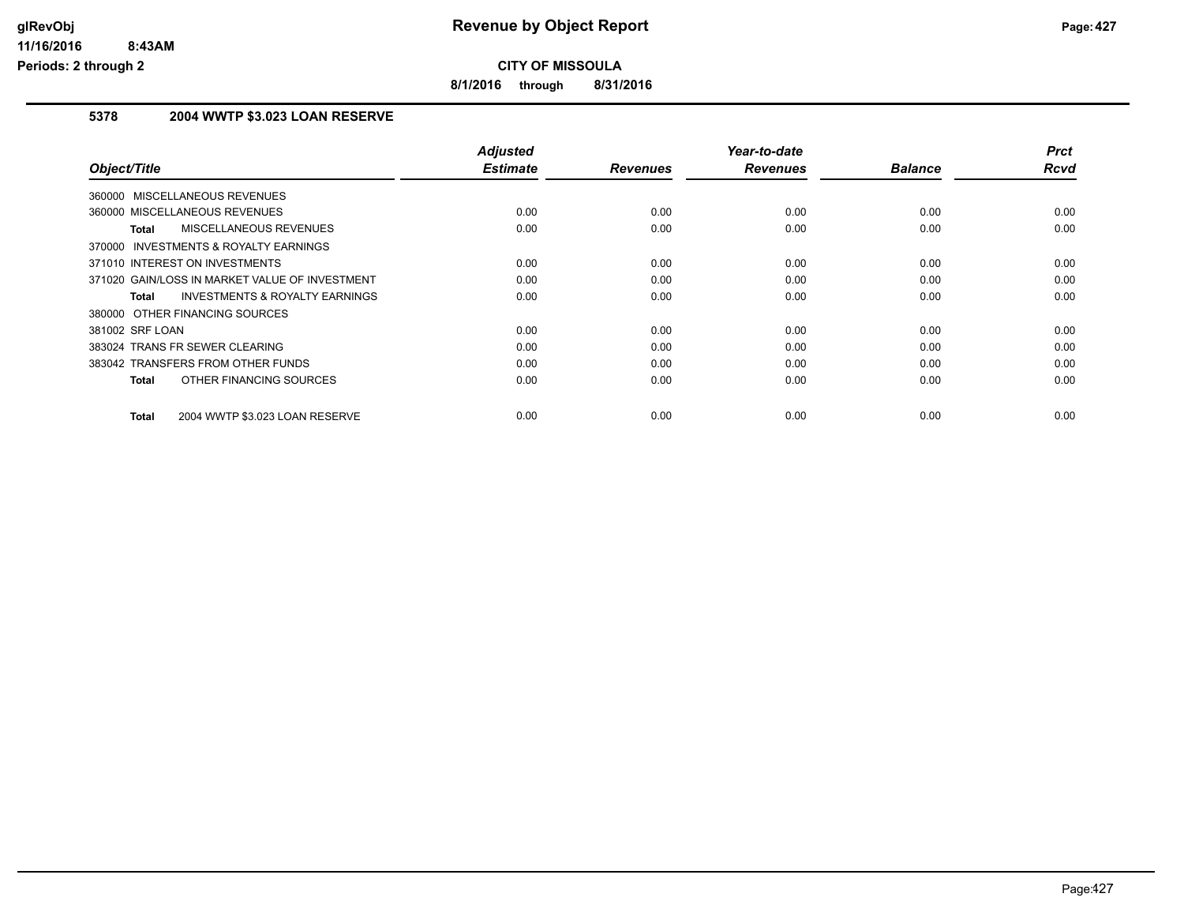**CITY OF MISSOULA**

**8/1/2016 through 8/31/2016**

## 5378 2004 WWTP $3.023 LOAN RESERVE

| Object/Title | Adjusted Estimate | Revenues | Year-to-date Revenues | Balance | Prct Rcvd |
|---|---|---|---|---|---|
| 360000 MISCELLANEOUS REVENUES | | | | | |
| 360000 MISCELLANEOUS REVENUES | 0.00 | 0.00 | 0.00 | 0.00 | 0.00 |
| **Total** MISCELLANEOUS REVENUES | 0.00 | 0.00 | 0.00 | 0.00 | 0.00 |
| 370000 INVESTMENTS & ROYALTY EARNINGS | | | | | |
| 371010 INTEREST ON INVESTMENTS | 0.00 | 0.00 | 0.00 | 0.00 | 0.00 |
| 371020 GAIN/LOSS IN MARKET VALUE OF INVESTMENT | 0.00 | 0.00 | 0.00 | 0.00 | 0.00 |
| **Total** INVESTMENTS & ROYALTY EARNINGS | 0.00 | 0.00 | 0.00 | 0.00 | 0.00 |
| 380000 OTHER FINANCING SOURCES | | | | | |
| 381002 SRF LOAN | 0.00 | 0.00 | 0.00 | 0.00 | 0.00 |
| 383024 TRANS FR SEWER CLEARING | 0.00 | 0.00 | 0.00 | 0.00 | 0.00 |
| 383042 TRANSFERS FROM OTHER FUNDS | 0.00 | 0.00 | 0.00 | 0.00 | 0.00 |
| **Total** OTHER FINANCING SOURCES | 0.00 | 0.00 | 0.00 | 0.00 | 0.00 |
| **Total** 2004 WWTP $3.023 LOAN RESERVE | 0.00 | 0.00 | 0.00 | 0.00 | 0.00 |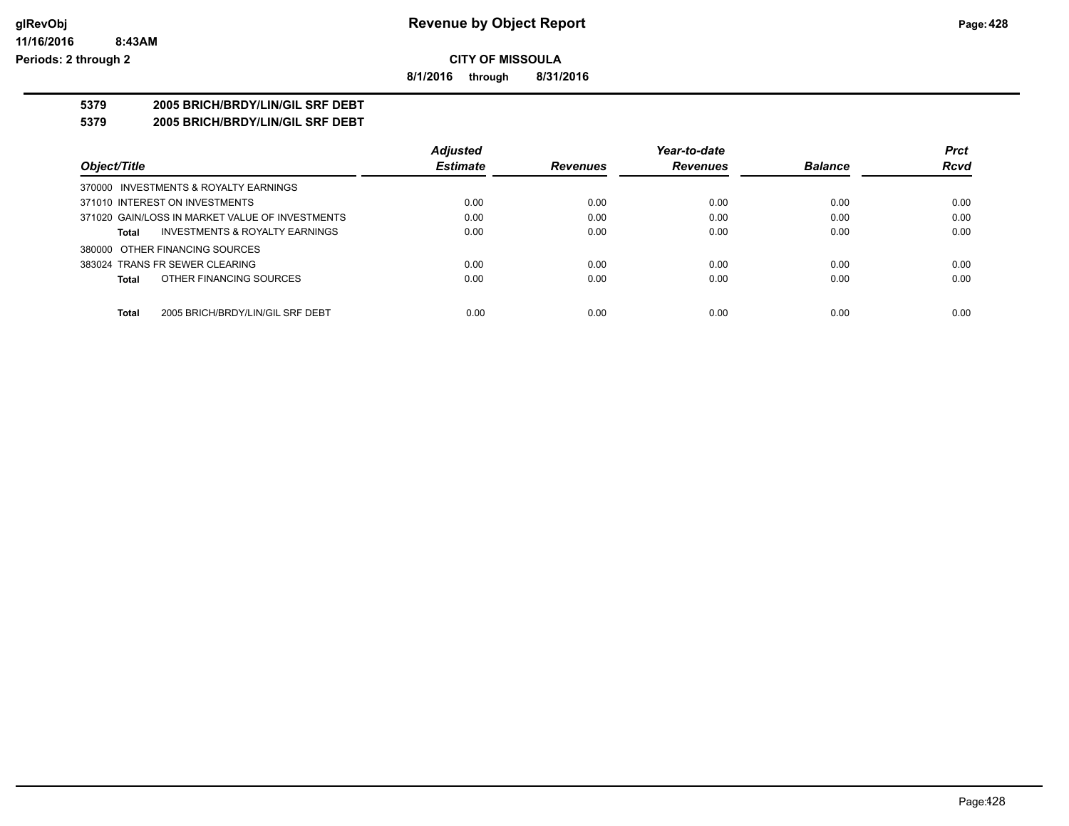**CITY OF MISSOULA**

**8/1/2016 through 8/31/2016**

**Revenue by Object Report**

## 5379 2005 BRICH/BRDY/LIN/GIL SRF DEBT

## 5379 2005 BRICH/BRDY/LIN/GIL SRF DEBT

| Object/Title | Adjusted Estimate | Revenues | Year-to-date Revenues | Balance | Prct Rcvd |
|---|---|---|---|---|---|
| 370000 INVESTMENTS & ROYALTY EARNINGS | | | | | |
| 371010 INTEREST ON INVESTMENTS | 0.00 | 0.00 | 0.00 | 0.00 | 0.00 |
| 371020 GAIN/LOSS IN MARKET VALUE OF INVESTMENTS | 0.00 | 0.00 | 0.00 | 0.00 | 0.00 |
| **Total** INVESTMENTS & ROYALTY EARNINGS | 0.00 | 0.00 | 0.00 | 0.00 | 0.00 |
| 380000 OTHER FINANCING SOURCES | | | | | |
| 383024 TRANS FR SEWER CLEARING | 0.00 | 0.00 | 0.00 | 0.00 | 0.00 |
| **Total** OTHER FINANCING SOURCES | 0.00 | 0.00 | 0.00 | 0.00 | 0.00 |
| **Total** 2005 BRICH/BRDY/LIN/GIL SRF DEBT | 0.00 | 0.00 | 0.00 | 0.00 | 0.00 |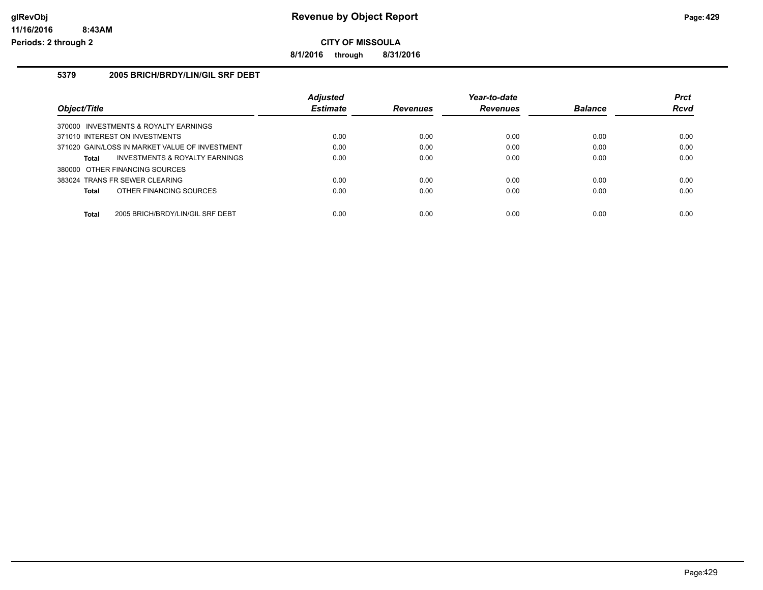**Revenue by Object Report**

**CITY OF MISSOULA**

**8/1/2016 through 8/31/2016**

glRevObj
11/16/2016 8:43AM
Periods: 2 through 2

### 5379 2005 BRICH/BRDY/LIN/GIL SRF DEBT

| Object/Title | Adjusted Estimate | Revenues | Year-to-date Revenues | Balance | Prct Rcvd |
|---|---|---|---|---|---|
| 370000 INVESTMENTS & ROYALTY EARNINGS | | | | | |
| 371010 INTEREST ON INVESTMENTS | 0.00 | 0.00 | 0.00 | 0.00 | 0.00 |
| 371020 GAIN/LOSS IN MARKET VALUE OF INVESTMENT | 0.00 | 0.00 | 0.00 | 0.00 | 0.00 |
| **Total** INVESTMENTS & ROYALTY EARNINGS | 0.00 | 0.00 | 0.00 | 0.00 | 0.00 |
| 380000 OTHER FINANCING SOURCES | | | | | |
| 383024 TRANS FR SEWER CLEARING | 0.00 | 0.00 | 0.00 | 0.00 | 0.00 |
| **Total** OTHER FINANCING SOURCES | 0.00 | 0.00 | 0.00 | 0.00 | 0.00 |
| **Total** 2005 BRICH/BRDY/LIN/GIL SRF DEBT | 0.00 | 0.00 | 0.00 | 0.00 | 0.00 |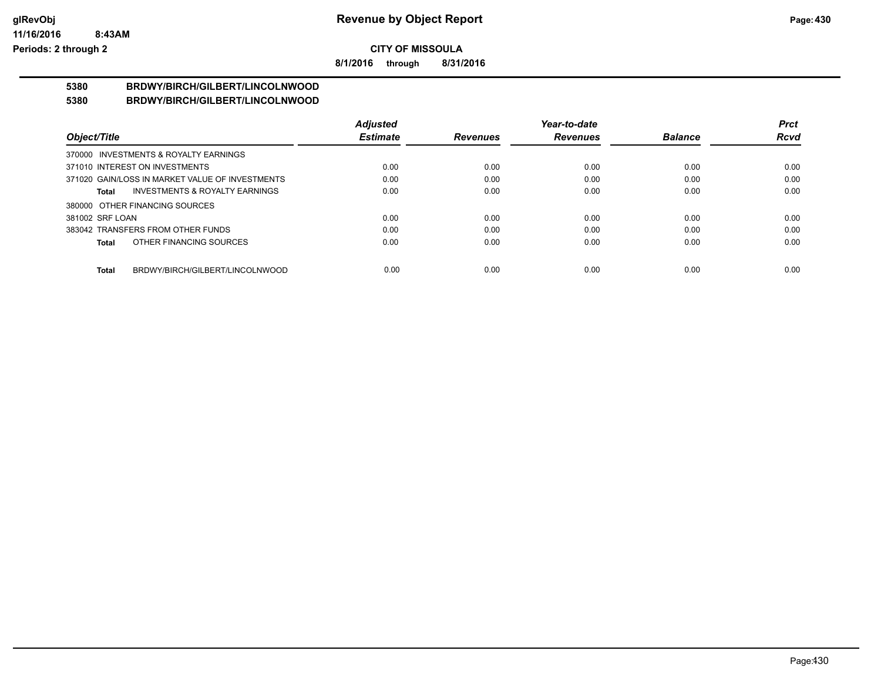**Revenue by Object Report**

**CITY OF MISSOULA**

**8/1/2016 through 8/31/2016**

glRevObj
11/16/2016 8:43AM
Periods: 2 through 2

**5380 BRDWY/BIRCH/GILBERT/LINCOLNWOOD**

**5380 BRDWY/BIRCH/GILBERT/LINCOLNWOOD**

| Object/Title | Adjusted Estimate | Revenues | Year-to-date Revenues | Balance | Prct Rcvd |
|---|---|---|---|---|---|
| 370000 INVESTMENTS & ROYALTY EARNINGS | | | | | |
| 371010 INTEREST ON INVESTMENTS | 0.00 | 0.00 | 0.00 | 0.00 | 0.00 |
| 371020 GAIN/LOSS IN MARKET VALUE OF INVESTMENTS | 0.00 | 0.00 | 0.00 | 0.00 | 0.00 |
| **Total** INVESTMENTS & ROYALTY EARNINGS | 0.00 | 0.00 | 0.00 | 0.00 | 0.00 |
| 380000 OTHER FINANCING SOURCES | | | | | |
| 381002 SRF LOAN | 0.00 | 0.00 | 0.00 | 0.00 | 0.00 |
| 383042 TRANSFERS FROM OTHER FUNDS | 0.00 | 0.00 | 0.00 | 0.00 | 0.00 |
| **Total** OTHER FINANCING SOURCES | 0.00 | 0.00 | 0.00 | 0.00 | 0.00 |
| **Total** BRDWY/BIRCH/GILBERT/LINCOLNWOOD | 0.00 | 0.00 | 0.00 | 0.00 | 0.00 |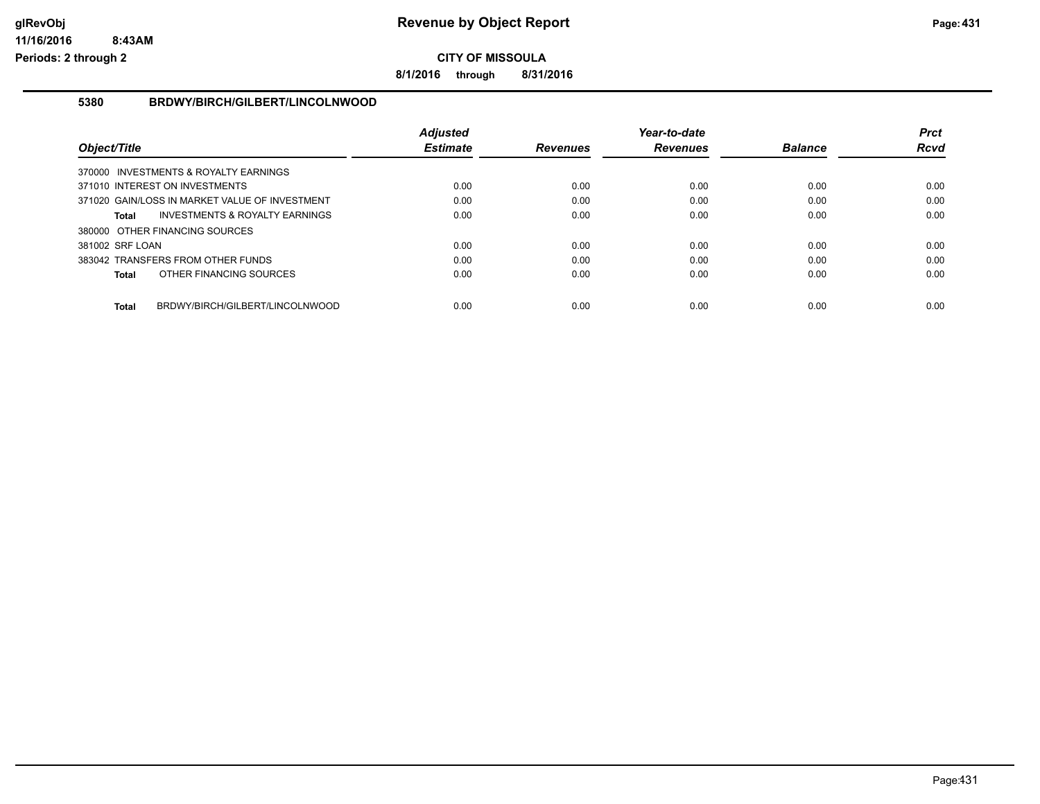**CITY OF MISSOULA**

**8/1/2016 through 8/31/2016**

## 5380 BRDWY/BIRCH/GILBERT/LINCOLNWOOD

| Object/Title | Adjusted Estimate | Revenues | Year-to-date Revenues | Balance | Prct Rcvd |
|---|---|---|---|---|---|
| 370000 INVESTMENTS & ROYALTY EARNINGS | | | | | |
| 371010 INTEREST ON INVESTMENTS | 0.00 | 0.00 | 0.00 | 0.00 | 0.00 |
| 371020 GAIN/LOSS IN MARKET VALUE OF INVESTMENT | 0.00 | 0.00 | 0.00 | 0.00 | 0.00 |
| **Total** INVESTMENTS & ROYALTY EARNINGS | 0.00 | 0.00 | 0.00 | 0.00 | 0.00 |
| 380000 OTHER FINANCING SOURCES | | | | | |
| 381002 SRF LOAN | 0.00 | 0.00 | 0.00 | 0.00 | 0.00 |
| 383042 TRANSFERS FROM OTHER FUNDS | 0.00 | 0.00 | 0.00 | 0.00 | 0.00 |
| **Total** OTHER FINANCING SOURCES | 0.00 | 0.00 | 0.00 | 0.00 | 0.00 |
| **Total** BRDWY/BIRCH/GILBERT/LINCOLNWOOD | 0.00 | 0.00 | 0.00 | 0.00 | 0.00 |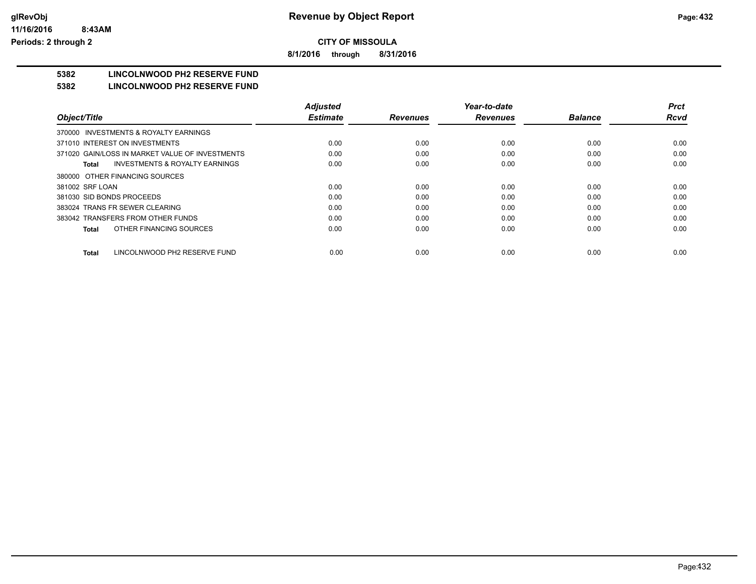# CITY OF MISSOULA

**8/1/2016 through 8/31/2016**

## 5382 LINCOLNWOOD PH2 RESERVE FUND

## 5382 LINCOLNWOOD PH2 RESERVE FUND

| Object/Title | Adjusted Estimate | Revenues | Year-to-date Revenues | Balance | Prct Rcvd |
|---|---|---|---|---|---|
| 370000 INVESTMENTS & ROYALTY EARNINGS | | | | | |
| 371010 INTEREST ON INVESTMENTS | 0.00 | 0.00 | 0.00 | 0.00 | 0.00 |
| 371020 GAIN/LOSS IN MARKET VALUE OF INVESTMENTS | 0.00 | 0.00 | 0.00 | 0.00 | 0.00 |
| **Total** INVESTMENTS & ROYALTY EARNINGS | 0.00 | 0.00 | 0.00 | 0.00 | 0.00 |
| 380000 OTHER FINANCING SOURCES | | | | | |
| 381002 SRF LOAN | 0.00 | 0.00 | 0.00 | 0.00 | 0.00 |
| 381030 SID BONDS PROCEEDS | 0.00 | 0.00 | 0.00 | 0.00 | 0.00 |
| 383024 TRANS FR SEWER CLEARING | 0.00 | 0.00 | 0.00 | 0.00 | 0.00 |
| 383042 TRANSFERS FROM OTHER FUNDS | 0.00 | 0.00 | 0.00 | 0.00 | 0.00 |
| **Total** OTHER FINANCING SOURCES | 0.00 | 0.00 | 0.00 | 0.00 | 0.00 |
| **Total** LINCOLNWOOD PH2 RESERVE FUND | 0.00 | 0.00 | 0.00 | 0.00 | 0.00 |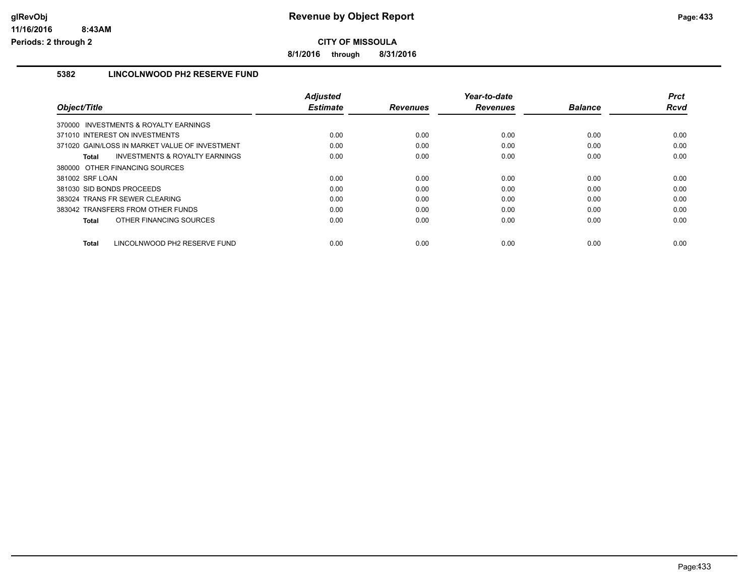# Revenue by Object Report

glRevObj
11/16/2016 8:43AM
Periods: 2 through 2

**CITY OF MISSOULA**

**8/1/2016 through 8/31/2016**

## 5382 LINCOLNWOOD PH2 RESERVE FUND

| Object/Title | Adjusted Estimate | Revenues | Year-to-date Revenues | Balance | Prct Rcvd |
|---|---|---|---|---|---|
| 370000 INVESTMENTS & ROYALTY EARNINGS | | | | | |
| 371010 INTEREST ON INVESTMENTS | 0.00 | 0.00 | 0.00 | 0.00 | 0.00 |
| 371020 GAIN/LOSS IN MARKET VALUE OF INVESTMENT | 0.00 | 0.00 | 0.00 | 0.00 | 0.00 |
| **Total** INVESTMENTS & ROYALTY EARNINGS | 0.00 | 0.00 | 0.00 | 0.00 | 0.00 |
| 380000 OTHER FINANCING SOURCES | | | | | |
| 381002 SRF LOAN | 0.00 | 0.00 | 0.00 | 0.00 | 0.00 |
| 381030 SID BONDS PROCEEDS | 0.00 | 0.00 | 0.00 | 0.00 | 0.00 |
| 383024 TRANS FR SEWER CLEARING | 0.00 | 0.00 | 0.00 | 0.00 | 0.00 |
| 383042 TRANSFERS FROM OTHER FUNDS | 0.00 | 0.00 | 0.00 | 0.00 | 0.00 |
| **Total** OTHER FINANCING SOURCES | 0.00 | 0.00 | 0.00 | 0.00 | 0.00 |
| **Total** LINCOLNWOOD PH2 RESERVE FUND | 0.00 | 0.00 | 0.00 | 0.00 | 0.00 |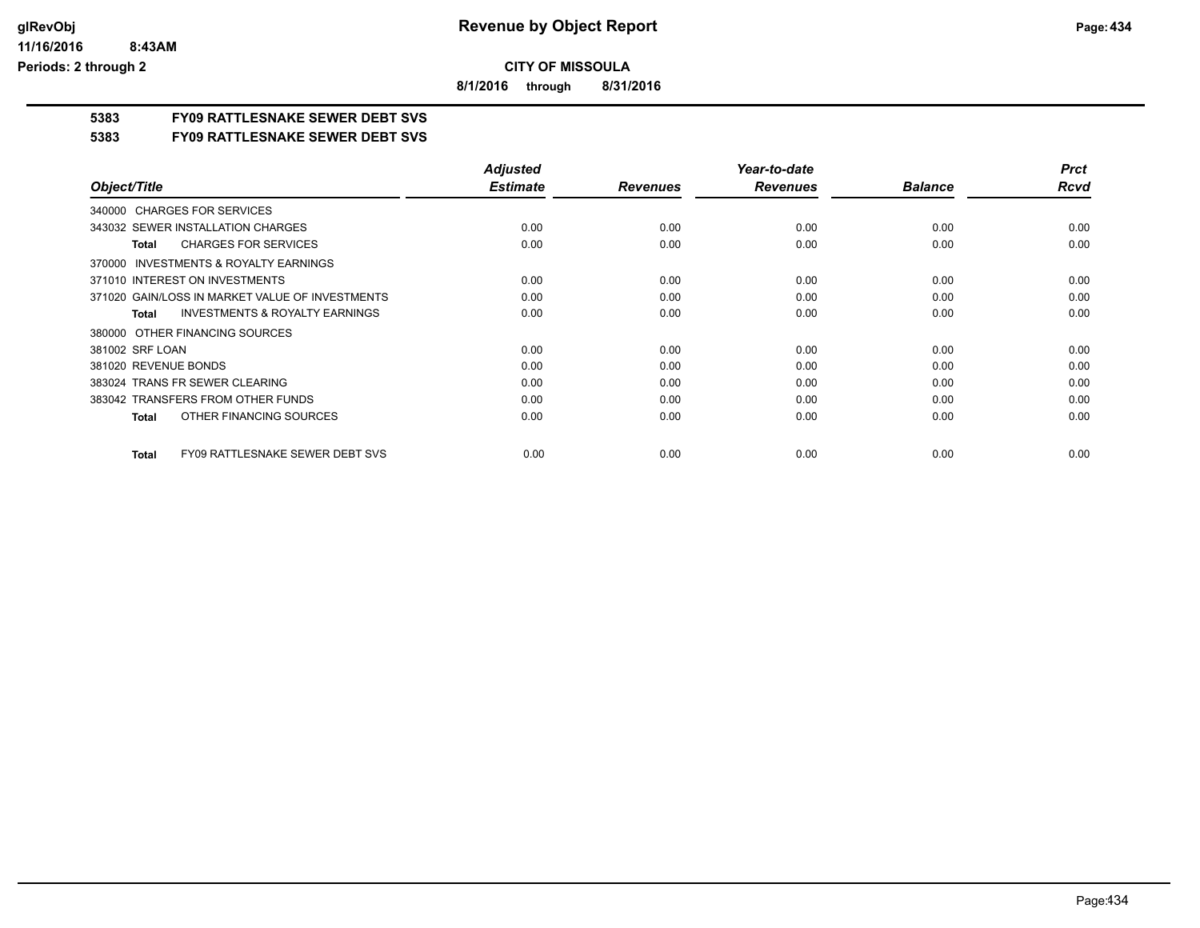**CITY OF MISSOULA**

**8/1/2016 through 8/31/2016**

**5383 FY09 RATTLESNAKE SEWER DEBT SVS**

**5383 FY09 RATTLESNAKE SEWER DEBT SVS**

| Object/Title | Adjusted Estimate | Revenues | Year-to-date Revenues | Balance | Prct Rcvd |
|---|---|---|---|---|---|
| 340000 CHARGES FOR SERVICES | | | | | |
| 343032 SEWER INSTALLATION CHARGES | 0.00 | 0.00 | 0.00 | 0.00 | 0.00 |
| **Total** CHARGES FOR SERVICES | 0.00 | 0.00 | 0.00 | 0.00 | 0.00 |
| 370000 INVESTMENTS & ROYALTY EARNINGS | | | | | |
| 371010 INTEREST ON INVESTMENTS | 0.00 | 0.00 | 0.00 | 0.00 | 0.00 |
| 371020 GAIN/LOSS IN MARKET VALUE OF INVESTMENTS | 0.00 | 0.00 | 0.00 | 0.00 | 0.00 |
| **Total** INVESTMENTS & ROYALTY EARNINGS | 0.00 | 0.00 | 0.00 | 0.00 | 0.00 |
| 380000 OTHER FINANCING SOURCES | | | | | |
| 381002 SRF LOAN | 0.00 | 0.00 | 0.00 | 0.00 | 0.00 |
| 381020 REVENUE BONDS | 0.00 | 0.00 | 0.00 | 0.00 | 0.00 |
| 383024 TRANS FR SEWER CLEARING | 0.00 | 0.00 | 0.00 | 0.00 | 0.00 |
| 383042 TRANSFERS FROM OTHER FUNDS | 0.00 | 0.00 | 0.00 | 0.00 | 0.00 |
| **Total** OTHER FINANCING SOURCES | 0.00 | 0.00 | 0.00 | 0.00 | 0.00 |
| **Total** FY09 RATTLESNAKE SEWER DEBT SVS | 0.00 | 0.00 | 0.00 | 0.00 | 0.00 |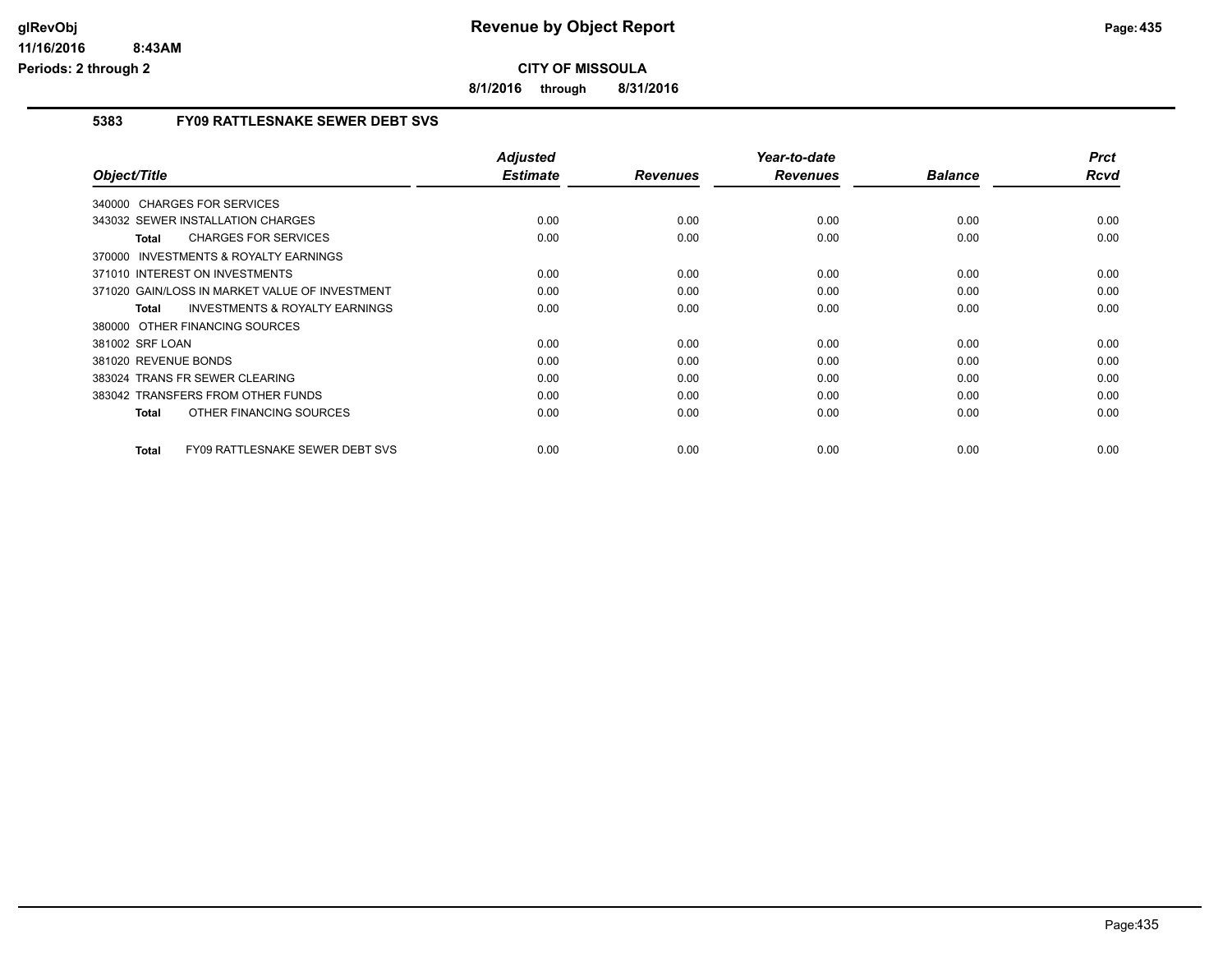**CITY OF MISSOULA**

**8/1/2016 through 8/31/2016**

**Revenue by Object Report**

glRevObj
11/16/2016 8:43AM
Periods: 2 through 2

### 5383 FY09 RATTLESNAKE SEWER DEBT SVS

| Object/Title | Adjusted Estimate | Revenues | Year-to-date Revenues | Balance | Prct Rcvd |
|---|---|---|---|---|---|
| 340000 CHARGES FOR SERVICES | | | | | |
| 343032 SEWER INSTALLATION CHARGES | 0.00 | 0.00 | 0.00 | 0.00 | 0.00 |
| **Total** CHARGES FOR SERVICES | 0.00 | 0.00 | 0.00 | 0.00 | 0.00 |
| 370000 INVESTMENTS & ROYALTY EARNINGS | | | | | |
| 371010 INTEREST ON INVESTMENTS | 0.00 | 0.00 | 0.00 | 0.00 | 0.00 |
| 371020 GAIN/LOSS IN MARKET VALUE OF INVESTMENT | 0.00 | 0.00 | 0.00 | 0.00 | 0.00 |
| **Total** INVESTMENTS & ROYALTY EARNINGS | 0.00 | 0.00 | 0.00 | 0.00 | 0.00 |
| 380000 OTHER FINANCING SOURCES | | | | | |
| 381002 SRF LOAN | 0.00 | 0.00 | 0.00 | 0.00 | 0.00 |
| 381020 REVENUE BONDS | 0.00 | 0.00 | 0.00 | 0.00 | 0.00 |
| 383024 TRANS FR SEWER CLEARING | 0.00 | 0.00 | 0.00 | 0.00 | 0.00 |
| 383042 TRANSFERS FROM OTHER FUNDS | 0.00 | 0.00 | 0.00 | 0.00 | 0.00 |
| **Total** OTHER FINANCING SOURCES | 0.00 | 0.00 | 0.00 | 0.00 | 0.00 |
| **Total** FY09 RATTLESNAKE SEWER DEBT SVS | 0.00 | 0.00 | 0.00 | 0.00 | 0.00 |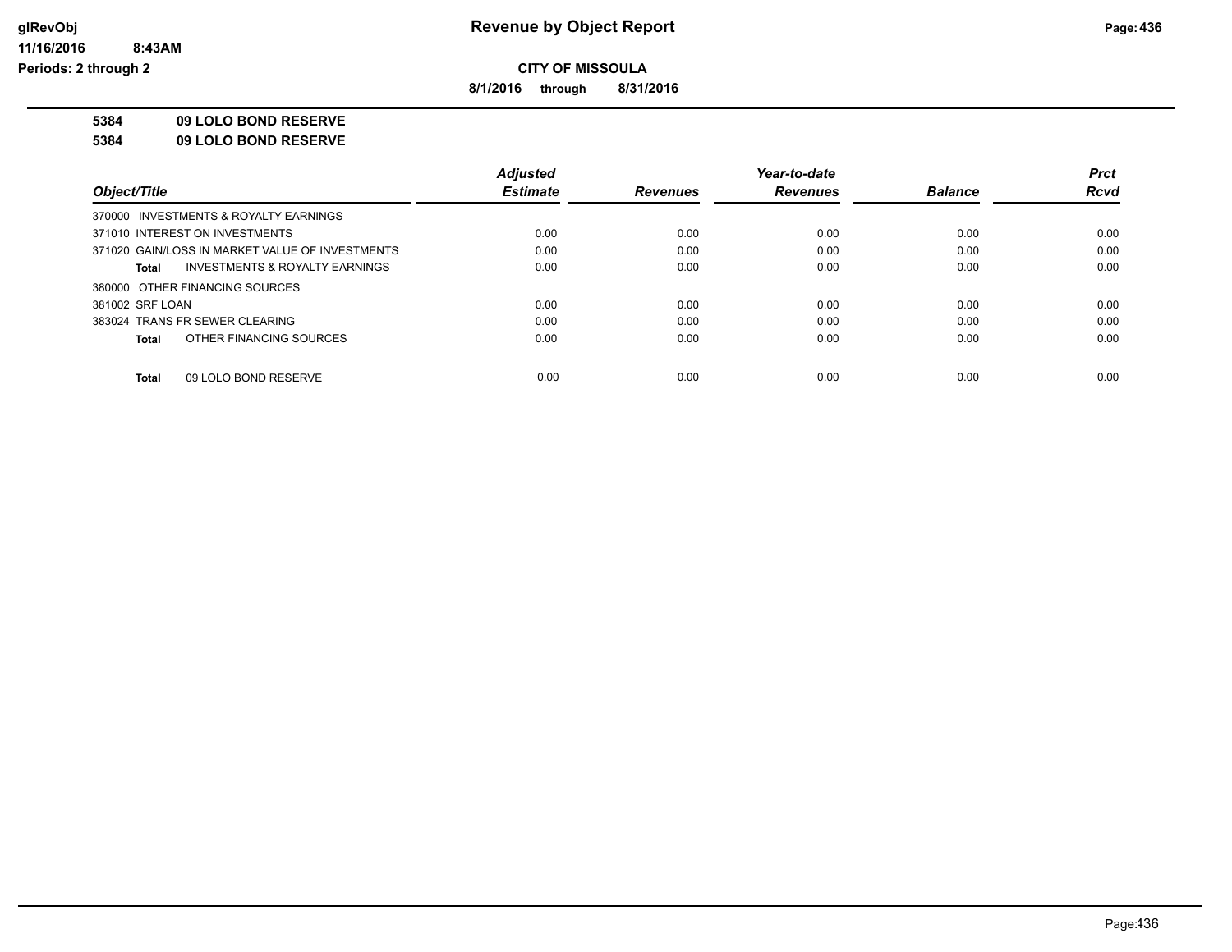**CITY OF MISSOULA**

**8/1/2016 through 8/31/2016**

**5384 09 LOLO BOND RESERVE**

**5384 09 LOLO BOND RESERVE**

| Object/Title | Adjusted Estimate | Revenues | Year-to-date Revenues | Balance | Prct Rcvd |
|---|---|---|---|---|---|
| 370000 INVESTMENTS & ROYALTY EARNINGS | | | | | |
| 371010 INTEREST ON INVESTMENTS | 0.00 | 0.00 | 0.00 | 0.00 | 0.00 |
| 371020 GAIN/LOSS IN MARKET VALUE OF INVESTMENTS | 0.00 | 0.00 | 0.00 | 0.00 | 0.00 |
| **Total** INVESTMENTS & ROYALTY EARNINGS | 0.00 | 0.00 | 0.00 | 0.00 | 0.00 |
| 380000 OTHER FINANCING SOURCES | | | | | |
| 381002 SRF LOAN | 0.00 | 0.00 | 0.00 | 0.00 | 0.00 |
| 383024 TRANS FR SEWER CLEARING | 0.00 | 0.00 | 0.00 | 0.00 | 0.00 |
| **Total** OTHER FINANCING SOURCES | 0.00 | 0.00 | 0.00 | 0.00 | 0.00 |
| **Total** 09 LOLO BOND RESERVE | 0.00 | 0.00 | 0.00 | 0.00 | 0.00 |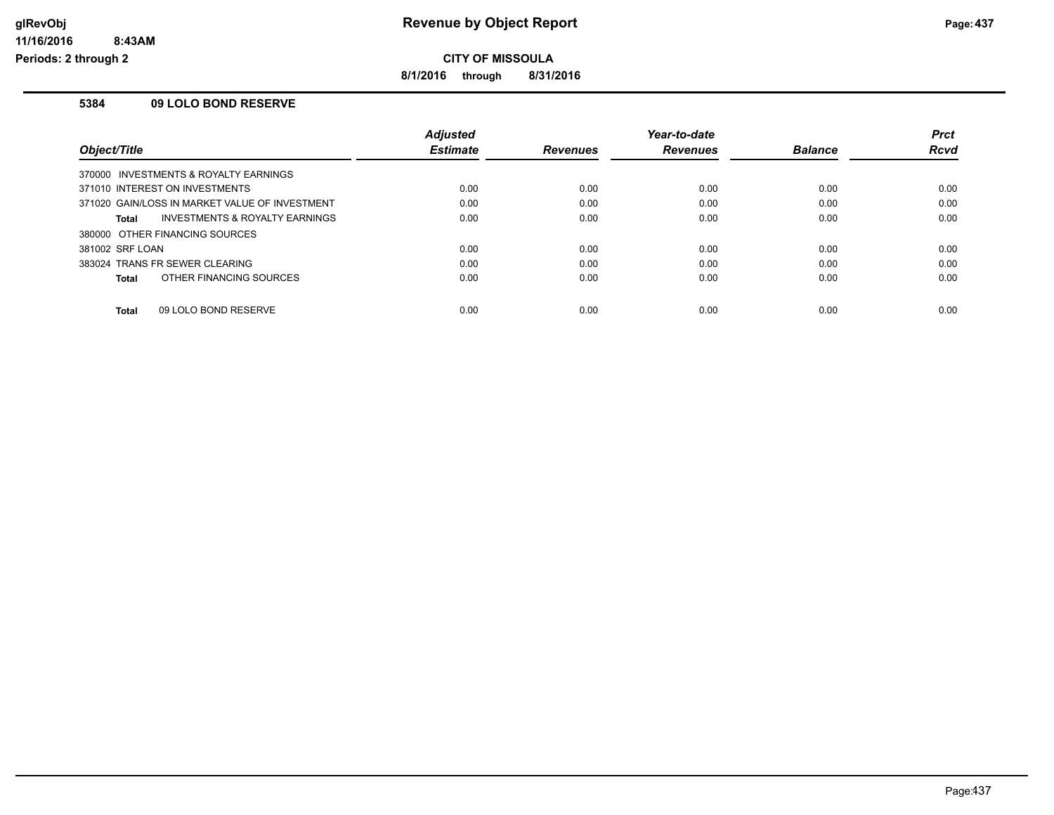# Revenue by Object Report

**CITY OF MISSOULA**

**8/1/2016 through 8/31/2016**

glRevObj
11/16/2016 8:43AM
Periods: 2 through 2

### 5384 09 LOLO BOND RESERVE

| Object/Title | Adjusted Estimate | Revenues | Year-to-date Revenues | Balance | Prct Rcvd |
|---|---|---|---|---|---|
| 370000 INVESTMENTS & ROYALTY EARNINGS | | | | | |
| 371010 INTEREST ON INVESTMENTS | 0.00 | 0.00 | 0.00 | 0.00 | 0.00 |
| 371020 GAIN/LOSS IN MARKET VALUE OF INVESTMENT | 0.00 | 0.00 | 0.00 | 0.00 | 0.00 |
| **Total** INVESTMENTS & ROYALTY EARNINGS | 0.00 | 0.00 | 0.00 | 0.00 | 0.00 |
| 380000 OTHER FINANCING SOURCES | | | | | |
| 381002 SRF LOAN | 0.00 | 0.00 | 0.00 | 0.00 | 0.00 |
| 383024 TRANS FR SEWER CLEARING | 0.00 | 0.00 | 0.00 | 0.00 | 0.00 |
| **Total** OTHER FINANCING SOURCES | 0.00 | 0.00 | 0.00 | 0.00 | 0.00 |
| **Total** 09 LOLO BOND RESERVE | 0.00 | 0.00 | 0.00 | 0.00 | 0.00 |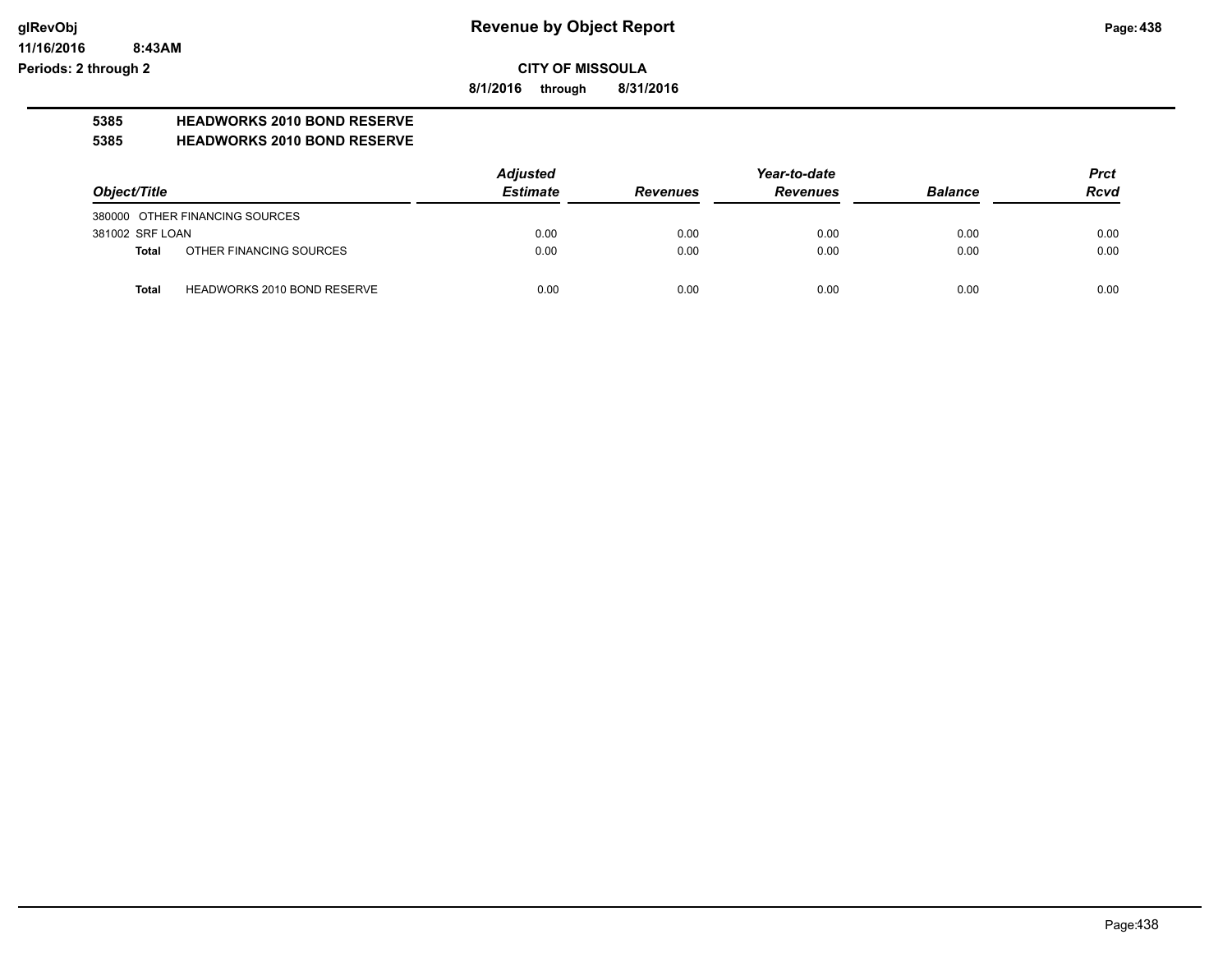# Revenue by Object Report

glRevObj
11/16/2016 8:43AM
Periods: 2 through 2

**CITY OF MISSOULA**

**8/1/2016 through 8/31/2016**

## 5385 HEADWORKS 2010 BOND RESERVE
## 5385 HEADWORKS 2010 BOND RESERVE

| Object/Title | | Adjusted Estimate | Revenues | Year-to-date Revenues | Balance | Prct Rcvd |
|---|---|---|---|---|---|---|
| 380000 OTHER FINANCING SOURCES | | | | | | |
| 381002 SRF LOAN | | 0.00 | 0.00 | 0.00 | 0.00 | 0.00 |
| **Total** | OTHER FINANCING SOURCES | 0.00 | 0.00 | 0.00 | 0.00 | 0.00 |
| **Total** | HEADWORKS 2010 BOND RESERVE | 0.00 | 0.00 | 0.00 | 0.00 | 0.00 |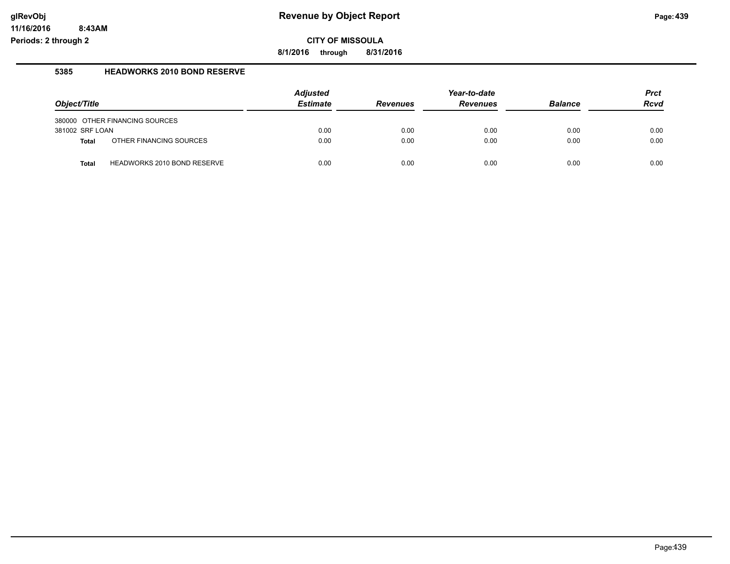# Revenue by Object Report

**CITY OF MISSOULA**

**8/1/2016 through 8/31/2016**

glRevObj
11/16/2016 8:43AM
Periods: 2 through 2

## 5385 HEADWORKS 2010 BOND RESERVE

| Object/Title | | Adjusted Estimate | Revenues | Year-to-date Revenues | Balance | Prct Rcvd |
|---|---|---|---|---|---|---|
| 380000 OTHER FINANCING SOURCES | | | | | | |
| 381002 SRF LOAN | | 0.00 | 0.00 | 0.00 | 0.00 | 0.00 |
| **Total** | OTHER FINANCING SOURCES | 0.00 | 0.00 | 0.00 | 0.00 | 0.00 |
| **Total** | HEADWORKS 2010 BOND RESERVE | 0.00 | 0.00 | 0.00 | 0.00 | 0.00 |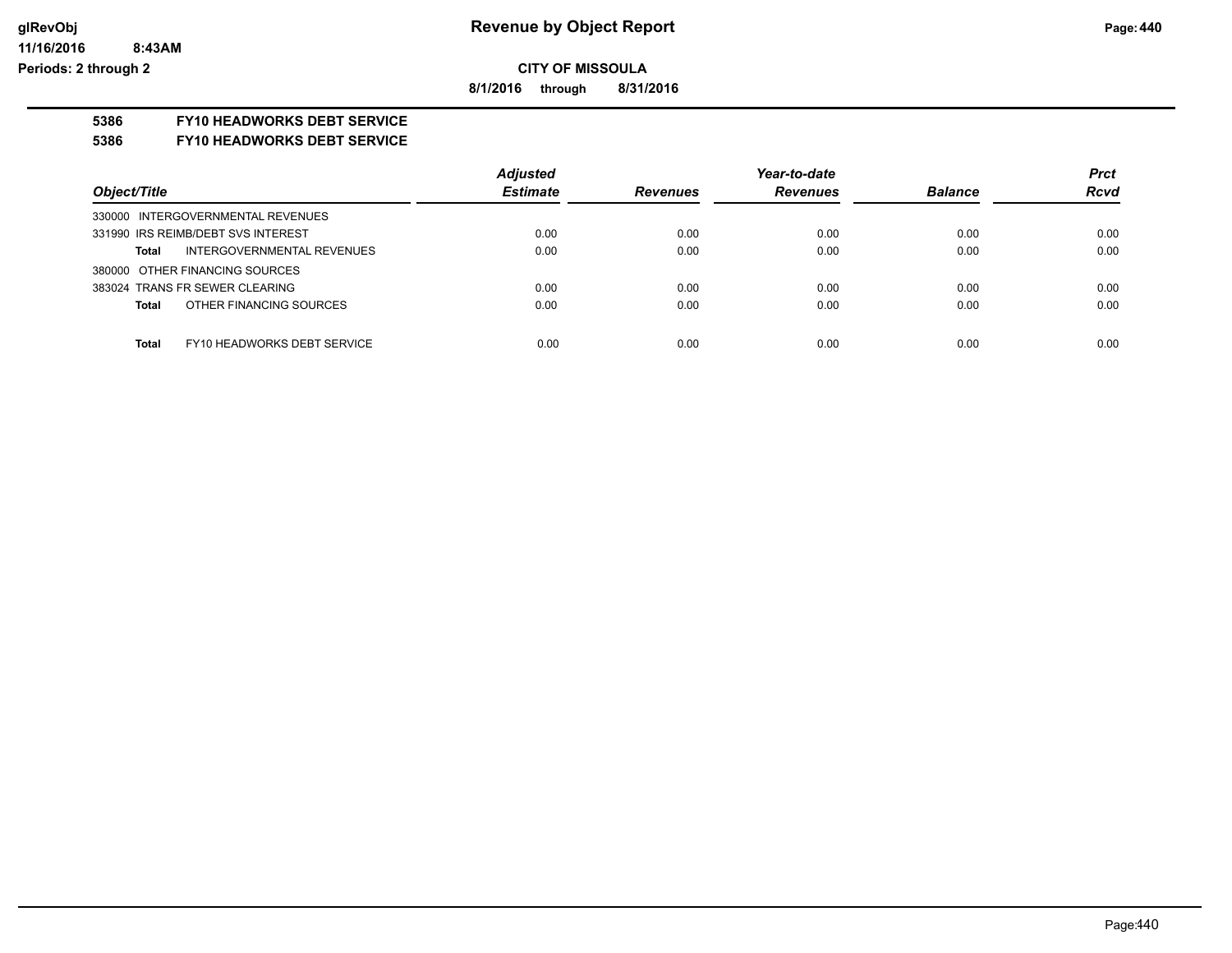**CITY OF MISSOULA**

**8/1/2016 through 8/31/2016**

**5386 FY10 HEADWORKS DEBT SERVICE**

**5386 FY10 HEADWORKS DEBT SERVICE**

| Object/Title | Adjusted Estimate | Revenues | Year-to-date Revenues | Balance | Prct Rcvd |
|---|---|---|---|---|---|
| 330000 INTERGOVERNMENTAL REVENUES | | | | | |
| 331990 IRS REIMB/DEBT SVS INTEREST | 0.00 | 0.00 | 0.00 | 0.00 | 0.00 |
| **Total** INTERGOVERNMENTAL REVENUES | 0.00 | 0.00 | 0.00 | 0.00 | 0.00 |
| 380000 OTHER FINANCING SOURCES | | | | | |
| 383024 TRANS FR SEWER CLEARING | 0.00 | 0.00 | 0.00 | 0.00 | 0.00 |
| **Total** OTHER FINANCING SOURCES | 0.00 | 0.00 | 0.00 | 0.00 | 0.00 |
| **Total** FY10 HEADWORKS DEBT SERVICE | 0.00 | 0.00 | 0.00 | 0.00 | 0.00 |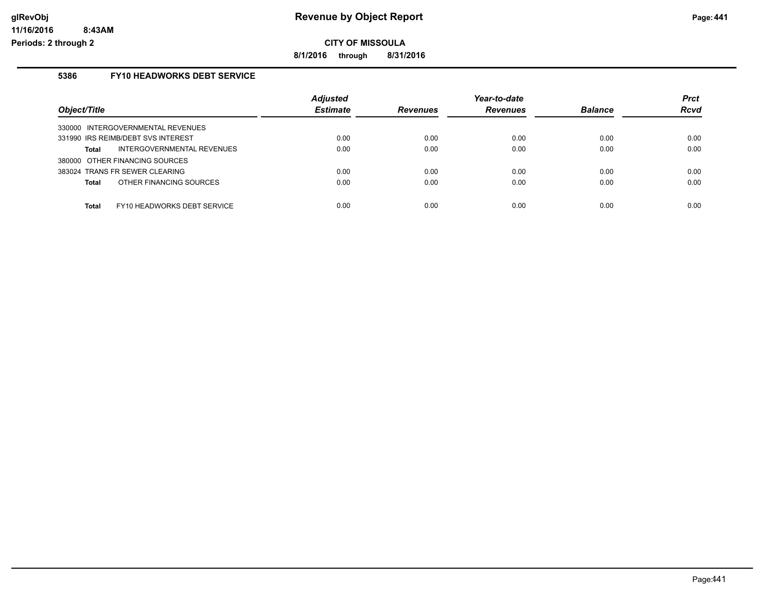**CITY OF MISSOULA**

**8/1/2016 through 8/31/2016**

### 5386 FY10 HEADWORKS DEBT SERVICE

| Object/Title | Adjusted Estimate | Revenues | Year-to-date Revenues | Balance | Prct Rcvd |
|---|---|---|---|---|---|
| 330000 INTERGOVERNMENTAL REVENUES | | | | | |
| 331990 IRS REIMB/DEBT SVS INTEREST | 0.00 | 0.00 | 0.00 | 0.00 | 0.00 |
| **Total** INTERGOVERNMENTAL REVENUES | 0.00 | 0.00 | 0.00 | 0.00 | 0.00 |
| 380000 OTHER FINANCING SOURCES | | | | | |
| 383024 TRANS FR SEWER CLEARING | 0.00 | 0.00 | 0.00 | 0.00 | 0.00 |
| **Total** OTHER FINANCING SOURCES | 0.00 | 0.00 | 0.00 | 0.00 | 0.00 |
| **Total** FY10 HEADWORKS DEBT SERVICE | 0.00 | 0.00 | 0.00 | 0.00 | 0.00 |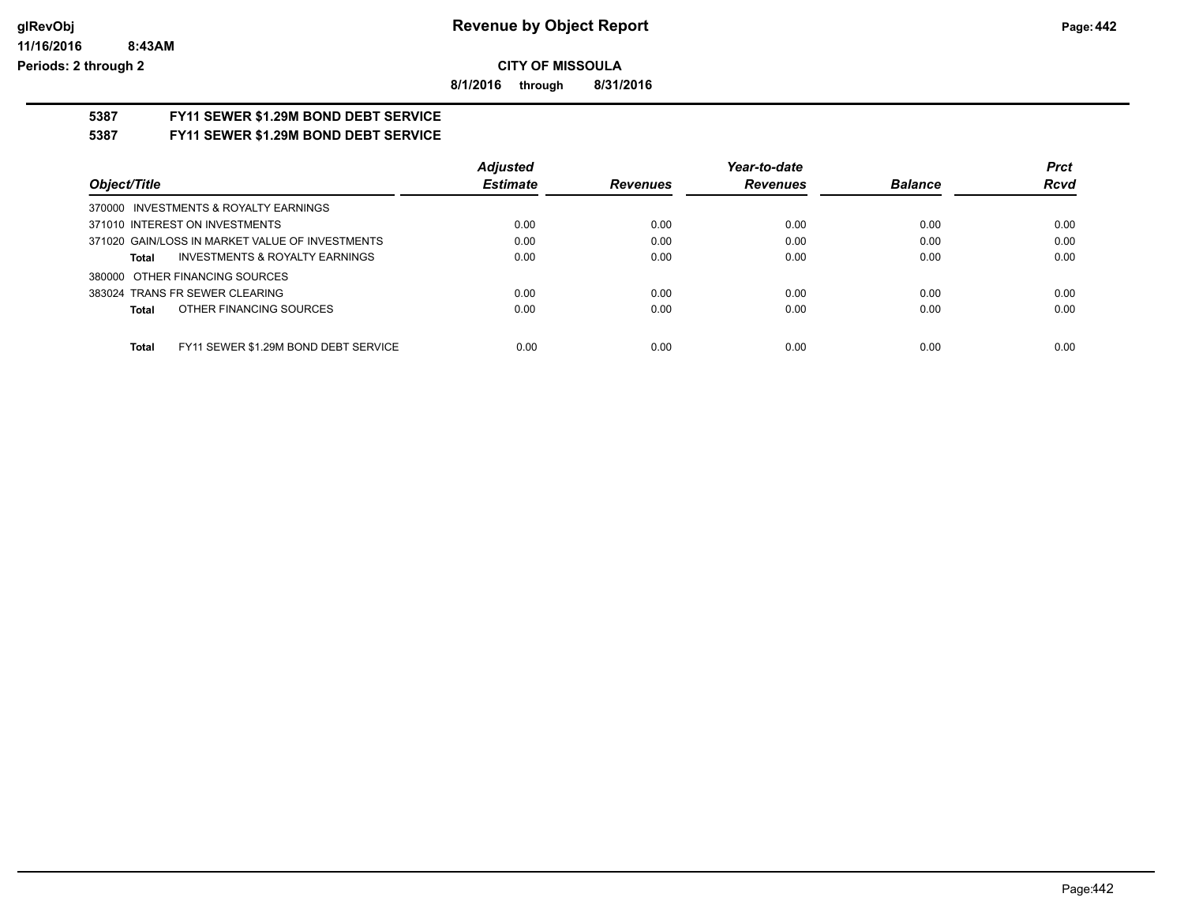# Revenue by Object Report

**CITY OF MISSOULA**

**8/1/2016 through 8/31/2016**

glRevObj
11/16/2016 8:43AM
Periods: 2 through 2

## 5387 FY11 SEWER $1.29M BOND DEBT SERVICE

## 5387 FY11 SEWER $1.29M BOND DEBT SERVICE

| Object/Title | Adjusted Estimate | Revenues | Year-to-date Revenues | Balance | Prct Rcvd |
|---|---|---|---|---|---|
| 370000 INVESTMENTS & ROYALTY EARNINGS | | | | | |
| 371010 INTEREST ON INVESTMENTS | 0.00 | 0.00 | 0.00 | 0.00 | 0.00 |
| 371020 GAIN/LOSS IN MARKET VALUE OF INVESTMENTS | 0.00 | 0.00 | 0.00 | 0.00 | 0.00 |
| **Total** INVESTMENTS & ROYALTY EARNINGS | 0.00 | 0.00 | 0.00 | 0.00 | 0.00 |
| 380000 OTHER FINANCING SOURCES | | | | | |
| 383024 TRANS FR SEWER CLEARING | 0.00 | 0.00 | 0.00 | 0.00 | 0.00 |
| **Total** OTHER FINANCING SOURCES | 0.00 | 0.00 | 0.00 | 0.00 | 0.00 |
| **Total** FY11 SEWER $1.29M BOND DEBT SERVICE | 0.00 | 0.00 | 0.00 | 0.00 | 0.00 |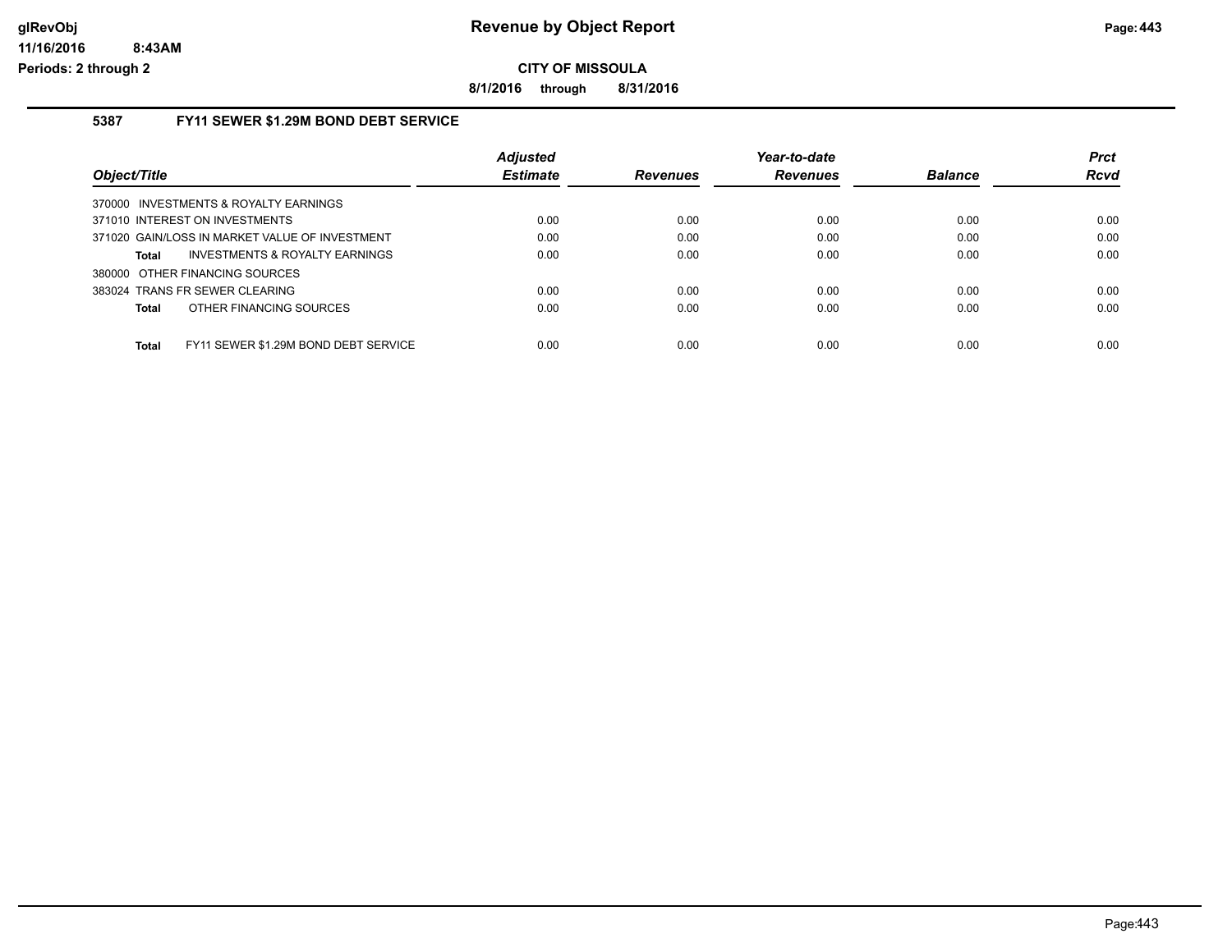**CITY OF MISSOULA**

**8/1/2016 through 8/31/2016**

## 5387 FY11 SEWER $1.29M BOND DEBT SERVICE

| Object/Title | Adjusted Estimate | Revenues | Year-to-date Revenues | Balance | Prct Rcvd |
|---|---|---|---|---|---|
| 370000 INVESTMENTS & ROYALTY EARNINGS | | | | | |
| 371010 INTEREST ON INVESTMENTS | 0.00 | 0.00 | 0.00 | 0.00 | 0.00 |
| 371020 GAIN/LOSS IN MARKET VALUE OF INVESTMENT | 0.00 | 0.00 | 0.00 | 0.00 | 0.00 |
| **Total** INVESTMENTS & ROYALTY EARNINGS | 0.00 | 0.00 | 0.00 | 0.00 | 0.00 |
| 380000 OTHER FINANCING SOURCES | | | | | |
| 383024 TRANS FR SEWER CLEARING | 0.00 | 0.00 | 0.00 | 0.00 | 0.00 |
| **Total** OTHER FINANCING SOURCES | 0.00 | 0.00 | 0.00 | 0.00 | 0.00 |
| **Total** FY11 SEWER $1.29M BOND DEBT SERVICE | 0.00 | 0.00 | 0.00 | 0.00 | 0.00 |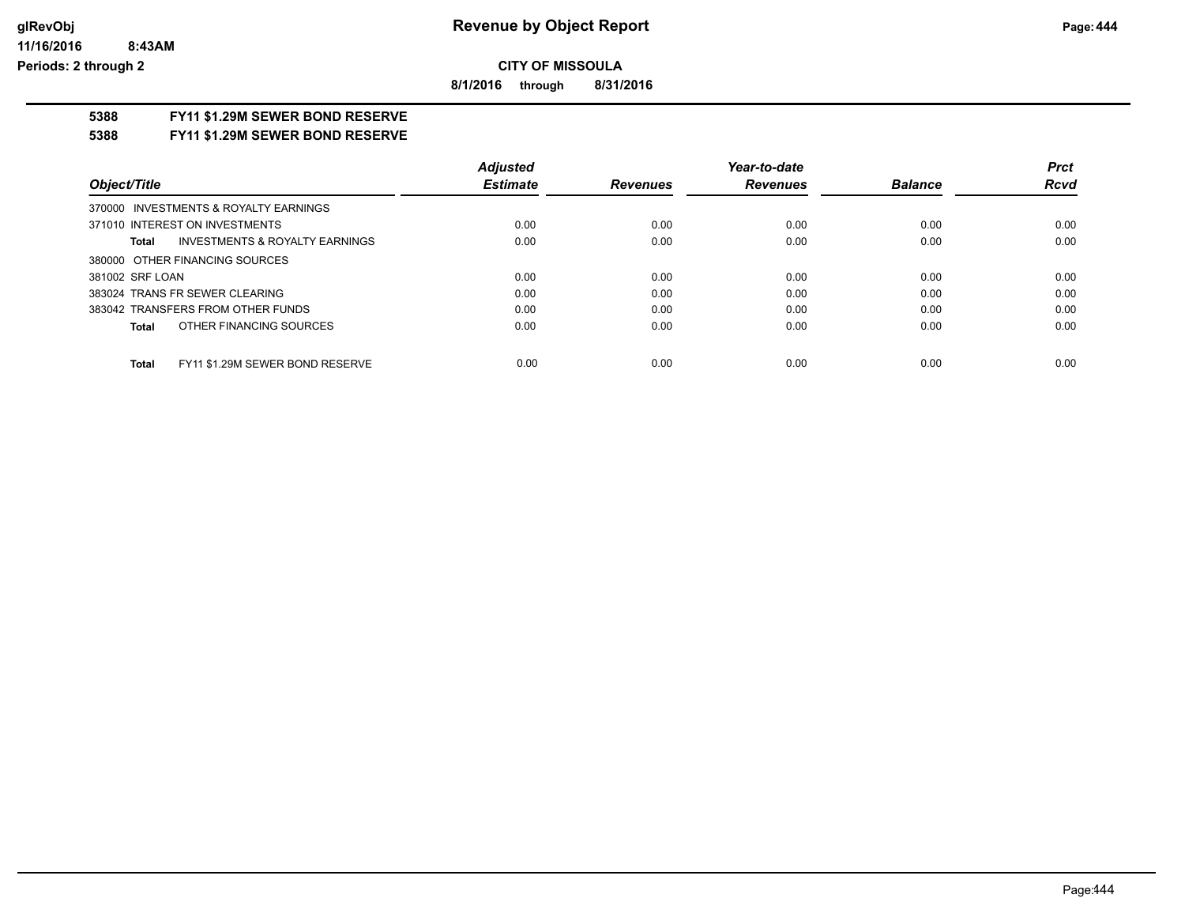# Revenue by Object Report

**CITY OF MISSOULA**

**8/1/2016 through 8/31/2016**

**5388 FY11 $1.29M SEWER BOND RESERVE**

**5388 FY11 $1.29M SEWER BOND RESERVE**

| Object/Title | Adjusted Estimate | Revenues | Year-to-date Revenues | Balance | Prct Rcvd |
|---|---|---|---|---|---|
| 370000 INVESTMENTS & ROYALTY EARNINGS | | | | | |
| 371010 INTEREST ON INVESTMENTS | 0.00 | 0.00 | 0.00 | 0.00 | 0.00 |
| **Total** INVESTMENTS & ROYALTY EARNINGS | 0.00 | 0.00 | 0.00 | 0.00 | 0.00 |
| 380000 OTHER FINANCING SOURCES | | | | | |
| 381002 SRF LOAN | 0.00 | 0.00 | 0.00 | 0.00 | 0.00 |
| 383024 TRANS FR SEWER CLEARING | 0.00 | 0.00 | 0.00 | 0.00 | 0.00 |
| 383042 TRANSFERS FROM OTHER FUNDS | 0.00 | 0.00 | 0.00 | 0.00 | 0.00 |
| **Total** OTHER FINANCING SOURCES | 0.00 | 0.00 | 0.00 | 0.00 | 0.00 |
| **Total** FY11 $1.29M SEWER BOND RESERVE | 0.00 | 0.00 | 0.00 | 0.00 | 0.00 |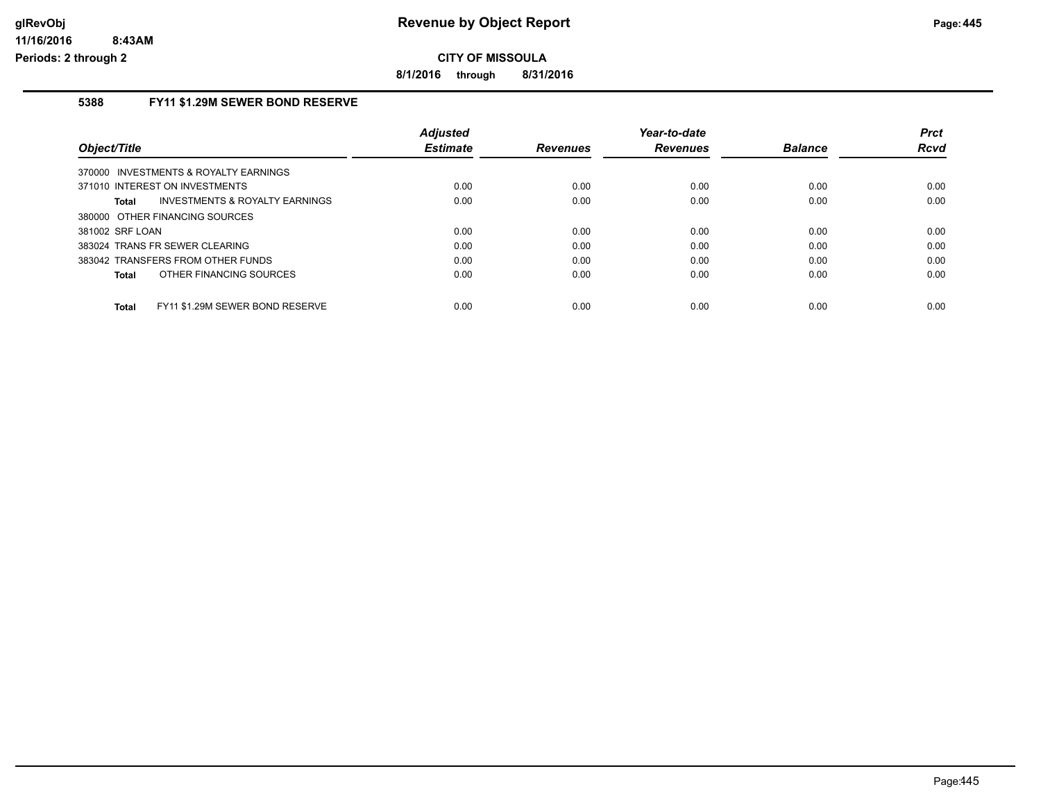**CITY OF MISSOULA**

**8/1/2016 through 8/31/2016**

### 5388 FY11 $1.29M SEWER BOND RESERVE

| Object/Title | Adjusted Estimate | Revenues | Year-to-date Revenues | Balance | Prct Rcvd |
|---|---|---|---|---|---|
| 370000 INVESTMENTS & ROYALTY EARNINGS | | | | | |
| 371010 INTEREST ON INVESTMENTS | 0.00 | 0.00 | 0.00 | 0.00 | 0.00 |
| **Total** INVESTMENTS & ROYALTY EARNINGS | 0.00 | 0.00 | 0.00 | 0.00 | 0.00 |
| 380000 OTHER FINANCING SOURCES | | | | | |
| 381002 SRF LOAN | 0.00 | 0.00 | 0.00 | 0.00 | 0.00 |
| 383024 TRANS FR SEWER CLEARING | 0.00 | 0.00 | 0.00 | 0.00 | 0.00 |
| 383042 TRANSFERS FROM OTHER FUNDS | 0.00 | 0.00 | 0.00 | 0.00 | 0.00 |
| **Total** OTHER FINANCING SOURCES | 0.00 | 0.00 | 0.00 | 0.00 | 0.00 |
| **Total** FY11 $1.29M SEWER BOND RESERVE | 0.00 | 0.00 | 0.00 | 0.00 | 0.00 |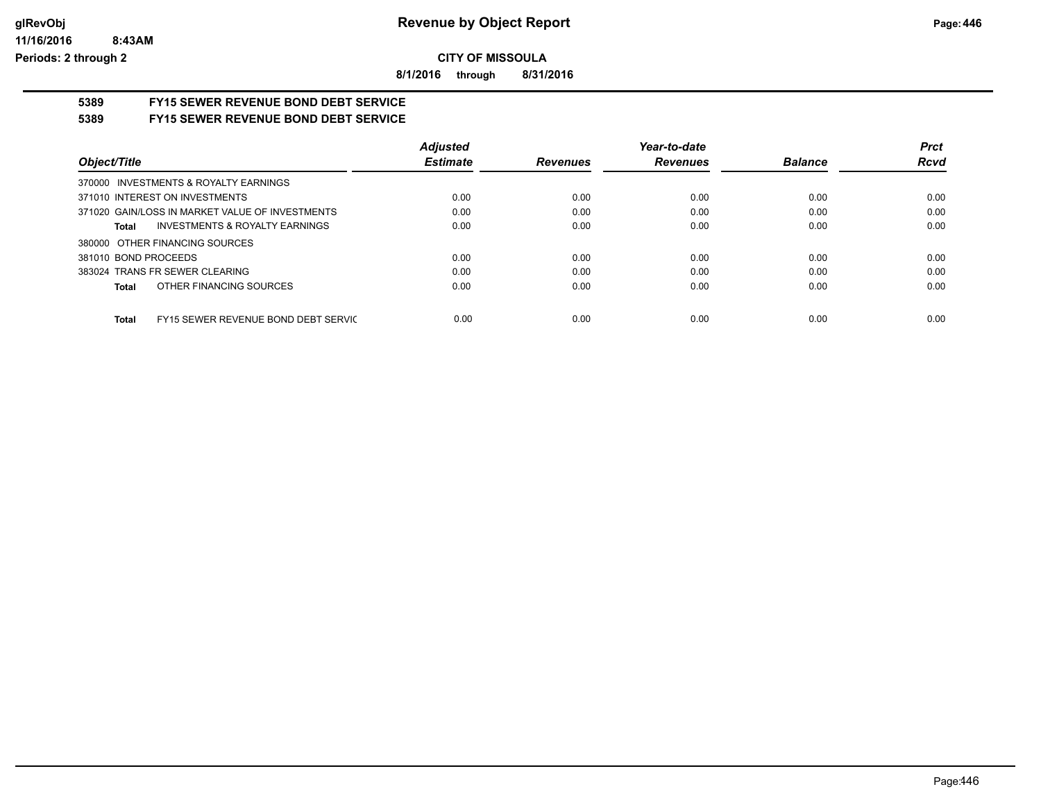**Revenue by Object Report**

**CITY OF MISSOULA**

**8/1/2016 through 8/31/2016**

glRevObj
11/16/2016 8:43AM
Periods: 2 through 2

## 5389 FY15 SEWER REVENUE BOND DEBT SERVICE

## 5389 FY15 SEWER REVENUE BOND DEBT SERVICE

| Object/Title | Adjusted Estimate | Revenues | Year-to-date Revenues | Balance | Prct Rcvd |
|---|---|---|---|---|---|
| 370000 INVESTMENTS & ROYALTY EARNINGS | | | | | |
| 371010 INTEREST ON INVESTMENTS | 0.00 | 0.00 | 0.00 | 0.00 | 0.00 |
| 371020 GAIN/LOSS IN MARKET VALUE OF INVESTMENTS | 0.00 | 0.00 | 0.00 | 0.00 | 0.00 |
| **Total** INVESTMENTS & ROYALTY EARNINGS | 0.00 | 0.00 | 0.00 | 0.00 | 0.00 |
| 380000 OTHER FINANCING SOURCES | | | | | |
| 381010 BOND PROCEEDS | 0.00 | 0.00 | 0.00 | 0.00 | 0.00 |
| 383024 TRANS FR SEWER CLEARING | 0.00 | 0.00 | 0.00 | 0.00 | 0.00 |
| **Total** OTHER FINANCING SOURCES | 0.00 | 0.00 | 0.00 | 0.00 | 0.00 |
| **Total** FY15 SEWER REVENUE BOND DEBT SERVIC | 0.00 | 0.00 | 0.00 | 0.00 | 0.00 |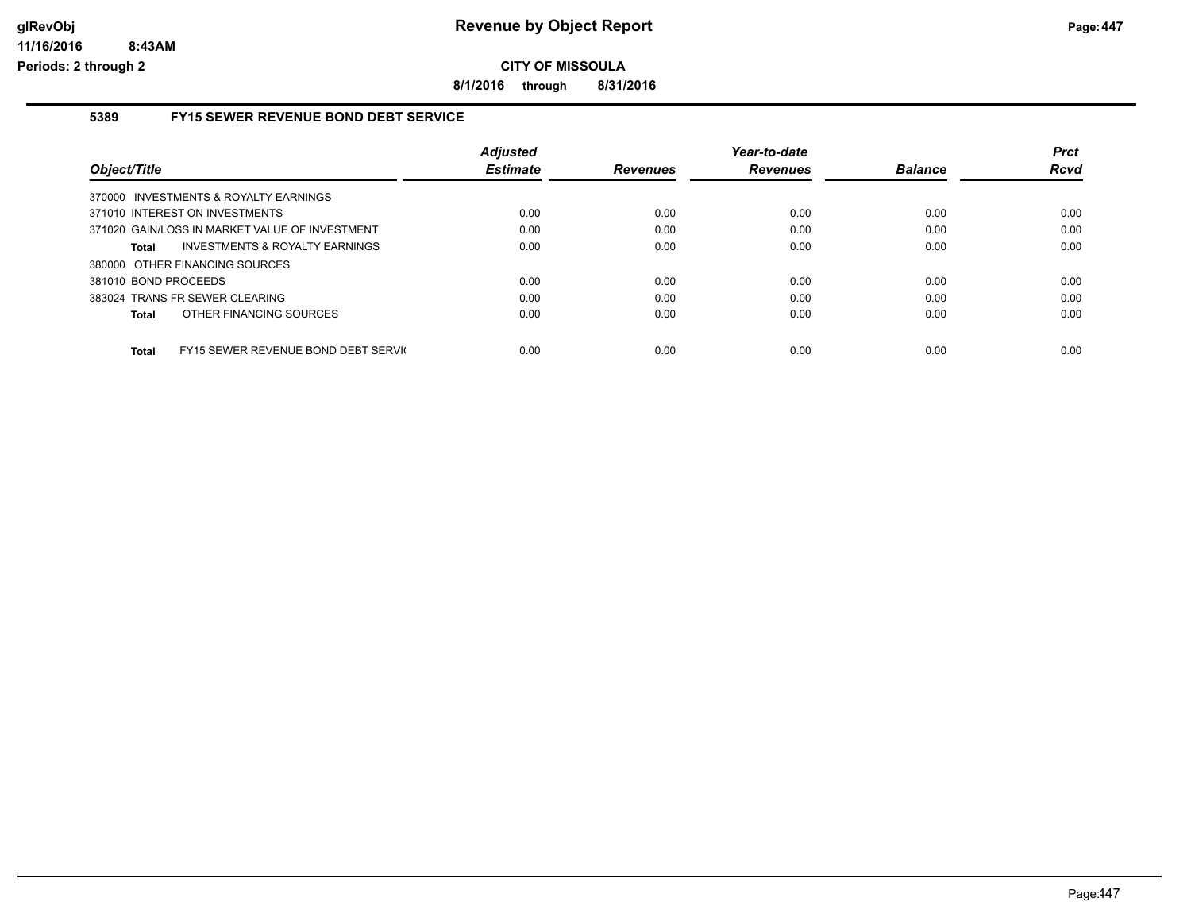**CITY OF MISSOULA**

**8/1/2016 through 8/31/2016**

## 5389 FY15 SEWER REVENUE BOND DEBT SERVICE

| Object/Title | Adjusted Estimate | Revenues | Year-to-date Revenues | Balance | Prct Rcvd |
|---|---|---|---|---|---|
| 370000 INVESTMENTS & ROYALTY EARNINGS | | | | | |
| 371010 INTEREST ON INVESTMENTS | 0.00 | 0.00 | 0.00 | 0.00 | 0.00 |
| 371020 GAIN/LOSS IN MARKET VALUE OF INVESTMENT | 0.00 | 0.00 | 0.00 | 0.00 | 0.00 |
| **Total** INVESTMENTS & ROYALTY EARNINGS | 0.00 | 0.00 | 0.00 | 0.00 | 0.00 |
| 380000 OTHER FINANCING SOURCES | | | | | |
| 381010 BOND PROCEEDS | 0.00 | 0.00 | 0.00 | 0.00 | 0.00 |
| 383024 TRANS FR SEWER CLEARING | 0.00 | 0.00 | 0.00 | 0.00 | 0.00 |
| **Total** OTHER FINANCING SOURCES | 0.00 | 0.00 | 0.00 | 0.00 | 0.00 |
| **Total** FY15 SEWER REVENUE BOND DEBT SERVI( | 0.00 | 0.00 | 0.00 | 0.00 | 0.00 |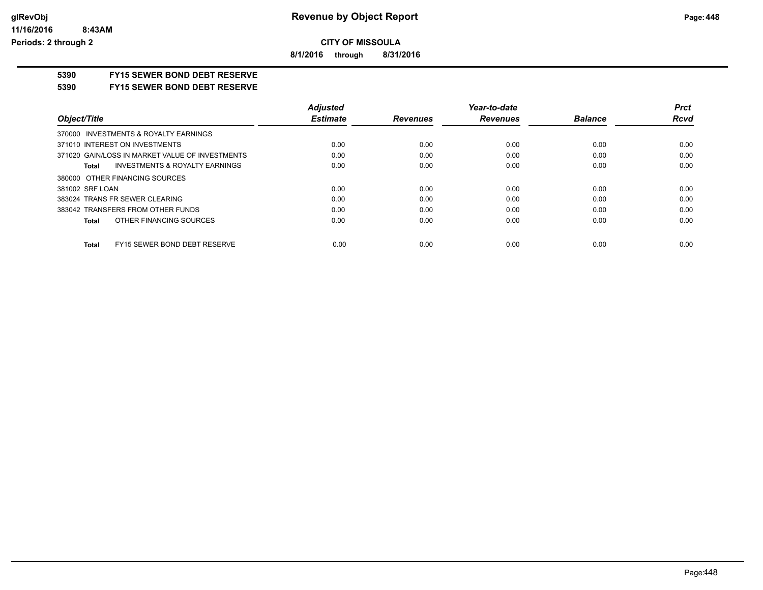**Revenue by Object Report**

**CITY OF MISSOULA**

**8/1/2016 through 8/31/2016**

glRevObj
11/16/2016 8:43AM
Periods: 2 through 2

## 5390 FY15 SEWER BOND DEBT RESERVE

### 5390 FY15 SEWER BOND DEBT RESERVE

| Object/Title | Adjusted Estimate | Revenues | Year-to-date Revenues | Balance | Prct Rcvd |
|---|---|---|---|---|---|
| 370000 INVESTMENTS & ROYALTY EARNINGS | | | | | |
| 371010 INTEREST ON INVESTMENTS | 0.00 | 0.00 | 0.00 | 0.00 | 0.00 |
| 371020 GAIN/LOSS IN MARKET VALUE OF INVESTMENTS | 0.00 | 0.00 | 0.00 | 0.00 | 0.00 |
| **Total** INVESTMENTS & ROYALTY EARNINGS | 0.00 | 0.00 | 0.00 | 0.00 | 0.00 |
| 380000 OTHER FINANCING SOURCES | | | | | |
| 381002 SRF LOAN | 0.00 | 0.00 | 0.00 | 0.00 | 0.00 |
| 383024 TRANS FR SEWER CLEARING | 0.00 | 0.00 | 0.00 | 0.00 | 0.00 |
| 383042 TRANSFERS FROM OTHER FUNDS | 0.00 | 0.00 | 0.00 | 0.00 | 0.00 |
| **Total** OTHER FINANCING SOURCES | 0.00 | 0.00 | 0.00 | 0.00 | 0.00 |
| **Total** FY15 SEWER BOND DEBT RESERVE | 0.00 | 0.00 | 0.00 | 0.00 | 0.00 |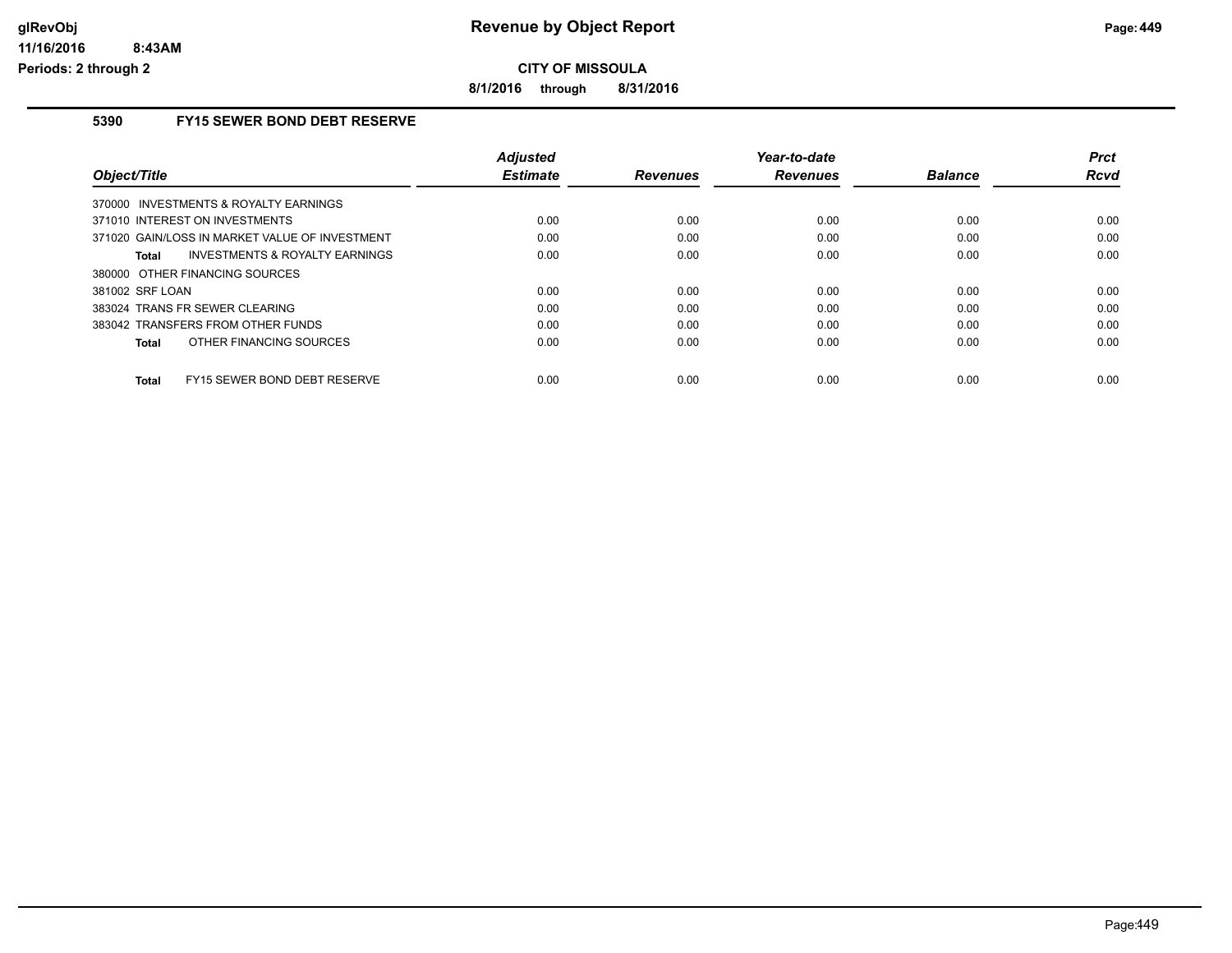# Revenue by Object Report

**CITY OF MISSOULA**

**8/1/2016 through 8/31/2016**

glRevObj
11/16/2016 8:43AM
Periods: 2 through 2

### 5390 FY15 SEWER BOND DEBT RESERVE

| Object/Title | Adjusted Estimate | Revenues | Year-to-date Revenues | Balance | Prct Rcvd |
|---|---|---|---|---|---|
| 370000 INVESTMENTS & ROYALTY EARNINGS | | | | | |
| 371010 INTEREST ON INVESTMENTS | 0.00 | 0.00 | 0.00 | 0.00 | 0.00 |
| 371020 GAIN/LOSS IN MARKET VALUE OF INVESTMENT | 0.00 | 0.00 | 0.00 | 0.00 | 0.00 |
| **Total** INVESTMENTS & ROYALTY EARNINGS | 0.00 | 0.00 | 0.00 | 0.00 | 0.00 |
| 380000 OTHER FINANCING SOURCES | | | | | |
| 381002 SRF LOAN | 0.00 | 0.00 | 0.00 | 0.00 | 0.00 |
| 383024 TRANS FR SEWER CLEARING | 0.00 | 0.00 | 0.00 | 0.00 | 0.00 |
| 383042 TRANSFERS FROM OTHER FUNDS | 0.00 | 0.00 | 0.00 | 0.00 | 0.00 |
| **Total** OTHER FINANCING SOURCES | 0.00 | 0.00 | 0.00 | 0.00 | 0.00 |
| **Total** FY15 SEWER BOND DEBT RESERVE | 0.00 | 0.00 | 0.00 | 0.00 | 0.00 |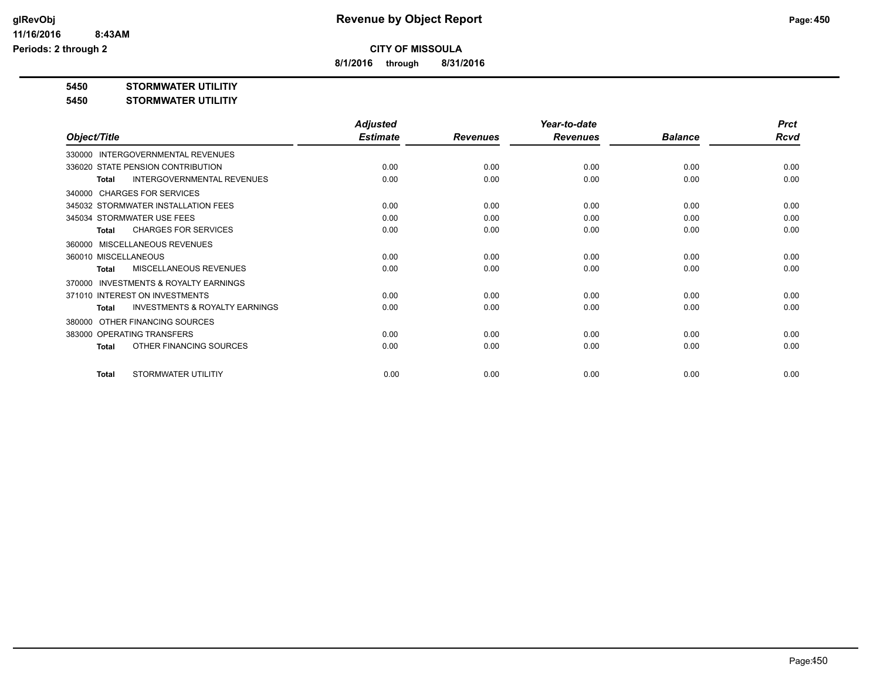# Revenue by Object Report

**CITY OF MISSOULA**

**8/1/2016 through 8/31/2016**

glRevObj
11/16/2016 8:43AM
Periods: 2 through 2

**5450 STORMWATER UTILITIY**

**5450 STORMWATER UTILITIY**

| Object/Title | | Adjusted Estimate | Revenues | Year-to-date Revenues | Balance | Prct Rcvd |
|---|---|---|---|---|---|---|
| 330000 INTERGOVERNMENTAL REVENUES | | | | | | |
| 336020 STATE PENSION CONTRIBUTION | | 0.00 | 0.00 | 0.00 | 0.00 | 0.00 |
| **Total** | INTERGOVERNMENTAL REVENUES | 0.00 | 0.00 | 0.00 | 0.00 | 0.00 |
| 340000 CHARGES FOR SERVICES | | | | | | |
| 345032 STORMWATER INSTALLATION FEES | | 0.00 | 0.00 | 0.00 | 0.00 | 0.00 |
| 345034 STORMWATER USE FEES | | 0.00 | 0.00 | 0.00 | 0.00 | 0.00 |
| **Total** | CHARGES FOR SERVICES | 0.00 | 0.00 | 0.00 | 0.00 | 0.00 |
| 360000 MISCELLANEOUS REVENUES | | | | | | |
| 360010 MISCELLANEOUS | | 0.00 | 0.00 | 0.00 | 0.00 | 0.00 |
| **Total** | MISCELLANEOUS REVENUES | 0.00 | 0.00 | 0.00 | 0.00 | 0.00 |
| 370000 INVESTMENTS & ROYALTY EARNINGS | | | | | | |
| 371010 INTEREST ON INVESTMENTS | | 0.00 | 0.00 | 0.00 | 0.00 | 0.00 |
| **Total** | INVESTMENTS & ROYALTY EARNINGS | 0.00 | 0.00 | 0.00 | 0.00 | 0.00 |
| 380000 OTHER FINANCING SOURCES | | | | | | |
| 383000 OPERATING TRANSFERS | | 0.00 | 0.00 | 0.00 | 0.00 | 0.00 |
| **Total** | OTHER FINANCING SOURCES | 0.00 | 0.00 | 0.00 | 0.00 | 0.00 |
| **Total** | STORMWATER UTILITIY | 0.00 | 0.00 | 0.00 | 0.00 | 0.00 |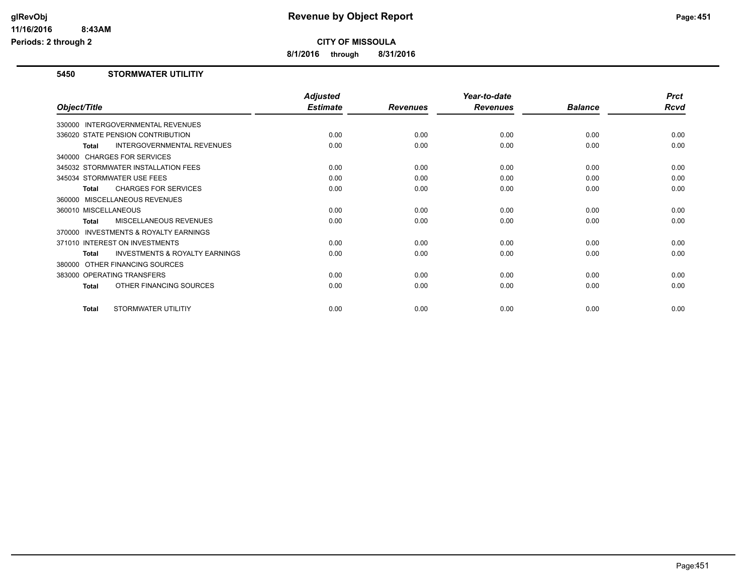**CITY OF MISSOULA**

**8/1/2016 through 8/31/2016**

## 5450 STORMWATER UTILITIY

| Object/Title | Adjusted Estimate | Revenues | Year-to-date Revenues | Balance | Prct Rcvd |
|---|---|---|---|---|---|
| 330000 INTERGOVERNMENTAL REVENUES | | | | | |
| 336020 STATE PENSION CONTRIBUTION | 0.00 | 0.00 | 0.00 | 0.00 | 0.00 |
| **Total** INTERGOVERNMENTAL REVENUES | 0.00 | 0.00 | 0.00 | 0.00 | 0.00 |
| 340000 CHARGES FOR SERVICES | | | | | |
| 345032 STORMWATER INSTALLATION FEES | 0.00 | 0.00 | 0.00 | 0.00 | 0.00 |
| 345034 STORMWATER USE FEES | 0.00 | 0.00 | 0.00 | 0.00 | 0.00 |
| **Total** CHARGES FOR SERVICES | 0.00 | 0.00 | 0.00 | 0.00 | 0.00 |
| 360000 MISCELLANEOUS REVENUES | | | | | |
| 360010 MISCELLANEOUS | 0.00 | 0.00 | 0.00 | 0.00 | 0.00 |
| **Total** MISCELLANEOUS REVENUES | 0.00 | 0.00 | 0.00 | 0.00 | 0.00 |
| 370000 INVESTMENTS & ROYALTY EARNINGS | | | | | |
| 371010 INTEREST ON INVESTMENTS | 0.00 | 0.00 | 0.00 | 0.00 | 0.00 |
| **Total** INVESTMENTS & ROYALTY EARNINGS | 0.00 | 0.00 | 0.00 | 0.00 | 0.00 |
| 380000 OTHER FINANCING SOURCES | | | | | |
| 383000 OPERATING TRANSFERS | 0.00 | 0.00 | 0.00 | 0.00 | 0.00 |
| **Total** OTHER FINANCING SOURCES | 0.00 | 0.00 | 0.00 | 0.00 | 0.00 |
| **Total** STORMWATER UTILITIY | 0.00 | 0.00 | 0.00 | 0.00 | 0.00 |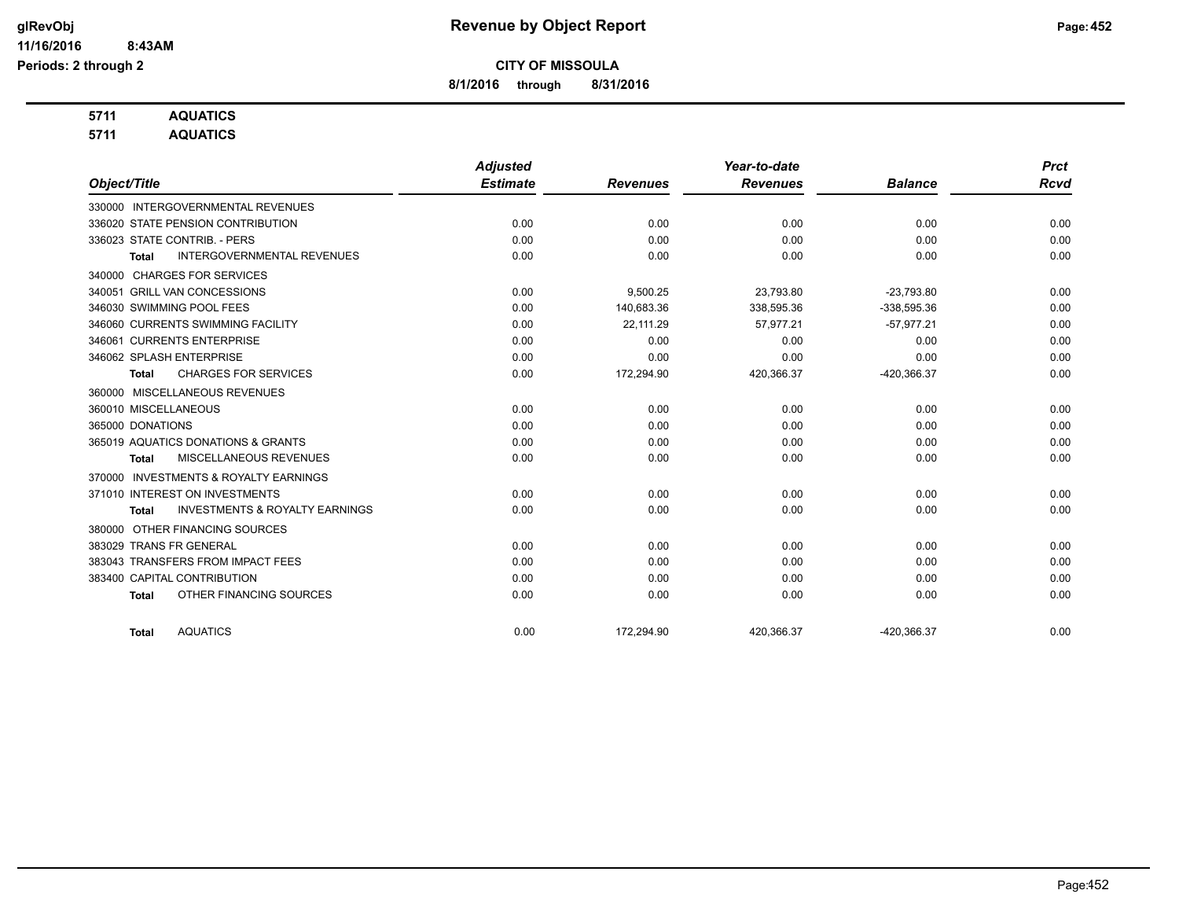**Revenue by Object Report**

**CITY OF MISSOULA**

**8/1/2016 through 8/31/2016**

glRevObj
11/16/2016 8:43AM
Periods: 2 through 2

**5711 AQUATICS**
**5711 AQUATICS**

| Object/Title | Adjusted Estimate | Revenues | Year-to-date Revenues | Balance | Prct Rcvd |
|---|---|---|---|---|---|
| 330000 INTERGOVERNMENTAL REVENUES | | | | | |
| 336020 STATE PENSION CONTRIBUTION | 0.00 | 0.00 | 0.00 | 0.00 | 0.00 |
| 336023 STATE CONTRIB. - PERS | 0.00 | 0.00 | 0.00 | 0.00 | 0.00 |
| **Total** INTERGOVERNMENTAL REVENUES | 0.00 | 0.00 | 0.00 | 0.00 | 0.00 |
| 340000 CHARGES FOR SERVICES | | | | | |
| 340051 GRILL VAN CONCESSIONS | 0.00 | 9,500.25 | 23,793.80 | -23,793.80 | 0.00 |
| 346030 SWIMMING POOL FEES | 0.00 | 140,683.36 | 338,595.36 | -338,595.36 | 0.00 |
| 346060 CURRENTS SWIMMING FACILITY | 0.00 | 22,111.29 | 57,977.21 | -57,977.21 | 0.00 |
| 346061 CURRENTS ENTERPRISE | 0.00 | 0.00 | 0.00 | 0.00 | 0.00 |
| 346062 SPLASH ENTERPRISE | 0.00 | 0.00 | 0.00 | 0.00 | 0.00 |
| **Total** CHARGES FOR SERVICES | 0.00 | 172,294.90 | 420,366.37 | -420,366.37 | 0.00 |
| 360000 MISCELLANEOUS REVENUES | | | | | |
| 360010 MISCELLANEOUS | 0.00 | 0.00 | 0.00 | 0.00 | 0.00 |
| 365000 DONATIONS | 0.00 | 0.00 | 0.00 | 0.00 | 0.00 |
| 365019 AQUATICS DONATIONS & GRANTS | 0.00 | 0.00 | 0.00 | 0.00 | 0.00 |
| **Total** MISCELLANEOUS REVENUES | 0.00 | 0.00 | 0.00 | 0.00 | 0.00 |
| 370000 INVESTMENTS & ROYALTY EARNINGS | | | | | |
| 371010 INTEREST ON INVESTMENTS | 0.00 | 0.00 | 0.00 | 0.00 | 0.00 |
| **Total** INVESTMENTS & ROYALTY EARNINGS | 0.00 | 0.00 | 0.00 | 0.00 | 0.00 |
| 380000 OTHER FINANCING SOURCES | | | | | |
| 383029 TRANS FR GENERAL | 0.00 | 0.00 | 0.00 | 0.00 | 0.00 |
| 383043 TRANSFERS FROM IMPACT FEES | 0.00 | 0.00 | 0.00 | 0.00 | 0.00 |
| 383400 CAPITAL CONTRIBUTION | 0.00 | 0.00 | 0.00 | 0.00 | 0.00 |
| **Total** OTHER FINANCING SOURCES | 0.00 | 0.00 | 0.00 | 0.00 | 0.00 |
| **Total** AQUATICS | 0.00 | 172,294.90 | 420,366.37 | -420,366.37 | 0.00 |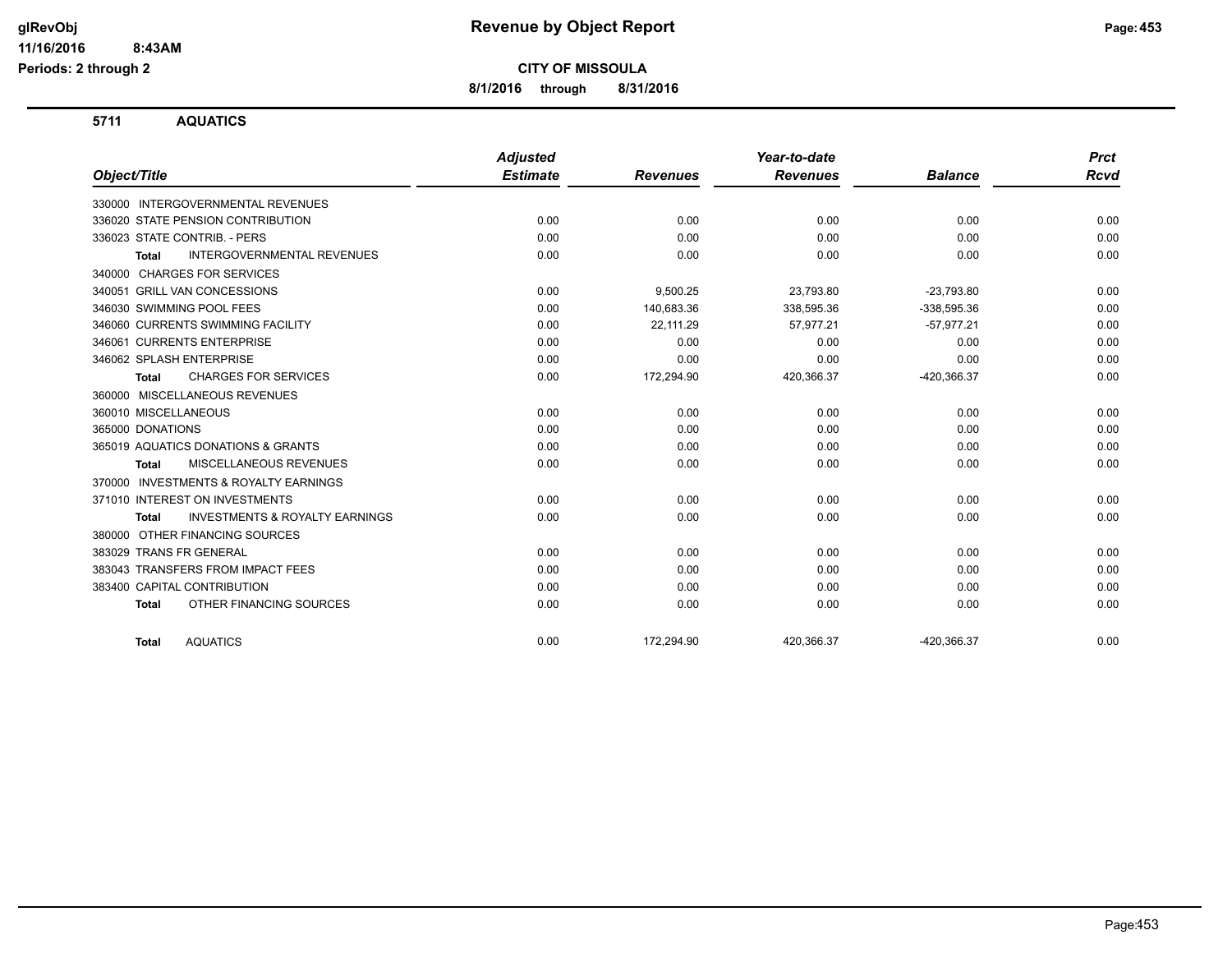**CITY OF MISSOULA**

**8/1/2016 through 8/31/2016**

## 5711 AQUATICS

| Object/Title | Adjusted Estimate | Revenues | Year-to-date Revenues | Balance | Prct Rcvd |
|---|---|---|---|---|---|
| 330000 INTERGOVERNMENTAL REVENUES | | | | | |
| 336020 STATE PENSION CONTRIBUTION | 0.00 | 0.00 | 0.00 | 0.00 | 0.00 |
| 336023 STATE CONTRIB. - PERS | 0.00 | 0.00 | 0.00 | 0.00 | 0.00 |
| **Total** INTERGOVERNMENTAL REVENUES | 0.00 | 0.00 | 0.00 | 0.00 | 0.00 |
| 340000 CHARGES FOR SERVICES | | | | | |
| 340051 GRILL VAN CONCESSIONS | 0.00 | 9,500.25 | 23,793.80 | -23,793.80 | 0.00 |
| 346030 SWIMMING POOL FEES | 0.00 | 140,683.36 | 338,595.36 | -338,595.36 | 0.00 |
| 346060 CURRENTS SWIMMING FACILITY | 0.00 | 22,111.29 | 57,977.21 | -57,977.21 | 0.00 |
| 346061 CURRENTS ENTERPRISE | 0.00 | 0.00 | 0.00 | 0.00 | 0.00 |
| 346062 SPLASH ENTERPRISE | 0.00 | 0.00 | 0.00 | 0.00 | 0.00 |
| **Total** CHARGES FOR SERVICES | 0.00 | 172,294.90 | 420,366.37 | -420,366.37 | 0.00 |
| 360000 MISCELLANEOUS REVENUES | | | | | |
| 360010 MISCELLANEOUS | 0.00 | 0.00 | 0.00 | 0.00 | 0.00 |
| 365000 DONATIONS | 0.00 | 0.00 | 0.00 | 0.00 | 0.00 |
| 365019 AQUATICS DONATIONS & GRANTS | 0.00 | 0.00 | 0.00 | 0.00 | 0.00 |
| **Total** MISCELLANEOUS REVENUES | 0.00 | 0.00 | 0.00 | 0.00 | 0.00 |
| 370000 INVESTMENTS & ROYALTY EARNINGS | | | | | |
| 371010 INTEREST ON INVESTMENTS | 0.00 | 0.00 | 0.00 | 0.00 | 0.00 |
| **Total** INVESTMENTS & ROYALTY EARNINGS | 0.00 | 0.00 | 0.00 | 0.00 | 0.00 |
| 380000 OTHER FINANCING SOURCES | | | | | |
| 383029 TRANS FR GENERAL | 0.00 | 0.00 | 0.00 | 0.00 | 0.00 |
| 383043 TRANSFERS FROM IMPACT FEES | 0.00 | 0.00 | 0.00 | 0.00 | 0.00 |
| 383400 CAPITAL CONTRIBUTION | 0.00 | 0.00 | 0.00 | 0.00 | 0.00 |
| **Total** OTHER FINANCING SOURCES | 0.00 | 0.00 | 0.00 | 0.00 | 0.00 |
| **Total** AQUATICS | 0.00 | 172,294.90 | 420,366.37 | -420,366.37 | 0.00 |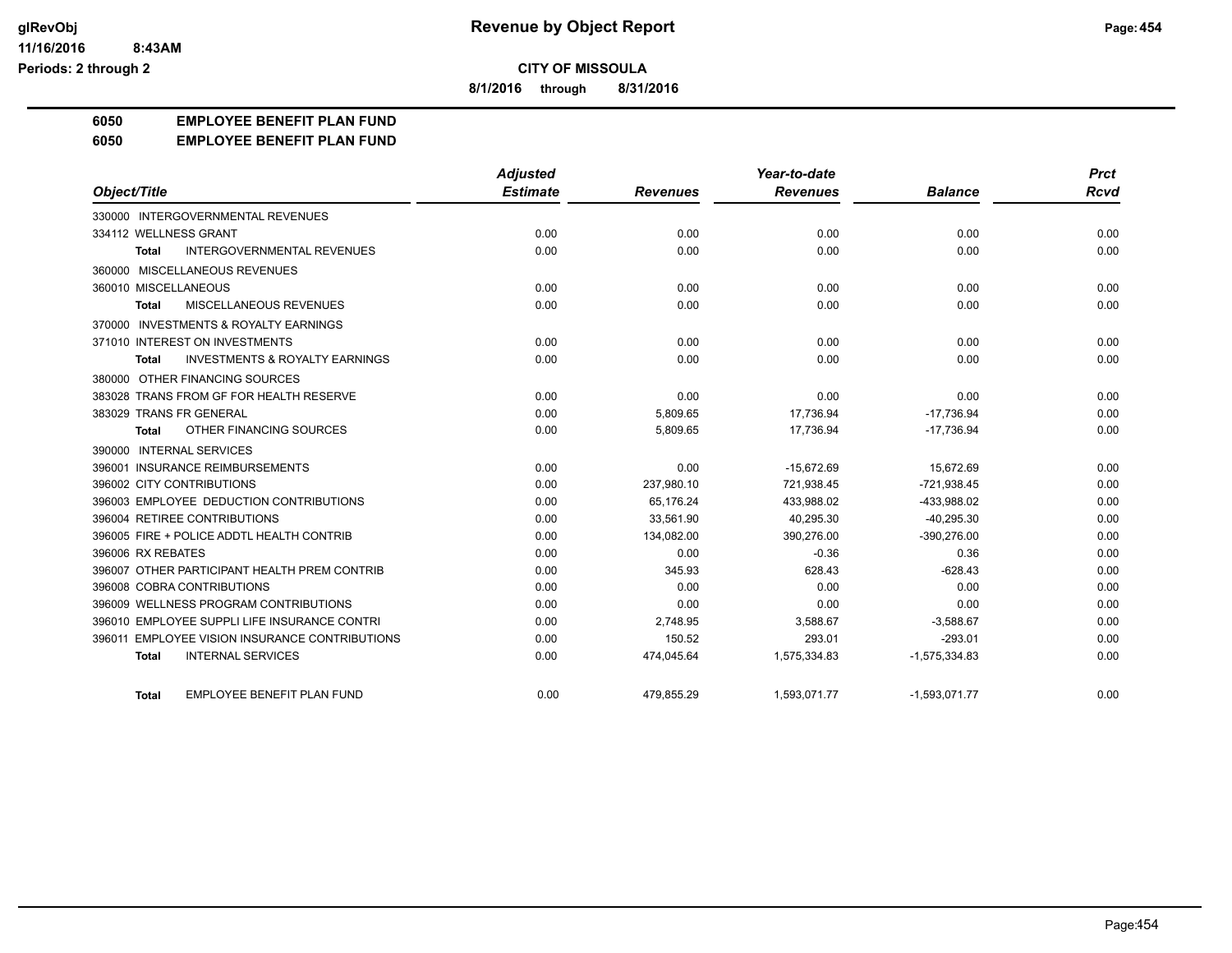# Revenue by Object Report

**CITY OF MISSOULA**

**8/1/2016 through 8/31/2016**

glRevObj
11/16/2016 8:43AM
Periods: 2 through 2

**6050 EMPLOYEE BENEFIT PLAN FUND**

**6050 EMPLOYEE BENEFIT PLAN FUND**

| Object/Title | Adjusted Estimate | Revenues | Year-to-date Revenues | Balance | Prct Rcvd |
|---|---|---|---|---|---|
| 330000 INTERGOVERNMENTAL REVENUES | | | | | |
| 334112 WELLNESS GRANT | 0.00 | 0.00 | 0.00 | 0.00 | 0.00 |
| Total INTERGOVERNMENTAL REVENUES | 0.00 | 0.00 | 0.00 | 0.00 | 0.00 |
| 360000 MISCELLANEOUS REVENUES | | | | | |
| 360010 MISCELLANEOUS | 0.00 | 0.00 | 0.00 | 0.00 | 0.00 |
| Total MISCELLANEOUS REVENUES | 0.00 | 0.00 | 0.00 | 0.00 | 0.00 |
| 370000 INVESTMENTS & ROYALTY EARNINGS | | | | | |
| 371010 INTEREST ON INVESTMENTS | 0.00 | 0.00 | 0.00 | 0.00 | 0.00 |
| Total INVESTMENTS & ROYALTY EARNINGS | 0.00 | 0.00 | 0.00 | 0.00 | 0.00 |
| 380000 OTHER FINANCING SOURCES | | | | | |
| 383028 TRANS FROM GF FOR HEALTH RESERVE | 0.00 | 0.00 | 0.00 | 0.00 | 0.00 |
| 383029 TRANS FR GENERAL | 0.00 | 5,809.65 | 17,736.94 | -17,736.94 | 0.00 |
| Total OTHER FINANCING SOURCES | 0.00 | 5,809.65 | 17,736.94 | -17,736.94 | 0.00 |
| 390000 INTERNAL SERVICES | | | | | |
| 396001 INSURANCE REIMBURSEMENTS | 0.00 | 0.00 | -15,672.69 | 15,672.69 | 0.00 |
| 396002 CITY CONTRIBUTIONS | 0.00 | 237,980.10 | 721,938.45 | -721,938.45 | 0.00 |
| 396003 EMPLOYEE DEDUCTION CONTRIBUTIONS | 0.00 | 65,176.24 | 433,988.02 | -433,988.02 | 0.00 |
| 396004 RETIREE CONTRIBUTIONS | 0.00 | 33,561.90 | 40,295.30 | -40,295.30 | 0.00 |
| 396005 FIRE + POLICE ADDTL HEALTH CONTRIB | 0.00 | 134,082.00 | 390,276.00 | -390,276.00 | 0.00 |
| 396006 RX REBATES | 0.00 | 0.00 | -0.36 | 0.36 | 0.00 |
| 396007 OTHER PARTICIPANT HEALTH PREM CONTRIB | 0.00 | 345.93 | 628.43 | -628.43 | 0.00 |
| 396008 COBRA CONTRIBUTIONS | 0.00 | 0.00 | 0.00 | 0.00 | 0.00 |
| 396009 WELLNESS PROGRAM CONTRIBUTIONS | 0.00 | 0.00 | 0.00 | 0.00 | 0.00 |
| 396010 EMPLOYEE SUPPLI LIFE INSURANCE CONTRI | 0.00 | 2,748.95 | 3,588.67 | -3,588.67 | 0.00 |
| 396011 EMPLOYEE VISION INSURANCE CONTRIBUTIONS | 0.00 | 150.52 | 293.01 | -293.01 | 0.00 |
| Total INTERNAL SERVICES | 0.00 | 474,045.64 | 1,575,334.83 | -1,575,334.83 | 0.00 |
| Total EMPLOYEE BENEFIT PLAN FUND | 0.00 | 479,855.29 | 1,593,071.77 | -1,593,071.77 | 0.00 |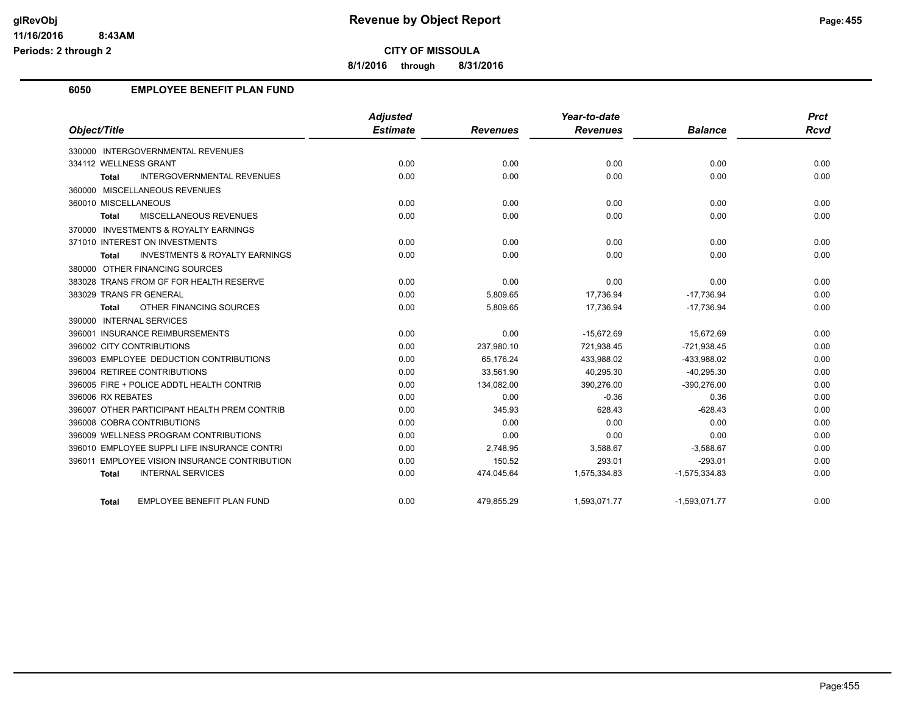**glRevObj**
**11/16/2016 8:43AM**
**Periods: 2 through 2**

# Revenue by Object Report

**CITY OF MISSOULA**

**8/1/2016 through 8/31/2016**

## 6050 EMPLOYEE BENEFIT PLAN FUND

| Object/Title | Adjusted Estimate | Revenues | Year-to-date Revenues | Balance | Prct Rcvd |
|---|---|---|---|---|---|
| 330000 INTERGOVERNMENTAL REVENUES | | | | | |
| 334112 WELLNESS GRANT | 0.00 | 0.00 | 0.00 | 0.00 | 0.00 |
| **Total** INTERGOVERNMENTAL REVENUES | 0.00 | 0.00 | 0.00 | 0.00 | 0.00 |
| 360000 MISCELLANEOUS REVENUES | | | | | |
| 360010 MISCELLANEOUS | 0.00 | 0.00 | 0.00 | 0.00 | 0.00 |
| **Total** MISCELLANEOUS REVENUES | 0.00 | 0.00 | 0.00 | 0.00 | 0.00 |
| 370000 INVESTMENTS & ROYALTY EARNINGS | | | | | |
| 371010 INTEREST ON INVESTMENTS | 0.00 | 0.00 | 0.00 | 0.00 | 0.00 |
| **Total** INVESTMENTS & ROYALTY EARNINGS | 0.00 | 0.00 | 0.00 | 0.00 | 0.00 |
| 380000 OTHER FINANCING SOURCES | | | | | |
| 383028 TRANS FROM GF FOR HEALTH RESERVE | 0.00 | 0.00 | 0.00 | 0.00 | 0.00 |
| 383029 TRANS FR GENERAL | 0.00 | 5,809.65 | 17,736.94 | -17,736.94 | 0.00 |
| **Total** OTHER FINANCING SOURCES | 0.00 | 5,809.65 | 17,736.94 | -17,736.94 | 0.00 |
| 390000 INTERNAL SERVICES | | | | | |
| 396001 INSURANCE REIMBURSEMENTS | 0.00 | 0.00 | -15,672.69 | 15,672.69 | 0.00 |
| 396002 CITY CONTRIBUTIONS | 0.00 | 237,980.10 | 721,938.45 | -721,938.45 | 0.00 |
| 396003 EMPLOYEE DEDUCTION CONTRIBUTIONS | 0.00 | 65,176.24 | 433,988.02 | -433,988.02 | 0.00 |
| 396004 RETIREE CONTRIBUTIONS | 0.00 | 33,561.90 | 40,295.30 | -40,295.30 | 0.00 |
| 396005 FIRE + POLICE ADDTL HEALTH CONTRIB | 0.00 | 134,082.00 | 390,276.00 | -390,276.00 | 0.00 |
| 396006 RX REBATES | 0.00 | 0.00 | -0.36 | 0.36 | 0.00 |
| 396007 OTHER PARTICIPANT HEALTH PREM CONTRIB | 0.00 | 345.93 | 628.43 | -628.43 | 0.00 |
| 396008 COBRA CONTRIBUTIONS | 0.00 | 0.00 | 0.00 | 0.00 | 0.00 |
| 396009 WELLNESS PROGRAM CONTRIBUTIONS | 0.00 | 0.00 | 0.00 | 0.00 | 0.00 |
| 396010 EMPLOYEE SUPPLI LIFE INSURANCE CONTRI | 0.00 | 2,748.95 | 3,588.67 | -3,588.67 | 0.00 |
| 396011 EMPLOYEE VISION INSURANCE CONTRIBUTION | 0.00 | 150.52 | 293.01 | -293.01 | 0.00 |
| **Total** INTERNAL SERVICES | 0.00 | 474,045.64 | 1,575,334.83 | -1,575,334.83 | 0.00 |
| **Total** EMPLOYEE BENEFIT PLAN FUND | 0.00 | 479,855.29 | 1,593,071.77 | -1,593,071.77 | 0.00 |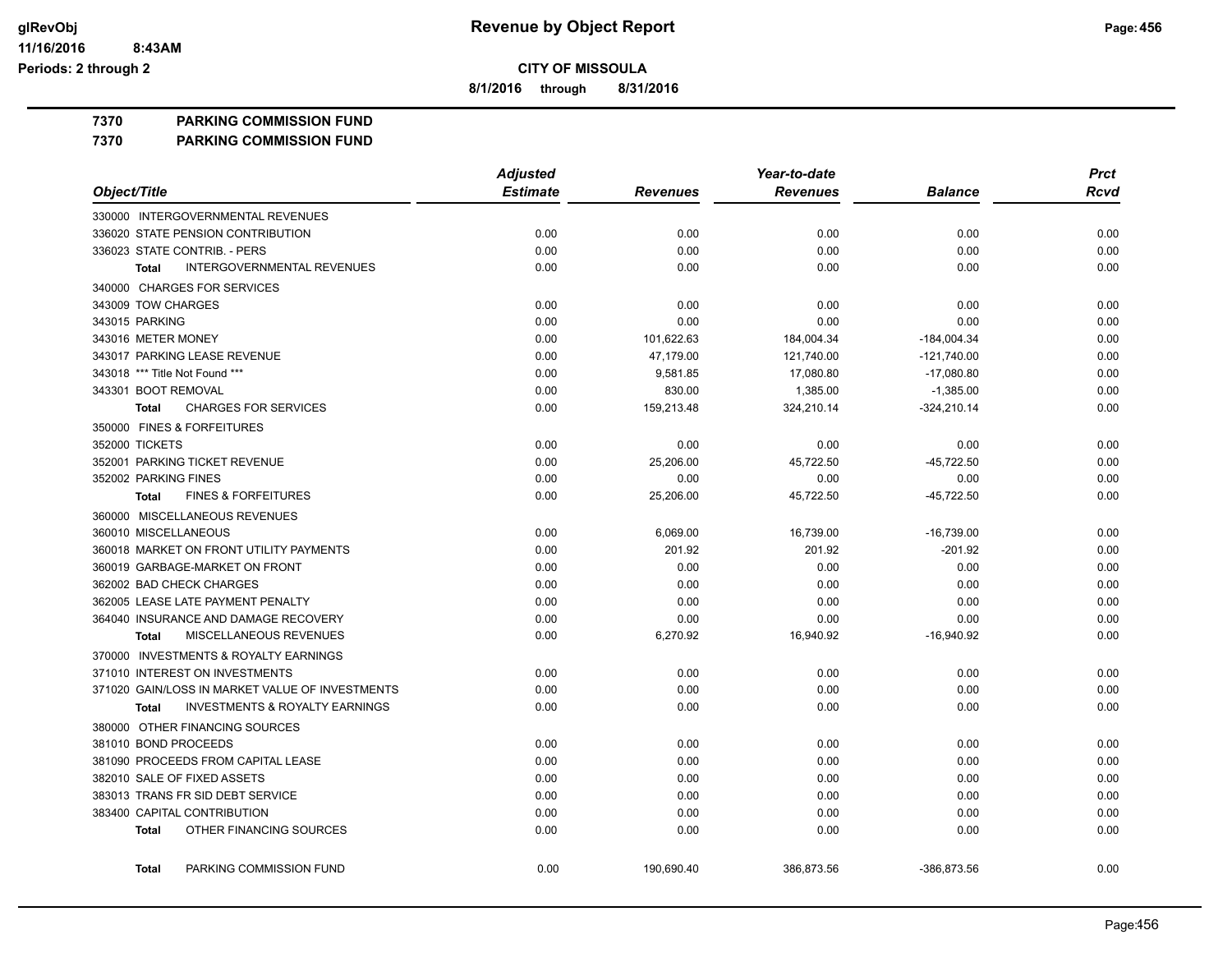# Revenue by Object Report

**CITY OF MISSOULA**

**8/1/2016 through 8/31/2016**

glRevObj
11/16/2016 8:43AM
Periods: 2 through 2

**7370 PARKING COMMISSION FUND**
**7370 PARKING COMMISSION FUND**

| Object/Title | Adjusted Estimate | Revenues | Year-to-date Revenues | Balance | Prct Rcvd |
|---|---|---|---|---|---|
| 330000 INTERGOVERNMENTAL REVENUES | | | | | |
| 336020 STATE PENSION CONTRIBUTION | 0.00 | 0.00 | 0.00 | 0.00 | 0.00 |
| 336023 STATE CONTRIB. - PERS | 0.00 | 0.00 | 0.00 | 0.00 | 0.00 |
| **Total** INTERGOVERNMENTAL REVENUES | 0.00 | 0.00 | 0.00 | 0.00 | 0.00 |
| 340000 CHARGES FOR SERVICES | | | | | |
| 343009 TOW CHARGES | 0.00 | 0.00 | 0.00 | 0.00 | 0.00 |
| 343015 PARKING | 0.00 | 0.00 | 0.00 | 0.00 | 0.00 |
| 343016 METER MONEY | 0.00 | 101,622.63 | 184,004.34 | -184,004.34 | 0.00 |
| 343017 PARKING LEASE REVENUE | 0.00 | 47,179.00 | 121,740.00 | -121,740.00 | 0.00 |
| 343018 *** Title Not Found *** | 0.00 | 9,581.85 | 17,080.80 | -17,080.80 | 0.00 |
| 343301 BOOT REMOVAL | 0.00 | 830.00 | 1,385.00 | -1,385.00 | 0.00 |
| **Total** CHARGES FOR SERVICES | 0.00 | 159,213.48 | 324,210.14 | -324,210.14 | 0.00 |
| 350000 FINES & FORFEITURES | | | | | |
| 352000 TICKETS | 0.00 | 0.00 | 0.00 | 0.00 | 0.00 |
| 352001 PARKING TICKET REVENUE | 0.00 | 25,206.00 | 45,722.50 | -45,722.50 | 0.00 |
| 352002 PARKING FINES | 0.00 | 0.00 | 0.00 | 0.00 | 0.00 |
| **Total** FINES & FORFEITURES | 0.00 | 25,206.00 | 45,722.50 | -45,722.50 | 0.00 |
| 360000 MISCELLANEOUS REVENUES | | | | | |
| 360010 MISCELLANEOUS | 0.00 | 6,069.00 | 16,739.00 | -16,739.00 | 0.00 |
| 360018 MARKET ON FRONT UTILITY PAYMENTS | 0.00 | 201.92 | 201.92 | -201.92 | 0.00 |
| 360019 GARBAGE-MARKET ON FRONT | 0.00 | 0.00 | 0.00 | 0.00 | 0.00 |
| 362002 BAD CHECK CHARGES | 0.00 | 0.00 | 0.00 | 0.00 | 0.00 |
| 362005 LEASE LATE PAYMENT PENALTY | 0.00 | 0.00 | 0.00 | 0.00 | 0.00 |
| 364040 INSURANCE AND DAMAGE RECOVERY | 0.00 | 0.00 | 0.00 | 0.00 | 0.00 |
| **Total** MISCELLANEOUS REVENUES | 0.00 | 6,270.92 | 16,940.92 | -16,940.92 | 0.00 |
| 370000 INVESTMENTS & ROYALTY EARNINGS | | | | | |
| 371010 INTEREST ON INVESTMENTS | 0.00 | 0.00 | 0.00 | 0.00 | 0.00 |
| 371020 GAIN/LOSS IN MARKET VALUE OF INVESTMENTS | 0.00 | 0.00 | 0.00 | 0.00 | 0.00 |
| **Total** INVESTMENTS & ROYALTY EARNINGS | 0.00 | 0.00 | 0.00 | 0.00 | 0.00 |
| 380000 OTHER FINANCING SOURCES | | | | | |
| 381010 BOND PROCEEDS | 0.00 | 0.00 | 0.00 | 0.00 | 0.00 |
| 381090 PROCEEDS FROM CAPITAL LEASE | 0.00 | 0.00 | 0.00 | 0.00 | 0.00 |
| 382010 SALE OF FIXED ASSETS | 0.00 | 0.00 | 0.00 | 0.00 | 0.00 |
| 383013 TRANS FR SID DEBT SERVICE | 0.00 | 0.00 | 0.00 | 0.00 | 0.00 |
| 383400 CAPITAL CONTRIBUTION | 0.00 | 0.00 | 0.00 | 0.00 | 0.00 |
| **Total** OTHER FINANCING SOURCES | 0.00 | 0.00 | 0.00 | 0.00 | 0.00 |
| **Total** PARKING COMMISSION FUND | 0.00 | 190,690.40 | 386,873.56 | -386,873.56 | 0.00 |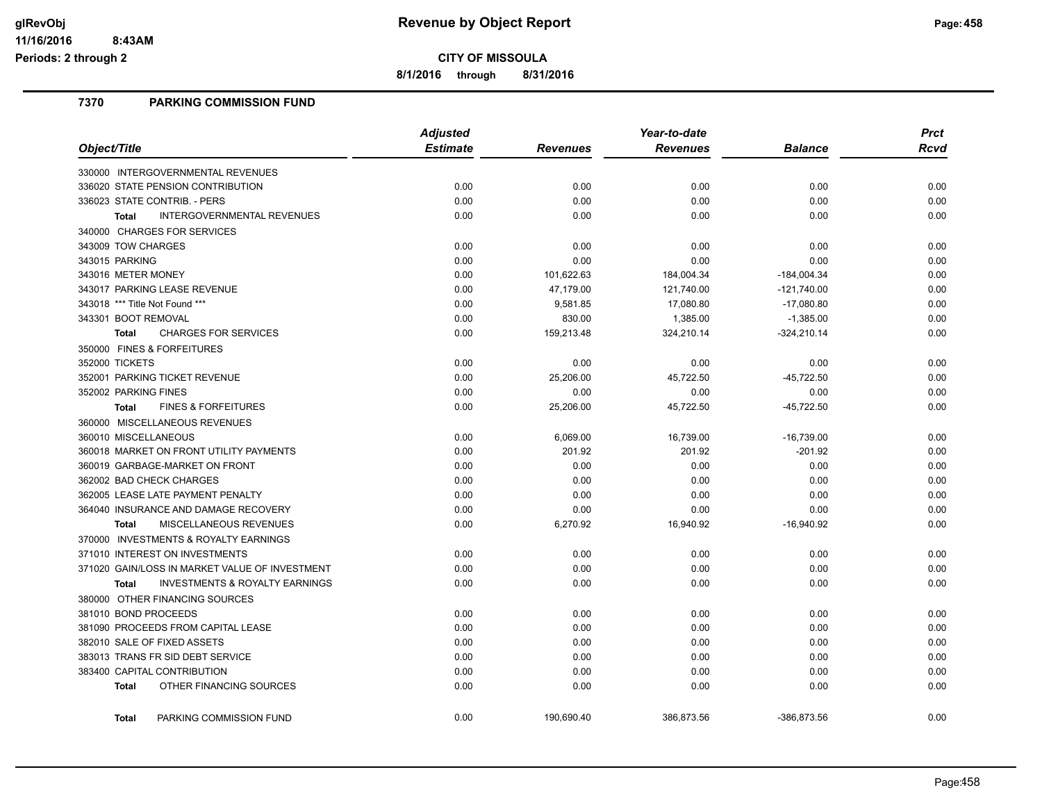# Revenue by Object Report

**CITY OF MISSOULA**

**8/1/2016 through 8/31/2016**

glRevObj
11/16/2016 8:43AM
Periods: 2 through 2

## 7370 PARKING COMMISSION FUND

| Object/Title | Adjusted Estimate | Revenues | Year-to-date Revenues | Balance | Prct Rcvd |
|---|---|---|---|---|---|
| 330000 INTERGOVERNMENTAL REVENUES | | | | | |
| 336020 STATE PENSION CONTRIBUTION | 0.00 | 0.00 | 0.00 | 0.00 | 0.00 |
| 336023 STATE CONTRIB. - PERS | 0.00 | 0.00 | 0.00 | 0.00 | 0.00 |
| **Total** INTERGOVERNMENTAL REVENUES | 0.00 | 0.00 | 0.00 | 0.00 | 0.00 |
| 340000 CHARGES FOR SERVICES | | | | | |
| 343009 TOW CHARGES | 0.00 | 0.00 | 0.00 | 0.00 | 0.00 |
| 343015 PARKING | 0.00 | 0.00 | 0.00 | 0.00 | 0.00 |
| 343016 METER MONEY | 0.00 | 101,622.63 | 184,004.34 | -184,004.34 | 0.00 |
| 343017 PARKING LEASE REVENUE | 0.00 | 47,179.00 | 121,740.00 | -121,740.00 | 0.00 |
| 343018 *** Title Not Found *** | 0.00 | 9,581.85 | 17,080.80 | -17,080.80 | 0.00 |
| 343301 BOOT REMOVAL | 0.00 | 830.00 | 1,385.00 | -1,385.00 | 0.00 |
| **Total** CHARGES FOR SERVICES | 0.00 | 159,213.48 | 324,210.14 | -324,210.14 | 0.00 |
| 350000 FINES & FORFEITURES | | | | | |
| 352000 TICKETS | 0.00 | 0.00 | 0.00 | 0.00 | 0.00 |
| 352001 PARKING TICKET REVENUE | 0.00 | 25,206.00 | 45,722.50 | -45,722.50 | 0.00 |
| 352002 PARKING FINES | 0.00 | 0.00 | 0.00 | 0.00 | 0.00 |
| **Total** FINES & FORFEITURES | 0.00 | 25,206.00 | 45,722.50 | -45,722.50 | 0.00 |
| 360000 MISCELLANEOUS REVENUES | | | | | |
| 360010 MISCELLANEOUS | 0.00 | 6,069.00 | 16,739.00 | -16,739.00 | 0.00 |
| 360018 MARKET ON FRONT UTILITY PAYMENTS | 0.00 | 201.92 | 201.92 | -201.92 | 0.00 |
| 360019 GARBAGE-MARKET ON FRONT | 0.00 | 0.00 | 0.00 | 0.00 | 0.00 |
| 362002 BAD CHECK CHARGES | 0.00 | 0.00 | 0.00 | 0.00 | 0.00 |
| 362005 LEASE LATE PAYMENT PENALTY | 0.00 | 0.00 | 0.00 | 0.00 | 0.00 |
| 364040 INSURANCE AND DAMAGE RECOVERY | 0.00 | 0.00 | 0.00 | 0.00 | 0.00 |
| **Total** MISCELLANEOUS REVENUES | 0.00 | 6,270.92 | 16,940.92 | -16,940.92 | 0.00 |
| 370000 INVESTMENTS & ROYALTY EARNINGS | | | | | |
| 371010 INTEREST ON INVESTMENTS | 0.00 | 0.00 | 0.00 | 0.00 | 0.00 |
| 371020 GAIN/LOSS IN MARKET VALUE OF INVESTMENT | 0.00 | 0.00 | 0.00 | 0.00 | 0.00 |
| **Total** INVESTMENTS & ROYALTY EARNINGS | 0.00 | 0.00 | 0.00 | 0.00 | 0.00 |
| 380000 OTHER FINANCING SOURCES | | | | | |
| 381010 BOND PROCEEDS | 0.00 | 0.00 | 0.00 | 0.00 | 0.00 |
| 381090 PROCEEDS FROM CAPITAL LEASE | 0.00 | 0.00 | 0.00 | 0.00 | 0.00 |
| 382010 SALE OF FIXED ASSETS | 0.00 | 0.00 | 0.00 | 0.00 | 0.00 |
| 383013 TRANS FR SID DEBT SERVICE | 0.00 | 0.00 | 0.00 | 0.00 | 0.00 |
| 383400 CAPITAL CONTRIBUTION | 0.00 | 0.00 | 0.00 | 0.00 | 0.00 |
| **Total** OTHER FINANCING SOURCES | 0.00 | 0.00 | 0.00 | 0.00 | 0.00 |
| **Total** PARKING COMMISSION FUND | 0.00 | 190,690.40 | 386,873.56 | -386,873.56 | 0.00 |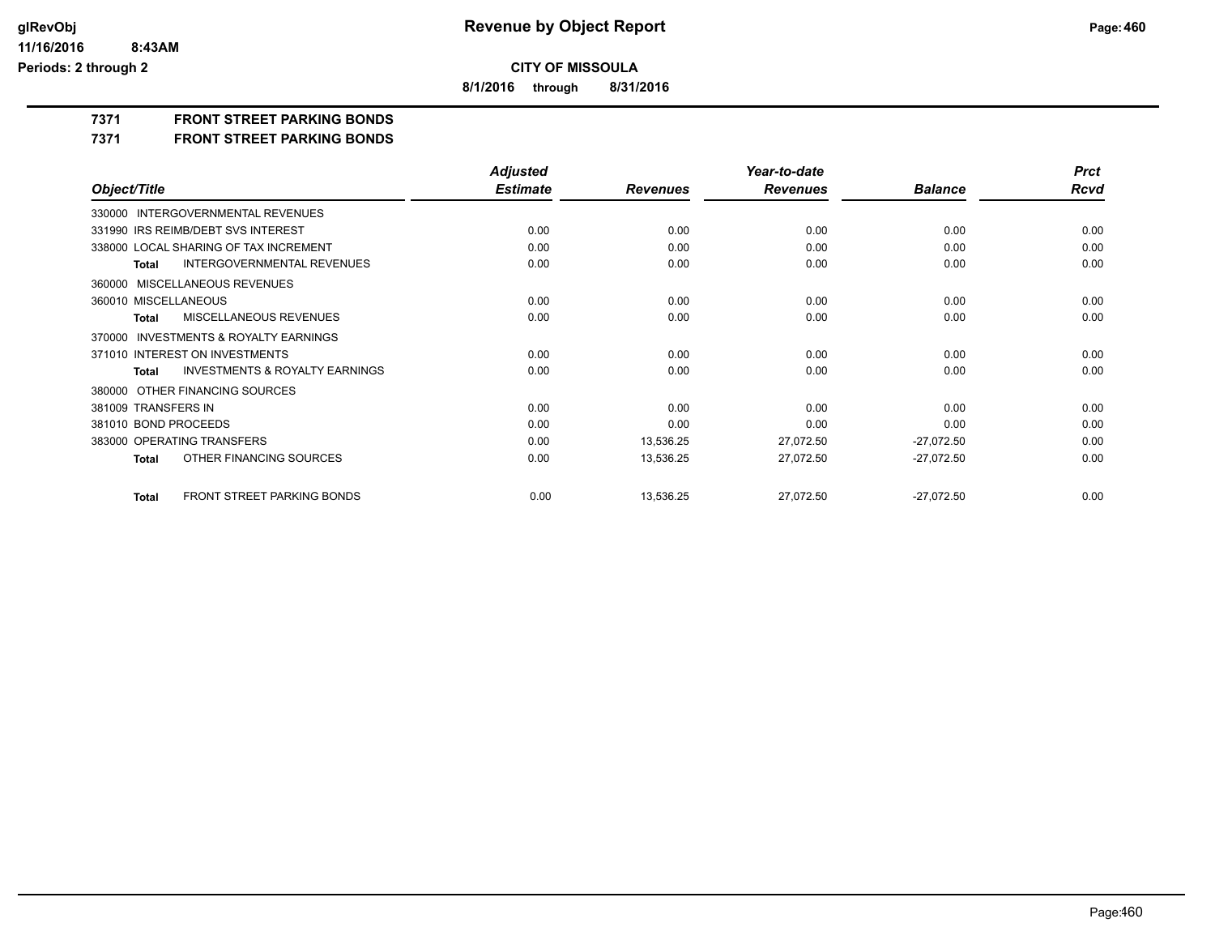**glRevObj**
**11/16/2016 8:43AM**
**Periods: 2 through 2**

# Revenue by Object Report

**CITY OF MISSOULA**

**8/1/2016 through 8/31/2016**

## 7371 FRONT STREET PARKING BONDS
## 7371 FRONT STREET PARKING BONDS

| Object/Title | Adjusted Estimate | Revenues | Year-to-date Revenues | Balance | Prct Rcvd |
|---|---|---|---|---|---|
| 330000 INTERGOVERNMENTAL REVENUES | | | | | |
| 331990 IRS REIMB/DEBT SVS INTEREST | 0.00 | 0.00 | 0.00 | 0.00 | 0.00 |
| 338000 LOCAL SHARING OF TAX INCREMENT | 0.00 | 0.00 | 0.00 | 0.00 | 0.00 |
| **Total** INTERGOVERNMENTAL REVENUES | 0.00 | 0.00 | 0.00 | 0.00 | 0.00 |
| 360000 MISCELLANEOUS REVENUES | | | | | |
| 360010 MISCELLANEOUS | 0.00 | 0.00 | 0.00 | 0.00 | 0.00 |
| **Total** MISCELLANEOUS REVENUES | 0.00 | 0.00 | 0.00 | 0.00 | 0.00 |
| 370000 INVESTMENTS & ROYALTY EARNINGS | | | | | |
| 371010 INTEREST ON INVESTMENTS | 0.00 | 0.00 | 0.00 | 0.00 | 0.00 |
| **Total** INVESTMENTS & ROYALTY EARNINGS | 0.00 | 0.00 | 0.00 | 0.00 | 0.00 |
| 380000 OTHER FINANCING SOURCES | | | | | |
| 381009 TRANSFERS IN | 0.00 | 0.00 | 0.00 | 0.00 | 0.00 |
| 381010 BOND PROCEEDS | 0.00 | 0.00 | 0.00 | 0.00 | 0.00 |
| 383000 OPERATING TRANSFERS | 0.00 | 13,536.25 | 27,072.50 | -27,072.50 | 0.00 |
| **Total** OTHER FINANCING SOURCES | 0.00 | 13,536.25 | 27,072.50 | -27,072.50 | 0.00 |
| **Total** FRONT STREET PARKING BONDS | 0.00 | 13,536.25 | 27,072.50 | -27,072.50 | 0.00 |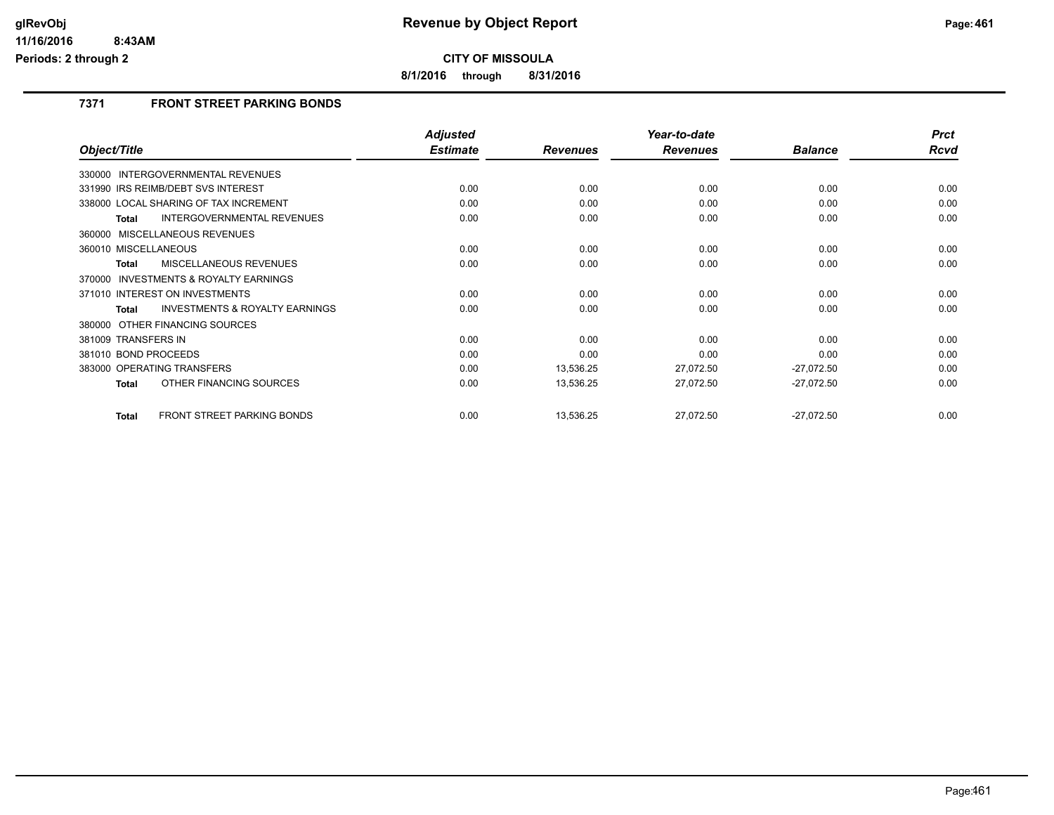# Revenue by Object Report

**CITY OF MISSOULA**

**8/1/2016 through 8/31/2016**

glRevObj
11/16/2016 8:43AM
Periods: 2 through 2

## 7371 FRONT STREET PARKING BONDS

| Object/Title | Adjusted Estimate | Revenues | Year-to-date Revenues | Balance | Prct Rcvd |
|---|---|---|---|---|---|
| 330000 INTERGOVERNMENTAL REVENUES | | | | | |
| 331990 IRS REIMB/DEBT SVS INTEREST | 0.00 | 0.00 | 0.00 | 0.00 | 0.00 |
| 338000 LOCAL SHARING OF TAX INCREMENT | 0.00 | 0.00 | 0.00 | 0.00 | 0.00 |
| **Total** INTERGOVERNMENTAL REVENUES | 0.00 | 0.00 | 0.00 | 0.00 | 0.00 |
| 360000 MISCELLANEOUS REVENUES | | | | | |
| 360010 MISCELLANEOUS | 0.00 | 0.00 | 0.00 | 0.00 | 0.00 |
| **Total** MISCELLANEOUS REVENUES | 0.00 | 0.00 | 0.00 | 0.00 | 0.00 |
| 370000 INVESTMENTS & ROYALTY EARNINGS | | | | | |
| 371010 INTEREST ON INVESTMENTS | 0.00 | 0.00 | 0.00 | 0.00 | 0.00 |
| **Total** INVESTMENTS & ROYALTY EARNINGS | 0.00 | 0.00 | 0.00 | 0.00 | 0.00 |
| 380000 OTHER FINANCING SOURCES | | | | | |
| 381009 TRANSFERS IN | 0.00 | 0.00 | 0.00 | 0.00 | 0.00 |
| 381010 BOND PROCEEDS | 0.00 | 0.00 | 0.00 | 0.00 | 0.00 |
| 383000 OPERATING TRANSFERS | 0.00 | 13,536.25 | 27,072.50 | -27,072.50 | 0.00 |
| **Total** OTHER FINANCING SOURCES | 0.00 | 13,536.25 | 27,072.50 | -27,072.50 | 0.00 |
| **Total** FRONT STREET PARKING BONDS | 0.00 | 13,536.25 | 27,072.50 | -27,072.50 | 0.00 |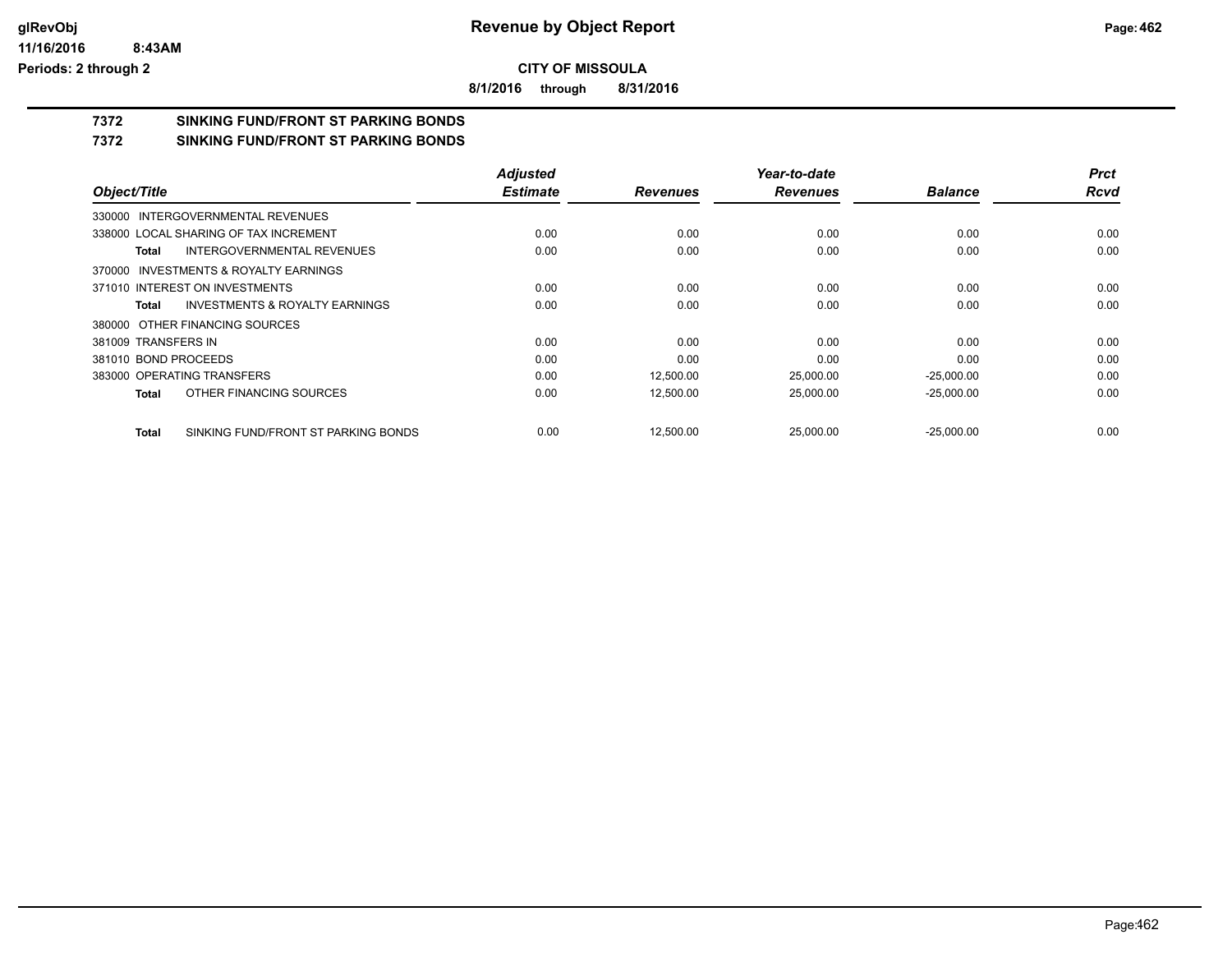**CITY OF MISSOULA**

**8/1/2016 through 8/31/2016**

# 7372 SINKING FUND/FRONT ST PARKING BONDS

## 7372 SINKING FUND/FRONT ST PARKING BONDS

| Object/Title | Adjusted Estimate | Revenues | Year-to-date Revenues | Balance | Prct Rcvd |
|---|---|---|---|---|---|
| 330000 INTERGOVERNMENTAL REVENUES | | | | | |
| 338000 LOCAL SHARING OF TAX INCREMENT | 0.00 | 0.00 | 0.00 | 0.00 | 0.00 |
| **Total** INTERGOVERNMENTAL REVENUES | 0.00 | 0.00 | 0.00 | 0.00 | 0.00 |
| 370000 INVESTMENTS & ROYALTY EARNINGS | | | | | |
| 371010 INTEREST ON INVESTMENTS | 0.00 | 0.00 | 0.00 | 0.00 | 0.00 |
| **Total** INVESTMENTS & ROYALTY EARNINGS | 0.00 | 0.00 | 0.00 | 0.00 | 0.00 |
| 380000 OTHER FINANCING SOURCES | | | | | |
| 381009 TRANSFERS IN | 0.00 | 0.00 | 0.00 | 0.00 | 0.00 |
| 381010 BOND PROCEEDS | 0.00 | 0.00 | 0.00 | 0.00 | 0.00 |
| 383000 OPERATING TRANSFERS | 0.00 | 12,500.00 | 25,000.00 | -25,000.00 | 0.00 |
| **Total** OTHER FINANCING SOURCES | 0.00 | 12,500.00 | 25,000.00 | -25,000.00 | 0.00 |
| **Total** SINKING FUND/FRONT ST PARKING BONDS | 0.00 | 12,500.00 | 25,000.00 | -25,000.00 | 0.00 |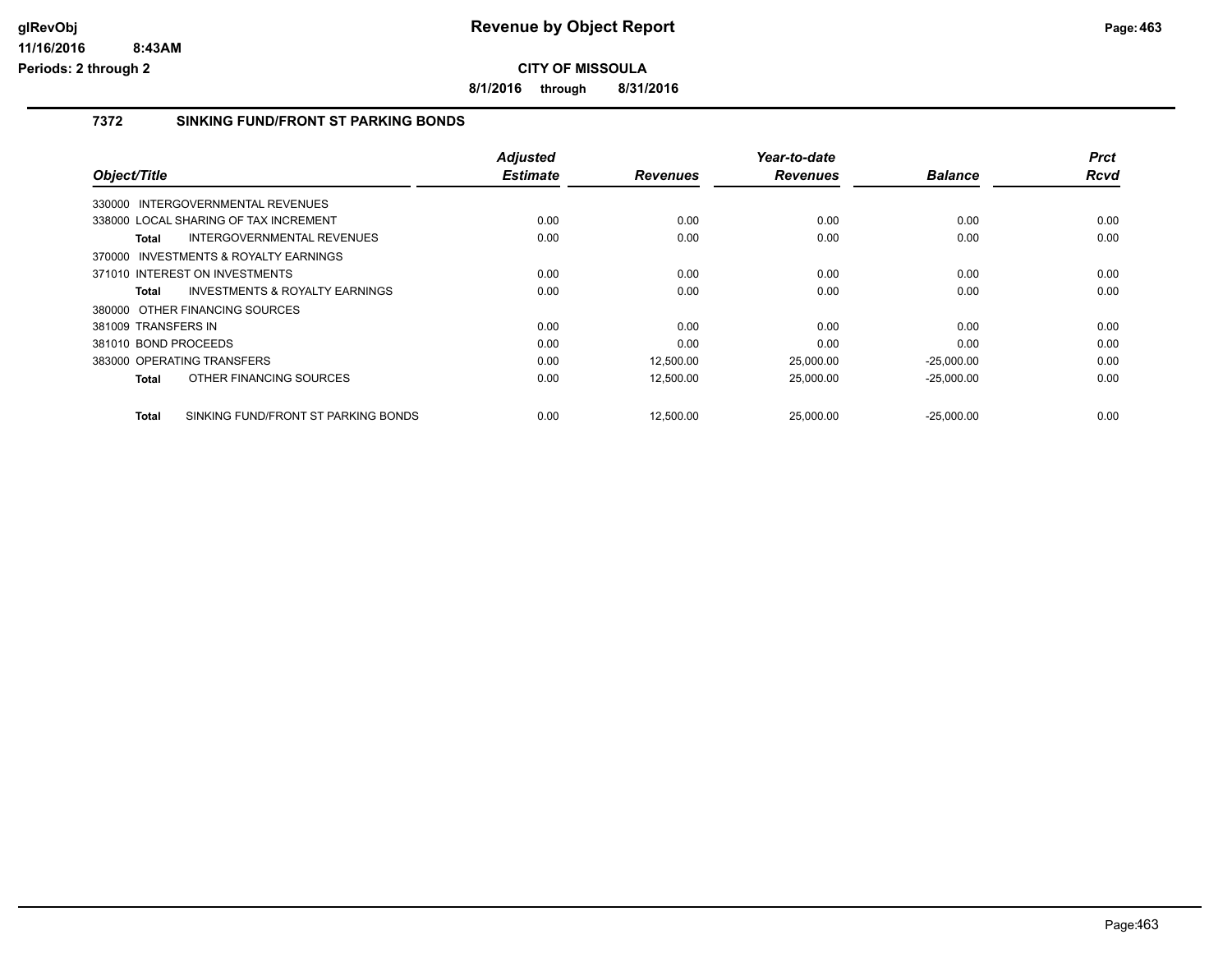**CITY OF MISSOULA**

**8/1/2016 through 8/31/2016**

## 7372 SINKING FUND/FRONT ST PARKING BONDS

| Object/Title | Adjusted Estimate | Revenues | Year-to-date Revenues | Balance | Prct Rcvd |
|---|---|---|---|---|---|
| 330000 INTERGOVERNMENTAL REVENUES | | | | | |
| 338000 LOCAL SHARING OF TAX INCREMENT | 0.00 | 0.00 | 0.00 | 0.00 | 0.00 |
| **Total** INTERGOVERNMENTAL REVENUES | 0.00 | 0.00 | 0.00 | 0.00 | 0.00 |
| 370000 INVESTMENTS & ROYALTY EARNINGS | | | | | |
| 371010 INTEREST ON INVESTMENTS | 0.00 | 0.00 | 0.00 | 0.00 | 0.00 |
| **Total** INVESTMENTS & ROYALTY EARNINGS | 0.00 | 0.00 | 0.00 | 0.00 | 0.00 |
| 380000 OTHER FINANCING SOURCES | | | | | |
| 381009 TRANSFERS IN | 0.00 | 0.00 | 0.00 | 0.00 | 0.00 |
| 381010 BOND PROCEEDS | 0.00 | 0.00 | 0.00 | 0.00 | 0.00 |
| 383000 OPERATING TRANSFERS | 0.00 | 12,500.00 | 25,000.00 | -25,000.00 | 0.00 |
| **Total** OTHER FINANCING SOURCES | 0.00 | 12,500.00 | 25,000.00 | -25,000.00 | 0.00 |
| **Total** SINKING FUND/FRONT ST PARKING BONDS | 0.00 | 12,500.00 | 25,000.00 | -25,000.00 | 0.00 |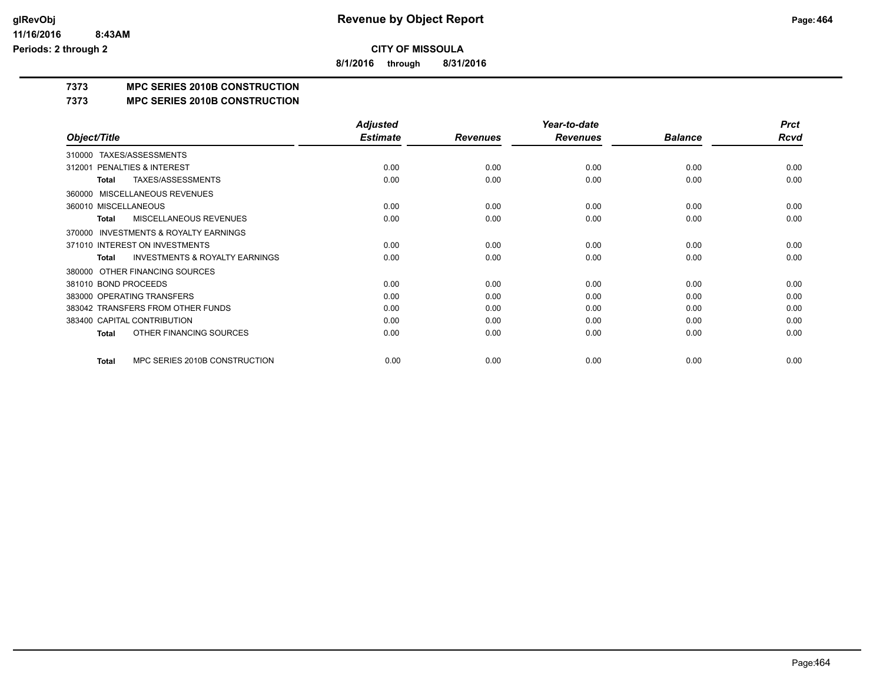**CITY OF MISSOULA**

**8/1/2016 through 8/31/2016**

# 7373 MPC SERIES 2010B CONSTRUCTION

## 7373 MPC SERIES 2010B CONSTRUCTION

| Object/Title | Adjusted Estimate | Revenues | Year-to-date Revenues | Balance | Prct Rcvd |
|---|---|---|---|---|---|
| 310000 TAXES/ASSESSMENTS | | | | | |
| 312001 PENALTIES & INTEREST | 0.00 | 0.00 | 0.00 | 0.00 | 0.00 |
| **Total** TAXES/ASSESSMENTS | 0.00 | 0.00 | 0.00 | 0.00 | 0.00 |
| 360000 MISCELLANEOUS REVENUES | | | | | |
| 360010 MISCELLANEOUS | 0.00 | 0.00 | 0.00 | 0.00 | 0.00 |
| **Total** MISCELLANEOUS REVENUES | 0.00 | 0.00 | 0.00 | 0.00 | 0.00 |
| 370000 INVESTMENTS & ROYALTY EARNINGS | | | | | |
| 371010 INTEREST ON INVESTMENTS | 0.00 | 0.00 | 0.00 | 0.00 | 0.00 |
| **Total** INVESTMENTS & ROYALTY EARNINGS | 0.00 | 0.00 | 0.00 | 0.00 | 0.00 |
| 380000 OTHER FINANCING SOURCES | | | | | |
| 381010 BOND PROCEEDS | 0.00 | 0.00 | 0.00 | 0.00 | 0.00 |
| 383000 OPERATING TRANSFERS | 0.00 | 0.00 | 0.00 | 0.00 | 0.00 |
| 383042 TRANSFERS FROM OTHER FUNDS | 0.00 | 0.00 | 0.00 | 0.00 | 0.00 |
| 383400 CAPITAL CONTRIBUTION | 0.00 | 0.00 | 0.00 | 0.00 | 0.00 |
| **Total** OTHER FINANCING SOURCES | 0.00 | 0.00 | 0.00 | 0.00 | 0.00 |
| **Total** MPC SERIES 2010B CONSTRUCTION | 0.00 | 0.00 | 0.00 | 0.00 | 0.00 |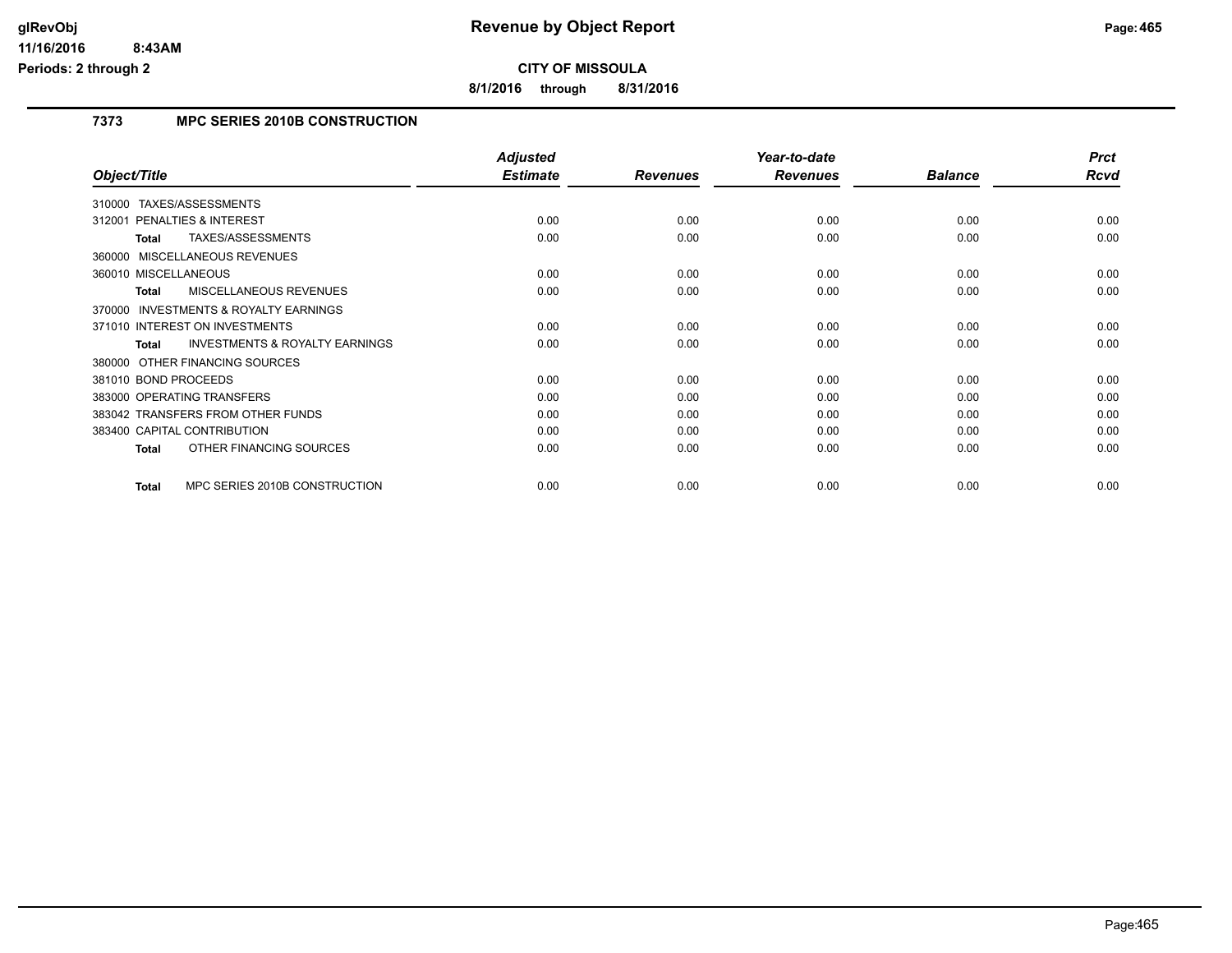**Revenue by Object Report**

**CITY OF MISSOULA**

**8/1/2016 through 8/31/2016**

**glRevObj**
**11/16/2016 8:43AM**
**Periods: 2 through 2**

### 7373 MPC SERIES 2010B CONSTRUCTION

| Object/Title | Adjusted Estimate | Revenues | Year-to-date Revenues | Balance | Prct Rcvd |
|---|---|---|---|---|---|
| 310000 TAXES/ASSESSMENTS | | | | | |
| 312001 PENALTIES & INTEREST | 0.00 | 0.00 | 0.00 | 0.00 | 0.00 |
| **Total** TAXES/ASSESSMENTS | 0.00 | 0.00 | 0.00 | 0.00 | 0.00 |
| 360000 MISCELLANEOUS REVENUES | | | | | |
| 360010 MISCELLANEOUS | 0.00 | 0.00 | 0.00 | 0.00 | 0.00 |
| **Total** MISCELLANEOUS REVENUES | 0.00 | 0.00 | 0.00 | 0.00 | 0.00 |
| 370000 INVESTMENTS & ROYALTY EARNINGS | | | | | |
| 371010 INTEREST ON INVESTMENTS | 0.00 | 0.00 | 0.00 | 0.00 | 0.00 |
| **Total** INVESTMENTS & ROYALTY EARNINGS | 0.00 | 0.00 | 0.00 | 0.00 | 0.00 |
| 380000 OTHER FINANCING SOURCES | | | | | |
| 381010 BOND PROCEEDS | 0.00 | 0.00 | 0.00 | 0.00 | 0.00 |
| 383000 OPERATING TRANSFERS | 0.00 | 0.00 | 0.00 | 0.00 | 0.00 |
| 383042 TRANSFERS FROM OTHER FUNDS | 0.00 | 0.00 | 0.00 | 0.00 | 0.00 |
| 383400 CAPITAL CONTRIBUTION | 0.00 | 0.00 | 0.00 | 0.00 | 0.00 |
| **Total** OTHER FINANCING SOURCES | 0.00 | 0.00 | 0.00 | 0.00 | 0.00 |
| **Total** MPC SERIES 2010B CONSTRUCTION | 0.00 | 0.00 | 0.00 | 0.00 | 0.00 |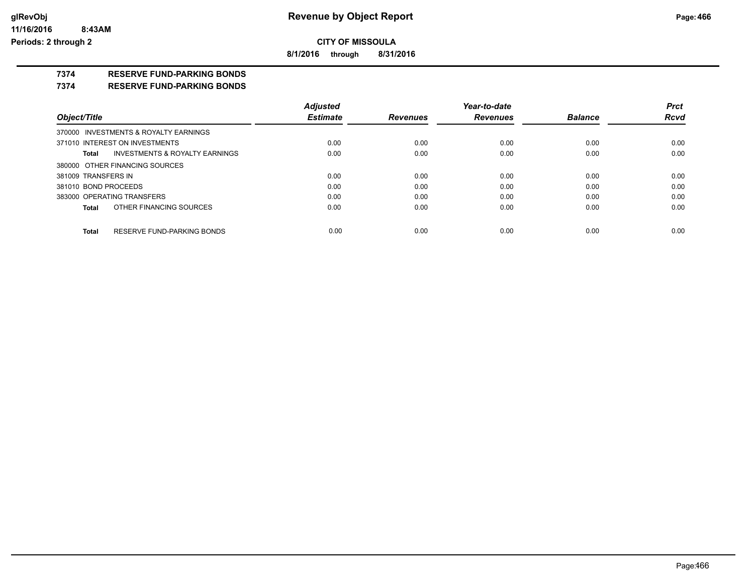# Revenue by Object Report

**CITY OF MISSOULA**

**8/1/2016 through 8/31/2016**

glRevObj
11/16/2016 8:43AM
Periods: 2 through 2

## 7374 RESERVE FUND-PARKING BONDS

## 7374 RESERVE FUND-PARKING BONDS

| Object/Title | Adjusted Estimate | Revenues | Year-to-date Revenues | Balance | Prct Rcvd |
|---|---|---|---|---|---|
| 370000 INVESTMENTS & ROYALTY EARNINGS | | | | | |
| 371010 INTEREST ON INVESTMENTS | 0.00 | 0.00 | 0.00 | 0.00 | 0.00 |
| **Total** INVESTMENTS & ROYALTY EARNINGS | 0.00 | 0.00 | 0.00 | 0.00 | 0.00 |
| 380000 OTHER FINANCING SOURCES | | | | | |
| 381009 TRANSFERS IN | 0.00 | 0.00 | 0.00 | 0.00 | 0.00 |
| 381010 BOND PROCEEDS | 0.00 | 0.00 | 0.00 | 0.00 | 0.00 |
| 383000 OPERATING TRANSFERS | 0.00 | 0.00 | 0.00 | 0.00 | 0.00 |
| **Total** OTHER FINANCING SOURCES | 0.00 | 0.00 | 0.00 | 0.00 | 0.00 |
| **Total** RESERVE FUND-PARKING BONDS | 0.00 | 0.00 | 0.00 | 0.00 | 0.00 |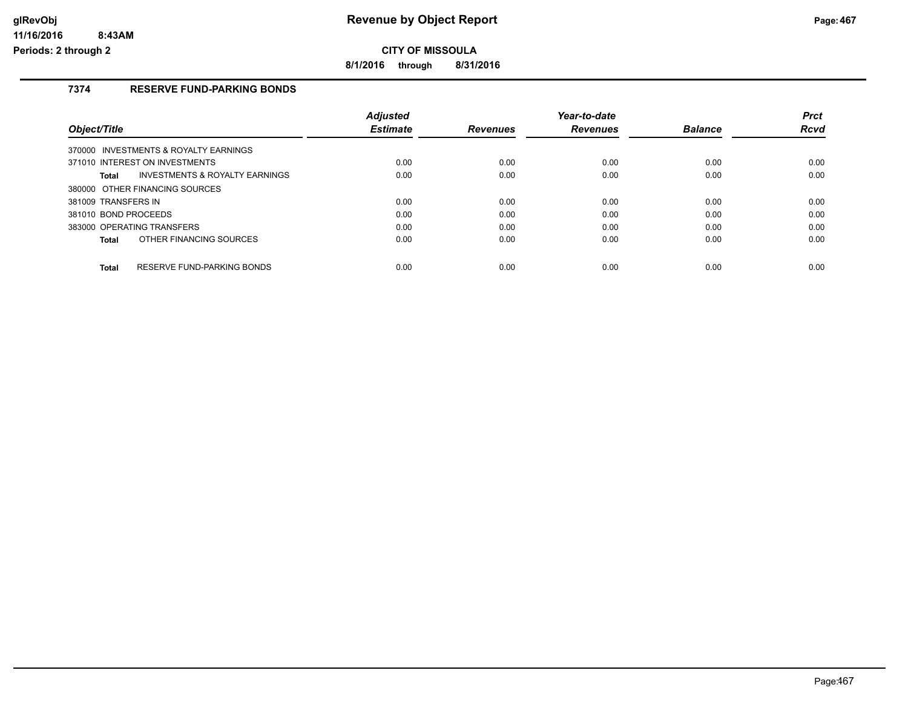# Revenue by Object Report

glRevObj
11/16/2016 8:43AM
Periods: 2 through 2

**CITY OF MISSOULA**

**8/1/2016 through 8/31/2016**

## 7374 RESERVE FUND-PARKING BONDS

| Object/Title | Adjusted Estimate | Revenues | Year-to-date Revenues | Balance | Prct Rcvd |
|---|---|---|---|---|---|
| 370000 INVESTMENTS & ROYALTY EARNINGS | | | | | |
| 371010 INTEREST ON INVESTMENTS | 0.00 | 0.00 | 0.00 | 0.00 | 0.00 |
| **Total** INVESTMENTS & ROYALTY EARNINGS | 0.00 | 0.00 | 0.00 | 0.00 | 0.00 |
| 380000 OTHER FINANCING SOURCES | | | | | |
| 381009 TRANSFERS IN | 0.00 | 0.00 | 0.00 | 0.00 | 0.00 |
| 381010 BOND PROCEEDS | 0.00 | 0.00 | 0.00 | 0.00 | 0.00 |
| 383000 OPERATING TRANSFERS | 0.00 | 0.00 | 0.00 | 0.00 | 0.00 |
| **Total** OTHER FINANCING SOURCES | 0.00 | 0.00 | 0.00 | 0.00 | 0.00 |
| **Total** RESERVE FUND-PARKING BONDS | 0.00 | 0.00 | 0.00 | 0.00 | 0.00 |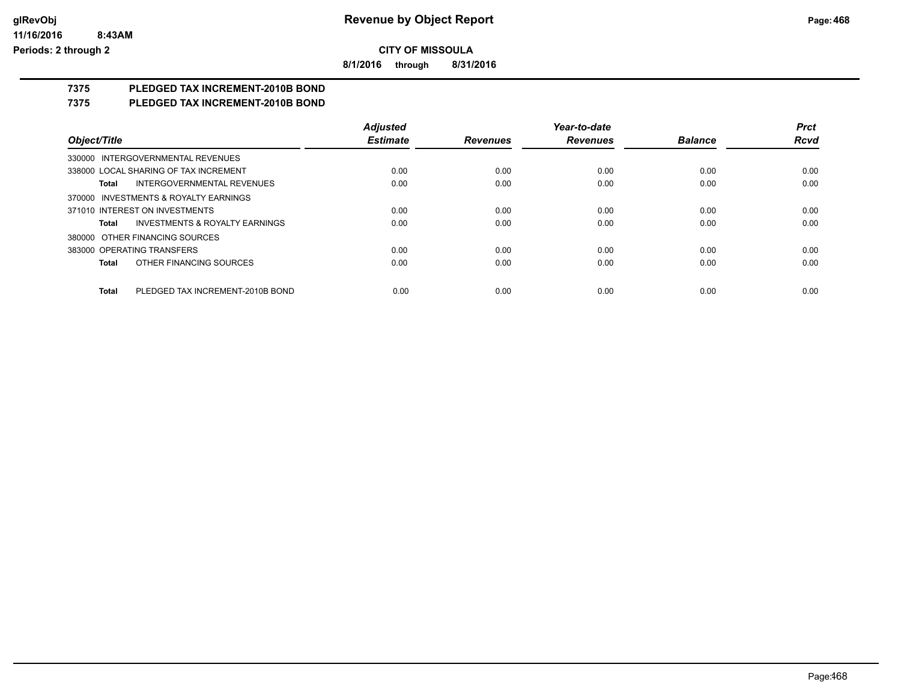# Revenue by Object Report

**CITY OF MISSOULA**

**8/1/2016 through 8/31/2016**

glRevObj
11/16/2016 8:43AM
Periods: 2 through 2

## 7375 PLEDGED TAX INCREMENT-2010B BOND
## 7375 PLEDGED TAX INCREMENT-2010B BOND

| Object/Title | Adjusted Estimate | Revenues | Year-to-date Revenues | Balance | Prct Rcvd |
|---|---|---|---|---|---|
| 330000 INTERGOVERNMENTAL REVENUES | | | | | |
| 338000 LOCAL SHARING OF TAX INCREMENT | 0.00 | 0.00 | 0.00 | 0.00 | 0.00 |
| **Total** INTERGOVERNMENTAL REVENUES | 0.00 | 0.00 | 0.00 | 0.00 | 0.00 |
| 370000 INVESTMENTS & ROYALTY EARNINGS | | | | | |
| 371010 INTEREST ON INVESTMENTS | 0.00 | 0.00 | 0.00 | 0.00 | 0.00 |
| **Total** INVESTMENTS & ROYALTY EARNINGS | 0.00 | 0.00 | 0.00 | 0.00 | 0.00 |
| 380000 OTHER FINANCING SOURCES | | | | | |
| 383000 OPERATING TRANSFERS | 0.00 | 0.00 | 0.00 | 0.00 | 0.00 |
| **Total** OTHER FINANCING SOURCES | 0.00 | 0.00 | 0.00 | 0.00 | 0.00 |
| **Total** PLEDGED TAX INCREMENT-2010B BOND | 0.00 | 0.00 | 0.00 | 0.00 | 0.00 |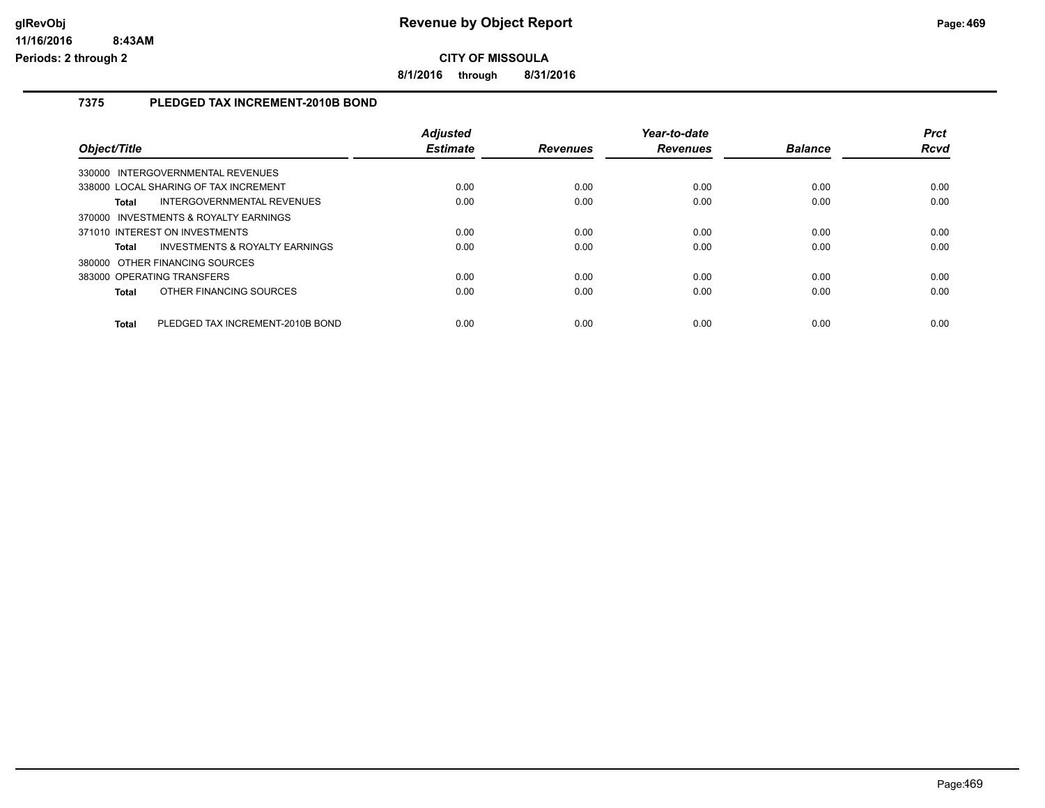**CITY OF MISSOULA**

**8/1/2016 through 8/31/2016**

## 7375 PLEDGED TAX INCREMENT-2010B BOND

| Object/Title | Adjusted Estimate | Revenues | Year-to-date Revenues | Balance | Prct Rcvd |
|---|---|---|---|---|---|
| 330000 INTERGOVERNMENTAL REVENUES | | | | | |
| 338000 LOCAL SHARING OF TAX INCREMENT | 0.00 | 0.00 | 0.00 | 0.00 | 0.00 |
| **Total** INTERGOVERNMENTAL REVENUES | 0.00 | 0.00 | 0.00 | 0.00 | 0.00 |
| 370000 INVESTMENTS & ROYALTY EARNINGS | | | | | |
| 371010 INTEREST ON INVESTMENTS | 0.00 | 0.00 | 0.00 | 0.00 | 0.00 |
| **Total** INVESTMENTS & ROYALTY EARNINGS | 0.00 | 0.00 | 0.00 | 0.00 | 0.00 |
| 380000 OTHER FINANCING SOURCES | | | | | |
| 383000 OPERATING TRANSFERS | 0.00 | 0.00 | 0.00 | 0.00 | 0.00 |
| **Total** OTHER FINANCING SOURCES | 0.00 | 0.00 | 0.00 | 0.00 | 0.00 |
| **Total** PLEDGED TAX INCREMENT-2010B BOND | 0.00 | 0.00 | 0.00 | 0.00 | 0.00 |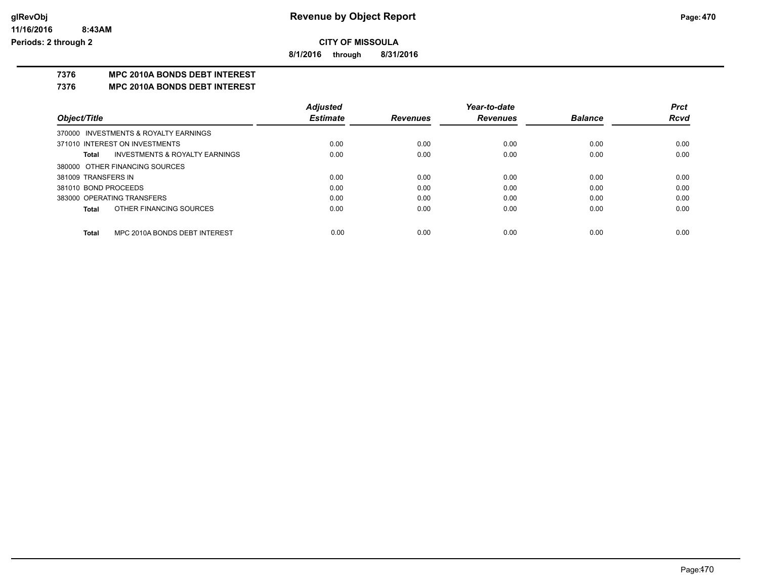# CITY OF MISSOULA

**8/1/2016 through 8/31/2016**

**Revenue by Object Report**

## 7376 MPC 2010A BONDS DEBT INTEREST

### 7376 MPC 2010A BONDS DEBT INTEREST

| Object/Title | Adjusted Estimate | Revenues | Year-to-date Revenues | Balance | Prct Rcvd |
|---|---|---|---|---|---|
| 370000 INVESTMENTS & ROYALTY EARNINGS | | | | | |
| 371010 INTEREST ON INVESTMENTS | 0.00 | 0.00 | 0.00 | 0.00 | 0.00 |
| **Total** INVESTMENTS & ROYALTY EARNINGS | 0.00 | 0.00 | 0.00 | 0.00 | 0.00 |
| 380000 OTHER FINANCING SOURCES | | | | | |
| 381009 TRANSFERS IN | 0.00 | 0.00 | 0.00 | 0.00 | 0.00 |
| 381010 BOND PROCEEDS | 0.00 | 0.00 | 0.00 | 0.00 | 0.00 |
| 383000 OPERATING TRANSFERS | 0.00 | 0.00 | 0.00 | 0.00 | 0.00 |
| **Total** OTHER FINANCING SOURCES | 0.00 | 0.00 | 0.00 | 0.00 | 0.00 |
| **Total** MPC 2010A BONDS DEBT INTEREST | 0.00 | 0.00 | 0.00 | 0.00 | 0.00 |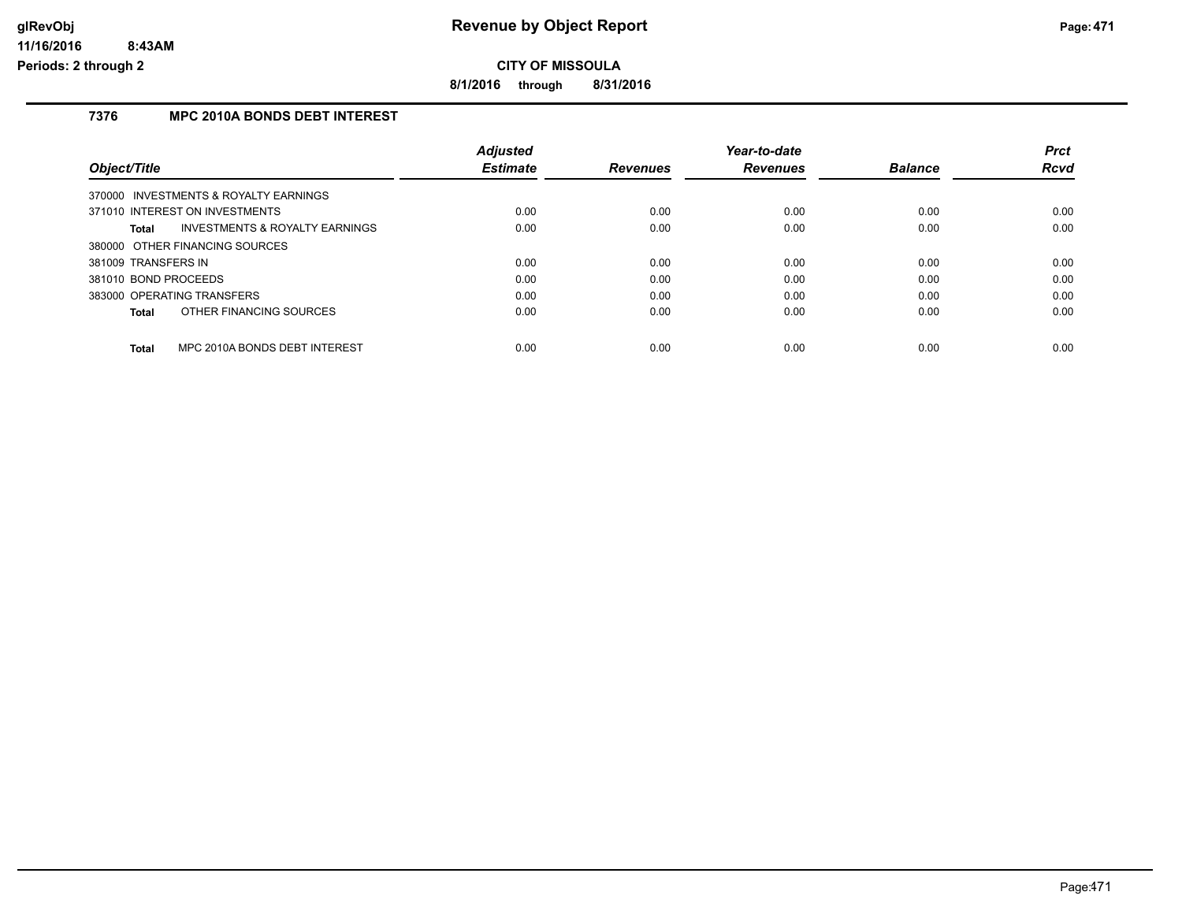**CITY OF MISSOULA**

**8/1/2016 through 8/31/2016**

### 7376 MPC 2010A BONDS DEBT INTEREST

| Object/Title | Adjusted Estimate | Revenues | Year-to-date Revenues | Balance | Prct Rcvd |
|---|---|---|---|---|---|
| 370000 INVESTMENTS & ROYALTY EARNINGS | | | | | |
| 371010 INTEREST ON INVESTMENTS | 0.00 | 0.00 | 0.00 | 0.00 | 0.00 |
| **Total** INVESTMENTS & ROYALTY EARNINGS | 0.00 | 0.00 | 0.00 | 0.00 | 0.00 |
| 380000 OTHER FINANCING SOURCES | | | | | |
| 381009 TRANSFERS IN | 0.00 | 0.00 | 0.00 | 0.00 | 0.00 |
| 381010 BOND PROCEEDS | 0.00 | 0.00 | 0.00 | 0.00 | 0.00 |
| 383000 OPERATING TRANSFERS | 0.00 | 0.00 | 0.00 | 0.00 | 0.00 |
| **Total** OTHER FINANCING SOURCES | 0.00 | 0.00 | 0.00 | 0.00 | 0.00 |
| **Total** MPC 2010A BONDS DEBT INTEREST | 0.00 | 0.00 | 0.00 | 0.00 | 0.00 |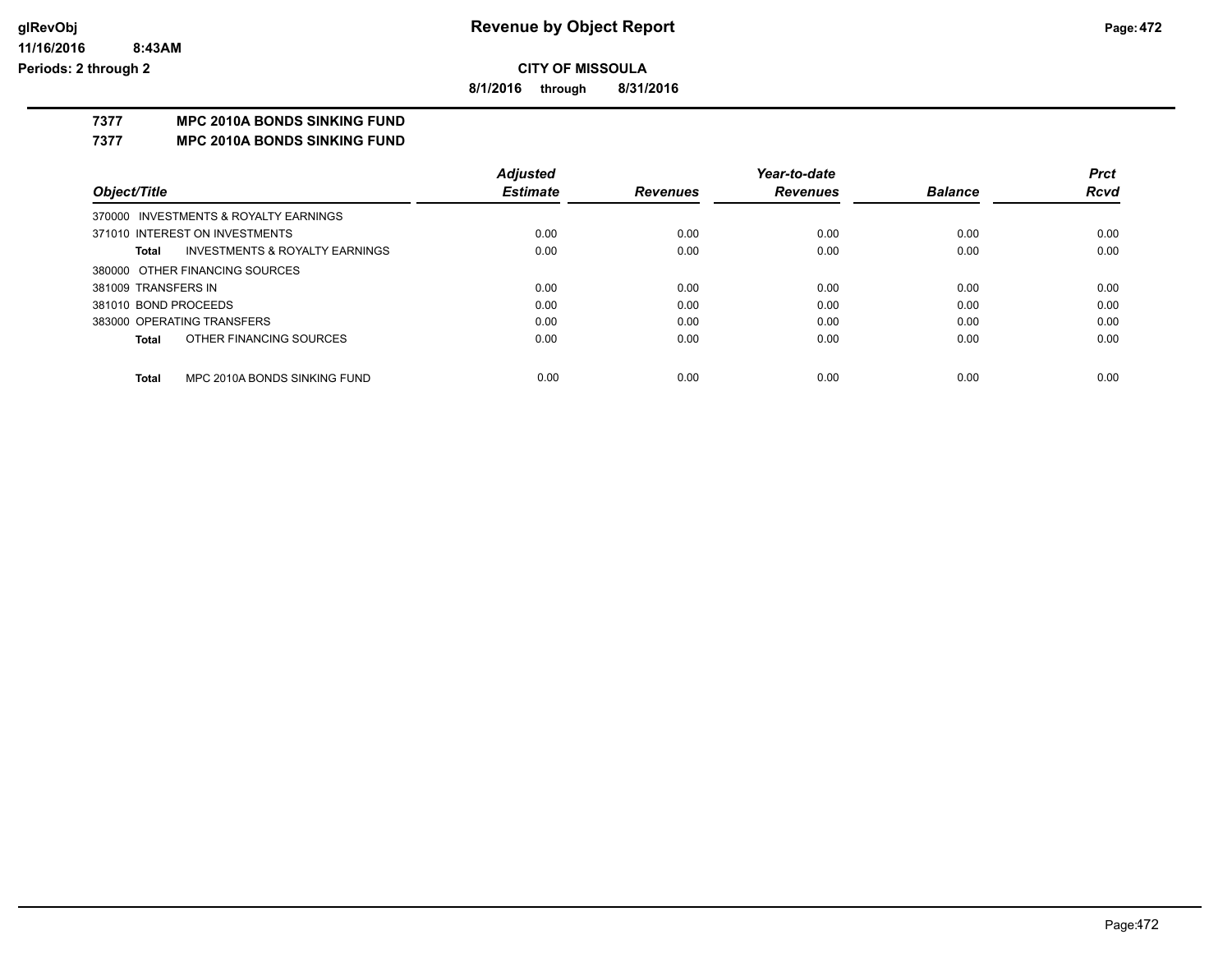**CITY OF MISSOULA**

**8/1/2016 through 8/31/2016**

**7377 MPC 2010A BONDS SINKING FUND**

**7377 MPC 2010A BONDS SINKING FUND**

| Object/Title | Adjusted Estimate | Revenues | Year-to-date Revenues | Balance | Prct Rcvd |
|---|---|---|---|---|---|
| 370000 INVESTMENTS & ROYALTY EARNINGS | | | | | |
| 371010 INTEREST ON INVESTMENTS | 0.00 | 0.00 | 0.00 | 0.00 | 0.00 |
| Total INVESTMENTS & ROYALTY EARNINGS | 0.00 | 0.00 | 0.00 | 0.00 | 0.00 |
| 380000 OTHER FINANCING SOURCES | | | | | |
| 381009 TRANSFERS IN | 0.00 | 0.00 | 0.00 | 0.00 | 0.00 |
| 381010 BOND PROCEEDS | 0.00 | 0.00 | 0.00 | 0.00 | 0.00 |
| 383000 OPERATING TRANSFERS | 0.00 | 0.00 | 0.00 | 0.00 | 0.00 |
| Total OTHER FINANCING SOURCES | 0.00 | 0.00 | 0.00 | 0.00 | 0.00 |
| Total MPC 2010A BONDS SINKING FUND | 0.00 | 0.00 | 0.00 | 0.00 | 0.00 |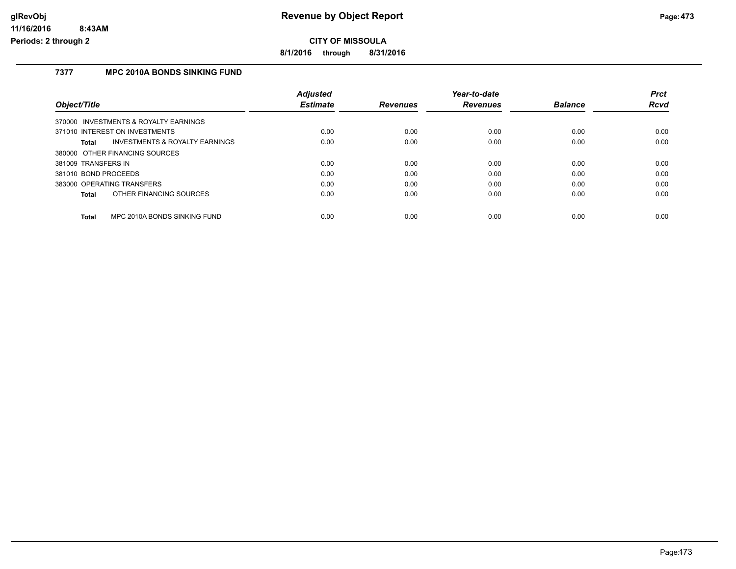# Revenue by Object Report

glRevObj
11/16/2016 8:43AM
Periods: 2 through 2

**CITY OF MISSOULA**

**8/1/2016 through 8/31/2016**

## 7377 MPC 2010A BONDS SINKING FUND

| Object/Title | | Adjusted Estimate | Revenues | Year-to-date Revenues | Balance | Prct Rcvd |
|---|---|---|---|---|---|---|
| 370000 INVESTMENTS & ROYALTY EARNINGS | | | | | | |
| 371010 INTEREST ON INVESTMENTS | | 0.00 | 0.00 | 0.00 | 0.00 | 0.00 |
| **Total** | INVESTMENTS & ROYALTY EARNINGS | 0.00 | 0.00 | 0.00 | 0.00 | 0.00 |
| 380000 OTHER FINANCING SOURCES | | | | | | |
| 381009 TRANSFERS IN | | 0.00 | 0.00 | 0.00 | 0.00 | 0.00 |
| 381010 BOND PROCEEDS | | 0.00 | 0.00 | 0.00 | 0.00 | 0.00 |
| 383000 OPERATING TRANSFERS | | 0.00 | 0.00 | 0.00 | 0.00 | 0.00 |
| **Total** | OTHER FINANCING SOURCES | 0.00 | 0.00 | 0.00 | 0.00 | 0.00 |
| **Total** | MPC 2010A BONDS SINKING FUND | 0.00 | 0.00 | 0.00 | 0.00 | 0.00 |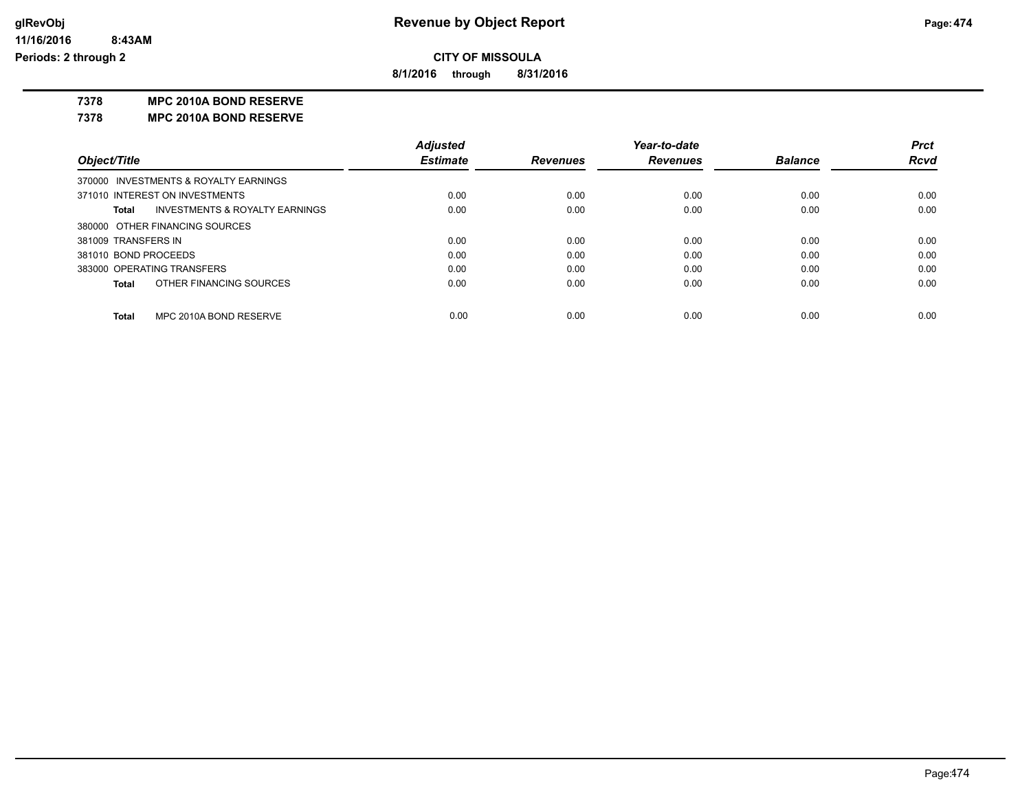# Revenue by Object Report

**CITY OF MISSOULA**

**8/1/2016 through 8/31/2016**

glRevObj
11/16/2016 8:43AM
Periods: 2 through 2

**7378 MPC 2010A BOND RESERVE**

**7378 MPC 2010A BOND RESERVE**

| Object/Title | Adjusted Estimate | Revenues | Year-to-date Revenues | Balance | Prct Rcvd |
|---|---|---|---|---|---|
| 370000 INVESTMENTS & ROYALTY EARNINGS | | | | | |
| 371010 INTEREST ON INVESTMENTS | 0.00 | 0.00 | 0.00 | 0.00 | 0.00 |
| **Total** INVESTMENTS & ROYALTY EARNINGS | 0.00 | 0.00 | 0.00 | 0.00 | 0.00 |
| 380000 OTHER FINANCING SOURCES | | | | | |
| 381009 TRANSFERS IN | 0.00 | 0.00 | 0.00 | 0.00 | 0.00 |
| 381010 BOND PROCEEDS | 0.00 | 0.00 | 0.00 | 0.00 | 0.00 |
| 383000 OPERATING TRANSFERS | 0.00 | 0.00 | 0.00 | 0.00 | 0.00 |
| **Total** OTHER FINANCING SOURCES | 0.00 | 0.00 | 0.00 | 0.00 | 0.00 |
| **Total** MPC 2010A BOND RESERVE | 0.00 | 0.00 | 0.00 | 0.00 | 0.00 |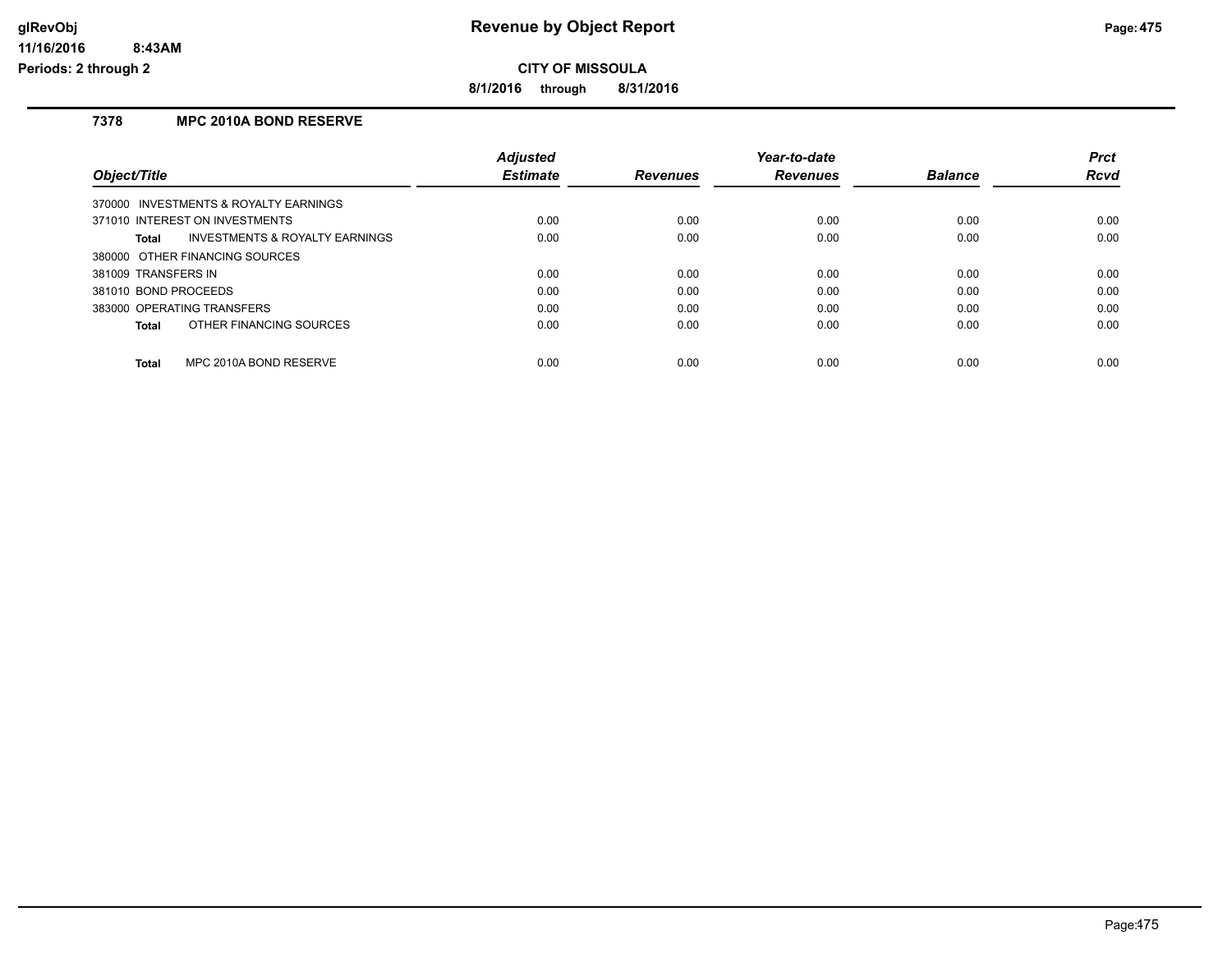# Revenue by Object Report

**CITY OF MISSOULA**

**8/1/2016 through 8/31/2016**

glRevObj
11/16/2016 8:43AM
Periods: 2 through 2

## 7378 MPC 2010A BOND RESERVE

| Object/Title | Adjusted Estimate | Revenues | Year-to-date Revenues | Balance | Prct Rcvd |
|---|---|---|---|---|---|
| 370000 INVESTMENTS & ROYALTY EARNINGS | | | | | |
| 371010 INTEREST ON INVESTMENTS | 0.00 | 0.00 | 0.00 | 0.00 | 0.00 |
| **Total** INVESTMENTS & ROYALTY EARNINGS | 0.00 | 0.00 | 0.00 | 0.00 | 0.00 |
| 380000 OTHER FINANCING SOURCES | | | | | |
| 381009 TRANSFERS IN | 0.00 | 0.00 | 0.00 | 0.00 | 0.00 |
| 381010 BOND PROCEEDS | 0.00 | 0.00 | 0.00 | 0.00 | 0.00 |
| 383000 OPERATING TRANSFERS | 0.00 | 0.00 | 0.00 | 0.00 | 0.00 |
| **Total** OTHER FINANCING SOURCES | 0.00 | 0.00 | 0.00 | 0.00 | 0.00 |
| **Total** MPC 2010A BOND RESERVE | 0.00 | 0.00 | 0.00 | 0.00 | 0.00 |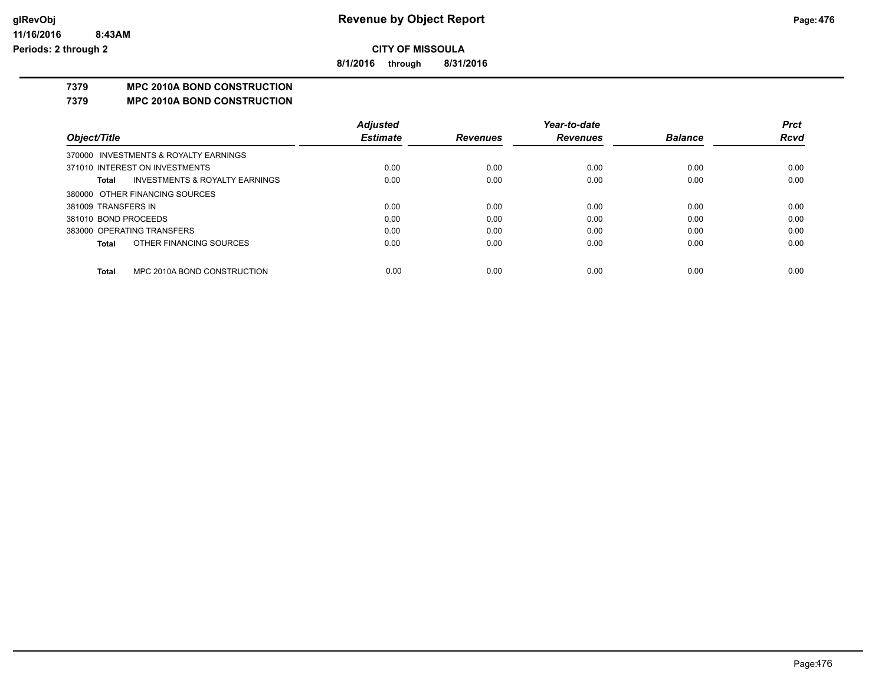**CITY OF MISSOULA**

**8/1/2016 through 8/31/2016**

# Revenue by Object Report

**glRevObj**
**11/16/2016 8:43AM**
**Periods: 2 through 2**

## 7379 MPC 2010A BOND CONSTRUCTION
## 7379 MPC 2010A BOND CONSTRUCTION

| Object/Title | Adjusted Estimate | Revenues | Year-to-date Revenues | Balance | Prct Rcvd |
|---|---|---|---|---|---|
| 370000 INVESTMENTS & ROYALTY EARNINGS | | | | | |
| 371010 INTEREST ON INVESTMENTS | 0.00 | 0.00 | 0.00 | 0.00 | 0.00 |
| **Total** INVESTMENTS & ROYALTY EARNINGS | 0.00 | 0.00 | 0.00 | 0.00 | 0.00 |
| 380000 OTHER FINANCING SOURCES | | | | | |
| 381009 TRANSFERS IN | 0.00 | 0.00 | 0.00 | 0.00 | 0.00 |
| 381010 BOND PROCEEDS | 0.00 | 0.00 | 0.00 | 0.00 | 0.00 |
| 383000 OPERATING TRANSFERS | 0.00 | 0.00 | 0.00 | 0.00 | 0.00 |
| **Total** OTHER FINANCING SOURCES | 0.00 | 0.00 | 0.00 | 0.00 | 0.00 |
| **Total** MPC 2010A BOND CONSTRUCTION | 0.00 | 0.00 | 0.00 | 0.00 | 0.00 |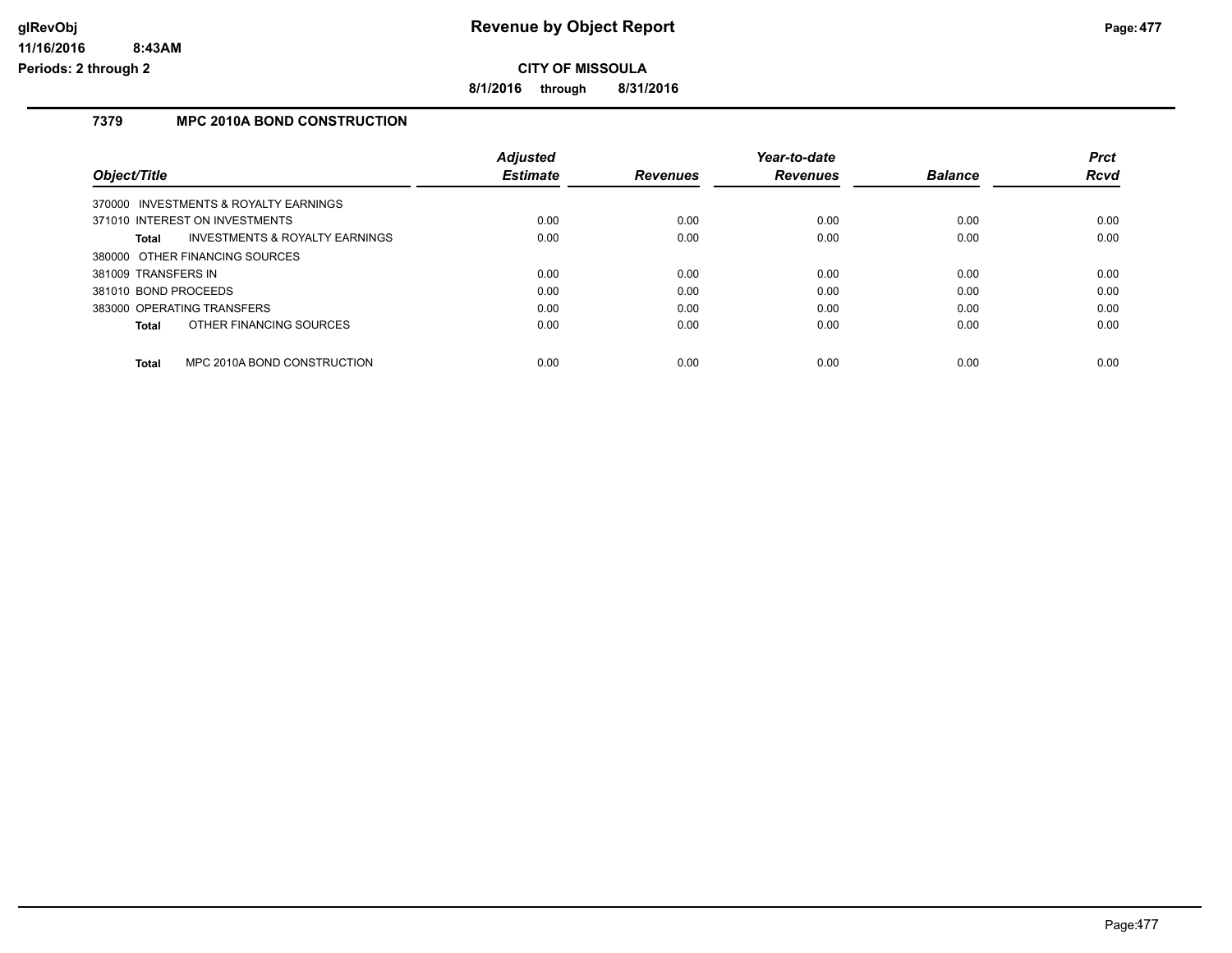**CITY OF MISSOULA**

**8/1/2016 through 8/31/2016**

### 7379 MPC 2010A BOND CONSTRUCTION

| Object/Title | Adjusted Estimate | Revenues | Year-to-date Revenues | Balance | Prct Rcvd |
|---|---|---|---|---|---|
| 370000 INVESTMENTS & ROYALTY EARNINGS | | | | | |
| 371010 INTEREST ON INVESTMENTS | 0.00 | 0.00 | 0.00 | 0.00 | 0.00 |
| **Total** INVESTMENTS & ROYALTY EARNINGS | 0.00 | 0.00 | 0.00 | 0.00 | 0.00 |
| 380000 OTHER FINANCING SOURCES | | | | | |
| 381009 TRANSFERS IN | 0.00 | 0.00 | 0.00 | 0.00 | 0.00 |
| 381010 BOND PROCEEDS | 0.00 | 0.00 | 0.00 | 0.00 | 0.00 |
| 383000 OPERATING TRANSFERS | 0.00 | 0.00 | 0.00 | 0.00 | 0.00 |
| **Total** OTHER FINANCING SOURCES | 0.00 | 0.00 | 0.00 | 0.00 | 0.00 |
| **Total** MPC 2010A BOND CONSTRUCTION | 0.00 | 0.00 | 0.00 | 0.00 | 0.00 |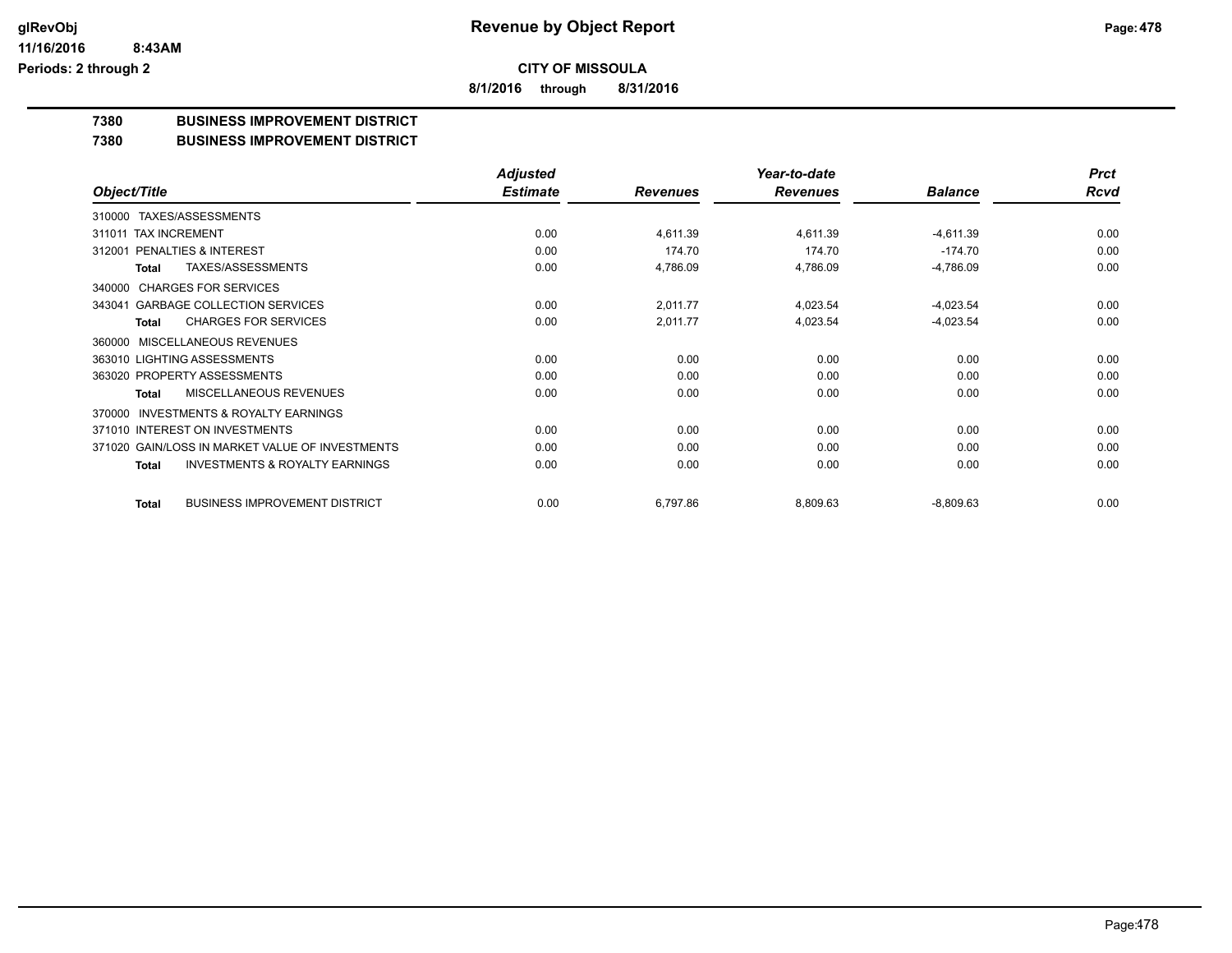# Revenue by Object Report

**CITY OF MISSOULA**

**8/1/2016 through 8/31/2016**

glRevObj
11/16/2016 8:43AM
Periods: 2 through 2

## 7380 BUSINESS IMPROVEMENT DISTRICT
## 7380 BUSINESS IMPROVEMENT DISTRICT

| Object/Title | Adjusted Estimate | Revenues | Year-to-date Revenues | Balance | Prct Rcvd |
|---|---|---|---|---|---|
| 310000 TAXES/ASSESSMENTS | | | | | |
| 311011 TAX INCREMENT | 0.00 | 4,611.39 | 4,611.39 | -4,611.39 | 0.00 |
| 312001 PENALTIES & INTEREST | 0.00 | 174.70 | 174.70 | -174.70 | 0.00 |
| **Total** TAXES/ASSESSMENTS | 0.00 | 4,786.09 | 4,786.09 | -4,786.09 | 0.00 |
| 340000 CHARGES FOR SERVICES | | | | | |
| 343041 GARBAGE COLLECTION SERVICES | 0.00 | 2,011.77 | 4,023.54 | -4,023.54 | 0.00 |
| **Total** CHARGES FOR SERVICES | 0.00 | 2,011.77 | 4,023.54 | -4,023.54 | 0.00 |
| 360000 MISCELLANEOUS REVENUES | | | | | |
| 363010 LIGHTING ASSESSMENTS | 0.00 | 0.00 | 0.00 | 0.00 | 0.00 |
| 363020 PROPERTY ASSESSMENTS | 0.00 | 0.00 | 0.00 | 0.00 | 0.00 |
| **Total** MISCELLANEOUS REVENUES | 0.00 | 0.00 | 0.00 | 0.00 | 0.00 |
| 370000 INVESTMENTS & ROYALTY EARNINGS | | | | | |
| 371010 INTEREST ON INVESTMENTS | 0.00 | 0.00 | 0.00 | 0.00 | 0.00 |
| 371020 GAIN/LOSS IN MARKET VALUE OF INVESTMENTS | 0.00 | 0.00 | 0.00 | 0.00 | 0.00 |
| **Total** INVESTMENTS & ROYALTY EARNINGS | 0.00 | 0.00 | 0.00 | 0.00 | 0.00 |
| **Total** BUSINESS IMPROVEMENT DISTRICT | 0.00 | 6,797.86 | 8,809.63 | -8,809.63 | 0.00 |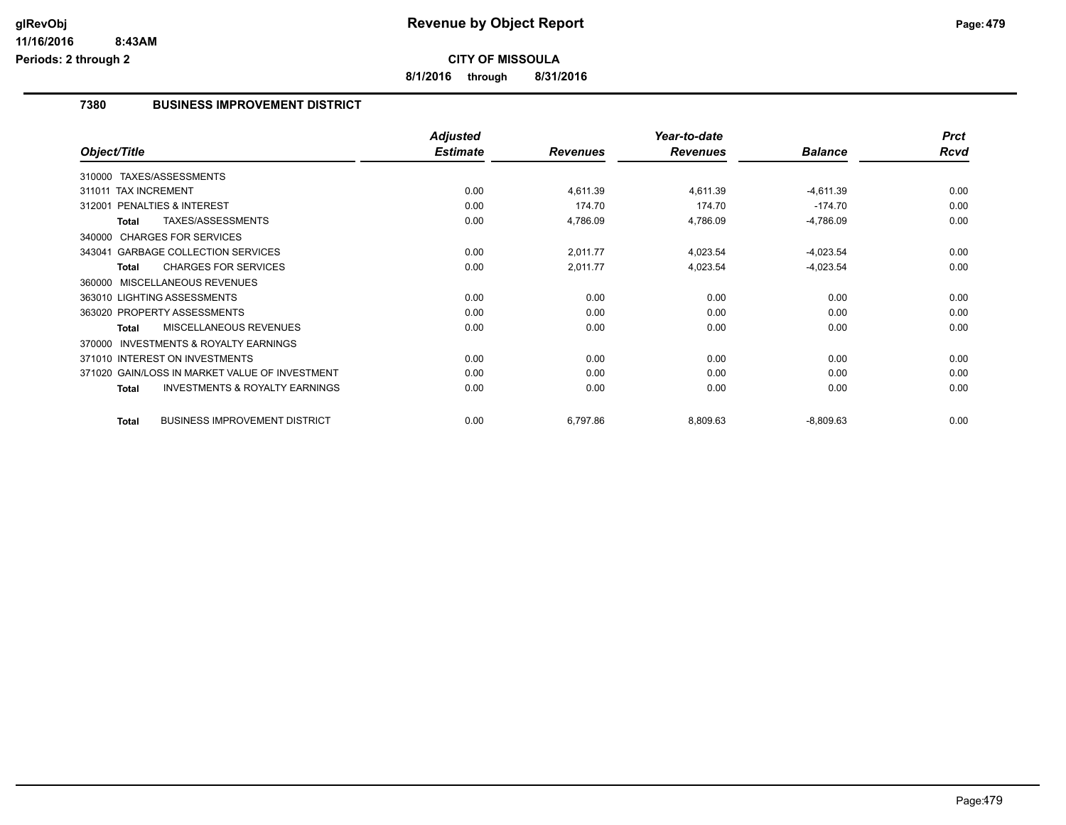# Revenue by Object Report

**CITY OF MISSOULA**

**8/1/2016 through 8/31/2016**

glRevObj
11/16/2016 8:43AM
Periods: 2 through 2

## 7380 BUSINESS IMPROVEMENT DISTRICT

| Object/Title | Adjusted Estimate | Revenues | Year-to-date Revenues | Balance | Prct Rcvd |
|---|---|---|---|---|---|
| 310000 TAXES/ASSESSMENTS | | | | | |
| 311011 TAX INCREMENT | 0.00 | 4,611.39 | 4,611.39 | -4,611.39 | 0.00 |
| 312001 PENALTIES & INTEREST | 0.00 | 174.70 | 174.70 | -174.70 | 0.00 |
| **Total** TAXES/ASSESSMENTS | 0.00 | 4,786.09 | 4,786.09 | -4,786.09 | 0.00 |
| 340000 CHARGES FOR SERVICES | | | | | |
| 343041 GARBAGE COLLECTION SERVICES | 0.00 | 2,011.77 | 4,023.54 | -4,023.54 | 0.00 |
| **Total** CHARGES FOR SERVICES | 0.00 | 2,011.77 | 4,023.54 | -4,023.54 | 0.00 |
| 360000 MISCELLANEOUS REVENUES | | | | | |
| 363010 LIGHTING ASSESSMENTS | 0.00 | 0.00 | 0.00 | 0.00 | 0.00 |
| 363020 PROPERTY ASSESSMENTS | 0.00 | 0.00 | 0.00 | 0.00 | 0.00 |
| **Total** MISCELLANEOUS REVENUES | 0.00 | 0.00 | 0.00 | 0.00 | 0.00 |
| 370000 INVESTMENTS & ROYALTY EARNINGS | | | | | |
| 371010 INTEREST ON INVESTMENTS | 0.00 | 0.00 | 0.00 | 0.00 | 0.00 |
| 371020 GAIN/LOSS IN MARKET VALUE OF INVESTMENT | 0.00 | 0.00 | 0.00 | 0.00 | 0.00 |
| **Total** INVESTMENTS & ROYALTY EARNINGS | 0.00 | 0.00 | 0.00 | 0.00 | 0.00 |
| **Total** BUSINESS IMPROVEMENT DISTRICT | 0.00 | 6,797.86 | 8,809.63 | -8,809.63 | 0.00 |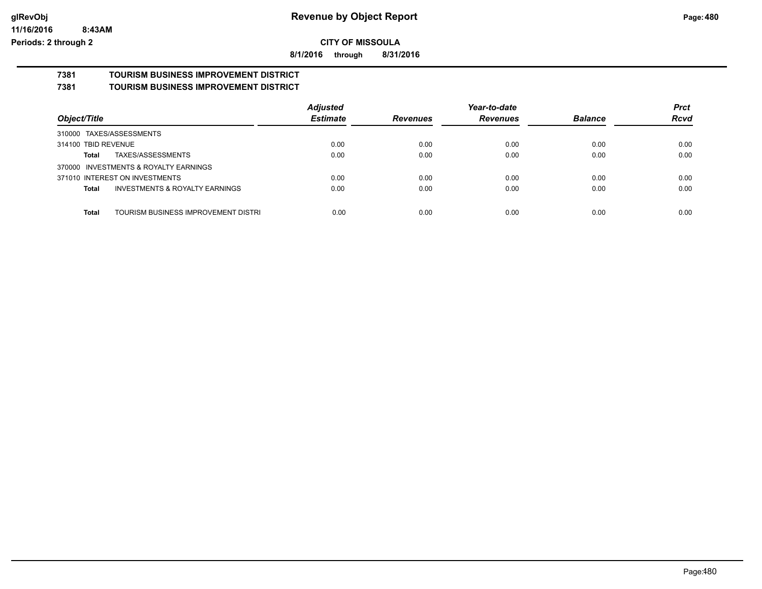# Revenue by Object Report

**CITY OF MISSOULA**

**8/1/2016 through 8/31/2016**

glRevObj
11/16/2016 8:43AM
Periods: 2 through 2

## 7381 TOURISM BUSINESS IMPROVEMENT DISTRICT
## 7381 TOURISM BUSINESS IMPROVEMENT DISTRICT

| Object/Title | Adjusted Estimate | Revenues | Year-to-date Revenues | Balance | Prct Rcvd |
|---|---|---|---|---|---|
| 310000 TAXES/ASSESSMENTS | | | | | |
| 314100 TBID REVENUE | 0.00 | 0.00 | 0.00 | 0.00 | 0.00 |
| **Total** TAXES/ASSESSMENTS | 0.00 | 0.00 | 0.00 | 0.00 | 0.00 |
| 370000 INVESTMENTS & ROYALTY EARNINGS | | | | | |
| 371010 INTEREST ON INVESTMENTS | 0.00 | 0.00 | 0.00 | 0.00 | 0.00 |
| **Total** INVESTMENTS & ROYALTY EARNINGS | 0.00 | 0.00 | 0.00 | 0.00 | 0.00 |
| **Total** TOURISM BUSINESS IMPROVEMENT DISTRI | 0.00 | 0.00 | 0.00 | 0.00 | 0.00 |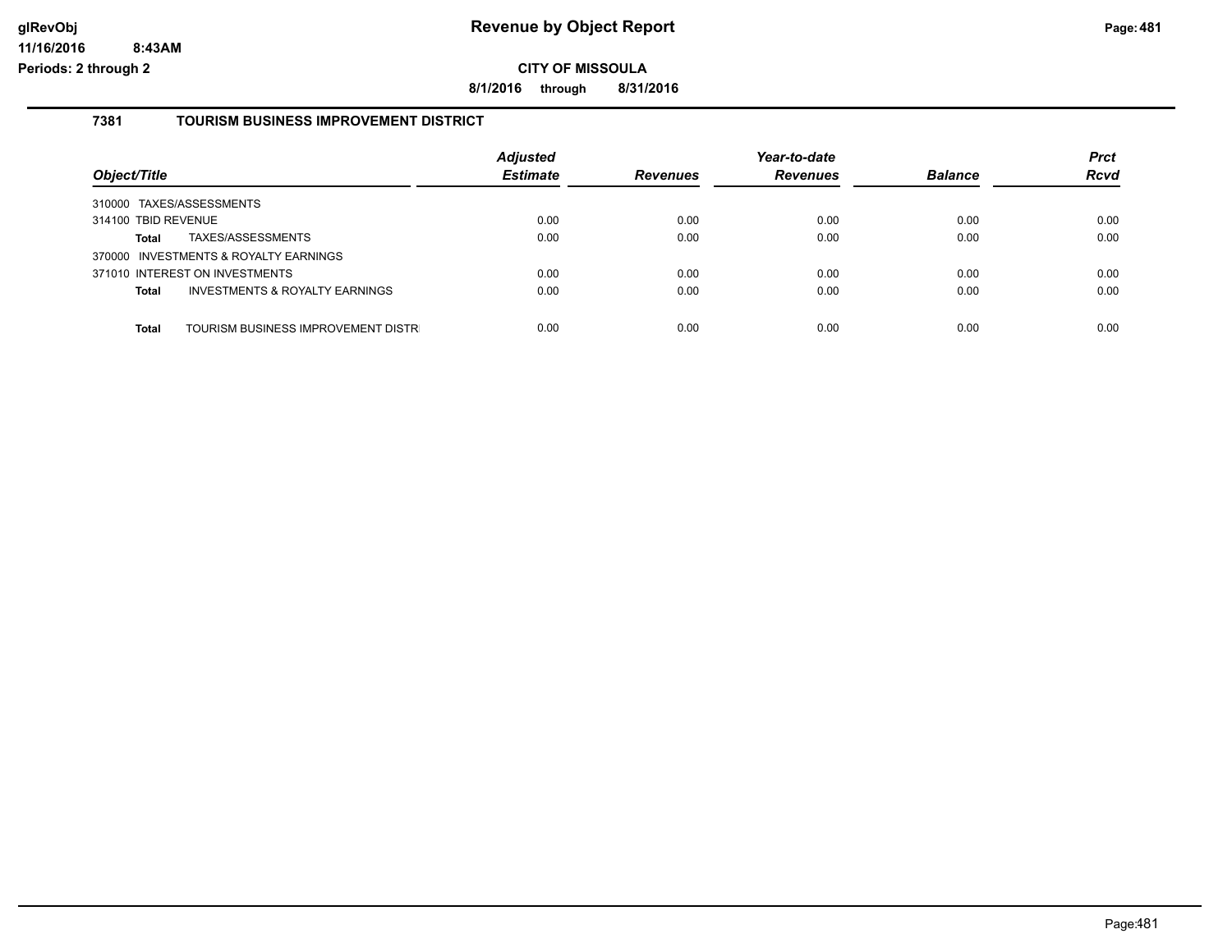# Revenue by Object Report

**CITY OF MISSOULA**

**8/1/2016 through 8/31/2016**

glRevObj
11/16/2016 8:43AM
Periods: 2 through 2

## 7381 TOURISM BUSINESS IMPROVEMENT DISTRICT

| Object/Title | Adjusted Estimate | Revenues | Year-to-date Revenues | Balance | Prct Rcvd |
|---|---|---|---|---|---|
| 310000 TAXES/ASSESSMENTS | | | | | |
| 314100 TBID REVENUE | 0.00 | 0.00 | 0.00 | 0.00 | 0.00 |
| **Total** TAXES/ASSESSMENTS | 0.00 | 0.00 | 0.00 | 0.00 | 0.00 |
| 370000 INVESTMENTS & ROYALTY EARNINGS | | | | | |
| 371010 INTEREST ON INVESTMENTS | 0.00 | 0.00 | 0.00 | 0.00 | 0.00 |
| **Total** INVESTMENTS & ROYALTY EARNINGS | 0.00 | 0.00 | 0.00 | 0.00 | 0.00 |
| **Total** TOURISM BUSINESS IMPROVEMENT DISTR | 0.00 | 0.00 | 0.00 | 0.00 | 0.00 |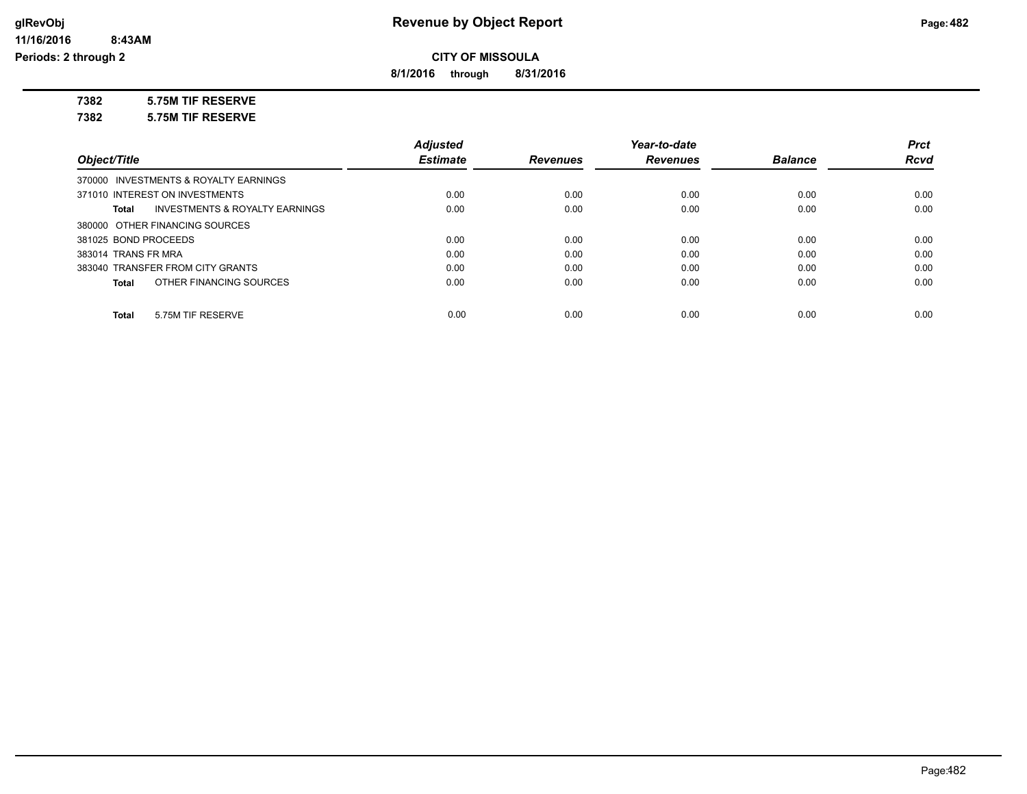**CITY OF MISSOULA**

**8/1/2016 through 8/31/2016**

**7382 5.75M TIF RESERVE**

**7382 5.75M TIF RESERVE**

| Object/Title | Adjusted Estimate | Revenues | Year-to-date Revenues | Balance | Prct Rcvd |
|---|---|---|---|---|---|
| 370000 INVESTMENTS & ROYALTY EARNINGS | | | | | |
| 371010 INTEREST ON INVESTMENTS | 0.00 | 0.00 | 0.00 | 0.00 | 0.00 |
| **Total** INVESTMENTS & ROYALTY EARNINGS | 0.00 | 0.00 | 0.00 | 0.00 | 0.00 |
| 380000 OTHER FINANCING SOURCES | | | | | |
| 381025 BOND PROCEEDS | 0.00 | 0.00 | 0.00 | 0.00 | 0.00 |
| 383014 TRANS FR MRA | 0.00 | 0.00 | 0.00 | 0.00 | 0.00 |
| 383040 TRANSFER FROM CITY GRANTS | 0.00 | 0.00 | 0.00 | 0.00 | 0.00 |
| **Total** OTHER FINANCING SOURCES | 0.00 | 0.00 | 0.00 | 0.00 | 0.00 |
| **Total** 5.75M TIF RESERVE | 0.00 | 0.00 | 0.00 | 0.00 | 0.00 |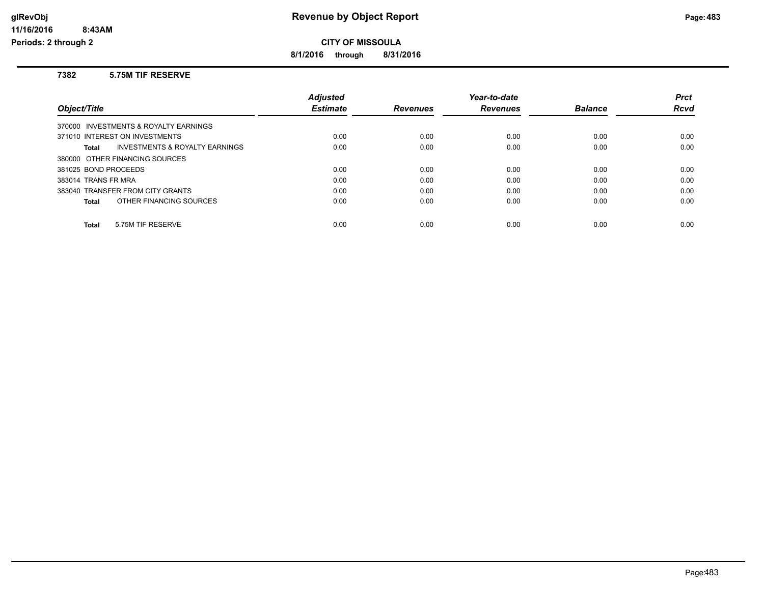# Revenue by Object Report

**CITY OF MISSOULA**

**8/1/2016 through 8/31/2016**

glRevObj
11/16/2016 8:43AM
Periods: 2 through 2

### 7382 5.75M TIF RESERVE

| Object/Title | Adjusted Estimate | Revenues | Year-to-date Revenues | Balance | Prct Rcvd |
|---|---|---|---|---|---|
| 370000 INVESTMENTS & ROYALTY EARNINGS | | | | | |
| 371010 INTEREST ON INVESTMENTS | 0.00 | 0.00 | 0.00 | 0.00 | 0.00 |
| **Total** INVESTMENTS & ROYALTY EARNINGS | 0.00 | 0.00 | 0.00 | 0.00 | 0.00 |
| 380000 OTHER FINANCING SOURCES | | | | | |
| 381025 BOND PROCEEDS | 0.00 | 0.00 | 0.00 | 0.00 | 0.00 |
| 383014 TRANS FR MRA | 0.00 | 0.00 | 0.00 | 0.00 | 0.00 |
| 383040 TRANSFER FROM CITY GRANTS | 0.00 | 0.00 | 0.00 | 0.00 | 0.00 |
| **Total** OTHER FINANCING SOURCES | 0.00 | 0.00 | 0.00 | 0.00 | 0.00 |
| **Total** 5.75M TIF RESERVE | 0.00 | 0.00 | 0.00 | 0.00 | 0.00 |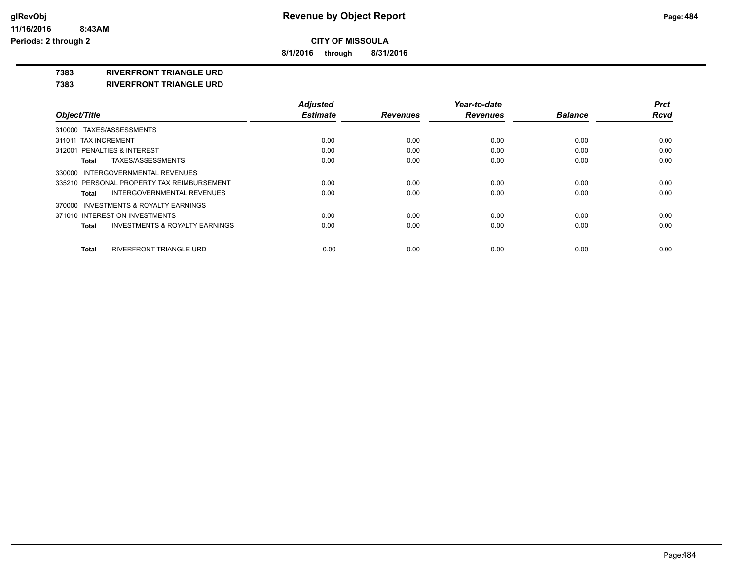# Revenue by Object Report

**CITY OF MISSOULA**

**8/1/2016 through 8/31/2016**

glRevObj
11/16/2016 8:43AM
Periods: 2 through 2

**7383 RIVERFRONT TRIANGLE URD**

**7383 RIVERFRONT TRIANGLE URD**

| Object/Title | Adjusted Estimate | Revenues | Year-to-date Revenues | Balance | Prct Rcvd |
|---|---|---|---|---|---|
| 310000 TAXES/ASSESSMENTS | | | | | |
| 311011 TAX INCREMENT | 0.00 | 0.00 | 0.00 | 0.00 | 0.00 |
| 312001 PENALTIES & INTEREST | 0.00 | 0.00 | 0.00 | 0.00 | 0.00 |
| **Total** TAXES/ASSESSMENTS | 0.00 | 0.00 | 0.00 | 0.00 | 0.00 |
| 330000 INTERGOVERNMENTAL REVENUES | | | | | |
| 335210 PERSONAL PROPERTY TAX REIMBURSEMENT | 0.00 | 0.00 | 0.00 | 0.00 | 0.00 |
| **Total** INTERGOVERNMENTAL REVENUES | 0.00 | 0.00 | 0.00 | 0.00 | 0.00 |
| 370000 INVESTMENTS & ROYALTY EARNINGS | | | | | |
| 371010 INTEREST ON INVESTMENTS | 0.00 | 0.00 | 0.00 | 0.00 | 0.00 |
| **Total** INVESTMENTS & ROYALTY EARNINGS | 0.00 | 0.00 | 0.00 | 0.00 | 0.00 |
| **Total** RIVERFRONT TRIANGLE URD | 0.00 | 0.00 | 0.00 | 0.00 | 0.00 |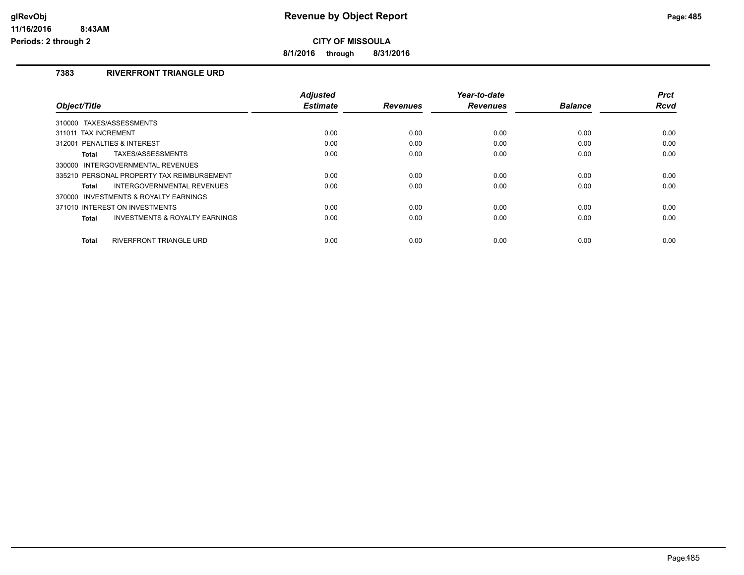# Revenue by Object Report

**CITY OF MISSOULA**

**8/1/2016 through 8/31/2016**

glRevObj
11/16/2016 8:43AM
Periods: 2 through 2

## 7383 RIVERFRONT TRIANGLE URD

| Object/Title | Adjusted Estimate | Revenues | Year-to-date Revenues | Balance | Prct Rcvd |
|---|---|---|---|---|---|
| 310000 TAXES/ASSESSMENTS | | | | | |
| 311011 TAX INCREMENT | 0.00 | 0.00 | 0.00 | 0.00 | 0.00 |
| 312001 PENALTIES & INTEREST | 0.00 | 0.00 | 0.00 | 0.00 | 0.00 |
| **Total** TAXES/ASSESSMENTS | 0.00 | 0.00 | 0.00 | 0.00 | 0.00 |
| 330000 INTERGOVERNMENTAL REVENUES | | | | | |
| 335210 PERSONAL PROPERTY TAX REIMBURSEMENT | 0.00 | 0.00 | 0.00 | 0.00 | 0.00 |
| **Total** INTERGOVERNMENTAL REVENUES | 0.00 | 0.00 | 0.00 | 0.00 | 0.00 |
| 370000 INVESTMENTS & ROYALTY EARNINGS | | | | | |
| 371010 INTEREST ON INVESTMENTS | 0.00 | 0.00 | 0.00 | 0.00 | 0.00 |
| **Total** INVESTMENTS & ROYALTY EARNINGS | 0.00 | 0.00 | 0.00 | 0.00 | 0.00 |
| **Total** RIVERFRONT TRIANGLE URD | 0.00 | 0.00 | 0.00 | 0.00 | 0.00 |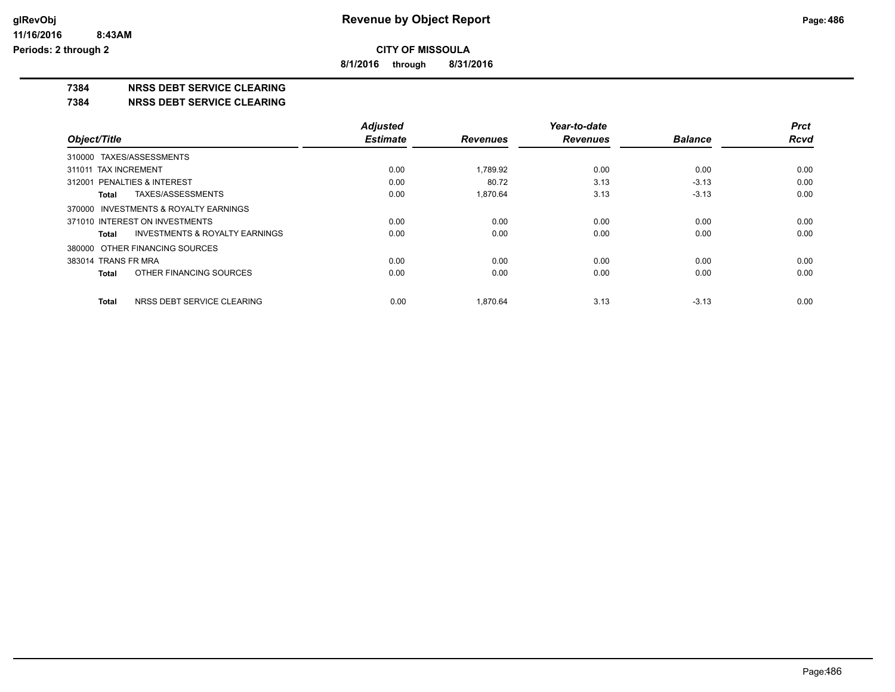# Revenue by Object Report

**CITY OF MISSOULA**

**8/1/2016 through 8/31/2016**

glRevObj
11/16/2016 8:43AM
Periods: 2 through 2

## 7384 NRSS DEBT SERVICE CLEARING

## 7384 NRSS DEBT SERVICE CLEARING

| Object/Title | Adjusted Estimate | Revenues | Year-to-date Revenues | Balance | Prct Rcvd |
|---|---|---|---|---|---|
| 310000 TAXES/ASSESSMENTS | | | | | |
| 311011 TAX INCREMENT | 0.00 | 1,789.92 | 0.00 | 0.00 | 0.00 |
| 312001 PENALTIES & INTEREST | 0.00 | 80.72 | 3.13 | -3.13 | 0.00 |
| **Total** TAXES/ASSESSMENTS | 0.00 | 1,870.64 | 3.13 | -3.13 | 0.00 |
| 370000 INVESTMENTS & ROYALTY EARNINGS | | | | | |
| 371010 INTEREST ON INVESTMENTS | 0.00 | 0.00 | 0.00 | 0.00 | 0.00 |
| **Total** INVESTMENTS & ROYALTY EARNINGS | 0.00 | 0.00 | 0.00 | 0.00 | 0.00 |
| 380000 OTHER FINANCING SOURCES | | | | | |
| 383014 TRANS FR MRA | 0.00 | 0.00 | 0.00 | 0.00 | 0.00 |
| **Total** OTHER FINANCING SOURCES | 0.00 | 0.00 | 0.00 | 0.00 | 0.00 |
| **Total** NRSS DEBT SERVICE CLEARING | 0.00 | 1,870.64 | 3.13 | -3.13 | 0.00 |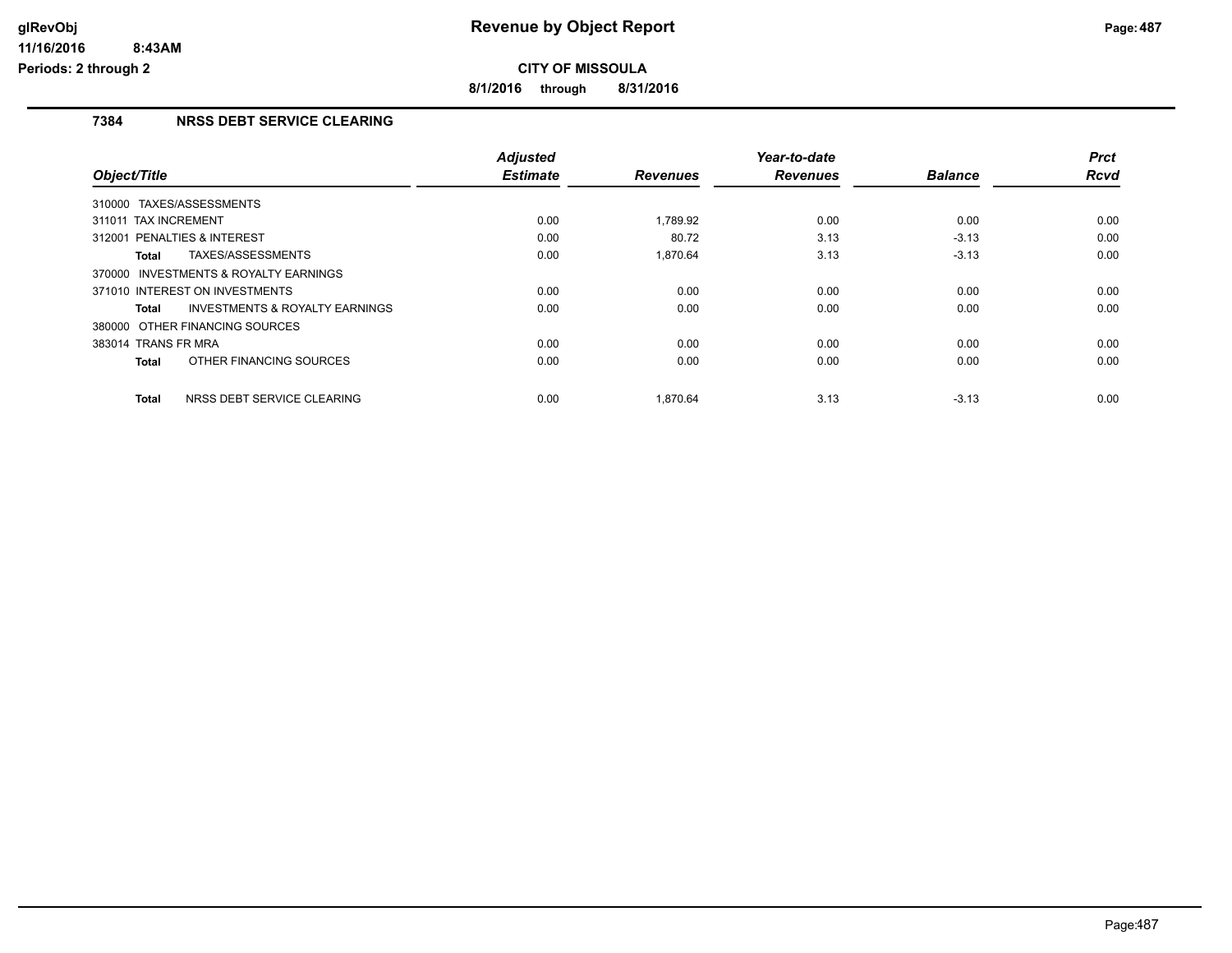# CITY OF MISSOULA

**8/1/2016 through 8/31/2016**

## 7384 NRSS DEBT SERVICE CLEARING

| Object/Title | Adjusted Estimate | Revenues | Year-to-date Revenues | Balance | Prct Rcvd |
|---|---|---|---|---|---|
| 310000 TAXES/ASSESSMENTS | | | | | |
| 311011 TAX INCREMENT | 0.00 | 1,789.92 | 0.00 | 0.00 | 0.00 |
| 312001 PENALTIES & INTEREST | 0.00 | 80.72 | 3.13 | -3.13 | 0.00 |
| **Total** TAXES/ASSESSMENTS | 0.00 | 1,870.64 | 3.13 | -3.13 | 0.00 |
| 370000 INVESTMENTS & ROYALTY EARNINGS | | | | | |
| 371010 INTEREST ON INVESTMENTS | 0.00 | 0.00 | 0.00 | 0.00 | 0.00 |
| **Total** INVESTMENTS & ROYALTY EARNINGS | 0.00 | 0.00 | 0.00 | 0.00 | 0.00 |
| 380000 OTHER FINANCING SOURCES | | | | | |
| 383014 TRANS FR MRA | 0.00 | 0.00 | 0.00 | 0.00 | 0.00 |
| **Total** OTHER FINANCING SOURCES | 0.00 | 0.00 | 0.00 | 0.00 | 0.00 |
| **Total** NRSS DEBT SERVICE CLEARING | 0.00 | 1,870.64 | 3.13 | -3.13 | 0.00 |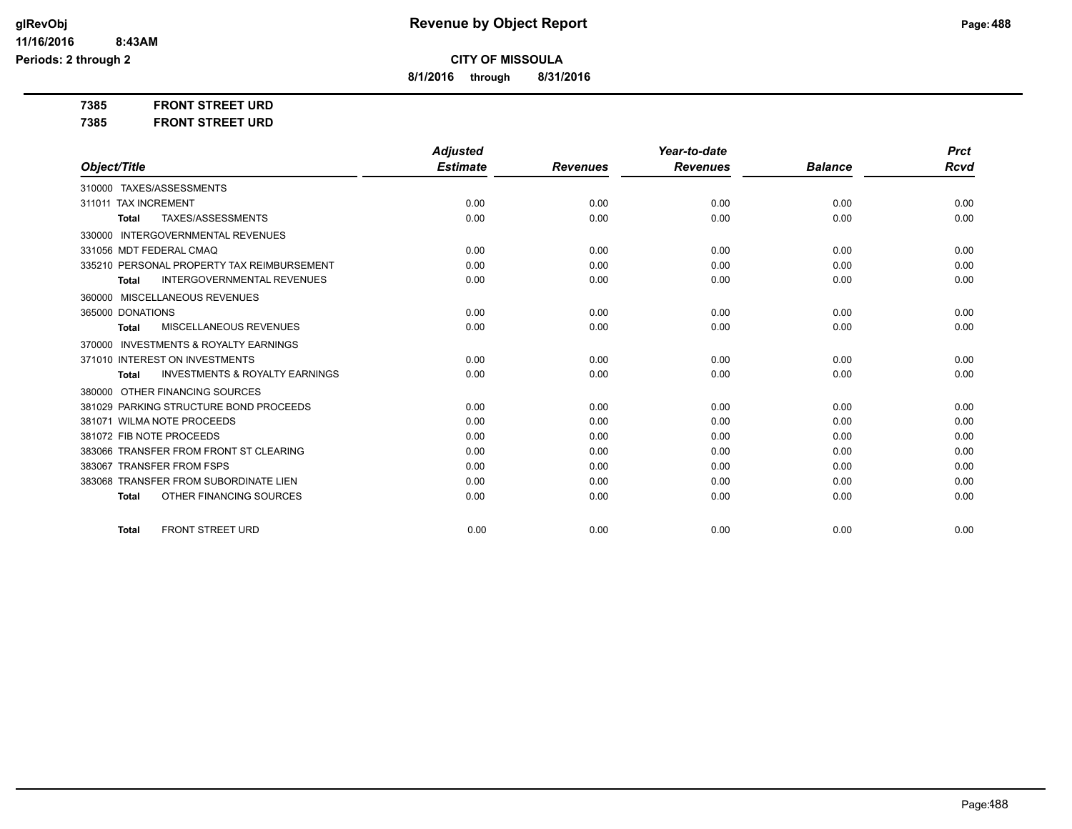# Revenue by Object Report

**CITY OF MISSOULA**

**8/1/2016 through 8/31/2016**

glRevObj
11/16/2016 8:43AM
Periods: 2 through 2

**7385 FRONT STREET URD**

**7385 FRONT STREET URD**

| Object/Title | Adjusted Estimate | Revenues | Year-to-date Revenues | Balance | Prct Rcvd |
|---|---|---|---|---|---|
| 310000 TAXES/ASSESSMENTS | | | | | |
| 311011 TAX INCREMENT | 0.00 | 0.00 | 0.00 | 0.00 | 0.00 |
| **Total** TAXES/ASSESSMENTS | 0.00 | 0.00 | 0.00 | 0.00 | 0.00 |
| 330000 INTERGOVERNMENTAL REVENUES | | | | | |
| 331056 MDT FEDERAL CMAQ | 0.00 | 0.00 | 0.00 | 0.00 | 0.00 |
| 335210 PERSONAL PROPERTY TAX REIMBURSEMENT | 0.00 | 0.00 | 0.00 | 0.00 | 0.00 |
| **Total** INTERGOVERNMENTAL REVENUES | 0.00 | 0.00 | 0.00 | 0.00 | 0.00 |
| 360000 MISCELLANEOUS REVENUES | | | | | |
| 365000 DONATIONS | 0.00 | 0.00 | 0.00 | 0.00 | 0.00 |
| **Total** MISCELLANEOUS REVENUES | 0.00 | 0.00 | 0.00 | 0.00 | 0.00 |
| 370000 INVESTMENTS & ROYALTY EARNINGS | | | | | |
| 371010 INTEREST ON INVESTMENTS | 0.00 | 0.00 | 0.00 | 0.00 | 0.00 |
| **Total** INVESTMENTS & ROYALTY EARNINGS | 0.00 | 0.00 | 0.00 | 0.00 | 0.00 |
| 380000 OTHER FINANCING SOURCES | | | | | |
| 381029 PARKING STRUCTURE BOND PROCEEDS | 0.00 | 0.00 | 0.00 | 0.00 | 0.00 |
| 381071 WILMA NOTE PROCEEDS | 0.00 | 0.00 | 0.00 | 0.00 | 0.00 |
| 381072 FIB NOTE PROCEEDS | 0.00 | 0.00 | 0.00 | 0.00 | 0.00 |
| 383066 TRANSFER FROM FRONT ST CLEARING | 0.00 | 0.00 | 0.00 | 0.00 | 0.00 |
| 383067 TRANSFER FROM FSPS | 0.00 | 0.00 | 0.00 | 0.00 | 0.00 |
| 383068 TRANSFER FROM SUBORDINATE LIEN | 0.00 | 0.00 | 0.00 | 0.00 | 0.00 |
| **Total** OTHER FINANCING SOURCES | 0.00 | 0.00 | 0.00 | 0.00 | 0.00 |
| **Total** FRONT STREET URD | 0.00 | 0.00 | 0.00 | 0.00 | 0.00 |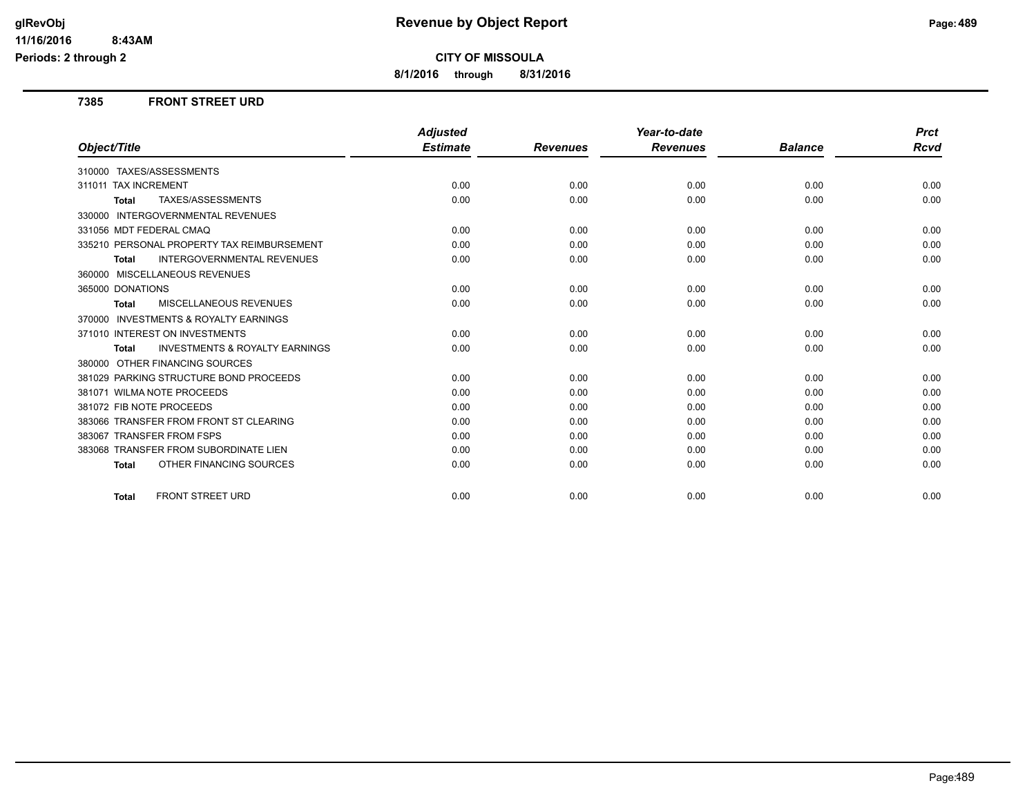# Revenue by Object Report

**CITY OF MISSOULA**

**8/1/2016 through 8/31/2016**

glRevObj
11/16/2016 8:43AM
Periods: 2 through 2

## 7385 FRONT STREET URD

| Object/Title | Adjusted Estimate | Revenues | Year-to-date Revenues | Balance | Prct Rcvd |
|---|---|---|---|---|---|
| 310000 TAXES/ASSESSMENTS | | | | | |
| 311011 TAX INCREMENT | 0.00 | 0.00 | 0.00 | 0.00 | 0.00 |
| **Total** TAXES/ASSESSMENTS | 0.00 | 0.00 | 0.00 | 0.00 | 0.00 |
| 330000 INTERGOVERNMENTAL REVENUES | | | | | |
| 331056 MDT FEDERAL CMAQ | 0.00 | 0.00 | 0.00 | 0.00 | 0.00 |
| 335210 PERSONAL PROPERTY TAX REIMBURSEMENT | 0.00 | 0.00 | 0.00 | 0.00 | 0.00 |
| **Total** INTERGOVERNMENTAL REVENUES | 0.00 | 0.00 | 0.00 | 0.00 | 0.00 |
| 360000 MISCELLANEOUS REVENUES | | | | | |
| 365000 DONATIONS | 0.00 | 0.00 | 0.00 | 0.00 | 0.00 |
| **Total** MISCELLANEOUS REVENUES | 0.00 | 0.00 | 0.00 | 0.00 | 0.00 |
| 370000 INVESTMENTS & ROYALTY EARNINGS | | | | | |
| 371010 INTEREST ON INVESTMENTS | 0.00 | 0.00 | 0.00 | 0.00 | 0.00 |
| **Total** INVESTMENTS & ROYALTY EARNINGS | 0.00 | 0.00 | 0.00 | 0.00 | 0.00 |
| 380000 OTHER FINANCING SOURCES | | | | | |
| 381029 PARKING STRUCTURE BOND PROCEEDS | 0.00 | 0.00 | 0.00 | 0.00 | 0.00 |
| 381071 WILMA NOTE PROCEEDS | 0.00 | 0.00 | 0.00 | 0.00 | 0.00 |
| 381072 FIB NOTE PROCEEDS | 0.00 | 0.00 | 0.00 | 0.00 | 0.00 |
| 383066 TRANSFER FROM FRONT ST CLEARING | 0.00 | 0.00 | 0.00 | 0.00 | 0.00 |
| 383067 TRANSFER FROM FSPS | 0.00 | 0.00 | 0.00 | 0.00 | 0.00 |
| 383068 TRANSFER FROM SUBORDINATE LIEN | 0.00 | 0.00 | 0.00 | 0.00 | 0.00 |
| **Total** OTHER FINANCING SOURCES | 0.00 | 0.00 | 0.00 | 0.00 | 0.00 |
| **Total** FRONT STREET URD | 0.00 | 0.00 | 0.00 | 0.00 | 0.00 |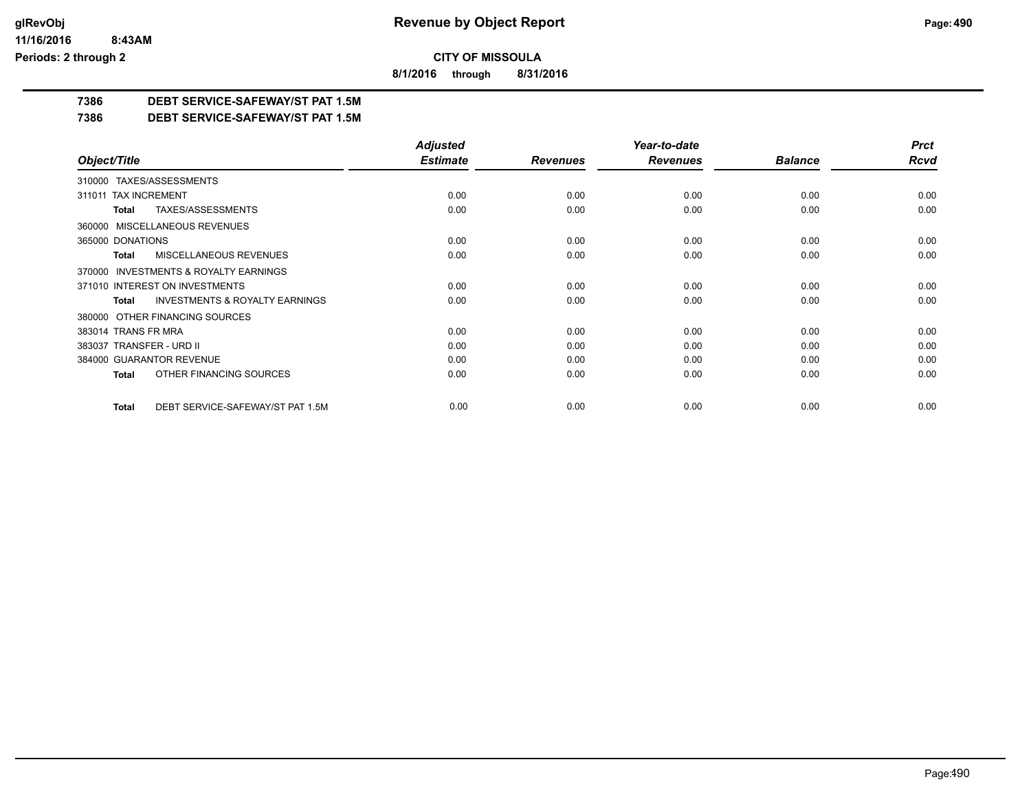**Revenue by Object Report**

**CITY OF MISSOULA**

**8/1/2016 through 8/31/2016**

glRevObj
11/16/2016 8:43AM
Periods: 2 through 2

## 7386 DEBT SERVICE-SAFEWAY/ST PAT 1.5M

## 7386 DEBT SERVICE-SAFEWAY/ST PAT 1.5M

| Object/Title | Adjusted Estimate | Revenues | Year-to-date Revenues | Balance | Prct Rcvd |
|---|---|---|---|---|---|
| 310000 TAXES/ASSESSMENTS | | | | | |
| 311011 TAX INCREMENT | 0.00 | 0.00 | 0.00 | 0.00 | 0.00 |
| **Total** TAXES/ASSESSMENTS | 0.00 | 0.00 | 0.00 | 0.00 | 0.00 |
| 360000 MISCELLANEOUS REVENUES | | | | | |
| 365000 DONATIONS | 0.00 | 0.00 | 0.00 | 0.00 | 0.00 |
| **Total** MISCELLANEOUS REVENUES | 0.00 | 0.00 | 0.00 | 0.00 | 0.00 |
| 370000 INVESTMENTS & ROYALTY EARNINGS | | | | | |
| 371010 INTEREST ON INVESTMENTS | 0.00 | 0.00 | 0.00 | 0.00 | 0.00 |
| **Total** INVESTMENTS & ROYALTY EARNINGS | 0.00 | 0.00 | 0.00 | 0.00 | 0.00 |
| 380000 OTHER FINANCING SOURCES | | | | | |
| 383014 TRANS FR MRA | 0.00 | 0.00 | 0.00 | 0.00 | 0.00 |
| 383037 TRANSFER - URD II | 0.00 | 0.00 | 0.00 | 0.00 | 0.00 |
| 384000 GUARANTOR REVENUE | 0.00 | 0.00 | 0.00 | 0.00 | 0.00 |
| **Total** OTHER FINANCING SOURCES | 0.00 | 0.00 | 0.00 | 0.00 | 0.00 |
| **Total** DEBT SERVICE-SAFEWAY/ST PAT 1.5M | 0.00 | 0.00 | 0.00 | 0.00 | 0.00 |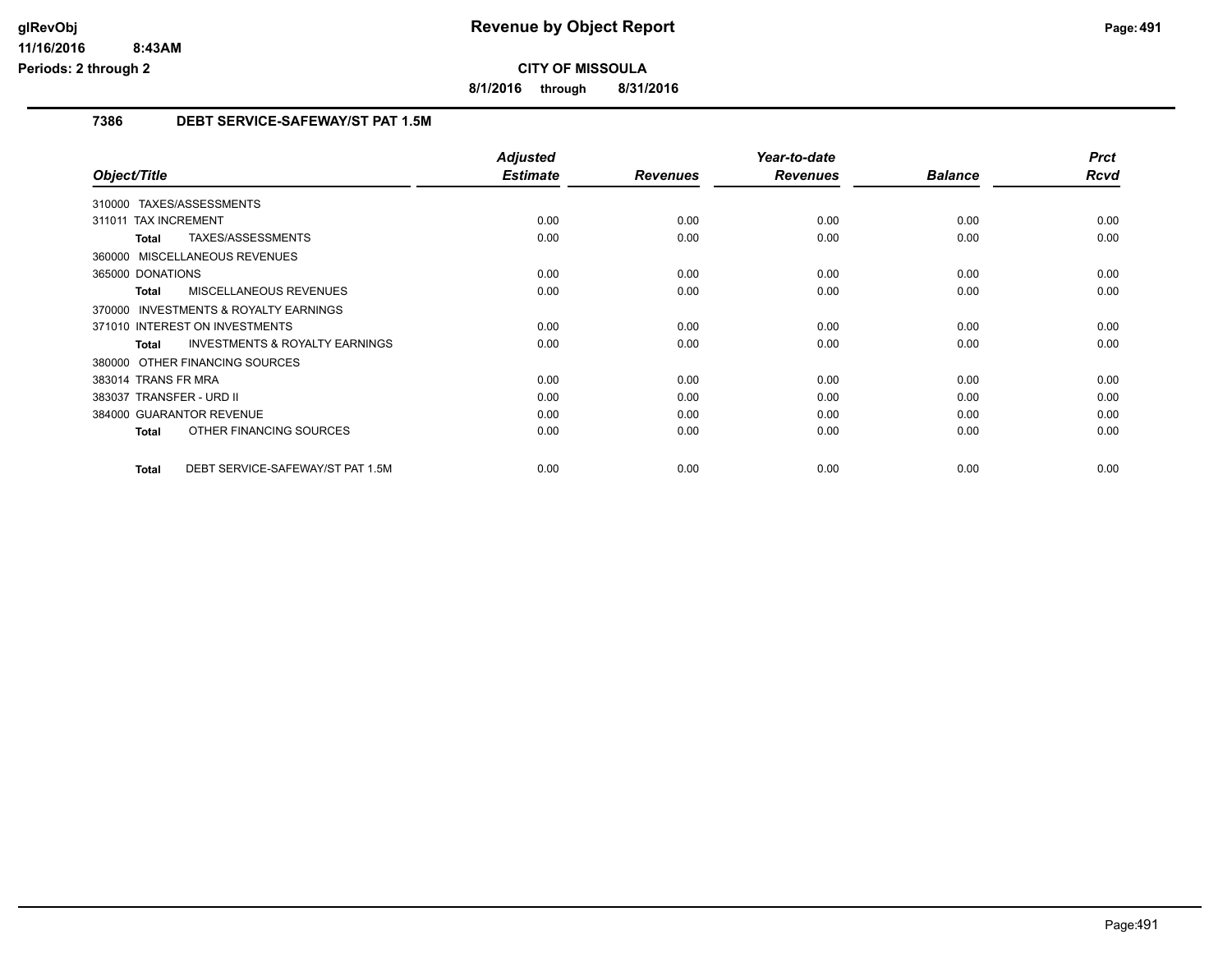# Revenue by Object Report

**CITY OF MISSOULA**

**8/1/2016 through 8/31/2016**

glRevObj
11/16/2016 8:43AM
Periods: 2 through 2

## 7386 DEBT SERVICE-SAFEWAY/ST PAT 1.5M

| Object/Title | Adjusted Estimate | Revenues | Year-to-date Revenues | Balance | Prct Rcvd |
|---|---|---|---|---|---|
| 310000 TAXES/ASSESSMENTS | | | | | |
| 311011 TAX INCREMENT | 0.00 | 0.00 | 0.00 | 0.00 | 0.00 |
| **Total** TAXES/ASSESSMENTS | 0.00 | 0.00 | 0.00 | 0.00 | 0.00 |
| 360000 MISCELLANEOUS REVENUES | | | | | |
| 365000 DONATIONS | 0.00 | 0.00 | 0.00 | 0.00 | 0.00 |
| **Total** MISCELLANEOUS REVENUES | 0.00 | 0.00 | 0.00 | 0.00 | 0.00 |
| 370000 INVESTMENTS & ROYALTY EARNINGS | | | | | |
| 371010 INTEREST ON INVESTMENTS | 0.00 | 0.00 | 0.00 | 0.00 | 0.00 |
| **Total** INVESTMENTS & ROYALTY EARNINGS | 0.00 | 0.00 | 0.00 | 0.00 | 0.00 |
| 380000 OTHER FINANCING SOURCES | | | | | |
| 383014 TRANS FR MRA | 0.00 | 0.00 | 0.00 | 0.00 | 0.00 |
| 383037 TRANSFER - URD II | 0.00 | 0.00 | 0.00 | 0.00 | 0.00 |
| 384000 GUARANTOR REVENUE | 0.00 | 0.00 | 0.00 | 0.00 | 0.00 |
| **Total** OTHER FINANCING SOURCES | 0.00 | 0.00 | 0.00 | 0.00 | 0.00 |
| **Total** DEBT SERVICE-SAFEWAY/ST PAT 1.5M | 0.00 | 0.00 | 0.00 | 0.00 | 0.00 |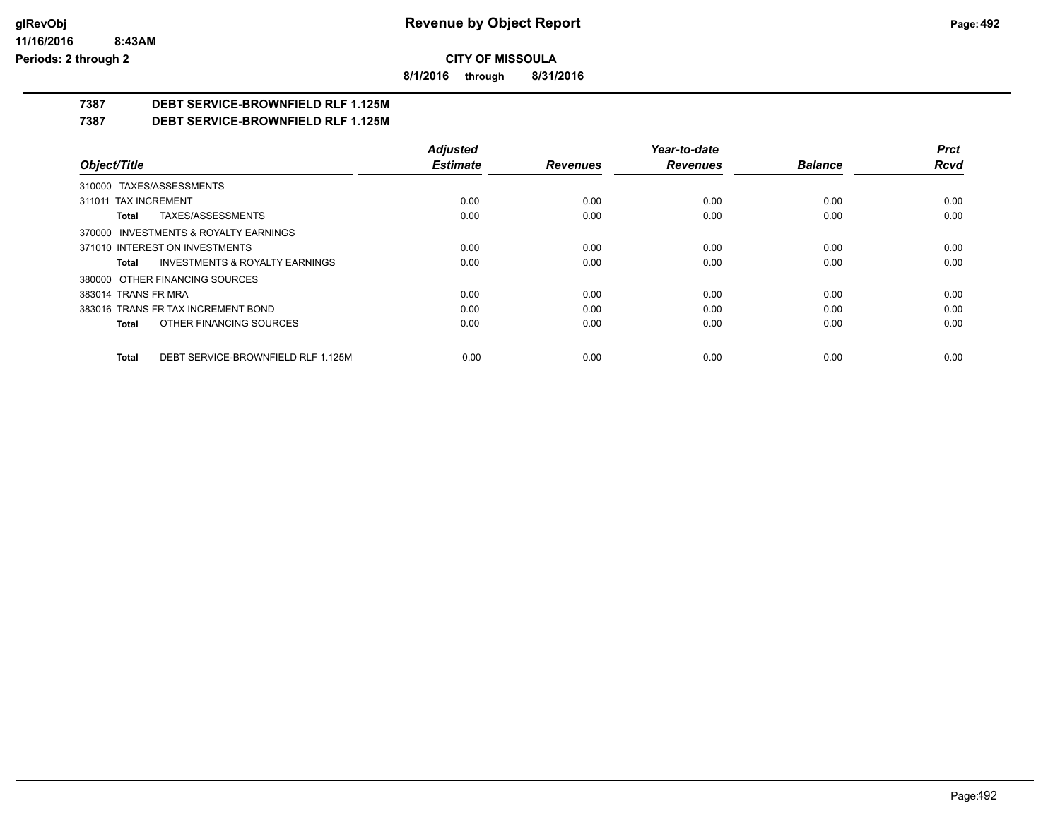**Revenue by Object Report**

**CITY OF MISSOULA**

**8/1/2016 through 8/31/2016**

glRevObj
11/16/2016 8:43AM
Periods: 2 through 2

**7387 DEBT SERVICE-BROWNFIELD RLF 1.125M**

**7387 DEBT SERVICE-BROWNFIELD RLF 1.125M**

| Object/Title | Adjusted Estimate | Revenues | Year-to-date Revenues | Balance | Prct Rcvd |
|---|---|---|---|---|---|
| 310000 TAXES/ASSESSMENTS | | | | | |
| 311011 TAX INCREMENT | 0.00 | 0.00 | 0.00 | 0.00 | 0.00 |
| **Total** TAXES/ASSESSMENTS | 0.00 | 0.00 | 0.00 | 0.00 | 0.00 |
| 370000 INVESTMENTS & ROYALTY EARNINGS | | | | | |
| 371010 INTEREST ON INVESTMENTS | 0.00 | 0.00 | 0.00 | 0.00 | 0.00 |
| **Total** INVESTMENTS & ROYALTY EARNINGS | 0.00 | 0.00 | 0.00 | 0.00 | 0.00 |
| 380000 OTHER FINANCING SOURCES | | | | | |
| 383014 TRANS FR MRA | 0.00 | 0.00 | 0.00 | 0.00 | 0.00 |
| 383016 TRANS FR TAX INCREMENT BOND | 0.00 | 0.00 | 0.00 | 0.00 | 0.00 |
| **Total** OTHER FINANCING SOURCES | 0.00 | 0.00 | 0.00 | 0.00 | 0.00 |
| **Total** DEBT SERVICE-BROWNFIELD RLF 1.125M | 0.00 | 0.00 | 0.00 | 0.00 | 0.00 |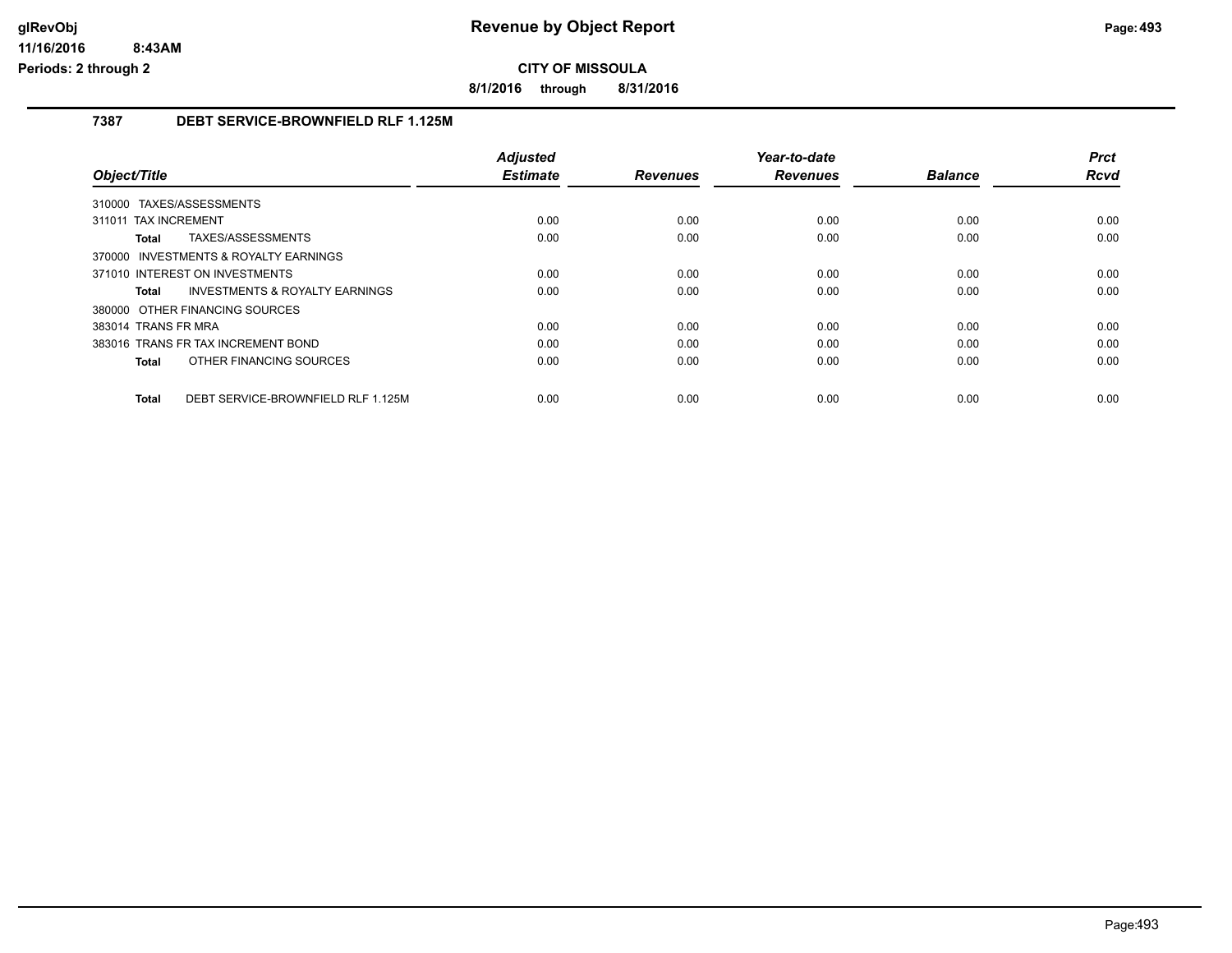# Revenue by Object Report

**CITY OF MISSOULA**

**8/1/2016 through 8/31/2016**

glRevObj
11/16/2016 8:43AM
Periods: 2 through 2

## 7387 DEBT SERVICE-BROWNFIELD RLF 1.125M

| Object/Title | Adjusted Estimate | Revenues | Year-to-date Revenues | Balance | Prct Rcvd |
|---|---|---|---|---|---|
| 310000 TAXES/ASSESSMENTS | | | | | |
| 311011 TAX INCREMENT | 0.00 | 0.00 | 0.00 | 0.00 | 0.00 |
| **Total** TAXES/ASSESSMENTS | 0.00 | 0.00 | 0.00 | 0.00 | 0.00 |
| 370000 INVESTMENTS & ROYALTY EARNINGS | | | | | |
| 371010 INTEREST ON INVESTMENTS | 0.00 | 0.00 | 0.00 | 0.00 | 0.00 |
| **Total** INVESTMENTS & ROYALTY EARNINGS | 0.00 | 0.00 | 0.00 | 0.00 | 0.00 |
| 380000 OTHER FINANCING SOURCES | | | | | |
| 383014 TRANS FR MRA | 0.00 | 0.00 | 0.00 | 0.00 | 0.00 |
| 383016 TRANS FR TAX INCREMENT BOND | 0.00 | 0.00 | 0.00 | 0.00 | 0.00 |
| **Total** OTHER FINANCING SOURCES | 0.00 | 0.00 | 0.00 | 0.00 | 0.00 |
| **Total** DEBT SERVICE-BROWNFIELD RLF 1.125M | 0.00 | 0.00 | 0.00 | 0.00 | 0.00 |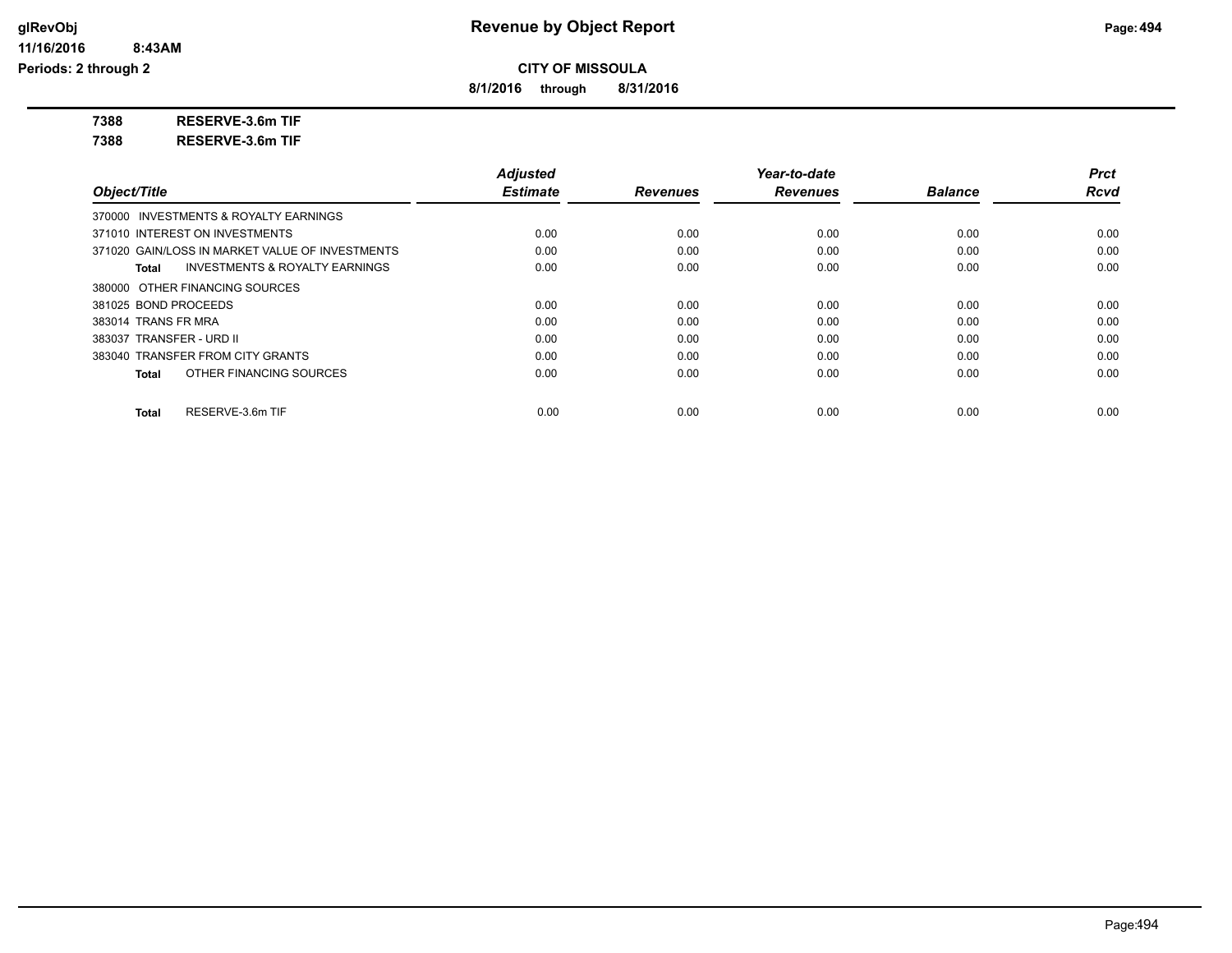# Revenue by Object Report

**CITY OF MISSOULA**

**8/1/2016 through 8/31/2016**

glRevObj
11/16/2016 8:43AM
Periods: 2 through 2

**7388 RESERVE-3.6m TIF**

**7388 RESERVE-3.6m TIF**

| Object/Title | Adjusted Estimate | Revenues | Year-to-date Revenues | Balance | Prct Rcvd |
|---|---|---|---|---|---|
| 370000 INVESTMENTS & ROYALTY EARNINGS | | | | | |
| 371010 INTEREST ON INVESTMENTS | 0.00 | 0.00 | 0.00 | 0.00 | 0.00 |
| 371020 GAIN/LOSS IN MARKET VALUE OF INVESTMENTS | 0.00 | 0.00 | 0.00 | 0.00 | 0.00 |
| **Total** INVESTMENTS & ROYALTY EARNINGS | 0.00 | 0.00 | 0.00 | 0.00 | 0.00 |
| 380000 OTHER FINANCING SOURCES | | | | | |
| 381025 BOND PROCEEDS | 0.00 | 0.00 | 0.00 | 0.00 | 0.00 |
| 383014 TRANS FR MRA | 0.00 | 0.00 | 0.00 | 0.00 | 0.00 |
| 383037 TRANSFER - URD II | 0.00 | 0.00 | 0.00 | 0.00 | 0.00 |
| 383040 TRANSFER FROM CITY GRANTS | 0.00 | 0.00 | 0.00 | 0.00 | 0.00 |
| **Total** OTHER FINANCING SOURCES | 0.00 | 0.00 | 0.00 | 0.00 | 0.00 |
| **Total** RESERVE-3.6m TIF | 0.00 | 0.00 | 0.00 | 0.00 | 0.00 |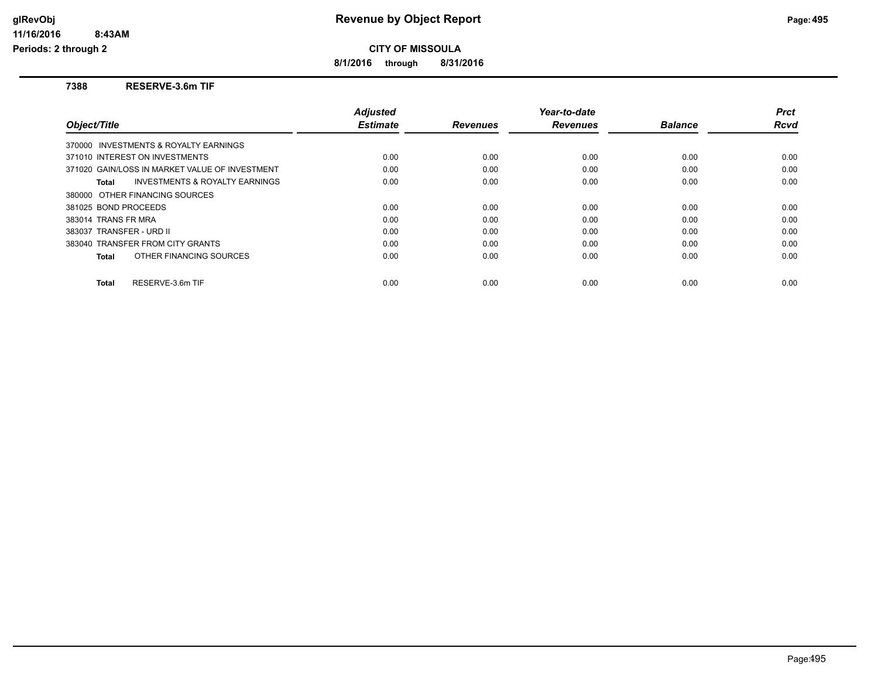# Revenue by Object Report

**CITY OF MISSOULA**

**8/1/2016 through 8/31/2016**

glRevObj
11/16/2016 8:43AM
Periods: 2 through 2

### 7388 RESERVE-3.6m TIF

| Object/Title | Adjusted Estimate | Revenues | Year-to-date Revenues | Balance | Prct Rcvd |
|---|---|---|---|---|---|
| 370000 INVESTMENTS & ROYALTY EARNINGS | | | | | |
| 371010 INTEREST ON INVESTMENTS | 0.00 | 0.00 | 0.00 | 0.00 | 0.00 |
| 371020 GAIN/LOSS IN MARKET VALUE OF INVESTMENT | 0.00 | 0.00 | 0.00 | 0.00 | 0.00 |
| **Total** INVESTMENTS & ROYALTY EARNINGS | 0.00 | 0.00 | 0.00 | 0.00 | 0.00 |
| 380000 OTHER FINANCING SOURCES | | | | | |
| 381025 BOND PROCEEDS | 0.00 | 0.00 | 0.00 | 0.00 | 0.00 |
| 383014 TRANS FR MRA | 0.00 | 0.00 | 0.00 | 0.00 | 0.00 |
| 383037 TRANSFER - URD II | 0.00 | 0.00 | 0.00 | 0.00 | 0.00 |
| 383040 TRANSFER FROM CITY GRANTS | 0.00 | 0.00 | 0.00 | 0.00 | 0.00 |
| **Total** OTHER FINANCING SOURCES | 0.00 | 0.00 | 0.00 | 0.00 | 0.00 |
| **Total** RESERVE-3.6m TIF | 0.00 | 0.00 | 0.00 | 0.00 | 0.00 |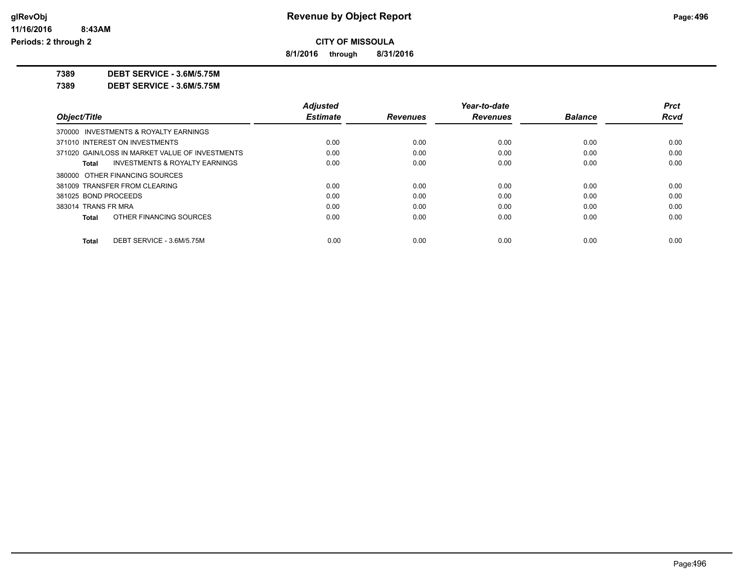# Revenue by Object Report

**CITY OF MISSOULA**

**8/1/2016 through 8/31/2016**

glRevObj
11/16/2016 8:43AM
Periods: 2 through 2

**7389 DEBT SERVICE - 3.6M/5.75M**

**7389 DEBT SERVICE - 3.6M/5.75M**

| Object/Title | Adjusted Estimate | Revenues | Year-to-date Revenues | Balance | Prct Rcvd |
|---|---|---|---|---|---|
| 370000 INVESTMENTS & ROYALTY EARNINGS | | | | | |
| 371010 INTEREST ON INVESTMENTS | 0.00 | 0.00 | 0.00 | 0.00 | 0.00 |
| 371020 GAIN/LOSS IN MARKET VALUE OF INVESTMENTS | 0.00 | 0.00 | 0.00 | 0.00 | 0.00 |
| **Total** INVESTMENTS & ROYALTY EARNINGS | 0.00 | 0.00 | 0.00 | 0.00 | 0.00 |
| 380000 OTHER FINANCING SOURCES | | | | | |
| 381009 TRANSFER FROM CLEARING | 0.00 | 0.00 | 0.00 | 0.00 | 0.00 |
| 381025 BOND PROCEEDS | 0.00 | 0.00 | 0.00 | 0.00 | 0.00 |
| 383014 TRANS FR MRA | 0.00 | 0.00 | 0.00 | 0.00 | 0.00 |
| **Total** OTHER FINANCING SOURCES | 0.00 | 0.00 | 0.00 | 0.00 | 0.00 |
| **Total** DEBT SERVICE - 3.6M/5.75M | 0.00 | 0.00 | 0.00 | 0.00 | 0.00 |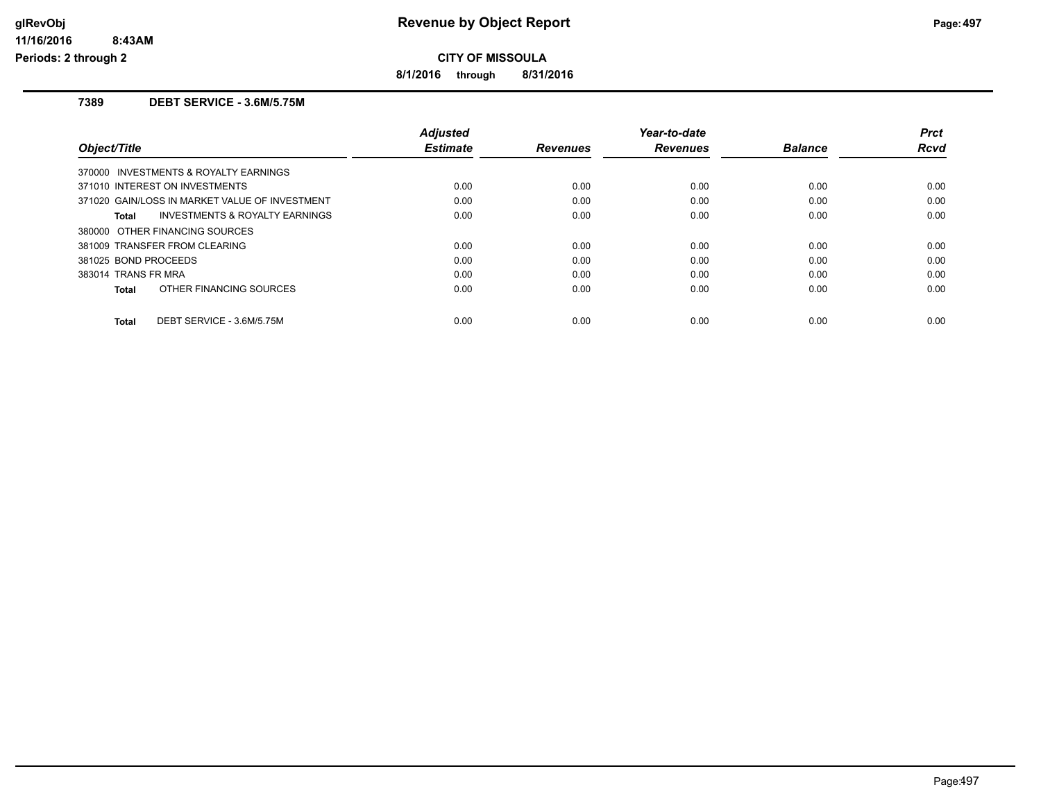# Revenue by Object Report

**CITY OF MISSOULA**

**8/1/2016 through 8/31/2016**

glRevObj
11/16/2016 8:43AM
Periods: 2 through 2

## 7389 DEBT SERVICE - 3.6M/5.75M

| Object/Title | Adjusted Estimate | Revenues | Year-to-date Revenues | Balance | Prct Rcvd |
|---|---|---|---|---|---|
| 370000 INVESTMENTS & ROYALTY EARNINGS | | | | | |
| 371010 INTEREST ON INVESTMENTS | 0.00 | 0.00 | 0.00 | 0.00 | 0.00 |
| 371020 GAIN/LOSS IN MARKET VALUE OF INVESTMENT | 0.00 | 0.00 | 0.00 | 0.00 | 0.00 |
| **Total** INVESTMENTS & ROYALTY EARNINGS | 0.00 | 0.00 | 0.00 | 0.00 | 0.00 |
| 380000 OTHER FINANCING SOURCES | | | | | |
| 381009 TRANSFER FROM CLEARING | 0.00 | 0.00 | 0.00 | 0.00 | 0.00 |
| 381025 BOND PROCEEDS | 0.00 | 0.00 | 0.00 | 0.00 | 0.00 |
| 383014 TRANS FR MRA | 0.00 | 0.00 | 0.00 | 0.00 | 0.00 |
| **Total** OTHER FINANCING SOURCES | 0.00 | 0.00 | 0.00 | 0.00 | 0.00 |
| **Total** DEBT SERVICE - 3.6M/5.75M | 0.00 | 0.00 | 0.00 | 0.00 | 0.00 |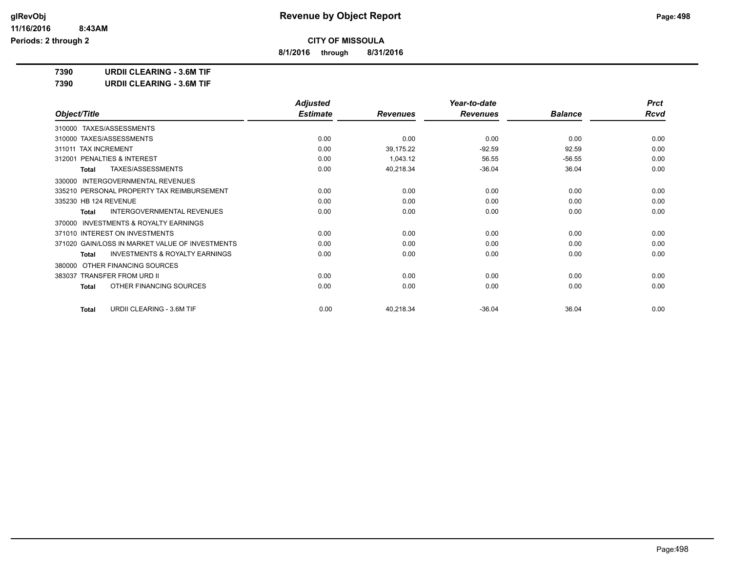# Revenue by Object Report

**CITY OF MISSOULA**

**8/1/2016 through 8/31/2016**

glRevObj
11/16/2016 8:43AM
Periods: 2 through 2

**7390 URDII CLEARING - 3.6M TIF**

**7390 URDII CLEARING - 3.6M TIF**

| Object/Title | Adjusted Estimate | Revenues | Year-to-date Revenues | Balance | Prct Rcvd |
|---|---|---|---|---|---|
| 310000 TAXES/ASSESSMENTS | | | | | |
| 310000 TAXES/ASSESSMENTS | 0.00 | 0.00 | 0.00 | 0.00 | 0.00 |
| 311011 TAX INCREMENT | 0.00 | 39,175.22 | -92.59 | 92.59 | 0.00 |
| 312001 PENALTIES & INTEREST | 0.00 | 1,043.12 | 56.55 | -56.55 | 0.00 |
| **Total** TAXES/ASSESSMENTS | 0.00 | 40,218.34 | -36.04 | 36.04 | 0.00 |
| 330000 INTERGOVERNMENTAL REVENUES | | | | | |
| 335210 PERSONAL PROPERTY TAX REIMBURSEMENT | 0.00 | 0.00 | 0.00 | 0.00 | 0.00 |
| 335230 HB 124 REVENUE | 0.00 | 0.00 | 0.00 | 0.00 | 0.00 |
| **Total** INTERGOVERNMENTAL REVENUES | 0.00 | 0.00 | 0.00 | 0.00 | 0.00 |
| 370000 INVESTMENTS & ROYALTY EARNINGS | | | | | |
| 371010 INTEREST ON INVESTMENTS | 0.00 | 0.00 | 0.00 | 0.00 | 0.00 |
| 371020 GAIN/LOSS IN MARKET VALUE OF INVESTMENTS | 0.00 | 0.00 | 0.00 | 0.00 | 0.00 |
| **Total** INVESTMENTS & ROYALTY EARNINGS | 0.00 | 0.00 | 0.00 | 0.00 | 0.00 |
| 380000 OTHER FINANCING SOURCES | | | | | |
| 383037 TRANSFER FROM URD II | 0.00 | 0.00 | 0.00 | 0.00 | 0.00 |
| **Total** OTHER FINANCING SOURCES | 0.00 | 0.00 | 0.00 | 0.00 | 0.00 |
| **Total** URDII CLEARING - 3.6M TIF | 0.00 | 40,218.34 | -36.04 | 36.04 | 0.00 |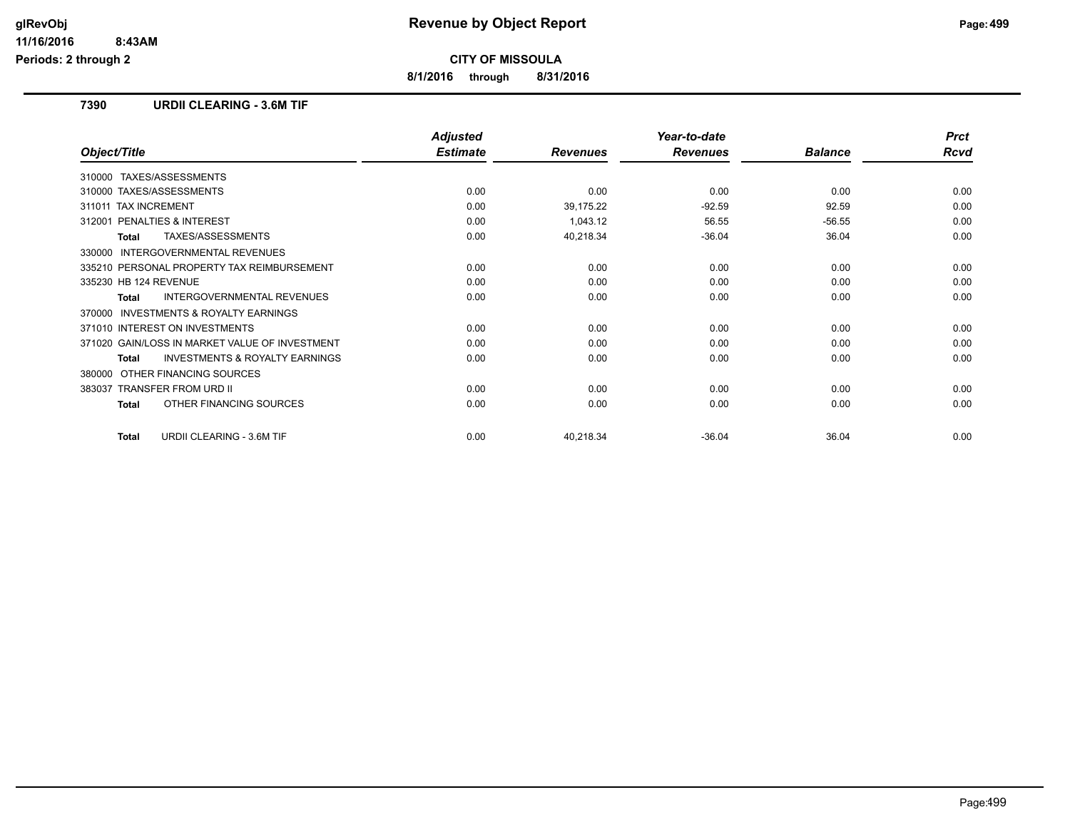**Revenue by Object Report**

**CITY OF MISSOULA**

**8/1/2016 through 8/31/2016**

glRevObj
11/16/2016 8:43AM
Periods: 2 through 2

## 7390 URDII CLEARING - 3.6M TIF

| Object/Title | Adjusted Estimate | Revenues | Year-to-date Revenues | Balance | Prct Rcvd |
|---|---|---|---|---|---|
| 310000 TAXES/ASSESSMENTS | | | | | |
| 310000 TAXES/ASSESSMENTS | 0.00 | 0.00 | 0.00 | 0.00 | 0.00 |
| 311011 TAX INCREMENT | 0.00 | 39,175.22 | -92.59 | 92.59 | 0.00 |
| 312001 PENALTIES & INTEREST | 0.00 | 1,043.12 | 56.55 | -56.55 | 0.00 |
| **Total** TAXES/ASSESSMENTS | 0.00 | 40,218.34 | -36.04 | 36.04 | 0.00 |
| 330000 INTERGOVERNMENTAL REVENUES | | | | | |
| 335210 PERSONAL PROPERTY TAX REIMBURSEMENT | 0.00 | 0.00 | 0.00 | 0.00 | 0.00 |
| 335230 HB 124 REVENUE | 0.00 | 0.00 | 0.00 | 0.00 | 0.00 |
| **Total** INTERGOVERNMENTAL REVENUES | 0.00 | 0.00 | 0.00 | 0.00 | 0.00 |
| 370000 INVESTMENTS & ROYALTY EARNINGS | | | | | |
| 371010 INTEREST ON INVESTMENTS | 0.00 | 0.00 | 0.00 | 0.00 | 0.00 |
| 371020 GAIN/LOSS IN MARKET VALUE OF INVESTMENT | 0.00 | 0.00 | 0.00 | 0.00 | 0.00 |
| **Total** INVESTMENTS & ROYALTY EARNINGS | 0.00 | 0.00 | 0.00 | 0.00 | 0.00 |
| 380000 OTHER FINANCING SOURCES | | | | | |
| 383037 TRANSFER FROM URD II | 0.00 | 0.00 | 0.00 | 0.00 | 0.00 |
| **Total** OTHER FINANCING SOURCES | 0.00 | 0.00 | 0.00 | 0.00 | 0.00 |
| **Total** URDII CLEARING - 3.6M TIF | 0.00 | 40,218.34 | -36.04 | 36.04 | 0.00 |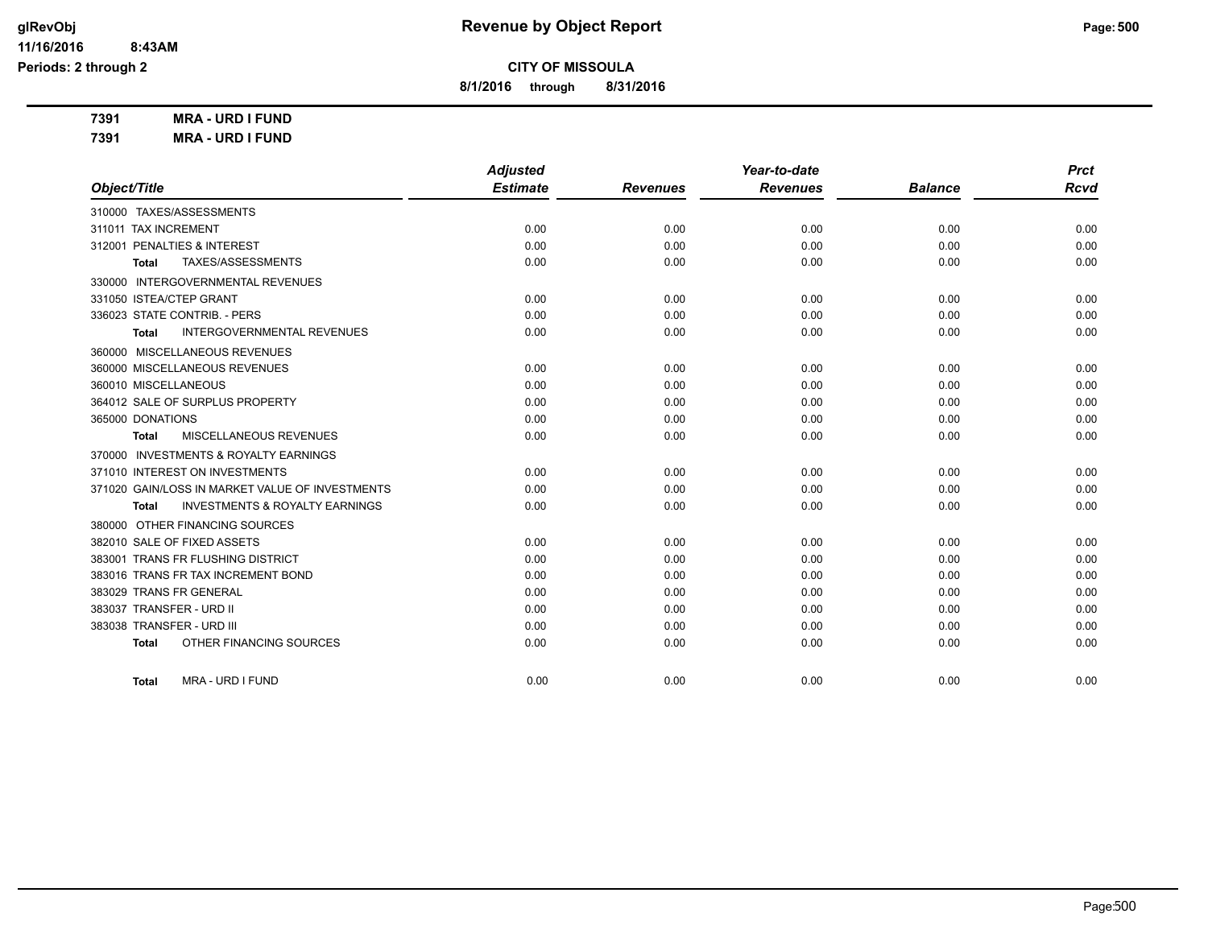# Revenue by Object Report

**CITY OF MISSOULA**

**8/1/2016 through 8/31/2016**

glRevObj
11/16/2016 8:43AM
Periods: 2 through 2

**7391 MRA - URD I FUND**

**7391 MRA - URD I FUND**

| Object/Title | Adjusted Estimate | Revenues | Year-to-date Revenues | Balance | Prct Rcvd |
|---|---|---|---|---|---|
| 310000 TAXES/ASSESSMENTS | | | | | |
| 311011 TAX INCREMENT | 0.00 | 0.00 | 0.00 | 0.00 | 0.00 |
| 312001 PENALTIES & INTEREST | 0.00 | 0.00 | 0.00 | 0.00 | 0.00 |
| **Total** TAXES/ASSESSMENTS | 0.00 | 0.00 | 0.00 | 0.00 | 0.00 |
| 330000 INTERGOVERNMENTAL REVENUES | | | | | |
| 331050 ISTEA/CTEP GRANT | 0.00 | 0.00 | 0.00 | 0.00 | 0.00 |
| 336023 STATE CONTRIB. - PERS | 0.00 | 0.00 | 0.00 | 0.00 | 0.00 |
| **Total** INTERGOVERNMENTAL REVENUES | 0.00 | 0.00 | 0.00 | 0.00 | 0.00 |
| 360000 MISCELLANEOUS REVENUES | | | | | |
| 360000 MISCELLANEOUS REVENUES | 0.00 | 0.00 | 0.00 | 0.00 | 0.00 |
| 360010 MISCELLANEOUS | 0.00 | 0.00 | 0.00 | 0.00 | 0.00 |
| 364012 SALE OF SURPLUS PROPERTY | 0.00 | 0.00 | 0.00 | 0.00 | 0.00 |
| 365000 DONATIONS | 0.00 | 0.00 | 0.00 | 0.00 | 0.00 |
| **Total** MISCELLANEOUS REVENUES | 0.00 | 0.00 | 0.00 | 0.00 | 0.00 |
| 370000 INVESTMENTS & ROYALTY EARNINGS | | | | | |
| 371010 INTEREST ON INVESTMENTS | 0.00 | 0.00 | 0.00 | 0.00 | 0.00 |
| 371020 GAIN/LOSS IN MARKET VALUE OF INVESTMENTS | 0.00 | 0.00 | 0.00 | 0.00 | 0.00 |
| **Total** INVESTMENTS & ROYALTY EARNINGS | 0.00 | 0.00 | 0.00 | 0.00 | 0.00 |
| 380000 OTHER FINANCING SOURCES | | | | | |
| 382010 SALE OF FIXED ASSETS | 0.00 | 0.00 | 0.00 | 0.00 | 0.00 |
| 383001 TRANS FR FLUSHING DISTRICT | 0.00 | 0.00 | 0.00 | 0.00 | 0.00 |
| 383016 TRANS FR TAX INCREMENT BOND | 0.00 | 0.00 | 0.00 | 0.00 | 0.00 |
| 383029 TRANS FR GENERAL | 0.00 | 0.00 | 0.00 | 0.00 | 0.00 |
| 383037 TRANSFER - URD II | 0.00 | 0.00 | 0.00 | 0.00 | 0.00 |
| 383038 TRANSFER - URD III | 0.00 | 0.00 | 0.00 | 0.00 | 0.00 |
| **Total** OTHER FINANCING SOURCES | 0.00 | 0.00 | 0.00 | 0.00 | 0.00 |
| **Total** MRA - URD I FUND | 0.00 | 0.00 | 0.00 | 0.00 | 0.00 |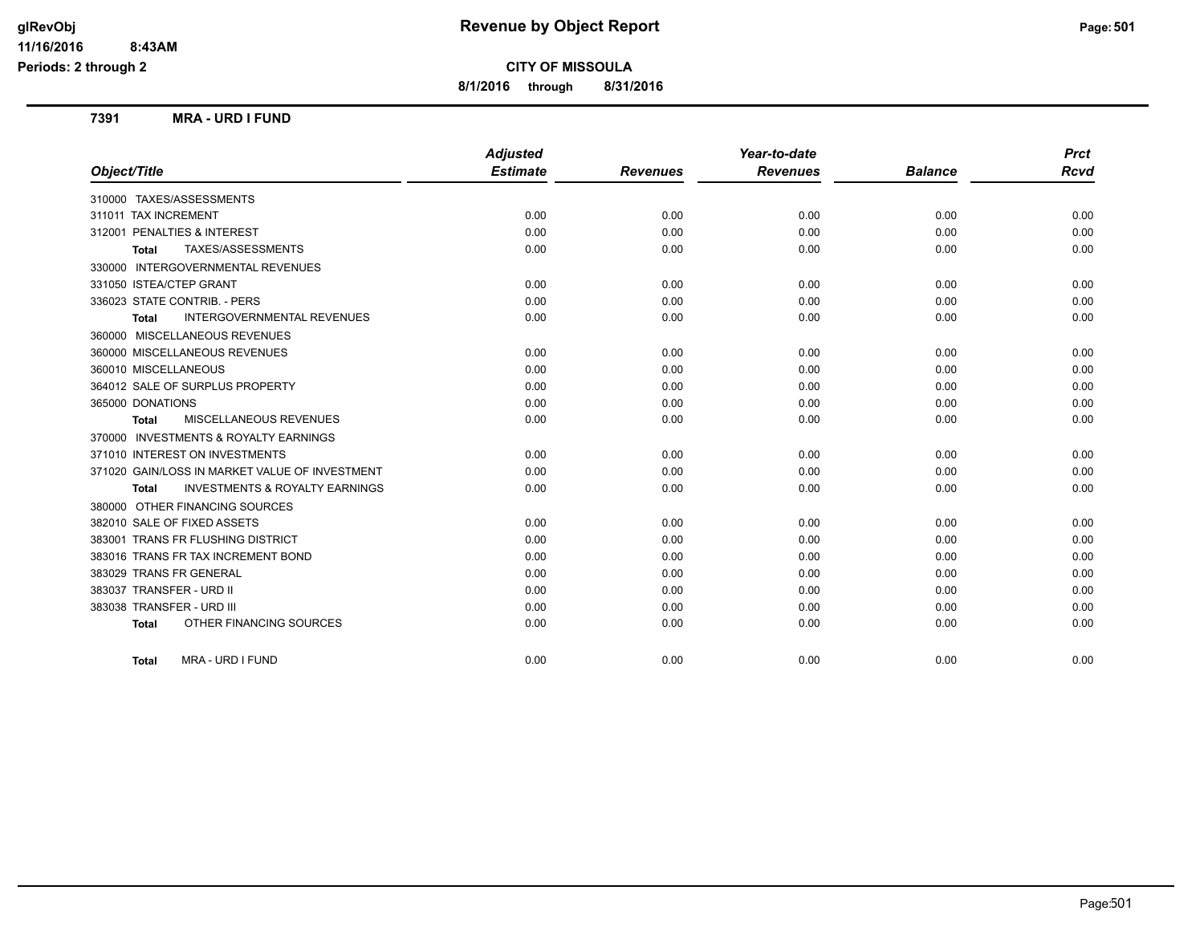# Revenue by Object Report

**CITY OF MISSOULA**

**8/1/2016 through 8/31/2016**

glRevObj
11/16/2016 8:43AM
Periods: 2 through 2

## 7391 MRA - URD I FUND

| Object/Title | Adjusted Estimate | Revenues | Year-to-date Revenues | Balance | Prct Rcvd |
|---|---|---|---|---|---|
| 310000 TAXES/ASSESSMENTS | | | | | |
| 311011 TAX INCREMENT | 0.00 | 0.00 | 0.00 | 0.00 | 0.00 |
| 312001 PENALTIES & INTEREST | 0.00 | 0.00 | 0.00 | 0.00 | 0.00 |
| **Total** TAXES/ASSESSMENTS | 0.00 | 0.00 | 0.00 | 0.00 | 0.00 |
| 330000 INTERGOVERNMENTAL REVENUES | | | | | |
| 331050 ISTEA/CTEP GRANT | 0.00 | 0.00 | 0.00 | 0.00 | 0.00 |
| 336023 STATE CONTRIB. - PERS | 0.00 | 0.00 | 0.00 | 0.00 | 0.00 |
| **Total** INTERGOVERNMENTAL REVENUES | 0.00 | 0.00 | 0.00 | 0.00 | 0.00 |
| 360000 MISCELLANEOUS REVENUES | | | | | |
| 360000 MISCELLANEOUS REVENUES | 0.00 | 0.00 | 0.00 | 0.00 | 0.00 |
| 360010 MISCELLANEOUS | 0.00 | 0.00 | 0.00 | 0.00 | 0.00 |
| 364012 SALE OF SURPLUS PROPERTY | 0.00 | 0.00 | 0.00 | 0.00 | 0.00 |
| 365000 DONATIONS | 0.00 | 0.00 | 0.00 | 0.00 | 0.00 |
| **Total** MISCELLANEOUS REVENUES | 0.00 | 0.00 | 0.00 | 0.00 | 0.00 |
| 370000 INVESTMENTS & ROYALTY EARNINGS | | | | | |
| 371010 INTEREST ON INVESTMENTS | 0.00 | 0.00 | 0.00 | 0.00 | 0.00 |
| 371020 GAIN/LOSS IN MARKET VALUE OF INVESTMENT | 0.00 | 0.00 | 0.00 | 0.00 | 0.00 |
| **Total** INVESTMENTS & ROYALTY EARNINGS | 0.00 | 0.00 | 0.00 | 0.00 | 0.00 |
| 380000 OTHER FINANCING SOURCES | | | | | |
| 382010 SALE OF FIXED ASSETS | 0.00 | 0.00 | 0.00 | 0.00 | 0.00 |
| 383001 TRANS FR FLUSHING DISTRICT | 0.00 | 0.00 | 0.00 | 0.00 | 0.00 |
| 383016 TRANS FR TAX INCREMENT BOND | 0.00 | 0.00 | 0.00 | 0.00 | 0.00 |
| 383029 TRANS FR GENERAL | 0.00 | 0.00 | 0.00 | 0.00 | 0.00 |
| 383037 TRANSFER - URD II | 0.00 | 0.00 | 0.00 | 0.00 | 0.00 |
| 383038 TRANSFER - URD III | 0.00 | 0.00 | 0.00 | 0.00 | 0.00 |
| **Total** OTHER FINANCING SOURCES | 0.00 | 0.00 | 0.00 | 0.00 | 0.00 |
| **Total** MRA - URD I FUND | 0.00 | 0.00 | 0.00 | 0.00 | 0.00 |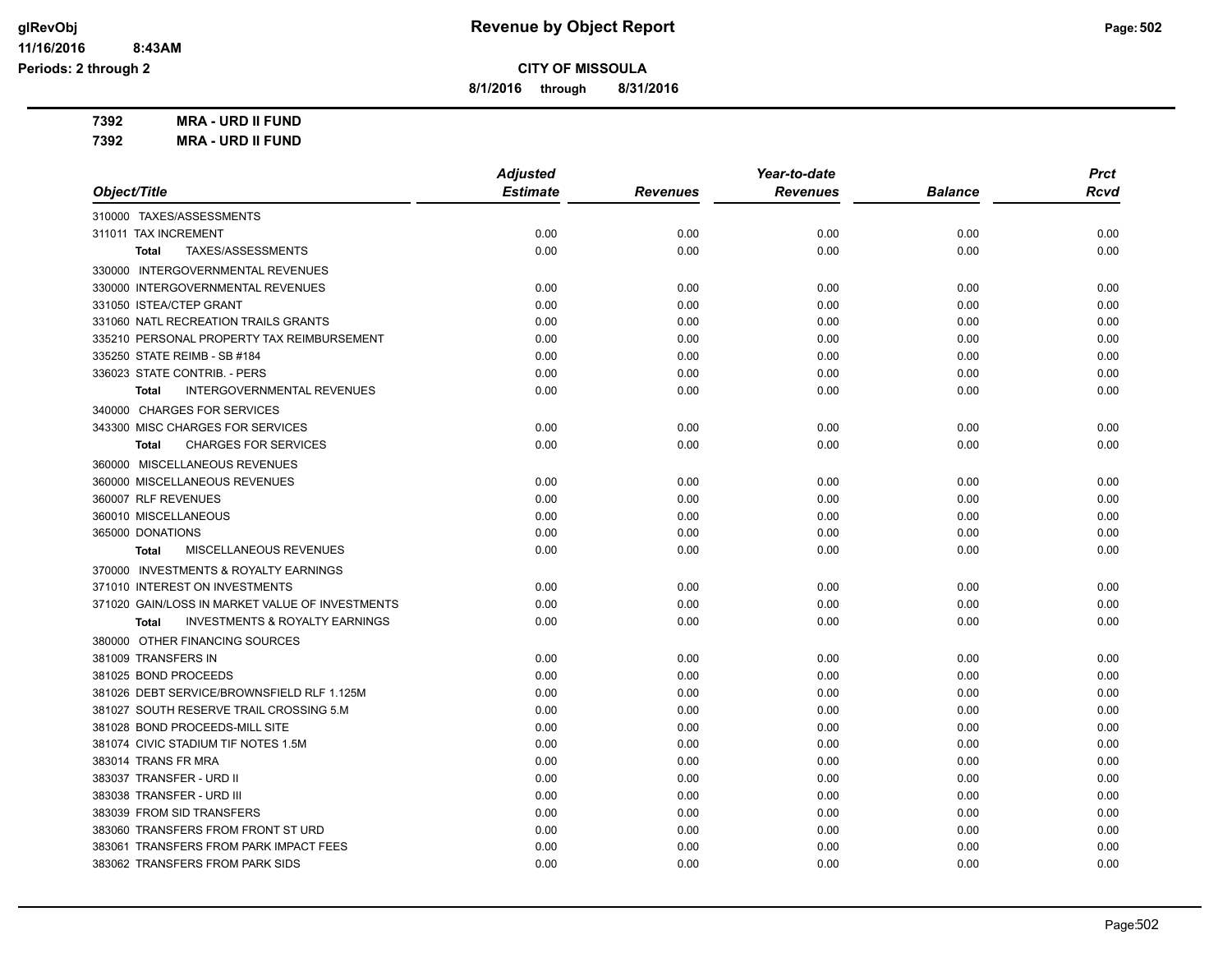# Revenue by Object Report

**CITY OF MISSOULA**

**8/1/2016 through 8/31/2016**

glRevObj
11/16/2016 8:43AM
Periods: 2 through 2

**7392 MRA - URD II FUND**

**7392 MRA - URD II FUND**

| Object/Title | Adjusted Estimate | Revenues | Year-to-date Revenues | Balance | Prct Rcvd |
|---|---|---|---|---|---|
| 310000 TAXES/ASSESSMENTS | | | | | |
| 311011 TAX INCREMENT | 0.00 | 0.00 | 0.00 | 0.00 | 0.00 |
| **Total** TAXES/ASSESSMENTS | 0.00 | 0.00 | 0.00 | 0.00 | 0.00 |
| 330000 INTERGOVERNMENTAL REVENUES | | | | | |
| 330000 INTERGOVERNMENTAL REVENUES | 0.00 | 0.00 | 0.00 | 0.00 | 0.00 |
| 331050 ISTEA/CTEP GRANT | 0.00 | 0.00 | 0.00 | 0.00 | 0.00 |
| 331060 NATL RECREATION TRAILS GRANTS | 0.00 | 0.00 | 0.00 | 0.00 | 0.00 |
| 335210 PERSONAL PROPERTY TAX REIMBURSEMENT | 0.00 | 0.00 | 0.00 | 0.00 | 0.00 |
| 335250 STATE REIMB - SB #184 | 0.00 | 0.00 | 0.00 | 0.00 | 0.00 |
| 336023 STATE CONTRIB. - PERS | 0.00 | 0.00 | 0.00 | 0.00 | 0.00 |
| **Total** INTERGOVERNMENTAL REVENUES | 0.00 | 0.00 | 0.00 | 0.00 | 0.00 |
| 340000 CHARGES FOR SERVICES | | | | | |
| 343300 MISC CHARGES FOR SERVICES | 0.00 | 0.00 | 0.00 | 0.00 | 0.00 |
| **Total** CHARGES FOR SERVICES | 0.00 | 0.00 | 0.00 | 0.00 | 0.00 |
| 360000 MISCELLANEOUS REVENUES | | | | | |
| 360000 MISCELLANEOUS REVENUES | 0.00 | 0.00 | 0.00 | 0.00 | 0.00 |
| 360007 RLF REVENUES | 0.00 | 0.00 | 0.00 | 0.00 | 0.00 |
| 360010 MISCELLANEOUS | 0.00 | 0.00 | 0.00 | 0.00 | 0.00 |
| 365000 DONATIONS | 0.00 | 0.00 | 0.00 | 0.00 | 0.00 |
| **Total** MISCELLANEOUS REVENUES | 0.00 | 0.00 | 0.00 | 0.00 | 0.00 |
| 370000 INVESTMENTS & ROYALTY EARNINGS | | | | | |
| 371010 INTEREST ON INVESTMENTS | 0.00 | 0.00 | 0.00 | 0.00 | 0.00 |
| 371020 GAIN/LOSS IN MARKET VALUE OF INVESTMENTS | 0.00 | 0.00 | 0.00 | 0.00 | 0.00 |
| **Total** INVESTMENTS & ROYALTY EARNINGS | 0.00 | 0.00 | 0.00 | 0.00 | 0.00 |
| 380000 OTHER FINANCING SOURCES | | | | | |
| 381009 TRANSFERS IN | 0.00 | 0.00 | 0.00 | 0.00 | 0.00 |
| 381025 BOND PROCEEDS | 0.00 | 0.00 | 0.00 | 0.00 | 0.00 |
| 381026 DEBT SERVICE/BROWNSFIELD RLF 1.125M | 0.00 | 0.00 | 0.00 | 0.00 | 0.00 |
| 381027 SOUTH RESERVE TRAIL CROSSING 5.M | 0.00 | 0.00 | 0.00 | 0.00 | 0.00 |
| 381028 BOND PROCEEDS-MILL SITE | 0.00 | 0.00 | 0.00 | 0.00 | 0.00 |
| 381074 CIVIC STADIUM TIF NOTES 1.5M | 0.00 | 0.00 | 0.00 | 0.00 | 0.00 |
| 383014 TRANS FR MRA | 0.00 | 0.00 | 0.00 | 0.00 | 0.00 |
| 383037 TRANSFER - URD II | 0.00 | 0.00 | 0.00 | 0.00 | 0.00 |
| 383038 TRANSFER - URD III | 0.00 | 0.00 | 0.00 | 0.00 | 0.00 |
| 383039 FROM SID TRANSFERS | 0.00 | 0.00 | 0.00 | 0.00 | 0.00 |
| 383060 TRANSFERS FROM FRONT ST URD | 0.00 | 0.00 | 0.00 | 0.00 | 0.00 |
| 383061 TRANSFERS FROM PARK IMPACT FEES | 0.00 | 0.00 | 0.00 | 0.00 | 0.00 |
| 383062 TRANSFERS FROM PARK SIDS | 0.00 | 0.00 | 0.00 | 0.00 | 0.00 |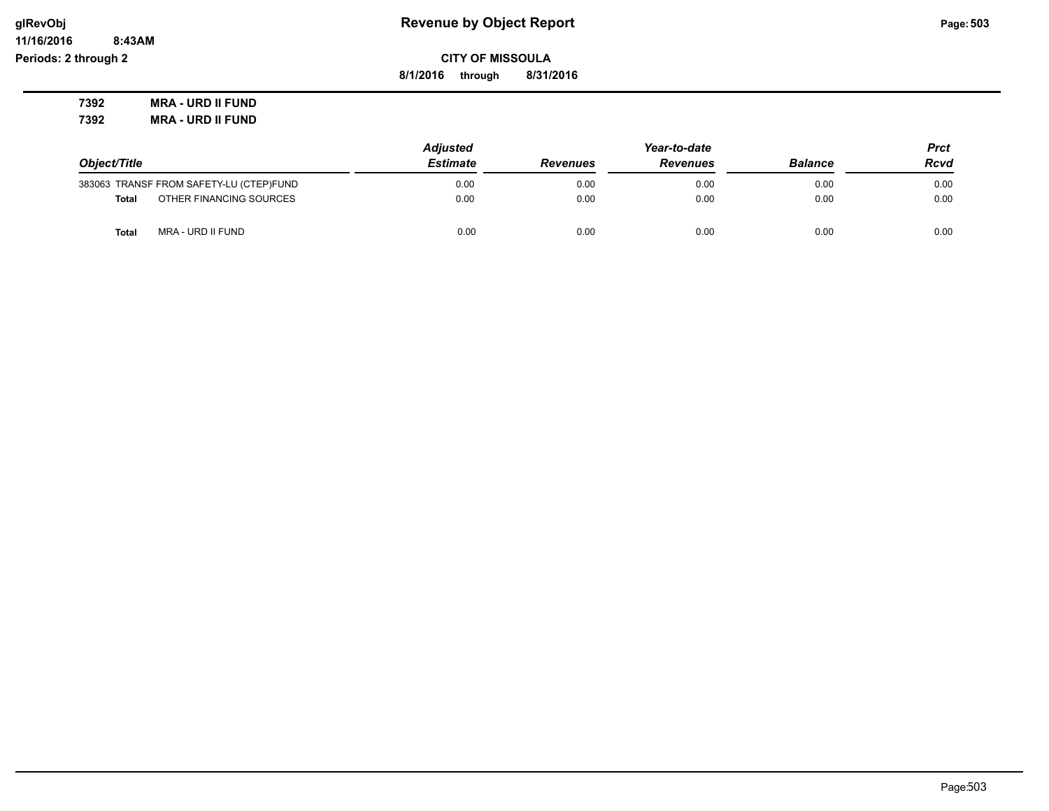**Revenue by Object Report**

**CITY OF MISSOULA**

**8/1/2016 through 8/31/2016**

glRevObj
11/16/2016 8:43AM
Periods: 2 through 2

**7392 MRA - URD II FUND**

**7392 MRA - URD II FUND**

| Object/Title | Adjusted Estimate | Revenues | Year-to-date Revenues | Balance | Prct Rcvd |
|---|---|---|---|---|---|
| 383063 TRANSF FROM SAFETY-LU (CTEP)FUND | 0.00 | 0.00 | 0.00 | 0.00 | 0.00 |
| **Total** OTHER FINANCING SOURCES | 0.00 | 0.00 | 0.00 | 0.00 | 0.00 |
| **Total** MRA - URD II FUND | 0.00 | 0.00 | 0.00 | 0.00 | 0.00 |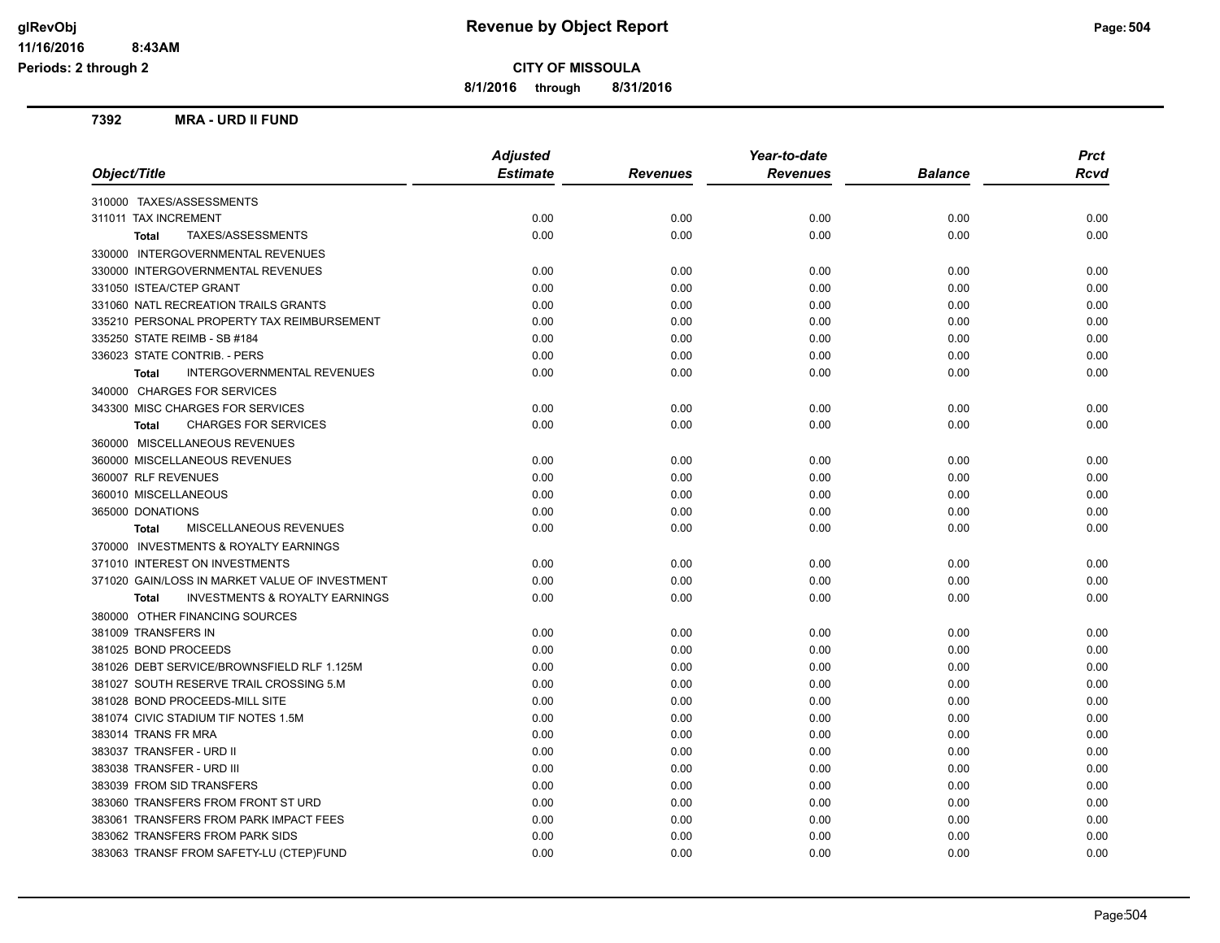# Revenue by Object Report

**CITY OF MISSOULA**

**8/1/2016 through 8/31/2016**

glRevObj
11/16/2016 8:43AM
Periods: 2 through 2

## 7392 MRA - URD II FUND

| Object/Title | Adjusted Estimate | Revenues | Year-to-date Revenues | Balance | Prct Rcvd |
|---|---|---|---|---|---|
| 310000 TAXES/ASSESSMENTS | | | | | |
| 311011 TAX INCREMENT | 0.00 | 0.00 | 0.00 | 0.00 | 0.00 |
| **Total** TAXES/ASSESSMENTS | 0.00 | 0.00 | 0.00 | 0.00 | 0.00 |
| 330000 INTERGOVERNMENTAL REVENUES | | | | | |
| 330000 INTERGOVERNMENTAL REVENUES | 0.00 | 0.00 | 0.00 | 0.00 | 0.00 |
| 331050 ISTEA/CTEP GRANT | 0.00 | 0.00 | 0.00 | 0.00 | 0.00 |
| 331060 NATL RECREATION TRAILS GRANTS | 0.00 | 0.00 | 0.00 | 0.00 | 0.00 |
| 335210 PERSONAL PROPERTY TAX REIMBURSEMENT | 0.00 | 0.00 | 0.00 | 0.00 | 0.00 |
| 335250 STATE REIMB - SB #184 | 0.00 | 0.00 | 0.00 | 0.00 | 0.00 |
| 336023 STATE CONTRIB. - PERS | 0.00 | 0.00 | 0.00 | 0.00 | 0.00 |
| **Total** INTERGOVERNMENTAL REVENUES | 0.00 | 0.00 | 0.00 | 0.00 | 0.00 |
| 340000 CHARGES FOR SERVICES | | | | | |
| 343300 MISC CHARGES FOR SERVICES | 0.00 | 0.00 | 0.00 | 0.00 | 0.00 |
| **Total** CHARGES FOR SERVICES | 0.00 | 0.00 | 0.00 | 0.00 | 0.00 |
| 360000 MISCELLANEOUS REVENUES | | | | | |
| 360000 MISCELLANEOUS REVENUES | 0.00 | 0.00 | 0.00 | 0.00 | 0.00 |
| 360007 RLF REVENUES | 0.00 | 0.00 | 0.00 | 0.00 | 0.00 |
| 360010 MISCELLANEOUS | 0.00 | 0.00 | 0.00 | 0.00 | 0.00 |
| 365000 DONATIONS | 0.00 | 0.00 | 0.00 | 0.00 | 0.00 |
| **Total** MISCELLANEOUS REVENUES | 0.00 | 0.00 | 0.00 | 0.00 | 0.00 |
| 370000 INVESTMENTS & ROYALTY EARNINGS | | | | | |
| 371010 INTEREST ON INVESTMENTS | 0.00 | 0.00 | 0.00 | 0.00 | 0.00 |
| 371020 GAIN/LOSS IN MARKET VALUE OF INVESTMENT | 0.00 | 0.00 | 0.00 | 0.00 | 0.00 |
| **Total** INVESTMENTS & ROYALTY EARNINGS | 0.00 | 0.00 | 0.00 | 0.00 | 0.00 |
| 380000 OTHER FINANCING SOURCES | | | | | |
| 381009 TRANSFERS IN | 0.00 | 0.00 | 0.00 | 0.00 | 0.00 |
| 381025 BOND PROCEEDS | 0.00 | 0.00 | 0.00 | 0.00 | 0.00 |
| 381026 DEBT SERVICE/BROWNSFIELD RLF 1.125M | 0.00 | 0.00 | 0.00 | 0.00 | 0.00 |
| 381027 SOUTH RESERVE TRAIL CROSSING 5.M | 0.00 | 0.00 | 0.00 | 0.00 | 0.00 |
| 381028 BOND PROCEEDS-MILL SITE | 0.00 | 0.00 | 0.00 | 0.00 | 0.00 |
| 381074 CIVIC STADIUM TIF NOTES 1.5M | 0.00 | 0.00 | 0.00 | 0.00 | 0.00 |
| 383014 TRANS FR MRA | 0.00 | 0.00 | 0.00 | 0.00 | 0.00 |
| 383037 TRANSFER - URD II | 0.00 | 0.00 | 0.00 | 0.00 | 0.00 |
| 383038 TRANSFER - URD III | 0.00 | 0.00 | 0.00 | 0.00 | 0.00 |
| 383039 FROM SID TRANSFERS | 0.00 | 0.00 | 0.00 | 0.00 | 0.00 |
| 383060 TRANSFERS FROM FRONT ST URD | 0.00 | 0.00 | 0.00 | 0.00 | 0.00 |
| 383061 TRANSFERS FROM PARK IMPACT FEES | 0.00 | 0.00 | 0.00 | 0.00 | 0.00 |
| 383062 TRANSFERS FROM PARK SIDS | 0.00 | 0.00 | 0.00 | 0.00 | 0.00 |
| 383063 TRANSF FROM SAFETY-LU (CTEP)FUND | 0.00 | 0.00 | 0.00 | 0.00 | 0.00 |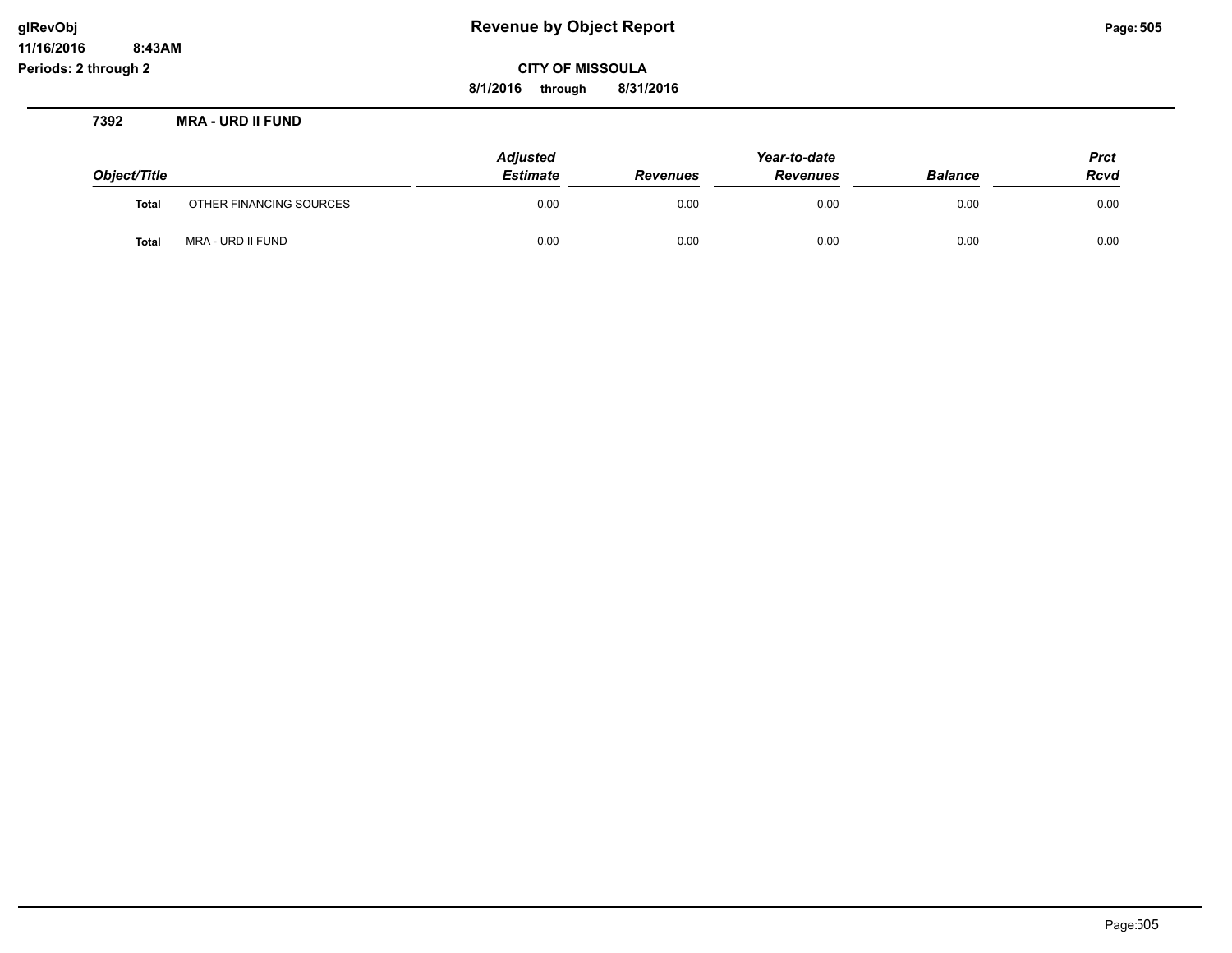# Revenue by Object Report

**CITY OF MISSOULA**

**8/1/2016 through 8/31/2016**

glRevObj
11/16/2016 8:43AM
Periods: 2 through 2

**7392 MRA - URD II FUND**

| Object/Title | | Adjusted Estimate | Revenues | Year-to-date Revenues | Balance | Prct Rcvd |
|---|---|---|---|---|---|---|
| **Total** | OTHER FINANCING SOURCES | 0.00 | 0.00 | 0.00 | 0.00 | 0.00 |
| **Total** | MRA - URD II FUND | 0.00 | 0.00 | 0.00 | 0.00 | 0.00 |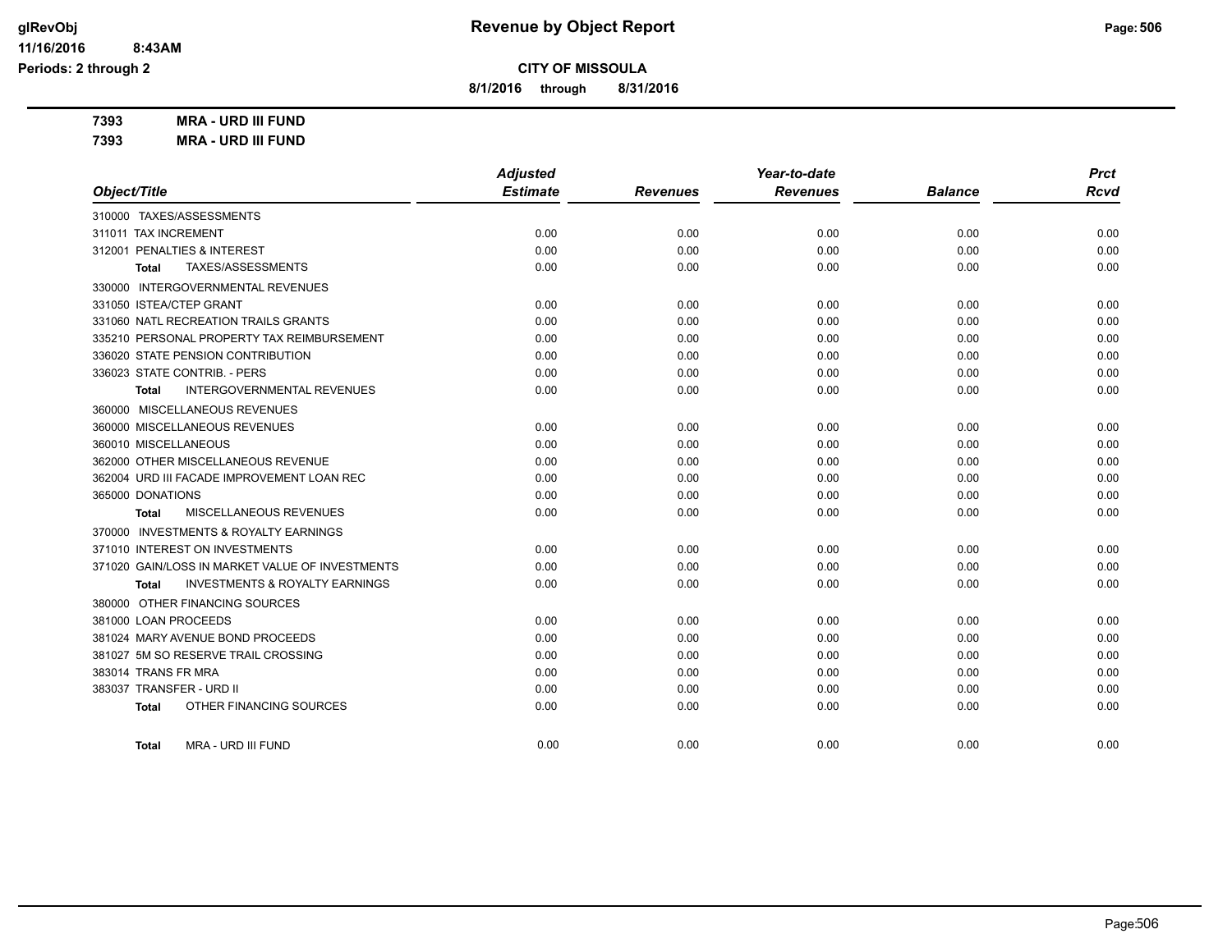**CITY OF MISSOULA**

**Revenue by Object Report**

**8/1/2016 through 8/31/2016**

glRevObj
11/16/2016 8:43AM
Periods: 2 through 2

**7393 MRA - URD III FUND**

**7393 MRA - URD III FUND**

| Object/Title | Adjusted Estimate | Revenues | Year-to-date Revenues | Balance | Prct Rcvd |
|---|---|---|---|---|---|
| 310000 TAXES/ASSESSMENTS | | | | | |
| 311011 TAX INCREMENT | 0.00 | 0.00 | 0.00 | 0.00 | 0.00 |
| 312001 PENALTIES & INTEREST | 0.00 | 0.00 | 0.00 | 0.00 | 0.00 |
| **Total** TAXES/ASSESSMENTS | 0.00 | 0.00 | 0.00 | 0.00 | 0.00 |
| 330000 INTERGOVERNMENTAL REVENUES | | | | | |
| 331050 ISTEA/CTEP GRANT | 0.00 | 0.00 | 0.00 | 0.00 | 0.00 |
| 331060 NATL RECREATION TRAILS GRANTS | 0.00 | 0.00 | 0.00 | 0.00 | 0.00 |
| 335210 PERSONAL PROPERTY TAX REIMBURSEMENT | 0.00 | 0.00 | 0.00 | 0.00 | 0.00 |
| 336020 STATE PENSION CONTRIBUTION | 0.00 | 0.00 | 0.00 | 0.00 | 0.00 |
| 336023 STATE CONTRIB. - PERS | 0.00 | 0.00 | 0.00 | 0.00 | 0.00 |
| **Total** INTERGOVERNMENTAL REVENUES | 0.00 | 0.00 | 0.00 | 0.00 | 0.00 |
| 360000 MISCELLANEOUS REVENUES | | | | | |
| 360000 MISCELLANEOUS REVENUES | 0.00 | 0.00 | 0.00 | 0.00 | 0.00 |
| 360010 MISCELLANEOUS | 0.00 | 0.00 | 0.00 | 0.00 | 0.00 |
| 362000 OTHER MISCELLANEOUS REVENUE | 0.00 | 0.00 | 0.00 | 0.00 | 0.00 |
| 362004 URD III FACADE IMPROVEMENT LOAN REC | 0.00 | 0.00 | 0.00 | 0.00 | 0.00 |
| 365000 DONATIONS | 0.00 | 0.00 | 0.00 | 0.00 | 0.00 |
| **Total** MISCELLANEOUS REVENUES | 0.00 | 0.00 | 0.00 | 0.00 | 0.00 |
| 370000 INVESTMENTS & ROYALTY EARNINGS | | | | | |
| 371010 INTEREST ON INVESTMENTS | 0.00 | 0.00 | 0.00 | 0.00 | 0.00 |
| 371020 GAIN/LOSS IN MARKET VALUE OF INVESTMENTS | 0.00 | 0.00 | 0.00 | 0.00 | 0.00 |
| **Total** INVESTMENTS & ROYALTY EARNINGS | 0.00 | 0.00 | 0.00 | 0.00 | 0.00 |
| 380000 OTHER FINANCING SOURCES | | | | | |
| 381000 LOAN PROCEEDS | 0.00 | 0.00 | 0.00 | 0.00 | 0.00 |
| 381024 MARY AVENUE BOND PROCEEDS | 0.00 | 0.00 | 0.00 | 0.00 | 0.00 |
| 381027 5M SO RESERVE TRAIL CROSSING | 0.00 | 0.00 | 0.00 | 0.00 | 0.00 |
| 383014 TRANS FR MRA | 0.00 | 0.00 | 0.00 | 0.00 | 0.00 |
| 383037 TRANSFER - URD II | 0.00 | 0.00 | 0.00 | 0.00 | 0.00 |
| **Total** OTHER FINANCING SOURCES | 0.00 | 0.00 | 0.00 | 0.00 | 0.00 |
| **Total** MRA - URD III FUND | 0.00 | 0.00 | 0.00 | 0.00 | 0.00 |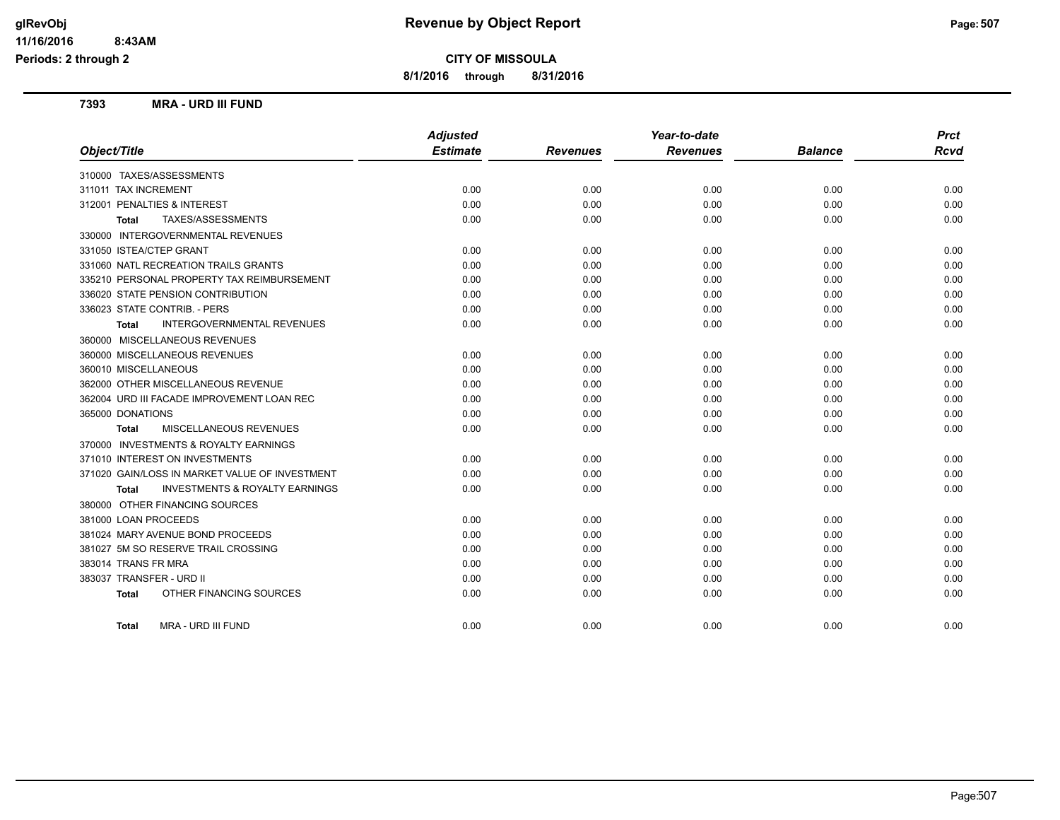**glRevObj** **Revenue by Object Report**

**11/16/2016 8:43AM**

**Periods: 2 through 2**

**CITY OF MISSOULA**

**8/1/2016 through 8/31/2016**

## 7393 MRA - URD III FUND

| Object/Title | Adjusted Estimate | Revenues | Year-to-date Revenues | Balance | Prct Rcvd |
|---|---|---|---|---|---|
| 310000 TAXES/ASSESSMENTS | | | | | |
| 311011 TAX INCREMENT | 0.00 | 0.00 | 0.00 | 0.00 | 0.00 |
| 312001 PENALTIES & INTEREST | 0.00 | 0.00 | 0.00 | 0.00 | 0.00 |
| **Total** TAXES/ASSESSMENTS | 0.00 | 0.00 | 0.00 | 0.00 | 0.00 |
| 330000 INTERGOVERNMENTAL REVENUES | | | | | |
| 331050 ISTEA/CTEP GRANT | 0.00 | 0.00 | 0.00 | 0.00 | 0.00 |
| 331060 NATL RECREATION TRAILS GRANTS | 0.00 | 0.00 | 0.00 | 0.00 | 0.00 |
| 335210 PERSONAL PROPERTY TAX REIMBURSEMENT | 0.00 | 0.00 | 0.00 | 0.00 | 0.00 |
| 336020 STATE PENSION CONTRIBUTION | 0.00 | 0.00 | 0.00 | 0.00 | 0.00 |
| 336023 STATE CONTRIB. - PERS | 0.00 | 0.00 | 0.00 | 0.00 | 0.00 |
| **Total** INTERGOVERNMENTAL REVENUES | 0.00 | 0.00 | 0.00 | 0.00 | 0.00 |
| 360000 MISCELLANEOUS REVENUES | | | | | |
| 360000 MISCELLANEOUS REVENUES | 0.00 | 0.00 | 0.00 | 0.00 | 0.00 |
| 360010 MISCELLANEOUS | 0.00 | 0.00 | 0.00 | 0.00 | 0.00 |
| 362000 OTHER MISCELLANEOUS REVENUE | 0.00 | 0.00 | 0.00 | 0.00 | 0.00 |
| 362004 URD III FACADE IMPROVEMENT LOAN REC | 0.00 | 0.00 | 0.00 | 0.00 | 0.00 |
| 365000 DONATIONS | 0.00 | 0.00 | 0.00 | 0.00 | 0.00 |
| **Total** MISCELLANEOUS REVENUES | 0.00 | 0.00 | 0.00 | 0.00 | 0.00 |
| 370000 INVESTMENTS & ROYALTY EARNINGS | | | | | |
| 371010 INTEREST ON INVESTMENTS | 0.00 | 0.00 | 0.00 | 0.00 | 0.00 |
| 371020 GAIN/LOSS IN MARKET VALUE OF INVESTMENT | 0.00 | 0.00 | 0.00 | 0.00 | 0.00 |
| **Total** INVESTMENTS & ROYALTY EARNINGS | 0.00 | 0.00 | 0.00 | 0.00 | 0.00 |
| 380000 OTHER FINANCING SOURCES | | | | | |
| 381000 LOAN PROCEEDS | 0.00 | 0.00 | 0.00 | 0.00 | 0.00 |
| 381024 MARY AVENUE BOND PROCEEDS | 0.00 | 0.00 | 0.00 | 0.00 | 0.00 |
| 381027 5M SO RESERVE TRAIL CROSSING | 0.00 | 0.00 | 0.00 | 0.00 | 0.00 |
| 383014 TRANS FR MRA | 0.00 | 0.00 | 0.00 | 0.00 | 0.00 |
| 383037 TRANSFER - URD II | 0.00 | 0.00 | 0.00 | 0.00 | 0.00 |
| **Total** OTHER FINANCING SOURCES | 0.00 | 0.00 | 0.00 | 0.00 | 0.00 |
| **Total** MRA - URD III FUND | 0.00 | 0.00 | 0.00 | 0.00 | 0.00 |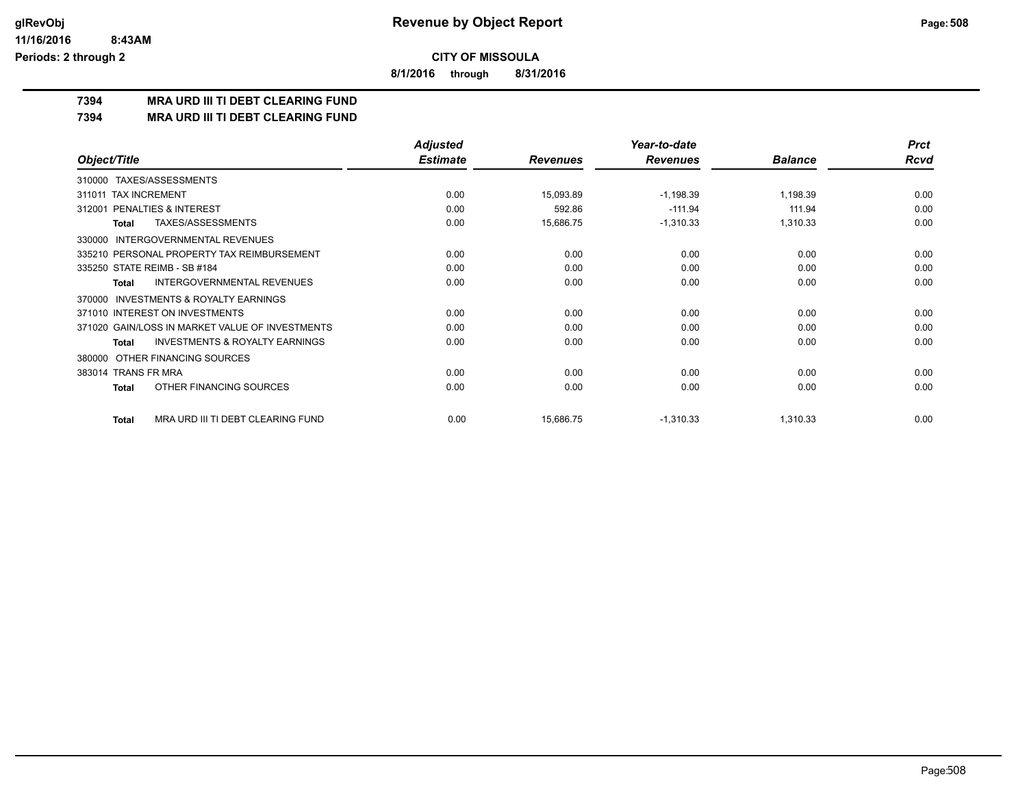**CITY OF MISSOULA**

**8/1/2016 through 8/31/2016**

**7394 MRA URD III TI DEBT CLEARING FUND**

**7394 MRA URD III TI DEBT CLEARING FUND**

| Object/Title | Adjusted Estimate | Revenues | Year-to-date Revenues | Balance | Prct Rcvd |
|---|---|---|---|---|---|
| 310000 TAXES/ASSESSMENTS | | | | | |
| 311011 TAX INCREMENT | 0.00 | 15,093.89 | -1,198.39 | 1,198.39 | 0.00 |
| 312001 PENALTIES & INTEREST | 0.00 | 592.86 | -111.94 | 111.94 | 0.00 |
| **Total** TAXES/ASSESSMENTS | 0.00 | 15,686.75 | -1,310.33 | 1,310.33 | 0.00 |
| 330000 INTERGOVERNMENTAL REVENUES | | | | | |
| 335210 PERSONAL PROPERTY TAX REIMBURSEMENT | 0.00 | 0.00 | 0.00 | 0.00 | 0.00 |
| 335250 STATE REIMB - SB #184 | 0.00 | 0.00 | 0.00 | 0.00 | 0.00 |
| **Total** INTERGOVERNMENTAL REVENUES | 0.00 | 0.00 | 0.00 | 0.00 | 0.00 |
| 370000 INVESTMENTS & ROYALTY EARNINGS | | | | | |
| 371010 INTEREST ON INVESTMENTS | 0.00 | 0.00 | 0.00 | 0.00 | 0.00 |
| 371020 GAIN/LOSS IN MARKET VALUE OF INVESTMENTS | 0.00 | 0.00 | 0.00 | 0.00 | 0.00 |
| **Total** INVESTMENTS & ROYALTY EARNINGS | 0.00 | 0.00 | 0.00 | 0.00 | 0.00 |
| 380000 OTHER FINANCING SOURCES | | | | | |
| 383014 TRANS FR MRA | 0.00 | 0.00 | 0.00 | 0.00 | 0.00 |
| **Total** OTHER FINANCING SOURCES | 0.00 | 0.00 | 0.00 | 0.00 | 0.00 |
| **Total** MRA URD III TI DEBT CLEARING FUND | 0.00 | 15,686.75 | -1,310.33 | 1,310.33 | 0.00 |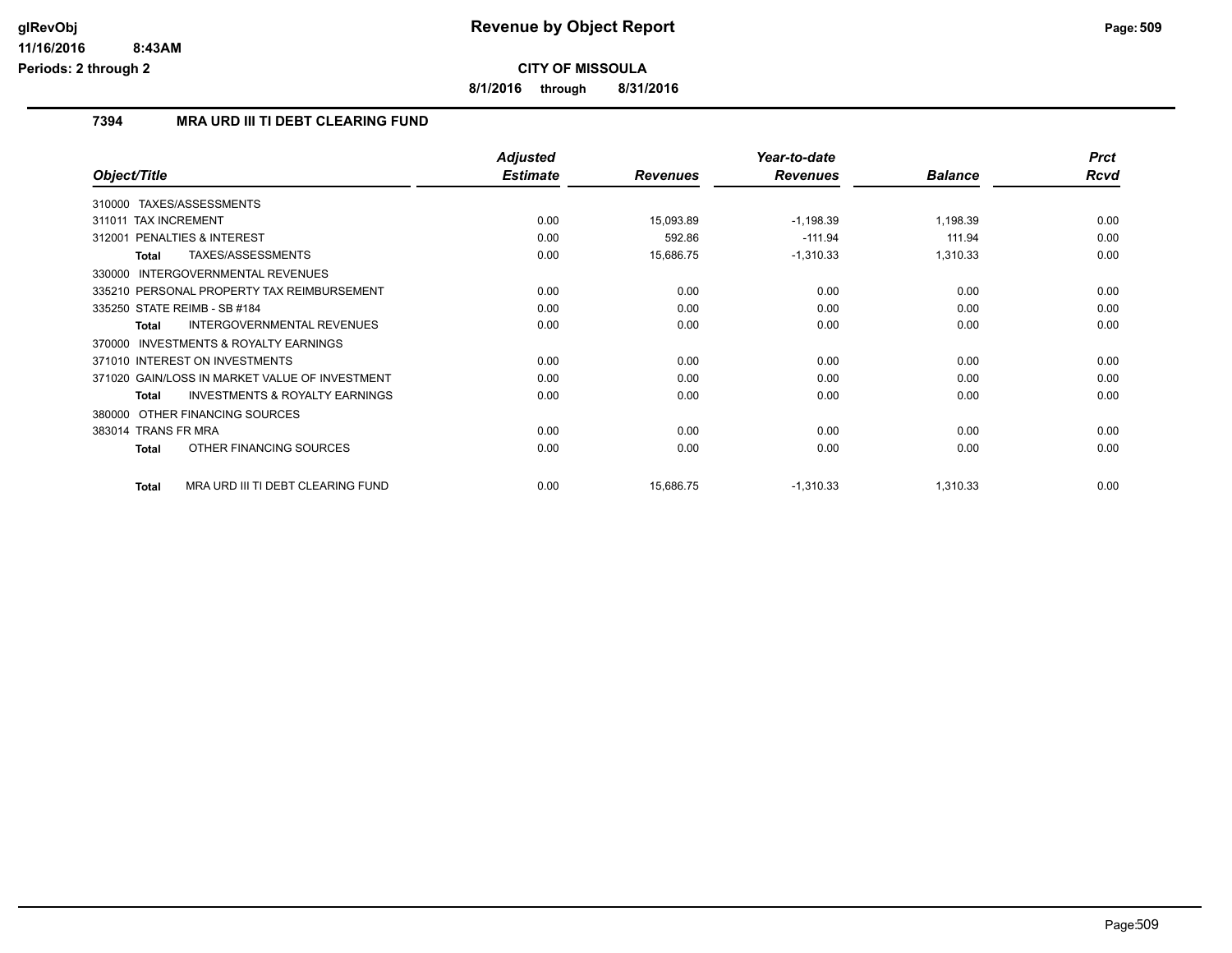**Revenue by Object Report**

**CITY OF MISSOULA**

**8/1/2016 through 8/31/2016**

glRevObj
11/16/2016 8:43AM
Periods: 2 through 2

## 7394 MRA URD III TI DEBT CLEARING FUND

| Object/Title | Adjusted Estimate | Revenues | Year-to-date Revenues | Balance | Prct Rcvd |
|---|---|---|---|---|---|
| 310000 TAXES/ASSESSMENTS | | | | | |
| 311011 TAX INCREMENT | 0.00 | 15,093.89 | -1,198.39 | 1,198.39 | 0.00 |
| 312001 PENALTIES & INTEREST | 0.00 | 592.86 | -111.94 | 111.94 | 0.00 |
| **Total** TAXES/ASSESSMENTS | 0.00 | 15,686.75 | -1,310.33 | 1,310.33 | 0.00 |
| 330000 INTERGOVERNMENTAL REVENUES | | | | | |
| 335210 PERSONAL PROPERTY TAX REIMBURSEMENT | 0.00 | 0.00 | 0.00 | 0.00 | 0.00 |
| 335250 STATE REIMB - SB #184 | 0.00 | 0.00 | 0.00 | 0.00 | 0.00 |
| **Total** INTERGOVERNMENTAL REVENUES | 0.00 | 0.00 | 0.00 | 0.00 | 0.00 |
| 370000 INVESTMENTS & ROYALTY EARNINGS | | | | | |
| 371010 INTEREST ON INVESTMENTS | 0.00 | 0.00 | 0.00 | 0.00 | 0.00 |
| 371020 GAIN/LOSS IN MARKET VALUE OF INVESTMENT | 0.00 | 0.00 | 0.00 | 0.00 | 0.00 |
| **Total** INVESTMENTS & ROYALTY EARNINGS | 0.00 | 0.00 | 0.00 | 0.00 | 0.00 |
| 380000 OTHER FINANCING SOURCES | | | | | |
| 383014 TRANS FR MRA | 0.00 | 0.00 | 0.00 | 0.00 | 0.00 |
| **Total** OTHER FINANCING SOURCES | 0.00 | 0.00 | 0.00 | 0.00 | 0.00 |
| **Total** MRA URD III TI DEBT CLEARING FUND | 0.00 | 15,686.75 | -1,310.33 | 1,310.33 | 0.00 |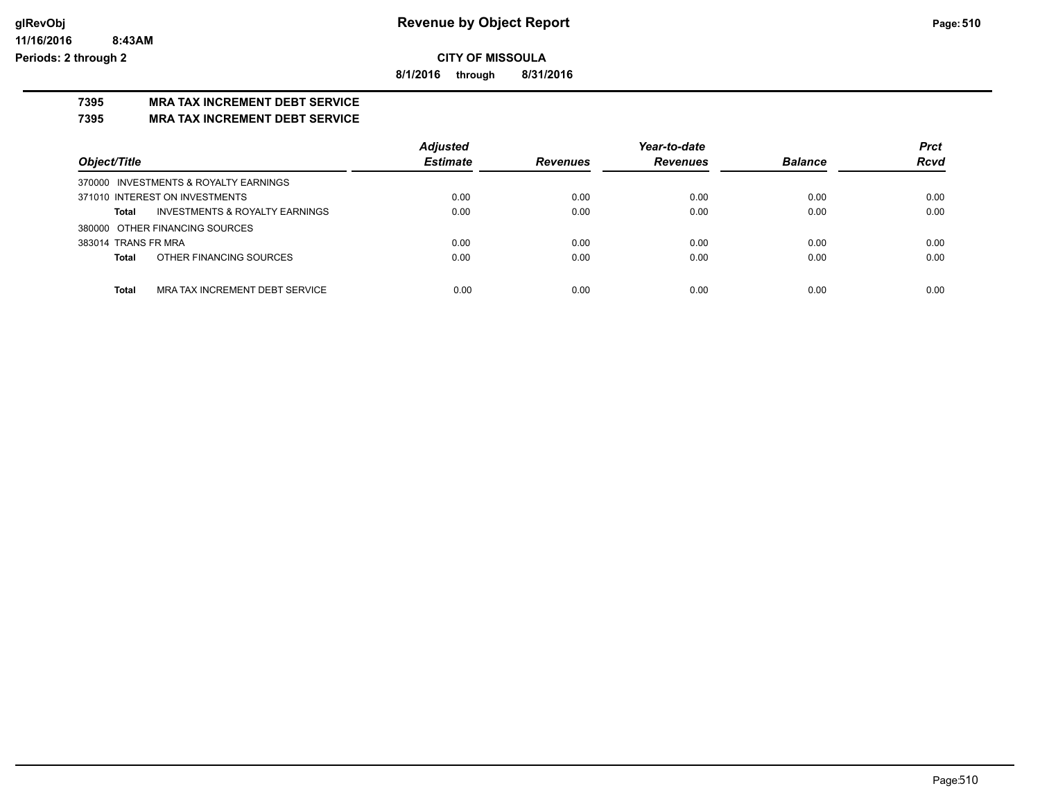**CITY OF MISSOULA**

**8/1/2016 through 8/31/2016**

## 7395 MRA TAX INCREMENT DEBT SERVICE

## 7395 MRA TAX INCREMENT DEBT SERVICE

| Object/Title | Adjusted Estimate | Revenues | Year-to-date Revenues | Balance | Prct Rcvd |
|---|---|---|---|---|---|
| 370000 INVESTMENTS & ROYALTY EARNINGS | | | | | |
| 371010 INTEREST ON INVESTMENTS | 0.00 | 0.00 | 0.00 | 0.00 | 0.00 |
| **Total** INVESTMENTS & ROYALTY EARNINGS | 0.00 | 0.00 | 0.00 | 0.00 | 0.00 |
| 380000 OTHER FINANCING SOURCES | | | | | |
| 383014 TRANS FR MRA | 0.00 | 0.00 | 0.00 | 0.00 | 0.00 |
| **Total** OTHER FINANCING SOURCES | 0.00 | 0.00 | 0.00 | 0.00 | 0.00 |
| **Total** MRA TAX INCREMENT DEBT SERVICE | 0.00 | 0.00 | 0.00 | 0.00 | 0.00 |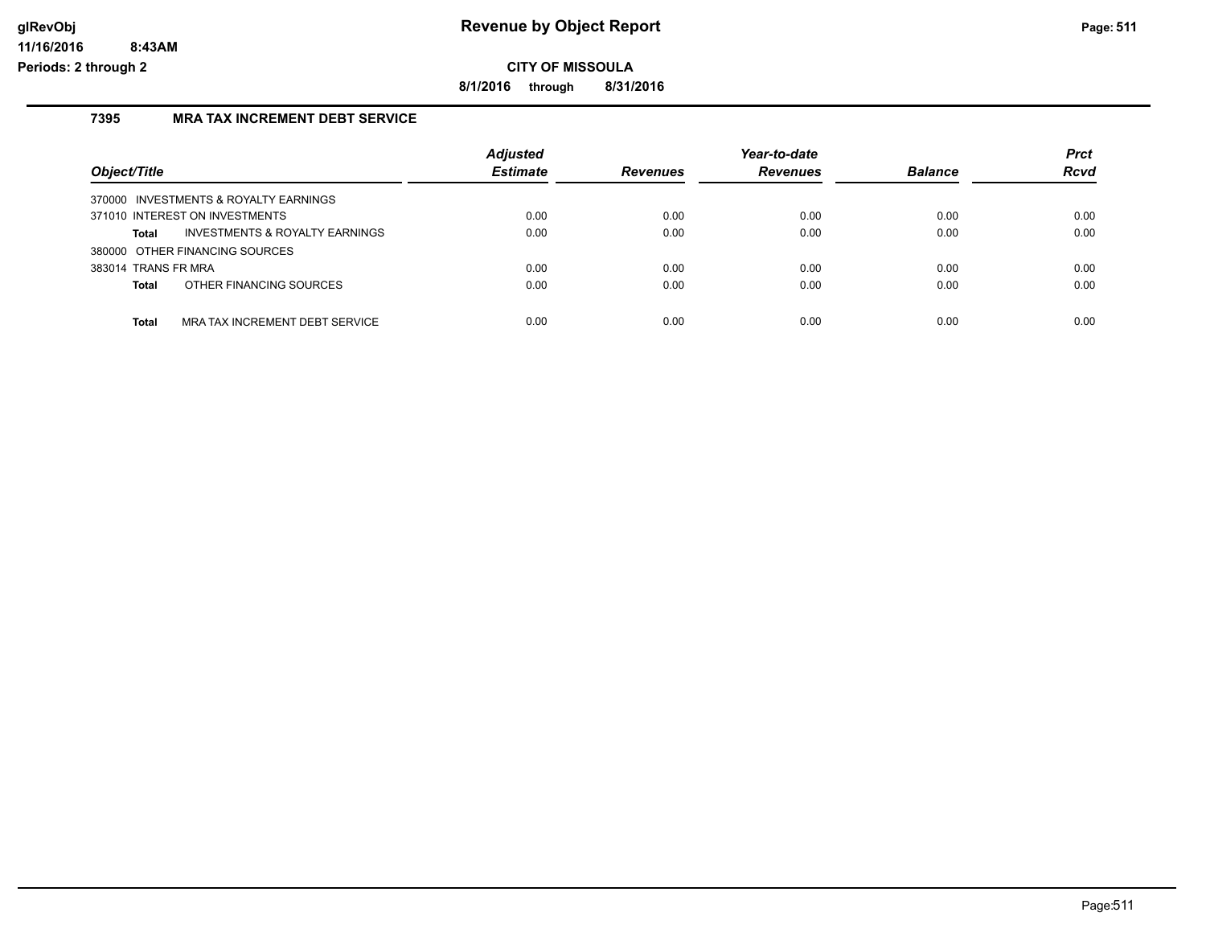# Revenue by Object Report

**CITY OF MISSOULA**

**8/1/2016 through 8/31/2016**

glRevObj
11/16/2016 8:43AM
Periods: 2 through 2

### 7395 MRA TAX INCREMENT DEBT SERVICE

| Object/Title | Adjusted Estimate | Revenues | Year-to-date Revenues | Balance | Prct Rcvd |
|---|---|---|---|---|---|
| 370000 INVESTMENTS & ROYALTY EARNINGS | | | | | |
| 371010 INTEREST ON INVESTMENTS | 0.00 | 0.00 | 0.00 | 0.00 | 0.00 |
| **Total** INVESTMENTS & ROYALTY EARNINGS | 0.00 | 0.00 | 0.00 | 0.00 | 0.00 |
| 380000 OTHER FINANCING SOURCES | | | | | |
| 383014 TRANS FR MRA | 0.00 | 0.00 | 0.00 | 0.00 | 0.00 |
| **Total** OTHER FINANCING SOURCES | 0.00 | 0.00 | 0.00 | 0.00 | 0.00 |
| **Total** MRA TAX INCREMENT DEBT SERVICE | 0.00 | 0.00 | 0.00 | 0.00 | 0.00 |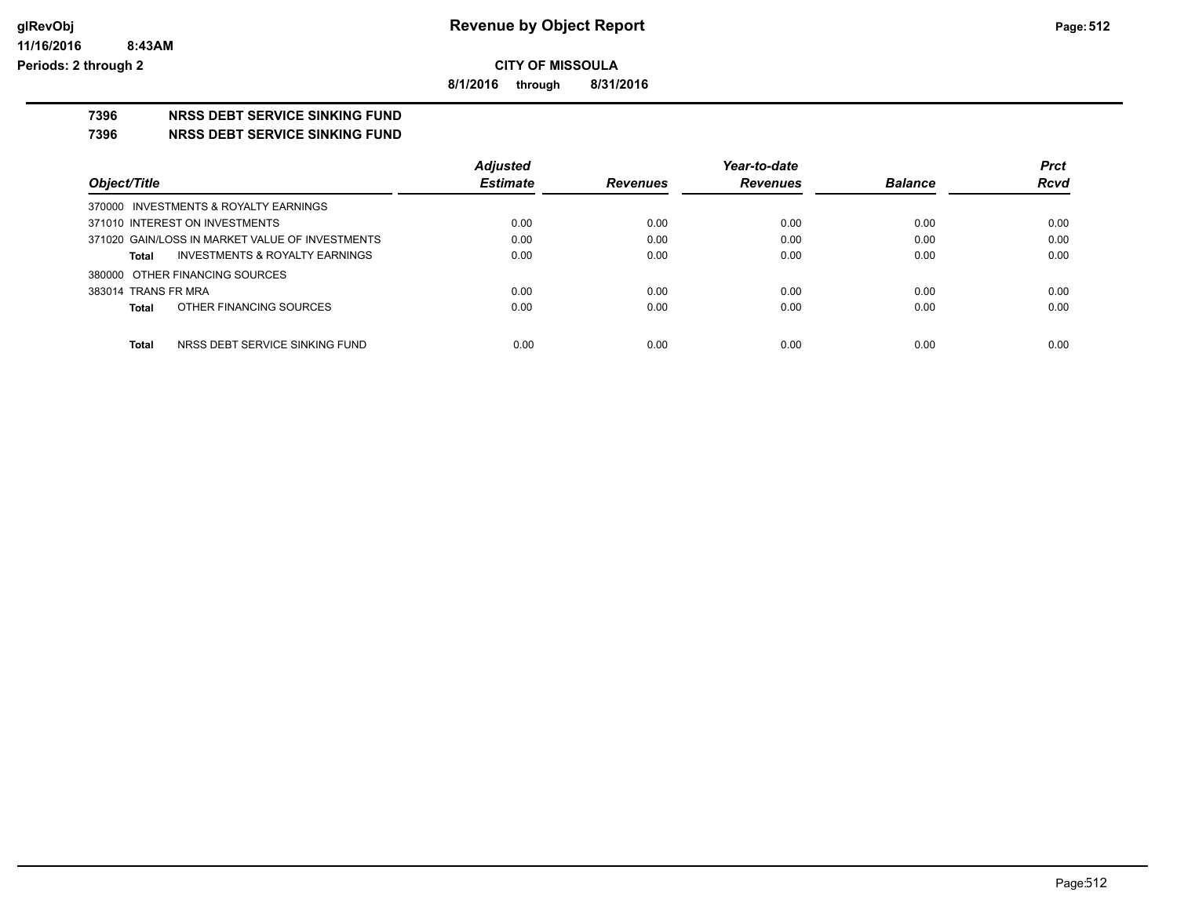**CITY OF MISSOULA**

**8/1/2016 through 8/31/2016**

**7396 NRSS DEBT SERVICE SINKING FUND**

**7396 NRSS DEBT SERVICE SINKING FUND**

| Object/Title | Adjusted Estimate | Revenues | Year-to-date Revenues | Balance | Prct Rcvd |
|---|---|---|---|---|---|
| 370000 INVESTMENTS & ROYALTY EARNINGS | | | | | |
| 371010 INTEREST ON INVESTMENTS | 0.00 | 0.00 | 0.00 | 0.00 | 0.00 |
| 371020 GAIN/LOSS IN MARKET VALUE OF INVESTMENTS | 0.00 | 0.00 | 0.00 | 0.00 | 0.00 |
| **Total** INVESTMENTS & ROYALTY EARNINGS | 0.00 | 0.00 | 0.00 | 0.00 | 0.00 |
| 380000 OTHER FINANCING SOURCES | | | | | |
| 383014 TRANS FR MRA | 0.00 | 0.00 | 0.00 | 0.00 | 0.00 |
| **Total** OTHER FINANCING SOURCES | 0.00 | 0.00 | 0.00 | 0.00 | 0.00 |
| **Total** NRSS DEBT SERVICE SINKING FUND | 0.00 | 0.00 | 0.00 | 0.00 | 0.00 |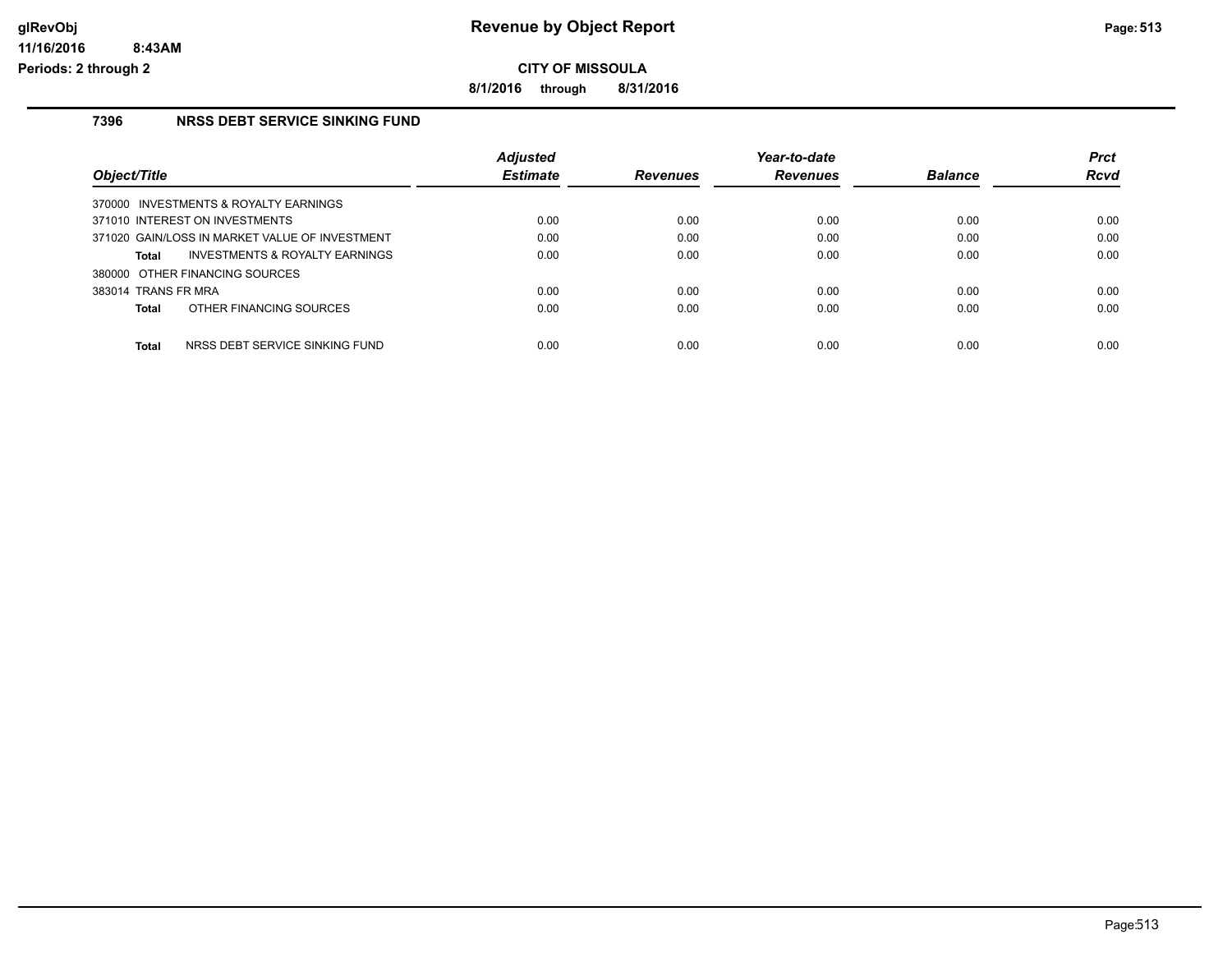# Revenue by Object Report

**CITY OF MISSOULA**

**8/1/2016 through 8/31/2016**

glRevObj
11/16/2016 8:43AM
Periods: 2 through 2

### 7396 NRSS DEBT SERVICE SINKING FUND

| Object/Title | Adjusted Estimate | Revenues | Year-to-date Revenues | Balance | Prct Rcvd |
|---|---|---|---|---|---|
| 370000 INVESTMENTS & ROYALTY EARNINGS | | | | | |
| 371010 INTEREST ON INVESTMENTS | 0.00 | 0.00 | 0.00 | 0.00 | 0.00 |
| 371020 GAIN/LOSS IN MARKET VALUE OF INVESTMENT | 0.00 | 0.00 | 0.00 | 0.00 | 0.00 |
| **Total** INVESTMENTS & ROYALTY EARNINGS | 0.00 | 0.00 | 0.00 | 0.00 | 0.00 |
| 380000 OTHER FINANCING SOURCES | | | | | |
| 383014 TRANS FR MRA | 0.00 | 0.00 | 0.00 | 0.00 | 0.00 |
| **Total** OTHER FINANCING SOURCES | 0.00 | 0.00 | 0.00 | 0.00 | 0.00 |
| **Total** NRSS DEBT SERVICE SINKING FUND | 0.00 | 0.00 | 0.00 | 0.00 | 0.00 |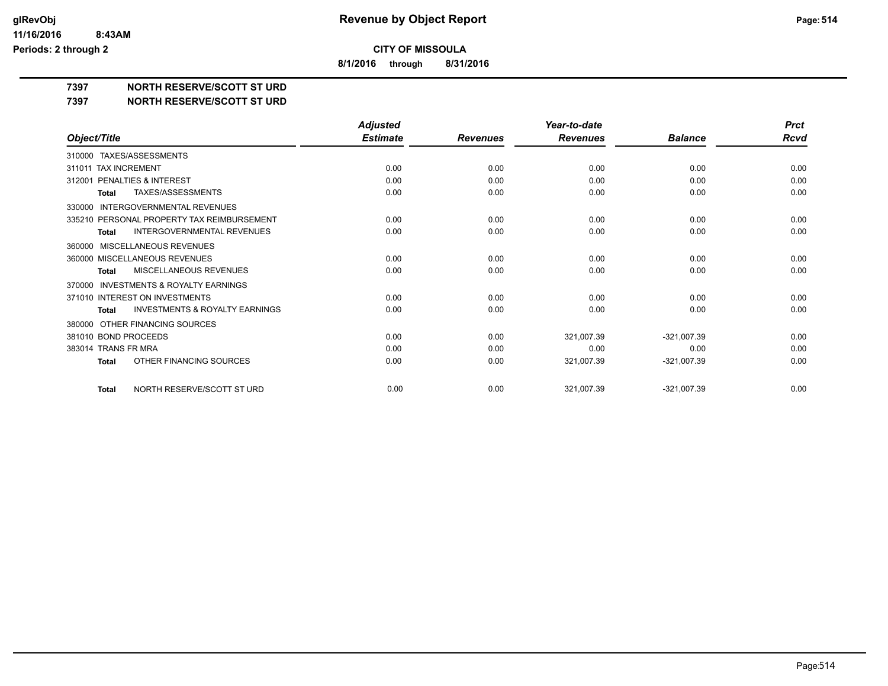**CITY OF MISSOULA**

**8/1/2016 through 8/31/2016**

**glRevObj**
**11/16/2016 8:43AM**
**Periods: 2 through 2**

# Revenue by Object Report

## 7397 NORTH RESERVE/SCOTT ST URD
## 7397 NORTH RESERVE/SCOTT ST URD

| Object/Title | Adjusted Estimate | Revenues | Year-to-date Revenues | Balance | Prct Rcvd |
|---|---|---|---|---|---|
| 310000 TAXES/ASSESSMENTS | | | | | |
| 311011 TAX INCREMENT | 0.00 | 0.00 | 0.00 | 0.00 | 0.00 |
| 312001 PENALTIES & INTEREST | 0.00 | 0.00 | 0.00 | 0.00 | 0.00 |
| **Total** TAXES/ASSESSMENTS | 0.00 | 0.00 | 0.00 | 0.00 | 0.00 |
| 330000 INTERGOVERNMENTAL REVENUES | | | | | |
| 335210 PERSONAL PROPERTY TAX REIMBURSEMENT | 0.00 | 0.00 | 0.00 | 0.00 | 0.00 |
| **Total** INTERGOVERNMENTAL REVENUES | 0.00 | 0.00 | 0.00 | 0.00 | 0.00 |
| 360000 MISCELLANEOUS REVENUES | | | | | |
| 360000 MISCELLANEOUS REVENUES | 0.00 | 0.00 | 0.00 | 0.00 | 0.00 |
| **Total** MISCELLANEOUS REVENUES | 0.00 | 0.00 | 0.00 | 0.00 | 0.00 |
| 370000 INVESTMENTS & ROYALTY EARNINGS | | | | | |
| 371010 INTEREST ON INVESTMENTS | 0.00 | 0.00 | 0.00 | 0.00 | 0.00 |
| **Total** INVESTMENTS & ROYALTY EARNINGS | 0.00 | 0.00 | 0.00 | 0.00 | 0.00 |
| 380000 OTHER FINANCING SOURCES | | | | | |
| 381010 BOND PROCEEDS | 0.00 | 0.00 | 321,007.39 | -321,007.39 | 0.00 |
| 383014 TRANS FR MRA | 0.00 | 0.00 | 0.00 | 0.00 | 0.00 |
| **Total** OTHER FINANCING SOURCES | 0.00 | 0.00 | 321,007.39 | -321,007.39 | 0.00 |
| **Total** NORTH RESERVE/SCOTT ST URD | 0.00 | 0.00 | 321,007.39 | -321,007.39 | 0.00 |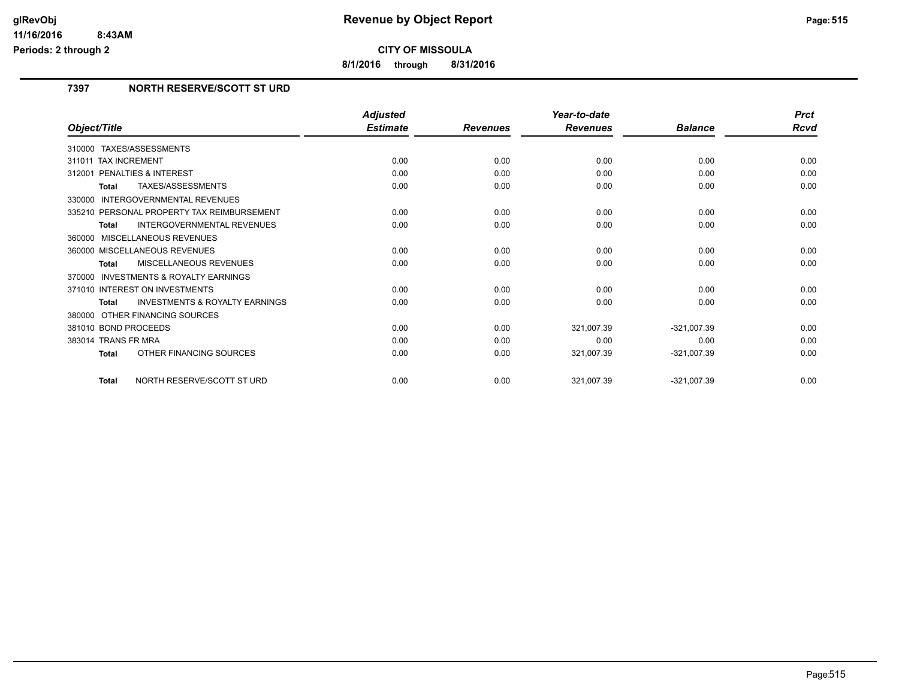# Revenue by Object Report

**CITY OF MISSOULA**

**8/1/2016 through 8/31/2016**

glRevObj
11/16/2016 8:43AM
Periods: 2 through 2

## 7397 NORTH RESERVE/SCOTT ST URD

| Object/Title | Adjusted Estimate | Revenues | Year-to-date Revenues | Balance | Prct Rcvd |
|---|---|---|---|---|---|
| 310000 TAXES/ASSESSMENTS | | | | | |
| 311011 TAX INCREMENT | 0.00 | 0.00 | 0.00 | 0.00 | 0.00 |
| 312001 PENALTIES & INTEREST | 0.00 | 0.00 | 0.00 | 0.00 | 0.00 |
| **Total** TAXES/ASSESSMENTS | 0.00 | 0.00 | 0.00 | 0.00 | 0.00 |
| 330000 INTERGOVERNMENTAL REVENUES | | | | | |
| 335210 PERSONAL PROPERTY TAX REIMBURSEMENT | 0.00 | 0.00 | 0.00 | 0.00 | 0.00 |
| **Total** INTERGOVERNMENTAL REVENUES | 0.00 | 0.00 | 0.00 | 0.00 | 0.00 |
| 360000 MISCELLANEOUS REVENUES | | | | | |
| 360000 MISCELLANEOUS REVENUES | 0.00 | 0.00 | 0.00 | 0.00 | 0.00 |
| **Total** MISCELLANEOUS REVENUES | 0.00 | 0.00 | 0.00 | 0.00 | 0.00 |
| 370000 INVESTMENTS & ROYALTY EARNINGS | | | | | |
| 371010 INTEREST ON INVESTMENTS | 0.00 | 0.00 | 0.00 | 0.00 | 0.00 |
| **Total** INVESTMENTS & ROYALTY EARNINGS | 0.00 | 0.00 | 0.00 | 0.00 | 0.00 |
| 380000 OTHER FINANCING SOURCES | | | | | |
| 381010 BOND PROCEEDS | 0.00 | 0.00 | 321,007.39 | -321,007.39 | 0.00 |
| 383014 TRANS FR MRA | 0.00 | 0.00 | 0.00 | 0.00 | 0.00 |
| **Total** OTHER FINANCING SOURCES | 0.00 | 0.00 | 321,007.39 | -321,007.39 | 0.00 |
| **Total** NORTH RESERVE/SCOTT ST URD | 0.00 | 0.00 | 321,007.39 | -321,007.39 | 0.00 |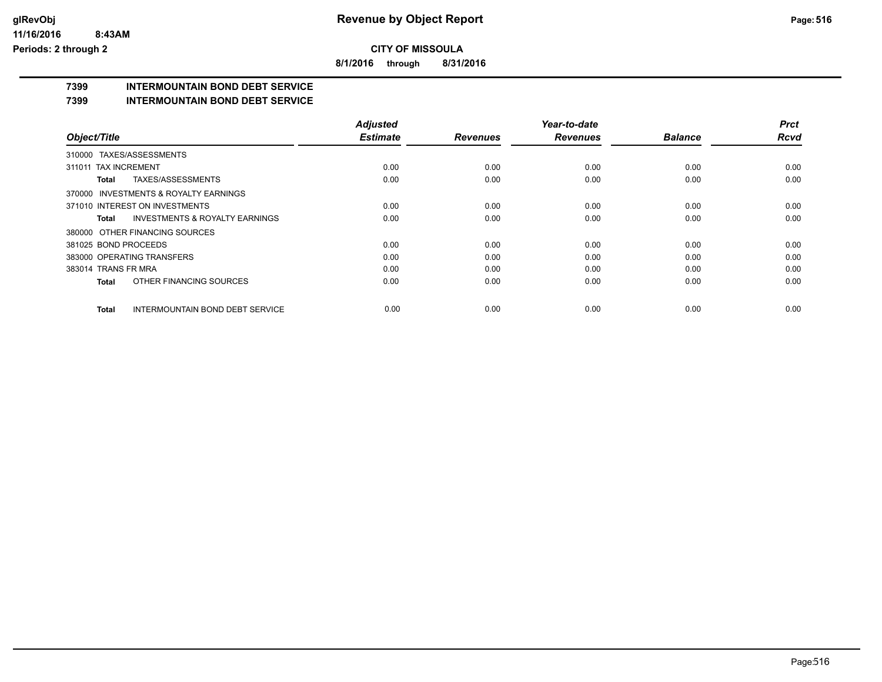**Revenue by Object Report**

**CITY OF MISSOULA**

**8/1/2016 through 8/31/2016**

glRevObj
11/16/2016 8:43AM
Periods: 2 through 2

## 7399 INTERMOUNTAIN BOND DEBT SERVICE

## 7399 INTERMOUNTAIN BOND DEBT SERVICE

| Object/Title | Adjusted Estimate | Revenues | Year-to-date Revenues | Balance | Prct Rcvd |
|---|---|---|---|---|---|
| 310000 TAXES/ASSESSMENTS | | | | | |
| 311011 TAX INCREMENT | 0.00 | 0.00 | 0.00 | 0.00 | 0.00 |
| **Total** TAXES/ASSESSMENTS | 0.00 | 0.00 | 0.00 | 0.00 | 0.00 |
| 370000 INVESTMENTS & ROYALTY EARNINGS | | | | | |
| 371010 INTEREST ON INVESTMENTS | 0.00 | 0.00 | 0.00 | 0.00 | 0.00 |
| **Total** INVESTMENTS & ROYALTY EARNINGS | 0.00 | 0.00 | 0.00 | 0.00 | 0.00 |
| 380000 OTHER FINANCING SOURCES | | | | | |
| 381025 BOND PROCEEDS | 0.00 | 0.00 | 0.00 | 0.00 | 0.00 |
| 383000 OPERATING TRANSFERS | 0.00 | 0.00 | 0.00 | 0.00 | 0.00 |
| 383014 TRANS FR MRA | 0.00 | 0.00 | 0.00 | 0.00 | 0.00 |
| **Total** OTHER FINANCING SOURCES | 0.00 | 0.00 | 0.00 | 0.00 | 0.00 |
| **Total** INTERMOUNTAIN BOND DEBT SERVICE | 0.00 | 0.00 | 0.00 | 0.00 | 0.00 |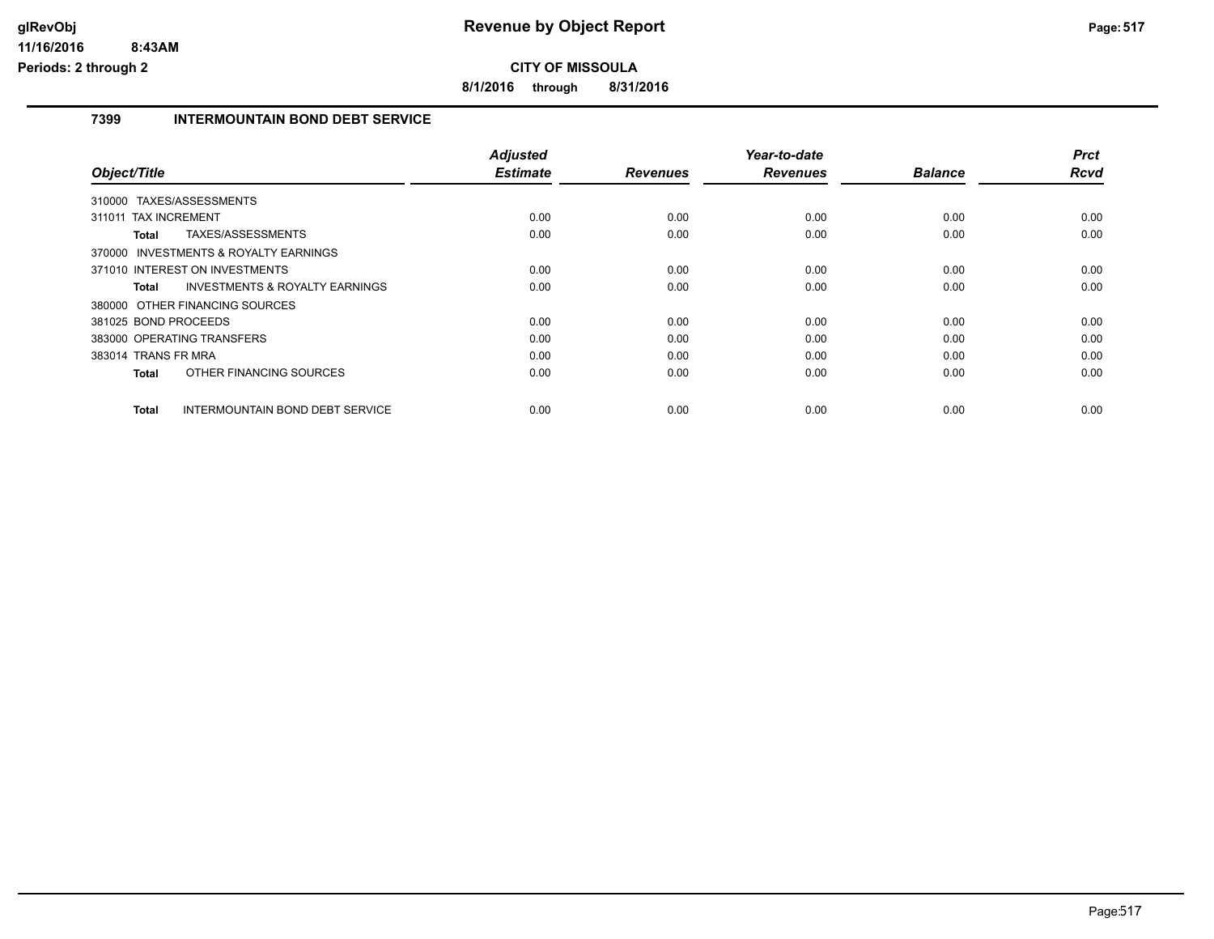**CITY OF MISSOULA**

**8/1/2016 through 8/31/2016**

### 7399 INTERMOUNTAIN BOND DEBT SERVICE

| *Object/Title* | *Adjusted Estimate* | *Revenues* | *Year-to-date Revenues* | *Balance* | *Prct Rcvd* |
|---|---|---|---|---|---|
| 310000 TAXES/ASSESSMENTS | | | | | |
| 311011 TAX INCREMENT | 0.00 | 0.00 | 0.00 | 0.00 | 0.00 |
| **Total** TAXES/ASSESSMENTS | 0.00 | 0.00 | 0.00 | 0.00 | 0.00 |
| 370000 INVESTMENTS & ROYALTY EARNINGS | | | | | |
| 371010 INTEREST ON INVESTMENTS | 0.00 | 0.00 | 0.00 | 0.00 | 0.00 |
| **Total** INVESTMENTS & ROYALTY EARNINGS | 0.00 | 0.00 | 0.00 | 0.00 | 0.00 |
| 380000 OTHER FINANCING SOURCES | | | | | |
| 381025 BOND PROCEEDS | 0.00 | 0.00 | 0.00 | 0.00 | 0.00 |
| 383000 OPERATING TRANSFERS | 0.00 | 0.00 | 0.00 | 0.00 | 0.00 |
| 383014 TRANS FR MRA | 0.00 | 0.00 | 0.00 | 0.00 | 0.00 |
| **Total** OTHER FINANCING SOURCES | 0.00 | 0.00 | 0.00 | 0.00 | 0.00 |
| **Total** INTERMOUNTAIN BOND DEBT SERVICE | 0.00 | 0.00 | 0.00 | 0.00 | 0.00 |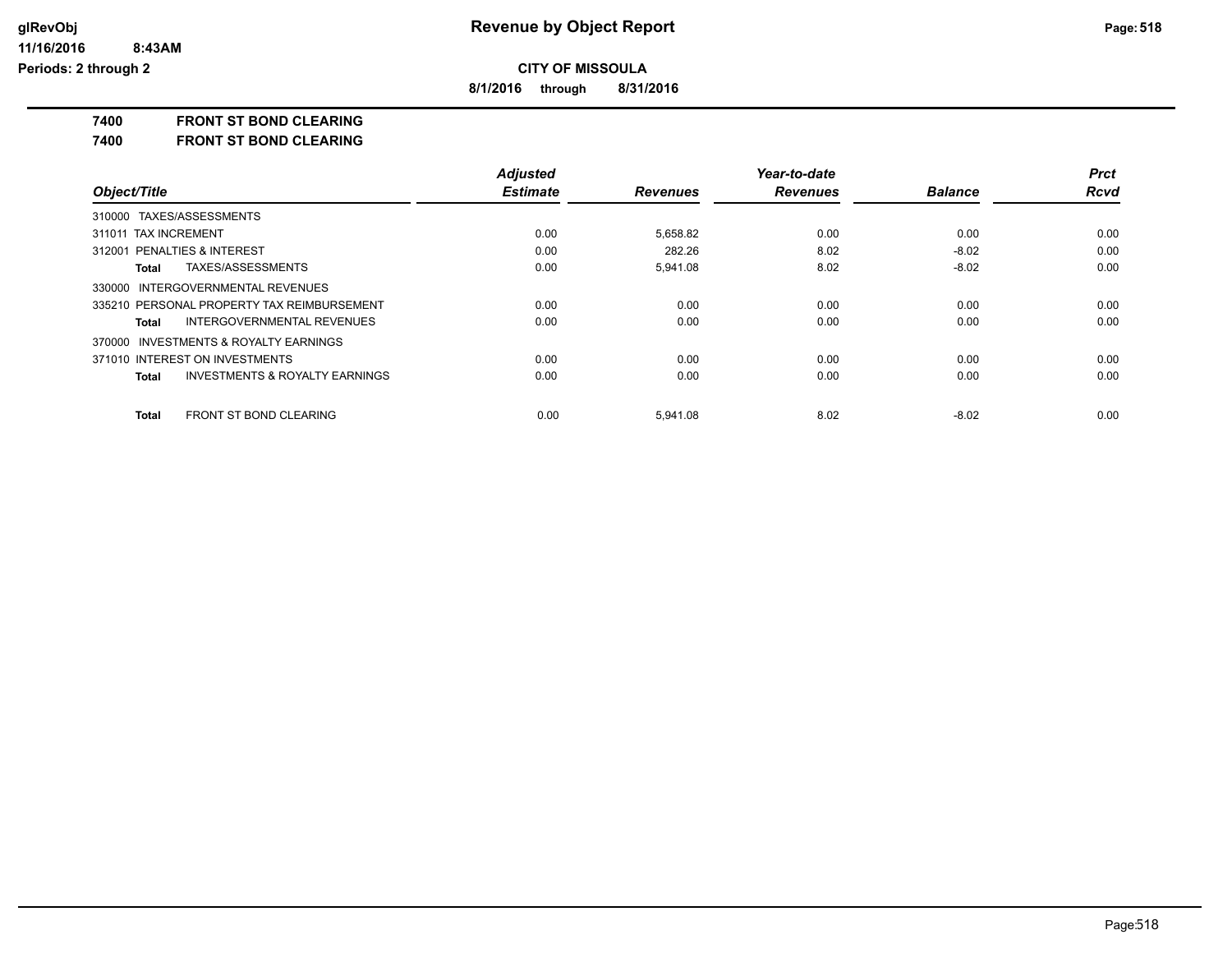**Revenue by Object Report**

**CITY OF MISSOULA**

**8/1/2016 through 8/31/2016**

glRevObj
11/16/2016 8:43AM
Periods: 2 through 2

## 7400 FRONT ST BOND CLEARING

## 7400 FRONT ST BOND CLEARING

| Object/Title | Adjusted Estimate | Revenues | Year-to-date Revenues | Balance | Prct Rcvd |
|---|---|---|---|---|---|
| 310000 TAXES/ASSESSMENTS | | | | | |
| 311011 TAX INCREMENT | 0.00 | 5,658.82 | 0.00 | 0.00 | 0.00 |
| 312001 PENALTIES & INTEREST | 0.00 | 282.26 | 8.02 | -8.02 | 0.00 |
| **Total** TAXES/ASSESSMENTS | 0.00 | 5,941.08 | 8.02 | -8.02 | 0.00 |
| 330000 INTERGOVERNMENTAL REVENUES | | | | | |
| 335210 PERSONAL PROPERTY TAX REIMBURSEMENT | 0.00 | 0.00 | 0.00 | 0.00 | 0.00 |
| **Total** INTERGOVERNMENTAL REVENUES | 0.00 | 0.00 | 0.00 | 0.00 | 0.00 |
| 370000 INVESTMENTS & ROYALTY EARNINGS | | | | | |
| 371010 INTEREST ON INVESTMENTS | 0.00 | 0.00 | 0.00 | 0.00 | 0.00 |
| **Total** INVESTMENTS & ROYALTY EARNINGS | 0.00 | 0.00 | 0.00 | 0.00 | 0.00 |
| **Total** FRONT ST BOND CLEARING | 0.00 | 5,941.08 | 8.02 | -8.02 | 0.00 |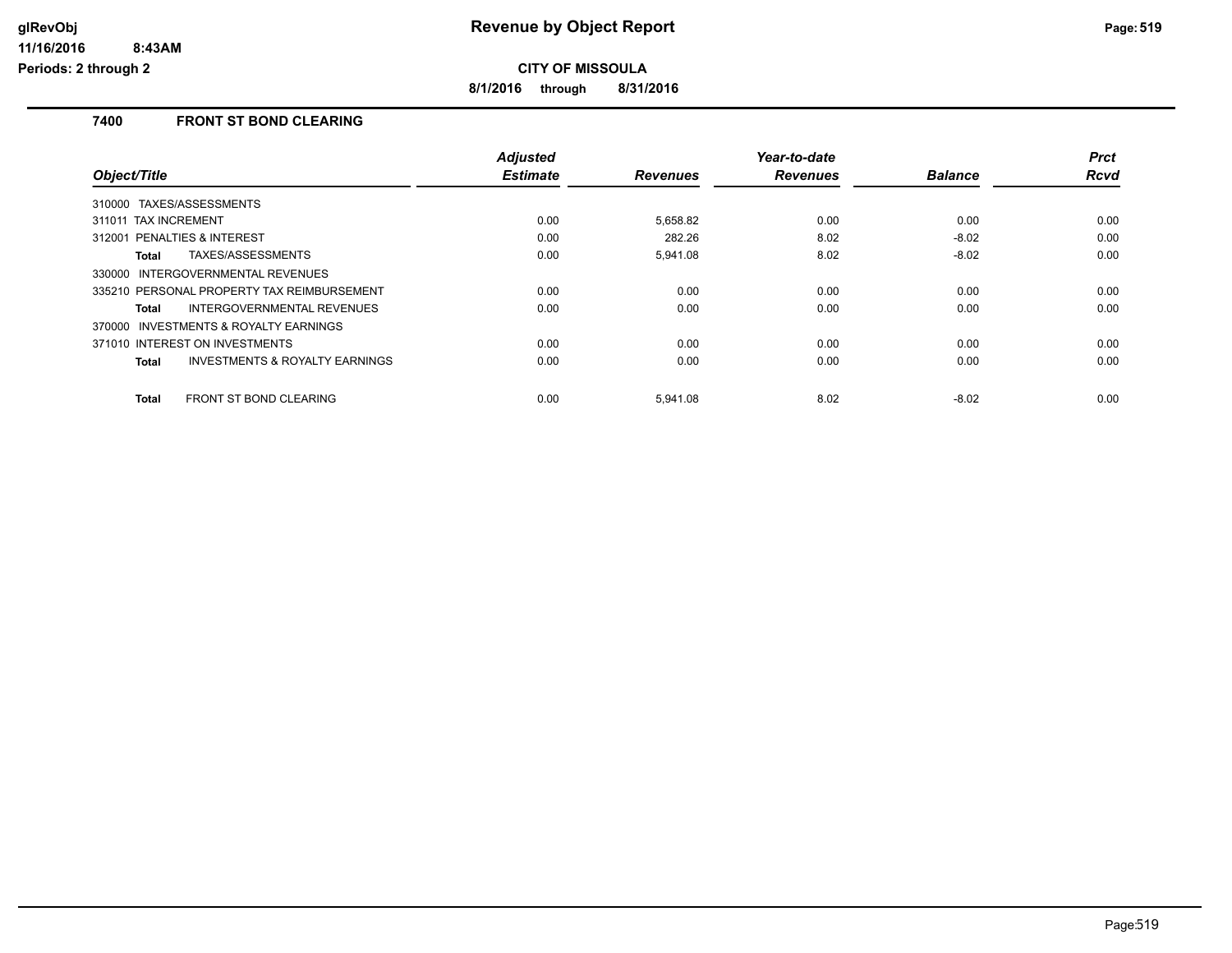# Revenue by Object Report

**CITY OF MISSOULA**

**8/1/2016 through 8/31/2016**

glRevObj
11/16/2016 8:43AM
Periods: 2 through 2

## 7400 FRONT ST BOND CLEARING

| Object/Title | Adjusted Estimate | Revenues | Year-to-date Revenues | Balance | Prct Rcvd |
|---|---|---|---|---|---|
| 310000 TAXES/ASSESSMENTS | | | | | |
| 311011 TAX INCREMENT | 0.00 | 5,658.82 | 0.00 | 0.00 | 0.00 |
| 312001 PENALTIES & INTEREST | 0.00 | 282.26 | 8.02 | -8.02 | 0.00 |
| **Total** TAXES/ASSESSMENTS | 0.00 | 5,941.08 | 8.02 | -8.02 | 0.00 |
| 330000 INTERGOVERNMENTAL REVENUES | | | | | |
| 335210 PERSONAL PROPERTY TAX REIMBURSEMENT | 0.00 | 0.00 | 0.00 | 0.00 | 0.00 |
| **Total** INTERGOVERNMENTAL REVENUES | 0.00 | 0.00 | 0.00 | 0.00 | 0.00 |
| 370000 INVESTMENTS & ROYALTY EARNINGS | | | | | |
| 371010 INTEREST ON INVESTMENTS | 0.00 | 0.00 | 0.00 | 0.00 | 0.00 |
| **Total** INVESTMENTS & ROYALTY EARNINGS | 0.00 | 0.00 | 0.00 | 0.00 | 0.00 |
| **Total** FRONT ST BOND CLEARING | 0.00 | 5,941.08 | 8.02 | -8.02 | 0.00 |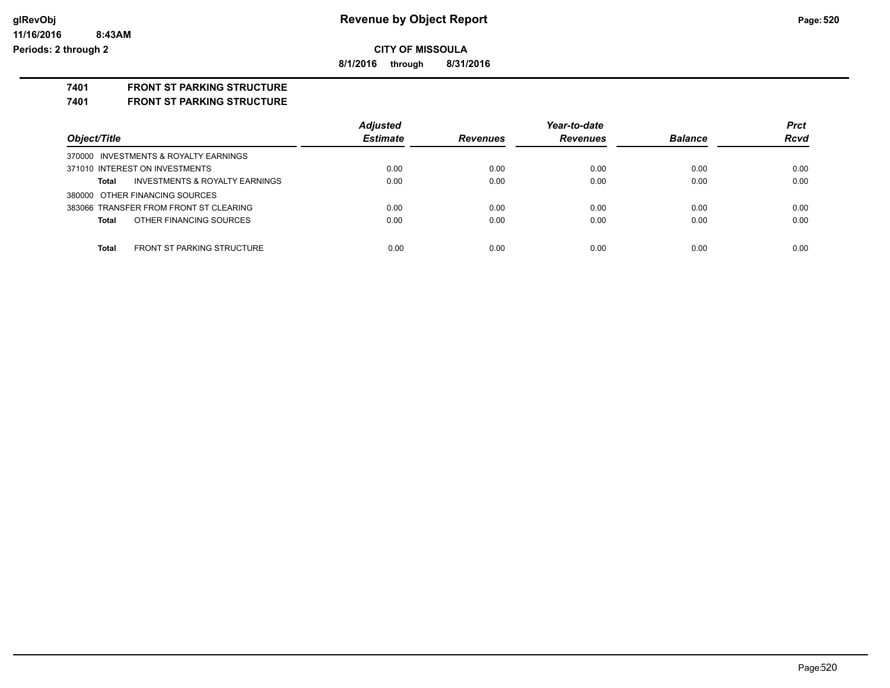**Revenue by Object Report**

**CITY OF MISSOULA**

**8/1/2016 through 8/31/2016**

glRevObj
11/16/2016 8:43AM
Periods: 2 through 2

**7401 FRONT ST PARKING STRUCTURE**

**7401 FRONT ST PARKING STRUCTURE**

| Object/Title | Adjusted Estimate | Revenues | Year-to-date Revenues | Balance | Prct Rcvd |
|---|---|---|---|---|---|
| 370000 INVESTMENTS & ROYALTY EARNINGS | | | | | |
| 371010 INTEREST ON INVESTMENTS | 0.00 | 0.00 | 0.00 | 0.00 | 0.00 |
| **Total** INVESTMENTS & ROYALTY EARNINGS | 0.00 | 0.00 | 0.00 | 0.00 | 0.00 |
| 380000 OTHER FINANCING SOURCES | | | | | |
| 383066 TRANSFER FROM FRONT ST CLEARING | 0.00 | 0.00 | 0.00 | 0.00 | 0.00 |
| **Total** OTHER FINANCING SOURCES | 0.00 | 0.00 | 0.00 | 0.00 | 0.00 |
| **Total** FRONT ST PARKING STRUCTURE | 0.00 | 0.00 | 0.00 | 0.00 | 0.00 |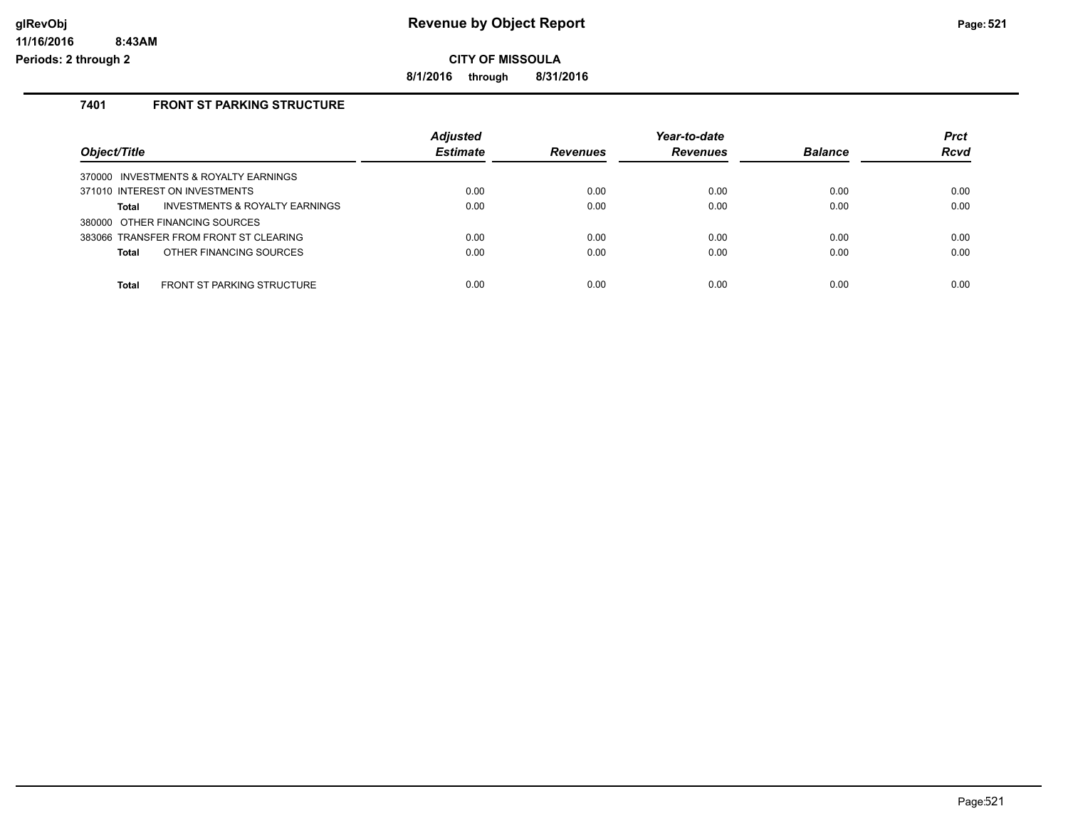# Revenue by Object Report

**CITY OF MISSOULA**

**8/1/2016 through 8/31/2016**

## 7401 FRONT ST PARKING STRUCTURE

| Object/Title | Adjusted Estimate | Revenues | Year-to-date Revenues | Balance | Prct Rcvd |
|---|---|---|---|---|---|
| 370000 INVESTMENTS & ROYALTY EARNINGS | | | | | |
| 371010 INTEREST ON INVESTMENTS | 0.00 | 0.00 | 0.00 | 0.00 | 0.00 |
| **Total** INVESTMENTS & ROYALTY EARNINGS | 0.00 | 0.00 | 0.00 | 0.00 | 0.00 |
| 380000 OTHER FINANCING SOURCES | | | | | |
| 383066 TRANSFER FROM FRONT ST CLEARING | 0.00 | 0.00 | 0.00 | 0.00 | 0.00 |
| **Total** OTHER FINANCING SOURCES | 0.00 | 0.00 | 0.00 | 0.00 | 0.00 |
| **Total** FRONT ST PARKING STRUCTURE | 0.00 | 0.00 | 0.00 | 0.00 | 0.00 |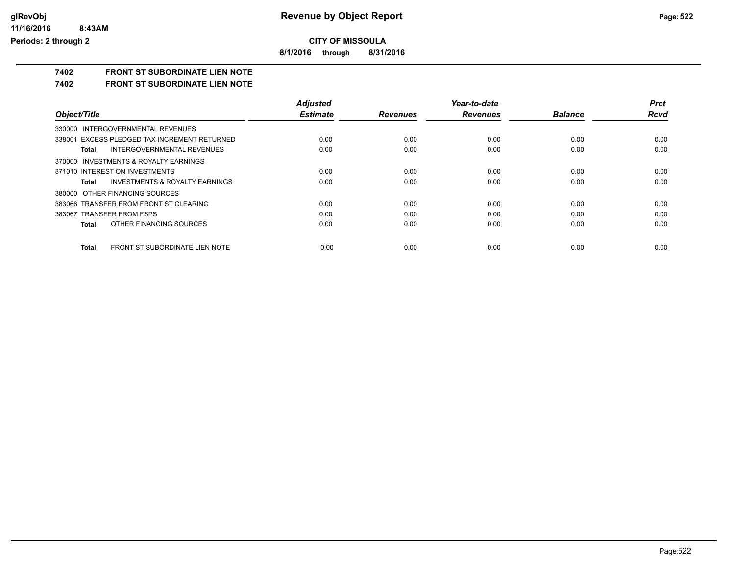# Revenue by Object Report

**CITY OF MISSOULA**

**8/1/2016 through 8/31/2016**

glRevObj
11/16/2016 8:43AM
Periods: 2 through 2

## 7402 FRONT ST SUBORDINATE LIEN NOTE

### 7402 FRONT ST SUBORDINATE LIEN NOTE

| Object/Title | Adjusted Estimate | Revenues | Year-to-date Revenues | Balance | Prct Rcvd |
|---|---|---|---|---|---|
| 330000 INTERGOVERNMENTAL REVENUES | | | | | |
| 338001 EXCESS PLEDGED TAX INCREMENT RETURNED | 0.00 | 0.00 | 0.00 | 0.00 | 0.00 |
| **Total** INTERGOVERNMENTAL REVENUES | 0.00 | 0.00 | 0.00 | 0.00 | 0.00 |
| 370000 INVESTMENTS & ROYALTY EARNINGS | | | | | |
| 371010 INTEREST ON INVESTMENTS | 0.00 | 0.00 | 0.00 | 0.00 | 0.00 |
| **Total** INVESTMENTS & ROYALTY EARNINGS | 0.00 | 0.00 | 0.00 | 0.00 | 0.00 |
| 380000 OTHER FINANCING SOURCES | | | | | |
| 383066 TRANSFER FROM FRONT ST CLEARING | 0.00 | 0.00 | 0.00 | 0.00 | 0.00 |
| 383067 TRANSFER FROM FSPS | 0.00 | 0.00 | 0.00 | 0.00 | 0.00 |
| **Total** OTHER FINANCING SOURCES | 0.00 | 0.00 | 0.00 | 0.00 | 0.00 |
| **Total** FRONT ST SUBORDINATE LIEN NOTE | 0.00 | 0.00 | 0.00 | 0.00 | 0.00 |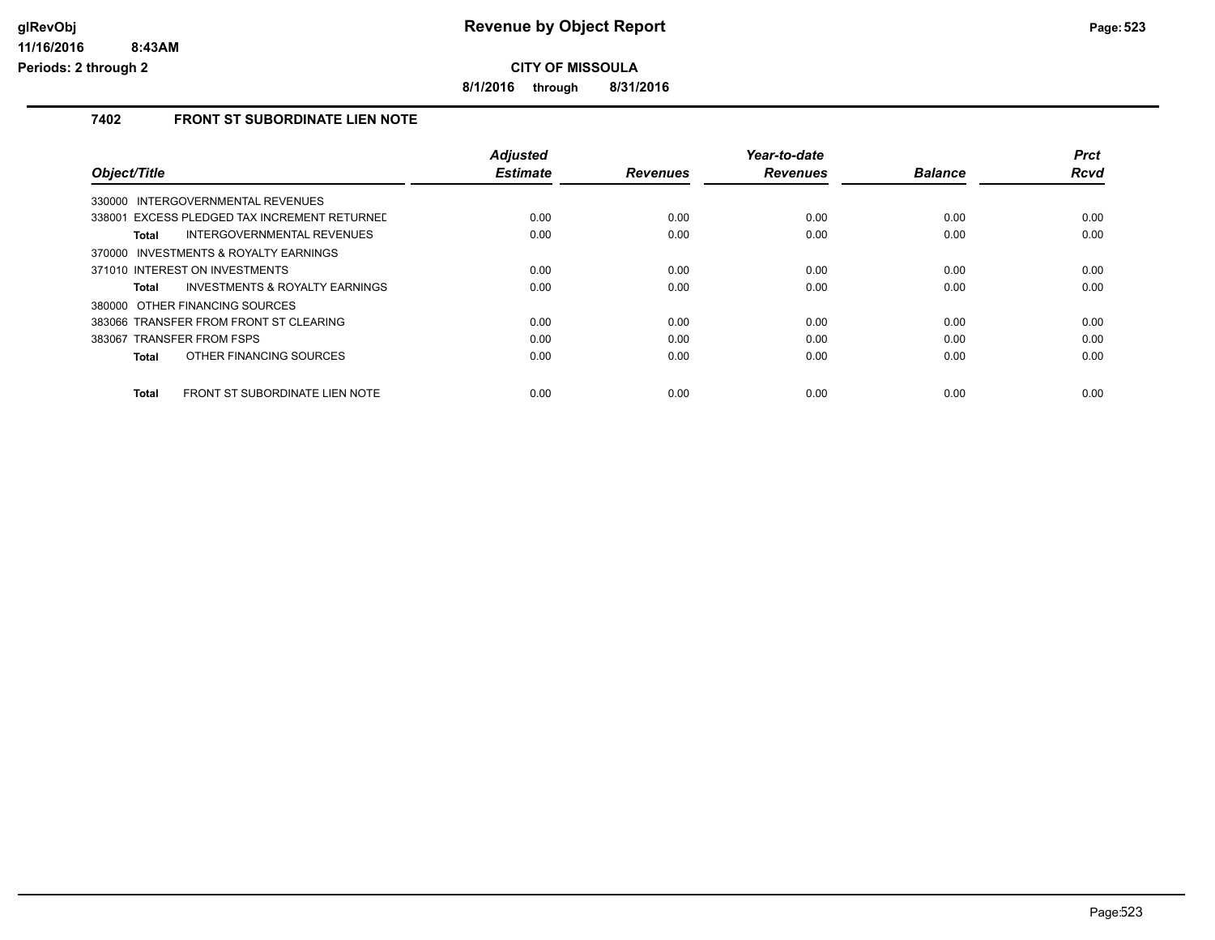**glRevObj**
**11/16/2016 8:43AM**
**Periods: 2 through 2**

# Revenue by Object Report

**CITY OF MISSOULA**

**8/1/2016 through 8/31/2016**

## 7402 FRONT ST SUBORDINATE LIEN NOTE

| Object/Title | Adjusted Estimate | Revenues | Year-to-date Revenues | Balance | Prct Rcvd |
|---|---|---|---|---|---|
| 330000 INTERGOVERNMENTAL REVENUES | | | | | |
| 338001 EXCESS PLEDGED TAX INCREMENT RETURNED | 0.00 | 0.00 | 0.00 | 0.00 | 0.00 |
| **Total** INTERGOVERNMENTAL REVENUES | 0.00 | 0.00 | 0.00 | 0.00 | 0.00 |
| 370000 INVESTMENTS & ROYALTY EARNINGS | | | | | |
| 371010 INTEREST ON INVESTMENTS | 0.00 | 0.00 | 0.00 | 0.00 | 0.00 |
| **Total** INVESTMENTS & ROYALTY EARNINGS | 0.00 | 0.00 | 0.00 | 0.00 | 0.00 |
| 380000 OTHER FINANCING SOURCES | | | | | |
| 383066 TRANSFER FROM FRONT ST CLEARING | 0.00 | 0.00 | 0.00 | 0.00 | 0.00 |
| 383067 TRANSFER FROM FSPS | 0.00 | 0.00 | 0.00 | 0.00 | 0.00 |
| **Total** OTHER FINANCING SOURCES | 0.00 | 0.00 | 0.00 | 0.00 | 0.00 |
| **Total** FRONT ST SUBORDINATE LIEN NOTE | 0.00 | 0.00 | 0.00 | 0.00 | 0.00 |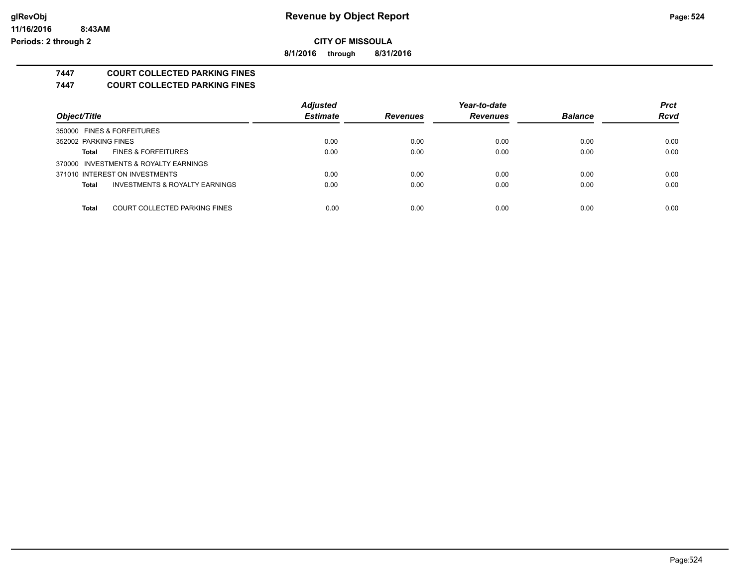**glRevObj**
**11/16/2016 8:43AM**
**Periods: 2 through 2**

# Revenue by Object Report

**CITY OF MISSOULA**

**8/1/2016 through 8/31/2016**

## 7447 COURT COLLECTED PARKING FINES

## 7447 COURT COLLECTED PARKING FINES

| Object/Title | Adjusted Estimate | Revenues | Year-to-date Revenues | Balance | Prct Rcvd |
|---|---|---|---|---|---|
| 350000 FINES & FORFEITURES | | | | | |
| 352002 PARKING FINES | 0.00 | 0.00 | 0.00 | 0.00 | 0.00 |
| **Total** FINES & FORFEITURES | 0.00 | 0.00 | 0.00 | 0.00 | 0.00 |
| 370000 INVESTMENTS & ROYALTY EARNINGS | | | | | |
| 371010 INTEREST ON INVESTMENTS | 0.00 | 0.00 | 0.00 | 0.00 | 0.00 |
| **Total** INVESTMENTS & ROYALTY EARNINGS | 0.00 | 0.00 | 0.00 | 0.00 | 0.00 |
| **Total** COURT COLLECTED PARKING FINES | 0.00 | 0.00 | 0.00 | 0.00 | 0.00 |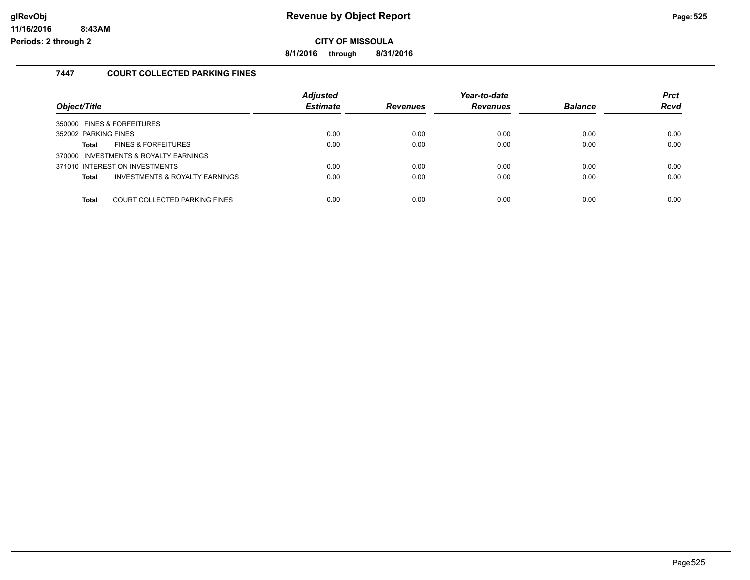**Revenue by Object Report**

**CITY OF MISSOULA**

**8/1/2016 through 8/31/2016**

glRevObj
11/16/2016 8:43AM
Periods: 2 through 2

## 7447 COURT COLLECTED PARKING FINES

| Object/Title | | Adjusted Estimate | Revenues | Year-to-date Revenues | Balance | Prct Rcvd |
|---|---|---|---|---|---|---|
| 350000 FINES & FORFEITURES | | | | | | |
| 352002 PARKING FINES | | 0.00 | 0.00 | 0.00 | 0.00 | 0.00 |
| **Total** | FINES & FORFEITURES | 0.00 | 0.00 | 0.00 | 0.00 | 0.00 |
| 370000 INVESTMENTS & ROYALTY EARNINGS | | | | | | |
| 371010 INTEREST ON INVESTMENTS | | 0.00 | 0.00 | 0.00 | 0.00 | 0.00 |
| **Total** | INVESTMENTS & ROYALTY EARNINGS | 0.00 | 0.00 | 0.00 | 0.00 | 0.00 |
| **Total** | COURT COLLECTED PARKING FINES | 0.00 | 0.00 | 0.00 | 0.00 | 0.00 |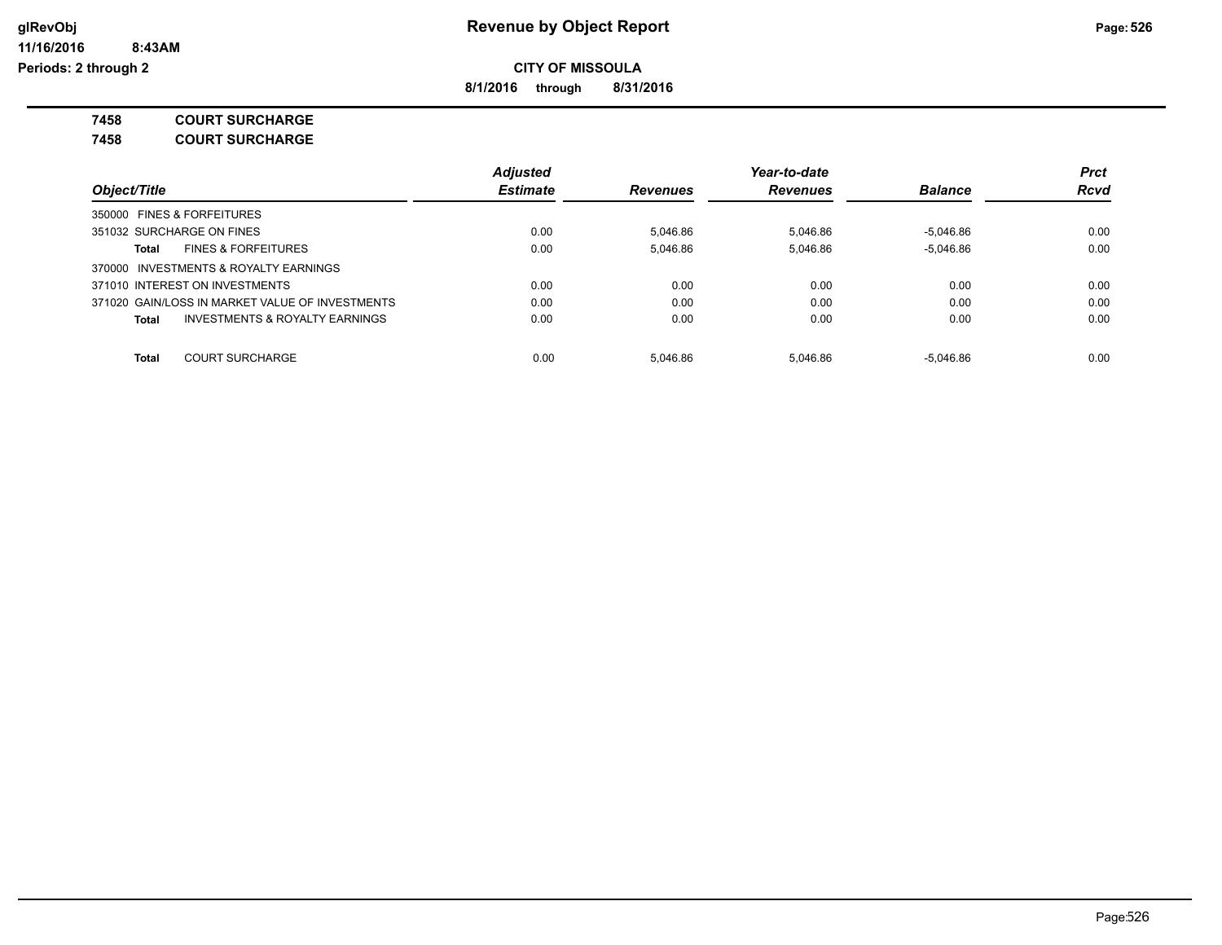**Revenue by Object Report**

**CITY OF MISSOULA**

**8/1/2016 through 8/31/2016**

glRevObj
11/16/2016 8:43AM
Periods: 2 through 2

**7458 COURT SURCHARGE**

**7458 COURT SURCHARGE**

| Object/Title | Adjusted Estimate | Revenues | Year-to-date Revenues | Balance | Prct Rcvd |
|---|---|---|---|---|---|
| 350000 FINES & FORFEITURES | | | | | |
| 351032 SURCHARGE ON FINES | 0.00 | 5,046.86 | 5,046.86 | -5,046.86 | 0.00 |
| **Total** FINES & FORFEITURES | 0.00 | 5,046.86 | 5,046.86 | -5,046.86 | 0.00 |
| 370000 INVESTMENTS & ROYALTY EARNINGS | | | | | |
| 371010 INTEREST ON INVESTMENTS | 0.00 | 0.00 | 0.00 | 0.00 | 0.00 |
| 371020 GAIN/LOSS IN MARKET VALUE OF INVESTMENTS | 0.00 | 0.00 | 0.00 | 0.00 | 0.00 |
| **Total** INVESTMENTS & ROYALTY EARNINGS | 0.00 | 0.00 | 0.00 | 0.00 | 0.00 |
| **Total** COURT SURCHARGE | 0.00 | 5,046.86 | 5,046.86 | -5,046.86 | 0.00 |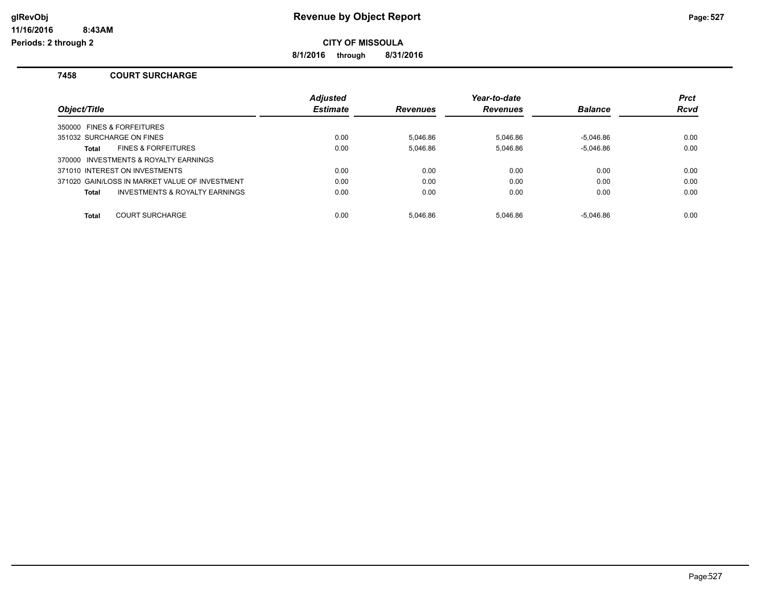# Revenue by Object Report

**CITY OF MISSOULA**

**8/1/2016 through 8/31/2016**

glRevObj
11/16/2016 8:43AM
Periods: 2 through 2

## 7458 COURT SURCHARGE

| Object/Title | Adjusted Estimate | Revenues | Year-to-date Revenues | Balance | Prct Rcvd |
|---|---|---|---|---|---|
| 350000 FINES & FORFEITURES | | | | | |
| 351032 SURCHARGE ON FINES | 0.00 | 5,046.86 | 5,046.86 | -5,046.86 | 0.00 |
| **Total** FINES & FORFEITURES | 0.00 | 5,046.86 | 5,046.86 | -5,046.86 | 0.00 |
| 370000 INVESTMENTS & ROYALTY EARNINGS | | | | | |
| 371010 INTEREST ON INVESTMENTS | 0.00 | 0.00 | 0.00 | 0.00 | 0.00 |
| 371020 GAIN/LOSS IN MARKET VALUE OF INVESTMENT | 0.00 | 0.00 | 0.00 | 0.00 | 0.00 |
| **Total** INVESTMENTS & ROYALTY EARNINGS | 0.00 | 0.00 | 0.00 | 0.00 | 0.00 |
| **Total** COURT SURCHARGE | 0.00 | 5,046.86 | 5,046.86 | -5,046.86 | 0.00 |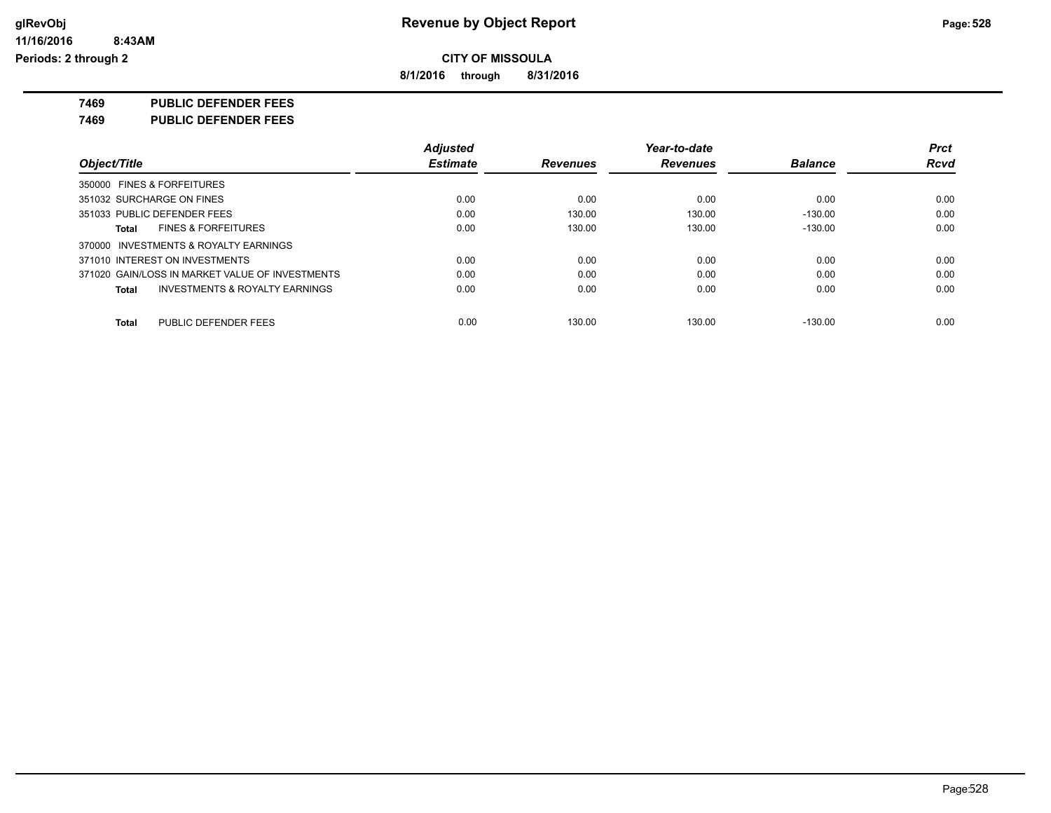# Revenue by Object Report

**CITY OF MISSOULA**

**8/1/2016 through 8/31/2016**

glRevObj
11/16/2016 8:43AM
Periods: 2 through 2

## 7469 PUBLIC DEFENDER FEES

## 7469 PUBLIC DEFENDER FEES

| Object/Title | Adjusted Estimate | Revenues | Year-to-date Revenues | Balance | Prct Rcvd |
|---|---|---|---|---|---|
| 350000 FINES & FORFEITURES | | | | | |
| 351032 SURCHARGE ON FINES | 0.00 | 0.00 | 0.00 | 0.00 | 0.00 |
| 351033 PUBLIC DEFENDER FEES | 0.00 | 130.00 | 130.00 | -130.00 | 0.00 |
| **Total** FINES & FORFEITURES | 0.00 | 130.00 | 130.00 | -130.00 | 0.00 |
| 370000 INVESTMENTS & ROYALTY EARNINGS | | | | | |
| 371010 INTEREST ON INVESTMENTS | 0.00 | 0.00 | 0.00 | 0.00 | 0.00 |
| 371020 GAIN/LOSS IN MARKET VALUE OF INVESTMENTS | 0.00 | 0.00 | 0.00 | 0.00 | 0.00 |
| **Total** INVESTMENTS & ROYALTY EARNINGS | 0.00 | 0.00 | 0.00 | 0.00 | 0.00 |
| **Total** PUBLIC DEFENDER FEES | 0.00 | 130.00 | 130.00 | -130.00 | 0.00 |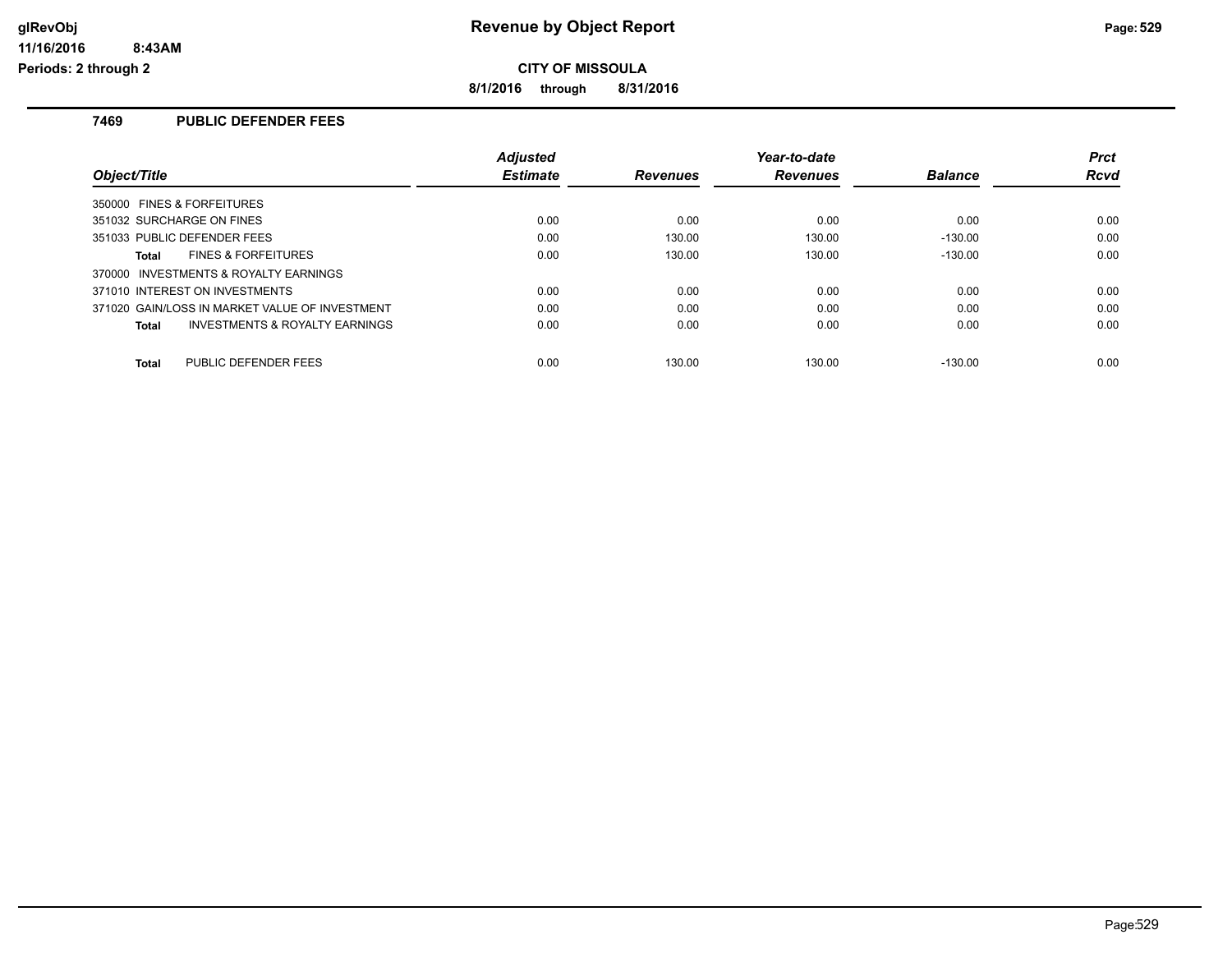**Revenue by Object Report**

**CITY OF MISSOULA**

**8/1/2016 through 8/31/2016**

glRevObj
11/16/2016 8:43AM
Periods: 2 through 2

## 7469 PUBLIC DEFENDER FEES

| Object/Title | | Adjusted Estimate | Revenues | Year-to-date Revenues | Balance | Prct Rcvd |
|---|---|---|---|---|---|---|
| 350000 FINES & FORFEITURES | | | | | | |
| 351032 SURCHARGE ON FINES | | 0.00 | 0.00 | 0.00 | 0.00 | 0.00 |
| 351033 PUBLIC DEFENDER FEES | | 0.00 | 130.00 | 130.00 | -130.00 | 0.00 |
| Total | FINES & FORFEITURES | 0.00 | 130.00 | 130.00 | -130.00 | 0.00 |
| 370000 INVESTMENTS & ROYALTY EARNINGS | | | | | | |
| 371010 INTEREST ON INVESTMENTS | | 0.00 | 0.00 | 0.00 | 0.00 | 0.00 |
| 371020 GAIN/LOSS IN MARKET VALUE OF INVESTMENT | | 0.00 | 0.00 | 0.00 | 0.00 | 0.00 |
| Total | INVESTMENTS & ROYALTY EARNINGS | 0.00 | 0.00 | 0.00 | 0.00 | 0.00 |
| Total | PUBLIC DEFENDER FEES | 0.00 | 130.00 | 130.00 | -130.00 | 0.00 |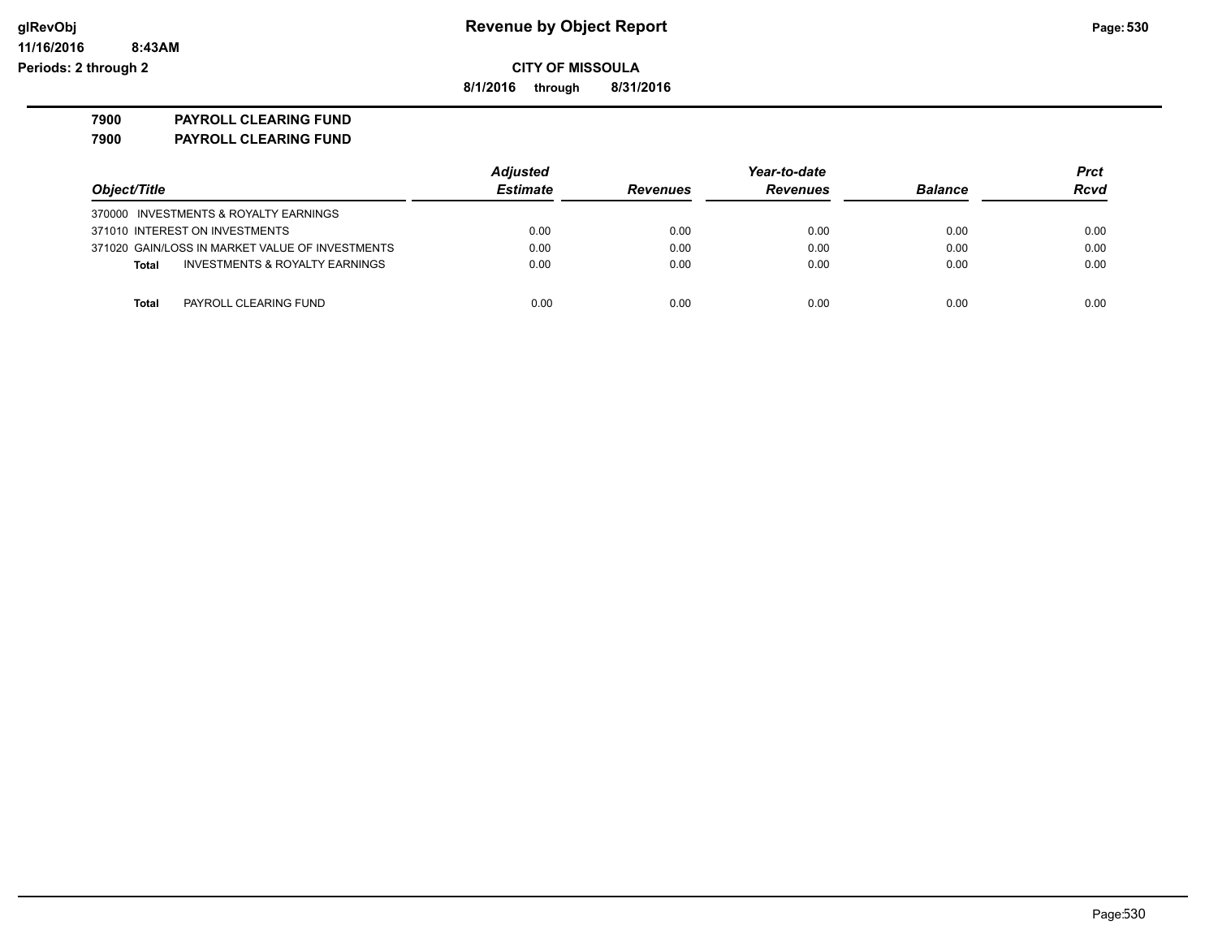**CITY OF MISSOULA**

**8/1/2016 through 8/31/2016**

**7900 PAYROLL CLEARING FUND**

**7900 PAYROLL CLEARING FUND**

| Object/Title | Adjusted Estimate | Revenues | Year-to-date Revenues | Balance | Prct Rcvd |
|---|---|---|---|---|---|
| 370000 INVESTMENTS & ROYALTY EARNINGS | | | | | |
| 371010 INTEREST ON INVESTMENTS | 0.00 | 0.00 | 0.00 | 0.00 | 0.00 |
| 371020 GAIN/LOSS IN MARKET VALUE OF INVESTMENTS | 0.00 | 0.00 | 0.00 | 0.00 | 0.00 |
| **Total** INVESTMENTS & ROYALTY EARNINGS | 0.00 | 0.00 | 0.00 | 0.00 | 0.00 |
| **Total** PAYROLL CLEARING FUND | 0.00 | 0.00 | 0.00 | 0.00 | 0.00 |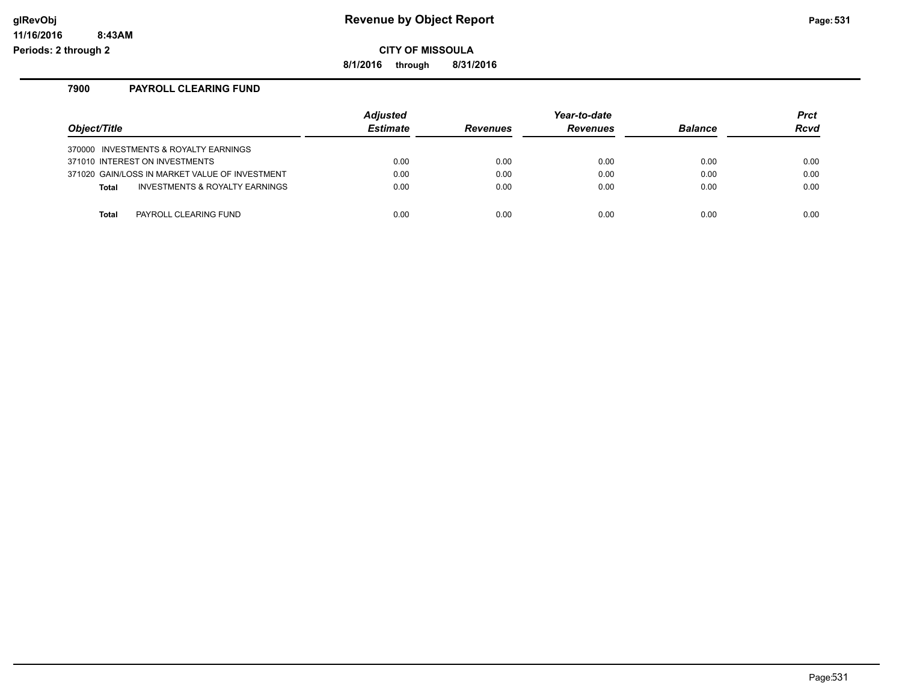**CITY OF MISSOULA**

**8/1/2016 through 8/31/2016**

### 7900 PAYROLL CLEARING FUND

| Object/Title | Adjusted Estimate | Revenues | Year-to-date Revenues | Balance | Prct Rcvd |
|---|---|---|---|---|---|
| 370000 INVESTMENTS & ROYALTY EARNINGS | | | | | |
| 371010 INTEREST ON INVESTMENTS | 0.00 | 0.00 | 0.00 | 0.00 | 0.00 |
| 371020 GAIN/LOSS IN MARKET VALUE OF INVESTMENT | 0.00 | 0.00 | 0.00 | 0.00 | 0.00 |
| **Total** INVESTMENTS & ROYALTY EARNINGS | 0.00 | 0.00 | 0.00 | 0.00 | 0.00 |
| **Total** PAYROLL CLEARING FUND | 0.00 | 0.00 | 0.00 | 0.00 | 0.00 |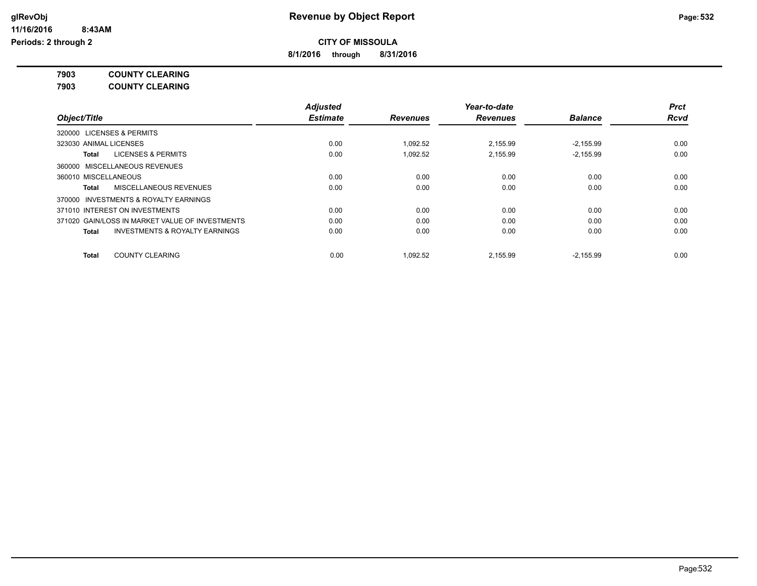**Revenue by Object Report**

**CITY OF MISSOULA**

**8/1/2016 through 8/31/2016**

glRevObj
11/16/2016 8:43AM
Periods: 2 through 2

**7903 COUNTY CLEARING**

**7903 COUNTY CLEARING**

| Object/Title | Adjusted Estimate | Revenues | Year-to-date Revenues | Balance | Prct Rcvd |
|---|---|---|---|---|---|
| 320000 LICENSES & PERMITS | | | | | |
| 323030 ANIMAL LICENSES | 0.00 | 1,092.52 | 2,155.99 | -2,155.99 | 0.00 |
| **Total** LICENSES & PERMITS | 0.00 | 1,092.52 | 2,155.99 | -2,155.99 | 0.00 |
| 360000 MISCELLANEOUS REVENUES | | | | | |
| 360010 MISCELLANEOUS | 0.00 | 0.00 | 0.00 | 0.00 | 0.00 |
| **Total** MISCELLANEOUS REVENUES | 0.00 | 0.00 | 0.00 | 0.00 | 0.00 |
| 370000 INVESTMENTS & ROYALTY EARNINGS | | | | | |
| 371010 INTEREST ON INVESTMENTS | 0.00 | 0.00 | 0.00 | 0.00 | 0.00 |
| 371020 GAIN/LOSS IN MARKET VALUE OF INVESTMENTS | 0.00 | 0.00 | 0.00 | 0.00 | 0.00 |
| **Total** INVESTMENTS & ROYALTY EARNINGS | 0.00 | 0.00 | 0.00 | 0.00 | 0.00 |
| **Total** COUNTY CLEARING | 0.00 | 1,092.52 | 2,155.99 | -2,155.99 | 0.00 |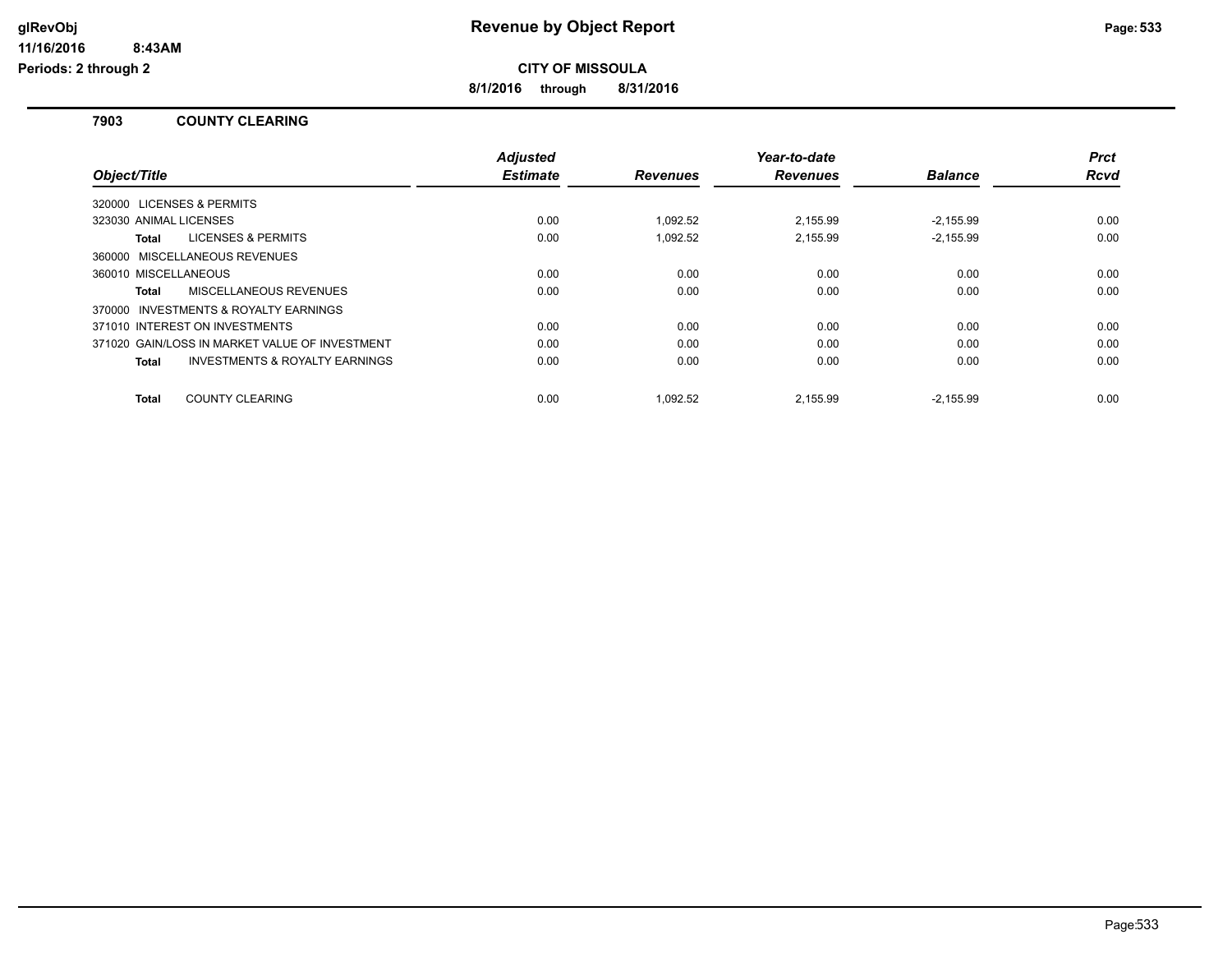# Revenue by Object Report

**CITY OF MISSOULA**

**8/1/2016 through 8/31/2016**

glRevObj
11/16/2016 8:43AM
Periods: 2 through 2

### 7903 COUNTY CLEARING

| Object/Title | Adjusted Estimate | Revenues | Year-to-date Revenues | Balance | Prct Rcvd |
|---|---|---|---|---|---|
| 320000 LICENSES & PERMITS | | | | | |
| 323030 ANIMAL LICENSES | 0.00 | 1,092.52 | 2,155.99 | -2,155.99 | 0.00 |
| **Total** LICENSES & PERMITS | 0.00 | 1,092.52 | 2,155.99 | -2,155.99 | 0.00 |
| 360000 MISCELLANEOUS REVENUES | | | | | |
| 360010 MISCELLANEOUS | 0.00 | 0.00 | 0.00 | 0.00 | 0.00 |
| **Total** MISCELLANEOUS REVENUES | 0.00 | 0.00 | 0.00 | 0.00 | 0.00 |
| 370000 INVESTMENTS & ROYALTY EARNINGS | | | | | |
| 371010 INTEREST ON INVESTMENTS | 0.00 | 0.00 | 0.00 | 0.00 | 0.00 |
| 371020 GAIN/LOSS IN MARKET VALUE OF INVESTMENT | 0.00 | 0.00 | 0.00 | 0.00 | 0.00 |
| **Total** INVESTMENTS & ROYALTY EARNINGS | 0.00 | 0.00 | 0.00 | 0.00 | 0.00 |
| **Total** COUNTY CLEARING | 0.00 | 1,092.52 | 2,155.99 | -2,155.99 | 0.00 |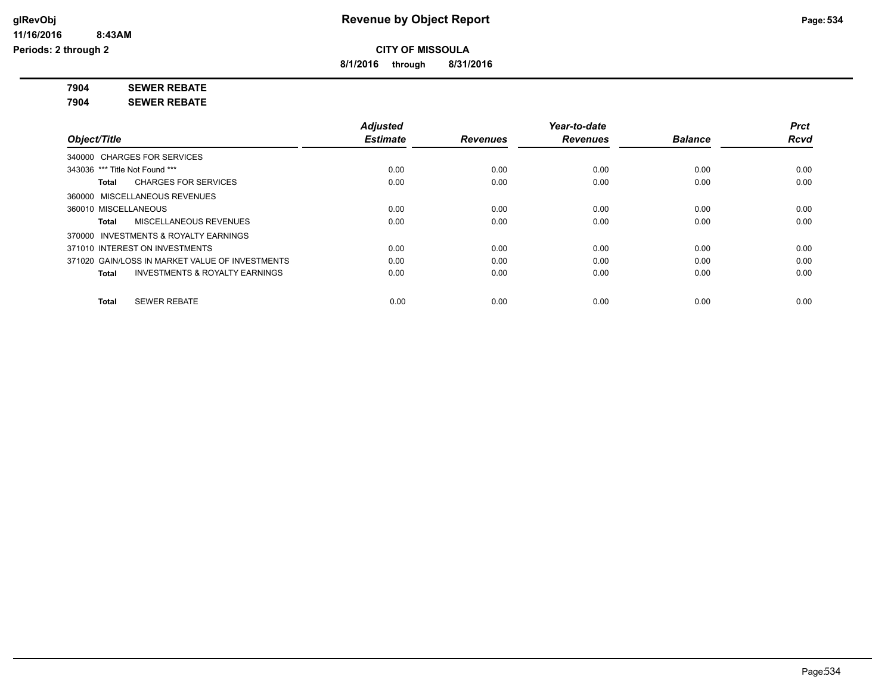glRevObj
11/16/2016 8:43AM
Periods: 2 through 2

# Revenue by Object Report

**CITY OF MISSOULA**

**8/1/2016 through 8/31/2016**

**7904 SEWER REBATE**
**7904 SEWER REBATE**

| Object/Title | Adjusted Estimate | Revenues | Year-to-date Revenues | Balance | Prct Rcvd |
|---|---|---|---|---|---|
| 340000 CHARGES FOR SERVICES | | | | | |
| 343036 *** Title Not Found *** | 0.00 | 0.00 | 0.00 | 0.00 | 0.00 |
| **Total** CHARGES FOR SERVICES | 0.00 | 0.00 | 0.00 | 0.00 | 0.00 |
| 360000 MISCELLANEOUS REVENUES | | | | | |
| 360010 MISCELLANEOUS | 0.00 | 0.00 | 0.00 | 0.00 | 0.00 |
| **Total** MISCELLANEOUS REVENUES | 0.00 | 0.00 | 0.00 | 0.00 | 0.00 |
| 370000 INVESTMENTS & ROYALTY EARNINGS | | | | | |
| 371010 INTEREST ON INVESTMENTS | 0.00 | 0.00 | 0.00 | 0.00 | 0.00 |
| 371020 GAIN/LOSS IN MARKET VALUE OF INVESTMENTS | 0.00 | 0.00 | 0.00 | 0.00 | 0.00 |
| **Total** INVESTMENTS & ROYALTY EARNINGS | 0.00 | 0.00 | 0.00 | 0.00 | 0.00 |
| **Total** SEWER REBATE | 0.00 | 0.00 | 0.00 | 0.00 | 0.00 |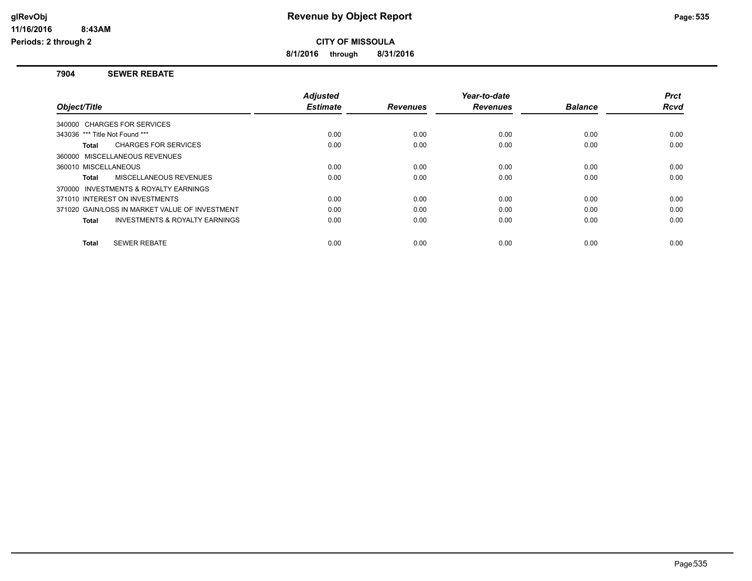# Revenue by Object Report

**CITY OF MISSOULA**

**8/1/2016 through 8/31/2016**

glRevObj
11/16/2016 8:43AM
Periods: 2 through 2

## 7904 SEWER REBATE

| Object/Title | Adjusted Estimate | Revenues | Year-to-date Revenues | Balance | Prct Rcvd |
|---|---|---|---|---|---|
| 340000 CHARGES FOR SERVICES | | | | | |
| 343036 *** Title Not Found *** | 0.00 | 0.00 | 0.00 | 0.00 | 0.00 |
| **Total** CHARGES FOR SERVICES | 0.00 | 0.00 | 0.00 | 0.00 | 0.00 |
| 360000 MISCELLANEOUS REVENUES | | | | | |
| 360010 MISCELLANEOUS | 0.00 | 0.00 | 0.00 | 0.00 | 0.00 |
| **Total** MISCELLANEOUS REVENUES | 0.00 | 0.00 | 0.00 | 0.00 | 0.00 |
| 370000 INVESTMENTS & ROYALTY EARNINGS | | | | | |
| 371010 INTEREST ON INVESTMENTS | 0.00 | 0.00 | 0.00 | 0.00 | 0.00 |
| 371020 GAIN/LOSS IN MARKET VALUE OF INVESTMENT | 0.00 | 0.00 | 0.00 | 0.00 | 0.00 |
| **Total** INVESTMENTS & ROYALTY EARNINGS | 0.00 | 0.00 | 0.00 | 0.00 | 0.00 |
| **Total** SEWER REBATE | 0.00 | 0.00 | 0.00 | 0.00 | 0.00 |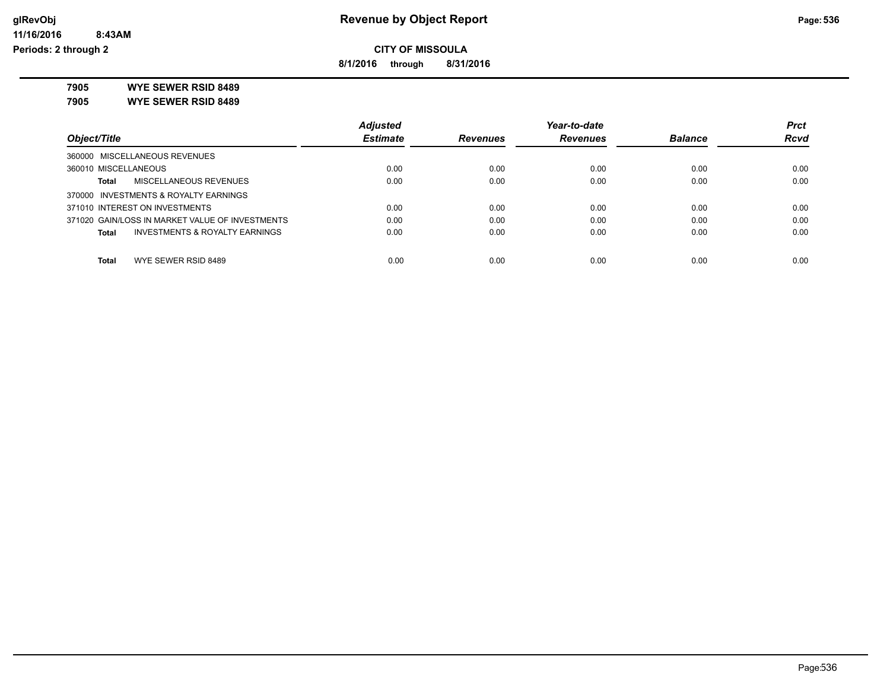**CITY OF MISSOULA**

**8/1/2016 through 8/31/2016**

**7905 WYE SEWER RSID 8489**

**7905 WYE SEWER RSID 8489**

| Object/Title | Adjusted Estimate | Revenues | Year-to-date Revenues | Balance | Prct Rcvd |
|---|---|---|---|---|---|
| 360000 MISCELLANEOUS REVENUES | | | | | |
| 360010 MISCELLANEOUS | 0.00 | 0.00 | 0.00 | 0.00 | 0.00 |
| **Total** MISCELLANEOUS REVENUES | 0.00 | 0.00 | 0.00 | 0.00 | 0.00 |
| 370000 INVESTMENTS & ROYALTY EARNINGS | | | | | |
| 371010 INTEREST ON INVESTMENTS | 0.00 | 0.00 | 0.00 | 0.00 | 0.00 |
| 371020 GAIN/LOSS IN MARKET VALUE OF INVESTMENTS | 0.00 | 0.00 | 0.00 | 0.00 | 0.00 |
| **Total** INVESTMENTS & ROYALTY EARNINGS | 0.00 | 0.00 | 0.00 | 0.00 | 0.00 |
| **Total** WYE SEWER RSID 8489 | 0.00 | 0.00 | 0.00 | 0.00 | 0.00 |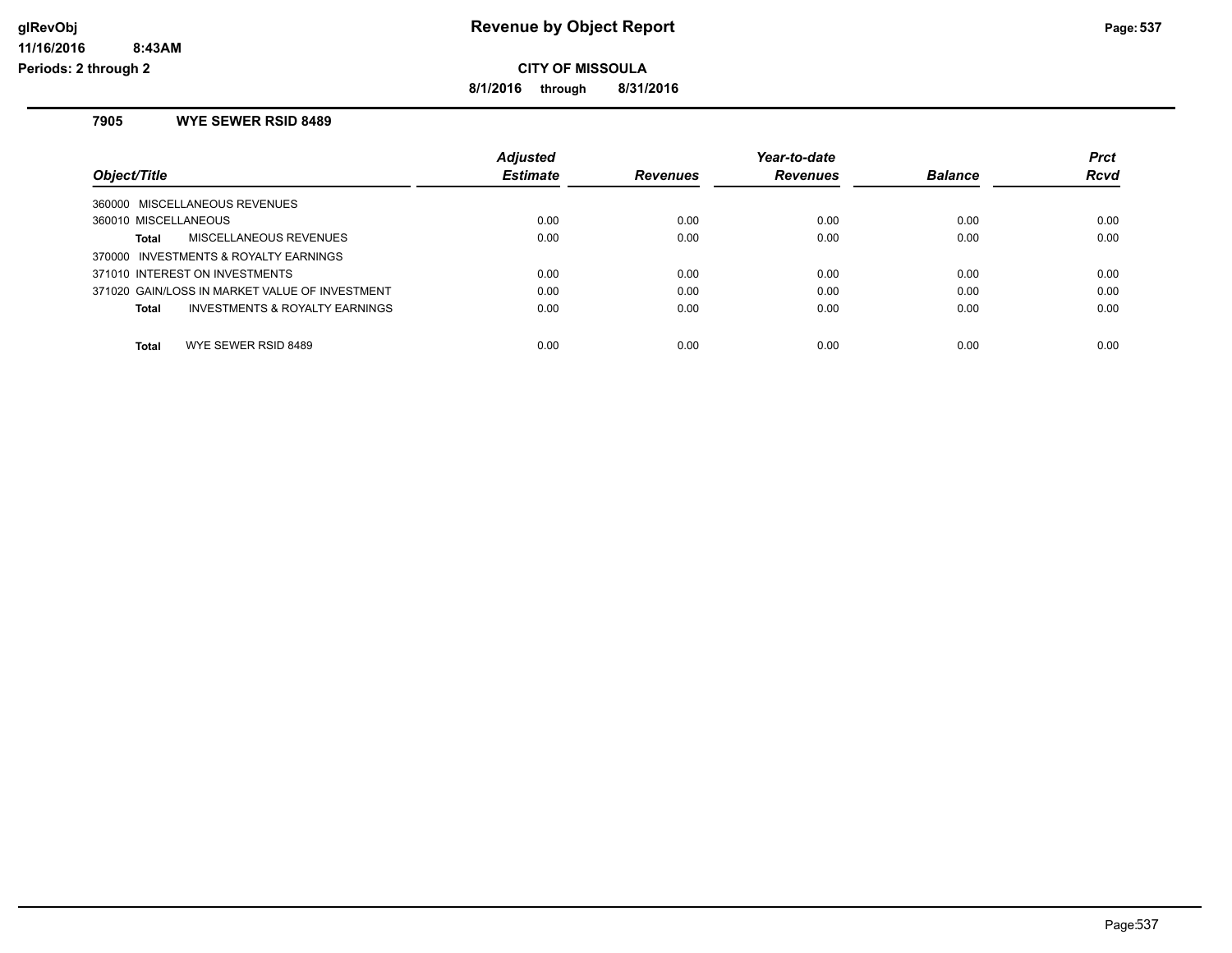# Revenue by Object Report

**CITY OF MISSOULA**

**8/1/2016 through 8/31/2016**

glRevObj
11/16/2016 8:43AM
Periods: 2 through 2

### 7905 WYE SEWER RSID 8489

| Object/Title | Adjusted Estimate | Revenues | Year-to-date Revenues | Balance | Prct Rcvd |
|---|---|---|---|---|---|
| 360000 MISCELLANEOUS REVENUES | | | | | |
| 360010 MISCELLANEOUS | 0.00 | 0.00 | 0.00 | 0.00 | 0.00 |
| **Total** MISCELLANEOUS REVENUES | 0.00 | 0.00 | 0.00 | 0.00 | 0.00 |
| 370000 INVESTMENTS & ROYALTY EARNINGS | | | | | |
| 371010 INTEREST ON INVESTMENTS | 0.00 | 0.00 | 0.00 | 0.00 | 0.00 |
| 371020 GAIN/LOSS IN MARKET VALUE OF INVESTMENT | 0.00 | 0.00 | 0.00 | 0.00 | 0.00 |
| **Total** INVESTMENTS & ROYALTY EARNINGS | 0.00 | 0.00 | 0.00 | 0.00 | 0.00 |
| **Total** WYE SEWER RSID 8489 | 0.00 | 0.00 | 0.00 | 0.00 | 0.00 |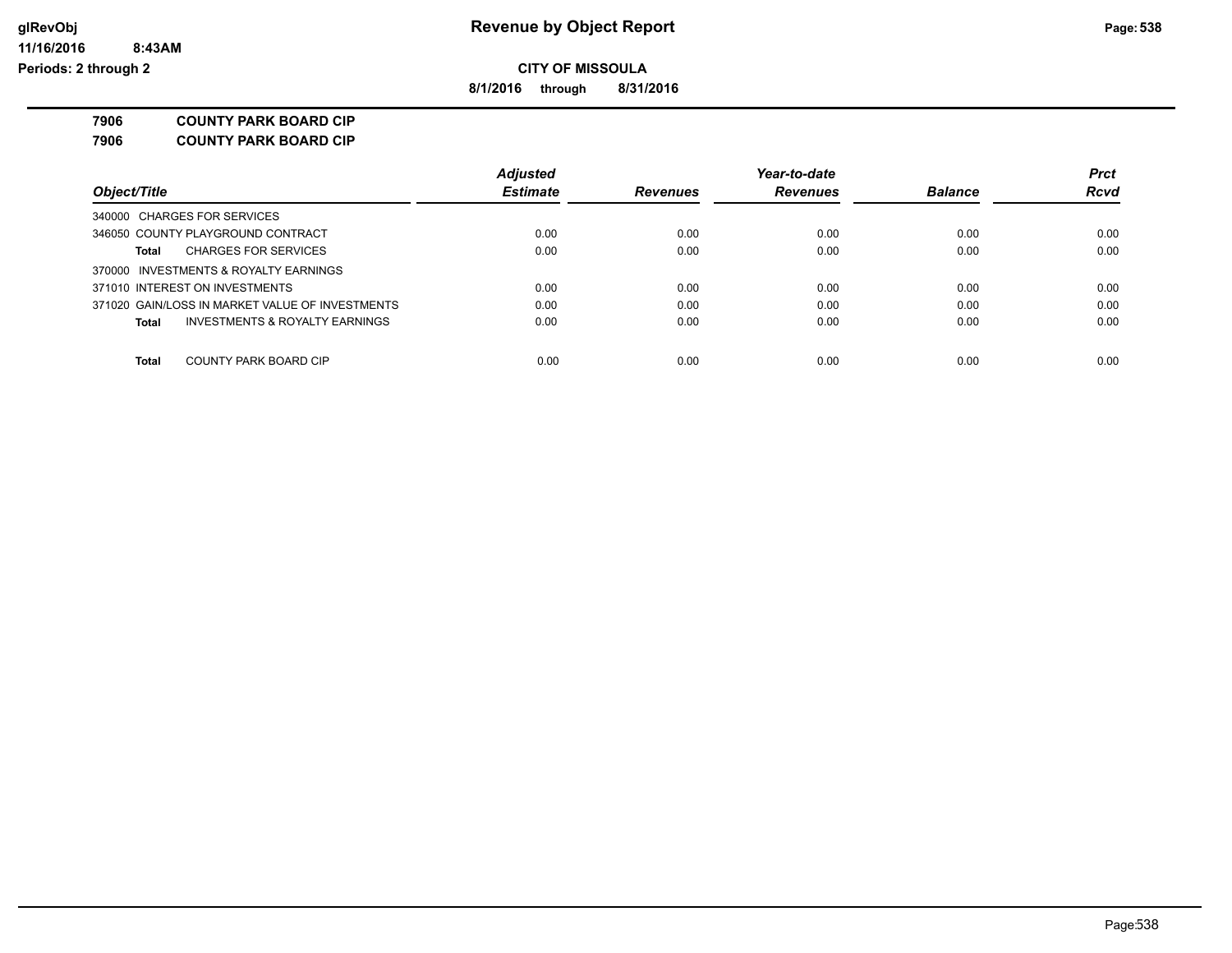# Revenue by Object Report

**CITY OF MISSOULA**

**8/1/2016 through 8/31/2016**

glRevObj
11/16/2016 8:43AM
Periods: 2 through 2

**7906 COUNTY PARK BOARD CIP**
**7906 COUNTY PARK BOARD CIP**

| Object/Title | Adjusted Estimate | Revenues | Year-to-date Revenues | Balance | Prct Rcvd |
|---|---|---|---|---|---|
| 340000 CHARGES FOR SERVICES | | | | | |
| 346050 COUNTY PLAYGROUND CONTRACT | 0.00 | 0.00 | 0.00 | 0.00 | 0.00 |
| **Total** CHARGES FOR SERVICES | 0.00 | 0.00 | 0.00 | 0.00 | 0.00 |
| 370000 INVESTMENTS & ROYALTY EARNINGS | | | | | |
| 371010 INTEREST ON INVESTMENTS | 0.00 | 0.00 | 0.00 | 0.00 | 0.00 |
| 371020 GAIN/LOSS IN MARKET VALUE OF INVESTMENTS | 0.00 | 0.00 | 0.00 | 0.00 | 0.00 |
| **Total** INVESTMENTS & ROYALTY EARNINGS | 0.00 | 0.00 | 0.00 | 0.00 | 0.00 |
| **Total** COUNTY PARK BOARD CIP | 0.00 | 0.00 | 0.00 | 0.00 | 0.00 |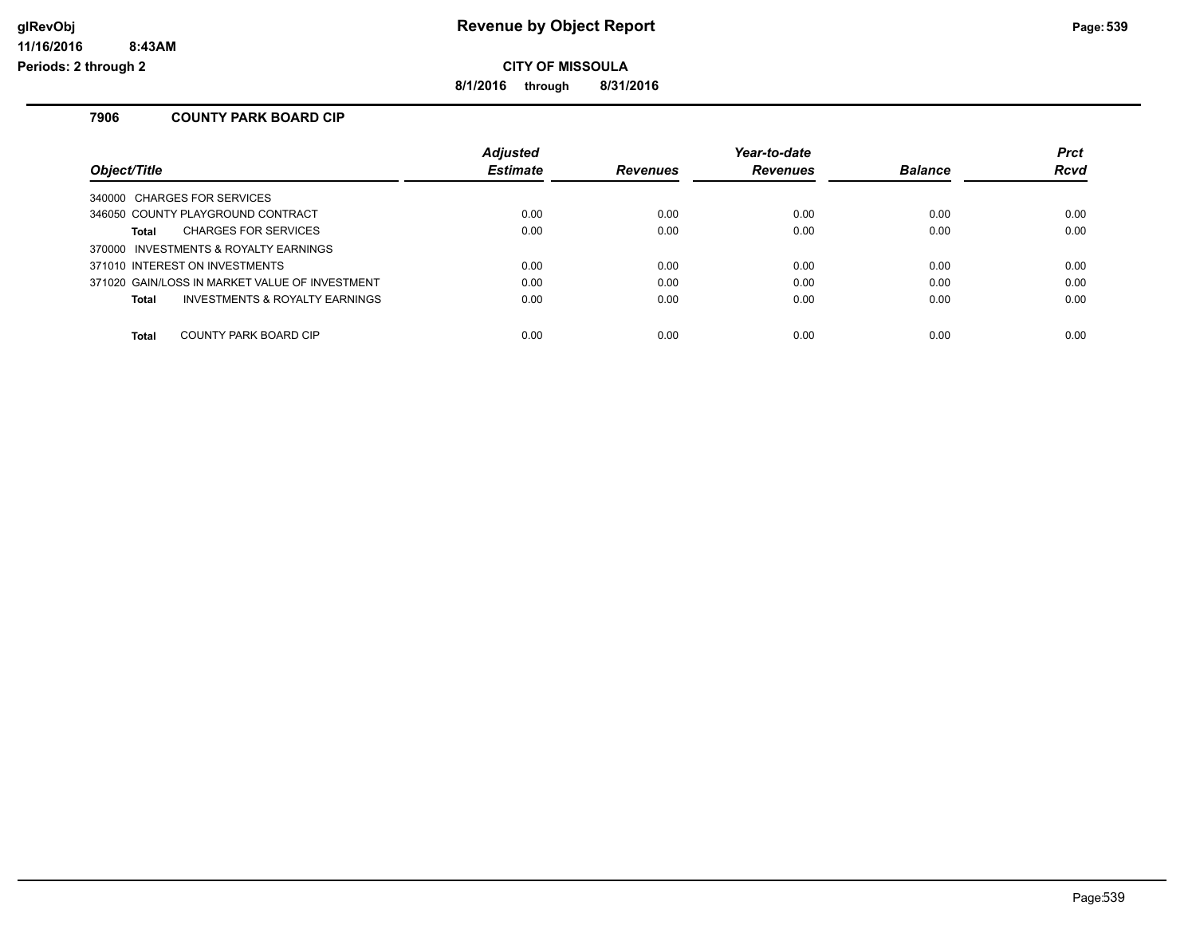# Revenue by Object Report

**CITY OF MISSOULA**

**8/1/2016 through 8/31/2016**

glRevObj
11/16/2016 8:43AM
Periods: 2 through 2

## 7906 COUNTY PARK BOARD CIP

| Object/Title | Adjusted Estimate | Revenues | Year-to-date Revenues | Balance | Prct Rcvd |
|---|---|---|---|---|---|
| 340000 CHARGES FOR SERVICES | | | | | |
| 346050 COUNTY PLAYGROUND CONTRACT | 0.00 | 0.00 | 0.00 | 0.00 | 0.00 |
| **Total** CHARGES FOR SERVICES | 0.00 | 0.00 | 0.00 | 0.00 | 0.00 |
| 370000 INVESTMENTS & ROYALTY EARNINGS | | | | | |
| 371010 INTEREST ON INVESTMENTS | 0.00 | 0.00 | 0.00 | 0.00 | 0.00 |
| 371020 GAIN/LOSS IN MARKET VALUE OF INVESTMENT | 0.00 | 0.00 | 0.00 | 0.00 | 0.00 |
| **Total** INVESTMENTS & ROYALTY EARNINGS | 0.00 | 0.00 | 0.00 | 0.00 | 0.00 |
| **Total** COUNTY PARK BOARD CIP | 0.00 | 0.00 | 0.00 | 0.00 | 0.00 |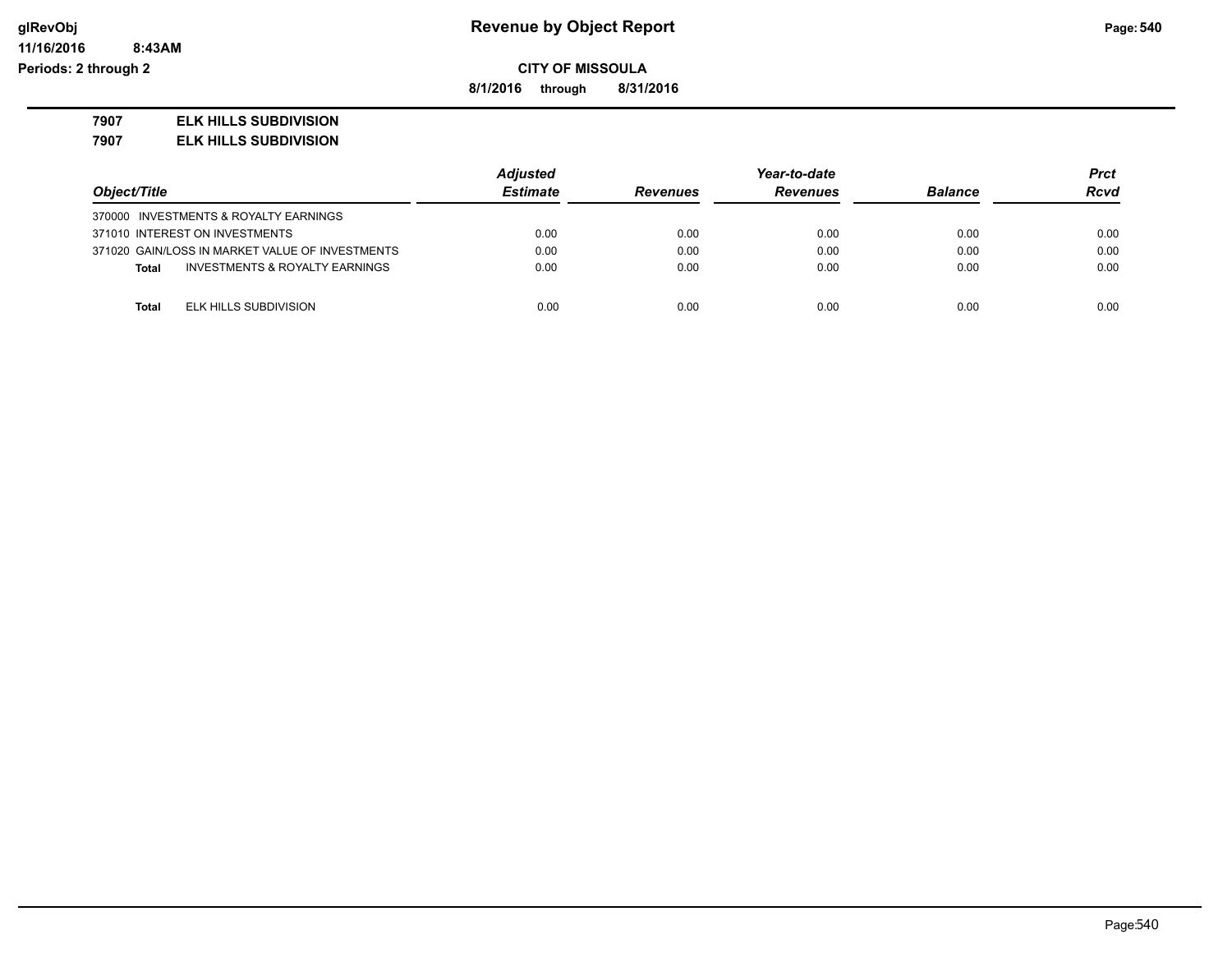**Revenue by Object Report**

**CITY OF MISSOULA**

**8/1/2016 through 8/31/2016**

glRevObj
11/16/2016 8:43AM
Periods: 2 through 2

**7907 ELK HILLS SUBDIVISION**

**7907 ELK HILLS SUBDIVISION**

| Object/Title | Adjusted Estimate | Revenues | Year-to-date Revenues | Balance | Prct Rcvd |
|---|---|---|---|---|---|
| 370000 INVESTMENTS & ROYALTY EARNINGS | | | | | |
| 371010 INTEREST ON INVESTMENTS | 0.00 | 0.00 | 0.00 | 0.00 | 0.00 |
| 371020 GAIN/LOSS IN MARKET VALUE OF INVESTMENTS | 0.00 | 0.00 | 0.00 | 0.00 | 0.00 |
| **Total** INVESTMENTS & ROYALTY EARNINGS | 0.00 | 0.00 | 0.00 | 0.00 | 0.00 |
| **Total** ELK HILLS SUBDIVISION | 0.00 | 0.00 | 0.00 | 0.00 | 0.00 |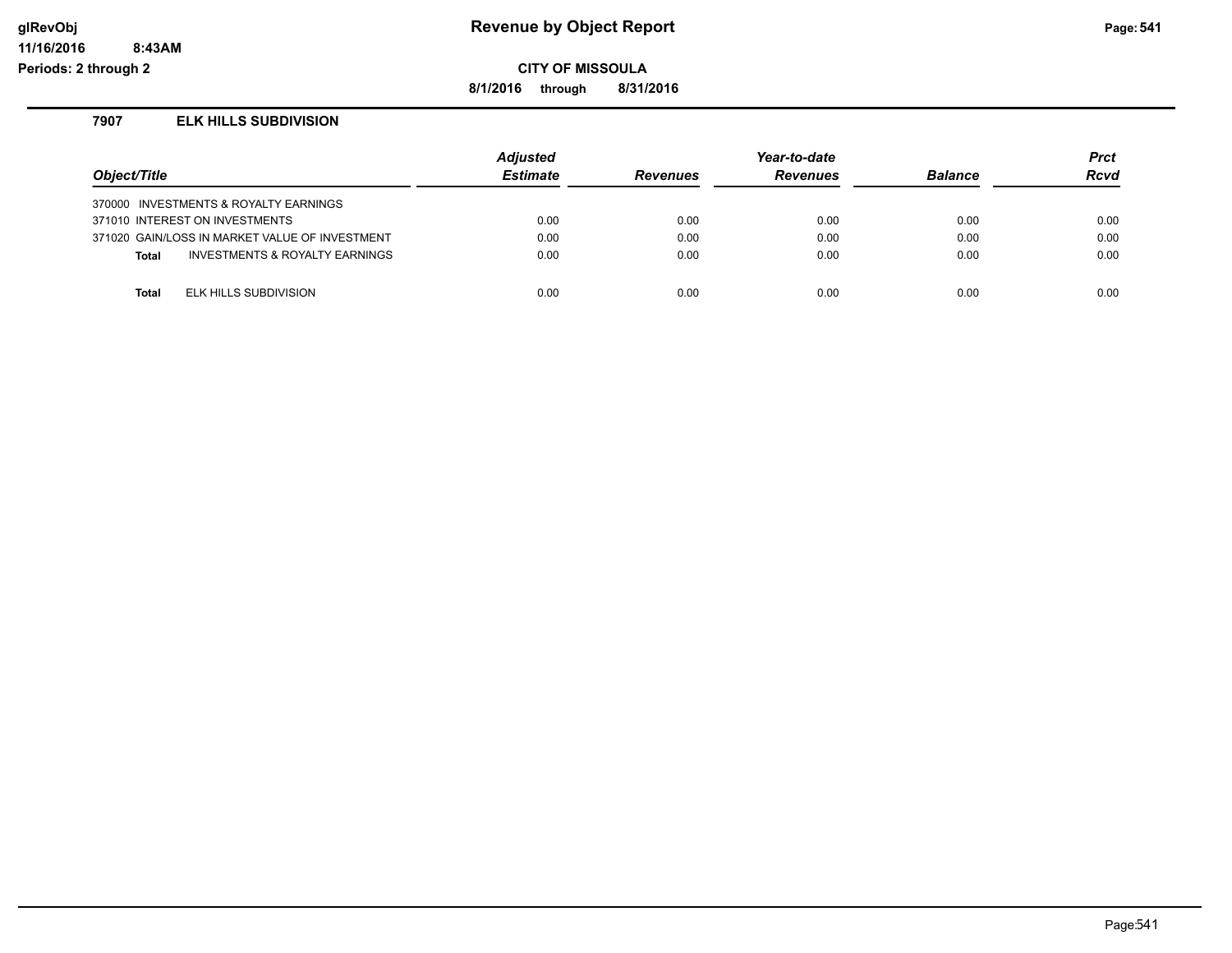**glRevObj**
**11/16/2016 8:43AM**
**Periods: 2 through 2**

# Revenue by Object Report

**CITY OF MISSOULA**

**8/1/2016 through 8/31/2016**

## 7907 ELK HILLS SUBDIVISION

| Object/Title | Adjusted Estimate | Revenues | Year-to-date Revenues | Balance | Prct Rcvd |
|---|---|---|---|---|---|
| 370000 INVESTMENTS & ROYALTY EARNINGS | | | | | |
| 371010 INTEREST ON INVESTMENTS | 0.00 | 0.00 | 0.00 | 0.00 | 0.00 |
| 371020 GAIN/LOSS IN MARKET VALUE OF INVESTMENT | 0.00 | 0.00 | 0.00 | 0.00 | 0.00 |
| **Total** INVESTMENTS & ROYALTY EARNINGS | 0.00 | 0.00 | 0.00 | 0.00 | 0.00 |
| **Total** ELK HILLS SUBDIVISION | 0.00 | 0.00 | 0.00 | 0.00 | 0.00 |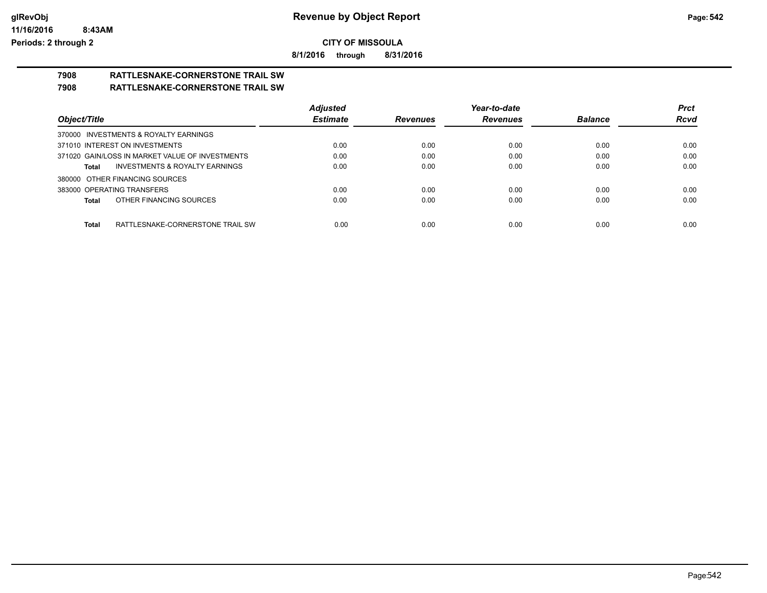**glRevObj**
**11/16/2016 8:43AM**
**Periods: 2 through 2**

# Revenue by Object Report

**CITY OF MISSOULA**

**8/1/2016 through 8/31/2016**

## 7908 RATTLESNAKE-CORNERSTONE TRAIL SW
## 7908 RATTLESNAKE-CORNERSTONE TRAIL SW

| Object/Title | Adjusted Estimate | Revenues | Year-to-date Revenues | Balance | Prct Rcvd |
|---|---|---|---|---|---|
| 370000 INVESTMENTS & ROYALTY EARNINGS | | | | | |
| 371010 INTEREST ON INVESTMENTS | 0.00 | 0.00 | 0.00 | 0.00 | 0.00 |
| 371020 GAIN/LOSS IN MARKET VALUE OF INVESTMENTS | 0.00 | 0.00 | 0.00 | 0.00 | 0.00 |
| **Total** INVESTMENTS & ROYALTY EARNINGS | 0.00 | 0.00 | 0.00 | 0.00 | 0.00 |
| 380000 OTHER FINANCING SOURCES | | | | | |
| 383000 OPERATING TRANSFERS | 0.00 | 0.00 | 0.00 | 0.00 | 0.00 |
| **Total** OTHER FINANCING SOURCES | 0.00 | 0.00 | 0.00 | 0.00 | 0.00 |
| **Total** RATTLESNAKE-CORNERSTONE TRAIL SW | 0.00 | 0.00 | 0.00 | 0.00 | 0.00 |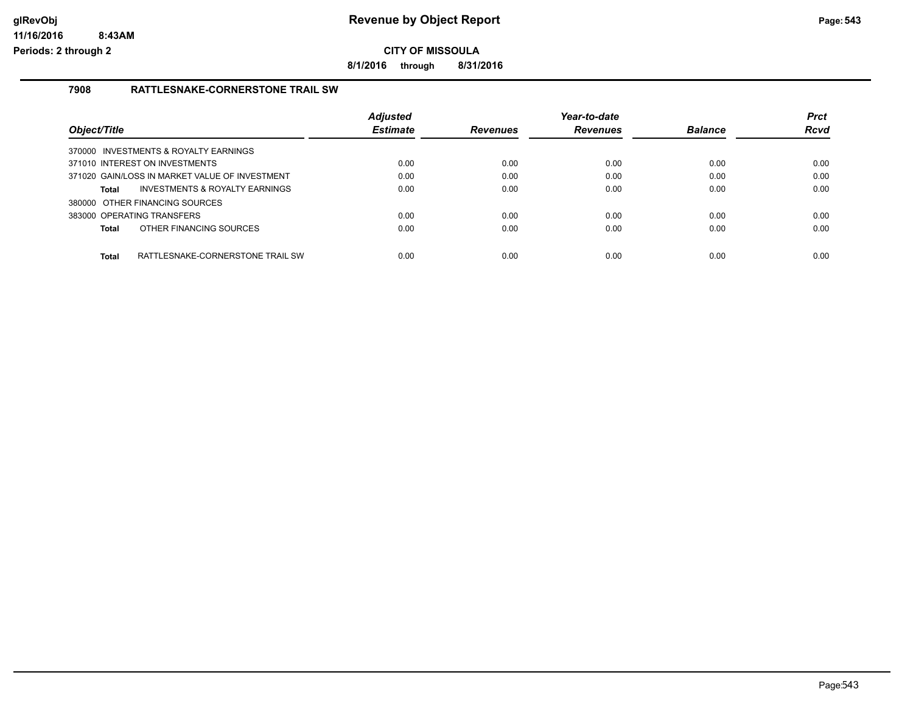**CITY OF MISSOULA**

**8/1/2016 through 8/31/2016**

### 7908 RATTLESNAKE-CORNERSTONE TRAIL SW

| Object/Title | Adjusted Estimate | Revenues | Year-to-date Revenues | Balance | Prct Rcvd |
|---|---|---|---|---|---|
| 370000 INVESTMENTS & ROYALTY EARNINGS | | | | | |
| 371010 INTEREST ON INVESTMENTS | 0.00 | 0.00 | 0.00 | 0.00 | 0.00 |
| 371020 GAIN/LOSS IN MARKET VALUE OF INVESTMENT | 0.00 | 0.00 | 0.00 | 0.00 | 0.00 |
| **Total** INVESTMENTS & ROYALTY EARNINGS | 0.00 | 0.00 | 0.00 | 0.00 | 0.00 |
| 380000 OTHER FINANCING SOURCES | | | | | |
| 383000 OPERATING TRANSFERS | 0.00 | 0.00 | 0.00 | 0.00 | 0.00 |
| **Total** OTHER FINANCING SOURCES | 0.00 | 0.00 | 0.00 | 0.00 | 0.00 |
| **Total** RATTLESNAKE-CORNERSTONE TRAIL SW | 0.00 | 0.00 | 0.00 | 0.00 | 0.00 |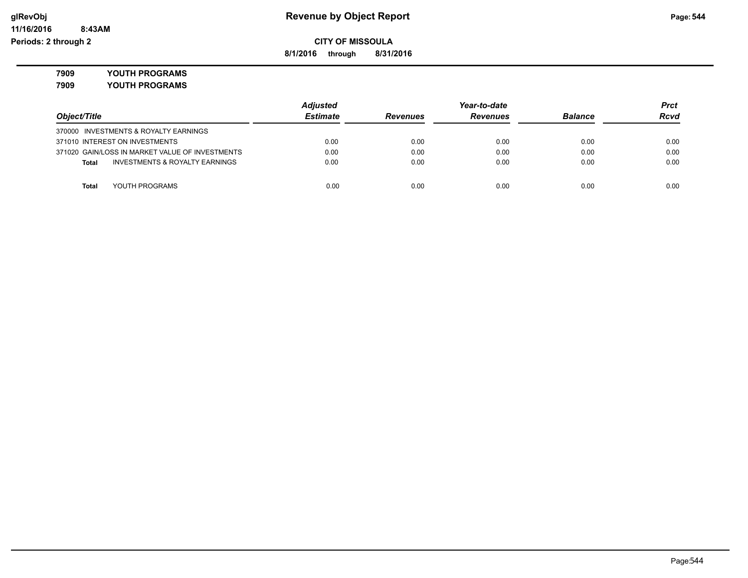**glRevObj**
**11/16/2016 8:43AM**
**Periods: 2 through 2**

# Revenue by Object Report

**CITY OF MISSOULA**

**8/1/2016 through 8/31/2016**

**7909 YOUTH PROGRAMS**

**7909 YOUTH PROGRAMS**

| Object/Title | Adjusted Estimate | Revenues | Year-to-date Revenues | Balance | Prct Rcvd |
|---|---|---|---|---|---|
| 370000 INVESTMENTS & ROYALTY EARNINGS | | | | | |
| 371010 INTEREST ON INVESTMENTS | 0.00 | 0.00 | 0.00 | 0.00 | 0.00 |
| 371020 GAIN/LOSS IN MARKET VALUE OF INVESTMENTS | 0.00 | 0.00 | 0.00 | 0.00 | 0.00 |
| **Total** INVESTMENTS & ROYALTY EARNINGS | 0.00 | 0.00 | 0.00 | 0.00 | 0.00 |
| **Total** YOUTH PROGRAMS | 0.00 | 0.00 | 0.00 | 0.00 | 0.00 |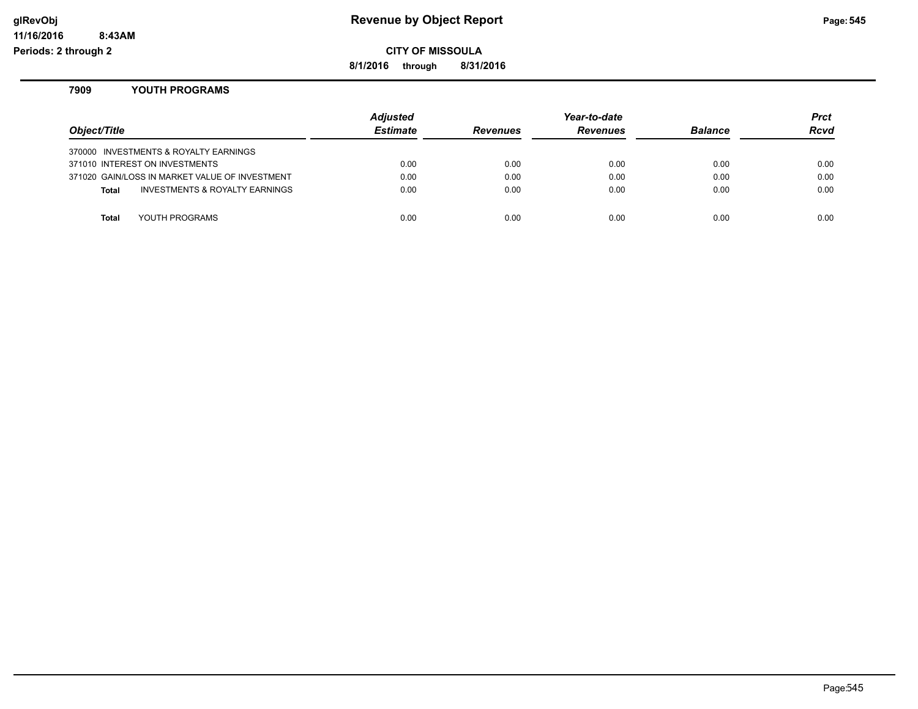# Revenue by Object Report

glRevObj
11/16/2016 8:43AM
Periods: 2 through 2

**CITY OF MISSOULA**

**8/1/2016 through 8/31/2016**

## 7909 YOUTH PROGRAMS

| Object/Title | Adjusted Estimate | Revenues | Year-to-date Revenues | Balance | Prct Rcvd |
|---|---|---|---|---|---|
| 370000 INVESTMENTS & ROYALTY EARNINGS | | | | | |
| 371010 INTEREST ON INVESTMENTS | 0.00 | 0.00 | 0.00 | 0.00 | 0.00 |
| 371020 GAIN/LOSS IN MARKET VALUE OF INVESTMENT | 0.00 | 0.00 | 0.00 | 0.00 | 0.00 |
| **Total** INVESTMENTS & ROYALTY EARNINGS | 0.00 | 0.00 | 0.00 | 0.00 | 0.00 |
| **Total** YOUTH PROGRAMS | 0.00 | 0.00 | 0.00 | 0.00 | 0.00 |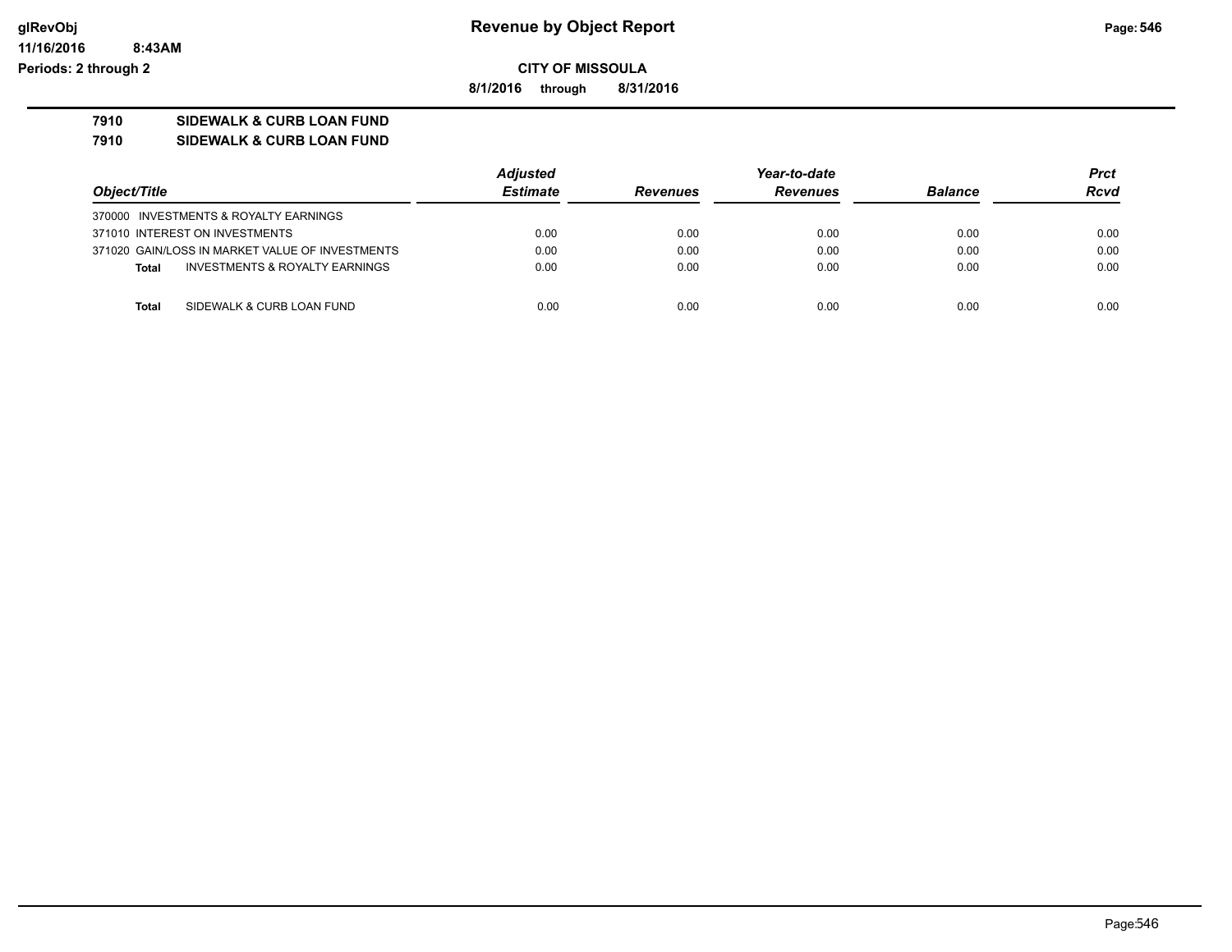**CITY OF MISSOULA**

**8/1/2016 through 8/31/2016**

**7910 SIDEWALK & CURB LOAN FUND**

**7910 SIDEWALK & CURB LOAN FUND**

| Object/Title | Adjusted Estimate | Revenues | Year-to-date Revenues | Balance | Prct Rcvd |
|---|---|---|---|---|---|
| 370000 INVESTMENTS & ROYALTY EARNINGS | | | | | |
| 371010 INTEREST ON INVESTMENTS | 0.00 | 0.00 | 0.00 | 0.00 | 0.00 |
| 371020 GAIN/LOSS IN MARKET VALUE OF INVESTMENTS | 0.00 | 0.00 | 0.00 | 0.00 | 0.00 |
| **Total** INVESTMENTS & ROYALTY EARNINGS | 0.00 | 0.00 | 0.00 | 0.00 | 0.00 |
| **Total** SIDEWALK & CURB LOAN FUND | 0.00 | 0.00 | 0.00 | 0.00 | 0.00 |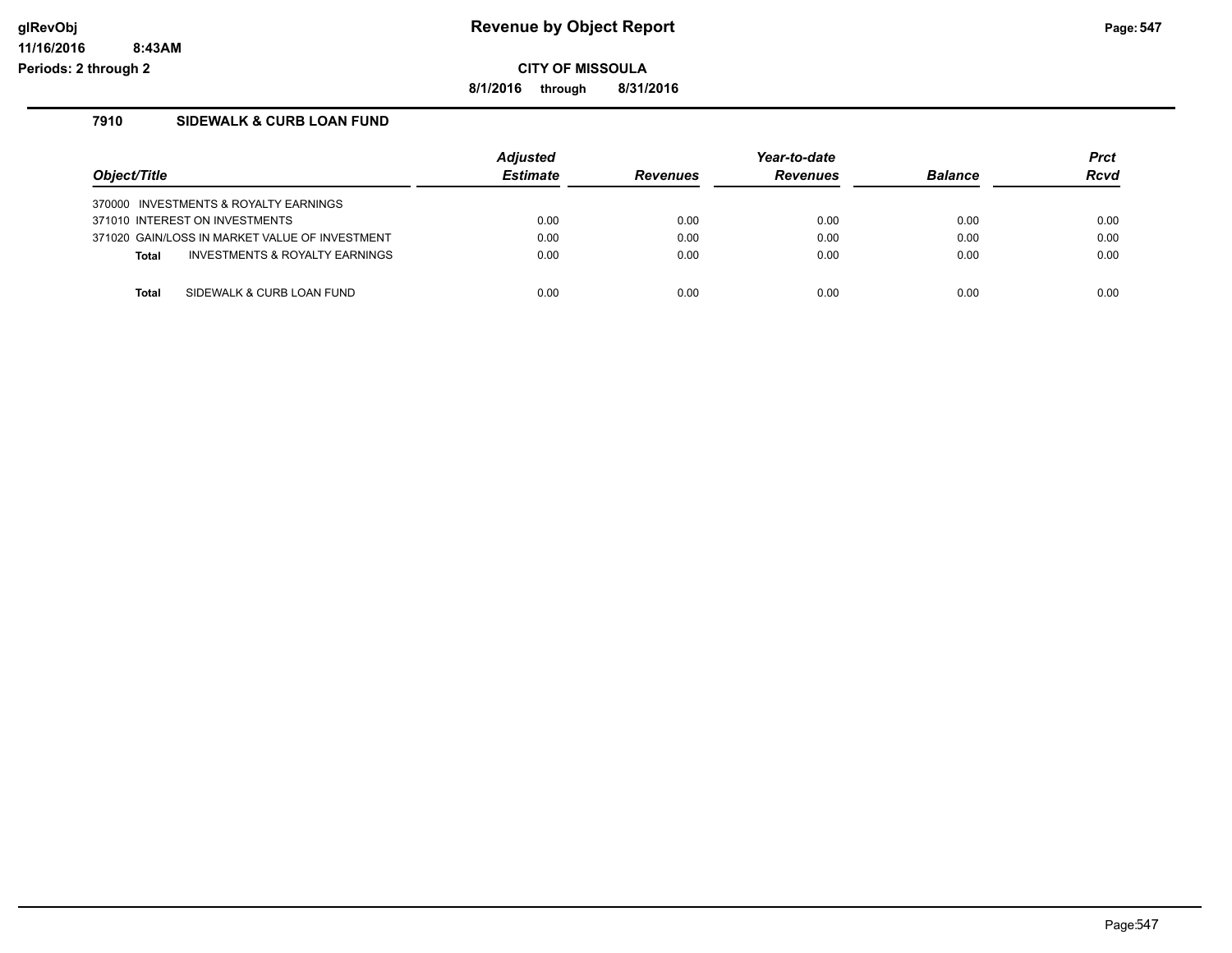# Revenue by Object Report

**CITY OF MISSOULA**

**8/1/2016 through 8/31/2016**

glRevObj
11/16/2016 8:43AM
Periods: 2 through 2

## 7910 SIDEWALK & CURB LOAN FUND

| Object/Title | Adjusted Estimate | Revenues | Year-to-date Revenues | Balance | Prct Rcvd |
|---|---|---|---|---|---|
| 370000 INVESTMENTS & ROYALTY EARNINGS | | | | | |
| 371010 INTEREST ON INVESTMENTS | 0.00 | 0.00 | 0.00 | 0.00 | 0.00 |
| 371020 GAIN/LOSS IN MARKET VALUE OF INVESTMENT | 0.00 | 0.00 | 0.00 | 0.00 | 0.00 |
| **Total** INVESTMENTS & ROYALTY EARNINGS | 0.00 | 0.00 | 0.00 | 0.00 | 0.00 |
| **Total** SIDEWALK & CURB LOAN FUND | 0.00 | 0.00 | 0.00 | 0.00 | 0.00 |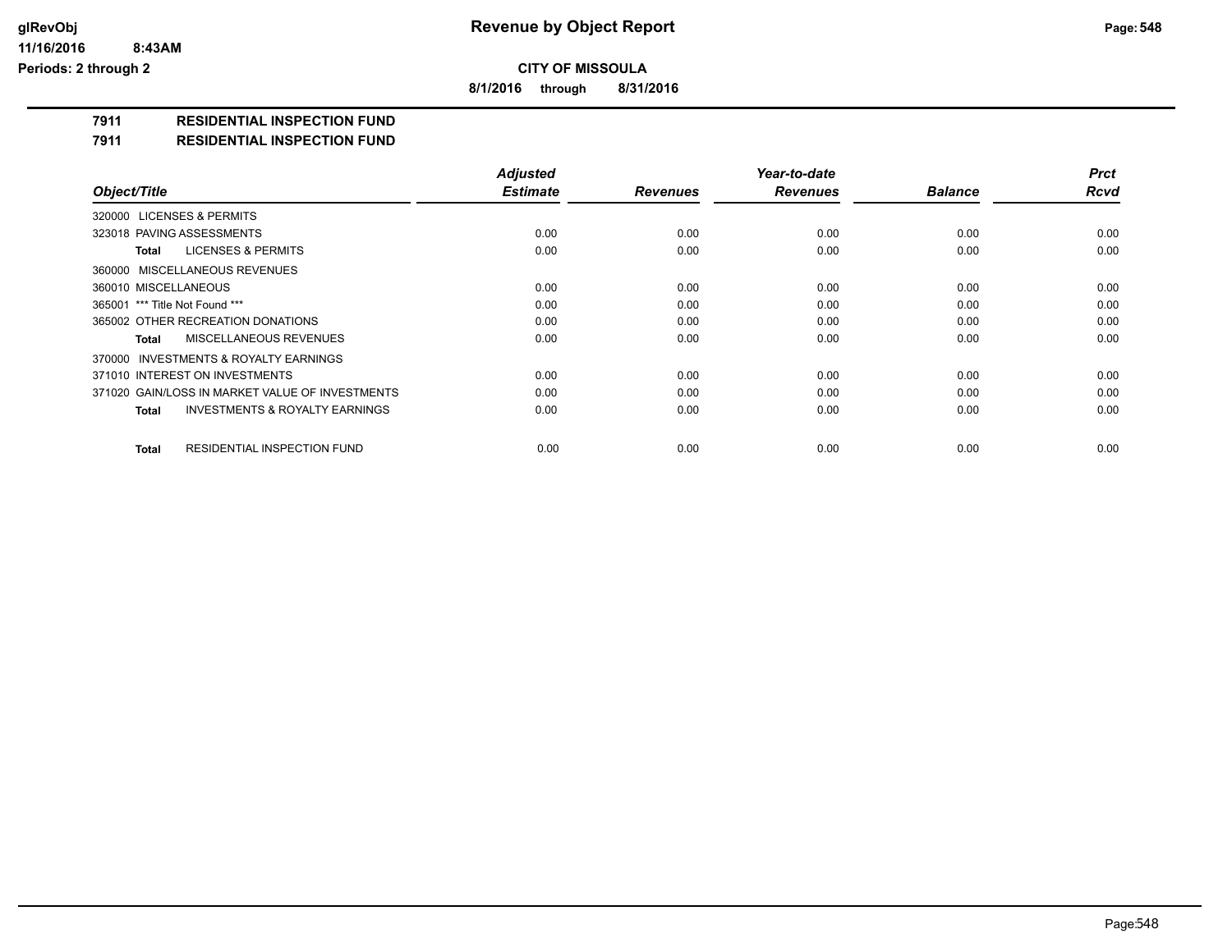**glRevObj** 
**11/16/2016 8:43AM** 
**Periods: 2 through 2**

# Revenue by Object Report

**CITY OF MISSOULA**

**8/1/2016 through 8/31/2016**

## 7911 RESIDENTIAL INSPECTION FUND
## 7911 RESIDENTIAL INSPECTION FUND

| Object/Title | Adjusted Estimate | Revenues | Year-to-date Revenues | Balance | Prct Rcvd |
|---|---|---|---|---|---|
| 320000 LICENSES & PERMITS | | | | | |
| 323018 PAVING ASSESSMENTS | 0.00 | 0.00 | 0.00 | 0.00 | 0.00 |
| **Total** LICENSES & PERMITS | 0.00 | 0.00 | 0.00 | 0.00 | 0.00 |
| 360000 MISCELLANEOUS REVENUES | | | | | |
| 360010 MISCELLANEOUS | 0.00 | 0.00 | 0.00 | 0.00 | 0.00 |
| 365001 *** Title Not Found *** | 0.00 | 0.00 | 0.00 | 0.00 | 0.00 |
| 365002 OTHER RECREATION DONATIONS | 0.00 | 0.00 | 0.00 | 0.00 | 0.00 |
| **Total** MISCELLANEOUS REVENUES | 0.00 | 0.00 | 0.00 | 0.00 | 0.00 |
| 370000 INVESTMENTS & ROYALTY EARNINGS | | | | | |
| 371010 INTEREST ON INVESTMENTS | 0.00 | 0.00 | 0.00 | 0.00 | 0.00 |
| 371020 GAIN/LOSS IN MARKET VALUE OF INVESTMENTS | 0.00 | 0.00 | 0.00 | 0.00 | 0.00 |
| **Total** INVESTMENTS & ROYALTY EARNINGS | 0.00 | 0.00 | 0.00 | 0.00 | 0.00 |
| **Total** RESIDENTIAL INSPECTION FUND | 0.00 | 0.00 | 0.00 | 0.00 | 0.00 |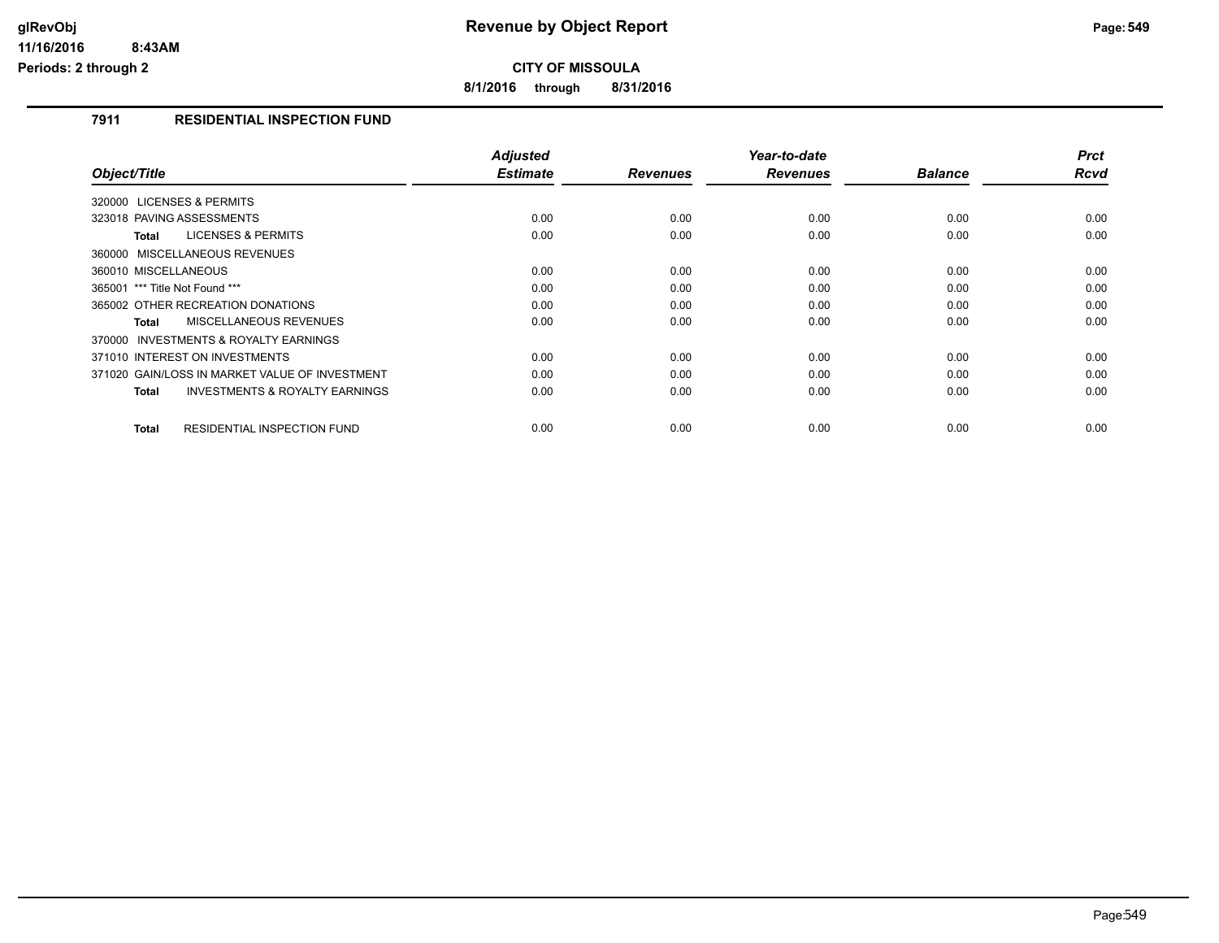**glRevObj** 
**11/16/2016 8:43AM** 
**Periods: 2 through 2**

# Revenue by Object Report

**CITY OF MISSOULA**

**8/1/2016 through 8/31/2016**

## 7911 RESIDENTIAL INSPECTION FUND

| Object/Title | Adjusted Estimate | Revenues | Year-to-date Revenues | Balance | Prct Rcvd |
|---|---|---|---|---|---|
| 320000 LICENSES & PERMITS | | | | | |
| 323018 PAVING ASSESSMENTS | 0.00 | 0.00 | 0.00 | 0.00 | 0.00 |
| **Total** LICENSES & PERMITS | 0.00 | 0.00 | 0.00 | 0.00 | 0.00 |
| 360000 MISCELLANEOUS REVENUES | | | | | |
| 360010 MISCELLANEOUS | 0.00 | 0.00 | 0.00 | 0.00 | 0.00 |
| 365001 *** Title Not Found *** | 0.00 | 0.00 | 0.00 | 0.00 | 0.00 |
| 365002 OTHER RECREATION DONATIONS | 0.00 | 0.00 | 0.00 | 0.00 | 0.00 |
| **Total** MISCELLANEOUS REVENUES | 0.00 | 0.00 | 0.00 | 0.00 | 0.00 |
| 370000 INVESTMENTS & ROYALTY EARNINGS | | | | | |
| 371010 INTEREST ON INVESTMENTS | 0.00 | 0.00 | 0.00 | 0.00 | 0.00 |
| 371020 GAIN/LOSS IN MARKET VALUE OF INVESTMENT | 0.00 | 0.00 | 0.00 | 0.00 | 0.00 |
| **Total** INVESTMENTS & ROYALTY EARNINGS | 0.00 | 0.00 | 0.00 | 0.00 | 0.00 |
| **Total** RESIDENTIAL INSPECTION FUND | 0.00 | 0.00 | 0.00 | 0.00 | 0.00 |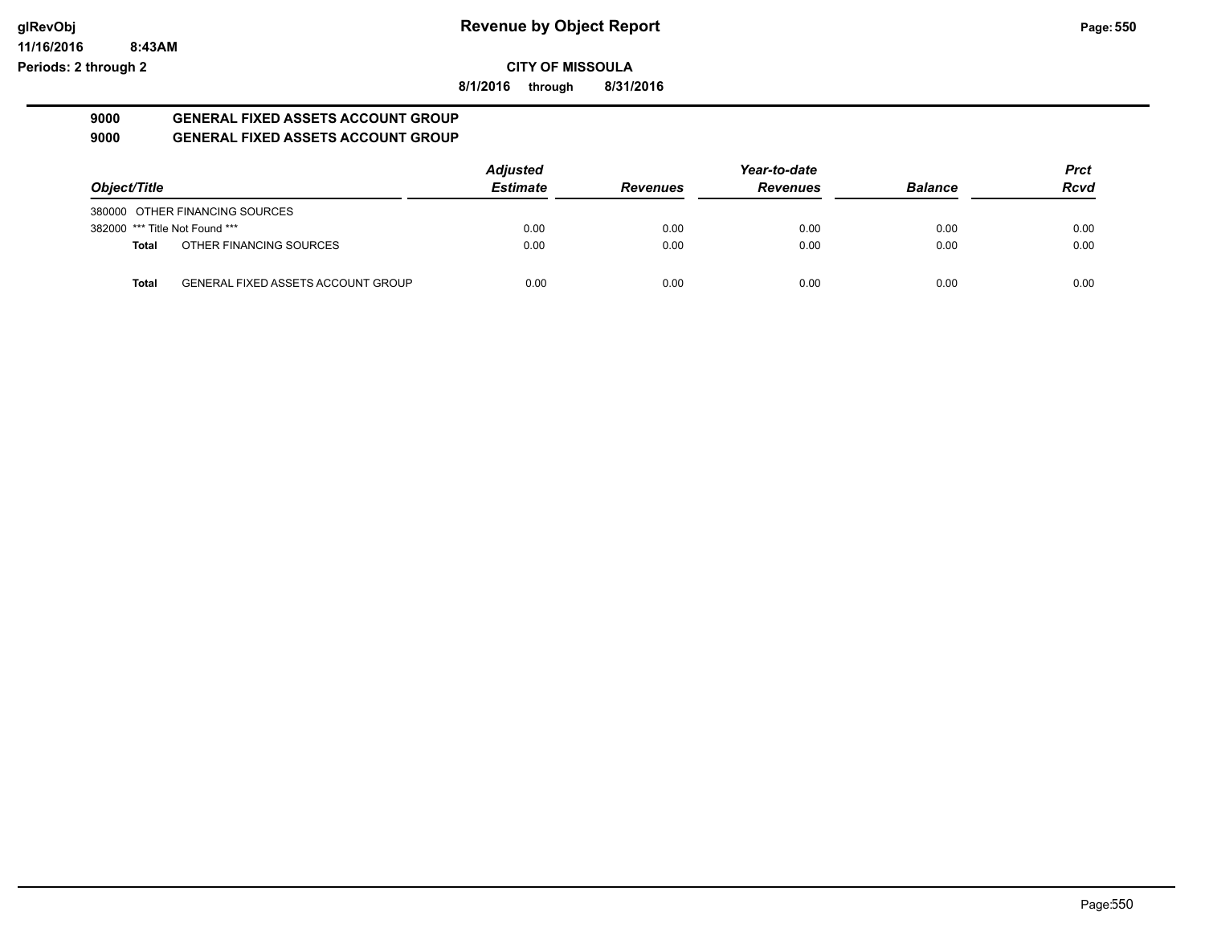# Revenue by Object Report

**CITY OF MISSOULA**

**8/1/2016 through 8/31/2016**

glRevObj
11/16/2016 8:43AM
Periods: 2 through 2

**9000 GENERAL FIXED ASSETS ACCOUNT GROUP**

**9000 GENERAL FIXED ASSETS ACCOUNT GROUP**

| Object/Title | | Adjusted Estimate | Revenues | Year-to-date Revenues | Balance | Prct Rcvd |
|---|---|---|---|---|---|---|
| 380000 OTHER FINANCING SOURCES | | | | | | |
| 382000 *** Title Not Found *** | | 0.00 | 0.00 | 0.00 | 0.00 | 0.00 |
| **Total** | OTHER FINANCING SOURCES | 0.00 | 0.00 | 0.00 | 0.00 | 0.00 |
| **Total** | GENERAL FIXED ASSETS ACCOUNT GROUP | 0.00 | 0.00 | 0.00 | 0.00 | 0.00 |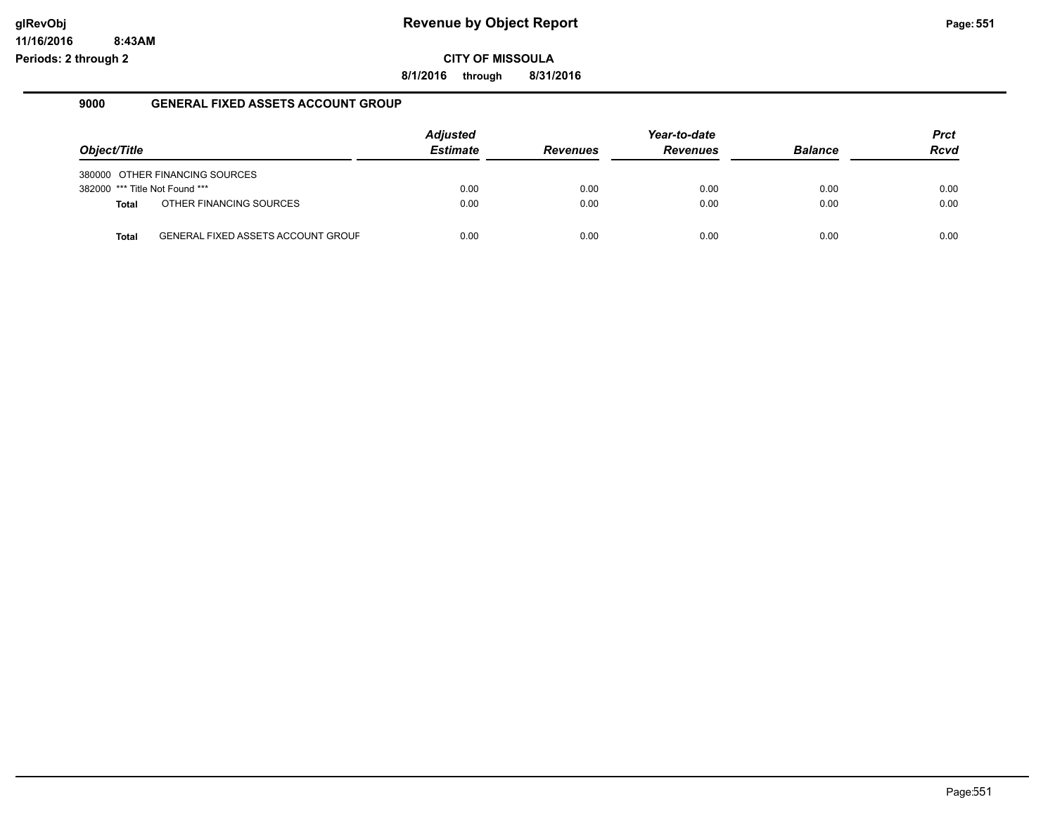# Revenue by Object Report

**CITY OF MISSOULA**

**8/1/2016 through 8/31/2016**

glRevObj
11/16/2016 8:43AM
Periods: 2 through 2

## 9000 GENERAL FIXED ASSETS ACCOUNT GROUP

| Object/Title | Adjusted Estimate | Revenues | Year-to-date Revenues | Balance | Prct Rcvd |
|---|---|---|---|---|---|
| 380000 OTHER FINANCING SOURCES | | | | | |
| 382000 *** Title Not Found *** | 0.00 | 0.00 | 0.00 | 0.00 | 0.00 |
| **Total** OTHER FINANCING SOURCES | 0.00 | 0.00 | 0.00 | 0.00 | 0.00 |
| **Total** GENERAL FIXED ASSETS ACCOUNT GROUF | 0.00 | 0.00 | 0.00 | 0.00 | 0.00 |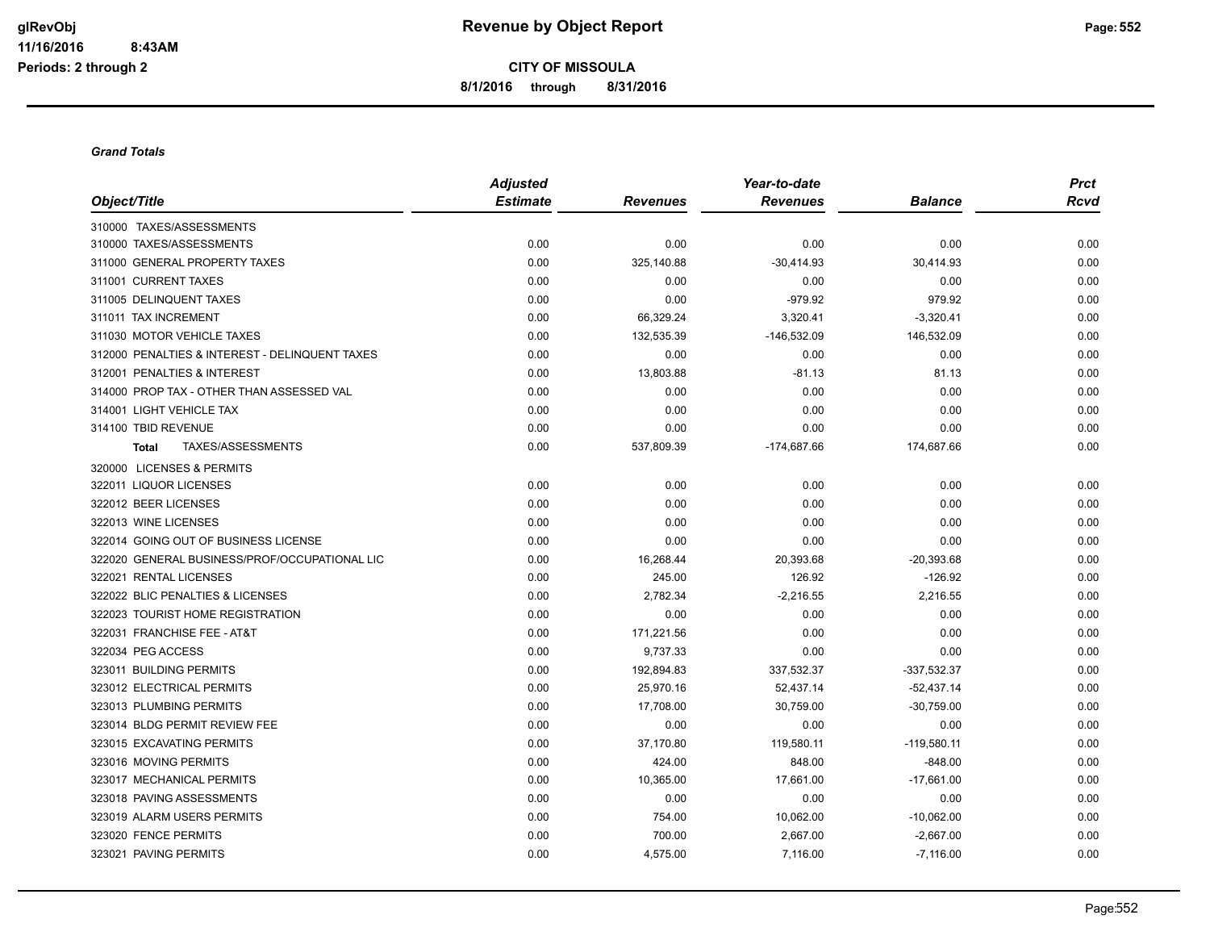# Revenue by Object Report

**CITY OF MISSOULA**

**8/1/2016 through 8/31/2016**

glRevObj
11/16/2016 8:43AM
Periods: 2 through 2

***Grand Totals***

| *Object/Title* | *Adjusted Estimate* | *Revenues* | *Year-to-date Revenues* | *Balance* | *Prct Rcvd* |
|---|---|---|---|---|---|
| 310000 TAXES/ASSESSMENTS | | | | | |
| 310000 TAXES/ASSESSMENTS | 0.00 | 0.00 | 0.00 | 0.00 | 0.00 |
| 311000 GENERAL PROPERTY TAXES | 0.00 | 325,140.88 | -30,414.93 | 30,414.93 | 0.00 |
| 311001 CURRENT TAXES | 0.00 | 0.00 | 0.00 | 0.00 | 0.00 |
| 311005 DELINQUENT TAXES | 0.00 | 0.00 | -979.92 | 979.92 | 0.00 |
| 311011 TAX INCREMENT | 0.00 | 66,329.24 | 3,320.41 | -3,320.41 | 0.00 |
| 311030 MOTOR VEHICLE TAXES | 0.00 | 132,535.39 | -146,532.09 | 146,532.09 | 0.00 |
| 312000 PENALTIES & INTEREST - DELINQUENT TAXES | 0.00 | 0.00 | 0.00 | 0.00 | 0.00 |
| 312001 PENALTIES & INTEREST | 0.00 | 13,803.88 | -81.13 | 81.13 | 0.00 |
| 314000 PROP TAX - OTHER THAN ASSESSED VAL | 0.00 | 0.00 | 0.00 | 0.00 | 0.00 |
| 314001 LIGHT VEHICLE TAX | 0.00 | 0.00 | 0.00 | 0.00 | 0.00 |
| 314100 TBID REVENUE | 0.00 | 0.00 | 0.00 | 0.00 | 0.00 |
| **Total** TAXES/ASSESSMENTS | 0.00 | 537,809.39 | -174,687.66 | 174,687.66 | 0.00 |
| 320000 LICENSES & PERMITS | | | | | |
| 322011 LIQUOR LICENSES | 0.00 | 0.00 | 0.00 | 0.00 | 0.00 |
| 322012 BEER LICENSES | 0.00 | 0.00 | 0.00 | 0.00 | 0.00 |
| 322013 WINE LICENSES | 0.00 | 0.00 | 0.00 | 0.00 | 0.00 |
| 322014 GOING OUT OF BUSINESS LICENSE | 0.00 | 0.00 | 0.00 | 0.00 | 0.00 |
| 322020 GENERAL BUSINESS/PROF/OCCUPATIONAL LIC | 0.00 | 16,268.44 | 20,393.68 | -20,393.68 | 0.00 |
| 322021 RENTAL LICENSES | 0.00 | 245.00 | 126.92 | -126.92 | 0.00 |
| 322022 BLIC PENALTIES & LICENSES | 0.00 | 2,782.34 | -2,216.55 | 2,216.55 | 0.00 |
| 322023 TOURIST HOME REGISTRATION | 0.00 | 0.00 | 0.00 | 0.00 | 0.00 |
| 322031 FRANCHISE FEE - AT&T | 0.00 | 171,221.56 | 0.00 | 0.00 | 0.00 |
| 322034 PEG ACCESS | 0.00 | 9,737.33 | 0.00 | 0.00 | 0.00 |
| 323011 BUILDING PERMITS | 0.00 | 192,894.83 | 337,532.37 | -337,532.37 | 0.00 |
| 323012 ELECTRICAL PERMITS | 0.00 | 25,970.16 | 52,437.14 | -52,437.14 | 0.00 |
| 323013 PLUMBING PERMITS | 0.00 | 17,708.00 | 30,759.00 | -30,759.00 | 0.00 |
| 323014 BLDG PERMIT REVIEW FEE | 0.00 | 0.00 | 0.00 | 0.00 | 0.00 |
| 323015 EXCAVATING PERMITS | 0.00 | 37,170.80 | 119,580.11 | -119,580.11 | 0.00 |
| 323016 MOVING PERMITS | 0.00 | 424.00 | 848.00 | -848.00 | 0.00 |
| 323017 MECHANICAL PERMITS | 0.00 | 10,365.00 | 17,661.00 | -17,661.00 | 0.00 |
| 323018 PAVING ASSESSMENTS | 0.00 | 0.00 | 0.00 | 0.00 | 0.00 |
| 323019 ALARM USERS PERMITS | 0.00 | 754.00 | 10,062.00 | -10,062.00 | 0.00 |
| 323020 FENCE PERMITS | 0.00 | 700.00 | 2,667.00 | -2,667.00 | 0.00 |
| 323021 PAVING PERMITS | 0.00 | 4,575.00 | 7,116.00 | -7,116.00 | 0.00 |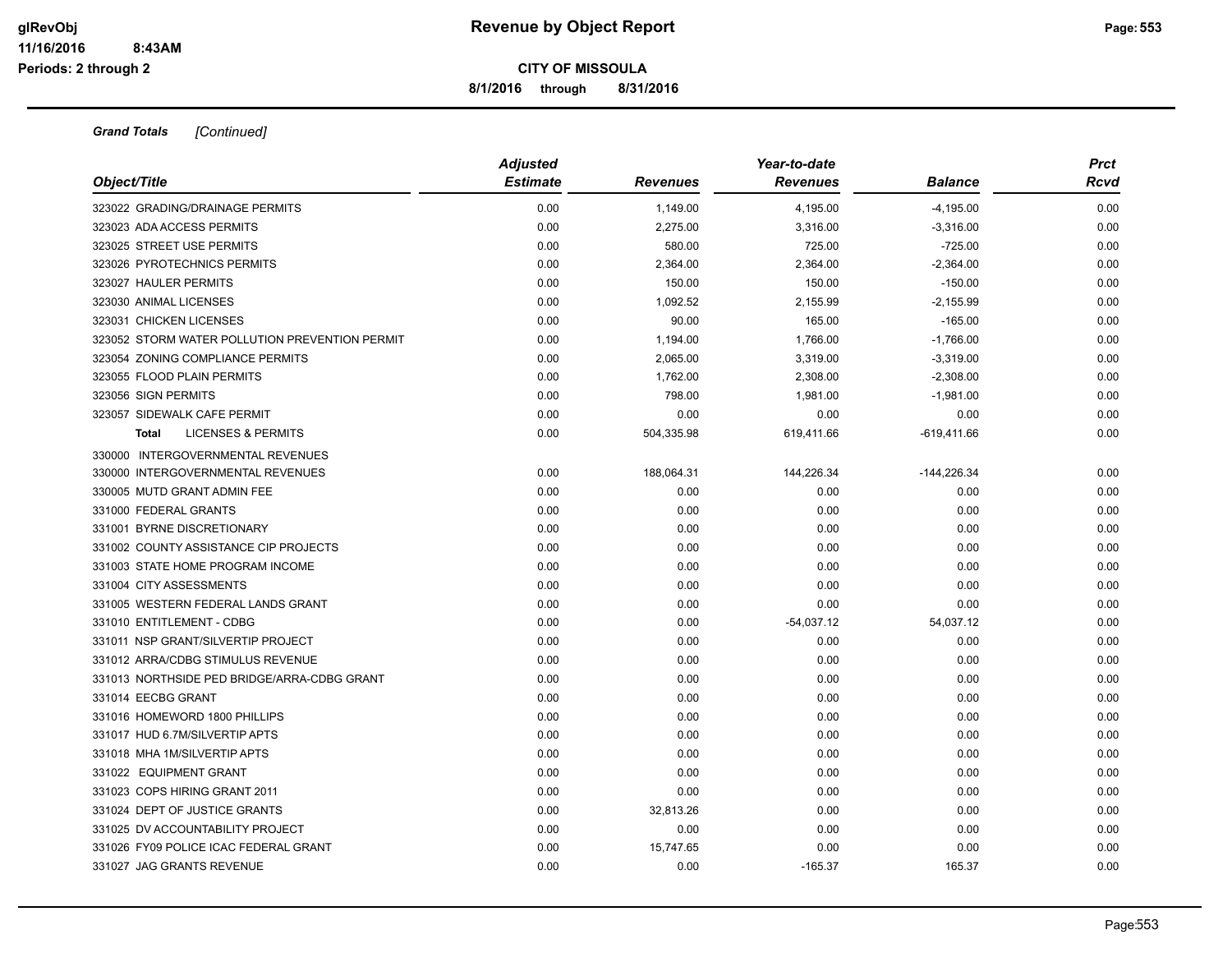**CITY OF MISSOULA**

**8/1/2016 through 8/31/2016**

***Grand Totals*** *[Continued]*

| *Object/Title* | *Adjusted Estimate* | *Revenues* | *Year-to-date Revenues* | *Balance* | *Prct Rcvd* |
|---|---|---|---|---|---|
| 323022 GRADING/DRAINAGE PERMITS | 0.00 | 1,149.00 | 4,195.00 | -4,195.00 | 0.00 |
| 323023 ADA ACCESS PERMITS | 0.00 | 2,275.00 | 3,316.00 | -3,316.00 | 0.00 |
| 323025 STREET USE PERMITS | 0.00 | 580.00 | 725.00 | -725.00 | 0.00 |
| 323026 PYROTECHNICS PERMITS | 0.00 | 2,364.00 | 2,364.00 | -2,364.00 | 0.00 |
| 323027 HAULER PERMITS | 0.00 | 150.00 | 150.00 | -150.00 | 0.00 |
| 323030 ANIMAL LICENSES | 0.00 | 1,092.52 | 2,155.99 | -2,155.99 | 0.00 |
| 323031 CHICKEN LICENSES | 0.00 | 90.00 | 165.00 | -165.00 | 0.00 |
| 323052 STORM WATER POLLUTION PREVENTION PERMIT | 0.00 | 1,194.00 | 1,766.00 | -1,766.00 | 0.00 |
| 323054 ZONING COMPLIANCE PERMITS | 0.00 | 2,065.00 | 3,319.00 | -3,319.00 | 0.00 |
| 323055 FLOOD PLAIN PERMITS | 0.00 | 1,762.00 | 2,308.00 | -2,308.00 | 0.00 |
| 323056 SIGN PERMITS | 0.00 | 798.00 | 1,981.00 | -1,981.00 | 0.00 |
| 323057 SIDEWALK CAFE PERMIT | 0.00 | 0.00 | 0.00 | 0.00 | 0.00 |
| **Total** LICENSES & PERMITS | 0.00 | 504,335.98 | 619,411.66 | -619,411.66 | 0.00 |
| 330000 INTERGOVERNMENTAL REVENUES | | | | | |
| 330000 INTERGOVERNMENTAL REVENUES | 0.00 | 188,064.31 | 144,226.34 | -144,226.34 | 0.00 |
| 330005 MUTD GRANT ADMIN FEE | 0.00 | 0.00 | 0.00 | 0.00 | 0.00 |
| 331000 FEDERAL GRANTS | 0.00 | 0.00 | 0.00 | 0.00 | 0.00 |
| 331001 BYRNE DISCRETIONARY | 0.00 | 0.00 | 0.00 | 0.00 | 0.00 |
| 331002 COUNTY ASSISTANCE CIP PROJECTS | 0.00 | 0.00 | 0.00 | 0.00 | 0.00 |
| 331003 STATE HOME PROGRAM INCOME | 0.00 | 0.00 | 0.00 | 0.00 | 0.00 |
| 331004 CITY ASSESSMENTS | 0.00 | 0.00 | 0.00 | 0.00 | 0.00 |
| 331005 WESTERN FEDERAL LANDS GRANT | 0.00 | 0.00 | 0.00 | 0.00 | 0.00 |
| 331010 ENTITLEMENT - CDBG | 0.00 | 0.00 | -54,037.12 | 54,037.12 | 0.00 |
| 331011 NSP GRANT/SILVERTIP PROJECT | 0.00 | 0.00 | 0.00 | 0.00 | 0.00 |
| 331012 ARRA/CDBG STIMULUS REVENUE | 0.00 | 0.00 | 0.00 | 0.00 | 0.00 |
| 331013 NORTHSIDE PED BRIDGE/ARRA-CDBG GRANT | 0.00 | 0.00 | 0.00 | 0.00 | 0.00 |
| 331014 EECBG GRANT | 0.00 | 0.00 | 0.00 | 0.00 | 0.00 |
| 331016 HOMEWORD 1800 PHILLIPS | 0.00 | 0.00 | 0.00 | 0.00 | 0.00 |
| 331017 HUD 6.7M/SILVERTIP APTS | 0.00 | 0.00 | 0.00 | 0.00 | 0.00 |
| 331018 MHA 1M/SILVERTIP APTS | 0.00 | 0.00 | 0.00 | 0.00 | 0.00 |
| 331022 EQUIPMENT GRANT | 0.00 | 0.00 | 0.00 | 0.00 | 0.00 |
| 331023 COPS HIRING GRANT 2011 | 0.00 | 0.00 | 0.00 | 0.00 | 0.00 |
| 331024 DEPT OF JUSTICE GRANTS | 0.00 | 32,813.26 | 0.00 | 0.00 | 0.00 |
| 331025 DV ACCOUNTABILITY PROJECT | 0.00 | 0.00 | 0.00 | 0.00 | 0.00 |
| 331026 FY09 POLICE ICAC FEDERAL GRANT | 0.00 | 15,747.65 | 0.00 | 0.00 | 0.00 |
| 331027 JAG GRANTS REVENUE | 0.00 | 0.00 | -165.37 | 165.37 | 0.00 |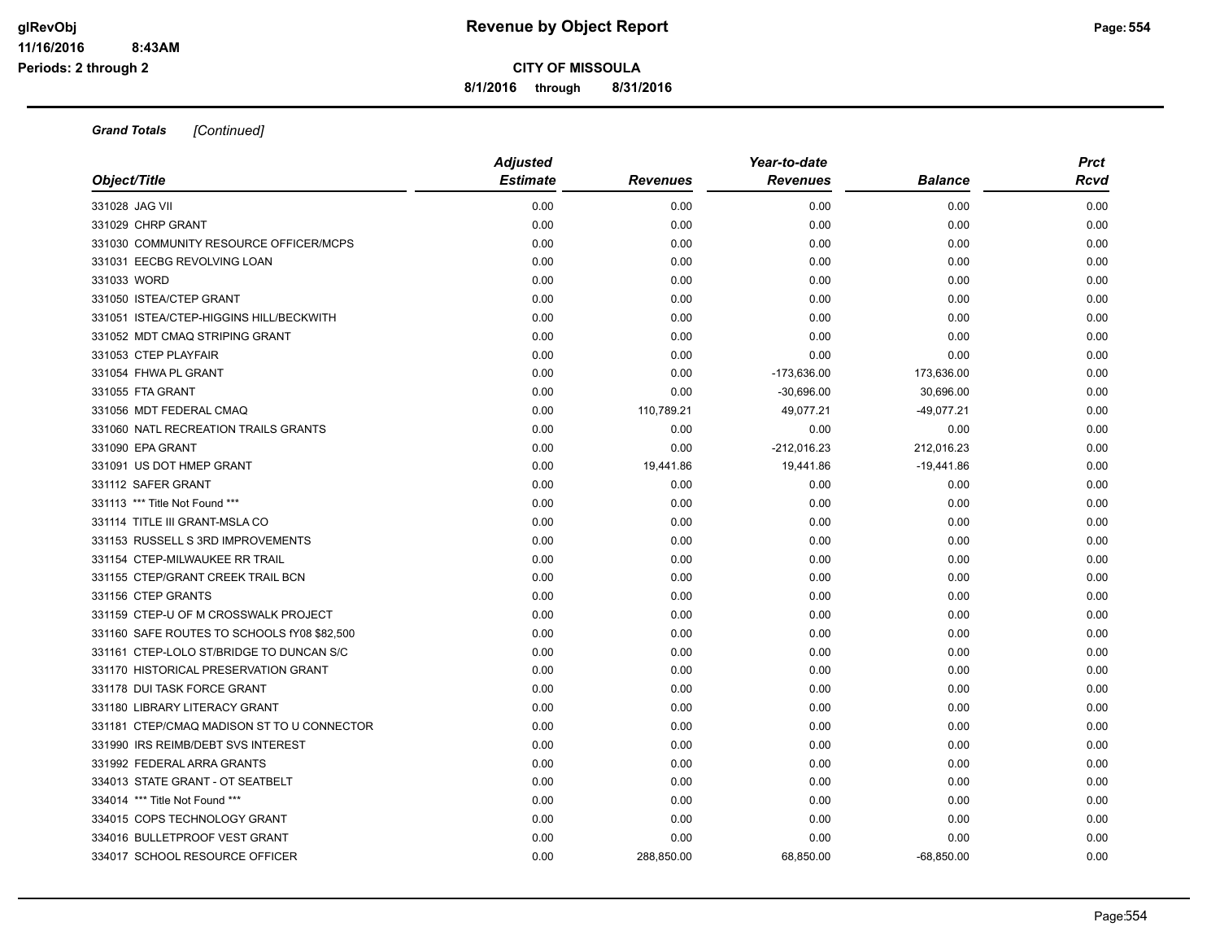**Revenue by Object Report**

**CITY OF MISSOULA**

**8/1/2016 through 8/31/2016**

***Grand Totals*** *[Continued]*

| *Object/Title* | *Adjusted Estimate* | *Revenues* | *Year-to-date Revenues* | *Balance* | *Prct Rcvd* |
|---|---|---|---|---|---|
| 331028 JAG VII | 0.00 | 0.00 | 0.00 | 0.00 | 0.00 |
| 331029 CHRP GRANT | 0.00 | 0.00 | 0.00 | 0.00 | 0.00 |
| 331030 COMMUNITY RESOURCE OFFICER/MCPS | 0.00 | 0.00 | 0.00 | 0.00 | 0.00 |
| 331031 EECBG REVOLVING LOAN | 0.00 | 0.00 | 0.00 | 0.00 | 0.00 |
| 331033 WORD | 0.00 | 0.00 | 0.00 | 0.00 | 0.00 |
| 331050 ISTEA/CTEP GRANT | 0.00 | 0.00 | 0.00 | 0.00 | 0.00 |
| 331051 ISTEA/CTEP-HIGGINS HILL/BECKWITH | 0.00 | 0.00 | 0.00 | 0.00 | 0.00 |
| 331052 MDT CMAQ STRIPING GRANT | 0.00 | 0.00 | 0.00 | 0.00 | 0.00 |
| 331053 CTEP PLAYFAIR | 0.00 | 0.00 | 0.00 | 0.00 | 0.00 |
| 331054 FHWA PL GRANT | 0.00 | 0.00 | -173,636.00 | 173,636.00 | 0.00 |
| 331055 FTA GRANT | 0.00 | 0.00 | -30,696.00 | 30,696.00 | 0.00 |
| 331056 MDT FEDERAL CMAQ | 0.00 | 110,789.21 | 49,077.21 | -49,077.21 | 0.00 |
| 331060 NATL RECREATION TRAILS GRANTS | 0.00 | 0.00 | 0.00 | 0.00 | 0.00 |
| 331090 EPA GRANT | 0.00 | 0.00 | -212,016.23 | 212,016.23 | 0.00 |
| 331091 US DOT HMEP GRANT | 0.00 | 19,441.86 | 19,441.86 | -19,441.86 | 0.00 |
| 331112 SAFER GRANT | 0.00 | 0.00 | 0.00 | 0.00 | 0.00 |
| 331113 *** Title Not Found *** | 0.00 | 0.00 | 0.00 | 0.00 | 0.00 |
| 331114 TITLE III GRANT-MSLA CO | 0.00 | 0.00 | 0.00 | 0.00 | 0.00 |
| 331153 RUSSELL S 3RD IMPROVEMENTS | 0.00 | 0.00 | 0.00 | 0.00 | 0.00 |
| 331154 CTEP-MILWAUKEE RR TRAIL | 0.00 | 0.00 | 0.00 | 0.00 | 0.00 |
| 331155 CTEP/GRANT CREEK TRAIL BCN | 0.00 | 0.00 | 0.00 | 0.00 | 0.00 |
| 331156 CTEP GRANTS | 0.00 | 0.00 | 0.00 | 0.00 | 0.00 |
| 331159 CTEP-U OF M CROSSWALK PROJECT | 0.00 | 0.00 | 0.00 | 0.00 | 0.00 |
| 331160 SAFE ROUTES TO SCHOOLS fY08 $82,500 | 0.00 | 0.00 | 0.00 | 0.00 | 0.00 |
| 331161 CTEP-LOLO ST/BRIDGE TO DUNCAN S/C | 0.00 | 0.00 | 0.00 | 0.00 | 0.00 |
| 331170 HISTORICAL PRESERVATION GRANT | 0.00 | 0.00 | 0.00 | 0.00 | 0.00 |
| 331178 DUI TASK FORCE GRANT | 0.00 | 0.00 | 0.00 | 0.00 | 0.00 |
| 331180 LIBRARY LITERACY GRANT | 0.00 | 0.00 | 0.00 | 0.00 | 0.00 |
| 331181 CTEP/CMAQ MADISON ST TO U CONNECTOR | 0.00 | 0.00 | 0.00 | 0.00 | 0.00 |
| 331990 IRS REIMB/DEBT SVS INTEREST | 0.00 | 0.00 | 0.00 | 0.00 | 0.00 |
| 331992 FEDERAL ARRA GRANTS | 0.00 | 0.00 | 0.00 | 0.00 | 0.00 |
| 334013 STATE GRANT - OT SEATBELT | 0.00 | 0.00 | 0.00 | 0.00 | 0.00 |
| 334014 *** Title Not Found *** | 0.00 | 0.00 | 0.00 | 0.00 | 0.00 |
| 334015 COPS TECHNOLOGY GRANT | 0.00 | 0.00 | 0.00 | 0.00 | 0.00 |
| 334016 BULLETPROOF VEST GRANT | 0.00 | 0.00 | 0.00 | 0.00 | 0.00 |
| 334017 SCHOOL RESOURCE OFFICER | 0.00 | 288,850.00 | 68,850.00 | -68,850.00 | 0.00 |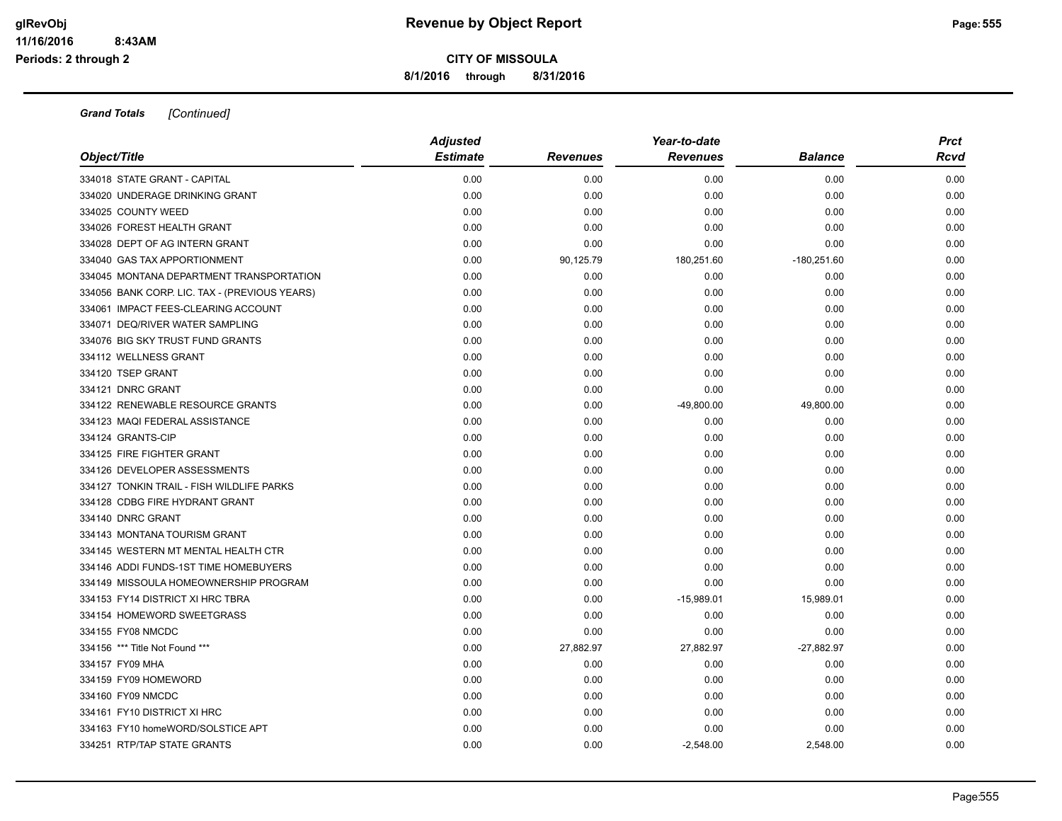**Revenue by Object Report**

**CITY OF MISSOULA**

**8/1/2016 through 8/31/2016**

glRevObj
11/16/2016 8:43AM
Periods: 2 through 2

***Grand Totals*** *[Continued]*

| Object/Title | Adjusted Estimate | Revenues | Year-to-date Revenues | Balance | Prct Rcvd |
|---|---|---|---|---|---|
| 334018 STATE GRANT - CAPITAL | 0.00 | 0.00 | 0.00 | 0.00 | 0.00 |
| 334020 UNDERAGE DRINKING GRANT | 0.00 | 0.00 | 0.00 | 0.00 | 0.00 |
| 334025 COUNTY WEED | 0.00 | 0.00 | 0.00 | 0.00 | 0.00 |
| 334026 FOREST HEALTH GRANT | 0.00 | 0.00 | 0.00 | 0.00 | 0.00 |
| 334028 DEPT OF AG INTERN GRANT | 0.00 | 0.00 | 0.00 | 0.00 | 0.00 |
| 334040 GAS TAX APPORTIONMENT | 0.00 | 90,125.79 | 180,251.60 | -180,251.60 | 0.00 |
| 334045 MONTANA DEPARTMENT TRANSPORTATION | 0.00 | 0.00 | 0.00 | 0.00 | 0.00 |
| 334056 BANK CORP. LIC. TAX - (PREVIOUS YEARS) | 0.00 | 0.00 | 0.00 | 0.00 | 0.00 |
| 334061 IMPACT FEES-CLEARING ACCOUNT | 0.00 | 0.00 | 0.00 | 0.00 | 0.00 |
| 334071 DEQ/RIVER WATER SAMPLING | 0.00 | 0.00 | 0.00 | 0.00 | 0.00 |
| 334076 BIG SKY TRUST FUND GRANTS | 0.00 | 0.00 | 0.00 | 0.00 | 0.00 |
| 334112 WELLNESS GRANT | 0.00 | 0.00 | 0.00 | 0.00 | 0.00 |
| 334120 TSEP GRANT | 0.00 | 0.00 | 0.00 | 0.00 | 0.00 |
| 334121 DNRC GRANT | 0.00 | 0.00 | 0.00 | 0.00 | 0.00 |
| 334122 RENEWABLE RESOURCE GRANTS | 0.00 | 0.00 | -49,800.00 | 49,800.00 | 0.00 |
| 334123 MAQI FEDERAL ASSISTANCE | 0.00 | 0.00 | 0.00 | 0.00 | 0.00 |
| 334124 GRANTS-CIP | 0.00 | 0.00 | 0.00 | 0.00 | 0.00 |
| 334125 FIRE FIGHTER GRANT | 0.00 | 0.00 | 0.00 | 0.00 | 0.00 |
| 334126 DEVELOPER ASSESSMENTS | 0.00 | 0.00 | 0.00 | 0.00 | 0.00 |
| 334127 TONKIN TRAIL - FISH WILDLIFE PARKS | 0.00 | 0.00 | 0.00 | 0.00 | 0.00 |
| 334128 CDBG FIRE HYDRANT GRANT | 0.00 | 0.00 | 0.00 | 0.00 | 0.00 |
| 334140 DNRC GRANT | 0.00 | 0.00 | 0.00 | 0.00 | 0.00 |
| 334143 MONTANA TOURISM GRANT | 0.00 | 0.00 | 0.00 | 0.00 | 0.00 |
| 334145 WESTERN MT MENTAL HEALTH CTR | 0.00 | 0.00 | 0.00 | 0.00 | 0.00 |
| 334146 ADDI FUNDS-1ST TIME HOMEBUYERS | 0.00 | 0.00 | 0.00 | 0.00 | 0.00 |
| 334149 MISSOULA HOMEOWNERSHIP PROGRAM | 0.00 | 0.00 | 0.00 | 0.00 | 0.00 |
| 334153 FY14 DISTRICT XI HRC TBRA | 0.00 | 0.00 | -15,989.01 | 15,989.01 | 0.00 |
| 334154 HOMEWORD SWEETGRASS | 0.00 | 0.00 | 0.00 | 0.00 | 0.00 |
| 334155 FY08 NMCDC | 0.00 | 0.00 | 0.00 | 0.00 | 0.00 |
| 334156 *** Title Not Found *** | 0.00 | 27,882.97 | 27,882.97 | -27,882.97 | 0.00 |
| 334157 FY09 MHA | 0.00 | 0.00 | 0.00 | 0.00 | 0.00 |
| 334159 FY09 HOMEWORD | 0.00 | 0.00 | 0.00 | 0.00 | 0.00 |
| 334160 FY09 NMCDC | 0.00 | 0.00 | 0.00 | 0.00 | 0.00 |
| 334161 FY10 DISTRICT XI HRC | 0.00 | 0.00 | 0.00 | 0.00 | 0.00 |
| 334163 FY10 homeWORD/SOLSTICE APT | 0.00 | 0.00 | 0.00 | 0.00 | 0.00 |
| 334251 RTP/TAP STATE GRANTS | 0.00 | 0.00 | -2,548.00 | 2,548.00 | 0.00 |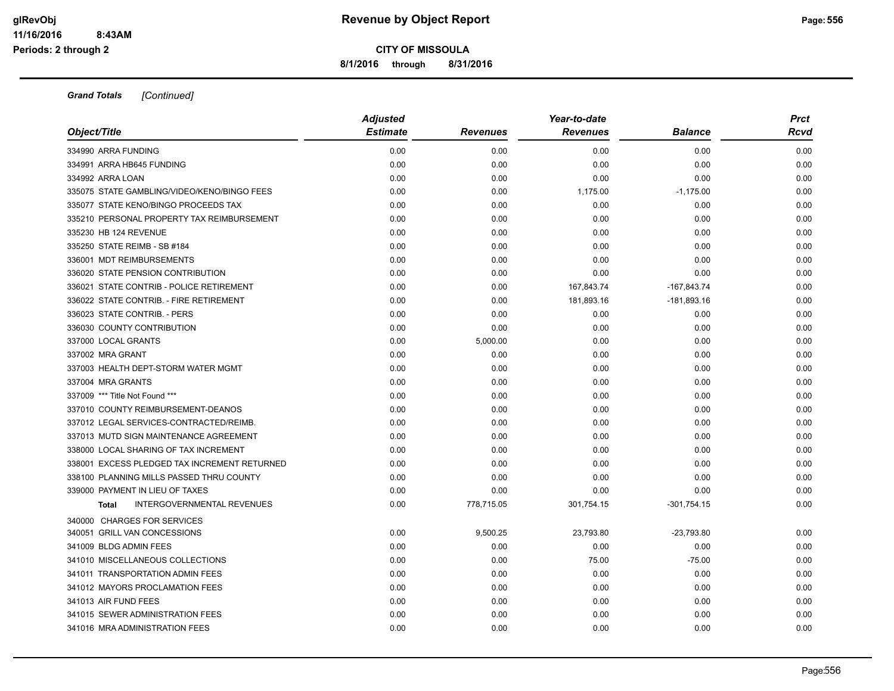# Revenue by Object Report

**CITY OF MISSOULA**

**8/1/2016 through 8/31/2016**

glRevObj
11/16/2016 8:43AM
Periods: 2 through 2

***Grand Totals*** *[Continued]*

| Object/Title | Adjusted Estimate | Revenues | Year-to-date Revenues | Balance | Prct Rcvd |
|---|---|---|---|---|---|
| 334990 ARRA FUNDING | 0.00 | 0.00 | 0.00 | 0.00 | 0.00 |
| 334991 ARRA HB645 FUNDING | 0.00 | 0.00 | 0.00 | 0.00 | 0.00 |
| 334992 ARRA LOAN | 0.00 | 0.00 | 0.00 | 0.00 | 0.00 |
| 335075 STATE GAMBLING/VIDEO/KENO/BINGO FEES | 0.00 | 0.00 | 1,175.00 | -1,175.00 | 0.00 |
| 335077 STATE KENO/BINGO PROCEEDS TAX | 0.00 | 0.00 | 0.00 | 0.00 | 0.00 |
| 335210 PERSONAL PROPERTY TAX REIMBURSEMENT | 0.00 | 0.00 | 0.00 | 0.00 | 0.00 |
| 335230 HB 124 REVENUE | 0.00 | 0.00 | 0.00 | 0.00 | 0.00 |
| 335250 STATE REIMB - SB #184 | 0.00 | 0.00 | 0.00 | 0.00 | 0.00 |
| 336001 MDT REIMBURSEMENTS | 0.00 | 0.00 | 0.00 | 0.00 | 0.00 |
| 336020 STATE PENSION CONTRIBUTION | 0.00 | 0.00 | 0.00 | 0.00 | 0.00 |
| 336021 STATE CONTRIB - POLICE RETIREMENT | 0.00 | 0.00 | 167,843.74 | -167,843.74 | 0.00 |
| 336022 STATE CONTRIB. - FIRE RETIREMENT | 0.00 | 0.00 | 181,893.16 | -181,893.16 | 0.00 |
| 336023 STATE CONTRIB. - PERS | 0.00 | 0.00 | 0.00 | 0.00 | 0.00 |
| 336030 COUNTY CONTRIBUTION | 0.00 | 0.00 | 0.00 | 0.00 | 0.00 |
| 337000 LOCAL GRANTS | 0.00 | 5,000.00 | 0.00 | 0.00 | 0.00 |
| 337002 MRA GRANT | 0.00 | 0.00 | 0.00 | 0.00 | 0.00 |
| 337003 HEALTH DEPT-STORM WATER MGMT | 0.00 | 0.00 | 0.00 | 0.00 | 0.00 |
| 337004 MRA GRANTS | 0.00 | 0.00 | 0.00 | 0.00 | 0.00 |
| 337009 *** Title Not Found *** | 0.00 | 0.00 | 0.00 | 0.00 | 0.00 |
| 337010 COUNTY REIMBURSEMENT-DEANOS | 0.00 | 0.00 | 0.00 | 0.00 | 0.00 |
| 337012 LEGAL SERVICES-CONTRACTED/REIMB. | 0.00 | 0.00 | 0.00 | 0.00 | 0.00 |
| 337013 MUTD SIGN MAINTENANCE AGREEMENT | 0.00 | 0.00 | 0.00 | 0.00 | 0.00 |
| 338000 LOCAL SHARING OF TAX INCREMENT | 0.00 | 0.00 | 0.00 | 0.00 | 0.00 |
| 338001 EXCESS PLEDGED TAX INCREMENT RETURNED | 0.00 | 0.00 | 0.00 | 0.00 | 0.00 |
| 338100 PLANNING MILLS PASSED THRU COUNTY | 0.00 | 0.00 | 0.00 | 0.00 | 0.00 |
| 339000 PAYMENT IN LIEU OF TAXES | 0.00 | 0.00 | 0.00 | 0.00 | 0.00 |
| **Total** INTERGOVERNMENTAL REVENUES | 0.00 | 778,715.05 | 301,754.15 | -301,754.15 | 0.00 |
| 340000 CHARGES FOR SERVICES | | | | | |
| 340051 GRILL VAN CONCESSIONS | 0.00 | 9,500.25 | 23,793.80 | -23,793.80 | 0.00 |
| 341009 BLDG ADMIN FEES | 0.00 | 0.00 | 0.00 | 0.00 | 0.00 |
| 341010 MISCELLANEOUS COLLECTIONS | 0.00 | 0.00 | 75.00 | -75.00 | 0.00 |
| 341011 TRANSPORTATION ADMIN FEES | 0.00 | 0.00 | 0.00 | 0.00 | 0.00 |
| 341012 MAYORS PROCLAMATION FEES | 0.00 | 0.00 | 0.00 | 0.00 | 0.00 |
| 341013 AIR FUND FEES | 0.00 | 0.00 | 0.00 | 0.00 | 0.00 |
| 341015 SEWER ADMINISTRATION FEES | 0.00 | 0.00 | 0.00 | 0.00 | 0.00 |
| 341016 MRA ADMINISTRATION FEES | 0.00 | 0.00 | 0.00 | 0.00 | 0.00 |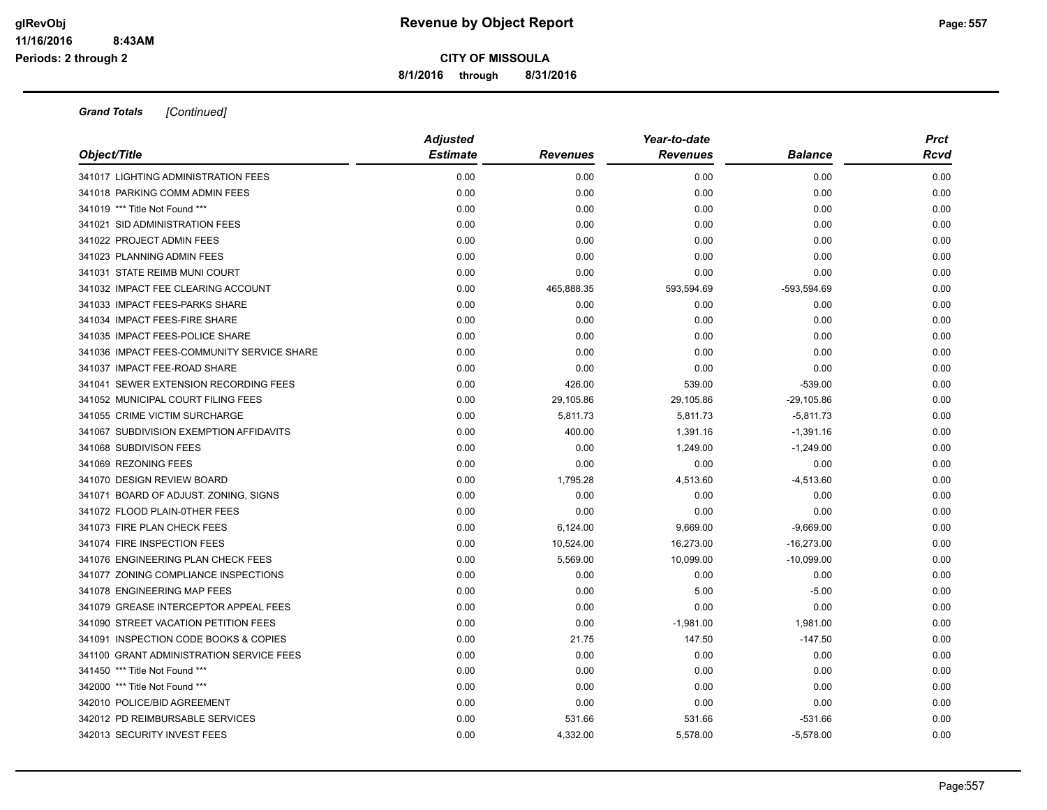**Revenue by Object Report**

**CITY OF MISSOULA**

**8/1/2016 through 8/31/2016**

*Grand Totals* *[Continued]*

| Object/Title | Adjusted Estimate | Revenues | Year-to-date Revenues | Balance | Prct Rcvd |
|---|---|---|---|---|---|
| 341017 LIGHTING ADMINISTRATION FEES | 0.00 | 0.00 | 0.00 | 0.00 | 0.00 |
| 341018 PARKING COMM ADMIN FEES | 0.00 | 0.00 | 0.00 | 0.00 | 0.00 |
| 341019 *** Title Not Found *** | 0.00 | 0.00 | 0.00 | 0.00 | 0.00 |
| 341021 SID ADMINISTRATION FEES | 0.00 | 0.00 | 0.00 | 0.00 | 0.00 |
| 341022 PROJECT ADMIN FEES | 0.00 | 0.00 | 0.00 | 0.00 | 0.00 |
| 341023 PLANNING ADMIN FEES | 0.00 | 0.00 | 0.00 | 0.00 | 0.00 |
| 341031 STATE REIMB MUNI COURT | 0.00 | 0.00 | 0.00 | 0.00 | 0.00 |
| 341032 IMPACT FEE CLEARING ACCOUNT | 0.00 | 465,888.35 | 593,594.69 | -593,594.69 | 0.00 |
| 341033 IMPACT FEES-PARKS SHARE | 0.00 | 0.00 | 0.00 | 0.00 | 0.00 |
| 341034 IMPACT FEES-FIRE SHARE | 0.00 | 0.00 | 0.00 | 0.00 | 0.00 |
| 341035 IMPACT FEES-POLICE SHARE | 0.00 | 0.00 | 0.00 | 0.00 | 0.00 |
| 341036 IMPACT FEES-COMMUNITY SERVICE SHARE | 0.00 | 0.00 | 0.00 | 0.00 | 0.00 |
| 341037 IMPACT FEE-ROAD SHARE | 0.00 | 0.00 | 0.00 | 0.00 | 0.00 |
| 341041 SEWER EXTENSION RECORDING FEES | 0.00 | 426.00 | 539.00 | -539.00 | 0.00 |
| 341052 MUNICIPAL COURT FILING FEES | 0.00 | 29,105.86 | 29,105.86 | -29,105.86 | 0.00 |
| 341055 CRIME VICTIM SURCHARGE | 0.00 | 5,811.73 | 5,811.73 | -5,811.73 | 0.00 |
| 341067 SUBDIVISION EXEMPTION AFFIDAVITS | 0.00 | 400.00 | 1,391.16 | -1,391.16 | 0.00 |
| 341068 SUBDIVISON FEES | 0.00 | 0.00 | 1,249.00 | -1,249.00 | 0.00 |
| 341069 REZONING FEES | 0.00 | 0.00 | 0.00 | 0.00 | 0.00 |
| 341070 DESIGN REVIEW BOARD | 0.00 | 1,795.28 | 4,513.60 | -4,513.60 | 0.00 |
| 341071 BOARD OF ADJUST. ZONING, SIGNS | 0.00 | 0.00 | 0.00 | 0.00 | 0.00 |
| 341072 FLOOD PLAIN-0THER FEES | 0.00 | 0.00 | 0.00 | 0.00 | 0.00 |
| 341073 FIRE PLAN CHECK FEES | 0.00 | 6,124.00 | 9,669.00 | -9,669.00 | 0.00 |
| 341074 FIRE INSPECTION FEES | 0.00 | 10,524.00 | 16,273.00 | -16,273.00 | 0.00 |
| 341076 ENGINEERING PLAN CHECK FEES | 0.00 | 5,569.00 | 10,099.00 | -10,099.00 | 0.00 |
| 341077 ZONING COMPLIANCE INSPECTIONS | 0.00 | 0.00 | 0.00 | 0.00 | 0.00 |
| 341078 ENGINEERING MAP FEES | 0.00 | 0.00 | 5.00 | -5.00 | 0.00 |
| 341079 GREASE INTERCEPTOR APPEAL FEES | 0.00 | 0.00 | 0.00 | 0.00 | 0.00 |
| 341090 STREET VACATION PETITION FEES | 0.00 | 0.00 | -1,981.00 | 1,981.00 | 0.00 |
| 341091 INSPECTION CODE BOOKS & COPIES | 0.00 | 21.75 | 147.50 | -147.50 | 0.00 |
| 341100 GRANT ADMINISTRATION SERVICE FEES | 0.00 | 0.00 | 0.00 | 0.00 | 0.00 |
| 341450 *** Title Not Found *** | 0.00 | 0.00 | 0.00 | 0.00 | 0.00 |
| 342000 *** Title Not Found *** | 0.00 | 0.00 | 0.00 | 0.00 | 0.00 |
| 342010 POLICE/BID AGREEMENT | 0.00 | 0.00 | 0.00 | 0.00 | 0.00 |
| 342012 PD REIMBURSABLE SERVICES | 0.00 | 531.66 | 531.66 | -531.66 | 0.00 |
| 342013 SECURITY INVEST FEES | 0.00 | 4,332.00 | 5,578.00 | -5,578.00 | 0.00 |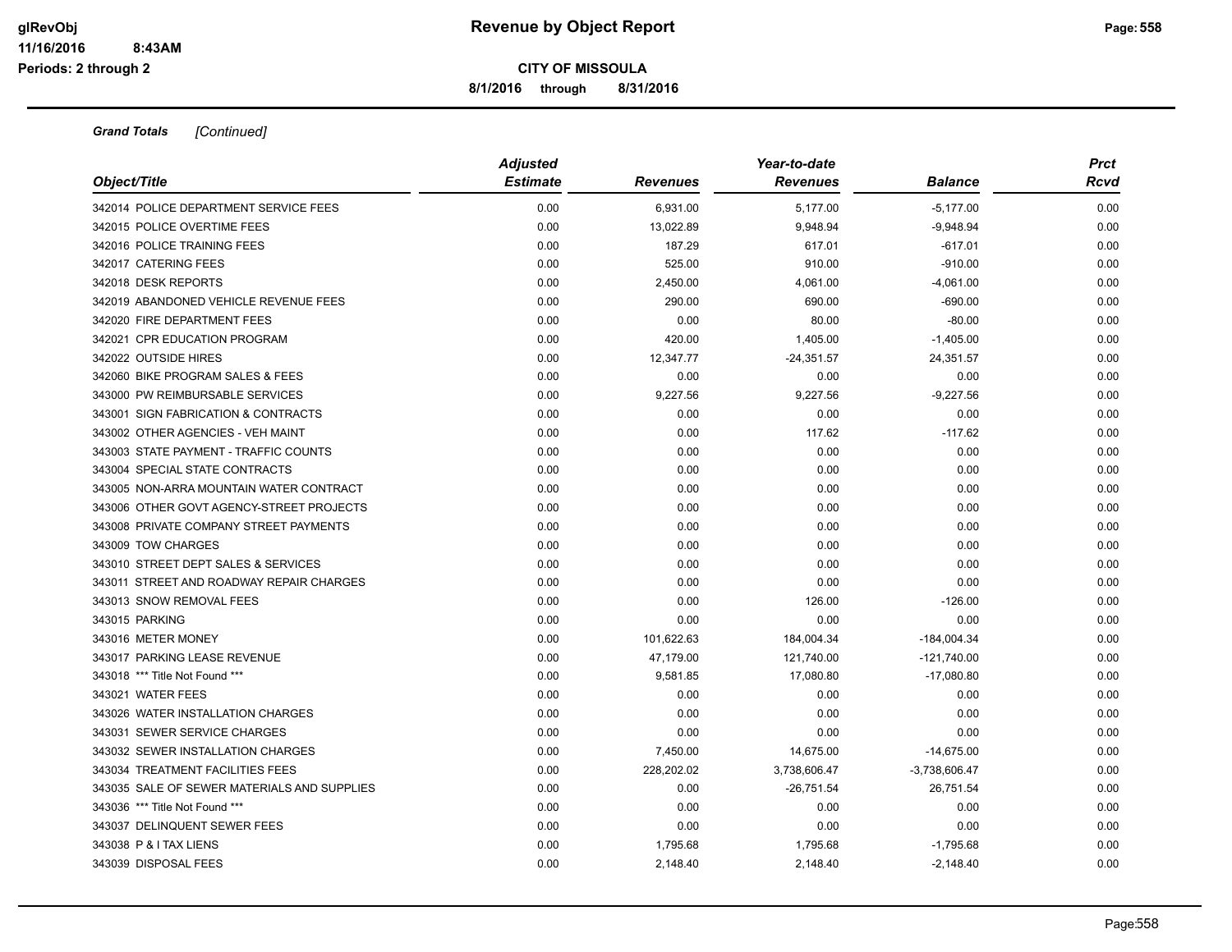# Revenue by Object Report

**CITY OF MISSOULA**

**8/1/2016 through 8/31/2016**

glRevObj
11/16/2016 8:43AM
Periods: 2 through 2

***Grand Totals*** *[Continued]*

| Object/Title | Adjusted Estimate | Revenues | Year-to-date Revenues | Balance | Prct Rcvd |
|---|---|---|---|---|---|
| 342014 POLICE DEPARTMENT SERVICE FEES | 0.00 | 6,931.00 | 5,177.00 | -5,177.00 | 0.00 |
| 342015 POLICE OVERTIME FEES | 0.00 | 13,022.89 | 9,948.94 | -9,948.94 | 0.00 |
| 342016 POLICE TRAINING FEES | 0.00 | 187.29 | 617.01 | -617.01 | 0.00 |
| 342017 CATERING FEES | 0.00 | 525.00 | 910.00 | -910.00 | 0.00 |
| 342018 DESK REPORTS | 0.00 | 2,450.00 | 4,061.00 | -4,061.00 | 0.00 |
| 342019 ABANDONED VEHICLE REVENUE FEES | 0.00 | 290.00 | 690.00 | -690.00 | 0.00 |
| 342020 FIRE DEPARTMENT FEES | 0.00 | 0.00 | 80.00 | -80.00 | 0.00 |
| 342021 CPR EDUCATION PROGRAM | 0.00 | 420.00 | 1,405.00 | -1,405.00 | 0.00 |
| 342022 OUTSIDE HIRES | 0.00 | 12,347.77 | -24,351.57 | 24,351.57 | 0.00 |
| 342060 BIKE PROGRAM SALES & FEES | 0.00 | 0.00 | 0.00 | 0.00 | 0.00 |
| 343000 PW REIMBURSABLE SERVICES | 0.00 | 9,227.56 | 9,227.56 | -9,227.56 | 0.00 |
| 343001 SIGN FABRICATION & CONTRACTS | 0.00 | 0.00 | 0.00 | 0.00 | 0.00 |
| 343002 OTHER AGENCIES - VEH MAINT | 0.00 | 0.00 | 117.62 | -117.62 | 0.00 |
| 343003 STATE PAYMENT - TRAFFIC COUNTS | 0.00 | 0.00 | 0.00 | 0.00 | 0.00 |
| 343004 SPECIAL STATE CONTRACTS | 0.00 | 0.00 | 0.00 | 0.00 | 0.00 |
| 343005 NON-ARRA MOUNTAIN WATER CONTRACT | 0.00 | 0.00 | 0.00 | 0.00 | 0.00 |
| 343006 OTHER GOVT AGENCY-STREET PROJECTS | 0.00 | 0.00 | 0.00 | 0.00 | 0.00 |
| 343008 PRIVATE COMPANY STREET PAYMENTS | 0.00 | 0.00 | 0.00 | 0.00 | 0.00 |
| 343009 TOW CHARGES | 0.00 | 0.00 | 0.00 | 0.00 | 0.00 |
| 343010 STREET DEPT SALES & SERVICES | 0.00 | 0.00 | 0.00 | 0.00 | 0.00 |
| 343011 STREET AND ROADWAY REPAIR CHARGES | 0.00 | 0.00 | 0.00 | 0.00 | 0.00 |
| 343013 SNOW REMOVAL FEES | 0.00 | 0.00 | 126.00 | -126.00 | 0.00 |
| 343015 PARKING | 0.00 | 0.00 | 0.00 | 0.00 | 0.00 |
| 343016 METER MONEY | 0.00 | 101,622.63 | 184,004.34 | -184,004.34 | 0.00 |
| 343017 PARKING LEASE REVENUE | 0.00 | 47,179.00 | 121,740.00 | -121,740.00 | 0.00 |
| 343018 *** Title Not Found *** | 0.00 | 9,581.85 | 17,080.80 | -17,080.80 | 0.00 |
| 343021 WATER FEES | 0.00 | 0.00 | 0.00 | 0.00 | 0.00 |
| 343026 WATER INSTALLATION CHARGES | 0.00 | 0.00 | 0.00 | 0.00 | 0.00 |
| 343031 SEWER SERVICE CHARGES | 0.00 | 0.00 | 0.00 | 0.00 | 0.00 |
| 343032 SEWER INSTALLATION CHARGES | 0.00 | 7,450.00 | 14,675.00 | -14,675.00 | 0.00 |
| 343034 TREATMENT FACILITIES FEES | 0.00 | 228,202.02 | 3,738,606.47 | -3,738,606.47 | 0.00 |
| 343035 SALE OF SEWER MATERIALS AND SUPPLIES | 0.00 | 0.00 | -26,751.54 | 26,751.54 | 0.00 |
| 343036 *** Title Not Found *** | 0.00 | 0.00 | 0.00 | 0.00 | 0.00 |
| 343037 DELINQUENT SEWER FEES | 0.00 | 0.00 | 0.00 | 0.00 | 0.00 |
| 343038 P & I TAX LIENS | 0.00 | 1,795.68 | 1,795.68 | -1,795.68 | 0.00 |
| 343039 DISPOSAL FEES | 0.00 | 2,148.40 | 2,148.40 | -2,148.40 | 0.00 |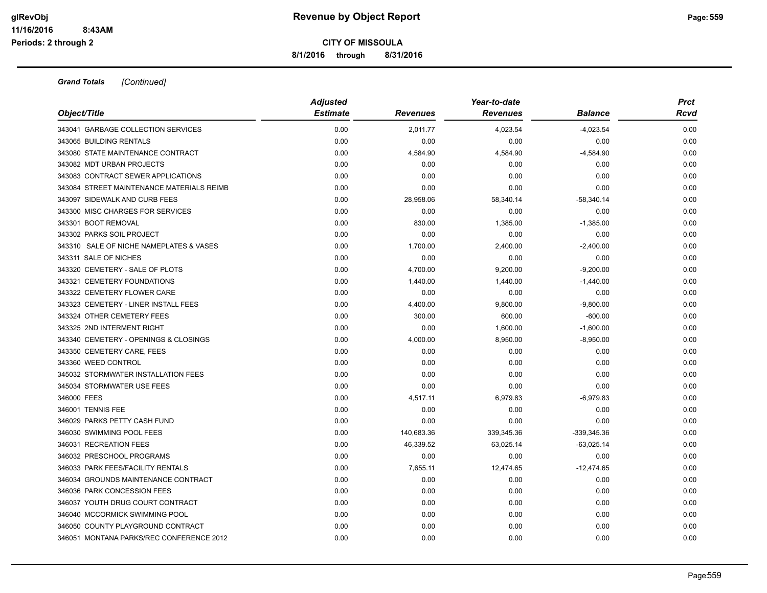**Grand Totals** *[Continued]*

| Object/Title | Adjusted Estimate | Revenues | Year-to-date Revenues | Balance | Prct Rcvd |
|---|---|---|---|---|---|
| 343041 GARBAGE COLLECTION SERVICES | 0.00 | 2,011.77 | 4,023.54 | -4,023.54 | 0.00 |
| 343065 BUILDING RENTALS | 0.00 | 0.00 | 0.00 | 0.00 | 0.00 |
| 343080 STATE MAINTENANCE CONTRACT | 0.00 | 4,584.90 | 4,584.90 | -4,584.90 | 0.00 |
| 343082 MDT URBAN PROJECTS | 0.00 | 0.00 | 0.00 | 0.00 | 0.00 |
| 343083 CONTRACT SEWER APPLICATIONS | 0.00 | 0.00 | 0.00 | 0.00 | 0.00 |
| 343084 STREET MAINTENANCE MATERIALS REIMB | 0.00 | 0.00 | 0.00 | 0.00 | 0.00 |
| 343097 SIDEWALK AND CURB FEES | 0.00 | 28,958.06 | 58,340.14 | -58,340.14 | 0.00 |
| 343300 MISC CHARGES FOR SERVICES | 0.00 | 0.00 | 0.00 | 0.00 | 0.00 |
| 343301 BOOT REMOVAL | 0.00 | 830.00 | 1,385.00 | -1,385.00 | 0.00 |
| 343302 PARKS SOIL PROJECT | 0.00 | 0.00 | 0.00 | 0.00 | 0.00 |
| 343310 SALE OF NICHE NAMEPLATES & VASES | 0.00 | 1,700.00 | 2,400.00 | -2,400.00 | 0.00 |
| 343311 SALE OF NICHES | 0.00 | 0.00 | 0.00 | 0.00 | 0.00 |
| 343320 CEMETERY - SALE OF PLOTS | 0.00 | 4,700.00 | 9,200.00 | -9,200.00 | 0.00 |
| 343321 CEMETERY FOUNDATIONS | 0.00 | 1,440.00 | 1,440.00 | -1,440.00 | 0.00 |
| 343322 CEMETERY FLOWER CARE | 0.00 | 0.00 | 0.00 | 0.00 | 0.00 |
| 343323 CEMETERY - LINER INSTALL FEES | 0.00 | 4,400.00 | 9,800.00 | -9,800.00 | 0.00 |
| 343324 OTHER CEMETERY FEES | 0.00 | 300.00 | 600.00 | -600.00 | 0.00 |
| 343325 2ND INTERMENT RIGHT | 0.00 | 0.00 | 1,600.00 | -1,600.00 | 0.00 |
| 343340 CEMETERY - OPENINGS & CLOSINGS | 0.00 | 4,000.00 | 8,950.00 | -8,950.00 | 0.00 |
| 343350 CEMETERY CARE, FEES | 0.00 | 0.00 | 0.00 | 0.00 | 0.00 |
| 343360 WEED CONTROL | 0.00 | 0.00 | 0.00 | 0.00 | 0.00 |
| 345032 STORMWATER INSTALLATION FEES | 0.00 | 0.00 | 0.00 | 0.00 | 0.00 |
| 345034 STORMWATER USE FEES | 0.00 | 0.00 | 0.00 | 0.00 | 0.00 |
| 346000 FEES | 0.00 | 4,517.11 | 6,979.83 | -6,979.83 | 0.00 |
| 346001 TENNIS FEE | 0.00 | 0.00 | 0.00 | 0.00 | 0.00 |
| 346029 PARKS PETTY CASH FUND | 0.00 | 0.00 | 0.00 | 0.00 | 0.00 |
| 346030 SWIMMING POOL FEES | 0.00 | 140,683.36 | 339,345.36 | -339,345.36 | 0.00 |
| 346031 RECREATION FEES | 0.00 | 46,339.52 | 63,025.14 | -63,025.14 | 0.00 |
| 346032 PRESCHOOL PROGRAMS | 0.00 | 0.00 | 0.00 | 0.00 | 0.00 |
| 346033 PARK FEES/FACILITY RENTALS | 0.00 | 7,655.11 | 12,474.65 | -12,474.65 | 0.00 |
| 346034 GROUNDS MAINTENANCE CONTRACT | 0.00 | 0.00 | 0.00 | 0.00 | 0.00 |
| 346036 PARK CONCESSION FEES | 0.00 | 0.00 | 0.00 | 0.00 | 0.00 |
| 346037 YOUTH DRUG COURT CONTRACT | 0.00 | 0.00 | 0.00 | 0.00 | 0.00 |
| 346040 MCCORMICK SWIMMING POOL | 0.00 | 0.00 | 0.00 | 0.00 | 0.00 |
| 346050 COUNTY PLAYGROUND CONTRACT | 0.00 | 0.00 | 0.00 | 0.00 | 0.00 |
| 346051 MONTANA PARKS/REC CONFERENCE 2012 | 0.00 | 0.00 | 0.00 | 0.00 | 0.00 |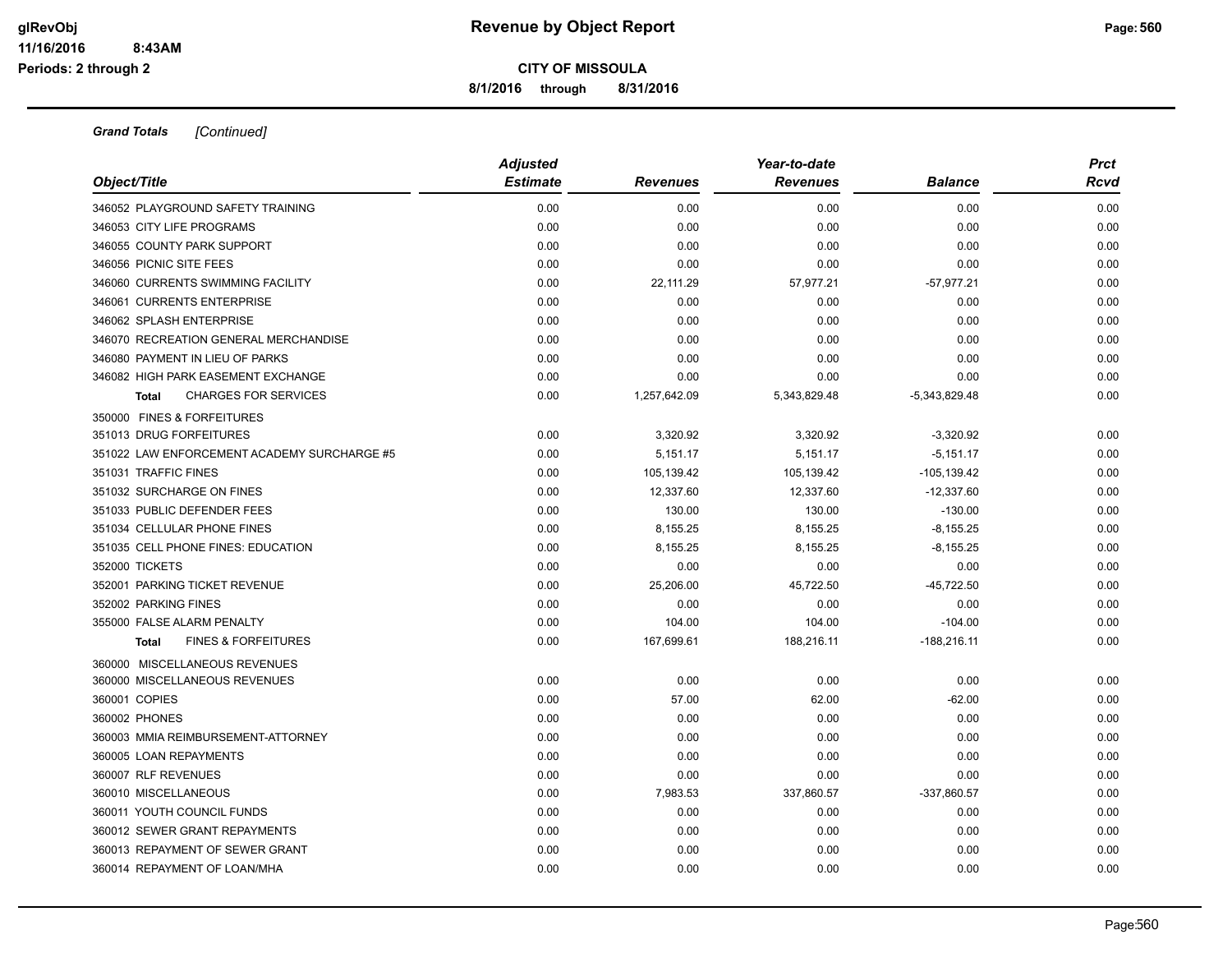**CITY OF MISSOULA**

**8/1/2016 through 8/31/2016**

***Grand Totals*** *[Continued]*

| Object/Title | Adjusted Estimate | Revenues | Year-to-date Revenues | Balance | Prct Rcvd |
|---|---|---|---|---|---|
| 346052 PLAYGROUND SAFETY TRAINING | 0.00 | 0.00 | 0.00 | 0.00 | 0.00 |
| 346053 CITY LIFE PROGRAMS | 0.00 | 0.00 | 0.00 | 0.00 | 0.00 |
| 346055 COUNTY PARK SUPPORT | 0.00 | 0.00 | 0.00 | 0.00 | 0.00 |
| 346056 PICNIC SITE FEES | 0.00 | 0.00 | 0.00 | 0.00 | 0.00 |
| 346060 CURRENTS SWIMMING FACILITY | 0.00 | 22,111.29 | 57,977.21 | -57,977.21 | 0.00 |
| 346061 CURRENTS ENTERPRISE | 0.00 | 0.00 | 0.00 | 0.00 | 0.00 |
| 346062 SPLASH ENTERPRISE | 0.00 | 0.00 | 0.00 | 0.00 | 0.00 |
| 346070 RECREATION GENERAL MERCHANDISE | 0.00 | 0.00 | 0.00 | 0.00 | 0.00 |
| 346080 PAYMENT IN LIEU OF PARKS | 0.00 | 0.00 | 0.00 | 0.00 | 0.00 |
| 346082 HIGH PARK EASEMENT EXCHANGE | 0.00 | 0.00 | 0.00 | 0.00 | 0.00 |
| **Total** CHARGES FOR SERVICES | 0.00 | 1,257,642.09 | 5,343,829.48 | -5,343,829.48 | 0.00 |
| 350000 FINES & FORFEITURES | | | | | |
| 351013 DRUG FORFEITURES | 0.00 | 3,320.92 | 3,320.92 | -3,320.92 | 0.00 |
| 351022 LAW ENFORCEMENT ACADEMY SURCHARGE #5 | 0.00 | 5,151.17 | 5,151.17 | -5,151.17 | 0.00 |
| 351031 TRAFFIC FINES | 0.00 | 105,139.42 | 105,139.42 | -105,139.42 | 0.00 |
| 351032 SURCHARGE ON FINES | 0.00 | 12,337.60 | 12,337.60 | -12,337.60 | 0.00 |
| 351033 PUBLIC DEFENDER FEES | 0.00 | 130.00 | 130.00 | -130.00 | 0.00 |
| 351034 CELLULAR PHONE FINES | 0.00 | 8,155.25 | 8,155.25 | -8,155.25 | 0.00 |
| 351035 CELL PHONE FINES: EDUCATION | 0.00 | 8,155.25 | 8,155.25 | -8,155.25 | 0.00 |
| 352000 TICKETS | 0.00 | 0.00 | 0.00 | 0.00 | 0.00 |
| 352001 PARKING TICKET REVENUE | 0.00 | 25,206.00 | 45,722.50 | -45,722.50 | 0.00 |
| 352002 PARKING FINES | 0.00 | 0.00 | 0.00 | 0.00 | 0.00 |
| 355000 FALSE ALARM PENALTY | 0.00 | 104.00 | 104.00 | -104.00 | 0.00 |
| **Total** FINES & FORFEITURES | 0.00 | 167,699.61 | 188,216.11 | -188,216.11 | 0.00 |
| 360000 MISCELLANEOUS REVENUES | | | | | |
| 360000 MISCELLANEOUS REVENUES | 0.00 | 0.00 | 0.00 | 0.00 | 0.00 |
| 360001 COPIES | 0.00 | 57.00 | 62.00 | -62.00 | 0.00 |
| 360002 PHONES | 0.00 | 0.00 | 0.00 | 0.00 | 0.00 |
| 360003 MMIA REIMBURSEMENT-ATTORNEY | 0.00 | 0.00 | 0.00 | 0.00 | 0.00 |
| 360005 LOAN REPAYMENTS | 0.00 | 0.00 | 0.00 | 0.00 | 0.00 |
| 360007 RLF REVENUES | 0.00 | 0.00 | 0.00 | 0.00 | 0.00 |
| 360010 MISCELLANEOUS | 0.00 | 7,983.53 | 337,860.57 | -337,860.57 | 0.00 |
| 360011 YOUTH COUNCIL FUNDS | 0.00 | 0.00 | 0.00 | 0.00 | 0.00 |
| 360012 SEWER GRANT REPAYMENTS | 0.00 | 0.00 | 0.00 | 0.00 | 0.00 |
| 360013 REPAYMENT OF SEWER GRANT | 0.00 | 0.00 | 0.00 | 0.00 | 0.00 |
| 360014 REPAYMENT OF LOAN/MHA | 0.00 | 0.00 | 0.00 | 0.00 | 0.00 |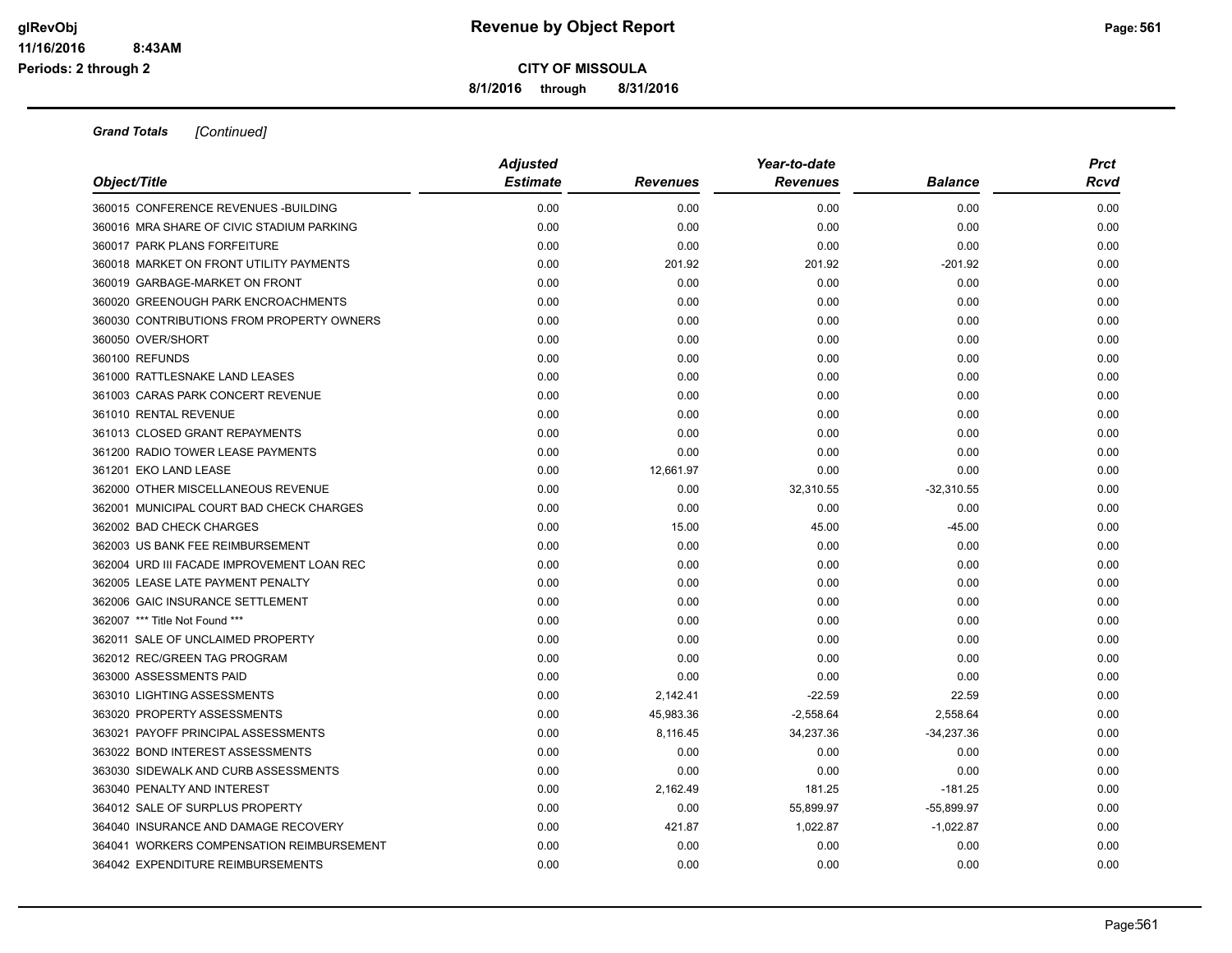**Grand Totals** *[Continued]*

| Object/Title | Adjusted Estimate | Revenues | Year-to-date Revenues | Balance | Prct Rcvd |
|---|---|---|---|---|---|
| 360015 CONFERENCE REVENUES -BUILDING | 0.00 | 0.00 | 0.00 | 0.00 | 0.00 |
| 360016 MRA SHARE OF CIVIC STADIUM PARKING | 0.00 | 0.00 | 0.00 | 0.00 | 0.00 |
| 360017 PARK PLANS FORFEITURE | 0.00 | 0.00 | 0.00 | 0.00 | 0.00 |
| 360018 MARKET ON FRONT UTILITY PAYMENTS | 0.00 | 201.92 | 201.92 | -201.92 | 0.00 |
| 360019 GARBAGE-MARKET ON FRONT | 0.00 | 0.00 | 0.00 | 0.00 | 0.00 |
| 360020 GREENOUGH PARK ENCROACHMENTS | 0.00 | 0.00 | 0.00 | 0.00 | 0.00 |
| 360030 CONTRIBUTIONS FROM PROPERTY OWNERS | 0.00 | 0.00 | 0.00 | 0.00 | 0.00 |
| 360050 OVER/SHORT | 0.00 | 0.00 | 0.00 | 0.00 | 0.00 |
| 360100 REFUNDS | 0.00 | 0.00 | 0.00 | 0.00 | 0.00 |
| 361000 RATTLESNAKE LAND LEASES | 0.00 | 0.00 | 0.00 | 0.00 | 0.00 |
| 361003 CARAS PARK CONCERT REVENUE | 0.00 | 0.00 | 0.00 | 0.00 | 0.00 |
| 361010 RENTAL REVENUE | 0.00 | 0.00 | 0.00 | 0.00 | 0.00 |
| 361013 CLOSED GRANT REPAYMENTS | 0.00 | 0.00 | 0.00 | 0.00 | 0.00 |
| 361200 RADIO TOWER LEASE PAYMENTS | 0.00 | 0.00 | 0.00 | 0.00 | 0.00 |
| 361201 EKO LAND LEASE | 0.00 | 12,661.97 | 0.00 | 0.00 | 0.00 |
| 362000 OTHER MISCELLANEOUS REVENUE | 0.00 | 0.00 | 32,310.55 | -32,310.55 | 0.00 |
| 362001 MUNICIPAL COURT BAD CHECK CHARGES | 0.00 | 0.00 | 0.00 | 0.00 | 0.00 |
| 362002 BAD CHECK CHARGES | 0.00 | 15.00 | 45.00 | -45.00 | 0.00 |
| 362003 US BANK FEE REIMBURSEMENT | 0.00 | 0.00 | 0.00 | 0.00 | 0.00 |
| 362004 URD III FACADE IMPROVEMENT LOAN REC | 0.00 | 0.00 | 0.00 | 0.00 | 0.00 |
| 362005 LEASE LATE PAYMENT PENALTY | 0.00 | 0.00 | 0.00 | 0.00 | 0.00 |
| 362006 GAIC INSURANCE SETTLEMENT | 0.00 | 0.00 | 0.00 | 0.00 | 0.00 |
| 362007 *** Title Not Found *** | 0.00 | 0.00 | 0.00 | 0.00 | 0.00 |
| 362011 SALE OF UNCLAIMED PROPERTY | 0.00 | 0.00 | 0.00 | 0.00 | 0.00 |
| 362012 REC/GREEN TAG PROGRAM | 0.00 | 0.00 | 0.00 | 0.00 | 0.00 |
| 363000 ASSESSMENTS PAID | 0.00 | 0.00 | 0.00 | 0.00 | 0.00 |
| 363010 LIGHTING ASSESSMENTS | 0.00 | 2,142.41 | -22.59 | 22.59 | 0.00 |
| 363020 PROPERTY ASSESSMENTS | 0.00 | 45,983.36 | -2,558.64 | 2,558.64 | 0.00 |
| 363021 PAYOFF PRINCIPAL ASSESSMENTS | 0.00 | 8,116.45 | 34,237.36 | -34,237.36 | 0.00 |
| 363022 BOND INTEREST ASSESSMENTS | 0.00 | 0.00 | 0.00 | 0.00 | 0.00 |
| 363030 SIDEWALK AND CURB ASSESSMENTS | 0.00 | 0.00 | 0.00 | 0.00 | 0.00 |
| 363040 PENALTY AND INTEREST | 0.00 | 2,162.49 | 181.25 | -181.25 | 0.00 |
| 364012 SALE OF SURPLUS PROPERTY | 0.00 | 0.00 | 55,899.97 | -55,899.97 | 0.00 |
| 364040 INSURANCE AND DAMAGE RECOVERY | 0.00 | 421.87 | 1,022.87 | -1,022.87 | 0.00 |
| 364041 WORKERS COMPENSATION REIMBURSEMENT | 0.00 | 0.00 | 0.00 | 0.00 | 0.00 |
| 364042 EXPENDITURE REIMBURSEMENTS | 0.00 | 0.00 | 0.00 | 0.00 | 0.00 |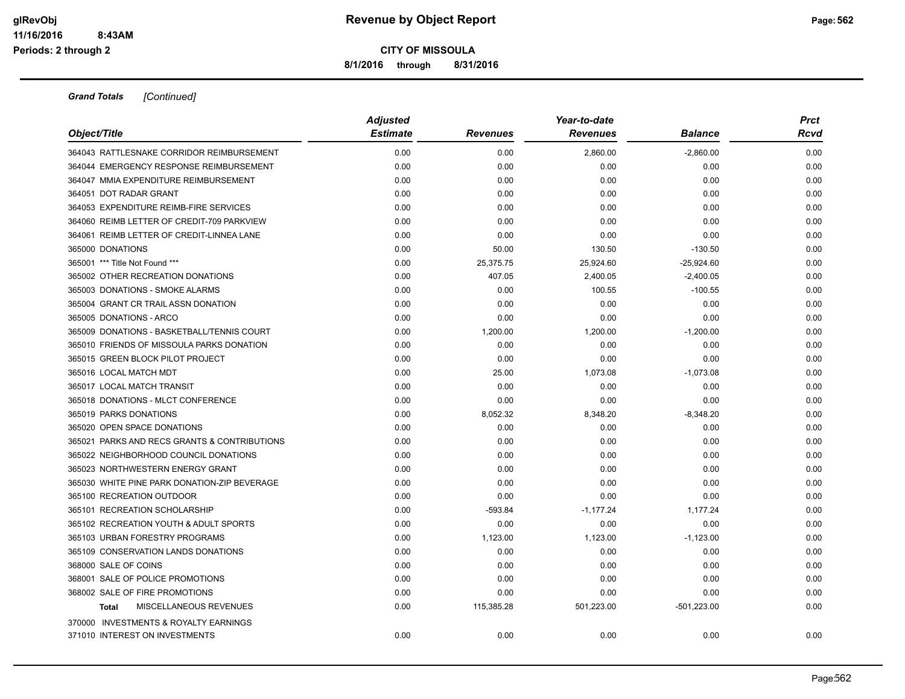**Revenue by Object Report**

**CITY OF MISSOULA**

**8/1/2016 through 8/31/2016**

*Grand Totals [Continued]*

| Object/Title | Adjusted Estimate | Revenues | Year-to-date Revenues | Balance | Prct Rcvd |
|---|---|---|---|---|---|
| 364043 RATTLESNAKE CORRIDOR REIMBURSEMENT | 0.00 | 0.00 | 2,860.00 | -2,860.00 | 0.00 |
| 364044 EMERGENCY RESPONSE REIMBURSEMENT | 0.00 | 0.00 | 0.00 | 0.00 | 0.00 |
| 364047 MMIA EXPENDITURE REIMBURSEMENT | 0.00 | 0.00 | 0.00 | 0.00 | 0.00 |
| 364051 DOT RADAR GRANT | 0.00 | 0.00 | 0.00 | 0.00 | 0.00 |
| 364053 EXPENDITURE REIMB-FIRE SERVICES | 0.00 | 0.00 | 0.00 | 0.00 | 0.00 |
| 364060 REIMB LETTER OF CREDIT-709 PARKVIEW | 0.00 | 0.00 | 0.00 | 0.00 | 0.00 |
| 364061 REIMB LETTER OF CREDIT-LINNEA LANE | 0.00 | 0.00 | 0.00 | 0.00 | 0.00 |
| 365000 DONATIONS | 0.00 | 50.00 | 130.50 | -130.50 | 0.00 |
| 365001 *** Title Not Found *** | 0.00 | 25,375.75 | 25,924.60 | -25,924.60 | 0.00 |
| 365002 OTHER RECREATION DONATIONS | 0.00 | 407.05 | 2,400.05 | -2,400.05 | 0.00 |
| 365003 DONATIONS - SMOKE ALARMS | 0.00 | 0.00 | 100.55 | -100.55 | 0.00 |
| 365004 GRANT CR TRAIL ASSN DONATION | 0.00 | 0.00 | 0.00 | 0.00 | 0.00 |
| 365005 DONATIONS - ARCO | 0.00 | 0.00 | 0.00 | 0.00 | 0.00 |
| 365009 DONATIONS - BASKETBALL/TENNIS COURT | 0.00 | 1,200.00 | 1,200.00 | -1,200.00 | 0.00 |
| 365010 FRIENDS OF MISSOULA PARKS DONATION | 0.00 | 0.00 | 0.00 | 0.00 | 0.00 |
| 365015 GREEN BLOCK PILOT PROJECT | 0.00 | 0.00 | 0.00 | 0.00 | 0.00 |
| 365016 LOCAL MATCH MDT | 0.00 | 25.00 | 1,073.08 | -1,073.08 | 0.00 |
| 365017 LOCAL MATCH TRANSIT | 0.00 | 0.00 | 0.00 | 0.00 | 0.00 |
| 365018 DONATIONS - MLCT CONFERENCE | 0.00 | 0.00 | 0.00 | 0.00 | 0.00 |
| 365019 PARKS DONATIONS | 0.00 | 8,052.32 | 8,348.20 | -8,348.20 | 0.00 |
| 365020 OPEN SPACE DONATIONS | 0.00 | 0.00 | 0.00 | 0.00 | 0.00 |
| 365021 PARKS AND RECS GRANTS & CONTRIBUTIONS | 0.00 | 0.00 | 0.00 | 0.00 | 0.00 |
| 365022 NEIGHBORHOOD COUNCIL DONATIONS | 0.00 | 0.00 | 0.00 | 0.00 | 0.00 |
| 365023 NORTHWESTERN ENERGY GRANT | 0.00 | 0.00 | 0.00 | 0.00 | 0.00 |
| 365030 WHITE PINE PARK DONATION-ZIP BEVERAGE | 0.00 | 0.00 | 0.00 | 0.00 | 0.00 |
| 365100 RECREATION OUTDOOR | 0.00 | 0.00 | 0.00 | 0.00 | 0.00 |
| 365101 RECREATION SCHOLARSHIP | 0.00 | -593.84 | -1,177.24 | 1,177.24 | 0.00 |
| 365102 RECREATION YOUTH & ADULT SPORTS | 0.00 | 0.00 | 0.00 | 0.00 | 0.00 |
| 365103 URBAN FORESTRY PROGRAMS | 0.00 | 1,123.00 | 1,123.00 | -1,123.00 | 0.00 |
| 365109 CONSERVATION LANDS DONATIONS | 0.00 | 0.00 | 0.00 | 0.00 | 0.00 |
| 368000 SALE OF COINS | 0.00 | 0.00 | 0.00 | 0.00 | 0.00 |
| 368001 SALE OF POLICE PROMOTIONS | 0.00 | 0.00 | 0.00 | 0.00 | 0.00 |
| 368002 SALE OF FIRE PROMOTIONS | 0.00 | 0.00 | 0.00 | 0.00 | 0.00 |
| **Total** MISCELLANEOUS REVENUES | 0.00 | 115,385.28 | 501,223.00 | -501,223.00 | 0.00 |
| 370000 INVESTMENTS & ROYALTY EARNINGS | | | | | |
| 371010 INTEREST ON INVESTMENTS | 0.00 | 0.00 | 0.00 | 0.00 | 0.00 |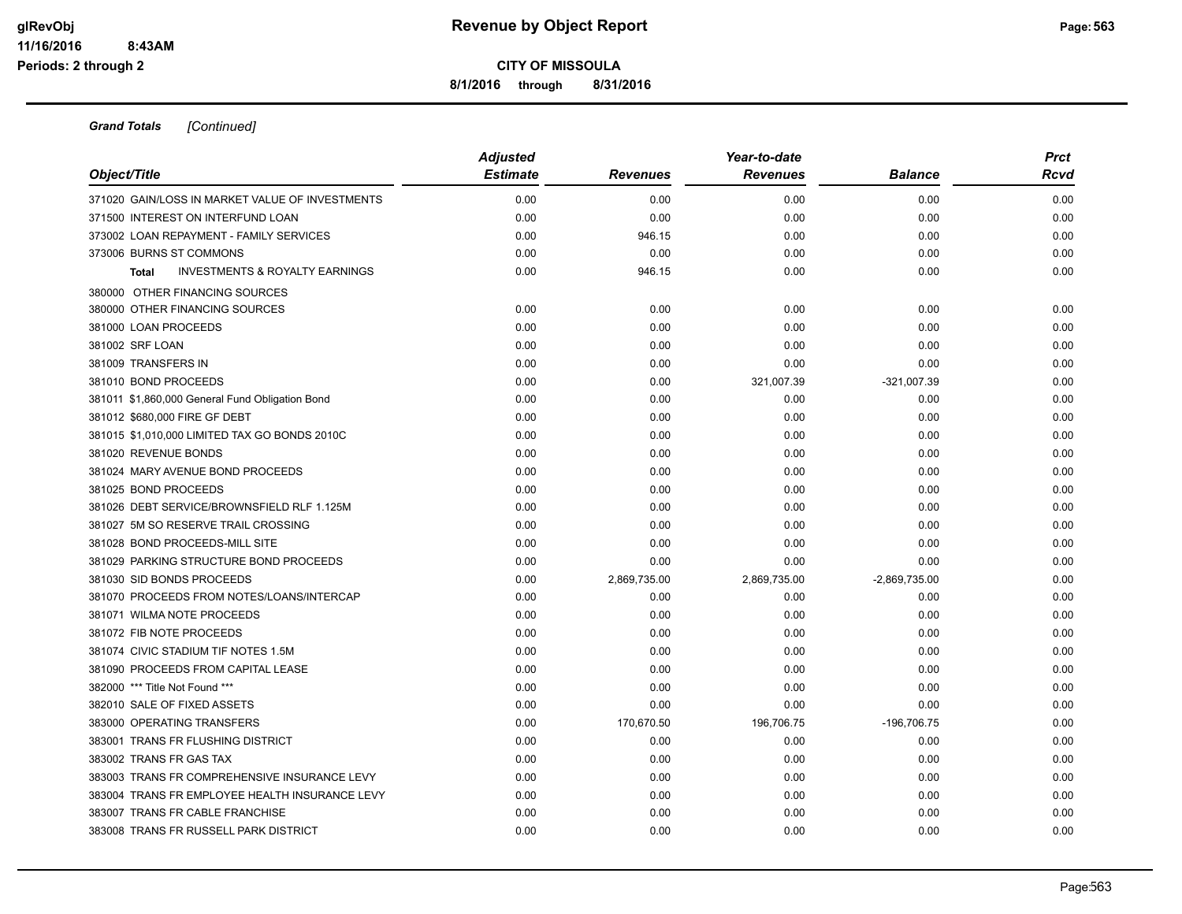# Revenue by Object Report

**CITY OF MISSOULA**

**8/1/2016 through 8/31/2016**

glRevObj
11/16/2016 8:43AM
Periods: 2 through 2

***Grand Totals*** *[Continued]*

| Object/Title | Adjusted Estimate | Revenues | Year-to-date Revenues | Balance | Prct Rcvd |
|---|---|---|---|---|---|
| 371020 GAIN/LOSS IN MARKET VALUE OF INVESTMENTS | 0.00 | 0.00 | 0.00 | 0.00 | 0.00 |
| 371500 INTEREST ON INTERFUND LOAN | 0.00 | 0.00 | 0.00 | 0.00 | 0.00 |
| 373002 LOAN REPAYMENT - FAMILY SERVICES | 0.00 | 946.15 | 0.00 | 0.00 | 0.00 |
| 373006 BURNS ST COMMONS | 0.00 | 0.00 | 0.00 | 0.00 | 0.00 |
| **Total** INVESTMENTS & ROYALTY EARNINGS | 0.00 | 946.15 | 0.00 | 0.00 | 0.00 |
| 380000 OTHER FINANCING SOURCES | | | | | |
| 380000 OTHER FINANCING SOURCES | 0.00 | 0.00 | 0.00 | 0.00 | 0.00 |
| 381000 LOAN PROCEEDS | 0.00 | 0.00 | 0.00 | 0.00 | 0.00 |
| 381002 SRF LOAN | 0.00 | 0.00 | 0.00 | 0.00 | 0.00 |
| 381009 TRANSFERS IN | 0.00 | 0.00 | 0.00 | 0.00 | 0.00 |
| 381010 BOND PROCEEDS | 0.00 | 0.00 | 321,007.39 | -321,007.39 | 0.00 |
| 381011 $1,860,000 General Fund Obligation Bond | 0.00 | 0.00 | 0.00 | 0.00 | 0.00 |
| 381012 $680,000 FIRE GF DEBT | 0.00 | 0.00 | 0.00 | 0.00 | 0.00 |
| 381015 $1,010,000 LIMITED TAX GO BONDS 2010C | 0.00 | 0.00 | 0.00 | 0.00 | 0.00 |
| 381020 REVENUE BONDS | 0.00 | 0.00 | 0.00 | 0.00 | 0.00 |
| 381024 MARY AVENUE BOND PROCEEDS | 0.00 | 0.00 | 0.00 | 0.00 | 0.00 |
| 381025 BOND PROCEEDS | 0.00 | 0.00 | 0.00 | 0.00 | 0.00 |
| 381026 DEBT SERVICE/BROWNSFIELD RLF 1.125M | 0.00 | 0.00 | 0.00 | 0.00 | 0.00 |
| 381027 5M SO RESERVE TRAIL CROSSING | 0.00 | 0.00 | 0.00 | 0.00 | 0.00 |
| 381028 BOND PROCEEDS-MILL SITE | 0.00 | 0.00 | 0.00 | 0.00 | 0.00 |
| 381029 PARKING STRUCTURE BOND PROCEEDS | 0.00 | 0.00 | 0.00 | 0.00 | 0.00 |
| 381030 SID BONDS PROCEEDS | 0.00 | 2,869,735.00 | 2,869,735.00 | -2,869,735.00 | 0.00 |
| 381070 PROCEEDS FROM NOTES/LOANS/INTERCAP | 0.00 | 0.00 | 0.00 | 0.00 | 0.00 |
| 381071 WILMA NOTE PROCEEDS | 0.00 | 0.00 | 0.00 | 0.00 | 0.00 |
| 381072 FIB NOTE PROCEEDS | 0.00 | 0.00 | 0.00 | 0.00 | 0.00 |
| 381074 CIVIC STADIUM TIF NOTES 1.5M | 0.00 | 0.00 | 0.00 | 0.00 | 0.00 |
| 381090 PROCEEDS FROM CAPITAL LEASE | 0.00 | 0.00 | 0.00 | 0.00 | 0.00 |
| 382000 *** Title Not Found *** | 0.00 | 0.00 | 0.00 | 0.00 | 0.00 |
| 382010 SALE OF FIXED ASSETS | 0.00 | 0.00 | 0.00 | 0.00 | 0.00 |
| 383000 OPERATING TRANSFERS | 0.00 | 170,670.50 | 196,706.75 | -196,706.75 | 0.00 |
| 383001 TRANS FR FLUSHING DISTRICT | 0.00 | 0.00 | 0.00 | 0.00 | 0.00 |
| 383002 TRANS FR GAS TAX | 0.00 | 0.00 | 0.00 | 0.00 | 0.00 |
| 383003 TRANS FR COMPREHENSIVE INSURANCE LEVY | 0.00 | 0.00 | 0.00 | 0.00 | 0.00 |
| 383004 TRANS FR EMPLOYEE HEALTH INSURANCE LEVY | 0.00 | 0.00 | 0.00 | 0.00 | 0.00 |
| 383007 TRANS FR CABLE FRANCHISE | 0.00 | 0.00 | 0.00 | 0.00 | 0.00 |
| 383008 TRANS FR RUSSELL PARK DISTRICT | 0.00 | 0.00 | 0.00 | 0.00 | 0.00 |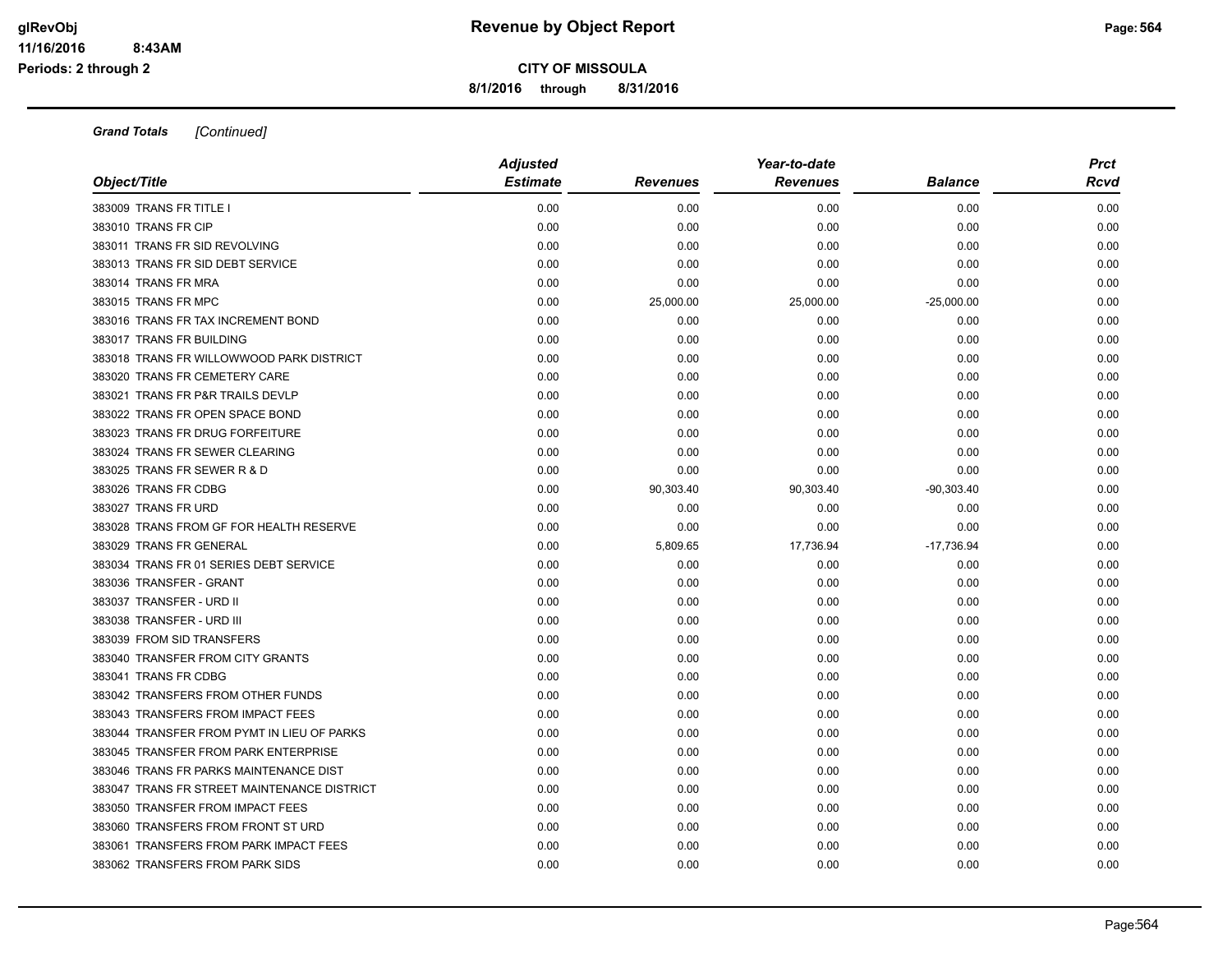**Grand Totals** *[Continued]*

| Object/Title | Adjusted Estimate | Revenues | Year-to-date Revenues | Balance | Prct Rcvd |
|---|---|---|---|---|---|
| 383009 TRANS FR TITLE I | 0.00 | 0.00 | 0.00 | 0.00 | 0.00 |
| 383010 TRANS FR CIP | 0.00 | 0.00 | 0.00 | 0.00 | 0.00 |
| 383011 TRANS FR SID REVOLVING | 0.00 | 0.00 | 0.00 | 0.00 | 0.00 |
| 383013 TRANS FR SID DEBT SERVICE | 0.00 | 0.00 | 0.00 | 0.00 | 0.00 |
| 383014 TRANS FR MRA | 0.00 | 0.00 | 0.00 | 0.00 | 0.00 |
| 383015 TRANS FR MPC | 0.00 | 25,000.00 | 25,000.00 | -25,000.00 | 0.00 |
| 383016 TRANS FR TAX INCREMENT BOND | 0.00 | 0.00 | 0.00 | 0.00 | 0.00 |
| 383017 TRANS FR BUILDING | 0.00 | 0.00 | 0.00 | 0.00 | 0.00 |
| 383018 TRANS FR WILLOWWOOD PARK DISTRICT | 0.00 | 0.00 | 0.00 | 0.00 | 0.00 |
| 383020 TRANS FR CEMETERY CARE | 0.00 | 0.00 | 0.00 | 0.00 | 0.00 |
| 383021 TRANS FR P&R TRAILS DEVLP | 0.00 | 0.00 | 0.00 | 0.00 | 0.00 |
| 383022 TRANS FR OPEN SPACE BOND | 0.00 | 0.00 | 0.00 | 0.00 | 0.00 |
| 383023 TRANS FR DRUG FORFEITURE | 0.00 | 0.00 | 0.00 | 0.00 | 0.00 |
| 383024 TRANS FR SEWER CLEARING | 0.00 | 0.00 | 0.00 | 0.00 | 0.00 |
| 383025 TRANS FR SEWER R & D | 0.00 | 0.00 | 0.00 | 0.00 | 0.00 |
| 383026 TRANS FR CDBG | 0.00 | 90,303.40 | 90,303.40 | -90,303.40 | 0.00 |
| 383027 TRANS FR URD | 0.00 | 0.00 | 0.00 | 0.00 | 0.00 |
| 383028 TRANS FROM GF FOR HEALTH RESERVE | 0.00 | 0.00 | 0.00 | 0.00 | 0.00 |
| 383029 TRANS FR GENERAL | 0.00 | 5,809.65 | 17,736.94 | -17,736.94 | 0.00 |
| 383034 TRANS FR 01 SERIES DEBT SERVICE | 0.00 | 0.00 | 0.00 | 0.00 | 0.00 |
| 383036 TRANSFER - GRANT | 0.00 | 0.00 | 0.00 | 0.00 | 0.00 |
| 383037 TRANSFER - URD II | 0.00 | 0.00 | 0.00 | 0.00 | 0.00 |
| 383038 TRANSFER - URD III | 0.00 | 0.00 | 0.00 | 0.00 | 0.00 |
| 383039 FROM SID TRANSFERS | 0.00 | 0.00 | 0.00 | 0.00 | 0.00 |
| 383040 TRANSFER FROM CITY GRANTS | 0.00 | 0.00 | 0.00 | 0.00 | 0.00 |
| 383041 TRANS FR CDBG | 0.00 | 0.00 | 0.00 | 0.00 | 0.00 |
| 383042 TRANSFERS FROM OTHER FUNDS | 0.00 | 0.00 | 0.00 | 0.00 | 0.00 |
| 383043 TRANSFERS FROM IMPACT FEES | 0.00 | 0.00 | 0.00 | 0.00 | 0.00 |
| 383044 TRANSFER FROM PYMT IN LIEU OF PARKS | 0.00 | 0.00 | 0.00 | 0.00 | 0.00 |
| 383045 TRANSFER FROM PARK ENTERPRISE | 0.00 | 0.00 | 0.00 | 0.00 | 0.00 |
| 383046 TRANS FR PARKS MAINTENANCE DIST | 0.00 | 0.00 | 0.00 | 0.00 | 0.00 |
| 383047 TRANS FR STREET MAINTENANCE DISTRICT | 0.00 | 0.00 | 0.00 | 0.00 | 0.00 |
| 383050 TRANSFER FROM IMPACT FEES | 0.00 | 0.00 | 0.00 | 0.00 | 0.00 |
| 383060 TRANSFERS FROM FRONT ST URD | 0.00 | 0.00 | 0.00 | 0.00 | 0.00 |
| 383061 TRANSFERS FROM PARK IMPACT FEES | 0.00 | 0.00 | 0.00 | 0.00 | 0.00 |
| 383062 TRANSFERS FROM PARK SIDS | 0.00 | 0.00 | 0.00 | 0.00 | 0.00 |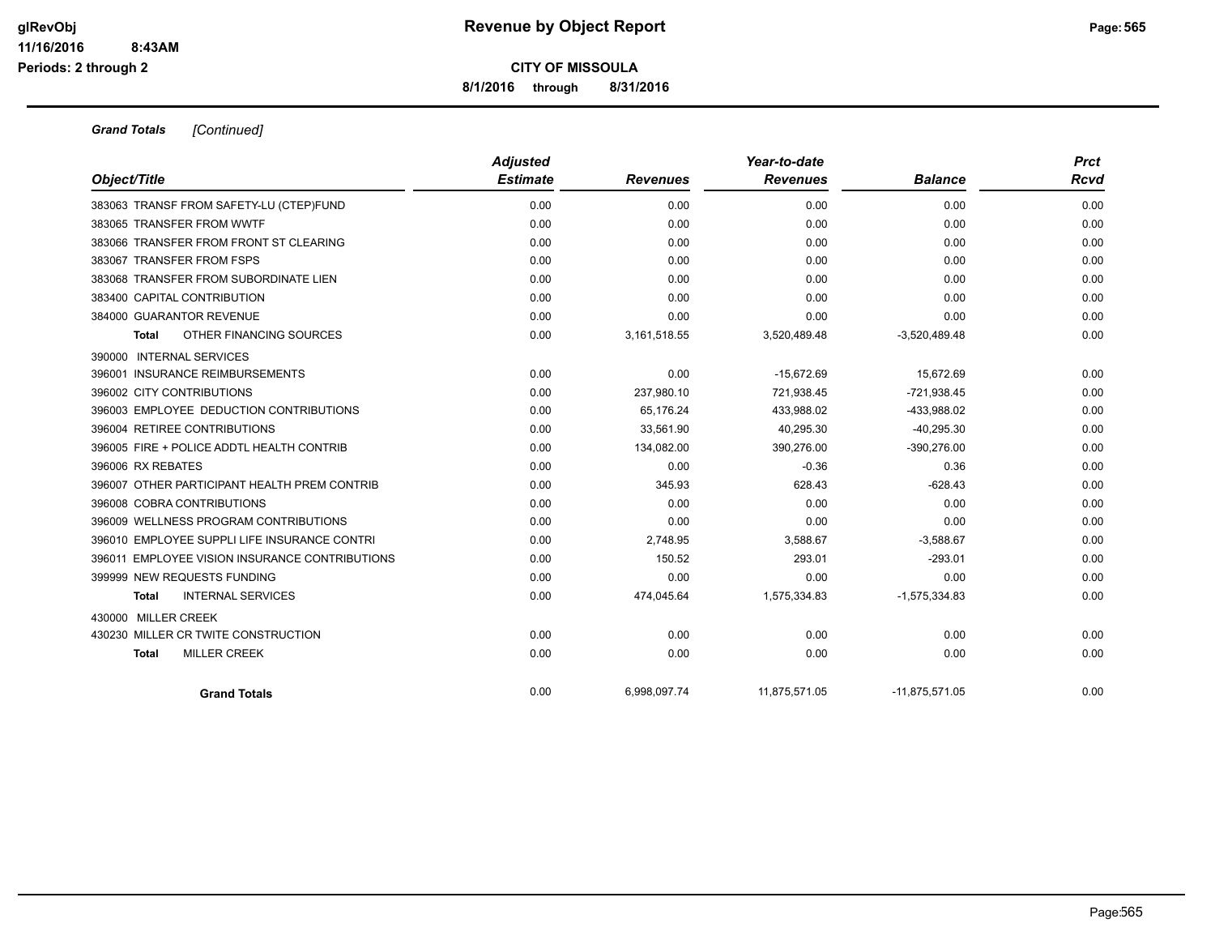**Grand Totals** *[Continued]*

| Object/Title | Adjusted Estimate | Revenues | Year-to-date Revenues | Balance | Prct Rcvd |
|---|---|---|---|---|---|
| 383063 TRANSF FROM SAFETY-LU (CTEP)FUND | 0.00 | 0.00 | 0.00 | 0.00 | 0.00 |
| 383065 TRANSFER FROM WWTF | 0.00 | 0.00 | 0.00 | 0.00 | 0.00 |
| 383066 TRANSFER FROM FRONT ST CLEARING | 0.00 | 0.00 | 0.00 | 0.00 | 0.00 |
| 383067 TRANSFER FROM FSPS | 0.00 | 0.00 | 0.00 | 0.00 | 0.00 |
| 383068 TRANSFER FROM SUBORDINATE LIEN | 0.00 | 0.00 | 0.00 | 0.00 | 0.00 |
| 383400 CAPITAL CONTRIBUTION | 0.00 | 0.00 | 0.00 | 0.00 | 0.00 |
| 384000 GUARANTOR REVENUE | 0.00 | 0.00 | 0.00 | 0.00 | 0.00 |
| **Total** OTHER FINANCING SOURCES | 0.00 | 3,161,518.55 | 3,520,489.48 | -3,520,489.48 | 0.00 |
| 390000 INTERNAL SERVICES | | | | | |
| 396001 INSURANCE REIMBURSEMENTS | 0.00 | 0.00 | -15,672.69 | 15,672.69 | 0.00 |
| 396002 CITY CONTRIBUTIONS | 0.00 | 237,980.10 | 721,938.45 | -721,938.45 | 0.00 |
| 396003 EMPLOYEE DEDUCTION CONTRIBUTIONS | 0.00 | 65,176.24 | 433,988.02 | -433,988.02 | 0.00 |
| 396004 RETIREE CONTRIBUTIONS | 0.00 | 33,561.90 | 40,295.30 | -40,295.30 | 0.00 |
| 396005 FIRE + POLICE ADDTL HEALTH CONTRIB | 0.00 | 134,082.00 | 390,276.00 | -390,276.00 | 0.00 |
| 396006 RX REBATES | 0.00 | 0.00 | -0.36 | 0.36 | 0.00 |
| 396007 OTHER PARTICIPANT HEALTH PREM CONTRIB | 0.00 | 345.93 | 628.43 | -628.43 | 0.00 |
| 396008 COBRA CONTRIBUTIONS | 0.00 | 0.00 | 0.00 | 0.00 | 0.00 |
| 396009 WELLNESS PROGRAM CONTRIBUTIONS | 0.00 | 0.00 | 0.00 | 0.00 | 0.00 |
| 396010 EMPLOYEE SUPPLI LIFE INSURANCE CONTRI | 0.00 | 2,748.95 | 3,588.67 | -3,588.67 | 0.00 |
| 396011 EMPLOYEE VISION INSURANCE CONTRIBUTIONS | 0.00 | 150.52 | 293.01 | -293.01 | 0.00 |
| 399999 NEW REQUESTS FUNDING | 0.00 | 0.00 | 0.00 | 0.00 | 0.00 |
| **Total** INTERNAL SERVICES | 0.00 | 474,045.64 | 1,575,334.83 | -1,575,334.83 | 0.00 |
| 430000 MILLER CREEK | | | | | |
| 430230 MILLER CR TWITE CONSTRUCTION | 0.00 | 0.00 | 0.00 | 0.00 | 0.00 |
| **Total** MILLER CREEK | 0.00 | 0.00 | 0.00 | 0.00 | 0.00 |
| **Grand Totals** | 0.00 | 6,998,097.74 | 11,875,571.05 | -11,875,571.05 | 0.00 |